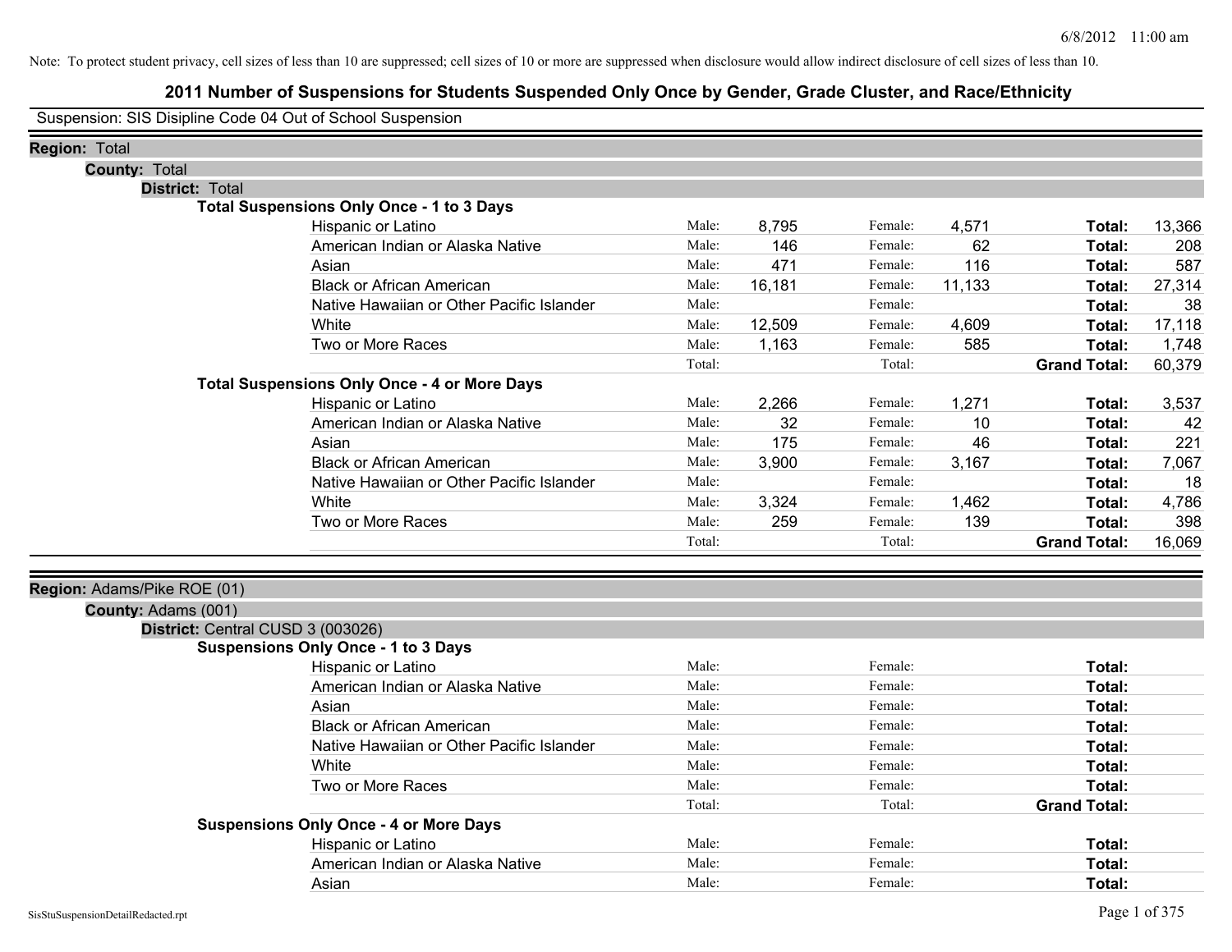Note: To protect student privacy, cell sizes of less than 10 are suppressed; cell sizes of 10 or more are suppressed when disclosure would allow indirect disclosure of cell sizes of less than 10.

# 2011 Number of Suspensions for Students Suspended Only Once by Gender, Grade Cluster, and Race/Ethnicity

Suspension: SIS Disipline Code 04 Out of School Suspension

**Region:** Total

**County:** Total

**District:** Total

**Total Suspensions Only Once - 1 to 3 Days**

| Race/Ethnicity | | Male | | Female | | Total |
|---|---|---|---|---|---|---|
| Hispanic or Latino | Male: | 8,795 | Female: | 4,571 | **Total:** | 13,366 |
| American Indian or Alaska Native | Male: | 146 | Female: | 62 | **Total:** | 208 |
| Asian | Male: | 471 | Female: | 116 | **Total:** | 587 |
| Black or African American | Male: | 16,181 | Female: | 11,133 | **Total:** | 27,314 |
| Native Hawaiian or Other Pacific Islander | Male: | | Female: | | **Total:** | 38 |
| White | Male: | 12,509 | Female: | 4,609 | **Total:** | 17,118 |
| Two or More Races | Male: | 1,163 | Female: | 585 | **Total:** | 1,748 |
| | Total: | | Total: | | **Grand Total:** | 60,379 |

**Total Suspensions Only Once - 4 or More Days**

| Race/Ethnicity | | Male | | Female | | Total |
|---|---|---|---|---|---|---|
| Hispanic or Latino | Male: | 2,266 | Female: | 1,271 | **Total:** | 3,537 |
| American Indian or Alaska Native | Male: | 32 | Female: | 10 | **Total:** | 42 |
| Asian | Male: | 175 | Female: | 46 | **Total:** | 221 |
| Black or African American | Male: | 3,900 | Female: | 3,167 | **Total:** | 7,067 |
| Native Hawaiian or Other Pacific Islander | Male: | | Female: | | **Total:** | 18 |
| White | Male: | 3,324 | Female: | 1,462 | **Total:** | 4,786 |
| Two or More Races | Male: | 259 | Female: | 139 | **Total:** | 398 |
| | Total: | | Total: | | **Grand Total:** | 16,069 |

**Region:** Adams/Pike ROE (01)

**County:** Adams (001)

**District:** Central CUSD 3 (003026)

**Suspensions Only Once - 1 to 3 Days**

| Race/Ethnicity | | Male | | Female | | Total |
|---|---|---|---|---|---|---|
| Hispanic or Latino | Male: | | Female: | | **Total:** | |
| American Indian or Alaska Native | Male: | | Female: | | **Total:** | |
| Asian | Male: | | Female: | | **Total:** | |
| Black or African American | Male: | | Female: | | **Total:** | |
| Native Hawaiian or Other Pacific Islander | Male: | | Female: | | **Total:** | |
| White | Male: | | Female: | | **Total:** | |
| Two or More Races | Male: | | Female: | | **Total:** | |
| | Total: | | Total: | | **Grand Total:** | |

**Suspensions Only Once - 4 or More Days**

| Race/Ethnicity | | Male | | Female | | Total |
|---|---|---|---|---|---|---|
| Hispanic or Latino | Male: | | Female: | | **Total:** | |
| American Indian or Alaska Native | Male: | | Female: | | **Total:** | |
| Asian | Male: | | Female: | | **Total:** | |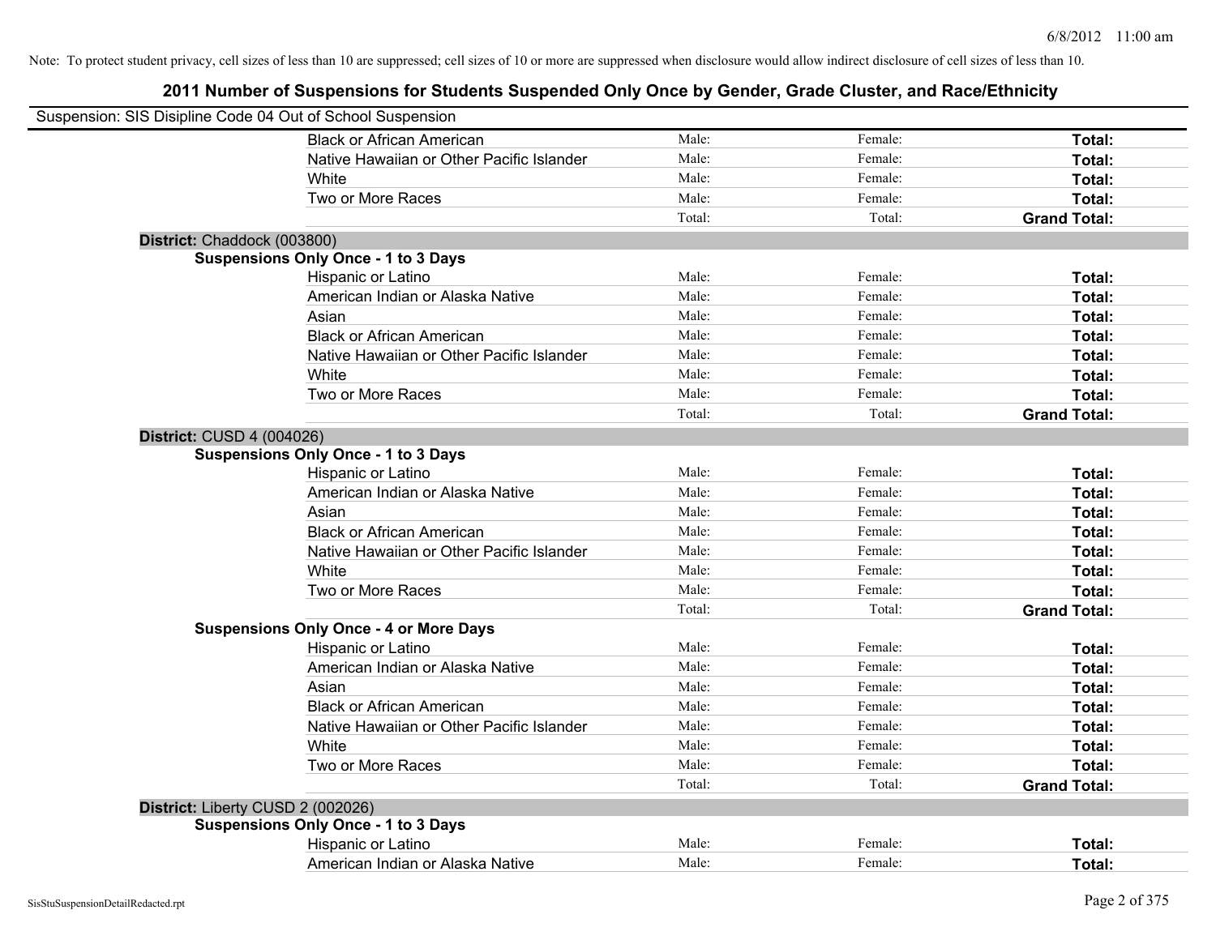Note: To protect student privacy, cell sizes of less than 10 are suppressed; cell sizes of 10 or more are suppressed when disclosure would allow indirect disclosure of cell sizes of less than 10.

## 2011 Number of Suspensions for Students Suspended Only Once by Gender, Grade Cluster, and Race/Ethnicity

Suspension: SIS Disipline Code 04 Out of School Suspension

| | | | |
|---|---|---|---|
| Black or African American | Male: | Female: | **Total:** |
| Native Hawaiian or Other Pacific Islander | Male: | Female: | **Total:** |
| White | Male: | Female: | **Total:** |
| Two or More Races | Male: | Female: | **Total:** |
| | Total: | Total: | **Grand Total:** |

**District:** Chaddock (003800)

**Suspensions Only Once - 1 to 3 Days**

| | | | |
|---|---|---|---|
| Hispanic or Latino | Male: | Female: | **Total:** |
| American Indian or Alaska Native | Male: | Female: | **Total:** |
| Asian | Male: | Female: | **Total:** |
| Black or African American | Male: | Female: | **Total:** |
| Native Hawaiian or Other Pacific Islander | Male: | Female: | **Total:** |
| White | Male: | Female: | **Total:** |
| Two or More Races | Male: | Female: | **Total:** |
| | Total: | Total: | **Grand Total:** |

**District:** CUSD 4 (004026)

**Suspensions Only Once - 1 to 3 Days**

| | | | |
|---|---|---|---|
| Hispanic or Latino | Male: | Female: | **Total:** |
| American Indian or Alaska Native | Male: | Female: | **Total:** |
| Asian | Male: | Female: | **Total:** |
| Black or African American | Male: | Female: | **Total:** |
| Native Hawaiian or Other Pacific Islander | Male: | Female: | **Total:** |
| White | Male: | Female: | **Total:** |
| Two or More Races | Male: | Female: | **Total:** |
| | Total: | Total: | **Grand Total:** |

**Suspensions Only Once - 4 or More Days**

| | | | |
|---|---|---|---|
| Hispanic or Latino | Male: | Female: | **Total:** |
| American Indian or Alaska Native | Male: | Female: | **Total:** |
| Asian | Male: | Female: | **Total:** |
| Black or African American | Male: | Female: | **Total:** |
| Native Hawaiian or Other Pacific Islander | Male: | Female: | **Total:** |
| White | Male: | Female: | **Total:** |
| Two or More Races | Male: | Female: | **Total:** |
| | Total: | Total: | **Grand Total:** |

**District:** Liberty CUSD 2 (002026)

**Suspensions Only Once - 1 to 3 Days**

| | | | |
|---|---|---|---|
| Hispanic or Latino | Male: | Female: | **Total:** |
| American Indian or Alaska Native | Male: | Female: | **Total:** |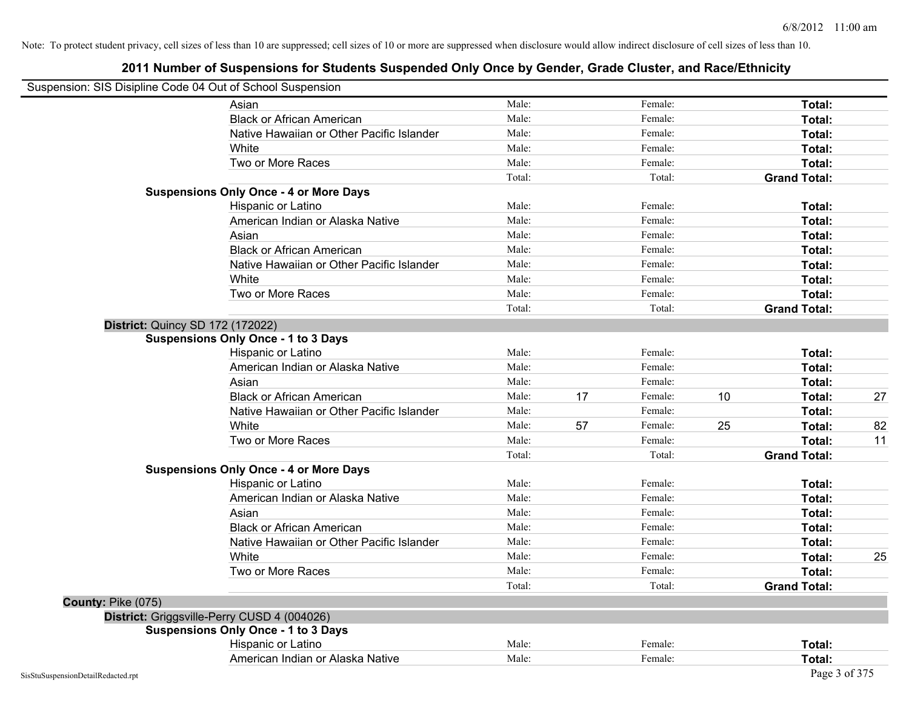Note: To protect student privacy, cell sizes of less than 10 are suppressed; cell sizes of 10 or more are suppressed when disclosure would allow indirect disclosure of cell sizes of less than 10.

# 2011 Number of Suspensions for Students Suspended Only Once by Gender, Grade Cluster, and Race/Ethnicity

Suspension: SIS Disipline Code 04 Out of School Suspension

| | | | | | | |
|---|---|---|---|---|---|---|
| Asian | Male: | | Female: | | **Total:** | |
| Black or African American | Male: | | Female: | | **Total:** | |
| Native Hawaiian or Other Pacific Islander | Male: | | Female: | | **Total:** | |
| White | Male: | | Female: | | **Total:** | |
| Two or More Races | Male: | | Female: | | **Total:** | |
| | Total: | | Total: | | **Grand Total:** | |

**Suspensions Only Once - 4 or More Days**

| | | | | | | |
|---|---|---|---|---|---|---|
| Hispanic or Latino | Male: | | Female: | | **Total:** | |
| American Indian or Alaska Native | Male: | | Female: | | **Total:** | |
| Asian | Male: | | Female: | | **Total:** | |
| Black or African American | Male: | | Female: | | **Total:** | |
| Native Hawaiian or Other Pacific Islander | Male: | | Female: | | **Total:** | |
| White | Male: | | Female: | | **Total:** | |
| Two or More Races | Male: | | Female: | | **Total:** | |
| | Total: | | Total: | | **Grand Total:** | |

**District:** Quincy SD 172 (172022)

**Suspensions Only Once - 1 to 3 Days**

| | | | | | | |
|---|---|---|---|---|---|---|
| Hispanic or Latino | Male: | | Female: | | **Total:** | |
| American Indian or Alaska Native | Male: | | Female: | | **Total:** | |
| Asian | Male: | | Female: | | **Total:** | |
| Black or African American | Male: | 17 | Female: | 10 | **Total:** | 27 |
| Native Hawaiian or Other Pacific Islander | Male: | | Female: | | **Total:** | |
| White | Male: | 57 | Female: | 25 | **Total:** | 82 |
| Two or More Races | Male: | | Female: | | **Total:** | 11 |
| | Total: | | Total: | | **Grand Total:** | |

**Suspensions Only Once - 4 or More Days**

| | | | | | | |
|---|---|---|---|---|---|---|
| Hispanic or Latino | Male: | | Female: | | **Total:** | |
| American Indian or Alaska Native | Male: | | Female: | | **Total:** | |
| Asian | Male: | | Female: | | **Total:** | |
| Black or African American | Male: | | Female: | | **Total:** | |
| Native Hawaiian or Other Pacific Islander | Male: | | Female: | | **Total:** | |
| White | Male: | | Female: | | **Total:** | 25 |
| Two or More Races | Male: | | Female: | | **Total:** | |
| | Total: | | Total: | | **Grand Total:** | |

**County:** Pike (075)

**District:** Griggsville-Perry CUSD 4 (004026)

**Suspensions Only Once - 1 to 3 Days**

| | | | | | | |
|---|---|---|---|---|---|---|
| Hispanic or Latino | Male: | | Female: | | **Total:** | |
| American Indian or Alaska Native | Male: | | Female: | | **Total:** | |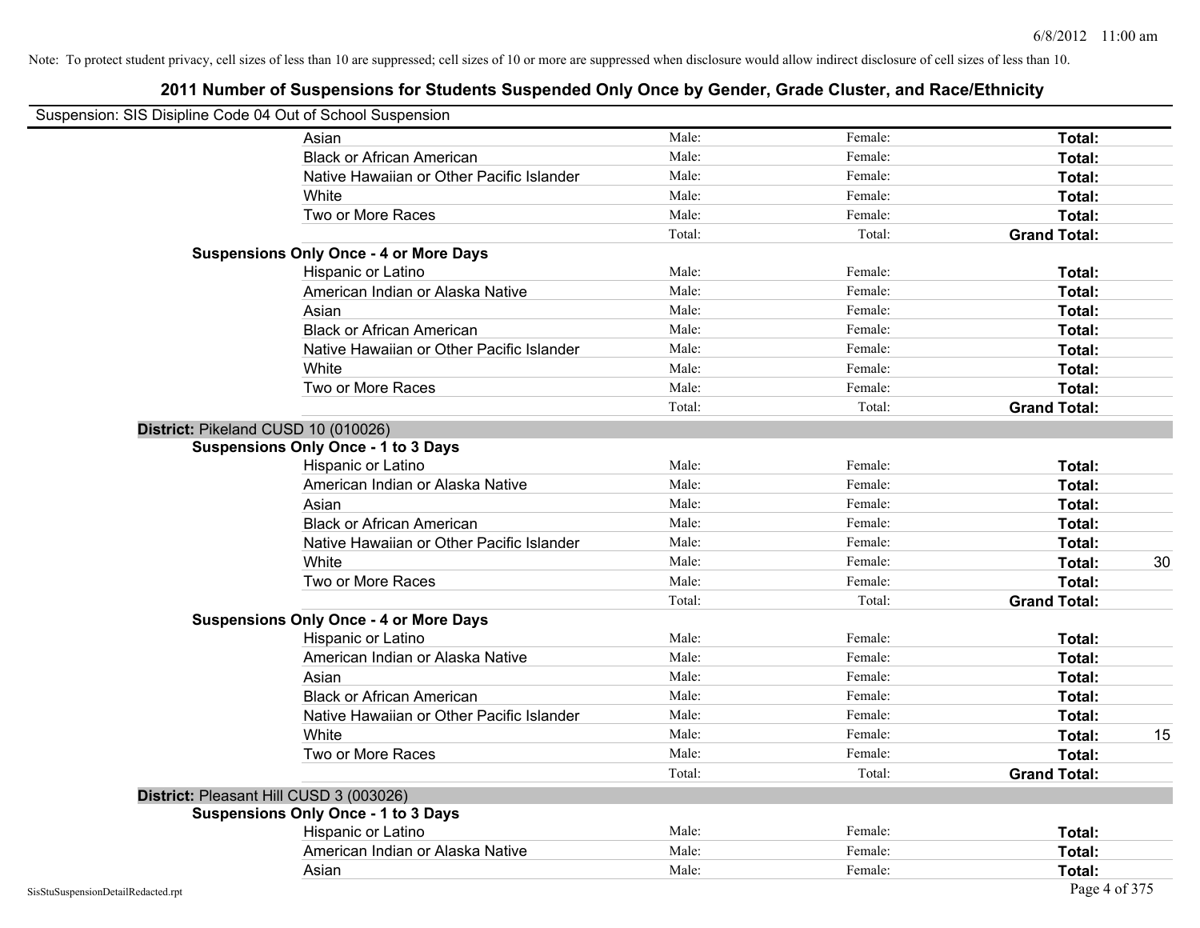Note: To protect student privacy, cell sizes of less than 10 are suppressed; cell sizes of 10 or more are suppressed when disclosure would allow indirect disclosure of cell sizes of less than 10.

# 2011 Number of Suspensions for Students Suspended Only Once by Gender, Grade Cluster, and Race/Ethnicity

Suspension: SIS Disipline Code 04 Out of School Suspension

| | | | | |
|---|---|---|---|---|
| Asian | Male: | Female: | **Total:** | |
| Black or African American | Male: | Female: | **Total:** | |
| Native Hawaiian or Other Pacific Islander | Male: | Female: | **Total:** | |
| White | Male: | Female: | **Total:** | |
| Two or More Races | Male: | Female: | **Total:** | |
| | Total: | Total: | **Grand Total:** | |

**Suspensions Only Once - 4 or More Days**

| | | | | |
|---|---|---|---|---|
| Hispanic or Latino | Male: | Female: | **Total:** | |
| American Indian or Alaska Native | Male: | Female: | **Total:** | |
| Asian | Male: | Female: | **Total:** | |
| Black or African American | Male: | Female: | **Total:** | |
| Native Hawaiian or Other Pacific Islander | Male: | Female: | **Total:** | |
| White | Male: | Female: | **Total:** | |
| Two or More Races | Male: | Female: | **Total:** | |
| | Total: | Total: | **Grand Total:** | |

**District:** Pikeland CUSD 10 (010026)

**Suspensions Only Once - 1 to 3 Days**

| | | | | |
|---|---|---|---|---|
| Hispanic or Latino | Male: | Female: | **Total:** | |
| American Indian or Alaska Native | Male: | Female: | **Total:** | |
| Asian | Male: | Female: | **Total:** | |
| Black or African American | Male: | Female: | **Total:** | |
| Native Hawaiian or Other Pacific Islander | Male: | Female: | **Total:** | |
| White | Male: | Female: | **Total:** | 30 |
| Two or More Races | Male: | Female: | **Total:** | |
| | Total: | Total: | **Grand Total:** | |

**Suspensions Only Once - 4 or More Days**

| | | | | |
|---|---|---|---|---|
| Hispanic or Latino | Male: | Female: | **Total:** | |
| American Indian or Alaska Native | Male: | Female: | **Total:** | |
| Asian | Male: | Female: | **Total:** | |
| Black or African American | Male: | Female: | **Total:** | |
| Native Hawaiian or Other Pacific Islander | Male: | Female: | **Total:** | |
| White | Male: | Female: | **Total:** | 15 |
| Two or More Races | Male: | Female: | **Total:** | |
| | Total: | Total: | **Grand Total:** | |

**District:** Pleasant Hill CUSD 3 (003026)

**Suspensions Only Once - 1 to 3 Days**

| | | | | |
|---|---|---|---|---|
| Hispanic or Latino | Male: | Female: | **Total:** | |
| American Indian or Alaska Native | Male: | Female: | **Total:** | |
| Asian | Male: | Female: | **Total:** | |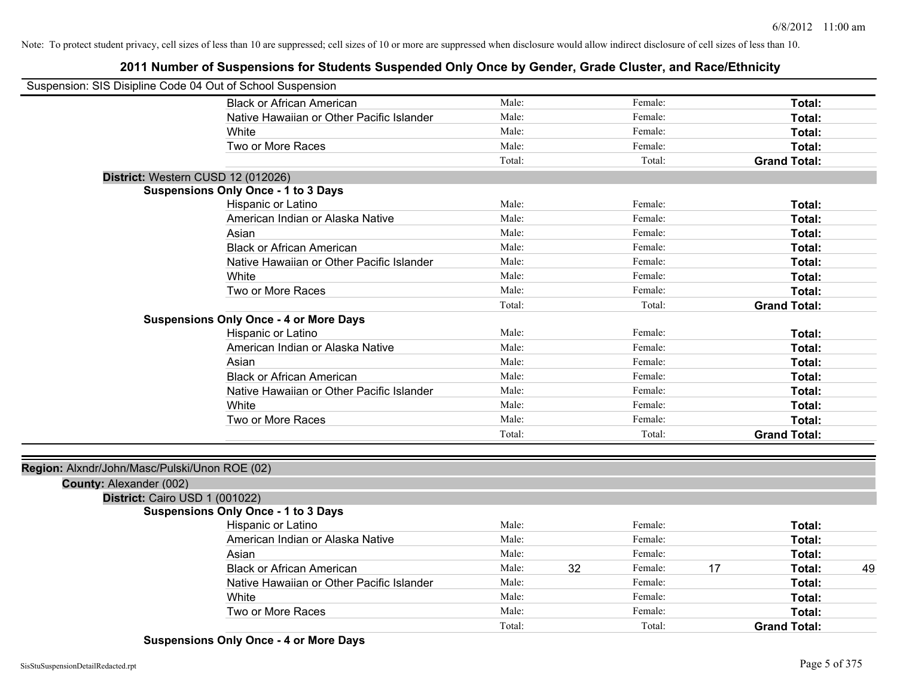Note: To protect student privacy, cell sizes of less than 10 are suppressed; cell sizes of 10 or more are suppressed when disclosure would allow indirect disclosure of cell sizes of less than 10.

## 2011 Number of Suspensions for Students Suspended Only Once by Gender, Grade Cluster, and Race/Ethnicity

Suspension: SIS Disipline Code 04 Out of School Suspension

| | Male | | Female | | | |
|---|---|---|---|---|---|---|
| Black or African American | Male: | | Female: | | **Total:** | |
| Native Hawaiian or Other Pacific Islander | Male: | | Female: | | **Total:** | |
| White | Male: | | Female: | | **Total:** | |
| Two or More Races | Male: | | Female: | | **Total:** | |
| | Total: | | Total: | | **Grand Total:** | |

**District:** Western CUSD 12 (012026)

**Suspensions Only Once - 1 to 3 Days**

| | Male | | Female | | | |
|---|---|---|---|---|---|---|
| Hispanic or Latino | Male: | | Female: | | **Total:** | |
| American Indian or Alaska Native | Male: | | Female: | | **Total:** | |
| Asian | Male: | | Female: | | **Total:** | |
| Black or African American | Male: | | Female: | | **Total:** | |
| Native Hawaiian or Other Pacific Islander | Male: | | Female: | | **Total:** | |
| White | Male: | | Female: | | **Total:** | |
| Two or More Races | Male: | | Female: | | **Total:** | |
| | Total: | | Total: | | **Grand Total:** | |

**Suspensions Only Once - 4 or More Days**

| | Male | | Female | | | |
|---|---|---|---|---|---|---|
| Hispanic or Latino | Male: | | Female: | | **Total:** | |
| American Indian or Alaska Native | Male: | | Female: | | **Total:** | |
| Asian | Male: | | Female: | | **Total:** | |
| Black or African American | Male: | | Female: | | **Total:** | |
| Native Hawaiian or Other Pacific Islander | Male: | | Female: | | **Total:** | |
| White | Male: | | Female: | | **Total:** | |
| Two or More Races | Male: | | Female: | | **Total:** | |
| | Total: | | Total: | | **Grand Total:** | |

**Region:** Alxndr/John/Masc/Pulski/Unon ROE (02)

**County:** Alexander (002)

**District:** Cairo USD 1 (001022)

**Suspensions Only Once - 1 to 3 Days**

| | Male | | Female | | | |
|---|---|---|---|---|---|---|
| Hispanic or Latino | Male: | | Female: | | **Total:** | |
| American Indian or Alaska Native | Male: | | Female: | | **Total:** | |
| Asian | Male: | | Female: | | **Total:** | |
| Black or African American | Male: | 32 | Female: | 17 | **Total:** | 49 |
| Native Hawaiian or Other Pacific Islander | Male: | | Female: | | **Total:** | |
| White | Male: | | Female: | | **Total:** | |
| Two or More Races | Male: | | Female: | | **Total:** | |
| | Total: | | Total: | | **Grand Total:** | |

**Suspensions Only Once - 4 or More Days**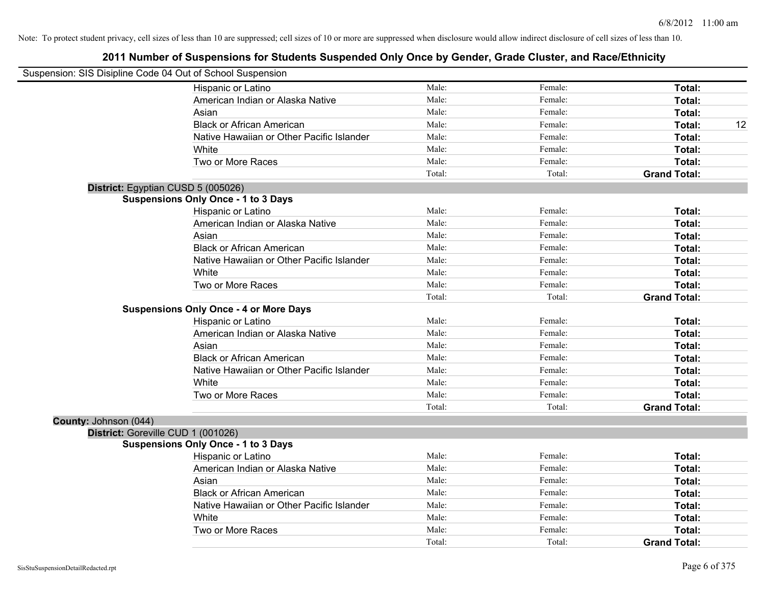Note: To protect student privacy, cell sizes of less than 10 are suppressed; cell sizes of 10 or more are suppressed when disclosure would allow indirect disclosure of cell sizes of less than 10.

# 2011 Number of Suspensions for Students Suspended Only Once by Gender, Grade Cluster, and Race/Ethnicity

Suspension: SIS Disipline Code 04 Out of School Suspension

| | Male | Female | Total |
|---|---|---|---|
| Hispanic or Latino | Male: | Female: | **Total:** |
| American Indian or Alaska Native | Male: | Female: | **Total:** |
| Asian | Male: | Female: | **Total:** |
| Black or African American | Male: | Female: | **Total:** 12 |
| Native Hawaiian or Other Pacific Islander | Male: | Female: | **Total:** |
| White | Male: | Female: | **Total:** |
| Two or More Races | Male: | Female: | **Total:** |
| | Total: | Total: | **Grand Total:** |

**District:** Egyptian CUSD 5 (005026)

**Suspensions Only Once - 1 to 3 Days**

| | Male | Female | Total |
|---|---|---|---|
| Hispanic or Latino | Male: | Female: | **Total:** |
| American Indian or Alaska Native | Male: | Female: | **Total:** |
| Asian | Male: | Female: | **Total:** |
| Black or African American | Male: | Female: | **Total:** |
| Native Hawaiian or Other Pacific Islander | Male: | Female: | **Total:** |
| White | Male: | Female: | **Total:** |
| Two or More Races | Male: | Female: | **Total:** |
| | Total: | Total: | **Grand Total:** |

**Suspensions Only Once - 4 or More Days**

| | Male | Female | Total |
|---|---|---|---|
| Hispanic or Latino | Male: | Female: | **Total:** |
| American Indian or Alaska Native | Male: | Female: | **Total:** |
| Asian | Male: | Female: | **Total:** |
| Black or African American | Male: | Female: | **Total:** |
| Native Hawaiian or Other Pacific Islander | Male: | Female: | **Total:** |
| White | Male: | Female: | **Total:** |
| Two or More Races | Male: | Female: | **Total:** |
| | Total: | Total: | **Grand Total:** |

**County:** Johnson (044)

**District:** Goreville CUD 1 (001026)

**Suspensions Only Once - 1 to 3 Days**

| | Male | Female | Total |
|---|---|---|---|
| Hispanic or Latino | Male: | Female: | **Total:** |
| American Indian or Alaska Native | Male: | Female: | **Total:** |
| Asian | Male: | Female: | **Total:** |
| Black or African American | Male: | Female: | **Total:** |
| Native Hawaiian or Other Pacific Islander | Male: | Female: | **Total:** |
| White | Male: | Female: | **Total:** |
| Two or More Races | Male: | Female: | **Total:** |
| | Total: | Total: | **Grand Total:** |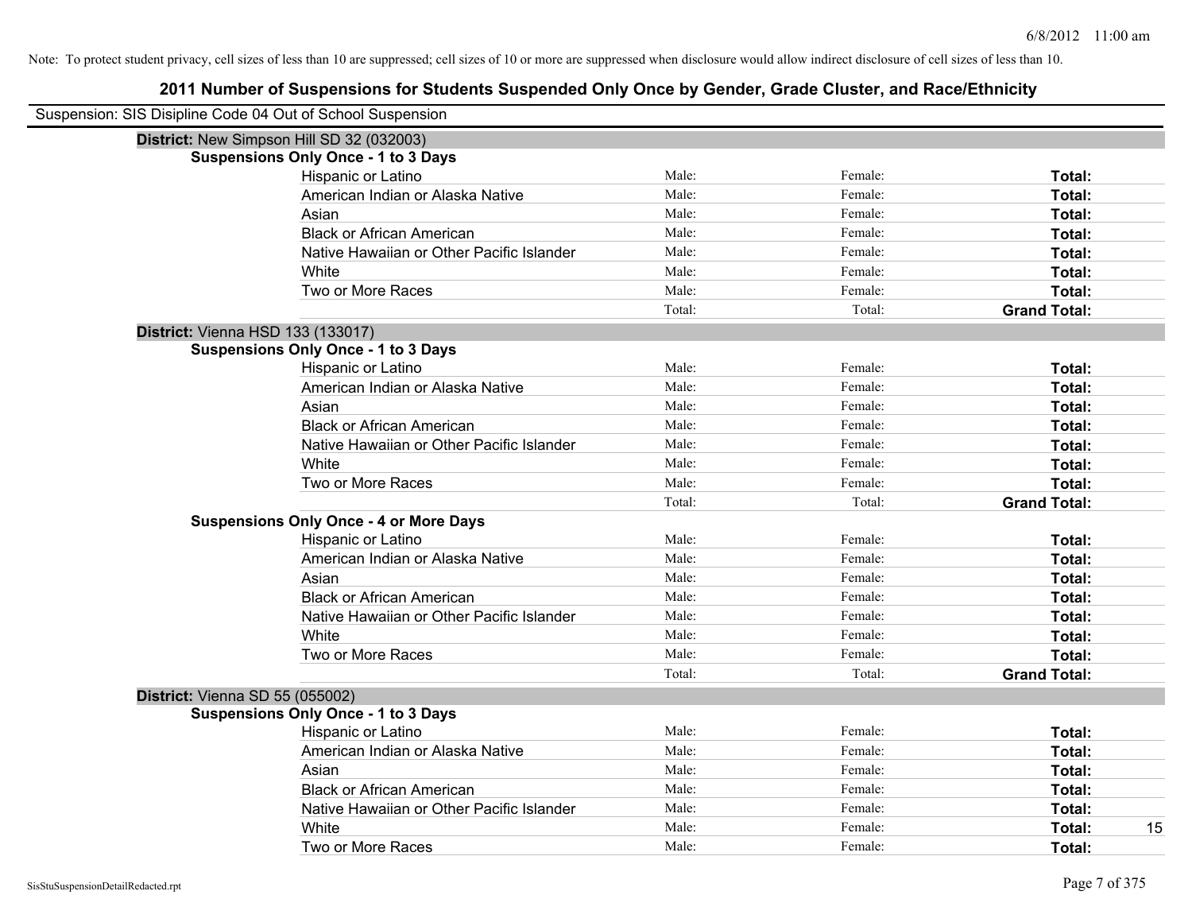Note: To protect student privacy, cell sizes of less than 10 are suppressed; cell sizes of 10 or more are suppressed when disclosure would allow indirect disclosure of cell sizes of less than 10.

# 2011 Number of Suspensions for Students Suspended Only Once by Gender, Grade Cluster, and Race/Ethnicity

Suspension: SIS Disipline Code 04 Out of School Suspension

**District:** New Simpson Hill SD 32 (032003)

**Suspensions Only Once - 1 to 3 Days**

| | | | | |
|---|---|---|---|---|
| Hispanic or Latino | Male: | Female: | **Total:** | |
| American Indian or Alaska Native | Male: | Female: | **Total:** | |
| Asian | Male: | Female: | **Total:** | |
| Black or African American | Male: | Female: | **Total:** | |
| Native Hawaiian or Other Pacific Islander | Male: | Female: | **Total:** | |
| White | Male: | Female: | **Total:** | |
| Two or More Races | Male: | Female: | **Total:** | |
| | Total: | Total: | **Grand Total:** | |

**District:** Vienna HSD 133 (133017)

**Suspensions Only Once - 1 to 3 Days**

| | | | | |
|---|---|---|---|---|
| Hispanic or Latino | Male: | Female: | **Total:** | |
| American Indian or Alaska Native | Male: | Female: | **Total:** | |
| Asian | Male: | Female: | **Total:** | |
| Black or African American | Male: | Female: | **Total:** | |
| Native Hawaiian or Other Pacific Islander | Male: | Female: | **Total:** | |
| White | Male: | Female: | **Total:** | |
| Two or More Races | Male: | Female: | **Total:** | |
| | Total: | Total: | **Grand Total:** | |

**Suspensions Only Once - 4 or More Days**

| | | | | |
|---|---|---|---|---|
| Hispanic or Latino | Male: | Female: | **Total:** | |
| American Indian or Alaska Native | Male: | Female: | **Total:** | |
| Asian | Male: | Female: | **Total:** | |
| Black or African American | Male: | Female: | **Total:** | |
| Native Hawaiian or Other Pacific Islander | Male: | Female: | **Total:** | |
| White | Male: | Female: | **Total:** | |
| Two or More Races | Male: | Female: | **Total:** | |
| | Total: | Total: | **Grand Total:** | |

**District:** Vienna SD 55 (055002)

**Suspensions Only Once - 1 to 3 Days**

| | | | | |
|---|---|---|---|---|
| Hispanic or Latino | Male: | Female: | **Total:** | |
| American Indian or Alaska Native | Male: | Female: | **Total:** | |
| Asian | Male: | Female: | **Total:** | |
| Black or African American | Male: | Female: | **Total:** | |
| Native Hawaiian or Other Pacific Islander | Male: | Female: | **Total:** | |
| White | Male: | Female: | **Total:** | 15 |
| Two or More Races | Male: | Female: | **Total:** | |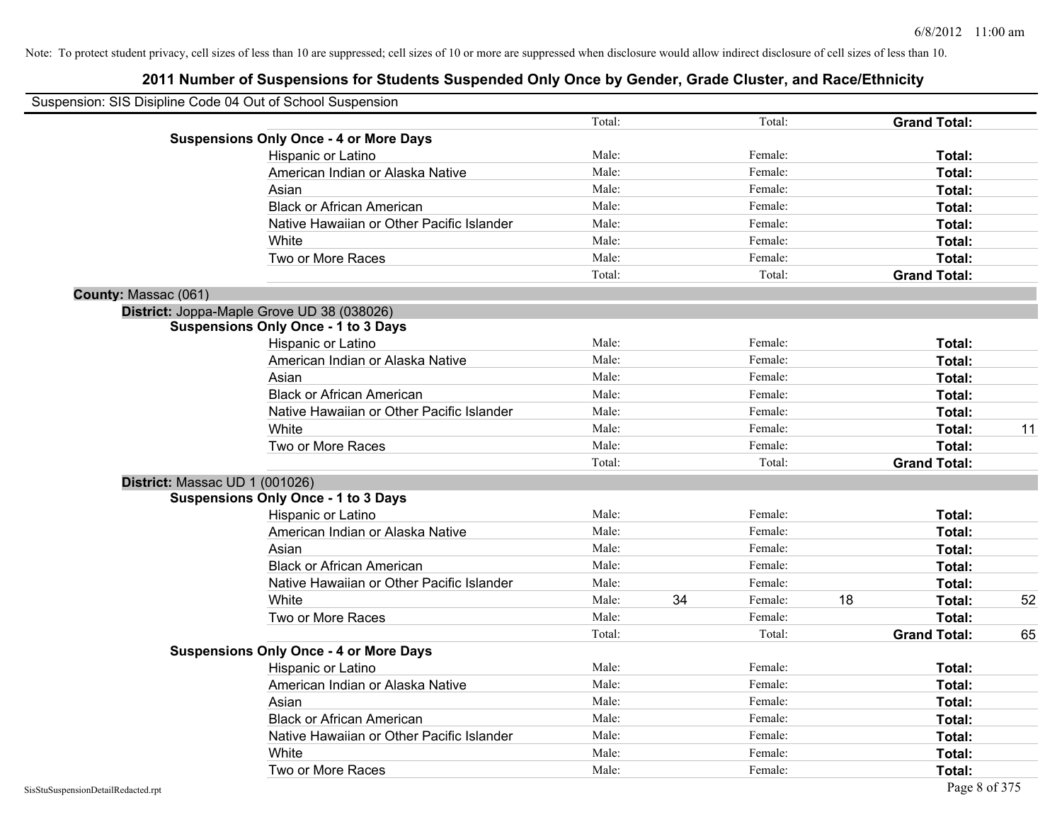Note: To protect student privacy, cell sizes of less than 10 are suppressed; cell sizes of 10 or more are suppressed when disclosure would allow indirect disclosure of cell sizes of less than 10.

# 2011 Number of Suspensions for Students Suspended Only Once by Gender, Grade Cluster, and Race/Ethnicity

Suspension: SIS Disipline Code 04 Out of School Suspension

| | | | | | | |
|---|---|---|---|---|---|---|
| | Total: | | Total: | | **Grand Total:** | |
| **Suspensions Only Once - 4 or More Days** | | | | | | |
| Hispanic or Latino | Male: | | Female: | | **Total:** | |
| American Indian or Alaska Native | Male: | | Female: | | **Total:** | |
| Asian | Male: | | Female: | | **Total:** | |
| Black or African American | Male: | | Female: | | **Total:** | |
| Native Hawaiian or Other Pacific Islander | Male: | | Female: | | **Total:** | |
| White | Male: | | Female: | | **Total:** | |
| Two or More Races | Male: | | Female: | | **Total:** | |
| | Total: | | Total: | | **Grand Total:** | |

**County:** Massac (061)

**District:** Joppa-Maple Grove UD 38 (038026)

| | | | | | | |
|---|---|---|---|---|---|---|
| **Suspensions Only Once - 1 to 3 Days** | | | | | | |
| Hispanic or Latino | Male: | | Female: | | **Total:** | |
| American Indian or Alaska Native | Male: | | Female: | | **Total:** | |
| Asian | Male: | | Female: | | **Total:** | |
| Black or African American | Male: | | Female: | | **Total:** | |
| Native Hawaiian or Other Pacific Islander | Male: | | Female: | | **Total:** | |
| White | Male: | | Female: | | **Total:** | 11 |
| Two or More Races | Male: | | Female: | | **Total:** | |
| | Total: | | Total: | | **Grand Total:** | |

**District:** Massac UD 1 (001026)

| | | | | | | |
|---|---|---|---|---|---|---|
| **Suspensions Only Once - 1 to 3 Days** | | | | | | |
| Hispanic or Latino | Male: | | Female: | | **Total:** | |
| American Indian or Alaska Native | Male: | | Female: | | **Total:** | |
| Asian | Male: | | Female: | | **Total:** | |
| Black or African American | Male: | | Female: | | **Total:** | |
| Native Hawaiian or Other Pacific Islander | Male: | | Female: | | **Total:** | |
| White | Male: | 34 | Female: | 18 | **Total:** | 52 |
| Two or More Races | Male: | | Female: | | **Total:** | |
| | Total: | | Total: | | **Grand Total:** | 65 |
| **Suspensions Only Once - 4 or More Days** | | | | | | |
| Hispanic or Latino | Male: | | Female: | | **Total:** | |
| American Indian or Alaska Native | Male: | | Female: | | **Total:** | |
| Asian | Male: | | Female: | | **Total:** | |
| Black or African American | Male: | | Female: | | **Total:** | |
| Native Hawaiian or Other Pacific Islander | Male: | | Female: | | **Total:** | |
| White | Male: | | Female: | | **Total:** | |
| Two or More Races | Male: | | Female: | | **Total:** | |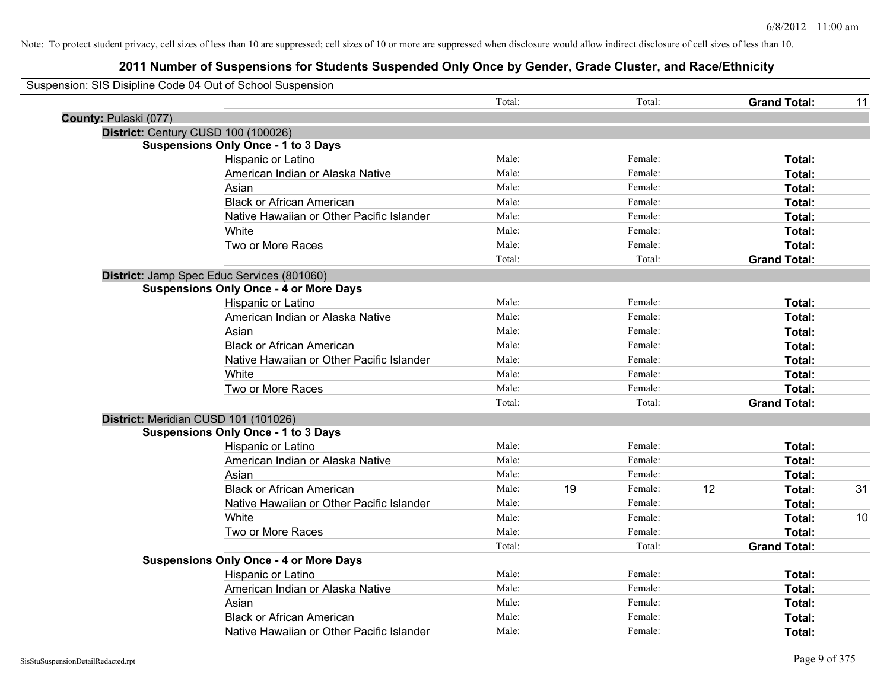Note: To protect student privacy, cell sizes of less than 10 are suppressed; cell sizes of 10 or more are suppressed when disclosure would allow indirect disclosure of cell sizes of less than 10.

## 2011 Number of Suspensions for Students Suspended Only Once by Gender, Grade Cluster, and Race/Ethnicity

Suspension: SIS Disipline Code 04 Out of School Suspension

| | | | | | | |
|---|---|---|---|---|---|---|
| | Total: | | Total: | | **Grand Total:** | 11 |

**County:** Pulaski (077)

**District:** Century CUSD 100 (100026)

**Suspensions Only Once - 1 to 3 Days**

| | | | | | | |
|---|---|---|---|---|---|---|
| Hispanic or Latino | Male: | | Female: | | **Total:** | |
| American Indian or Alaska Native | Male: | | Female: | | **Total:** | |
| Asian | Male: | | Female: | | **Total:** | |
| Black or African American | Male: | | Female: | | **Total:** | |
| Native Hawaiian or Other Pacific Islander | Male: | | Female: | | **Total:** | |
| White | Male: | | Female: | | **Total:** | |
| Two or More Races | Male: | | Female: | | **Total:** | |
| | Total: | | Total: | | **Grand Total:** | |

**District:** Jamp Spec Educ Services (801060)

**Suspensions Only Once - 4 or More Days**

| | | | | | | |
|---|---|---|---|---|---|---|
| Hispanic or Latino | Male: | | Female: | | **Total:** | |
| American Indian or Alaska Native | Male: | | Female: | | **Total:** | |
| Asian | Male: | | Female: | | **Total:** | |
| Black or African American | Male: | | Female: | | **Total:** | |
| Native Hawaiian or Other Pacific Islander | Male: | | Female: | | **Total:** | |
| White | Male: | | Female: | | **Total:** | |
| Two or More Races | Male: | | Female: | | **Total:** | |
| | Total: | | Total: | | **Grand Total:** | |

**District:** Meridian CUSD 101 (101026)

**Suspensions Only Once - 1 to 3 Days**

| | | | | | | |
|---|---|---|---|---|---|---|
| Hispanic or Latino | Male: | | Female: | | **Total:** | |
| American Indian or Alaska Native | Male: | | Female: | | **Total:** | |
| Asian | Male: | | Female: | | **Total:** | |
| Black or African American | Male: | 19 | Female: | 12 | **Total:** | 31 |
| Native Hawaiian or Other Pacific Islander | Male: | | Female: | | **Total:** | |
| White | Male: | | Female: | | **Total:** | 10 |
| Two or More Races | Male: | | Female: | | **Total:** | |
| | Total: | | Total: | | **Grand Total:** | |

**Suspensions Only Once - 4 or More Days**

| | | | | | | |
|---|---|---|---|---|---|---|
| Hispanic or Latino | Male: | | Female: | | **Total:** | |
| American Indian or Alaska Native | Male: | | Female: | | **Total:** | |
| Asian | Male: | | Female: | | **Total:** | |
| Black or African American | Male: | | Female: | | **Total:** | |
| Native Hawaiian or Other Pacific Islander | Male: | | Female: | | **Total:** | |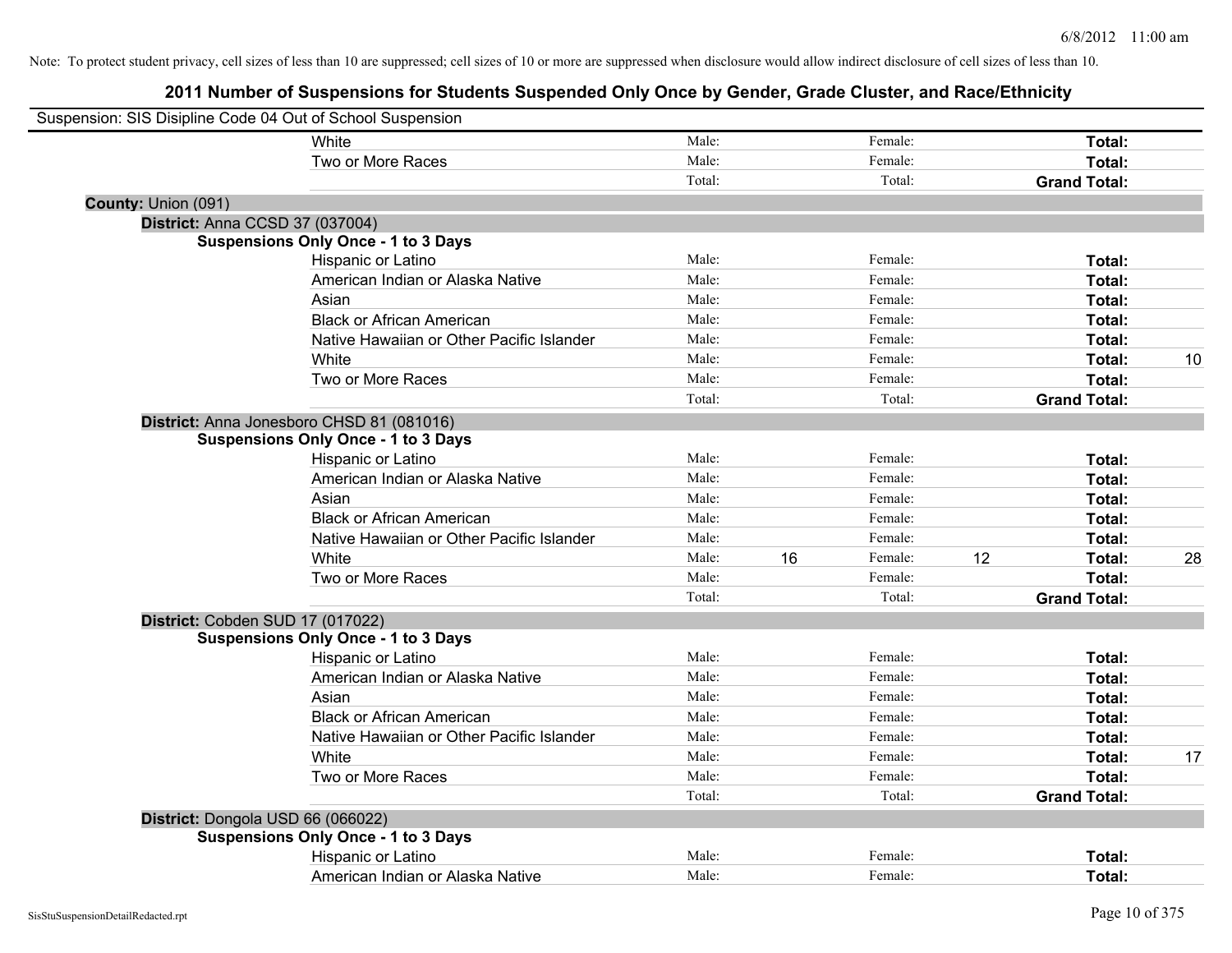Note: To protect student privacy, cell sizes of less than 10 are suppressed; cell sizes of 10 or more are suppressed when disclosure would allow indirect disclosure of cell sizes of less than 10.

# 2011 Number of Suspensions for Students Suspended Only Once by Gender, Grade Cluster, and Race/Ethnicity

Suspension: SIS Disipline Code 04 Out of School Suspension

| | | | | | | |
|---|---|---|---|---|---|---|
| White | Male: | | Female: | | **Total:** | |
| Two or More Races | Male: | | Female: | | **Total:** | |
| | Total: | | Total: | | **Grand Total:** | |

**County:** Union (091)

**District:** Anna CCSD 37 (037004)

**Suspensions Only Once - 1 to 3 Days**

| | | | | | | |
|---|---|---|---|---|---|---|
| Hispanic or Latino | Male: | | Female: | | **Total:** | |
| American Indian or Alaska Native | Male: | | Female: | | **Total:** | |
| Asian | Male: | | Female: | | **Total:** | |
| Black or African American | Male: | | Female: | | **Total:** | |
| Native Hawaiian or Other Pacific Islander | Male: | | Female: | | **Total:** | |
| White | Male: | | Female: | | **Total:** | 10 |
| Two or More Races | Male: | | Female: | | **Total:** | |
| | Total: | | Total: | | **Grand Total:** | |

**District:** Anna Jonesboro CHSD 81 (081016)

**Suspensions Only Once - 1 to 3 Days**

| | | | | | | |
|---|---|---|---|---|---|---|
| Hispanic or Latino | Male: | | Female: | | **Total:** | |
| American Indian or Alaska Native | Male: | | Female: | | **Total:** | |
| Asian | Male: | | Female: | | **Total:** | |
| Black or African American | Male: | | Female: | | **Total:** | |
| Native Hawaiian or Other Pacific Islander | Male: | | Female: | | **Total:** | |
| White | Male: | 16 | Female: | 12 | **Total:** | 28 |
| Two or More Races | Male: | | Female: | | **Total:** | |
| | Total: | | Total: | | **Grand Total:** | |

**District:** Cobden SUD 17 (017022)

**Suspensions Only Once - 1 to 3 Days**

| | | | | | | |
|---|---|---|---|---|---|---|
| Hispanic or Latino | Male: | | Female: | | **Total:** | |
| American Indian or Alaska Native | Male: | | Female: | | **Total:** | |
| Asian | Male: | | Female: | | **Total:** | |
| Black or African American | Male: | | Female: | | **Total:** | |
| Native Hawaiian or Other Pacific Islander | Male: | | Female: | | **Total:** | |
| White | Male: | | Female: | | **Total:** | 17 |
| Two or More Races | Male: | | Female: | | **Total:** | |
| | Total: | | Total: | | **Grand Total:** | |

**District:** Dongola USD 66 (066022)

**Suspensions Only Once - 1 to 3 Days**

| | | | | | | |
|---|---|---|---|---|---|---|
| Hispanic or Latino | Male: | | Female: | | **Total:** | |
| American Indian or Alaska Native | Male: | | Female: | | **Total:** | |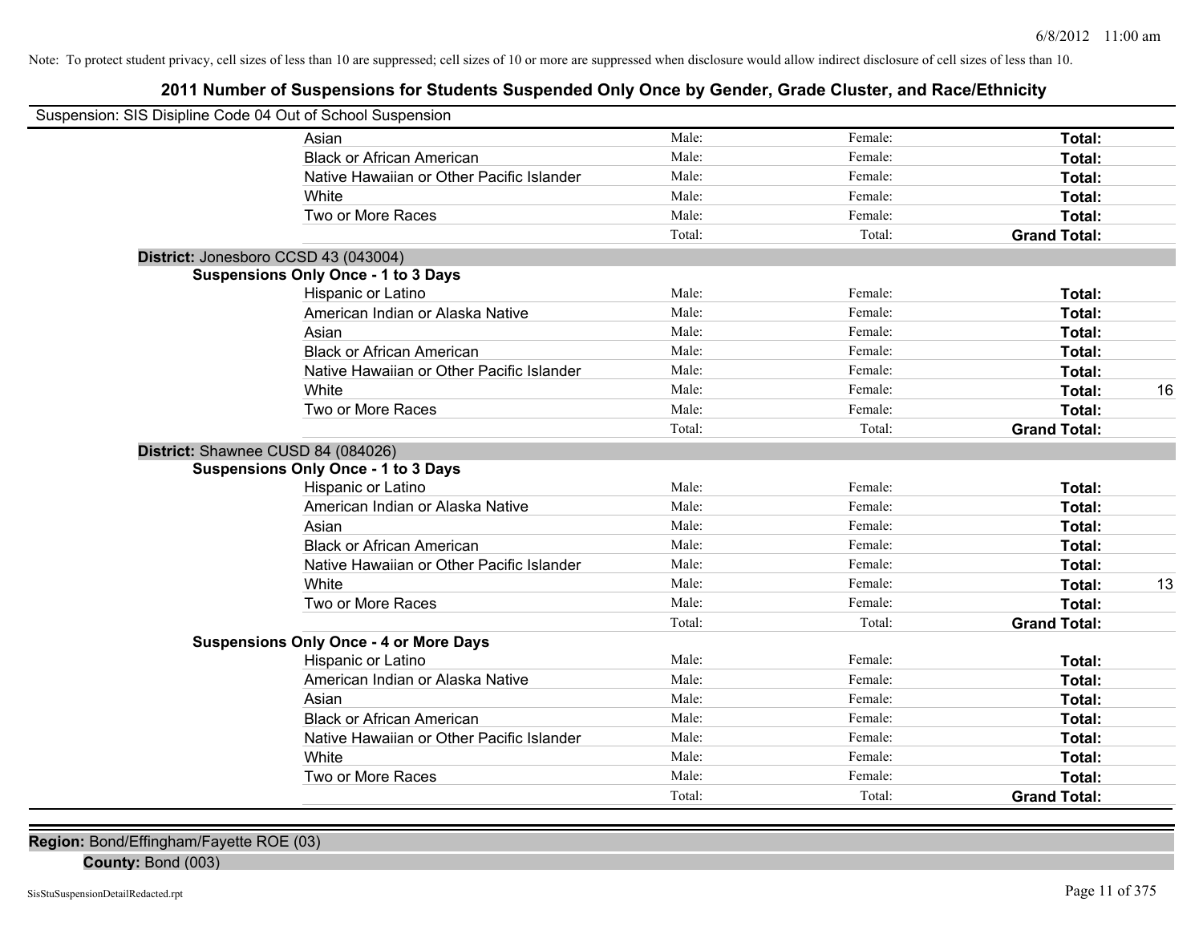Note: To protect student privacy, cell sizes of less than 10 are suppressed; cell sizes of 10 or more are suppressed when disclosure would allow indirect disclosure of cell sizes of less than 10.

# 2011 Number of Suspensions for Students Suspended Only Once by Gender, Grade Cluster, and Race/Ethnicity

Suspension: SIS Disipline Code 04 Out of School Suspension

| | | | | |
|---|---|---|---|---|
| Asian | Male: | Female: | **Total:** | |
| Black or African American | Male: | Female: | **Total:** | |
| Native Hawaiian or Other Pacific Islander | Male: | Female: | **Total:** | |
| White | Male: | Female: | **Total:** | |
| Two or More Races | Male: | Female: | **Total:** | |
| | Total: | Total: | **Grand Total:** | |

**District:** Jonesboro CCSD 43 (043004)

**Suspensions Only Once - 1 to 3 Days**

| | | | | |
|---|---|---|---|---|
| Hispanic or Latino | Male: | Female: | **Total:** | |
| American Indian or Alaska Native | Male: | Female: | **Total:** | |
| Asian | Male: | Female: | **Total:** | |
| Black or African American | Male: | Female: | **Total:** | |
| Native Hawaiian or Other Pacific Islander | Male: | Female: | **Total:** | |
| White | Male: | Female: | **Total:** | 16 |
| Two or More Races | Male: | Female: | **Total:** | |
| | Total: | Total: | **Grand Total:** | |

**District:** Shawnee CUSD 84 (084026)

**Suspensions Only Once - 1 to 3 Days**

| | | | | |
|---|---|---|---|---|
| Hispanic or Latino | Male: | Female: | **Total:** | |
| American Indian or Alaska Native | Male: | Female: | **Total:** | |
| Asian | Male: | Female: | **Total:** | |
| Black or African American | Male: | Female: | **Total:** | |
| Native Hawaiian or Other Pacific Islander | Male: | Female: | **Total:** | |
| White | Male: | Female: | **Total:** | 13 |
| Two or More Races | Male: | Female: | **Total:** | |
| | Total: | Total: | **Grand Total:** | |

**Suspensions Only Once - 4 or More Days**

| | | | | |
|---|---|---|---|---|
| Hispanic or Latino | Male: | Female: | **Total:** | |
| American Indian or Alaska Native | Male: | Female: | **Total:** | |
| Asian | Male: | Female: | **Total:** | |
| Black or African American | Male: | Female: | **Total:** | |
| Native Hawaiian or Other Pacific Islander | Male: | Female: | **Total:** | |
| White | Male: | Female: | **Total:** | |
| Two or More Races | Male: | Female: | **Total:** | |
| | Total: | Total: | **Grand Total:** | |

**Region:** Bond/Effingham/Fayette ROE (03)

**County:** Bond (003)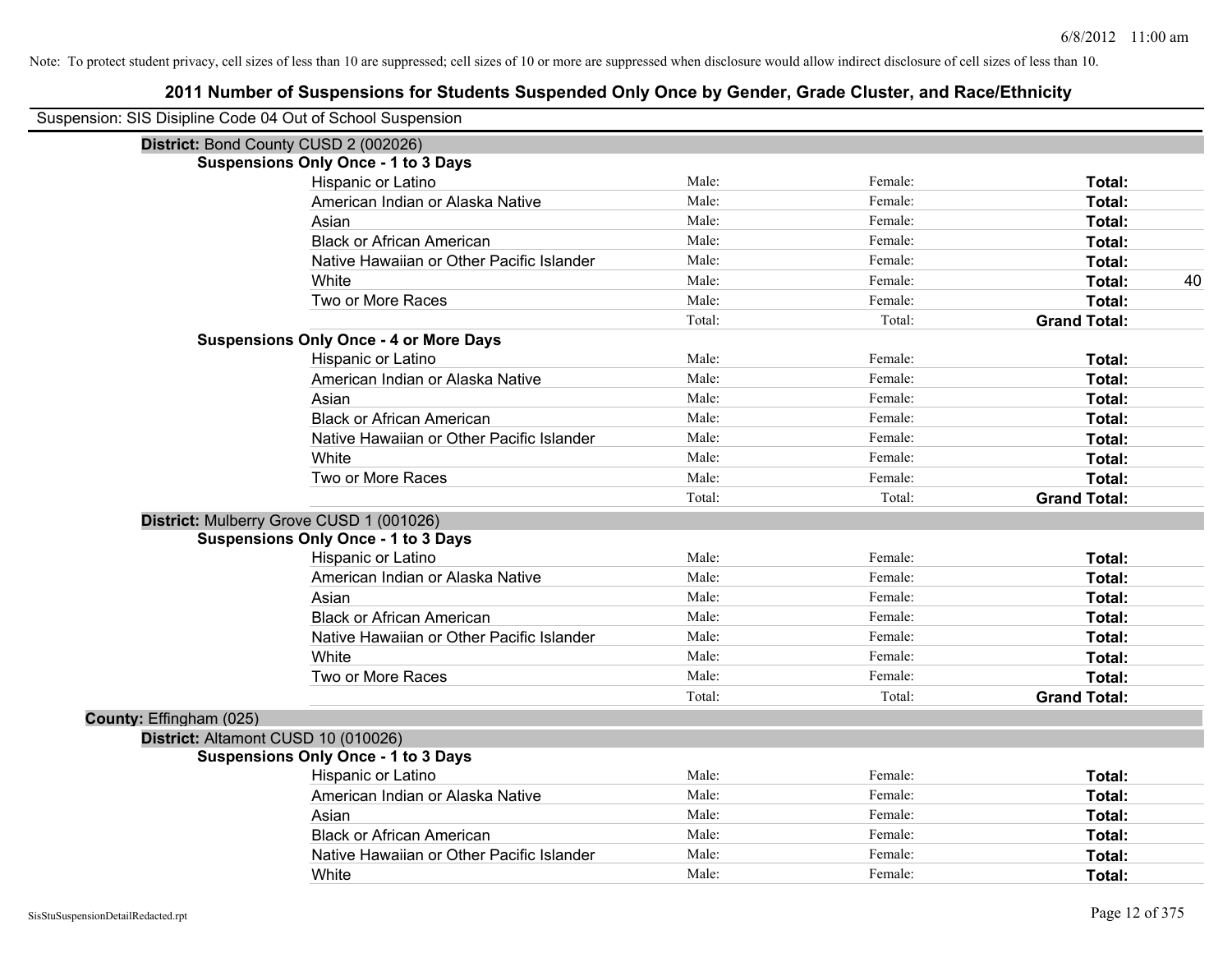Note: To protect student privacy, cell sizes of less than 10 are suppressed; cell sizes of 10 or more are suppressed when disclosure would allow indirect disclosure of cell sizes of less than 10.

# 2011 Number of Suspensions for Students Suspended Only Once by Gender, Grade Cluster, and Race/Ethnicity

Suspension: SIS Disipline Code 04 Out of School Suspension

**District:** Bond County CUSD 2 (002026)

**Suspensions Only Once - 1 to 3 Days**

| | | | | |
|---|---|---|---|---|
| Hispanic or Latino | Male: | Female: | **Total:** | |
| American Indian or Alaska Native | Male: | Female: | **Total:** | |
| Asian | Male: | Female: | **Total:** | |
| Black or African American | Male: | Female: | **Total:** | |
| Native Hawaiian or Other Pacific Islander | Male: | Female: | **Total:** | |
| White | Male: | Female: | **Total:** | 40 |
| Two or More Races | Male: | Female: | **Total:** | |
| | Total: | Total: | **Grand Total:** | |

**Suspensions Only Once - 4 or More Days**

| | | | | |
|---|---|---|---|---|
| Hispanic or Latino | Male: | Female: | **Total:** | |
| American Indian or Alaska Native | Male: | Female: | **Total:** | |
| Asian | Male: | Female: | **Total:** | |
| Black or African American | Male: | Female: | **Total:** | |
| Native Hawaiian or Other Pacific Islander | Male: | Female: | **Total:** | |
| White | Male: | Female: | **Total:** | |
| Two or More Races | Male: | Female: | **Total:** | |
| | Total: | Total: | **Grand Total:** | |

**District:** Mulberry Grove CUSD 1 (001026)

**Suspensions Only Once - 1 to 3 Days**

| | | | | |
|---|---|---|---|---|
| Hispanic or Latino | Male: | Female: | **Total:** | |
| American Indian or Alaska Native | Male: | Female: | **Total:** | |
| Asian | Male: | Female: | **Total:** | |
| Black or African American | Male: | Female: | **Total:** | |
| Native Hawaiian or Other Pacific Islander | Male: | Female: | **Total:** | |
| White | Male: | Female: | **Total:** | |
| Two or More Races | Male: | Female: | **Total:** | |
| | Total: | Total: | **Grand Total:** | |

**County:** Effingham (025)

**District:** Altamont CUSD 10 (010026)

**Suspensions Only Once - 1 to 3 Days**

| | | | | |
|---|---|---|---|---|
| Hispanic or Latino | Male: | Female: | **Total:** | |
| American Indian or Alaska Native | Male: | Female: | **Total:** | |
| Asian | Male: | Female: | **Total:** | |
| Black or African American | Male: | Female: | **Total:** | |
| Native Hawaiian or Other Pacific Islander | Male: | Female: | **Total:** | |
| White | Male: | Female: | **Total:** | |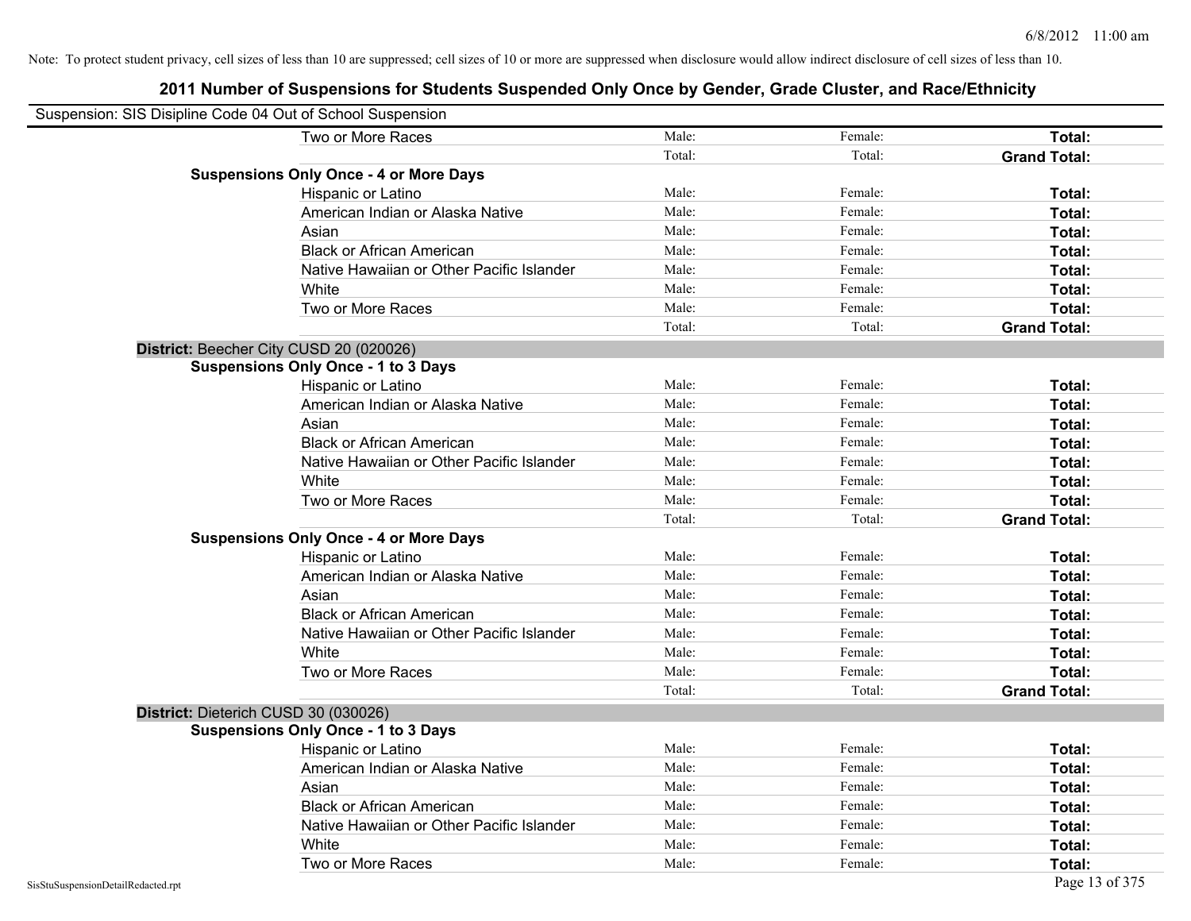Note: To protect student privacy, cell sizes of less than 10 are suppressed; cell sizes of 10 or more are suppressed when disclosure would allow indirect disclosure of cell sizes of less than 10.

# 2011 Number of Suspensions for Students Suspended Only Once by Gender, Grade Cluster, and Race/Ethnicity

Suspension: SIS Disipline Code 04 Out of School Suspension

| | | | |
|---|---|---|---|
| Two or More Races | Male: | Female: | **Total:** |
| | Total: | Total: | **Grand Total:** |
| **Suspensions Only Once - 4 or More Days** | | | |
| Hispanic or Latino | Male: | Female: | **Total:** |
| American Indian or Alaska Native | Male: | Female: | **Total:** |
| Asian | Male: | Female: | **Total:** |
| Black or African American | Male: | Female: | **Total:** |
| Native Hawaiian or Other Pacific Islander | Male: | Female: | **Total:** |
| White | Male: | Female: | **Total:** |
| Two or More Races | Male: | Female: | **Total:** |
| | Total: | Total: | **Grand Total:** |

**District:** Beecher City CUSD 20 (020026)

| | | | |
|---|---|---|---|
| **Suspensions Only Once - 1 to 3 Days** | | | |
| Hispanic or Latino | Male: | Female: | **Total:** |
| American Indian or Alaska Native | Male: | Female: | **Total:** |
| Asian | Male: | Female: | **Total:** |
| Black or African American | Male: | Female: | **Total:** |
| Native Hawaiian or Other Pacific Islander | Male: | Female: | **Total:** |
| White | Male: | Female: | **Total:** |
| Two or More Races | Male: | Female: | **Total:** |
| | Total: | Total: | **Grand Total:** |
| **Suspensions Only Once - 4 or More Days** | | | |
| Hispanic or Latino | Male: | Female: | **Total:** |
| American Indian or Alaska Native | Male: | Female: | **Total:** |
| Asian | Male: | Female: | **Total:** |
| Black or African American | Male: | Female: | **Total:** |
| Native Hawaiian or Other Pacific Islander | Male: | Female: | **Total:** |
| White | Male: | Female: | **Total:** |
| Two or More Races | Male: | Female: | **Total:** |
| | Total: | Total: | **Grand Total:** |

**District:** Dieterich CUSD 30 (030026)

| | | | |
|---|---|---|---|
| **Suspensions Only Once - 1 to 3 Days** | | | |
| Hispanic or Latino | Male: | Female: | **Total:** |
| American Indian or Alaska Native | Male: | Female: | **Total:** |
| Asian | Male: | Female: | **Total:** |
| Black or African American | Male: | Female: | **Total:** |
| Native Hawaiian or Other Pacific Islander | Male: | Female: | **Total:** |
| White | Male: | Female: | **Total:** |
| Two or More Races | Male: | Female: | **Total:** |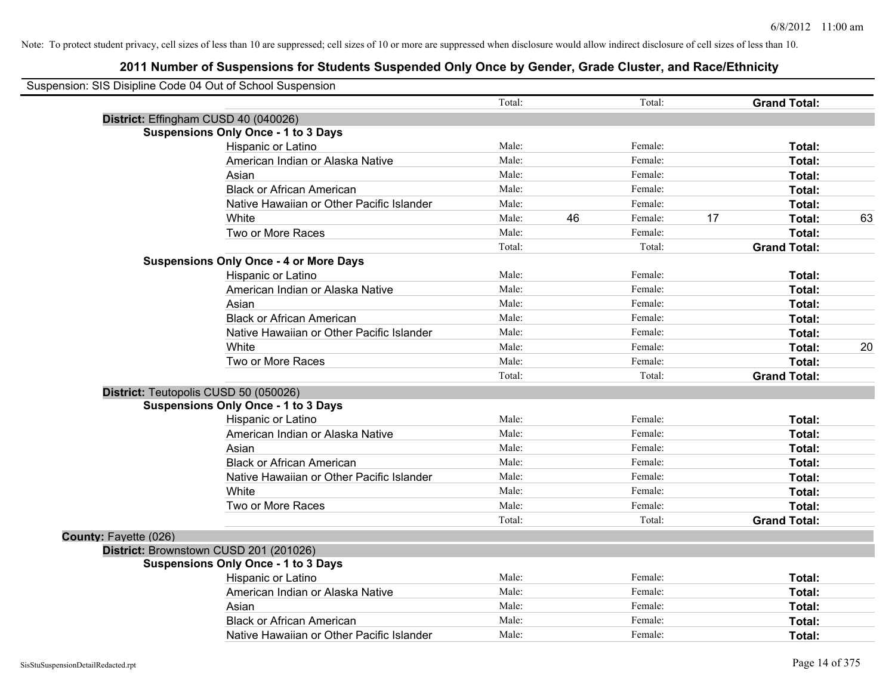Note: To protect student privacy, cell sizes of less than 10 are suppressed; cell sizes of 10 or more are suppressed when disclosure would allow indirect disclosure of cell sizes of less than 10.

# 2011 Number of Suspensions for Students Suspended Only Once by Gender, Grade Cluster, and Race/Ethnicity

Suspension: SIS Disipline Code 04 Out of School Suspension

| | | | | | | |
|---|---|---|---|---|---|---|
| | Total: | | Total: | | **Grand Total:** | |
| **District:** Effingham CUSD 40 (040026) | | | | | | |
| **Suspensions Only Once - 1 to 3 Days** | | | | | | |
| Hispanic or Latino | Male: | | Female: | | **Total:** | |
| American Indian or Alaska Native | Male: | | Female: | | **Total:** | |
| Asian | Male: | | Female: | | **Total:** | |
| Black or African American | Male: | | Female: | | **Total:** | |
| Native Hawaiian or Other Pacific Islander | Male: | | Female: | | **Total:** | |
| White | Male: | 46 | Female: | 17 | **Total:** | 63 |
| Two or More Races | Male: | | Female: | | **Total:** | |
| | Total: | | Total: | | **Grand Total:** | |
| **Suspensions Only Once - 4 or More Days** | | | | | | |
| Hispanic or Latino | Male: | | Female: | | **Total:** | |
| American Indian or Alaska Native | Male: | | Female: | | **Total:** | |
| Asian | Male: | | Female: | | **Total:** | |
| Black or African American | Male: | | Female: | | **Total:** | |
| Native Hawaiian or Other Pacific Islander | Male: | | Female: | | **Total:** | |
| White | Male: | | Female: | | **Total:** | 20 |
| Two or More Races | Male: | | Female: | | **Total:** | |
| | Total: | | Total: | | **Grand Total:** | |
| **District:** Teutopolis CUSD 50 (050026) | | | | | | |
| **Suspensions Only Once - 1 to 3 Days** | | | | | | |
| Hispanic or Latino | Male: | | Female: | | **Total:** | |
| American Indian or Alaska Native | Male: | | Female: | | **Total:** | |
| Asian | Male: | | Female: | | **Total:** | |
| Black or African American | Male: | | Female: | | **Total:** | |
| Native Hawaiian or Other Pacific Islander | Male: | | Female: | | **Total:** | |
| White | Male: | | Female: | | **Total:** | |
| Two or More Races | Male: | | Female: | | **Total:** | |
| | Total: | | Total: | | **Grand Total:** | |
| **County:** Fayette (026) | | | | | | |
| **District:** Brownstown CUSD 201 (201026) | | | | | | |
| **Suspensions Only Once - 1 to 3 Days** | | | | | | |
| Hispanic or Latino | Male: | | Female: | | **Total:** | |
| American Indian or Alaska Native | Male: | | Female: | | **Total:** | |
| Asian | Male: | | Female: | | **Total:** | |
| Black or African American | Male: | | Female: | | **Total:** | |
| Native Hawaiian or Other Pacific Islander | Male: | | Female: | | **Total:** | |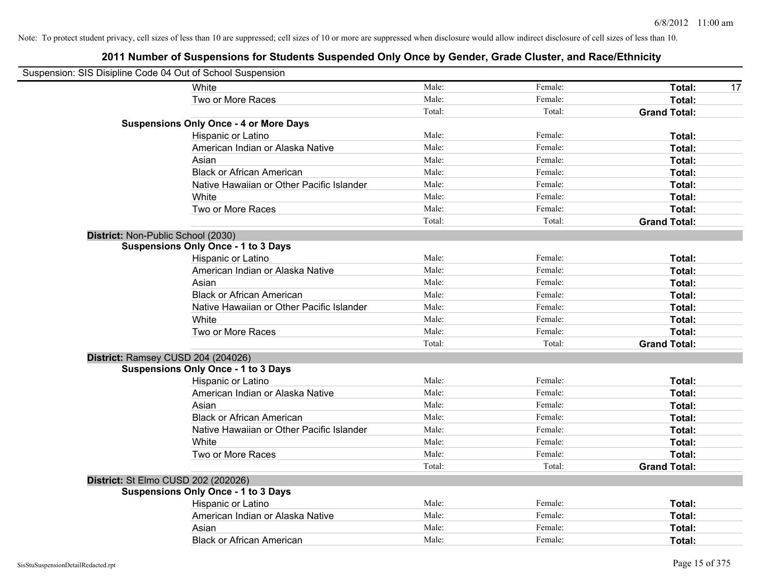Note: To protect student privacy, cell sizes of less than 10 are suppressed; cell sizes of 10 or more are suppressed when disclosure would allow indirect disclosure of cell sizes of less than 10.

# 2011 Number of Suspensions for Students Suspended Only Once by Gender, Grade Cluster, and Race/Ethnicity

Suspension: SIS Disipline Code 04 Out of School Suspension

| | | | | |
|---|---|---|---|---|
| White | Male: | Female: | **Total:** | 17 |
| Two or More Races | Male: | Female: | **Total:** | |
| | Total: | Total: | **Grand Total:** | |
| **Suspensions Only Once - 4 or More Days** | | | | |
| Hispanic or Latino | Male: | Female: | **Total:** | |
| American Indian or Alaska Native | Male: | Female: | **Total:** | |
| Asian | Male: | Female: | **Total:** | |
| Black or African American | Male: | Female: | **Total:** | |
| Native Hawaiian or Other Pacific Islander | Male: | Female: | **Total:** | |
| White | Male: | Female: | **Total:** | |
| Two or More Races | Male: | Female: | **Total:** | |
| | Total: | Total: | **Grand Total:** | |

**District:** Non-Public School (2030)

| | | | | |
|---|---|---|---|---|
| **Suspensions Only Once - 1 to 3 Days** | | | | |
| Hispanic or Latino | Male: | Female: | **Total:** | |
| American Indian or Alaska Native | Male: | Female: | **Total:** | |
| Asian | Male: | Female: | **Total:** | |
| Black or African American | Male: | Female: | **Total:** | |
| Native Hawaiian or Other Pacific Islander | Male: | Female: | **Total:** | |
| White | Male: | Female: | **Total:** | |
| Two or More Races | Male: | Female: | **Total:** | |
| | Total: | Total: | **Grand Total:** | |

**District:** Ramsey CUSD 204 (204026)

| | | | | |
|---|---|---|---|---|
| **Suspensions Only Once - 1 to 3 Days** | | | | |
| Hispanic or Latino | Male: | Female: | **Total:** | |
| American Indian or Alaska Native | Male: | Female: | **Total:** | |
| Asian | Male: | Female: | **Total:** | |
| Black or African American | Male: | Female: | **Total:** | |
| Native Hawaiian or Other Pacific Islander | Male: | Female: | **Total:** | |
| White | Male: | Female: | **Total:** | |
| Two or More Races | Male: | Female: | **Total:** | |
| | Total: | Total: | **Grand Total:** | |

**District:** St Elmo CUSD 202 (202026)

| | | | | |
|---|---|---|---|---|
| **Suspensions Only Once - 1 to 3 Days** | | | | |
| Hispanic or Latino | Male: | Female: | **Total:** | |
| American Indian or Alaska Native | Male: | Female: | **Total:** | |
| Asian | Male: | Female: | **Total:** | |
| Black or African American | Male: | Female: | **Total:** | |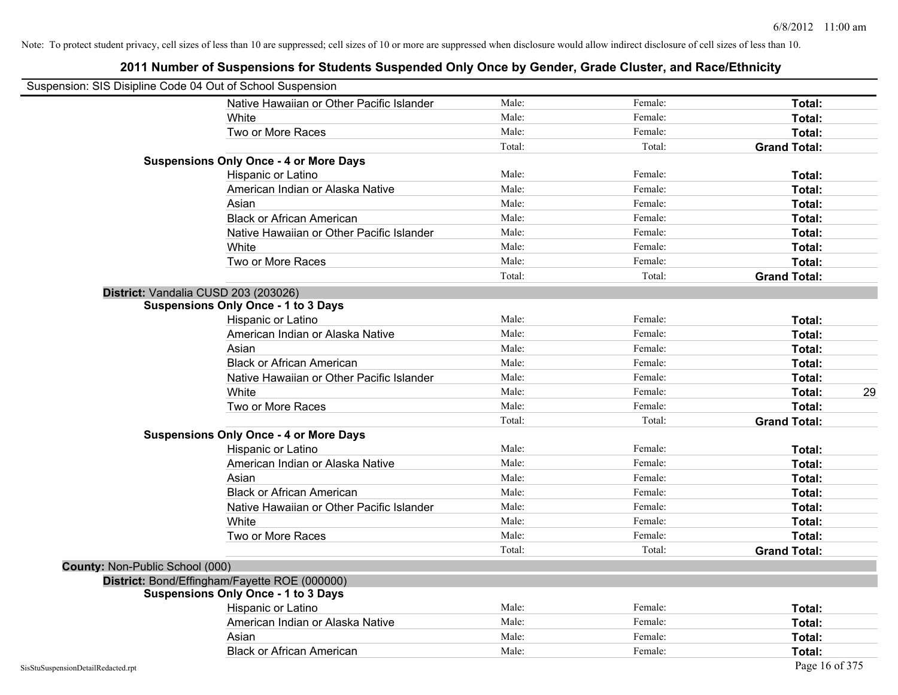Note: To protect student privacy, cell sizes of less than 10 are suppressed; cell sizes of 10 or more are suppressed when disclosure would allow indirect disclosure of cell sizes of less than 10.

# 2011 Number of Suspensions for Students Suspended Only Once by Gender, Grade Cluster, and Race/Ethnicity

Suspension: SIS Disipline Code 04 Out of School Suspension

| | | | | |
|---|---|---|---|---|
| Native Hawaiian or Other Pacific Islander | Male: | Female: | **Total:** | |
| White | Male: | Female: | **Total:** | |
| Two or More Races | Male: | Female: | **Total:** | |
| | Total: | Total: | **Grand Total:** | |
| **Suspensions Only Once - 4 or More Days** | | | | |
| Hispanic or Latino | Male: | Female: | **Total:** | |
| American Indian or Alaska Native | Male: | Female: | **Total:** | |
| Asian | Male: | Female: | **Total:** | |
| Black or African American | Male: | Female: | **Total:** | |
| Native Hawaiian or Other Pacific Islander | Male: | Female: | **Total:** | |
| White | Male: | Female: | **Total:** | |
| Two or More Races | Male: | Female: | **Total:** | |
| | Total: | Total: | **Grand Total:** | |
| **District:** Vandalia CUSD 203 (203026) | | | | |
| **Suspensions Only Once - 1 to 3 Days** | | | | |
| Hispanic or Latino | Male: | Female: | **Total:** | |
| American Indian or Alaska Native | Male: | Female: | **Total:** | |
| Asian | Male: | Female: | **Total:** | |
| Black or African American | Male: | Female: | **Total:** | |
| Native Hawaiian or Other Pacific Islander | Male: | Female: | **Total:** | |
| White | Male: | Female: | **Total:** | 29 |
| Two or More Races | Male: | Female: | **Total:** | |
| | Total: | Total: | **Grand Total:** | |
| **Suspensions Only Once - 4 or More Days** | | | | |
| Hispanic or Latino | Male: | Female: | **Total:** | |
| American Indian or Alaska Native | Male: | Female: | **Total:** | |
| Asian | Male: | Female: | **Total:** | |
| Black or African American | Male: | Female: | **Total:** | |
| Native Hawaiian or Other Pacific Islander | Male: | Female: | **Total:** | |
| White | Male: | Female: | **Total:** | |
| Two or More Races | Male: | Female: | **Total:** | |
| | Total: | Total: | **Grand Total:** | |
| **County:** Non-Public School (000) | | | | |
| **District:** Bond/Effingham/Fayette ROE (000000) | | | | |
| **Suspensions Only Once - 1 to 3 Days** | | | | |
| Hispanic or Latino | Male: | Female: | **Total:** | |
| American Indian or Alaska Native | Male: | Female: | **Total:** | |
| Asian | Male: | Female: | **Total:** | |
| Black or African American | Male: | Female: | **Total:** | |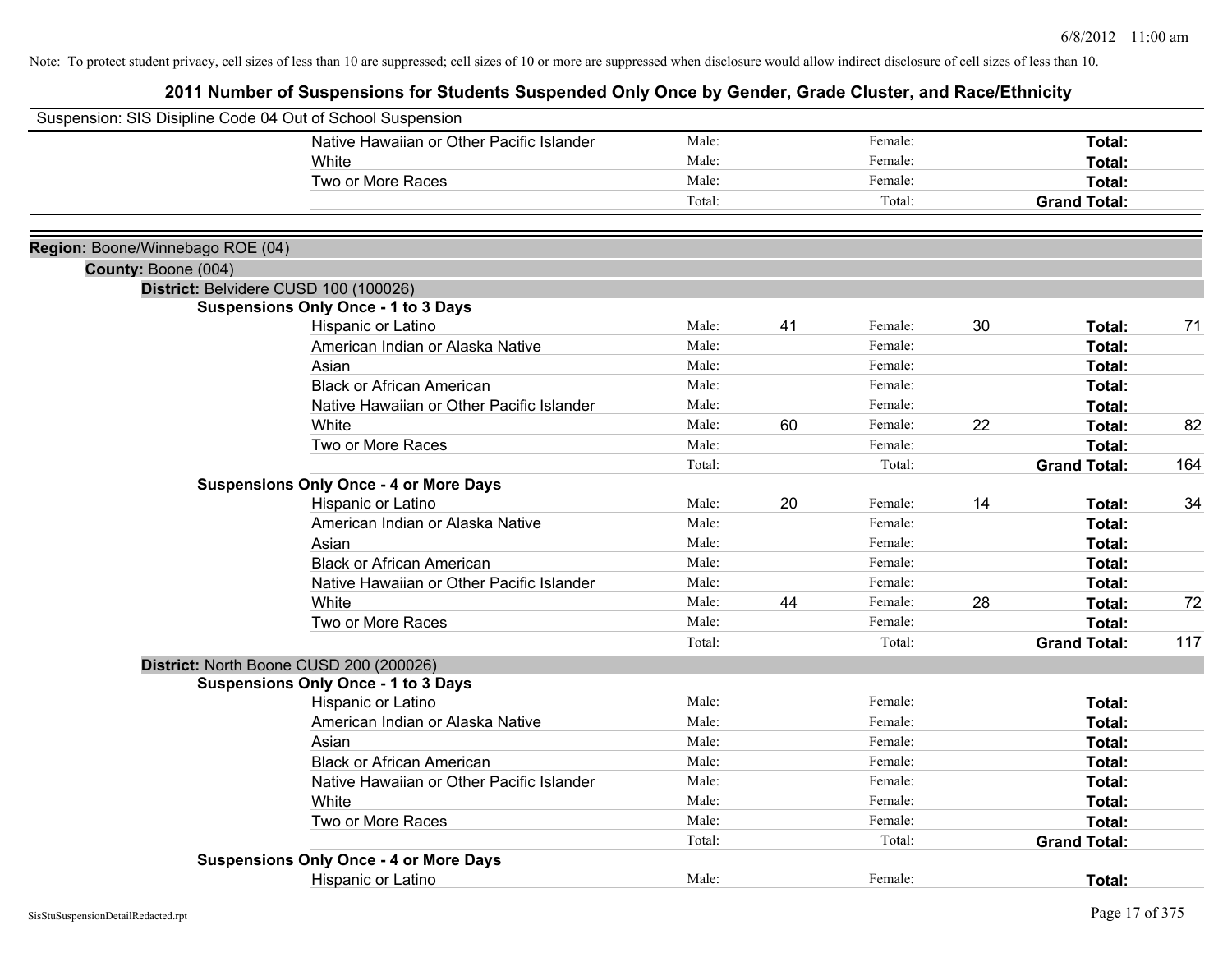Note: To protect student privacy, cell sizes of less than 10 are suppressed; cell sizes of 10 or more are suppressed when disclosure would allow indirect disclosure of cell sizes of less than 10.

# 2011 Number of Suspensions for Students Suspended Only Once by Gender, Grade Cluster, and Race/Ethnicity

Suspension: SIS Disipline Code 04 Out of School Suspension

| | | | | | | |
|---|---|---|---|---|---|---|
| Native Hawaiian or Other Pacific Islander | Male: | | Female: | | **Total:** | |
| White | Male: | | Female: | | **Total:** | |
| Two or More Races | Male: | | Female: | | **Total:** | |
| | Total: | | Total: | | **Grand Total:** | |

**Region:** Boone/Winnebago ROE (04)

**County:** Boone (004)

**District:** Belvidere CUSD 100 (100026)

**Suspensions Only Once - 1 to 3 Days**

| | | | | | | |
|---|---|---|---|---|---|---|
| Hispanic or Latino | Male: | 41 | Female: | 30 | **Total:** | 71 |
| American Indian or Alaska Native | Male: | | Female: | | **Total:** | |
| Asian | Male: | | Female: | | **Total:** | |
| Black or African American | Male: | | Female: | | **Total:** | |
| Native Hawaiian or Other Pacific Islander | Male: | | Female: | | **Total:** | |
| White | Male: | 60 | Female: | 22 | **Total:** | 82 |
| Two or More Races | Male: | | Female: | | **Total:** | |
| | Total: | | Total: | | **Grand Total:** | 164 |

**Suspensions Only Once - 4 or More Days**

| | | | | | | |
|---|---|---|---|---|---|---|
| Hispanic or Latino | Male: | 20 | Female: | 14 | **Total:** | 34 |
| American Indian or Alaska Native | Male: | | Female: | | **Total:** | |
| Asian | Male: | | Female: | | **Total:** | |
| Black or African American | Male: | | Female: | | **Total:** | |
| Native Hawaiian or Other Pacific Islander | Male: | | Female: | | **Total:** | |
| White | Male: | 44 | Female: | 28 | **Total:** | 72 |
| Two or More Races | Male: | | Female: | | **Total:** | |
| | Total: | | Total: | | **Grand Total:** | 117 |

**District:** North Boone CUSD 200 (200026)

**Suspensions Only Once - 1 to 3 Days**

| | | | | | | |
|---|---|---|---|---|---|---|
| Hispanic or Latino | Male: | | Female: | | **Total:** | |
| American Indian or Alaska Native | Male: | | Female: | | **Total:** | |
| Asian | Male: | | Female: | | **Total:** | |
| Black or African American | Male: | | Female: | | **Total:** | |
| Native Hawaiian or Other Pacific Islander | Male: | | Female: | | **Total:** | |
| White | Male: | | Female: | | **Total:** | |
| Two or More Races | Male: | | Female: | | **Total:** | |
| | Total: | | Total: | | **Grand Total:** | |

**Suspensions Only Once - 4 or More Days**

| | | | | | | |
|---|---|---|---|---|---|---|
| Hispanic or Latino | Male: | | Female: | | **Total:** | |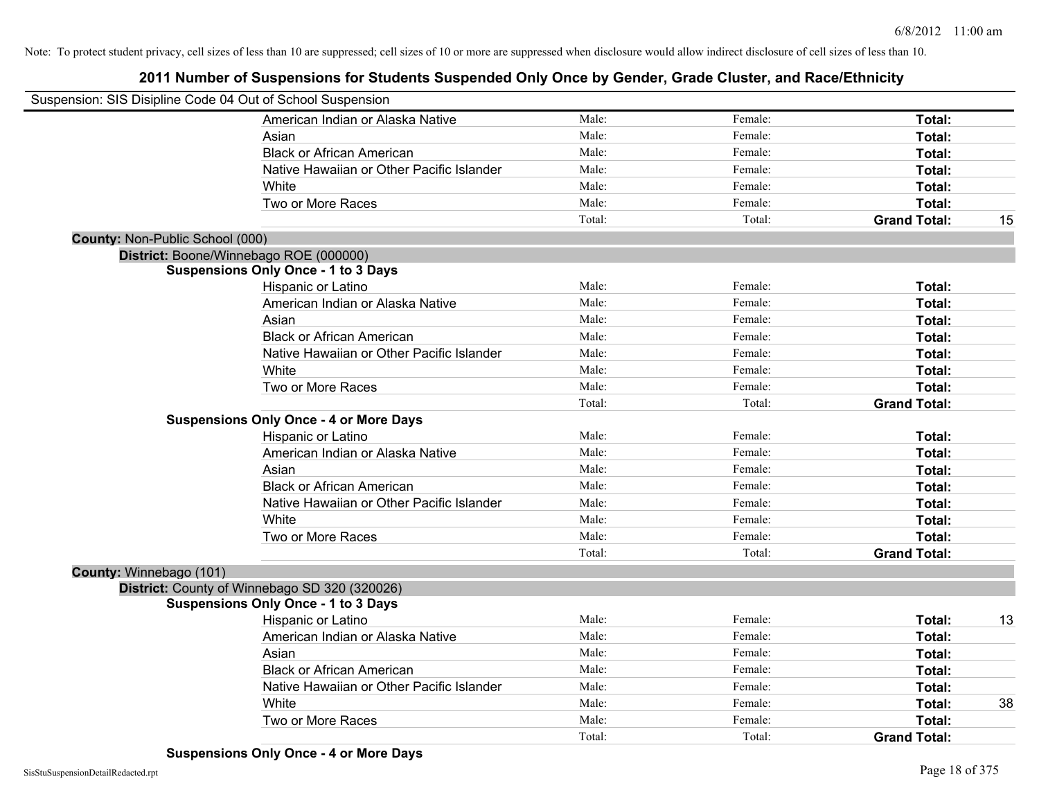Note: To protect student privacy, cell sizes of less than 10 are suppressed; cell sizes of 10 or more are suppressed when disclosure would allow indirect disclosure of cell sizes of less than 10.

## 2011 Number of Suspensions for Students Suspended Only Once by Gender, Grade Cluster, and Race/Ethnicity

Suspension: SIS Disipline Code 04 Out of School Suspension

| | | | | |
|---|---|---|---|---|
| American Indian or Alaska Native | Male: | Female: | **Total:** | |
| Asian | Male: | Female: | **Total:** | |
| Black or African American | Male: | Female: | **Total:** | |
| Native Hawaiian or Other Pacific Islander | Male: | Female: | **Total:** | |
| White | Male: | Female: | **Total:** | |
| Two or More Races | Male: | Female: | **Total:** | |
| | Total: | Total: | **Grand Total:** | 15 |

**County:** Non-Public School (000)

**District:** Boone/Winnebago ROE (000000)

**Suspensions Only Once - 1 to 3 Days**

| | | | | |
|---|---|---|---|---|
| Hispanic or Latino | Male: | Female: | **Total:** | |
| American Indian or Alaska Native | Male: | Female: | **Total:** | |
| Asian | Male: | Female: | **Total:** | |
| Black or African American | Male: | Female: | **Total:** | |
| Native Hawaiian or Other Pacific Islander | Male: | Female: | **Total:** | |
| White | Male: | Female: | **Total:** | |
| Two or More Races | Male: | Female: | **Total:** | |
| | Total: | Total: | **Grand Total:** | |

**Suspensions Only Once - 4 or More Days**

| | | | | |
|---|---|---|---|---|
| Hispanic or Latino | Male: | Female: | **Total:** | |
| American Indian or Alaska Native | Male: | Female: | **Total:** | |
| Asian | Male: | Female: | **Total:** | |
| Black or African American | Male: | Female: | **Total:** | |
| Native Hawaiian or Other Pacific Islander | Male: | Female: | **Total:** | |
| White | Male: | Female: | **Total:** | |
| Two or More Races | Male: | Female: | **Total:** | |
| | Total: | Total: | **Grand Total:** | |

**County:** Winnebago (101)

**District:** County of Winnebago SD 320 (320026)

**Suspensions Only Once - 1 to 3 Days**

| | | | | |
|---|---|---|---|---|
| Hispanic or Latino | Male: | Female: | **Total:** | 13 |
| American Indian or Alaska Native | Male: | Female: | **Total:** | |
| Asian | Male: | Female: | **Total:** | |
| Black or African American | Male: | Female: | **Total:** | |
| Native Hawaiian or Other Pacific Islander | Male: | Female: | **Total:** | |
| White | Male: | Female: | **Total:** | 38 |
| Two or More Races | Male: | Female: | **Total:** | |
| | Total: | Total: | **Grand Total:** | |

**Suspensions Only Once - 4 or More Days**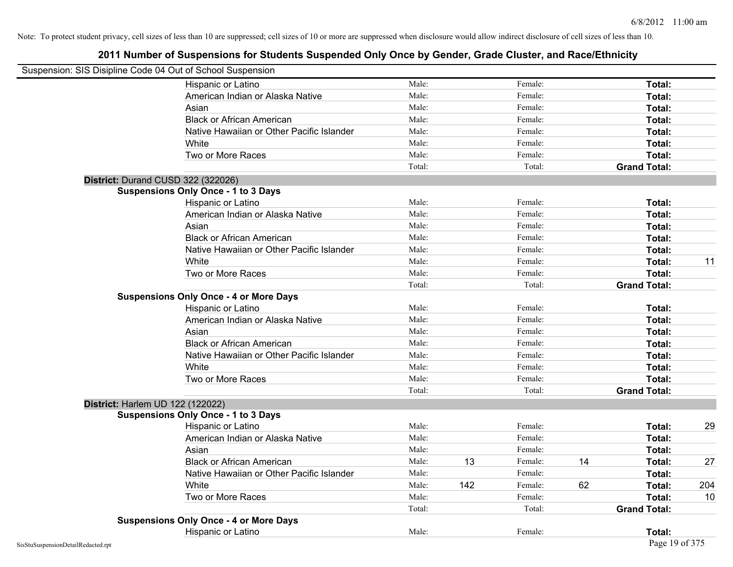Note: To protect student privacy, cell sizes of less than 10 are suppressed; cell sizes of 10 or more are suppressed when disclosure would allow indirect disclosure of cell sizes of less than 10.

## 2011 Number of Suspensions for Students Suspended Only Once by Gender, Grade Cluster, and Race/Ethnicity

Suspension: SIS Disipline Code 04 Out of School Suspension

| | | | | | | |
|---|---|---|---|---|---|---|
| Hispanic or Latino | Male: | | Female: | | **Total:** | |
| American Indian or Alaska Native | Male: | | Female: | | **Total:** | |
| Asian | Male: | | Female: | | **Total:** | |
| Black or African American | Male: | | Female: | | **Total:** | |
| Native Hawaiian or Other Pacific Islander | Male: | | Female: | | **Total:** | |
| White | Male: | | Female: | | **Total:** | |
| Two or More Races | Male: | | Female: | | **Total:** | |
| | Total: | | Total: | | **Grand Total:** | |

**District:** Durand CUSD 322 (322026)

**Suspensions Only Once - 1 to 3 Days**

| | | | | | | |
|---|---|---|---|---|---|---|
| Hispanic or Latino | Male: | | Female: | | **Total:** | |
| American Indian or Alaska Native | Male: | | Female: | | **Total:** | |
| Asian | Male: | | Female: | | **Total:** | |
| Black or African American | Male: | | Female: | | **Total:** | |
| Native Hawaiian or Other Pacific Islander | Male: | | Female: | | **Total:** | |
| White | Male: | | Female: | | **Total:** | 11 |
| Two or More Races | Male: | | Female: | | **Total:** | |
| | Total: | | Total: | | **Grand Total:** | |

**Suspensions Only Once - 4 or More Days**

| | | | | | | |
|---|---|---|---|---|---|---|
| Hispanic or Latino | Male: | | Female: | | **Total:** | |
| American Indian or Alaska Native | Male: | | Female: | | **Total:** | |
| Asian | Male: | | Female: | | **Total:** | |
| Black or African American | Male: | | Female: | | **Total:** | |
| Native Hawaiian or Other Pacific Islander | Male: | | Female: | | **Total:** | |
| White | Male: | | Female: | | **Total:** | |
| Two or More Races | Male: | | Female: | | **Total:** | |
| | Total: | | Total: | | **Grand Total:** | |

**District:** Harlem UD 122 (122022)

**Suspensions Only Once - 1 to 3 Days**

| | | | | | | |
|---|---|---|---|---|---|---|
| Hispanic or Latino | Male: | | Female: | | **Total:** | 29 |
| American Indian or Alaska Native | Male: | | Female: | | **Total:** | |
| Asian | Male: | | Female: | | **Total:** | |
| Black or African American | Male: | 13 | Female: | 14 | **Total:** | 27 |
| Native Hawaiian or Other Pacific Islander | Male: | | Female: | | **Total:** | |
| White | Male: | 142 | Female: | 62 | **Total:** | 204 |
| Two or More Races | Male: | | Female: | | **Total:** | 10 |
| | Total: | | Total: | | **Grand Total:** | |

**Suspensions Only Once - 4 or More Days**

| | | | | | | |
|---|---|---|---|---|---|---|
| Hispanic or Latino | Male: | | Female: | | **Total:** | |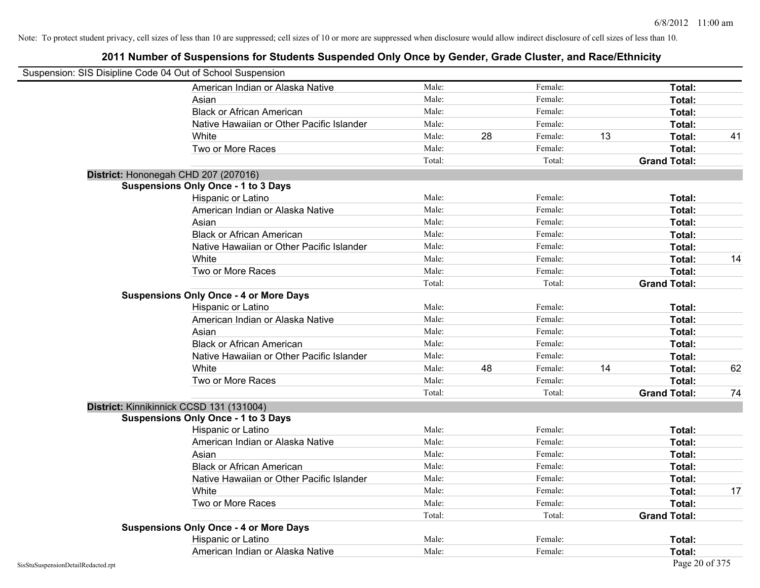Note: To protect student privacy, cell sizes of less than 10 are suppressed; cell sizes of 10 or more are suppressed when disclosure would allow indirect disclosure of cell sizes of less than 10.

# 2011 Number of Suspensions for Students Suspended Only Once by Gender, Grade Cluster, and Race/Ethnicity

Suspension: SIS Disipline Code 04 Out of School Suspension

| | Male: | | Female: | | Total: | |
|---|---|---|---|---|---|---|
| American Indian or Alaska Native | Male: | | Female: | | **Total:** | |
| Asian | Male: | | Female: | | **Total:** | |
| Black or African American | Male: | | Female: | | **Total:** | |
| Native Hawaiian or Other Pacific Islander | Male: | | Female: | | **Total:** | |
| White | Male: | 28 | Female: | 13 | **Total:** | 41 |
| Two or More Races | Male: | | Female: | | **Total:** | |
| | Total: | | Total: | | **Grand Total:** | |

**District:** Hononegah CHD 207 (207016)

**Suspensions Only Once - 1 to 3 Days**

| | | | | | | |
|---|---|---|---|---|---|---|
| Hispanic or Latino | Male: | | Female: | | **Total:** | |
| American Indian or Alaska Native | Male: | | Female: | | **Total:** | |
| Asian | Male: | | Female: | | **Total:** | |
| Black or African American | Male: | | Female: | | **Total:** | |
| Native Hawaiian or Other Pacific Islander | Male: | | Female: | | **Total:** | |
| White | Male: | | Female: | | **Total:** | 14 |
| Two or More Races | Male: | | Female: | | **Total:** | |
| | Total: | | Total: | | **Grand Total:** | |

**Suspensions Only Once - 4 or More Days**

| | | | | | | |
|---|---|---|---|---|---|---|
| Hispanic or Latino | Male: | | Female: | | **Total:** | |
| American Indian or Alaska Native | Male: | | Female: | | **Total:** | |
| Asian | Male: | | Female: | | **Total:** | |
| Black or African American | Male: | | Female: | | **Total:** | |
| Native Hawaiian or Other Pacific Islander | Male: | | Female: | | **Total:** | |
| White | Male: | 48 | Female: | 14 | **Total:** | 62 |
| Two or More Races | Male: | | Female: | | **Total:** | |
| | Total: | | Total: | | **Grand Total:** | 74 |

**District:** Kinnikinnick CCSD 131 (131004)

**Suspensions Only Once - 1 to 3 Days**

| | | | | | | |
|---|---|---|---|---|---|---|
| Hispanic or Latino | Male: | | Female: | | **Total:** | |
| American Indian or Alaska Native | Male: | | Female: | | **Total:** | |
| Asian | Male: | | Female: | | **Total:** | |
| Black or African American | Male: | | Female: | | **Total:** | |
| Native Hawaiian or Other Pacific Islander | Male: | | Female: | | **Total:** | |
| White | Male: | | Female: | | **Total:** | 17 |
| Two or More Races | Male: | | Female: | | **Total:** | |
| | Total: | | Total: | | **Grand Total:** | |

**Suspensions Only Once - 4 or More Days**

| | | | | | | |
|---|---|---|---|---|---|---|
| Hispanic or Latino | Male: | | Female: | | **Total:** | |
| American Indian or Alaska Native | Male: | | Female: | | **Total:** | |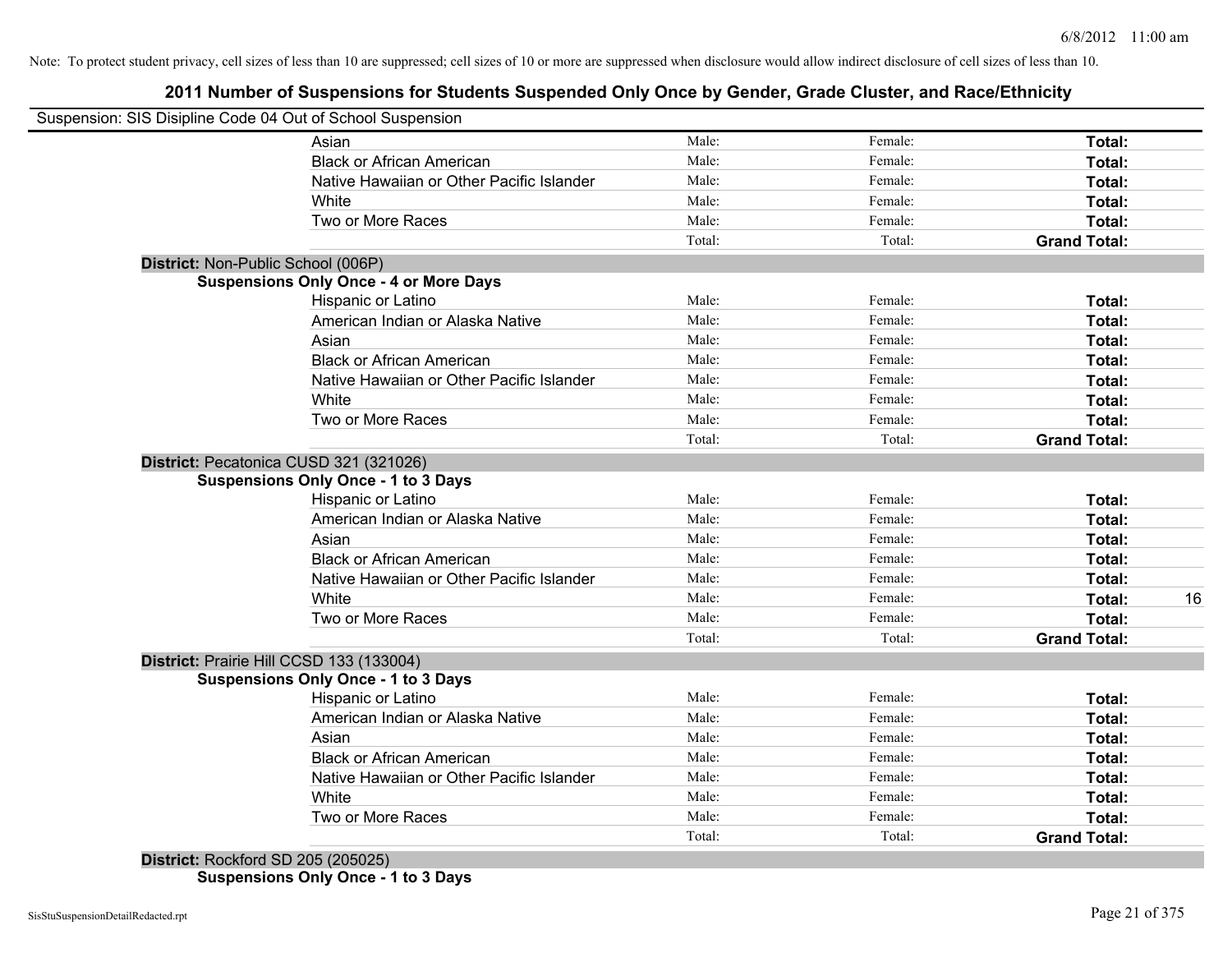Note: To protect student privacy, cell sizes of less than 10 are suppressed; cell sizes of 10 or more are suppressed when disclosure would allow indirect disclosure of cell sizes of less than 10.

## 2011 Number of Suspensions for Students Suspended Only Once by Gender, Grade Cluster, and Race/Ethnicity

Suspension: SIS Disipline Code 04 Out of School Suspension

| | | | | |
|---|---|---|---|---|
| Asian | Male: | Female: | **Total:** | |
| Black or African American | Male: | Female: | **Total:** | |
| Native Hawaiian or Other Pacific Islander | Male: | Female: | **Total:** | |
| White | Male: | Female: | **Total:** | |
| Two or More Races | Male: | Female: | **Total:** | |
| | Total: | Total: | **Grand Total:** | |

**District:** Non-Public School (006P)

**Suspensions Only Once - 4 or More Days**

| | | | | |
|---|---|---|---|---|
| Hispanic or Latino | Male: | Female: | **Total:** | |
| American Indian or Alaska Native | Male: | Female: | **Total:** | |
| Asian | Male: | Female: | **Total:** | |
| Black or African American | Male: | Female: | **Total:** | |
| Native Hawaiian or Other Pacific Islander | Male: | Female: | **Total:** | |
| White | Male: | Female: | **Total:** | |
| Two or More Races | Male: | Female: | **Total:** | |
| | Total: | Total: | **Grand Total:** | |

**District:** Pecatonica CUSD 321 (321026)

**Suspensions Only Once - 1 to 3 Days**

| | | | | |
|---|---|---|---|---|
| Hispanic or Latino | Male: | Female: | **Total:** | |
| American Indian or Alaska Native | Male: | Female: | **Total:** | |
| Asian | Male: | Female: | **Total:** | |
| Black or African American | Male: | Female: | **Total:** | |
| Native Hawaiian or Other Pacific Islander | Male: | Female: | **Total:** | |
| White | Male: | Female: | **Total:** | 16 |
| Two or More Races | Male: | Female: | **Total:** | |
| | Total: | Total: | **Grand Total:** | |

**District:** Prairie Hill CCSD 133 (133004)

**Suspensions Only Once - 1 to 3 Days**

| | | | | |
|---|---|---|---|---|
| Hispanic or Latino | Male: | Female: | **Total:** | |
| American Indian or Alaska Native | Male: | Female: | **Total:** | |
| Asian | Male: | Female: | **Total:** | |
| Black or African American | Male: | Female: | **Total:** | |
| Native Hawaiian or Other Pacific Islander | Male: | Female: | **Total:** | |
| White | Male: | Female: | **Total:** | |
| Two or More Races | Male: | Female: | **Total:** | |
| | Total: | Total: | **Grand Total:** | |

**District:** Rockford SD 205 (205025)

**Suspensions Only Once - 1 to 3 Days**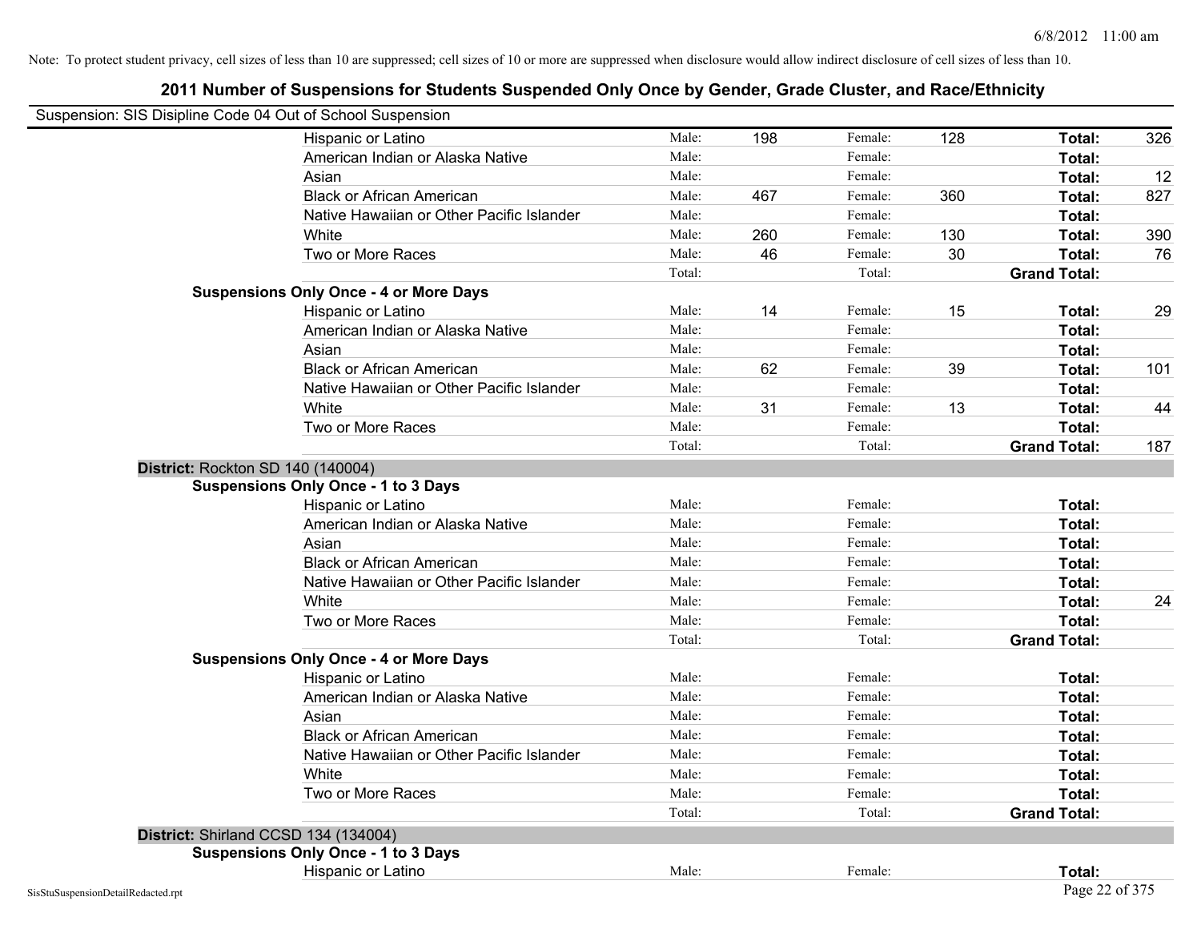Note: To protect student privacy, cell sizes of less than 10 are suppressed; cell sizes of 10 or more are suppressed when disclosure would allow indirect disclosure of cell sizes of less than 10.

## 2011 Number of Suspensions for Students Suspended Only Once by Gender, Grade Cluster, and Race/Ethnicity

Suspension: SIS Disipline Code 04 Out of School Suspension

| | | | | | | |
|---|---|---|---|---|---|---|
| Hispanic or Latino | Male: | 198 | Female: | 128 | **Total:** | 326 |
| American Indian or Alaska Native | Male: | | Female: | | **Total:** | |
| Asian | Male: | | Female: | | **Total:** | 12 |
| Black or African American | Male: | 467 | Female: | 360 | **Total:** | 827 |
| Native Hawaiian or Other Pacific Islander | Male: | | Female: | | **Total:** | |
| White | Male: | 260 | Female: | 130 | **Total:** | 390 |
| Two or More Races | Male: | 46 | Female: | 30 | **Total:** | 76 |
| | Total: | | Total: | | **Grand Total:** | |
| **Suspensions Only Once - 4 or More Days** | | | | | | |
| Hispanic or Latino | Male: | 14 | Female: | 15 | **Total:** | 29 |
| American Indian or Alaska Native | Male: | | Female: | | **Total:** | |
| Asian | Male: | | Female: | | **Total:** | |
| Black or African American | Male: | 62 | Female: | 39 | **Total:** | 101 |
| Native Hawaiian or Other Pacific Islander | Male: | | Female: | | **Total:** | |
| White | Male: | 31 | Female: | 13 | **Total:** | 44 |
| Two or More Races | Male: | | Female: | | **Total:** | |
| | Total: | | Total: | | **Grand Total:** | 187 |
| **District:** Rockton SD 140 (140004) | | | | | | |
| **Suspensions Only Once - 1 to 3 Days** | | | | | | |
| Hispanic or Latino | Male: | | Female: | | **Total:** | |
| American Indian or Alaska Native | Male: | | Female: | | **Total:** | |
| Asian | Male: | | Female: | | **Total:** | |
| Black or African American | Male: | | Female: | | **Total:** | |
| Native Hawaiian or Other Pacific Islander | Male: | | Female: | | **Total:** | |
| White | Male: | | Female: | | **Total:** | 24 |
| Two or More Races | Male: | | Female: | | **Total:** | |
| | Total: | | Total: | | **Grand Total:** | |
| **Suspensions Only Once - 4 or More Days** | | | | | | |
| Hispanic or Latino | Male: | | Female: | | **Total:** | |
| American Indian or Alaska Native | Male: | | Female: | | **Total:** | |
| Asian | Male: | | Female: | | **Total:** | |
| Black or African American | Male: | | Female: | | **Total:** | |
| Native Hawaiian or Other Pacific Islander | Male: | | Female: | | **Total:** | |
| White | Male: | | Female: | | **Total:** | |
| Two or More Races | Male: | | Female: | | **Total:** | |
| | Total: | | Total: | | **Grand Total:** | |
| **District:** Shirland CCSD 134 (134004) | | | | | | |
| **Suspensions Only Once - 1 to 3 Days** | | | | | | |
| Hispanic or Latino | Male: | | Female: | | **Total:** | |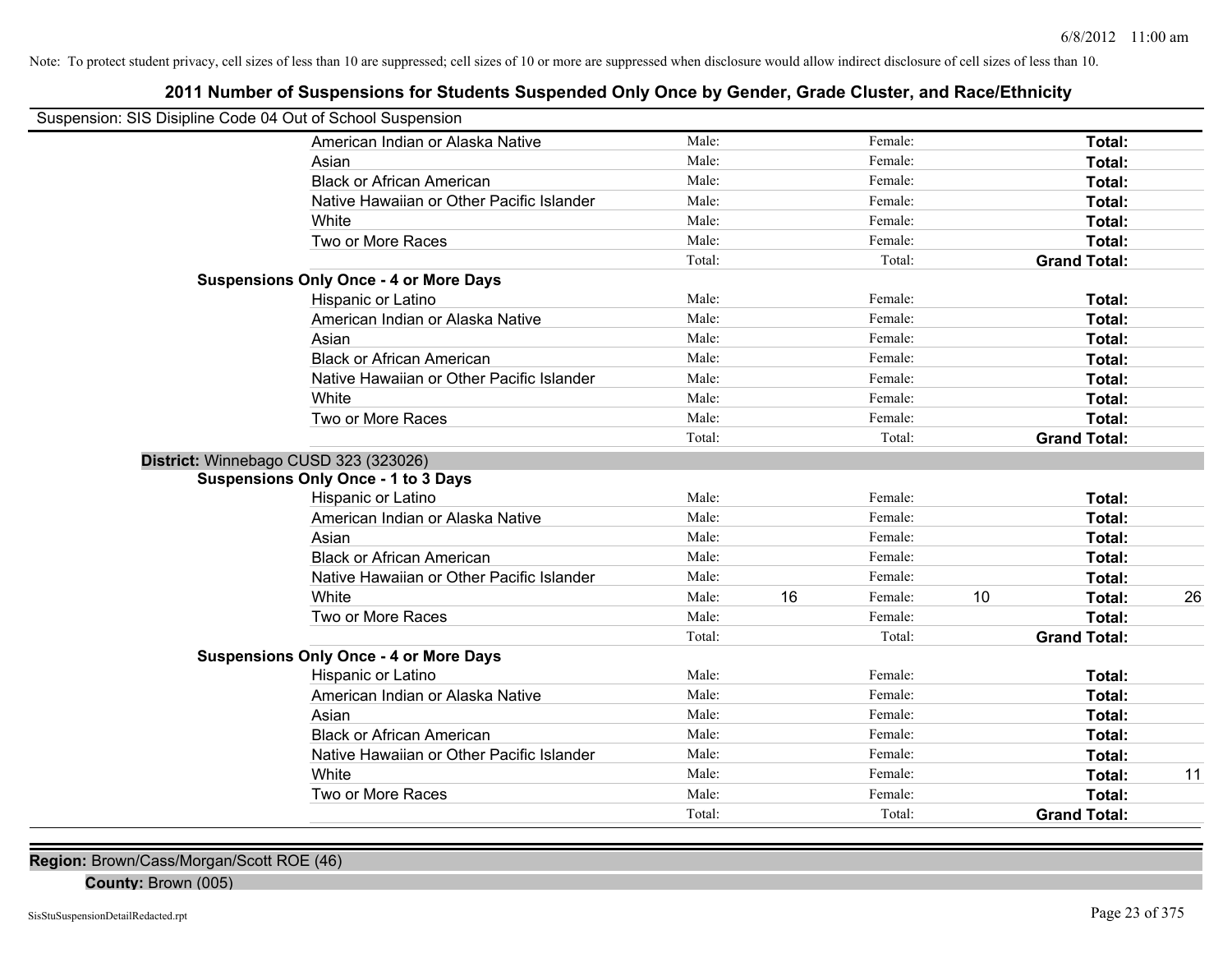Note: To protect student privacy, cell sizes of less than 10 are suppressed; cell sizes of 10 or more are suppressed when disclosure would allow indirect disclosure of cell sizes of less than 10.

# 2011 Number of Suspensions for Students Suspended Only Once by Gender, Grade Cluster, and Race/Ethnicity

Suspension: SIS Disipline Code 04 Out of School Suspension

| | | | | | |
|---|---|---|---|---|---|
| American Indian or Alaska Native | Male: | | Female: | | **Total:** | |
| Asian | Male: | | Female: | | **Total:** | |
| Black or African American | Male: | | Female: | | **Total:** | |
| Native Hawaiian or Other Pacific Islander | Male: | | Female: | | **Total:** | |
| White | Male: | | Female: | | **Total:** | |
| Two or More Races | Male: | | Female: | | **Total:** | |
| | Total: | | Total: | | **Grand Total:** | |

**Suspensions Only Once - 4 or More Days**

| | | | | | | |
|---|---|---|---|---|---|---|
| Hispanic or Latino | Male: | | Female: | | **Total:** | |
| American Indian or Alaska Native | Male: | | Female: | | **Total:** | |
| Asian | Male: | | Female: | | **Total:** | |
| Black or African American | Male: | | Female: | | **Total:** | |
| Native Hawaiian or Other Pacific Islander | Male: | | Female: | | **Total:** | |
| White | Male: | | Female: | | **Total:** | |
| Two or More Races | Male: | | Female: | | **Total:** | |
| | Total: | | Total: | | **Grand Total:** | |

**District:** Winnebago CUSD 323 (323026)

**Suspensions Only Once - 1 to 3 Days**

| | | | | | | |
|---|---|---|---|---|---|---|
| Hispanic or Latino | Male: | | Female: | | **Total:** | |
| American Indian or Alaska Native | Male: | | Female: | | **Total:** | |
| Asian | Male: | | Female: | | **Total:** | |
| Black or African American | Male: | | Female: | | **Total:** | |
| Native Hawaiian or Other Pacific Islander | Male: | | Female: | | **Total:** | |
| White | Male: | 16 | Female: | 10 | **Total:** | 26 |
| Two or More Races | Male: | | Female: | | **Total:** | |
| | Total: | | Total: | | **Grand Total:** | |

**Suspensions Only Once - 4 or More Days**

| | | | | | | |
|---|---|---|---|---|---|---|
| Hispanic or Latino | Male: | | Female: | | **Total:** | |
| American Indian or Alaska Native | Male: | | Female: | | **Total:** | |
| Asian | Male: | | Female: | | **Total:** | |
| Black or African American | Male: | | Female: | | **Total:** | |
| Native Hawaiian or Other Pacific Islander | Male: | | Female: | | **Total:** | |
| White | Male: | | Female: | | **Total:** | 11 |
| Two or More Races | Male: | | Female: | | **Total:** | |
| | Total: | | Total: | | **Grand Total:** | |

**Region:** Brown/Cass/Morgan/Scott ROE (46)

**County:** Brown (005)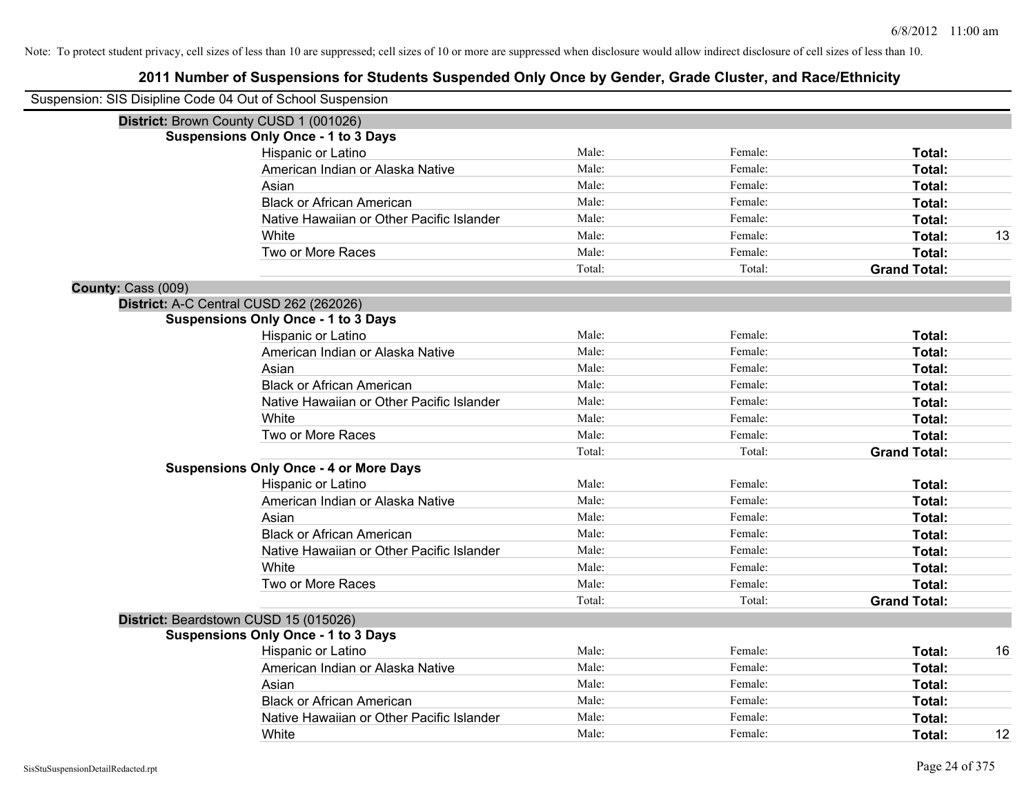Note: To protect student privacy, cell sizes of less than 10 are suppressed; cell sizes of 10 or more are suppressed when disclosure would allow indirect disclosure of cell sizes of less than 10.

# 2011 Number of Suspensions for Students Suspended Only Once by Gender, Grade Cluster, and Race/Ethnicity

Suspension: SIS Disipline Code 04 Out of School Suspension

**District:** Brown County CUSD 1 (001026)

**Suspensions Only Once - 1 to 3 Days**

| Race/Ethnicity | Male | Female | Total | |
|---|---|---|---|---|
| Hispanic or Latino | Male: | Female: | **Total:** | |
| American Indian or Alaska Native | Male: | Female: | **Total:** | |
| Asian | Male: | Female: | **Total:** | |
| Black or African American | Male: | Female: | **Total:** | |
| Native Hawaiian or Other Pacific Islander | Male: | Female: | **Total:** | |
| White | Male: | Female: | **Total:** | 13 |
| Two or More Races | Male: | Female: | **Total:** | |
| | Total: | Total: | **Grand Total:** | |

**County:** Cass (009)

**District:** A-C Central CUSD 262 (262026)

**Suspensions Only Once - 1 to 3 Days**

| Race/Ethnicity | Male | Female | Total | |
|---|---|---|---|---|
| Hispanic or Latino | Male: | Female: | **Total:** | |
| American Indian or Alaska Native | Male: | Female: | **Total:** | |
| Asian | Male: | Female: | **Total:** | |
| Black or African American | Male: | Female: | **Total:** | |
| Native Hawaiian or Other Pacific Islander | Male: | Female: | **Total:** | |
| White | Male: | Female: | **Total:** | |
| Two or More Races | Male: | Female: | **Total:** | |
| | Total: | Total: | **Grand Total:** | |

**Suspensions Only Once - 4 or More Days**

| Race/Ethnicity | Male | Female | Total | |
|---|---|---|---|---|
| Hispanic or Latino | Male: | Female: | **Total:** | |
| American Indian or Alaska Native | Male: | Female: | **Total:** | |
| Asian | Male: | Female: | **Total:** | |
| Black or African American | Male: | Female: | **Total:** | |
| Native Hawaiian or Other Pacific Islander | Male: | Female: | **Total:** | |
| White | Male: | Female: | **Total:** | |
| Two or More Races | Male: | Female: | **Total:** | |
| | Total: | Total: | **Grand Total:** | |

**District:** Beardstown CUSD 15 (015026)

**Suspensions Only Once - 1 to 3 Days**

| Race/Ethnicity | Male | Female | Total | |
|---|---|---|---|---|
| Hispanic or Latino | Male: | Female: | **Total:** | 16 |
| American Indian or Alaska Native | Male: | Female: | **Total:** | |
| Asian | Male: | Female: | **Total:** | |
| Black or African American | Male: | Female: | **Total:** | |
| Native Hawaiian or Other Pacific Islander | Male: | Female: | **Total:** | |
| White | Male: | Female: | **Total:** | 12 |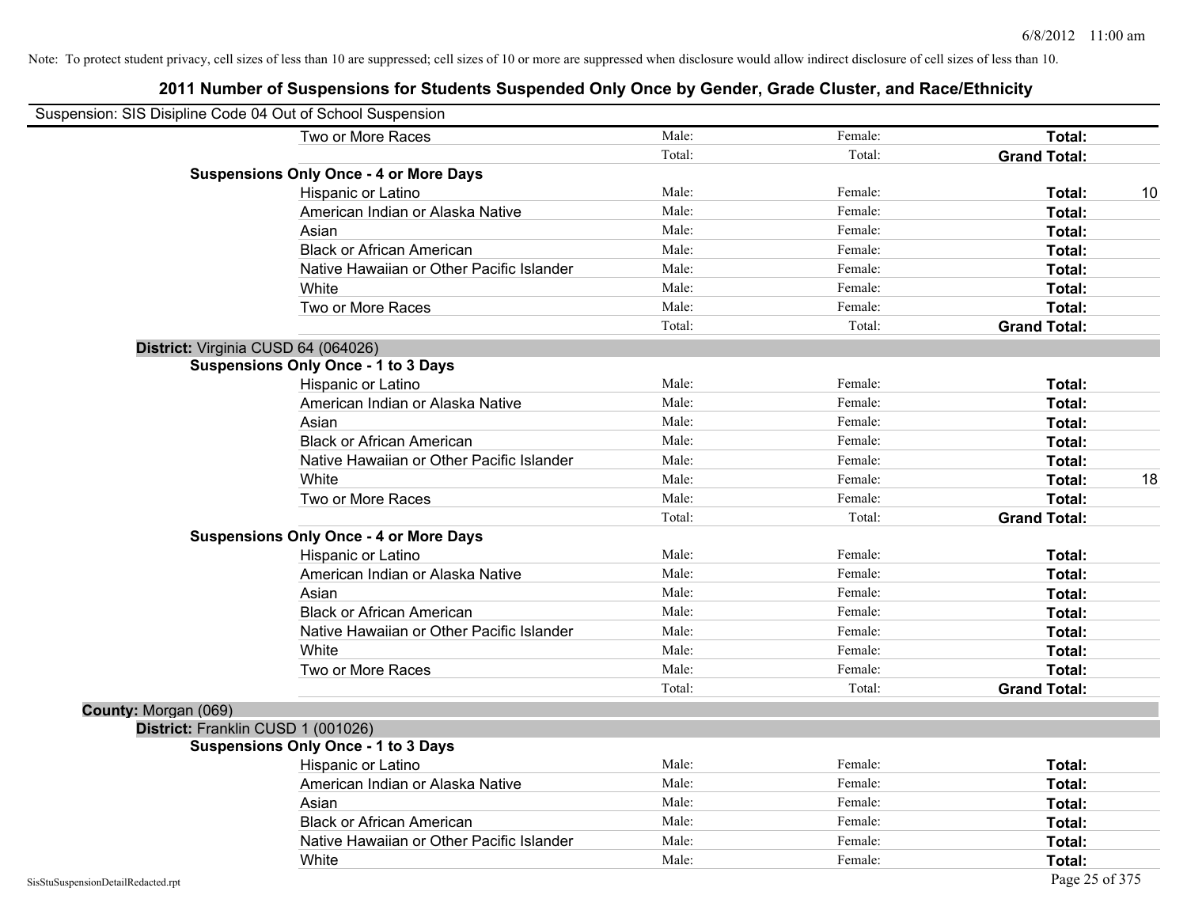Note: To protect student privacy, cell sizes of less than 10 are suppressed; cell sizes of 10 or more are suppressed when disclosure would allow indirect disclosure of cell sizes of less than 10.

# 2011 Number of Suspensions for Students Suspended Only Once by Gender, Grade Cluster, and Race/Ethnicity

Suspension: SIS Disipline Code 04 Out of School Suspension

| | | | | |
|---|---|---|---|---|
| Two or More Races | Male: | Female: | **Total:** | |
| | Total: | Total: | **Grand Total:** | |
| **Suspensions Only Once - 4 or More Days** | | | | |
| Hispanic or Latino | Male: | Female: | **Total:** | 10 |
| American Indian or Alaska Native | Male: | Female: | **Total:** | |
| Asian | Male: | Female: | **Total:** | |
| Black or African American | Male: | Female: | **Total:** | |
| Native Hawaiian or Other Pacific Islander | Male: | Female: | **Total:** | |
| White | Male: | Female: | **Total:** | |
| Two or More Races | Male: | Female: | **Total:** | |
| | Total: | Total: | **Grand Total:** | |
| **District:** Virginia CUSD 64 (064026) | | | | |
| **Suspensions Only Once - 1 to 3 Days** | | | | |
| Hispanic or Latino | Male: | Female: | **Total:** | |
| American Indian or Alaska Native | Male: | Female: | **Total:** | |
| Asian | Male: | Female: | **Total:** | |
| Black or African American | Male: | Female: | **Total:** | |
| Native Hawaiian or Other Pacific Islander | Male: | Female: | **Total:** | |
| White | Male: | Female: | **Total:** | 18 |
| Two or More Races | Male: | Female: | **Total:** | |
| | Total: | Total: | **Grand Total:** | |
| **Suspensions Only Once - 4 or More Days** | | | | |
| Hispanic or Latino | Male: | Female: | **Total:** | |
| American Indian or Alaska Native | Male: | Female: | **Total:** | |
| Asian | Male: | Female: | **Total:** | |
| Black or African American | Male: | Female: | **Total:** | |
| Native Hawaiian or Other Pacific Islander | Male: | Female: | **Total:** | |
| White | Male: | Female: | **Total:** | |
| Two or More Races | Male: | Female: | **Total:** | |
| | Total: | Total: | **Grand Total:** | |
| **County:** Morgan (069) | | | | |
| **District:** Franklin CUSD 1 (001026) | | | | |
| **Suspensions Only Once - 1 to 3 Days** | | | | |
| Hispanic or Latino | Male: | Female: | **Total:** | |
| American Indian or Alaska Native | Male: | Female: | **Total:** | |
| Asian | Male: | Female: | **Total:** | |
| Black or African American | Male: | Female: | **Total:** | |
| Native Hawaiian or Other Pacific Islander | Male: | Female: | **Total:** | |
| White | Male: | Female: | **Total:** | |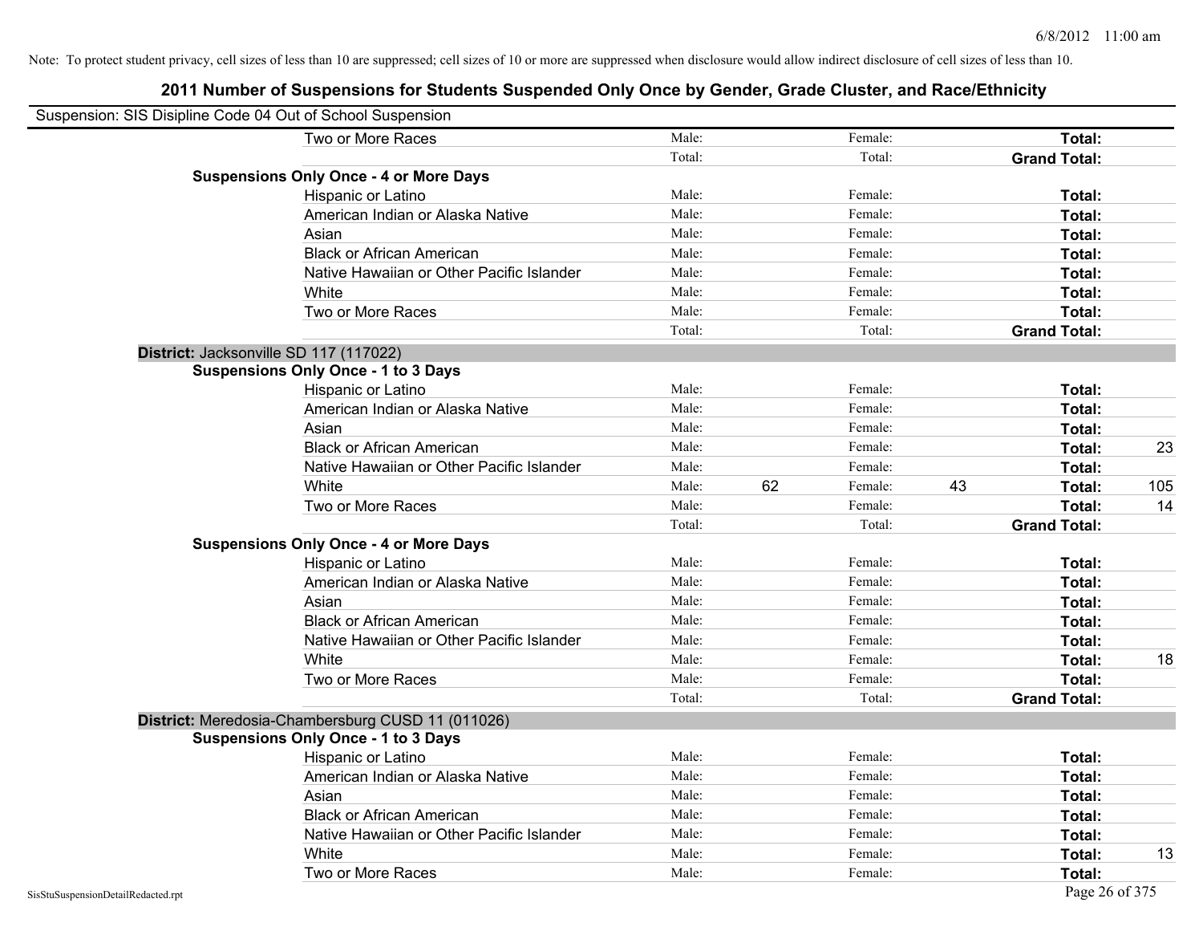Note: To protect student privacy, cell sizes of less than 10 are suppressed; cell sizes of 10 or more are suppressed when disclosure would allow indirect disclosure of cell sizes of less than 10.

# 2011 Number of Suspensions for Students Suspended Only Once by Gender, Grade Cluster, and Race/Ethnicity

Suspension: SIS Disipline Code 04 Out of School Suspension

| | | | | | | |
|---|---|---|---|---|---|---|
| Two or More Races | Male: | | Female: | | **Total:** | |
| | Total: | | Total: | | **Grand Total:** | |
| **Suspensions Only Once - 4 or More Days** | | | | | | |
| Hispanic or Latino | Male: | | Female: | | **Total:** | |
| American Indian or Alaska Native | Male: | | Female: | | **Total:** | |
| Asian | Male: | | Female: | | **Total:** | |
| Black or African American | Male: | | Female: | | **Total:** | |
| Native Hawaiian or Other Pacific Islander | Male: | | Female: | | **Total:** | |
| White | Male: | | Female: | | **Total:** | |
| Two or More Races | Male: | | Female: | | **Total:** | |
| | Total: | | Total: | | **Grand Total:** | |
| **District:** Jacksonville SD 117 (117022) | | | | | | |
| **Suspensions Only Once - 1 to 3 Days** | | | | | | |
| Hispanic or Latino | Male: | | Female: | | **Total:** | |
| American Indian or Alaska Native | Male: | | Female: | | **Total:** | |
| Asian | Male: | | Female: | | **Total:** | |
| Black or African American | Male: | | Female: | | **Total:** | 23 |
| Native Hawaiian or Other Pacific Islander | Male: | | Female: | | **Total:** | |
| White | Male: | 62 | Female: | 43 | **Total:** | 105 |
| Two or More Races | Male: | | Female: | | **Total:** | 14 |
| | Total: | | Total: | | **Grand Total:** | |
| **Suspensions Only Once - 4 or More Days** | | | | | | |
| Hispanic or Latino | Male: | | Female: | | **Total:** | |
| American Indian or Alaska Native | Male: | | Female: | | **Total:** | |
| Asian | Male: | | Female: | | **Total:** | |
| Black or African American | Male: | | Female: | | **Total:** | |
| Native Hawaiian or Other Pacific Islander | Male: | | Female: | | **Total:** | |
| White | Male: | | Female: | | **Total:** | 18 |
| Two or More Races | Male: | | Female: | | **Total:** | |
| | Total: | | Total: | | **Grand Total:** | |
| **District:** Meredosia-Chambersburg CUSD 11 (011026) | | | | | | |
| **Suspensions Only Once - 1 to 3 Days** | | | | | | |
| Hispanic or Latino | Male: | | Female: | | **Total:** | |
| American Indian or Alaska Native | Male: | | Female: | | **Total:** | |
| Asian | Male: | | Female: | | **Total:** | |
| Black or African American | Male: | | Female: | | **Total:** | |
| Native Hawaiian or Other Pacific Islander | Male: | | Female: | | **Total:** | |
| White | Male: | | Female: | | **Total:** | 13 |
| Two or More Races | Male: | | Female: | | **Total:** | |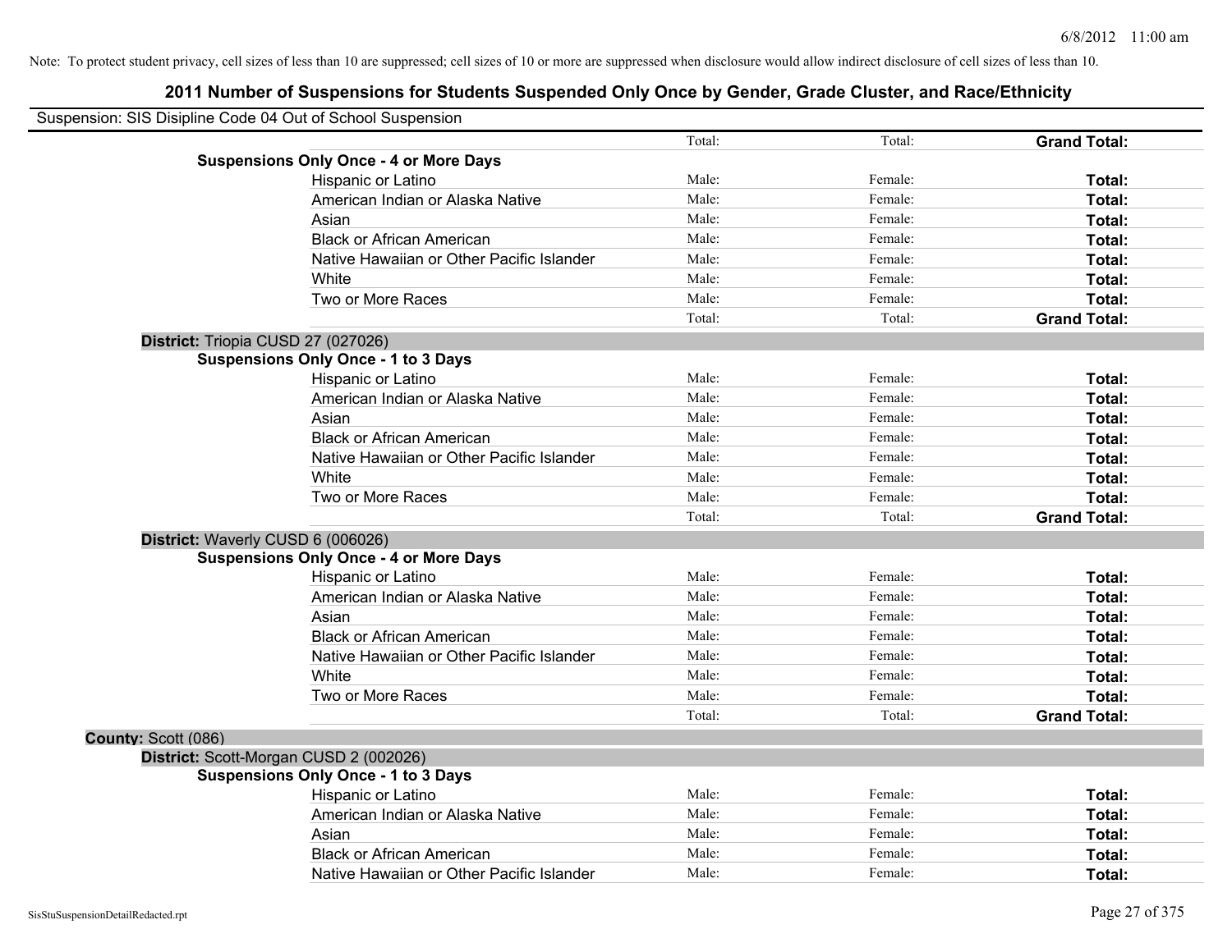Note: To protect student privacy, cell sizes of less than 10 are suppressed; cell sizes of 10 or more are suppressed when disclosure would allow indirect disclosure of cell sizes of less than 10.

# 2011 Number of Suspensions for Students Suspended Only Once by Gender, Grade Cluster, and Race/Ethnicity

Suspension: SIS Disipline Code 04 Out of School Suspension

| | | | |
|---|---|---|---|
| | Total: | Total: | **Grand Total:** |
| **Suspensions Only Once - 4 or More Days** | | | |
| Hispanic or Latino | Male: | Female: | **Total:** |
| American Indian or Alaska Native | Male: | Female: | **Total:** |
| Asian | Male: | Female: | **Total:** |
| Black or African American | Male: | Female: | **Total:** |
| Native Hawaiian or Other Pacific Islander | Male: | Female: | **Total:** |
| White | Male: | Female: | **Total:** |
| Two or More Races | Male: | Female: | **Total:** |
| | Total: | Total: | **Grand Total:** |
| **District:** Triopia CUSD 27 (027026) | | | |
| **Suspensions Only Once - 1 to 3 Days** | | | |
| Hispanic or Latino | Male: | Female: | **Total:** |
| American Indian or Alaska Native | Male: | Female: | **Total:** |
| Asian | Male: | Female: | **Total:** |
| Black or African American | Male: | Female: | **Total:** |
| Native Hawaiian or Other Pacific Islander | Male: | Female: | **Total:** |
| White | Male: | Female: | **Total:** |
| Two or More Races | Male: | Female: | **Total:** |
| | Total: | Total: | **Grand Total:** |
| **District:** Waverly CUSD 6 (006026) | | | |
| **Suspensions Only Once - 4 or More Days** | | | |
| Hispanic or Latino | Male: | Female: | **Total:** |
| American Indian or Alaska Native | Male: | Female: | **Total:** |
| Asian | Male: | Female: | **Total:** |
| Black or African American | Male: | Female: | **Total:** |
| Native Hawaiian or Other Pacific Islander | Male: | Female: | **Total:** |
| White | Male: | Female: | **Total:** |
| Two or More Races | Male: | Female: | **Total:** |
| | Total: | Total: | **Grand Total:** |
| **County:** Scott (086) | | | |
| **District:** Scott-Morgan CUSD 2 (002026) | | | |
| **Suspensions Only Once - 1 to 3 Days** | | | |
| Hispanic or Latino | Male: | Female: | **Total:** |
| American Indian or Alaska Native | Male: | Female: | **Total:** |
| Asian | Male: | Female: | **Total:** |
| Black or African American | Male: | Female: | **Total:** |
| Native Hawaiian or Other Pacific Islander | Male: | Female: | **Total:** |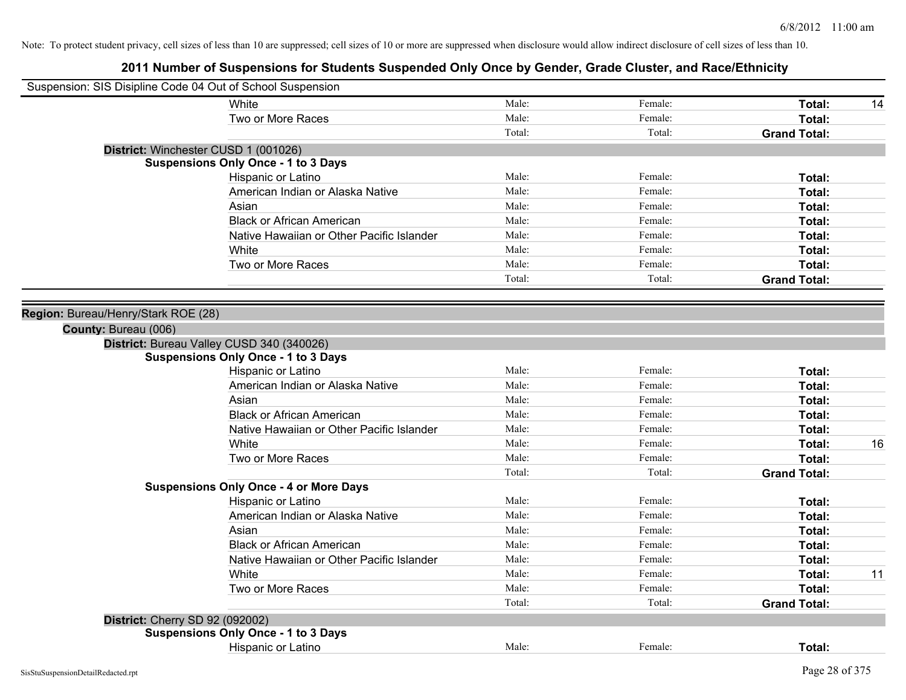Note: To protect student privacy, cell sizes of less than 10 are suppressed; cell sizes of 10 or more are suppressed when disclosure would allow indirect disclosure of cell sizes of less than 10.

# 2011 Number of Suspensions for Students Suspended Only Once by Gender, Grade Cluster, and Race/Ethnicity

Suspension: SIS Disipline Code 04 Out of School Suspension

| | Male | Female | Total | |
|---|---|---|---|---|
| White | Male: | Female: | Total: | 14 |
| Two or More Races | Male: | Female: | Total: | |
| | Total: | Total: | Grand Total: | |

**District:** Winchester CUSD 1 (001026)

**Suspensions Only Once - 1 to 3 Days**

| | Male | Female | Total | |
|---|---|---|---|---|
| Hispanic or Latino | Male: | Female: | Total: | |
| American Indian or Alaska Native | Male: | Female: | Total: | |
| Asian | Male: | Female: | Total: | |
| Black or African American | Male: | Female: | Total: | |
| Native Hawaiian or Other Pacific Islander | Male: | Female: | Total: | |
| White | Male: | Female: | Total: | |
| Two or More Races | Male: | Female: | Total: | |
| | Total: | Total: | Grand Total: | |

**Region:** Bureau/Henry/Stark ROE (28)

**County:** Bureau (006)

**District:** Bureau Valley CUSD 340 (340026)

**Suspensions Only Once - 1 to 3 Days**

| | Male | Female | Total | |
|---|---|---|---|---|
| Hispanic or Latino | Male: | Female: | Total: | |
| American Indian or Alaska Native | Male: | Female: | Total: | |
| Asian | Male: | Female: | Total: | |
| Black or African American | Male: | Female: | Total: | |
| Native Hawaiian or Other Pacific Islander | Male: | Female: | Total: | |
| White | Male: | Female: | Total: | 16 |
| Two or More Races | Male: | Female: | Total: | |
| | Total: | Total: | Grand Total: | |

**Suspensions Only Once - 4 or More Days**

| | Male | Female | Total | |
|---|---|---|---|---|
| Hispanic or Latino | Male: | Female: | Total: | |
| American Indian or Alaska Native | Male: | Female: | Total: | |
| Asian | Male: | Female: | Total: | |
| Black or African American | Male: | Female: | Total: | |
| Native Hawaiian or Other Pacific Islander | Male: | Female: | Total: | |
| White | Male: | Female: | Total: | 11 |
| Two or More Races | Male: | Female: | Total: | |
| | Total: | Total: | Grand Total: | |

**District:** Cherry SD 92 (092002)

**Suspensions Only Once - 1 to 3 Days**

| | Male | Female | Total | |
|---|---|---|---|---|
| Hispanic or Latino | Male: | Female: | Total: | |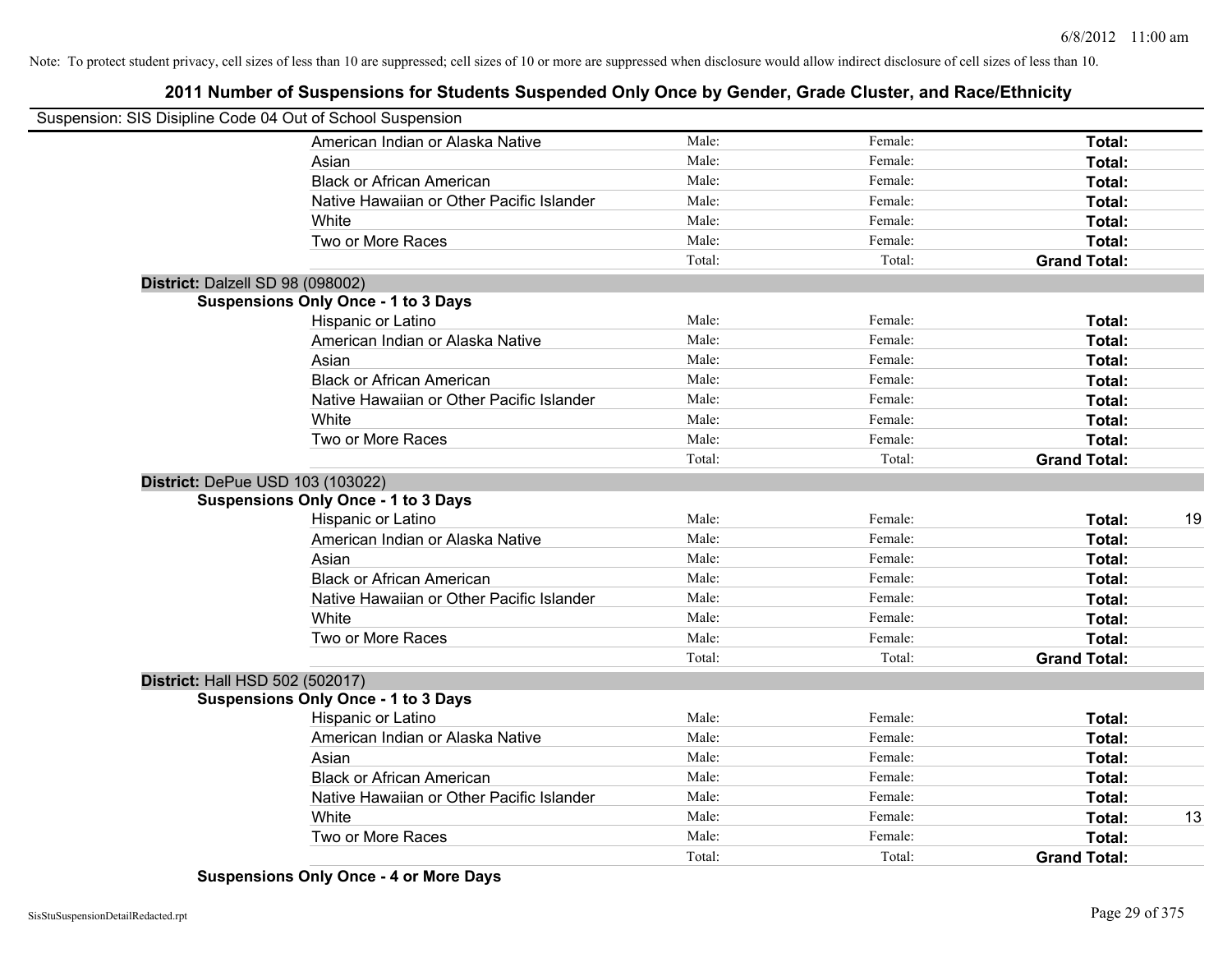Note: To protect student privacy, cell sizes of less than 10 are suppressed; cell sizes of 10 or more are suppressed when disclosure would allow indirect disclosure of cell sizes of less than 10.

# 2011 Number of Suspensions for Students Suspended Only Once by Gender, Grade Cluster, and Race/Ethnicity

Suspension: SIS Disipline Code 04 Out of School Suspension

| | Male | Female | Total |
|---|---|---|---|
| American Indian or Alaska Native | Male: | Female: | Total: |
| Asian | Male: | Female: | Total: |
| Black or African American | Male: | Female: | Total: |
| Native Hawaiian or Other Pacific Islander | Male: | Female: | Total: |
| White | Male: | Female: | Total: |
| Two or More Races | Male: | Female: | Total: |
| | Total: | Total: | Grand Total: |

**District:** Dalzell SD 98 (098002)

**Suspensions Only Once - 1 to 3 Days**

| | Male | Female | Total |
|---|---|---|---|
| Hispanic or Latino | Male: | Female: | Total: |
| American Indian or Alaska Native | Male: | Female: | Total: |
| Asian | Male: | Female: | Total: |
| Black or African American | Male: | Female: | Total: |
| Native Hawaiian or Other Pacific Islander | Male: | Female: | Total: |
| White | Male: | Female: | Total: |
| Two or More Races | Male: | Female: | Total: |
| | Total: | Total: | Grand Total: |

**District:** DePue USD 103 (103022)

**Suspensions Only Once - 1 to 3 Days**

| | Male | Female | Total |
|---|---|---|---|
| Hispanic or Latino | Male: | Female: | Total: 19 |
| American Indian or Alaska Native | Male: | Female: | Total: |
| Asian | Male: | Female: | Total: |
| Black or African American | Male: | Female: | Total: |
| Native Hawaiian or Other Pacific Islander | Male: | Female: | Total: |
| White | Male: | Female: | Total: |
| Two or More Races | Male: | Female: | Total: |
| | Total: | Total: | Grand Total: |

**District:** Hall HSD 502 (502017)

**Suspensions Only Once - 1 to 3 Days**

| | Male | Female | Total |
|---|---|---|---|
| Hispanic or Latino | Male: | Female: | Total: |
| American Indian or Alaska Native | Male: | Female: | Total: |
| Asian | Male: | Female: | Total: |
| Black or African American | Male: | Female: | Total: |
| Native Hawaiian or Other Pacific Islander | Male: | Female: | Total: |
| White | Male: | Female: | Total: 13 |
| Two or More Races | Male: | Female: | Total: |
| | Total: | Total: | Grand Total: |

**Suspensions Only Once - 4 or More Days**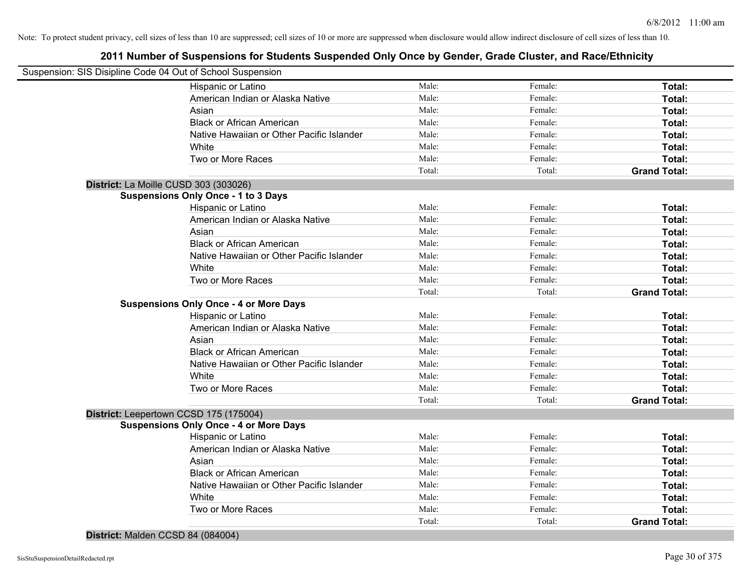Note: To protect student privacy, cell sizes of less than 10 are suppressed; cell sizes of 10 or more are suppressed when disclosure would allow indirect disclosure of cell sizes of less than 10.

## 2011 Number of Suspensions for Students Suspended Only Once by Gender, Grade Cluster, and Race/Ethnicity

Suspension: SIS Disipline Code 04 Out of School Suspension

| | | | |
|---|---|---|---|
| Hispanic or Latino | Male: | Female: | **Total:** |
| American Indian or Alaska Native | Male: | Female: | **Total:** |
| Asian | Male: | Female: | **Total:** |
| Black or African American | Male: | Female: | **Total:** |
| Native Hawaiian or Other Pacific Islander | Male: | Female: | **Total:** |
| White | Male: | Female: | **Total:** |
| Two or More Races | Male: | Female: | **Total:** |
| | Total: | Total: | **Grand Total:** |

**District:** La Moille CUSD 303 (303026)

**Suspensions Only Once - 1 to 3 Days**

| | | | |
|---|---|---|---|
| Hispanic or Latino | Male: | Female: | **Total:** |
| American Indian or Alaska Native | Male: | Female: | **Total:** |
| Asian | Male: | Female: | **Total:** |
| Black or African American | Male: | Female: | **Total:** |
| Native Hawaiian or Other Pacific Islander | Male: | Female: | **Total:** |
| White | Male: | Female: | **Total:** |
| Two or More Races | Male: | Female: | **Total:** |
| | Total: | Total: | **Grand Total:** |

**Suspensions Only Once - 4 or More Days**

| | | | |
|---|---|---|---|
| Hispanic or Latino | Male: | Female: | **Total:** |
| American Indian or Alaska Native | Male: | Female: | **Total:** |
| Asian | Male: | Female: | **Total:** |
| Black or African American | Male: | Female: | **Total:** |
| Native Hawaiian or Other Pacific Islander | Male: | Female: | **Total:** |
| White | Male: | Female: | **Total:** |
| Two or More Races | Male: | Female: | **Total:** |
| | Total: | Total: | **Grand Total:** |

**District:** Leepertown CCSD 175 (175004)

**Suspensions Only Once - 4 or More Days**

| | | | |
|---|---|---|---|
| Hispanic or Latino | Male: | Female: | **Total:** |
| American Indian or Alaska Native | Male: | Female: | **Total:** |
| Asian | Male: | Female: | **Total:** |
| Black or African American | Male: | Female: | **Total:** |
| Native Hawaiian or Other Pacific Islander | Male: | Female: | **Total:** |
| White | Male: | Female: | **Total:** |
| Two or More Races | Male: | Female: | **Total:** |
| | Total: | Total: | **Grand Total:** |

**District:** Malden CCSD 84 (084004)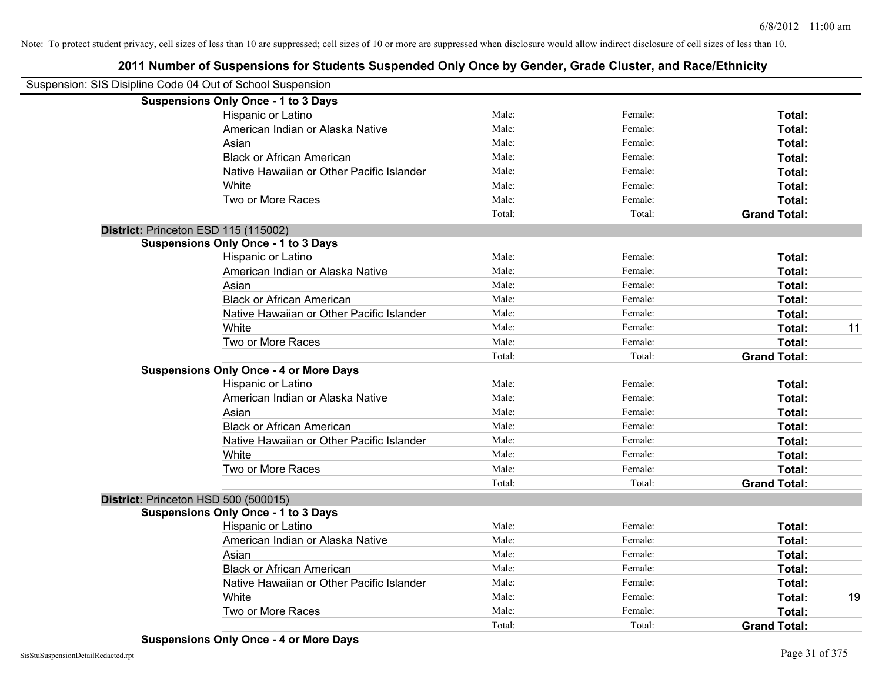Note: To protect student privacy, cell sizes of less than 10 are suppressed; cell sizes of 10 or more are suppressed when disclosure would allow indirect disclosure of cell sizes of less than 10.

# 2011 Number of Suspensions for Students Suspended Only Once by Gender, Grade Cluster, and Race/Ethnicity

Suspension: SIS Disipline Code 04 Out of School Suspension

| | | | | |
|---|---|---|---|---|
| **Suspensions Only Once - 1 to 3 Days** | | | | |
| Hispanic or Latino | Male: | Female: | **Total:** | |
| American Indian or Alaska Native | Male: | Female: | **Total:** | |
| Asian | Male: | Female: | **Total:** | |
| Black or African American | Male: | Female: | **Total:** | |
| Native Hawaiian or Other Pacific Islander | Male: | Female: | **Total:** | |
| White | Male: | Female: | **Total:** | |
| Two or More Races | Male: | Female: | **Total:** | |
| | Total: | Total: | **Grand Total:** | |
| **District:** Princeton ESD 115 (115002) | | | | |
| **Suspensions Only Once - 1 to 3 Days** | | | | |
| Hispanic or Latino | Male: | Female: | **Total:** | |
| American Indian or Alaska Native | Male: | Female: | **Total:** | |
| Asian | Male: | Female: | **Total:** | |
| Black or African American | Male: | Female: | **Total:** | |
| Native Hawaiian or Other Pacific Islander | Male: | Female: | **Total:** | |
| White | Male: | Female: | **Total:** | 11 |
| Two or More Races | Male: | Female: | **Total:** | |
| | Total: | Total: | **Grand Total:** | |
| **Suspensions Only Once - 4 or More Days** | | | | |
| Hispanic or Latino | Male: | Female: | **Total:** | |
| American Indian or Alaska Native | Male: | Female: | **Total:** | |
| Asian | Male: | Female: | **Total:** | |
| Black or African American | Male: | Female: | **Total:** | |
| Native Hawaiian or Other Pacific Islander | Male: | Female: | **Total:** | |
| White | Male: | Female: | **Total:** | |
| Two or More Races | Male: | Female: | **Total:** | |
| | Total: | Total: | **Grand Total:** | |
| **District:** Princeton HSD 500 (500015) | | | | |
| **Suspensions Only Once - 1 to 3 Days** | | | | |
| Hispanic or Latino | Male: | Female: | **Total:** | |
| American Indian or Alaska Native | Male: | Female: | **Total:** | |
| Asian | Male: | Female: | **Total:** | |
| Black or African American | Male: | Female: | **Total:** | |
| Native Hawaiian or Other Pacific Islander | Male: | Female: | **Total:** | |
| White | Male: | Female: | **Total:** | 19 |
| Two or More Races | Male: | Female: | **Total:** | |
| | Total: | Total: | **Grand Total:** | |
| **Suspensions Only Once - 4 or More Days** | | | | |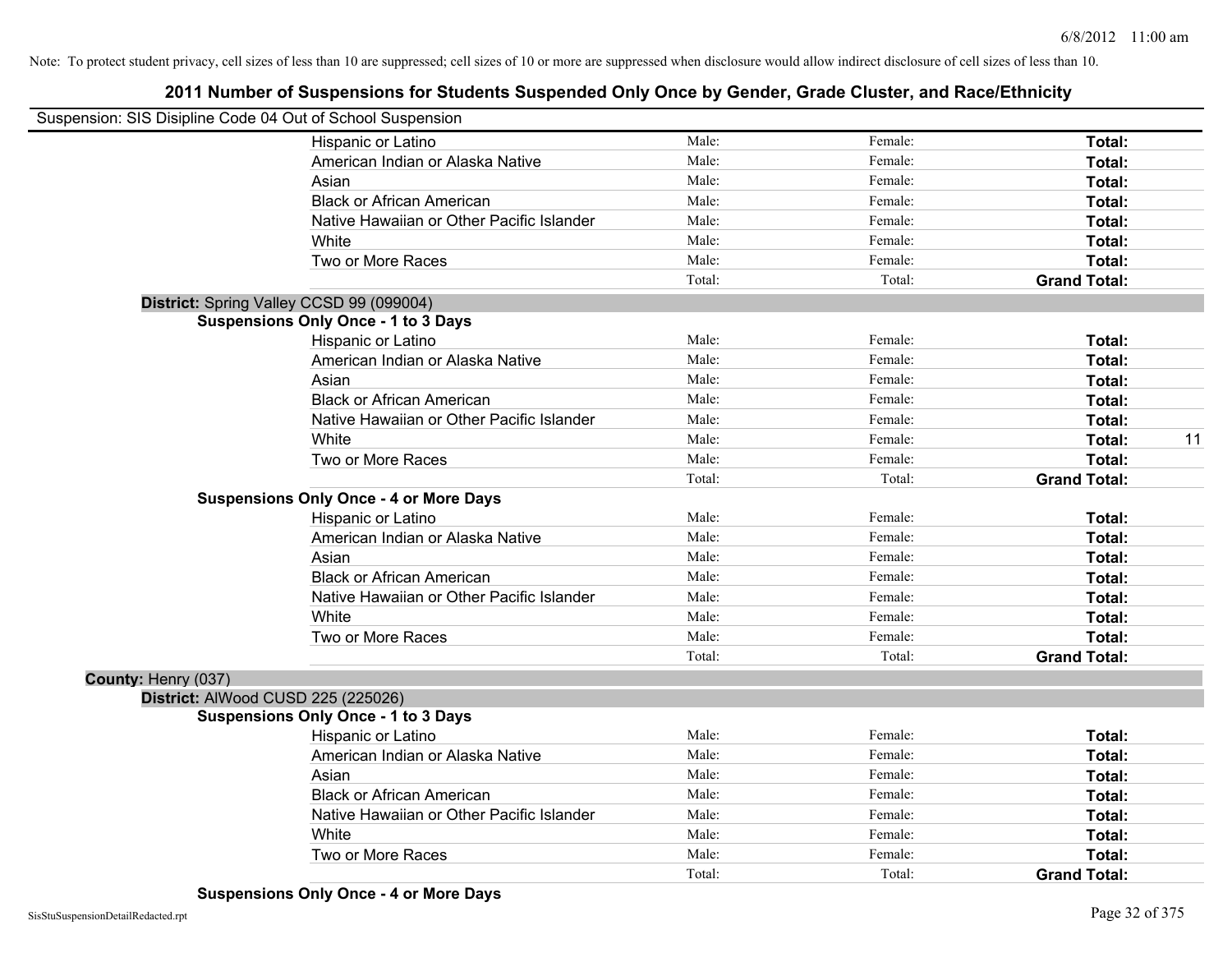Note: To protect student privacy, cell sizes of less than 10 are suppressed; cell sizes of 10 or more are suppressed when disclosure would allow indirect disclosure of cell sizes of less than 10.

# 2011 Number of Suspensions for Students Suspended Only Once by Gender, Grade Cluster, and Race/Ethnicity

Suspension: SIS Disipline Code 04 Out of School Suspension

| | | | | |
|---|---|---|---|---|
| Hispanic or Latino | Male: | Female: | **Total:** | |
| American Indian or Alaska Native | Male: | Female: | **Total:** | |
| Asian | Male: | Female: | **Total:** | |
| Black or African American | Male: | Female: | **Total:** | |
| Native Hawaiian or Other Pacific Islander | Male: | Female: | **Total:** | |
| White | Male: | Female: | **Total:** | |
| Two or More Races | Male: | Female: | **Total:** | |
| | Total: | Total: | **Grand Total:** | |

**District:** Spring Valley CCSD 99 (099004)

**Suspensions Only Once - 1 to 3 Days**

| | | | | |
|---|---|---|---|---|
| Hispanic or Latino | Male: | Female: | **Total:** | |
| American Indian or Alaska Native | Male: | Female: | **Total:** | |
| Asian | Male: | Female: | **Total:** | |
| Black or African American | Male: | Female: | **Total:** | |
| Native Hawaiian or Other Pacific Islander | Male: | Female: | **Total:** | |
| White | Male: | Female: | **Total:** | 11 |
| Two or More Races | Male: | Female: | **Total:** | |
| | Total: | Total: | **Grand Total:** | |

**Suspensions Only Once - 4 or More Days**

| | | | | |
|---|---|---|---|---|
| Hispanic or Latino | Male: | Female: | **Total:** | |
| American Indian or Alaska Native | Male: | Female: | **Total:** | |
| Asian | Male: | Female: | **Total:** | |
| Black or African American | Male: | Female: | **Total:** | |
| Native Hawaiian or Other Pacific Islander | Male: | Female: | **Total:** | |
| White | Male: | Female: | **Total:** | |
| Two or More Races | Male: | Female: | **Total:** | |
| | Total: | Total: | **Grand Total:** | |

**County:** Henry (037)

**District:** AlWood CUSD 225 (225026)

**Suspensions Only Once - 1 to 3 Days**

| | | | | |
|---|---|---|---|---|
| Hispanic or Latino | Male: | Female: | **Total:** | |
| American Indian or Alaska Native | Male: | Female: | **Total:** | |
| Asian | Male: | Female: | **Total:** | |
| Black or African American | Male: | Female: | **Total:** | |
| Native Hawaiian or Other Pacific Islander | Male: | Female: | **Total:** | |
| White | Male: | Female: | **Total:** | |
| Two or More Races | Male: | Female: | **Total:** | |
| | Total: | Total: | **Grand Total:** | |

**Suspensions Only Once - 4 or More Days**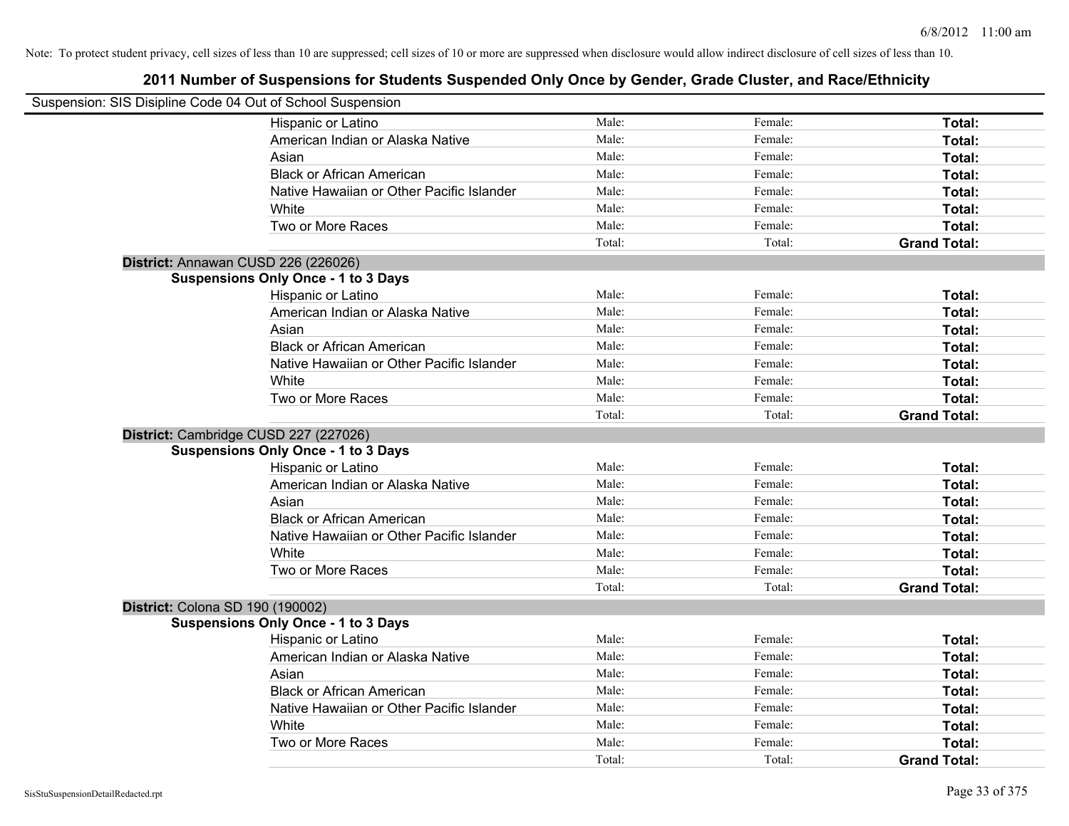Note: To protect student privacy, cell sizes of less than 10 are suppressed; cell sizes of 10 or more are suppressed when disclosure would allow indirect disclosure of cell sizes of less than 10.

## 2011 Number of Suspensions for Students Suspended Only Once by Gender, Grade Cluster, and Race/Ethnicity

Suspension: SIS Disipline Code 04 Out of School Suspension

| | | | |
|---|---|---|---|
| Hispanic or Latino | Male: | Female: | **Total:** |
| American Indian or Alaska Native | Male: | Female: | **Total:** |
| Asian | Male: | Female: | **Total:** |
| Black or African American | Male: | Female: | **Total:** |
| Native Hawaiian or Other Pacific Islander | Male: | Female: | **Total:** |
| White | Male: | Female: | **Total:** |
| Two or More Races | Male: | Female: | **Total:** |
| | Total: | Total: | **Grand Total:** |

**District:** Annawan CUSD 226 (226026)

**Suspensions Only Once - 1 to 3 Days**

| | | | |
|---|---|---|---|
| Hispanic or Latino | Male: | Female: | **Total:** |
| American Indian or Alaska Native | Male: | Female: | **Total:** |
| Asian | Male: | Female: | **Total:** |
| Black or African American | Male: | Female: | **Total:** |
| Native Hawaiian or Other Pacific Islander | Male: | Female: | **Total:** |
| White | Male: | Female: | **Total:** |
| Two or More Races | Male: | Female: | **Total:** |
| | Total: | Total: | **Grand Total:** |

**District:** Cambridge CUSD 227 (227026)

**Suspensions Only Once - 1 to 3 Days**

| | | | |
|---|---|---|---|
| Hispanic or Latino | Male: | Female: | **Total:** |
| American Indian or Alaska Native | Male: | Female: | **Total:** |
| Asian | Male: | Female: | **Total:** |
| Black or African American | Male: | Female: | **Total:** |
| Native Hawaiian or Other Pacific Islander | Male: | Female: | **Total:** |
| White | Male: | Female: | **Total:** |
| Two or More Races | Male: | Female: | **Total:** |
| | Total: | Total: | **Grand Total:** |

**District:** Colona SD 190 (190002)

**Suspensions Only Once - 1 to 3 Days**

| | | | |
|---|---|---|---|
| Hispanic or Latino | Male: | Female: | **Total:** |
| American Indian or Alaska Native | Male: | Female: | **Total:** |
| Asian | Male: | Female: | **Total:** |
| Black or African American | Male: | Female: | **Total:** |
| Native Hawaiian or Other Pacific Islander | Male: | Female: | **Total:** |
| White | Male: | Female: | **Total:** |
| Two or More Races | Male: | Female: | **Total:** |
| | Total: | Total: | **Grand Total:** |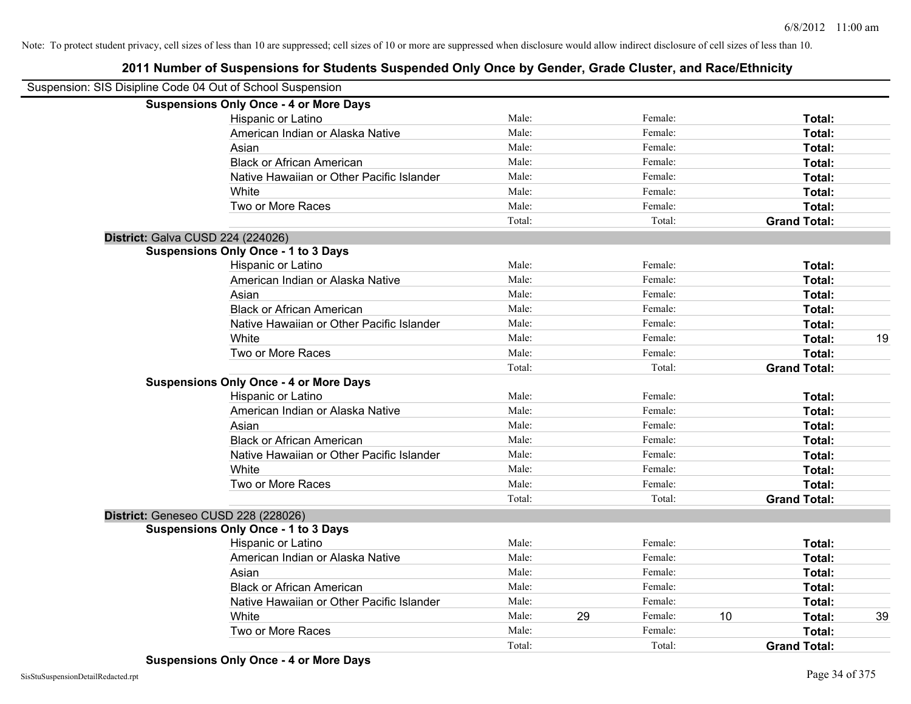Note: To protect student privacy, cell sizes of less than 10 are suppressed; cell sizes of 10 or more are suppressed when disclosure would allow indirect disclosure of cell sizes of less than 10.

# 2011 Number of Suspensions for Students Suspended Only Once by Gender, Grade Cluster, and Race/Ethnicity

Suspension: SIS Disipline Code 04 Out of School Suspension

**Suspensions Only Once - 4 or More Days**

| Race/Ethnicity | | | | | | |
|---|---|---|---|---|---|---|
| Hispanic or Latino | Male: | | Female: | | **Total:** | |
| American Indian or Alaska Native | Male: | | Female: | | **Total:** | |
| Asian | Male: | | Female: | | **Total:** | |
| Black or African American | Male: | | Female: | | **Total:** | |
| Native Hawaiian or Other Pacific Islander | Male: | | Female: | | **Total:** | |
| White | Male: | | Female: | | **Total:** | |
| Two or More Races | Male: | | Female: | | **Total:** | |
| | Total: | | Total: | | **Grand Total:** | |

**District:** Galva CUSD 224 (224026)

**Suspensions Only Once - 1 to 3 Days**

| Race/Ethnicity | | | | | | |
|---|---|---|---|---|---|---|
| Hispanic or Latino | Male: | | Female: | | **Total:** | |
| American Indian or Alaska Native | Male: | | Female: | | **Total:** | |
| Asian | Male: | | Female: | | **Total:** | |
| Black or African American | Male: | | Female: | | **Total:** | |
| Native Hawaiian or Other Pacific Islander | Male: | | Female: | | **Total:** | |
| White | Male: | | Female: | | **Total:** | 19 |
| Two or More Races | Male: | | Female: | | **Total:** | |
| | Total: | | Total: | | **Grand Total:** | |

**Suspensions Only Once - 4 or More Days**

| Race/Ethnicity | | | | | | |
|---|---|---|---|---|---|---|
| Hispanic or Latino | Male: | | Female: | | **Total:** | |
| American Indian or Alaska Native | Male: | | Female: | | **Total:** | |
| Asian | Male: | | Female: | | **Total:** | |
| Black or African American | Male: | | Female: | | **Total:** | |
| Native Hawaiian or Other Pacific Islander | Male: | | Female: | | **Total:** | |
| White | Male: | | Female: | | **Total:** | |
| Two or More Races | Male: | | Female: | | **Total:** | |
| | Total: | | Total: | | **Grand Total:** | |

**District:** Geneseo CUSD 228 (228026)

**Suspensions Only Once - 1 to 3 Days**

| Race/Ethnicity | | | | | | |
|---|---|---|---|---|---|---|
| Hispanic or Latino | Male: | | Female: | | **Total:** | |
| American Indian or Alaska Native | Male: | | Female: | | **Total:** | |
| Asian | Male: | | Female: | | **Total:** | |
| Black or African American | Male: | | Female: | | **Total:** | |
| Native Hawaiian or Other Pacific Islander | Male: | | Female: | | **Total:** | |
| White | Male: | 29 | Female: | 10 | **Total:** | 39 |
| Two or More Races | Male: | | Female: | | **Total:** | |
| | Total: | | Total: | | **Grand Total:** | |

**Suspensions Only Once - 4 or More Days**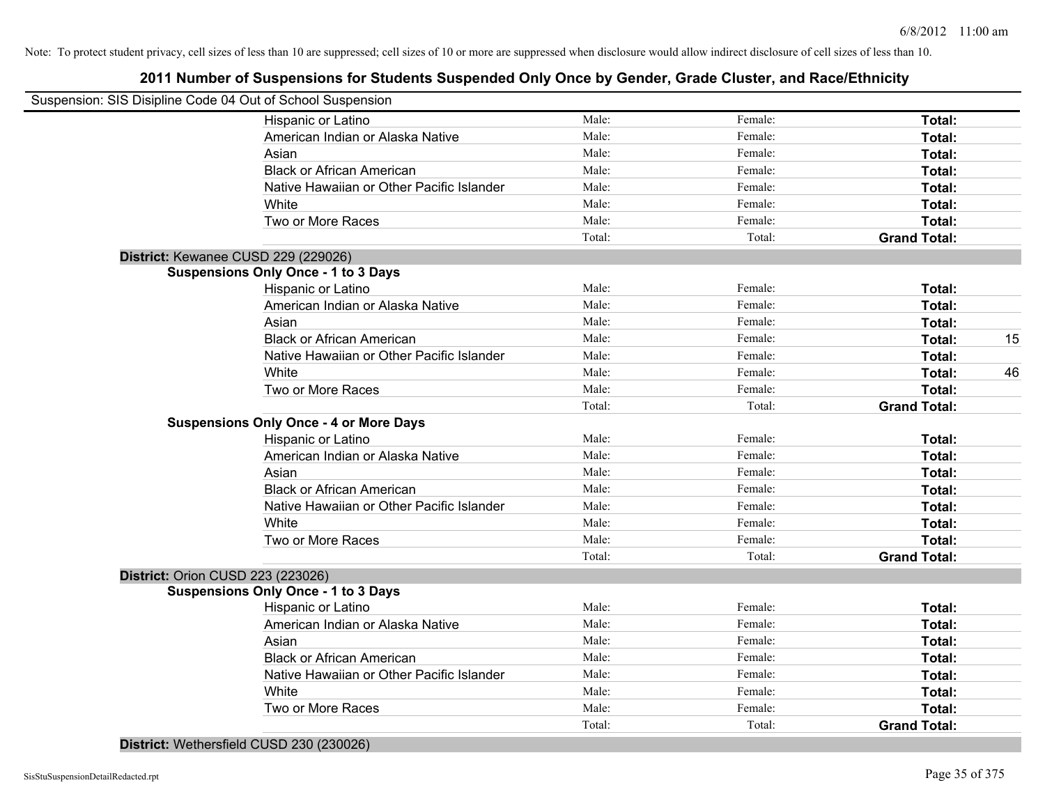Note: To protect student privacy, cell sizes of less than 10 are suppressed; cell sizes of 10 or more are suppressed when disclosure would allow indirect disclosure of cell sizes of less than 10.

## 2011 Number of Suspensions for Students Suspended Only Once by Gender, Grade Cluster, and Race/Ethnicity

Suspension: SIS Disipline Code 04 Out of School Suspension

| | | | | |
|---|---|---|---|---|
| Hispanic or Latino | Male: | Female: | **Total:** | |
| American Indian or Alaska Native | Male: | Female: | **Total:** | |
| Asian | Male: | Female: | **Total:** | |
| Black or African American | Male: | Female: | **Total:** | |
| Native Hawaiian or Other Pacific Islander | Male: | Female: | **Total:** | |
| White | Male: | Female: | **Total:** | |
| Two or More Races | Male: | Female: | **Total:** | |
| | Total: | Total: | **Grand Total:** | |

**District:** Kewanee CUSD 229 (229026)

**Suspensions Only Once - 1 to 3 Days**

| | | | | |
|---|---|---|---|---|
| Hispanic or Latino | Male: | Female: | **Total:** | |
| American Indian or Alaska Native | Male: | Female: | **Total:** | |
| Asian | Male: | Female: | **Total:** | |
| Black or African American | Male: | Female: | **Total:** | 15 |
| Native Hawaiian or Other Pacific Islander | Male: | Female: | **Total:** | |
| White | Male: | Female: | **Total:** | 46 |
| Two or More Races | Male: | Female: | **Total:** | |
| | Total: | Total: | **Grand Total:** | |

**Suspensions Only Once - 4 or More Days**

| | | | | |
|---|---|---|---|---|
| Hispanic or Latino | Male: | Female: | **Total:** | |
| American Indian or Alaska Native | Male: | Female: | **Total:** | |
| Asian | Male: | Female: | **Total:** | |
| Black or African American | Male: | Female: | **Total:** | |
| Native Hawaiian or Other Pacific Islander | Male: | Female: | **Total:** | |
| White | Male: | Female: | **Total:** | |
| Two or More Races | Male: | Female: | **Total:** | |
| | Total: | Total: | **Grand Total:** | |

**District:** Orion CUSD 223 (223026)

**Suspensions Only Once - 1 to 3 Days**

| | | | | |
|---|---|---|---|---|
| Hispanic or Latino | Male: | Female: | **Total:** | |
| American Indian or Alaska Native | Male: | Female: | **Total:** | |
| Asian | Male: | Female: | **Total:** | |
| Black or African American | Male: | Female: | **Total:** | |
| Native Hawaiian or Other Pacific Islander | Male: | Female: | **Total:** | |
| White | Male: | Female: | **Total:** | |
| Two or More Races | Male: | Female: | **Total:** | |
| | Total: | Total: | **Grand Total:** | |

**District:** Wethersfield CUSD 230 (230026)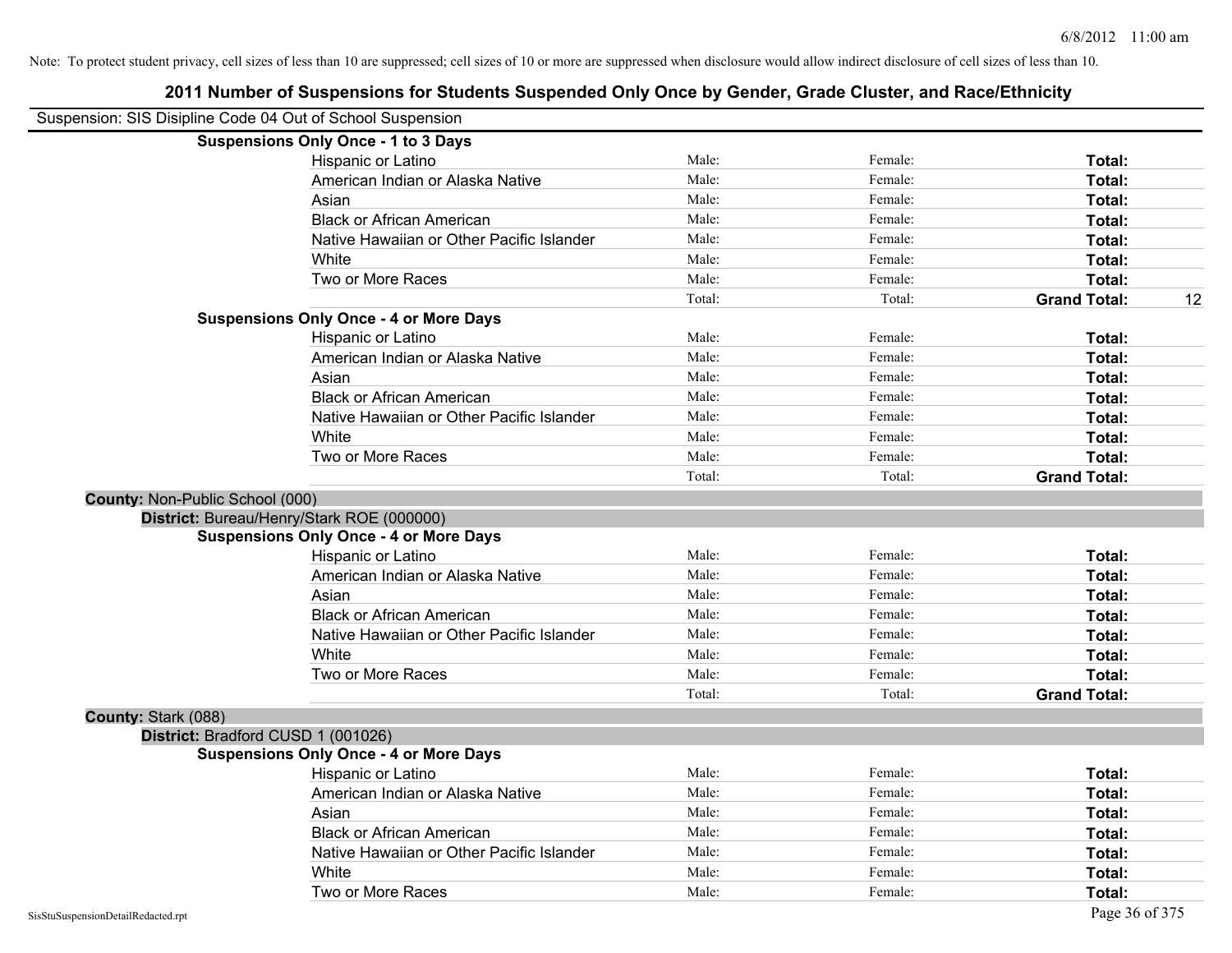Note: To protect student privacy, cell sizes of less than 10 are suppressed; cell sizes of 10 or more are suppressed when disclosure would allow indirect disclosure of cell sizes of less than 10.

# 2011 Number of Suspensions for Students Suspended Only Once by Gender, Grade Cluster, and Race/Ethnicity

Suspension: SIS Disipline Code 04 Out of School Suspension

**Suspensions Only Once - 1 to 3 Days**

| | | | | |
|---|---|---|---|---|
| Hispanic or Latino | Male: | Female: | **Total:** | |
| American Indian or Alaska Native | Male: | Female: | **Total:** | |
| Asian | Male: | Female: | **Total:** | |
| Black or African American | Male: | Female: | **Total:** | |
| Native Hawaiian or Other Pacific Islander | Male: | Female: | **Total:** | |
| White | Male: | Female: | **Total:** | |
| Two or More Races | Male: | Female: | **Total:** | |
| | Total: | Total: | **Grand Total:** | 12 |

**Suspensions Only Once - 4 or More Days**

| | | | | |
|---|---|---|---|---|
| Hispanic or Latino | Male: | Female: | **Total:** | |
| American Indian or Alaska Native | Male: | Female: | **Total:** | |
| Asian | Male: | Female: | **Total:** | |
| Black or African American | Male: | Female: | **Total:** | |
| Native Hawaiian or Other Pacific Islander | Male: | Female: | **Total:** | |
| White | Male: | Female: | **Total:** | |
| Two or More Races | Male: | Female: | **Total:** | |
| | Total: | Total: | **Grand Total:** | |

**County:** Non-Public School (000)

**District:** Bureau/Henry/Stark ROE (000000)

**Suspensions Only Once - 4 or More Days**

| | | | | |
|---|---|---|---|---|
| Hispanic or Latino | Male: | Female: | **Total:** | |
| American Indian or Alaska Native | Male: | Female: | **Total:** | |
| Asian | Male: | Female: | **Total:** | |
| Black or African American | Male: | Female: | **Total:** | |
| Native Hawaiian or Other Pacific Islander | Male: | Female: | **Total:** | |
| White | Male: | Female: | **Total:** | |
| Two or More Races | Male: | Female: | **Total:** | |
| | Total: | Total: | **Grand Total:** | |

**County:** Stark (088)

**District:** Bradford CUSD 1 (001026)

**Suspensions Only Once - 4 or More Days**

| | | | | |
|---|---|---|---|---|
| Hispanic or Latino | Male: | Female: | **Total:** | |
| American Indian or Alaska Native | Male: | Female: | **Total:** | |
| Asian | Male: | Female: | **Total:** | |
| Black or African American | Male: | Female: | **Total:** | |
| Native Hawaiian or Other Pacific Islander | Male: | Female: | **Total:** | |
| White | Male: | Female: | **Total:** | |
| Two or More Races | Male: | Female: | **Total:** | |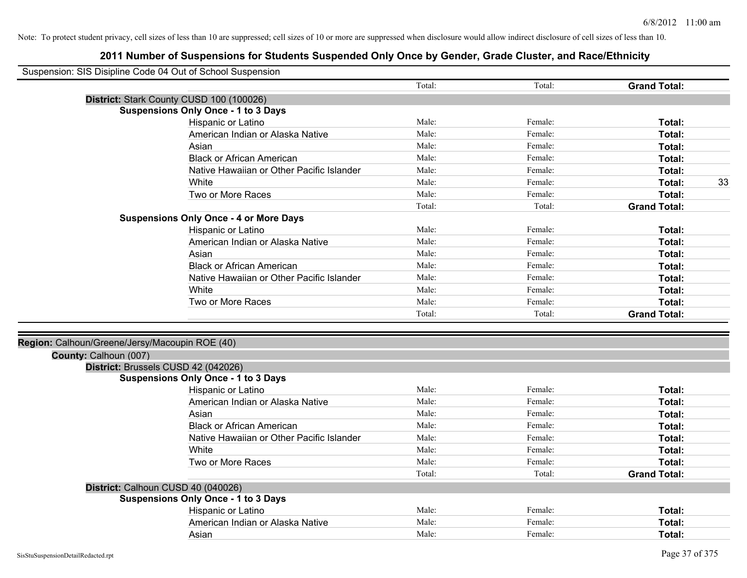Note: To protect student privacy, cell sizes of less than 10 are suppressed; cell sizes of 10 or more are suppressed when disclosure would allow indirect disclosure of cell sizes of less than 10.

# 2011 Number of Suspensions for Students Suspended Only Once by Gender, Grade Cluster, and Race/Ethnicity

Suspension: SIS Disipline Code 04 Out of School Suspension

| | | | | |
|---|---|---|---|---|
| | Total: | Total: | **Grand Total:** | |
| **District:** Stark County CUSD 100 (100026) | | | | |
| **Suspensions Only Once - 1 to 3 Days** | | | | |
| Hispanic or Latino | Male: | Female: | **Total:** | |
| American Indian or Alaska Native | Male: | Female: | **Total:** | |
| Asian | Male: | Female: | **Total:** | |
| Black or African American | Male: | Female: | **Total:** | |
| Native Hawaiian or Other Pacific Islander | Male: | Female: | **Total:** | |
| White | Male: | Female: | **Total:** | 33 |
| Two or More Races | Male: | Female: | **Total:** | |
| | Total: | Total: | **Grand Total:** | |
| **Suspensions Only Once - 4 or More Days** | | | | |
| Hispanic or Latino | Male: | Female: | **Total:** | |
| American Indian or Alaska Native | Male: | Female: | **Total:** | |
| Asian | Male: | Female: | **Total:** | |
| Black or African American | Male: | Female: | **Total:** | |
| Native Hawaiian or Other Pacific Islander | Male: | Female: | **Total:** | |
| White | Male: | Female: | **Total:** | |
| Two or More Races | Male: | Female: | **Total:** | |
| | Total: | Total: | **Grand Total:** | |

**Region:** Calhoun/Greene/Jersy/Macoupin ROE (40)

**County:** Calhoun (007)

| | | | | |
|---|---|---|---|---|
| **District:** Brussels CUSD 42 (042026) | | | | |
| **Suspensions Only Once - 1 to 3 Days** | | | | |
| Hispanic or Latino | Male: | Female: | **Total:** | |
| American Indian or Alaska Native | Male: | Female: | **Total:** | |
| Asian | Male: | Female: | **Total:** | |
| Black or African American | Male: | Female: | **Total:** | |
| Native Hawaiian or Other Pacific Islander | Male: | Female: | **Total:** | |
| White | Male: | Female: | **Total:** | |
| Two or More Races | Male: | Female: | **Total:** | |
| | Total: | Total: | **Grand Total:** | |
| **District:** Calhoun CUSD 40 (040026) | | | | |
| **Suspensions Only Once - 1 to 3 Days** | | | | |
| Hispanic or Latino | Male: | Female: | **Total:** | |
| American Indian or Alaska Native | Male: | Female: | **Total:** | |
| Asian | Male: | Female: | **Total:** | |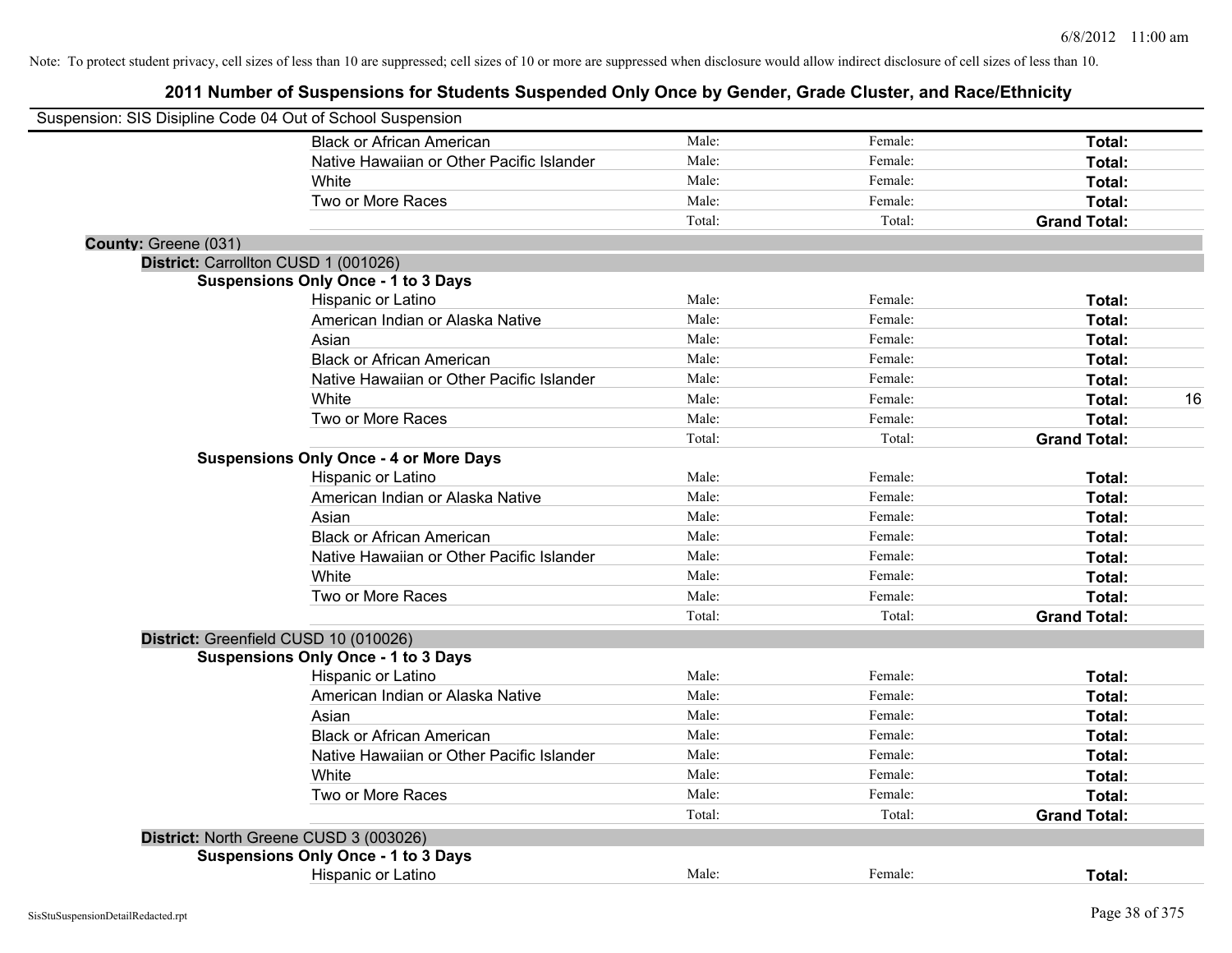Note: To protect student privacy, cell sizes of less than 10 are suppressed; cell sizes of 10 or more are suppressed when disclosure would allow indirect disclosure of cell sizes of less than 10.

# 2011 Number of Suspensions for Students Suspended Only Once by Gender, Grade Cluster, and Race/Ethnicity

Suspension: SIS Disipline Code 04 Out of School Suspension

| | | | | | |
|---|---|---|---|---|---|
| | Black or African American | Male: | Female: | **Total:** | |
| | Native Hawaiian or Other Pacific Islander | Male: | Female: | **Total:** | |
| | White | Male: | Female: | **Total:** | |
| | Two or More Races | Male: | Female: | **Total:** | |
| | | Total: | Total: | **Grand Total:** | |
| **County:** Greene (031) | | | | | |
| **District:** Carrollton CUSD 1 (001026) | | | | | |
| **Suspensions Only Once - 1 to 3 Days** | | | | | |
| | Hispanic or Latino | Male: | Female: | **Total:** | |
| | American Indian or Alaska Native | Male: | Female: | **Total:** | |
| | Asian | Male: | Female: | **Total:** | |
| | Black or African American | Male: | Female: | **Total:** | |
| | Native Hawaiian or Other Pacific Islander | Male: | Female: | **Total:** | |
| | White | Male: | Female: | **Total:** | 16 |
| | Two or More Races | Male: | Female: | **Total:** | |
| | | Total: | Total: | **Grand Total:** | |
| **Suspensions Only Once - 4 or More Days** | | | | | |
| | Hispanic or Latino | Male: | Female: | **Total:** | |
| | American Indian or Alaska Native | Male: | Female: | **Total:** | |
| | Asian | Male: | Female: | **Total:** | |
| | Black or African American | Male: | Female: | **Total:** | |
| | Native Hawaiian or Other Pacific Islander | Male: | Female: | **Total:** | |
| | White | Male: | Female: | **Total:** | |
| | Two or More Races | Male: | Female: | **Total:** | |
| | | Total: | Total: | **Grand Total:** | |
| **District:** Greenfield CUSD 10 (010026) | | | | | |
| **Suspensions Only Once - 1 to 3 Days** | | | | | |
| | Hispanic or Latino | Male: | Female: | **Total:** | |
| | American Indian or Alaska Native | Male: | Female: | **Total:** | |
| | Asian | Male: | Female: | **Total:** | |
| | Black or African American | Male: | Female: | **Total:** | |
| | Native Hawaiian or Other Pacific Islander | Male: | Female: | **Total:** | |
| | White | Male: | Female: | **Total:** | |
| | Two or More Races | Male: | Female: | **Total:** | |
| | | Total: | Total: | **Grand Total:** | |
| **District:** North Greene CUSD 3 (003026) | | | | | |
| **Suspensions Only Once - 1 to 3 Days** | | | | | |
| | Hispanic or Latino | Male: | Female: | **Total:** | |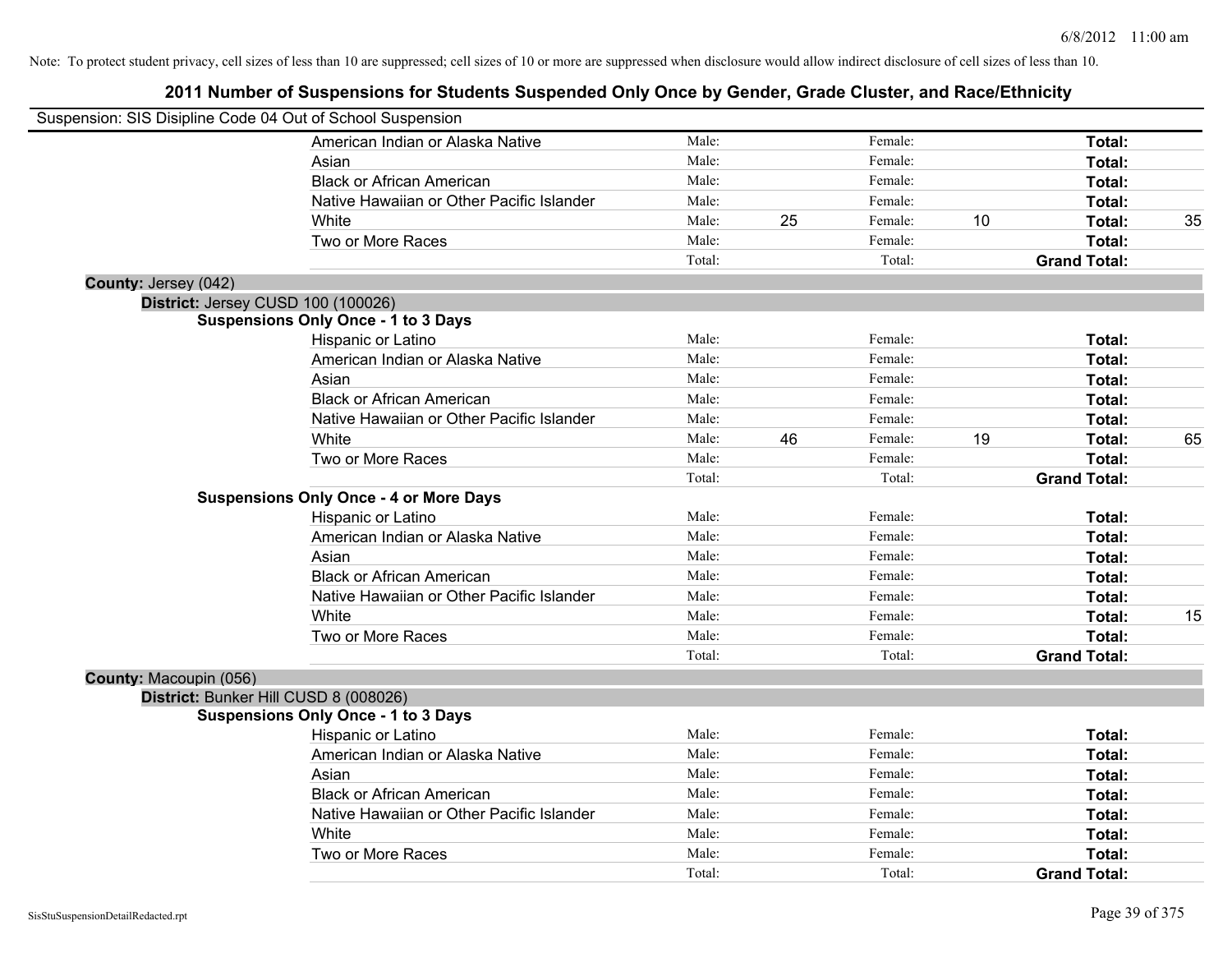Note: To protect student privacy, cell sizes of less than 10 are suppressed; cell sizes of 10 or more are suppressed when disclosure would allow indirect disclosure of cell sizes of less than 10.

## 2011 Number of Suspensions for Students Suspended Only Once by Gender, Grade Cluster, and Race/Ethnicity

Suspension: SIS Disipline Code 04 Out of School Suspension

| | Male: | | Female: | | | |
|---|---|---|---|---|---|---|
| American Indian or Alaska Native | Male: | | Female: | | **Total:** | |
| Asian | Male: | | Female: | | **Total:** | |
| Black or African American | Male: | | Female: | | **Total:** | |
| Native Hawaiian or Other Pacific Islander | Male: | | Female: | | **Total:** | |
| White | Male: | 25 | Female: | 10 | **Total:** | 35 |
| Two or More Races | Male: | | Female: | | **Total:** | |
| | Total: | | Total: | | **Grand Total:** | |

**County:** Jersey (042)

**District:** Jersey CUSD 100 (100026)

**Suspensions Only Once - 1 to 3 Days**

| | | | | | | |
|---|---|---|---|---|---|---|
| Hispanic or Latino | Male: | | Female: | | **Total:** | |
| American Indian or Alaska Native | Male: | | Female: | | **Total:** | |
| Asian | Male: | | Female: | | **Total:** | |
| Black or African American | Male: | | Female: | | **Total:** | |
| Native Hawaiian or Other Pacific Islander | Male: | | Female: | | **Total:** | |
| White | Male: | 46 | Female: | 19 | **Total:** | 65 |
| Two or More Races | Male: | | Female: | | **Total:** | |
| | Total: | | Total: | | **Grand Total:** | |

**Suspensions Only Once - 4 or More Days**

| | | | | | | |
|---|---|---|---|---|---|---|
| Hispanic or Latino | Male: | | Female: | | **Total:** | |
| American Indian or Alaska Native | Male: | | Female: | | **Total:** | |
| Asian | Male: | | Female: | | **Total:** | |
| Black or African American | Male: | | Female: | | **Total:** | |
| Native Hawaiian or Other Pacific Islander | Male: | | Female: | | **Total:** | |
| White | Male: | | Female: | | **Total:** | 15 |
| Two or More Races | Male: | | Female: | | **Total:** | |
| | Total: | | Total: | | **Grand Total:** | |

**County:** Macoupin (056)

**District:** Bunker Hill CUSD 8 (008026)

**Suspensions Only Once - 1 to 3 Days**

| | | | | | | |
|---|---|---|---|---|---|---|
| Hispanic or Latino | Male: | | Female: | | **Total:** | |
| American Indian or Alaska Native | Male: | | Female: | | **Total:** | |
| Asian | Male: | | Female: | | **Total:** | |
| Black or African American | Male: | | Female: | | **Total:** | |
| Native Hawaiian or Other Pacific Islander | Male: | | Female: | | **Total:** | |
| White | Male: | | Female: | | **Total:** | |
| Two or More Races | Male: | | Female: | | **Total:** | |
| | Total: | | Total: | | **Grand Total:** | |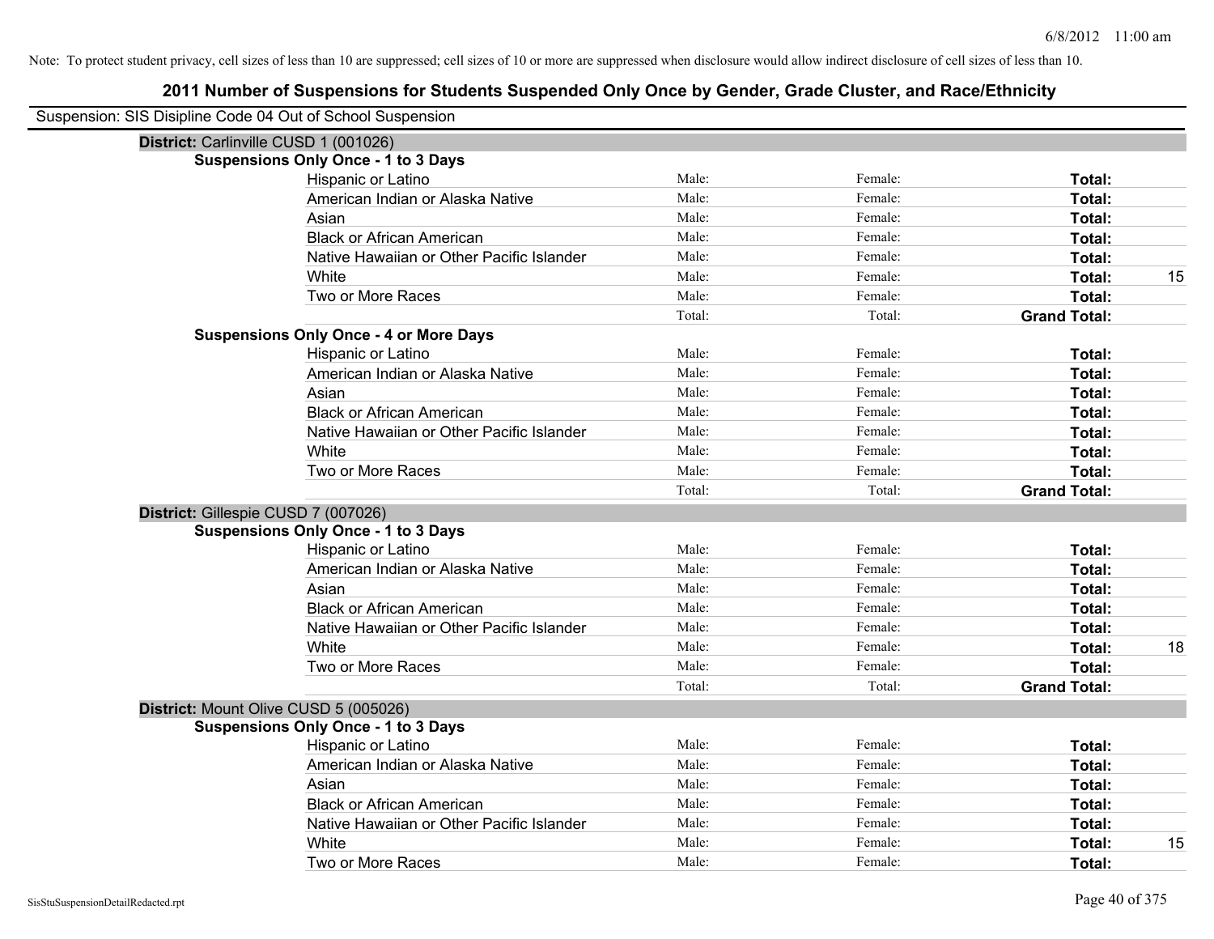Note: To protect student privacy, cell sizes of less than 10 are suppressed; cell sizes of 10 or more are suppressed when disclosure would allow indirect disclosure of cell sizes of less than 10.

# 2011 Number of Suspensions for Students Suspended Only Once by Gender, Grade Cluster, and Race/Ethnicity

Suspension: SIS Disipline Code 04 Out of School Suspension

## District: Carlinville CUSD 1 (001026)

### Suspensions Only Once - 1 to 3 Days

| | | | | |
|---|---|---|---|---|
| Hispanic or Latino | Male: | Female: | **Total:** | |
| American Indian or Alaska Native | Male: | Female: | **Total:** | |
| Asian | Male: | Female: | **Total:** | |
| Black or African American | Male: | Female: | **Total:** | |
| Native Hawaiian or Other Pacific Islander | Male: | Female: | **Total:** | |
| White | Male: | Female: | **Total:** | 15 |
| Two or More Races | Male: | Female: | **Total:** | |
| | Total: | Total: | **Grand Total:** | |

### Suspensions Only Once - 4 or More Days

| | | | | |
|---|---|---|---|---|
| Hispanic or Latino | Male: | Female: | **Total:** | |
| American Indian or Alaska Native | Male: | Female: | **Total:** | |
| Asian | Male: | Female: | **Total:** | |
| Black or African American | Male: | Female: | **Total:** | |
| Native Hawaiian or Other Pacific Islander | Male: | Female: | **Total:** | |
| White | Male: | Female: | **Total:** | |
| Two or More Races | Male: | Female: | **Total:** | |
| | Total: | Total: | **Grand Total:** | |

## District: Gillespie CUSD 7 (007026)

### Suspensions Only Once - 1 to 3 Days

| | | | | |
|---|---|---|---|---|
| Hispanic or Latino | Male: | Female: | **Total:** | |
| American Indian or Alaska Native | Male: | Female: | **Total:** | |
| Asian | Male: | Female: | **Total:** | |
| Black or African American | Male: | Female: | **Total:** | |
| Native Hawaiian or Other Pacific Islander | Male: | Female: | **Total:** | |
| White | Male: | Female: | **Total:** | 18 |
| Two or More Races | Male: | Female: | **Total:** | |
| | Total: | Total: | **Grand Total:** | |

## District: Mount Olive CUSD 5 (005026)

### Suspensions Only Once - 1 to 3 Days

| | | | | |
|---|---|---|---|---|
| Hispanic or Latino | Male: | Female: | **Total:** | |
| American Indian or Alaska Native | Male: | Female: | **Total:** | |
| Asian | Male: | Female: | **Total:** | |
| Black or African American | Male: | Female: | **Total:** | |
| Native Hawaiian or Other Pacific Islander | Male: | Female: | **Total:** | |
| White | Male: | Female: | **Total:** | 15 |
| Two or More Races | Male: | Female: | **Total:** | |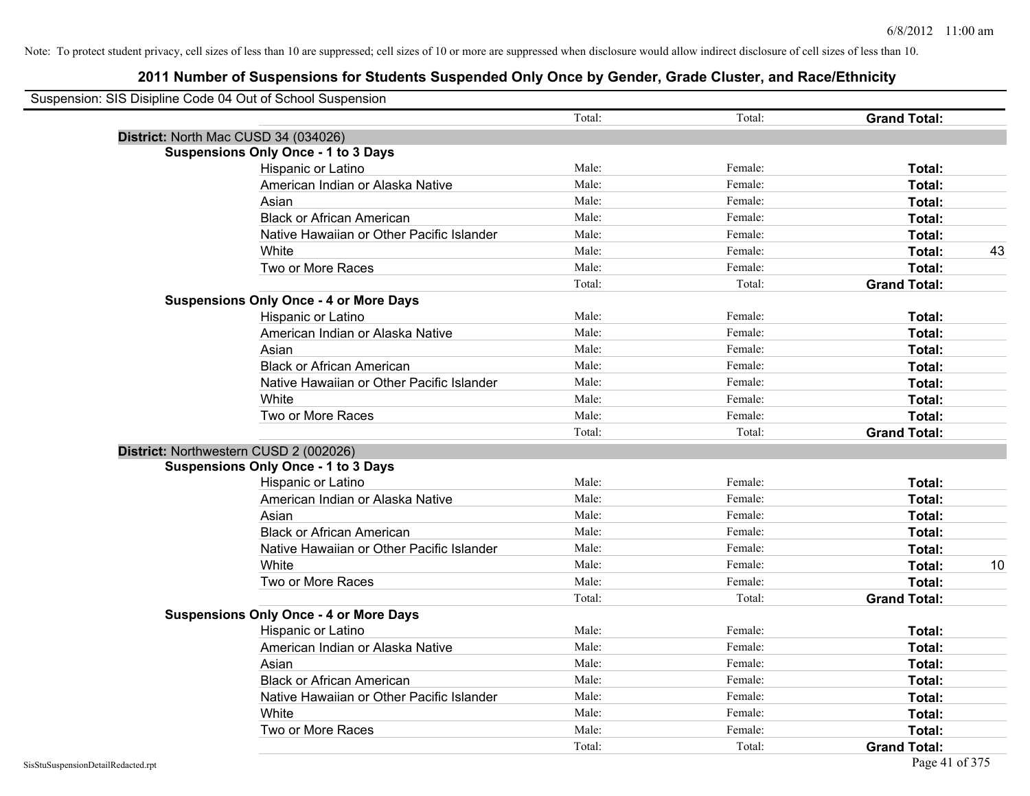Note: To protect student privacy, cell sizes of less than 10 are suppressed; cell sizes of 10 or more are suppressed when disclosure would allow indirect disclosure of cell sizes of less than 10.

# 2011 Number of Suspensions for Students Suspended Only Once by Gender, Grade Cluster, and Race/Ethnicity

Suspension: SIS Disipline Code 04 Out of School Suspension

| | | Total: | Total: | Grand Total: | |
|---|---|---|---|---|---|
| **District:** North Mac CUSD 34 (034026) | | | | | |
| **Suspensions Only Once - 1 to 3 Days** | | | | | |
| | Hispanic or Latino | Male: | Female: | **Total:** | |
| | American Indian or Alaska Native | Male: | Female: | **Total:** | |
| | Asian | Male: | Female: | **Total:** | |
| | Black or African American | Male: | Female: | **Total:** | |
| | Native Hawaiian or Other Pacific Islander | Male: | Female: | **Total:** | |
| | White | Male: | Female: | **Total:** | 43 |
| | Two or More Races | Male: | Female: | **Total:** | |
| | | Total: | Total: | **Grand Total:** | |
| **Suspensions Only Once - 4 or More Days** | | | | | |
| | Hispanic or Latino | Male: | Female: | **Total:** | |
| | American Indian or Alaska Native | Male: | Female: | **Total:** | |
| | Asian | Male: | Female: | **Total:** | |
| | Black or African American | Male: | Female: | **Total:** | |
| | Native Hawaiian or Other Pacific Islander | Male: | Female: | **Total:** | |
| | White | Male: | Female: | **Total:** | |
| | Two or More Races | Male: | Female: | **Total:** | |
| | | Total: | Total: | **Grand Total:** | |
| **District:** Northwestern CUSD 2 (002026) | | | | | |
| **Suspensions Only Once - 1 to 3 Days** | | | | | |
| | Hispanic or Latino | Male: | Female: | **Total:** | |
| | American Indian or Alaska Native | Male: | Female: | **Total:** | |
| | Asian | Male: | Female: | **Total:** | |
| | Black or African American | Male: | Female: | **Total:** | |
| | Native Hawaiian or Other Pacific Islander | Male: | Female: | **Total:** | |
| | White | Male: | Female: | **Total:** | 10 |
| | Two or More Races | Male: | Female: | **Total:** | |
| | | Total: | Total: | **Grand Total:** | |
| **Suspensions Only Once - 4 or More Days** | | | | | |
| | Hispanic or Latino | Male: | Female: | **Total:** | |
| | American Indian or Alaska Native | Male: | Female: | **Total:** | |
| | Asian | Male: | Female: | **Total:** | |
| | Black or African American | Male: | Female: | **Total:** | |
| | Native Hawaiian or Other Pacific Islander | Male: | Female: | **Total:** | |
| | White | Male: | Female: | **Total:** | |
| | Two or More Races | Male: | Female: | **Total:** | |
| | | Total: | Total: | **Grand Total:** | |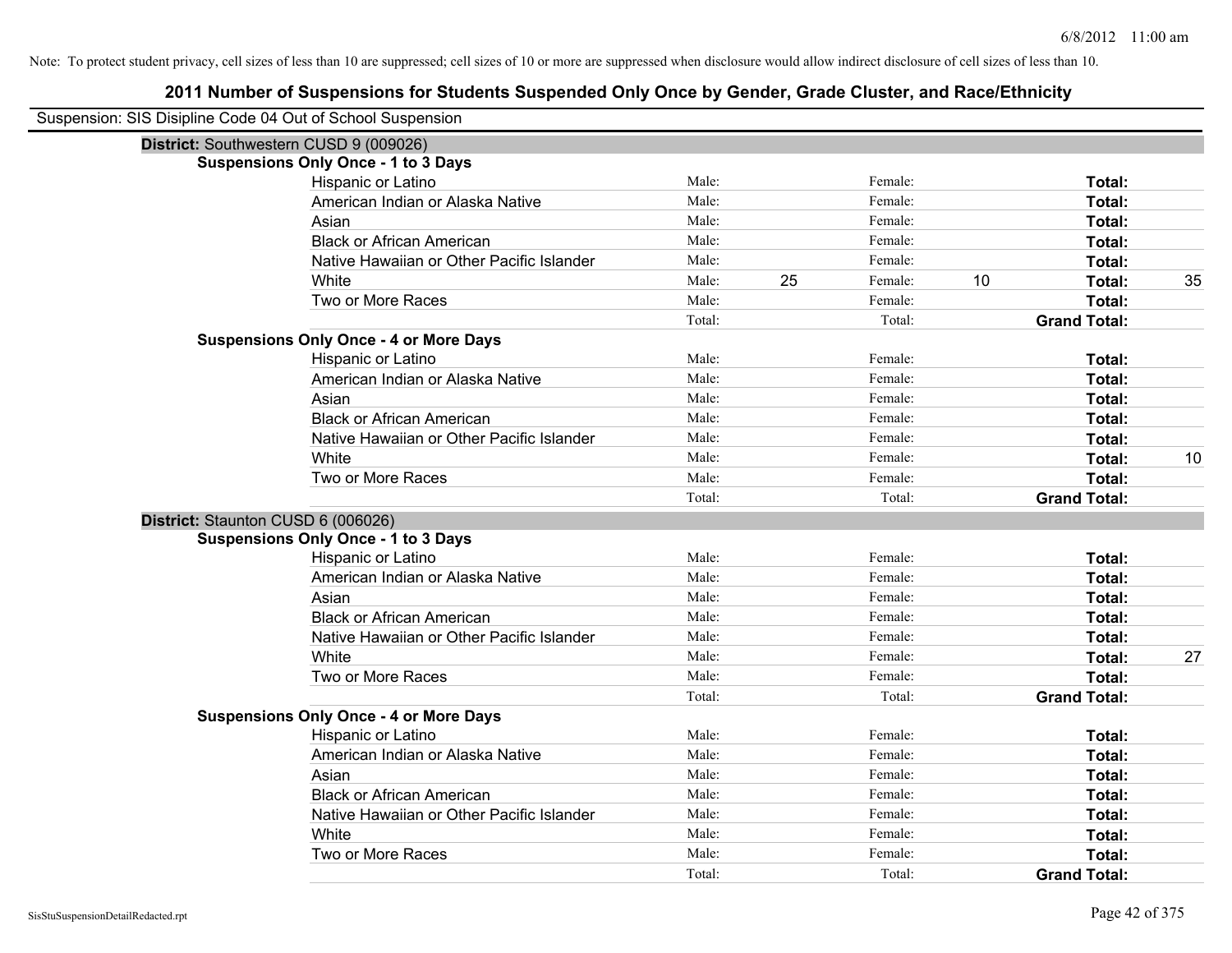Note: To protect student privacy, cell sizes of less than 10 are suppressed; cell sizes of 10 or more are suppressed when disclosure would allow indirect disclosure of cell sizes of less than 10.

# 2011 Number of Suspensions for Students Suspended Only Once by Gender, Grade Cluster, and Race/Ethnicity

Suspension: SIS Disipline Code 04 Out of School Suspension

## District: Southwestern CUSD 9 (009026)

### Suspensions Only Once - 1 to 3 Days

| Race/Ethnicity | Male: | | Female: | | Total: | |
|---|---|---|---|---|---|---|
| Hispanic or Latino | Male: | | Female: | | **Total:** | |
| American Indian or Alaska Native | Male: | | Female: | | **Total:** | |
| Asian | Male: | | Female: | | **Total:** | |
| Black or African American | Male: | | Female: | | **Total:** | |
| Native Hawaiian or Other Pacific Islander | Male: | | Female: | | **Total:** | |
| White | Male: | 25 | Female: | 10 | **Total:** | 35 |
| Two or More Races | Male: | | Female: | | **Total:** | |
| | Total: | | Total: | | **Grand Total:** | |

### Suspensions Only Once - 4 or More Days

| Race/Ethnicity | Male: | | Female: | | Total: | |
|---|---|---|---|---|---|---|
| Hispanic or Latino | Male: | | Female: | | **Total:** | |
| American Indian or Alaska Native | Male: | | Female: | | **Total:** | |
| Asian | Male: | | Female: | | **Total:** | |
| Black or African American | Male: | | Female: | | **Total:** | |
| Native Hawaiian or Other Pacific Islander | Male: | | Female: | | **Total:** | |
| White | Male: | | Female: | | **Total:** | 10 |
| Two or More Races | Male: | | Female: | | **Total:** | |
| | Total: | | Total: | | **Grand Total:** | |

## District: Staunton CUSD 6 (006026)

### Suspensions Only Once - 1 to 3 Days

| Race/Ethnicity | Male: | | Female: | | Total: | |
|---|---|---|---|---|---|---|
| Hispanic or Latino | Male: | | Female: | | **Total:** | |
| American Indian or Alaska Native | Male: | | Female: | | **Total:** | |
| Asian | Male: | | Female: | | **Total:** | |
| Black or African American | Male: | | Female: | | **Total:** | |
| Native Hawaiian or Other Pacific Islander | Male: | | Female: | | **Total:** | |
| White | Male: | | Female: | | **Total:** | 27 |
| Two or More Races | Male: | | Female: | | **Total:** | |
| | Total: | | Total: | | **Grand Total:** | |

### Suspensions Only Once - 4 or More Days

| Race/Ethnicity | Male: | | Female: | | Total: | |
|---|---|---|---|---|---|---|
| Hispanic or Latino | Male: | | Female: | | **Total:** | |
| American Indian or Alaska Native | Male: | | Female: | | **Total:** | |
| Asian | Male: | | Female: | | **Total:** | |
| Black or African American | Male: | | Female: | | **Total:** | |
| Native Hawaiian or Other Pacific Islander | Male: | | Female: | | **Total:** | |
| White | Male: | | Female: | | **Total:** | |
| Two or More Races | Male: | | Female: | | **Total:** | |
| | Total: | | Total: | | **Grand Total:** | |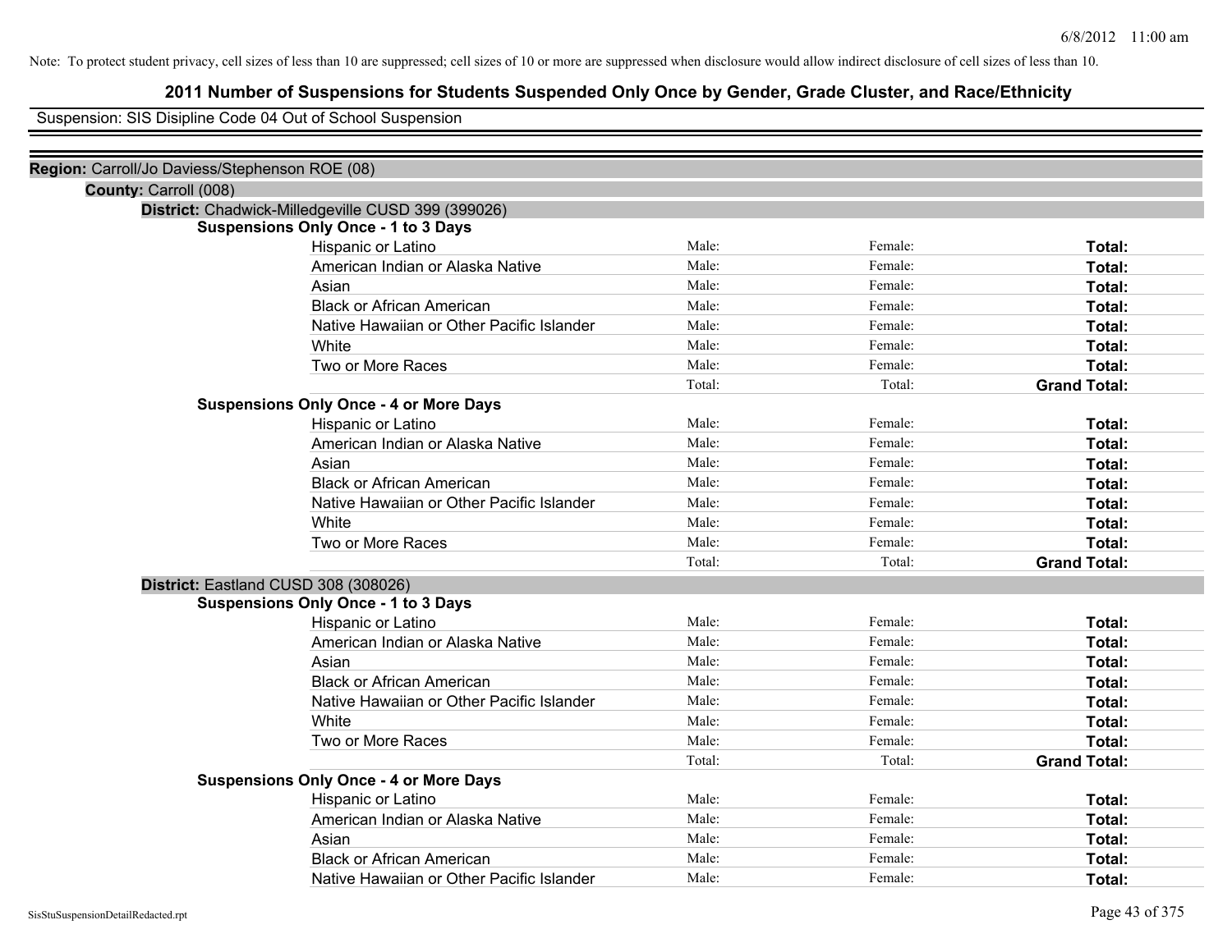Note: To protect student privacy, cell sizes of less than 10 are suppressed; cell sizes of 10 or more are suppressed when disclosure would allow indirect disclosure of cell sizes of less than 10.

# 2011 Number of Suspensions for Students Suspended Only Once by Gender, Grade Cluster, and Race/Ethnicity

Suspension: SIS Disipline Code 04 Out of School Suspension

**Region:** Carroll/Jo Daviess/Stephenson ROE (08)

**County:** Carroll (008)

**District:** Chadwick-Milledgeville CUSD 399 (399026)

**Suspensions Only Once - 1 to 3 Days**

| | | | |
|---|---|---|---|
| Hispanic or Latino | Male: | Female: | **Total:** |
| American Indian or Alaska Native | Male: | Female: | **Total:** |
| Asian | Male: | Female: | **Total:** |
| Black or African American | Male: | Female: | **Total:** |
| Native Hawaiian or Other Pacific Islander | Male: | Female: | **Total:** |
| White | Male: | Female: | **Total:** |
| Two or More Races | Male: | Female: | **Total:** |
| | Total: | Total: | **Grand Total:** |

**Suspensions Only Once - 4 or More Days**

| | | | |
|---|---|---|---|
| Hispanic or Latino | Male: | Female: | **Total:** |
| American Indian or Alaska Native | Male: | Female: | **Total:** |
| Asian | Male: | Female: | **Total:** |
| Black or African American | Male: | Female: | **Total:** |
| Native Hawaiian or Other Pacific Islander | Male: | Female: | **Total:** |
| White | Male: | Female: | **Total:** |
| Two or More Races | Male: | Female: | **Total:** |
| | Total: | Total: | **Grand Total:** |

**District:** Eastland CUSD 308 (308026)

**Suspensions Only Once - 1 to 3 Days**

| | | | |
|---|---|---|---|
| Hispanic or Latino | Male: | Female: | **Total:** |
| American Indian or Alaska Native | Male: | Female: | **Total:** |
| Asian | Male: | Female: | **Total:** |
| Black or African American | Male: | Female: | **Total:** |
| Native Hawaiian or Other Pacific Islander | Male: | Female: | **Total:** |
| White | Male: | Female: | **Total:** |
| Two or More Races | Male: | Female: | **Total:** |
| | Total: | Total: | **Grand Total:** |

**Suspensions Only Once - 4 or More Days**

| | | | |
|---|---|---|---|
| Hispanic or Latino | Male: | Female: | **Total:** |
| American Indian or Alaska Native | Male: | Female: | **Total:** |
| Asian | Male: | Female: | **Total:** |
| Black or African American | Male: | Female: | **Total:** |
| Native Hawaiian or Other Pacific Islander | Male: | Female: | **Total:** |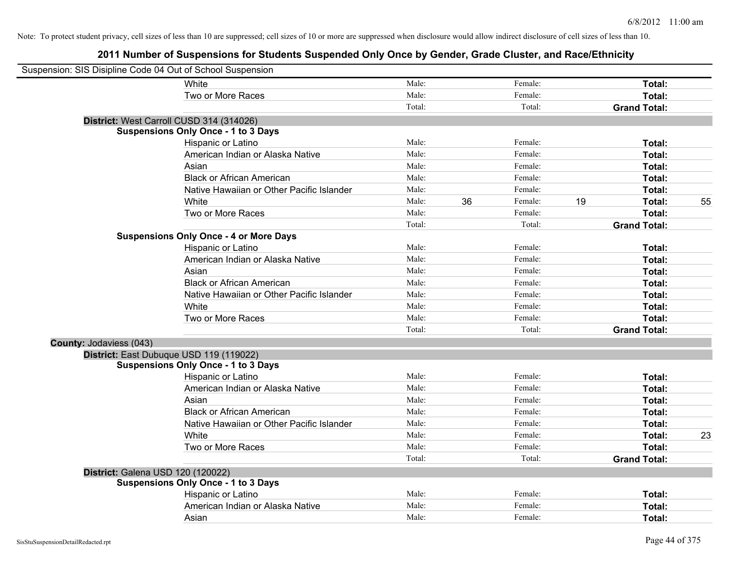Note: To protect student privacy, cell sizes of less than 10 are suppressed; cell sizes of 10 or more are suppressed when disclosure would allow indirect disclosure of cell sizes of less than 10.

# 2011 Number of Suspensions for Students Suspended Only Once by Gender, Grade Cluster, and Race/Ethnicity

Suspension: SIS Disipline Code 04 Out of School Suspension

| | | | | | | |
|---|---|---|---|---|---|---|
| White | Male: | | Female: | | **Total:** | |
| Two or More Races | Male: | | Female: | | **Total:** | |
| | Total: | | Total: | | **Grand Total:** | |

**District:** West Carroll CUSD 314 (314026)

**Suspensions Only Once - 1 to 3 Days**

| | | | | | | |
|---|---|---|---|---|---|---|
| Hispanic or Latino | Male: | | Female: | | **Total:** | |
| American Indian or Alaska Native | Male: | | Female: | | **Total:** | |
| Asian | Male: | | Female: | | **Total:** | |
| Black or African American | Male: | | Female: | | **Total:** | |
| Native Hawaiian or Other Pacific Islander | Male: | | Female: | | **Total:** | |
| White | Male: | 36 | Female: | 19 | **Total:** | 55 |
| Two or More Races | Male: | | Female: | | **Total:** | |
| | Total: | | Total: | | **Grand Total:** | |

**Suspensions Only Once - 4 or More Days**

| | | | | | | |
|---|---|---|---|---|---|---|
| Hispanic or Latino | Male: | | Female: | | **Total:** | |
| American Indian or Alaska Native | Male: | | Female: | | **Total:** | |
| Asian | Male: | | Female: | | **Total:** | |
| Black or African American | Male: | | Female: | | **Total:** | |
| Native Hawaiian or Other Pacific Islander | Male: | | Female: | | **Total:** | |
| White | Male: | | Female: | | **Total:** | |
| Two or More Races | Male: | | Female: | | **Total:** | |
| | Total: | | Total: | | **Grand Total:** | |

**County:** Jodaviess (043)

**District:** East Dubuque USD 119 (119022)

**Suspensions Only Once - 1 to 3 Days**

| | | | | | | |
|---|---|---|---|---|---|---|
| Hispanic or Latino | Male: | | Female: | | **Total:** | |
| American Indian or Alaska Native | Male: | | Female: | | **Total:** | |
| Asian | Male: | | Female: | | **Total:** | |
| Black or African American | Male: | | Female: | | **Total:** | |
| Native Hawaiian or Other Pacific Islander | Male: | | Female: | | **Total:** | |
| White | Male: | | Female: | | **Total:** | 23 |
| Two or More Races | Male: | | Female: | | **Total:** | |
| | Total: | | Total: | | **Grand Total:** | |

**District:** Galena USD 120 (120022)

**Suspensions Only Once - 1 to 3 Days**

| | | | | | | |
|---|---|---|---|---|---|---|
| Hispanic or Latino | Male: | | Female: | | **Total:** | |
| American Indian or Alaska Native | Male: | | Female: | | **Total:** | |
| Asian | Male: | | Female: | | **Total:** | |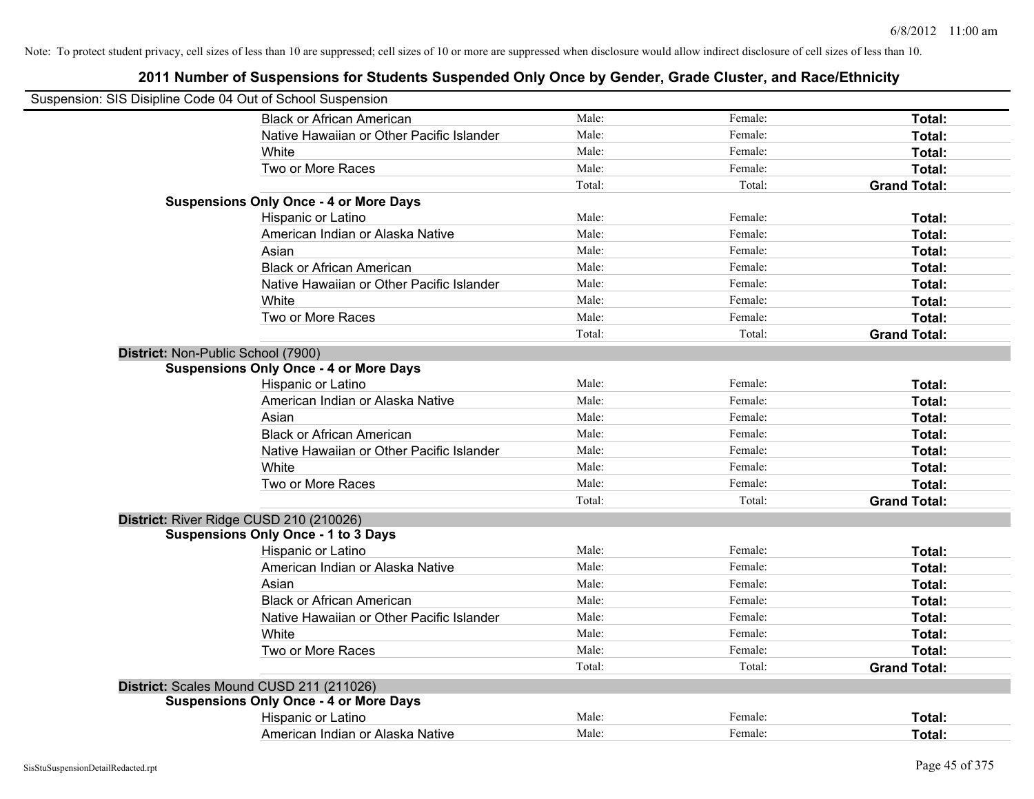Note: To protect student privacy, cell sizes of less than 10 are suppressed; cell sizes of 10 or more are suppressed when disclosure would allow indirect disclosure of cell sizes of less than 10.

# 2011 Number of Suspensions for Students Suspended Only Once by Gender, Grade Cluster, and Race/Ethnicity

Suspension: SIS Disipline Code 04 Out of School Suspension

| | | | |
|---|---|---|---|
| Black or African American | Male: | Female: | **Total:** |
| Native Hawaiian or Other Pacific Islander | Male: | Female: | **Total:** |
| White | Male: | Female: | **Total:** |
| Two or More Races | Male: | Female: | **Total:** |
| | Total: | Total: | **Grand Total:** |
| **Suspensions Only Once - 4 or More Days** | | | |
| Hispanic or Latino | Male: | Female: | **Total:** |
| American Indian or Alaska Native | Male: | Female: | **Total:** |
| Asian | Male: | Female: | **Total:** |
| Black or African American | Male: | Female: | **Total:** |
| Native Hawaiian or Other Pacific Islander | Male: | Female: | **Total:** |
| White | Male: | Female: | **Total:** |
| Two or More Races | Male: | Female: | **Total:** |
| | Total: | Total: | **Grand Total:** |

**District:** Non-Public School (7900)

| | | | |
|---|---|---|---|
| **Suspensions Only Once - 4 or More Days** | | | |
| Hispanic or Latino | Male: | Female: | **Total:** |
| American Indian or Alaska Native | Male: | Female: | **Total:** |
| Asian | Male: | Female: | **Total:** |
| Black or African American | Male: | Female: | **Total:** |
| Native Hawaiian or Other Pacific Islander | Male: | Female: | **Total:** |
| White | Male: | Female: | **Total:** |
| Two or More Races | Male: | Female: | **Total:** |
| | Total: | Total: | **Grand Total:** |

**District:** River Ridge CUSD 210 (210026)

| | | | |
|---|---|---|---|
| **Suspensions Only Once - 1 to 3 Days** | | | |
| Hispanic or Latino | Male: | Female: | **Total:** |
| American Indian or Alaska Native | Male: | Female: | **Total:** |
| Asian | Male: | Female: | **Total:** |
| Black or African American | Male: | Female: | **Total:** |
| Native Hawaiian or Other Pacific Islander | Male: | Female: | **Total:** |
| White | Male: | Female: | **Total:** |
| Two or More Races | Male: | Female: | **Total:** |
| | Total: | Total: | **Grand Total:** |

**District:** Scales Mound CUSD 211 (211026)

| | | | |
|---|---|---|---|
| **Suspensions Only Once - 4 or More Days** | | | |
| Hispanic or Latino | Male: | Female: | **Total:** |
| American Indian or Alaska Native | Male: | Female: | **Total:** |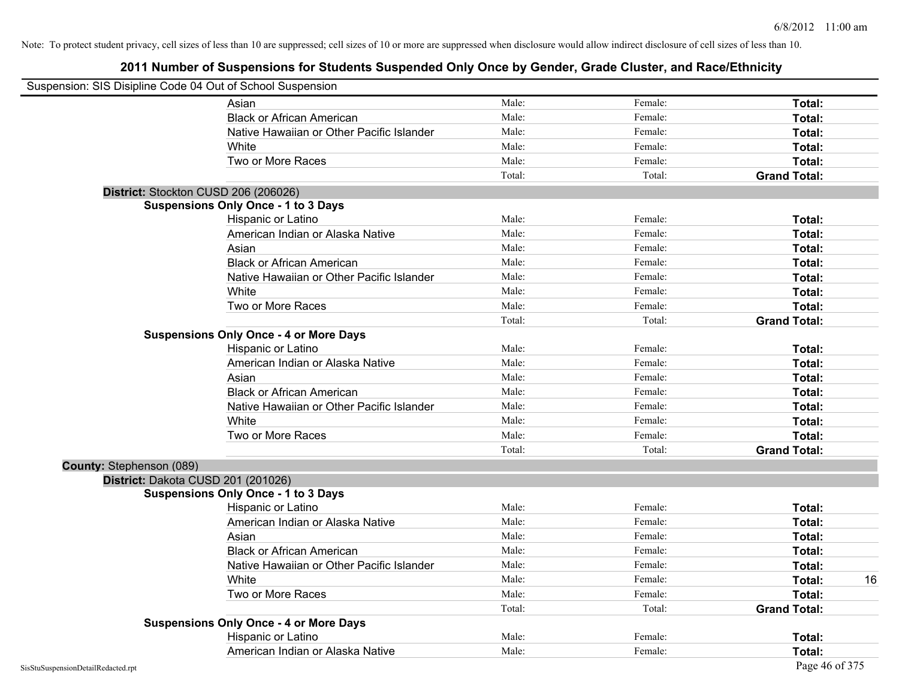Note: To protect student privacy, cell sizes of less than 10 are suppressed; cell sizes of 10 or more are suppressed when disclosure would allow indirect disclosure of cell sizes of less than 10.

## 2011 Number of Suspensions for Students Suspended Only Once by Gender, Grade Cluster, and Race/Ethnicity

Suspension: SIS Disipline Code 04 Out of School Suspension

| | | | | |
|---|---|---|---|---|
| Asian | Male: | Female: | **Total:** | |
| Black or African American | Male: | Female: | **Total:** | |
| Native Hawaiian or Other Pacific Islander | Male: | Female: | **Total:** | |
| White | Male: | Female: | **Total:** | |
| Two or More Races | Male: | Female: | **Total:** | |
| | Total: | Total: | **Grand Total:** | |

**District:** Stockton CUSD 206 (206026)

**Suspensions Only Once - 1 to 3 Days**

| | | | | |
|---|---|---|---|---|
| Hispanic or Latino | Male: | Female: | **Total:** | |
| American Indian or Alaska Native | Male: | Female: | **Total:** | |
| Asian | Male: | Female: | **Total:** | |
| Black or African American | Male: | Female: | **Total:** | |
| Native Hawaiian or Other Pacific Islander | Male: | Female: | **Total:** | |
| White | Male: | Female: | **Total:** | |
| Two or More Races | Male: | Female: | **Total:** | |
| | Total: | Total: | **Grand Total:** | |

**Suspensions Only Once - 4 or More Days**

| | | | | |
|---|---|---|---|---|
| Hispanic or Latino | Male: | Female: | **Total:** | |
| American Indian or Alaska Native | Male: | Female: | **Total:** | |
| Asian | Male: | Female: | **Total:** | |
| Black or African American | Male: | Female: | **Total:** | |
| Native Hawaiian or Other Pacific Islander | Male: | Female: | **Total:** | |
| White | Male: | Female: | **Total:** | |
| Two or More Races | Male: | Female: | **Total:** | |
| | Total: | Total: | **Grand Total:** | |

**County:** Stephenson (089)

**District:** Dakota CUSD 201 (201026)

**Suspensions Only Once - 1 to 3 Days**

| | | | | |
|---|---|---|---|---|
| Hispanic or Latino | Male: | Female: | **Total:** | |
| American Indian or Alaska Native | Male: | Female: | **Total:** | |
| Asian | Male: | Female: | **Total:** | |
| Black or African American | Male: | Female: | **Total:** | |
| Native Hawaiian or Other Pacific Islander | Male: | Female: | **Total:** | |
| White | Male: | Female: | **Total:** | 16 |
| Two or More Races | Male: | Female: | **Total:** | |
| | Total: | Total: | **Grand Total:** | |

**Suspensions Only Once - 4 or More Days**

| | | | | |
|---|---|---|---|---|
| Hispanic or Latino | Male: | Female: | **Total:** | |
| American Indian or Alaska Native | Male: | Female: | **Total:** | |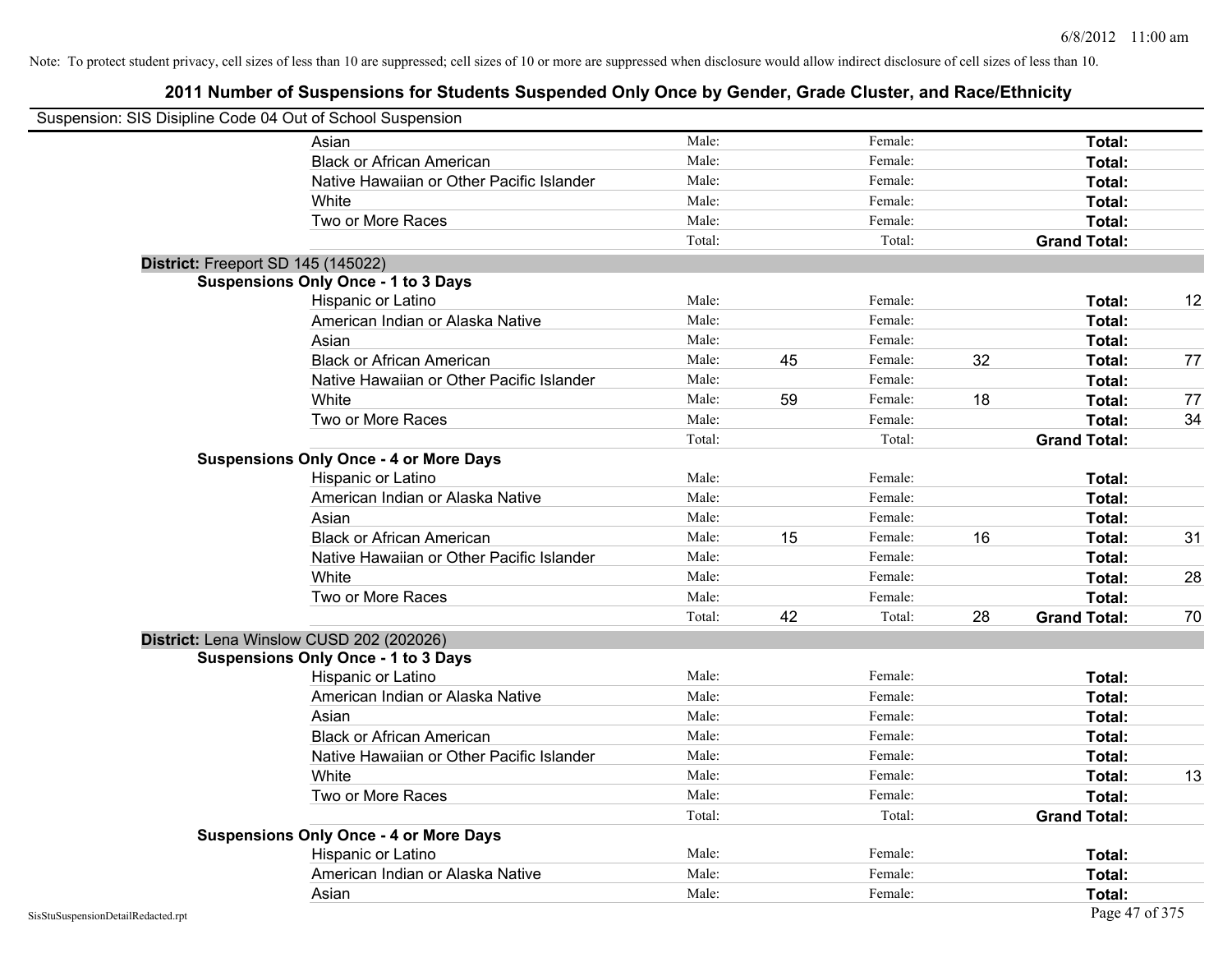Note: To protect student privacy, cell sizes of less than 10 are suppressed; cell sizes of 10 or more are suppressed when disclosure would allow indirect disclosure of cell sizes of less than 10.

# 2011 Number of Suspensions for Students Suspended Only Once by Gender, Grade Cluster, and Race/Ethnicity

Suspension: SIS Disipline Code 04 Out of School Suspension

| | | | | | | |
|---|---|---|---|---|---|---|
| Asian | Male: | | Female: | | **Total:** | |
| Black or African American | Male: | | Female: | | **Total:** | |
| Native Hawaiian or Other Pacific Islander | Male: | | Female: | | **Total:** | |
| White | Male: | | Female: | | **Total:** | |
| Two or More Races | Male: | | Female: | | **Total:** | |
| | Total: | | Total: | | **Grand Total:** | |

**District:** Freeport SD 145 (145022)

**Suspensions Only Once - 1 to 3 Days**

| | | | | | | |
|---|---|---|---|---|---|---|
| Hispanic or Latino | Male: | | Female: | | **Total:** | 12 |
| American Indian or Alaska Native | Male: | | Female: | | **Total:** | |
| Asian | Male: | | Female: | | **Total:** | |
| Black or African American | Male: | 45 | Female: | 32 | **Total:** | 77 |
| Native Hawaiian or Other Pacific Islander | Male: | | Female: | | **Total:** | |
| White | Male: | 59 | Female: | 18 | **Total:** | 77 |
| Two or More Races | Male: | | Female: | | **Total:** | 34 |
| | Total: | | Total: | | **Grand Total:** | |

**Suspensions Only Once - 4 or More Days**

| | | | | | | |
|---|---|---|---|---|---|---|
| Hispanic or Latino | Male: | | Female: | | **Total:** | |
| American Indian or Alaska Native | Male: | | Female: | | **Total:** | |
| Asian | Male: | | Female: | | **Total:** | |
| Black or African American | Male: | 15 | Female: | 16 | **Total:** | 31 |
| Native Hawaiian or Other Pacific Islander | Male: | | Female: | | **Total:** | |
| White | Male: | | Female: | | **Total:** | 28 |
| Two or More Races | Male: | | Female: | | **Total:** | |
| | Total: | 42 | Total: | 28 | **Grand Total:** | 70 |

**District:** Lena Winslow CUSD 202 (202026)

**Suspensions Only Once - 1 to 3 Days**

| | | | | | | |
|---|---|---|---|---|---|---|
| Hispanic or Latino | Male: | | Female: | | **Total:** | |
| American Indian or Alaska Native | Male: | | Female: | | **Total:** | |
| Asian | Male: | | Female: | | **Total:** | |
| Black or African American | Male: | | Female: | | **Total:** | |
| Native Hawaiian or Other Pacific Islander | Male: | | Female: | | **Total:** | |
| White | Male: | | Female: | | **Total:** | 13 |
| Two or More Races | Male: | | Female: | | **Total:** | |
| | Total: | | Total: | | **Grand Total:** | |

**Suspensions Only Once - 4 or More Days**

| | | | | | | |
|---|---|---|---|---|---|---|
| Hispanic or Latino | Male: | | Female: | | **Total:** | |
| American Indian or Alaska Native | Male: | | Female: | | **Total:** | |
| Asian | Male: | | Female: | | **Total:** | |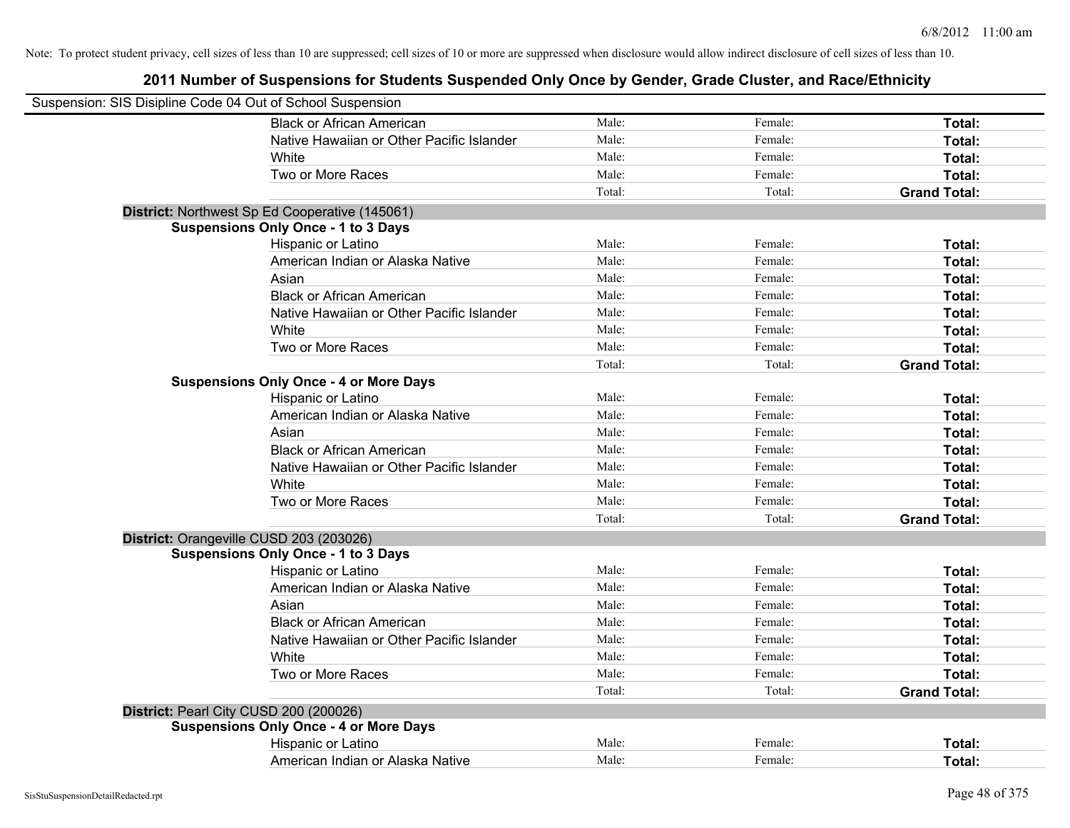Note: To protect student privacy, cell sizes of less than 10 are suppressed; cell sizes of 10 or more are suppressed when disclosure would allow indirect disclosure of cell sizes of less than 10.

# 2011 Number of Suspensions for Students Suspended Only Once by Gender, Grade Cluster, and Race/Ethnicity

Suspension: SIS Disipline Code 04 Out of School Suspension

| | | | | |
|---|---|---|---|---|
| | Black or African American | Male: | Female: | **Total:** |
| | Native Hawaiian or Other Pacific Islander | Male: | Female: | **Total:** |
| | White | Male: | Female: | **Total:** |
| | Two or More Races | Male: | Female: | **Total:** |
| | | Total: | Total: | **Grand Total:** |

**District:** Northwest Sp Ed Cooperative (145061)

| | | | | |
|---|---|---|---|---|
| **Suspensions Only Once - 1 to 3 Days** | | | | |
| | Hispanic or Latino | Male: | Female: | **Total:** |
| | American Indian or Alaska Native | Male: | Female: | **Total:** |
| | Asian | Male: | Female: | **Total:** |
| | Black or African American | Male: | Female: | **Total:** |
| | Native Hawaiian or Other Pacific Islander | Male: | Female: | **Total:** |
| | White | Male: | Female: | **Total:** |
| | Two or More Races | Male: | Female: | **Total:** |
| | | Total: | Total: | **Grand Total:** |
| **Suspensions Only Once - 4 or More Days** | | | | |
| | Hispanic or Latino | Male: | Female: | **Total:** |
| | American Indian or Alaska Native | Male: | Female: | **Total:** |
| | Asian | Male: | Female: | **Total:** |
| | Black or African American | Male: | Female: | **Total:** |
| | Native Hawaiian or Other Pacific Islander | Male: | Female: | **Total:** |
| | White | Male: | Female: | **Total:** |
| | Two or More Races | Male: | Female: | **Total:** |
| | | Total: | Total: | **Grand Total:** |

**District:** Orangeville CUSD 203 (203026)

| | | | | |
|---|---|---|---|---|
| **Suspensions Only Once - 1 to 3 Days** | | | | |
| | Hispanic or Latino | Male: | Female: | **Total:** |
| | American Indian or Alaska Native | Male: | Female: | **Total:** |
| | Asian | Male: | Female: | **Total:** |
| | Black or African American | Male: | Female: | **Total:** |
| | Native Hawaiian or Other Pacific Islander | Male: | Female: | **Total:** |
| | White | Male: | Female: | **Total:** |
| | Two or More Races | Male: | Female: | **Total:** |
| | | Total: | Total: | **Grand Total:** |

**District:** Pearl City CUSD 200 (200026)

| | | | | |
|---|---|---|---|---|
| **Suspensions Only Once - 4 or More Days** | | | | |
| | Hispanic or Latino | Male: | Female: | **Total:** |
| | American Indian or Alaska Native | Male: | Female: | **Total:** |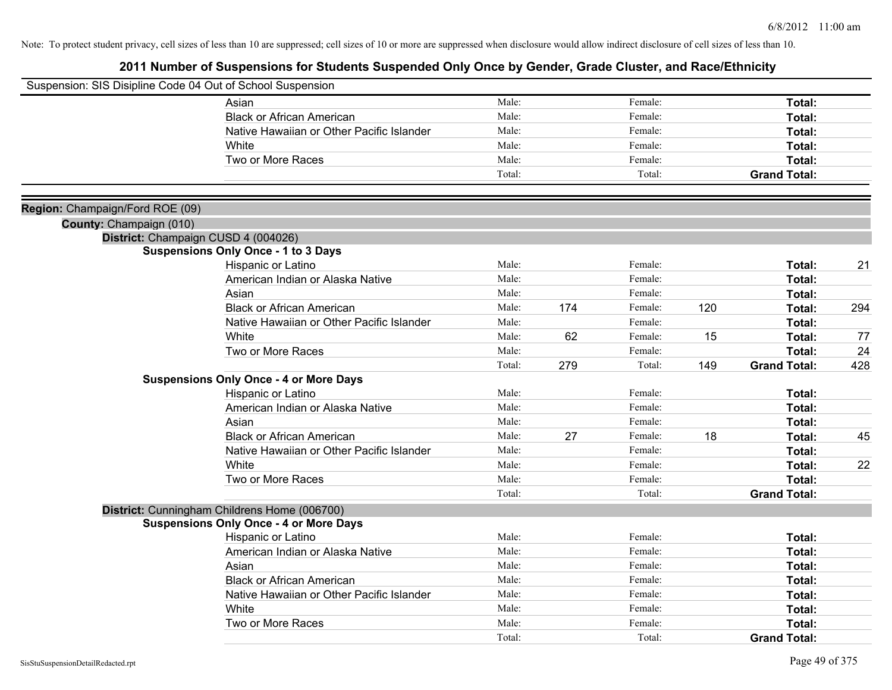Note: To protect student privacy, cell sizes of less than 10 are suppressed; cell sizes of 10 or more are suppressed when disclosure would allow indirect disclosure of cell sizes of less than 10.

# 2011 Number of Suspensions for Students Suspended Only Once by Gender, Grade Cluster, and Race/Ethnicity

Suspension: SIS Disipline Code 04 Out of School Suspension

| | | | | | | |
|---|---|---|---|---|---|---|
| Asian | Male: | | Female: | | **Total:** | |
| Black or African American | Male: | | Female: | | **Total:** | |
| Native Hawaiian or Other Pacific Islander | Male: | | Female: | | **Total:** | |
| White | Male: | | Female: | | **Total:** | |
| Two or More Races | Male: | | Female: | | **Total:** | |
| | Total: | | Total: | | **Grand Total:** | |

**Region:** Champaign/Ford ROE (09)

**County:** Champaign (010)

**District:** Champaign CUSD 4 (004026)

**Suspensions Only Once - 1 to 3 Days**

| | | | | | | |
|---|---|---|---|---|---|---|
| Hispanic or Latino | Male: | | Female: | | **Total:** | 21 |
| American Indian or Alaska Native | Male: | | Female: | | **Total:** | |
| Asian | Male: | | Female: | | **Total:** | |
| Black or African American | Male: | 174 | Female: | 120 | **Total:** | 294 |
| Native Hawaiian or Other Pacific Islander | Male: | | Female: | | **Total:** | |
| White | Male: | 62 | Female: | 15 | **Total:** | 77 |
| Two or More Races | Male: | | Female: | | **Total:** | 24 |
| | Total: | 279 | Total: | 149 | **Grand Total:** | 428 |

**Suspensions Only Once - 4 or More Days**

| | | | | | | |
|---|---|---|---|---|---|---|
| Hispanic or Latino | Male: | | Female: | | **Total:** | |
| American Indian or Alaska Native | Male: | | Female: | | **Total:** | |
| Asian | Male: | | Female: | | **Total:** | |
| Black or African American | Male: | 27 | Female: | 18 | **Total:** | 45 |
| Native Hawaiian or Other Pacific Islander | Male: | | Female: | | **Total:** | |
| White | Male: | | Female: | | **Total:** | 22 |
| Two or More Races | Male: | | Female: | | **Total:** | |
| | Total: | | Total: | | **Grand Total:** | |

**District:** Cunningham Childrens Home (006700)

**Suspensions Only Once - 4 or More Days**

| | | | | | | |
|---|---|---|---|---|---|---|
| Hispanic or Latino | Male: | | Female: | | **Total:** | |
| American Indian or Alaska Native | Male: | | Female: | | **Total:** | |
| Asian | Male: | | Female: | | **Total:** | |
| Black or African American | Male: | | Female: | | **Total:** | |
| Native Hawaiian or Other Pacific Islander | Male: | | Female: | | **Total:** | |
| White | Male: | | Female: | | **Total:** | |
| Two or More Races | Male: | | Female: | | **Total:** | |
| | Total: | | Total: | | **Grand Total:** | |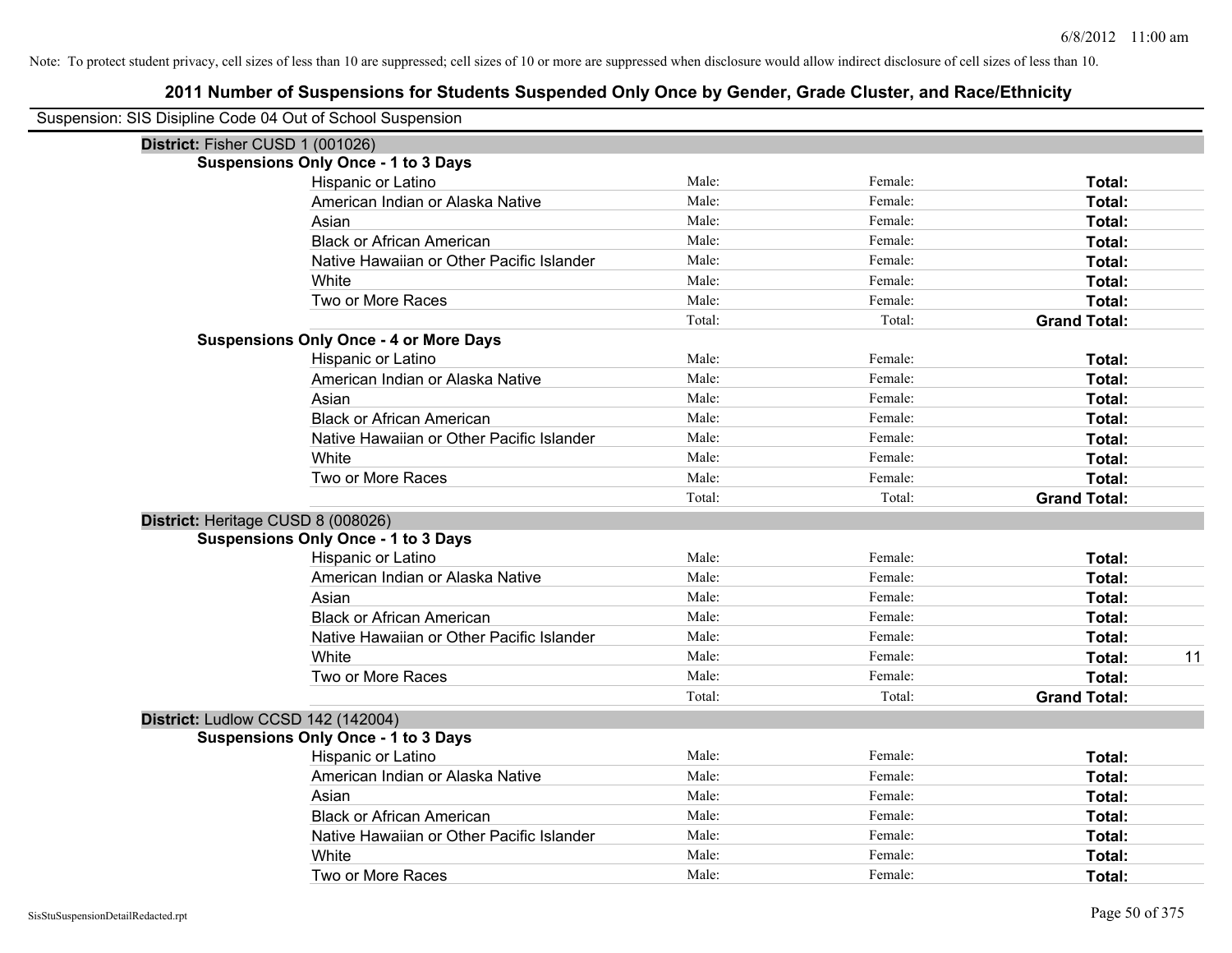Note: To protect student privacy, cell sizes of less than 10 are suppressed; cell sizes of 10 or more are suppressed when disclosure would allow indirect disclosure of cell sizes of less than 10.

## 2011 Number of Suspensions for Students Suspended Only Once by Gender, Grade Cluster, and Race/Ethnicity

Suspension: SIS Disipline Code 04 Out of School Suspension

### District: Fisher CUSD 1 (001026)

**Suspensions Only Once - 1 to 3 Days**

| Race/Ethnicity | Male: | Female: | Total: |
|---|---|---|---|
| Hispanic or Latino | Male: | Female: | Total: |
| American Indian or Alaska Native | Male: | Female: | Total: |
| Asian | Male: | Female: | Total: |
| Black or African American | Male: | Female: | Total: |
| Native Hawaiian or Other Pacific Islander | Male: | Female: | Total: |
| White | Male: | Female: | Total: |
| Two or More Races | Male: | Female: | Total: |
| | Total: | Total: | Grand Total: |

**Suspensions Only Once - 4 or More Days**

| Race/Ethnicity | Male: | Female: | Total: |
|---|---|---|---|
| Hispanic or Latino | Male: | Female: | Total: |
| American Indian or Alaska Native | Male: | Female: | Total: |
| Asian | Male: | Female: | Total: |
| Black or African American | Male: | Female: | Total: |
| Native Hawaiian or Other Pacific Islander | Male: | Female: | Total: |
| White | Male: | Female: | Total: |
| Two or More Races | Male: | Female: | Total: |
| | Total: | Total: | Grand Total: |

### District: Heritage CUSD 8 (008026)

**Suspensions Only Once - 1 to 3 Days**

| Race/Ethnicity | Male: | Female: | Total: |
|---|---|---|---|
| Hispanic or Latino | Male: | Female: | Total: |
| American Indian or Alaska Native | Male: | Female: | Total: |
| Asian | Male: | Female: | Total: |
| Black or African American | Male: | Female: | Total: |
| Native Hawaiian or Other Pacific Islander | Male: | Female: | Total: |
| White | Male: | Female: | Total: 11 |
| Two or More Races | Male: | Female: | Total: |
| | Total: | Total: | Grand Total: |

### District: Ludlow CCSD 142 (142004)

**Suspensions Only Once - 1 to 3 Days**

| Race/Ethnicity | Male: | Female: | Total: |
|---|---|---|---|
| Hispanic or Latino | Male: | Female: | Total: |
| American Indian or Alaska Native | Male: | Female: | Total: |
| Asian | Male: | Female: | Total: |
| Black or African American | Male: | Female: | Total: |
| Native Hawaiian or Other Pacific Islander | Male: | Female: | Total: |
| White | Male: | Female: | Total: |
| Two or More Races | Male: | Female: | Total: |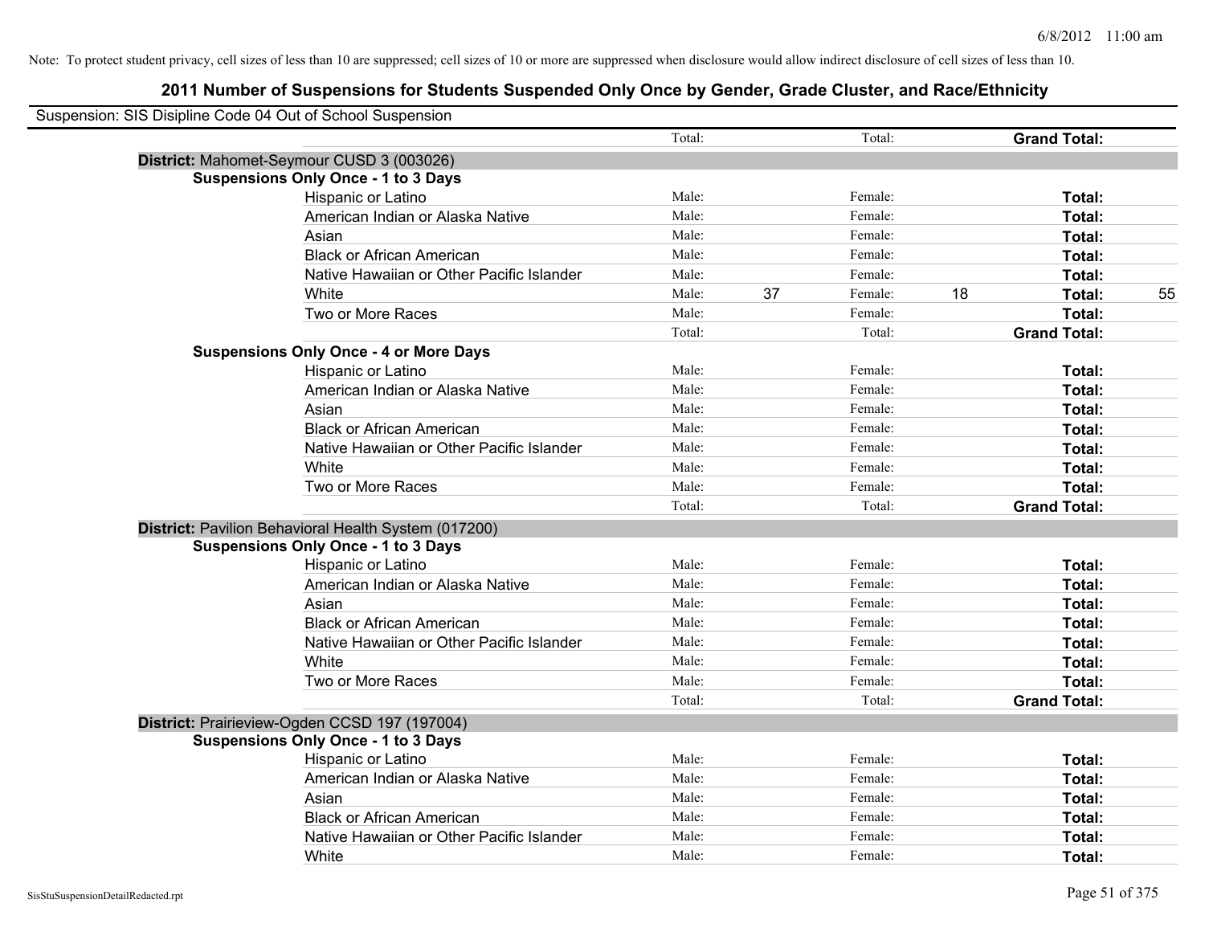Note: To protect student privacy, cell sizes of less than 10 are suppressed; cell sizes of 10 or more are suppressed when disclosure would allow indirect disclosure of cell sizes of less than 10.

# 2011 Number of Suspensions for Students Suspended Only Once by Gender, Grade Cluster, and Race/Ethnicity

Suspension: SIS Disipline Code 04 Out of School Suspension

| | | | | | | | |
|---|---|---|---|---|---|---|---|
| | Total: | | Total: | | **Grand Total:** | |

**District:** Mahomet-Seymour CUSD 3 (003026)

**Suspensions Only Once - 1 to 3 Days**

| Race/Ethnicity | Male: | | Female: | | Total: | |
|---|---|---|---|---|---|---|
| Hispanic or Latino | Male: | | Female: | | **Total:** | |
| American Indian or Alaska Native | Male: | | Female: | | **Total:** | |
| Asian | Male: | | Female: | | **Total:** | |
| Black or African American | Male: | | Female: | | **Total:** | |
| Native Hawaiian or Other Pacific Islander | Male: | | Female: | | **Total:** | |
| White | Male: | 37 | Female: | 18 | **Total:** | 55 |
| Two or More Races | Male: | | Female: | | **Total:** | |
| | Total: | | Total: | | **Grand Total:** | |

**Suspensions Only Once - 4 or More Days**

| Race/Ethnicity | Male: | | Female: | | Total: | |
|---|---|---|---|---|---|---|
| Hispanic or Latino | Male: | | Female: | | **Total:** | |
| American Indian or Alaska Native | Male: | | Female: | | **Total:** | |
| Asian | Male: | | Female: | | **Total:** | |
| Black or African American | Male: | | Female: | | **Total:** | |
| Native Hawaiian or Other Pacific Islander | Male: | | Female: | | **Total:** | |
| White | Male: | | Female: | | **Total:** | |
| Two or More Races | Male: | | Female: | | **Total:** | |
| | Total: | | Total: | | **Grand Total:** | |

**District:** Pavilion Behavioral Health System (017200)

**Suspensions Only Once - 1 to 3 Days**

| Race/Ethnicity | Male: | | Female: | | Total: | |
|---|---|---|---|---|---|---|
| Hispanic or Latino | Male: | | Female: | | **Total:** | |
| American Indian or Alaska Native | Male: | | Female: | | **Total:** | |
| Asian | Male: | | Female: | | **Total:** | |
| Black or African American | Male: | | Female: | | **Total:** | |
| Native Hawaiian or Other Pacific Islander | Male: | | Female: | | **Total:** | |
| White | Male: | | Female: | | **Total:** | |
| Two or More Races | Male: | | Female: | | **Total:** | |
| | Total: | | Total: | | **Grand Total:** | |

**District:** Prairieview-Ogden CCSD 197 (197004)

**Suspensions Only Once - 1 to 3 Days**

| Race/Ethnicity | Male: | | Female: | | Total: | |
|---|---|---|---|---|---|---|
| Hispanic or Latino | Male: | | Female: | | **Total:** | |
| American Indian or Alaska Native | Male: | | Female: | | **Total:** | |
| Asian | Male: | | Female: | | **Total:** | |
| Black or African American | Male: | | Female: | | **Total:** | |
| Native Hawaiian or Other Pacific Islander | Male: | | Female: | | **Total:** | |
| White | Male: | | Female: | | **Total:** | |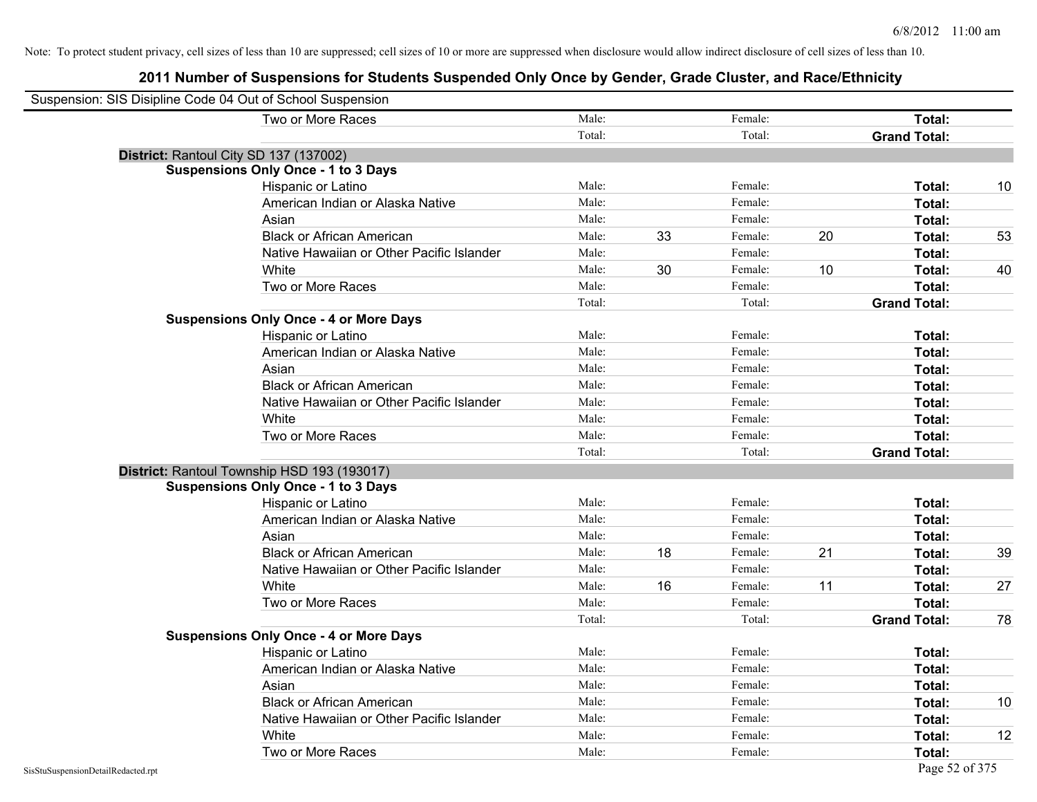Note: To protect student privacy, cell sizes of less than 10 are suppressed; cell sizes of 10 or more are suppressed when disclosure would allow indirect disclosure of cell sizes of less than 10.

## 2011 Number of Suspensions for Students Suspended Only Once by Gender, Grade Cluster, and Race/Ethnicity

Suspension: SIS Disipline Code 04 Out of School Suspension

| | | | | | | |
|---|---|---|---|---|---|---|
| Two or More Races | Male: | | Female: | | **Total:** | |
| | Total: | | Total: | | **Grand Total:** | |

**District:** Rantoul City SD 137 (137002)

**Suspensions Only Once - 1 to 3 Days**

| | | | | | | |
|---|---|---|---|---|---|---|
| Hispanic or Latino | Male: | | Female: | | **Total:** | 10 |
| American Indian or Alaska Native | Male: | | Female: | | **Total:** | |
| Asian | Male: | | Female: | | **Total:** | |
| Black or African American | Male: | 33 | Female: | 20 | **Total:** | 53 |
| Native Hawaiian or Other Pacific Islander | Male: | | Female: | | **Total:** | |
| White | Male: | 30 | Female: | 10 | **Total:** | 40 |
| Two or More Races | Male: | | Female: | | **Total:** | |
| | Total: | | Total: | | **Grand Total:** | |

**Suspensions Only Once - 4 or More Days**

| | | | | | | |
|---|---|---|---|---|---|---|
| Hispanic or Latino | Male: | | Female: | | **Total:** | |
| American Indian or Alaska Native | Male: | | Female: | | **Total:** | |
| Asian | Male: | | Female: | | **Total:** | |
| Black or African American | Male: | | Female: | | **Total:** | |
| Native Hawaiian or Other Pacific Islander | Male: | | Female: | | **Total:** | |
| White | Male: | | Female: | | **Total:** | |
| Two or More Races | Male: | | Female: | | **Total:** | |
| | Total: | | Total: | | **Grand Total:** | |

**District:** Rantoul Township HSD 193 (193017)

**Suspensions Only Once - 1 to 3 Days**

| | | | | | | |
|---|---|---|---|---|---|---|
| Hispanic or Latino | Male: | | Female: | | **Total:** | |
| American Indian or Alaska Native | Male: | | Female: | | **Total:** | |
| Asian | Male: | | Female: | | **Total:** | |
| Black or African American | Male: | 18 | Female: | 21 | **Total:** | 39 |
| Native Hawaiian or Other Pacific Islander | Male: | | Female: | | **Total:** | |
| White | Male: | 16 | Female: | 11 | **Total:** | 27 |
| Two or More Races | Male: | | Female: | | **Total:** | |
| | Total: | | Total: | | **Grand Total:** | 78 |

**Suspensions Only Once - 4 or More Days**

| | | | | | | |
|---|---|---|---|---|---|---|
| Hispanic or Latino | Male: | | Female: | | **Total:** | |
| American Indian or Alaska Native | Male: | | Female: | | **Total:** | |
| Asian | Male: | | Female: | | **Total:** | |
| Black or African American | Male: | | Female: | | **Total:** | 10 |
| Native Hawaiian or Other Pacific Islander | Male: | | Female: | | **Total:** | |
| White | Male: | | Female: | | **Total:** | 12 |
| Two or More Races | Male: | | Female: | | **Total:** | |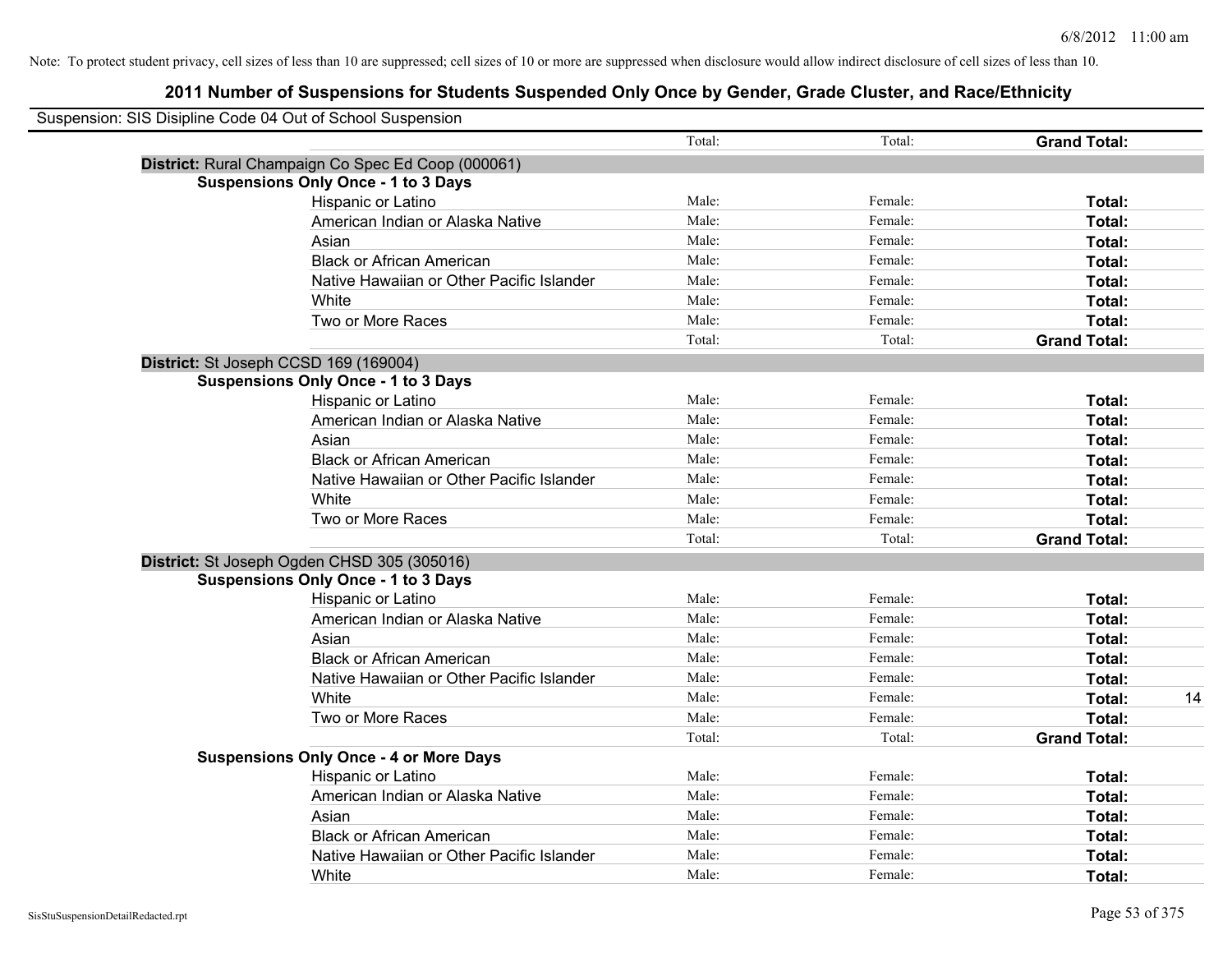Note: To protect student privacy, cell sizes of less than 10 are suppressed; cell sizes of 10 or more are suppressed when disclosure would allow indirect disclosure of cell sizes of less than 10.

# 2011 Number of Suspensions for Students Suspended Only Once by Gender, Grade Cluster, and Race/Ethnicity

Suspension: SIS Disipline Code 04 Out of School Suspension

| | | | | |
|---|---|---|---|---|
| | Total: | Total: | **Grand Total:** | |
| **District:** Rural Champaign Co Spec Ed Coop (000061) | | | | |
| **Suspensions Only Once - 1 to 3 Days** | | | | |
| Hispanic or Latino | Male: | Female: | **Total:** | |
| American Indian or Alaska Native | Male: | Female: | **Total:** | |
| Asian | Male: | Female: | **Total:** | |
| Black or African American | Male: | Female: | **Total:** | |
| Native Hawaiian or Other Pacific Islander | Male: | Female: | **Total:** | |
| White | Male: | Female: | **Total:** | |
| Two or More Races | Male: | Female: | **Total:** | |
| | Total: | Total: | **Grand Total:** | |
| **District:** St Joseph CCSD 169 (169004) | | | | |
| **Suspensions Only Once - 1 to 3 Days** | | | | |
| Hispanic or Latino | Male: | Female: | **Total:** | |
| American Indian or Alaska Native | Male: | Female: | **Total:** | |
| Asian | Male: | Female: | **Total:** | |
| Black or African American | Male: | Female: | **Total:** | |
| Native Hawaiian or Other Pacific Islander | Male: | Female: | **Total:** | |
| White | Male: | Female: | **Total:** | |
| Two or More Races | Male: | Female: | **Total:** | |
| | Total: | Total: | **Grand Total:** | |
| **District:** St Joseph Ogden CHSD 305 (305016) | | | | |
| **Suspensions Only Once - 1 to 3 Days** | | | | |
| Hispanic or Latino | Male: | Female: | **Total:** | |
| American Indian or Alaska Native | Male: | Female: | **Total:** | |
| Asian | Male: | Female: | **Total:** | |
| Black or African American | Male: | Female: | **Total:** | |
| Native Hawaiian or Other Pacific Islander | Male: | Female: | **Total:** | |
| White | Male: | Female: | **Total:** | 14 |
| Two or More Races | Male: | Female: | **Total:** | |
| | Total: | Total: | **Grand Total:** | |
| **Suspensions Only Once - 4 or More Days** | | | | |
| Hispanic or Latino | Male: | Female: | **Total:** | |
| American Indian or Alaska Native | Male: | Female: | **Total:** | |
| Asian | Male: | Female: | **Total:** | |
| Black or African American | Male: | Female: | **Total:** | |
| Native Hawaiian or Other Pacific Islander | Male: | Female: | **Total:** | |
| White | Male: | Female: | **Total:** | |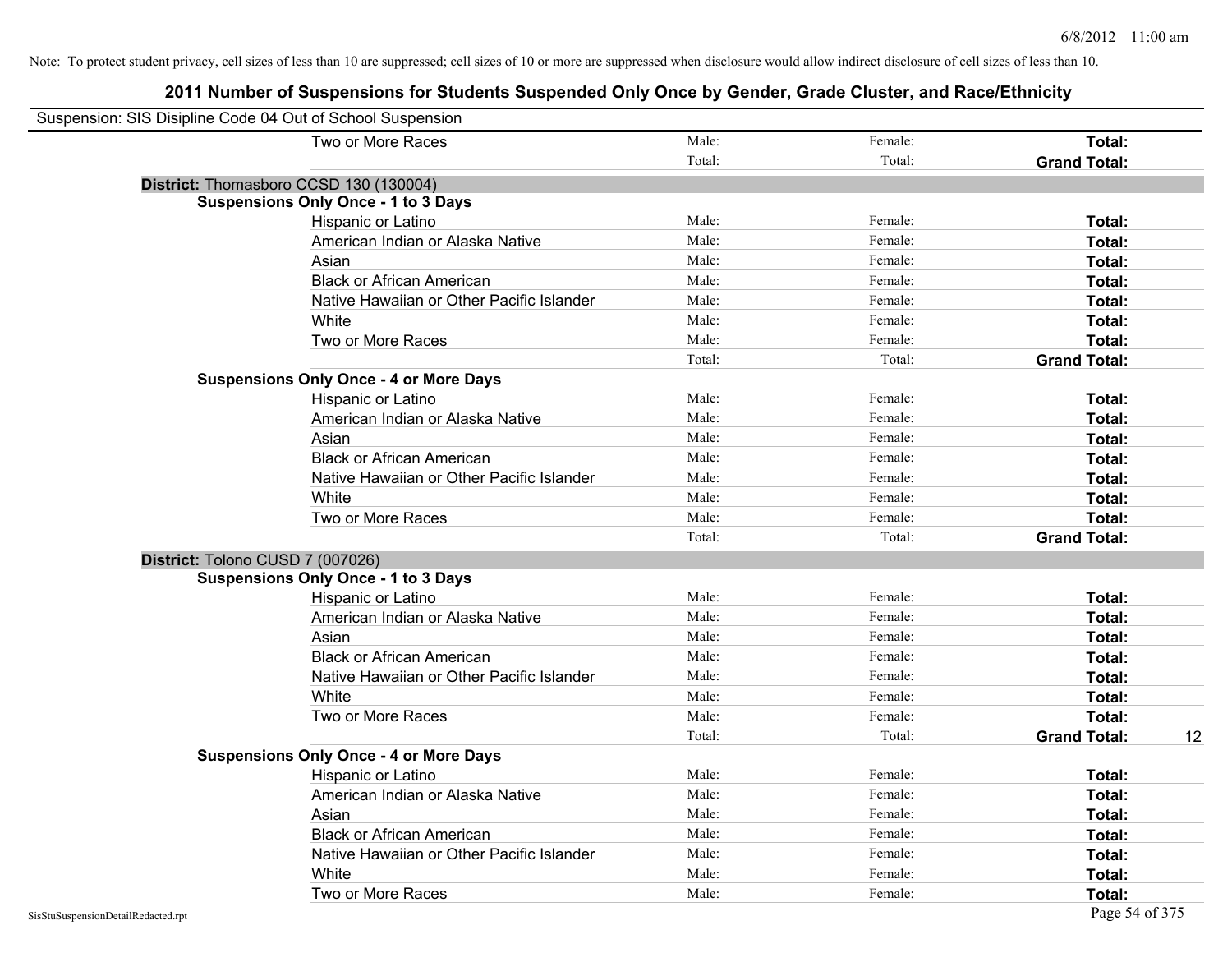Note: To protect student privacy, cell sizes of less than 10 are suppressed; cell sizes of 10 or more are suppressed when disclosure would allow indirect disclosure of cell sizes of less than 10.

# 2011 Number of Suspensions for Students Suspended Only Once by Gender, Grade Cluster, and Race/Ethnicity

Suspension: SIS Disipline Code 04 Out of School Suspension

| | Male | Female | Total | |
|---|---|---|---|---|
| Two or More Races | Male: | Female: | **Total:** | |
| | Total: | Total: | **Grand Total:** | |

**District:** Thomasboro CCSD 130 (130004)

**Suspensions Only Once - 1 to 3 Days**

| | Male | Female | Total | |
|---|---|---|---|---|
| Hispanic or Latino | Male: | Female: | **Total:** | |
| American Indian or Alaska Native | Male: | Female: | **Total:** | |
| Asian | Male: | Female: | **Total:** | |
| Black or African American | Male: | Female: | **Total:** | |
| Native Hawaiian or Other Pacific Islander | Male: | Female: | **Total:** | |
| White | Male: | Female: | **Total:** | |
| Two or More Races | Male: | Female: | **Total:** | |
| | Total: | Total: | **Grand Total:** | |

**Suspensions Only Once - 4 or More Days**

| | Male | Female | Total | |
|---|---|---|---|---|
| Hispanic or Latino | Male: | Female: | **Total:** | |
| American Indian or Alaska Native | Male: | Female: | **Total:** | |
| Asian | Male: | Female: | **Total:** | |
| Black or African American | Male: | Female: | **Total:** | |
| Native Hawaiian or Other Pacific Islander | Male: | Female: | **Total:** | |
| White | Male: | Female: | **Total:** | |
| Two or More Races | Male: | Female: | **Total:** | |
| | Total: | Total: | **Grand Total:** | |

**District:** Tolono CUSD 7 (007026)

**Suspensions Only Once - 1 to 3 Days**

| | Male | Female | Total | |
|---|---|---|---|---|
| Hispanic or Latino | Male: | Female: | **Total:** | |
| American Indian or Alaska Native | Male: | Female: | **Total:** | |
| Asian | Male: | Female: | **Total:** | |
| Black or African American | Male: | Female: | **Total:** | |
| Native Hawaiian or Other Pacific Islander | Male: | Female: | **Total:** | |
| White | Male: | Female: | **Total:** | |
| Two or More Races | Male: | Female: | **Total:** | |
| | Total: | Total: | **Grand Total:** | 12 |

**Suspensions Only Once - 4 or More Days**

| | Male | Female | Total | |
|---|---|---|---|---|
| Hispanic or Latino | Male: | Female: | **Total:** | |
| American Indian or Alaska Native | Male: | Female: | **Total:** | |
| Asian | Male: | Female: | **Total:** | |
| Black or African American | Male: | Female: | **Total:** | |
| Native Hawaiian or Other Pacific Islander | Male: | Female: | **Total:** | |
| White | Male: | Female: | **Total:** | |
| Two or More Races | Male: | Female: | **Total:** | |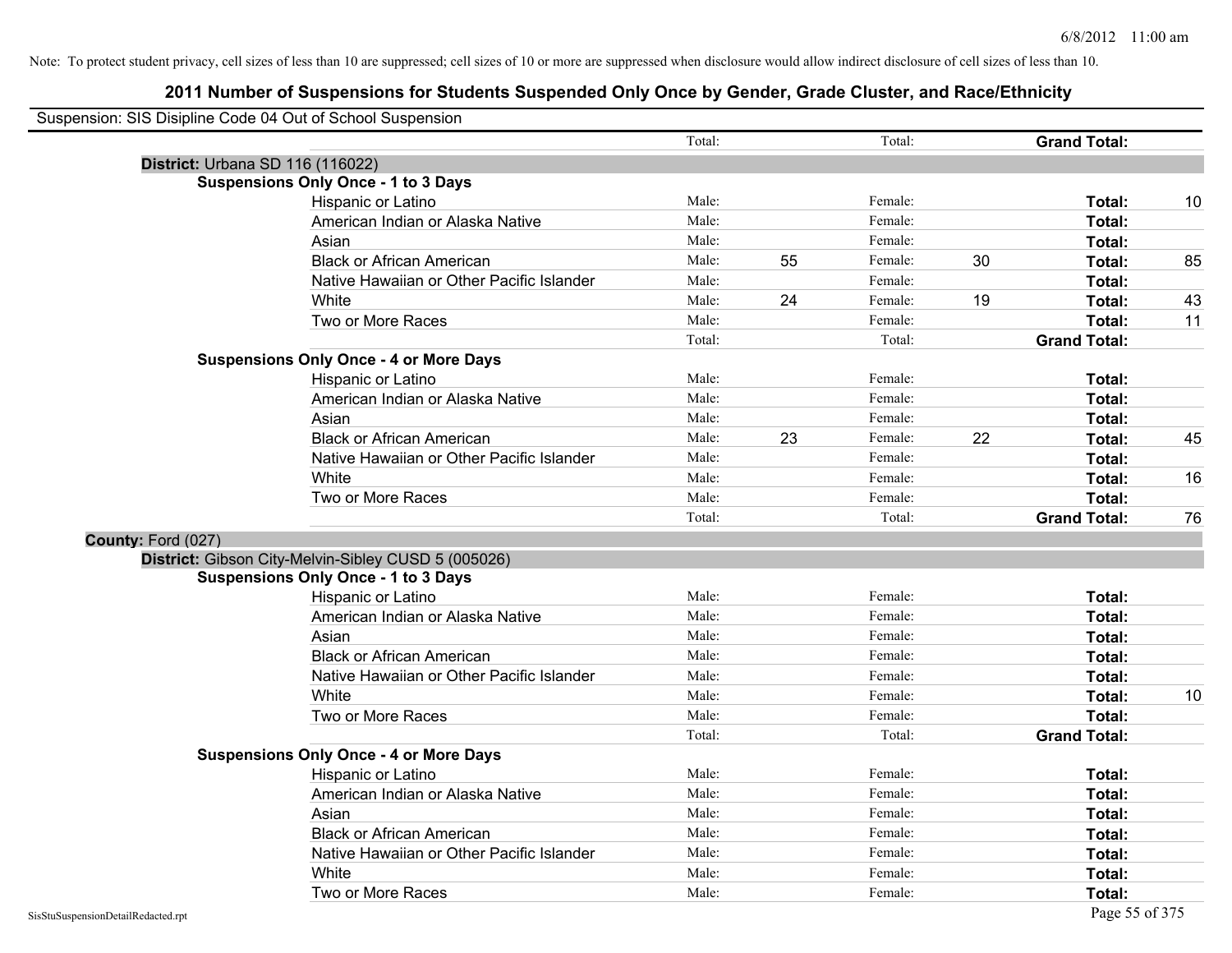Note: To protect student privacy, cell sizes of less than 10 are suppressed; cell sizes of 10 or more are suppressed when disclosure would allow indirect disclosure of cell sizes of less than 10.

# 2011 Number of Suspensions for Students Suspended Only Once by Gender, Grade Cluster, and Race/Ethnicity

Suspension: SIS Disipline Code 04 Out of School Suspension

| | | | | | | | |
|---|---|---|---|---|---|---|---|
| | Total: | | Total: | | **Grand Total:** | |

**District:** Urbana SD 116 (116022)

**Suspensions Only Once - 1 to 3 Days**

| Race/Ethnicity | | Male | | Female | | Total |
|---|---|---|---|---|---|---|
| Hispanic or Latino | Male: | | Female: | | **Total:** | 10 |
| American Indian or Alaska Native | Male: | | Female: | | **Total:** | |
| Asian | Male: | | Female: | | **Total:** | |
| Black or African American | Male: | 55 | Female: | 30 | **Total:** | 85 |
| Native Hawaiian or Other Pacific Islander | Male: | | Female: | | **Total:** | |
| White | Male: | 24 | Female: | 19 | **Total:** | 43 |
| Two or More Races | Male: | | Female: | | **Total:** | 11 |
| | Total: | | Total: | | **Grand Total:** | |

**Suspensions Only Once - 4 or More Days**

| Race/Ethnicity | | Male | | Female | | Total |
|---|---|---|---|---|---|---|
| Hispanic or Latino | Male: | | Female: | | **Total:** | |
| American Indian or Alaska Native | Male: | | Female: | | **Total:** | |
| Asian | Male: | | Female: | | **Total:** | |
| Black or African American | Male: | 23 | Female: | 22 | **Total:** | 45 |
| Native Hawaiian or Other Pacific Islander | Male: | | Female: | | **Total:** | |
| White | Male: | | Female: | | **Total:** | 16 |
| Two or More Races | Male: | | Female: | | **Total:** | |
| | Total: | | Total: | | **Grand Total:** | 76 |

**County:** Ford (027)

**District:** Gibson City-Melvin-Sibley CUSD 5 (005026)

**Suspensions Only Once - 1 to 3 Days**

| Race/Ethnicity | | Male | | Female | | Total |
|---|---|---|---|---|---|---|
| Hispanic or Latino | Male: | | Female: | | **Total:** | |
| American Indian or Alaska Native | Male: | | Female: | | **Total:** | |
| Asian | Male: | | Female: | | **Total:** | |
| Black or African American | Male: | | Female: | | **Total:** | |
| Native Hawaiian or Other Pacific Islander | Male: | | Female: | | **Total:** | |
| White | Male: | | Female: | | **Total:** | 10 |
| Two or More Races | Male: | | Female: | | **Total:** | |
| | Total: | | Total: | | **Grand Total:** | |

**Suspensions Only Once - 4 or More Days**

| Race/Ethnicity | | Male | | Female | | Total |
|---|---|---|---|---|---|---|
| Hispanic or Latino | Male: | | Female: | | **Total:** | |
| American Indian or Alaska Native | Male: | | Female: | | **Total:** | |
| Asian | Male: | | Female: | | **Total:** | |
| Black or African American | Male: | | Female: | | **Total:** | |
| Native Hawaiian or Other Pacific Islander | Male: | | Female: | | **Total:** | |
| White | Male: | | Female: | | **Total:** | |
| Two or More Races | Male: | | Female: | | **Total:** | |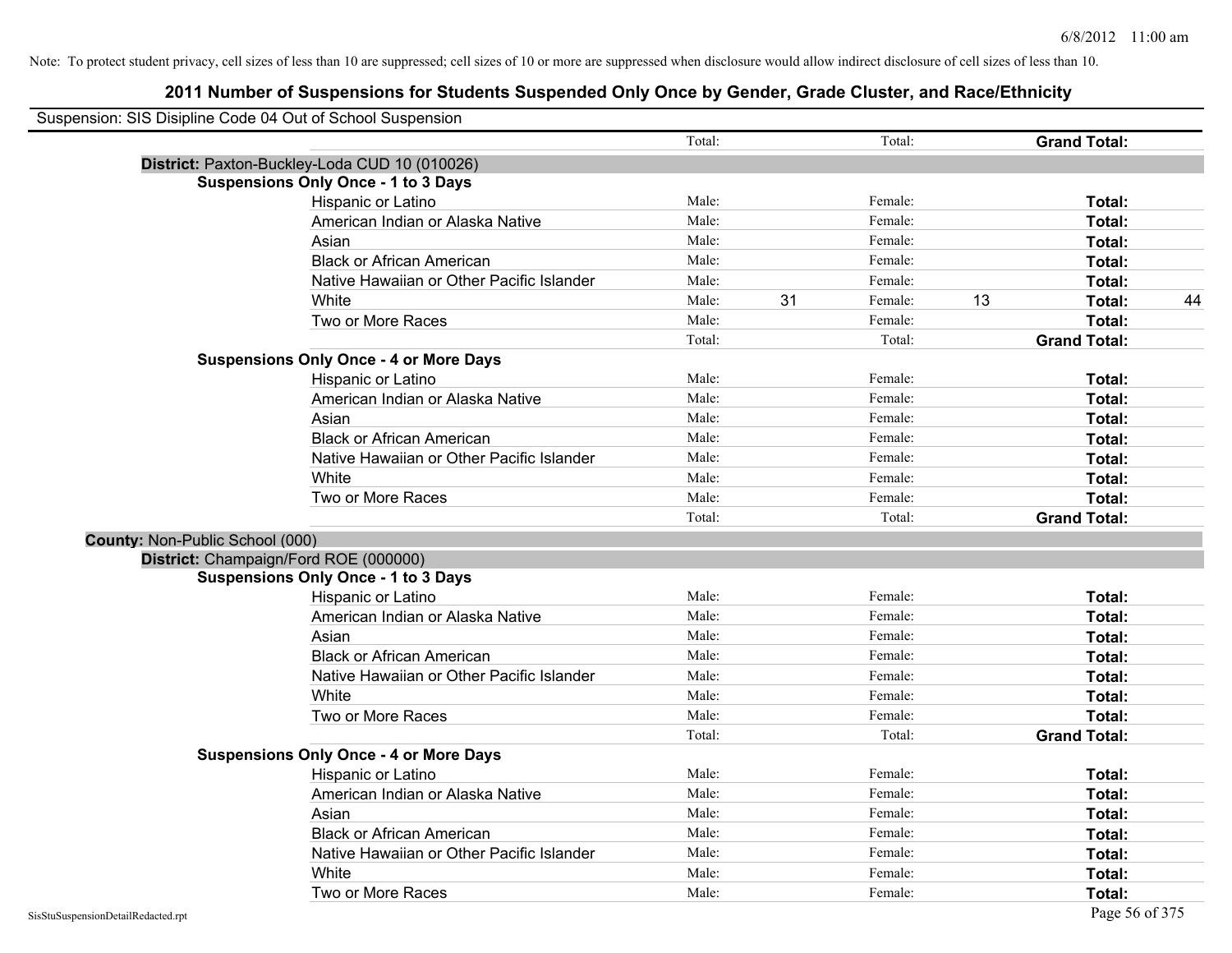Note: To protect student privacy, cell sizes of less than 10 are suppressed; cell sizes of 10 or more are suppressed when disclosure would allow indirect disclosure of cell sizes of less than 10.

# 2011 Number of Suspensions for Students Suspended Only Once by Gender, Grade Cluster, and Race/Ethnicity

Suspension: SIS Disipline Code 04 Out of School Suspension

| | | | | | | |
|---|---|---|---|---|---|---|
| | Total: | | Total: | | **Grand Total:** | |

**District:** Paxton-Buckley-Loda CUD 10 (010026)

**Suspensions Only Once - 1 to 3 Days**

| | | | | | | |
|---|---|---|---|---|---|---|
| Hispanic or Latino | Male: | | Female: | | **Total:** | |
| American Indian or Alaska Native | Male: | | Female: | | **Total:** | |
| Asian | Male: | | Female: | | **Total:** | |
| Black or African American | Male: | | Female: | | **Total:** | |
| Native Hawaiian or Other Pacific Islander | Male: | | Female: | | **Total:** | |
| White | Male: | 31 | Female: | 13 | **Total:** | 44 |
| Two or More Races | Male: | | Female: | | **Total:** | |
| | Total: | | Total: | | **Grand Total:** | |

**Suspensions Only Once - 4 or More Days**

| | | | | | | |
|---|---|---|---|---|---|---|
| Hispanic or Latino | Male: | | Female: | | **Total:** | |
| American Indian or Alaska Native | Male: | | Female: | | **Total:** | |
| Asian | Male: | | Female: | | **Total:** | |
| Black or African American | Male: | | Female: | | **Total:** | |
| Native Hawaiian or Other Pacific Islander | Male: | | Female: | | **Total:** | |
| White | Male: | | Female: | | **Total:** | |
| Two or More Races | Male: | | Female: | | **Total:** | |
| | Total: | | Total: | | **Grand Total:** | |

**County:** Non-Public School (000)

**District:** Champaign/Ford ROE (000000)

**Suspensions Only Once - 1 to 3 Days**

| | | | | | | |
|---|---|---|---|---|---|---|
| Hispanic or Latino | Male: | | Female: | | **Total:** | |
| American Indian or Alaska Native | Male: | | Female: | | **Total:** | |
| Asian | Male: | | Female: | | **Total:** | |
| Black or African American | Male: | | Female: | | **Total:** | |
| Native Hawaiian or Other Pacific Islander | Male: | | Female: | | **Total:** | |
| White | Male: | | Female: | | **Total:** | |
| Two or More Races | Male: | | Female: | | **Total:** | |
| | Total: | | Total: | | **Grand Total:** | |

**Suspensions Only Once - 4 or More Days**

| | | | | | | |
|---|---|---|---|---|---|---|
| Hispanic or Latino | Male: | | Female: | | **Total:** | |
| American Indian or Alaska Native | Male: | | Female: | | **Total:** | |
| Asian | Male: | | Female: | | **Total:** | |
| Black or African American | Male: | | Female: | | **Total:** | |
| Native Hawaiian or Other Pacific Islander | Male: | | Female: | | **Total:** | |
| White | Male: | | Female: | | **Total:** | |
| Two or More Races | Male: | | Female: | | **Total:** | |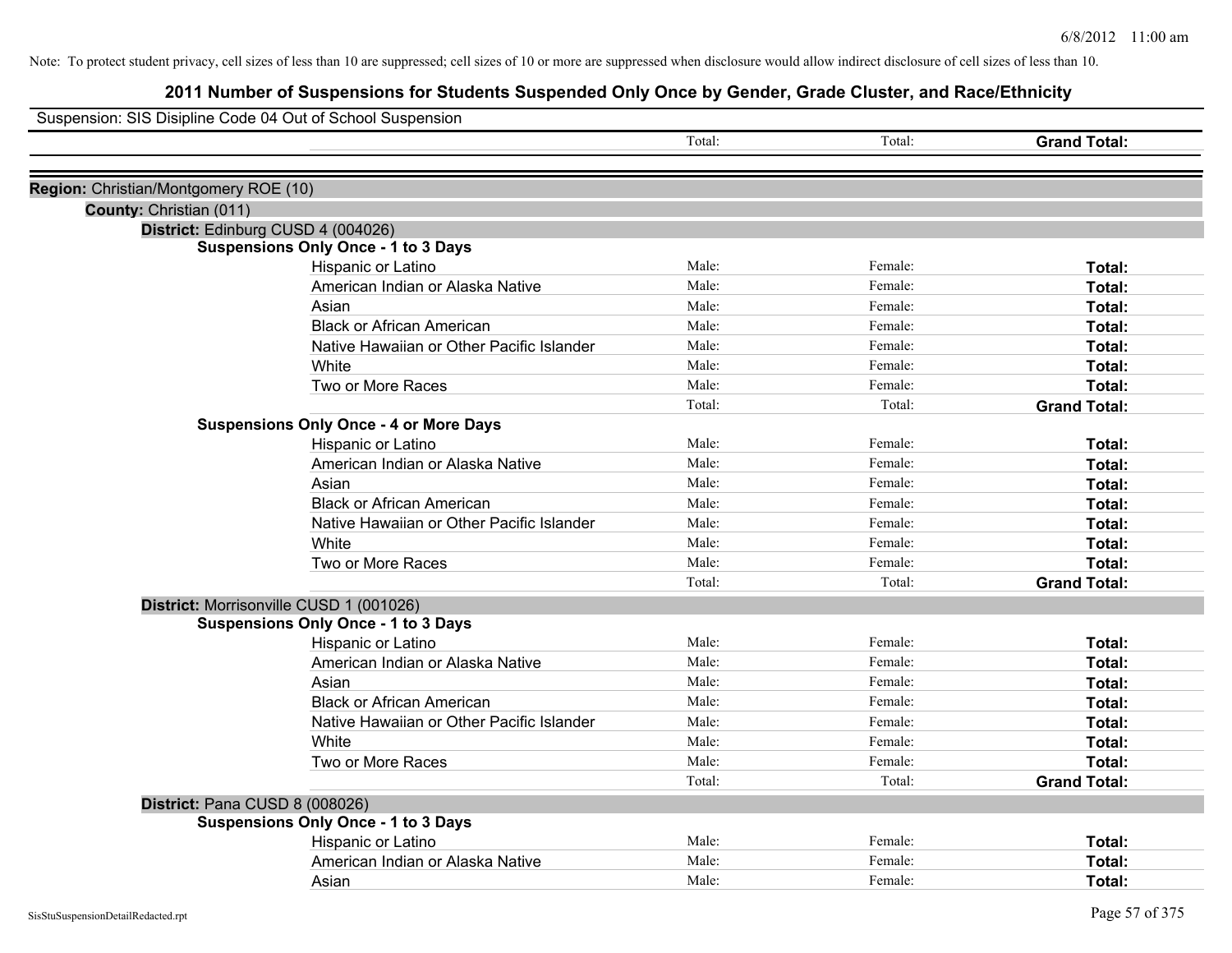Note: To protect student privacy, cell sizes of less than 10 are suppressed; cell sizes of 10 or more are suppressed when disclosure would allow indirect disclosure of cell sizes of less than 10.

# 2011 Number of Suspensions for Students Suspended Only Once by Gender, Grade Cluster, and Race/Ethnicity

Suspension: SIS Disipline Code 04 Out of School Suspension

| | Total: | Total: | Grand Total: |
|---|---|---|---|

**Region:** Christian/Montgomery ROE (10)

**County:** Christian (011)

**District:** Edinburg CUSD 4 (004026)

**Suspensions Only Once - 1 to 3 Days**

| | | | |
|---|---|---|---|
| Hispanic or Latino | Male: | Female: | **Total:** |
| American Indian or Alaska Native | Male: | Female: | **Total:** |
| Asian | Male: | Female: | **Total:** |
| Black or African American | Male: | Female: | **Total:** |
| Native Hawaiian or Other Pacific Islander | Male: | Female: | **Total:** |
| White | Male: | Female: | **Total:** |
| Two or More Races | Male: | Female: | **Total:** |
| | Total: | Total: | **Grand Total:** |

**Suspensions Only Once - 4 or More Days**

| | | | |
|---|---|---|---|
| Hispanic or Latino | Male: | Female: | **Total:** |
| American Indian or Alaska Native | Male: | Female: | **Total:** |
| Asian | Male: | Female: | **Total:** |
| Black or African American | Male: | Female: | **Total:** |
| Native Hawaiian or Other Pacific Islander | Male: | Female: | **Total:** |
| White | Male: | Female: | **Total:** |
| Two or More Races | Male: | Female: | **Total:** |
| | Total: | Total: | **Grand Total:** |

**District:** Morrisonville CUSD 1 (001026)

**Suspensions Only Once - 1 to 3 Days**

| | | | |
|---|---|---|---|
| Hispanic or Latino | Male: | Female: | **Total:** |
| American Indian or Alaska Native | Male: | Female: | **Total:** |
| Asian | Male: | Female: | **Total:** |
| Black or African American | Male: | Female: | **Total:** |
| Native Hawaiian or Other Pacific Islander | Male: | Female: | **Total:** |
| White | Male: | Female: | **Total:** |
| Two or More Races | Male: | Female: | **Total:** |
| | Total: | Total: | **Grand Total:** |

**District:** Pana CUSD 8 (008026)

**Suspensions Only Once - 1 to 3 Days**

| | | | |
|---|---|---|---|
| Hispanic or Latino | Male: | Female: | **Total:** |
| American Indian or Alaska Native | Male: | Female: | **Total:** |
| Asian | Male: | Female: | **Total:** |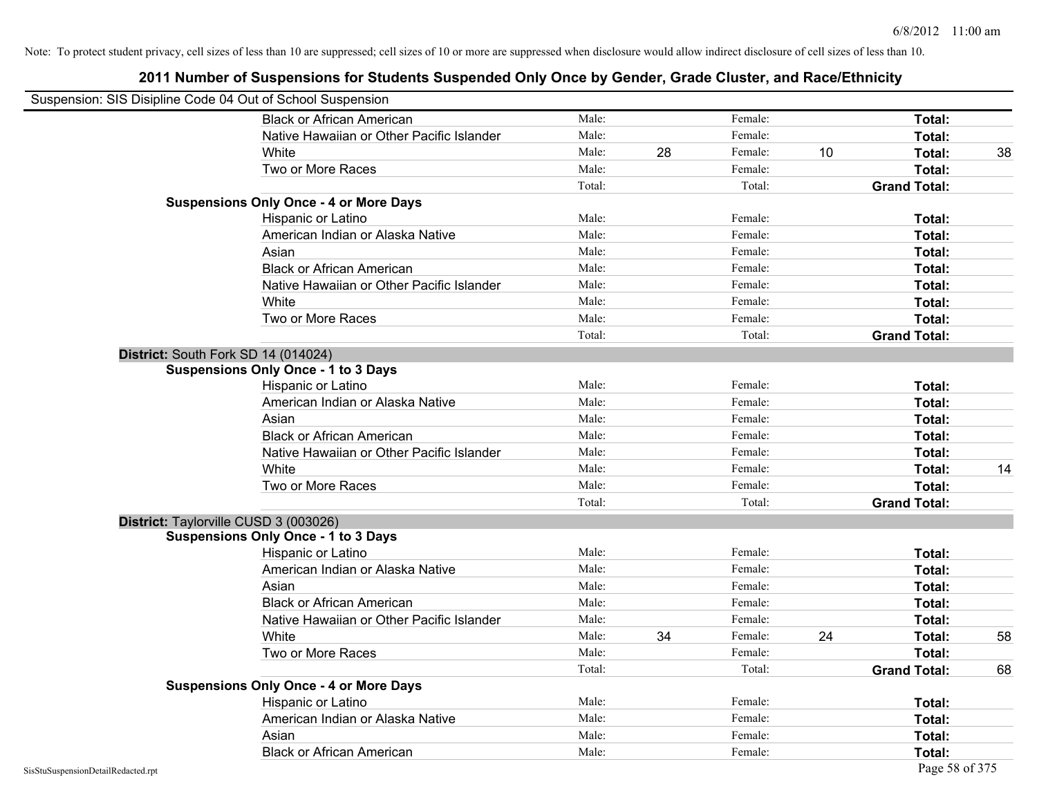Note: To protect student privacy, cell sizes of less than 10 are suppressed; cell sizes of 10 or more are suppressed when disclosure would allow indirect disclosure of cell sizes of less than 10.

## 2011 Number of Suspensions for Students Suspended Only Once by Gender, Grade Cluster, and Race/Ethnicity

Suspension: SIS Disipline Code 04 Out of School Suspension

| | | | | | | |
|---|---|---|---|---|---|---|
| Black or African American | Male: | | Female: | | **Total:** | |
| Native Hawaiian or Other Pacific Islander | Male: | | Female: | | **Total:** | |
| White | Male: | 28 | Female: | 10 | **Total:** | 38 |
| Two or More Races | Male: | | Female: | | **Total:** | |
| | Total: | | Total: | | **Grand Total:** | |
| **Suspensions Only Once - 4 or More Days** | | | | | | |
| Hispanic or Latino | Male: | | Female: | | **Total:** | |
| American Indian or Alaska Native | Male: | | Female: | | **Total:** | |
| Asian | Male: | | Female: | | **Total:** | |
| Black or African American | Male: | | Female: | | **Total:** | |
| Native Hawaiian or Other Pacific Islander | Male: | | Female: | | **Total:** | |
| White | Male: | | Female: | | **Total:** | |
| Two or More Races | Male: | | Female: | | **Total:** | |
| | Total: | | Total: | | **Grand Total:** | |

**District:** South Fork SD 14 (014024)

| | | | | | | |
|---|---|---|---|---|---|---|
| **Suspensions Only Once - 1 to 3 Days** | | | | | | |
| Hispanic or Latino | Male: | | Female: | | **Total:** | |
| American Indian or Alaska Native | Male: | | Female: | | **Total:** | |
| Asian | Male: | | Female: | | **Total:** | |
| Black or African American | Male: | | Female: | | **Total:** | |
| Native Hawaiian or Other Pacific Islander | Male: | | Female: | | **Total:** | |
| White | Male: | | Female: | | **Total:** | 14 |
| Two or More Races | Male: | | Female: | | **Total:** | |
| | Total: | | Total: | | **Grand Total:** | |

**District:** Taylorville CUSD 3 (003026)

| | | | | | | |
|---|---|---|---|---|---|---|
| **Suspensions Only Once - 1 to 3 Days** | | | | | | |
| Hispanic or Latino | Male: | | Female: | | **Total:** | |
| American Indian or Alaska Native | Male: | | Female: | | **Total:** | |
| Asian | Male: | | Female: | | **Total:** | |
| Black or African American | Male: | | Female: | | **Total:** | |
| Native Hawaiian or Other Pacific Islander | Male: | | Female: | | **Total:** | |
| White | Male: | 34 | Female: | 24 | **Total:** | 58 |
| Two or More Races | Male: | | Female: | | **Total:** | |
| | Total: | | Total: | | **Grand Total:** | 68 |
| **Suspensions Only Once - 4 or More Days** | | | | | | |
| Hispanic or Latino | Male: | | Female: | | **Total:** | |
| American Indian or Alaska Native | Male: | | Female: | | **Total:** | |
| Asian | Male: | | Female: | | **Total:** | |
| Black or African American | Male: | | Female: | | **Total:** | |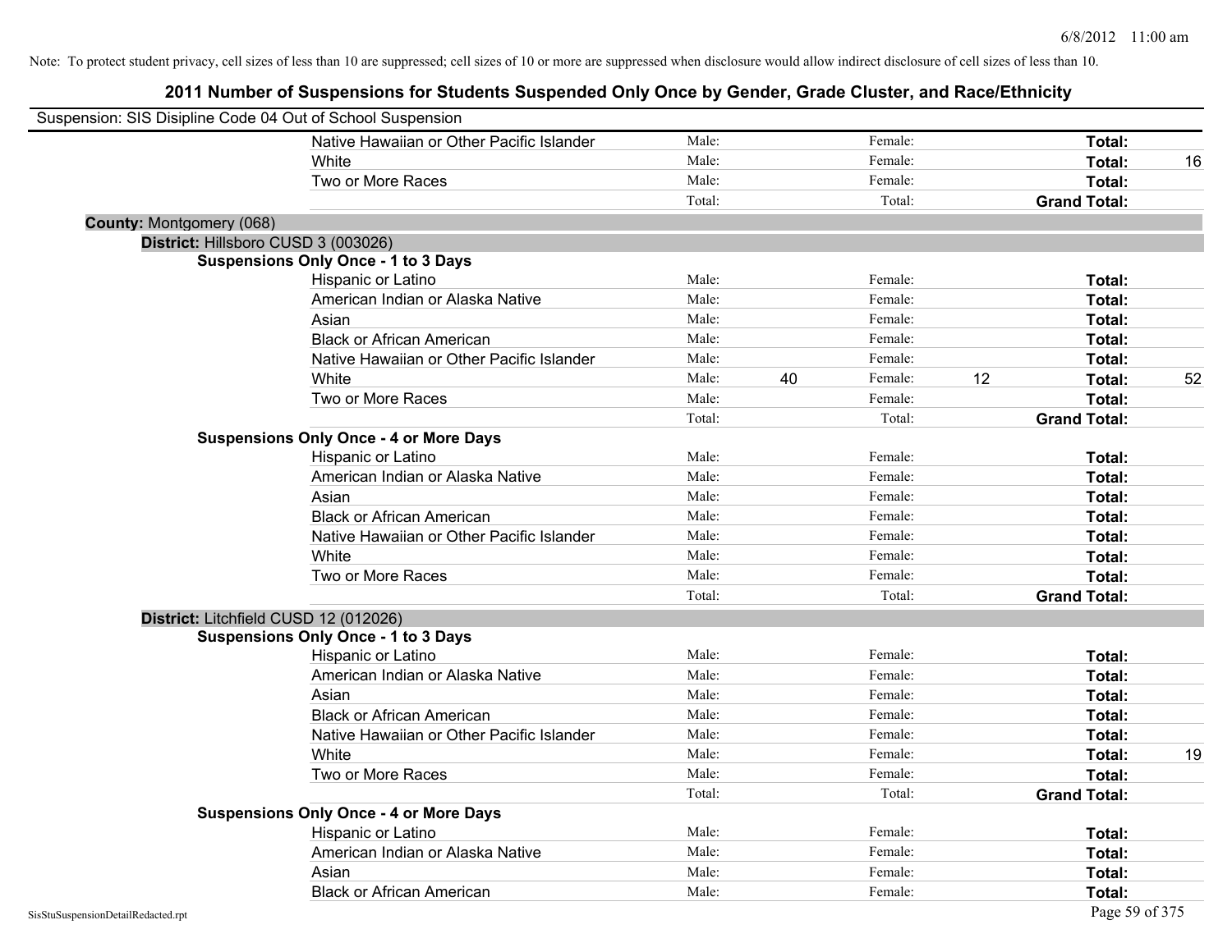Note: To protect student privacy, cell sizes of less than 10 are suppressed; cell sizes of 10 or more are suppressed when disclosure would allow indirect disclosure of cell sizes of less than 10.

# 2011 Number of Suspensions for Students Suspended Only Once by Gender, Grade Cluster, and Race/Ethnicity

Suspension: SIS Disipline Code 04 Out of School Suspension

| | | | | | | |
|---|---|---|---|---|---|---|
| Native Hawaiian or Other Pacific Islander | Male: | | Female: | | **Total:** | |
| White | Male: | | Female: | | **Total:** | 16 |
| Two or More Races | Male: | | Female: | | **Total:** | |
| | Total: | | Total: | | **Grand Total:** | |

**County:** Montgomery (068)

**District:** Hillsboro CUSD 3 (003026)

**Suspensions Only Once - 1 to 3 Days**

| | | | | | | |
|---|---|---|---|---|---|---|
| Hispanic or Latino | Male: | | Female: | | **Total:** | |
| American Indian or Alaska Native | Male: | | Female: | | **Total:** | |
| Asian | Male: | | Female: | | **Total:** | |
| Black or African American | Male: | | Female: | | **Total:** | |
| Native Hawaiian or Other Pacific Islander | Male: | | Female: | | **Total:** | |
| White | Male: | 40 | Female: | 12 | **Total:** | 52 |
| Two or More Races | Male: | | Female: | | **Total:** | |
| | Total: | | Total: | | **Grand Total:** | |

**Suspensions Only Once - 4 or More Days**

| | | | | | | |
|---|---|---|---|---|---|---|
| Hispanic or Latino | Male: | | Female: | | **Total:** | |
| American Indian or Alaska Native | Male: | | Female: | | **Total:** | |
| Asian | Male: | | Female: | | **Total:** | |
| Black or African American | Male: | | Female: | | **Total:** | |
| Native Hawaiian or Other Pacific Islander | Male: | | Female: | | **Total:** | |
| White | Male: | | Female: | | **Total:** | |
| Two or More Races | Male: | | Female: | | **Total:** | |
| | Total: | | Total: | | **Grand Total:** | |

**District:** Litchfield CUSD 12 (012026)

**Suspensions Only Once - 1 to 3 Days**

| | | | | | | |
|---|---|---|---|---|---|---|
| Hispanic or Latino | Male: | | Female: | | **Total:** | |
| American Indian or Alaska Native | Male: | | Female: | | **Total:** | |
| Asian | Male: | | Female: | | **Total:** | |
| Black or African American | Male: | | Female: | | **Total:** | |
| Native Hawaiian or Other Pacific Islander | Male: | | Female: | | **Total:** | |
| White | Male: | | Female: | | **Total:** | 19 |
| Two or More Races | Male: | | Female: | | **Total:** | |
| | Total: | | Total: | | **Grand Total:** | |

**Suspensions Only Once - 4 or More Days**

| | | | | | | |
|---|---|---|---|---|---|---|
| Hispanic or Latino | Male: | | Female: | | **Total:** | |
| American Indian or Alaska Native | Male: | | Female: | | **Total:** | |
| Asian | Male: | | Female: | | **Total:** | |
| Black or African American | Male: | | Female: | | **Total:** | |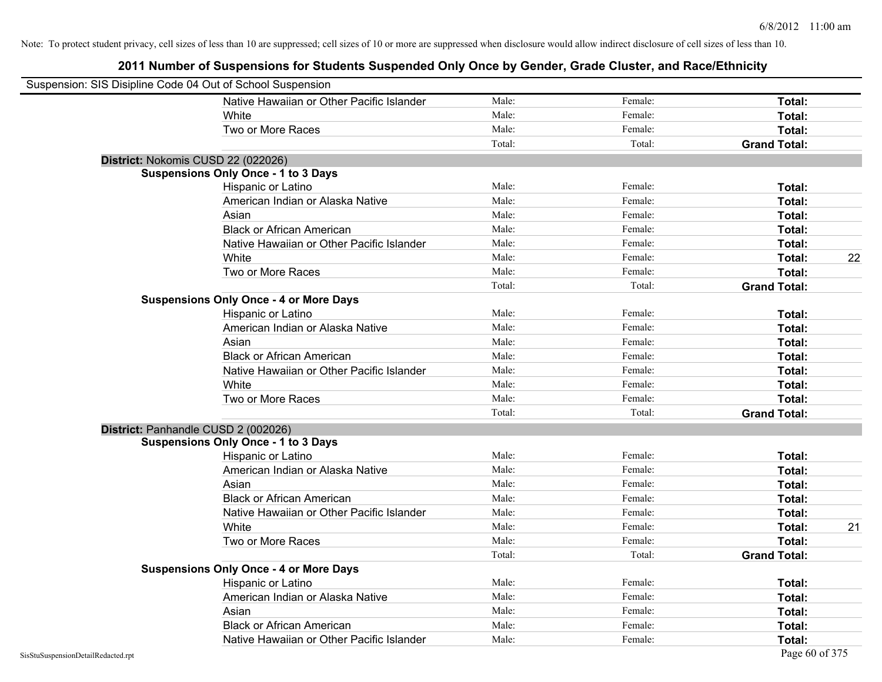Note: To protect student privacy, cell sizes of less than 10 are suppressed; cell sizes of 10 or more are suppressed when disclosure would allow indirect disclosure of cell sizes of less than 10.

## 2011 Number of Suspensions for Students Suspended Only Once by Gender, Grade Cluster, and Race/Ethnicity

Suspension: SIS Disipline Code 04 Out of School Suspension

| | | | | |
|---|---|---|---|---|
| Native Hawaiian or Other Pacific Islander | Male: | Female: | **Total:** | |
| White | Male: | Female: | **Total:** | |
| Two or More Races | Male: | Female: | **Total:** | |
| | Total: | Total: | **Grand Total:** | |

**District:** Nokomis CUSD 22 (022026)

**Suspensions Only Once - 1 to 3 Days**

| | | | | |
|---|---|---|---|---|
| Hispanic or Latino | Male: | Female: | **Total:** | |
| American Indian or Alaska Native | Male: | Female: | **Total:** | |
| Asian | Male: | Female: | **Total:** | |
| Black or African American | Male: | Female: | **Total:** | |
| Native Hawaiian or Other Pacific Islander | Male: | Female: | **Total:** | |
| White | Male: | Female: | **Total:** | 22 |
| Two or More Races | Male: | Female: | **Total:** | |
| | Total: | Total: | **Grand Total:** | |

**Suspensions Only Once - 4 or More Days**

| | | | | |
|---|---|---|---|---|
| Hispanic or Latino | Male: | Female: | **Total:** | |
| American Indian or Alaska Native | Male: | Female: | **Total:** | |
| Asian | Male: | Female: | **Total:** | |
| Black or African American | Male: | Female: | **Total:** | |
| Native Hawaiian or Other Pacific Islander | Male: | Female: | **Total:** | |
| White | Male: | Female: | **Total:** | |
| Two or More Races | Male: | Female: | **Total:** | |
| | Total: | Total: | **Grand Total:** | |

**District:** Panhandle CUSD 2 (002026)

**Suspensions Only Once - 1 to 3 Days**

| | | | | |
|---|---|---|---|---|
| Hispanic or Latino | Male: | Female: | **Total:** | |
| American Indian or Alaska Native | Male: | Female: | **Total:** | |
| Asian | Male: | Female: | **Total:** | |
| Black or African American | Male: | Female: | **Total:** | |
| Native Hawaiian or Other Pacific Islander | Male: | Female: | **Total:** | |
| White | Male: | Female: | **Total:** | 21 |
| Two or More Races | Male: | Female: | **Total:** | |
| | Total: | Total: | **Grand Total:** | |

**Suspensions Only Once - 4 or More Days**

| | | | | |
|---|---|---|---|---|
| Hispanic or Latino | Male: | Female: | **Total:** | |
| American Indian or Alaska Native | Male: | Female: | **Total:** | |
| Asian | Male: | Female: | **Total:** | |
| Black or African American | Male: | Female: | **Total:** | |
| Native Hawaiian or Other Pacific Islander | Male: | Female: | **Total:** | |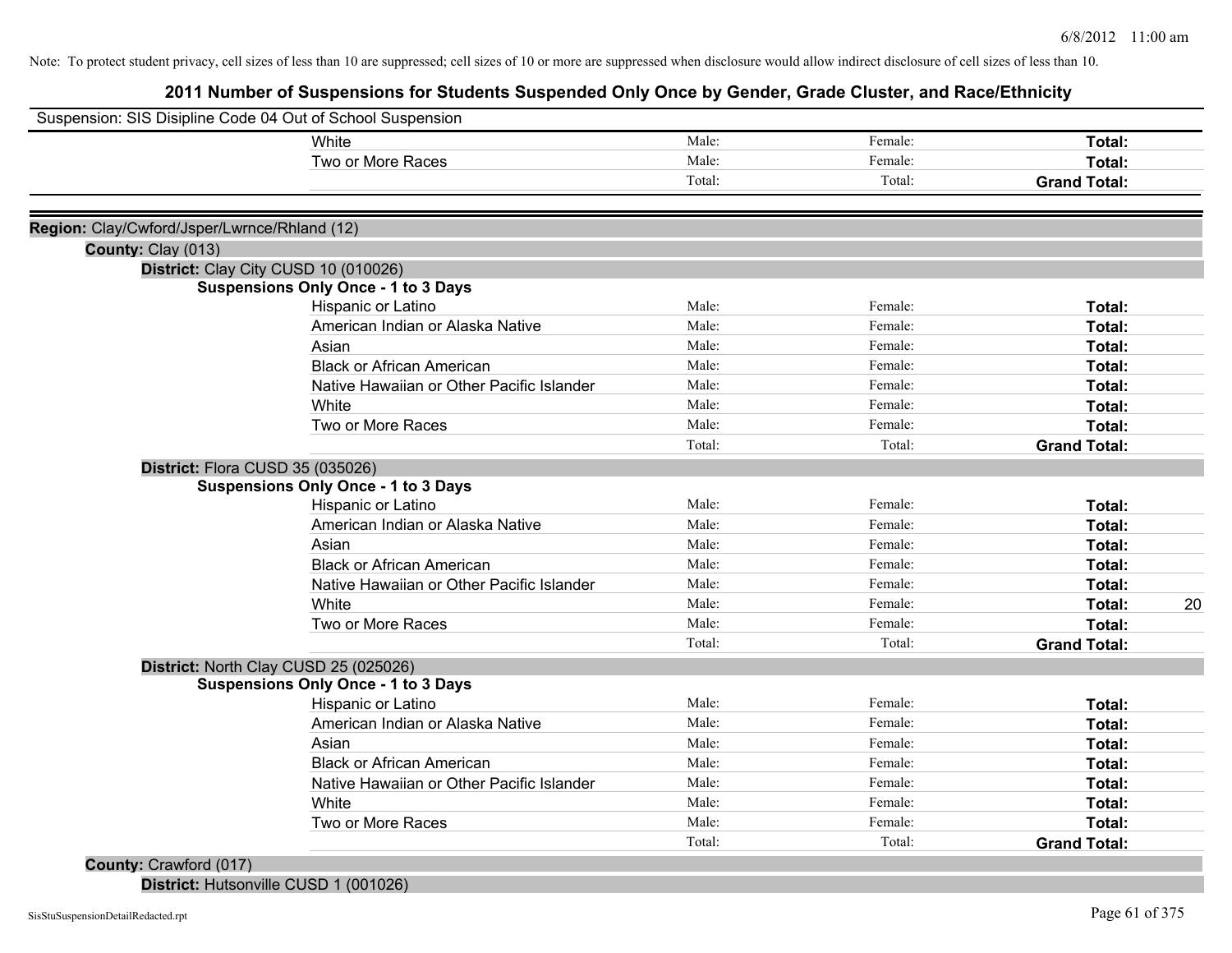Note: To protect student privacy, cell sizes of less than 10 are suppressed; cell sizes of 10 or more are suppressed when disclosure would allow indirect disclosure of cell sizes of less than 10.

# 2011 Number of Suspensions for Students Suspended Only Once by Gender, Grade Cluster, and Race/Ethnicity

Suspension: SIS Disipline Code 04 Out of School Suspension

| | Male: | Female: | Total: | |
|---|---|---|---|---|
| White | Male: | Female: | Total: | |
| Two or More Races | Male: | Female: | Total: | |
| | Total: | Total: | Grand Total: | |

**Region:** Clay/Cwford/Jsper/Lwrnce/Rhland (12)

**County:** Clay (013)

**District:** Clay City CUSD 10 (010026)

**Suspensions Only Once - 1 to 3 Days**

| | | | | |
|---|---|---|---|---|
| Hispanic or Latino | Male: | Female: | Total: | |
| American Indian or Alaska Native | Male: | Female: | Total: | |
| Asian | Male: | Female: | Total: | |
| Black or African American | Male: | Female: | Total: | |
| Native Hawaiian or Other Pacific Islander | Male: | Female: | Total: | |
| White | Male: | Female: | Total: | |
| Two or More Races | Male: | Female: | Total: | |
| | Total: | Total: | Grand Total: | |

**District:** Flora CUSD 35 (035026)

**Suspensions Only Once - 1 to 3 Days**

| | | | | |
|---|---|---|---|---|
| Hispanic or Latino | Male: | Female: | Total: | |
| American Indian or Alaska Native | Male: | Female: | Total: | |
| Asian | Male: | Female: | Total: | |
| Black or African American | Male: | Female: | Total: | |
| Native Hawaiian or Other Pacific Islander | Male: | Female: | Total: | |
| White | Male: | Female: | Total: | 20 |
| Two or More Races | Male: | Female: | Total: | |
| | Total: | Total: | Grand Total: | |

**District:** North Clay CUSD 25 (025026)

**Suspensions Only Once - 1 to 3 Days**

| | | | | |
|---|---|---|---|---|
| Hispanic or Latino | Male: | Female: | Total: | |
| American Indian or Alaska Native | Male: | Female: | Total: | |
| Asian | Male: | Female: | Total: | |
| Black or African American | Male: | Female: | Total: | |
| Native Hawaiian or Other Pacific Islander | Male: | Female: | Total: | |
| White | Male: | Female: | Total: | |
| Two or More Races | Male: | Female: | Total: | |
| | Total: | Total: | Grand Total: | |

**County:** Crawford (017)

**District:** Hutsonville CUSD 1 (001026)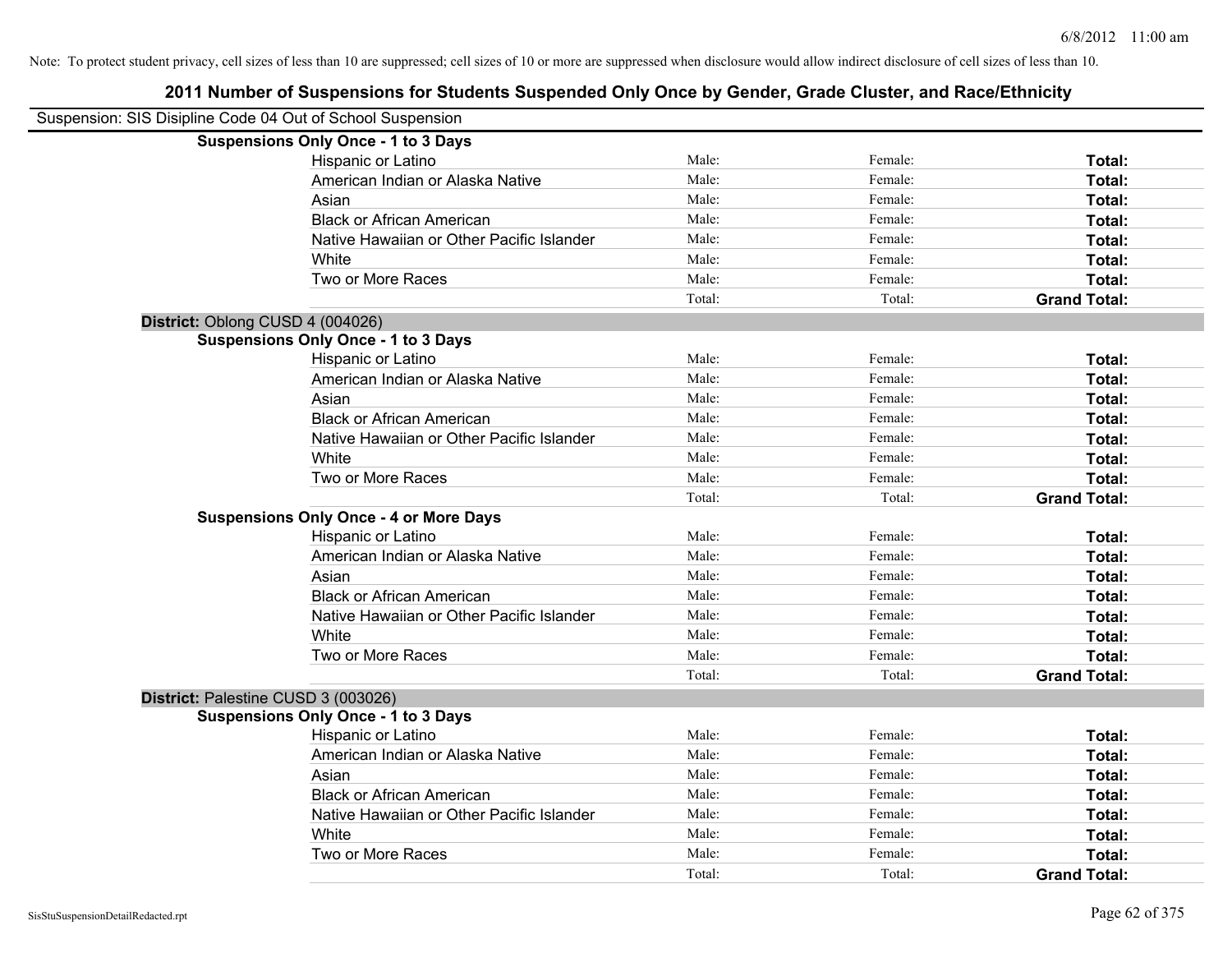Note: To protect student privacy, cell sizes of less than 10 are suppressed; cell sizes of 10 or more are suppressed when disclosure would allow indirect disclosure of cell sizes of less than 10.

# 2011 Number of Suspensions for Students Suspended Only Once by Gender, Grade Cluster, and Race/Ethnicity

Suspension: SIS Disipline Code 04 Out of School Suspension

**Suspensions Only Once - 1 to 3 Days**

| | | | |
|---|---|---|---|
| Hispanic or Latino | Male: | Female: | **Total:** |
| American Indian or Alaska Native | Male: | Female: | **Total:** |
| Asian | Male: | Female: | **Total:** |
| Black or African American | Male: | Female: | **Total:** |
| Native Hawaiian or Other Pacific Islander | Male: | Female: | **Total:** |
| White | Male: | Female: | **Total:** |
| Two or More Races | Male: | Female: | **Total:** |
| | Total: | Total: | **Grand Total:** |

**District:** Oblong CUSD 4 (004026)

**Suspensions Only Once - 1 to 3 Days**

| | | | |
|---|---|---|---|
| Hispanic or Latino | Male: | Female: | **Total:** |
| American Indian or Alaska Native | Male: | Female: | **Total:** |
| Asian | Male: | Female: | **Total:** |
| Black or African American | Male: | Female: | **Total:** |
| Native Hawaiian or Other Pacific Islander | Male: | Female: | **Total:** |
| White | Male: | Female: | **Total:** |
| Two or More Races | Male: | Female: | **Total:** |
| | Total: | Total: | **Grand Total:** |

**Suspensions Only Once - 4 or More Days**

| | | | |
|---|---|---|---|
| Hispanic or Latino | Male: | Female: | **Total:** |
| American Indian or Alaska Native | Male: | Female: | **Total:** |
| Asian | Male: | Female: | **Total:** |
| Black or African American | Male: | Female: | **Total:** |
| Native Hawaiian or Other Pacific Islander | Male: | Female: | **Total:** |
| White | Male: | Female: | **Total:** |
| Two or More Races | Male: | Female: | **Total:** |
| | Total: | Total: | **Grand Total:** |

**District:** Palestine CUSD 3 (003026)

**Suspensions Only Once - 1 to 3 Days**

| | | | |
|---|---|---|---|
| Hispanic or Latino | Male: | Female: | **Total:** |
| American Indian or Alaska Native | Male: | Female: | **Total:** |
| Asian | Male: | Female: | **Total:** |
| Black or African American | Male: | Female: | **Total:** |
| Native Hawaiian or Other Pacific Islander | Male: | Female: | **Total:** |
| White | Male: | Female: | **Total:** |
| Two or More Races | Male: | Female: | **Total:** |
| | Total: | Total: | **Grand Total:** |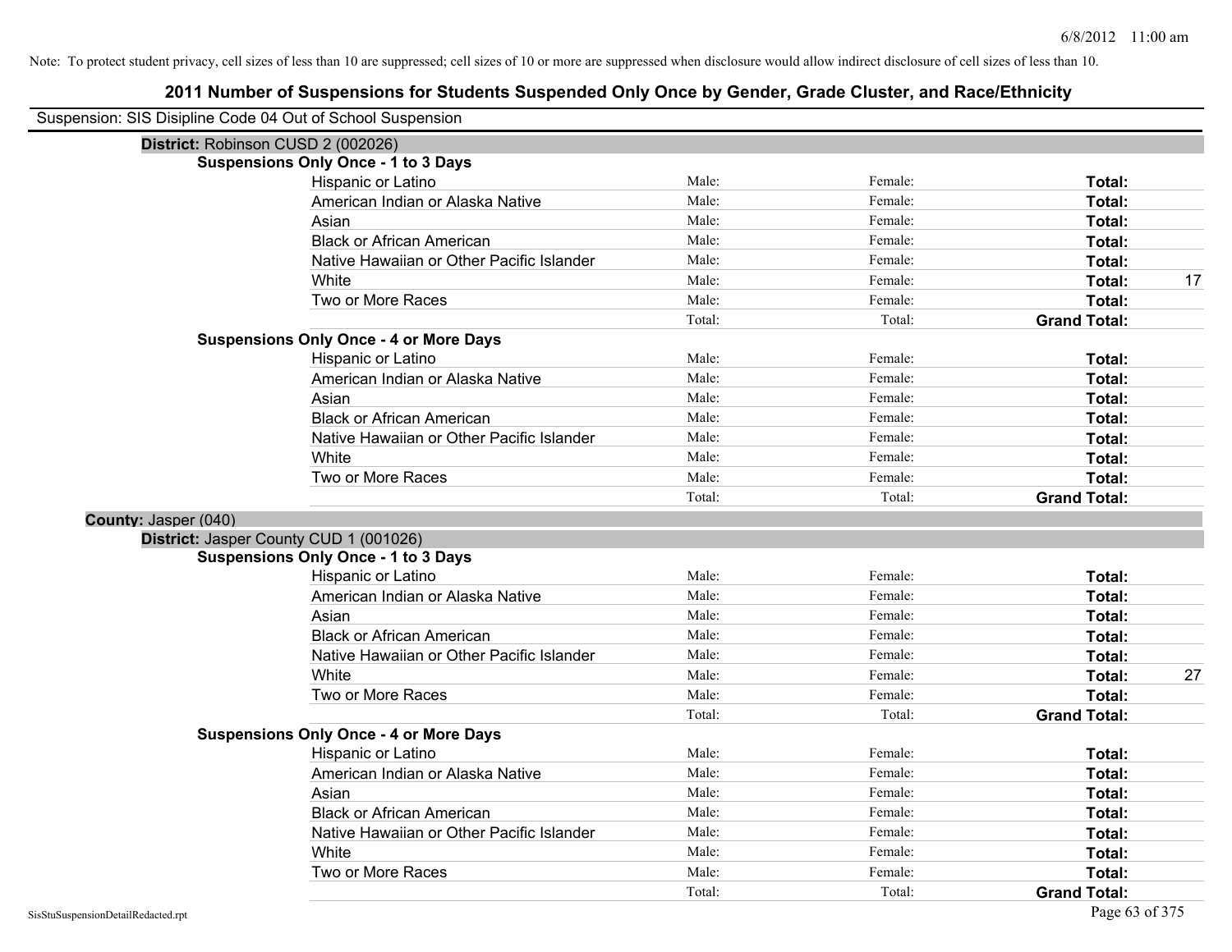Note: To protect student privacy, cell sizes of less than 10 are suppressed; cell sizes of 10 or more are suppressed when disclosure would allow indirect disclosure of cell sizes of less than 10.

# 2011 Number of Suspensions for Students Suspended Only Once by Gender, Grade Cluster, and Race/Ethnicity

Suspension: SIS Disipline Code 04 Out of School Suspension

**District:** Robinson CUSD 2 (002026)

**Suspensions Only Once - 1 to 3 Days**

| | | | | |
|---|---|---|---|---|
| Hispanic or Latino | Male: | Female: | **Total:** | |
| American Indian or Alaska Native | Male: | Female: | **Total:** | |
| Asian | Male: | Female: | **Total:** | |
| Black or African American | Male: | Female: | **Total:** | |
| Native Hawaiian or Other Pacific Islander | Male: | Female: | **Total:** | |
| White | Male: | Female: | **Total:** | 17 |
| Two or More Races | Male: | Female: | **Total:** | |
| | Total: | Total: | **Grand Total:** | |

**Suspensions Only Once - 4 or More Days**

| | | | | |
|---|---|---|---|---|
| Hispanic or Latino | Male: | Female: | **Total:** | |
| American Indian or Alaska Native | Male: | Female: | **Total:** | |
| Asian | Male: | Female: | **Total:** | |
| Black or African American | Male: | Female: | **Total:** | |
| Native Hawaiian or Other Pacific Islander | Male: | Female: | **Total:** | |
| White | Male: | Female: | **Total:** | |
| Two or More Races | Male: | Female: | **Total:** | |
| | Total: | Total: | **Grand Total:** | |

**County:** Jasper (040)

**District:** Jasper County CUD 1 (001026)

**Suspensions Only Once - 1 to 3 Days**

| | | | | |
|---|---|---|---|---|
| Hispanic or Latino | Male: | Female: | **Total:** | |
| American Indian or Alaska Native | Male: | Female: | **Total:** | |
| Asian | Male: | Female: | **Total:** | |
| Black or African American | Male: | Female: | **Total:** | |
| Native Hawaiian or Other Pacific Islander | Male: | Female: | **Total:** | |
| White | Male: | Female: | **Total:** | 27 |
| Two or More Races | Male: | Female: | **Total:** | |
| | Total: | Total: | **Grand Total:** | |

**Suspensions Only Once - 4 or More Days**

| | | | | |
|---|---|---|---|---|
| Hispanic or Latino | Male: | Female: | **Total:** | |
| American Indian or Alaska Native | Male: | Female: | **Total:** | |
| Asian | Male: | Female: | **Total:** | |
| Black or African American | Male: | Female: | **Total:** | |
| Native Hawaiian or Other Pacific Islander | Male: | Female: | **Total:** | |
| White | Male: | Female: | **Total:** | |
| Two or More Races | Male: | Female: | **Total:** | |
| | Total: | Total: | **Grand Total:** | |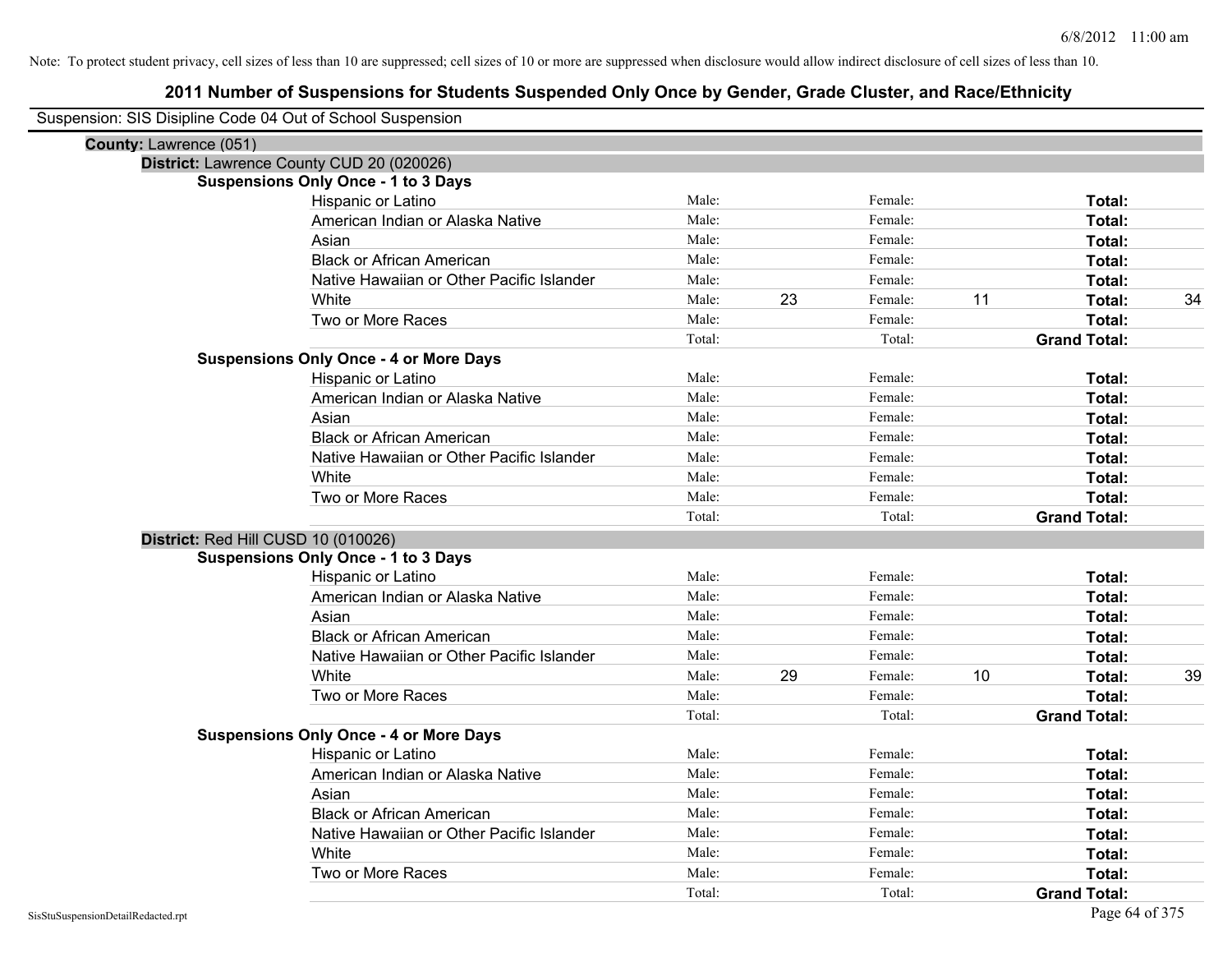Note: To protect student privacy, cell sizes of less than 10 are suppressed; cell sizes of 10 or more are suppressed when disclosure would allow indirect disclosure of cell sizes of less than 10.

# 2011 Number of Suspensions for Students Suspended Only Once by Gender, Grade Cluster, and Race/Ethnicity

Suspension: SIS Disipline Code 04 Out of School Suspension

**County:** Lawrence (051)

**District:** Lawrence County CUD 20 (020026)

**Suspensions Only Once - 1 to 3 Days**

| | | | | | | |
|---|---|---|---|---|---|---|
| Hispanic or Latino | Male: | | Female: | | **Total:** | |
| American Indian or Alaska Native | Male: | | Female: | | **Total:** | |
| Asian | Male: | | Female: | | **Total:** | |
| Black or African American | Male: | | Female: | | **Total:** | |
| Native Hawaiian or Other Pacific Islander | Male: | | Female: | | **Total:** | |
| White | Male: | 23 | Female: | 11 | **Total:** | 34 |
| Two or More Races | Male: | | Female: | | **Total:** | |
| | Total: | | Total: | | **Grand Total:** | |

**Suspensions Only Once - 4 or More Days**

| | | | | | | |
|---|---|---|---|---|---|---|
| Hispanic or Latino | Male: | | Female: | | **Total:** | |
| American Indian or Alaska Native | Male: | | Female: | | **Total:** | |
| Asian | Male: | | Female: | | **Total:** | |
| Black or African American | Male: | | Female: | | **Total:** | |
| Native Hawaiian or Other Pacific Islander | Male: | | Female: | | **Total:** | |
| White | Male: | | Female: | | **Total:** | |
| Two or More Races | Male: | | Female: | | **Total:** | |
| | Total: | | Total: | | **Grand Total:** | |

**District:** Red Hill CUSD 10 (010026)

**Suspensions Only Once - 1 to 3 Days**

| | | | | | | |
|---|---|---|---|---|---|---|
| Hispanic or Latino | Male: | | Female: | | **Total:** | |
| American Indian or Alaska Native | Male: | | Female: | | **Total:** | |
| Asian | Male: | | Female: | | **Total:** | |
| Black or African American | Male: | | Female: | | **Total:** | |
| Native Hawaiian or Other Pacific Islander | Male: | | Female: | | **Total:** | |
| White | Male: | 29 | Female: | 10 | **Total:** | 39 |
| Two or More Races | Male: | | Female: | | **Total:** | |
| | Total: | | Total: | | **Grand Total:** | |

**Suspensions Only Once - 4 or More Days**

| | | | | | | |
|---|---|---|---|---|---|---|
| Hispanic or Latino | Male: | | Female: | | **Total:** | |
| American Indian or Alaska Native | Male: | | Female: | | **Total:** | |
| Asian | Male: | | Female: | | **Total:** | |
| Black or African American | Male: | | Female: | | **Total:** | |
| Native Hawaiian or Other Pacific Islander | Male: | | Female: | | **Total:** | |
| White | Male: | | Female: | | **Total:** | |
| Two or More Races | Male: | | Female: | | **Total:** | |
| | Total: | | Total: | | **Grand Total:** | |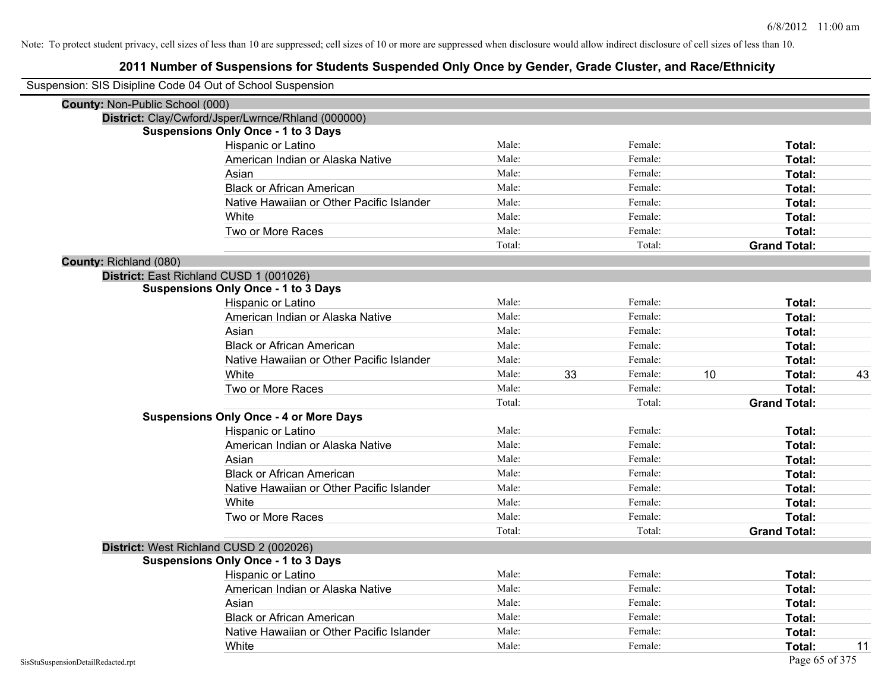Note: To protect student privacy, cell sizes of less than 10 are suppressed; cell sizes of 10 or more are suppressed when disclosure would allow indirect disclosure of cell sizes of less than 10.

## 2011 Number of Suspensions for Students Suspended Only Once by Gender, Grade Cluster, and Race/Ethnicity

Suspension: SIS Disipline Code 04 Out of School Suspension

**County:** Non-Public School (000)

**District:** Clay/Cwford/Jsper/Lwrnce/Rhland (000000)

**Suspensions Only Once - 1 to 3 Days**

| | | | | | | |
|---|---|---|---|---|---|---|
| Hispanic or Latino | Male: | | Female: | | **Total:** | |
| American Indian or Alaska Native | Male: | | Female: | | **Total:** | |
| Asian | Male: | | Female: | | **Total:** | |
| Black or African American | Male: | | Female: | | **Total:** | |
| Native Hawaiian or Other Pacific Islander | Male: | | Female: | | **Total:** | |
| White | Male: | | Female: | | **Total:** | |
| Two or More Races | Male: | | Female: | | **Total:** | |
| | Total: | | Total: | | **Grand Total:** | |

**County:** Richland (080)

**District:** East Richland CUSD 1 (001026)

**Suspensions Only Once - 1 to 3 Days**

| | | | | | | |
|---|---|---|---|---|---|---|
| Hispanic or Latino | Male: | | Female: | | **Total:** | |
| American Indian or Alaska Native | Male: | | Female: | | **Total:** | |
| Asian | Male: | | Female: | | **Total:** | |
| Black or African American | Male: | | Female: | | **Total:** | |
| Native Hawaiian or Other Pacific Islander | Male: | | Female: | | **Total:** | |
| White | Male: | 33 | Female: | 10 | **Total:** | 43 |
| Two or More Races | Male: | | Female: | | **Total:** | |
| | Total: | | Total: | | **Grand Total:** | |

**Suspensions Only Once - 4 or More Days**

| | | | | | | |
|---|---|---|---|---|---|---|
| Hispanic or Latino | Male: | | Female: | | **Total:** | |
| American Indian or Alaska Native | Male: | | Female: | | **Total:** | |
| Asian | Male: | | Female: | | **Total:** | |
| Black or African American | Male: | | Female: | | **Total:** | |
| Native Hawaiian or Other Pacific Islander | Male: | | Female: | | **Total:** | |
| White | Male: | | Female: | | **Total:** | |
| Two or More Races | Male: | | Female: | | **Total:** | |
| | Total: | | Total: | | **Grand Total:** | |

**District:** West Richland CUSD 2 (002026)

**Suspensions Only Once - 1 to 3 Days**

| | | | | | | |
|---|---|---|---|---|---|---|
| Hispanic or Latino | Male: | | Female: | | **Total:** | |
| American Indian or Alaska Native | Male: | | Female: | | **Total:** | |
| Asian | Male: | | Female: | | **Total:** | |
| Black or African American | Male: | | Female: | | **Total:** | |
| Native Hawaiian or Other Pacific Islander | Male: | | Female: | | **Total:** | |
| White | Male: | | Female: | | **Total:** | 11 |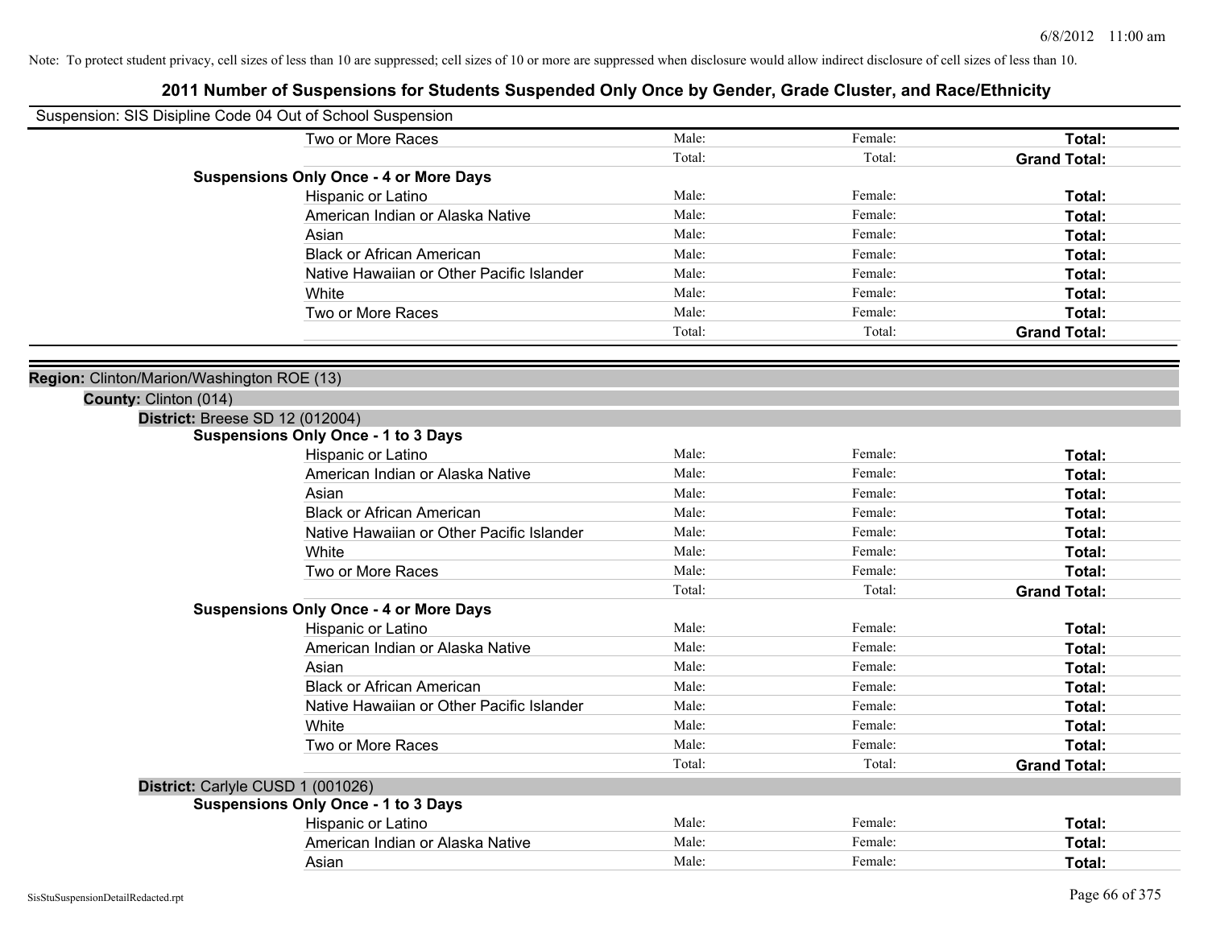Note: To protect student privacy, cell sizes of less than 10 are suppressed; cell sizes of 10 or more are suppressed when disclosure would allow indirect disclosure of cell sizes of less than 10.

# 2011 Number of Suspensions for Students Suspended Only Once by Gender, Grade Cluster, and Race/Ethnicity

Suspension: SIS Disipline Code 04 Out of School Suspension

| | | | |
|---|---|---|---|
| Two or More Races | Male: | Female: | **Total:** |
| | Total: | Total: | **Grand Total:** |

**Suspensions Only Once - 4 or More Days**

| | | | |
|---|---|---|---|
| Hispanic or Latino | Male: | Female: | **Total:** |
| American Indian or Alaska Native | Male: | Female: | **Total:** |
| Asian | Male: | Female: | **Total:** |
| Black or African American | Male: | Female: | **Total:** |
| Native Hawaiian or Other Pacific Islander | Male: | Female: | **Total:** |
| White | Male: | Female: | **Total:** |
| Two or More Races | Male: | Female: | **Total:** |
| | Total: | Total: | **Grand Total:** |

**Region:** Clinton/Marion/Washington ROE (13)

**County:** Clinton (014)

**District:** Breese SD 12 (012004)

**Suspensions Only Once - 1 to 3 Days**

| | | | |
|---|---|---|---|
| Hispanic or Latino | Male: | Female: | **Total:** |
| American Indian or Alaska Native | Male: | Female: | **Total:** |
| Asian | Male: | Female: | **Total:** |
| Black or African American | Male: | Female: | **Total:** |
| Native Hawaiian or Other Pacific Islander | Male: | Female: | **Total:** |
| White | Male: | Female: | **Total:** |
| Two or More Races | Male: | Female: | **Total:** |
| | Total: | Total: | **Grand Total:** |

**Suspensions Only Once - 4 or More Days**

| | | | |
|---|---|---|---|
| Hispanic or Latino | Male: | Female: | **Total:** |
| American Indian or Alaska Native | Male: | Female: | **Total:** |
| Asian | Male: | Female: | **Total:** |
| Black or African American | Male: | Female: | **Total:** |
| Native Hawaiian or Other Pacific Islander | Male: | Female: | **Total:** |
| White | Male: | Female: | **Total:** |
| Two or More Races | Male: | Female: | **Total:** |
| | Total: | Total: | **Grand Total:** |

**District:** Carlyle CUSD 1 (001026)

**Suspensions Only Once - 1 to 3 Days**

| | | | |
|---|---|---|---|
| Hispanic or Latino | Male: | Female: | **Total:** |
| American Indian or Alaska Native | Male: | Female: | **Total:** |
| Asian | Male: | Female: | **Total:** |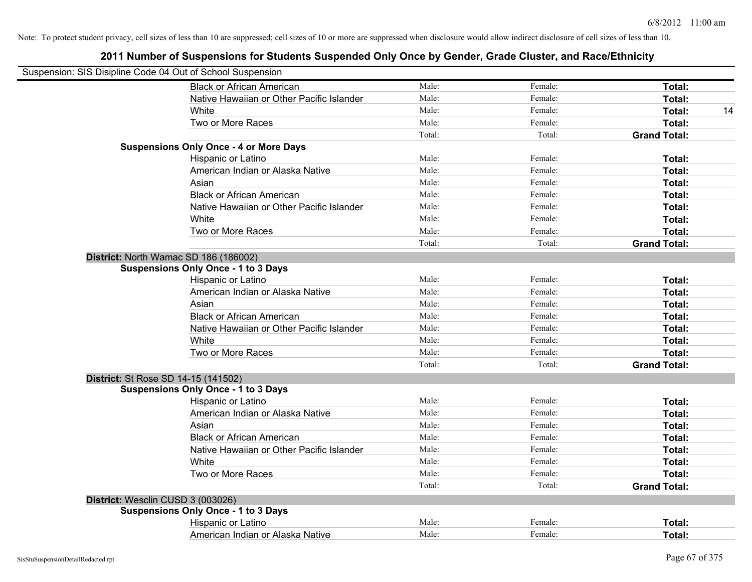Note: To protect student privacy, cell sizes of less than 10 are suppressed; cell sizes of 10 or more are suppressed when disclosure would allow indirect disclosure of cell sizes of less than 10.

# 2011 Number of Suspensions for Students Suspended Only Once by Gender, Grade Cluster, and Race/Ethnicity

Suspension: SIS Disipline Code 04 Out of School Suspension

| | | | | |
|---|---|---|---|---|
| Black or African American | Male: | Female: | **Total:** | |
| Native Hawaiian or Other Pacific Islander | Male: | Female: | **Total:** | |
| White | Male: | Female: | **Total:** | 14 |
| Two or More Races | Male: | Female: | **Total:** | |
| | Total: | Total: | **Grand Total:** | |

**Suspensions Only Once - 4 or More Days**

| | | | | |
|---|---|---|---|---|
| Hispanic or Latino | Male: | Female: | **Total:** | |
| American Indian or Alaska Native | Male: | Female: | **Total:** | |
| Asian | Male: | Female: | **Total:** | |
| Black or African American | Male: | Female: | **Total:** | |
| Native Hawaiian or Other Pacific Islander | Male: | Female: | **Total:** | |
| White | Male: | Female: | **Total:** | |
| Two or More Races | Male: | Female: | **Total:** | |
| | Total: | Total: | **Grand Total:** | |

**District:** North Wamac SD 186 (186002)

**Suspensions Only Once - 1 to 3 Days**

| | | | | |
|---|---|---|---|---|
| Hispanic or Latino | Male: | Female: | **Total:** | |
| American Indian or Alaska Native | Male: | Female: | **Total:** | |
| Asian | Male: | Female: | **Total:** | |
| Black or African American | Male: | Female: | **Total:** | |
| Native Hawaiian or Other Pacific Islander | Male: | Female: | **Total:** | |
| White | Male: | Female: | **Total:** | |
| Two or More Races | Male: | Female: | **Total:** | |
| | Total: | Total: | **Grand Total:** | |

**District:** St Rose SD 14-15 (141502)

**Suspensions Only Once - 1 to 3 Days**

| | | | | |
|---|---|---|---|---|
| Hispanic or Latino | Male: | Female: | **Total:** | |
| American Indian or Alaska Native | Male: | Female: | **Total:** | |
| Asian | Male: | Female: | **Total:** | |
| Black or African American | Male: | Female: | **Total:** | |
| Native Hawaiian or Other Pacific Islander | Male: | Female: | **Total:** | |
| White | Male: | Female: | **Total:** | |
| Two or More Races | Male: | Female: | **Total:** | |
| | Total: | Total: | **Grand Total:** | |

**District:** Wesclin CUSD 3 (003026)

**Suspensions Only Once - 1 to 3 Days**

| | | | | |
|---|---|---|---|---|
| Hispanic or Latino | Male: | Female: | **Total:** | |
| American Indian or Alaska Native | Male: | Female: | **Total:** | |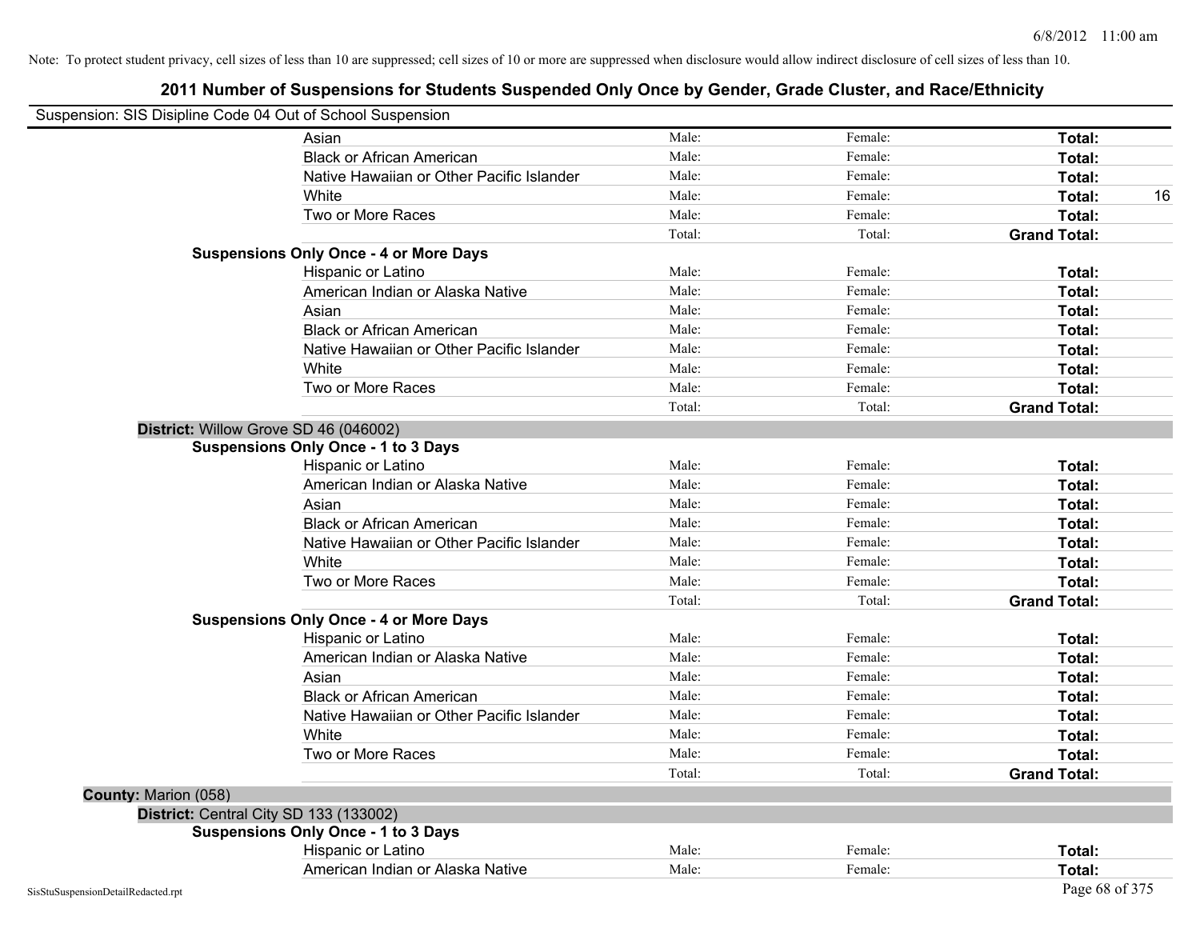Note: To protect student privacy, cell sizes of less than 10 are suppressed; cell sizes of 10 or more are suppressed when disclosure would allow indirect disclosure of cell sizes of less than 10.

# 2011 Number of Suspensions for Students Suspended Only Once by Gender, Grade Cluster, and Race/Ethnicity

Suspension: SIS Disipline Code 04 Out of School Suspension

| | | | | |
|---|---|---|---|---|
| Asian | Male: | Female: | **Total:** | |
| Black or African American | Male: | Female: | **Total:** | |
| Native Hawaiian or Other Pacific Islander | Male: | Female: | **Total:** | |
| White | Male: | Female: | **Total:** | 16 |
| Two or More Races | Male: | Female: | **Total:** | |
| | Total: | Total: | **Grand Total:** | |

**Suspensions Only Once - 4 or More Days**

| | | | | |
|---|---|---|---|---|
| Hispanic or Latino | Male: | Female: | **Total:** | |
| American Indian or Alaska Native | Male: | Female: | **Total:** | |
| Asian | Male: | Female: | **Total:** | |
| Black or African American | Male: | Female: | **Total:** | |
| Native Hawaiian or Other Pacific Islander | Male: | Female: | **Total:** | |
| White | Male: | Female: | **Total:** | |
| Two or More Races | Male: | Female: | **Total:** | |
| | Total: | Total: | **Grand Total:** | |

**District:** Willow Grove SD 46 (046002)

**Suspensions Only Once - 1 to 3 Days**

| | | | | |
|---|---|---|---|---|
| Hispanic or Latino | Male: | Female: | **Total:** | |
| American Indian or Alaska Native | Male: | Female: | **Total:** | |
| Asian | Male: | Female: | **Total:** | |
| Black or African American | Male: | Female: | **Total:** | |
| Native Hawaiian or Other Pacific Islander | Male: | Female: | **Total:** | |
| White | Male: | Female: | **Total:** | |
| Two or More Races | Male: | Female: | **Total:** | |
| | Total: | Total: | **Grand Total:** | |

**Suspensions Only Once - 4 or More Days**

| | | | | |
|---|---|---|---|---|
| Hispanic or Latino | Male: | Female: | **Total:** | |
| American Indian or Alaska Native | Male: | Female: | **Total:** | |
| Asian | Male: | Female: | **Total:** | |
| Black or African American | Male: | Female: | **Total:** | |
| Native Hawaiian or Other Pacific Islander | Male: | Female: | **Total:** | |
| White | Male: | Female: | **Total:** | |
| Two or More Races | Male: | Female: | **Total:** | |
| | Total: | Total: | **Grand Total:** | |

**County:** Marion (058)

**District:** Central City SD 133 (133002)

**Suspensions Only Once - 1 to 3 Days**

| | | | | |
|---|---|---|---|---|
| Hispanic or Latino | Male: | Female: | **Total:** | |
| American Indian or Alaska Native | Male: | Female: | **Total:** | |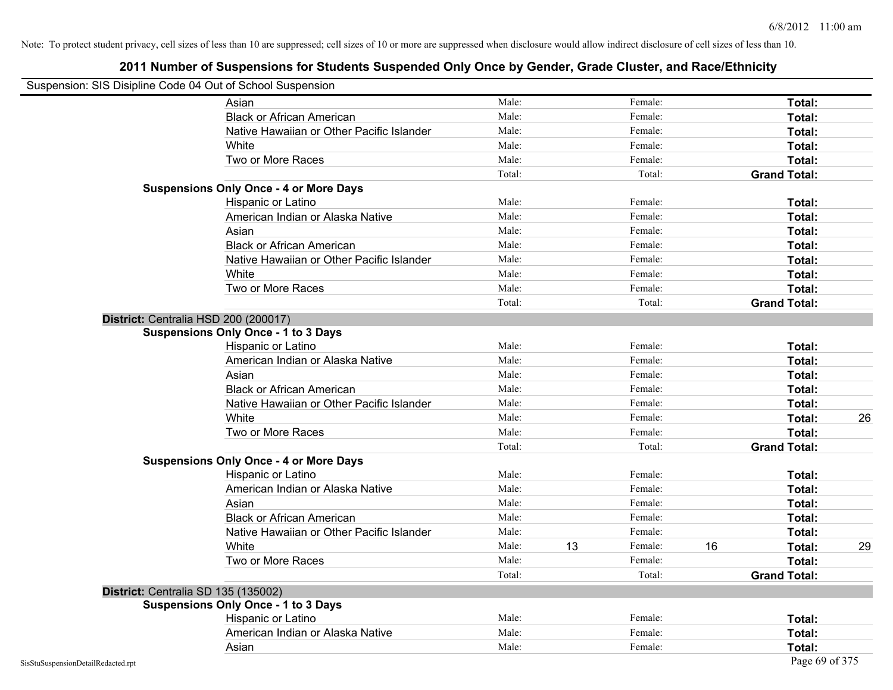Note: To protect student privacy, cell sizes of less than 10 are suppressed; cell sizes of 10 or more are suppressed when disclosure would allow indirect disclosure of cell sizes of less than 10.

## 2011 Number of Suspensions for Students Suspended Only Once by Gender, Grade Cluster, and Race/Ethnicity

Suspension: SIS Disipline Code 04 Out of School Suspension

| | | | | | | |
|---|---|---|---|---|---|---|
| Asian | Male: | | Female: | | **Total:** | |
| Black or African American | Male: | | Female: | | **Total:** | |
| Native Hawaiian or Other Pacific Islander | Male: | | Female: | | **Total:** | |
| White | Male: | | Female: | | **Total:** | |
| Two or More Races | Male: | | Female: | | **Total:** | |
| | Total: | | Total: | | **Grand Total:** | |

**Suspensions Only Once - 4 or More Days**

| | | | | | | |
|---|---|---|---|---|---|---|
| Hispanic or Latino | Male: | | Female: | | **Total:** | |
| American Indian or Alaska Native | Male: | | Female: | | **Total:** | |
| Asian | Male: | | Female: | | **Total:** | |
| Black or African American | Male: | | Female: | | **Total:** | |
| Native Hawaiian or Other Pacific Islander | Male: | | Female: | | **Total:** | |
| White | Male: | | Female: | | **Total:** | |
| Two or More Races | Male: | | Female: | | **Total:** | |
| | Total: | | Total: | | **Grand Total:** | |

**District:** Centralia HSD 200 (200017)

**Suspensions Only Once - 1 to 3 Days**

| | | | | | | |
|---|---|---|---|---|---|---|
| Hispanic or Latino | Male: | | Female: | | **Total:** | |
| American Indian or Alaska Native | Male: | | Female: | | **Total:** | |
| Asian | Male: | | Female: | | **Total:** | |
| Black or African American | Male: | | Female: | | **Total:** | |
| Native Hawaiian or Other Pacific Islander | Male: | | Female: | | **Total:** | |
| White | Male: | | Female: | | **Total:** | 26 |
| Two or More Races | Male: | | Female: | | **Total:** | |
| | Total: | | Total: | | **Grand Total:** | |

**Suspensions Only Once - 4 or More Days**

| | | | | | | |
|---|---|---|---|---|---|---|
| Hispanic or Latino | Male: | | Female: | | **Total:** | |
| American Indian or Alaska Native | Male: | | Female: | | **Total:** | |
| Asian | Male: | | Female: | | **Total:** | |
| Black or African American | Male: | | Female: | | **Total:** | |
| Native Hawaiian or Other Pacific Islander | Male: | | Female: | | **Total:** | |
| White | Male: | 13 | Female: | 16 | **Total:** | 29 |
| Two or More Races | Male: | | Female: | | **Total:** | |
| | Total: | | Total: | | **Grand Total:** | |

**District:** Centralia SD 135 (135002)

**Suspensions Only Once - 1 to 3 Days**

| | | | | | | |
|---|---|---|---|---|---|---|
| Hispanic or Latino | Male: | | Female: | | **Total:** | |
| American Indian or Alaska Native | Male: | | Female: | | **Total:** | |
| Asian | Male: | | Female: | | **Total:** | |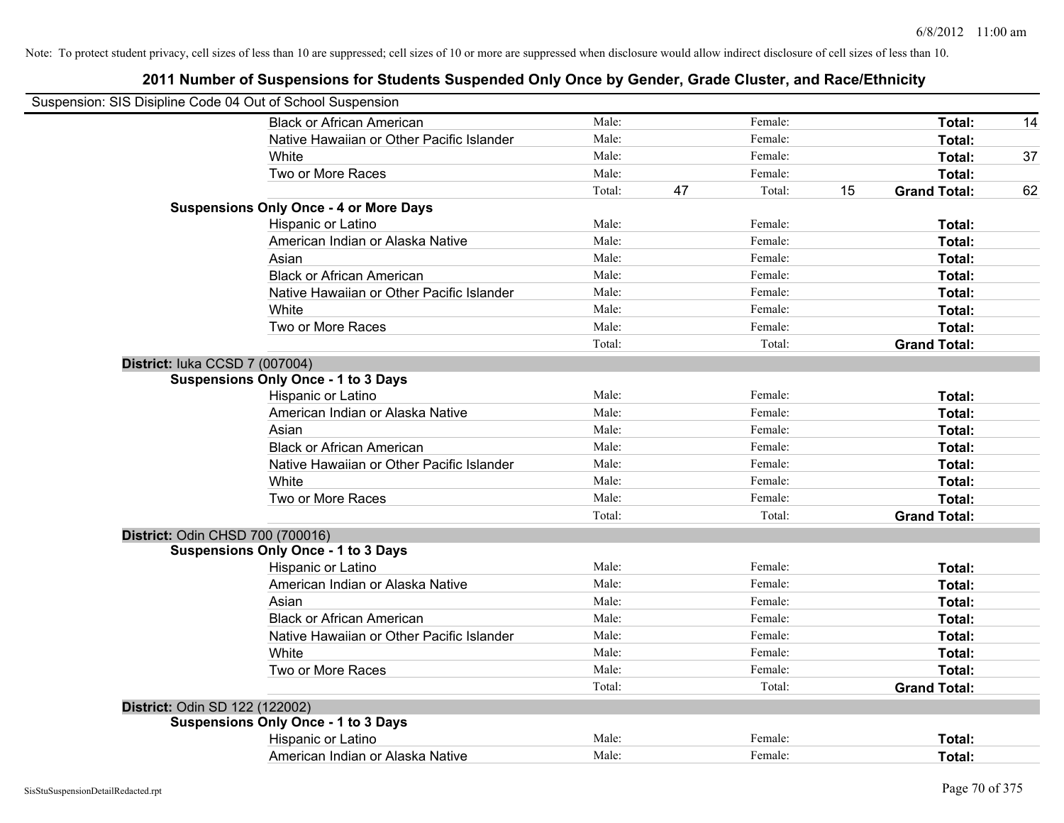Note: To protect student privacy, cell sizes of less than 10 are suppressed; cell sizes of 10 or more are suppressed when disclosure would allow indirect disclosure of cell sizes of less than 10.

# 2011 Number of Suspensions for Students Suspended Only Once by Gender, Grade Cluster, and Race/Ethnicity

Suspension: SIS Disipline Code 04 Out of School Suspension

| | | | | | | |
|---|---|---|---|---|---|---|
| Black or African American | Male: | | Female: | | **Total:** | 14 |
| Native Hawaiian or Other Pacific Islander | Male: | | Female: | | **Total:** | |
| White | Male: | | Female: | | **Total:** | 37 |
| Two or More Races | Male: | | Female: | | **Total:** | |
| | Total: | 47 | Total: | 15 | **Grand Total:** | 62 |

**Suspensions Only Once - 4 or More Days**

| | | | | | | |
|---|---|---|---|---|---|---|
| Hispanic or Latino | Male: | | Female: | | **Total:** | |
| American Indian or Alaska Native | Male: | | Female: | | **Total:** | |
| Asian | Male: | | Female: | | **Total:** | |
| Black or African American | Male: | | Female: | | **Total:** | |
| Native Hawaiian or Other Pacific Islander | Male: | | Female: | | **Total:** | |
| White | Male: | | Female: | | **Total:** | |
| Two or More Races | Male: | | Female: | | **Total:** | |
| | Total: | | Total: | | **Grand Total:** | |

**District:** Iuka CCSD 7 (007004)

**Suspensions Only Once - 1 to 3 Days**

| | | | | | | |
|---|---|---|---|---|---|---|
| Hispanic or Latino | Male: | | Female: | | **Total:** | |
| American Indian or Alaska Native | Male: | | Female: | | **Total:** | |
| Asian | Male: | | Female: | | **Total:** | |
| Black or African American | Male: | | Female: | | **Total:** | |
| Native Hawaiian or Other Pacific Islander | Male: | | Female: | | **Total:** | |
| White | Male: | | Female: | | **Total:** | |
| Two or More Races | Male: | | Female: | | **Total:** | |
| | Total: | | Total: | | **Grand Total:** | |

**District:** Odin CHSD 700 (700016)

**Suspensions Only Once - 1 to 3 Days**

| | | | | | | |
|---|---|---|---|---|---|---|
| Hispanic or Latino | Male: | | Female: | | **Total:** | |
| American Indian or Alaska Native | Male: | | Female: | | **Total:** | |
| Asian | Male: | | Female: | | **Total:** | |
| Black or African American | Male: | | Female: | | **Total:** | |
| Native Hawaiian or Other Pacific Islander | Male: | | Female: | | **Total:** | |
| White | Male: | | Female: | | **Total:** | |
| Two or More Races | Male: | | Female: | | **Total:** | |
| | Total: | | Total: | | **Grand Total:** | |

**District:** Odin SD 122 (122002)

**Suspensions Only Once - 1 to 3 Days**

| | | | | | | |
|---|---|---|---|---|---|---|
| Hispanic or Latino | Male: | | Female: | | **Total:** | |
| American Indian or Alaska Native | Male: | | Female: | | **Total:** | |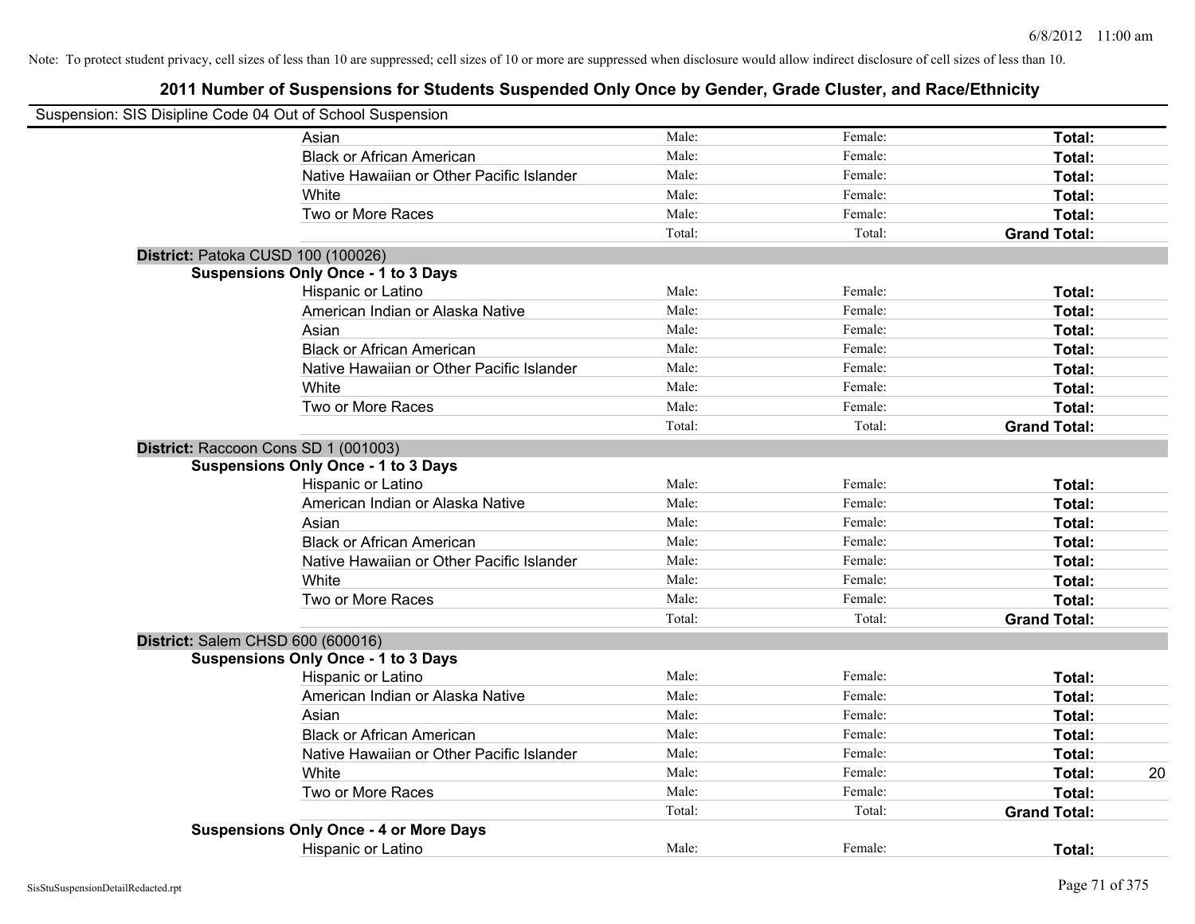Note: To protect student privacy, cell sizes of less than 10 are suppressed; cell sizes of 10 or more are suppressed when disclosure would allow indirect disclosure of cell sizes of less than 10.

# 2011 Number of Suspensions for Students Suspended Only Once by Gender, Grade Cluster, and Race/Ethnicity

Suspension: SIS Disipline Code 04 Out of School Suspension

| | | | | |
|---|---|---|---|---|
| Asian | Male: | Female: | **Total:** | |
| Black or African American | Male: | Female: | **Total:** | |
| Native Hawaiian or Other Pacific Islander | Male: | Female: | **Total:** | |
| White | Male: | Female: | **Total:** | |
| Two or More Races | Male: | Female: | **Total:** | |
| | Total: | Total: | **Grand Total:** | |

**District:** Patoka CUSD 100 (100026)

**Suspensions Only Once - 1 to 3 Days**

| | | | | |
|---|---|---|---|---|
| Hispanic or Latino | Male: | Female: | **Total:** | |
| American Indian or Alaska Native | Male: | Female: | **Total:** | |
| Asian | Male: | Female: | **Total:** | |
| Black or African American | Male: | Female: | **Total:** | |
| Native Hawaiian or Other Pacific Islander | Male: | Female: | **Total:** | |
| White | Male: | Female: | **Total:** | |
| Two or More Races | Male: | Female: | **Total:** | |
| | Total: | Total: | **Grand Total:** | |

**District:** Raccoon Cons SD 1 (001003)

**Suspensions Only Once - 1 to 3 Days**

| | | | | |
|---|---|---|---|---|
| Hispanic or Latino | Male: | Female: | **Total:** | |
| American Indian or Alaska Native | Male: | Female: | **Total:** | |
| Asian | Male: | Female: | **Total:** | |
| Black or African American | Male: | Female: | **Total:** | |
| Native Hawaiian or Other Pacific Islander | Male: | Female: | **Total:** | |
| White | Male: | Female: | **Total:** | |
| Two or More Races | Male: | Female: | **Total:** | |
| | Total: | Total: | **Grand Total:** | |

**District:** Salem CHSD 600 (600016)

**Suspensions Only Once - 1 to 3 Days**

| | | | | |
|---|---|---|---|---|
| Hispanic or Latino | Male: | Female: | **Total:** | |
| American Indian or Alaska Native | Male: | Female: | **Total:** | |
| Asian | Male: | Female: | **Total:** | |
| Black or African American | Male: | Female: | **Total:** | |
| Native Hawaiian or Other Pacific Islander | Male: | Female: | **Total:** | |
| White | Male: | Female: | **Total:** | 20 |
| Two or More Races | Male: | Female: | **Total:** | |
| | Total: | Total: | **Grand Total:** | |

**Suspensions Only Once - 4 or More Days**

| | | | | |
|---|---|---|---|---|
| Hispanic or Latino | Male: | Female: | **Total:** | |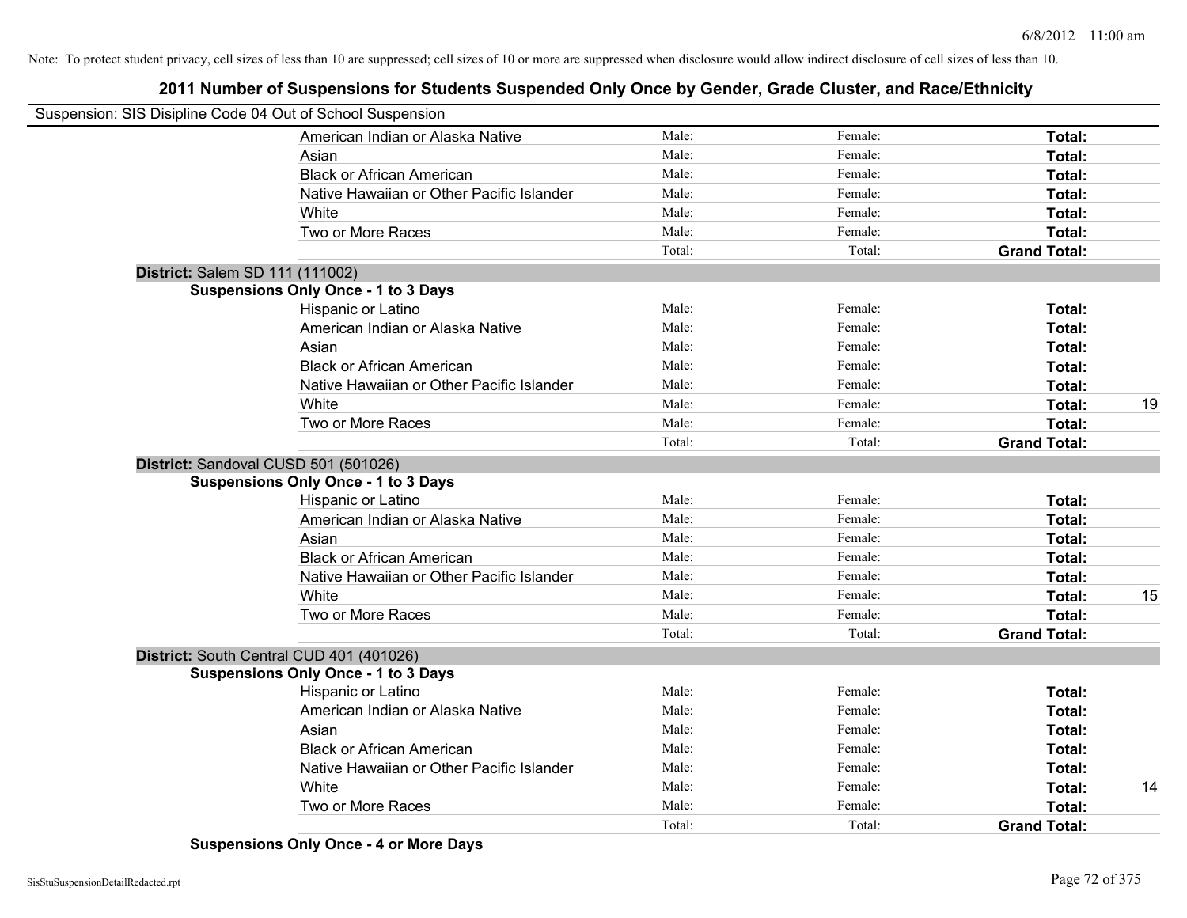Note: To protect student privacy, cell sizes of less than 10 are suppressed; cell sizes of 10 or more are suppressed when disclosure would allow indirect disclosure of cell sizes of less than 10.

## 2011 Number of Suspensions for Students Suspended Only Once by Gender, Grade Cluster, and Race/Ethnicity

Suspension: SIS Disipline Code 04 Out of School Suspension

| | | | | |
|---|---|---|---|---|
| American Indian or Alaska Native | Male: | Female: | **Total:** | |
| Asian | Male: | Female: | **Total:** | |
| Black or African American | Male: | Female: | **Total:** | |
| Native Hawaiian or Other Pacific Islander | Male: | Female: | **Total:** | |
| White | Male: | Female: | **Total:** | |
| Two or More Races | Male: | Female: | **Total:** | |
| | Total: | Total: | **Grand Total:** | |

**District:** Salem SD 111 (111002)

**Suspensions Only Once - 1 to 3 Days**

| | | | | |
|---|---|---|---|---|
| Hispanic or Latino | Male: | Female: | **Total:** | |
| American Indian or Alaska Native | Male: | Female: | **Total:** | |
| Asian | Male: | Female: | **Total:** | |
| Black or African American | Male: | Female: | **Total:** | |
| Native Hawaiian or Other Pacific Islander | Male: | Female: | **Total:** | |
| White | Male: | Female: | **Total:** | 19 |
| Two or More Races | Male: | Female: | **Total:** | |
| | Total: | Total: | **Grand Total:** | |

**District:** Sandoval CUSD 501 (501026)

**Suspensions Only Once - 1 to 3 Days**

| | | | | |
|---|---|---|---|---|
| Hispanic or Latino | Male: | Female: | **Total:** | |
| American Indian or Alaska Native | Male: | Female: | **Total:** | |
| Asian | Male: | Female: | **Total:** | |
| Black or African American | Male: | Female: | **Total:** | |
| Native Hawaiian or Other Pacific Islander | Male: | Female: | **Total:** | |
| White | Male: | Female: | **Total:** | 15 |
| Two or More Races | Male: | Female: | **Total:** | |
| | Total: | Total: | **Grand Total:** | |

**District:** South Central CUD 401 (401026)

**Suspensions Only Once - 1 to 3 Days**

| | | | | |
|---|---|---|---|---|
| Hispanic or Latino | Male: | Female: | **Total:** | |
| American Indian or Alaska Native | Male: | Female: | **Total:** | |
| Asian | Male: | Female: | **Total:** | |
| Black or African American | Male: | Female: | **Total:** | |
| Native Hawaiian or Other Pacific Islander | Male: | Female: | **Total:** | |
| White | Male: | Female: | **Total:** | 14 |
| Two or More Races | Male: | Female: | **Total:** | |
| | Total: | Total: | **Grand Total:** | |

**Suspensions Only Once - 4 or More Days**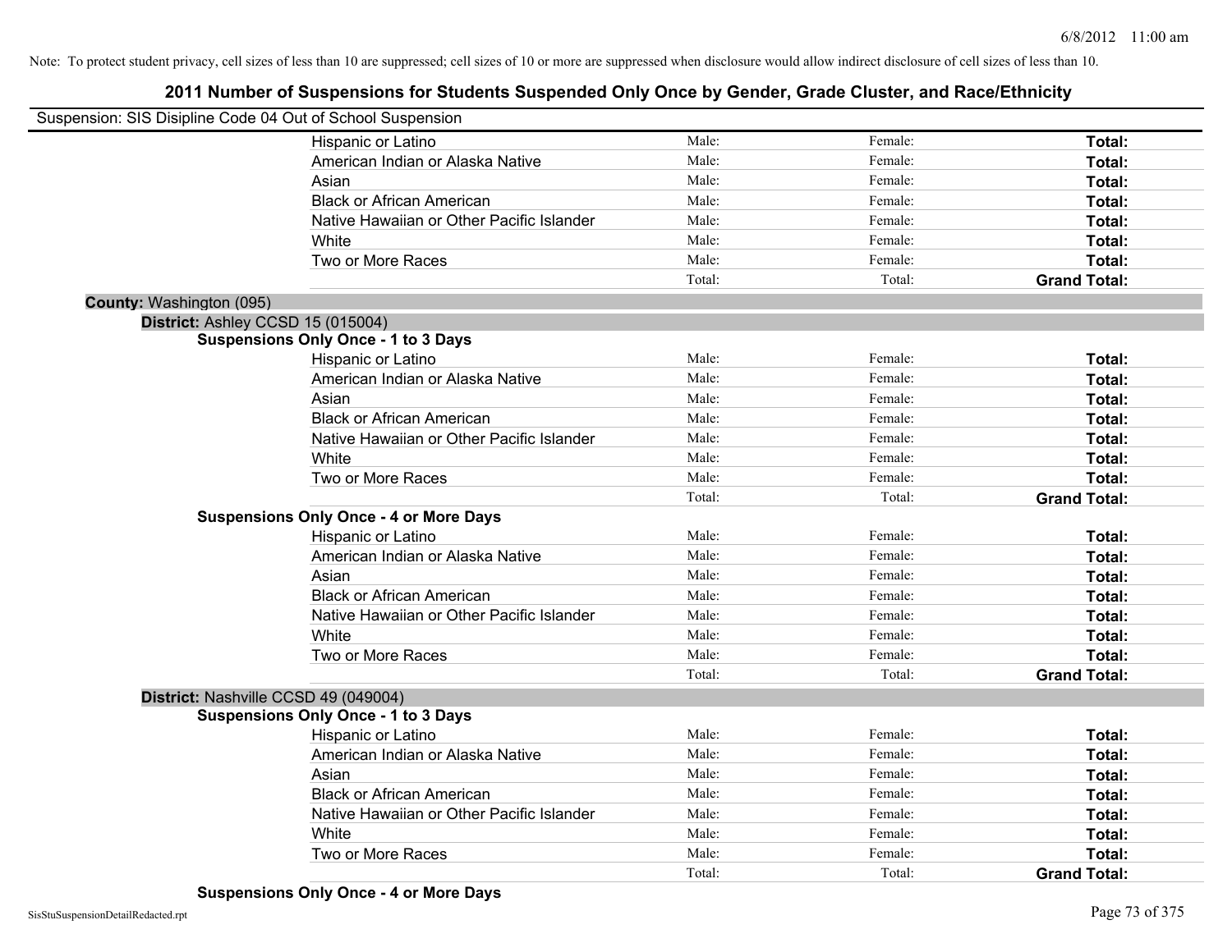Note: To protect student privacy, cell sizes of less than 10 are suppressed; cell sizes of 10 or more are suppressed when disclosure would allow indirect disclosure of cell sizes of less than 10.

# 2011 Number of Suspensions for Students Suspended Only Once by Gender, Grade Cluster, and Race/Ethnicity

Suspension: SIS Disipline Code 04 Out of School Suspension

| | Male: | Female: | Total: |
|---|---|---|---|
| Hispanic or Latino | Male: | Female: | **Total:** |
| American Indian or Alaska Native | Male: | Female: | **Total:** |
| Asian | Male: | Female: | **Total:** |
| Black or African American | Male: | Female: | **Total:** |
| Native Hawaiian or Other Pacific Islander | Male: | Female: | **Total:** |
| White | Male: | Female: | **Total:** |
| Two or More Races | Male: | Female: | **Total:** |
| | Total: | Total: | **Grand Total:** |

**County:** Washington (095)

**District:** Ashley CCSD 15 (015004)

**Suspensions Only Once - 1 to 3 Days**

| | | | |
|---|---|---|---|
| Hispanic or Latino | Male: | Female: | **Total:** |
| American Indian or Alaska Native | Male: | Female: | **Total:** |
| Asian | Male: | Female: | **Total:** |
| Black or African American | Male: | Female: | **Total:** |
| Native Hawaiian or Other Pacific Islander | Male: | Female: | **Total:** |
| White | Male: | Female: | **Total:** |
| Two or More Races | Male: | Female: | **Total:** |
| | Total: | Total: | **Grand Total:** |

**Suspensions Only Once - 4 or More Days**

| | | | |
|---|---|---|---|
| Hispanic or Latino | Male: | Female: | **Total:** |
| American Indian or Alaska Native | Male: | Female: | **Total:** |
| Asian | Male: | Female: | **Total:** |
| Black or African American | Male: | Female: | **Total:** |
| Native Hawaiian or Other Pacific Islander | Male: | Female: | **Total:** |
| White | Male: | Female: | **Total:** |
| Two or More Races | Male: | Female: | **Total:** |
| | Total: | Total: | **Grand Total:** |

**District:** Nashville CCSD 49 (049004)

**Suspensions Only Once - 1 to 3 Days**

| | | | |
|---|---|---|---|
| Hispanic or Latino | Male: | Female: | **Total:** |
| American Indian or Alaska Native | Male: | Female: | **Total:** |
| Asian | Male: | Female: | **Total:** |
| Black or African American | Male: | Female: | **Total:** |
| Native Hawaiian or Other Pacific Islander | Male: | Female: | **Total:** |
| White | Male: | Female: | **Total:** |
| Two or More Races | Male: | Female: | **Total:** |
| | Total: | Total: | **Grand Total:** |

**Suspensions Only Once - 4 or More Days**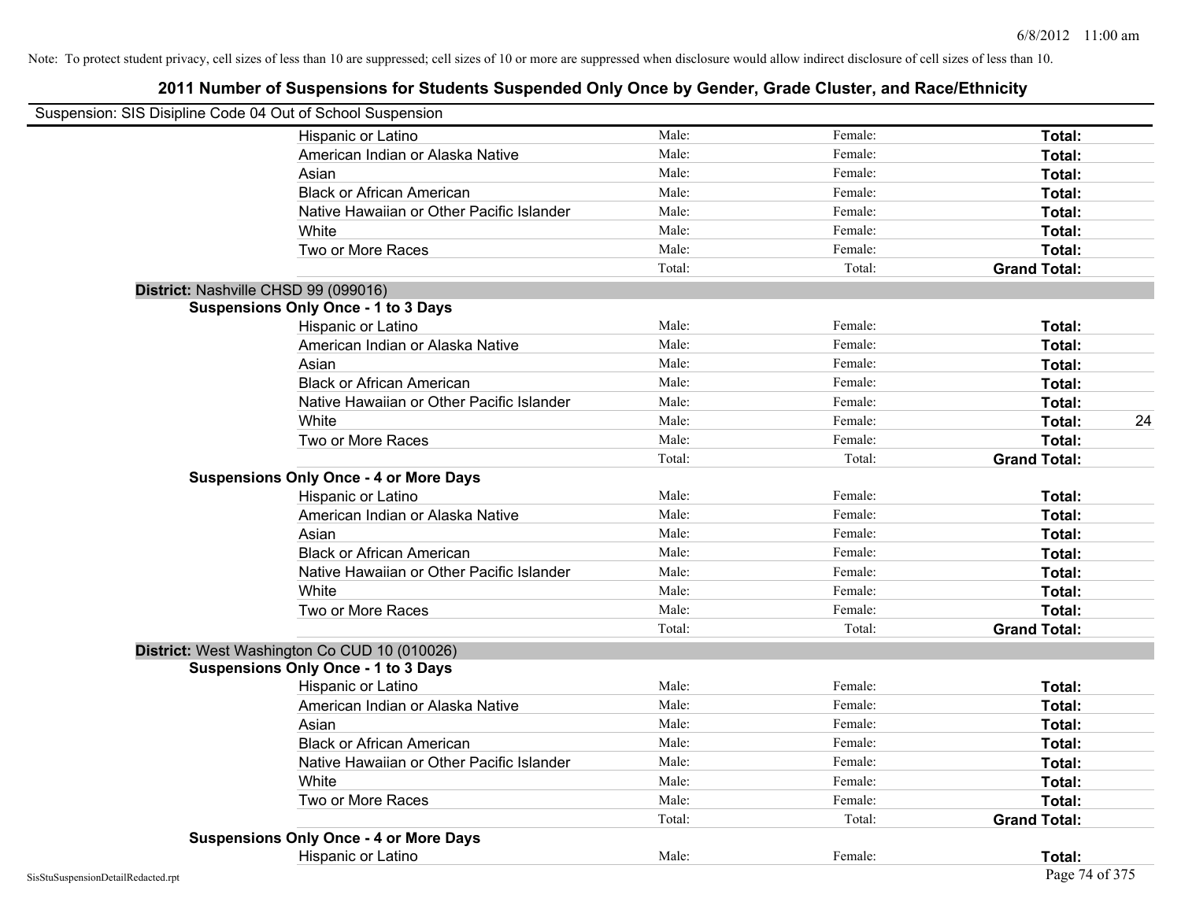Note: To protect student privacy, cell sizes of less than 10 are suppressed; cell sizes of 10 or more are suppressed when disclosure would allow indirect disclosure of cell sizes of less than 10.

# 2011 Number of Suspensions for Students Suspended Only Once by Gender, Grade Cluster, and Race/Ethnicity

Suspension: SIS Disipline Code 04 Out of School Suspension

| | | | | |
|---|---|---|---|---|
| Hispanic or Latino | Male: | Female: | **Total:** | |
| American Indian or Alaska Native | Male: | Female: | **Total:** | |
| Asian | Male: | Female: | **Total:** | |
| Black or African American | Male: | Female: | **Total:** | |
| Native Hawaiian or Other Pacific Islander | Male: | Female: | **Total:** | |
| White | Male: | Female: | **Total:** | |
| Two or More Races | Male: | Female: | **Total:** | |
| | Total: | Total: | **Grand Total:** | |

**District:** Nashville CHSD 99 (099016)

**Suspensions Only Once - 1 to 3 Days**

| | | | | |
|---|---|---|---|---|
| Hispanic or Latino | Male: | Female: | **Total:** | |
| American Indian or Alaska Native | Male: | Female: | **Total:** | |
| Asian | Male: | Female: | **Total:** | |
| Black or African American | Male: | Female: | **Total:** | |
| Native Hawaiian or Other Pacific Islander | Male: | Female: | **Total:** | |
| White | Male: | Female: | **Total:** | 24 |
| Two or More Races | Male: | Female: | **Total:** | |
| | Total: | Total: | **Grand Total:** | |

**Suspensions Only Once - 4 or More Days**

| | | | | |
|---|---|---|---|---|
| Hispanic or Latino | Male: | Female: | **Total:** | |
| American Indian or Alaska Native | Male: | Female: | **Total:** | |
| Asian | Male: | Female: | **Total:** | |
| Black or African American | Male: | Female: | **Total:** | |
| Native Hawaiian or Other Pacific Islander | Male: | Female: | **Total:** | |
| White | Male: | Female: | **Total:** | |
| Two or More Races | Male: | Female: | **Total:** | |
| | Total: | Total: | **Grand Total:** | |

**District:** West Washington Co CUD 10 (010026)

**Suspensions Only Once - 1 to 3 Days**

| | | | | |
|---|---|---|---|---|
| Hispanic or Latino | Male: | Female: | **Total:** | |
| American Indian or Alaska Native | Male: | Female: | **Total:** | |
| Asian | Male: | Female: | **Total:** | |
| Black or African American | Male: | Female: | **Total:** | |
| Native Hawaiian or Other Pacific Islander | Male: | Female: | **Total:** | |
| White | Male: | Female: | **Total:** | |
| Two or More Races | Male: | Female: | **Total:** | |
| | Total: | Total: | **Grand Total:** | |

**Suspensions Only Once - 4 or More Days**

| | | | | |
|---|---|---|---|---|
| Hispanic or Latino | Male: | Female: | **Total:** | |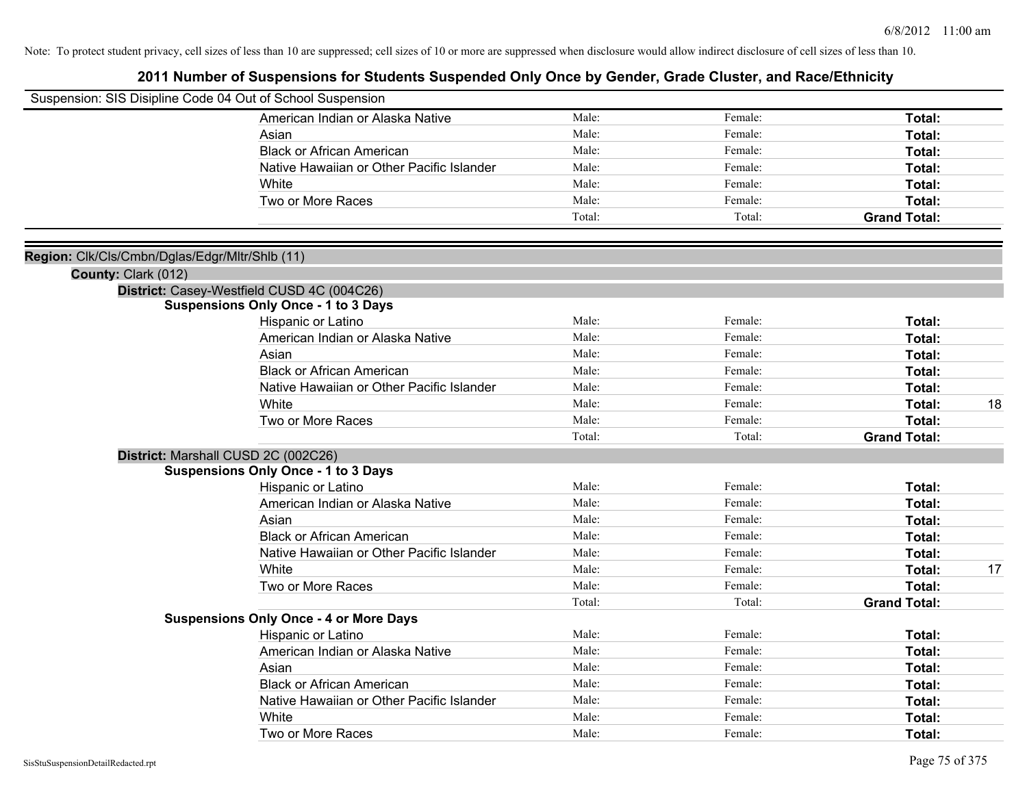Note: To protect student privacy, cell sizes of less than 10 are suppressed; cell sizes of 10 or more are suppressed when disclosure would allow indirect disclosure of cell sizes of less than 10.

# 2011 Number of Suspensions for Students Suspended Only Once by Gender, Grade Cluster, and Race/Ethnicity

Suspension: SIS Disipline Code 04 Out of School Suspension

| | Male: | Female: | Total: | |
|---|---|---|---|---|
| American Indian or Alaska Native | Male: | Female: | **Total:** | |
| Asian | Male: | Female: | **Total:** | |
| Black or African American | Male: | Female: | **Total:** | |
| Native Hawaiian or Other Pacific Islander | Male: | Female: | **Total:** | |
| White | Male: | Female: | **Total:** | |
| Two or More Races | Male: | Female: | **Total:** | |
| | Total: | Total: | **Grand Total:** | |

**Region:** Clk/Cls/Cmbn/Dglas/Edgr/Mltr/Shlb (11)

**County:** Clark (012)

**District:** Casey-Westfield CUSD 4C (004C26)

**Suspensions Only Once - 1 to 3 Days**

| | | | | |
|---|---|---|---|---|
| Hispanic or Latino | Male: | Female: | **Total:** | |
| American Indian or Alaska Native | Male: | Female: | **Total:** | |
| Asian | Male: | Female: | **Total:** | |
| Black or African American | Male: | Female: | **Total:** | |
| Native Hawaiian or Other Pacific Islander | Male: | Female: | **Total:** | |
| White | Male: | Female: | **Total:** | 18 |
| Two or More Races | Male: | Female: | **Total:** | |
| | Total: | Total: | **Grand Total:** | |

**District:** Marshall CUSD 2C (002C26)

**Suspensions Only Once - 1 to 3 Days**

| | | | | |
|---|---|---|---|---|
| Hispanic or Latino | Male: | Female: | **Total:** | |
| American Indian or Alaska Native | Male: | Female: | **Total:** | |
| Asian | Male: | Female: | **Total:** | |
| Black or African American | Male: | Female: | **Total:** | |
| Native Hawaiian or Other Pacific Islander | Male: | Female: | **Total:** | |
| White | Male: | Female: | **Total:** | 17 |
| Two or More Races | Male: | Female: | **Total:** | |
| | Total: | Total: | **Grand Total:** | |

**Suspensions Only Once - 4 or More Days**

| | | | | |
|---|---|---|---|---|
| Hispanic or Latino | Male: | Female: | **Total:** | |
| American Indian or Alaska Native | Male: | Female: | **Total:** | |
| Asian | Male: | Female: | **Total:** | |
| Black or African American | Male: | Female: | **Total:** | |
| Native Hawaiian or Other Pacific Islander | Male: | Female: | **Total:** | |
| White | Male: | Female: | **Total:** | |
| Two or More Races | Male: | Female: | **Total:** | |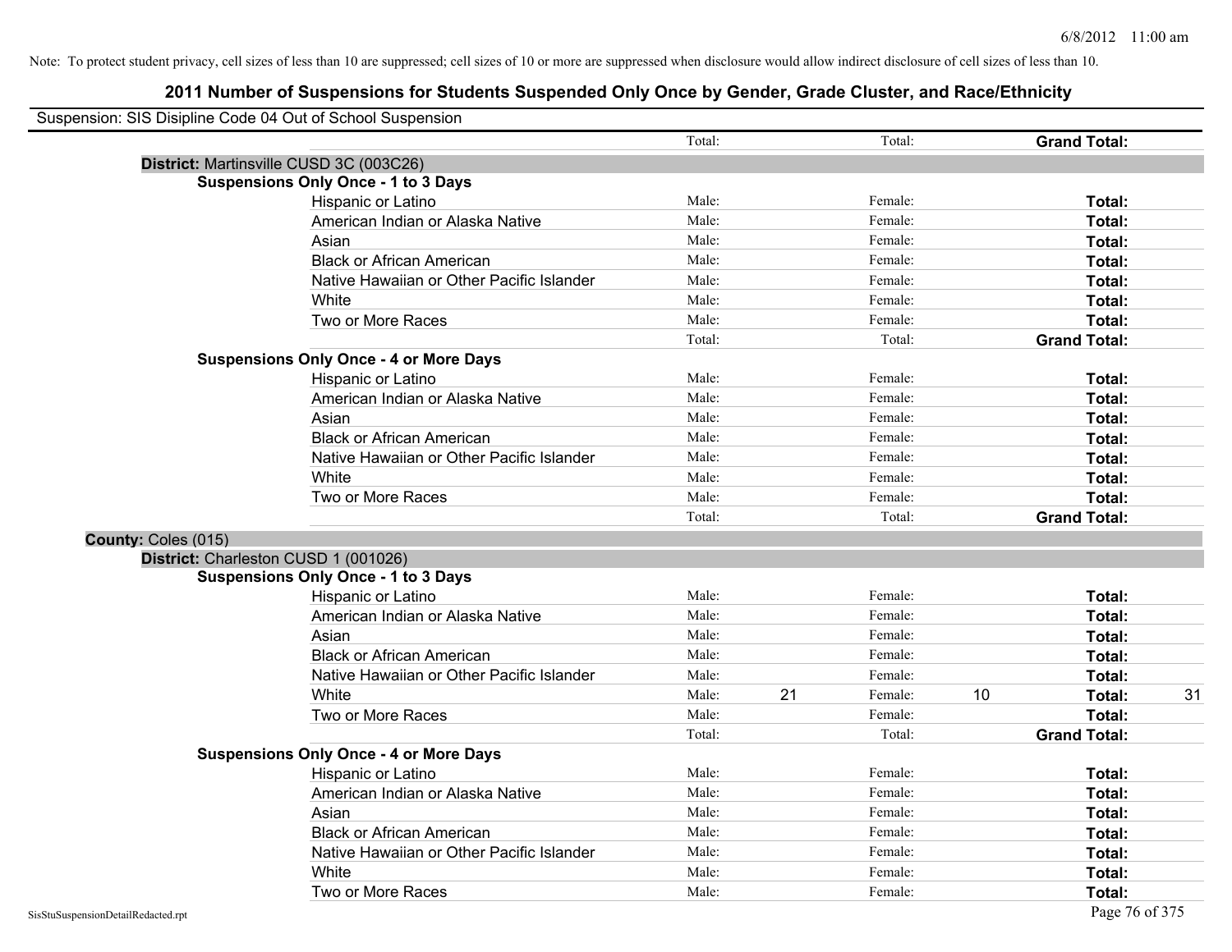Note: To protect student privacy, cell sizes of less than 10 are suppressed; cell sizes of 10 or more are suppressed when disclosure would allow indirect disclosure of cell sizes of less than 10.

# 2011 Number of Suspensions for Students Suspended Only Once by Gender, Grade Cluster, and Race/Ethnicity

Suspension: SIS Disipline Code 04 Out of School Suspension

| | Total: | | Total: | | **Grand Total:** | |
|---|---|---|---|---|---|---|
| **District:** Martinsville CUSD 3C (003C26) | | | | | | |
| **Suspensions Only Once - 1 to 3 Days** | | | | | | |
| Hispanic or Latino | Male: | | Female: | | **Total:** | |
| American Indian or Alaska Native | Male: | | Female: | | **Total:** | |
| Asian | Male: | | Female: | | **Total:** | |
| Black or African American | Male: | | Female: | | **Total:** | |
| Native Hawaiian or Other Pacific Islander | Male: | | Female: | | **Total:** | |
| White | Male: | | Female: | | **Total:** | |
| Two or More Races | Male: | | Female: | | **Total:** | |
| | Total: | | Total: | | **Grand Total:** | |
| **Suspensions Only Once - 4 or More Days** | | | | | | |
| Hispanic or Latino | Male: | | Female: | | **Total:** | |
| American Indian or Alaska Native | Male: | | Female: | | **Total:** | |
| Asian | Male: | | Female: | | **Total:** | |
| Black or African American | Male: | | Female: | | **Total:** | |
| Native Hawaiian or Other Pacific Islander | Male: | | Female: | | **Total:** | |
| White | Male: | | Female: | | **Total:** | |
| Two or More Races | Male: | | Female: | | **Total:** | |
| | Total: | | Total: | | **Grand Total:** | |
| **County:** Coles (015) | | | | | | |
| **District:** Charleston CUSD 1 (001026) | | | | | | |
| **Suspensions Only Once - 1 to 3 Days** | | | | | | |
| Hispanic or Latino | Male: | | Female: | | **Total:** | |
| American Indian or Alaska Native | Male: | | Female: | | **Total:** | |
| Asian | Male: | | Female: | | **Total:** | |
| Black or African American | Male: | | Female: | | **Total:** | |
| Native Hawaiian or Other Pacific Islander | Male: | | Female: | | **Total:** | |
| White | Male: | 21 | Female: | 10 | **Total:** | 31 |
| Two or More Races | Male: | | Female: | | **Total:** | |
| | Total: | | Total: | | **Grand Total:** | |
| **Suspensions Only Once - 4 or More Days** | | | | | | |
| Hispanic or Latino | Male: | | Female: | | **Total:** | |
| American Indian or Alaska Native | Male: | | Female: | | **Total:** | |
| Asian | Male: | | Female: | | **Total:** | |
| Black or African American | Male: | | Female: | | **Total:** | |
| Native Hawaiian or Other Pacific Islander | Male: | | Female: | | **Total:** | |
| White | Male: | | Female: | | **Total:** | |
| Two or More Races | Male: | | Female: | | **Total:** | |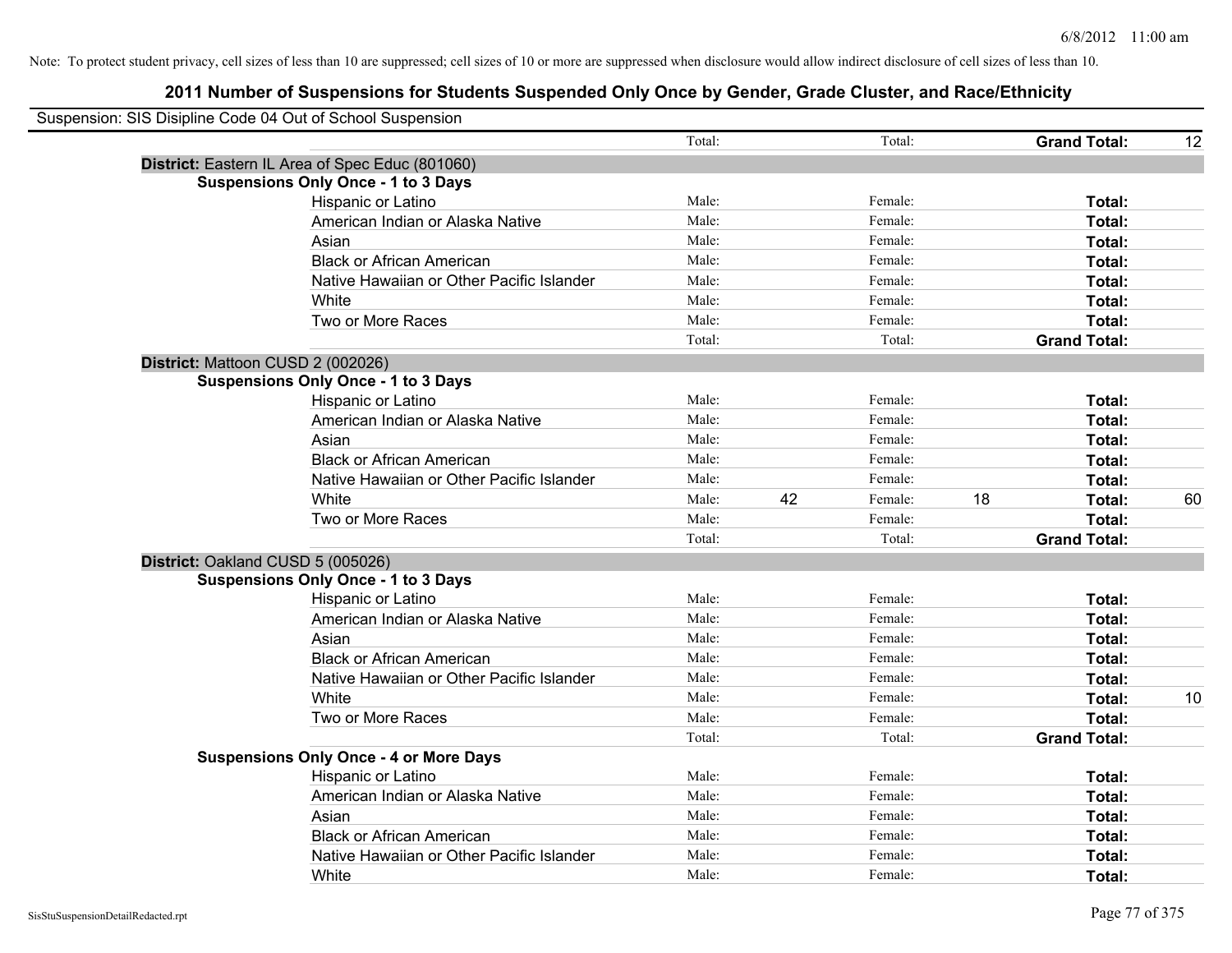Note: To protect student privacy, cell sizes of less than 10 are suppressed; cell sizes of 10 or more are suppressed when disclosure would allow indirect disclosure of cell sizes of less than 10.

## 2011 Number of Suspensions for Students Suspended Only Once by Gender, Grade Cluster, and Race/Ethnicity

Suspension: SIS Disipline Code 04 Out of School Suspension

| | | | | | | |
|---|---|---|---|---|---|---|
| | Total: | | Total: | | **Grand Total:** | 12 |
| **District:** Eastern IL Area of Spec Educ (801060) | | | | | | |
| **Suspensions Only Once - 1 to 3 Days** | | | | | | |
| Hispanic or Latino | Male: | | Female: | | **Total:** | |
| American Indian or Alaska Native | Male: | | Female: | | **Total:** | |
| Asian | Male: | | Female: | | **Total:** | |
| Black or African American | Male: | | Female: | | **Total:** | |
| Native Hawaiian or Other Pacific Islander | Male: | | Female: | | **Total:** | |
| White | Male: | | Female: | | **Total:** | |
| Two or More Races | Male: | | Female: | | **Total:** | |
| | Total: | | Total: | | **Grand Total:** | |
| **District:** Mattoon CUSD 2 (002026) | | | | | | |
| **Suspensions Only Once - 1 to 3 Days** | | | | | | |
| Hispanic or Latino | Male: | | Female: | | **Total:** | |
| American Indian or Alaska Native | Male: | | Female: | | **Total:** | |
| Asian | Male: | | Female: | | **Total:** | |
| Black or African American | Male: | | Female: | | **Total:** | |
| Native Hawaiian or Other Pacific Islander | Male: | | Female: | | **Total:** | |
| White | Male: | 42 | Female: | 18 | **Total:** | 60 |
| Two or More Races | Male: | | Female: | | **Total:** | |
| | Total: | | Total: | | **Grand Total:** | |
| **District:** Oakland CUSD 5 (005026) | | | | | | |
| **Suspensions Only Once - 1 to 3 Days** | | | | | | |
| Hispanic or Latino | Male: | | Female: | | **Total:** | |
| American Indian or Alaska Native | Male: | | Female: | | **Total:** | |
| Asian | Male: | | Female: | | **Total:** | |
| Black or African American | Male: | | Female: | | **Total:** | |
| Native Hawaiian or Other Pacific Islander | Male: | | Female: | | **Total:** | |
| White | Male: | | Female: | | **Total:** | 10 |
| Two or More Races | Male: | | Female: | | **Total:** | |
| | Total: | | Total: | | **Grand Total:** | |
| **Suspensions Only Once - 4 or More Days** | | | | | | |
| Hispanic or Latino | Male: | | Female: | | **Total:** | |
| American Indian or Alaska Native | Male: | | Female: | | **Total:** | |
| Asian | Male: | | Female: | | **Total:** | |
| Black or African American | Male: | | Female: | | **Total:** | |
| Native Hawaiian or Other Pacific Islander | Male: | | Female: | | **Total:** | |
| White | Male: | | Female: | | **Total:** | |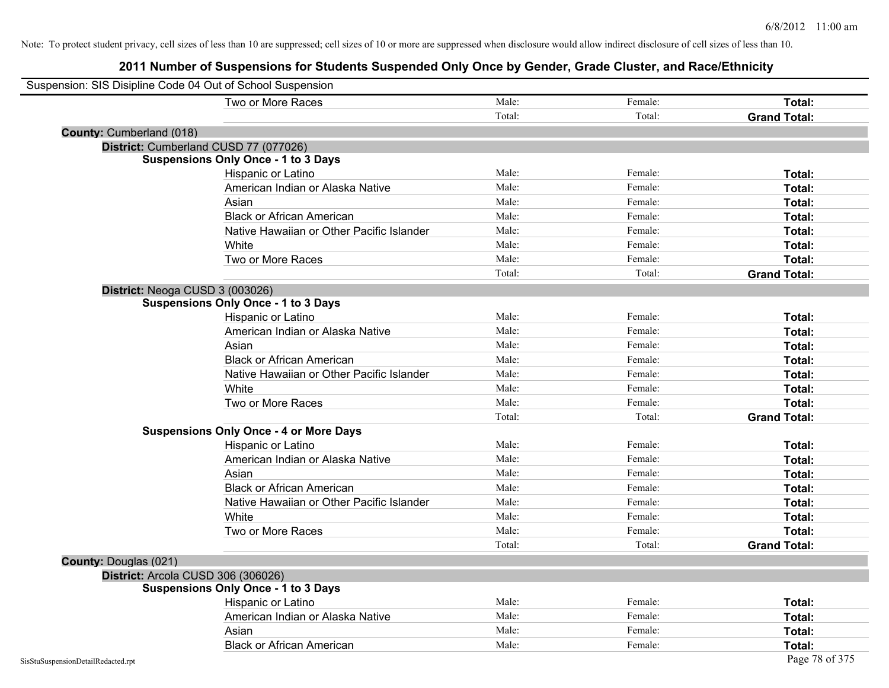Note: To protect student privacy, cell sizes of less than 10 are suppressed; cell sizes of 10 or more are suppressed when disclosure would allow indirect disclosure of cell sizes of less than 10.

# 2011 Number of Suspensions for Students Suspended Only Once by Gender, Grade Cluster, and Race/Ethnicity

Suspension: SIS Disipline Code 04 Out of School Suspension

| | | | |
|---|---|---|---|
| Two or More Races | Male: | Female: | **Total:** |
| | Total: | Total: | **Grand Total:** |

**County:** Cumberland (018)

**District:** Cumberland CUSD 77 (077026)

**Suspensions Only Once - 1 to 3 Days**

| | | | |
|---|---|---|---|
| Hispanic or Latino | Male: | Female: | **Total:** |
| American Indian or Alaska Native | Male: | Female: | **Total:** |
| Asian | Male: | Female: | **Total:** |
| Black or African American | Male: | Female: | **Total:** |
| Native Hawaiian or Other Pacific Islander | Male: | Female: | **Total:** |
| White | Male: | Female: | **Total:** |
| Two or More Races | Male: | Female: | **Total:** |
| | Total: | Total: | **Grand Total:** |

**District:** Neoga CUSD 3 (003026)

**Suspensions Only Once - 1 to 3 Days**

| | | | |
|---|---|---|---|
| Hispanic or Latino | Male: | Female: | **Total:** |
| American Indian or Alaska Native | Male: | Female: | **Total:** |
| Asian | Male: | Female: | **Total:** |
| Black or African American | Male: | Female: | **Total:** |
| Native Hawaiian or Other Pacific Islander | Male: | Female: | **Total:** |
| White | Male: | Female: | **Total:** |
| Two or More Races | Male: | Female: | **Total:** |
| | Total: | Total: | **Grand Total:** |

**Suspensions Only Once - 4 or More Days**

| | | | |
|---|---|---|---|
| Hispanic or Latino | Male: | Female: | **Total:** |
| American Indian or Alaska Native | Male: | Female: | **Total:** |
| Asian | Male: | Female: | **Total:** |
| Black or African American | Male: | Female: | **Total:** |
| Native Hawaiian or Other Pacific Islander | Male: | Female: | **Total:** |
| White | Male: | Female: | **Total:** |
| Two or More Races | Male: | Female: | **Total:** |
| | Total: | Total: | **Grand Total:** |

**County:** Douglas (021)

**District:** Arcola CUSD 306 (306026)

**Suspensions Only Once - 1 to 3 Days**

| | | | |
|---|---|---|---|
| Hispanic or Latino | Male: | Female: | **Total:** |
| American Indian or Alaska Native | Male: | Female: | **Total:** |
| Asian | Male: | Female: | **Total:** |
| Black or African American | Male: | Female: | **Total:** |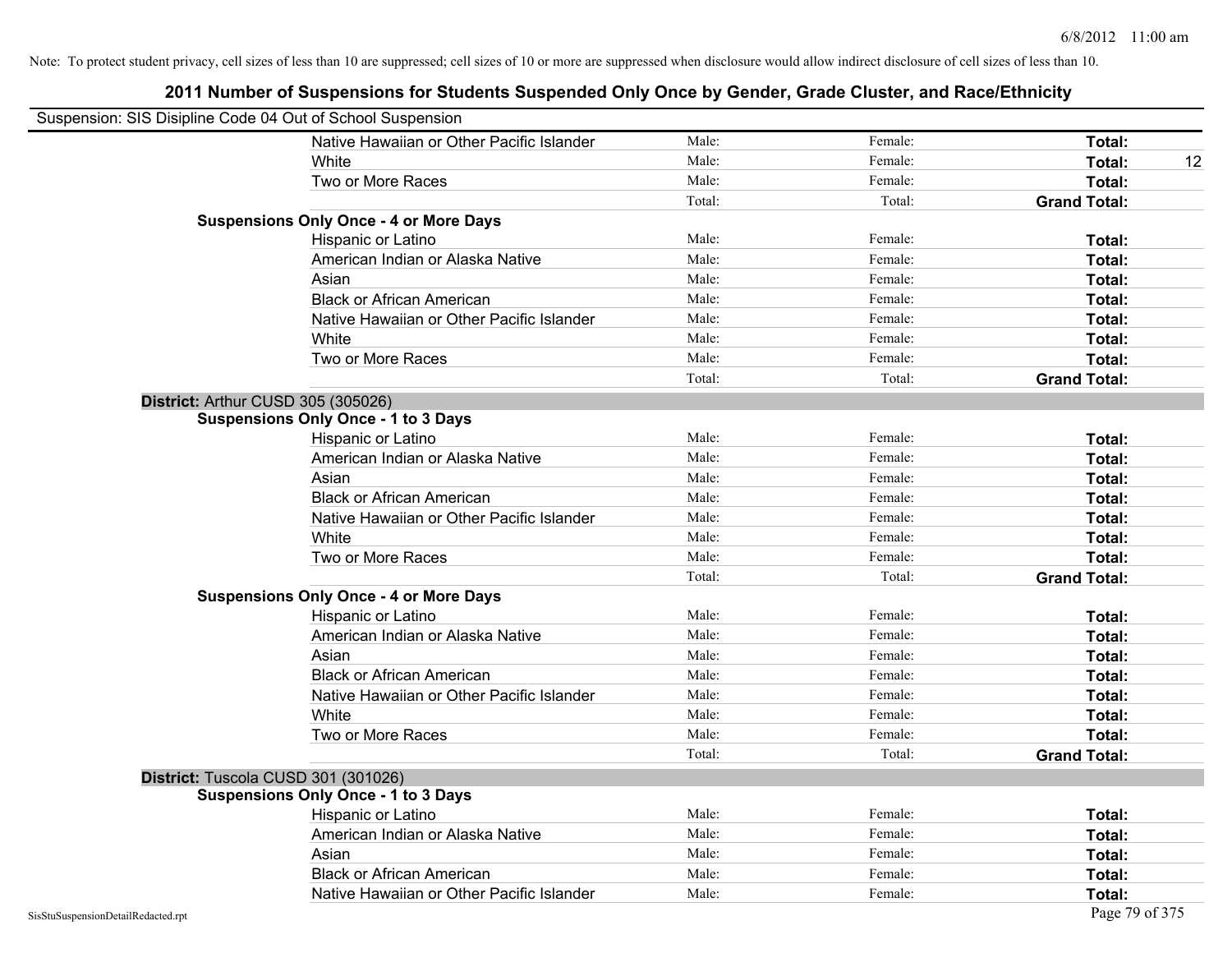Note: To protect student privacy, cell sizes of less than 10 are suppressed; cell sizes of 10 or more are suppressed when disclosure would allow indirect disclosure of cell sizes of less than 10.

# 2011 Number of Suspensions for Students Suspended Only Once by Gender, Grade Cluster, and Race/Ethnicity

Suspension: SIS Disipline Code 04 Out of School Suspension

| | | | | | |
|---|---|---|---|---|---|
| | Native Hawaiian or Other Pacific Islander | Male: | Female: | **Total:** | |
| | White | Male: | Female: | **Total:** | 12 |
| | Two or More Races | Male: | Female: | **Total:** | |
| | | Total: | Total: | **Grand Total:** | |
| **Suspensions Only Once - 4 or More Days** | | | | | |
| | Hispanic or Latino | Male: | Female: | **Total:** | |
| | American Indian or Alaska Native | Male: | Female: | **Total:** | |
| | Asian | Male: | Female: | **Total:** | |
| | Black or African American | Male: | Female: | **Total:** | |
| | Native Hawaiian or Other Pacific Islander | Male: | Female: | **Total:** | |
| | White | Male: | Female: | **Total:** | |
| | Two or More Races | Male: | Female: | **Total:** | |
| | | Total: | Total: | **Grand Total:** | |
| **District:** Arthur CUSD 305 (305026) | | | | | |
| **Suspensions Only Once - 1 to 3 Days** | | | | | |
| | Hispanic or Latino | Male: | Female: | **Total:** | |
| | American Indian or Alaska Native | Male: | Female: | **Total:** | |
| | Asian | Male: | Female: | **Total:** | |
| | Black or African American | Male: | Female: | **Total:** | |
| | Native Hawaiian or Other Pacific Islander | Male: | Female: | **Total:** | |
| | White | Male: | Female: | **Total:** | |
| | Two or More Races | Male: | Female: | **Total:** | |
| | | Total: | Total: | **Grand Total:** | |
| **Suspensions Only Once - 4 or More Days** | | | | | |
| | Hispanic or Latino | Male: | Female: | **Total:** | |
| | American Indian or Alaska Native | Male: | Female: | **Total:** | |
| | Asian | Male: | Female: | **Total:** | |
| | Black or African American | Male: | Female: | **Total:** | |
| | Native Hawaiian or Other Pacific Islander | Male: | Female: | **Total:** | |
| | White | Male: | Female: | **Total:** | |
| | Two or More Races | Male: | Female: | **Total:** | |
| | | Total: | Total: | **Grand Total:** | |
| **District:** Tuscola CUSD 301 (301026) | | | | | |
| **Suspensions Only Once - 1 to 3 Days** | | | | | |
| | Hispanic or Latino | Male: | Female: | **Total:** | |
| | American Indian or Alaska Native | Male: | Female: | **Total:** | |
| | Asian | Male: | Female: | **Total:** | |
| | Black or African American | Male: | Female: | **Total:** | |
| | Native Hawaiian or Other Pacific Islander | Male: | Female: | **Total:** | |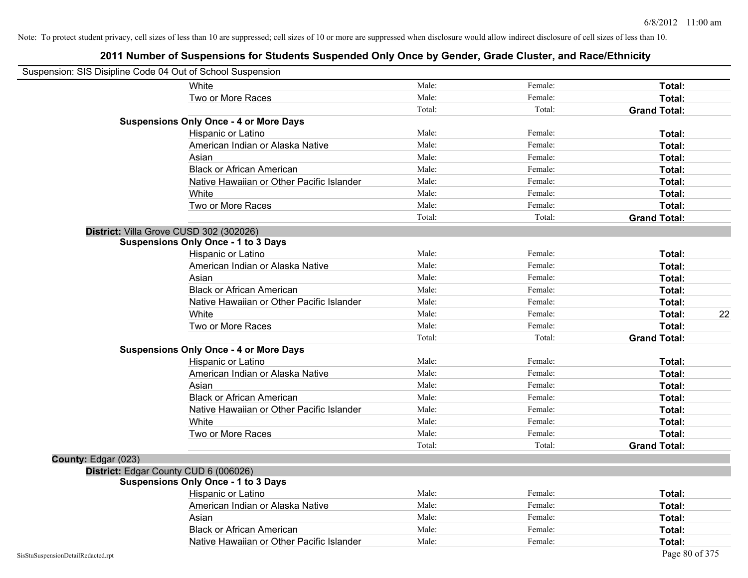Note: To protect student privacy, cell sizes of less than 10 are suppressed; cell sizes of 10 or more are suppressed when disclosure would allow indirect disclosure of cell sizes of less than 10.

# 2011 Number of Suspensions for Students Suspended Only Once by Gender, Grade Cluster, and Race/Ethnicity

Suspension: SIS Disipline Code 04 Out of School Suspension

| | | | | |
|---|---|---|---|---|
| White | Male: | Female: | **Total:** | |
| Two or More Races | Male: | Female: | **Total:** | |
| | Total: | Total: | **Grand Total:** | |
| **Suspensions Only Once - 4 or More Days** | | | | |
| Hispanic or Latino | Male: | Female: | **Total:** | |
| American Indian or Alaska Native | Male: | Female: | **Total:** | |
| Asian | Male: | Female: | **Total:** | |
| Black or African American | Male: | Female: | **Total:** | |
| Native Hawaiian or Other Pacific Islander | Male: | Female: | **Total:** | |
| White | Male: | Female: | **Total:** | |
| Two or More Races | Male: | Female: | **Total:** | |
| | Total: | Total: | **Grand Total:** | |

**District:** Villa Grove CUSD 302 (302026)

| | | | | |
|---|---|---|---|---|
| **Suspensions Only Once - 1 to 3 Days** | | | | |
| Hispanic or Latino | Male: | Female: | **Total:** | |
| American Indian or Alaska Native | Male: | Female: | **Total:** | |
| Asian | Male: | Female: | **Total:** | |
| Black or African American | Male: | Female: | **Total:** | |
| Native Hawaiian or Other Pacific Islander | Male: | Female: | **Total:** | |
| White | Male: | Female: | **Total:** | 22 |
| Two or More Races | Male: | Female: | **Total:** | |
| | Total: | Total: | **Grand Total:** | |
| **Suspensions Only Once - 4 or More Days** | | | | |
| Hispanic or Latino | Male: | Female: | **Total:** | |
| American Indian or Alaska Native | Male: | Female: | **Total:** | |
| Asian | Male: | Female: | **Total:** | |
| Black or African American | Male: | Female: | **Total:** | |
| Native Hawaiian or Other Pacific Islander | Male: | Female: | **Total:** | |
| White | Male: | Female: | **Total:** | |
| Two or More Races | Male: | Female: | **Total:** | |
| | Total: | Total: | **Grand Total:** | |

**County:** Edgar (023)

**District:** Edgar County CUD 6 (006026)

| | | | | |
|---|---|---|---|---|
| **Suspensions Only Once - 1 to 3 Days** | | | | |
| Hispanic or Latino | Male: | Female: | **Total:** | |
| American Indian or Alaska Native | Male: | Female: | **Total:** | |
| Asian | Male: | Female: | **Total:** | |
| Black or African American | Male: | Female: | **Total:** | |
| Native Hawaiian or Other Pacific Islander | Male: | Female: | **Total:** | |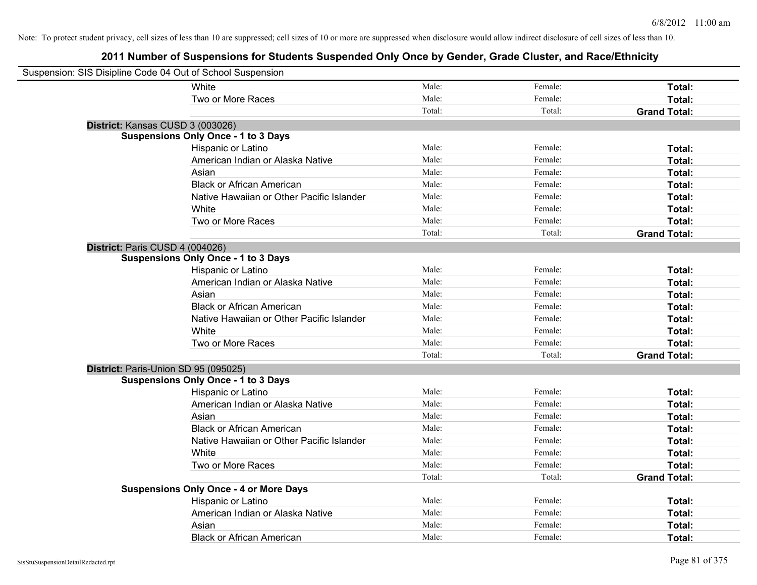Note: To protect student privacy, cell sizes of less than 10 are suppressed; cell sizes of 10 or more are suppressed when disclosure would allow indirect disclosure of cell sizes of less than 10.

# 2011 Number of Suspensions for Students Suspended Only Once by Gender, Grade Cluster, and Race/Ethnicity

Suspension: SIS Disipline Code 04 Out of School Suspension

| | | | |
|---|---|---|---|
| White | Male: | Female: | **Total:** |
| Two or More Races | Male: | Female: | **Total:** |
| | Total: | Total: | **Grand Total:** |

**District:** Kansas CUSD 3 (003026)

**Suspensions Only Once - 1 to 3 Days**

| | | | |
|---|---|---|---|
| Hispanic or Latino | Male: | Female: | **Total:** |
| American Indian or Alaska Native | Male: | Female: | **Total:** |
| Asian | Male: | Female: | **Total:** |
| Black or African American | Male: | Female: | **Total:** |
| Native Hawaiian or Other Pacific Islander | Male: | Female: | **Total:** |
| White | Male: | Female: | **Total:** |
| Two or More Races | Male: | Female: | **Total:** |
| | Total: | Total: | **Grand Total:** |

**District:** Paris CUSD 4 (004026)

**Suspensions Only Once - 1 to 3 Days**

| | | | |
|---|---|---|---|
| Hispanic or Latino | Male: | Female: | **Total:** |
| American Indian or Alaska Native | Male: | Female: | **Total:** |
| Asian | Male: | Female: | **Total:** |
| Black or African American | Male: | Female: | **Total:** |
| Native Hawaiian or Other Pacific Islander | Male: | Female: | **Total:** |
| White | Male: | Female: | **Total:** |
| Two or More Races | Male: | Female: | **Total:** |
| | Total: | Total: | **Grand Total:** |

**District:** Paris-Union SD 95 (095025)

**Suspensions Only Once - 1 to 3 Days**

| | | | |
|---|---|---|---|
| Hispanic or Latino | Male: | Female: | **Total:** |
| American Indian or Alaska Native | Male: | Female: | **Total:** |
| Asian | Male: | Female: | **Total:** |
| Black or African American | Male: | Female: | **Total:** |
| Native Hawaiian or Other Pacific Islander | Male: | Female: | **Total:** |
| White | Male: | Female: | **Total:** |
| Two or More Races | Male: | Female: | **Total:** |
| | Total: | Total: | **Grand Total:** |

**Suspensions Only Once - 4 or More Days**

| | | | |
|---|---|---|---|
| Hispanic or Latino | Male: | Female: | **Total:** |
| American Indian or Alaska Native | Male: | Female: | **Total:** |
| Asian | Male: | Female: | **Total:** |
| Black or African American | Male: | Female: | **Total:** |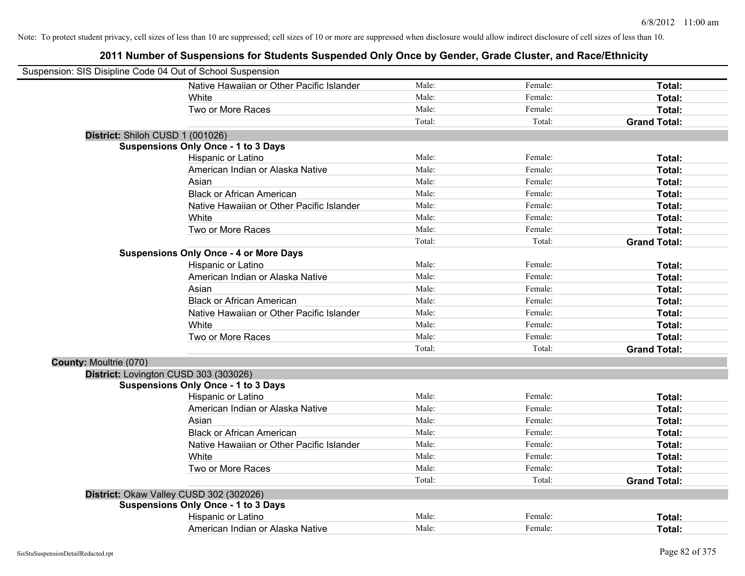Note: To protect student privacy, cell sizes of less than 10 are suppressed; cell sizes of 10 or more are suppressed when disclosure would allow indirect disclosure of cell sizes of less than 10.

# 2011 Number of Suspensions for Students Suspended Only Once by Gender, Grade Cluster, and Race/Ethnicity

Suspension: SIS Disipline Code 04 Out of School Suspension

| | | | |
|---|---|---|---|
| Native Hawaiian or Other Pacific Islander | Male: | Female: | **Total:** |
| White | Male: | Female: | **Total:** |
| Two or More Races | Male: | Female: | **Total:** |
| | Total: | Total: | **Grand Total:** |

**District:** Shiloh CUSD 1 (001026)

**Suspensions Only Once - 1 to 3 Days**

| | | | |
|---|---|---|---|
| Hispanic or Latino | Male: | Female: | **Total:** |
| American Indian or Alaska Native | Male: | Female: | **Total:** |
| Asian | Male: | Female: | **Total:** |
| Black or African American | Male: | Female: | **Total:** |
| Native Hawaiian or Other Pacific Islander | Male: | Female: | **Total:** |
| White | Male: | Female: | **Total:** |
| Two or More Races | Male: | Female: | **Total:** |
| | Total: | Total: | **Grand Total:** |

**Suspensions Only Once - 4 or More Days**

| | | | |
|---|---|---|---|
| Hispanic or Latino | Male: | Female: | **Total:** |
| American Indian or Alaska Native | Male: | Female: | **Total:** |
| Asian | Male: | Female: | **Total:** |
| Black or African American | Male: | Female: | **Total:** |
| Native Hawaiian or Other Pacific Islander | Male: | Female: | **Total:** |
| White | Male: | Female: | **Total:** |
| Two or More Races | Male: | Female: | **Total:** |
| | Total: | Total: | **Grand Total:** |

**County:** Moultrie (070)

**District:** Lovington CUSD 303 (303026)

**Suspensions Only Once - 1 to 3 Days**

| | | | |
|---|---|---|---|
| Hispanic or Latino | Male: | Female: | **Total:** |
| American Indian or Alaska Native | Male: | Female: | **Total:** |
| Asian | Male: | Female: | **Total:** |
| Black or African American | Male: | Female: | **Total:** |
| Native Hawaiian or Other Pacific Islander | Male: | Female: | **Total:** |
| White | Male: | Female: | **Total:** |
| Two or More Races | Male: | Female: | **Total:** |
| | Total: | Total: | **Grand Total:** |

**District:** Okaw Valley CUSD 302 (302026)

**Suspensions Only Once - 1 to 3 Days**

| | | | |
|---|---|---|---|
| Hispanic or Latino | Male: | Female: | **Total:** |
| American Indian or Alaska Native | Male: | Female: | **Total:** |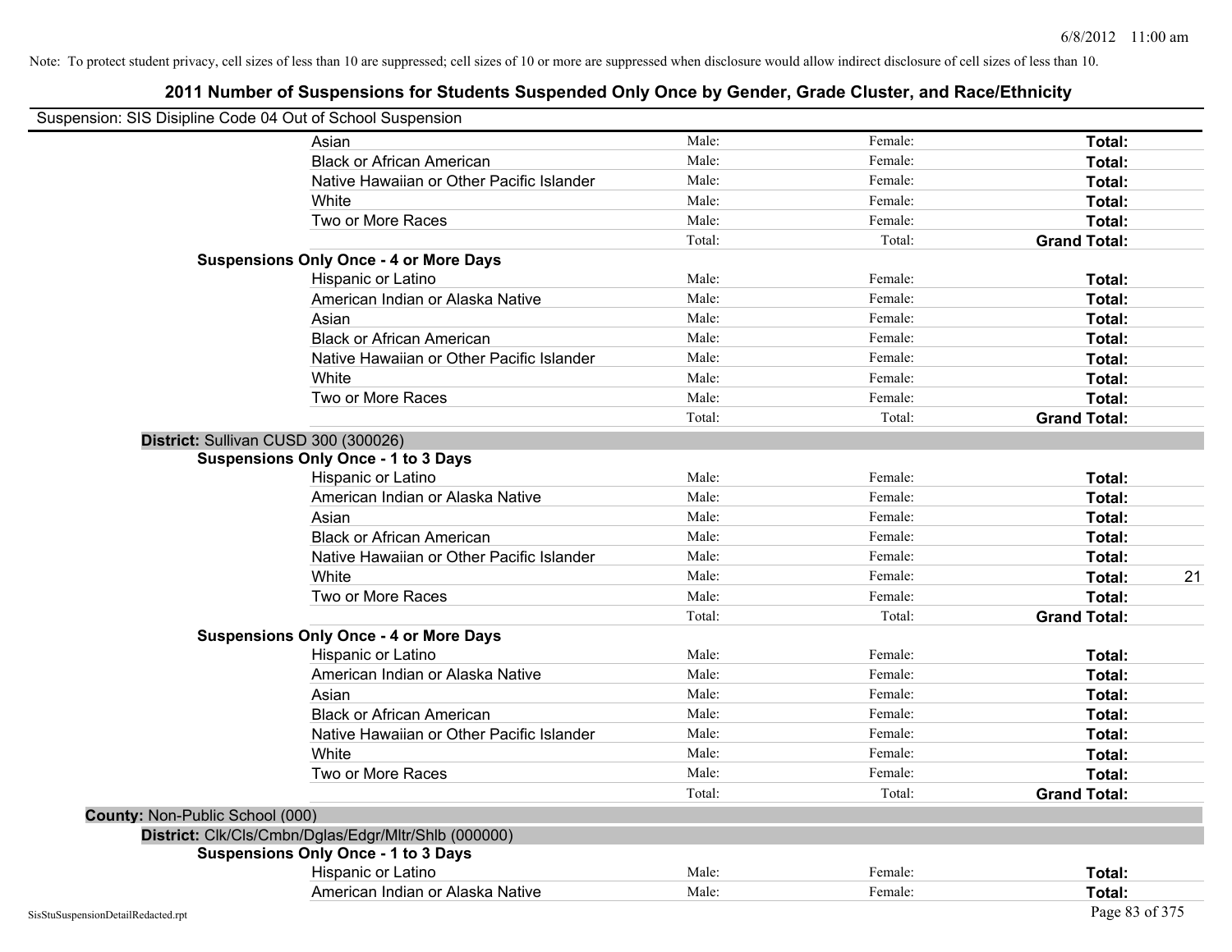Note: To protect student privacy, cell sizes of less than 10 are suppressed; cell sizes of 10 or more are suppressed when disclosure would allow indirect disclosure of cell sizes of less than 10.

# 2011 Number of Suspensions for Students Suspended Only Once by Gender, Grade Cluster, and Race/Ethnicity

Suspension: SIS Disipline Code 04 Out of School Suspension

| | | | | |
|---|---|---|---|---|
| Asian | Male: | Female: | **Total:** | |
| Black or African American | Male: | Female: | **Total:** | |
| Native Hawaiian or Other Pacific Islander | Male: | Female: | **Total:** | |
| White | Male: | Female: | **Total:** | |
| Two or More Races | Male: | Female: | **Total:** | |
| | Total: | Total: | **Grand Total:** | |
| **Suspensions Only Once - 4 or More Days** | | | | |
| Hispanic or Latino | Male: | Female: | **Total:** | |
| American Indian or Alaska Native | Male: | Female: | **Total:** | |
| Asian | Male: | Female: | **Total:** | |
| Black or African American | Male: | Female: | **Total:** | |
| Native Hawaiian or Other Pacific Islander | Male: | Female: | **Total:** | |
| White | Male: | Female: | **Total:** | |
| Two or More Races | Male: | Female: | **Total:** | |
| | Total: | Total: | **Grand Total:** | |
| **District:** Sullivan CUSD 300 (300026) | | | | |
| **Suspensions Only Once - 1 to 3 Days** | | | | |
| Hispanic or Latino | Male: | Female: | **Total:** | |
| American Indian or Alaska Native | Male: | Female: | **Total:** | |
| Asian | Male: | Female: | **Total:** | |
| Black or African American | Male: | Female: | **Total:** | |
| Native Hawaiian or Other Pacific Islander | Male: | Female: | **Total:** | |
| White | Male: | Female: | **Total:** | 21 |
| Two or More Races | Male: | Female: | **Total:** | |
| | Total: | Total: | **Grand Total:** | |
| **Suspensions Only Once - 4 or More Days** | | | | |
| Hispanic or Latino | Male: | Female: | **Total:** | |
| American Indian or Alaska Native | Male: | Female: | **Total:** | |
| Asian | Male: | Female: | **Total:** | |
| Black or African American | Male: | Female: | **Total:** | |
| Native Hawaiian or Other Pacific Islander | Male: | Female: | **Total:** | |
| White | Male: | Female: | **Total:** | |
| Two or More Races | Male: | Female: | **Total:** | |
| | Total: | Total: | **Grand Total:** | |
| **County:** Non-Public School (000) | | | | |
| **District:** Clk/Cls/Cmbn/Dglas/Edgr/Mltr/Shlb (000000) | | | | |
| **Suspensions Only Once - 1 to 3 Days** | | | | |
| Hispanic or Latino | Male: | Female: | **Total:** | |
| American Indian or Alaska Native | Male: | Female: | **Total:** | |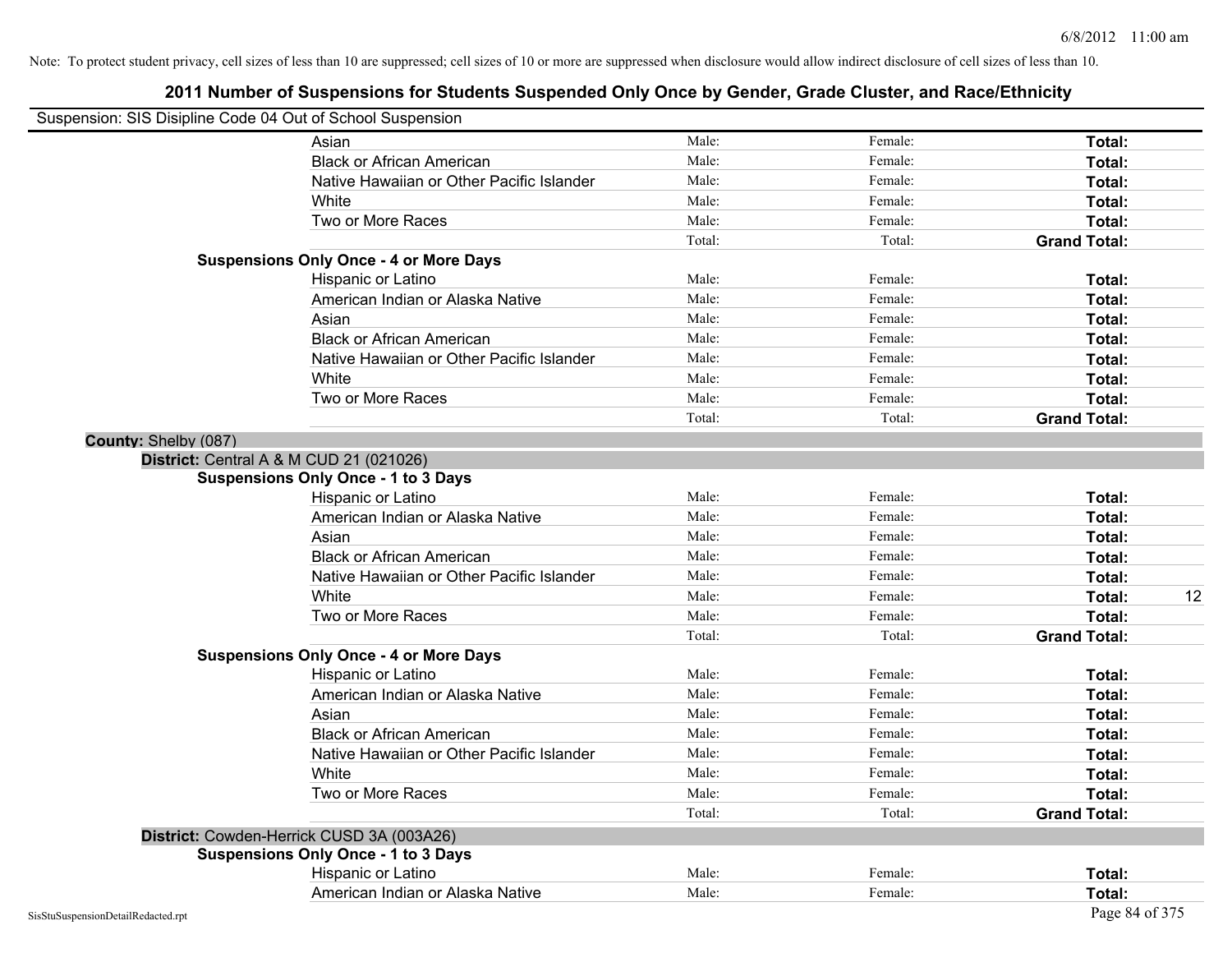Note: To protect student privacy, cell sizes of less than 10 are suppressed; cell sizes of 10 or more are suppressed when disclosure would allow indirect disclosure of cell sizes of less than 10.

# 2011 Number of Suspensions for Students Suspended Only Once by Gender, Grade Cluster, and Race/Ethnicity

Suspension: SIS Disipline Code 04 Out of School Suspension

| | | | | |
|---|---|---|---|---|
| Asian | Male: | Female: | **Total:** | |
| Black or African American | Male: | Female: | **Total:** | |
| Native Hawaiian or Other Pacific Islander | Male: | Female: | **Total:** | |
| White | Male: | Female: | **Total:** | |
| Two or More Races | Male: | Female: | **Total:** | |
| | Total: | Total: | **Grand Total:** | |

**Suspensions Only Once - 4 or More Days**

| | | | | |
|---|---|---|---|---|
| Hispanic or Latino | Male: | Female: | **Total:** | |
| American Indian or Alaska Native | Male: | Female: | **Total:** | |
| Asian | Male: | Female: | **Total:** | |
| Black or African American | Male: | Female: | **Total:** | |
| Native Hawaiian or Other Pacific Islander | Male: | Female: | **Total:** | |
| White | Male: | Female: | **Total:** | |
| Two or More Races | Male: | Female: | **Total:** | |
| | Total: | Total: | **Grand Total:** | |

**County:** Shelby (087)

**District:** Central A & M CUD 21 (021026)

**Suspensions Only Once - 1 to 3 Days**

| | | | | |
|---|---|---|---|---|
| Hispanic or Latino | Male: | Female: | **Total:** | |
| American Indian or Alaska Native | Male: | Female: | **Total:** | |
| Asian | Male: | Female: | **Total:** | |
| Black or African American | Male: | Female: | **Total:** | |
| Native Hawaiian or Other Pacific Islander | Male: | Female: | **Total:** | |
| White | Male: | Female: | **Total:** | 12 |
| Two or More Races | Male: | Female: | **Total:** | |
| | Total: | Total: | **Grand Total:** | |

**Suspensions Only Once - 4 or More Days**

| | | | | |
|---|---|---|---|---|
| Hispanic or Latino | Male: | Female: | **Total:** | |
| American Indian or Alaska Native | Male: | Female: | **Total:** | |
| Asian | Male: | Female: | **Total:** | |
| Black or African American | Male: | Female: | **Total:** | |
| Native Hawaiian or Other Pacific Islander | Male: | Female: | **Total:** | |
| White | Male: | Female: | **Total:** | |
| Two or More Races | Male: | Female: | **Total:** | |
| | Total: | Total: | **Grand Total:** | |

**District:** Cowden-Herrick CUSD 3A (003A26)

**Suspensions Only Once - 1 to 3 Days**

| | | | | |
|---|---|---|---|---|
| Hispanic or Latino | Male: | Female: | **Total:** | |
| American Indian or Alaska Native | Male: | Female: | **Total:** | |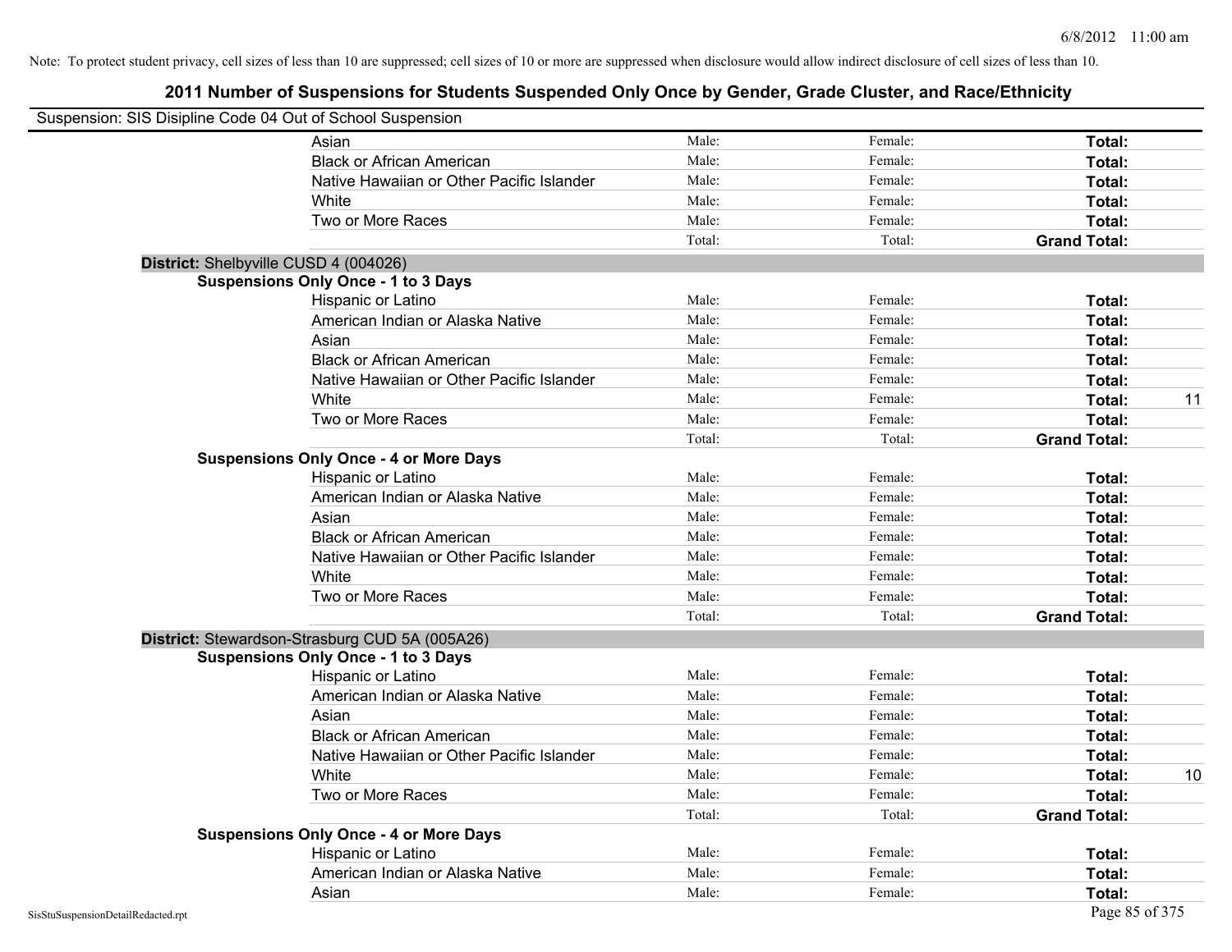Note: To protect student privacy, cell sizes of less than 10 are suppressed; cell sizes of 10 or more are suppressed when disclosure would allow indirect disclosure of cell sizes of less than 10.

## 2011 Number of Suspensions for Students Suspended Only Once by Gender, Grade Cluster, and Race/Ethnicity

Suspension: SIS Disipline Code 04 Out of School Suspension

| | | | | |
|---|---|---|---|---|
| Asian | Male: | Female: | **Total:** | |
| Black or African American | Male: | Female: | **Total:** | |
| Native Hawaiian or Other Pacific Islander | Male: | Female: | **Total:** | |
| White | Male: | Female: | **Total:** | |
| Two or More Races | Male: | Female: | **Total:** | |
| | Total: | Total: | **Grand Total:** | |

**District:** Shelbyville CUSD 4 (004026)

**Suspensions Only Once - 1 to 3 Days**

| | | | | |
|---|---|---|---|---|
| Hispanic or Latino | Male: | Female: | **Total:** | |
| American Indian or Alaska Native | Male: | Female: | **Total:** | |
| Asian | Male: | Female: | **Total:** | |
| Black or African American | Male: | Female: | **Total:** | |
| Native Hawaiian or Other Pacific Islander | Male: | Female: | **Total:** | |
| White | Male: | Female: | **Total:** | 11 |
| Two or More Races | Male: | Female: | **Total:** | |
| | Total: | Total: | **Grand Total:** | |

**Suspensions Only Once - 4 or More Days**

| | | | | |
|---|---|---|---|---|
| Hispanic or Latino | Male: | Female: | **Total:** | |
| American Indian or Alaska Native | Male: | Female: | **Total:** | |
| Asian | Male: | Female: | **Total:** | |
| Black or African American | Male: | Female: | **Total:** | |
| Native Hawaiian or Other Pacific Islander | Male: | Female: | **Total:** | |
| White | Male: | Female: | **Total:** | |
| Two or More Races | Male: | Female: | **Total:** | |
| | Total: | Total: | **Grand Total:** | |

**District:** Stewardson-Strasburg CUD 5A (005A26)

**Suspensions Only Once - 1 to 3 Days**

| | | | | |
|---|---|---|---|---|
| Hispanic or Latino | Male: | Female: | **Total:** | |
| American Indian or Alaska Native | Male: | Female: | **Total:** | |
| Asian | Male: | Female: | **Total:** | |
| Black or African American | Male: | Female: | **Total:** | |
| Native Hawaiian or Other Pacific Islander | Male: | Female: | **Total:** | |
| White | Male: | Female: | **Total:** | 10 |
| Two or More Races | Male: | Female: | **Total:** | |
| | Total: | Total: | **Grand Total:** | |

**Suspensions Only Once - 4 or More Days**

| | | | | |
|---|---|---|---|---|
| Hispanic or Latino | Male: | Female: | **Total:** | |
| American Indian or Alaska Native | Male: | Female: | **Total:** | |
| Asian | Male: | Female: | **Total:** | |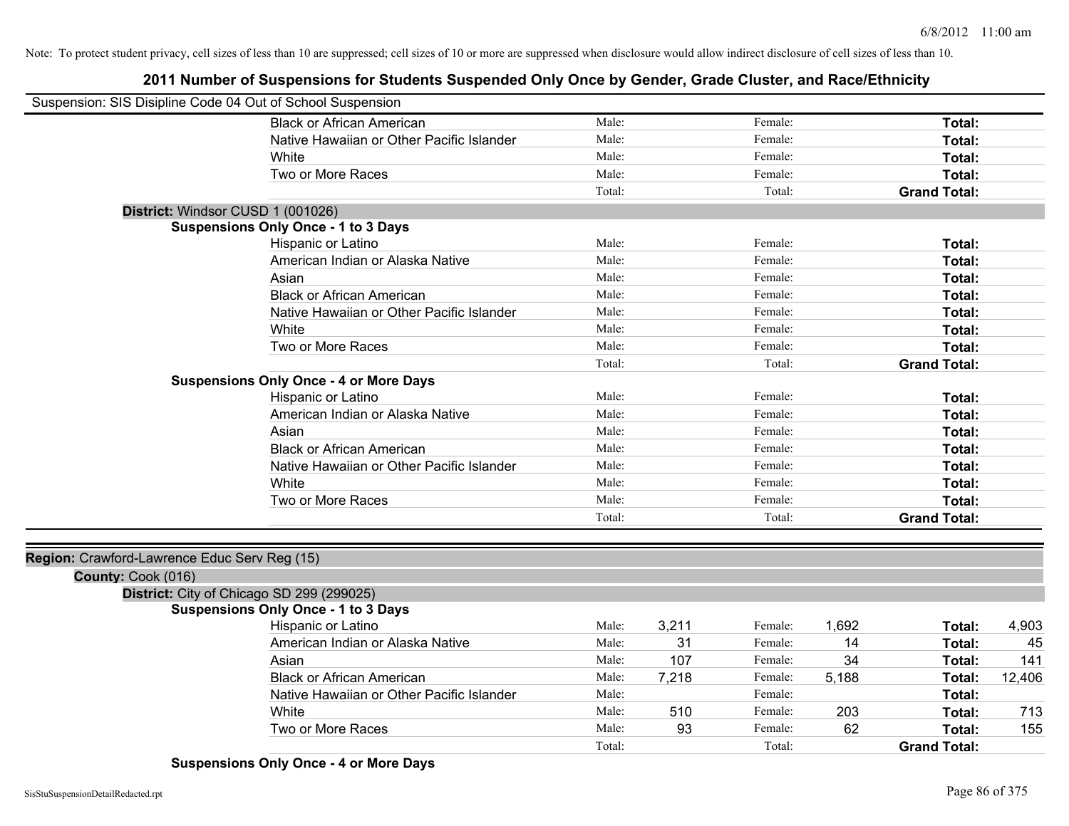Note: To protect student privacy, cell sizes of less than 10 are suppressed; cell sizes of 10 or more are suppressed when disclosure would allow indirect disclosure of cell sizes of less than 10.

## 2011 Number of Suspensions for Students Suspended Only Once by Gender, Grade Cluster, and Race/Ethnicity

Suspension: SIS Disipline Code 04 Out of School Suspension

| | Male: | | Female: | | Total: | |
|---|---|---|---|---|---|---|
| Black or African American | Male: | | Female: | | **Total:** | |
| Native Hawaiian or Other Pacific Islander | Male: | | Female: | | **Total:** | |
| White | Male: | | Female: | | **Total:** | |
| Two or More Races | Male: | | Female: | | **Total:** | |
| | Total: | | Total: | | **Grand Total:** | |

**District:** Windsor CUSD 1 (001026)

**Suspensions Only Once - 1 to 3 Days**

| | Male: | | Female: | | Total: | |
|---|---|---|---|---|---|---|
| Hispanic or Latino | Male: | | Female: | | **Total:** | |
| American Indian or Alaska Native | Male: | | Female: | | **Total:** | |
| Asian | Male: | | Female: | | **Total:** | |
| Black or African American | Male: | | Female: | | **Total:** | |
| Native Hawaiian or Other Pacific Islander | Male: | | Female: | | **Total:** | |
| White | Male: | | Female: | | **Total:** | |
| Two or More Races | Male: | | Female: | | **Total:** | |
| | Total: | | Total: | | **Grand Total:** | |

**Suspensions Only Once - 4 or More Days**

| | Male: | | Female: | | Total: | |
|---|---|---|---|---|---|---|
| Hispanic or Latino | Male: | | Female: | | **Total:** | |
| American Indian or Alaska Native | Male: | | Female: | | **Total:** | |
| Asian | Male: | | Female: | | **Total:** | |
| Black or African American | Male: | | Female: | | **Total:** | |
| Native Hawaiian or Other Pacific Islander | Male: | | Female: | | **Total:** | |
| White | Male: | | Female: | | **Total:** | |
| Two or More Races | Male: | | Female: | | **Total:** | |
| | Total: | | Total: | | **Grand Total:** | |

**Region:** Crawford-Lawrence Educ Serv Reg (15)

**County:** Cook (016)

**District:** City of Chicago SD 299 (299025)

**Suspensions Only Once - 1 to 3 Days**

| | Male: | | Female: | | Total: | |
|---|---|---|---|---|---|---|
| Hispanic or Latino | Male: | 3,211 | Female: | 1,692 | **Total:** | 4,903 |
| American Indian or Alaska Native | Male: | 31 | Female: | 14 | **Total:** | 45 |
| Asian | Male: | 107 | Female: | 34 | **Total:** | 141 |
| Black or African American | Male: | 7,218 | Female: | 5,188 | **Total:** | 12,406 |
| Native Hawaiian or Other Pacific Islander | Male: | | Female: | | **Total:** | |
| White | Male: | 510 | Female: | 203 | **Total:** | 713 |
| Two or More Races | Male: | 93 | Female: | 62 | **Total:** | 155 |
| | Total: | | Total: | | **Grand Total:** | |

**Suspensions Only Once - 4 or More Days**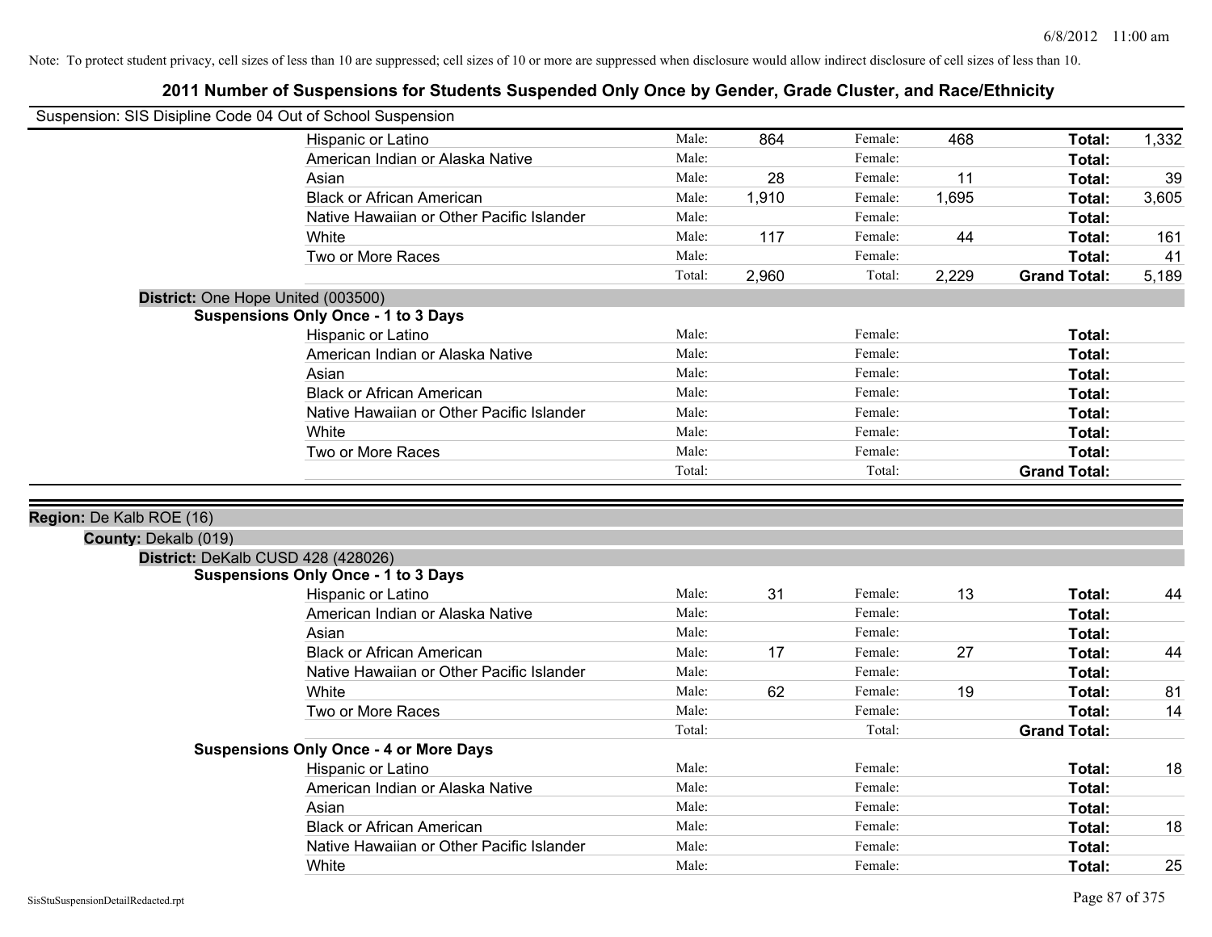Note: To protect student privacy, cell sizes of less than 10 are suppressed; cell sizes of 10 or more are suppressed when disclosure would allow indirect disclosure of cell sizes of less than 10.

## 2011 Number of Suspensions for Students Suspended Only Once by Gender, Grade Cluster, and Race/Ethnicity

Suspension: SIS Disipline Code 04 Out of School Suspension

| | | | | | | |
|---|---|---|---|---|---|---|
| Hispanic or Latino | Male: | 864 | Female: | 468 | **Total:** | 1,332 |
| American Indian or Alaska Native | Male: | | Female: | | **Total:** | |
| Asian | Male: | 28 | Female: | 11 | **Total:** | 39 |
| Black or African American | Male: | 1,910 | Female: | 1,695 | **Total:** | 3,605 |
| Native Hawaiian or Other Pacific Islander | Male: | | Female: | | **Total:** | |
| White | Male: | 117 | Female: | 44 | **Total:** | 161 |
| Two or More Races | Male: | | Female: | | **Total:** | 41 |
| | Total: | 2,960 | Total: | 2,229 | **Grand Total:** | 5,189 |

**District:** One Hope United (003500)

**Suspensions Only Once - 1 to 3 Days**

| | | | | | | |
|---|---|---|---|---|---|---|
| Hispanic or Latino | Male: | | Female: | | **Total:** | |
| American Indian or Alaska Native | Male: | | Female: | | **Total:** | |
| Asian | Male: | | Female: | | **Total:** | |
| Black or African American | Male: | | Female: | | **Total:** | |
| Native Hawaiian or Other Pacific Islander | Male: | | Female: | | **Total:** | |
| White | Male: | | Female: | | **Total:** | |
| Two or More Races | Male: | | Female: | | **Total:** | |
| | Total: | | Total: | | **Grand Total:** | |

**Region:** De Kalb ROE (16)

**County:** Dekalb (019)

**District:** DeKalb CUSD 428 (428026)

**Suspensions Only Once - 1 to 3 Days**

| | | | | | | |
|---|---|---|---|---|---|---|
| Hispanic or Latino | Male: | 31 | Female: | 13 | **Total:** | 44 |
| American Indian or Alaska Native | Male: | | Female: | | **Total:** | |
| Asian | Male: | | Female: | | **Total:** | |
| Black or African American | Male: | 17 | Female: | 27 | **Total:** | 44 |
| Native Hawaiian or Other Pacific Islander | Male: | | Female: | | **Total:** | |
| White | Male: | 62 | Female: | 19 | **Total:** | 81 |
| Two or More Races | Male: | | Female: | | **Total:** | 14 |
| | Total: | | Total: | | **Grand Total:** | |

**Suspensions Only Once - 4 or More Days**

| | | | | | | |
|---|---|---|---|---|---|---|
| Hispanic or Latino | Male: | | Female: | | **Total:** | 18 |
| American Indian or Alaska Native | Male: | | Female: | | **Total:** | |
| Asian | Male: | | Female: | | **Total:** | |
| Black or African American | Male: | | Female: | | **Total:** | 18 |
| Native Hawaiian or Other Pacific Islander | Male: | | Female: | | **Total:** | |
| White | Male: | | Female: | | **Total:** | 25 |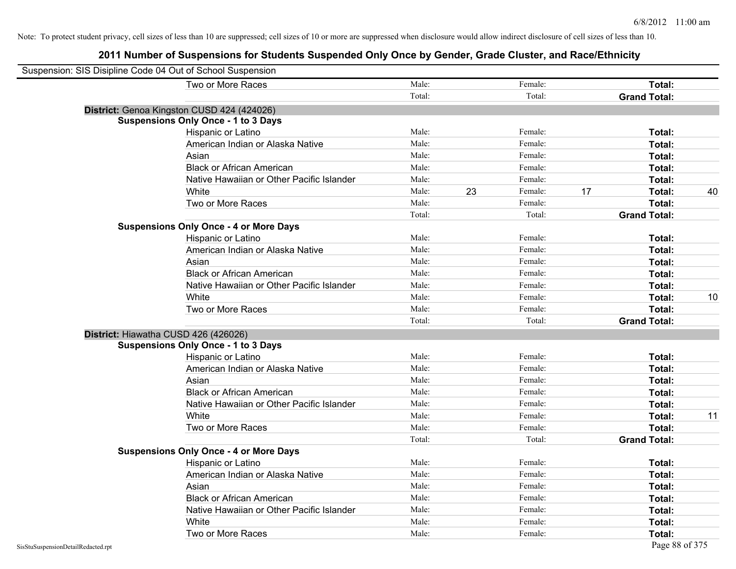Note: To protect student privacy, cell sizes of less than 10 are suppressed; cell sizes of 10 or more are suppressed when disclosure would allow indirect disclosure of cell sizes of less than 10.

# 2011 Number of Suspensions for Students Suspended Only Once by Gender, Grade Cluster, and Race/Ethnicity

Suspension: SIS Disipline Code 04 Out of School Suspension

| | | | | | | |
|---|---|---|---|---|---|---|
| Two or More Races | Male: | | Female: | | **Total:** | |
| | Total: | | Total: | | **Grand Total:** | |

**District:** Genoa Kingston CUSD 424 (424026)

**Suspensions Only Once - 1 to 3 Days**

| | | | | | | |
|---|---|---|---|---|---|---|
| Hispanic or Latino | Male: | | Female: | | **Total:** | |
| American Indian or Alaska Native | Male: | | Female: | | **Total:** | |
| Asian | Male: | | Female: | | **Total:** | |
| Black or African American | Male: | | Female: | | **Total:** | |
| Native Hawaiian or Other Pacific Islander | Male: | | Female: | | **Total:** | |
| White | Male: | 23 | Female: | 17 | **Total:** | 40 |
| Two or More Races | Male: | | Female: | | **Total:** | |
| | Total: | | Total: | | **Grand Total:** | |

**Suspensions Only Once - 4 or More Days**

| | | | | | | |
|---|---|---|---|---|---|---|
| Hispanic or Latino | Male: | | Female: | | **Total:** | |
| American Indian or Alaska Native | Male: | | Female: | | **Total:** | |
| Asian | Male: | | Female: | | **Total:** | |
| Black or African American | Male: | | Female: | | **Total:** | |
| Native Hawaiian or Other Pacific Islander | Male: | | Female: | | **Total:** | |
| White | Male: | | Female: | | **Total:** | 10 |
| Two or More Races | Male: | | Female: | | **Total:** | |
| | Total: | | Total: | | **Grand Total:** | |

**District:** Hiawatha CUSD 426 (426026)

**Suspensions Only Once - 1 to 3 Days**

| | | | | | | |
|---|---|---|---|---|---|---|
| Hispanic or Latino | Male: | | Female: | | **Total:** | |
| American Indian or Alaska Native | Male: | | Female: | | **Total:** | |
| Asian | Male: | | Female: | | **Total:** | |
| Black or African American | Male: | | Female: | | **Total:** | |
| Native Hawaiian or Other Pacific Islander | Male: | | Female: | | **Total:** | |
| White | Male: | | Female: | | **Total:** | 11 |
| Two or More Races | Male: | | Female: | | **Total:** | |
| | Total: | | Total: | | **Grand Total:** | |

**Suspensions Only Once - 4 or More Days**

| | | | | | | |
|---|---|---|---|---|---|---|
| Hispanic or Latino | Male: | | Female: | | **Total:** | |
| American Indian or Alaska Native | Male: | | Female: | | **Total:** | |
| Asian | Male: | | Female: | | **Total:** | |
| Black or African American | Male: | | Female: | | **Total:** | |
| Native Hawaiian or Other Pacific Islander | Male: | | Female: | | **Total:** | |
| White | Male: | | Female: | | **Total:** | |
| Two or More Races | Male: | | Female: | | **Total:** | |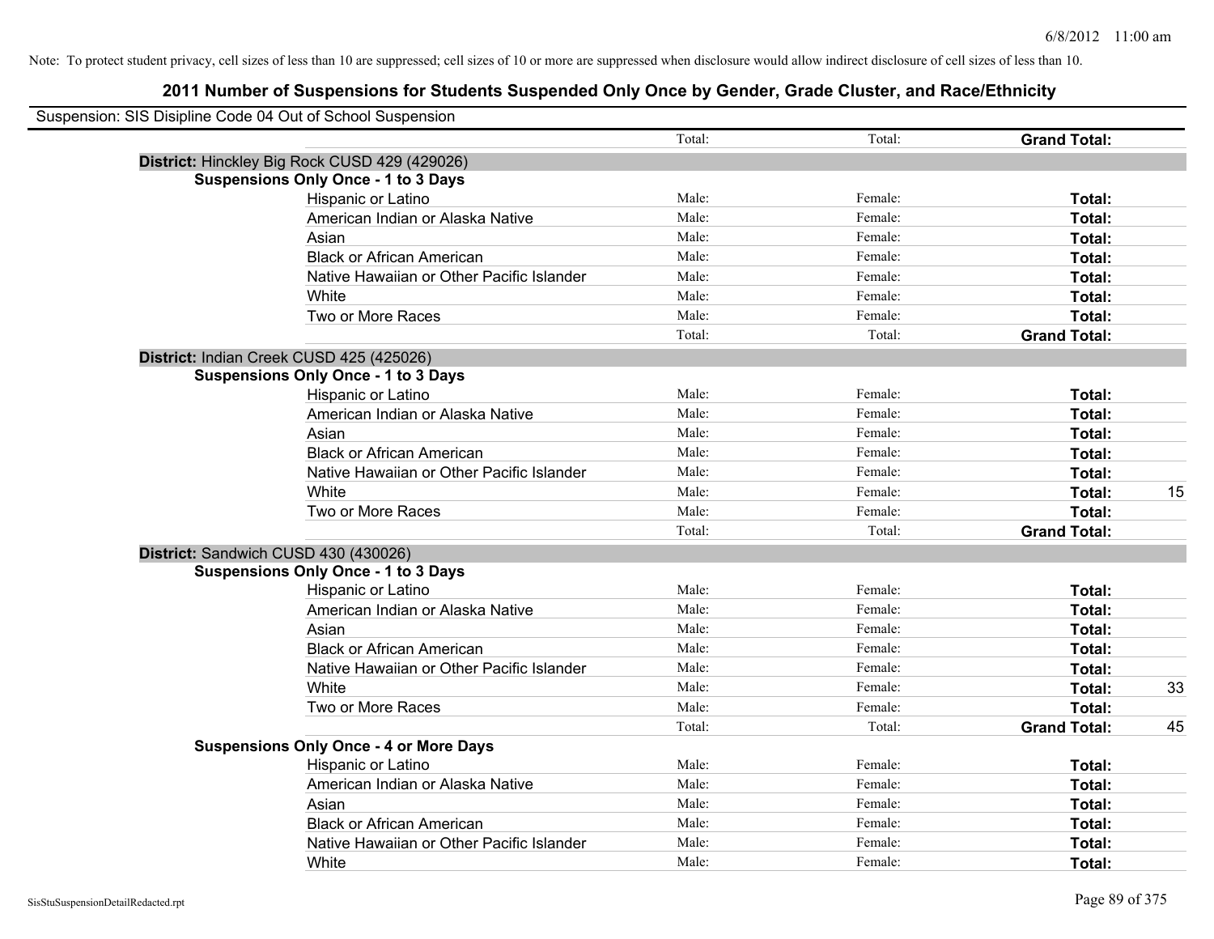Note: To protect student privacy, cell sizes of less than 10 are suppressed; cell sizes of 10 or more are suppressed when disclosure would allow indirect disclosure of cell sizes of less than 10.

## 2011 Number of Suspensions for Students Suspended Only Once by Gender, Grade Cluster, and Race/Ethnicity

Suspension: SIS Disipline Code 04 Out of School Suspension

| | | | | | |
|---|---|---|---|---|---|
| | | Total: | Total: | **Grand Total:** | |
| **District:** Hinckley Big Rock CUSD 429 (429026) | | | | | |
| **Suspensions Only Once - 1 to 3 Days** | | | | | |
| | Hispanic or Latino | Male: | Female: | **Total:** | |
| | American Indian or Alaska Native | Male: | Female: | **Total:** | |
| | Asian | Male: | Female: | **Total:** | |
| | Black or African American | Male: | Female: | **Total:** | |
| | Native Hawaiian or Other Pacific Islander | Male: | Female: | **Total:** | |
| | White | Male: | Female: | **Total:** | |
| | Two or More Races | Male: | Female: | **Total:** | |
| | | Total: | Total: | **Grand Total:** | |
| **District:** Indian Creek CUSD 425 (425026) | | | | | |
| **Suspensions Only Once - 1 to 3 Days** | | | | | |
| | Hispanic or Latino | Male: | Female: | **Total:** | |
| | American Indian or Alaska Native | Male: | Female: | **Total:** | |
| | Asian | Male: | Female: | **Total:** | |
| | Black or African American | Male: | Female: | **Total:** | |
| | Native Hawaiian or Other Pacific Islander | Male: | Female: | **Total:** | |
| | White | Male: | Female: | **Total:** | 15 |
| | Two or More Races | Male: | Female: | **Total:** | |
| | | Total: | Total: | **Grand Total:** | |
| **District:** Sandwich CUSD 430 (430026) | | | | | |
| **Suspensions Only Once - 1 to 3 Days** | | | | | |
| | Hispanic or Latino | Male: | Female: | **Total:** | |
| | American Indian or Alaska Native | Male: | Female: | **Total:** | |
| | Asian | Male: | Female: | **Total:** | |
| | Black or African American | Male: | Female: | **Total:** | |
| | Native Hawaiian or Other Pacific Islander | Male: | Female: | **Total:** | |
| | White | Male: | Female: | **Total:** | 33 |
| | Two or More Races | Male: | Female: | **Total:** | |
| | | Total: | Total: | **Grand Total:** | 45 |
| **Suspensions Only Once - 4 or More Days** | | | | | |
| | Hispanic or Latino | Male: | Female: | **Total:** | |
| | American Indian or Alaska Native | Male: | Female: | **Total:** | |
| | Asian | Male: | Female: | **Total:** | |
| | Black or African American | Male: | Female: | **Total:** | |
| | Native Hawaiian or Other Pacific Islander | Male: | Female: | **Total:** | |
| | White | Male: | Female: | **Total:** | |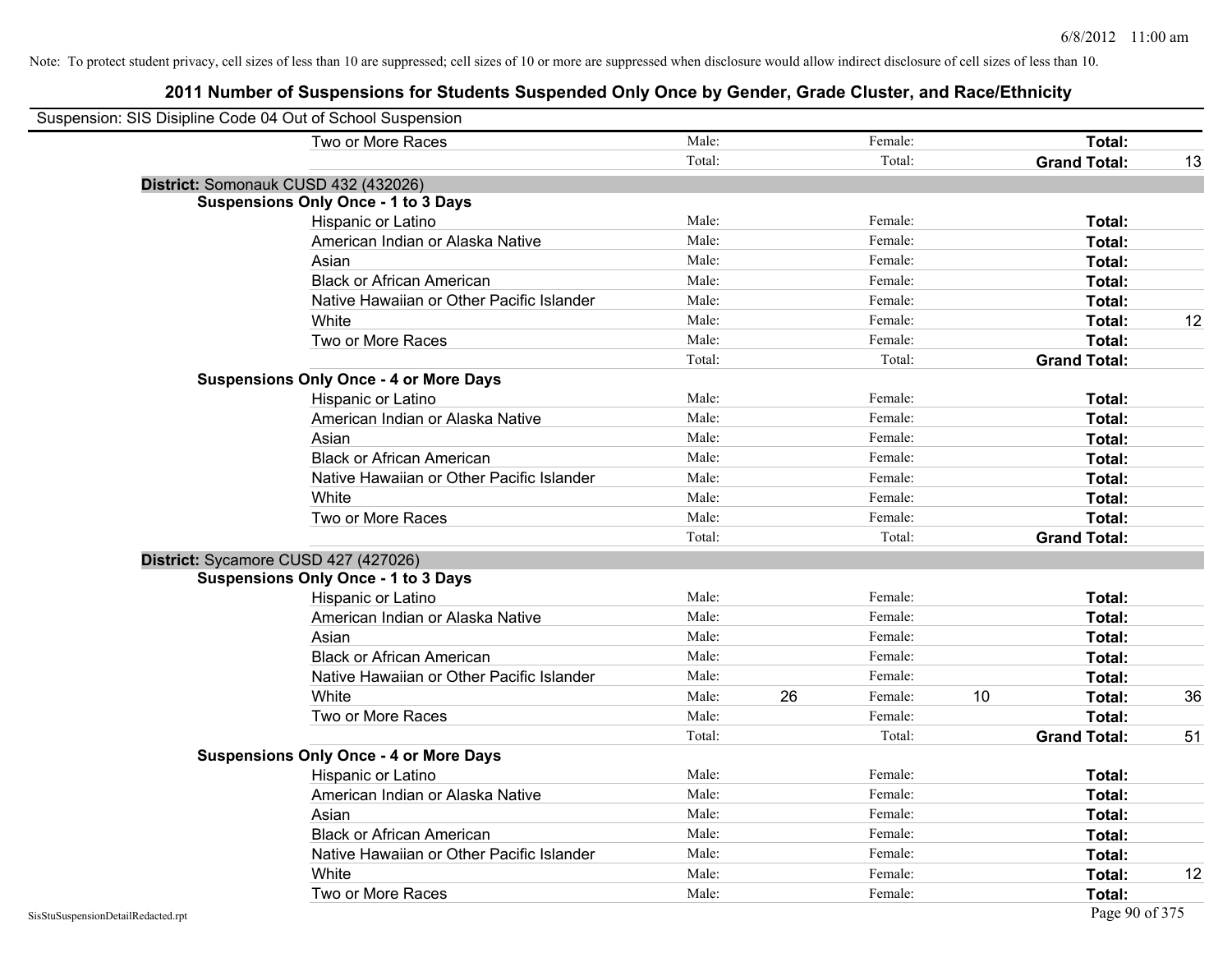Note: To protect student privacy, cell sizes of less than 10 are suppressed; cell sizes of 10 or more are suppressed when disclosure would allow indirect disclosure of cell sizes of less than 10.

## 2011 Number of Suspensions for Students Suspended Only Once by Gender, Grade Cluster, and Race/Ethnicity

Suspension: SIS Disipline Code 04 Out of School Suspension

| | | | | | | |
|---|---|---|---|---|---|---|
| Two or More Races | Male: | | Female: | | Total: | |
| | Total: | | Total: | | Grand Total: | 13 |

**District:** Somonauk CUSD 432 (432026)

**Suspensions Only Once - 1 to 3 Days**

| | | | | | | |
|---|---|---|---|---|---|---|
| Hispanic or Latino | Male: | | Female: | | Total: | |
| American Indian or Alaska Native | Male: | | Female: | | Total: | |
| Asian | Male: | | Female: | | Total: | |
| Black or African American | Male: | | Female: | | Total: | |
| Native Hawaiian or Other Pacific Islander | Male: | | Female: | | Total: | |
| White | Male: | | Female: | | Total: | 12 |
| Two or More Races | Male: | | Female: | | Total: | |
| | Total: | | Total: | | Grand Total: | |

**Suspensions Only Once - 4 or More Days**

| | | | | | | |
|---|---|---|---|---|---|---|
| Hispanic or Latino | Male: | | Female: | | Total: | |
| American Indian or Alaska Native | Male: | | Female: | | Total: | |
| Asian | Male: | | Female: | | Total: | |
| Black or African American | Male: | | Female: | | Total: | |
| Native Hawaiian or Other Pacific Islander | Male: | | Female: | | Total: | |
| White | Male: | | Female: | | Total: | |
| Two or More Races | Male: | | Female: | | Total: | |
| | Total: | | Total: | | Grand Total: | |

**District:** Sycamore CUSD 427 (427026)

**Suspensions Only Once - 1 to 3 Days**

| | | | | | | |
|---|---|---|---|---|---|---|
| Hispanic or Latino | Male: | | Female: | | Total: | |
| American Indian or Alaska Native | Male: | | Female: | | Total: | |
| Asian | Male: | | Female: | | Total: | |
| Black or African American | Male: | | Female: | | Total: | |
| Native Hawaiian or Other Pacific Islander | Male: | | Female: | | Total: | |
| White | Male: | 26 | Female: | 10 | Total: | 36 |
| Two or More Races | Male: | | Female: | | Total: | |
| | Total: | | Total: | | Grand Total: | 51 |

**Suspensions Only Once - 4 or More Days**

| | | | | | | |
|---|---|---|---|---|---|---|
| Hispanic or Latino | Male: | | Female: | | Total: | |
| American Indian or Alaska Native | Male: | | Female: | | Total: | |
| Asian | Male: | | Female: | | Total: | |
| Black or African American | Male: | | Female: | | Total: | |
| Native Hawaiian or Other Pacific Islander | Male: | | Female: | | Total: | |
| White | Male: | | Female: | | Total: | 12 |
| Two or More Races | Male: | | Female: | | Total: | |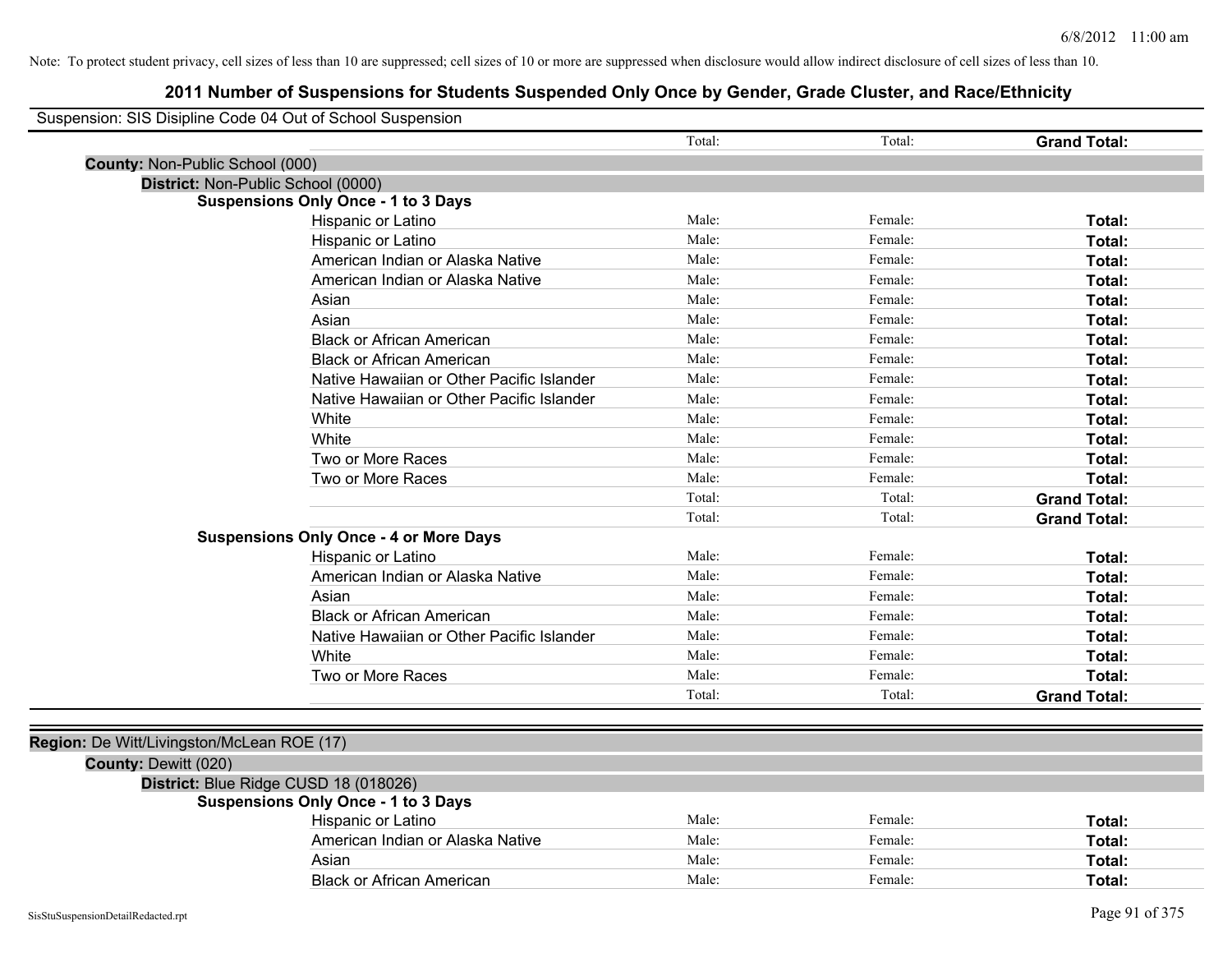Note: To protect student privacy, cell sizes of less than 10 are suppressed; cell sizes of 10 or more are suppressed when disclosure would allow indirect disclosure of cell sizes of less than 10.

# 2011 Number of Suspensions for Students Suspended Only Once by Gender, Grade Cluster, and Race/Ethnicity

Suspension: SIS Disipline Code 04 Out of School Suspension

| | | | |
|---|---|---|---|
| | Total: | Total: | **Grand Total:** |

**County:** Non-Public School (000)

**District:** Non-Public School (0000)

**Suspensions Only Once - 1 to 3 Days**

| | | | |
|---|---|---|---|
| Hispanic or Latino | Male: | Female: | **Total:** |
| Hispanic or Latino | Male: | Female: | **Total:** |
| American Indian or Alaska Native | Male: | Female: | **Total:** |
| American Indian or Alaska Native | Male: | Female: | **Total:** |
| Asian | Male: | Female: | **Total:** |
| Asian | Male: | Female: | **Total:** |
| Black or African American | Male: | Female: | **Total:** |
| Black or African American | Male: | Female: | **Total:** |
| Native Hawaiian or Other Pacific Islander | Male: | Female: | **Total:** |
| Native Hawaiian or Other Pacific Islander | Male: | Female: | **Total:** |
| White | Male: | Female: | **Total:** |
| White | Male: | Female: | **Total:** |
| Two or More Races | Male: | Female: | **Total:** |
| Two or More Races | Male: | Female: | **Total:** |
| | Total: | Total: | **Grand Total:** |
| | Total: | Total: | **Grand Total:** |

**Suspensions Only Once - 4 or More Days**

| | | | |
|---|---|---|---|
| Hispanic or Latino | Male: | Female: | **Total:** |
| American Indian or Alaska Native | Male: | Female: | **Total:** |
| Asian | Male: | Female: | **Total:** |
| Black or African American | Male: | Female: | **Total:** |
| Native Hawaiian or Other Pacific Islander | Male: | Female: | **Total:** |
| White | Male: | Female: | **Total:** |
| Two or More Races | Male: | Female: | **Total:** |
| | Total: | Total: | **Grand Total:** |

**Region:** De Witt/Livingston/McLean ROE (17)

**County:** Dewitt (020)

**District:** Blue Ridge CUSD 18 (018026)

**Suspensions Only Once - 1 to 3 Days**

| | | | |
|---|---|---|---|
| Hispanic or Latino | Male: | Female: | **Total:** |
| American Indian or Alaska Native | Male: | Female: | **Total:** |
| Asian | Male: | Female: | **Total:** |
| Black or African American | Male: | Female: | **Total:** |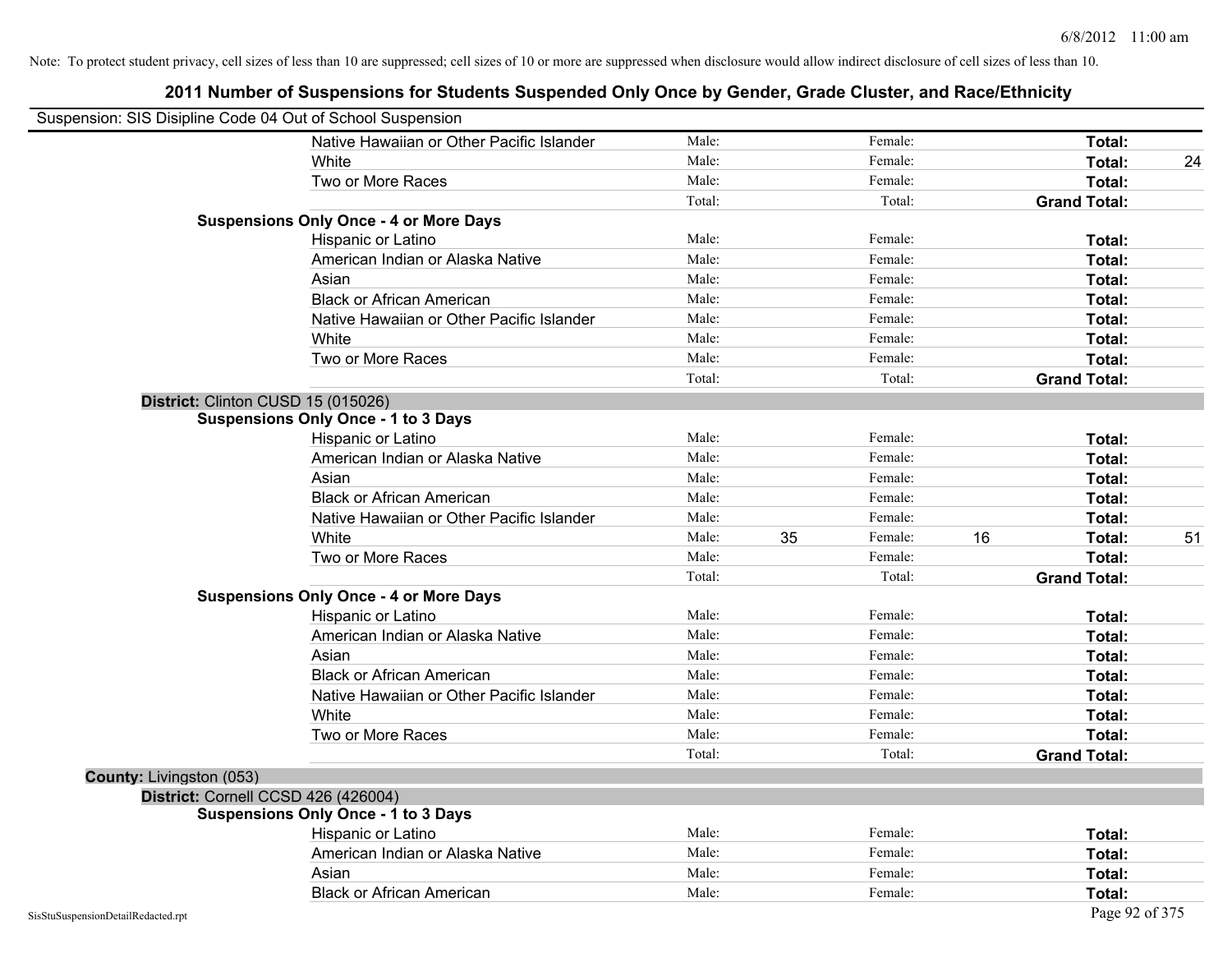Note: To protect student privacy, cell sizes of less than 10 are suppressed; cell sizes of 10 or more are suppressed when disclosure would allow indirect disclosure of cell sizes of less than 10.

# 2011 Number of Suspensions for Students Suspended Only Once by Gender, Grade Cluster, and Race/Ethnicity

Suspension: SIS Disipline Code 04 Out of School Suspension

| | | | | | |
|---|---|---|---|---|---|
| Native Hawaiian or Other Pacific Islander | Male: | | Female: | | **Total:** | |
| White | Male: | | Female: | | **Total:** 24 |
| Two or More Races | Male: | | Female: | | **Total:** |
| | Total: | | Total: | | **Grand Total:** |

**Suspensions Only Once - 4 or More Days**

| | | | | | |
|---|---|---|---|---|---|
| Hispanic or Latino | Male: | | Female: | | **Total:** |
| American Indian or Alaska Native | Male: | | Female: | | **Total:** |
| Asian | Male: | | Female: | | **Total:** |
| Black or African American | Male: | | Female: | | **Total:** |
| Native Hawaiian or Other Pacific Islander | Male: | | Female: | | **Total:** |
| White | Male: | | Female: | | **Total:** |
| Two or More Races | Male: | | Female: | | **Total:** |
| | Total: | | Total: | | **Grand Total:** |

**District:** Clinton CUSD 15 (015026)

**Suspensions Only Once - 1 to 3 Days**

| | | | | | |
|---|---|---|---|---|---|
| Hispanic or Latino | Male: | | Female: | | **Total:** |
| American Indian or Alaska Native | Male: | | Female: | | **Total:** |
| Asian | Male: | | Female: | | **Total:** |
| Black or African American | Male: | | Female: | | **Total:** |
| Native Hawaiian or Other Pacific Islander | Male: | | Female: | | **Total:** |
| White | Male: | 35 | Female: | 16 | **Total:** 51 |
| Two or More Races | Male: | | Female: | | **Total:** |
| | Total: | | Total: | | **Grand Total:** |

**Suspensions Only Once - 4 or More Days**

| | | | | | |
|---|---|---|---|---|---|
| Hispanic or Latino | Male: | | Female: | | **Total:** |
| American Indian or Alaska Native | Male: | | Female: | | **Total:** |
| Asian | Male: | | Female: | | **Total:** |
| Black or African American | Male: | | Female: | | **Total:** |
| Native Hawaiian or Other Pacific Islander | Male: | | Female: | | **Total:** |
| White | Male: | | Female: | | **Total:** |
| Two or More Races | Male: | | Female: | | **Total:** |
| | Total: | | Total: | | **Grand Total:** |

**County:** Livingston (053)

**District:** Cornell CCSD 426 (426004)

**Suspensions Only Once - 1 to 3 Days**

| | | | | | |
|---|---|---|---|---|---|
| Hispanic or Latino | Male: | | Female: | | **Total:** |
| American Indian or Alaska Native | Male: | | Female: | | **Total:** |
| Asian | Male: | | Female: | | **Total:** |
| Black or African American | Male: | | Female: | | **Total:** |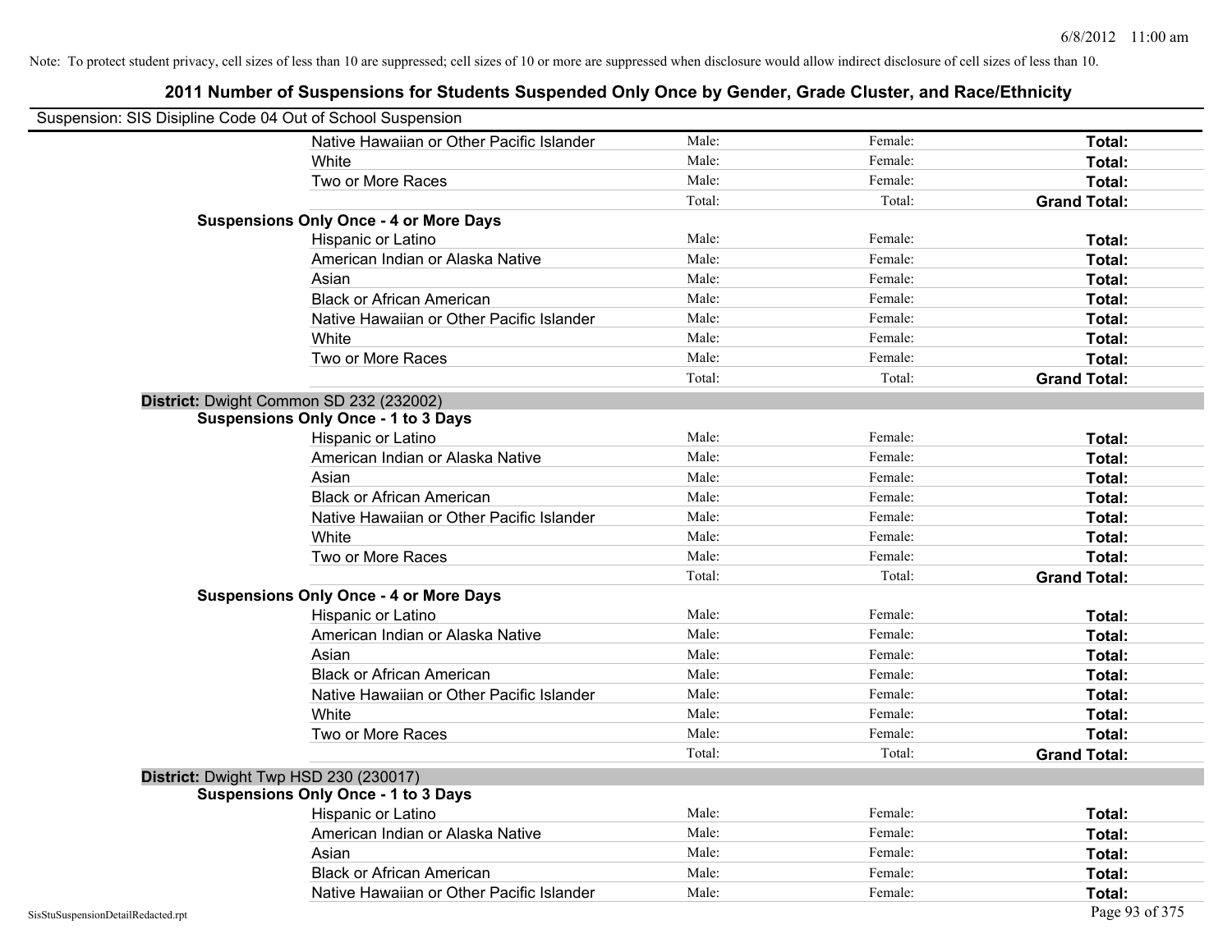Note: To protect student privacy, cell sizes of less than 10 are suppressed; cell sizes of 10 or more are suppressed when disclosure would allow indirect disclosure of cell sizes of less than 10.

# 2011 Number of Suspensions for Students Suspended Only Once by Gender, Grade Cluster, and Race/Ethnicity

Suspension: SIS Disipline Code 04 Out of School Suspension

| | | | |
|---|---|---|---|
| Native Hawaiian or Other Pacific Islander | Male: | Female: | **Total:** |
| White | Male: | Female: | **Total:** |
| Two or More Races | Male: | Female: | **Total:** |
| | Total: | Total: | **Grand Total:** |

**Suspensions Only Once - 4 or More Days**

| | | | |
|---|---|---|---|
| Hispanic or Latino | Male: | Female: | **Total:** |
| American Indian or Alaska Native | Male: | Female: | **Total:** |
| Asian | Male: | Female: | **Total:** |
| Black or African American | Male: | Female: | **Total:** |
| Native Hawaiian or Other Pacific Islander | Male: | Female: | **Total:** |
| White | Male: | Female: | **Total:** |
| Two or More Races | Male: | Female: | **Total:** |
| | Total: | Total: | **Grand Total:** |

**District:** Dwight Common SD 232 (232002)

**Suspensions Only Once - 1 to 3 Days**

| | | | |
|---|---|---|---|
| Hispanic or Latino | Male: | Female: | **Total:** |
| American Indian or Alaska Native | Male: | Female: | **Total:** |
| Asian | Male: | Female: | **Total:** |
| Black or African American | Male: | Female: | **Total:** |
| Native Hawaiian or Other Pacific Islander | Male: | Female: | **Total:** |
| White | Male: | Female: | **Total:** |
| Two or More Races | Male: | Female: | **Total:** |
| | Total: | Total: | **Grand Total:** |

**Suspensions Only Once - 4 or More Days**

| | | | |
|---|---|---|---|
| Hispanic or Latino | Male: | Female: | **Total:** |
| American Indian or Alaska Native | Male: | Female: | **Total:** |
| Asian | Male: | Female: | **Total:** |
| Black or African American | Male: | Female: | **Total:** |
| Native Hawaiian or Other Pacific Islander | Male: | Female: | **Total:** |
| White | Male: | Female: | **Total:** |
| Two or More Races | Male: | Female: | **Total:** |
| | Total: | Total: | **Grand Total:** |

**District:** Dwight Twp HSD 230 (230017)

**Suspensions Only Once - 1 to 3 Days**

| | | | |
|---|---|---|---|
| Hispanic or Latino | Male: | Female: | **Total:** |
| American Indian or Alaska Native | Male: | Female: | **Total:** |
| Asian | Male: | Female: | **Total:** |
| Black or African American | Male: | Female: | **Total:** |
| Native Hawaiian or Other Pacific Islander | Male: | Female: | **Total:** |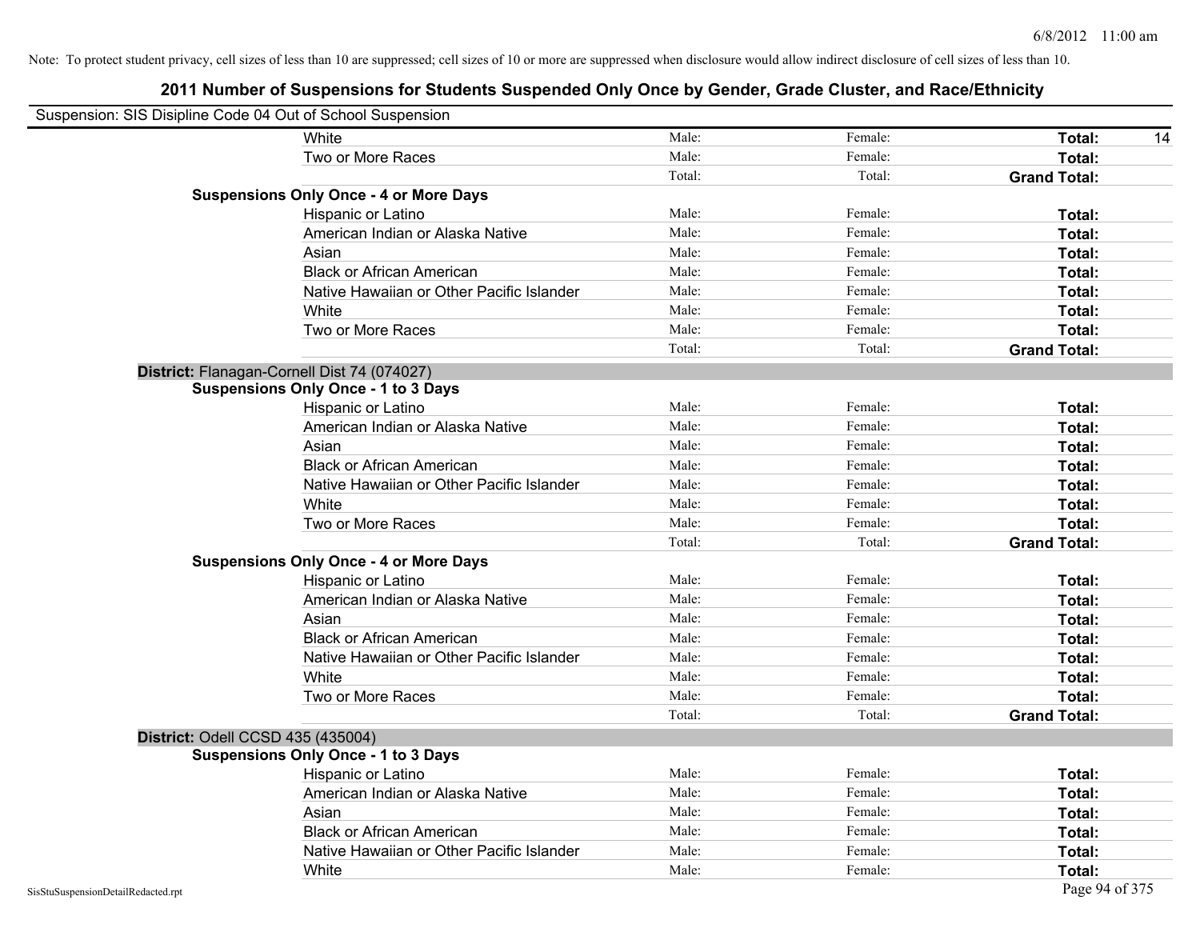Note: To protect student privacy, cell sizes of less than 10 are suppressed; cell sizes of 10 or more are suppressed when disclosure would allow indirect disclosure of cell sizes of less than 10.

# 2011 Number of Suspensions for Students Suspended Only Once by Gender, Grade Cluster, and Race/Ethnicity

Suspension: SIS Disipline Code 04 Out of School Suspension

| | | | | |
|---|---|---|---|---|
| White | Male: | Female: | **Total:** | 14 |
| Two or More Races | Male: | Female: | **Total:** | |
| | Total: | Total: | **Grand Total:** | |
| **Suspensions Only Once - 4 or More Days** | | | | |
| Hispanic or Latino | Male: | Female: | **Total:** | |
| American Indian or Alaska Native | Male: | Female: | **Total:** | |
| Asian | Male: | Female: | **Total:** | |
| Black or African American | Male: | Female: | **Total:** | |
| Native Hawaiian or Other Pacific Islander | Male: | Female: | **Total:** | |
| White | Male: | Female: | **Total:** | |
| Two or More Races | Male: | Female: | **Total:** | |
| | Total: | Total: | **Grand Total:** | |

**District:** Flanagan-Cornell Dist 74 (074027)

| | | | | |
|---|---|---|---|---|
| **Suspensions Only Once - 1 to 3 Days** | | | | |
| Hispanic or Latino | Male: | Female: | **Total:** | |
| American Indian or Alaska Native | Male: | Female: | **Total:** | |
| Asian | Male: | Female: | **Total:** | |
| Black or African American | Male: | Female: | **Total:** | |
| Native Hawaiian or Other Pacific Islander | Male: | Female: | **Total:** | |
| White | Male: | Female: | **Total:** | |
| Two or More Races | Male: | Female: | **Total:** | |
| | Total: | Total: | **Grand Total:** | |
| **Suspensions Only Once - 4 or More Days** | | | | |
| Hispanic or Latino | Male: | Female: | **Total:** | |
| American Indian or Alaska Native | Male: | Female: | **Total:** | |
| Asian | Male: | Female: | **Total:** | |
| Black or African American | Male: | Female: | **Total:** | |
| Native Hawaiian or Other Pacific Islander | Male: | Female: | **Total:** | |
| White | Male: | Female: | **Total:** | |
| Two or More Races | Male: | Female: | **Total:** | |
| | Total: | Total: | **Grand Total:** | |

**District:** Odell CCSD 435 (435004)

| | | | | |
|---|---|---|---|---|
| **Suspensions Only Once - 1 to 3 Days** | | | | |
| Hispanic or Latino | Male: | Female: | **Total:** | |
| American Indian or Alaska Native | Male: | Female: | **Total:** | |
| Asian | Male: | Female: | **Total:** | |
| Black or African American | Male: | Female: | **Total:** | |
| Native Hawaiian or Other Pacific Islander | Male: | Female: | **Total:** | |
| White | Male: | Female: | **Total:** | |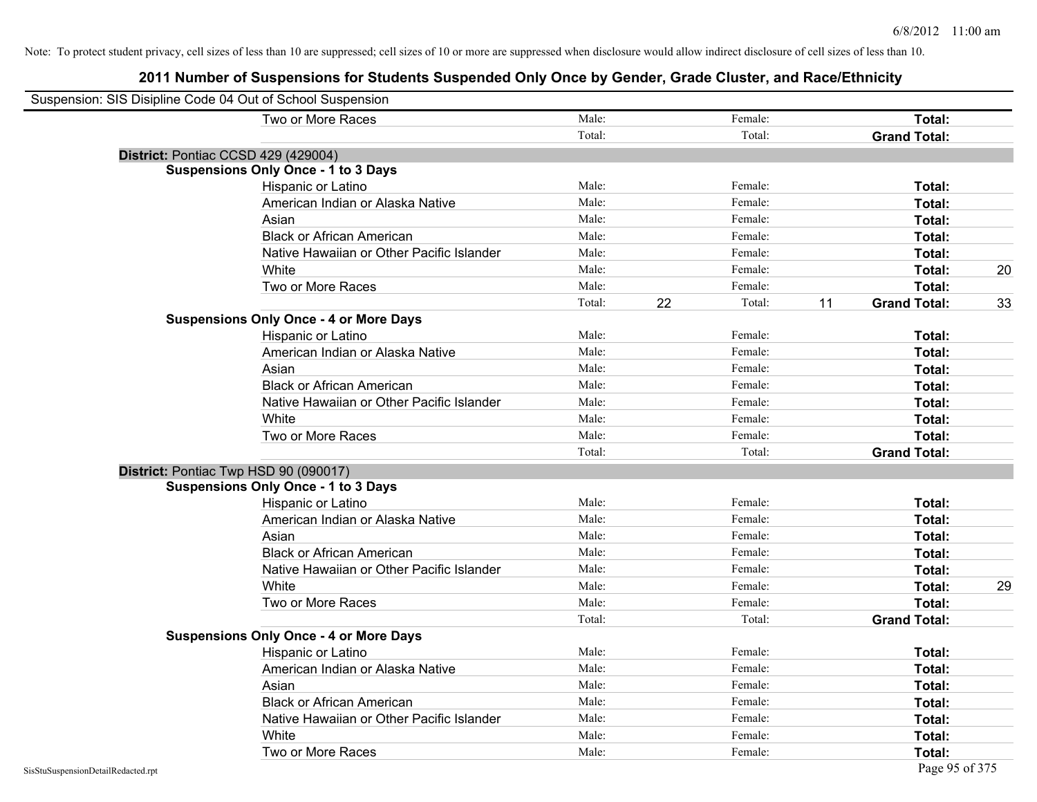Note: To protect student privacy, cell sizes of less than 10 are suppressed; cell sizes of 10 or more are suppressed when disclosure would allow indirect disclosure of cell sizes of less than 10.

# 2011 Number of Suspensions for Students Suspended Only Once by Gender, Grade Cluster, and Race/Ethnicity

Suspension: SIS Disipline Code 04 Out of School Suspension

| | | | | | | |
|---|---|---|---|---|---|---|
| Two or More Races | Male: | | Female: | | **Total:** | |
| | Total: | | Total: | | **Grand Total:** | |

**District:** Pontiac CCSD 429 (429004)

**Suspensions Only Once - 1 to 3 Days**

| | | | | | | |
|---|---|---|---|---|---|---|
| Hispanic or Latino | Male: | | Female: | | **Total:** | |
| American Indian or Alaska Native | Male: | | Female: | | **Total:** | |
| Asian | Male: | | Female: | | **Total:** | |
| Black or African American | Male: | | Female: | | **Total:** | |
| Native Hawaiian or Other Pacific Islander | Male: | | Female: | | **Total:** | |
| White | Male: | | Female: | | **Total:** | 20 |
| Two or More Races | Male: | | Female: | | **Total:** | |
| | Total: | 22 | Total: | 11 | **Grand Total:** | 33 |

**Suspensions Only Once - 4 or More Days**

| | | | | | | |
|---|---|---|---|---|---|---|
| Hispanic or Latino | Male: | | Female: | | **Total:** | |
| American Indian or Alaska Native | Male: | | Female: | | **Total:** | |
| Asian | Male: | | Female: | | **Total:** | |
| Black or African American | Male: | | Female: | | **Total:** | |
| Native Hawaiian or Other Pacific Islander | Male: | | Female: | | **Total:** | |
| White | Male: | | Female: | | **Total:** | |
| Two or More Races | Male: | | Female: | | **Total:** | |
| | Total: | | Total: | | **Grand Total:** | |

**District:** Pontiac Twp HSD 90 (090017)

**Suspensions Only Once - 1 to 3 Days**

| | | | | | | |
|---|---|---|---|---|---|---|
| Hispanic or Latino | Male: | | Female: | | **Total:** | |
| American Indian or Alaska Native | Male: | | Female: | | **Total:** | |
| Asian | Male: | | Female: | | **Total:** | |
| Black or African American | Male: | | Female: | | **Total:** | |
| Native Hawaiian or Other Pacific Islander | Male: | | Female: | | **Total:** | |
| White | Male: | | Female: | | **Total:** | 29 |
| Two or More Races | Male: | | Female: | | **Total:** | |
| | Total: | | Total: | | **Grand Total:** | |

**Suspensions Only Once - 4 or More Days**

| | | | | | | |
|---|---|---|---|---|---|---|
| Hispanic or Latino | Male: | | Female: | | **Total:** | |
| American Indian or Alaska Native | Male: | | Female: | | **Total:** | |
| Asian | Male: | | Female: | | **Total:** | |
| Black or African American | Male: | | Female: | | **Total:** | |
| Native Hawaiian or Other Pacific Islander | Male: | | Female: | | **Total:** | |
| White | Male: | | Female: | | **Total:** | |
| Two or More Races | Male: | | Female: | | **Total:** | |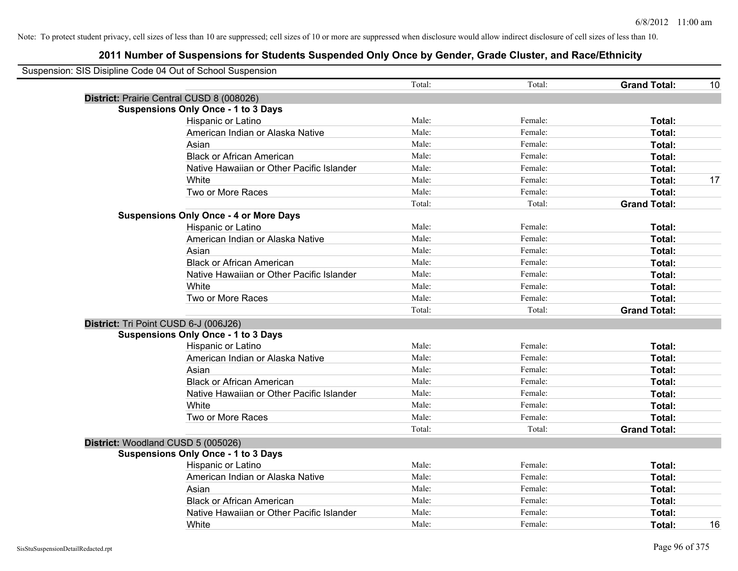Note: To protect student privacy, cell sizes of less than 10 are suppressed; cell sizes of 10 or more are suppressed when disclosure would allow indirect disclosure of cell sizes of less than 10.

# 2011 Number of Suspensions for Students Suspended Only Once by Gender, Grade Cluster, and Race/Ethnicity

Suspension: SIS Disipline Code 04 Out of School Suspension

| | | | | |
|---|---|---|---|---|
| | Total: | Total: | **Grand Total:** | 10 |
| **District:** Prairie Central CUSD 8 (008026) | | | | |
| **Suspensions Only Once - 1 to 3 Days** | | | | |
| Hispanic or Latino | Male: | Female: | **Total:** | |
| American Indian or Alaska Native | Male: | Female: | **Total:** | |
| Asian | Male: | Female: | **Total:** | |
| Black or African American | Male: | Female: | **Total:** | |
| Native Hawaiian or Other Pacific Islander | Male: | Female: | **Total:** | |
| White | Male: | Female: | **Total:** | 17 |
| Two or More Races | Male: | Female: | **Total:** | |
| | Total: | Total: | **Grand Total:** | |
| **Suspensions Only Once - 4 or More Days** | | | | |
| Hispanic or Latino | Male: | Female: | **Total:** | |
| American Indian or Alaska Native | Male: | Female: | **Total:** | |
| Asian | Male: | Female: | **Total:** | |
| Black or African American | Male: | Female: | **Total:** | |
| Native Hawaiian or Other Pacific Islander | Male: | Female: | **Total:** | |
| White | Male: | Female: | **Total:** | |
| Two or More Races | Male: | Female: | **Total:** | |
| | Total: | Total: | **Grand Total:** | |
| **District:** Tri Point CUSD 6-J (006J26) | | | | |
| **Suspensions Only Once - 1 to 3 Days** | | | | |
| Hispanic or Latino | Male: | Female: | **Total:** | |
| American Indian or Alaska Native | Male: | Female: | **Total:** | |
| Asian | Male: | Female: | **Total:** | |
| Black or African American | Male: | Female: | **Total:** | |
| Native Hawaiian or Other Pacific Islander | Male: | Female: | **Total:** | |
| White | Male: | Female: | **Total:** | |
| Two or More Races | Male: | Female: | **Total:** | |
| | Total: | Total: | **Grand Total:** | |
| **District:** Woodland CUSD 5 (005026) | | | | |
| **Suspensions Only Once - 1 to 3 Days** | | | | |
| Hispanic or Latino | Male: | Female: | **Total:** | |
| American Indian or Alaska Native | Male: | Female: | **Total:** | |
| Asian | Male: | Female: | **Total:** | |
| Black or African American | Male: | Female: | **Total:** | |
| Native Hawaiian or Other Pacific Islander | Male: | Female: | **Total:** | |
| White | Male: | Female: | **Total:** | 16 |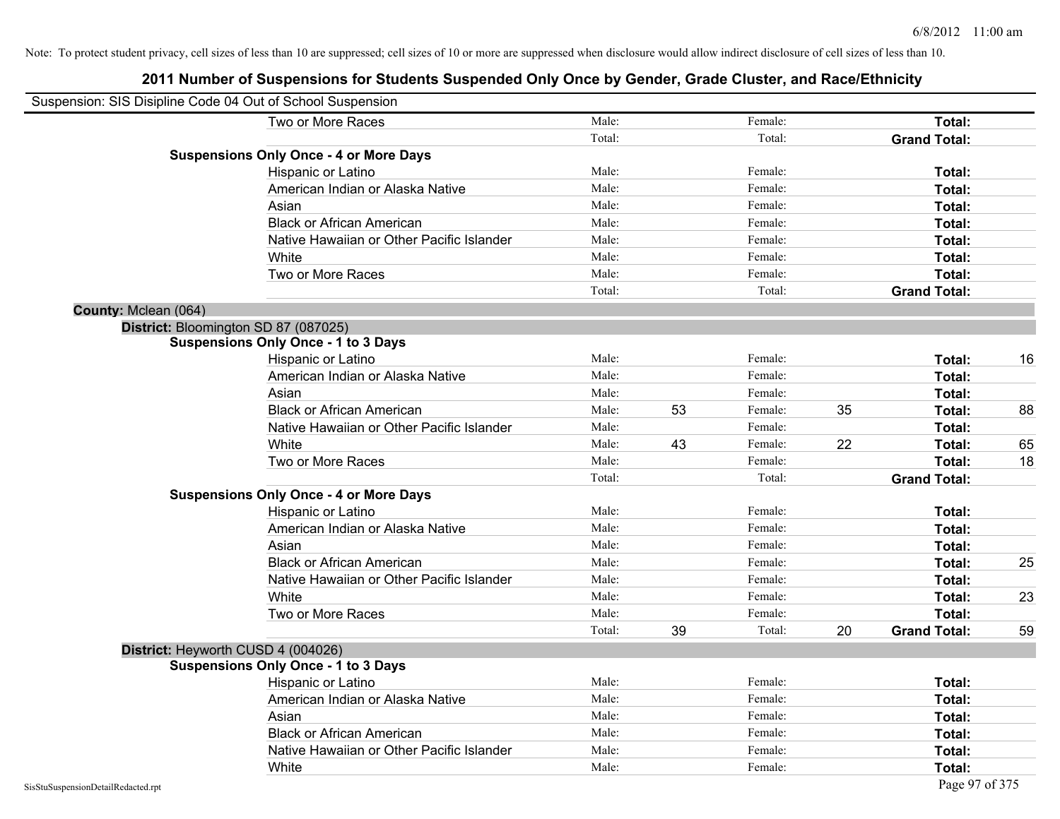Note: To protect student privacy, cell sizes of less than 10 are suppressed; cell sizes of 10 or more are suppressed when disclosure would allow indirect disclosure of cell sizes of less than 10.

## 2011 Number of Suspensions for Students Suspended Only Once by Gender, Grade Cluster, and Race/Ethnicity

Suspension: SIS Disipline Code 04 Out of School Suspension

| | | | | | | |
|---|---|---|---|---|---|---|
| Two or More Races | Male: | | Female: | | **Total:** | |
| | Total: | | Total: | | **Grand Total:** | |
| **Suspensions Only Once - 4 or More Days** | | | | | | |
| Hispanic or Latino | Male: | | Female: | | **Total:** | |
| American Indian or Alaska Native | Male: | | Female: | | **Total:** | |
| Asian | Male: | | Female: | | **Total:** | |
| Black or African American | Male: | | Female: | | **Total:** | |
| Native Hawaiian or Other Pacific Islander | Male: | | Female: | | **Total:** | |
| White | Male: | | Female: | | **Total:** | |
| Two or More Races | Male: | | Female: | | **Total:** | |
| | Total: | | Total: | | **Grand Total:** | |

**County:** Mclean (064)

**District:** Bloomington SD 87 (087025)

| | | | | | | |
|---|---|---|---|---|---|---|
| **Suspensions Only Once - 1 to 3 Days** | | | | | | |
| Hispanic or Latino | Male: | | Female: | | **Total:** | 16 |
| American Indian or Alaska Native | Male: | | Female: | | **Total:** | |
| Asian | Male: | | Female: | | **Total:** | |
| Black or African American | Male: | 53 | Female: | 35 | **Total:** | 88 |
| Native Hawaiian or Other Pacific Islander | Male: | | Female: | | **Total:** | |
| White | Male: | 43 | Female: | 22 | **Total:** | 65 |
| Two or More Races | Male: | | Female: | | **Total:** | 18 |
| | Total: | | Total: | | **Grand Total:** | |
| **Suspensions Only Once - 4 or More Days** | | | | | | |
| Hispanic or Latino | Male: | | Female: | | **Total:** | |
| American Indian or Alaska Native | Male: | | Female: | | **Total:** | |
| Asian | Male: | | Female: | | **Total:** | |
| Black or African American | Male: | | Female: | | **Total:** | 25 |
| Native Hawaiian or Other Pacific Islander | Male: | | Female: | | **Total:** | |
| White | Male: | | Female: | | **Total:** | 23 |
| Two or More Races | Male: | | Female: | | **Total:** | |
| | Total: | 39 | Total: | 20 | **Grand Total:** | 59 |

**District:** Heyworth CUSD 4 (004026)

| | | | | | | |
|---|---|---|---|---|---|---|
| **Suspensions Only Once - 1 to 3 Days** | | | | | | |
| Hispanic or Latino | Male: | | Female: | | **Total:** | |
| American Indian or Alaska Native | Male: | | Female: | | **Total:** | |
| Asian | Male: | | Female: | | **Total:** | |
| Black or African American | Male: | | Female: | | **Total:** | |
| Native Hawaiian or Other Pacific Islander | Male: | | Female: | | **Total:** | |
| White | Male: | | Female: | | **Total:** | |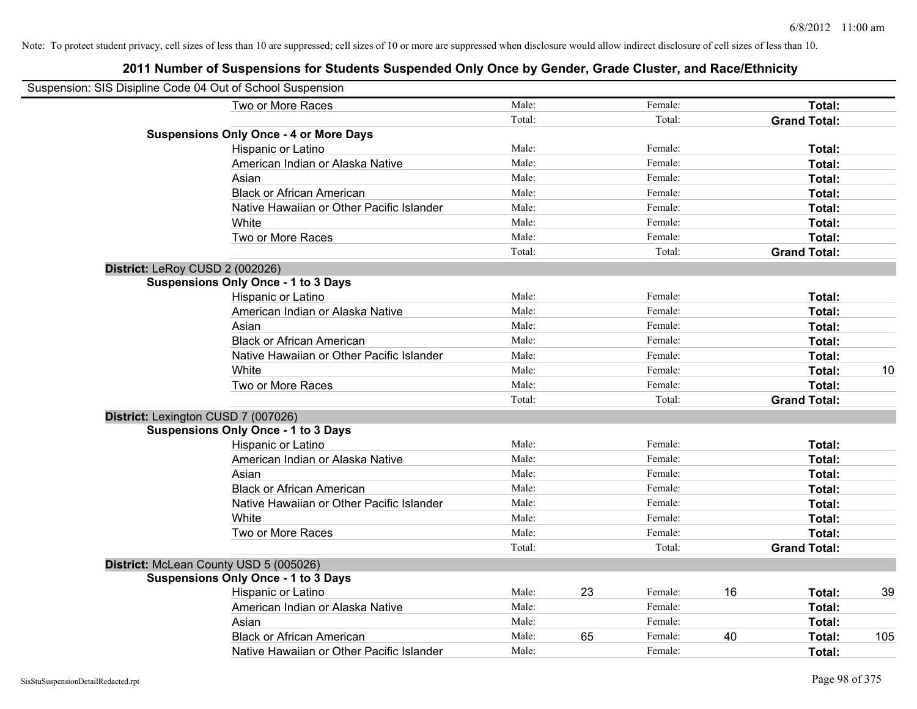Note: To protect student privacy, cell sizes of less than 10 are suppressed; cell sizes of 10 or more are suppressed when disclosure would allow indirect disclosure of cell sizes of less than 10.

## 2011 Number of Suspensions for Students Suspended Only Once by Gender, Grade Cluster, and Race/Ethnicity

Suspension: SIS Disipline Code 04 Out of School Suspension

| | | | | | | | |
|---|---|---|---|---|---|---|---|
| Two or More Races | Male: | | Female: | | **Total:** | |
| | Total: | | Total: | | **Grand Total:** | |
| **Suspensions Only Once - 4 or More Days** | | | | | | |
| Hispanic or Latino | Male: | | Female: | | **Total:** | |
| American Indian or Alaska Native | Male: | | Female: | | **Total:** | |
| Asian | Male: | | Female: | | **Total:** | |
| Black or African American | Male: | | Female: | | **Total:** | |
| Native Hawaiian or Other Pacific Islander | Male: | | Female: | | **Total:** | |
| White | Male: | | Female: | | **Total:** | |
| Two or More Races | Male: | | Female: | | **Total:** | |
| | Total: | | Total: | | **Grand Total:** | |
| **District:** LeRoy CUSD 2 (002026) | | | | | | |
| **Suspensions Only Once - 1 to 3 Days** | | | | | | |
| Hispanic or Latino | Male: | | Female: | | **Total:** | |
| American Indian or Alaska Native | Male: | | Female: | | **Total:** | |
| Asian | Male: | | Female: | | **Total:** | |
| Black or African American | Male: | | Female: | | **Total:** | |
| Native Hawaiian or Other Pacific Islander | Male: | | Female: | | **Total:** | |
| White | Male: | | Female: | | **Total:** | 10 |
| Two or More Races | Male: | | Female: | | **Total:** | |
| | Total: | | Total: | | **Grand Total:** | |
| **District:** Lexington CUSD 7 (007026) | | | | | | |
| **Suspensions Only Once - 1 to 3 Days** | | | | | | |
| Hispanic or Latino | Male: | | Female: | | **Total:** | |
| American Indian or Alaska Native | Male: | | Female: | | **Total:** | |
| Asian | Male: | | Female: | | **Total:** | |
| Black or African American | Male: | | Female: | | **Total:** | |
| Native Hawaiian or Other Pacific Islander | Male: | | Female: | | **Total:** | |
| White | Male: | | Female: | | **Total:** | |
| Two or More Races | Male: | | Female: | | **Total:** | |
| | Total: | | Total: | | **Grand Total:** | |
| **District:** McLean County USD 5 (005026) | | | | | | |
| **Suspensions Only Once - 1 to 3 Days** | | | | | | |
| Hispanic or Latino | Male: | 23 | Female: | 16 | **Total:** | 39 |
| American Indian or Alaska Native | Male: | | Female: | | **Total:** | |
| Asian | Male: | | Female: | | **Total:** | |
| Black or African American | Male: | 65 | Female: | 40 | **Total:** | 105 |
| Native Hawaiian or Other Pacific Islander | Male: | | Female: | | **Total:** | |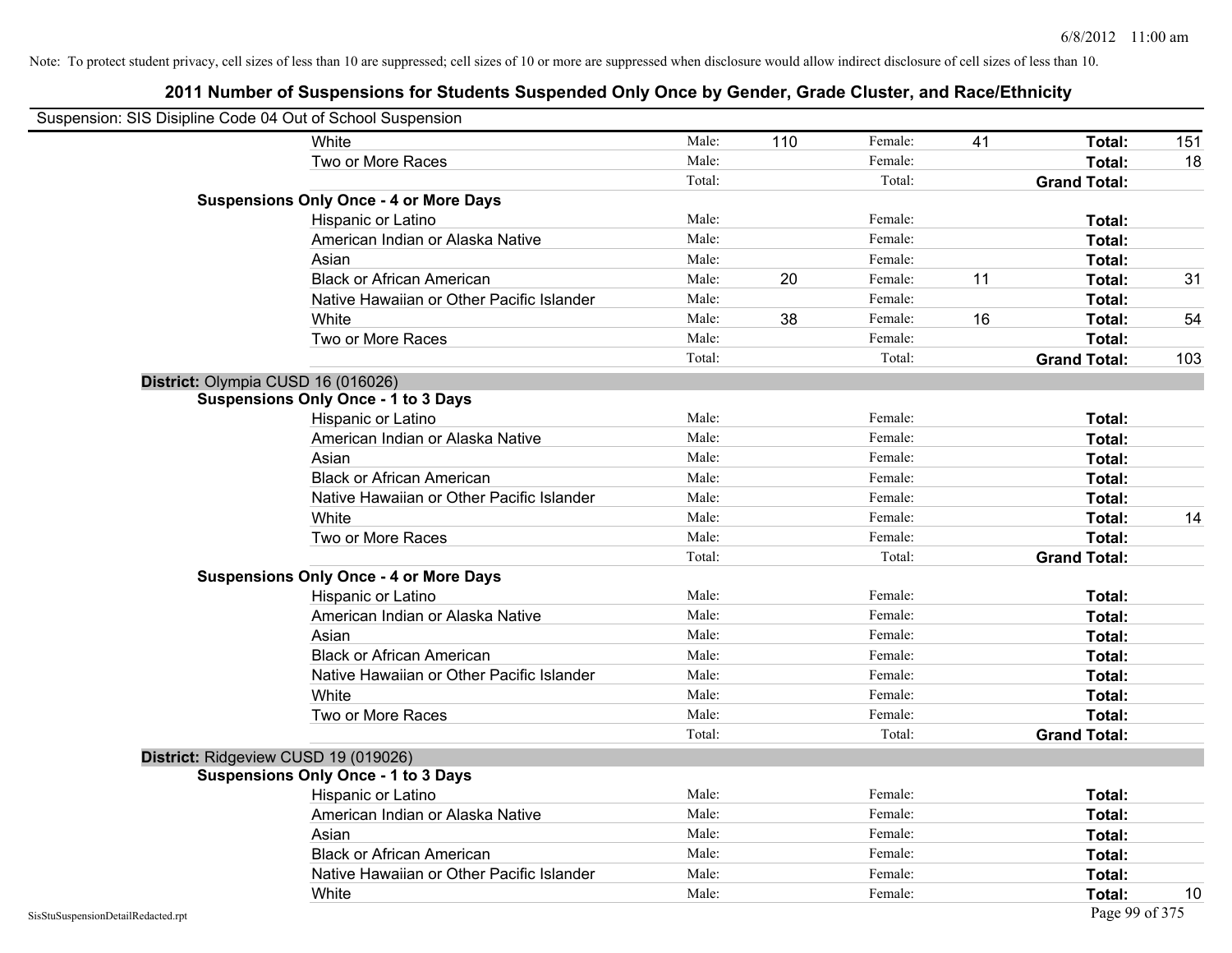Note: To protect student privacy, cell sizes of less than 10 are suppressed; cell sizes of 10 or more are suppressed when disclosure would allow indirect disclosure of cell sizes of less than 10.

# 2011 Number of Suspensions for Students Suspended Only Once by Gender, Grade Cluster, and Race/Ethnicity

Suspension: SIS Disipline Code 04 Out of School Suspension

| | | | | | | |
|---|---|---|---|---|---|---|
| White | Male: | 110 | Female: | 41 | Total: | 151 |
| Two or More Races | Male: | | Female: | | Total: | 18 |
| | Total: | | Total: | | Grand Total: | |

**Suspensions Only Once - 4 or More Days**

| | | | | | | |
|---|---|---|---|---|---|---|
| Hispanic or Latino | Male: | | Female: | | Total: | |
| American Indian or Alaska Native | Male: | | Female: | | Total: | |
| Asian | Male: | | Female: | | Total: | |
| Black or African American | Male: | 20 | Female: | 11 | Total: | 31 |
| Native Hawaiian or Other Pacific Islander | Male: | | Female: | | Total: | |
| White | Male: | 38 | Female: | 16 | Total: | 54 |
| Two or More Races | Male: | | Female: | | Total: | |
| | Total: | | Total: | | Grand Total: | 103 |

## District: Olympia CUSD 16 (016026)

**Suspensions Only Once - 1 to 3 Days**

| | | | | | | |
|---|---|---|---|---|---|---|
| Hispanic or Latino | Male: | | Female: | | Total: | |
| American Indian or Alaska Native | Male: | | Female: | | Total: | |
| Asian | Male: | | Female: | | Total: | |
| Black or African American | Male: | | Female: | | Total: | |
| Native Hawaiian or Other Pacific Islander | Male: | | Female: | | Total: | |
| White | Male: | | Female: | | Total: | 14 |
| Two or More Races | Male: | | Female: | | Total: | |
| | Total: | | Total: | | Grand Total: | |

**Suspensions Only Once - 4 or More Days**

| | | | | | | |
|---|---|---|---|---|---|---|
| Hispanic or Latino | Male: | | Female: | | Total: | |
| American Indian or Alaska Native | Male: | | Female: | | Total: | |
| Asian | Male: | | Female: | | Total: | |
| Black or African American | Male: | | Female: | | Total: | |
| Native Hawaiian or Other Pacific Islander | Male: | | Female: | | Total: | |
| White | Male: | | Female: | | Total: | |
| Two or More Races | Male: | | Female: | | Total: | |
| | Total: | | Total: | | Grand Total: | |

## District: Ridgeview CUSD 19 (019026)

**Suspensions Only Once - 1 to 3 Days**

| | | | | | | |
|---|---|---|---|---|---|---|
| Hispanic or Latino | Male: | | Female: | | Total: | |
| American Indian or Alaska Native | Male: | | Female: | | Total: | |
| Asian | Male: | | Female: | | Total: | |
| Black or African American | Male: | | Female: | | Total: | |
| Native Hawaiian or Other Pacific Islander | Male: | | Female: | | Total: | |
| White | Male: | | Female: | | Total: | 10 |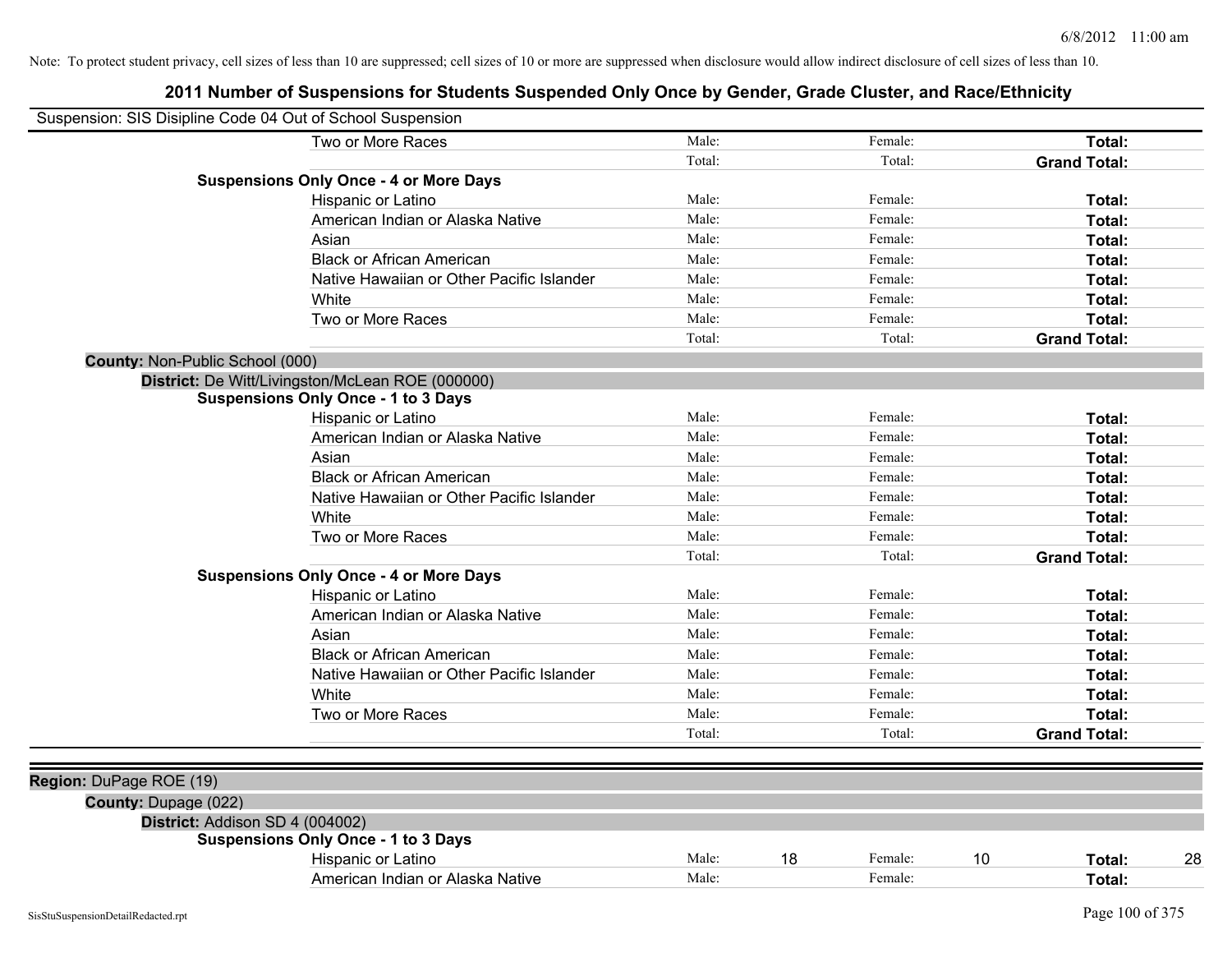Note: To protect student privacy, cell sizes of less than 10 are suppressed; cell sizes of 10 or more are suppressed when disclosure would allow indirect disclosure of cell sizes of less than 10.

# 2011 Number of Suspensions for Students Suspended Only Once by Gender, Grade Cluster, and Race/Ethnicity

Suspension: SIS Disipline Code 04 Out of School Suspension

| | | | | | | |
|---|---|---|---|---|---|---|
| Two or More Races | Male: | | Female: | | **Total:** | |
| | Total: | | Total: | | **Grand Total:** | |
| **Suspensions Only Once - 4 or More Days** | | | | | | |
| Hispanic or Latino | Male: | | Female: | | **Total:** | |
| American Indian or Alaska Native | Male: | | Female: | | **Total:** | |
| Asian | Male: | | Female: | | **Total:** | |
| Black or African American | Male: | | Female: | | **Total:** | |
| Native Hawaiian or Other Pacific Islander | Male: | | Female: | | **Total:** | |
| White | Male: | | Female: | | **Total:** | |
| Two or More Races | Male: | | Female: | | **Total:** | |
| | Total: | | Total: | | **Grand Total:** | |

**County:** Non-Public School (000)

**District:** De Witt/Livingston/McLean ROE (000000)

| | | | | | | |
|---|---|---|---|---|---|---|
| **Suspensions Only Once - 1 to 3 Days** | | | | | | |
| Hispanic or Latino | Male: | | Female: | | **Total:** | |
| American Indian or Alaska Native | Male: | | Female: | | **Total:** | |
| Asian | Male: | | Female: | | **Total:** | |
| Black or African American | Male: | | Female: | | **Total:** | |
| Native Hawaiian or Other Pacific Islander | Male: | | Female: | | **Total:** | |
| White | Male: | | Female: | | **Total:** | |
| Two or More Races | Male: | | Female: | | **Total:** | |
| | Total: | | Total: | | **Grand Total:** | |
| **Suspensions Only Once - 4 or More Days** | | | | | | |
| Hispanic or Latino | Male: | | Female: | | **Total:** | |
| American Indian or Alaska Native | Male: | | Female: | | **Total:** | |
| Asian | Male: | | Female: | | **Total:** | |
| Black or African American | Male: | | Female: | | **Total:** | |
| Native Hawaiian or Other Pacific Islander | Male: | | Female: | | **Total:** | |
| White | Male: | | Female: | | **Total:** | |
| Two or More Races | Male: | | Female: | | **Total:** | |
| | Total: | | Total: | | **Grand Total:** | |

**Region:** DuPage ROE (19)

**County:** Dupage (022)

**District:** Addison SD 4 (004002)

| | | | | | | |
|---|---|---|---|---|---|---|
| **Suspensions Only Once - 1 to 3 Days** | | | | | | |
| Hispanic or Latino | Male: | 18 | Female: | 10 | **Total:** | 28 |
| American Indian or Alaska Native | Male: | | Female: | | **Total:** | |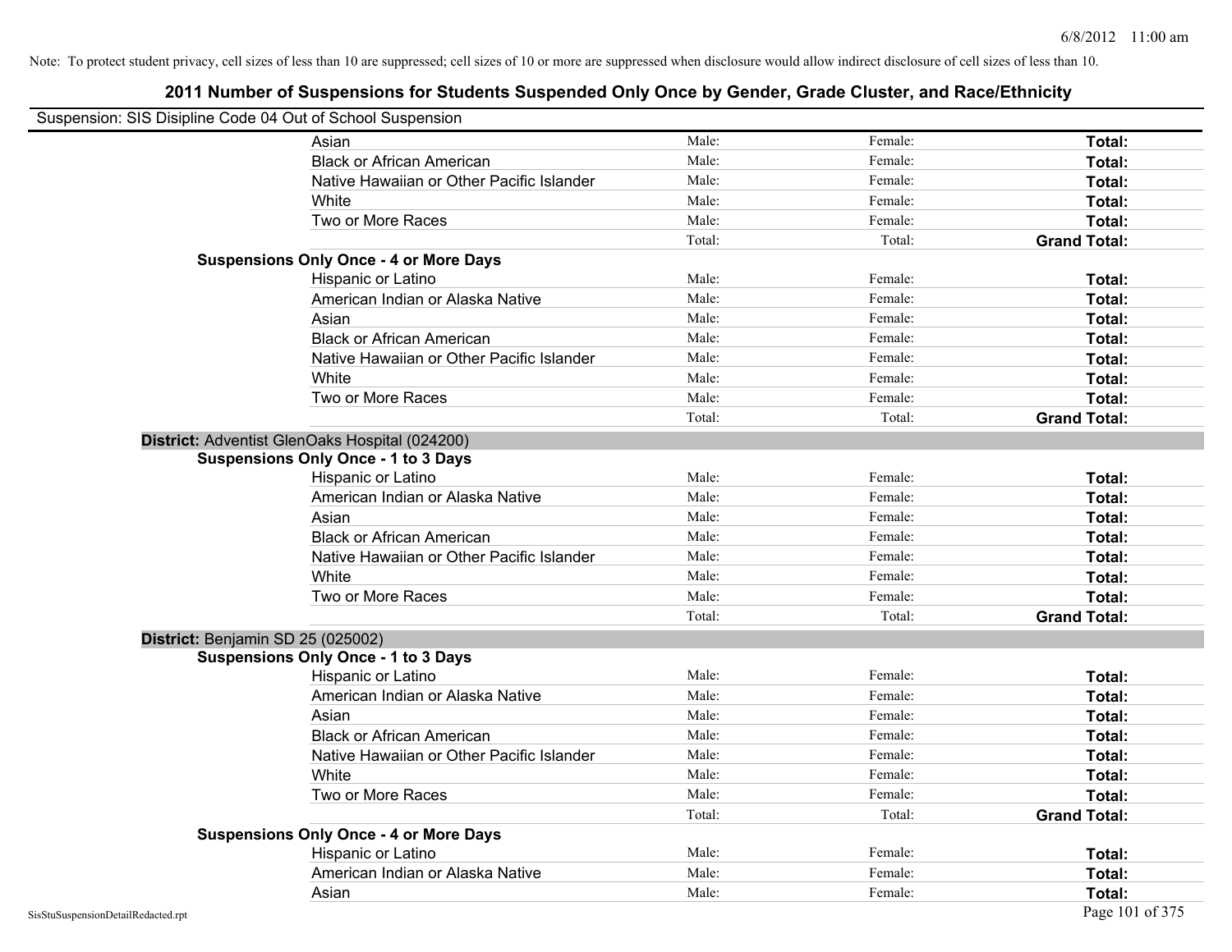Note: To protect student privacy, cell sizes of less than 10 are suppressed; cell sizes of 10 or more are suppressed when disclosure would allow indirect disclosure of cell sizes of less than 10.

## 2011 Number of Suspensions for Students Suspended Only Once by Gender, Grade Cluster, and Race/Ethnicity

Suspension: SIS Disipline Code 04 Out of School Suspension

| | | | | |
|---|---|---|---|---|
| | Asian | Male: | Female: | **Total:** |
| | Black or African American | Male: | Female: | **Total:** |
| | Native Hawaiian or Other Pacific Islander | Male: | Female: | **Total:** |
| | White | Male: | Female: | **Total:** |
| | Two or More Races | Male: | Female: | **Total:** |
| | | Total: | Total: | **Grand Total:** |
| **Suspensions Only Once - 4 or More Days** | | | | |
| | Hispanic or Latino | Male: | Female: | **Total:** |
| | American Indian or Alaska Native | Male: | Female: | **Total:** |
| | Asian | Male: | Female: | **Total:** |
| | Black or African American | Male: | Female: | **Total:** |
| | Native Hawaiian or Other Pacific Islander | Male: | Female: | **Total:** |
| | White | Male: | Female: | **Total:** |
| | Two or More Races | Male: | Female: | **Total:** |
| | | Total: | Total: | **Grand Total:** |
| **District:** Adventist GlenOaks Hospital (024200) | | | | |
| **Suspensions Only Once - 1 to 3 Days** | | | | |
| | Hispanic or Latino | Male: | Female: | **Total:** |
| | American Indian or Alaska Native | Male: | Female: | **Total:** |
| | Asian | Male: | Female: | **Total:** |
| | Black or African American | Male: | Female: | **Total:** |
| | Native Hawaiian or Other Pacific Islander | Male: | Female: | **Total:** |
| | White | Male: | Female: | **Total:** |
| | Two or More Races | Male: | Female: | **Total:** |
| | | Total: | Total: | **Grand Total:** |
| **District:** Benjamin SD 25 (025002) | | | | |
| **Suspensions Only Once - 1 to 3 Days** | | | | |
| | Hispanic or Latino | Male: | Female: | **Total:** |
| | American Indian or Alaska Native | Male: | Female: | **Total:** |
| | Asian | Male: | Female: | **Total:** |
| | Black or African American | Male: | Female: | **Total:** |
| | Native Hawaiian or Other Pacific Islander | Male: | Female: | **Total:** |
| | White | Male: | Female: | **Total:** |
| | Two or More Races | Male: | Female: | **Total:** |
| | | Total: | Total: | **Grand Total:** |
| **Suspensions Only Once - 4 or More Days** | | | | |
| | Hispanic or Latino | Male: | Female: | **Total:** |
| | American Indian or Alaska Native | Male: | Female: | **Total:** |
| | Asian | Male: | Female: | **Total:** |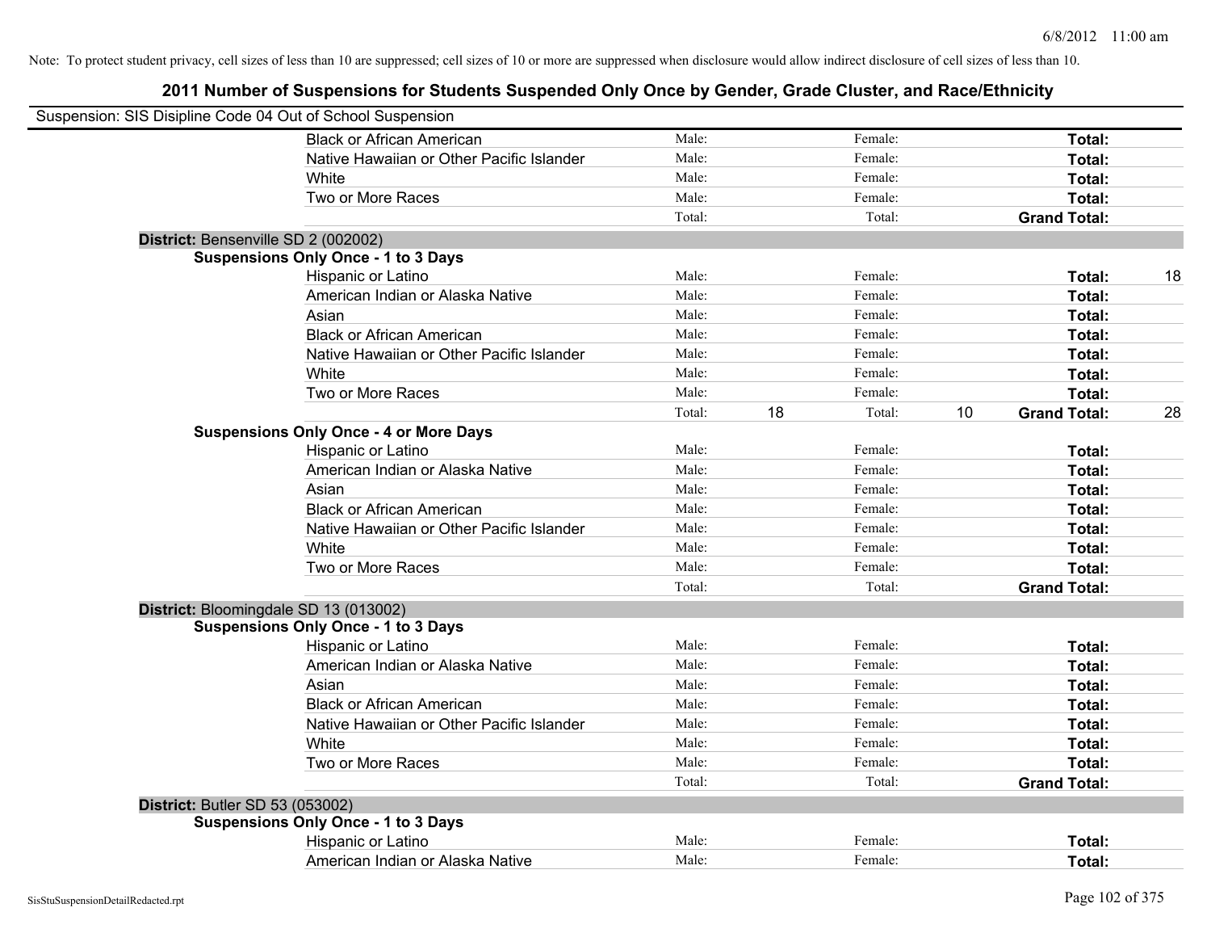Note: To protect student privacy, cell sizes of less than 10 are suppressed; cell sizes of 10 or more are suppressed when disclosure would allow indirect disclosure of cell sizes of less than 10.

# 2011 Number of Suspensions for Students Suspended Only Once by Gender, Grade Cluster, and Race/Ethnicity

Suspension: SIS Disipline Code 04 Out of School Suspension

| | | | | | | | |
|---|---|---|---|---|---|---|---|
| Black or African American | Male: | | Female: | | **Total:** | |
| Native Hawaiian or Other Pacific Islander | Male: | | Female: | | **Total:** | |
| White | Male: | | Female: | | **Total:** | |
| Two or More Races | Male: | | Female: | | **Total:** | |
| | Total: | | Total: | | **Grand Total:** | |

**District:** Bensenville SD 2 (002002)

**Suspensions Only Once - 1 to 3 Days**

| | | | | | | |
|---|---|---|---|---|---|---|
| Hispanic or Latino | Male: | | Female: | | **Total:** | 18 |
| American Indian or Alaska Native | Male: | | Female: | | **Total:** | |
| Asian | Male: | | Female: | | **Total:** | |
| Black or African American | Male: | | Female: | | **Total:** | |
| Native Hawaiian or Other Pacific Islander | Male: | | Female: | | **Total:** | |
| White | Male: | | Female: | | **Total:** | |
| Two or More Races | Male: | | Female: | | **Total:** | |
| | Total: | 18 | Total: | 10 | **Grand Total:** | 28 |

**Suspensions Only Once - 4 or More Days**

| | | | | | | |
|---|---|---|---|---|---|---|
| Hispanic or Latino | Male: | | Female: | | **Total:** | |
| American Indian or Alaska Native | Male: | | Female: | | **Total:** | |
| Asian | Male: | | Female: | | **Total:** | |
| Black or African American | Male: | | Female: | | **Total:** | |
| Native Hawaiian or Other Pacific Islander | Male: | | Female: | | **Total:** | |
| White | Male: | | Female: | | **Total:** | |
| Two or More Races | Male: | | Female: | | **Total:** | |
| | Total: | | Total: | | **Grand Total:** | |

**District:** Bloomingdale SD 13 (013002)

**Suspensions Only Once - 1 to 3 Days**

| | | | | | | |
|---|---|---|---|---|---|---|
| Hispanic or Latino | Male: | | Female: | | **Total:** | |
| American Indian or Alaska Native | Male: | | Female: | | **Total:** | |
| Asian | Male: | | Female: | | **Total:** | |
| Black or African American | Male: | | Female: | | **Total:** | |
| Native Hawaiian or Other Pacific Islander | Male: | | Female: | | **Total:** | |
| White | Male: | | Female: | | **Total:** | |
| Two or More Races | Male: | | Female: | | **Total:** | |
| | Total: | | Total: | | **Grand Total:** | |

**District:** Butler SD 53 (053002)

**Suspensions Only Once - 1 to 3 Days**

| | | | | | | |
|---|---|---|---|---|---|---|
| Hispanic or Latino | Male: | | Female: | | **Total:** | |
| American Indian or Alaska Native | Male: | | Female: | | **Total:** | |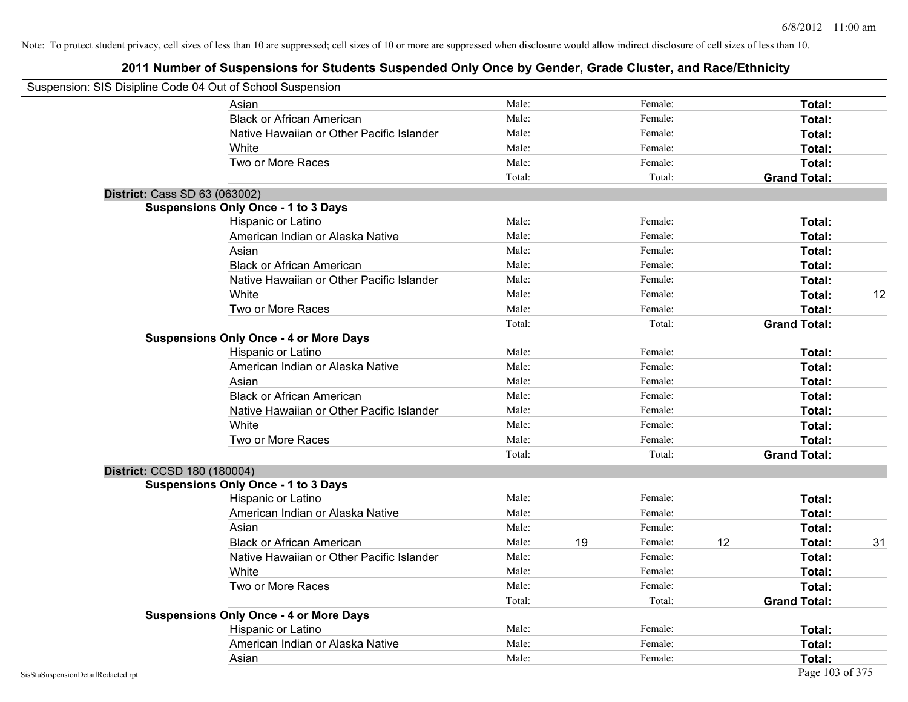Note: To protect student privacy, cell sizes of less than 10 are suppressed; cell sizes of 10 or more are suppressed when disclosure would allow indirect disclosure of cell sizes of less than 10.

## 2011 Number of Suspensions for Students Suspended Only Once by Gender, Grade Cluster, and Race/Ethnicity

Suspension: SIS Disipline Code 04 Out of School Suspension

| | | | | | | | |
|---|---|---|---|---|---|---|---|
| Asian | Male: | | Female: | | **Total:** | |
| Black or African American | Male: | | Female: | | **Total:** | |
| Native Hawaiian or Other Pacific Islander | Male: | | Female: | | **Total:** | |
| White | Male: | | Female: | | **Total:** | |
| Two or More Races | Male: | | Female: | | **Total:** | |
| | Total: | | Total: | | **Grand Total:** | |

**District:** Cass SD 63 (063002)

**Suspensions Only Once - 1 to 3 Days**

| | | | | | | |
|---|---|---|---|---|---|---|
| Hispanic or Latino | Male: | | Female: | | **Total:** | |
| American Indian or Alaska Native | Male: | | Female: | | **Total:** | |
| Asian | Male: | | Female: | | **Total:** | |
| Black or African American | Male: | | Female: | | **Total:** | |
| Native Hawaiian or Other Pacific Islander | Male: | | Female: | | **Total:** | |
| White | Male: | | Female: | | **Total:** | 12 |
| Two or More Races | Male: | | Female: | | **Total:** | |
| | Total: | | Total: | | **Grand Total:** | |

**Suspensions Only Once - 4 or More Days**

| | | | | | | |
|---|---|---|---|---|---|---|
| Hispanic or Latino | Male: | | Female: | | **Total:** | |
| American Indian or Alaska Native | Male: | | Female: | | **Total:** | |
| Asian | Male: | | Female: | | **Total:** | |
| Black or African American | Male: | | Female: | | **Total:** | |
| Native Hawaiian or Other Pacific Islander | Male: | | Female: | | **Total:** | |
| White | Male: | | Female: | | **Total:** | |
| Two or More Races | Male: | | Female: | | **Total:** | |
| | Total: | | Total: | | **Grand Total:** | |

**District:** CCSD 180 (180004)

**Suspensions Only Once - 1 to 3 Days**

| | | | | | | |
|---|---|---|---|---|---|---|
| Hispanic or Latino | Male: | | Female: | | **Total:** | |
| American Indian or Alaska Native | Male: | | Female: | | **Total:** | |
| Asian | Male: | | Female: | | **Total:** | |
| Black or African American | Male: | 19 | Female: | 12 | **Total:** | 31 |
| Native Hawaiian or Other Pacific Islander | Male: | | Female: | | **Total:** | |
| White | Male: | | Female: | | **Total:** | |
| Two or More Races | Male: | | Female: | | **Total:** | |
| | Total: | | Total: | | **Grand Total:** | |

**Suspensions Only Once - 4 or More Days**

| | | | | | | |
|---|---|---|---|---|---|---|
| Hispanic or Latino | Male: | | Female: | | **Total:** | |
| American Indian or Alaska Native | Male: | | Female: | | **Total:** | |
| Asian | Male: | | Female: | | **Total:** | |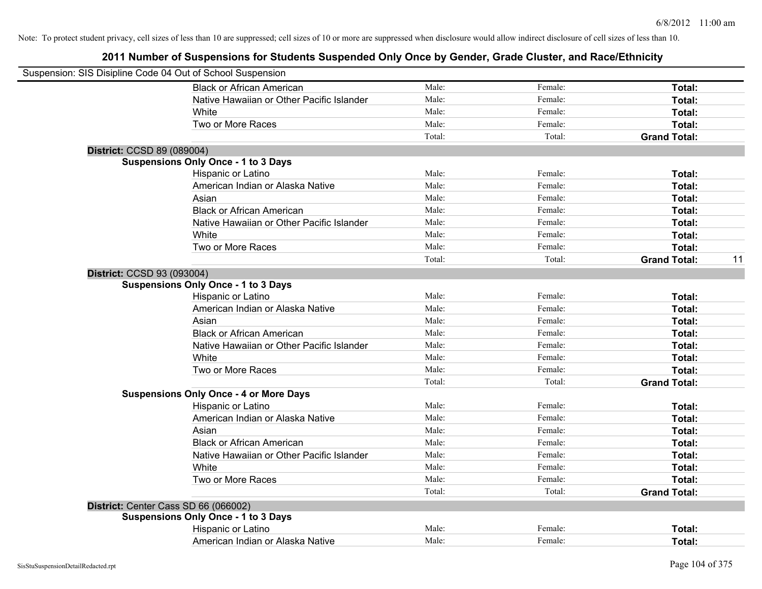Note: To protect student privacy, cell sizes of less than 10 are suppressed; cell sizes of 10 or more are suppressed when disclosure would allow indirect disclosure of cell sizes of less than 10.

# 2011 Number of Suspensions for Students Suspended Only Once by Gender, Grade Cluster, and Race/Ethnicity

Suspension: SIS Disipline Code 04 Out of School Suspension

| | | | | | |
|---|---|---|---|---|---|
| | Black or African American | Male: | Female: | **Total:** | |
| | Native Hawaiian or Other Pacific Islander | Male: | Female: | **Total:** | |
| | White | Male: | Female: | **Total:** | |
| | Two or More Races | Male: | Female: | **Total:** | |
| | | Total: | Total: | **Grand Total:** | |
| **District:** CCSD 89 (089004) | | | | | |
| **Suspensions Only Once - 1 to 3 Days** | | | | | |
| | Hispanic or Latino | Male: | Female: | **Total:** | |
| | American Indian or Alaska Native | Male: | Female: | **Total:** | |
| | Asian | Male: | Female: | **Total:** | |
| | Black or African American | Male: | Female: | **Total:** | |
| | Native Hawaiian or Other Pacific Islander | Male: | Female: | **Total:** | |
| | White | Male: | Female: | **Total:** | |
| | Two or More Races | Male: | Female: | **Total:** | |
| | | Total: | Total: | **Grand Total:** | 11 |
| **District:** CCSD 93 (093004) | | | | | |
| **Suspensions Only Once - 1 to 3 Days** | | | | | |
| | Hispanic or Latino | Male: | Female: | **Total:** | |
| | American Indian or Alaska Native | Male: | Female: | **Total:** | |
| | Asian | Male: | Female: | **Total:** | |
| | Black or African American | Male: | Female: | **Total:** | |
| | Native Hawaiian or Other Pacific Islander | Male: | Female: | **Total:** | |
| | White | Male: | Female: | **Total:** | |
| | Two or More Races | Male: | Female: | **Total:** | |
| | | Total: | Total: | **Grand Total:** | |
| **Suspensions Only Once - 4 or More Days** | | | | | |
| | Hispanic or Latino | Male: | Female: | **Total:** | |
| | American Indian or Alaska Native | Male: | Female: | **Total:** | |
| | Asian | Male: | Female: | **Total:** | |
| | Black or African American | Male: | Female: | **Total:** | |
| | Native Hawaiian or Other Pacific Islander | Male: | Female: | **Total:** | |
| | White | Male: | Female: | **Total:** | |
| | Two or More Races | Male: | Female: | **Total:** | |
| | | Total: | Total: | **Grand Total:** | |
| **District:** Center Cass SD 66 (066002) | | | | | |
| **Suspensions Only Once - 1 to 3 Days** | | | | | |
| | Hispanic or Latino | Male: | Female: | **Total:** | |
| | American Indian or Alaska Native | Male: | Female: | **Total:** | |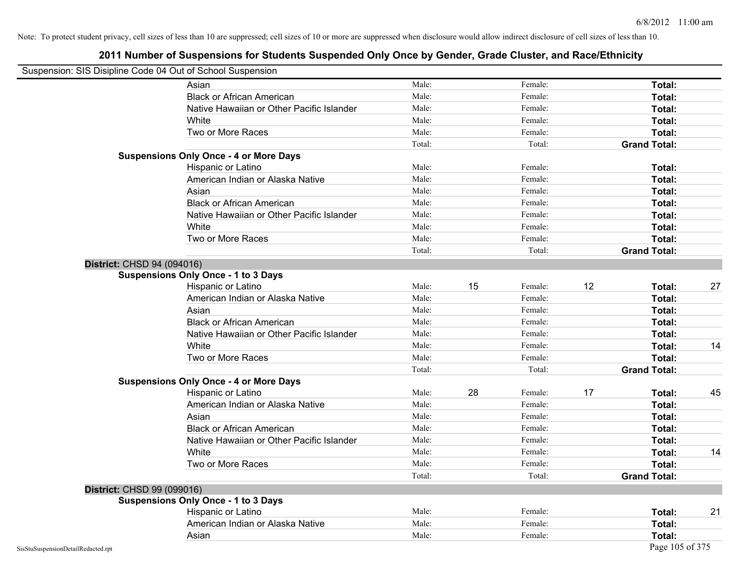Note: To protect student privacy, cell sizes of less than 10 are suppressed; cell sizes of 10 or more are suppressed when disclosure would allow indirect disclosure of cell sizes of less than 10.

# 2011 Number of Suspensions for Students Suspended Only Once by Gender, Grade Cluster, and Race/Ethnicity

Suspension: SIS Disipline Code 04 Out of School Suspension

| | | | | | | | |
|---|---|---|---|---|---|---|---|
| Asian | Male: | | Female: | | **Total:** | |
| Black or African American | Male: | | Female: | | **Total:** | |
| Native Hawaiian or Other Pacific Islander | Male: | | Female: | | **Total:** | |
| White | Male: | | Female: | | **Total:** | |
| Two or More Races | Male: | | Female: | | **Total:** | |
| | Total: | | Total: | | **Grand Total:** | |

**Suspensions Only Once - 4 or More Days**

| | | | | | | |
|---|---|---|---|---|---|---|
| Hispanic or Latino | Male: | | Female: | | **Total:** | |
| American Indian or Alaska Native | Male: | | Female: | | **Total:** | |
| Asian | Male: | | Female: | | **Total:** | |
| Black or African American | Male: | | Female: | | **Total:** | |
| Native Hawaiian or Other Pacific Islander | Male: | | Female: | | **Total:** | |
| White | Male: | | Female: | | **Total:** | |
| Two or More Races | Male: | | Female: | | **Total:** | |
| | Total: | | Total: | | **Grand Total:** | |

**District:** CHSD 94 (094016)

**Suspensions Only Once - 1 to 3 Days**

| | | | | | | |
|---|---|---|---|---|---|---|
| Hispanic or Latino | Male: | 15 | Female: | 12 | **Total:** | 27 |
| American Indian or Alaska Native | Male: | | Female: | | **Total:** | |
| Asian | Male: | | Female: | | **Total:** | |
| Black or African American | Male: | | Female: | | **Total:** | |
| Native Hawaiian or Other Pacific Islander | Male: | | Female: | | **Total:** | |
| White | Male: | | Female: | | **Total:** | 14 |
| Two or More Races | Male: | | Female: | | **Total:** | |
| | Total: | | Total: | | **Grand Total:** | |

**Suspensions Only Once - 4 or More Days**

| | | | | | | |
|---|---|---|---|---|---|---|
| Hispanic or Latino | Male: | 28 | Female: | 17 | **Total:** | 45 |
| American Indian or Alaska Native | Male: | | Female: | | **Total:** | |
| Asian | Male: | | Female: | | **Total:** | |
| Black or African American | Male: | | Female: | | **Total:** | |
| Native Hawaiian or Other Pacific Islander | Male: | | Female: | | **Total:** | |
| White | Male: | | Female: | | **Total:** | 14 |
| Two or More Races | Male: | | Female: | | **Total:** | |
| | Total: | | Total: | | **Grand Total:** | |

**District:** CHSD 99 (099016)

**Suspensions Only Once - 1 to 3 Days**

| | | | | | | |
|---|---|---|---|---|---|---|
| Hispanic or Latino | Male: | | Female: | | **Total:** | 21 |
| American Indian or Alaska Native | Male: | | Female: | | **Total:** | |
| Asian | Male: | | Female: | | **Total:** | |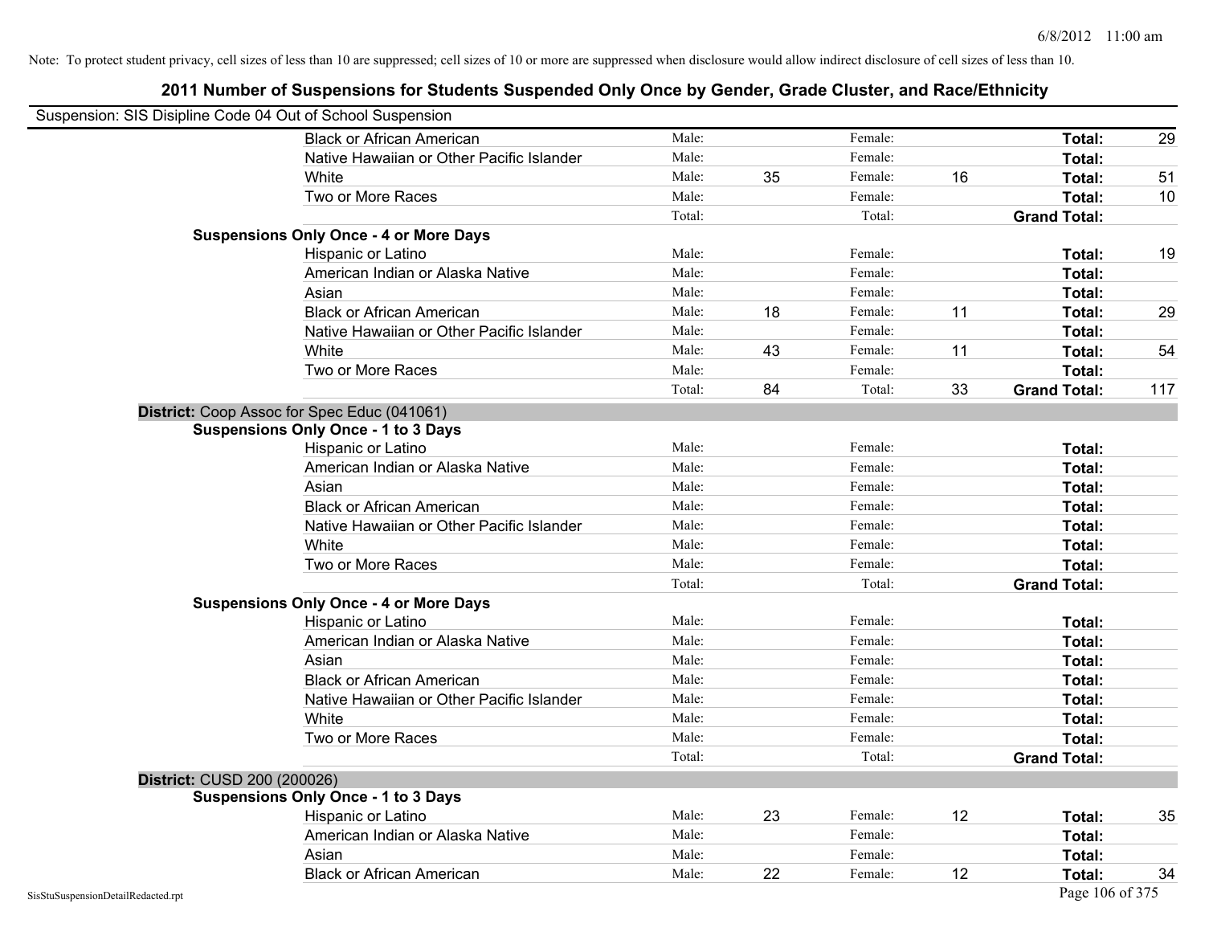Note: To protect student privacy, cell sizes of less than 10 are suppressed; cell sizes of 10 or more are suppressed when disclosure would allow indirect disclosure of cell sizes of less than 10.

## 2011 Number of Suspensions for Students Suspended Only Once by Gender, Grade Cluster, and Race/Ethnicity

Suspension: SIS Disipline Code 04 Out of School Suspension

| | | | | | | |
|---|---|---|---|---|---|---|
| Black or African American | Male: | | Female: | | **Total:** | 29 |
| Native Hawaiian or Other Pacific Islander | Male: | | Female: | | **Total:** | |
| White | Male: | 35 | Female: | 16 | **Total:** | 51 |
| Two or More Races | Male: | | Female: | | **Total:** | 10 |
| | Total: | | Total: | | **Grand Total:** | |
| **Suspensions Only Once - 4 or More Days** | | | | | | |
| Hispanic or Latino | Male: | | Female: | | **Total:** | 19 |
| American Indian or Alaska Native | Male: | | Female: | | **Total:** | |
| Asian | Male: | | Female: | | **Total:** | |
| Black or African American | Male: | 18 | Female: | 11 | **Total:** | 29 |
| Native Hawaiian or Other Pacific Islander | Male: | | Female: | | **Total:** | |
| White | Male: | 43 | Female: | 11 | **Total:** | 54 |
| Two or More Races | Male: | | Female: | | **Total:** | |
| | Total: | 84 | Total: | 33 | **Grand Total:** | 117 |

**District:** Coop Assoc for Spec Educ (041061)

| | | | | | | |
|---|---|---|---|---|---|---|
| **Suspensions Only Once - 1 to 3 Days** | | | | | | |
| Hispanic or Latino | Male: | | Female: | | **Total:** | |
| American Indian or Alaska Native | Male: | | Female: | | **Total:** | |
| Asian | Male: | | Female: | | **Total:** | |
| Black or African American | Male: | | Female: | | **Total:** | |
| Native Hawaiian or Other Pacific Islander | Male: | | Female: | | **Total:** | |
| White | Male: | | Female: | | **Total:** | |
| Two or More Races | Male: | | Female: | | **Total:** | |
| | Total: | | Total: | | **Grand Total:** | |
| **Suspensions Only Once - 4 or More Days** | | | | | | |
| Hispanic or Latino | Male: | | Female: | | **Total:** | |
| American Indian or Alaska Native | Male: | | Female: | | **Total:** | |
| Asian | Male: | | Female: | | **Total:** | |
| Black or African American | Male: | | Female: | | **Total:** | |
| Native Hawaiian or Other Pacific Islander | Male: | | Female: | | **Total:** | |
| White | Male: | | Female: | | **Total:** | |
| Two or More Races | Male: | | Female: | | **Total:** | |
| | Total: | | Total: | | **Grand Total:** | |

**District:** CUSD 200 (200026)

| | | | | | | |
|---|---|---|---|---|---|---|
| **Suspensions Only Once - 1 to 3 Days** | | | | | | |
| Hispanic or Latino | Male: | 23 | Female: | 12 | **Total:** | 35 |
| American Indian or Alaska Native | Male: | | Female: | | **Total:** | |
| Asian | Male: | | Female: | | **Total:** | |
| Black or African American | Male: | 22 | Female: | 12 | **Total:** | 34 |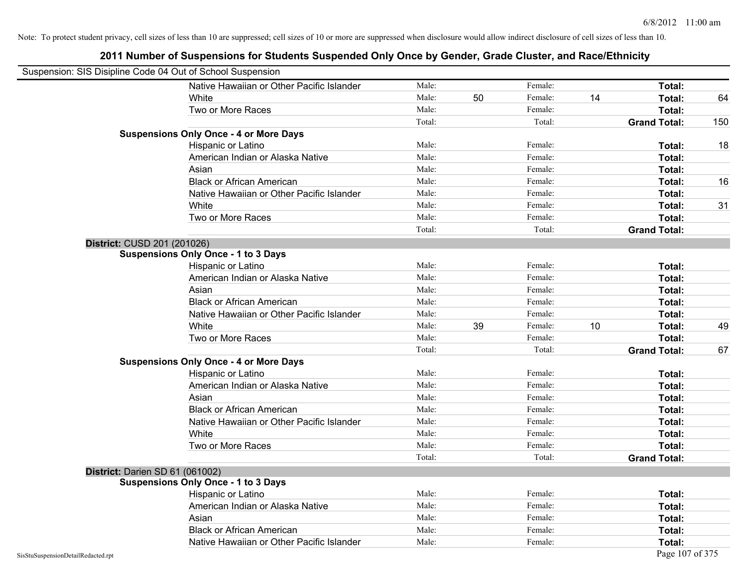Note: To protect student privacy, cell sizes of less than 10 are suppressed; cell sizes of 10 or more are suppressed when disclosure would allow indirect disclosure of cell sizes of less than 10.

## 2011 Number of Suspensions for Students Suspended Only Once by Gender, Grade Cluster, and Race/Ethnicity

Suspension: SIS Disipline Code 04 Out of School Suspension

| | | | | | | |
|---|---|---|---|---|---|---|
| Native Hawaiian or Other Pacific Islander | Male: | | Female: | | **Total:** | |
| White | Male: | 50 | Female: | 14 | **Total:** | 64 |
| Two or More Races | Male: | | Female: | | **Total:** | |
| | Total: | | Total: | | **Grand Total:** | 150 |

**Suspensions Only Once - 4 or More Days**

| | | | | | | |
|---|---|---|---|---|---|---|
| Hispanic or Latino | Male: | | Female: | | **Total:** | 18 |
| American Indian or Alaska Native | Male: | | Female: | | **Total:** | |
| Asian | Male: | | Female: | | **Total:** | |
| Black or African American | Male: | | Female: | | **Total:** | 16 |
| Native Hawaiian or Other Pacific Islander | Male: | | Female: | | **Total:** | |
| White | Male: | | Female: | | **Total:** | 31 |
| Two or More Races | Male: | | Female: | | **Total:** | |
| | Total: | | Total: | | **Grand Total:** | |

**District:** CUSD 201 (201026)

**Suspensions Only Once - 1 to 3 Days**

| | | | | | | |
|---|---|---|---|---|---|---|
| Hispanic or Latino | Male: | | Female: | | **Total:** | |
| American Indian or Alaska Native | Male: | | Female: | | **Total:** | |
| Asian | Male: | | Female: | | **Total:** | |
| Black or African American | Male: | | Female: | | **Total:** | |
| Native Hawaiian or Other Pacific Islander | Male: | | Female: | | **Total:** | |
| White | Male: | 39 | Female: | 10 | **Total:** | 49 |
| Two or More Races | Male: | | Female: | | **Total:** | |
| | Total: | | Total: | | **Grand Total:** | 67 |

**Suspensions Only Once - 4 or More Days**

| | | | | | | |
|---|---|---|---|---|---|---|
| Hispanic or Latino | Male: | | Female: | | **Total:** | |
| American Indian or Alaska Native | Male: | | Female: | | **Total:** | |
| Asian | Male: | | Female: | | **Total:** | |
| Black or African American | Male: | | Female: | | **Total:** | |
| Native Hawaiian or Other Pacific Islander | Male: | | Female: | | **Total:** | |
| White | Male: | | Female: | | **Total:** | |
| Two or More Races | Male: | | Female: | | **Total:** | |
| | Total: | | Total: | | **Grand Total:** | |

**District:** Darien SD 61 (061002)

**Suspensions Only Once - 1 to 3 Days**

| | | | | | | |
|---|---|---|---|---|---|---|
| Hispanic or Latino | Male: | | Female: | | **Total:** | |
| American Indian or Alaska Native | Male: | | Female: | | **Total:** | |
| Asian | Male: | | Female: | | **Total:** | |
| Black or African American | Male: | | Female: | | **Total:** | |
| Native Hawaiian or Other Pacific Islander | Male: | | Female: | | **Total:** | |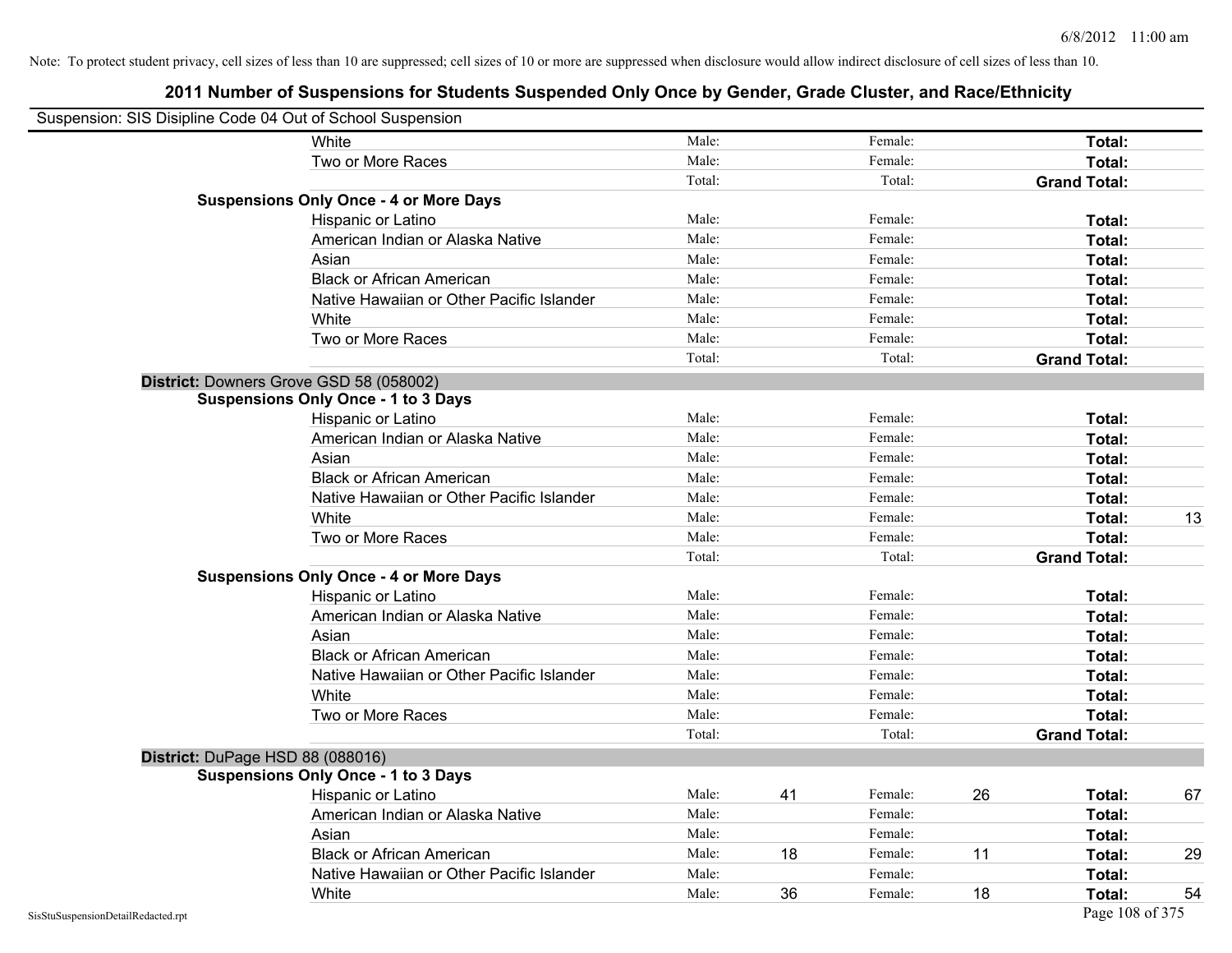Note: To protect student privacy, cell sizes of less than 10 are suppressed; cell sizes of 10 or more are suppressed when disclosure would allow indirect disclosure of cell sizes of less than 10.

## 2011 Number of Suspensions for Students Suspended Only Once by Gender, Grade Cluster, and Race/Ethnicity

Suspension: SIS Disipline Code 04 Out of School Suspension

| | | | | | | | |
|---|---|---|---|---|---|---|---|
| White | Male: | | Female: | | **Total:** | |
| Two or More Races | Male: | | Female: | | **Total:** | |
| | Total: | | Total: | | **Grand Total:** | |
| **Suspensions Only Once - 4 or More Days** | | | | | | |
| Hispanic or Latino | Male: | | Female: | | **Total:** | |
| American Indian or Alaska Native | Male: | | Female: | | **Total:** | |
| Asian | Male: | | Female: | | **Total:** | |
| Black or African American | Male: | | Female: | | **Total:** | |
| Native Hawaiian or Other Pacific Islander | Male: | | Female: | | **Total:** | |
| White | Male: | | Female: | | **Total:** | |
| Two or More Races | Male: | | Female: | | **Total:** | |
| | Total: | | Total: | | **Grand Total:** | |

**District:** Downers Grove GSD 58 (058002)

| | | | | | | |
|---|---|---|---|---|---|---|
| **Suspensions Only Once - 1 to 3 Days** | | | | | | |
| Hispanic or Latino | Male: | | Female: | | **Total:** | |
| American Indian or Alaska Native | Male: | | Female: | | **Total:** | |
| Asian | Male: | | Female: | | **Total:** | |
| Black or African American | Male: | | Female: | | **Total:** | |
| Native Hawaiian or Other Pacific Islander | Male: | | Female: | | **Total:** | |
| White | Male: | | Female: | | **Total:** | 13 |
| Two or More Races | Male: | | Female: | | **Total:** | |
| | Total: | | Total: | | **Grand Total:** | |
| **Suspensions Only Once - 4 or More Days** | | | | | | |
| Hispanic or Latino | Male: | | Female: | | **Total:** | |
| American Indian or Alaska Native | Male: | | Female: | | **Total:** | |
| Asian | Male: | | Female: | | **Total:** | |
| Black or African American | Male: | | Female: | | **Total:** | |
| Native Hawaiian or Other Pacific Islander | Male: | | Female: | | **Total:** | |
| White | Male: | | Female: | | **Total:** | |
| Two or More Races | Male: | | Female: | | **Total:** | |
| | Total: | | Total: | | **Grand Total:** | |

**District:** DuPage HSD 88 (088016)

| | | | | | | |
|---|---|---|---|---|---|---|
| **Suspensions Only Once - 1 to 3 Days** | | | | | | |
| Hispanic or Latino | Male: | 41 | Female: | 26 | **Total:** | 67 |
| American Indian or Alaska Native | Male: | | Female: | | **Total:** | |
| Asian | Male: | | Female: | | **Total:** | |
| Black or African American | Male: | 18 | Female: | 11 | **Total:** | 29 |
| Native Hawaiian or Other Pacific Islander | Male: | | Female: | | **Total:** | |
| White | Male: | 36 | Female: | 18 | **Total:** | 54 |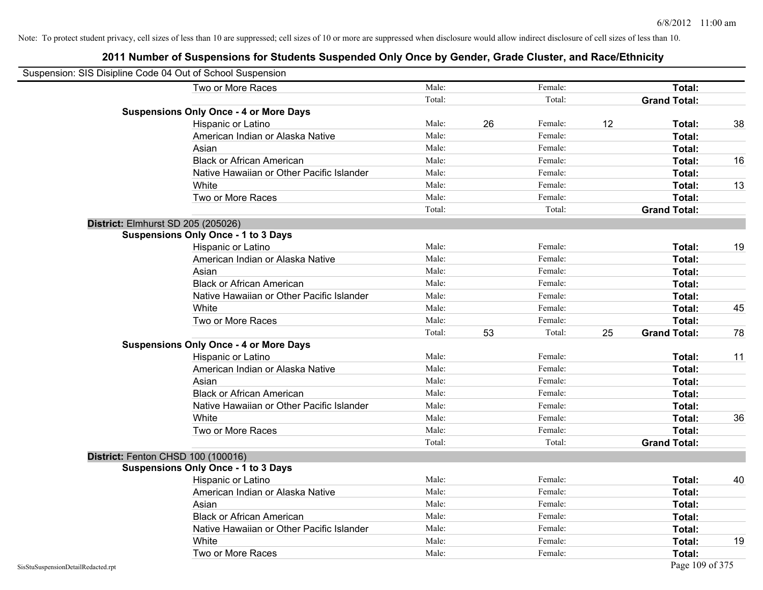Note: To protect student privacy, cell sizes of less than 10 are suppressed; cell sizes of 10 or more are suppressed when disclosure would allow indirect disclosure of cell sizes of less than 10.

# 2011 Number of Suspensions for Students Suspended Only Once by Gender, Grade Cluster, and Race/Ethnicity

Suspension: SIS Disipline Code 04 Out of School Suspension

| | | | | | | |
|---|---|---|---|---|---|---|
| Two or More Races | Male: | | Female: | | **Total:** | |
| | Total: | | Total: | | **Grand Total:** | |
| **Suspensions Only Once - 4 or More Days** | | | | | | |
| Hispanic or Latino | Male: | 26 | Female: | 12 | **Total:** | 38 |
| American Indian or Alaska Native | Male: | | Female: | | **Total:** | |
| Asian | Male: | | Female: | | **Total:** | |
| Black or African American | Male: | | Female: | | **Total:** | 16 |
| Native Hawaiian or Other Pacific Islander | Male: | | Female: | | **Total:** | |
| White | Male: | | Female: | | **Total:** | 13 |
| Two or More Races | Male: | | Female: | | **Total:** | |
| | Total: | | Total: | | **Grand Total:** | |
| **District:** Elmhurst SD 205 (205026) | | | | | | |
| **Suspensions Only Once - 1 to 3 Days** | | | | | | |
| Hispanic or Latino | Male: | | Female: | | **Total:** | 19 |
| American Indian or Alaska Native | Male: | | Female: | | **Total:** | |
| Asian | Male: | | Female: | | **Total:** | |
| Black or African American | Male: | | Female: | | **Total:** | |
| Native Hawaiian or Other Pacific Islander | Male: | | Female: | | **Total:** | |
| White | Male: | | Female: | | **Total:** | 45 |
| Two or More Races | Male: | | Female: | | **Total:** | |
| | Total: | 53 | Total: | 25 | **Grand Total:** | 78 |
| **Suspensions Only Once - 4 or More Days** | | | | | | |
| Hispanic or Latino | Male: | | Female: | | **Total:** | 11 |
| American Indian or Alaska Native | Male: | | Female: | | **Total:** | |
| Asian | Male: | | Female: | | **Total:** | |
| Black or African American | Male: | | Female: | | **Total:** | |
| Native Hawaiian or Other Pacific Islander | Male: | | Female: | | **Total:** | |
| White | Male: | | Female: | | **Total:** | 36 |
| Two or More Races | Male: | | Female: | | **Total:** | |
| | Total: | | Total: | | **Grand Total:** | |
| **District:** Fenton CHSD 100 (100016) | | | | | | |
| **Suspensions Only Once - 1 to 3 Days** | | | | | | |
| Hispanic or Latino | Male: | | Female: | | **Total:** | 40 |
| American Indian or Alaska Native | Male: | | Female: | | **Total:** | |
| Asian | Male: | | Female: | | **Total:** | |
| Black or African American | Male: | | Female: | | **Total:** | |
| Native Hawaiian or Other Pacific Islander | Male: | | Female: | | **Total:** | |
| White | Male: | | Female: | | **Total:** | 19 |
| Two or More Races | Male: | | Female: | | **Total:** | |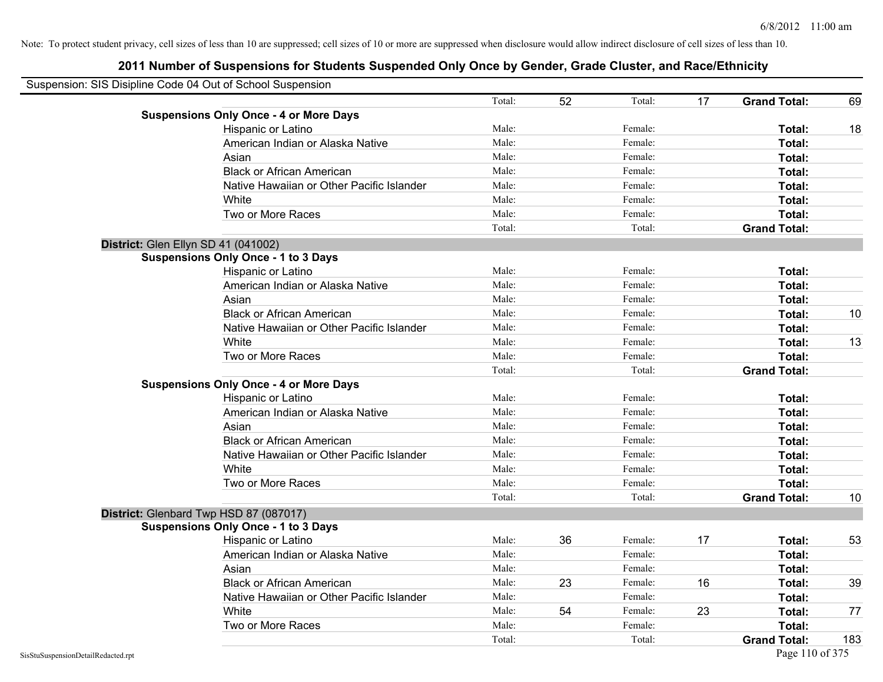Note: To protect student privacy, cell sizes of less than 10 are suppressed; cell sizes of 10 or more are suppressed when disclosure would allow indirect disclosure of cell sizes of less than 10.

## 2011 Number of Suspensions for Students Suspended Only Once by Gender, Grade Cluster, and Race/Ethnicity

Suspension: SIS Disipline Code 04 Out of School Suspension

| | | | | | | | |
|---|---|---|---|---|---|---|---|
| | Total: | 52 | Total: | 17 | **Grand Total:** | 69 |
| **Suspensions Only Once - 4 or More Days** | | | | | | |
| Hispanic or Latino | Male: | | Female: | | **Total:** | 18 |
| American Indian or Alaska Native | Male: | | Female: | | **Total:** | |
| Asian | Male: | | Female: | | **Total:** | |
| Black or African American | Male: | | Female: | | **Total:** | |
| Native Hawaiian or Other Pacific Islander | Male: | | Female: | | **Total:** | |
| White | Male: | | Female: | | **Total:** | |
| Two or More Races | Male: | | Female: | | **Total:** | |
| | Total: | | Total: | | **Grand Total:** | |

**District:** Glen Ellyn SD 41 (041002)

| | | | | | | |
|---|---|---|---|---|---|---|
| **Suspensions Only Once - 1 to 3 Days** | | | | | | |
| Hispanic or Latino | Male: | | Female: | | **Total:** | |
| American Indian or Alaska Native | Male: | | Female: | | **Total:** | |
| Asian | Male: | | Female: | | **Total:** | |
| Black or African American | Male: | | Female: | | **Total:** | 10 |
| Native Hawaiian or Other Pacific Islander | Male: | | Female: | | **Total:** | |
| White | Male: | | Female: | | **Total:** | 13 |
| Two or More Races | Male: | | Female: | | **Total:** | |
| | Total: | | Total: | | **Grand Total:** | |
| **Suspensions Only Once - 4 or More Days** | | | | | | |
| Hispanic or Latino | Male: | | Female: | | **Total:** | |
| American Indian or Alaska Native | Male: | | Female: | | **Total:** | |
| Asian | Male: | | Female: | | **Total:** | |
| Black or African American | Male: | | Female: | | **Total:** | |
| Native Hawaiian or Other Pacific Islander | Male: | | Female: | | **Total:** | |
| White | Male: | | Female: | | **Total:** | |
| Two or More Races | Male: | | Female: | | **Total:** | |
| | Total: | | Total: | | **Grand Total:** | 10 |

**District:** Glenbard Twp HSD 87 (087017)

| | | | | | | |
|---|---|---|---|---|---|---|
| **Suspensions Only Once - 1 to 3 Days** | | | | | | |
| Hispanic or Latino | Male: | 36 | Female: | 17 | **Total:** | 53 |
| American Indian or Alaska Native | Male: | | Female: | | **Total:** | |
| Asian | Male: | | Female: | | **Total:** | |
| Black or African American | Male: | 23 | Female: | 16 | **Total:** | 39 |
| Native Hawaiian or Other Pacific Islander | Male: | | Female: | | **Total:** | |
| White | Male: | 54 | Female: | 23 | **Total:** | 77 |
| Two or More Races | Male: | | Female: | | **Total:** | |
| | Total: | | Total: | | **Grand Total:** | 183 |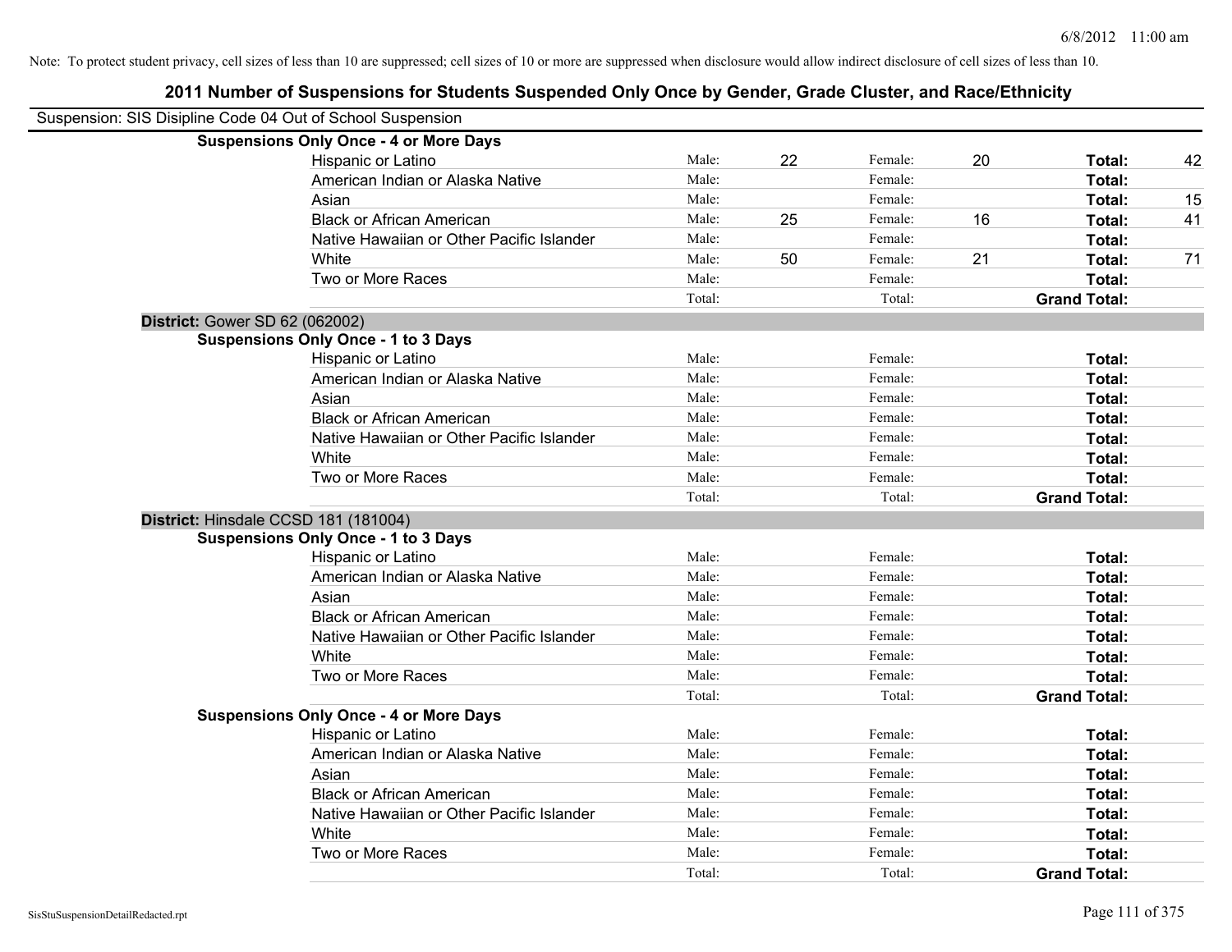Note: To protect student privacy, cell sizes of less than 10 are suppressed; cell sizes of 10 or more are suppressed when disclosure would allow indirect disclosure of cell sizes of less than 10.

## 2011 Number of Suspensions for Students Suspended Only Once by Gender, Grade Cluster, and Race/Ethnicity

Suspension: SIS Disipline Code 04 Out of School Suspension

**Suspensions Only Once - 4 or More Days**

| Race/Ethnicity | | Male | | Female | | Total |
|---|---|---|---|---|---|---|
| Hispanic or Latino | Male: | 22 | Female: | 20 | **Total:** | 42 |
| American Indian or Alaska Native | Male: | | Female: | | **Total:** | |
| Asian | Male: | | Female: | | **Total:** | 15 |
| Black or African American | Male: | 25 | Female: | 16 | **Total:** | 41 |
| Native Hawaiian or Other Pacific Islander | Male: | | Female: | | **Total:** | |
| White | Male: | 50 | Female: | 21 | **Total:** | 71 |
| Two or More Races | Male: | | Female: | | **Total:** | |
| | Total: | | Total: | | **Grand Total:** | |

**District:** Gower SD 62 (062002)

**Suspensions Only Once - 1 to 3 Days**

| Race/Ethnicity | | Male | | Female | | Total |
|---|---|---|---|---|---|---|
| Hispanic or Latino | Male: | | Female: | | **Total:** | |
| American Indian or Alaska Native | Male: | | Female: | | **Total:** | |
| Asian | Male: | | Female: | | **Total:** | |
| Black or African American | Male: | | Female: | | **Total:** | |
| Native Hawaiian or Other Pacific Islander | Male: | | Female: | | **Total:** | |
| White | Male: | | Female: | | **Total:** | |
| Two or More Races | Male: | | Female: | | **Total:** | |
| | Total: | | Total: | | **Grand Total:** | |

**District:** Hinsdale CCSD 181 (181004)

**Suspensions Only Once - 1 to 3 Days**

| Race/Ethnicity | | Male | | Female | | Total |
|---|---|---|---|---|---|---|
| Hispanic or Latino | Male: | | Female: | | **Total:** | |
| American Indian or Alaska Native | Male: | | Female: | | **Total:** | |
| Asian | Male: | | Female: | | **Total:** | |
| Black or African American | Male: | | Female: | | **Total:** | |
| Native Hawaiian or Other Pacific Islander | Male: | | Female: | | **Total:** | |
| White | Male: | | Female: | | **Total:** | |
| Two or More Races | Male: | | Female: | | **Total:** | |
| | Total: | | Total: | | **Grand Total:** | |

**Suspensions Only Once - 4 or More Days**

| Race/Ethnicity | | Male | | Female | | Total |
|---|---|---|---|---|---|---|
| Hispanic or Latino | Male: | | Female: | | **Total:** | |
| American Indian or Alaska Native | Male: | | Female: | | **Total:** | |
| Asian | Male: | | Female: | | **Total:** | |
| Black or African American | Male: | | Female: | | **Total:** | |
| Native Hawaiian or Other Pacific Islander | Male: | | Female: | | **Total:** | |
| White | Male: | | Female: | | **Total:** | |
| Two or More Races | Male: | | Female: | | **Total:** | |
| | Total: | | Total: | | **Grand Total:** | |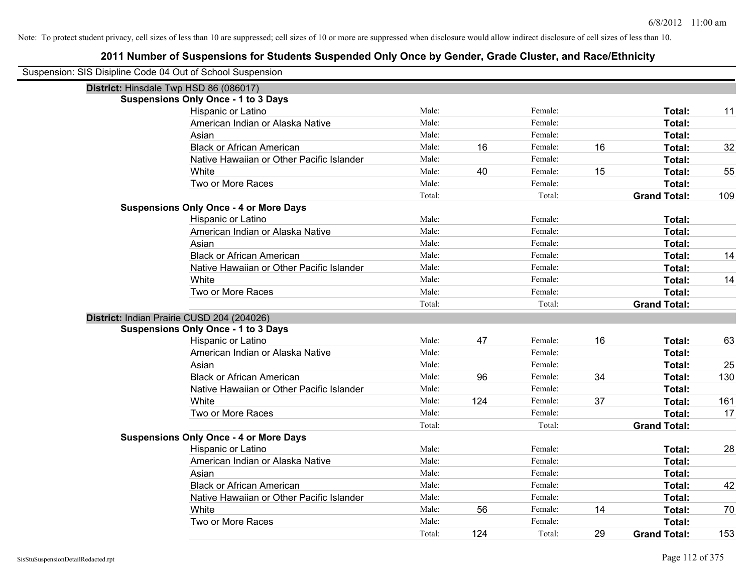Note: To protect student privacy, cell sizes of less than 10 are suppressed; cell sizes of 10 or more are suppressed when disclosure would allow indirect disclosure of cell sizes of less than 10.

# 2011 Number of Suspensions for Students Suspended Only Once by Gender, Grade Cluster, and Race/Ethnicity

Suspension: SIS Disipline Code 04 Out of School Suspension

## District: Hinsdale Twp HSD 86 (086017)

### Suspensions Only Once - 1 to 3 Days

| Race/Ethnicity | | Male | | Female | | Total |
|---|---|---|---|---|---|---|
| Hispanic or Latino | Male: | | Female: | | **Total:** | 11 |
| American Indian or Alaska Native | Male: | | Female: | | **Total:** | |
| Asian | Male: | | Female: | | **Total:** | |
| Black or African American | Male: | 16 | Female: | 16 | **Total:** | 32 |
| Native Hawaiian or Other Pacific Islander | Male: | | Female: | | **Total:** | |
| White | Male: | 40 | Female: | 15 | **Total:** | 55 |
| Two or More Races | Male: | | Female: | | **Total:** | |
| | Total: | | Total: | | **Grand Total:** | 109 |

### Suspensions Only Once - 4 or More Days

| Race/Ethnicity | | Male | | Female | | Total |
|---|---|---|---|---|---|---|
| Hispanic or Latino | Male: | | Female: | | **Total:** | |
| American Indian or Alaska Native | Male: | | Female: | | **Total:** | |
| Asian | Male: | | Female: | | **Total:** | |
| Black or African American | Male: | | Female: | | **Total:** | 14 |
| Native Hawaiian or Other Pacific Islander | Male: | | Female: | | **Total:** | |
| White | Male: | | Female: | | **Total:** | 14 |
| Two or More Races | Male: | | Female: | | **Total:** | |
| | Total: | | Total: | | **Grand Total:** | |

## District: Indian Prairie CUSD 204 (204026)

### Suspensions Only Once - 1 to 3 Days

| Race/Ethnicity | | Male | | Female | | Total |
|---|---|---|---|---|---|---|
| Hispanic or Latino | Male: | 47 | Female: | 16 | **Total:** | 63 |
| American Indian or Alaska Native | Male: | | Female: | | **Total:** | |
| Asian | Male: | | Female: | | **Total:** | 25 |
| Black or African American | Male: | 96 | Female: | 34 | **Total:** | 130 |
| Native Hawaiian or Other Pacific Islander | Male: | | Female: | | **Total:** | |
| White | Male: | 124 | Female: | 37 | **Total:** | 161 |
| Two or More Races | Male: | | Female: | | **Total:** | 17 |
| | Total: | | Total: | | **Grand Total:** | |

### Suspensions Only Once - 4 or More Days

| Race/Ethnicity | | Male | | Female | | Total |
|---|---|---|---|---|---|---|
| Hispanic or Latino | Male: | | Female: | | **Total:** | 28 |
| American Indian or Alaska Native | Male: | | Female: | | **Total:** | |
| Asian | Male: | | Female: | | **Total:** | |
| Black or African American | Male: | | Female: | | **Total:** | 42 |
| Native Hawaiian or Other Pacific Islander | Male: | | Female: | | **Total:** | |
| White | Male: | 56 | Female: | 14 | **Total:** | 70 |
| Two or More Races | Male: | | Female: | | **Total:** | |
| | Total: | 124 | Total: | 29 | **Grand Total:** | 153 |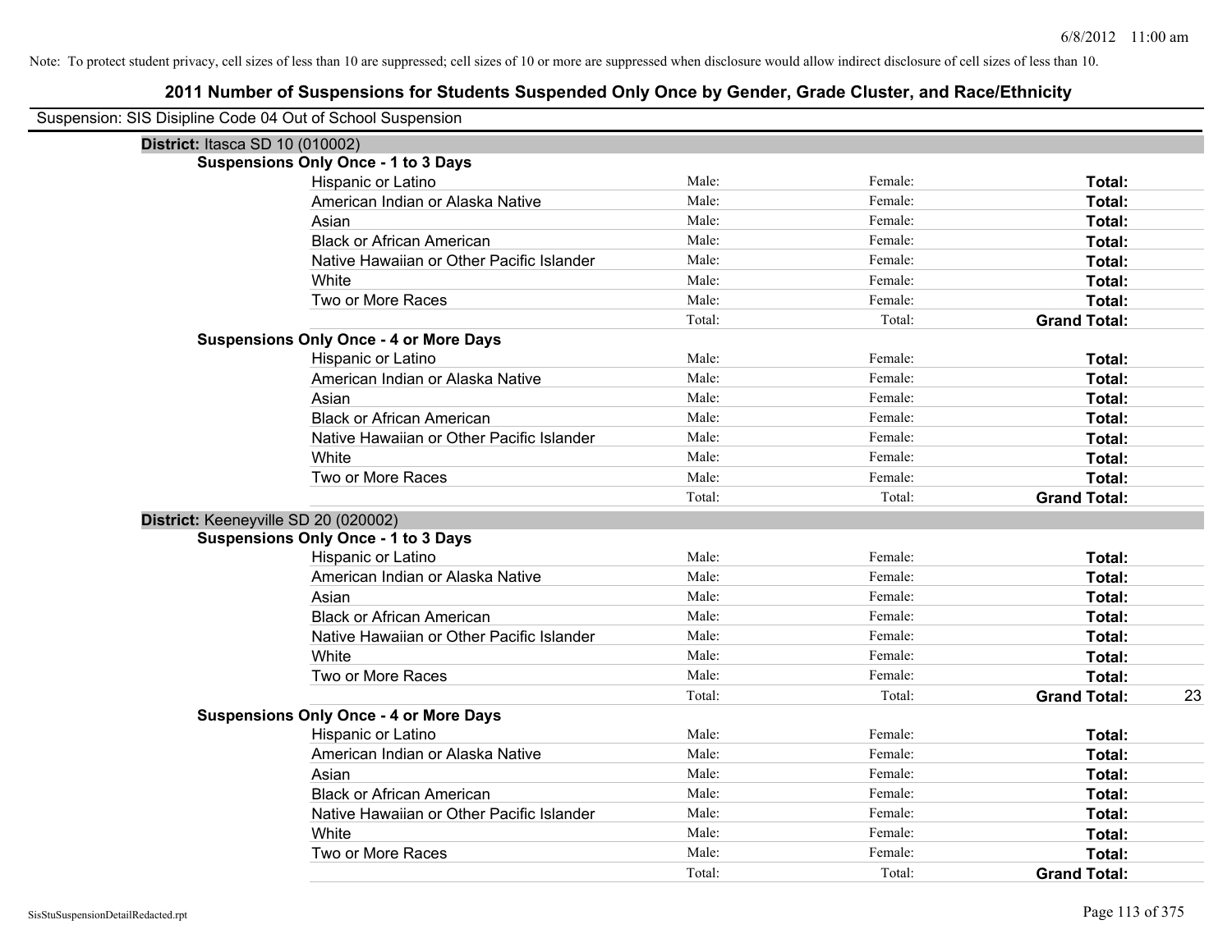Note: To protect student privacy, cell sizes of less than 10 are suppressed; cell sizes of 10 or more are suppressed when disclosure would allow indirect disclosure of cell sizes of less than 10.

# 2011 Number of Suspensions for Students Suspended Only Once by Gender, Grade Cluster, and Race/Ethnicity

Suspension: SIS Disipline Code 04 Out of School Suspension

## District: Itasca SD 10 (010002)

### Suspensions Only Once - 1 to 3 Days

| | | | | |
|---|---|---|---|---|
| Hispanic or Latino | Male: | Female: | **Total:** | |
| American Indian or Alaska Native | Male: | Female: | **Total:** | |
| Asian | Male: | Female: | **Total:** | |
| Black or African American | Male: | Female: | **Total:** | |
| Native Hawaiian or Other Pacific Islander | Male: | Female: | **Total:** | |
| White | Male: | Female: | **Total:** | |
| Two or More Races | Male: | Female: | **Total:** | |
| | Total: | Total: | **Grand Total:** | |

### Suspensions Only Once - 4 or More Days

| | | | | |
|---|---|---|---|---|
| Hispanic or Latino | Male: | Female: | **Total:** | |
| American Indian or Alaska Native | Male: | Female: | **Total:** | |
| Asian | Male: | Female: | **Total:** | |
| Black or African American | Male: | Female: | **Total:** | |
| Native Hawaiian or Other Pacific Islander | Male: | Female: | **Total:** | |
| White | Male: | Female: | **Total:** | |
| Two or More Races | Male: | Female: | **Total:** | |
| | Total: | Total: | **Grand Total:** | |

## District: Keeneyville SD 20 (020002)

### Suspensions Only Once - 1 to 3 Days

| | | | | |
|---|---|---|---|---|
| Hispanic or Latino | Male: | Female: | **Total:** | |
| American Indian or Alaska Native | Male: | Female: | **Total:** | |
| Asian | Male: | Female: | **Total:** | |
| Black or African American | Male: | Female: | **Total:** | |
| Native Hawaiian or Other Pacific Islander | Male: | Female: | **Total:** | |
| White | Male: | Female: | **Total:** | |
| Two or More Races | Male: | Female: | **Total:** | |
| | Total: | Total: | **Grand Total:** | 23 |

### Suspensions Only Once - 4 or More Days

| | | | | |
|---|---|---|---|---|
| Hispanic or Latino | Male: | Female: | **Total:** | |
| American Indian or Alaska Native | Male: | Female: | **Total:** | |
| Asian | Male: | Female: | **Total:** | |
| Black or African American | Male: | Female: | **Total:** | |
| Native Hawaiian or Other Pacific Islander | Male: | Female: | **Total:** | |
| White | Male: | Female: | **Total:** | |
| Two or More Races | Male: | Female: | **Total:** | |
| | Total: | Total: | **Grand Total:** | |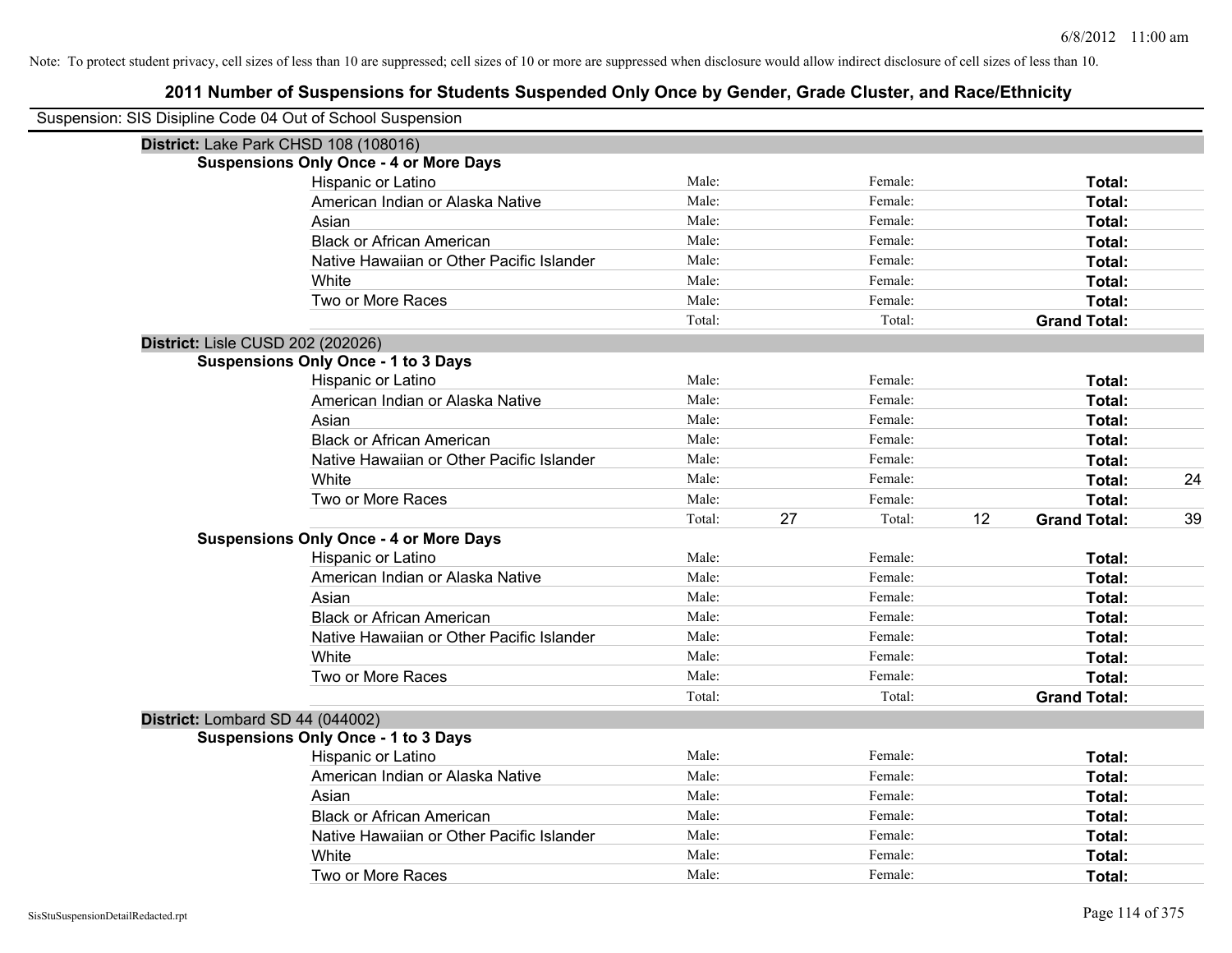Note: To protect student privacy, cell sizes of less than 10 are suppressed; cell sizes of 10 or more are suppressed when disclosure would allow indirect disclosure of cell sizes of less than 10.

# 2011 Number of Suspensions for Students Suspended Only Once by Gender, Grade Cluster, and Race/Ethnicity

Suspension: SIS Disipline Code 04 Out of School Suspension

## District: Lake Park CHSD 108 (108016)

### Suspensions Only Once - 4 or More Days

| | | | | | | |
|---|---|---|---|---|---|---|
| Hispanic or Latino | Male: | | Female: | | **Total:** | |
| American Indian or Alaska Native | Male: | | Female: | | **Total:** | |
| Asian | Male: | | Female: | | **Total:** | |
| Black or African American | Male: | | Female: | | **Total:** | |
| Native Hawaiian or Other Pacific Islander | Male: | | Female: | | **Total:** | |
| White | Male: | | Female: | | **Total:** | |
| Two or More Races | Male: | | Female: | | **Total:** | |
| | Total: | | Total: | | **Grand Total:** | |

## District: Lisle CUSD 202 (202026)

### Suspensions Only Once - 1 to 3 Days

| | | | | | | |
|---|---|---|---|---|---|---|
| Hispanic or Latino | Male: | | Female: | | **Total:** | |
| American Indian or Alaska Native | Male: | | Female: | | **Total:** | |
| Asian | Male: | | Female: | | **Total:** | |
| Black or African American | Male: | | Female: | | **Total:** | |
| Native Hawaiian or Other Pacific Islander | Male: | | Female: | | **Total:** | |
| White | Male: | | Female: | | **Total:** | 24 |
| Two or More Races | Male: | | Female: | | **Total:** | |
| | Total: | 27 | Total: | 12 | **Grand Total:** | 39 |

### Suspensions Only Once - 4 or More Days

| | | | | | | |
|---|---|---|---|---|---|---|
| Hispanic or Latino | Male: | | Female: | | **Total:** | |
| American Indian or Alaska Native | Male: | | Female: | | **Total:** | |
| Asian | Male: | | Female: | | **Total:** | |
| Black or African American | Male: | | Female: | | **Total:** | |
| Native Hawaiian or Other Pacific Islander | Male: | | Female: | | **Total:** | |
| White | Male: | | Female: | | **Total:** | |
| Two or More Races | Male: | | Female: | | **Total:** | |
| | Total: | | Total: | | **Grand Total:** | |

## District: Lombard SD 44 (044002)

### Suspensions Only Once - 1 to 3 Days

| | | | | | | |
|---|---|---|---|---|---|---|
| Hispanic or Latino | Male: | | Female: | | **Total:** | |
| American Indian or Alaska Native | Male: | | Female: | | **Total:** | |
| Asian | Male: | | Female: | | **Total:** | |
| Black or African American | Male: | | Female: | | **Total:** | |
| Native Hawaiian or Other Pacific Islander | Male: | | Female: | | **Total:** | |
| White | Male: | | Female: | | **Total:** | |
| Two or More Races | Male: | | Female: | | **Total:** | |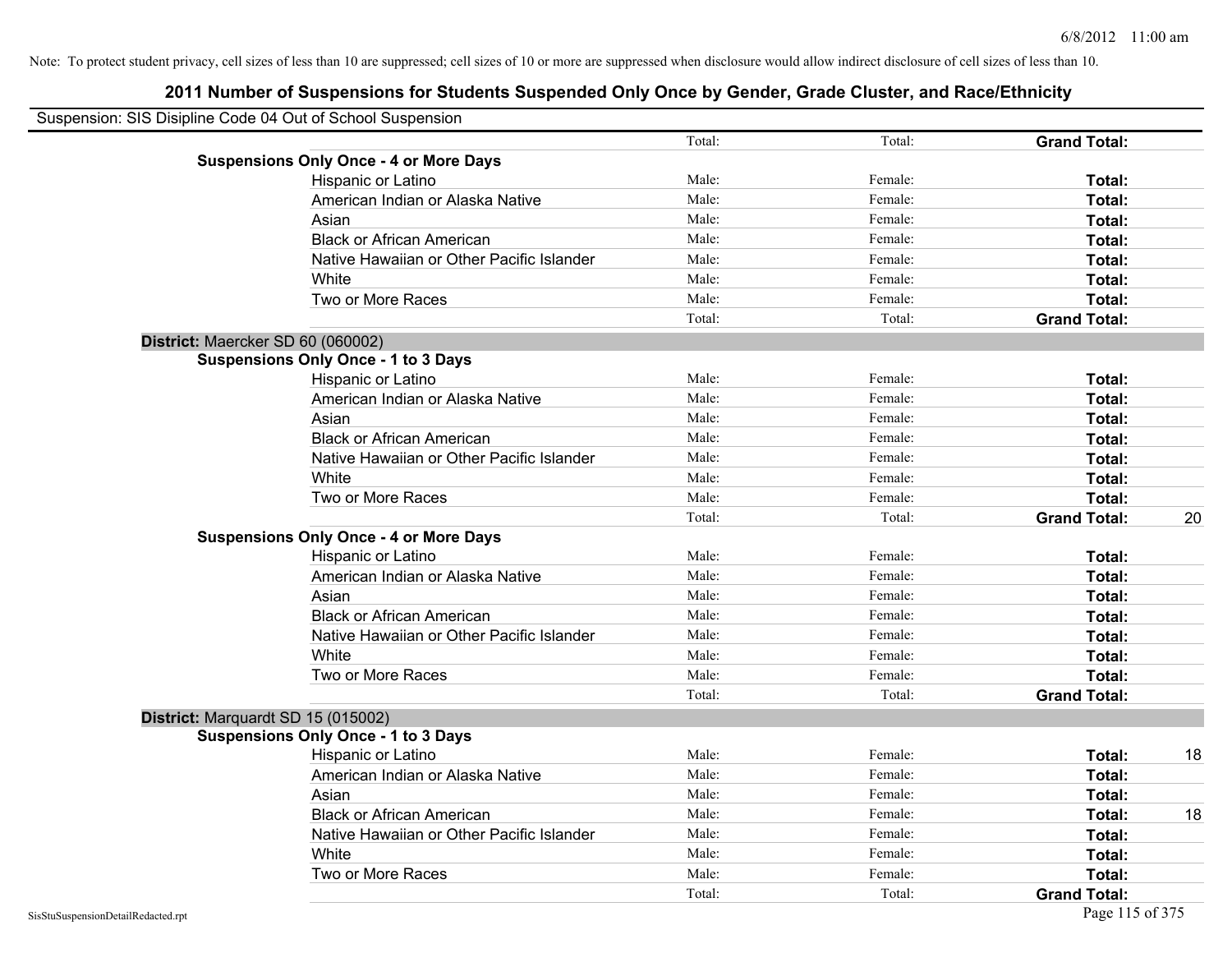Note: To protect student privacy, cell sizes of less than 10 are suppressed; cell sizes of 10 or more are suppressed when disclosure would allow indirect disclosure of cell sizes of less than 10.

## 2011 Number of Suspensions for Students Suspended Only Once by Gender, Grade Cluster, and Race/Ethnicity

Suspension: SIS Disipline Code 04 Out of School Suspension

| | | | | | |
|---|---|---|---|---|---|
| | | Total: | Total: | **Grand Total:** | |
| **Suspensions Only Once - 4 or More Days** | | | | | |
| | Hispanic or Latino | Male: | Female: | **Total:** | |
| | American Indian or Alaska Native | Male: | Female: | **Total:** | |
| | Asian | Male: | Female: | **Total:** | |
| | Black or African American | Male: | Female: | **Total:** | |
| | Native Hawaiian or Other Pacific Islander | Male: | Female: | **Total:** | |
| | White | Male: | Female: | **Total:** | |
| | Two or More Races | Male: | Female: | **Total:** | |
| | | Total: | Total: | **Grand Total:** | |
| **District:** Maercker SD 60 (060002) | | | | | |
| **Suspensions Only Once - 1 to 3 Days** | | | | | |
| | Hispanic or Latino | Male: | Female: | **Total:** | |
| | American Indian or Alaska Native | Male: | Female: | **Total:** | |
| | Asian | Male: | Female: | **Total:** | |
| | Black or African American | Male: | Female: | **Total:** | |
| | Native Hawaiian or Other Pacific Islander | Male: | Female: | **Total:** | |
| | White | Male: | Female: | **Total:** | |
| | Two or More Races | Male: | Female: | **Total:** | |
| | | Total: | Total: | **Grand Total:** | 20 |
| **Suspensions Only Once - 4 or More Days** | | | | | |
| | Hispanic or Latino | Male: | Female: | **Total:** | |
| | American Indian or Alaska Native | Male: | Female: | **Total:** | |
| | Asian | Male: | Female: | **Total:** | |
| | Black or African American | Male: | Female: | **Total:** | |
| | Native Hawaiian or Other Pacific Islander | Male: | Female: | **Total:** | |
| | White | Male: | Female: | **Total:** | |
| | Two or More Races | Male: | Female: | **Total:** | |
| | | Total: | Total: | **Grand Total:** | |
| **District:** Marquardt SD 15 (015002) | | | | | |
| **Suspensions Only Once - 1 to 3 Days** | | | | | |
| | Hispanic or Latino | Male: | Female: | **Total:** | 18 |
| | American Indian or Alaska Native | Male: | Female: | **Total:** | |
| | Asian | Male: | Female: | **Total:** | |
| | Black or African American | Male: | Female: | **Total:** | 18 |
| | Native Hawaiian or Other Pacific Islander | Male: | Female: | **Total:** | |
| | White | Male: | Female: | **Total:** | |
| | Two or More Races | Male: | Female: | **Total:** | |
| | | Total: | Total: | **Grand Total:** | |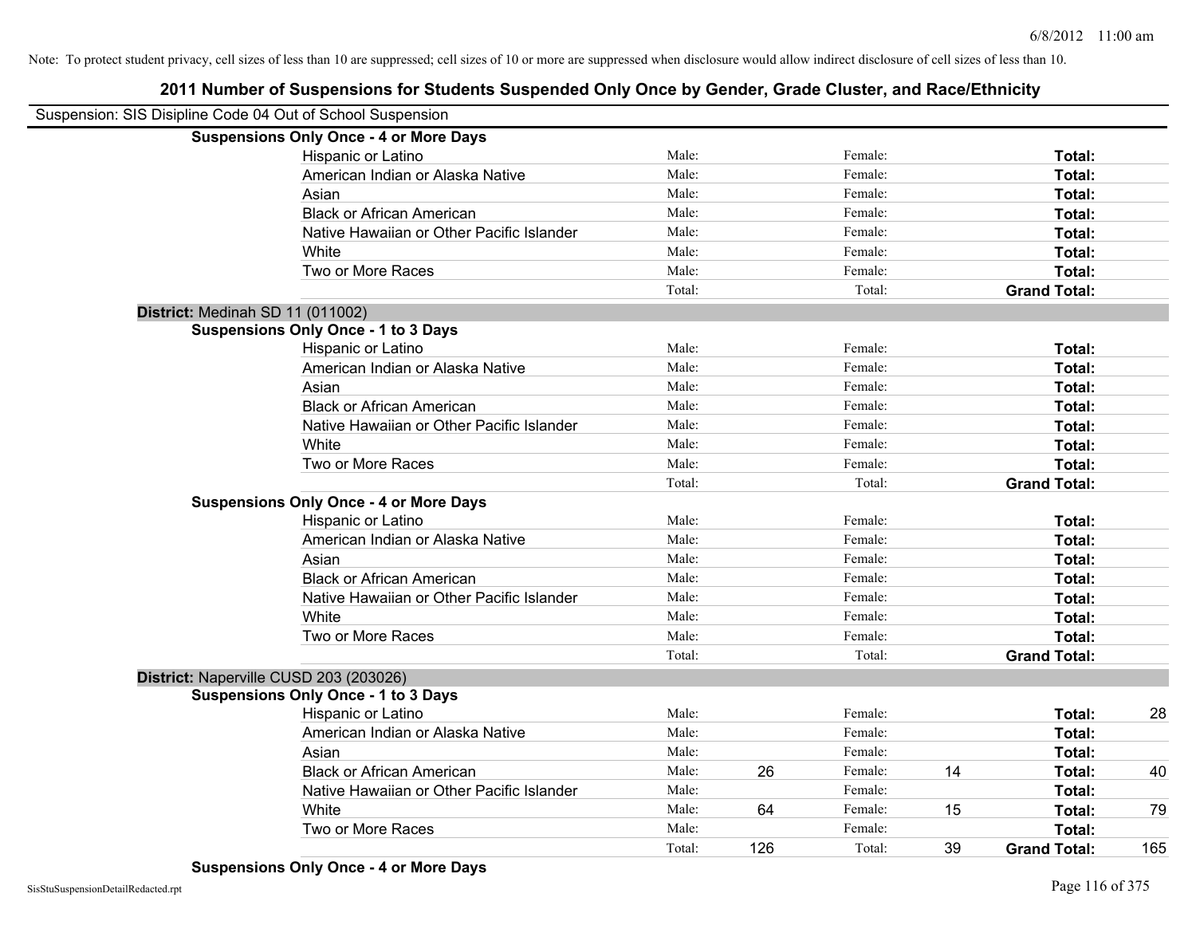Note: To protect student privacy, cell sizes of less than 10 are suppressed; cell sizes of 10 or more are suppressed when disclosure would allow indirect disclosure of cell sizes of less than 10.

# 2011 Number of Suspensions for Students Suspended Only Once by Gender, Grade Cluster, and Race/Ethnicity

Suspension: SIS Disipline Code 04 Out of School Suspension

**Suspensions Only Once - 4 or More Days**

| | | | | | | |
|---|---|---|---|---|---|---|
| Hispanic or Latino | Male: | | Female: | | **Total:** | |
| American Indian or Alaska Native | Male: | | Female: | | **Total:** | |
| Asian | Male: | | Female: | | **Total:** | |
| Black or African American | Male: | | Female: | | **Total:** | |
| Native Hawaiian or Other Pacific Islander | Male: | | Female: | | **Total:** | |
| White | Male: | | Female: | | **Total:** | |
| Two or More Races | Male: | | Female: | | **Total:** | |
| | Total: | | Total: | | **Grand Total:** | |

**District:** Medinah SD 11 (011002)

**Suspensions Only Once - 1 to 3 Days**

| | | | | | | |
|---|---|---|---|---|---|---|
| Hispanic or Latino | Male: | | Female: | | **Total:** | |
| American Indian or Alaska Native | Male: | | Female: | | **Total:** | |
| Asian | Male: | | Female: | | **Total:** | |
| Black or African American | Male: | | Female: | | **Total:** | |
| Native Hawaiian or Other Pacific Islander | Male: | | Female: | | **Total:** | |
| White | Male: | | Female: | | **Total:** | |
| Two or More Races | Male: | | Female: | | **Total:** | |
| | Total: | | Total: | | **Grand Total:** | |

**Suspensions Only Once - 4 or More Days**

| | | | | | | |
|---|---|---|---|---|---|---|
| Hispanic or Latino | Male: | | Female: | | **Total:** | |
| American Indian or Alaska Native | Male: | | Female: | | **Total:** | |
| Asian | Male: | | Female: | | **Total:** | |
| Black or African American | Male: | | Female: | | **Total:** | |
| Native Hawaiian or Other Pacific Islander | Male: | | Female: | | **Total:** | |
| White | Male: | | Female: | | **Total:** | |
| Two or More Races | Male: | | Female: | | **Total:** | |
| | Total: | | Total: | | **Grand Total:** | |

**District:** Naperville CUSD 203 (203026)

**Suspensions Only Once - 1 to 3 Days**

| | | | | | | |
|---|---|---|---|---|---|---|
| Hispanic or Latino | Male: | | Female: | | **Total:** | 28 |
| American Indian or Alaska Native | Male: | | Female: | | **Total:** | |
| Asian | Male: | | Female: | | **Total:** | |
| Black or African American | Male: | 26 | Female: | 14 | **Total:** | 40 |
| Native Hawaiian or Other Pacific Islander | Male: | | Female: | | **Total:** | |
| White | Male: | 64 | Female: | 15 | **Total:** | 79 |
| Two or More Races | Male: | | Female: | | **Total:** | |
| | Total: | 126 | Total: | 39 | **Grand Total:** | 165 |

**Suspensions Only Once - 4 or More Days**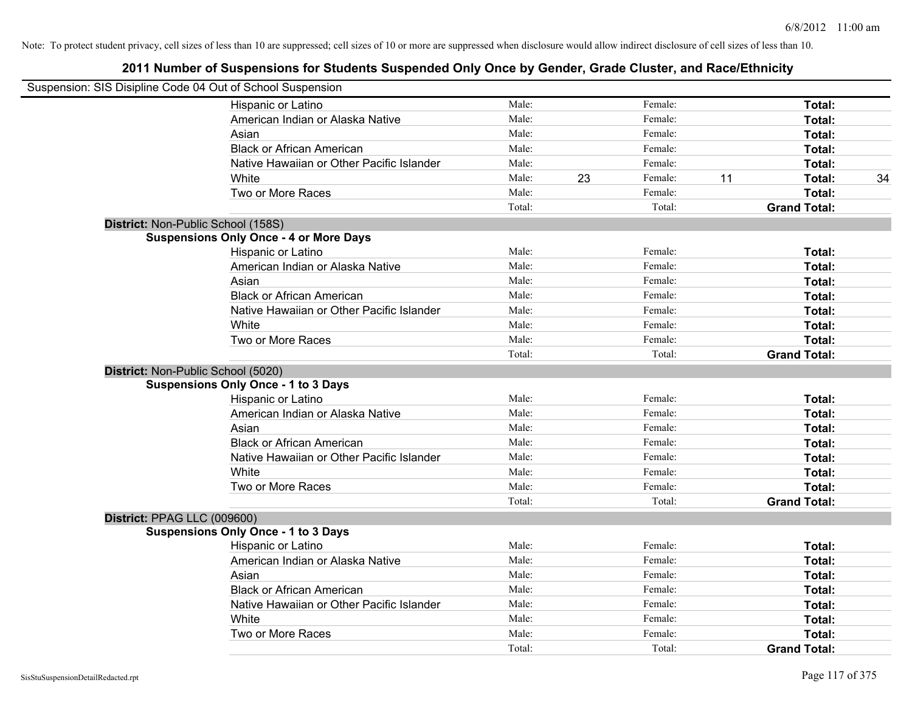Note: To protect student privacy, cell sizes of less than 10 are suppressed; cell sizes of 10 or more are suppressed when disclosure would allow indirect disclosure of cell sizes of less than 10.

# 2011 Number of Suspensions for Students Suspended Only Once by Gender, Grade Cluster, and Race/Ethnicity

Suspension: SIS Disipline Code 04 Out of School Suspension

| | Male: | | Female: | | Total: | |
|---|---|---|---|---|---|---|
| Hispanic or Latino | Male: | | Female: | | **Total:** | |
| American Indian or Alaska Native | Male: | | Female: | | **Total:** | |
| Asian | Male: | | Female: | | **Total:** | |
| Black or African American | Male: | | Female: | | **Total:** | |
| Native Hawaiian or Other Pacific Islander | Male: | | Female: | | **Total:** | |
| White | Male: | 23 | Female: | 11 | **Total:** | 34 |
| Two or More Races | Male: | | Female: | | **Total:** | |
| | Total: | | Total: | | **Grand Total:** | |

**District:** Non-Public School (158S)

**Suspensions Only Once - 4 or More Days**

| | | | | | | |
|---|---|---|---|---|---|---|
| Hispanic or Latino | Male: | | Female: | | **Total:** | |
| American Indian or Alaska Native | Male: | | Female: | | **Total:** | |
| Asian | Male: | | Female: | | **Total:** | |
| Black or African American | Male: | | Female: | | **Total:** | |
| Native Hawaiian or Other Pacific Islander | Male: | | Female: | | **Total:** | |
| White | Male: | | Female: | | **Total:** | |
| Two or More Races | Male: | | Female: | | **Total:** | |
| | Total: | | Total: | | **Grand Total:** | |

**District:** Non-Public School (5020)

**Suspensions Only Once - 1 to 3 Days**

| | | | | | | |
|---|---|---|---|---|---|---|
| Hispanic or Latino | Male: | | Female: | | **Total:** | |
| American Indian or Alaska Native | Male: | | Female: | | **Total:** | |
| Asian | Male: | | Female: | | **Total:** | |
| Black or African American | Male: | | Female: | | **Total:** | |
| Native Hawaiian or Other Pacific Islander | Male: | | Female: | | **Total:** | |
| White | Male: | | Female: | | **Total:** | |
| Two or More Races | Male: | | Female: | | **Total:** | |
| | Total: | | Total: | | **Grand Total:** | |

**District:** PPAG LLC (009600)

**Suspensions Only Once - 1 to 3 Days**

| | | | | | | |
|---|---|---|---|---|---|---|
| Hispanic or Latino | Male: | | Female: | | **Total:** | |
| American Indian or Alaska Native | Male: | | Female: | | **Total:** | |
| Asian | Male: | | Female: | | **Total:** | |
| Black or African American | Male: | | Female: | | **Total:** | |
| Native Hawaiian or Other Pacific Islander | Male: | | Female: | | **Total:** | |
| White | Male: | | Female: | | **Total:** | |
| Two or More Races | Male: | | Female: | | **Total:** | |
| | Total: | | Total: | | **Grand Total:** | |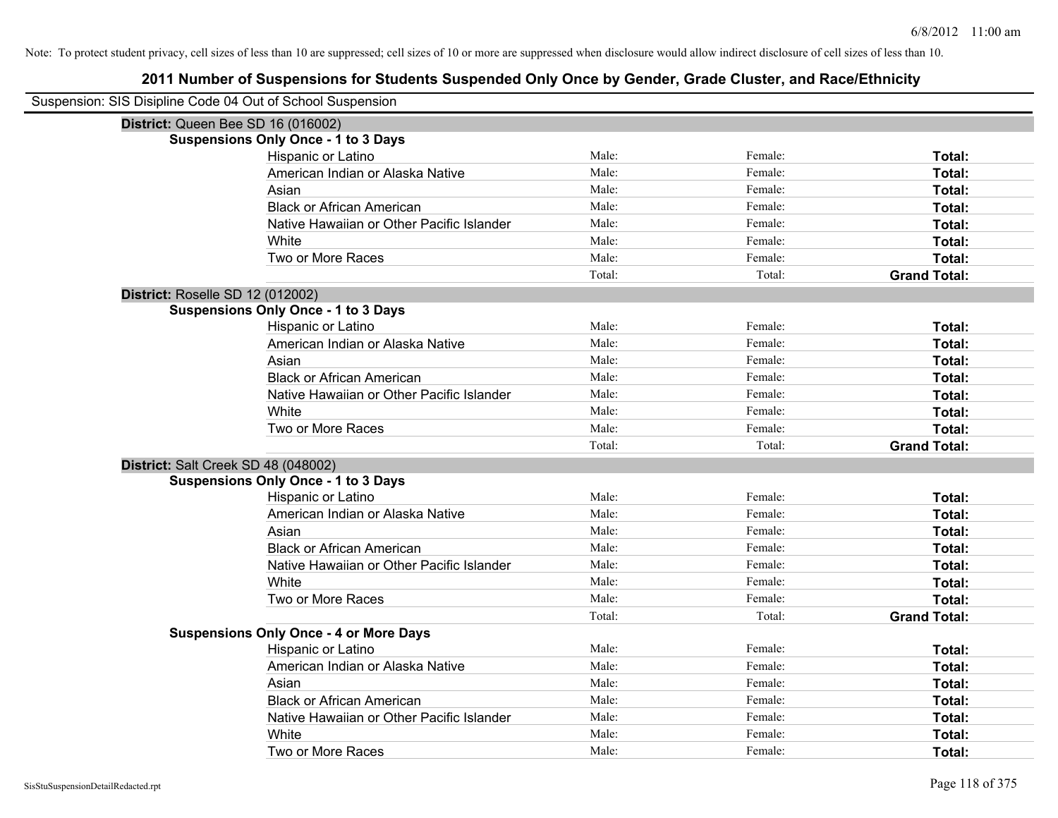Note: To protect student privacy, cell sizes of less than 10 are suppressed; cell sizes of 10 or more are suppressed when disclosure would allow indirect disclosure of cell sizes of less than 10.

## 2011 Number of Suspensions for Students Suspended Only Once by Gender, Grade Cluster, and Race/Ethnicity

Suspension: SIS Disipline Code 04 Out of School Suspension

**District:** Queen Bee SD 16 (016002)

**Suspensions Only Once - 1 to 3 Days**

| | | | |
|---|---|---|---|
| Hispanic or Latino | Male: | Female: | **Total:** |
| American Indian or Alaska Native | Male: | Female: | **Total:** |
| Asian | Male: | Female: | **Total:** |
| Black or African American | Male: | Female: | **Total:** |
| Native Hawaiian or Other Pacific Islander | Male: | Female: | **Total:** |
| White | Male: | Female: | **Total:** |
| Two or More Races | Male: | Female: | **Total:** |
| | Total: | Total: | **Grand Total:** |

**District:** Roselle SD 12 (012002)

**Suspensions Only Once - 1 to 3 Days**

| | | | |
|---|---|---|---|
| Hispanic or Latino | Male: | Female: | **Total:** |
| American Indian or Alaska Native | Male: | Female: | **Total:** |
| Asian | Male: | Female: | **Total:** |
| Black or African American | Male: | Female: | **Total:** |
| Native Hawaiian or Other Pacific Islander | Male: | Female: | **Total:** |
| White | Male: | Female: | **Total:** |
| Two or More Races | Male: | Female: | **Total:** |
| | Total: | Total: | **Grand Total:** |

**District:** Salt Creek SD 48 (048002)

**Suspensions Only Once - 1 to 3 Days**

| | | | |
|---|---|---|---|
| Hispanic or Latino | Male: | Female: | **Total:** |
| American Indian or Alaska Native | Male: | Female: | **Total:** |
| Asian | Male: | Female: | **Total:** |
| Black or African American | Male: | Female: | **Total:** |
| Native Hawaiian or Other Pacific Islander | Male: | Female: | **Total:** |
| White | Male: | Female: | **Total:** |
| Two or More Races | Male: | Female: | **Total:** |
| | Total: | Total: | **Grand Total:** |

**Suspensions Only Once - 4 or More Days**

| | | | |
|---|---|---|---|
| Hispanic or Latino | Male: | Female: | **Total:** |
| American Indian or Alaska Native | Male: | Female: | **Total:** |
| Asian | Male: | Female: | **Total:** |
| Black or African American | Male: | Female: | **Total:** |
| Native Hawaiian or Other Pacific Islander | Male: | Female: | **Total:** |
| White | Male: | Female: | **Total:** |
| Two or More Races | Male: | Female: | **Total:** |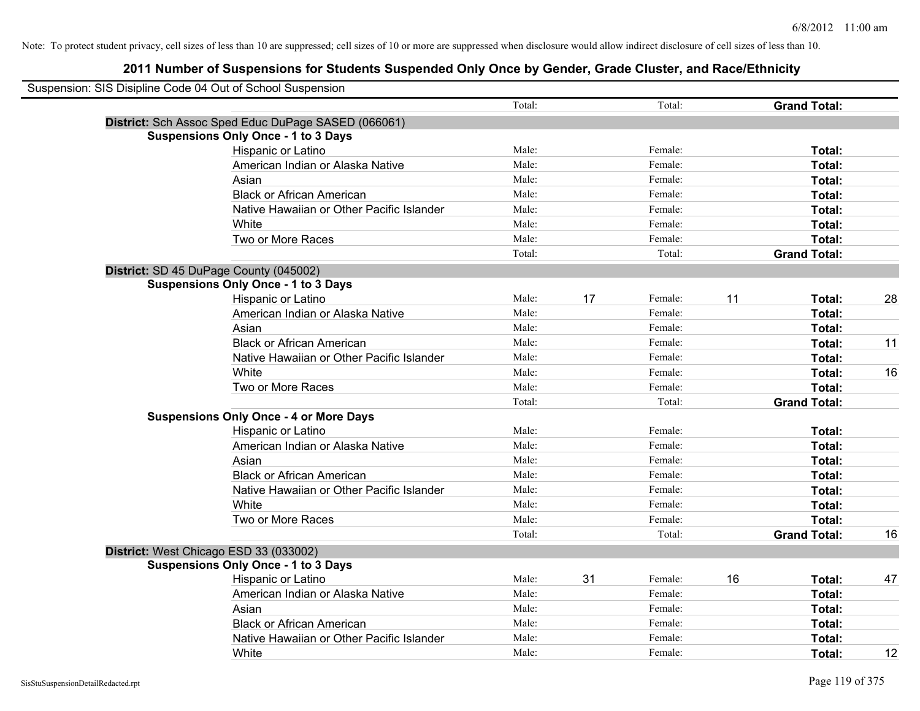Note: To protect student privacy, cell sizes of less than 10 are suppressed; cell sizes of 10 or more are suppressed when disclosure would allow indirect disclosure of cell sizes of less than 10.

# 2011 Number of Suspensions for Students Suspended Only Once by Gender, Grade Cluster, and Race/Ethnicity

Suspension: SIS Disipline Code 04 Out of School Suspension

| | | | | | | |
|---|---|---|---|---|---|---|
| | Total: | | Total: | | **Grand Total:** | |
| **District:** Sch Assoc Sped Educ DuPage SASED (066061) | | | | | | |
| **Suspensions Only Once - 1 to 3 Days** | | | | | | |
| Hispanic or Latino | Male: | | Female: | | **Total:** | |
| American Indian or Alaska Native | Male: | | Female: | | **Total:** | |
| Asian | Male: | | Female: | | **Total:** | |
| Black or African American | Male: | | Female: | | **Total:** | |
| Native Hawaiian or Other Pacific Islander | Male: | | Female: | | **Total:** | |
| White | Male: | | Female: | | **Total:** | |
| Two or More Races | Male: | | Female: | | **Total:** | |
| | Total: | | Total: | | **Grand Total:** | |
| **District:** SD 45 DuPage County (045002) | | | | | | |
| **Suspensions Only Once - 1 to 3 Days** | | | | | | |
| Hispanic or Latino | Male: | 17 | Female: | 11 | **Total:** | 28 |
| American Indian or Alaska Native | Male: | | Female: | | **Total:** | |
| Asian | Male: | | Female: | | **Total:** | |
| Black or African American | Male: | | Female: | | **Total:** | 11 |
| Native Hawaiian or Other Pacific Islander | Male: | | Female: | | **Total:** | |
| White | Male: | | Female: | | **Total:** | 16 |
| Two or More Races | Male: | | Female: | | **Total:** | |
| | Total: | | Total: | | **Grand Total:** | |
| **Suspensions Only Once - 4 or More Days** | | | | | | |
| Hispanic or Latino | Male: | | Female: | | **Total:** | |
| American Indian or Alaska Native | Male: | | Female: | | **Total:** | |
| Asian | Male: | | Female: | | **Total:** | |
| Black or African American | Male: | | Female: | | **Total:** | |
| Native Hawaiian or Other Pacific Islander | Male: | | Female: | | **Total:** | |
| White | Male: | | Female: | | **Total:** | |
| Two or More Races | Male: | | Female: | | **Total:** | |
| | Total: | | Total: | | **Grand Total:** | 16 |
| **District:** West Chicago ESD 33 (033002) | | | | | | |
| **Suspensions Only Once - 1 to 3 Days** | | | | | | |
| Hispanic or Latino | Male: | 31 | Female: | 16 | **Total:** | 47 |
| American Indian or Alaska Native | Male: | | Female: | | **Total:** | |
| Asian | Male: | | Female: | | **Total:** | |
| Black or African American | Male: | | Female: | | **Total:** | |
| Native Hawaiian or Other Pacific Islander | Male: | | Female: | | **Total:** | |
| White | Male: | | Female: | | **Total:** | 12 |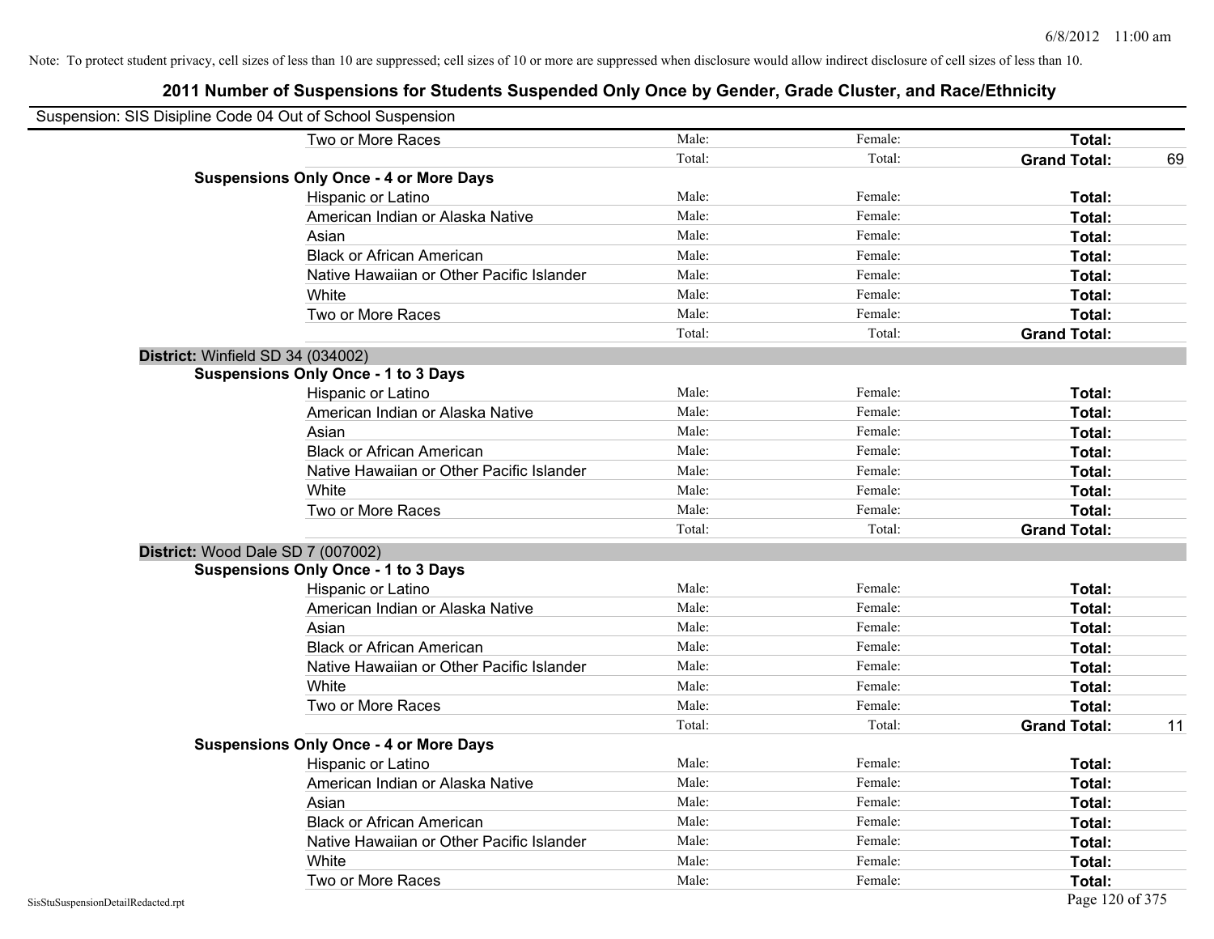Note: To protect student privacy, cell sizes of less than 10 are suppressed; cell sizes of 10 or more are suppressed when disclosure would allow indirect disclosure of cell sizes of less than 10.

# 2011 Number of Suspensions for Students Suspended Only Once by Gender, Grade Cluster, and Race/Ethnicity

Suspension: SIS Disipline Code 04 Out of School Suspension

| | | | | |
|---|---|---|---|---|
| Two or More Races | Male: | Female: | **Total:** | |
| | Total: | Total: | **Grand Total:** | 69 |
| **Suspensions Only Once - 4 or More Days** | | | | |
| Hispanic or Latino | Male: | Female: | **Total:** | |
| American Indian or Alaska Native | Male: | Female: | **Total:** | |
| Asian | Male: | Female: | **Total:** | |
| Black or African American | Male: | Female: | **Total:** | |
| Native Hawaiian or Other Pacific Islander | Male: | Female: | **Total:** | |
| White | Male: | Female: | **Total:** | |
| Two or More Races | Male: | Female: | **Total:** | |
| | Total: | Total: | **Grand Total:** | |
| **District:** Winfield SD 34 (034002) | | | | |
| **Suspensions Only Once - 1 to 3 Days** | | | | |
| Hispanic or Latino | Male: | Female: | **Total:** | |
| American Indian or Alaska Native | Male: | Female: | **Total:** | |
| Asian | Male: | Female: | **Total:** | |
| Black or African American | Male: | Female: | **Total:** | |
| Native Hawaiian or Other Pacific Islander | Male: | Female: | **Total:** | |
| White | Male: | Female: | **Total:** | |
| Two or More Races | Male: | Female: | **Total:** | |
| | Total: | Total: | **Grand Total:** | |
| **District:** Wood Dale SD 7 (007002) | | | | |
| **Suspensions Only Once - 1 to 3 Days** | | | | |
| Hispanic or Latino | Male: | Female: | **Total:** | |
| American Indian or Alaska Native | Male: | Female: | **Total:** | |
| Asian | Male: | Female: | **Total:** | |
| Black or African American | Male: | Female: | **Total:** | |
| Native Hawaiian or Other Pacific Islander | Male: | Female: | **Total:** | |
| White | Male: | Female: | **Total:** | |
| Two or More Races | Male: | Female: | **Total:** | |
| | Total: | Total: | **Grand Total:** | 11 |
| **Suspensions Only Once - 4 or More Days** | | | | |
| Hispanic or Latino | Male: | Female: | **Total:** | |
| American Indian or Alaska Native | Male: | Female: | **Total:** | |
| Asian | Male: | Female: | **Total:** | |
| Black or African American | Male: | Female: | **Total:** | |
| Native Hawaiian or Other Pacific Islander | Male: | Female: | **Total:** | |
| White | Male: | Female: | **Total:** | |
| Two or More Races | Male: | Female: | **Total:** | |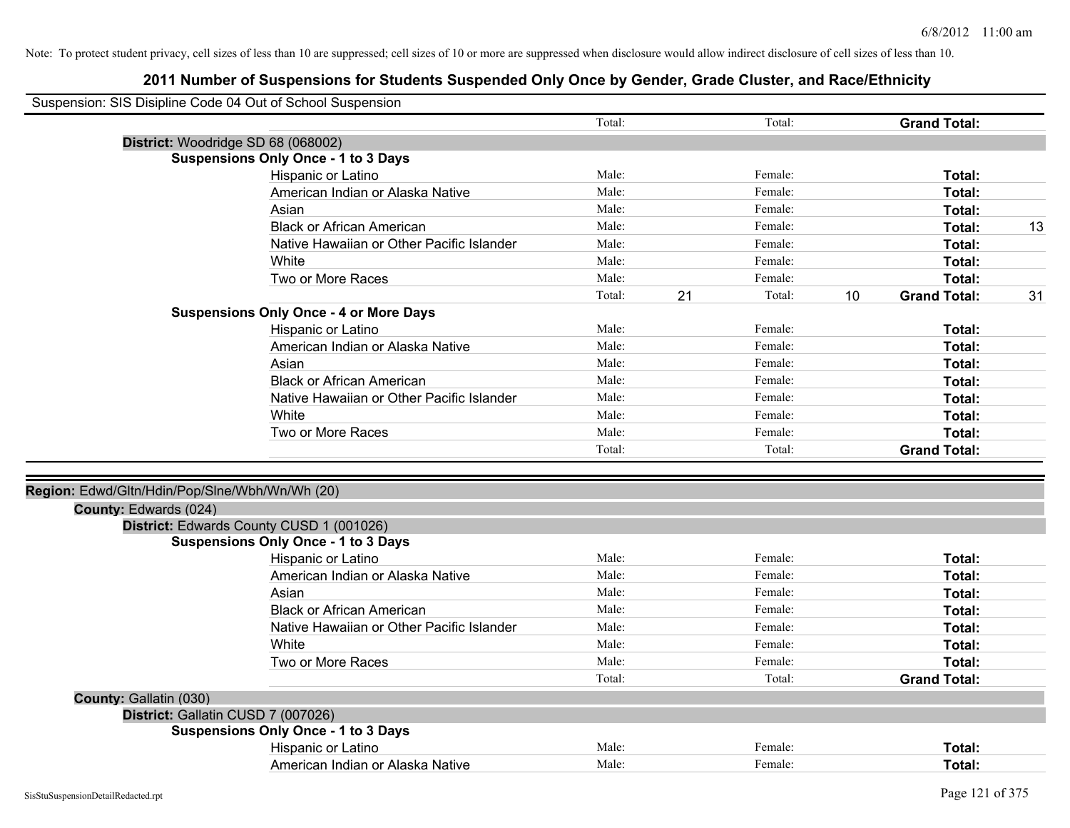Note: To protect student privacy, cell sizes of less than 10 are suppressed; cell sizes of 10 or more are suppressed when disclosure would allow indirect disclosure of cell sizes of less than 10.

# 2011 Number of Suspensions for Students Suspended Only Once by Gender, Grade Cluster, and Race/Ethnicity

Suspension: SIS Disipline Code 04 Out of School Suspension

| | | | | | | |
|---|---|---|---|---|---|---|
| | Total: | | Total: | | **Grand Total:** | |

**District:** Woodridge SD 68 (068002)

**Suspensions Only Once - 1 to 3 Days**

| | | | | | | |
|---|---|---|---|---|---|---|
| Hispanic or Latino | Male: | | Female: | | **Total:** | |
| American Indian or Alaska Native | Male: | | Female: | | **Total:** | |
| Asian | Male: | | Female: | | **Total:** | |
| Black or African American | Male: | | Female: | | **Total:** | 13 |
| Native Hawaiian or Other Pacific Islander | Male: | | Female: | | **Total:** | |
| White | Male: | | Female: | | **Total:** | |
| Two or More Races | Male: | | Female: | | **Total:** | |
| | Total: | 21 | Total: | 10 | **Grand Total:** | 31 |

**Suspensions Only Once - 4 or More Days**

| | | | | | | |
|---|---|---|---|---|---|---|
| Hispanic or Latino | Male: | | Female: | | **Total:** | |
| American Indian or Alaska Native | Male: | | Female: | | **Total:** | |
| Asian | Male: | | Female: | | **Total:** | |
| Black or African American | Male: | | Female: | | **Total:** | |
| Native Hawaiian or Other Pacific Islander | Male: | | Female: | | **Total:** | |
| White | Male: | | Female: | | **Total:** | |
| Two or More Races | Male: | | Female: | | **Total:** | |
| | Total: | | Total: | | **Grand Total:** | |

**Region:** Edwd/Gltn/Hdin/Pop/Slne/Wbh/Wn/Wh (20)

**County:** Edwards (024)

**District:** Edwards County CUSD 1 (001026)

**Suspensions Only Once - 1 to 3 Days**

| | | | | | | |
|---|---|---|---|---|---|---|
| Hispanic or Latino | Male: | | Female: | | **Total:** | |
| American Indian or Alaska Native | Male: | | Female: | | **Total:** | |
| Asian | Male: | | Female: | | **Total:** | |
| Black or African American | Male: | | Female: | | **Total:** | |
| Native Hawaiian or Other Pacific Islander | Male: | | Female: | | **Total:** | |
| White | Male: | | Female: | | **Total:** | |
| Two or More Races | Male: | | Female: | | **Total:** | |
| | Total: | | Total: | | **Grand Total:** | |

**County:** Gallatin (030)

**District:** Gallatin CUSD 7 (007026)

**Suspensions Only Once - 1 to 3 Days**

| | | | | | | |
|---|---|---|---|---|---|---|
| Hispanic or Latino | Male: | | Female: | | **Total:** | |
| American Indian or Alaska Native | Male: | | Female: | | **Total:** | |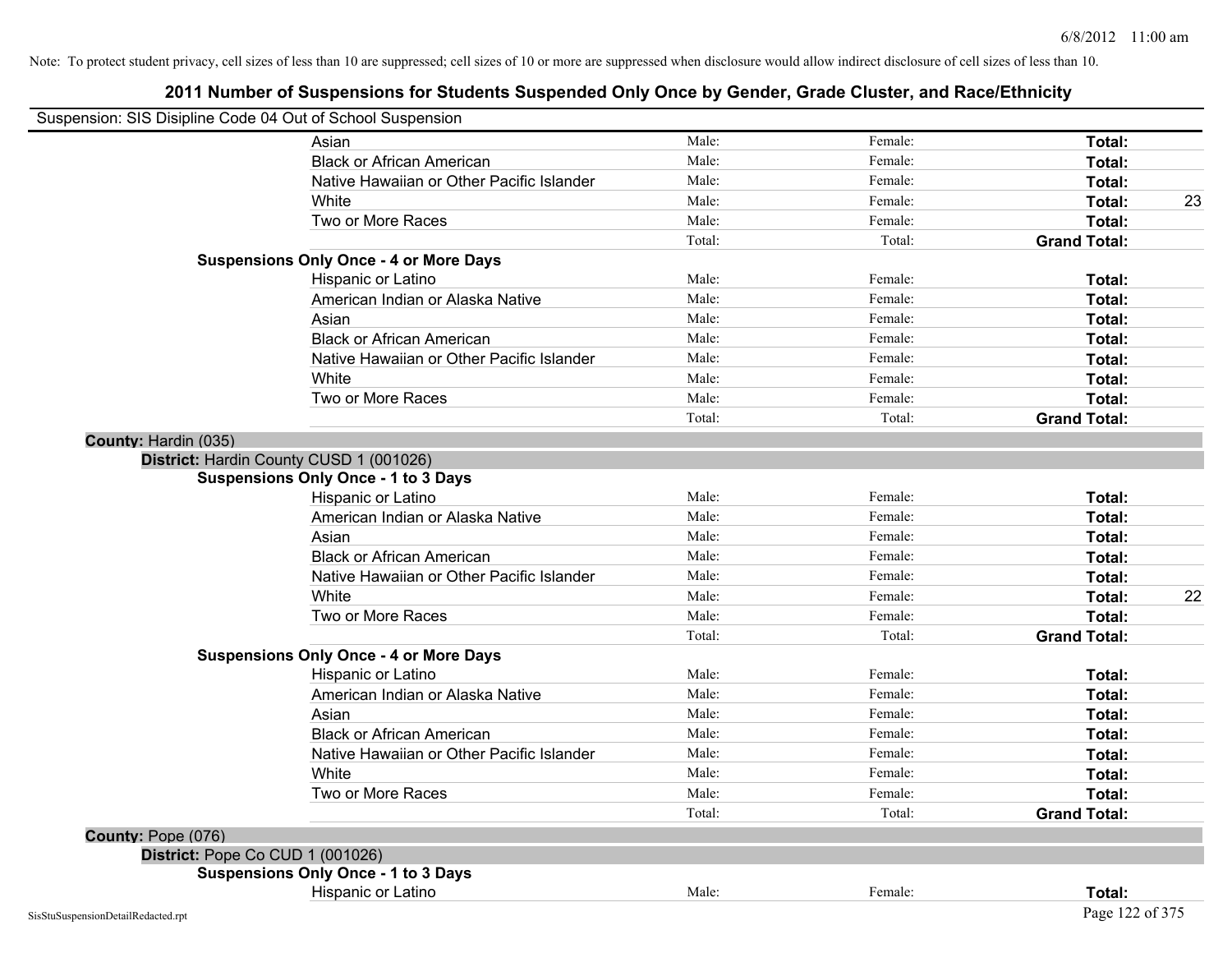Note: To protect student privacy, cell sizes of less than 10 are suppressed; cell sizes of 10 or more are suppressed when disclosure would allow indirect disclosure of cell sizes of less than 10.

# 2011 Number of Suspensions for Students Suspended Only Once by Gender, Grade Cluster, and Race/Ethnicity

Suspension: SIS Disipline Code 04 Out of School Suspension

| | Male: | Female: | Total: | |
|---|---|---|---|---|
| Asian | Male: | Female: | **Total:** | |
| Black or African American | Male: | Female: | **Total:** | |
| Native Hawaiian or Other Pacific Islander | Male: | Female: | **Total:** | |
| White | Male: | Female: | **Total:** | 23 |
| Two or More Races | Male: | Female: | **Total:** | |
| | Total: | Total: | **Grand Total:** | |

**Suspensions Only Once - 4 or More Days**

| | | | | |
|---|---|---|---|---|
| Hispanic or Latino | Male: | Female: | **Total:** | |
| American Indian or Alaska Native | Male: | Female: | **Total:** | |
| Asian | Male: | Female: | **Total:** | |
| Black or African American | Male: | Female: | **Total:** | |
| Native Hawaiian or Other Pacific Islander | Male: | Female: | **Total:** | |
| White | Male: | Female: | **Total:** | |
| Two or More Races | Male: | Female: | **Total:** | |
| | Total: | Total: | **Grand Total:** | |

**County:** Hardin (035)

**District:** Hardin County CUSD 1 (001026)

**Suspensions Only Once - 1 to 3 Days**

| | | | | |
|---|---|---|---|---|
| Hispanic or Latino | Male: | Female: | **Total:** | |
| American Indian or Alaska Native | Male: | Female: | **Total:** | |
| Asian | Male: | Female: | **Total:** | |
| Black or African American | Male: | Female: | **Total:** | |
| Native Hawaiian or Other Pacific Islander | Male: | Female: | **Total:** | |
| White | Male: | Female: | **Total:** | 22 |
| Two or More Races | Male: | Female: | **Total:** | |
| | Total: | Total: | **Grand Total:** | |

**Suspensions Only Once - 4 or More Days**

| | | | | |
|---|---|---|---|---|
| Hispanic or Latino | Male: | Female: | **Total:** | |
| American Indian or Alaska Native | Male: | Female: | **Total:** | |
| Asian | Male: | Female: | **Total:** | |
| Black or African American | Male: | Female: | **Total:** | |
| Native Hawaiian or Other Pacific Islander | Male: | Female: | **Total:** | |
| White | Male: | Female: | **Total:** | |
| Two or More Races | Male: | Female: | **Total:** | |
| | Total: | Total: | **Grand Total:** | |

**County:** Pope (076)

**District:** Pope Co CUD 1 (001026)

**Suspensions Only Once - 1 to 3 Days**

| | | | | |
|---|---|---|---|---|
| Hispanic or Latino | Male: | Female: | **Total:** | |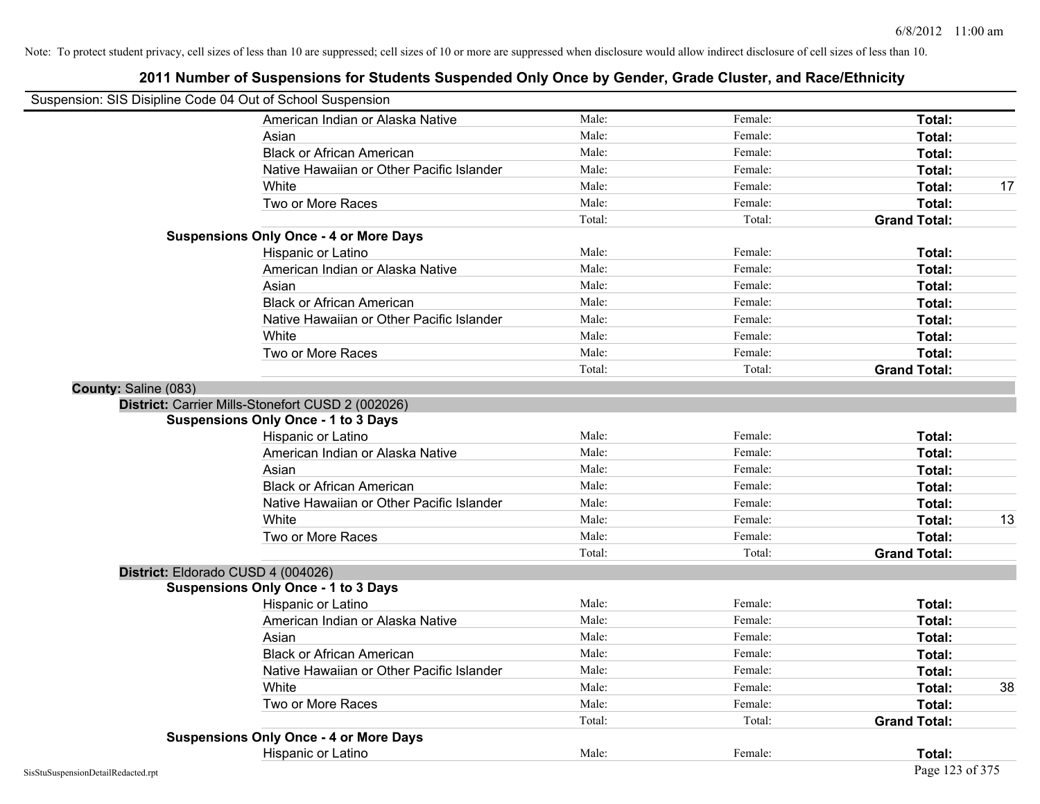Note: To protect student privacy, cell sizes of less than 10 are suppressed; cell sizes of 10 or more are suppressed when disclosure would allow indirect disclosure of cell sizes of less than 10.

# 2011 Number of Suspensions for Students Suspended Only Once by Gender, Grade Cluster, and Race/Ethnicity

Suspension: SIS Disipline Code 04 Out of School Suspension

| | | | | |
|---|---|---|---|---|
| American Indian or Alaska Native | Male: | Female: | **Total:** | |
| Asian | Male: | Female: | **Total:** | |
| Black or African American | Male: | Female: | **Total:** | |
| Native Hawaiian or Other Pacific Islander | Male: | Female: | **Total:** | |
| White | Male: | Female: | **Total:** | 17 |
| Two or More Races | Male: | Female: | **Total:** | |
| | Total: | Total: | **Grand Total:** | |

**Suspensions Only Once - 4 or More Days**

| | | | | |
|---|---|---|---|---|
| Hispanic or Latino | Male: | Female: | **Total:** | |
| American Indian or Alaska Native | Male: | Female: | **Total:** | |
| Asian | Male: | Female: | **Total:** | |
| Black or African American | Male: | Female: | **Total:** | |
| Native Hawaiian or Other Pacific Islander | Male: | Female: | **Total:** | |
| White | Male: | Female: | **Total:** | |
| Two or More Races | Male: | Female: | **Total:** | |
| | Total: | Total: | **Grand Total:** | |

**County:** Saline (083)

**District:** Carrier Mills-Stonefort CUSD 2 (002026)

**Suspensions Only Once - 1 to 3 Days**

| | | | | |
|---|---|---|---|---|
| Hispanic or Latino | Male: | Female: | **Total:** | |
| American Indian or Alaska Native | Male: | Female: | **Total:** | |
| Asian | Male: | Female: | **Total:** | |
| Black or African American | Male: | Female: | **Total:** | |
| Native Hawaiian or Other Pacific Islander | Male: | Female: | **Total:** | |
| White | Male: | Female: | **Total:** | 13 |
| Two or More Races | Male: | Female: | **Total:** | |
| | Total: | Total: | **Grand Total:** | |

**District:** Eldorado CUSD 4 (004026)

**Suspensions Only Once - 1 to 3 Days**

| | | | | |
|---|---|---|---|---|
| Hispanic or Latino | Male: | Female: | **Total:** | |
| American Indian or Alaska Native | Male: | Female: | **Total:** | |
| Asian | Male: | Female: | **Total:** | |
| Black or African American | Male: | Female: | **Total:** | |
| Native Hawaiian or Other Pacific Islander | Male: | Female: | **Total:** | |
| White | Male: | Female: | **Total:** | 38 |
| Two or More Races | Male: | Female: | **Total:** | |
| | Total: | Total: | **Grand Total:** | |

**Suspensions Only Once - 4 or More Days**

| | | | | |
|---|---|---|---|---|
| Hispanic or Latino | Male: | Female: | **Total:** | |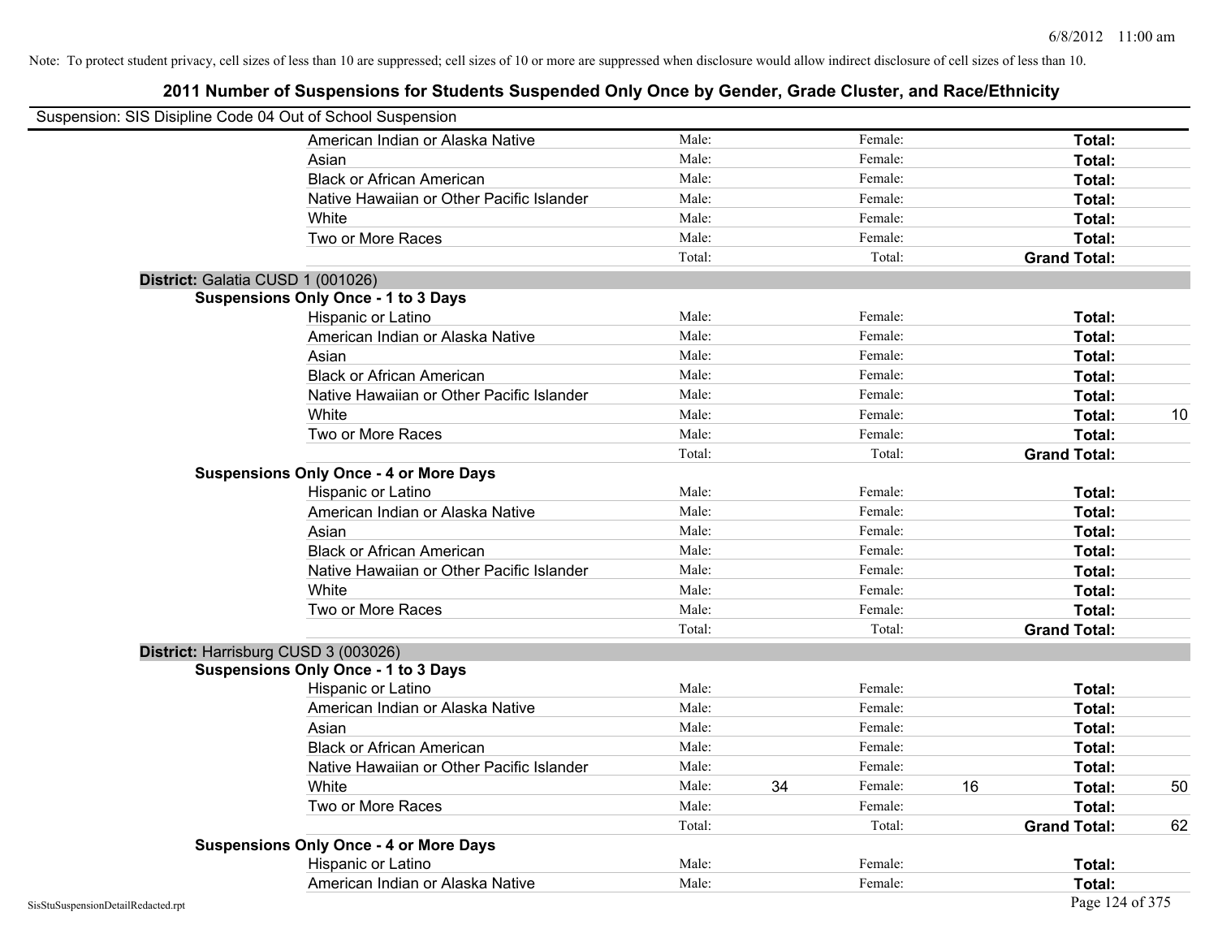Note: To protect student privacy, cell sizes of less than 10 are suppressed; cell sizes of 10 or more are suppressed when disclosure would allow indirect disclosure of cell sizes of less than 10.

# 2011 Number of Suspensions for Students Suspended Only Once by Gender, Grade Cluster, and Race/Ethnicity

Suspension: SIS Disipline Code 04 Out of School Suspension

| | | | | | |
|---|---|---|---|---|---|
| American Indian or Alaska Native | Male: | Female: | | **Total:** | |
| Asian | Male: | Female: | | **Total:** | |
| Black or African American | Male: | Female: | | **Total:** | |
| Native Hawaiian or Other Pacific Islander | Male: | Female: | | **Total:** | |
| White | Male: | Female: | | **Total:** | |
| Two or More Races | Male: | Female: | | **Total:** | |
| | Total: | Total: | | **Grand Total:** | |

**District:** Galatia CUSD 1 (001026)

**Suspensions Only Once - 1 to 3 Days**

| | | | | | | |
|---|---|---|---|---|---|---|
| Hispanic or Latino | Male: | | Female: | | **Total:** | |
| American Indian or Alaska Native | Male: | | Female: | | **Total:** | |
| Asian | Male: | | Female: | | **Total:** | |
| Black or African American | Male: | | Female: | | **Total:** | |
| Native Hawaiian or Other Pacific Islander | Male: | | Female: | | **Total:** | |
| White | Male: | | Female: | | **Total:** | 10 |
| Two or More Races | Male: | | Female: | | **Total:** | |
| | Total: | | Total: | | **Grand Total:** | |

**Suspensions Only Once - 4 or More Days**

| | | | | | | |
|---|---|---|---|---|---|---|
| Hispanic or Latino | Male: | | Female: | | **Total:** | |
| American Indian or Alaska Native | Male: | | Female: | | **Total:** | |
| Asian | Male: | | Female: | | **Total:** | |
| Black or African American | Male: | | Female: | | **Total:** | |
| Native Hawaiian or Other Pacific Islander | Male: | | Female: | | **Total:** | |
| White | Male: | | Female: | | **Total:** | |
| Two or More Races | Male: | | Female: | | **Total:** | |
| | Total: | | Total: | | **Grand Total:** | |

**District:** Harrisburg CUSD 3 (003026)

**Suspensions Only Once - 1 to 3 Days**

| | | | | | | |
|---|---|---|---|---|---|---|
| Hispanic or Latino | Male: | | Female: | | **Total:** | |
| American Indian or Alaska Native | Male: | | Female: | | **Total:** | |
| Asian | Male: | | Female: | | **Total:** | |
| Black or African American | Male: | | Female: | | **Total:** | |
| Native Hawaiian or Other Pacific Islander | Male: | | Female: | | **Total:** | |
| White | Male: | 34 | Female: | 16 | **Total:** | 50 |
| Two or More Races | Male: | | Female: | | **Total:** | |
| | Total: | | Total: | | **Grand Total:** | 62 |

**Suspensions Only Once - 4 or More Days**

| | | | | | | |
|---|---|---|---|---|---|---|
| Hispanic or Latino | Male: | | Female: | | **Total:** | |
| American Indian or Alaska Native | Male: | | Female: | | **Total:** | |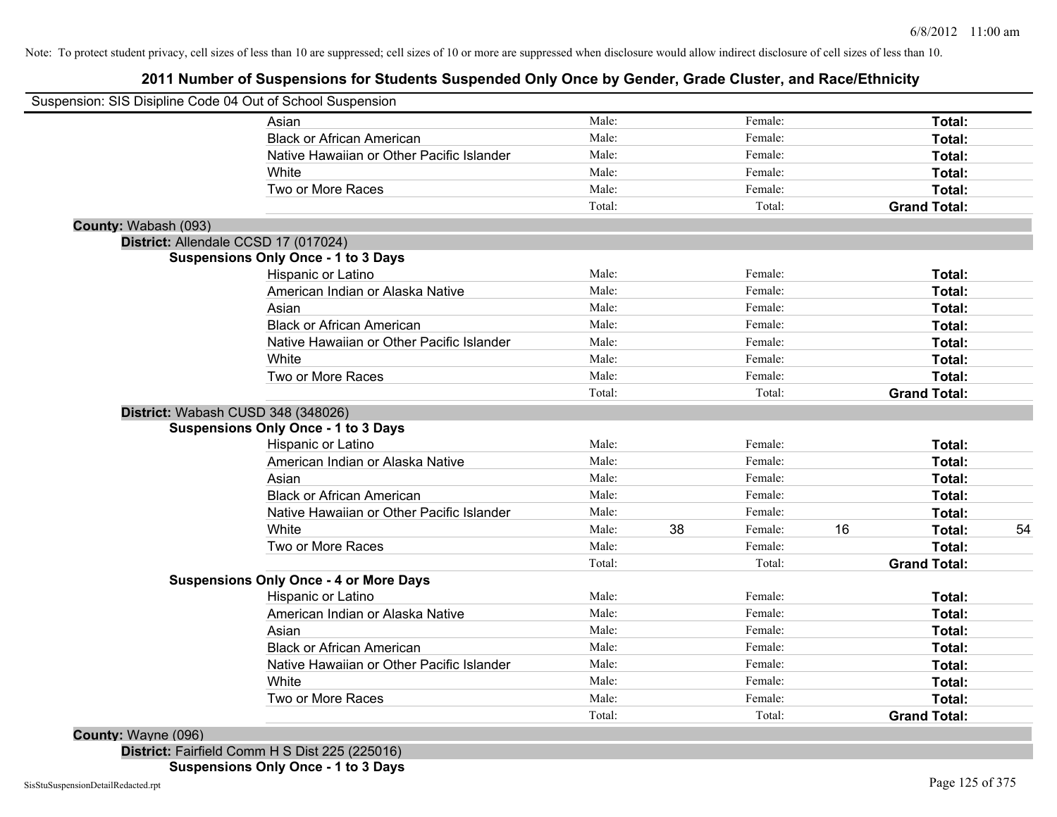Note: To protect student privacy, cell sizes of less than 10 are suppressed; cell sizes of 10 or more are suppressed when disclosure would allow indirect disclosure of cell sizes of less than 10.

# 2011 Number of Suspensions for Students Suspended Only Once by Gender, Grade Cluster, and Race/Ethnicity

Suspension: SIS Disipline Code 04 Out of School Suspension

| | | | | |
|---|---|---|---|---|
| Asian | Male: | Female: | **Total:** | |
| Black or African American | Male: | Female: | **Total:** | |
| Native Hawaiian or Other Pacific Islander | Male: | Female: | **Total:** | |
| White | Male: | Female: | **Total:** | |
| Two or More Races | Male: | Female: | **Total:** | |
| | Total: | Total: | **Grand Total:** | |

**County:** Wabash (093)

**District:** Allendale CCSD 17 (017024)

**Suspensions Only Once - 1 to 3 Days**

| | | | | |
|---|---|---|---|---|
| Hispanic or Latino | Male: | Female: | **Total:** | |
| American Indian or Alaska Native | Male: | Female: | **Total:** | |
| Asian | Male: | Female: | **Total:** | |
| Black or African American | Male: | Female: | **Total:** | |
| Native Hawaiian or Other Pacific Islander | Male: | Female: | **Total:** | |
| White | Male: | Female: | **Total:** | |
| Two or More Races | Male: | Female: | **Total:** | |
| | Total: | Total: | **Grand Total:** | |

**District:** Wabash CUSD 348 (348026)

**Suspensions Only Once - 1 to 3 Days**

| | | | | | | |
|---|---|---|---|---|---|---|
| Hispanic or Latino | Male: | | Female: | | **Total:** | |
| American Indian or Alaska Native | Male: | | Female: | | **Total:** | |
| Asian | Male: | | Female: | | **Total:** | |
| Black or African American | Male: | | Female: | | **Total:** | |
| Native Hawaiian or Other Pacific Islander | Male: | | Female: | | **Total:** | |
| White | Male: | 38 | Female: | 16 | **Total:** | 54 |
| Two or More Races | Male: | | Female: | | **Total:** | |
| | Total: | | Total: | | **Grand Total:** | |

**Suspensions Only Once - 4 or More Days**

| | | | | |
|---|---|---|---|---|
| Hispanic or Latino | Male: | Female: | **Total:** | |
| American Indian or Alaska Native | Male: | Female: | **Total:** | |
| Asian | Male: | Female: | **Total:** | |
| Black or African American | Male: | Female: | **Total:** | |
| Native Hawaiian or Other Pacific Islander | Male: | Female: | **Total:** | |
| White | Male: | Female: | **Total:** | |
| Two or More Races | Male: | Female: | **Total:** | |
| | Total: | Total: | **Grand Total:** | |

**County:** Wayne (096)

**District:** Fairfield Comm H S Dist 225 (225016)

**Suspensions Only Once - 1 to 3 Days**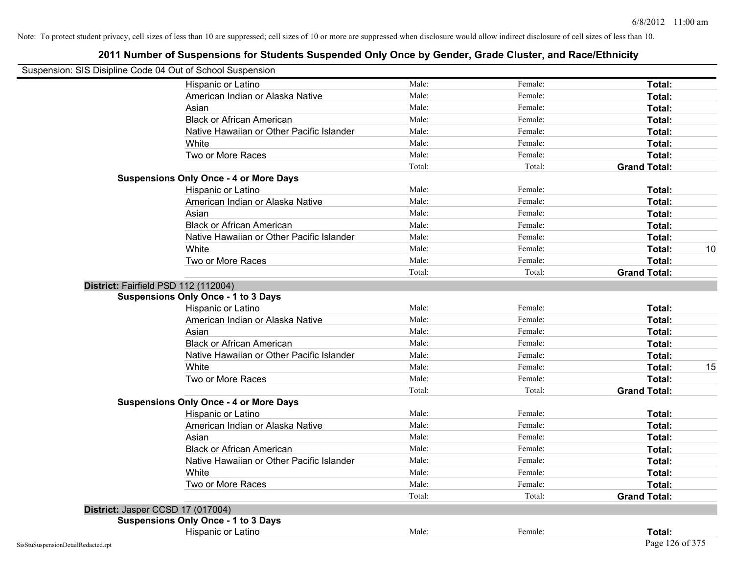Note: To protect student privacy, cell sizes of less than 10 are suppressed; cell sizes of 10 or more are suppressed when disclosure would allow indirect disclosure of cell sizes of less than 10.

## 2011 Number of Suspensions for Students Suspended Only Once by Gender, Grade Cluster, and Race/Ethnicity

Suspension: SIS Disipline Code 04 Out of School Suspension

| | Male | Female | Total |
|---|---|---|---|
| Hispanic or Latino | Male: | Female: | Total: |
| American Indian or Alaska Native | Male: | Female: | Total: |
| Asian | Male: | Female: | Total: |
| Black or African American | Male: | Female: | Total: |
| Native Hawaiian or Other Pacific Islander | Male: | Female: | Total: |
| White | Male: | Female: | Total: |
| Two or More Races | Male: | Female: | Total: |
| | Total: | Total: | Grand Total: |

**Suspensions Only Once - 4 or More Days**

| | Male | Female | Total |
|---|---|---|---|
| Hispanic or Latino | Male: | Female: | Total: |
| American Indian or Alaska Native | Male: | Female: | Total: |
| Asian | Male: | Female: | Total: |
| Black or African American | Male: | Female: | Total: |
| Native Hawaiian or Other Pacific Islander | Male: | Female: | Total: |
| White | Male: | Female: | Total: 10 |
| Two or More Races | Male: | Female: | Total: |
| | Total: | Total: | Grand Total: |

### District: Fairfield PSD 112 (112004)

**Suspensions Only Once - 1 to 3 Days**

| | Male | Female | Total |
|---|---|---|---|
| Hispanic or Latino | Male: | Female: | Total: |
| American Indian or Alaska Native | Male: | Female: | Total: |
| Asian | Male: | Female: | Total: |
| Black or African American | Male: | Female: | Total: |
| Native Hawaiian or Other Pacific Islander | Male: | Female: | Total: |
| White | Male: | Female: | Total: 15 |
| Two or More Races | Male: | Female: | Total: |
| | Total: | Total: | Grand Total: |

**Suspensions Only Once - 4 or More Days**

| | Male | Female | Total |
|---|---|---|---|
| Hispanic or Latino | Male: | Female: | Total: |
| American Indian or Alaska Native | Male: | Female: | Total: |
| Asian | Male: | Female: | Total: |
| Black or African American | Male: | Female: | Total: |
| Native Hawaiian or Other Pacific Islander | Male: | Female: | Total: |
| White | Male: | Female: | Total: |
| Two or More Races | Male: | Female: | Total: |
| | Total: | Total: | Grand Total: |

### District: Jasper CCSD 17 (017004)

**Suspensions Only Once - 1 to 3 Days**

| | Male | Female | Total |
|---|---|---|---|
| Hispanic or Latino | Male: | Female: | Total: |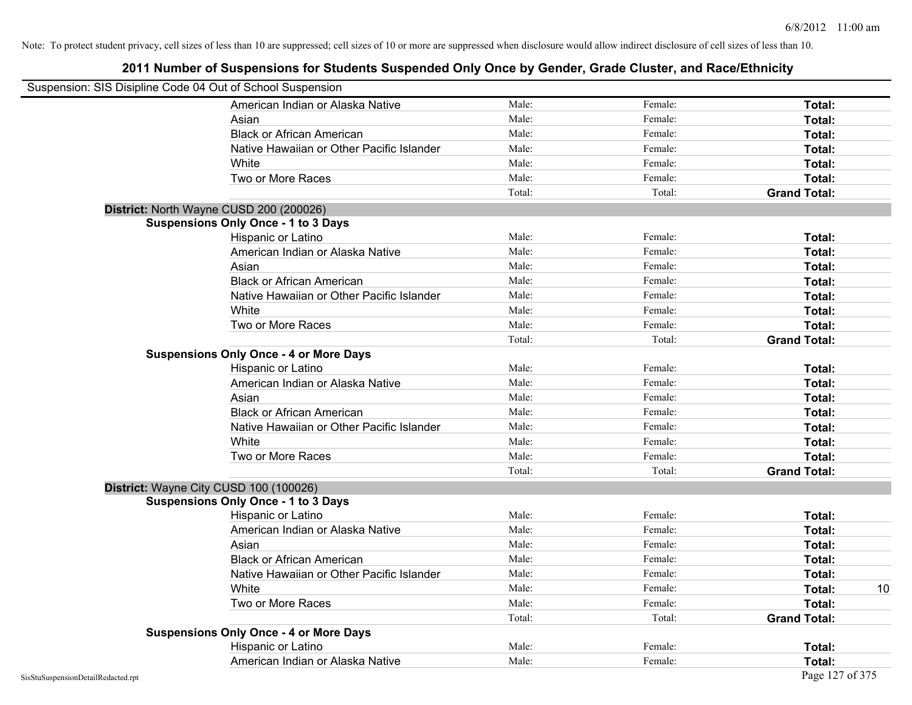Note: To protect student privacy, cell sizes of less than 10 are suppressed; cell sizes of 10 or more are suppressed when disclosure would allow indirect disclosure of cell sizes of less than 10.

# 2011 Number of Suspensions for Students Suspended Only Once by Gender, Grade Cluster, and Race/Ethnicity

Suspension: SIS Disipline Code 04 Out of School Suspension

| | Male | Female | Total |
|---|---|---|---|
| American Indian or Alaska Native | Male: | Female: | **Total:** |
| Asian | Male: | Female: | **Total:** |
| Black or African American | Male: | Female: | **Total:** |
| Native Hawaiian or Other Pacific Islander | Male: | Female: | **Total:** |
| White | Male: | Female: | **Total:** |
| Two or More Races | Male: | Female: | **Total:** |
| | Total: | Total: | **Grand Total:** |

**District:** North Wayne CUSD 200 (200026)

**Suspensions Only Once - 1 to 3 Days**

| | Male | Female | Total |
|---|---|---|---|
| Hispanic or Latino | Male: | Female: | **Total:** |
| American Indian or Alaska Native | Male: | Female: | **Total:** |
| Asian | Male: | Female: | **Total:** |
| Black or African American | Male: | Female: | **Total:** |
| Native Hawaiian or Other Pacific Islander | Male: | Female: | **Total:** |
| White | Male: | Female: | **Total:** |
| Two or More Races | Male: | Female: | **Total:** |
| | Total: | Total: | **Grand Total:** |

**Suspensions Only Once - 4 or More Days**

| | Male | Female | Total |
|---|---|---|---|
| Hispanic or Latino | Male: | Female: | **Total:** |
| American Indian or Alaska Native | Male: | Female: | **Total:** |
| Asian | Male: | Female: | **Total:** |
| Black or African American | Male: | Female: | **Total:** |
| Native Hawaiian or Other Pacific Islander | Male: | Female: | **Total:** |
| White | Male: | Female: | **Total:** |
| Two or More Races | Male: | Female: | **Total:** |
| | Total: | Total: | **Grand Total:** |

**District:** Wayne City CUSD 100 (100026)

**Suspensions Only Once - 1 to 3 Days**

| | Male | Female | Total |
|---|---|---|---|
| Hispanic or Latino | Male: | Female: | **Total:** |
| American Indian or Alaska Native | Male: | Female: | **Total:** |
| Asian | Male: | Female: | **Total:** |
| Black or African American | Male: | Female: | **Total:** |
| Native Hawaiian or Other Pacific Islander | Male: | Female: | **Total:** |
| White | Male: | Female: | **Total:** 10 |
| Two or More Races | Male: | Female: | **Total:** |
| | Total: | Total: | **Grand Total:** |

**Suspensions Only Once - 4 or More Days**

| | Male | Female | Total |
|---|---|---|---|
| Hispanic or Latino | Male: | Female: | **Total:** |
| American Indian or Alaska Native | Male: | Female: | **Total:** |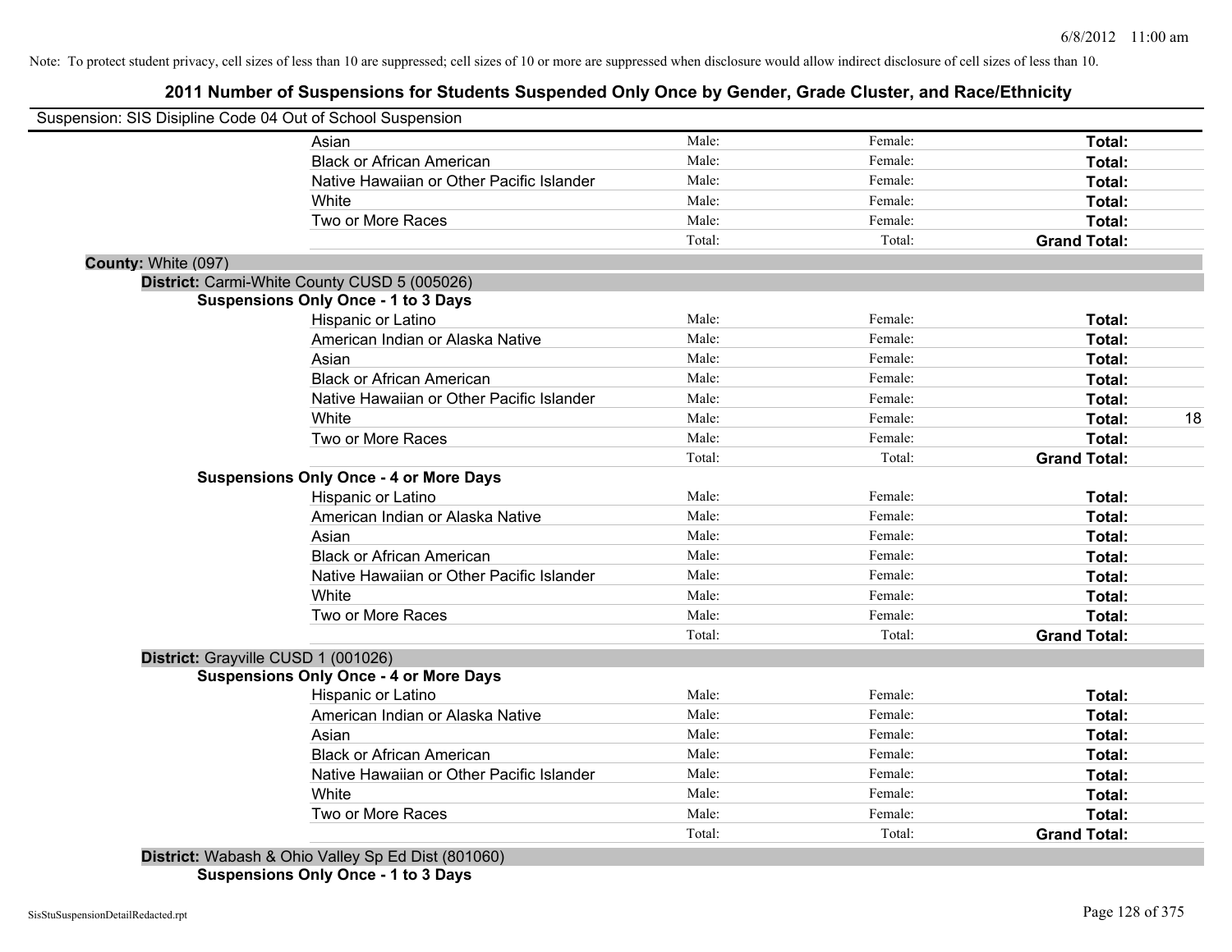Note: To protect student privacy, cell sizes of less than 10 are suppressed; cell sizes of 10 or more are suppressed when disclosure would allow indirect disclosure of cell sizes of less than 10.

## 2011 Number of Suspensions for Students Suspended Only Once by Gender, Grade Cluster, and Race/Ethnicity

Suspension: SIS Disipline Code 04 Out of School Suspension

| | | | | |
|---|---|---|---|---|
| Asian | Male: | Female: | **Total:** | |
| Black or African American | Male: | Female: | **Total:** | |
| Native Hawaiian or Other Pacific Islander | Male: | Female: | **Total:** | |
| White | Male: | Female: | **Total:** | |
| Two or More Races | Male: | Female: | **Total:** | |
| | Total: | Total: | **Grand Total:** | |

**County:** White (097)

**District:** Carmi-White County CUSD 5 (005026)

**Suspensions Only Once - 1 to 3 Days**

| | | | | |
|---|---|---|---|---|
| Hispanic or Latino | Male: | Female: | **Total:** | |
| American Indian or Alaska Native | Male: | Female: | **Total:** | |
| Asian | Male: | Female: | **Total:** | |
| Black or African American | Male: | Female: | **Total:** | |
| Native Hawaiian or Other Pacific Islander | Male: | Female: | **Total:** | |
| White | Male: | Female: | **Total:** | 18 |
| Two or More Races | Male: | Female: | **Total:** | |
| | Total: | Total: | **Grand Total:** | |

**Suspensions Only Once - 4 or More Days**

| | | | | |
|---|---|---|---|---|
| Hispanic or Latino | Male: | Female: | **Total:** | |
| American Indian or Alaska Native | Male: | Female: | **Total:** | |
| Asian | Male: | Female: | **Total:** | |
| Black or African American | Male: | Female: | **Total:** | |
| Native Hawaiian or Other Pacific Islander | Male: | Female: | **Total:** | |
| White | Male: | Female: | **Total:** | |
| Two or More Races | Male: | Female: | **Total:** | |
| | Total: | Total: | **Grand Total:** | |

**District:** Grayville CUSD 1 (001026)

**Suspensions Only Once - 4 or More Days**

| | | | | |
|---|---|---|---|---|
| Hispanic or Latino | Male: | Female: | **Total:** | |
| American Indian or Alaska Native | Male: | Female: | **Total:** | |
| Asian | Male: | Female: | **Total:** | |
| Black or African American | Male: | Female: | **Total:** | |
| Native Hawaiian or Other Pacific Islander | Male: | Female: | **Total:** | |
| White | Male: | Female: | **Total:** | |
| Two or More Races | Male: | Female: | **Total:** | |
| | Total: | Total: | **Grand Total:** | |

**District:** Wabash & Ohio Valley Sp Ed Dist (801060)

**Suspensions Only Once - 1 to 3 Days**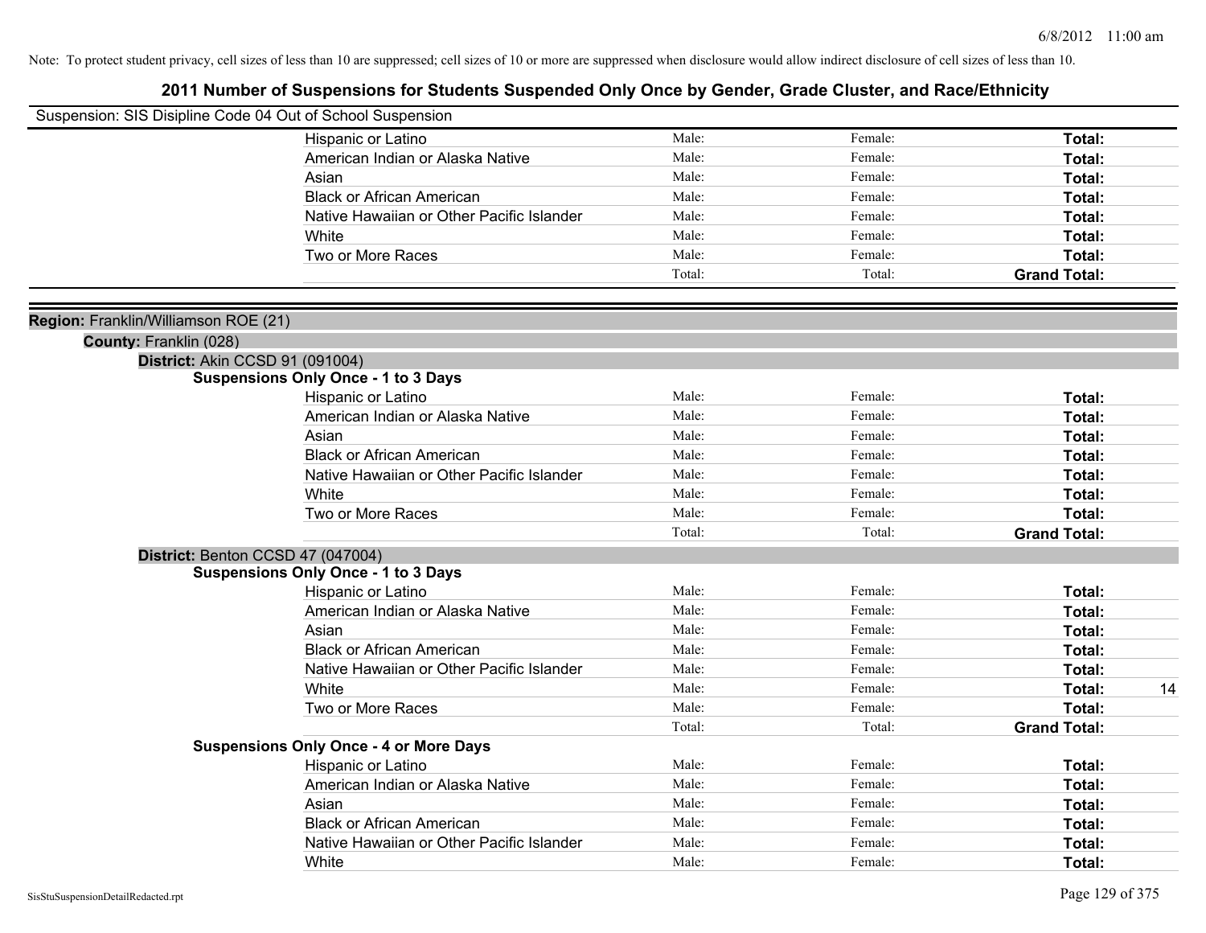Note: To protect student privacy, cell sizes of less than 10 are suppressed; cell sizes of 10 or more are suppressed when disclosure would allow indirect disclosure of cell sizes of less than 10.

# 2011 Number of Suspensions for Students Suspended Only Once by Gender, Grade Cluster, and Race/Ethnicity

Suspension: SIS Disipline Code 04 Out of School Suspension

| | Male: | Female: | Total: | |
|---|---|---|---|---|
| Hispanic or Latino | Male: | Female: | **Total:** | |
| American Indian or Alaska Native | Male: | Female: | **Total:** | |
| Asian | Male: | Female: | **Total:** | |
| Black or African American | Male: | Female: | **Total:** | |
| Native Hawaiian or Other Pacific Islander | Male: | Female: | **Total:** | |
| White | Male: | Female: | **Total:** | |
| Two or More Races | Male: | Female: | **Total:** | |
| | Total: | Total: | **Grand Total:** | |

**Region:** Franklin/Williamson ROE (21)

**County:** Franklin (028)

**District:** Akin CCSD 91 (091004)

**Suspensions Only Once - 1 to 3 Days**

| | | | | |
|---|---|---|---|---|
| Hispanic or Latino | Male: | Female: | **Total:** | |
| American Indian or Alaska Native | Male: | Female: | **Total:** | |
| Asian | Male: | Female: | **Total:** | |
| Black or African American | Male: | Female: | **Total:** | |
| Native Hawaiian or Other Pacific Islander | Male: | Female: | **Total:** | |
| White | Male: | Female: | **Total:** | |
| Two or More Races | Male: | Female: | **Total:** | |
| | Total: | Total: | **Grand Total:** | |

**District:** Benton CCSD 47 (047004)

**Suspensions Only Once - 1 to 3 Days**

| | | | | |
|---|---|---|---|---|
| Hispanic or Latino | Male: | Female: | **Total:** | |
| American Indian or Alaska Native | Male: | Female: | **Total:** | |
| Asian | Male: | Female: | **Total:** | |
| Black or African American | Male: | Female: | **Total:** | |
| Native Hawaiian or Other Pacific Islander | Male: | Female: | **Total:** | |
| White | Male: | Female: | **Total:** | 14 |
| Two or More Races | Male: | Female: | **Total:** | |
| | Total: | Total: | **Grand Total:** | |

**Suspensions Only Once - 4 or More Days**

| | | | | |
|---|---|---|---|---|
| Hispanic or Latino | Male: | Female: | **Total:** | |
| American Indian or Alaska Native | Male: | Female: | **Total:** | |
| Asian | Male: | Female: | **Total:** | |
| Black or African American | Male: | Female: | **Total:** | |
| Native Hawaiian or Other Pacific Islander | Male: | Female: | **Total:** | |
| White | Male: | Female: | **Total:** | |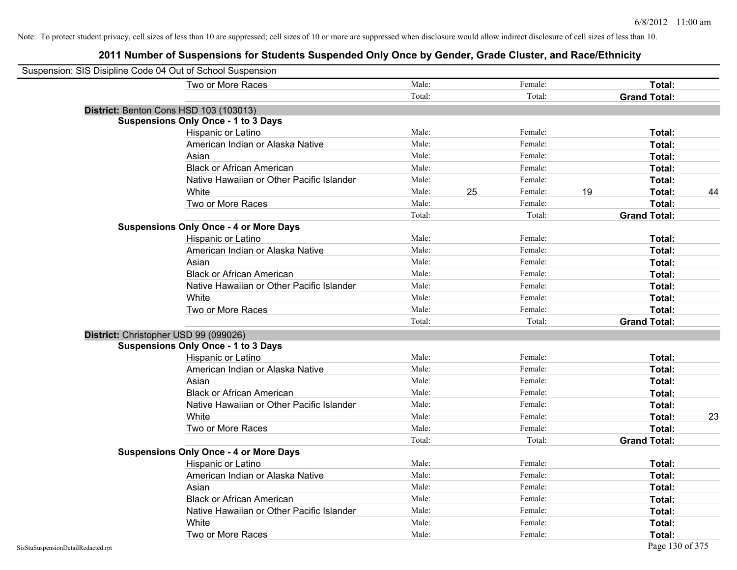Note: To protect student privacy, cell sizes of less than 10 are suppressed; cell sizes of 10 or more are suppressed when disclosure would allow indirect disclosure of cell sizes of less than 10.

# 2011 Number of Suspensions for Students Suspended Only Once by Gender, Grade Cluster, and Race/Ethnicity

Suspension: SIS Disipline Code 04 Out of School Suspension

| | | | | | | |
|---|---|---|---|---|---|---|
| Two or More Races | Male: | | Female: | | **Total:** | |
| | Total: | | Total: | | **Grand Total:** | |

**District:** Benton Cons HSD 103 (103013)

**Suspensions Only Once - 1 to 3 Days**

| | | | | | | |
|---|---|---|---|---|---|---|
| Hispanic or Latino | Male: | | Female: | | **Total:** | |
| American Indian or Alaska Native | Male: | | Female: | | **Total:** | |
| Asian | Male: | | Female: | | **Total:** | |
| Black or African American | Male: | | Female: | | **Total:** | |
| Native Hawaiian or Other Pacific Islander | Male: | | Female: | | **Total:** | |
| White | Male: | 25 | Female: | 19 | **Total:** | 44 |
| Two or More Races | Male: | | Female: | | **Total:** | |
| | Total: | | Total: | | **Grand Total:** | |

**Suspensions Only Once - 4 or More Days**

| | | | | | | |
|---|---|---|---|---|---|---|
| Hispanic or Latino | Male: | | Female: | | **Total:** | |
| American Indian or Alaska Native | Male: | | Female: | | **Total:** | |
| Asian | Male: | | Female: | | **Total:** | |
| Black or African American | Male: | | Female: | | **Total:** | |
| Native Hawaiian or Other Pacific Islander | Male: | | Female: | | **Total:** | |
| White | Male: | | Female: | | **Total:** | |
| Two or More Races | Male: | | Female: | | **Total:** | |
| | Total: | | Total: | | **Grand Total:** | |

**District:** Christopher USD 99 (099026)

**Suspensions Only Once - 1 to 3 Days**

| | | | | | | |
|---|---|---|---|---|---|---|
| Hispanic or Latino | Male: | | Female: | | **Total:** | |
| American Indian or Alaska Native | Male: | | Female: | | **Total:** | |
| Asian | Male: | | Female: | | **Total:** | |
| Black or African American | Male: | | Female: | | **Total:** | |
| Native Hawaiian or Other Pacific Islander | Male: | | Female: | | **Total:** | |
| White | Male: | | Female: | | **Total:** | 23 |
| Two or More Races | Male: | | Female: | | **Total:** | |
| | Total: | | Total: | | **Grand Total:** | |

**Suspensions Only Once - 4 or More Days**

| | | | | | | |
|---|---|---|---|---|---|---|
| Hispanic or Latino | Male: | | Female: | | **Total:** | |
| American Indian or Alaska Native | Male: | | Female: | | **Total:** | |
| Asian | Male: | | Female: | | **Total:** | |
| Black or African American | Male: | | Female: | | **Total:** | |
| Native Hawaiian or Other Pacific Islander | Male: | | Female: | | **Total:** | |
| White | Male: | | Female: | | **Total:** | |
| Two or More Races | Male: | | Female: | | **Total:** | |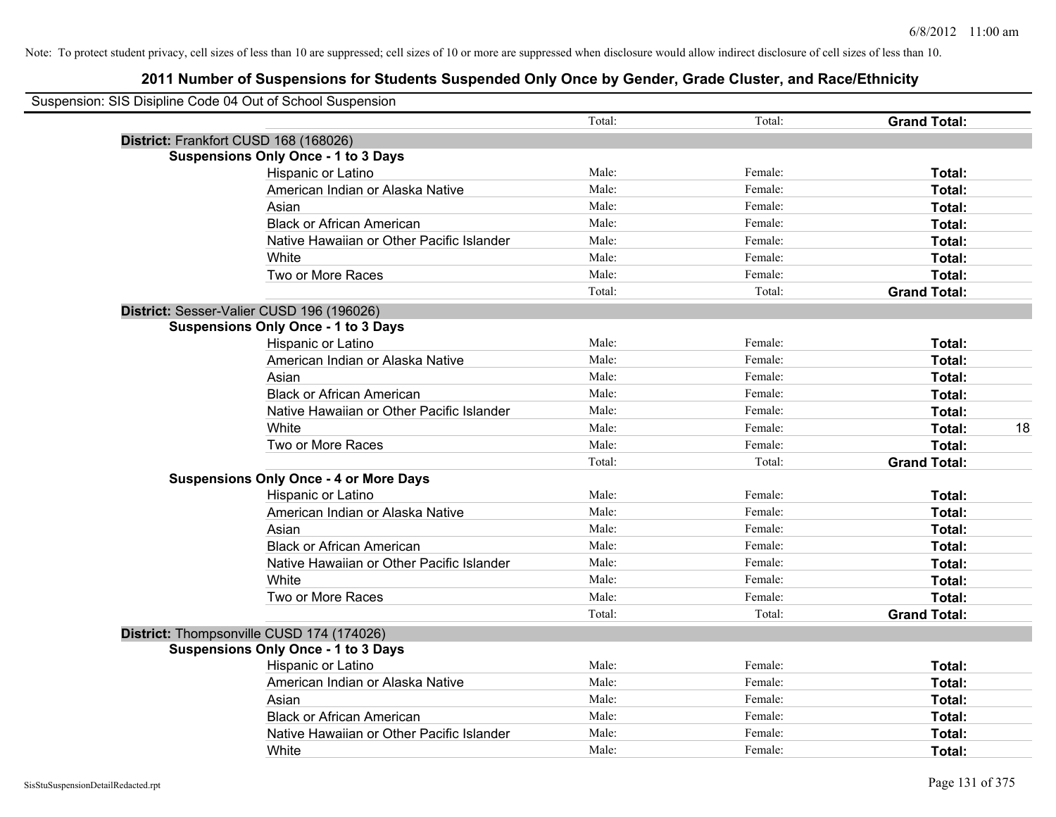Note: To protect student privacy, cell sizes of less than 10 are suppressed; cell sizes of 10 or more are suppressed when disclosure would allow indirect disclosure of cell sizes of less than 10.

# 2011 Number of Suspensions for Students Suspended Only Once by Gender, Grade Cluster, and Race/Ethnicity

Suspension: SIS Disipline Code 04 Out of School Suspension

| | | Total: | Total: | **Grand Total:** | |
|---|---|---|---|---|---|
| **District:** Frankfort CUSD 168 (168026) | | | | | |
| **Suspensions Only Once - 1 to 3 Days** | | | | | |
| | Hispanic or Latino | Male: | Female: | **Total:** | |
| | American Indian or Alaska Native | Male: | Female: | **Total:** | |
| | Asian | Male: | Female: | **Total:** | |
| | Black or African American | Male: | Female: | **Total:** | |
| | Native Hawaiian or Other Pacific Islander | Male: | Female: | **Total:** | |
| | White | Male: | Female: | **Total:** | |
| | Two or More Races | Male: | Female: | **Total:** | |
| | | Total: | Total: | **Grand Total:** | |
| **District:** Sesser-Valier CUSD 196 (196026) | | | | | |
| **Suspensions Only Once - 1 to 3 Days** | | | | | |
| | Hispanic or Latino | Male: | Female: | **Total:** | |
| | American Indian or Alaska Native | Male: | Female: | **Total:** | |
| | Asian | Male: | Female: | **Total:** | |
| | Black or African American | Male: | Female: | **Total:** | |
| | Native Hawaiian or Other Pacific Islander | Male: | Female: | **Total:** | |
| | White | Male: | Female: | **Total:** | 18 |
| | Two or More Races | Male: | Female: | **Total:** | |
| | | Total: | Total: | **Grand Total:** | |
| **Suspensions Only Once - 4 or More Days** | | | | | |
| | Hispanic or Latino | Male: | Female: | **Total:** | |
| | American Indian or Alaska Native | Male: | Female: | **Total:** | |
| | Asian | Male: | Female: | **Total:** | |
| | Black or African American | Male: | Female: | **Total:** | |
| | Native Hawaiian or Other Pacific Islander | Male: | Female: | **Total:** | |
| | White | Male: | Female: | **Total:** | |
| | Two or More Races | Male: | Female: | **Total:** | |
| | | Total: | Total: | **Grand Total:** | |
| **District:** Thompsonville CUSD 174 (174026) | | | | | |
| **Suspensions Only Once - 1 to 3 Days** | | | | | |
| | Hispanic or Latino | Male: | Female: | **Total:** | |
| | American Indian or Alaska Native | Male: | Female: | **Total:** | |
| | Asian | Male: | Female: | **Total:** | |
| | Black or African American | Male: | Female: | **Total:** | |
| | Native Hawaiian or Other Pacific Islander | Male: | Female: | **Total:** | |
| | White | Male: | Female: | **Total:** | |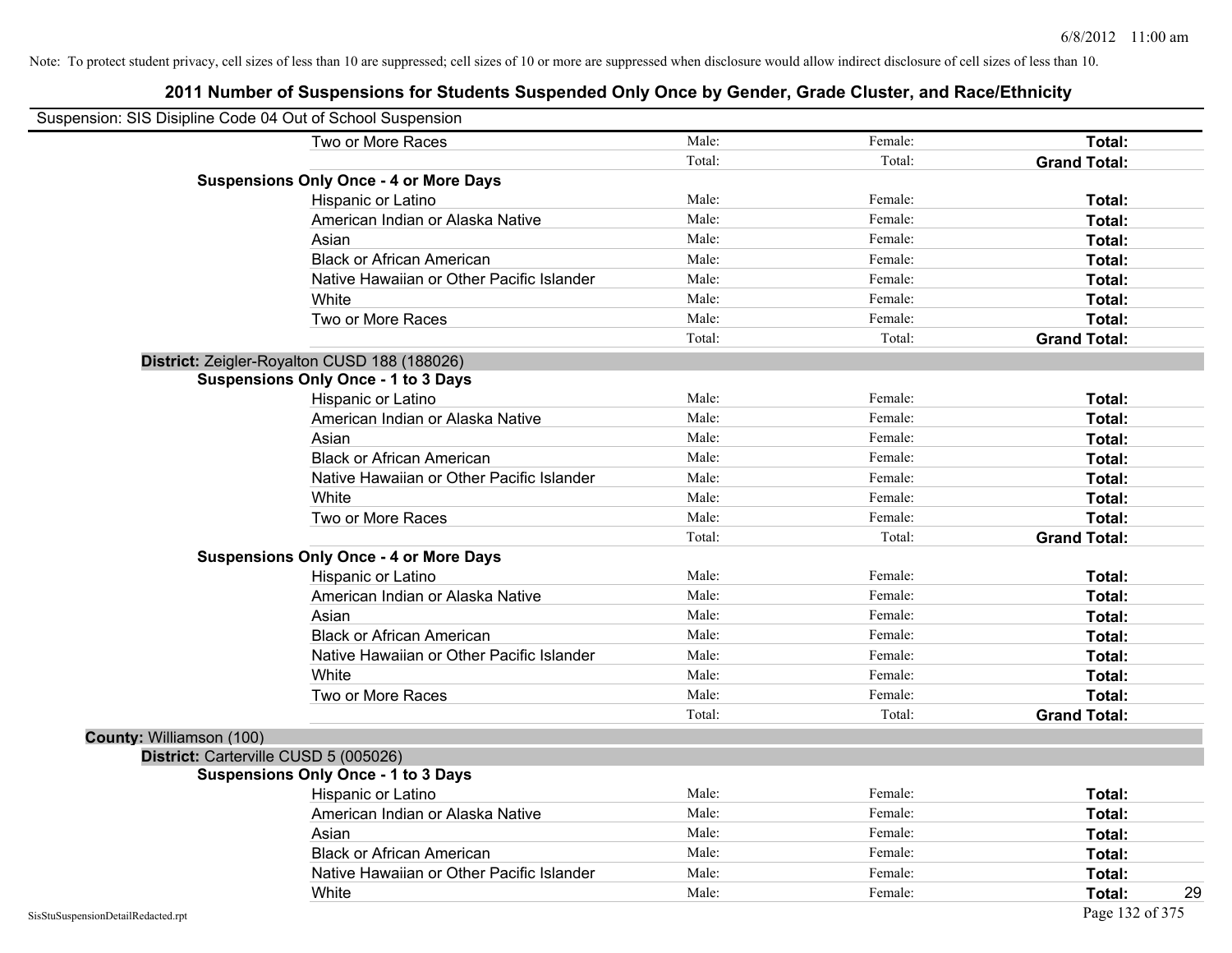Note: To protect student privacy, cell sizes of less than 10 are suppressed; cell sizes of 10 or more are suppressed when disclosure would allow indirect disclosure of cell sizes of less than 10.

# 2011 Number of Suspensions for Students Suspended Only Once by Gender, Grade Cluster, and Race/Ethnicity

Suspension: SIS Disipline Code 04 Out of School Suspension

| | | | |
|---|---|---|---|
| Two or More Races | Male: | Female: | **Total:** |
| | Total: | Total: | **Grand Total:** |
| **Suspensions Only Once - 4 or More Days** | | | |
| Hispanic or Latino | Male: | Female: | **Total:** |
| American Indian or Alaska Native | Male: | Female: | **Total:** |
| Asian | Male: | Female: | **Total:** |
| Black or African American | Male: | Female: | **Total:** |
| Native Hawaiian or Other Pacific Islander | Male: | Female: | **Total:** |
| White | Male: | Female: | **Total:** |
| Two or More Races | Male: | Female: | **Total:** |
| | Total: | Total: | **Grand Total:** |

**District:** Zeigler-Royalton CUSD 188 (188026)

| | | | |
|---|---|---|---|
| **Suspensions Only Once - 1 to 3 Days** | | | |
| Hispanic or Latino | Male: | Female: | **Total:** |
| American Indian or Alaska Native | Male: | Female: | **Total:** |
| Asian | Male: | Female: | **Total:** |
| Black or African American | Male: | Female: | **Total:** |
| Native Hawaiian or Other Pacific Islander | Male: | Female: | **Total:** |
| White | Male: | Female: | **Total:** |
| Two or More Races | Male: | Female: | **Total:** |
| | Total: | Total: | **Grand Total:** |
| **Suspensions Only Once - 4 or More Days** | | | |
| Hispanic or Latino | Male: | Female: | **Total:** |
| American Indian or Alaska Native | Male: | Female: | **Total:** |
| Asian | Male: | Female: | **Total:** |
| Black or African American | Male: | Female: | **Total:** |
| Native Hawaiian or Other Pacific Islander | Male: | Female: | **Total:** |
| White | Male: | Female: | **Total:** |
| Two or More Races | Male: | Female: | **Total:** |
| | Total: | Total: | **Grand Total:** |

**County:** Williamson (100)

**District:** Carterville CUSD 5 (005026)

| | | | |
|---|---|---|---|
| **Suspensions Only Once - 1 to 3 Days** | | | |
| Hispanic or Latino | Male: | Female: | **Total:** |
| American Indian or Alaska Native | Male: | Female: | **Total:** |
| Asian | Male: | Female: | **Total:** |
| Black or African American | Male: | Female: | **Total:** |
| Native Hawaiian or Other Pacific Islander | Male: | Female: | **Total:** |
| White | Male: | Female: | **Total:** 29 |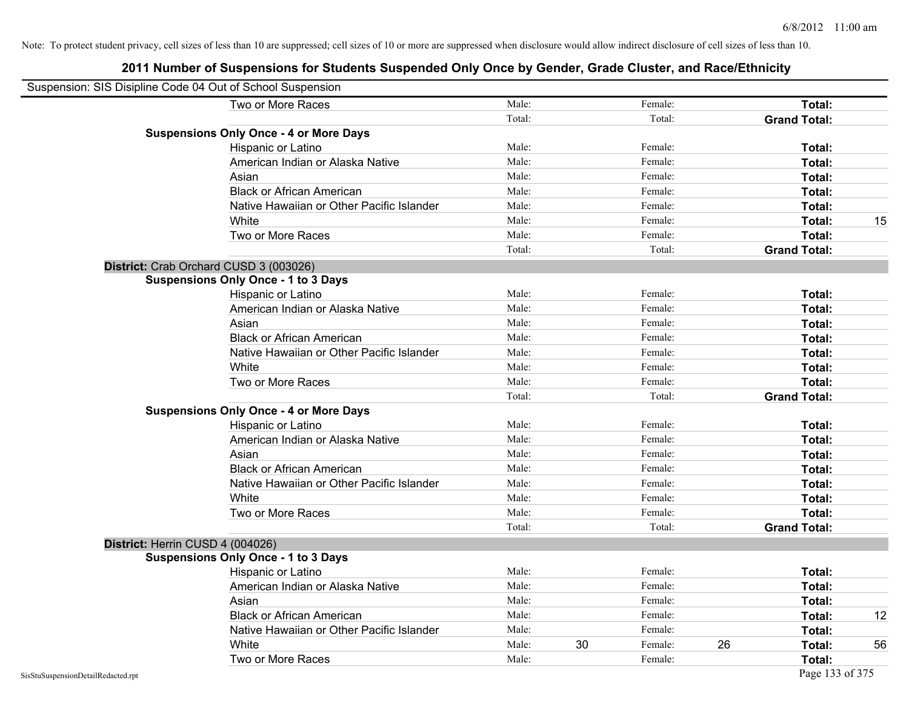Note: To protect student privacy, cell sizes of less than 10 are suppressed; cell sizes of 10 or more are suppressed when disclosure would allow indirect disclosure of cell sizes of less than 10.

# 2011 Number of Suspensions for Students Suspended Only Once by Gender, Grade Cluster, and Race/Ethnicity

Suspension: SIS Disipline Code 04 Out of School Suspension

| | | | | | | |
|---|---|---|---|---|---|---|
| Two or More Races | Male: | | Female: | | **Total:** | |
| | Total: | | Total: | | **Grand Total:** | |
| **Suspensions Only Once - 4 or More Days** | | | | | | |
| Hispanic or Latino | Male: | | Female: | | **Total:** | |
| American Indian or Alaska Native | Male: | | Female: | | **Total:** | |
| Asian | Male: | | Female: | | **Total:** | |
| Black or African American | Male: | | Female: | | **Total:** | |
| Native Hawaiian or Other Pacific Islander | Male: | | Female: | | **Total:** | |
| White | Male: | | Female: | | **Total:** | 15 |
| Two or More Races | Male: | | Female: | | **Total:** | |
| | Total: | | Total: | | **Grand Total:** | |

**District:** Crab Orchard CUSD 3 (003026)

| | | | | | | |
|---|---|---|---|---|---|---|
| **Suspensions Only Once - 1 to 3 Days** | | | | | | |
| Hispanic or Latino | Male: | | Female: | | **Total:** | |
| American Indian or Alaska Native | Male: | | Female: | | **Total:** | |
| Asian | Male: | | Female: | | **Total:** | |
| Black or African American | Male: | | Female: | | **Total:** | |
| Native Hawaiian or Other Pacific Islander | Male: | | Female: | | **Total:** | |
| White | Male: | | Female: | | **Total:** | |
| Two or More Races | Male: | | Female: | | **Total:** | |
| | Total: | | Total: | | **Grand Total:** | |
| **Suspensions Only Once - 4 or More Days** | | | | | | |
| Hispanic or Latino | Male: | | Female: | | **Total:** | |
| American Indian or Alaska Native | Male: | | Female: | | **Total:** | |
| Asian | Male: | | Female: | | **Total:** | |
| Black or African American | Male: | | Female: | | **Total:** | |
| Native Hawaiian or Other Pacific Islander | Male: | | Female: | | **Total:** | |
| White | Male: | | Female: | | **Total:** | |
| Two or More Races | Male: | | Female: | | **Total:** | |
| | Total: | | Total: | | **Grand Total:** | |

**District:** Herrin CUSD 4 (004026)

| | | | | | | |
|---|---|---|---|---|---|---|
| **Suspensions Only Once - 1 to 3 Days** | | | | | | |
| Hispanic or Latino | Male: | | Female: | | **Total:** | |
| American Indian or Alaska Native | Male: | | Female: | | **Total:** | |
| Asian | Male: | | Female: | | **Total:** | |
| Black or African American | Male: | | Female: | | **Total:** | 12 |
| Native Hawaiian or Other Pacific Islander | Male: | | Female: | | **Total:** | |
| White | Male: | 30 | Female: | 26 | **Total:** | 56 |
| Two or More Races | Male: | | Female: | | **Total:** | |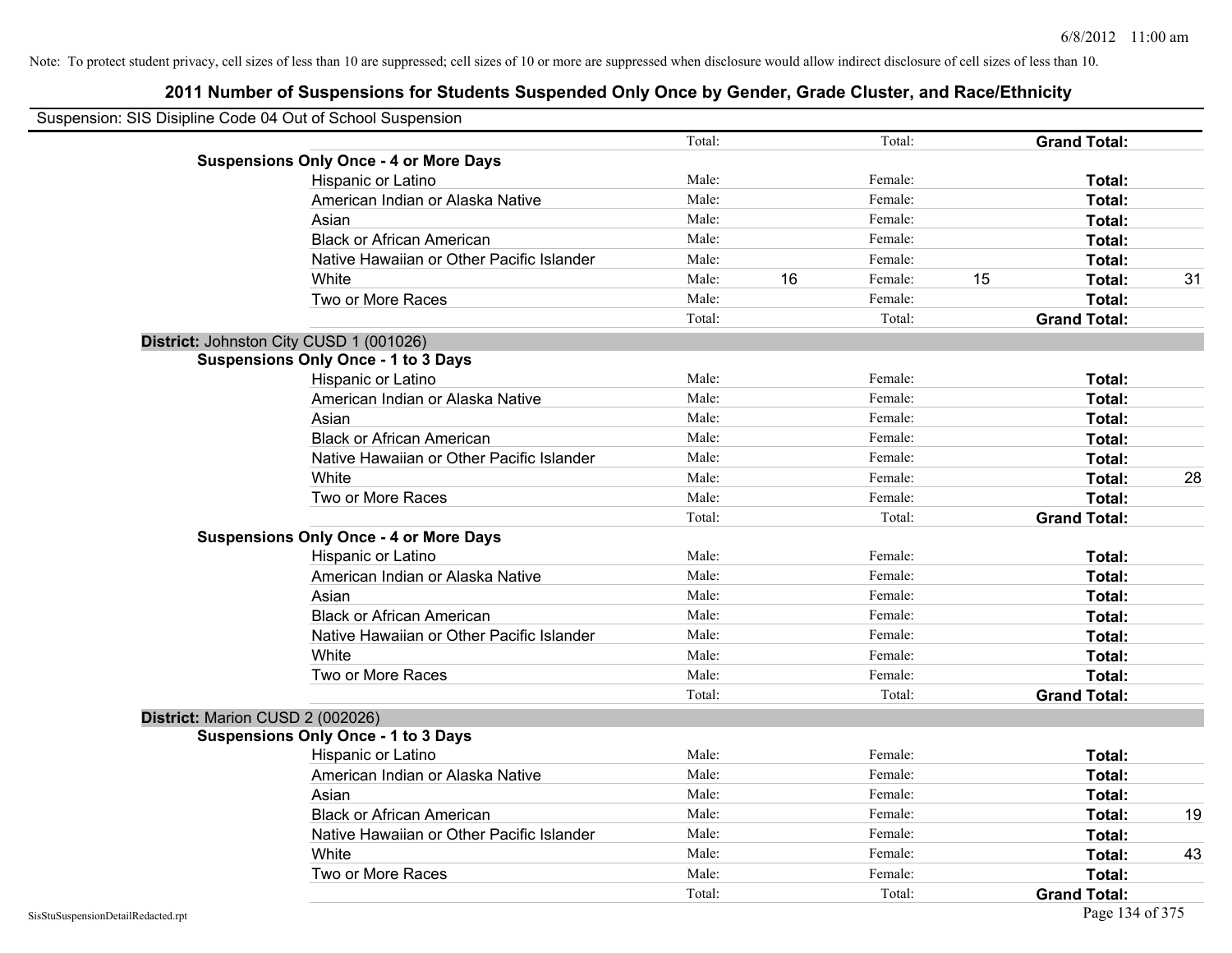Note: To protect student privacy, cell sizes of less than 10 are suppressed; cell sizes of 10 or more are suppressed when disclosure would allow indirect disclosure of cell sizes of less than 10.

# 2011 Number of Suspensions for Students Suspended Only Once by Gender, Grade Cluster, and Race/Ethnicity

Suspension: SIS Disipline Code 04 Out of School Suspension

| | | | | | | |
|---|---|---|---|---|---|---|
| | Total: | | Total: | | **Grand Total:** | |
| **Suspensions Only Once - 4 or More Days** | | | | | | |
| Hispanic or Latino | Male: | | Female: | | **Total:** | |
| American Indian or Alaska Native | Male: | | Female: | | **Total:** | |
| Asian | Male: | | Female: | | **Total:** | |
| Black or African American | Male: | | Female: | | **Total:** | |
| Native Hawaiian or Other Pacific Islander | Male: | | Female: | | **Total:** | |
| White | Male: | 16 | Female: | 15 | **Total:** | 31 |
| Two or More Races | Male: | | Female: | | **Total:** | |
| | Total: | | Total: | | **Grand Total:** | |
| **District:** Johnston City CUSD 1 (001026) | | | | | | |
| **Suspensions Only Once - 1 to 3 Days** | | | | | | |
| Hispanic or Latino | Male: | | Female: | | **Total:** | |
| American Indian or Alaska Native | Male: | | Female: | | **Total:** | |
| Asian | Male: | | Female: | | **Total:** | |
| Black or African American | Male: | | Female: | | **Total:** | |
| Native Hawaiian or Other Pacific Islander | Male: | | Female: | | **Total:** | |
| White | Male: | | Female: | | **Total:** | 28 |
| Two or More Races | Male: | | Female: | | **Total:** | |
| | Total: | | Total: | | **Grand Total:** | |
| **Suspensions Only Once - 4 or More Days** | | | | | | |
| Hispanic or Latino | Male: | | Female: | | **Total:** | |
| American Indian or Alaska Native | Male: | | Female: | | **Total:** | |
| Asian | Male: | | Female: | | **Total:** | |
| Black or African American | Male: | | Female: | | **Total:** | |
| Native Hawaiian or Other Pacific Islander | Male: | | Female: | | **Total:** | |
| White | Male: | | Female: | | **Total:** | |
| Two or More Races | Male: | | Female: | | **Total:** | |
| | Total: | | Total: | | **Grand Total:** | |
| **District:** Marion CUSD 2 (002026) | | | | | | |
| **Suspensions Only Once - 1 to 3 Days** | | | | | | |
| Hispanic or Latino | Male: | | Female: | | **Total:** | |
| American Indian or Alaska Native | Male: | | Female: | | **Total:** | |
| Asian | Male: | | Female: | | **Total:** | |
| Black or African American | Male: | | Female: | | **Total:** | 19 |
| Native Hawaiian or Other Pacific Islander | Male: | | Female: | | **Total:** | |
| White | Male: | | Female: | | **Total:** | 43 |
| Two or More Races | Male: | | Female: | | **Total:** | |
| | Total: | | Total: | | **Grand Total:** | |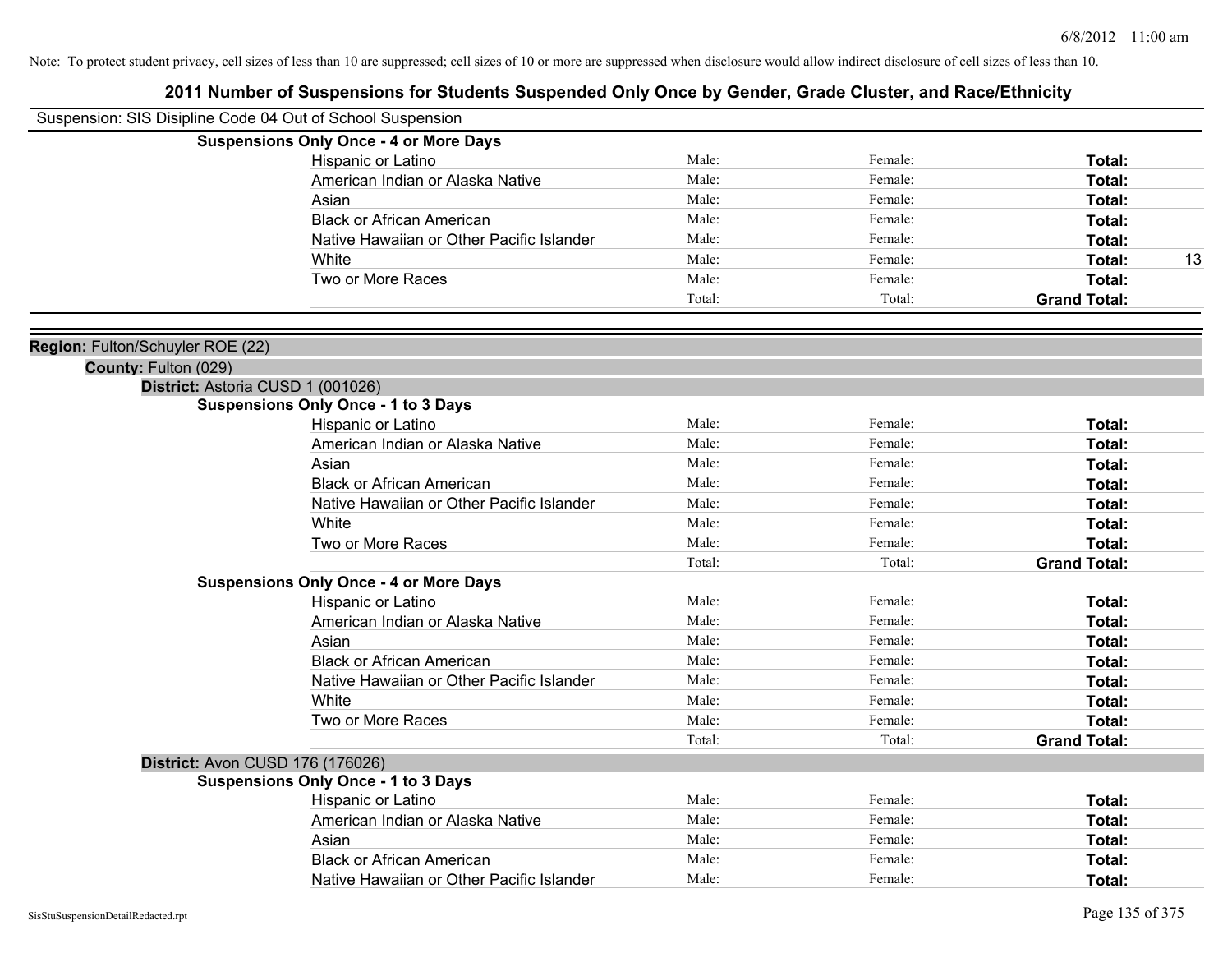Note: To protect student privacy, cell sizes of less than 10 are suppressed; cell sizes of 10 or more are suppressed when disclosure would allow indirect disclosure of cell sizes of less than 10.

# 2011 Number of Suspensions for Students Suspended Only Once by Gender, Grade Cluster, and Race/Ethnicity

Suspension: SIS Disipline Code 04 Out of School Suspension

**Suspensions Only Once - 4 or More Days**

| | | | | |
|---|---|---|---|---|
| Hispanic or Latino | Male: | Female: | **Total:** | |
| American Indian or Alaska Native | Male: | Female: | **Total:** | |
| Asian | Male: | Female: | **Total:** | |
| Black or African American | Male: | Female: | **Total:** | |
| Native Hawaiian or Other Pacific Islander | Male: | Female: | **Total:** | |
| White | Male: | Female: | **Total:** | 13 |
| Two or More Races | Male: | Female: | **Total:** | |
| | Total: | Total: | **Grand Total:** | |

**Region:** Fulton/Schuyler ROE (22)

**County:** Fulton (029)

**District:** Astoria CUSD 1 (001026)

**Suspensions Only Once - 1 to 3 Days**

| | | | | |
|---|---|---|---|---|
| Hispanic or Latino | Male: | Female: | **Total:** | |
| American Indian or Alaska Native | Male: | Female: | **Total:** | |
| Asian | Male: | Female: | **Total:** | |
| Black or African American | Male: | Female: | **Total:** | |
| Native Hawaiian or Other Pacific Islander | Male: | Female: | **Total:** | |
| White | Male: | Female: | **Total:** | |
| Two or More Races | Male: | Female: | **Total:** | |
| | Total: | Total: | **Grand Total:** | |

**Suspensions Only Once - 4 or More Days**

| | | | | |
|---|---|---|---|---|
| Hispanic or Latino | Male: | Female: | **Total:** | |
| American Indian or Alaska Native | Male: | Female: | **Total:** | |
| Asian | Male: | Female: | **Total:** | |
| Black or African American | Male: | Female: | **Total:** | |
| Native Hawaiian or Other Pacific Islander | Male: | Female: | **Total:** | |
| White | Male: | Female: | **Total:** | |
| Two or More Races | Male: | Female: | **Total:** | |
| | Total: | Total: | **Grand Total:** | |

**District:** Avon CUSD 176 (176026)

**Suspensions Only Once - 1 to 3 Days**

| | | | | |
|---|---|---|---|---|
| Hispanic or Latino | Male: | Female: | **Total:** | |
| American Indian or Alaska Native | Male: | Female: | **Total:** | |
| Asian | Male: | Female: | **Total:** | |
| Black or African American | Male: | Female: | **Total:** | |
| Native Hawaiian or Other Pacific Islander | Male: | Female: | **Total:** | |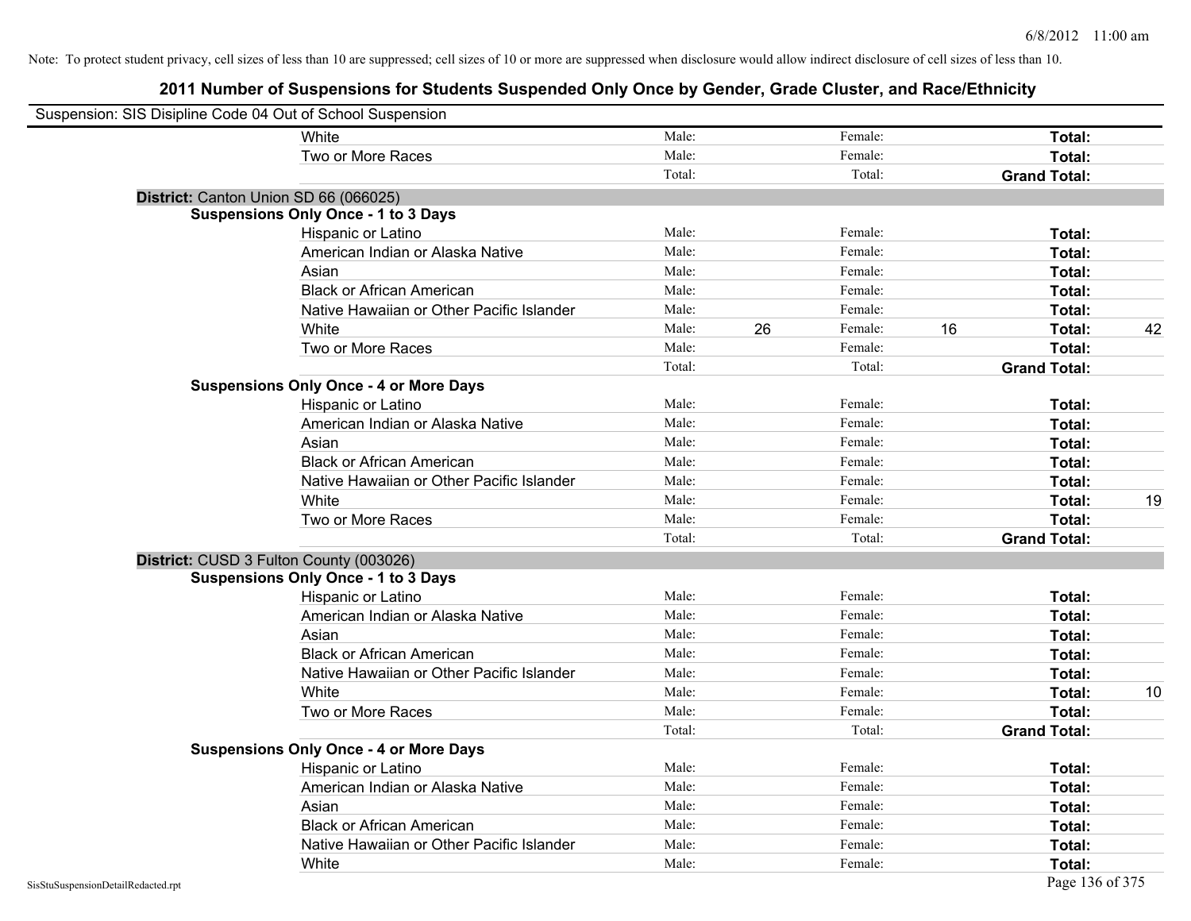Note: To protect student privacy, cell sizes of less than 10 are suppressed; cell sizes of 10 or more are suppressed when disclosure would allow indirect disclosure of cell sizes of less than 10.

# 2011 Number of Suspensions for Students Suspended Only Once by Gender, Grade Cluster, and Race/Ethnicity

Suspension: SIS Disipline Code 04 Out of School Suspension

| | | | | | | |
|---|---|---|---|---|---|---|
| White | Male: | | Female: | | **Total:** | |
| Two or More Races | Male: | | Female: | | **Total:** | |
| | Total: | | Total: | | **Grand Total:** | |

**District:** Canton Union SD 66 (066025)

**Suspensions Only Once - 1 to 3 Days**

| | | | | | | |
|---|---|---|---|---|---|---|
| Hispanic or Latino | Male: | | Female: | | **Total:** | |
| American Indian or Alaska Native | Male: | | Female: | | **Total:** | |
| Asian | Male: | | Female: | | **Total:** | |
| Black or African American | Male: | | Female: | | **Total:** | |
| Native Hawaiian or Other Pacific Islander | Male: | | Female: | | **Total:** | |
| White | Male: | 26 | Female: | 16 | **Total:** | 42 |
| Two or More Races | Male: | | Female: | | **Total:** | |
| | Total: | | Total: | | **Grand Total:** | |

**Suspensions Only Once - 4 or More Days**

| | | | | | | |
|---|---|---|---|---|---|---|
| Hispanic or Latino | Male: | | Female: | | **Total:** | |
| American Indian or Alaska Native | Male: | | Female: | | **Total:** | |
| Asian | Male: | | Female: | | **Total:** | |
| Black or African American | Male: | | Female: | | **Total:** | |
| Native Hawaiian or Other Pacific Islander | Male: | | Female: | | **Total:** | |
| White | Male: | | Female: | | **Total:** | 19 |
| Two or More Races | Male: | | Female: | | **Total:** | |
| | Total: | | Total: | | **Grand Total:** | |

**District:** CUSD 3 Fulton County (003026)

**Suspensions Only Once - 1 to 3 Days**

| | | | | | | |
|---|---|---|---|---|---|---|
| Hispanic or Latino | Male: | | Female: | | **Total:** | |
| American Indian or Alaska Native | Male: | | Female: | | **Total:** | |
| Asian | Male: | | Female: | | **Total:** | |
| Black or African American | Male: | | Female: | | **Total:** | |
| Native Hawaiian or Other Pacific Islander | Male: | | Female: | | **Total:** | |
| White | Male: | | Female: | | **Total:** | 10 |
| Two or More Races | Male: | | Female: | | **Total:** | |
| | Total: | | Total: | | **Grand Total:** | |

**Suspensions Only Once - 4 or More Days**

| | | | | | | |
|---|---|---|---|---|---|---|
| Hispanic or Latino | Male: | | Female: | | **Total:** | |
| American Indian or Alaska Native | Male: | | Female: | | **Total:** | |
| Asian | Male: | | Female: | | **Total:** | |
| Black or African American | Male: | | Female: | | **Total:** | |
| Native Hawaiian or Other Pacific Islander | Male: | | Female: | | **Total:** | |
| White | Male: | | Female: | | **Total:** | |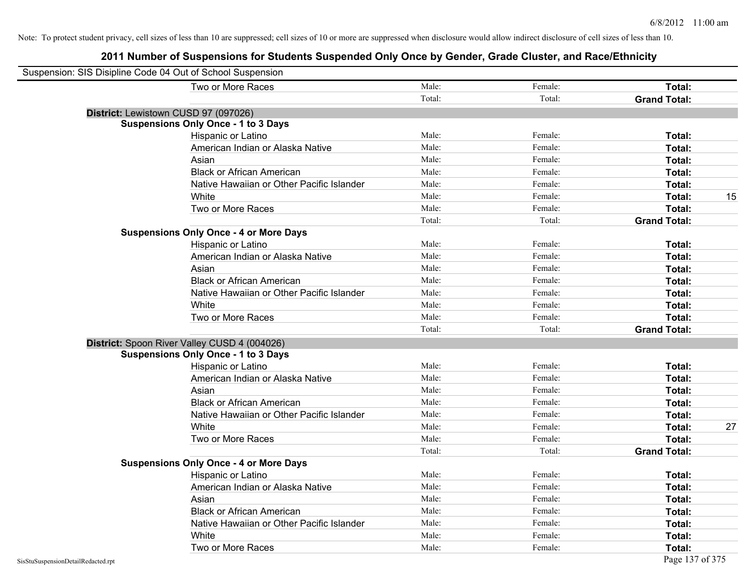Note: To protect student privacy, cell sizes of less than 10 are suppressed; cell sizes of 10 or more are suppressed when disclosure would allow indirect disclosure of cell sizes of less than 10.

# 2011 Number of Suspensions for Students Suspended Only Once by Gender, Grade Cluster, and Race/Ethnicity

Suspension: SIS Disipline Code 04 Out of School Suspension

| | | | | |
|---|---|---|---|---|
| Two or More Races | Male: | Female: | **Total:** | |
| | Total: | Total: | **Grand Total:** | |

**District:** Lewistown CUSD 97 (097026)

**Suspensions Only Once - 1 to 3 Days**

| | | | | |
|---|---|---|---|---|
| Hispanic or Latino | Male: | Female: | **Total:** | |
| American Indian or Alaska Native | Male: | Female: | **Total:** | |
| Asian | Male: | Female: | **Total:** | |
| Black or African American | Male: | Female: | **Total:** | |
| Native Hawaiian or Other Pacific Islander | Male: | Female: | **Total:** | |
| White | Male: | Female: | **Total:** | 15 |
| Two or More Races | Male: | Female: | **Total:** | |
| | Total: | Total: | **Grand Total:** | |

**Suspensions Only Once - 4 or More Days**

| | | | | |
|---|---|---|---|---|
| Hispanic or Latino | Male: | Female: | **Total:** | |
| American Indian or Alaska Native | Male: | Female: | **Total:** | |
| Asian | Male: | Female: | **Total:** | |
| Black or African American | Male: | Female: | **Total:** | |
| Native Hawaiian or Other Pacific Islander | Male: | Female: | **Total:** | |
| White | Male: | Female: | **Total:** | |
| Two or More Races | Male: | Female: | **Total:** | |
| | Total: | Total: | **Grand Total:** | |

**District:** Spoon River Valley CUSD 4 (004026)

**Suspensions Only Once - 1 to 3 Days**

| | | | | |
|---|---|---|---|---|
| Hispanic or Latino | Male: | Female: | **Total:** | |
| American Indian or Alaska Native | Male: | Female: | **Total:** | |
| Asian | Male: | Female: | **Total:** | |
| Black or African American | Male: | Female: | **Total:** | |
| Native Hawaiian or Other Pacific Islander | Male: | Female: | **Total:** | |
| White | Male: | Female: | **Total:** | 27 |
| Two or More Races | Male: | Female: | **Total:** | |
| | Total: | Total: | **Grand Total:** | |

**Suspensions Only Once - 4 or More Days**

| | | | | |
|---|---|---|---|---|
| Hispanic or Latino | Male: | Female: | **Total:** | |
| American Indian or Alaska Native | Male: | Female: | **Total:** | |
| Asian | Male: | Female: | **Total:** | |
| Black or African American | Male: | Female: | **Total:** | |
| Native Hawaiian or Other Pacific Islander | Male: | Female: | **Total:** | |
| White | Male: | Female: | **Total:** | |
| Two or More Races | Male: | Female: | **Total:** | |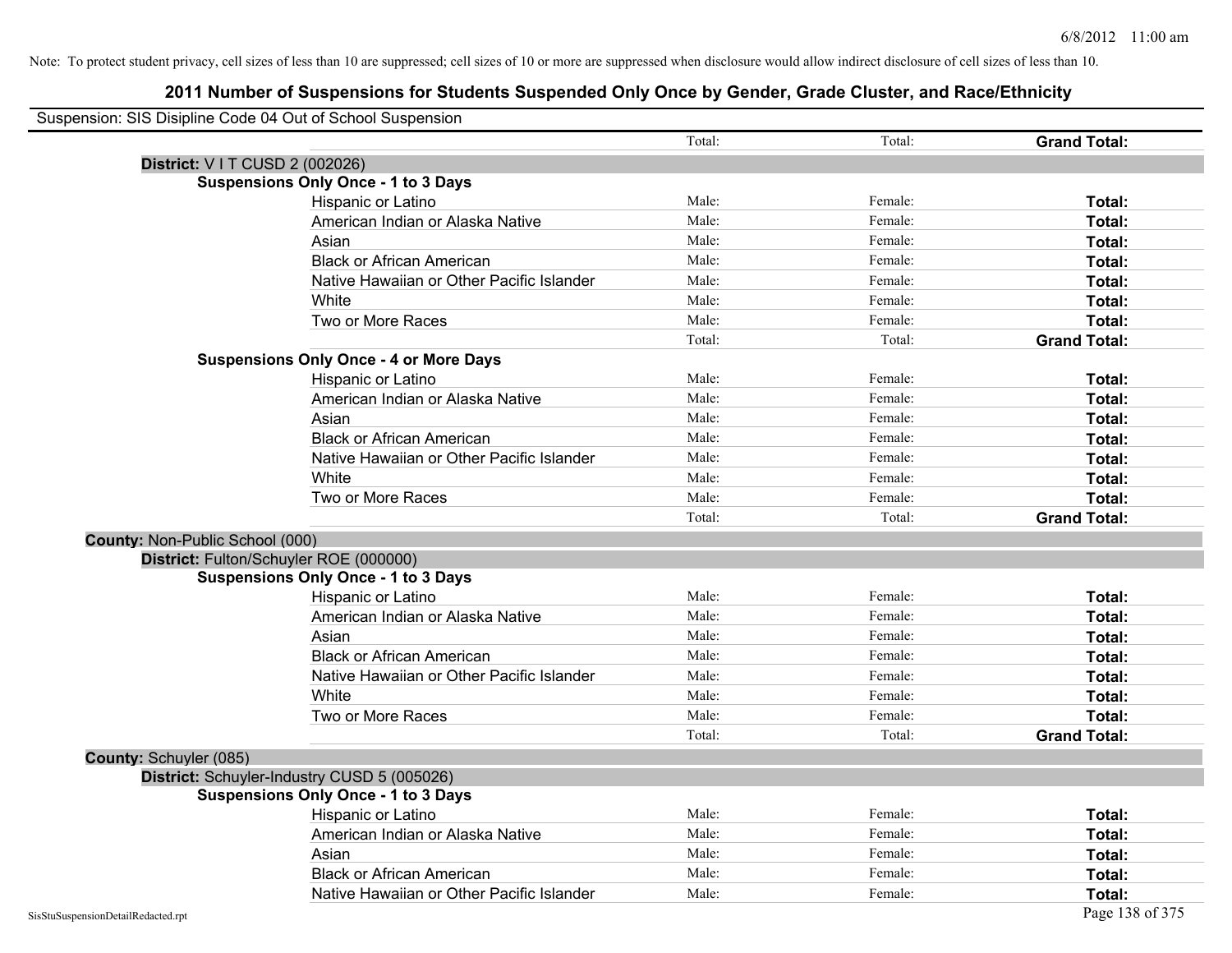Note: To protect student privacy, cell sizes of less than 10 are suppressed; cell sizes of 10 or more are suppressed when disclosure would allow indirect disclosure of cell sizes of less than 10.

# 2011 Number of Suspensions for Students Suspended Only Once by Gender, Grade Cluster, and Race/Ethnicity

Suspension: SIS Disipline Code 04 Out of School Suspension

| | | | | |
|---|---|---|---|---|
| | | Total: | Total: | **Grand Total:** |
| **District:** V I T CUSD 2 (002026) | | | | |
| **Suspensions Only Once - 1 to 3 Days** | | | | |
| | Hispanic or Latino | Male: | Female: | **Total:** |
| | American Indian or Alaska Native | Male: | Female: | **Total:** |
| | Asian | Male: | Female: | **Total:** |
| | Black or African American | Male: | Female: | **Total:** |
| | Native Hawaiian or Other Pacific Islander | Male: | Female: | **Total:** |
| | White | Male: | Female: | **Total:** |
| | Two or More Races | Male: | Female: | **Total:** |
| | | Total: | Total: | **Grand Total:** |
| **Suspensions Only Once - 4 or More Days** | | | | |
| | Hispanic or Latino | Male: | Female: | **Total:** |
| | American Indian or Alaska Native | Male: | Female: | **Total:** |
| | Asian | Male: | Female: | **Total:** |
| | Black or African American | Male: | Female: | **Total:** |
| | Native Hawaiian or Other Pacific Islander | Male: | Female: | **Total:** |
| | White | Male: | Female: | **Total:** |
| | Two or More Races | Male: | Female: | **Total:** |
| | | Total: | Total: | **Grand Total:** |
| **County:** Non-Public School (000) | | | | |
| **District:** Fulton/Schuyler ROE (000000) | | | | |
| **Suspensions Only Once - 1 to 3 Days** | | | | |
| | Hispanic or Latino | Male: | Female: | **Total:** |
| | American Indian or Alaska Native | Male: | Female: | **Total:** |
| | Asian | Male: | Female: | **Total:** |
| | Black or African American | Male: | Female: | **Total:** |
| | Native Hawaiian or Other Pacific Islander | Male: | Female: | **Total:** |
| | White | Male: | Female: | **Total:** |
| | Two or More Races | Male: | Female: | **Total:** |
| | | Total: | Total: | **Grand Total:** |
| **County:** Schuyler (085) | | | | |
| **District:** Schuyler-Industry CUSD 5 (005026) | | | | |
| **Suspensions Only Once - 1 to 3 Days** | | | | |
| | Hispanic or Latino | Male: | Female: | **Total:** |
| | American Indian or Alaska Native | Male: | Female: | **Total:** |
| | Asian | Male: | Female: | **Total:** |
| | Black or African American | Male: | Female: | **Total:** |
| | Native Hawaiian or Other Pacific Islander | Male: | Female: | **Total:** |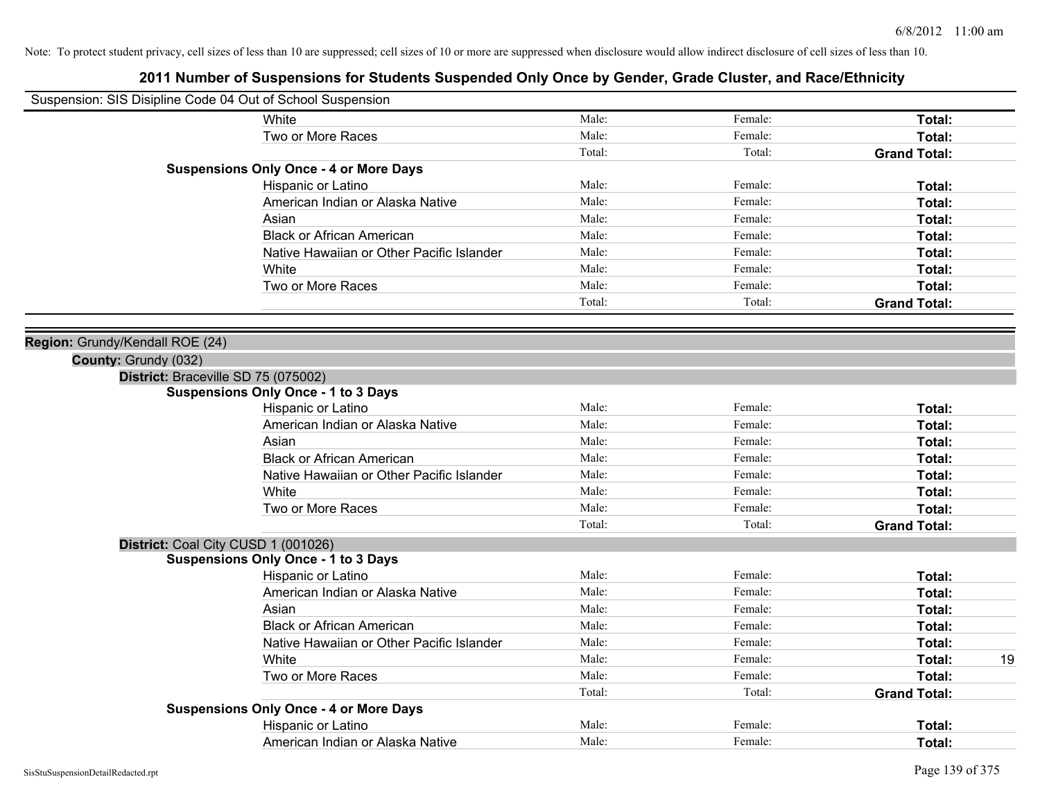Note: To protect student privacy, cell sizes of less than 10 are suppressed; cell sizes of 10 or more are suppressed when disclosure would allow indirect disclosure of cell sizes of less than 10.

# 2011 Number of Suspensions for Students Suspended Only Once by Gender, Grade Cluster, and Race/Ethnicity

Suspension: SIS Disipline Code 04 Out of School Suspension

| | | | | |
|---|---|---|---|---|
| White | Male: | Female: | **Total:** | |
| Two or More Races | Male: | Female: | **Total:** | |
| | Total: | Total: | **Grand Total:** | |

**Suspensions Only Once - 4 or More Days**

| | | | | |
|---|---|---|---|---|
| Hispanic or Latino | Male: | Female: | **Total:** | |
| American Indian or Alaska Native | Male: | Female: | **Total:** | |
| Asian | Male: | Female: | **Total:** | |
| Black or African American | Male: | Female: | **Total:** | |
| Native Hawaiian or Other Pacific Islander | Male: | Female: | **Total:** | |
| White | Male: | Female: | **Total:** | |
| Two or More Races | Male: | Female: | **Total:** | |
| | Total: | Total: | **Grand Total:** | |

**Region:** Grundy/Kendall ROE (24)

**County:** Grundy (032)

**District:** Braceville SD 75 (075002)

**Suspensions Only Once - 1 to 3 Days**

| | | | | |
|---|---|---|---|---|
| Hispanic or Latino | Male: | Female: | **Total:** | |
| American Indian or Alaska Native | Male: | Female: | **Total:** | |
| Asian | Male: | Female: | **Total:** | |
| Black or African American | Male: | Female: | **Total:** | |
| Native Hawaiian or Other Pacific Islander | Male: | Female: | **Total:** | |
| White | Male: | Female: | **Total:** | |
| Two or More Races | Male: | Female: | **Total:** | |
| | Total: | Total: | **Grand Total:** | |

**District:** Coal City CUSD 1 (001026)

**Suspensions Only Once - 1 to 3 Days**

| | | | | |
|---|---|---|---|---|
| Hispanic or Latino | Male: | Female: | **Total:** | |
| American Indian or Alaska Native | Male: | Female: | **Total:** | |
| Asian | Male: | Female: | **Total:** | |
| Black or African American | Male: | Female: | **Total:** | |
| Native Hawaiian or Other Pacific Islander | Male: | Female: | **Total:** | |
| White | Male: | Female: | **Total:** | 19 |
| Two or More Races | Male: | Female: | **Total:** | |
| | Total: | Total: | **Grand Total:** | |

**Suspensions Only Once - 4 or More Days**

| | | | | |
|---|---|---|---|---|
| Hispanic or Latino | Male: | Female: | **Total:** | |
| American Indian or Alaska Native | Male: | Female: | **Total:** | |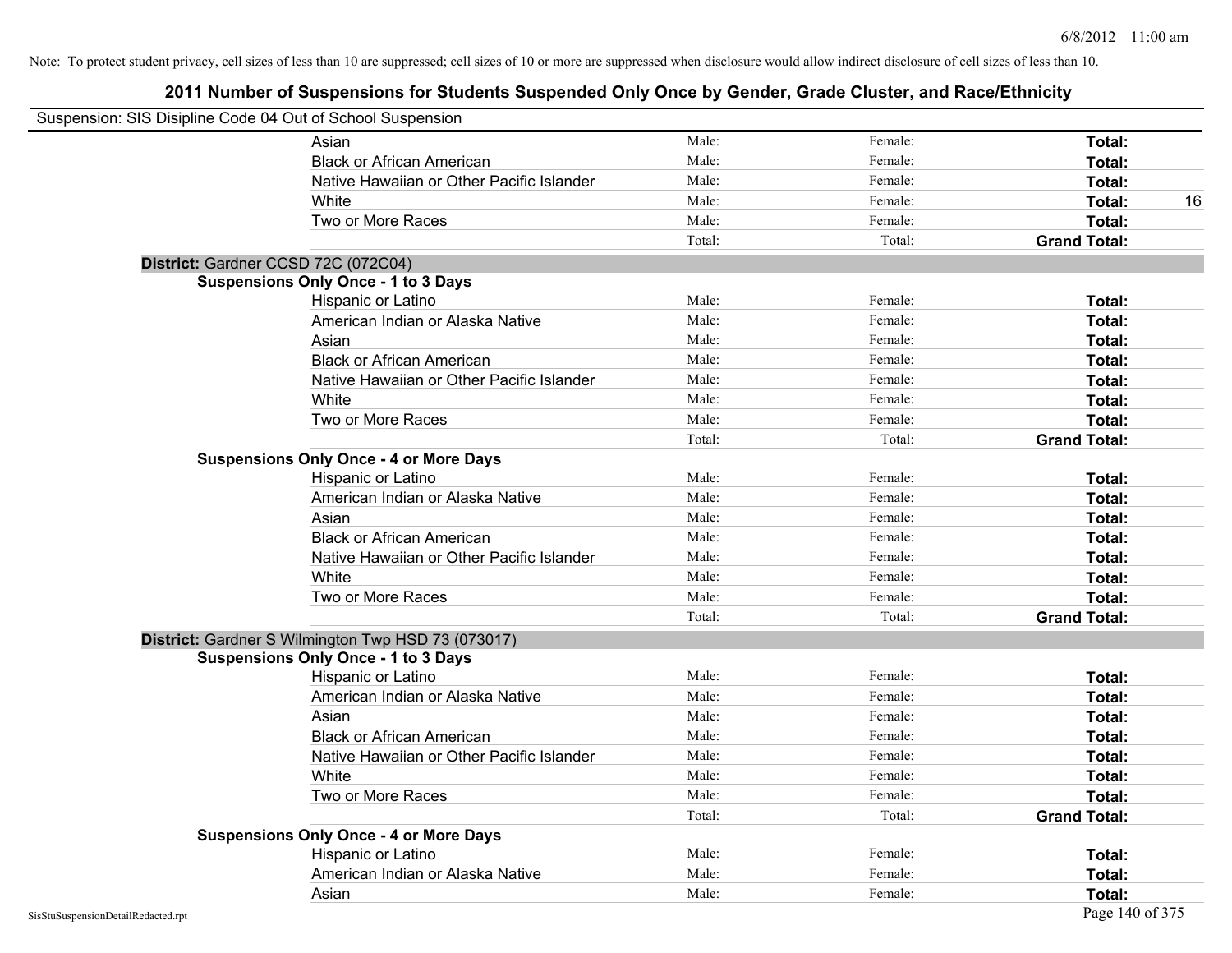Note: To protect student privacy, cell sizes of less than 10 are suppressed; cell sizes of 10 or more are suppressed when disclosure would allow indirect disclosure of cell sizes of less than 10.

# 2011 Number of Suspensions for Students Suspended Only Once by Gender, Grade Cluster, and Race/Ethnicity

Suspension: SIS Disipline Code 04 Out of School Suspension

| | Male: | Female: | Total: |
|---|---|---|---|
| Asian | Male: | Female: | **Total:** |
| Black or African American | Male: | Female: | **Total:** |
| Native Hawaiian or Other Pacific Islander | Male: | Female: | **Total:** |
| White | Male: | Female: | **Total:** 16 |
| Two or More Races | Male: | Female: | **Total:** |
| | Total: | Total: | **Grand Total:** |

**District:** Gardner CCSD 72C (072C04)

**Suspensions Only Once - 1 to 3 Days**

| | | | |
|---|---|---|---|
| Hispanic or Latino | Male: | Female: | **Total:** |
| American Indian or Alaska Native | Male: | Female: | **Total:** |
| Asian | Male: | Female: | **Total:** |
| Black or African American | Male: | Female: | **Total:** |
| Native Hawaiian or Other Pacific Islander | Male: | Female: | **Total:** |
| White | Male: | Female: | **Total:** |
| Two or More Races | Male: | Female: | **Total:** |
| | Total: | Total: | **Grand Total:** |

**Suspensions Only Once - 4 or More Days**

| | | | |
|---|---|---|---|
| Hispanic or Latino | Male: | Female: | **Total:** |
| American Indian or Alaska Native | Male: | Female: | **Total:** |
| Asian | Male: | Female: | **Total:** |
| Black or African American | Male: | Female: | **Total:** |
| Native Hawaiian or Other Pacific Islander | Male: | Female: | **Total:** |
| White | Male: | Female: | **Total:** |
| Two or More Races | Male: | Female: | **Total:** |
| | Total: | Total: | **Grand Total:** |

**District:** Gardner S Wilmington Twp HSD 73 (073017)

**Suspensions Only Once - 1 to 3 Days**

| | | | |
|---|---|---|---|
| Hispanic or Latino | Male: | Female: | **Total:** |
| American Indian or Alaska Native | Male: | Female: | **Total:** |
| Asian | Male: | Female: | **Total:** |
| Black or African American | Male: | Female: | **Total:** |
| Native Hawaiian or Other Pacific Islander | Male: | Female: | **Total:** |
| White | Male: | Female: | **Total:** |
| Two or More Races | Male: | Female: | **Total:** |
| | Total: | Total: | **Grand Total:** |

**Suspensions Only Once - 4 or More Days**

| | | | |
|---|---|---|---|
| Hispanic or Latino | Male: | Female: | **Total:** |
| American Indian or Alaska Native | Male: | Female: | **Total:** |
| Asian | Male: | Female: | **Total:** |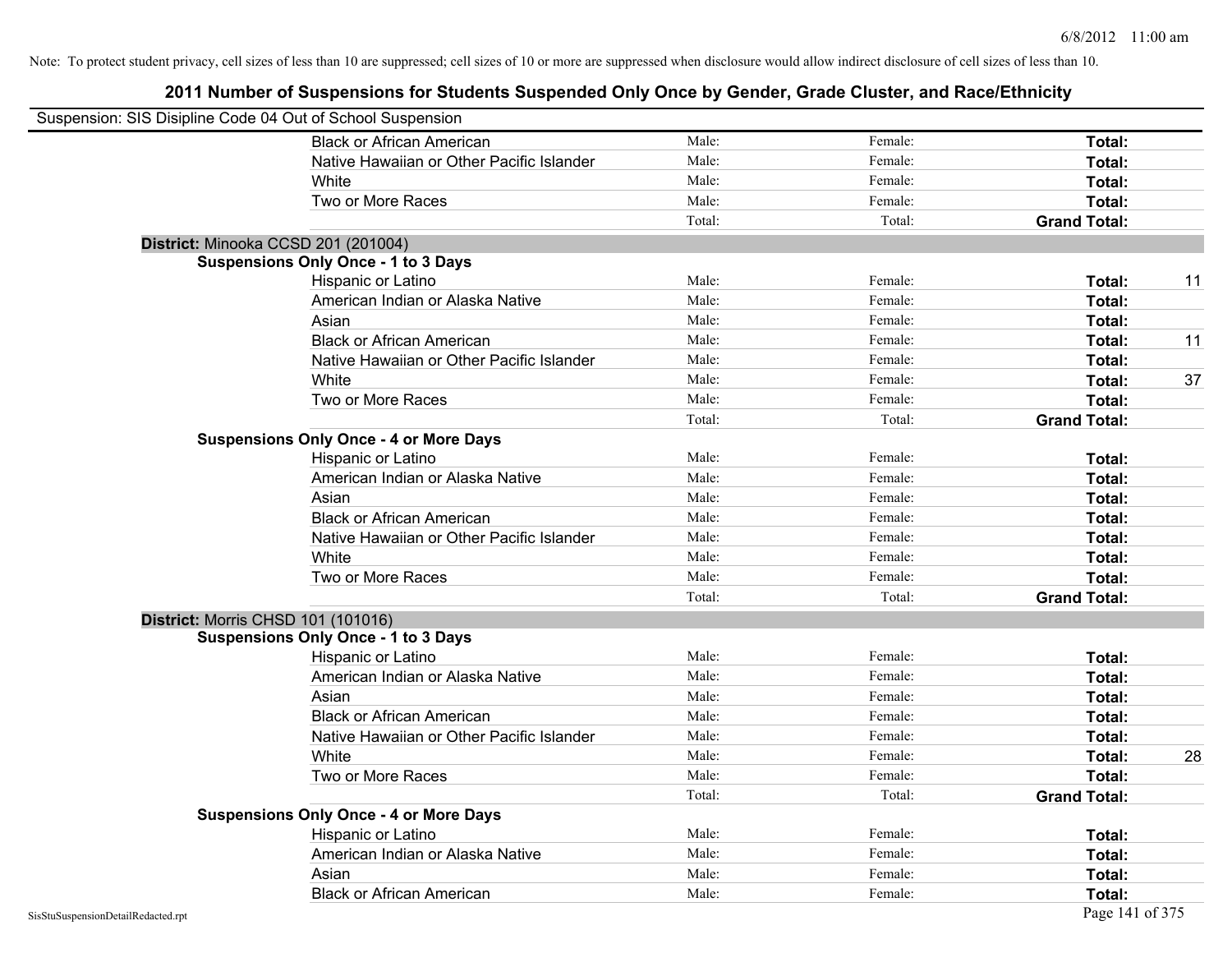Note: To protect student privacy, cell sizes of less than 10 are suppressed; cell sizes of 10 or more are suppressed when disclosure would allow indirect disclosure of cell sizes of less than 10.

# 2011 Number of Suspensions for Students Suspended Only Once by Gender, Grade Cluster, and Race/Ethnicity

Suspension: SIS Disipline Code 04 Out of School Suspension

| | | | | |
|---|---|---|---|---|
| Black or African American | Male: | Female: | **Total:** | |
| Native Hawaiian or Other Pacific Islander | Male: | Female: | **Total:** | |
| White | Male: | Female: | **Total:** | |
| Two or More Races | Male: | Female: | **Total:** | |
| | Total: | Total: | **Grand Total:** | |

**District:** Minooka CCSD 201 (201004)

**Suspensions Only Once - 1 to 3 Days**

| | | | | |
|---|---|---|---|---|
| Hispanic or Latino | Male: | Female: | **Total:** | 11 |
| American Indian or Alaska Native | Male: | Female: | **Total:** | |
| Asian | Male: | Female: | **Total:** | |
| Black or African American | Male: | Female: | **Total:** | 11 |
| Native Hawaiian or Other Pacific Islander | Male: | Female: | **Total:** | |
| White | Male: | Female: | **Total:** | 37 |
| Two or More Races | Male: | Female: | **Total:** | |
| | Total: | Total: | **Grand Total:** | |

**Suspensions Only Once - 4 or More Days**

| | | | | |
|---|---|---|---|---|
| Hispanic or Latino | Male: | Female: | **Total:** | |
| American Indian or Alaska Native | Male: | Female: | **Total:** | |
| Asian | Male: | Female: | **Total:** | |
| Black or African American | Male: | Female: | **Total:** | |
| Native Hawaiian or Other Pacific Islander | Male: | Female: | **Total:** | |
| White | Male: | Female: | **Total:** | |
| Two or More Races | Male: | Female: | **Total:** | |
| | Total: | Total: | **Grand Total:** | |

**District:** Morris CHSD 101 (101016)

**Suspensions Only Once - 1 to 3 Days**

| | | | | |
|---|---|---|---|---|
| Hispanic or Latino | Male: | Female: | **Total:** | |
| American Indian or Alaska Native | Male: | Female: | **Total:** | |
| Asian | Male: | Female: | **Total:** | |
| Black or African American | Male: | Female: | **Total:** | |
| Native Hawaiian or Other Pacific Islander | Male: | Female: | **Total:** | |
| White | Male: | Female: | **Total:** | 28 |
| Two or More Races | Male: | Female: | **Total:** | |
| | Total: | Total: | **Grand Total:** | |

**Suspensions Only Once - 4 or More Days**

| | | | | |
|---|---|---|---|---|
| Hispanic or Latino | Male: | Female: | **Total:** | |
| American Indian or Alaska Native | Male: | Female: | **Total:** | |
| Asian | Male: | Female: | **Total:** | |
| Black or African American | Male: | Female: | **Total:** | |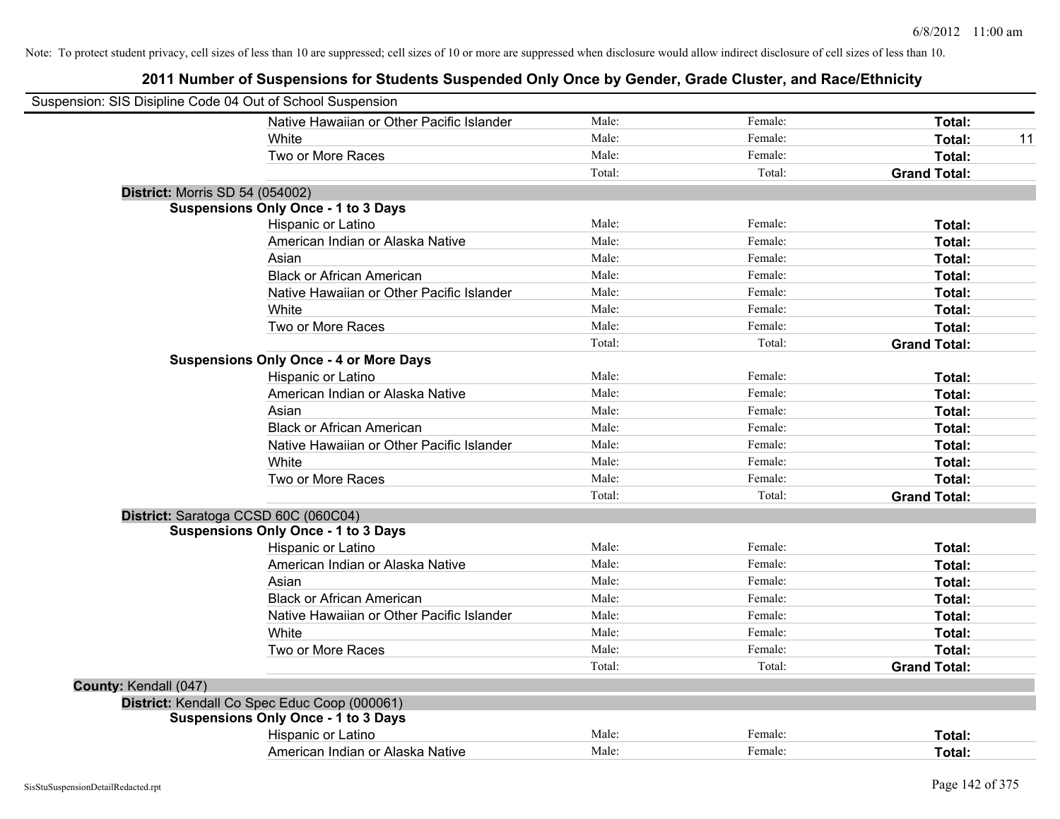Note: To protect student privacy, cell sizes of less than 10 are suppressed; cell sizes of 10 or more are suppressed when disclosure would allow indirect disclosure of cell sizes of less than 10.

# 2011 Number of Suspensions for Students Suspended Only Once by Gender, Grade Cluster, and Race/Ethnicity

Suspension: SIS Disipline Code 04 Out of School Suspension

| | | | | |
|---|---|---|---|---|
| Native Hawaiian or Other Pacific Islander | Male: | Female: | **Total:** | |
| White | Male: | Female: | **Total:** | 11 |
| Two or More Races | Male: | Female: | **Total:** | |
| | Total: | Total: | **Grand Total:** | |

**District:** Morris SD 54 (054002)

**Suspensions Only Once - 1 to 3 Days**

| | | | | |
|---|---|---|---|---|
| Hispanic or Latino | Male: | Female: | **Total:** | |
| American Indian or Alaska Native | Male: | Female: | **Total:** | |
| Asian | Male: | Female: | **Total:** | |
| Black or African American | Male: | Female: | **Total:** | |
| Native Hawaiian or Other Pacific Islander | Male: | Female: | **Total:** | |
| White | Male: | Female: | **Total:** | |
| Two or More Races | Male: | Female: | **Total:** | |
| | Total: | Total: | **Grand Total:** | |

**Suspensions Only Once - 4 or More Days**

| | | | | |
|---|---|---|---|---|
| Hispanic or Latino | Male: | Female: | **Total:** | |
| American Indian or Alaska Native | Male: | Female: | **Total:** | |
| Asian | Male: | Female: | **Total:** | |
| Black or African American | Male: | Female: | **Total:** | |
| Native Hawaiian or Other Pacific Islander | Male: | Female: | **Total:** | |
| White | Male: | Female: | **Total:** | |
| Two or More Races | Male: | Female: | **Total:** | |
| | Total: | Total: | **Grand Total:** | |

**District:** Saratoga CCSD 60C (060C04)

**Suspensions Only Once - 1 to 3 Days**

| | | | | |
|---|---|---|---|---|
| Hispanic or Latino | Male: | Female: | **Total:** | |
| American Indian or Alaska Native | Male: | Female: | **Total:** | |
| Asian | Male: | Female: | **Total:** | |
| Black or African American | Male: | Female: | **Total:** | |
| Native Hawaiian or Other Pacific Islander | Male: | Female: | **Total:** | |
| White | Male: | Female: | **Total:** | |
| Two or More Races | Male: | Female: | **Total:** | |
| | Total: | Total: | **Grand Total:** | |

**County:** Kendall (047)

**District:** Kendall Co Spec Educ Coop (000061)

**Suspensions Only Once - 1 to 3 Days**

| | | | | |
|---|---|---|---|---|
| Hispanic or Latino | Male: | Female: | **Total:** | |
| American Indian or Alaska Native | Male: | Female: | **Total:** | |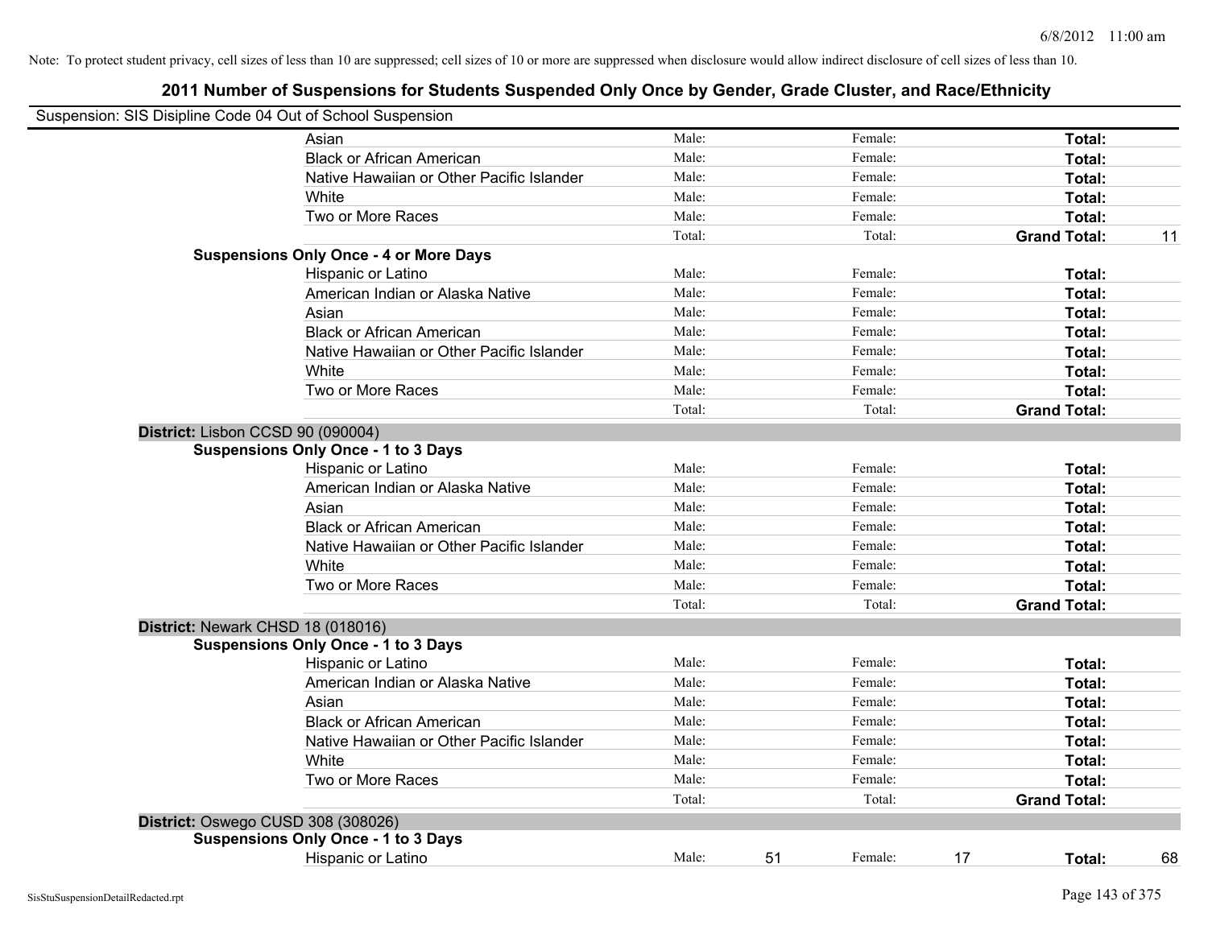Note: To protect student privacy, cell sizes of less than 10 are suppressed; cell sizes of 10 or more are suppressed when disclosure would allow indirect disclosure of cell sizes of less than 10.

## 2011 Number of Suspensions for Students Suspended Only Once by Gender, Grade Cluster, and Race/Ethnicity

Suspension: SIS Disipline Code 04 Out of School Suspension

| | | | | | | |
|---|---|---|---|---|---|---|
| Asian | Male: | | Female: | | **Total:** | |
| Black or African American | Male: | | Female: | | **Total:** | |
| Native Hawaiian or Other Pacific Islander | Male: | | Female: | | **Total:** | |
| White | Male: | | Female: | | **Total:** | |
| Two or More Races | Male: | | Female: | | **Total:** | |
| | Total: | | Total: | | **Grand Total:** | 11 |
| **Suspensions Only Once - 4 or More Days** | | | | | | |
| Hispanic or Latino | Male: | | Female: | | **Total:** | |
| American Indian or Alaska Native | Male: | | Female: | | **Total:** | |
| Asian | Male: | | Female: | | **Total:** | |
| Black or African American | Male: | | Female: | | **Total:** | |
| Native Hawaiian or Other Pacific Islander | Male: | | Female: | | **Total:** | |
| White | Male: | | Female: | | **Total:** | |
| Two or More Races | Male: | | Female: | | **Total:** | |
| | Total: | | Total: | | **Grand Total:** | |
| **District:** Lisbon CCSD 90 (090004) | | | | | | |
| **Suspensions Only Once - 1 to 3 Days** | | | | | | |
| Hispanic or Latino | Male: | | Female: | | **Total:** | |
| American Indian or Alaska Native | Male: | | Female: | | **Total:** | |
| Asian | Male: | | Female: | | **Total:** | |
| Black or African American | Male: | | Female: | | **Total:** | |
| Native Hawaiian or Other Pacific Islander | Male: | | Female: | | **Total:** | |
| White | Male: | | Female: | | **Total:** | |
| Two or More Races | Male: | | Female: | | **Total:** | |
| | Total: | | Total: | | **Grand Total:** | |
| **District:** Newark CHSD 18 (018016) | | | | | | |
| **Suspensions Only Once - 1 to 3 Days** | | | | | | |
| Hispanic or Latino | Male: | | Female: | | **Total:** | |
| American Indian or Alaska Native | Male: | | Female: | | **Total:** | |
| Asian | Male: | | Female: | | **Total:** | |
| Black or African American | Male: | | Female: | | **Total:** | |
| Native Hawaiian or Other Pacific Islander | Male: | | Female: | | **Total:** | |
| White | Male: | | Female: | | **Total:** | |
| Two or More Races | Male: | | Female: | | **Total:** | |
| | Total: | | Total: | | **Grand Total:** | |
| **District:** Oswego CUSD 308 (308026) | | | | | | |
| **Suspensions Only Once - 1 to 3 Days** | | | | | | |
| Hispanic or Latino | Male: | 51 | Female: | 17 | **Total:** | 68 |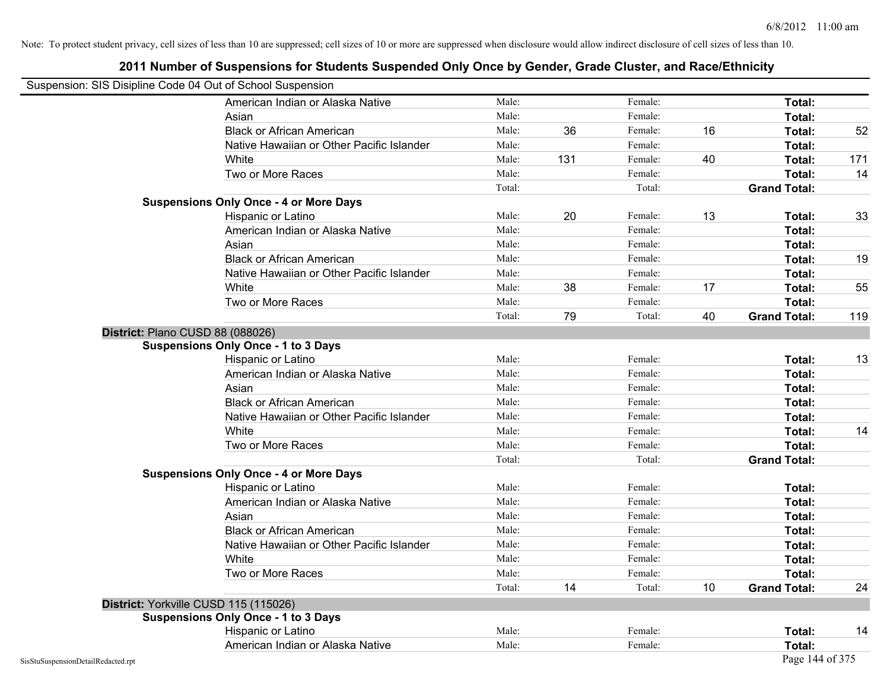Note: To protect student privacy, cell sizes of less than 10 are suppressed; cell sizes of 10 or more are suppressed when disclosure would allow indirect disclosure of cell sizes of less than 10.

# 2011 Number of Suspensions for Students Suspended Only Once by Gender, Grade Cluster, and Race/Ethnicity

Suspension: SIS Disipline Code 04 Out of School Suspension

| | | | | | | | |
|---|---|---|---|---|---|---|---|
| American Indian or Alaska Native | Male: | | Female: | | **Total:** | |
| Asian | Male: | | Female: | | **Total:** | |
| Black or African American | Male: | 36 | Female: | 16 | **Total:** | 52 |
| Native Hawaiian or Other Pacific Islander | Male: | | Female: | | **Total:** | |
| White | Male: | 131 | Female: | 40 | **Total:** | 171 |
| Two or More Races | Male: | | Female: | | **Total:** | 14 |
| | Total: | | Total: | | **Grand Total:** | |

**Suspensions Only Once - 4 or More Days**

| | | | | | | |
|---|---|---|---|---|---|---|
| Hispanic or Latino | Male: | 20 | Female: | 13 | **Total:** | 33 |
| American Indian or Alaska Native | Male: | | Female: | | **Total:** | |
| Asian | Male: | | Female: | | **Total:** | |
| Black or African American | Male: | | Female: | | **Total:** | 19 |
| Native Hawaiian or Other Pacific Islander | Male: | | Female: | | **Total:** | |
| White | Male: | 38 | Female: | 17 | **Total:** | 55 |
| Two or More Races | Male: | | Female: | | **Total:** | |
| | Total: | 79 | Total: | 40 | **Grand Total:** | 119 |

## District: Plano CUSD 88 (088026)

**Suspensions Only Once - 1 to 3 Days**

| | | | | | | |
|---|---|---|---|---|---|---|
| Hispanic or Latino | Male: | | Female: | | **Total:** | 13 |
| American Indian or Alaska Native | Male: | | Female: | | **Total:** | |
| Asian | Male: | | Female: | | **Total:** | |
| Black or African American | Male: | | Female: | | **Total:** | |
| Native Hawaiian or Other Pacific Islander | Male: | | Female: | | **Total:** | |
| White | Male: | | Female: | | **Total:** | 14 |
| Two or More Races | Male: | | Female: | | **Total:** | |
| | Total: | | Total: | | **Grand Total:** | |

**Suspensions Only Once - 4 or More Days**

| | | | | | | |
|---|---|---|---|---|---|---|
| Hispanic or Latino | Male: | | Female: | | **Total:** | |
| American Indian or Alaska Native | Male: | | Female: | | **Total:** | |
| Asian | Male: | | Female: | | **Total:** | |
| Black or African American | Male: | | Female: | | **Total:** | |
| Native Hawaiian or Other Pacific Islander | Male: | | Female: | | **Total:** | |
| White | Male: | | Female: | | **Total:** | |
| Two or More Races | Male: | | Female: | | **Total:** | |
| | Total: | 14 | Total: | 10 | **Grand Total:** | 24 |

## District: Yorkville CUSD 115 (115026)

**Suspensions Only Once - 1 to 3 Days**

| | | | | | | |
|---|---|---|---|---|---|---|
| Hispanic or Latino | Male: | | Female: | | **Total:** | 14 |
| American Indian or Alaska Native | Male: | | Female: | | **Total:** | |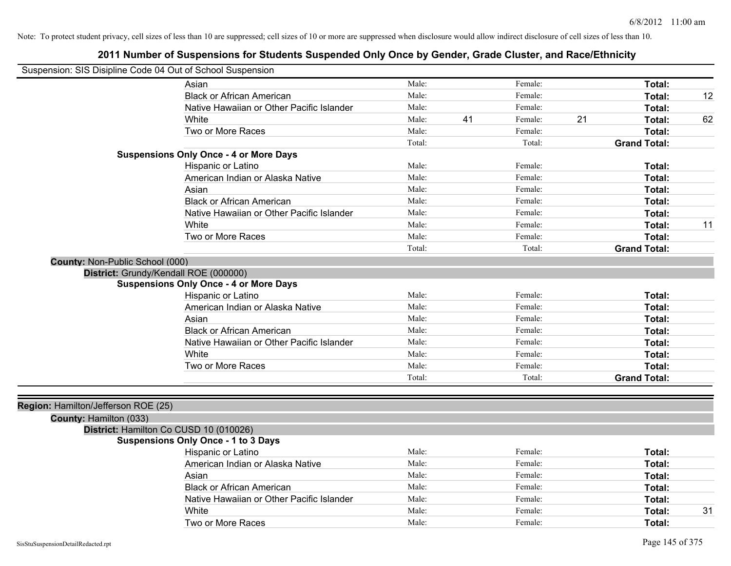Note: To protect student privacy, cell sizes of less than 10 are suppressed; cell sizes of 10 or more are suppressed when disclosure would allow indirect disclosure of cell sizes of less than 10.

# 2011 Number of Suspensions for Students Suspended Only Once by Gender, Grade Cluster, and Race/Ethnicity

Suspension: SIS Disipline Code 04 Out of School Suspension

| | | | | | | |
|---|---|---|---|---|---|---|
| Asian | Male: | | Female: | | **Total:** | |
| Black or African American | Male: | | Female: | | **Total:** | 12 |
| Native Hawaiian or Other Pacific Islander | Male: | | Female: | | **Total:** | |
| White | Male: | 41 | Female: | 21 | **Total:** | 62 |
| Two or More Races | Male: | | Female: | | **Total:** | |
| | Total: | | Total: | | **Grand Total:** | |

**Suspensions Only Once - 4 or More Days**

| | | | | | | |
|---|---|---|---|---|---|---|
| Hispanic or Latino | Male: | | Female: | | **Total:** | |
| American Indian or Alaska Native | Male: | | Female: | | **Total:** | |
| Asian | Male: | | Female: | | **Total:** | |
| Black or African American | Male: | | Female: | | **Total:** | |
| Native Hawaiian or Other Pacific Islander | Male: | | Female: | | **Total:** | |
| White | Male: | | Female: | | **Total:** | 11 |
| Two or More Races | Male: | | Female: | | **Total:** | |
| | Total: | | Total: | | **Grand Total:** | |

**County:** Non-Public School (000)

**District:** Grundy/Kendall ROE (000000)

**Suspensions Only Once - 4 or More Days**

| | | | | | | |
|---|---|---|---|---|---|---|
| Hispanic or Latino | Male: | | Female: | | **Total:** | |
| American Indian or Alaska Native | Male: | | Female: | | **Total:** | |
| Asian | Male: | | Female: | | **Total:** | |
| Black or African American | Male: | | Female: | | **Total:** | |
| Native Hawaiian or Other Pacific Islander | Male: | | Female: | | **Total:** | |
| White | Male: | | Female: | | **Total:** | |
| Two or More Races | Male: | | Female: | | **Total:** | |
| | Total: | | Total: | | **Grand Total:** | |

**Region:** Hamilton/Jefferson ROE (25)

**County:** Hamilton (033)

**District:** Hamilton Co CUSD 10 (010026)

**Suspensions Only Once - 1 to 3 Days**

| | | | | | | |
|---|---|---|---|---|---|---|
| Hispanic or Latino | Male: | | Female: | | **Total:** | |
| American Indian or Alaska Native | Male: | | Female: | | **Total:** | |
| Asian | Male: | | Female: | | **Total:** | |
| Black or African American | Male: | | Female: | | **Total:** | |
| Native Hawaiian or Other Pacific Islander | Male: | | Female: | | **Total:** | |
| White | Male: | | Female: | | **Total:** | 31 |
| Two or More Races | Male: | | Female: | | **Total:** | |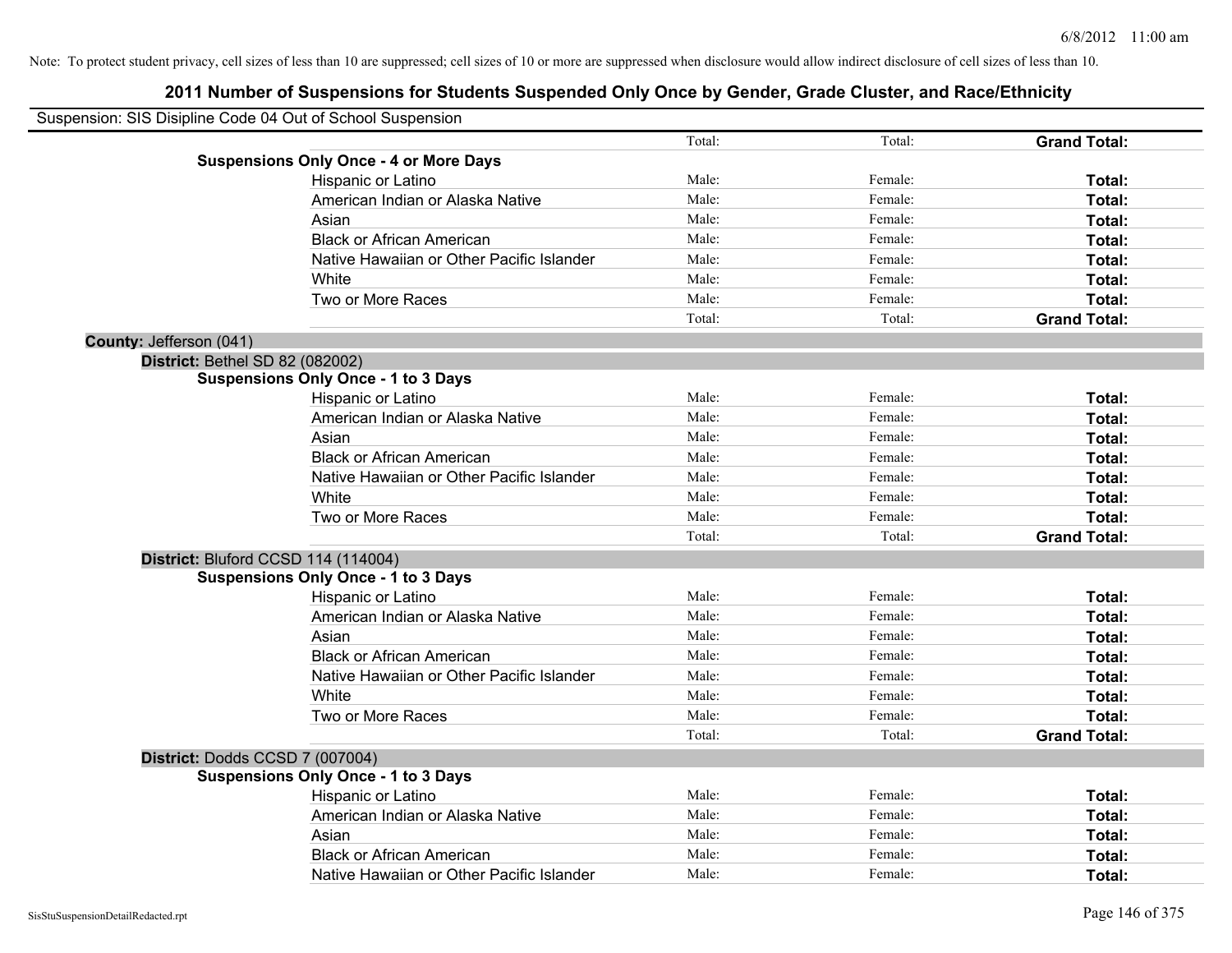Note: To protect student privacy, cell sizes of less than 10 are suppressed; cell sizes of 10 or more are suppressed when disclosure would allow indirect disclosure of cell sizes of less than 10.

# 2011 Number of Suspensions for Students Suspended Only Once by Gender, Grade Cluster, and Race/Ethnicity

Suspension: SIS Disipline Code 04 Out of School Suspension

| | | | | |
|---|---|---|---|---|
| | | Total: | Total: | **Grand Total:** |
| **Suspensions Only Once - 4 or More Days** | | | | |
| | Hispanic or Latino | Male: | Female: | **Total:** |
| | American Indian or Alaska Native | Male: | Female: | **Total:** |
| | Asian | Male: | Female: | **Total:** |
| | Black or African American | Male: | Female: | **Total:** |
| | Native Hawaiian or Other Pacific Islander | Male: | Female: | **Total:** |
| | White | Male: | Female: | **Total:** |
| | Two or More Races | Male: | Female: | **Total:** |
| | | Total: | Total: | **Grand Total:** |
| **County:** Jefferson (041) | | | | |
| **District:** Bethel SD 82 (082002) | | | | |
| **Suspensions Only Once - 1 to 3 Days** | | | | |
| | Hispanic or Latino | Male: | Female: | **Total:** |
| | American Indian or Alaska Native | Male: | Female: | **Total:** |
| | Asian | Male: | Female: | **Total:** |
| | Black or African American | Male: | Female: | **Total:** |
| | Native Hawaiian or Other Pacific Islander | Male: | Female: | **Total:** |
| | White | Male: | Female: | **Total:** |
| | Two or More Races | Male: | Female: | **Total:** |
| | | Total: | Total: | **Grand Total:** |
| **District:** Bluford CCSD 114 (114004) | | | | |
| **Suspensions Only Once - 1 to 3 Days** | | | | |
| | Hispanic or Latino | Male: | Female: | **Total:** |
| | American Indian or Alaska Native | Male: | Female: | **Total:** |
| | Asian | Male: | Female: | **Total:** |
| | Black or African American | Male: | Female: | **Total:** |
| | Native Hawaiian or Other Pacific Islander | Male: | Female: | **Total:** |
| | White | Male: | Female: | **Total:** |
| | Two or More Races | Male: | Female: | **Total:** |
| | | Total: | Total: | **Grand Total:** |
| **District:** Dodds CCSD 7 (007004) | | | | |
| **Suspensions Only Once - 1 to 3 Days** | | | | |
| | Hispanic or Latino | Male: | Female: | **Total:** |
| | American Indian or Alaska Native | Male: | Female: | **Total:** |
| | Asian | Male: | Female: | **Total:** |
| | Black or African American | Male: | Female: | **Total:** |
| | Native Hawaiian or Other Pacific Islander | Male: | Female: | **Total:** |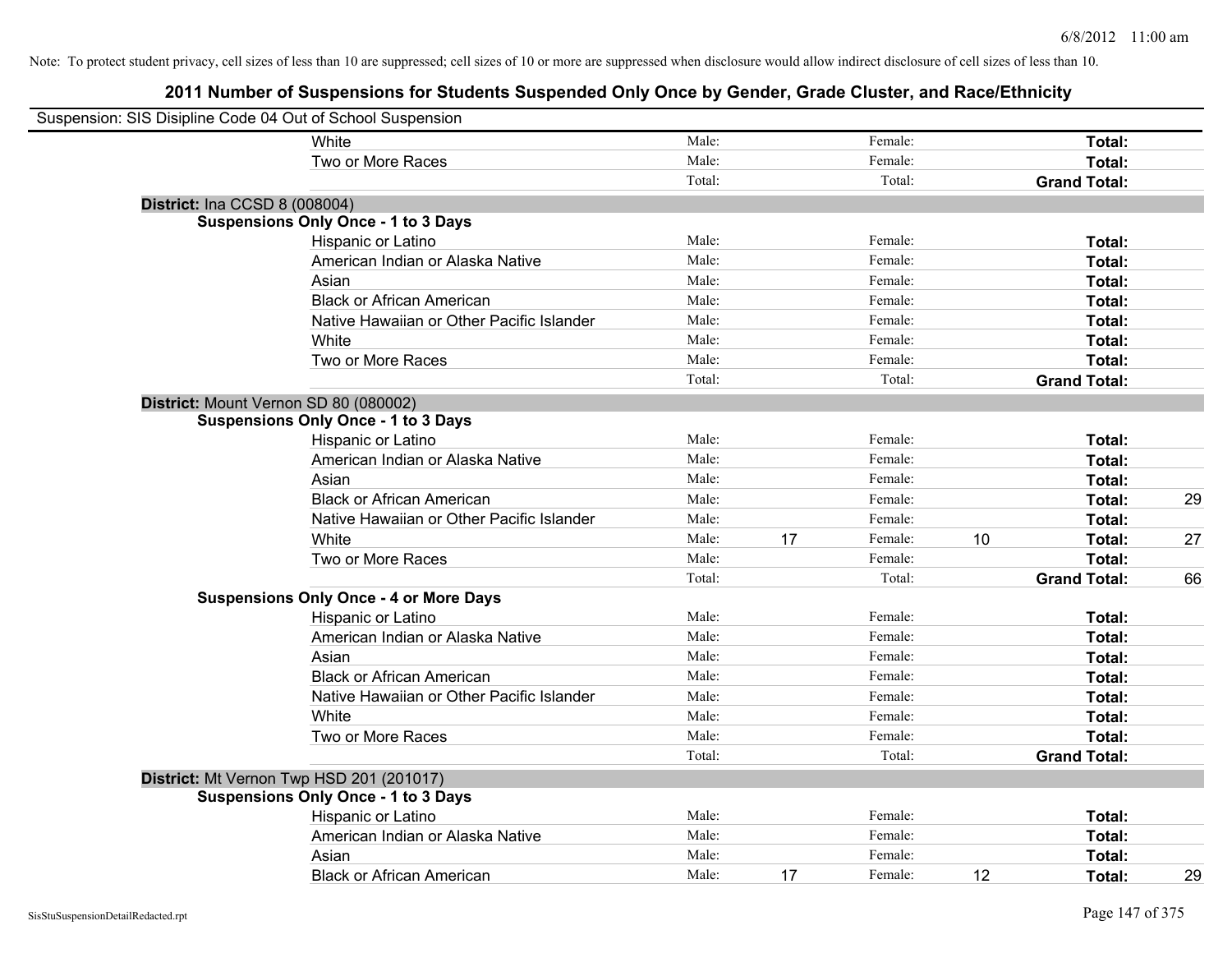Note: To protect student privacy, cell sizes of less than 10 are suppressed; cell sizes of 10 or more are suppressed when disclosure would allow indirect disclosure of cell sizes of less than 10.

# 2011 Number of Suspensions for Students Suspended Only Once by Gender, Grade Cluster, and Race/Ethnicity

Suspension: SIS Disipline Code 04 Out of School Suspension

| | | | | | | |
|---|---|---|---|---|---|---|
| White | Male: | | Female: | | **Total:** | |
| Two or More Races | Male: | | Female: | | **Total:** | |
| | Total: | | Total: | | **Grand Total:** | |

**District:** Ina CCSD 8 (008004)

**Suspensions Only Once - 1 to 3 Days**

| | | | | | | |
|---|---|---|---|---|---|---|
| Hispanic or Latino | Male: | | Female: | | **Total:** | |
| American Indian or Alaska Native | Male: | | Female: | | **Total:** | |
| Asian | Male: | | Female: | | **Total:** | |
| Black or African American | Male: | | Female: | | **Total:** | |
| Native Hawaiian or Other Pacific Islander | Male: | | Female: | | **Total:** | |
| White | Male: | | Female: | | **Total:** | |
| Two or More Races | Male: | | Female: | | **Total:** | |
| | Total: | | Total: | | **Grand Total:** | |

**District:** Mount Vernon SD 80 (080002)

**Suspensions Only Once - 1 to 3 Days**

| | | | | | | |
|---|---|---|---|---|---|---|
| Hispanic or Latino | Male: | | Female: | | **Total:** | |
| American Indian or Alaska Native | Male: | | Female: | | **Total:** | |
| Asian | Male: | | Female: | | **Total:** | |
| Black or African American | Male: | | Female: | | **Total:** | 29 |
| Native Hawaiian or Other Pacific Islander | Male: | | Female: | | **Total:** | |
| White | Male: | 17 | Female: | 10 | **Total:** | 27 |
| Two or More Races | Male: | | Female: | | **Total:** | |
| | Total: | | Total: | | **Grand Total:** | 66 |

**Suspensions Only Once - 4 or More Days**

| | | | | | | |
|---|---|---|---|---|---|---|
| Hispanic or Latino | Male: | | Female: | | **Total:** | |
| American Indian or Alaska Native | Male: | | Female: | | **Total:** | |
| Asian | Male: | | Female: | | **Total:** | |
| Black or African American | Male: | | Female: | | **Total:** | |
| Native Hawaiian or Other Pacific Islander | Male: | | Female: | | **Total:** | |
| White | Male: | | Female: | | **Total:** | |
| Two or More Races | Male: | | Female: | | **Total:** | |
| | Total: | | Total: | | **Grand Total:** | |

**District:** Mt Vernon Twp HSD 201 (201017)

**Suspensions Only Once - 1 to 3 Days**

| | | | | | | |
|---|---|---|---|---|---|---|
| Hispanic or Latino | Male: | | Female: | | **Total:** | |
| American Indian or Alaska Native | Male: | | Female: | | **Total:** | |
| Asian | Male: | | Female: | | **Total:** | |
| Black or African American | Male: | 17 | Female: | 12 | **Total:** | 29 |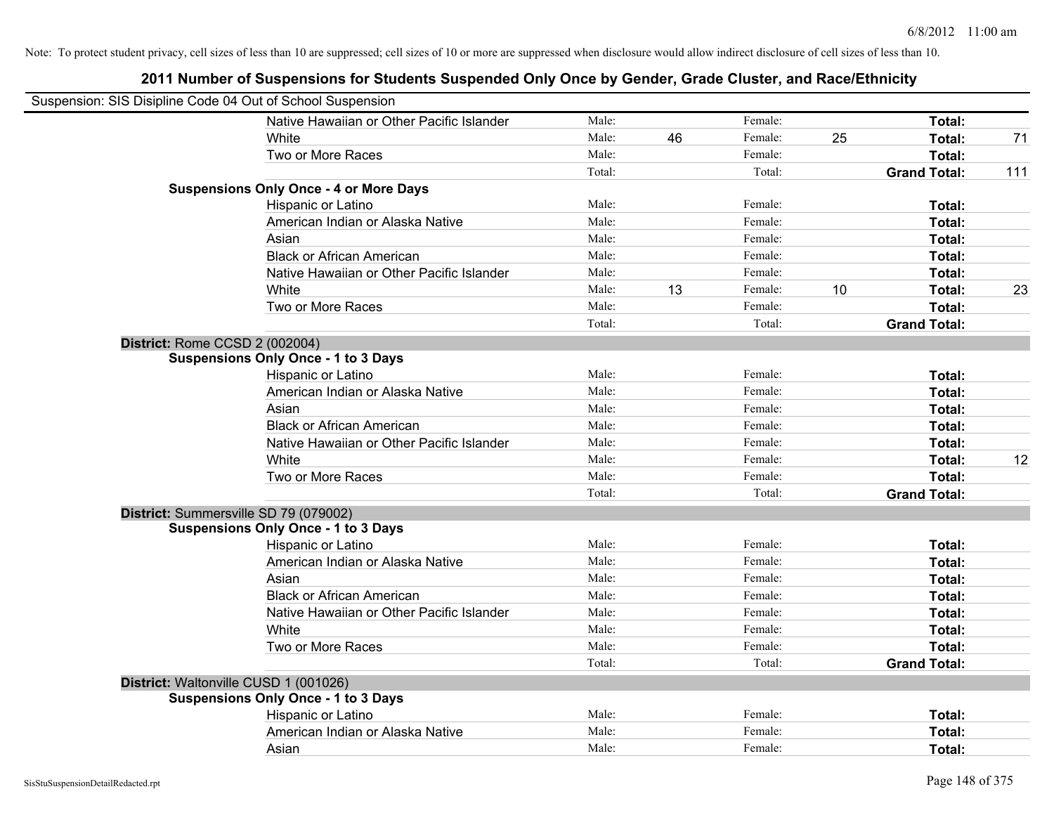Note: To protect student privacy, cell sizes of less than 10 are suppressed; cell sizes of 10 or more are suppressed when disclosure would allow indirect disclosure of cell sizes of less than 10.

# 2011 Number of Suspensions for Students Suspended Only Once by Gender, Grade Cluster, and Race/Ethnicity

Suspension: SIS Disipline Code 04 Out of School Suspension

| | | | | | | |
|---|---|---|---|---|---|---|
| Native Hawaiian or Other Pacific Islander | Male: | | Female: | | **Total:** | |
| White | Male: | 46 | Female: | 25 | **Total:** | 71 |
| Two or More Races | Male: | | Female: | | **Total:** | |
| | Total: | | Total: | | **Grand Total:** | 111 |

**Suspensions Only Once - 4 or More Days**

| | | | | | | |
|---|---|---|---|---|---|---|
| Hispanic or Latino | Male: | | Female: | | **Total:** | |
| American Indian or Alaska Native | Male: | | Female: | | **Total:** | |
| Asian | Male: | | Female: | | **Total:** | |
| Black or African American | Male: | | Female: | | **Total:** | |
| Native Hawaiian or Other Pacific Islander | Male: | | Female: | | **Total:** | |
| White | Male: | 13 | Female: | 10 | **Total:** | 23 |
| Two or More Races | Male: | | Female: | | **Total:** | |
| | Total: | | Total: | | **Grand Total:** | |

**District:** Rome CCSD 2 (002004)

**Suspensions Only Once - 1 to 3 Days**

| | | | | | | |
|---|---|---|---|---|---|---|
| Hispanic or Latino | Male: | | Female: | | **Total:** | |
| American Indian or Alaska Native | Male: | | Female: | | **Total:** | |
| Asian | Male: | | Female: | | **Total:** | |
| Black or African American | Male: | | Female: | | **Total:** | |
| Native Hawaiian or Other Pacific Islander | Male: | | Female: | | **Total:** | |
| White | Male: | | Female: | | **Total:** | 12 |
| Two or More Races | Male: | | Female: | | **Total:** | |
| | Total: | | Total: | | **Grand Total:** | |

**District:** Summersville SD 79 (079002)

**Suspensions Only Once - 1 to 3 Days**

| | | | | | | |
|---|---|---|---|---|---|---|
| Hispanic or Latino | Male: | | Female: | | **Total:** | |
| American Indian or Alaska Native | Male: | | Female: | | **Total:** | |
| Asian | Male: | | Female: | | **Total:** | |
| Black or African American | Male: | | Female: | | **Total:** | |
| Native Hawaiian or Other Pacific Islander | Male: | | Female: | | **Total:** | |
| White | Male: | | Female: | | **Total:** | |
| Two or More Races | Male: | | Female: | | **Total:** | |
| | Total: | | Total: | | **Grand Total:** | |

**District:** Waltonville CUSD 1 (001026)

**Suspensions Only Once - 1 to 3 Days**

| | | | | | | |
|---|---|---|---|---|---|---|
| Hispanic or Latino | Male: | | Female: | | **Total:** | |
| American Indian or Alaska Native | Male: | | Female: | | **Total:** | |
| Asian | Male: | | Female: | | **Total:** | |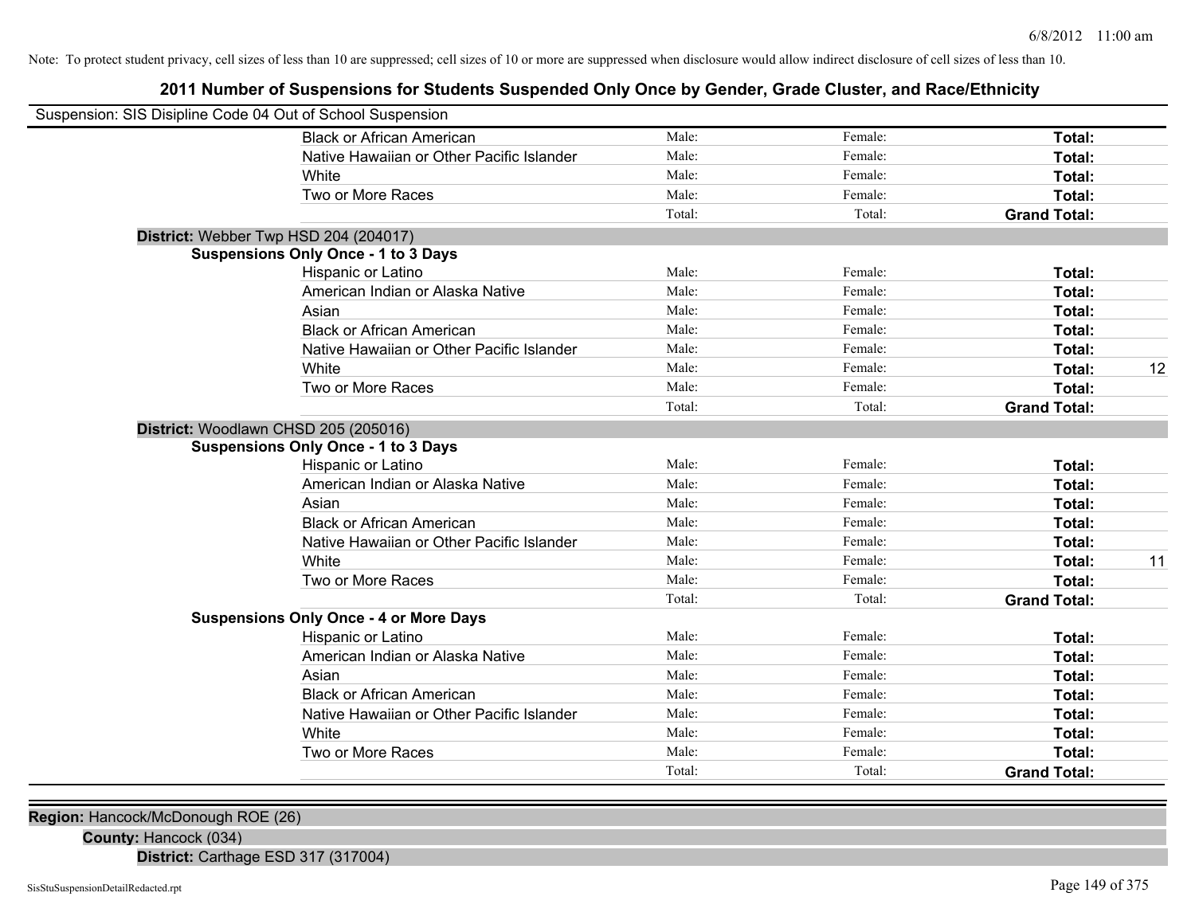Note: To protect student privacy, cell sizes of less than 10 are suppressed; cell sizes of 10 or more are suppressed when disclosure would allow indirect disclosure of cell sizes of less than 10.

## 2011 Number of Suspensions for Students Suspended Only Once by Gender, Grade Cluster, and Race/Ethnicity

Suspension: SIS Disipline Code 04 Out of School Suspension

| | | | | |
|---|---|---|---|---|
| Black or African American | Male: | Female: | **Total:** | |
| Native Hawaiian or Other Pacific Islander | Male: | Female: | **Total:** | |
| White | Male: | Female: | **Total:** | |
| Two or More Races | Male: | Female: | **Total:** | |
| | Total: | Total: | **Grand Total:** | |

**District:** Webber Twp HSD 204 (204017)

**Suspensions Only Once - 1 to 3 Days**

| | | | | |
|---|---|---|---|---|
| Hispanic or Latino | Male: | Female: | **Total:** | |
| American Indian or Alaska Native | Male: | Female: | **Total:** | |
| Asian | Male: | Female: | **Total:** | |
| Black or African American | Male: | Female: | **Total:** | |
| Native Hawaiian or Other Pacific Islander | Male: | Female: | **Total:** | |
| White | Male: | Female: | **Total:** | 12 |
| Two or More Races | Male: | Female: | **Total:** | |
| | Total: | Total: | **Grand Total:** | |

**District:** Woodlawn CHSD 205 (205016)

**Suspensions Only Once - 1 to 3 Days**

| | | | | |
|---|---|---|---|---|
| Hispanic or Latino | Male: | Female: | **Total:** | |
| American Indian or Alaska Native | Male: | Female: | **Total:** | |
| Asian | Male: | Female: | **Total:** | |
| Black or African American | Male: | Female: | **Total:** | |
| Native Hawaiian or Other Pacific Islander | Male: | Female: | **Total:** | |
| White | Male: | Female: | **Total:** | 11 |
| Two or More Races | Male: | Female: | **Total:** | |
| | Total: | Total: | **Grand Total:** | |

**Suspensions Only Once - 4 or More Days**

| | | | | |
|---|---|---|---|---|
| Hispanic or Latino | Male: | Female: | **Total:** | |
| American Indian or Alaska Native | Male: | Female: | **Total:** | |
| Asian | Male: | Female: | **Total:** | |
| Black or African American | Male: | Female: | **Total:** | |
| Native Hawaiian or Other Pacific Islander | Male: | Female: | **Total:** | |
| White | Male: | Female: | **Total:** | |
| Two or More Races | Male: | Female: | **Total:** | |
| | Total: | Total: | **Grand Total:** | |

**Region:** Hancock/McDonough ROE (26)

**County:** Hancock (034)

**District:** Carthage ESD 317 (317004)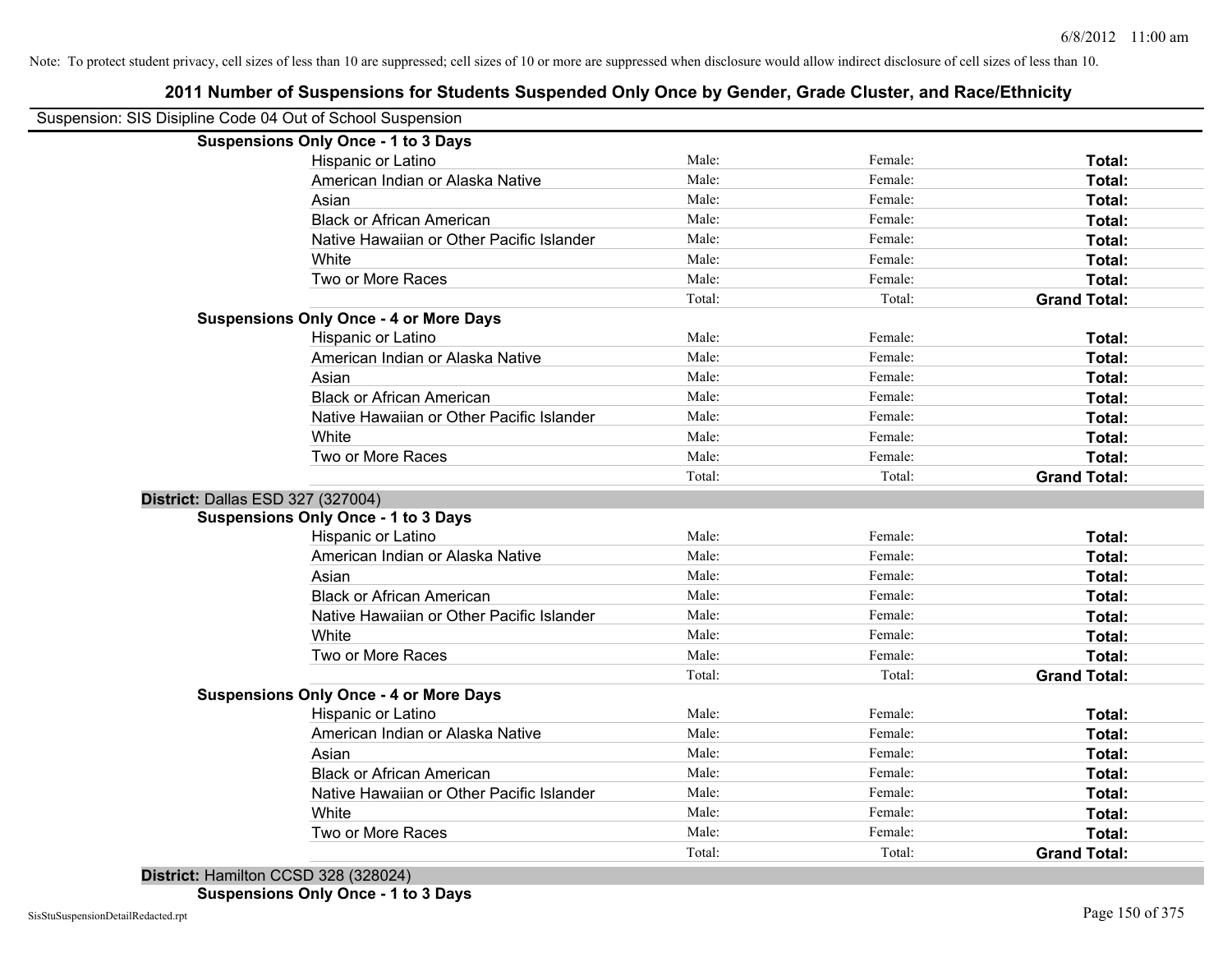Note: To protect student privacy, cell sizes of less than 10 are suppressed; cell sizes of 10 or more are suppressed when disclosure would allow indirect disclosure of cell sizes of less than 10.

# 2011 Number of Suspensions for Students Suspended Only Once by Gender, Grade Cluster, and Race/Ethnicity

Suspension: SIS Disipline Code 04 Out of School Suspension

**Suspensions Only Once - 1 to 3 Days**

| | | | |
|---|---|---|---|
| Hispanic or Latino | Male: | Female: | **Total:** |
| American Indian or Alaska Native | Male: | Female: | **Total:** |
| Asian | Male: | Female: | **Total:** |
| Black or African American | Male: | Female: | **Total:** |
| Native Hawaiian or Other Pacific Islander | Male: | Female: | **Total:** |
| White | Male: | Female: | **Total:** |
| Two or More Races | Male: | Female: | **Total:** |
| | Total: | Total: | **Grand Total:** |

**Suspensions Only Once - 4 or More Days**

| | | | |
|---|---|---|---|
| Hispanic or Latino | Male: | Female: | **Total:** |
| American Indian or Alaska Native | Male: | Female: | **Total:** |
| Asian | Male: | Female: | **Total:** |
| Black or African American | Male: | Female: | **Total:** |
| Native Hawaiian or Other Pacific Islander | Male: | Female: | **Total:** |
| White | Male: | Female: | **Total:** |
| Two or More Races | Male: | Female: | **Total:** |
| | Total: | Total: | **Grand Total:** |

**District:** Dallas ESD 327 (327004)

**Suspensions Only Once - 1 to 3 Days**

| | | | |
|---|---|---|---|
| Hispanic or Latino | Male: | Female: | **Total:** |
| American Indian or Alaska Native | Male: | Female: | **Total:** |
| Asian | Male: | Female: | **Total:** |
| Black or African American | Male: | Female: | **Total:** |
| Native Hawaiian or Other Pacific Islander | Male: | Female: | **Total:** |
| White | Male: | Female: | **Total:** |
| Two or More Races | Male: | Female: | **Total:** |
| | Total: | Total: | **Grand Total:** |

**Suspensions Only Once - 4 or More Days**

| | | | |
|---|---|---|---|
| Hispanic or Latino | Male: | Female: | **Total:** |
| American Indian or Alaska Native | Male: | Female: | **Total:** |
| Asian | Male: | Female: | **Total:** |
| Black or African American | Male: | Female: | **Total:** |
| Native Hawaiian or Other Pacific Islander | Male: | Female: | **Total:** |
| White | Male: | Female: | **Total:** |
| Two or More Races | Male: | Female: | **Total:** |
| | Total: | Total: | **Grand Total:** |

**District:** Hamilton CCSD 328 (328024)

**Suspensions Only Once - 1 to 3 Days**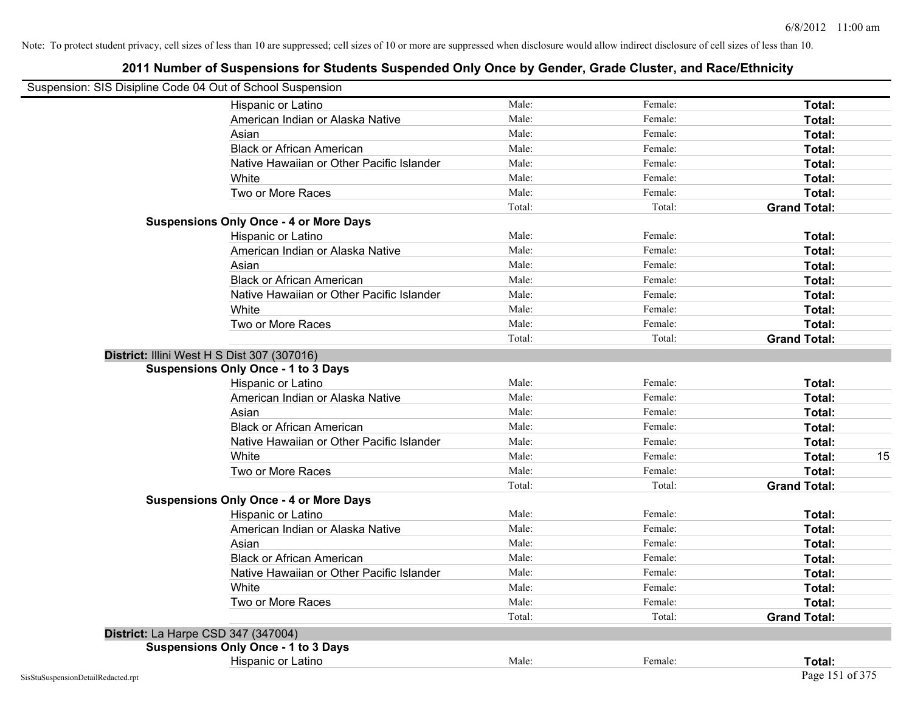Note: To protect student privacy, cell sizes of less than 10 are suppressed; cell sizes of 10 or more are suppressed when disclosure would allow indirect disclosure of cell sizes of less than 10.

# 2011 Number of Suspensions for Students Suspended Only Once by Gender, Grade Cluster, and Race/Ethnicity

Suspension: SIS Disipline Code 04 Out of School Suspension

| | | | | |
|---|---|---|---|---|
| Hispanic or Latino | Male: | Female: | **Total:** | |
| American Indian or Alaska Native | Male: | Female: | **Total:** | |
| Asian | Male: | Female: | **Total:** | |
| Black or African American | Male: | Female: | **Total:** | |
| Native Hawaiian or Other Pacific Islander | Male: | Female: | **Total:** | |
| White | Male: | Female: | **Total:** | |
| Two or More Races | Male: | Female: | **Total:** | |
| | Total: | Total: | **Grand Total:** | |

**Suspensions Only Once - 4 or More Days**

| | | | | |
|---|---|---|---|---|
| Hispanic or Latino | Male: | Female: | **Total:** | |
| American Indian or Alaska Native | Male: | Female: | **Total:** | |
| Asian | Male: | Female: | **Total:** | |
| Black or African American | Male: | Female: | **Total:** | |
| Native Hawaiian or Other Pacific Islander | Male: | Female: | **Total:** | |
| White | Male: | Female: | **Total:** | |
| Two or More Races | Male: | Female: | **Total:** | |
| | Total: | Total: | **Grand Total:** | |

**District:** Illini West H S Dist 307 (307016)

**Suspensions Only Once - 1 to 3 Days**

| | | | | |
|---|---|---|---|---|
| Hispanic or Latino | Male: | Female: | **Total:** | |
| American Indian or Alaska Native | Male: | Female: | **Total:** | |
| Asian | Male: | Female: | **Total:** | |
| Black or African American | Male: | Female: | **Total:** | |
| Native Hawaiian or Other Pacific Islander | Male: | Female: | **Total:** | |
| White | Male: | Female: | **Total:** | 15 |
| Two or More Races | Male: | Female: | **Total:** | |
| | Total: | Total: | **Grand Total:** | |

**Suspensions Only Once - 4 or More Days**

| | | | | |
|---|---|---|---|---|
| Hispanic or Latino | Male: | Female: | **Total:** | |
| American Indian or Alaska Native | Male: | Female: | **Total:** | |
| Asian | Male: | Female: | **Total:** | |
| Black or African American | Male: | Female: | **Total:** | |
| Native Hawaiian or Other Pacific Islander | Male: | Female: | **Total:** | |
| White | Male: | Female: | **Total:** | |
| Two or More Races | Male: | Female: | **Total:** | |
| | Total: | Total: | **Grand Total:** | |

**District:** La Harpe CSD 347 (347004)

**Suspensions Only Once - 1 to 3 Days**

| | | | | |
|---|---|---|---|---|
| Hispanic or Latino | Male: | Female: | **Total:** | |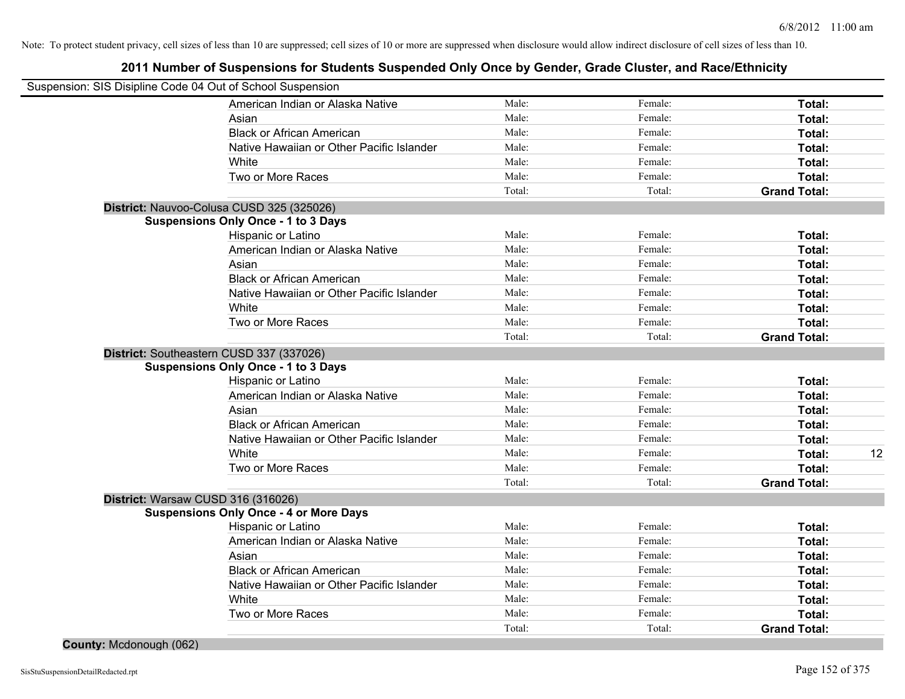Note: To protect student privacy, cell sizes of less than 10 are suppressed; cell sizes of 10 or more are suppressed when disclosure would allow indirect disclosure of cell sizes of less than 10.

# 2011 Number of Suspensions for Students Suspended Only Once by Gender, Grade Cluster, and Race/Ethnicity

Suspension: SIS Disipline Code 04 Out of School Suspension

| | | | | |
|---|---|---|---|---|
| American Indian or Alaska Native | Male: | Female: | **Total:** | |
| Asian | Male: | Female: | **Total:** | |
| Black or African American | Male: | Female: | **Total:** | |
| Native Hawaiian or Other Pacific Islander | Male: | Female: | **Total:** | |
| White | Male: | Female: | **Total:** | |
| Two or More Races | Male: | Female: | **Total:** | |
| | Total: | Total: | **Grand Total:** | |

**District:** Nauvoo-Colusa CUSD 325 (325026)

**Suspensions Only Once - 1 to 3 Days**

| | | | | |
|---|---|---|---|---|
| Hispanic or Latino | Male: | Female: | **Total:** | |
| American Indian or Alaska Native | Male: | Female: | **Total:** | |
| Asian | Male: | Female: | **Total:** | |
| Black or African American | Male: | Female: | **Total:** | |
| Native Hawaiian or Other Pacific Islander | Male: | Female: | **Total:** | |
| White | Male: | Female: | **Total:** | |
| Two or More Races | Male: | Female: | **Total:** | |
| | Total: | Total: | **Grand Total:** | |

**District:** Southeastern CUSD 337 (337026)

**Suspensions Only Once - 1 to 3 Days**

| | | | | |
|---|---|---|---|---|
| Hispanic or Latino | Male: | Female: | **Total:** | |
| American Indian or Alaska Native | Male: | Female: | **Total:** | |
| Asian | Male: | Female: | **Total:** | |
| Black or African American | Male: | Female: | **Total:** | |
| Native Hawaiian or Other Pacific Islander | Male: | Female: | **Total:** | |
| White | Male: | Female: | **Total:** | 12 |
| Two or More Races | Male: | Female: | **Total:** | |
| | Total: | Total: | **Grand Total:** | |

**District:** Warsaw CUSD 316 (316026)

**Suspensions Only Once - 4 or More Days**

| | | | | |
|---|---|---|---|---|
| Hispanic or Latino | Male: | Female: | **Total:** | |
| American Indian or Alaska Native | Male: | Female: | **Total:** | |
| Asian | Male: | Female: | **Total:** | |
| Black or African American | Male: | Female: | **Total:** | |
| Native Hawaiian or Other Pacific Islander | Male: | Female: | **Total:** | |
| White | Male: | Female: | **Total:** | |
| Two or More Races | Male: | Female: | **Total:** | |
| | Total: | Total: | **Grand Total:** | |

**County:** Mcdonough (062)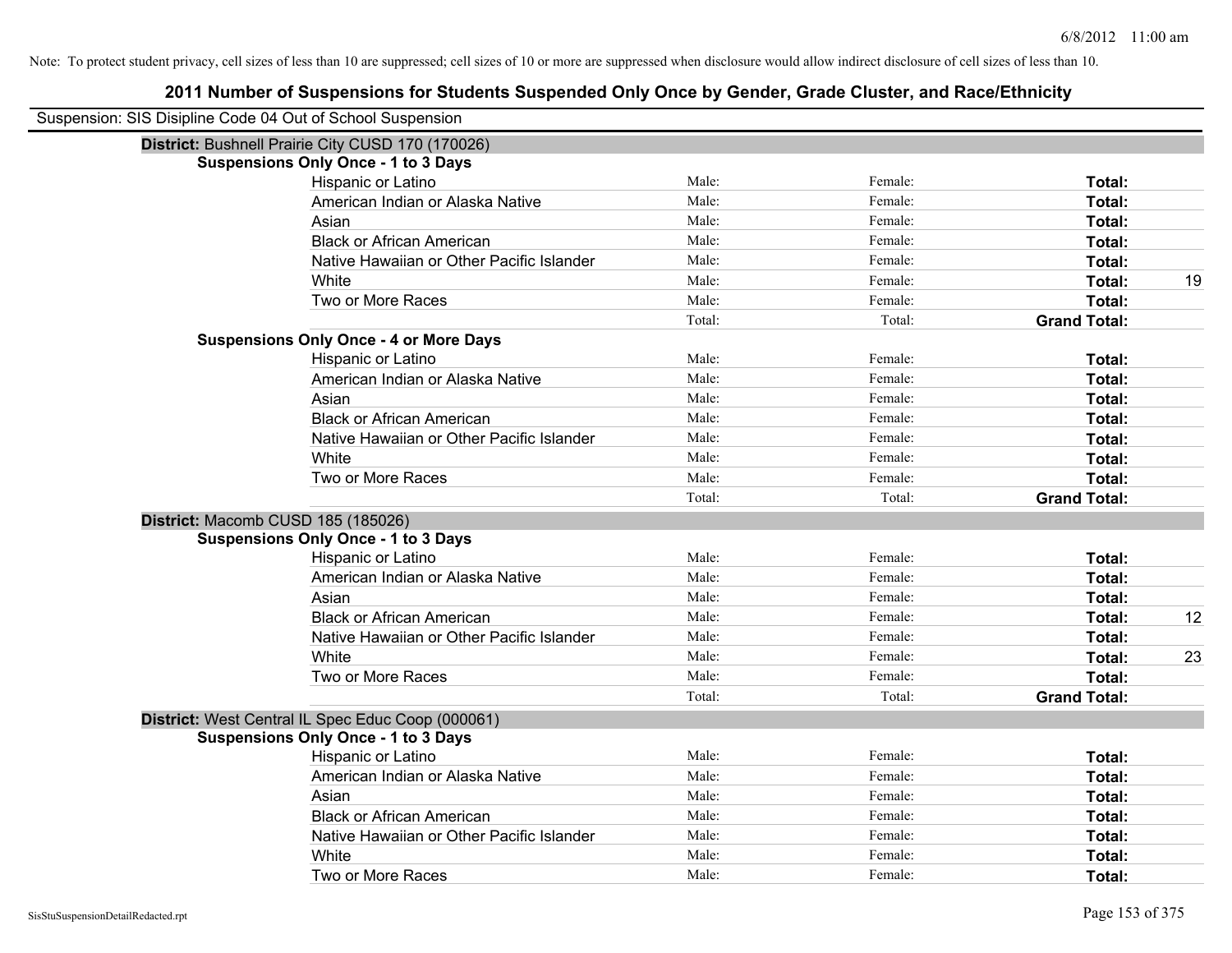Note: To protect student privacy, cell sizes of less than 10 are suppressed; cell sizes of 10 or more are suppressed when disclosure would allow indirect disclosure of cell sizes of less than 10.

# 2011 Number of Suspensions for Students Suspended Only Once by Gender, Grade Cluster, and Race/Ethnicity

Suspension: SIS Disipline Code 04 Out of School Suspension

**District:** Bushnell Prairie City CUSD 170 (170026)

**Suspensions Only Once - 1 to 3 Days**

| Race/Ethnicity | Male | Female | Total | |
|---|---|---|---|---|
| Hispanic or Latino | Male: | Female: | **Total:** | |
| American Indian or Alaska Native | Male: | Female: | **Total:** | |
| Asian | Male: | Female: | **Total:** | |
| Black or African American | Male: | Female: | **Total:** | |
| Native Hawaiian or Other Pacific Islander | Male: | Female: | **Total:** | |
| White | Male: | Female: | **Total:** | 19 |
| Two or More Races | Male: | Female: | **Total:** | |
| | Total: | Total: | **Grand Total:** | |

**Suspensions Only Once - 4 or More Days**

| Race/Ethnicity | Male | Female | Total | |
|---|---|---|---|---|
| Hispanic or Latino | Male: | Female: | **Total:** | |
| American Indian or Alaska Native | Male: | Female: | **Total:** | |
| Asian | Male: | Female: | **Total:** | |
| Black or African American | Male: | Female: | **Total:** | |
| Native Hawaiian or Other Pacific Islander | Male: | Female: | **Total:** | |
| White | Male: | Female: | **Total:** | |
| Two or More Races | Male: | Female: | **Total:** | |
| | Total: | Total: | **Grand Total:** | |

**District:** Macomb CUSD 185 (185026)

**Suspensions Only Once - 1 to 3 Days**

| Race/Ethnicity | Male | Female | Total | |
|---|---|---|---|---|
| Hispanic or Latino | Male: | Female: | **Total:** | |
| American Indian or Alaska Native | Male: | Female: | **Total:** | |
| Asian | Male: | Female: | **Total:** | |
| Black or African American | Male: | Female: | **Total:** | 12 |
| Native Hawaiian or Other Pacific Islander | Male: | Female: | **Total:** | |
| White | Male: | Female: | **Total:** | 23 |
| Two or More Races | Male: | Female: | **Total:** | |
| | Total: | Total: | **Grand Total:** | |

**District:** West Central IL Spec Educ Coop (000061)

**Suspensions Only Once - 1 to 3 Days**

| Race/Ethnicity | Male | Female | Total | |
|---|---|---|---|---|
| Hispanic or Latino | Male: | Female: | **Total:** | |
| American Indian or Alaska Native | Male: | Female: | **Total:** | |
| Asian | Male: | Female: | **Total:** | |
| Black or African American | Male: | Female: | **Total:** | |
| Native Hawaiian or Other Pacific Islander | Male: | Female: | **Total:** | |
| White | Male: | Female: | **Total:** | |
| Two or More Races | Male: | Female: | **Total:** | |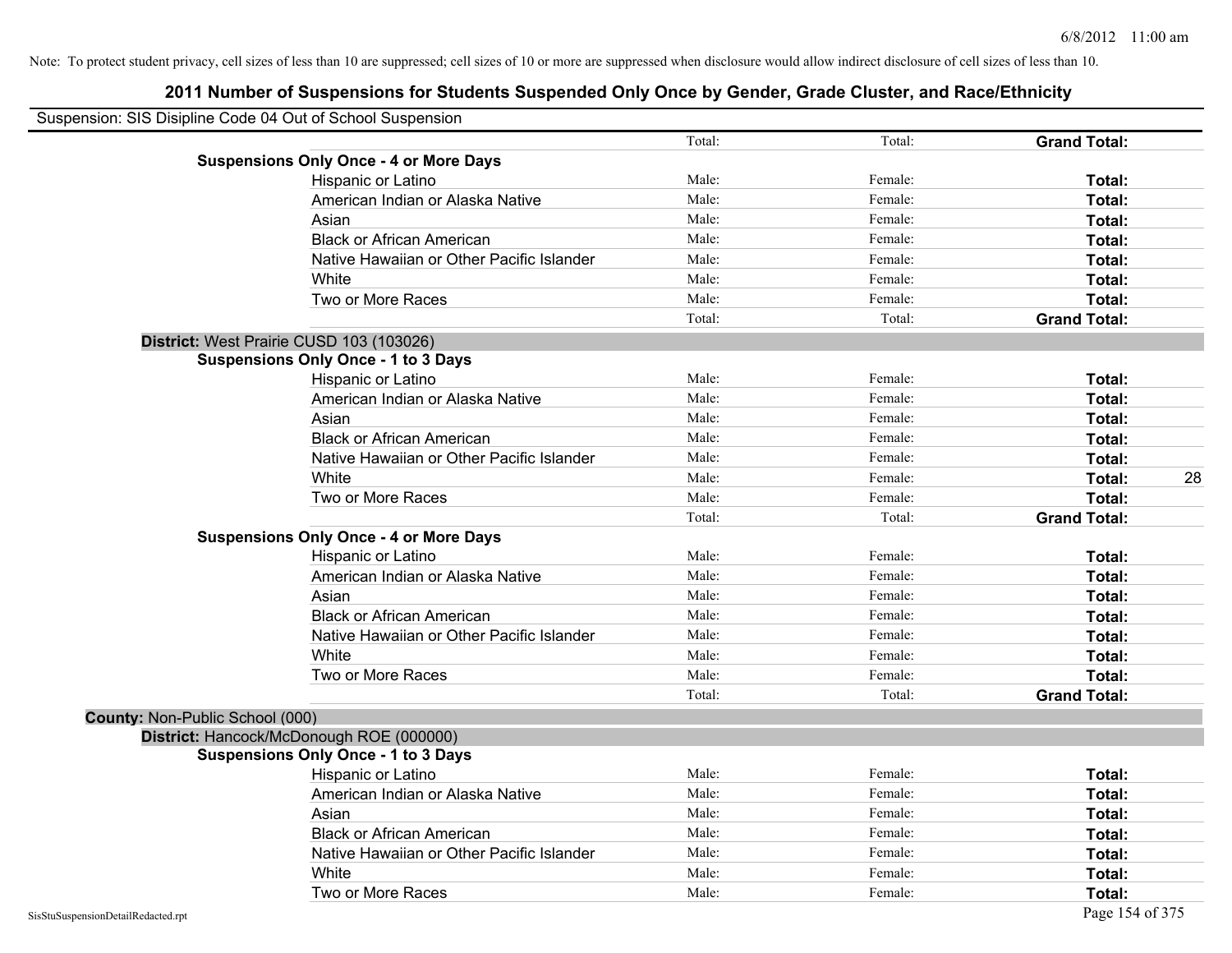Note: To protect student privacy, cell sizes of less than 10 are suppressed; cell sizes of 10 or more are suppressed when disclosure would allow indirect disclosure of cell sizes of less than 10.

# 2011 Number of Suspensions for Students Suspended Only Once by Gender, Grade Cluster, and Race/Ethnicity

Suspension: SIS Disipline Code 04 Out of School Suspension

| | Total: | Total: | Grand Total: | |
|---|---|---|---|---|
| **Suspensions Only Once - 4 or More Days** | | | | |
| Hispanic or Latino | Male: | Female: | **Total:** | |
| American Indian or Alaska Native | Male: | Female: | **Total:** | |
| Asian | Male: | Female: | **Total:** | |
| Black or African American | Male: | Female: | **Total:** | |
| Native Hawaiian or Other Pacific Islander | Male: | Female: | **Total:** | |
| White | Male: | Female: | **Total:** | |
| Two or More Races | Male: | Female: | **Total:** | |
| | Total: | Total: | **Grand Total:** | |
| **District:** West Prairie CUSD 103 (103026) | | | | |
| **Suspensions Only Once - 1 to 3 Days** | | | | |
| Hispanic or Latino | Male: | Female: | **Total:** | |
| American Indian or Alaska Native | Male: | Female: | **Total:** | |
| Asian | Male: | Female: | **Total:** | |
| Black or African American | Male: | Female: | **Total:** | |
| Native Hawaiian or Other Pacific Islander | Male: | Female: | **Total:** | |
| White | Male: | Female: | **Total:** | 28 |
| Two or More Races | Male: | Female: | **Total:** | |
| | Total: | Total: | **Grand Total:** | |
| **Suspensions Only Once - 4 or More Days** | | | | |
| Hispanic or Latino | Male: | Female: | **Total:** | |
| American Indian or Alaska Native | Male: | Female: | **Total:** | |
| Asian | Male: | Female: | **Total:** | |
| Black or African American | Male: | Female: | **Total:** | |
| Native Hawaiian or Other Pacific Islander | Male: | Female: | **Total:** | |
| White | Male: | Female: | **Total:** | |
| Two or More Races | Male: | Female: | **Total:** | |
| | Total: | Total: | **Grand Total:** | |
| **County:** Non-Public School (000) | | | | |
| **District:** Hancock/McDonough ROE (000000) | | | | |
| **Suspensions Only Once - 1 to 3 Days** | | | | |
| Hispanic or Latino | Male: | Female: | **Total:** | |
| American Indian or Alaska Native | Male: | Female: | **Total:** | |
| Asian | Male: | Female: | **Total:** | |
| Black or African American | Male: | Female: | **Total:** | |
| Native Hawaiian or Other Pacific Islander | Male: | Female: | **Total:** | |
| White | Male: | Female: | **Total:** | |
| Two or More Races | Male: | Female: | **Total:** | |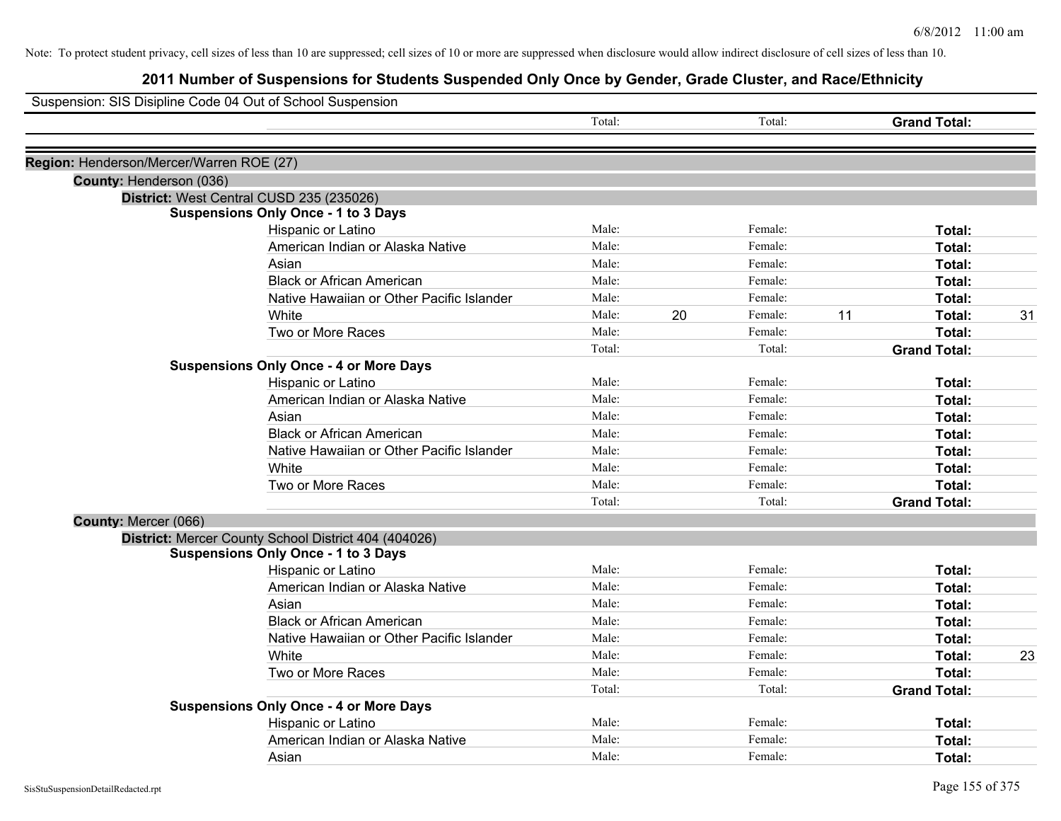Note: To protect student privacy, cell sizes of less than 10 are suppressed; cell sizes of 10 or more are suppressed when disclosure would allow indirect disclosure of cell sizes of less than 10.

# 2011 Number of Suspensions for Students Suspended Only Once by Gender, Grade Cluster, and Race/Ethnicity

Suspension: SIS Disipline Code 04 Out of School Suspension

| | | Total: | | Total: | | **Grand Total:** | |
|---|---|---|---|---|---|---|---|
| **Region:** Henderson/Mercer/Warren ROE (27) | | | | | | | |
| **County:** Henderson (036) | | | | | | | |
| **District:** West Central CUSD 235 (235026) | | | | | | | |
| **Suspensions Only Once - 1 to 3 Days** | | | | | | | |
| | Hispanic or Latino | Male: | | Female: | | **Total:** | |
| | American Indian or Alaska Native | Male: | | Female: | | **Total:** | |
| | Asian | Male: | | Female: | | **Total:** | |
| | Black or African American | Male: | | Female: | | **Total:** | |
| | Native Hawaiian or Other Pacific Islander | Male: | | Female: | | **Total:** | |
| | White | Male: | 20 | Female: | 11 | **Total:** | 31 |
| | Two or More Races | Male: | | Female: | | **Total:** | |
| | | Total: | | Total: | | **Grand Total:** | |
| **Suspensions Only Once - 4 or More Days** | | | | | | | |
| | Hispanic or Latino | Male: | | Female: | | **Total:** | |
| | American Indian or Alaska Native | Male: | | Female: | | **Total:** | |
| | Asian | Male: | | Female: | | **Total:** | |
| | Black or African American | Male: | | Female: | | **Total:** | |
| | Native Hawaiian or Other Pacific Islander | Male: | | Female: | | **Total:** | |
| | White | Male: | | Female: | | **Total:** | |
| | Two or More Races | Male: | | Female: | | **Total:** | |
| | | Total: | | Total: | | **Grand Total:** | |
| **County:** Mercer (066) | | | | | | | |
| **District:** Mercer County School District 404 (404026) | | | | | | | |
| **Suspensions Only Once - 1 to 3 Days** | | | | | | | |
| | Hispanic or Latino | Male: | | Female: | | **Total:** | |
| | American Indian or Alaska Native | Male: | | Female: | | **Total:** | |
| | Asian | Male: | | Female: | | **Total:** | |
| | Black or African American | Male: | | Female: | | **Total:** | |
| | Native Hawaiian or Other Pacific Islander | Male: | | Female: | | **Total:** | |
| | White | Male: | | Female: | | **Total:** | 23 |
| | Two or More Races | Male: | | Female: | | **Total:** | |
| | | Total: | | Total: | | **Grand Total:** | |
| **Suspensions Only Once - 4 or More Days** | | | | | | | |
| | Hispanic or Latino | Male: | | Female: | | **Total:** | |
| | American Indian or Alaska Native | Male: | | Female: | | **Total:** | |
| | Asian | Male: | | Female: | | **Total:** | |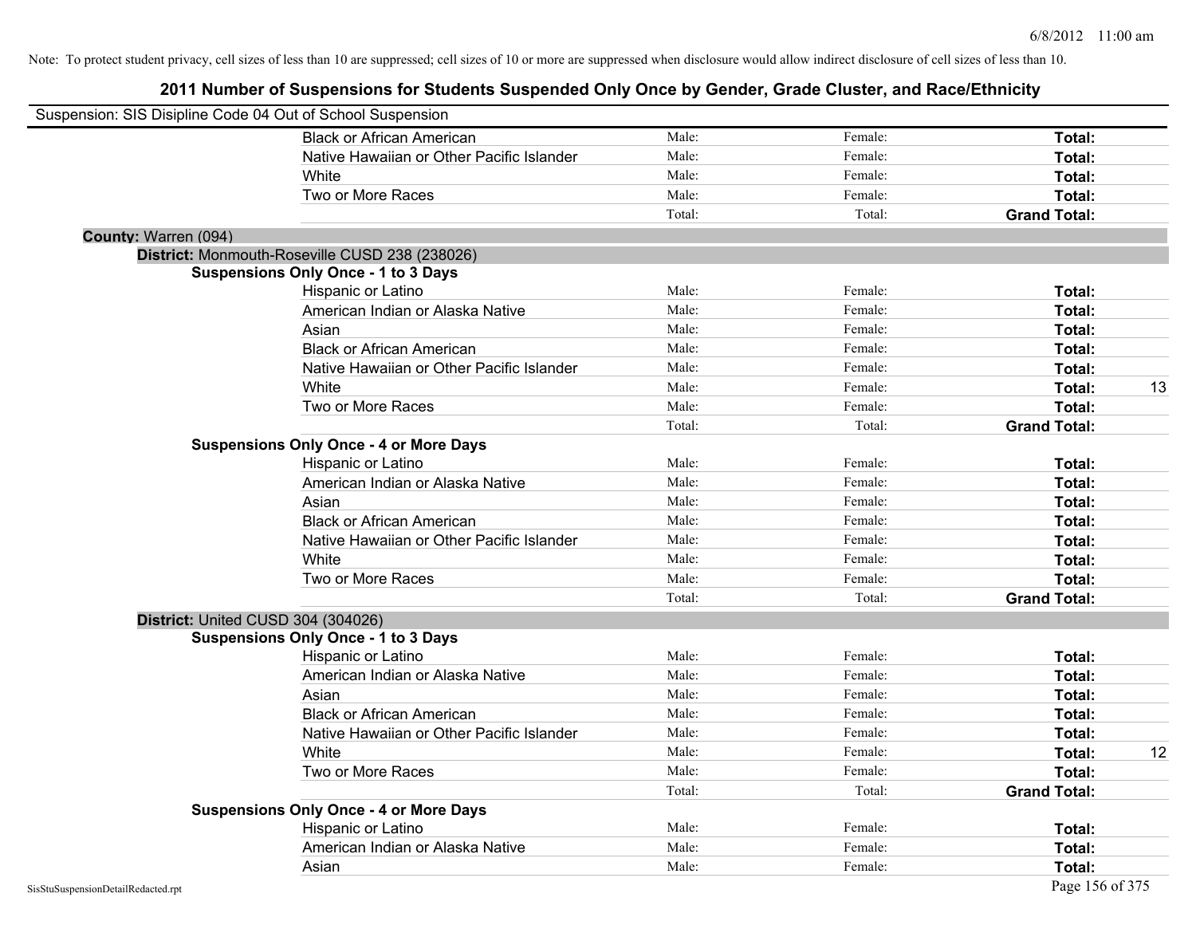Note: To protect student privacy, cell sizes of less than 10 are suppressed; cell sizes of 10 or more are suppressed when disclosure would allow indirect disclosure of cell sizes of less than 10.

# 2011 Number of Suspensions for Students Suspended Only Once by Gender, Grade Cluster, and Race/Ethnicity

Suspension: SIS Disipline Code 04 Out of School Suspension

| | | | | |
|---|---|---|---|---|
| Black or African American | Male: | Female: | **Total:** | |
| Native Hawaiian or Other Pacific Islander | Male: | Female: | **Total:** | |
| White | Male: | Female: | **Total:** | |
| Two or More Races | Male: | Female: | **Total:** | |
| | Total: | Total: | **Grand Total:** | |

**County:** Warren (094)

**District:** Monmouth-Roseville CUSD 238 (238026)

**Suspensions Only Once - 1 to 3 Days**

| | | | | |
|---|---|---|---|---|
| Hispanic or Latino | Male: | Female: | **Total:** | |
| American Indian or Alaska Native | Male: | Female: | **Total:** | |
| Asian | Male: | Female: | **Total:** | |
| Black or African American | Male: | Female: | **Total:** | |
| Native Hawaiian or Other Pacific Islander | Male: | Female: | **Total:** | |
| White | Male: | Female: | **Total:** | 13 |
| Two or More Races | Male: | Female: | **Total:** | |
| | Total: | Total: | **Grand Total:** | |

**Suspensions Only Once - 4 or More Days**

| | | | | |
|---|---|---|---|---|
| Hispanic or Latino | Male: | Female: | **Total:** | |
| American Indian or Alaska Native | Male: | Female: | **Total:** | |
| Asian | Male: | Female: | **Total:** | |
| Black or African American | Male: | Female: | **Total:** | |
| Native Hawaiian or Other Pacific Islander | Male: | Female: | **Total:** | |
| White | Male: | Female: | **Total:** | |
| Two or More Races | Male: | Female: | **Total:** | |
| | Total: | Total: | **Grand Total:** | |

**District:** United CUSD 304 (304026)

**Suspensions Only Once - 1 to 3 Days**

| | | | | |
|---|---|---|---|---|
| Hispanic or Latino | Male: | Female: | **Total:** | |
| American Indian or Alaska Native | Male: | Female: | **Total:** | |
| Asian | Male: | Female: | **Total:** | |
| Black or African American | Male: | Female: | **Total:** | |
| Native Hawaiian or Other Pacific Islander | Male: | Female: | **Total:** | |
| White | Male: | Female: | **Total:** | 12 |
| Two or More Races | Male: | Female: | **Total:** | |
| | Total: | Total: | **Grand Total:** | |

**Suspensions Only Once - 4 or More Days**

| | | | | |
|---|---|---|---|---|
| Hispanic or Latino | Male: | Female: | **Total:** | |
| American Indian or Alaska Native | Male: | Female: | **Total:** | |
| Asian | Male: | Female: | **Total:** | |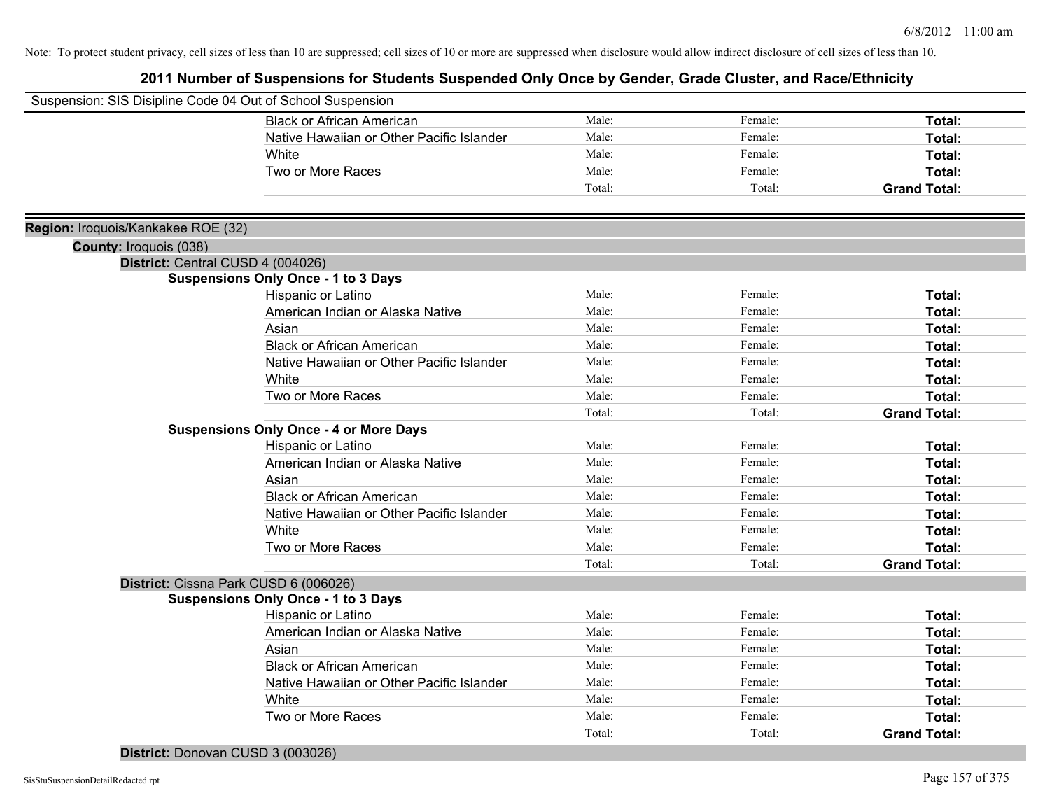Note: To protect student privacy, cell sizes of less than 10 are suppressed; cell sizes of 10 or more are suppressed when disclosure would allow indirect disclosure of cell sizes of less than 10.

# 2011 Number of Suspensions for Students Suspended Only Once by Gender, Grade Cluster, and Race/Ethnicity

Suspension: SIS Disipline Code 04 Out of School Suspension

| | | | |
|---|---|---|---|
| Black or African American | Male: | Female: | **Total:** |
| Native Hawaiian or Other Pacific Islander | Male: | Female: | **Total:** |
| White | Male: | Female: | **Total:** |
| Two or More Races | Male: | Female: | **Total:** |
| | Total: | Total: | **Grand Total:** |

**Region:** Iroquois/Kankakee ROE (32)

**County:** Iroquois (038)

**District:** Central CUSD 4 (004026)

**Suspensions Only Once - 1 to 3 Days**

| | | | |
|---|---|---|---|
| Hispanic or Latino | Male: | Female: | **Total:** |
| American Indian or Alaska Native | Male: | Female: | **Total:** |
| Asian | Male: | Female: | **Total:** |
| Black or African American | Male: | Female: | **Total:** |
| Native Hawaiian or Other Pacific Islander | Male: | Female: | **Total:** |
| White | Male: | Female: | **Total:** |
| Two or More Races | Male: | Female: | **Total:** |
| | Total: | Total: | **Grand Total:** |

**Suspensions Only Once - 4 or More Days**

| | | | |
|---|---|---|---|
| Hispanic or Latino | Male: | Female: | **Total:** |
| American Indian or Alaska Native | Male: | Female: | **Total:** |
| Asian | Male: | Female: | **Total:** |
| Black or African American | Male: | Female: | **Total:** |
| Native Hawaiian or Other Pacific Islander | Male: | Female: | **Total:** |
| White | Male: | Female: | **Total:** |
| Two or More Races | Male: | Female: | **Total:** |
| | Total: | Total: | **Grand Total:** |

**District:** Cissna Park CUSD 6 (006026)

**Suspensions Only Once - 1 to 3 Days**

| | | | |
|---|---|---|---|
| Hispanic or Latino | Male: | Female: | **Total:** |
| American Indian or Alaska Native | Male: | Female: | **Total:** |
| Asian | Male: | Female: | **Total:** |
| Black or African American | Male: | Female: | **Total:** |
| Native Hawaiian or Other Pacific Islander | Male: | Female: | **Total:** |
| White | Male: | Female: | **Total:** |
| Two or More Races | Male: | Female: | **Total:** |
| | Total: | Total: | **Grand Total:** |

**District:** Donovan CUSD 3 (003026)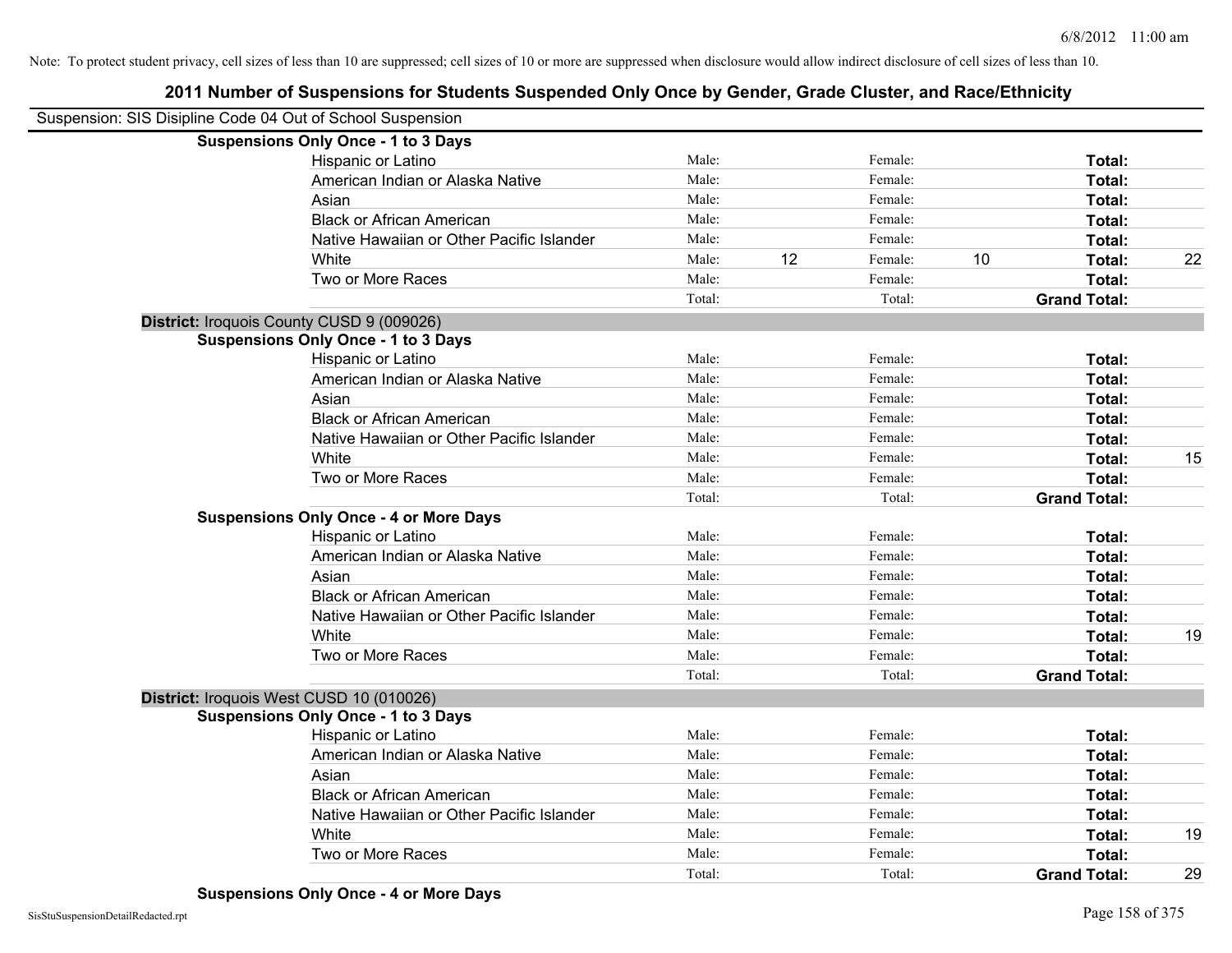Note: To protect student privacy, cell sizes of less than 10 are suppressed; cell sizes of 10 or more are suppressed when disclosure would allow indirect disclosure of cell sizes of less than 10.

## 2011 Number of Suspensions for Students Suspended Only Once by Gender, Grade Cluster, and Race/Ethnicity

Suspension: SIS Disipline Code 04 Out of School Suspension

**Suspensions Only Once - 1 to 3 Days**

| | | | | | | |
|---|---|---|---|---|---|---|
| Hispanic or Latino | Male: | | Female: | | **Total:** | |
| American Indian or Alaska Native | Male: | | Female: | | **Total:** | |
| Asian | Male: | | Female: | | **Total:** | |
| Black or African American | Male: | | Female: | | **Total:** | |
| Native Hawaiian or Other Pacific Islander | Male: | | Female: | | **Total:** | |
| White | Male: | 12 | Female: | 10 | **Total:** | 22 |
| Two or More Races | Male: | | Female: | | **Total:** | |
| | Total: | | Total: | | **Grand Total:** | |

**District:** Iroquois County CUSD 9 (009026)

**Suspensions Only Once - 1 to 3 Days**

| | | | | | | |
|---|---|---|---|---|---|---|
| Hispanic or Latino | Male: | | Female: | | **Total:** | |
| American Indian or Alaska Native | Male: | | Female: | | **Total:** | |
| Asian | Male: | | Female: | | **Total:** | |
| Black or African American | Male: | | Female: | | **Total:** | |
| Native Hawaiian or Other Pacific Islander | Male: | | Female: | | **Total:** | |
| White | Male: | | Female: | | **Total:** | 15 |
| Two or More Races | Male: | | Female: | | **Total:** | |
| | Total: | | Total: | | **Grand Total:** | |

**Suspensions Only Once - 4 or More Days**

| | | | | | | |
|---|---|---|---|---|---|---|
| Hispanic or Latino | Male: | | Female: | | **Total:** | |
| American Indian or Alaska Native | Male: | | Female: | | **Total:** | |
| Asian | Male: | | Female: | | **Total:** | |
| Black or African American | Male: | | Female: | | **Total:** | |
| Native Hawaiian or Other Pacific Islander | Male: | | Female: | | **Total:** | |
| White | Male: | | Female: | | **Total:** | 19 |
| Two or More Races | Male: | | Female: | | **Total:** | |
| | Total: | | Total: | | **Grand Total:** | |

**District:** Iroquois West CUSD 10 (010026)

**Suspensions Only Once - 1 to 3 Days**

| | | | | | | |
|---|---|---|---|---|---|---|
| Hispanic or Latino | Male: | | Female: | | **Total:** | |
| American Indian or Alaska Native | Male: | | Female: | | **Total:** | |
| Asian | Male: | | Female: | | **Total:** | |
| Black or African American | Male: | | Female: | | **Total:** | |
| Native Hawaiian or Other Pacific Islander | Male: | | Female: | | **Total:** | |
| White | Male: | | Female: | | **Total:** | 19 |
| Two or More Races | Male: | | Female: | | **Total:** | |
| | Total: | | Total: | | **Grand Total:** | 29 |

**Suspensions Only Once - 4 or More Days**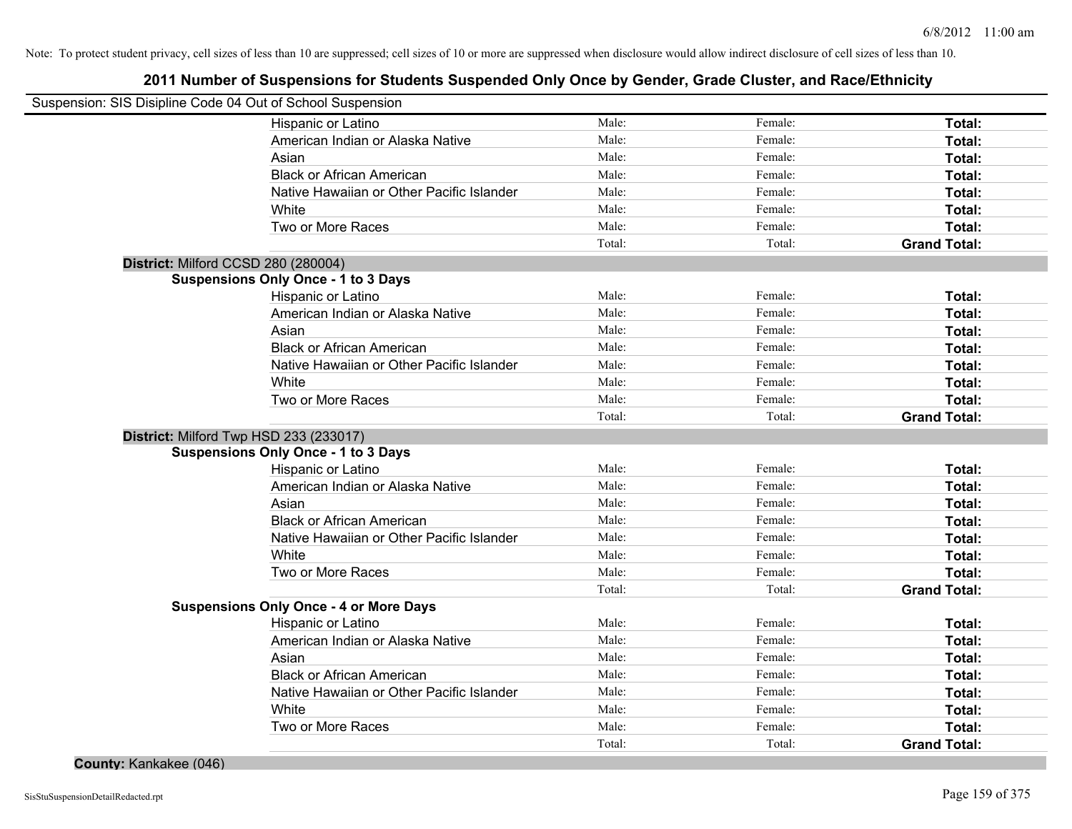Note: To protect student privacy, cell sizes of less than 10 are suppressed; cell sizes of 10 or more are suppressed when disclosure would allow indirect disclosure of cell sizes of less than 10.

# 2011 Number of Suspensions for Students Suspended Only Once by Gender, Grade Cluster, and Race/Ethnicity

Suspension: SIS Disipline Code 04 Out of School Suspension

| | | | |
|---|---|---|---|
| Hispanic or Latino | Male: | Female: | **Total:** |
| American Indian or Alaska Native | Male: | Female: | **Total:** |
| Asian | Male: | Female: | **Total:** |
| Black or African American | Male: | Female: | **Total:** |
| Native Hawaiian or Other Pacific Islander | Male: | Female: | **Total:** |
| White | Male: | Female: | **Total:** |
| Two or More Races | Male: | Female: | **Total:** |
| | Total: | Total: | **Grand Total:** |

**District:** Milford CCSD 280 (280004)

**Suspensions Only Once - 1 to 3 Days**

| | | | |
|---|---|---|---|
| Hispanic or Latino | Male: | Female: | **Total:** |
| American Indian or Alaska Native | Male: | Female: | **Total:** |
| Asian | Male: | Female: | **Total:** |
| Black or African American | Male: | Female: | **Total:** |
| Native Hawaiian or Other Pacific Islander | Male: | Female: | **Total:** |
| White | Male: | Female: | **Total:** |
| Two or More Races | Male: | Female: | **Total:** |
| | Total: | Total: | **Grand Total:** |

**District:** Milford Twp HSD 233 (233017)

**Suspensions Only Once - 1 to 3 Days**

| | | | |
|---|---|---|---|
| Hispanic or Latino | Male: | Female: | **Total:** |
| American Indian or Alaska Native | Male: | Female: | **Total:** |
| Asian | Male: | Female: | **Total:** |
| Black or African American | Male: | Female: | **Total:** |
| Native Hawaiian or Other Pacific Islander | Male: | Female: | **Total:** |
| White | Male: | Female: | **Total:** |
| Two or More Races | Male: | Female: | **Total:** |
| | Total: | Total: | **Grand Total:** |

**Suspensions Only Once - 4 or More Days**

| | | | |
|---|---|---|---|
| Hispanic or Latino | Male: | Female: | **Total:** |
| American Indian or Alaska Native | Male: | Female: | **Total:** |
| Asian | Male: | Female: | **Total:** |
| Black or African American | Male: | Female: | **Total:** |
| Native Hawaiian or Other Pacific Islander | Male: | Female: | **Total:** |
| White | Male: | Female: | **Total:** |
| Two or More Races | Male: | Female: | **Total:** |
| | Total: | Total: | **Grand Total:** |

**County:** Kankakee (046)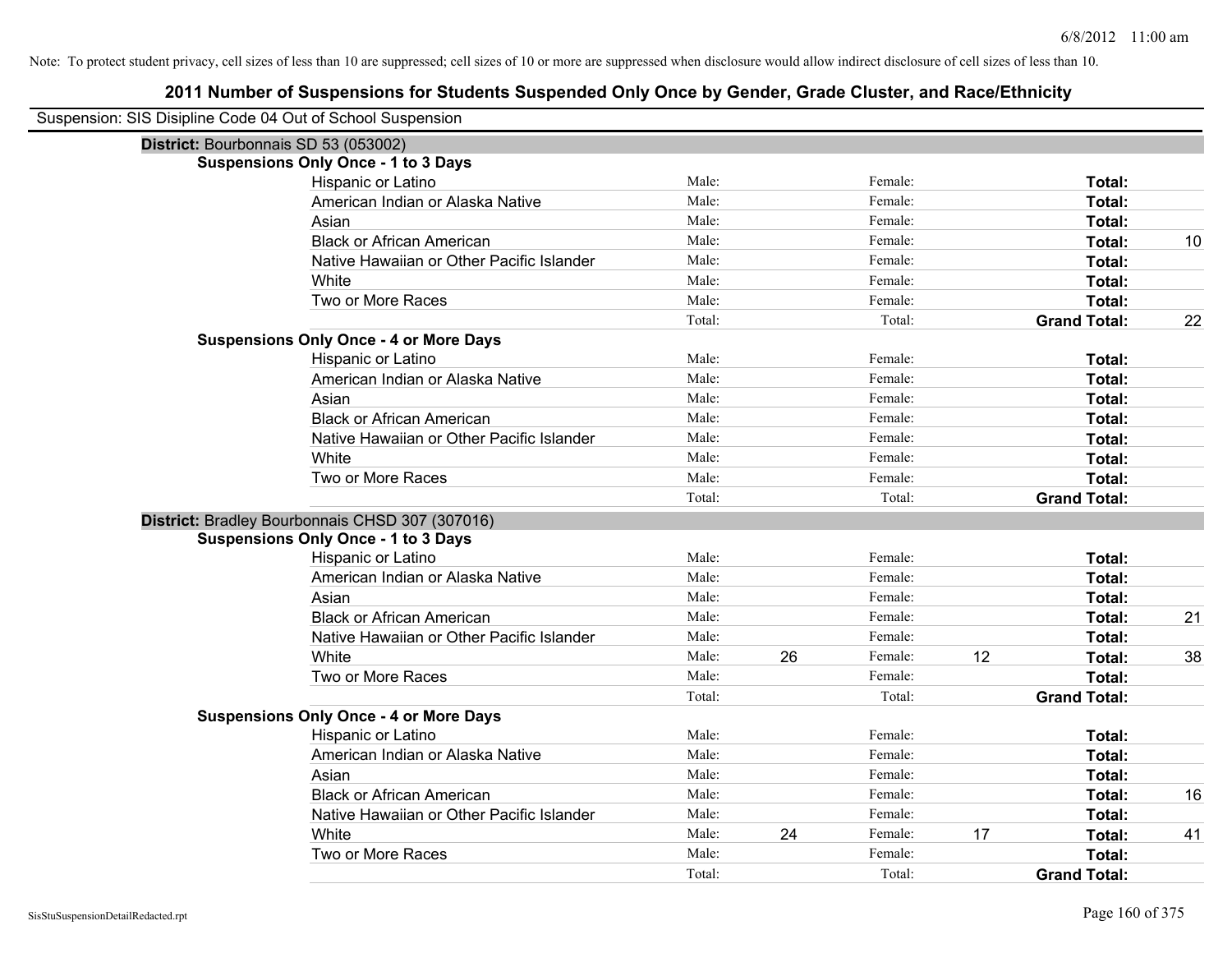Note: To protect student privacy, cell sizes of less than 10 are suppressed; cell sizes of 10 or more are suppressed when disclosure would allow indirect disclosure of cell sizes of less than 10.

## 2011 Number of Suspensions for Students Suspended Only Once by Gender, Grade Cluster, and Race/Ethnicity

Suspension: SIS Disipline Code 04 Out of School Suspension

### District: Bourbonnais SD 53 (053002)

**Suspensions Only Once - 1 to 3 Days**

| Race/Ethnicity | Male: | | Female: | | Total: | |
|---|---|---|---|---|---|---|
| Hispanic or Latino | Male: | | Female: | | Total: | |
| American Indian or Alaska Native | Male: | | Female: | | Total: | |
| Asian | Male: | | Female: | | Total: | |
| Black or African American | Male: | | Female: | | Total: | 10 |
| Native Hawaiian or Other Pacific Islander | Male: | | Female: | | Total: | |
| White | Male: | | Female: | | Total: | |
| Two or More Races | Male: | | Female: | | Total: | |
| | Total: | | Total: | | Grand Total: | 22 |

**Suspensions Only Once - 4 or More Days**

| Race/Ethnicity | Male: | | Female: | | Total: | |
|---|---|---|---|---|---|---|
| Hispanic or Latino | Male: | | Female: | | Total: | |
| American Indian or Alaska Native | Male: | | Female: | | Total: | |
| Asian | Male: | | Female: | | Total: | |
| Black or African American | Male: | | Female: | | Total: | |
| Native Hawaiian or Other Pacific Islander | Male: | | Female: | | Total: | |
| White | Male: | | Female: | | Total: | |
| Two or More Races | Male: | | Female: | | Total: | |
| | Total: | | Total: | | Grand Total: | |

### District: Bradley Bourbonnais CHSD 307 (307016)

**Suspensions Only Once - 1 to 3 Days**

| Race/Ethnicity | Male: | | Female: | | Total: | |
|---|---|---|---|---|---|---|
| Hispanic or Latino | Male: | | Female: | | Total: | |
| American Indian or Alaska Native | Male: | | Female: | | Total: | |
| Asian | Male: | | Female: | | Total: | |
| Black or African American | Male: | | Female: | | Total: | 21 |
| Native Hawaiian or Other Pacific Islander | Male: | | Female: | | Total: | |
| White | Male: | 26 | Female: | 12 | Total: | 38 |
| Two or More Races | Male: | | Female: | | Total: | |
| | Total: | | Total: | | Grand Total: | |

**Suspensions Only Once - 4 or More Days**

| Race/Ethnicity | Male: | | Female: | | Total: | |
|---|---|---|---|---|---|---|
| Hispanic or Latino | Male: | | Female: | | Total: | |
| American Indian or Alaska Native | Male: | | Female: | | Total: | |
| Asian | Male: | | Female: | | Total: | |
| Black or African American | Male: | | Female: | | Total: | 16 |
| Native Hawaiian or Other Pacific Islander | Male: | | Female: | | Total: | |
| White | Male: | 24 | Female: | 17 | Total: | 41 |
| Two or More Races | Male: | | Female: | | Total: | |
| | Total: | | Total: | | Grand Total: | |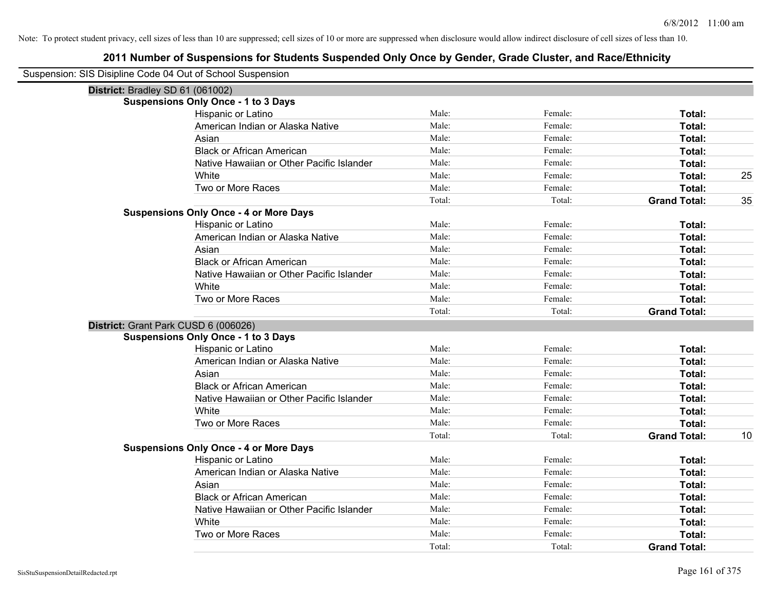Note: To protect student privacy, cell sizes of less than 10 are suppressed; cell sizes of 10 or more are suppressed when disclosure would allow indirect disclosure of cell sizes of less than 10.

# 2011 Number of Suspensions for Students Suspended Only Once by Gender, Grade Cluster, and Race/Ethnicity

Suspension: SIS Disipline Code 04 Out of School Suspension

## District: Bradley SD 61 (061002)

### Suspensions Only Once - 1 to 3 Days

| | | | | |
|---|---|---|---|---|
| Hispanic or Latino | Male: | Female: | **Total:** | |
| American Indian or Alaska Native | Male: | Female: | **Total:** | |
| Asian | Male: | Female: | **Total:** | |
| Black or African American | Male: | Female: | **Total:** | |
| Native Hawaiian or Other Pacific Islander | Male: | Female: | **Total:** | |
| White | Male: | Female: | **Total:** | 25 |
| Two or More Races | Male: | Female: | **Total:** | |
| | Total: | Total: | **Grand Total:** | 35 |

### Suspensions Only Once - 4 or More Days

| | | | | |
|---|---|---|---|---|
| Hispanic or Latino | Male: | Female: | **Total:** | |
| American Indian or Alaska Native | Male: | Female: | **Total:** | |
| Asian | Male: | Female: | **Total:** | |
| Black or African American | Male: | Female: | **Total:** | |
| Native Hawaiian or Other Pacific Islander | Male: | Female: | **Total:** | |
| White | Male: | Female: | **Total:** | |
| Two or More Races | Male: | Female: | **Total:** | |
| | Total: | Total: | **Grand Total:** | |

## District: Grant Park CUSD 6 (006026)

### Suspensions Only Once - 1 to 3 Days

| | | | | |
|---|---|---|---|---|
| Hispanic or Latino | Male: | Female: | **Total:** | |
| American Indian or Alaska Native | Male: | Female: | **Total:** | |
| Asian | Male: | Female: | **Total:** | |
| Black or African American | Male: | Female: | **Total:** | |
| Native Hawaiian or Other Pacific Islander | Male: | Female: | **Total:** | |
| White | Male: | Female: | **Total:** | |
| Two or More Races | Male: | Female: | **Total:** | |
| | Total: | Total: | **Grand Total:** | 10 |

### Suspensions Only Once - 4 or More Days

| | | | | |
|---|---|---|---|---|
| Hispanic or Latino | Male: | Female: | **Total:** | |
| American Indian or Alaska Native | Male: | Female: | **Total:** | |
| Asian | Male: | Female: | **Total:** | |
| Black or African American | Male: | Female: | **Total:** | |
| Native Hawaiian or Other Pacific Islander | Male: | Female: | **Total:** | |
| White | Male: | Female: | **Total:** | |
| Two or More Races | Male: | Female: | **Total:** | |
| | Total: | Total: | **Grand Total:** | |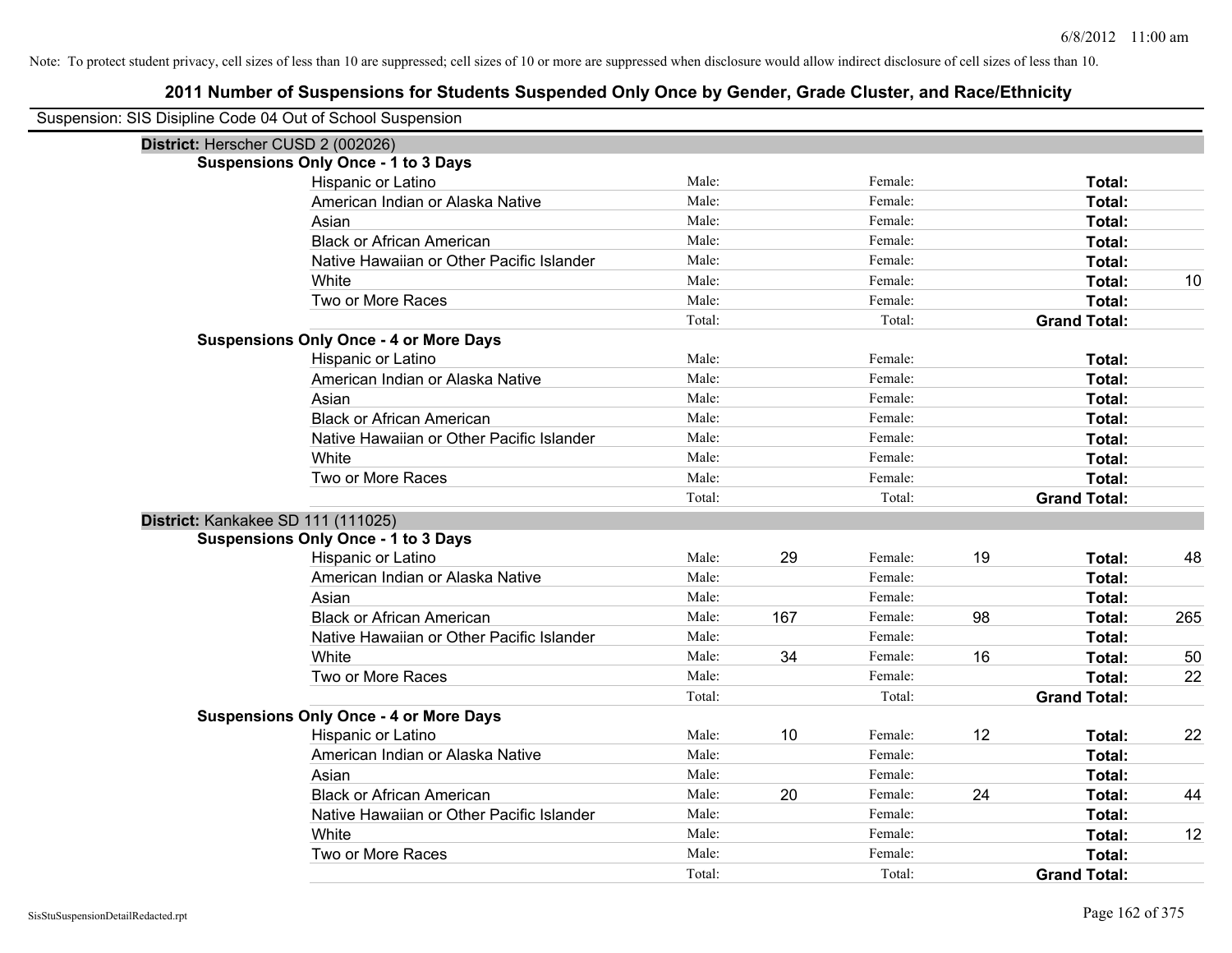Note: To protect student privacy, cell sizes of less than 10 are suppressed; cell sizes of 10 or more are suppressed when disclosure would allow indirect disclosure of cell sizes of less than 10.

# 2011 Number of Suspensions for Students Suspended Only Once by Gender, Grade Cluster, and Race/Ethnicity

Suspension: SIS Disipline Code 04 Out of School Suspension

## District: Herscher CUSD 2 (002026)

### Suspensions Only Once - 1 to 3 Days

| Race/Ethnicity | | Male | | Female | | Total |
|---|---|---|---|---|---|---|
| Hispanic or Latino | Male: | | Female: | | **Total:** | |
| American Indian or Alaska Native | Male: | | Female: | | **Total:** | |
| Asian | Male: | | Female: | | **Total:** | |
| Black or African American | Male: | | Female: | | **Total:** | |
| Native Hawaiian or Other Pacific Islander | Male: | | Female: | | **Total:** | |
| White | Male: | | Female: | | **Total:** | 10 |
| Two or More Races | Male: | | Female: | | **Total:** | |
| | Total: | | Total: | | **Grand Total:** | |

### Suspensions Only Once - 4 or More Days

| Race/Ethnicity | | Male | | Female | | Total |
|---|---|---|---|---|---|---|
| Hispanic or Latino | Male: | | Female: | | **Total:** | |
| American Indian or Alaska Native | Male: | | Female: | | **Total:** | |
| Asian | Male: | | Female: | | **Total:** | |
| Black or African American | Male: | | Female: | | **Total:** | |
| Native Hawaiian or Other Pacific Islander | Male: | | Female: | | **Total:** | |
| White | Male: | | Female: | | **Total:** | |
| Two or More Races | Male: | | Female: | | **Total:** | |
| | Total: | | Total: | | **Grand Total:** | |

## District: Kankakee SD 111 (111025)

### Suspensions Only Once - 1 to 3 Days

| Race/Ethnicity | | Male | | Female | | Total |
|---|---|---|---|---|---|---|
| Hispanic or Latino | Male: | 29 | Female: | 19 | **Total:** | 48 |
| American Indian or Alaska Native | Male: | | Female: | | **Total:** | |
| Asian | Male: | | Female: | | **Total:** | |
| Black or African American | Male: | 167 | Female: | 98 | **Total:** | 265 |
| Native Hawaiian or Other Pacific Islander | Male: | | Female: | | **Total:** | |
| White | Male: | 34 | Female: | 16 | **Total:** | 50 |
| Two or More Races | Male: | | Female: | | **Total:** | 22 |
| | Total: | | Total: | | **Grand Total:** | |

### Suspensions Only Once - 4 or More Days

| Race/Ethnicity | | Male | | Female | | Total |
|---|---|---|---|---|---|---|
| Hispanic or Latino | Male: | 10 | Female: | 12 | **Total:** | 22 |
| American Indian or Alaska Native | Male: | | Female: | | **Total:** | |
| Asian | Male: | | Female: | | **Total:** | |
| Black or African American | Male: | 20 | Female: | 24 | **Total:** | 44 |
| Native Hawaiian or Other Pacific Islander | Male: | | Female: | | **Total:** | |
| White | Male: | | Female: | | **Total:** | 12 |
| Two or More Races | Male: | | Female: | | **Total:** | |
| | Total: | | Total: | | **Grand Total:** | |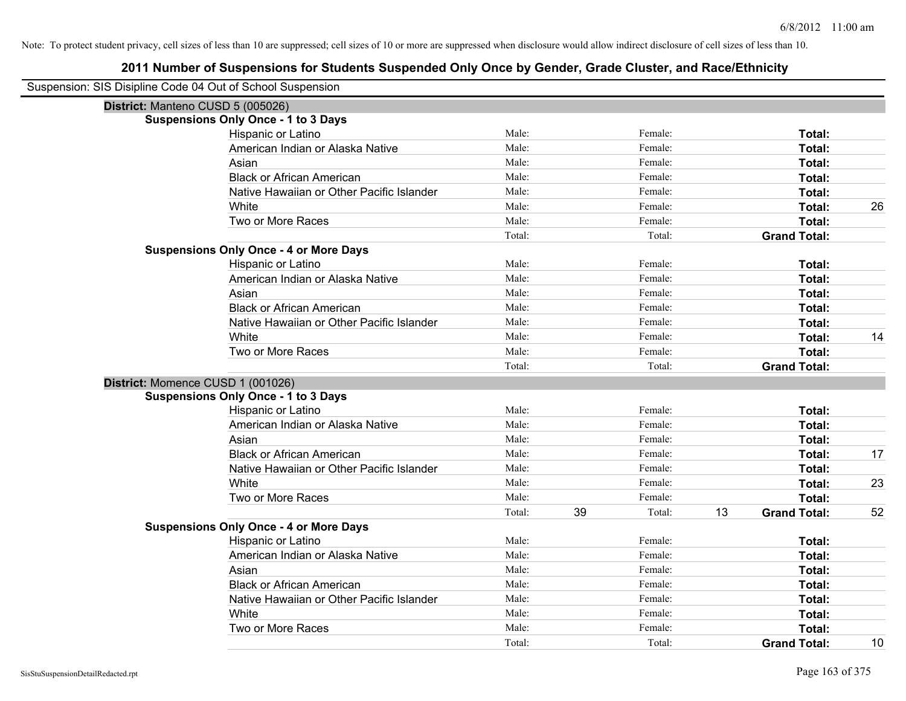Note: To protect student privacy, cell sizes of less than 10 are suppressed; cell sizes of 10 or more are suppressed when disclosure would allow indirect disclosure of cell sizes of less than 10.

# 2011 Number of Suspensions for Students Suspended Only Once by Gender, Grade Cluster, and Race/Ethnicity

Suspension: SIS Disipline Code 04 Out of School Suspension

## District: Manteno CUSD 5 (005026)

### Suspensions Only Once - 1 to 3 Days

| Race/Ethnicity | Male: | | Female: | | Total: | |
|---|---|---|---|---|---|---|
| Hispanic or Latino | Male: | | Female: | | **Total:** | |
| American Indian or Alaska Native | Male: | | Female: | | **Total:** | |
| Asian | Male: | | Female: | | **Total:** | |
| Black or African American | Male: | | Female: | | **Total:** | |
| Native Hawaiian or Other Pacific Islander | Male: | | Female: | | **Total:** | |
| White | Male: | | Female: | | **Total:** | 26 |
| Two or More Races | Male: | | Female: | | **Total:** | |
| | Total: | | Total: | | **Grand Total:** | |

### Suspensions Only Once - 4 or More Days

| Race/Ethnicity | Male: | | Female: | | Total: | |
|---|---|---|---|---|---|---|
| Hispanic or Latino | Male: | | Female: | | **Total:** | |
| American Indian or Alaska Native | Male: | | Female: | | **Total:** | |
| Asian | Male: | | Female: | | **Total:** | |
| Black or African American | Male: | | Female: | | **Total:** | |
| Native Hawaiian or Other Pacific Islander | Male: | | Female: | | **Total:** | |
| White | Male: | | Female: | | **Total:** | 14 |
| Two or More Races | Male: | | Female: | | **Total:** | |
| | Total: | | Total: | | **Grand Total:** | |

## District: Momence CUSD 1 (001026)

### Suspensions Only Once - 1 to 3 Days

| Race/Ethnicity | Male: | | Female: | | Total: | |
|---|---|---|---|---|---|---|
| Hispanic or Latino | Male: | | Female: | | **Total:** | |
| American Indian or Alaska Native | Male: | | Female: | | **Total:** | |
| Asian | Male: | | Female: | | **Total:** | |
| Black or African American | Male: | | Female: | | **Total:** | 17 |
| Native Hawaiian or Other Pacific Islander | Male: | | Female: | | **Total:** | |
| White | Male: | | Female: | | **Total:** | 23 |
| Two or More Races | Male: | | Female: | | **Total:** | |
| | Total: | 39 | Total: | 13 | **Grand Total:** | 52 |

### Suspensions Only Once - 4 or More Days

| Race/Ethnicity | Male: | | Female: | | Total: | |
|---|---|---|---|---|---|---|
| Hispanic or Latino | Male: | | Female: | | **Total:** | |
| American Indian or Alaska Native | Male: | | Female: | | **Total:** | |
| Asian | Male: | | Female: | | **Total:** | |
| Black or African American | Male: | | Female: | | **Total:** | |
| Native Hawaiian or Other Pacific Islander | Male: | | Female: | | **Total:** | |
| White | Male: | | Female: | | **Total:** | |
| Two or More Races | Male: | | Female: | | **Total:** | |
| | Total: | | Total: | | **Grand Total:** | 10 |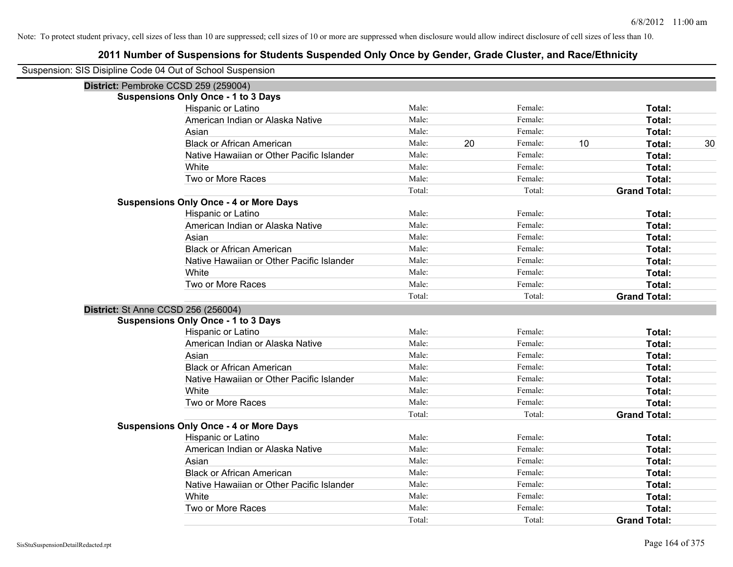Note: To protect student privacy, cell sizes of less than 10 are suppressed; cell sizes of 10 or more are suppressed when disclosure would allow indirect disclosure of cell sizes of less than 10.

# 2011 Number of Suspensions for Students Suspended Only Once by Gender, Grade Cluster, and Race/Ethnicity

Suspension: SIS Disipline Code 04 Out of School Suspension

**District:** Pembroke CCSD 259 (259004)

**Suspensions Only Once - 1 to 3 Days**

| | | | | | | |
|---|---|---|---|---|---|---|
| Hispanic or Latino | Male: | | Female: | | **Total:** | |
| American Indian or Alaska Native | Male: | | Female: | | **Total:** | |
| Asian | Male: | | Female: | | **Total:** | |
| Black or African American | Male: | 20 | Female: | 10 | **Total:** | 30 |
| Native Hawaiian or Other Pacific Islander | Male: | | Female: | | **Total:** | |
| White | Male: | | Female: | | **Total:** | |
| Two or More Races | Male: | | Female: | | **Total:** | |
| | Total: | | Total: | | **Grand Total:** | |

**Suspensions Only Once - 4 or More Days**

| | | | | | | |
|---|---|---|---|---|---|---|
| Hispanic or Latino | Male: | | Female: | | **Total:** | |
| American Indian or Alaska Native | Male: | | Female: | | **Total:** | |
| Asian | Male: | | Female: | | **Total:** | |
| Black or African American | Male: | | Female: | | **Total:** | |
| Native Hawaiian or Other Pacific Islander | Male: | | Female: | | **Total:** | |
| White | Male: | | Female: | | **Total:** | |
| Two or More Races | Male: | | Female: | | **Total:** | |
| | Total: | | Total: | | **Grand Total:** | |

**District:** St Anne CCSD 256 (256004)

**Suspensions Only Once - 1 to 3 Days**

| | | | | | | |
|---|---|---|---|---|---|---|
| Hispanic or Latino | Male: | | Female: | | **Total:** | |
| American Indian or Alaska Native | Male: | | Female: | | **Total:** | |
| Asian | Male: | | Female: | | **Total:** | |
| Black or African American | Male: | | Female: | | **Total:** | |
| Native Hawaiian or Other Pacific Islander | Male: | | Female: | | **Total:** | |
| White | Male: | | Female: | | **Total:** | |
| Two or More Races | Male: | | Female: | | **Total:** | |
| | Total: | | Total: | | **Grand Total:** | |

**Suspensions Only Once - 4 or More Days**

| | | | | | | |
|---|---|---|---|---|---|---|
| Hispanic or Latino | Male: | | Female: | | **Total:** | |
| American Indian or Alaska Native | Male: | | Female: | | **Total:** | |
| Asian | Male: | | Female: | | **Total:** | |
| Black or African American | Male: | | Female: | | **Total:** | |
| Native Hawaiian or Other Pacific Islander | Male: | | Female: | | **Total:** | |
| White | Male: | | Female: | | **Total:** | |
| Two or More Races | Male: | | Female: | | **Total:** | |
| | Total: | | Total: | | **Grand Total:** | |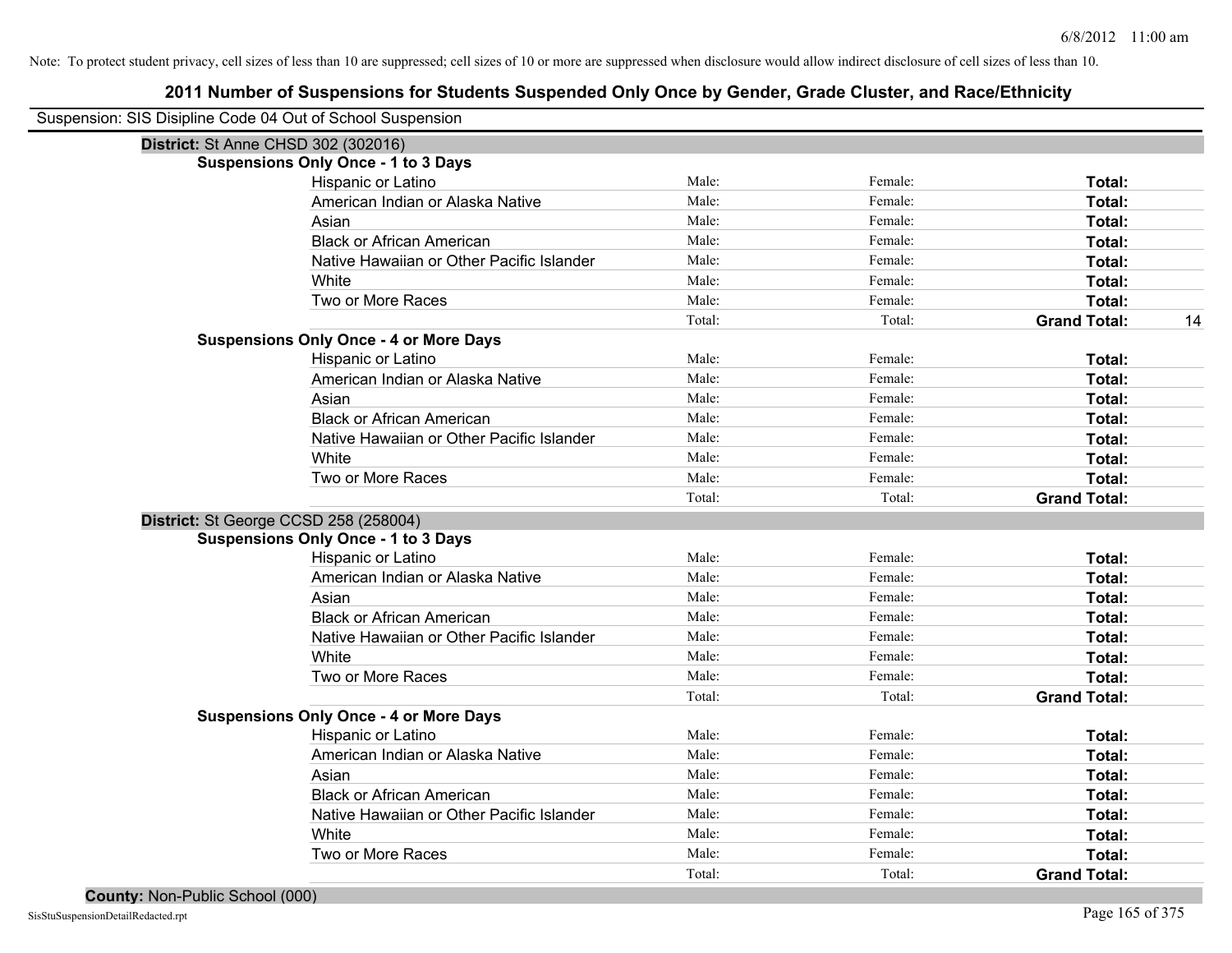Note: To protect student privacy, cell sizes of less than 10 are suppressed; cell sizes of 10 or more are suppressed when disclosure would allow indirect disclosure of cell sizes of less than 10.

# 2011 Number of Suspensions for Students Suspended Only Once by Gender, Grade Cluster, and Race/Ethnicity

Suspension: SIS Disipline Code 04 Out of School Suspension

## District: St Anne CHSD 302 (302016)

### Suspensions Only Once - 1 to 3 Days

| | | | | |
|---|---|---|---|---|
| Hispanic or Latino | Male: | Female: | **Total:** | |
| American Indian or Alaska Native | Male: | Female: | **Total:** | |
| Asian | Male: | Female: | **Total:** | |
| Black or African American | Male: | Female: | **Total:** | |
| Native Hawaiian or Other Pacific Islander | Male: | Female: | **Total:** | |
| White | Male: | Female: | **Total:** | |
| Two or More Races | Male: | Female: | **Total:** | |
| | Total: | Total: | **Grand Total:** | 14 |

### Suspensions Only Once - 4 or More Days

| | | | | |
|---|---|---|---|---|
| Hispanic or Latino | Male: | Female: | **Total:** | |
| American Indian or Alaska Native | Male: | Female: | **Total:** | |
| Asian | Male: | Female: | **Total:** | |
| Black or African American | Male: | Female: | **Total:** | |
| Native Hawaiian or Other Pacific Islander | Male: | Female: | **Total:** | |
| White | Male: | Female: | **Total:** | |
| Two or More Races | Male: | Female: | **Total:** | |
| | Total: | Total: | **Grand Total:** | |

## District: St George CCSD 258 (258004)

### Suspensions Only Once - 1 to 3 Days

| | | | | |
|---|---|---|---|---|
| Hispanic or Latino | Male: | Female: | **Total:** | |
| American Indian or Alaska Native | Male: | Female: | **Total:** | |
| Asian | Male: | Female: | **Total:** | |
| Black or African American | Male: | Female: | **Total:** | |
| Native Hawaiian or Other Pacific Islander | Male: | Female: | **Total:** | |
| White | Male: | Female: | **Total:** | |
| Two or More Races | Male: | Female: | **Total:** | |
| | Total: | Total: | **Grand Total:** | |

### Suspensions Only Once - 4 or More Days

| | | | | |
|---|---|---|---|---|
| Hispanic or Latino | Male: | Female: | **Total:** | |
| American Indian or Alaska Native | Male: | Female: | **Total:** | |
| Asian | Male: | Female: | **Total:** | |
| Black or African American | Male: | Female: | **Total:** | |
| Native Hawaiian or Other Pacific Islander | Male: | Female: | **Total:** | |
| White | Male: | Female: | **Total:** | |
| Two or More Races | Male: | Female: | **Total:** | |
| | Total: | Total: | **Grand Total:** | |

## County: Non-Public School (000)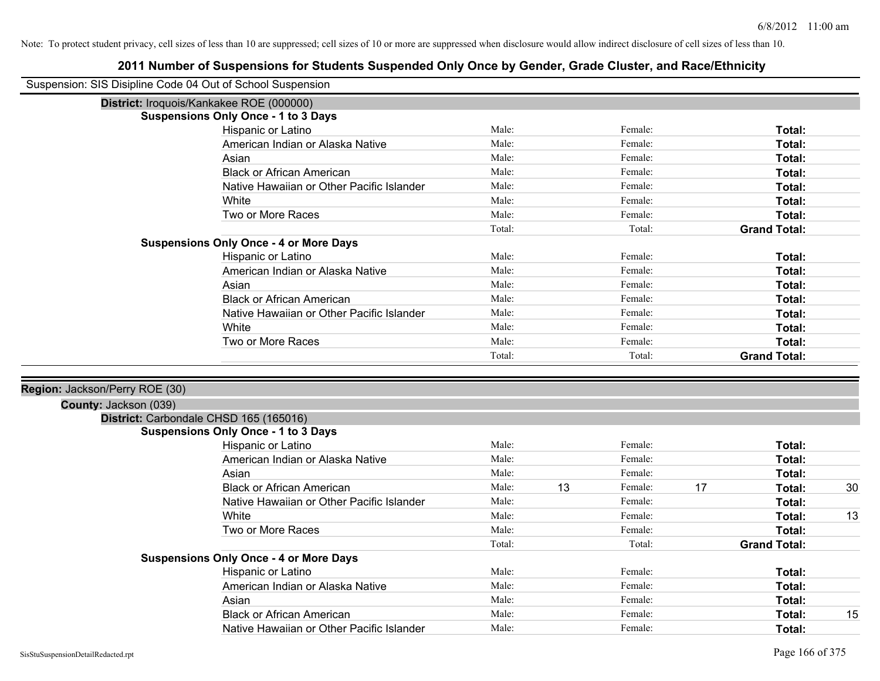Note: To protect student privacy, cell sizes of less than 10 are suppressed; cell sizes of 10 or more are suppressed when disclosure would allow indirect disclosure of cell sizes of less than 10.

# 2011 Number of Suspensions for Students Suspended Only Once by Gender, Grade Cluster, and Race/Ethnicity

Suspension: SIS Disipline Code 04 Out of School Suspension

**District:** Iroquois/Kankakee ROE (000000)

**Suspensions Only Once - 1 to 3 Days**

| | Male: | | Female: | | Total: | |
|---|---|---|---|---|---|---|
| Hispanic or Latino | Male: | | Female: | | **Total:** | |
| American Indian or Alaska Native | Male: | | Female: | | **Total:** | |
| Asian | Male: | | Female: | | **Total:** | |
| Black or African American | Male: | | Female: | | **Total:** | |
| Native Hawaiian or Other Pacific Islander | Male: | | Female: | | **Total:** | |
| White | Male: | | Female: | | **Total:** | |
| Two or More Races | Male: | | Female: | | **Total:** | |
| | Total: | | Total: | | **Grand Total:** | |

**Suspensions Only Once - 4 or More Days**

| | Male: | | Female: | | Total: | |
|---|---|---|---|---|---|---|
| Hispanic or Latino | Male: | | Female: | | **Total:** | |
| American Indian or Alaska Native | Male: | | Female: | | **Total:** | |
| Asian | Male: | | Female: | | **Total:** | |
| Black or African American | Male: | | Female: | | **Total:** | |
| Native Hawaiian or Other Pacific Islander | Male: | | Female: | | **Total:** | |
| White | Male: | | Female: | | **Total:** | |
| Two or More Races | Male: | | Female: | | **Total:** | |
| | Total: | | Total: | | **Grand Total:** | |

**Region:** Jackson/Perry ROE (30)

**County:** Jackson (039)

**District:** Carbondale CHSD 165 (165016)

**Suspensions Only Once - 1 to 3 Days**

| | Male: | | Female: | | Total: | |
|---|---|---|---|---|---|---|
| Hispanic or Latino | Male: | | Female: | | **Total:** | |
| American Indian or Alaska Native | Male: | | Female: | | **Total:** | |
| Asian | Male: | | Female: | | **Total:** | |
| Black or African American | Male: | 13 | Female: | 17 | **Total:** | 30 |
| Native Hawaiian or Other Pacific Islander | Male: | | Female: | | **Total:** | |
| White | Male: | | Female: | | **Total:** | 13 |
| Two or More Races | Male: | | Female: | | **Total:** | |
| | Total: | | Total: | | **Grand Total:** | |

**Suspensions Only Once - 4 or More Days**

| | Male: | | Female: | | Total: | |
|---|---|---|---|---|---|---|
| Hispanic or Latino | Male: | | Female: | | **Total:** | |
| American Indian or Alaska Native | Male: | | Female: | | **Total:** | |
| Asian | Male: | | Female: | | **Total:** | |
| Black or African American | Male: | | Female: | | **Total:** | 15 |
| Native Hawaiian or Other Pacific Islander | Male: | | Female: | | **Total:** | |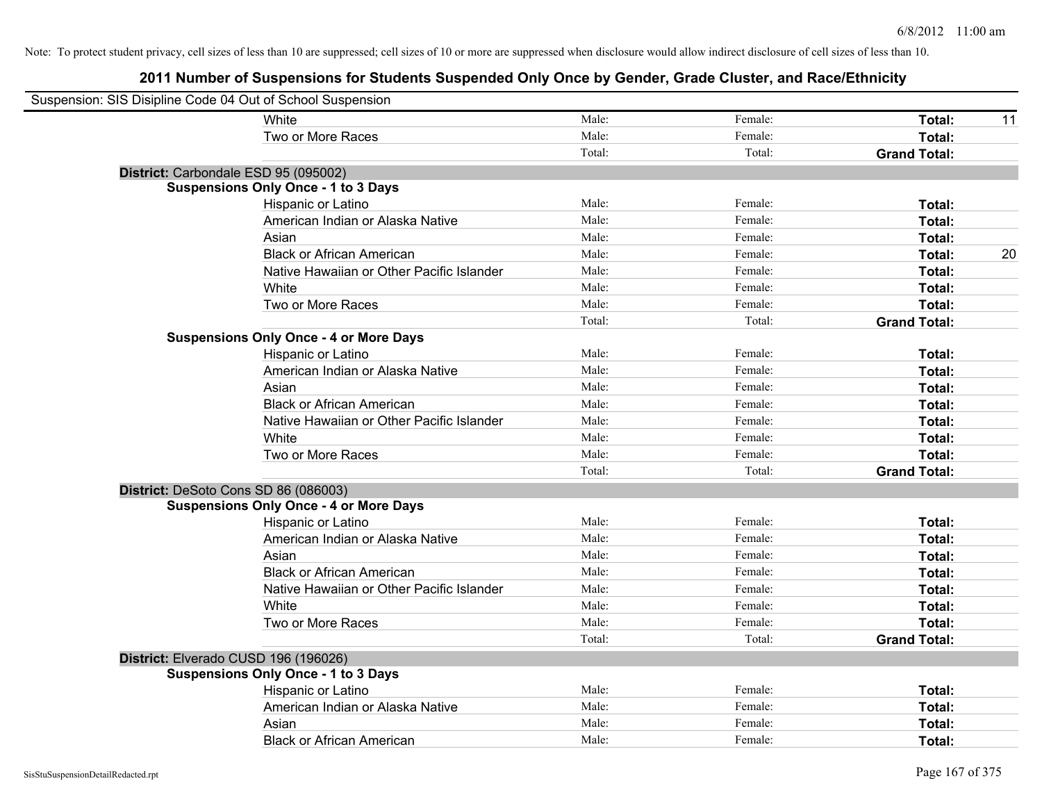Note: To protect student privacy, cell sizes of less than 10 are suppressed; cell sizes of 10 or more are suppressed when disclosure would allow indirect disclosure of cell sizes of less than 10.

# 2011 Number of Suspensions for Students Suspended Only Once by Gender, Grade Cluster, and Race/Ethnicity

Suspension: SIS Disipline Code 04 Out of School Suspension

| | | | | |
|---|---|---|---|---|
| White | Male: | Female: | **Total:** | 11 |
| Two or More Races | Male: | Female: | **Total:** | |
| | Total: | Total: | **Grand Total:** | |

**District:** Carbondale ESD 95 (095002)

**Suspensions Only Once - 1 to 3 Days**

| | | | | |
|---|---|---|---|---|
| Hispanic or Latino | Male: | Female: | **Total:** | |
| American Indian or Alaska Native | Male: | Female: | **Total:** | |
| Asian | Male: | Female: | **Total:** | |
| Black or African American | Male: | Female: | **Total:** | 20 |
| Native Hawaiian or Other Pacific Islander | Male: | Female: | **Total:** | |
| White | Male: | Female: | **Total:** | |
| Two or More Races | Male: | Female: | **Total:** | |
| | Total: | Total: | **Grand Total:** | |

**Suspensions Only Once - 4 or More Days**

| | | | | |
|---|---|---|---|---|
| Hispanic or Latino | Male: | Female: | **Total:** | |
| American Indian or Alaska Native | Male: | Female: | **Total:** | |
| Asian | Male: | Female: | **Total:** | |
| Black or African American | Male: | Female: | **Total:** | |
| Native Hawaiian or Other Pacific Islander | Male: | Female: | **Total:** | |
| White | Male: | Female: | **Total:** | |
| Two or More Races | Male: | Female: | **Total:** | |
| | Total: | Total: | **Grand Total:** | |

**District:** DeSoto Cons SD 86 (086003)

**Suspensions Only Once - 4 or More Days**

| | | | | |
|---|---|---|---|---|
| Hispanic or Latino | Male: | Female: | **Total:** | |
| American Indian or Alaska Native | Male: | Female: | **Total:** | |
| Asian | Male: | Female: | **Total:** | |
| Black or African American | Male: | Female: | **Total:** | |
| Native Hawaiian or Other Pacific Islander | Male: | Female: | **Total:** | |
| White | Male: | Female: | **Total:** | |
| Two or More Races | Male: | Female: | **Total:** | |
| | Total: | Total: | **Grand Total:** | |

**District:** Elverado CUSD 196 (196026)

**Suspensions Only Once - 1 to 3 Days**

| | | | | |
|---|---|---|---|---|
| Hispanic or Latino | Male: | Female: | **Total:** | |
| American Indian or Alaska Native | Male: | Female: | **Total:** | |
| Asian | Male: | Female: | **Total:** | |
| Black or African American | Male: | Female: | **Total:** | |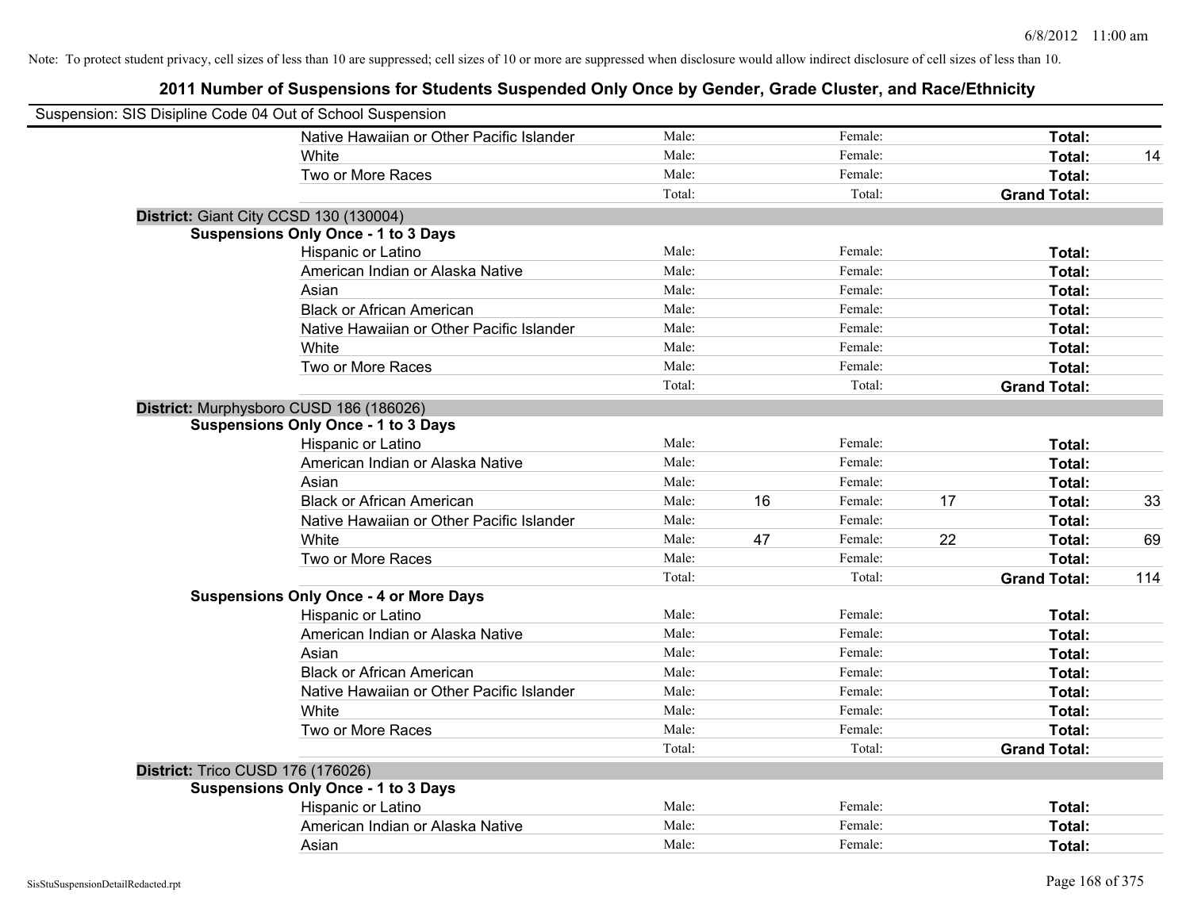Note: To protect student privacy, cell sizes of less than 10 are suppressed; cell sizes of 10 or more are suppressed when disclosure would allow indirect disclosure of cell sizes of less than 10.

## 2011 Number of Suspensions for Students Suspended Only Once by Gender, Grade Cluster, and Race/Ethnicity

Suspension: SIS Disipline Code 04 Out of School Suspension

| | | | | | | | |
|---|---|---|---|---|---|---|---|
| Native Hawaiian or Other Pacific Islander | Male: | | Female: | | **Total:** | |
| White | Male: | | Female: | | **Total:** | 14 |
| Two or More Races | Male: | | Female: | | **Total:** | |
| | Total: | | Total: | | **Grand Total:** | |

**District:** Giant City CCSD 130 (130004)

**Suspensions Only Once - 1 to 3 Days**

| | | | | | | |
|---|---|---|---|---|---|---|
| Hispanic or Latino | Male: | | Female: | | **Total:** | |
| American Indian or Alaska Native | Male: | | Female: | | **Total:** | |
| Asian | Male: | | Female: | | **Total:** | |
| Black or African American | Male: | | Female: | | **Total:** | |
| Native Hawaiian or Other Pacific Islander | Male: | | Female: | | **Total:** | |
| White | Male: | | Female: | | **Total:** | |
| Two or More Races | Male: | | Female: | | **Total:** | |
| | Total: | | Total: | | **Grand Total:** | |

**District:** Murphysboro CUSD 186 (186026)

**Suspensions Only Once - 1 to 3 Days**

| | | | | | | |
|---|---|---|---|---|---|---|
| Hispanic or Latino | Male: | | Female: | | **Total:** | |
| American Indian or Alaska Native | Male: | | Female: | | **Total:** | |
| Asian | Male: | | Female: | | **Total:** | |
| Black or African American | Male: | 16 | Female: | 17 | **Total:** | 33 |
| Native Hawaiian or Other Pacific Islander | Male: | | Female: | | **Total:** | |
| White | Male: | 47 | Female: | 22 | **Total:** | 69 |
| Two or More Races | Male: | | Female: | | **Total:** | |
| | Total: | | Total: | | **Grand Total:** | 114 |

**Suspensions Only Once - 4 or More Days**

| | | | | | | |
|---|---|---|---|---|---|---|
| Hispanic or Latino | Male: | | Female: | | **Total:** | |
| American Indian or Alaska Native | Male: | | Female: | | **Total:** | |
| Asian | Male: | | Female: | | **Total:** | |
| Black or African American | Male: | | Female: | | **Total:** | |
| Native Hawaiian or Other Pacific Islander | Male: | | Female: | | **Total:** | |
| White | Male: | | Female: | | **Total:** | |
| Two or More Races | Male: | | Female: | | **Total:** | |
| | Total: | | Total: | | **Grand Total:** | |

**District:** Trico CUSD 176 (176026)

**Suspensions Only Once - 1 to 3 Days**

| | | | | | | |
|---|---|---|---|---|---|---|
| Hispanic or Latino | Male: | | Female: | | **Total:** | |
| American Indian or Alaska Native | Male: | | Female: | | **Total:** | |
| Asian | Male: | | Female: | | **Total:** | |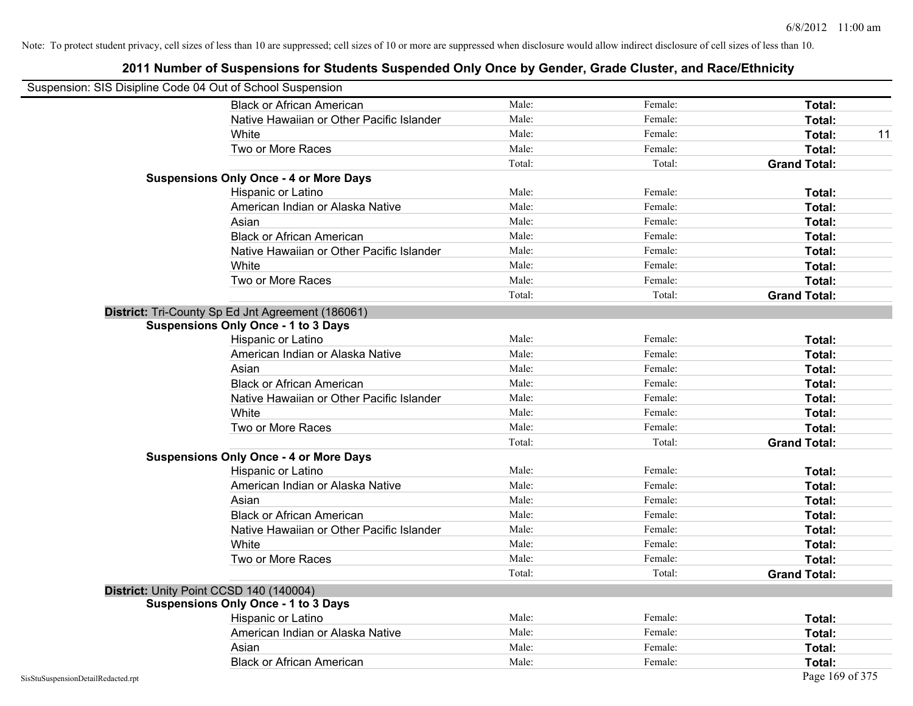Note: To protect student privacy, cell sizes of less than 10 are suppressed; cell sizes of 10 or more are suppressed when disclosure would allow indirect disclosure of cell sizes of less than 10.

## 2011 Number of Suspensions for Students Suspended Only Once by Gender, Grade Cluster, and Race/Ethnicity

Suspension: SIS Disipline Code 04 Out of School Suspension

| | | | | |
|---|---|---|---|---|
| Black or African American | Male: | Female: | **Total:** | |
| Native Hawaiian or Other Pacific Islander | Male: | Female: | **Total:** | |
| White | Male: | Female: | **Total:** | 11 |
| Two or More Races | Male: | Female: | **Total:** | |
| | Total: | Total: | **Grand Total:** | |

**Suspensions Only Once - 4 or More Days**

| | | | | |
|---|---|---|---|---|
| Hispanic or Latino | Male: | Female: | **Total:** | |
| American Indian or Alaska Native | Male: | Female: | **Total:** | |
| Asian | Male: | Female: | **Total:** | |
| Black or African American | Male: | Female: | **Total:** | |
| Native Hawaiian or Other Pacific Islander | Male: | Female: | **Total:** | |
| White | Male: | Female: | **Total:** | |
| Two or More Races | Male: | Female: | **Total:** | |
| | Total: | Total: | **Grand Total:** | |

**District:** Tri-County Sp Ed Jnt Agreement (186061)

**Suspensions Only Once - 1 to 3 Days**

| | | | | |
|---|---|---|---|---|
| Hispanic or Latino | Male: | Female: | **Total:** | |
| American Indian or Alaska Native | Male: | Female: | **Total:** | |
| Asian | Male: | Female: | **Total:** | |
| Black or African American | Male: | Female: | **Total:** | |
| Native Hawaiian or Other Pacific Islander | Male: | Female: | **Total:** | |
| White | Male: | Female: | **Total:** | |
| Two or More Races | Male: | Female: | **Total:** | |
| | Total: | Total: | **Grand Total:** | |

**Suspensions Only Once - 4 or More Days**

| | | | | |
|---|---|---|---|---|
| Hispanic or Latino | Male: | Female: | **Total:** | |
| American Indian or Alaska Native | Male: | Female: | **Total:** | |
| Asian | Male: | Female: | **Total:** | |
| Black or African American | Male: | Female: | **Total:** | |
| Native Hawaiian or Other Pacific Islander | Male: | Female: | **Total:** | |
| White | Male: | Female: | **Total:** | |
| Two or More Races | Male: | Female: | **Total:** | |
| | Total: | Total: | **Grand Total:** | |

**District:** Unity Point CCSD 140 (140004)

**Suspensions Only Once - 1 to 3 Days**

| | | | | |
|---|---|---|---|---|
| Hispanic or Latino | Male: | Female: | **Total:** | |
| American Indian or Alaska Native | Male: | Female: | **Total:** | |
| Asian | Male: | Female: | **Total:** | |
| Black or African American | Male: | Female: | **Total:** | |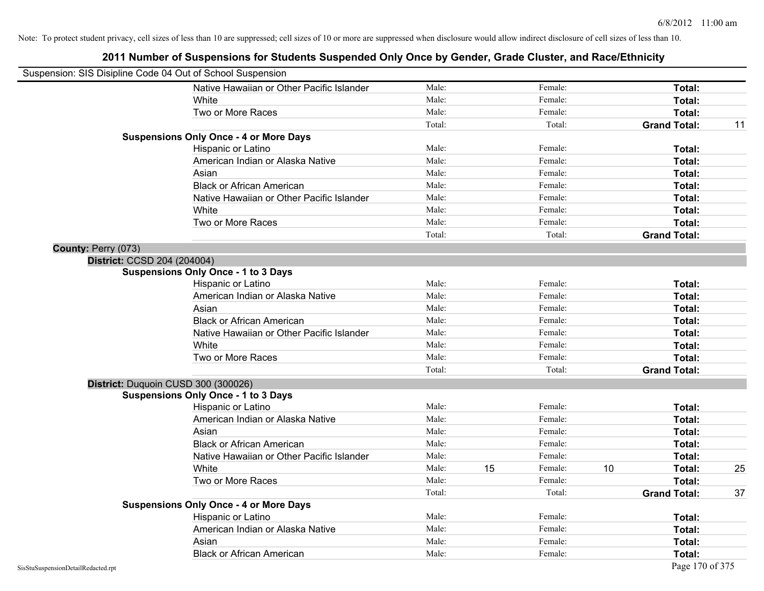Note: To protect student privacy, cell sizes of less than 10 are suppressed; cell sizes of 10 or more are suppressed when disclosure would allow indirect disclosure of cell sizes of less than 10.

## 2011 Number of Suspensions for Students Suspended Only Once by Gender, Grade Cluster, and Race/Ethnicity

Suspension: SIS Disipline Code 04 Out of School Suspension

| | | | | | | |
|---|---|---|---|---|---|---|
| Native Hawaiian or Other Pacific Islander | Male: | | Female: | | **Total:** | |
| White | Male: | | Female: | | **Total:** | |
| Two or More Races | Male: | | Female: | | **Total:** | |
| | Total: | | Total: | | **Grand Total:** | 11 |

**Suspensions Only Once - 4 or More Days**

| | | | | | | |
|---|---|---|---|---|---|---|
| Hispanic or Latino | Male: | | Female: | | **Total:** | |
| American Indian or Alaska Native | Male: | | Female: | | **Total:** | |
| Asian | Male: | | Female: | | **Total:** | |
| Black or African American | Male: | | Female: | | **Total:** | |
| Native Hawaiian or Other Pacific Islander | Male: | | Female: | | **Total:** | |
| White | Male: | | Female: | | **Total:** | |
| Two or More Races | Male: | | Female: | | **Total:** | |
| | Total: | | Total: | | **Grand Total:** | |

**County:** Perry (073)

**District:** CCSD 204 (204004)

**Suspensions Only Once - 1 to 3 Days**

| | | | | | | |
|---|---|---|---|---|---|---|
| Hispanic or Latino | Male: | | Female: | | **Total:** | |
| American Indian or Alaska Native | Male: | | Female: | | **Total:** | |
| Asian | Male: | | Female: | | **Total:** | |
| Black or African American | Male: | | Female: | | **Total:** | |
| Native Hawaiian or Other Pacific Islander | Male: | | Female: | | **Total:** | |
| White | Male: | | Female: | | **Total:** | |
| Two or More Races | Male: | | Female: | | **Total:** | |
| | Total: | | Total: | | **Grand Total:** | |

**District:** Duquoin CUSD 300 (300026)

**Suspensions Only Once - 1 to 3 Days**

| | | | | | | |
|---|---|---|---|---|---|---|
| Hispanic or Latino | Male: | | Female: | | **Total:** | |
| American Indian or Alaska Native | Male: | | Female: | | **Total:** | |
| Asian | Male: | | Female: | | **Total:** | |
| Black or African American | Male: | | Female: | | **Total:** | |
| Native Hawaiian or Other Pacific Islander | Male: | | Female: | | **Total:** | |
| White | Male: | 15 | Female: | 10 | **Total:** | 25 |
| Two or More Races | Male: | | Female: | | **Total:** | |
| | Total: | | Total: | | **Grand Total:** | 37 |

**Suspensions Only Once - 4 or More Days**

| | | | | | | |
|---|---|---|---|---|---|---|
| Hispanic or Latino | Male: | | Female: | | **Total:** | |
| American Indian or Alaska Native | Male: | | Female: | | **Total:** | |
| Asian | Male: | | Female: | | **Total:** | |
| Black or African American | Male: | | Female: | | **Total:** | |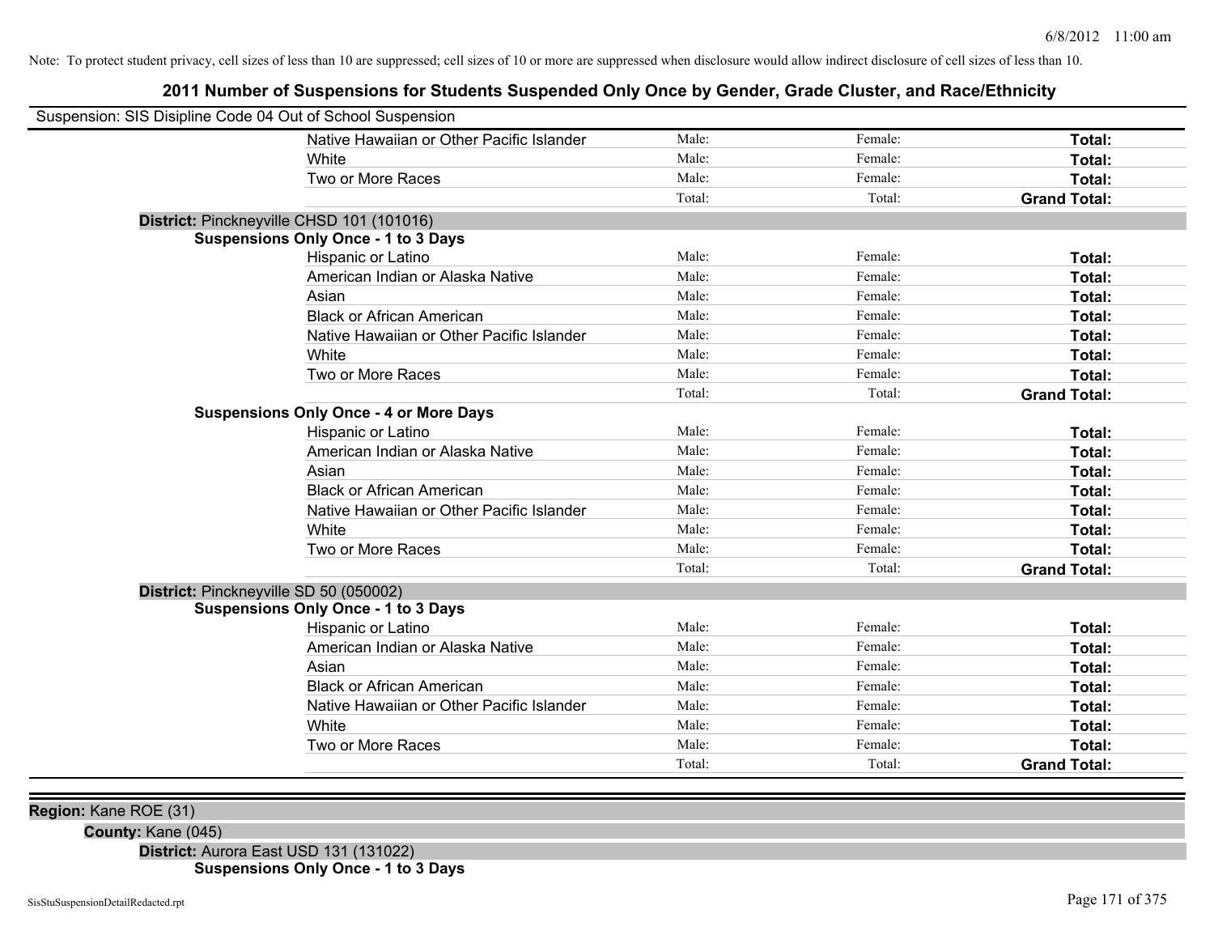Note: To protect student privacy, cell sizes of less than 10 are suppressed; cell sizes of 10 or more are suppressed when disclosure would allow indirect disclosure of cell sizes of less than 10.

## 2011 Number of Suspensions for Students Suspended Only Once by Gender, Grade Cluster, and Race/Ethnicity

Suspension: SIS Disipline Code 04 Out of School Suspension

| | | | |
|---|---|---|---|
| Native Hawaiian or Other Pacific Islander | Male: | Female: | **Total:** |
| White | Male: | Female: | **Total:** |
| Two or More Races | Male: | Female: | **Total:** |
| | Total: | Total: | **Grand Total:** |

**District:** Pinckneyville CHSD 101 (101016)

**Suspensions Only Once - 1 to 3 Days**

| | | | |
|---|---|---|---|
| Hispanic or Latino | Male: | Female: | **Total:** |
| American Indian or Alaska Native | Male: | Female: | **Total:** |
| Asian | Male: | Female: | **Total:** |
| Black or African American | Male: | Female: | **Total:** |
| Native Hawaiian or Other Pacific Islander | Male: | Female: | **Total:** |
| White | Male: | Female: | **Total:** |
| Two or More Races | Male: | Female: | **Total:** |
| | Total: | Total: | **Grand Total:** |

**Suspensions Only Once - 4 or More Days**

| | | | |
|---|---|---|---|
| Hispanic or Latino | Male: | Female: | **Total:** |
| American Indian or Alaska Native | Male: | Female: | **Total:** |
| Asian | Male: | Female: | **Total:** |
| Black or African American | Male: | Female: | **Total:** |
| Native Hawaiian or Other Pacific Islander | Male: | Female: | **Total:** |
| White | Male: | Female: | **Total:** |
| Two or More Races | Male: | Female: | **Total:** |
| | Total: | Total: | **Grand Total:** |

**District:** Pinckneyville SD 50 (050002)

**Suspensions Only Once - 1 to 3 Days**

| | | | |
|---|---|---|---|
| Hispanic or Latino | Male: | Female: | **Total:** |
| American Indian or Alaska Native | Male: | Female: | **Total:** |
| Asian | Male: | Female: | **Total:** |
| Black or African American | Male: | Female: | **Total:** |
| Native Hawaiian or Other Pacific Islander | Male: | Female: | **Total:** |
| White | Male: | Female: | **Total:** |
| Two or More Races | Male: | Female: | **Total:** |
| | Total: | Total: | **Grand Total:** |

**Region:** Kane ROE (31)

**County:** Kane (045)

**District:** Aurora East USD 131 (131022)

**Suspensions Only Once - 1 to 3 Days**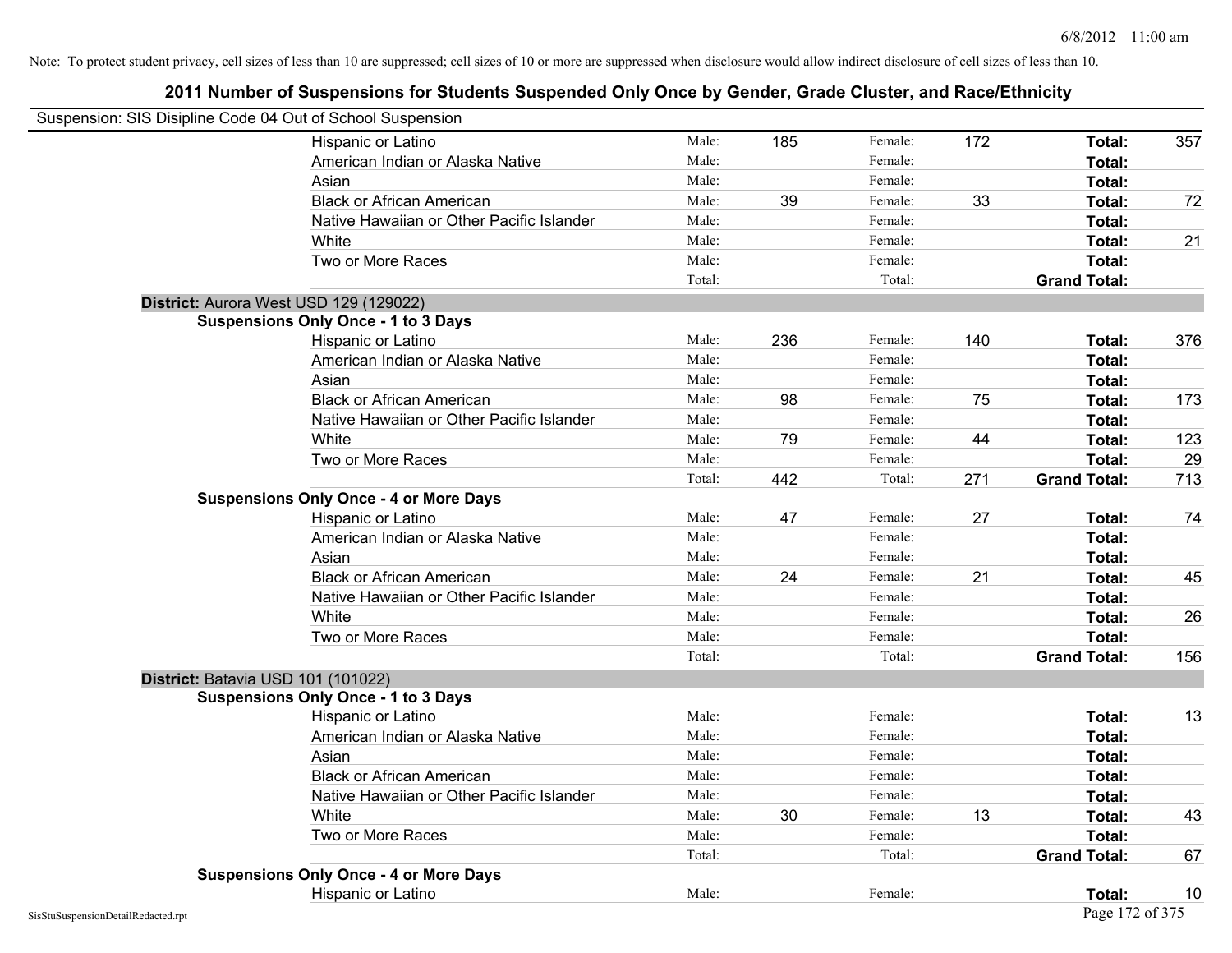Note: To protect student privacy, cell sizes of less than 10 are suppressed; cell sizes of 10 or more are suppressed when disclosure would allow indirect disclosure of cell sizes of less than 10.

# 2011 Number of Suspensions for Students Suspended Only Once by Gender, Grade Cluster, and Race/Ethnicity

Suspension: SIS Disipline Code 04 Out of School Suspension

| | | | | | | |
|---|---|---|---|---|---|---|
| Hispanic or Latino | Male: | 185 | Female: | 172 | **Total:** | 357 |
| American Indian or Alaska Native | Male: | | Female: | | **Total:** | |
| Asian | Male: | | Female: | | **Total:** | |
| Black or African American | Male: | 39 | Female: | 33 | **Total:** | 72 |
| Native Hawaiian or Other Pacific Islander | Male: | | Female: | | **Total:** | |
| White | Male: | | Female: | | **Total:** | 21 |
| Two or More Races | Male: | | Female: | | **Total:** | |
| | Total: | | Total: | | **Grand Total:** | |

**District:** Aurora West USD 129 (129022)

**Suspensions Only Once - 1 to 3 Days**

| | | | | | | |
|---|---|---|---|---|---|---|
| Hispanic or Latino | Male: | 236 | Female: | 140 | **Total:** | 376 |
| American Indian or Alaska Native | Male: | | Female: | | **Total:** | |
| Asian | Male: | | Female: | | **Total:** | |
| Black or African American | Male: | 98 | Female: | 75 | **Total:** | 173 |
| Native Hawaiian or Other Pacific Islander | Male: | | Female: | | **Total:** | |
| White | Male: | 79 | Female: | 44 | **Total:** | 123 |
| Two or More Races | Male: | | Female: | | **Total:** | 29 |
| | Total: | 442 | Total: | 271 | **Grand Total:** | 713 |

**Suspensions Only Once - 4 or More Days**

| | | | | | | |
|---|---|---|---|---|---|---|
| Hispanic or Latino | Male: | 47 | Female: | 27 | **Total:** | 74 |
| American Indian or Alaska Native | Male: | | Female: | | **Total:** | |
| Asian | Male: | | Female: | | **Total:** | |
| Black or African American | Male: | 24 | Female: | 21 | **Total:** | 45 |
| Native Hawaiian or Other Pacific Islander | Male: | | Female: | | **Total:** | |
| White | Male: | | Female: | | **Total:** | 26 |
| Two or More Races | Male: | | Female: | | **Total:** | |
| | Total: | | Total: | | **Grand Total:** | 156 |

**District:** Batavia USD 101 (101022)

**Suspensions Only Once - 1 to 3 Days**

| | | | | | | |
|---|---|---|---|---|---|---|
| Hispanic or Latino | Male: | | Female: | | **Total:** | 13 |
| American Indian or Alaska Native | Male: | | Female: | | **Total:** | |
| Asian | Male: | | Female: | | **Total:** | |
| Black or African American | Male: | | Female: | | **Total:** | |
| Native Hawaiian or Other Pacific Islander | Male: | | Female: | | **Total:** | |
| White | Male: | 30 | Female: | 13 | **Total:** | 43 |
| Two or More Races | Male: | | Female: | | **Total:** | |
| | Total: | | Total: | | **Grand Total:** | 67 |

**Suspensions Only Once - 4 or More Days**

| | | | | | | |
|---|---|---|---|---|---|---|
| Hispanic or Latino | Male: | | Female: | | **Total:** | 10 |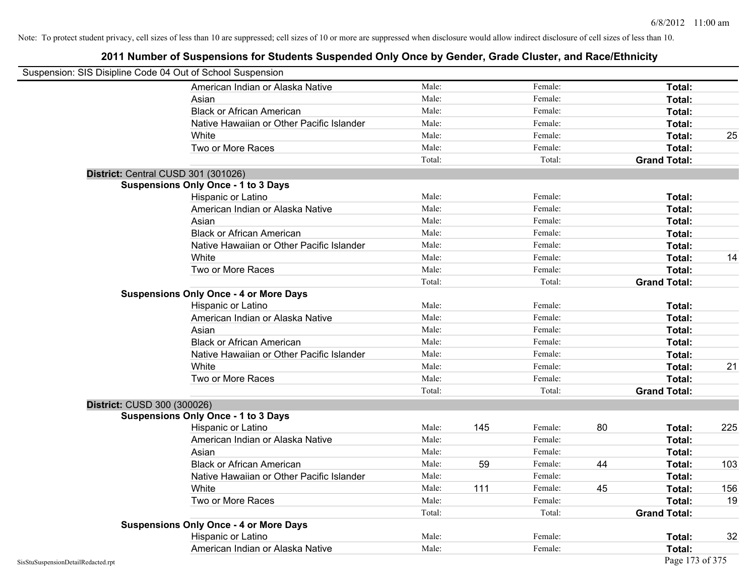Note: To protect student privacy, cell sizes of less than 10 are suppressed; cell sizes of 10 or more are suppressed when disclosure would allow indirect disclosure of cell sizes of less than 10.

# 2011 Number of Suspensions for Students Suspended Only Once by Gender, Grade Cluster, and Race/Ethnicity

Suspension: SIS Disipline Code 04 Out of School Suspension

| | | | | | | |
|---|---|---|---|---|---|---|
| American Indian or Alaska Native | Male: | | Female: | | **Total:** | |
| Asian | Male: | | Female: | | **Total:** | |
| Black or African American | Male: | | Female: | | **Total:** | |
| Native Hawaiian or Other Pacific Islander | Male: | | Female: | | **Total:** | |
| White | Male: | | Female: | | **Total:** | 25 |
| Two or More Races | Male: | | Female: | | **Total:** | |
| | Total: | | Total: | | **Grand Total:** | |

**District:** Central CUSD 301 (301026)

**Suspensions Only Once - 1 to 3 Days**

| | | | | | | |
|---|---|---|---|---|---|---|
| Hispanic or Latino | Male: | | Female: | | **Total:** | |
| American Indian or Alaska Native | Male: | | Female: | | **Total:** | |
| Asian | Male: | | Female: | | **Total:** | |
| Black or African American | Male: | | Female: | | **Total:** | |
| Native Hawaiian or Other Pacific Islander | Male: | | Female: | | **Total:** | |
| White | Male: | | Female: | | **Total:** | 14 |
| Two or More Races | Male: | | Female: | | **Total:** | |
| | Total: | | Total: | | **Grand Total:** | |

**Suspensions Only Once - 4 or More Days**

| | | | | | | |
|---|---|---|---|---|---|---|
| Hispanic or Latino | Male: | | Female: | | **Total:** | |
| American Indian or Alaska Native | Male: | | Female: | | **Total:** | |
| Asian | Male: | | Female: | | **Total:** | |
| Black or African American | Male: | | Female: | | **Total:** | |
| Native Hawaiian or Other Pacific Islander | Male: | | Female: | | **Total:** | |
| White | Male: | | Female: | | **Total:** | 21 |
| Two or More Races | Male: | | Female: | | **Total:** | |
| | Total: | | Total: | | **Grand Total:** | |

**District:** CUSD 300 (300026)

**Suspensions Only Once - 1 to 3 Days**

| | | | | | | |
|---|---|---|---|---|---|---|
| Hispanic or Latino | Male: | 145 | Female: | 80 | **Total:** | 225 |
| American Indian or Alaska Native | Male: | | Female: | | **Total:** | |
| Asian | Male: | | Female: | | **Total:** | |
| Black or African American | Male: | 59 | Female: | 44 | **Total:** | 103 |
| Native Hawaiian or Other Pacific Islander | Male: | | Female: | | **Total:** | |
| White | Male: | 111 | Female: | 45 | **Total:** | 156 |
| Two or More Races | Male: | | Female: | | **Total:** | 19 |
| | Total: | | Total: | | **Grand Total:** | |

**Suspensions Only Once - 4 or More Days**

| | | | | | | |
|---|---|---|---|---|---|---|
| Hispanic or Latino | Male: | | Female: | | **Total:** | 32 |
| American Indian or Alaska Native | Male: | | Female: | | **Total:** | |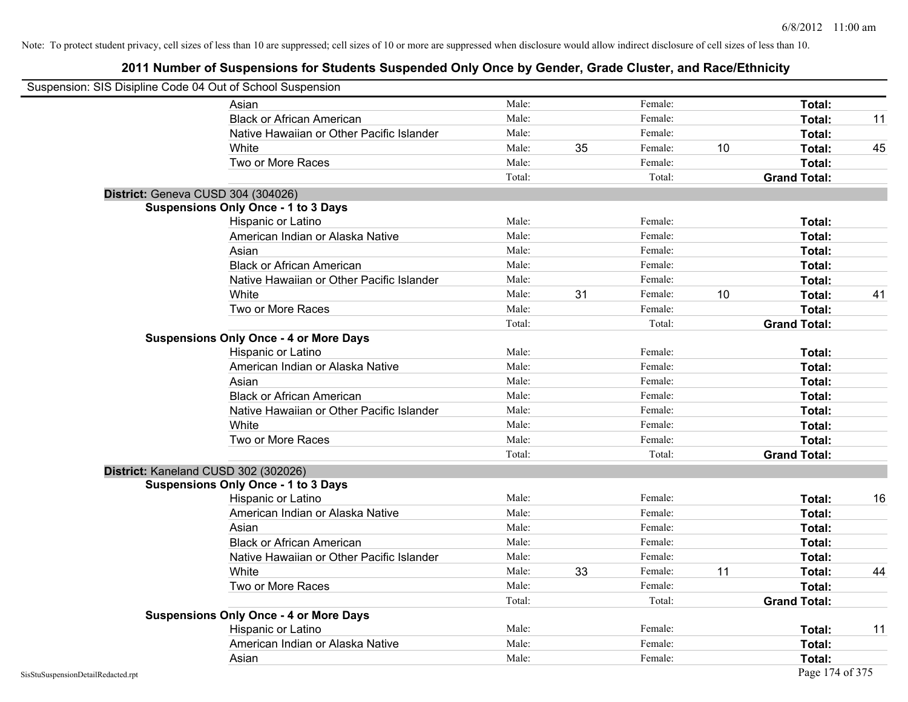Note: To protect student privacy, cell sizes of less than 10 are suppressed; cell sizes of 10 or more are suppressed when disclosure would allow indirect disclosure of cell sizes of less than 10.

# 2011 Number of Suspensions for Students Suspended Only Once by Gender, Grade Cluster, and Race/Ethnicity

Suspension: SIS Disipline Code 04 Out of School Suspension

| | Race/Ethnicity | | | | | | |
|---|---|---|---|---|---|---|---|
| | Asian | Male: | | Female: | | **Total:** | |
| | Black or African American | Male: | | Female: | | **Total:** | 11 |
| | Native Hawaiian or Other Pacific Islander | Male: | | Female: | | **Total:** | |
| | White | Male: | 35 | Female: | 10 | **Total:** | 45 |
| | Two or More Races | Male: | | Female: | | **Total:** | |
| | | Total: | | Total: | | **Grand Total:** | |
| **District:** Geneva CUSD 304 (304026) | | | | | | | |
| **Suspensions Only Once - 1 to 3 Days** | | | | | | | |
| | Hispanic or Latino | Male: | | Female: | | **Total:** | |
| | American Indian or Alaska Native | Male: | | Female: | | **Total:** | |
| | Asian | Male: | | Female: | | **Total:** | |
| | Black or African American | Male: | | Female: | | **Total:** | |
| | Native Hawaiian or Other Pacific Islander | Male: | | Female: | | **Total:** | |
| | White | Male: | 31 | Female: | 10 | **Total:** | 41 |
| | Two or More Races | Male: | | Female: | | **Total:** | |
| | | Total: | | Total: | | **Grand Total:** | |
| **Suspensions Only Once - 4 or More Days** | | | | | | | |
| | Hispanic or Latino | Male: | | Female: | | **Total:** | |
| | American Indian or Alaska Native | Male: | | Female: | | **Total:** | |
| | Asian | Male: | | Female: | | **Total:** | |
| | Black or African American | Male: | | Female: | | **Total:** | |
| | Native Hawaiian or Other Pacific Islander | Male: | | Female: | | **Total:** | |
| | White | Male: | | Female: | | **Total:** | |
| | Two or More Races | Male: | | Female: | | **Total:** | |
| | | Total: | | Total: | | **Grand Total:** | |
| **District:** Kaneland CUSD 302 (302026) | | | | | | | |
| **Suspensions Only Once - 1 to 3 Days** | | | | | | | |
| | Hispanic or Latino | Male: | | Female: | | **Total:** | 16 |
| | American Indian or Alaska Native | Male: | | Female: | | **Total:** | |
| | Asian | Male: | | Female: | | **Total:** | |
| | Black or African American | Male: | | Female: | | **Total:** | |
| | Native Hawaiian or Other Pacific Islander | Male: | | Female: | | **Total:** | |
| | White | Male: | 33 | Female: | 11 | **Total:** | 44 |
| | Two or More Races | Male: | | Female: | | **Total:** | |
| | | Total: | | Total: | | **Grand Total:** | |
| **Suspensions Only Once - 4 or More Days** | | | | | | | |
| | Hispanic or Latino | Male: | | Female: | | **Total:** | 11 |
| | American Indian or Alaska Native | Male: | | Female: | | **Total:** | |
| | Asian | Male: | | Female: | | **Total:** | |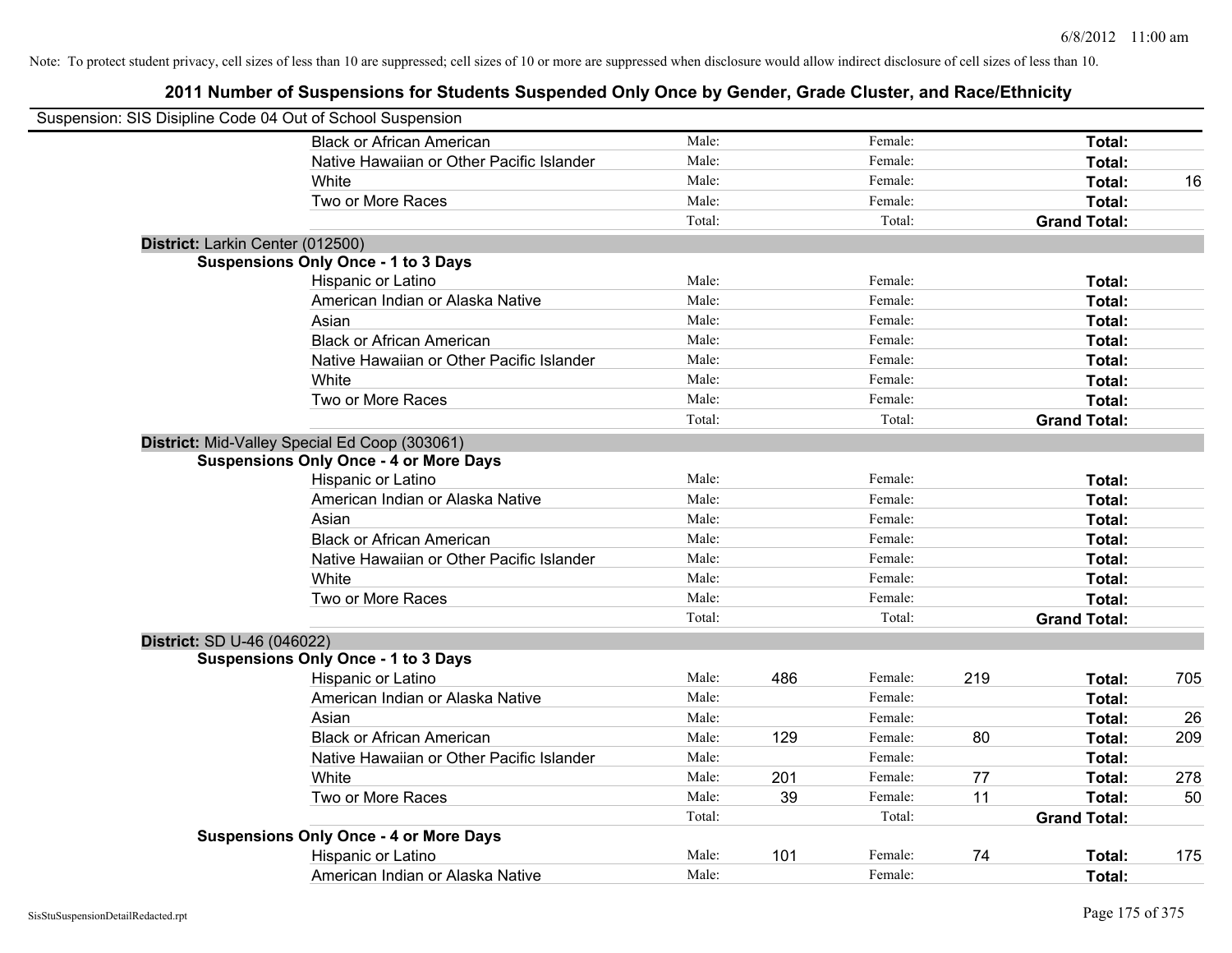Note: To protect student privacy, cell sizes of less than 10 are suppressed; cell sizes of 10 or more are suppressed when disclosure would allow indirect disclosure of cell sizes of less than 10.

# 2011 Number of Suspensions for Students Suspended Only Once by Gender, Grade Cluster, and Race/Ethnicity

Suspension: SIS Disipline Code 04 Out of School Suspension

| | | | | | | | |
|---|---|---|---|---|---|---|---|
| Black or African American | Male: | | Female: | | **Total:** | |
| Native Hawaiian or Other Pacific Islander | Male: | | Female: | | **Total:** | |
| White | Male: | | Female: | | **Total:** | 16 |
| Two or More Races | Male: | | Female: | | **Total:** | |
| | Total: | | Total: | | **Grand Total:** | |

**District:** Larkin Center (012500)

**Suspensions Only Once - 1 to 3 Days**

| | | | | | | |
|---|---|---|---|---|---|---|
| Hispanic or Latino | Male: | | Female: | | **Total:** | |
| American Indian or Alaska Native | Male: | | Female: | | **Total:** | |
| Asian | Male: | | Female: | | **Total:** | |
| Black or African American | Male: | | Female: | | **Total:** | |
| Native Hawaiian or Other Pacific Islander | Male: | | Female: | | **Total:** | |
| White | Male: | | Female: | | **Total:** | |
| Two or More Races | Male: | | Female: | | **Total:** | |
| | Total: | | Total: | | **Grand Total:** | |

**District:** Mid-Valley Special Ed Coop (303061)

**Suspensions Only Once - 4 or More Days**

| | | | | | | |
|---|---|---|---|---|---|---|
| Hispanic or Latino | Male: | | Female: | | **Total:** | |
| American Indian or Alaska Native | Male: | | Female: | | **Total:** | |
| Asian | Male: | | Female: | | **Total:** | |
| Black or African American | Male: | | Female: | | **Total:** | |
| Native Hawaiian or Other Pacific Islander | Male: | | Female: | | **Total:** | |
| White | Male: | | Female: | | **Total:** | |
| Two or More Races | Male: | | Female: | | **Total:** | |
| | Total: | | Total: | | **Grand Total:** | |

**District:** SD U-46 (046022)

**Suspensions Only Once - 1 to 3 Days**

| | | | | | | |
|---|---|---|---|---|---|---|
| Hispanic or Latino | Male: | 486 | Female: | 219 | **Total:** | 705 |
| American Indian or Alaska Native | Male: | | Female: | | **Total:** | |
| Asian | Male: | | Female: | | **Total:** | 26 |
| Black or African American | Male: | 129 | Female: | 80 | **Total:** | 209 |
| Native Hawaiian or Other Pacific Islander | Male: | | Female: | | **Total:** | |
| White | Male: | 201 | Female: | 77 | **Total:** | 278 |
| Two or More Races | Male: | 39 | Female: | 11 | **Total:** | 50 |
| | Total: | | Total: | | **Grand Total:** | |

**Suspensions Only Once - 4 or More Days**

| | | | | | | |
|---|---|---|---|---|---|---|
| Hispanic or Latino | Male: | 101 | Female: | 74 | **Total:** | 175 |
| American Indian or Alaska Native | Male: | | Female: | | **Total:** | |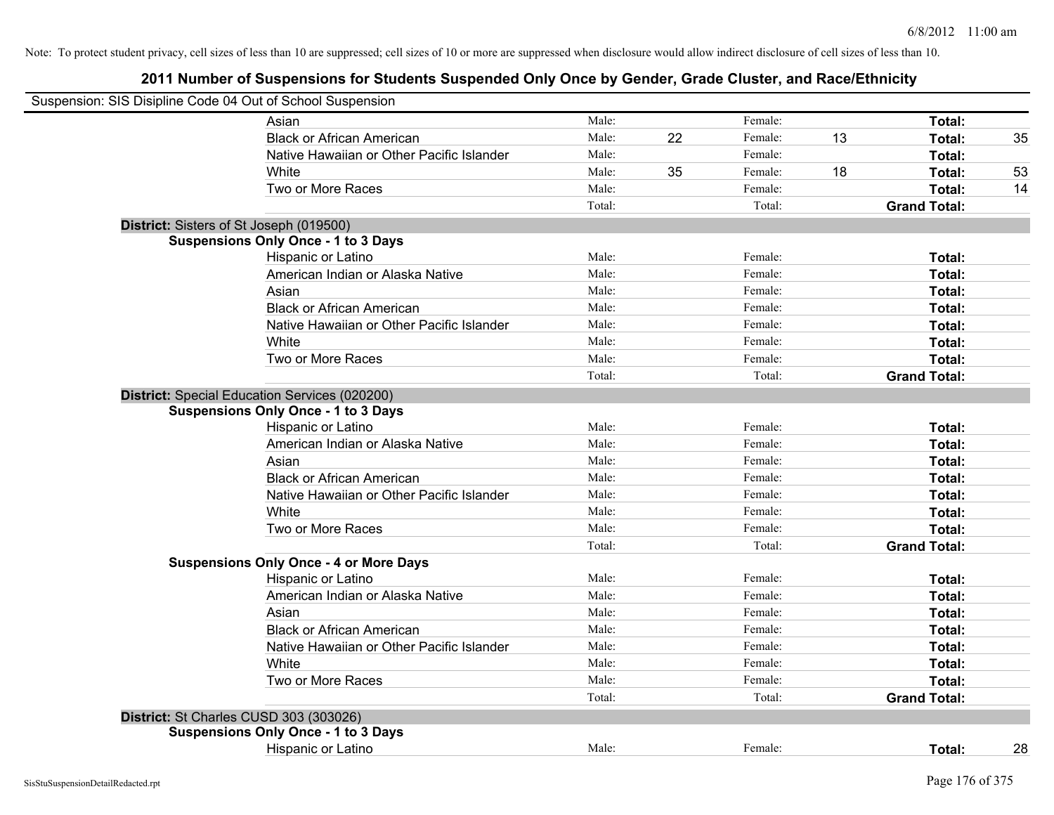Note: To protect student privacy, cell sizes of less than 10 are suppressed; cell sizes of 10 or more are suppressed when disclosure would allow indirect disclosure of cell sizes of less than 10.

# 2011 Number of Suspensions for Students Suspended Only Once by Gender, Grade Cluster, and Race/Ethnicity

Suspension: SIS Disipline Code 04 Out of School Suspension

| | Male: | | Female: | | | |
|---|---|---|---|---|---|---|
| Asian | Male: | | Female: | | **Total:** | |
| Black or African American | Male: | 22 | Female: | 13 | **Total:** | 35 |
| Native Hawaiian or Other Pacific Islander | Male: | | Female: | | **Total:** | |
| White | Male: | 35 | Female: | 18 | **Total:** | 53 |
| Two or More Races | Male: | | Female: | | **Total:** | 14 |
| | Total: | | Total: | | **Grand Total:** | |

**District:** Sisters of St Joseph (019500)

**Suspensions Only Once - 1 to 3 Days**

| | | | | | | |
|---|---|---|---|---|---|---|
| Hispanic or Latino | Male: | | Female: | | **Total:** | |
| American Indian or Alaska Native | Male: | | Female: | | **Total:** | |
| Asian | Male: | | Female: | | **Total:** | |
| Black or African American | Male: | | Female: | | **Total:** | |
| Native Hawaiian or Other Pacific Islander | Male: | | Female: | | **Total:** | |
| White | Male: | | Female: | | **Total:** | |
| Two or More Races | Male: | | Female: | | **Total:** | |
| | Total: | | Total: | | **Grand Total:** | |

**District:** Special Education Services (020200)

**Suspensions Only Once - 1 to 3 Days**

| | | | | | | |
|---|---|---|---|---|---|---|
| Hispanic or Latino | Male: | | Female: | | **Total:** | |
| American Indian or Alaska Native | Male: | | Female: | | **Total:** | |
| Asian | Male: | | Female: | | **Total:** | |
| Black or African American | Male: | | Female: | | **Total:** | |
| Native Hawaiian or Other Pacific Islander | Male: | | Female: | | **Total:** | |
| White | Male: | | Female: | | **Total:** | |
| Two or More Races | Male: | | Female: | | **Total:** | |
| | Total: | | Total: | | **Grand Total:** | |

**Suspensions Only Once - 4 or More Days**

| | | | | | | |
|---|---|---|---|---|---|---|
| Hispanic or Latino | Male: | | Female: | | **Total:** | |
| American Indian or Alaska Native | Male: | | Female: | | **Total:** | |
| Asian | Male: | | Female: | | **Total:** | |
| Black or African American | Male: | | Female: | | **Total:** | |
| Native Hawaiian or Other Pacific Islander | Male: | | Female: | | **Total:** | |
| White | Male: | | Female: | | **Total:** | |
| Two or More Races | Male: | | Female: | | **Total:** | |
| | Total: | | Total: | | **Grand Total:** | |

**District:** St Charles CUSD 303 (303026)

**Suspensions Only Once - 1 to 3 Days**

| | | | | | | |
|---|---|---|---|---|---|---|
| Hispanic or Latino | Male: | | Female: | | **Total:** | 28 |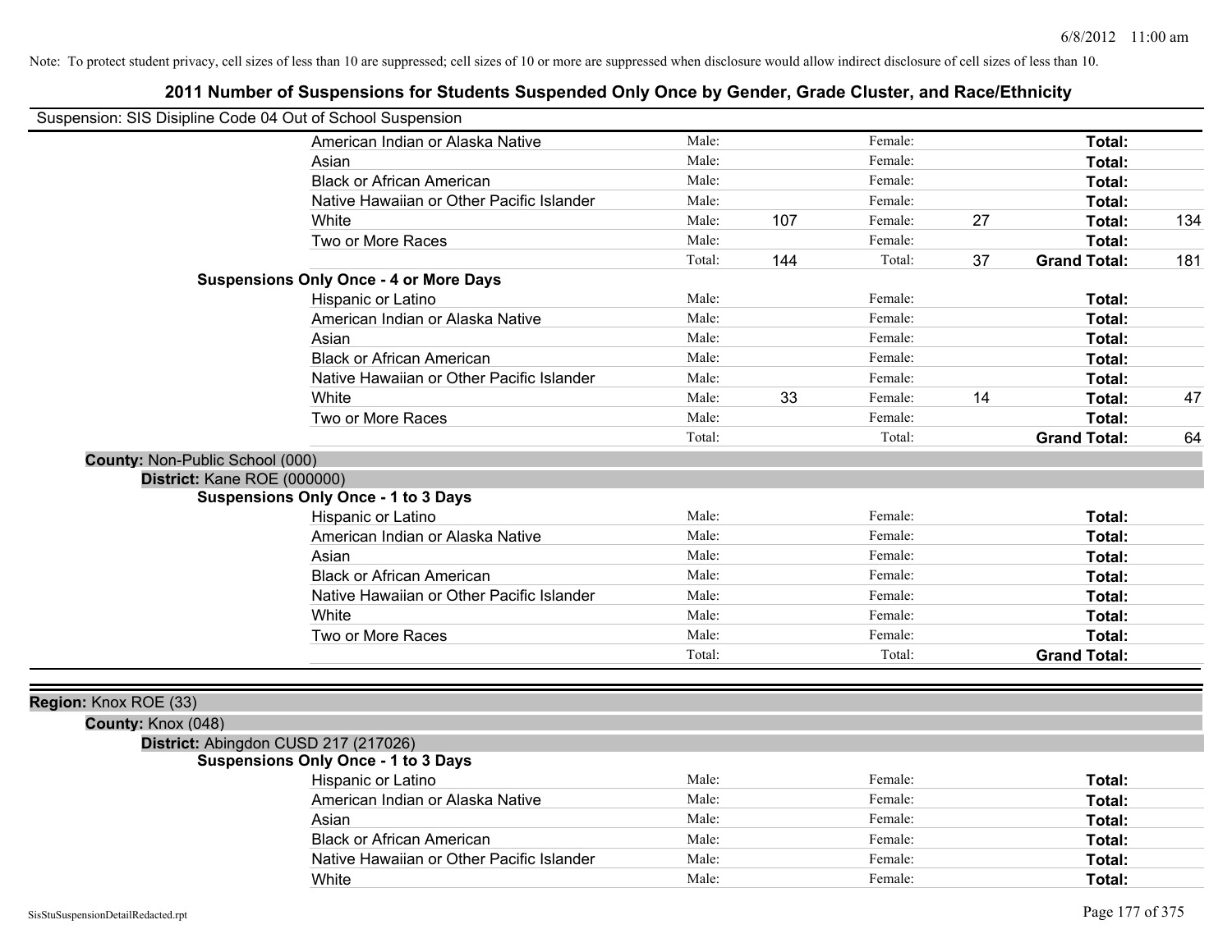Note: To protect student privacy, cell sizes of less than 10 are suppressed; cell sizes of 10 or more are suppressed when disclosure would allow indirect disclosure of cell sizes of less than 10.

## 2011 Number of Suspensions for Students Suspended Only Once by Gender, Grade Cluster, and Race/Ethnicity

Suspension: SIS Disipline Code 04 Out of School Suspension

| | Male: | | Female: | | | |
|---|---|---|---|---|---|---|
| American Indian or Alaska Native | Male: | | Female: | | **Total:** | |
| Asian | Male: | | Female: | | **Total:** | |
| Black or African American | Male: | | Female: | | **Total:** | |
| Native Hawaiian or Other Pacific Islander | Male: | | Female: | | **Total:** | |
| White | Male: | 107 | Female: | 27 | **Total:** | 134 |
| Two or More Races | Male: | | Female: | | **Total:** | |
| | Total: | 144 | Total: | 37 | **Grand Total:** | 181 |

**Suspensions Only Once - 4 or More Days**

| | | | | | | |
|---|---|---|---|---|---|---|
| Hispanic or Latino | Male: | | Female: | | **Total:** | |
| American Indian or Alaska Native | Male: | | Female: | | **Total:** | |
| Asian | Male: | | Female: | | **Total:** | |
| Black or African American | Male: | | Female: | | **Total:** | |
| Native Hawaiian or Other Pacific Islander | Male: | | Female: | | **Total:** | |
| White | Male: | 33 | Female: | 14 | **Total:** | 47 |
| Two or More Races | Male: | | Female: | | **Total:** | |
| | Total: | | Total: | | **Grand Total:** | 64 |

**County:** Non-Public School (000)

**District:** Kane ROE (000000)

**Suspensions Only Once - 1 to 3 Days**

| | | | | | | |
|---|---|---|---|---|---|---|
| Hispanic or Latino | Male: | | Female: | | **Total:** | |
| American Indian or Alaska Native | Male: | | Female: | | **Total:** | |
| Asian | Male: | | Female: | | **Total:** | |
| Black or African American | Male: | | Female: | | **Total:** | |
| Native Hawaiian or Other Pacific Islander | Male: | | Female: | | **Total:** | |
| White | Male: | | Female: | | **Total:** | |
| Two or More Races | Male: | | Female: | | **Total:** | |
| | Total: | | Total: | | **Grand Total:** | |

**Region:** Knox ROE (33)

**County:** Knox (048)

**District:** Abingdon CUSD 217 (217026)

**Suspensions Only Once - 1 to 3 Days**

| | | | | | | |
|---|---|---|---|---|---|---|
| Hispanic or Latino | Male: | | Female: | | **Total:** | |
| American Indian or Alaska Native | Male: | | Female: | | **Total:** | |
| Asian | Male: | | Female: | | **Total:** | |
| Black or African American | Male: | | Female: | | **Total:** | |
| Native Hawaiian or Other Pacific Islander | Male: | | Female: | | **Total:** | |
| White | Male: | | Female: | | **Total:** | |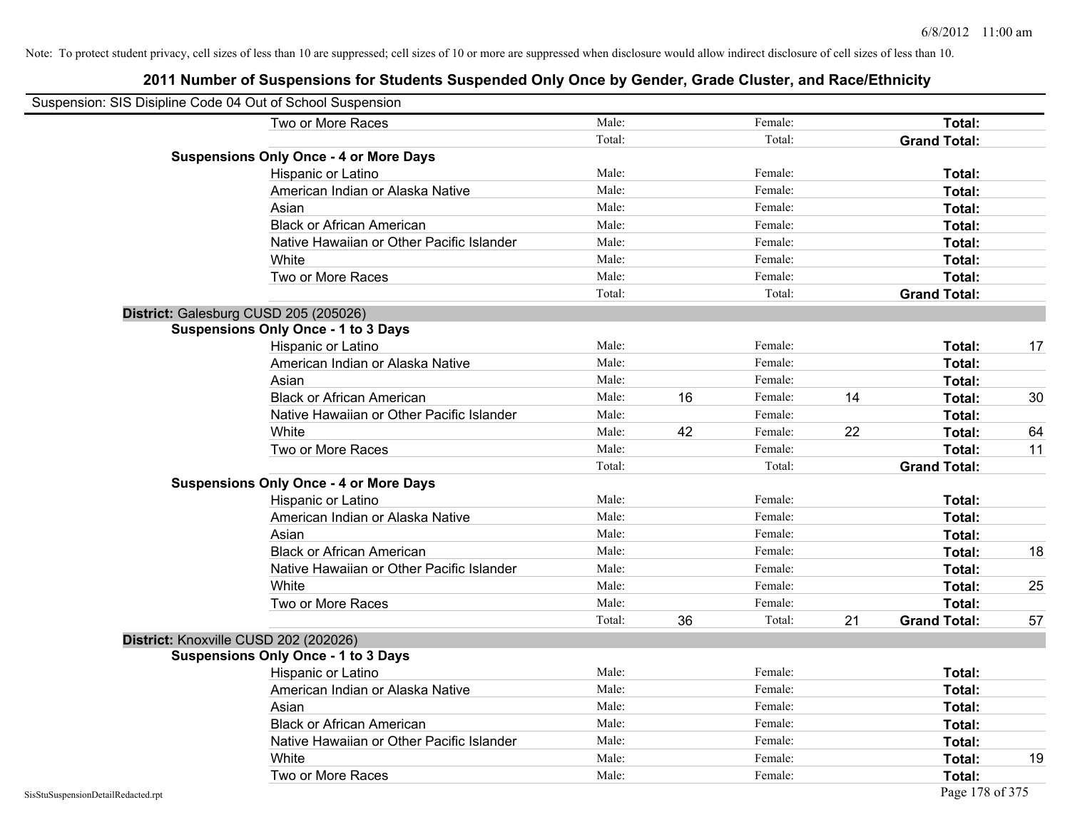Note: To protect student privacy, cell sizes of less than 10 are suppressed; cell sizes of 10 or more are suppressed when disclosure would allow indirect disclosure of cell sizes of less than 10.

# 2011 Number of Suspensions for Students Suspended Only Once by Gender, Grade Cluster, and Race/Ethnicity

Suspension: SIS Disipline Code 04 Out of School Suspension

| | | | | | | |
|---|---|---|---|---|---|---|
| Two or More Races | Male: | | Female: | | **Total:** | |
| | Total: | | Total: | | **Grand Total:** | |
| **Suspensions Only Once - 4 or More Days** | | | | | | |
| Hispanic or Latino | Male: | | Female: | | **Total:** | |
| American Indian or Alaska Native | Male: | | Female: | | **Total:** | |
| Asian | Male: | | Female: | | **Total:** | |
| Black or African American | Male: | | Female: | | **Total:** | |
| Native Hawaiian or Other Pacific Islander | Male: | | Female: | | **Total:** | |
| White | Male: | | Female: | | **Total:** | |
| Two or More Races | Male: | | Female: | | **Total:** | |
| | Total: | | Total: | | **Grand Total:** | |
| **District: Galesburg CUSD 205 (205026)** | | | | | | |
| **Suspensions Only Once - 1 to 3 Days** | | | | | | |
| Hispanic or Latino | Male: | | Female: | | **Total:** | 17 |
| American Indian or Alaska Native | Male: | | Female: | | **Total:** | |
| Asian | Male: | | Female: | | **Total:** | |
| Black or African American | Male: | 16 | Female: | 14 | **Total:** | 30 |
| Native Hawaiian or Other Pacific Islander | Male: | | Female: | | **Total:** | |
| White | Male: | 42 | Female: | 22 | **Total:** | 64 |
| Two or More Races | Male: | | Female: | | **Total:** | 11 |
| | Total: | | Total: | | **Grand Total:** | |
| **Suspensions Only Once - 4 or More Days** | | | | | | |
| Hispanic or Latino | Male: | | Female: | | **Total:** | |
| American Indian or Alaska Native | Male: | | Female: | | **Total:** | |
| Asian | Male: | | Female: | | **Total:** | |
| Black or African American | Male: | | Female: | | **Total:** | 18 |
| Native Hawaiian or Other Pacific Islander | Male: | | Female: | | **Total:** | |
| White | Male: | | Female: | | **Total:** | 25 |
| Two or More Races | Male: | | Female: | | **Total:** | |
| | Total: | 36 | Total: | 21 | **Grand Total:** | 57 |
| **District: Knoxville CUSD 202 (202026)** | | | | | | |
| **Suspensions Only Once - 1 to 3 Days** | | | | | | |
| Hispanic or Latino | Male: | | Female: | | **Total:** | |
| American Indian or Alaska Native | Male: | | Female: | | **Total:** | |
| Asian | Male: | | Female: | | **Total:** | |
| Black or African American | Male: | | Female: | | **Total:** | |
| Native Hawaiian or Other Pacific Islander | Male: | | Female: | | **Total:** | |
| White | Male: | | Female: | | **Total:** | 19 |
| Two or More Races | Male: | | Female: | | **Total:** | |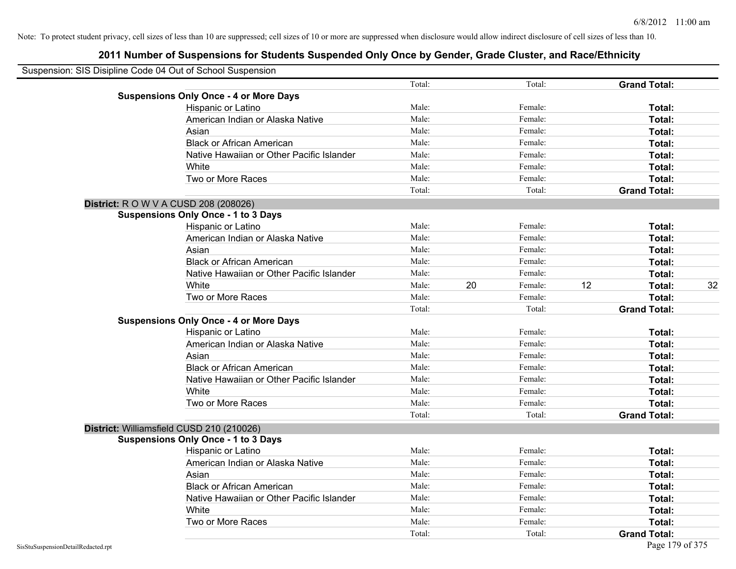Note: To protect student privacy, cell sizes of less than 10 are suppressed; cell sizes of 10 or more are suppressed when disclosure would allow indirect disclosure of cell sizes of less than 10.

## 2011 Number of Suspensions for Students Suspended Only Once by Gender, Grade Cluster, and Race/Ethnicity

Suspension: SIS Disipline Code 04 Out of School Suspension

| | | | | | | |
|---|---|---|---|---|---|---|
| | Total: | | Total: | | **Grand Total:** | |
| **Suspensions Only Once - 4 or More Days** | | | | | | |
| Hispanic or Latino | Male: | | Female: | | **Total:** | |
| American Indian or Alaska Native | Male: | | Female: | | **Total:** | |
| Asian | Male: | | Female: | | **Total:** | |
| Black or African American | Male: | | Female: | | **Total:** | |
| Native Hawaiian or Other Pacific Islander | Male: | | Female: | | **Total:** | |
| White | Male: | | Female: | | **Total:** | |
| Two or More Races | Male: | | Female: | | **Total:** | |
| | Total: | | Total: | | **Grand Total:** | |

**District:** R O W V A CUSD 208 (208026)

| | | | | | | |
|---|---|---|---|---|---|---|
| **Suspensions Only Once - 1 to 3 Days** | | | | | | |
| Hispanic or Latino | Male: | | Female: | | **Total:** | |
| American Indian or Alaska Native | Male: | | Female: | | **Total:** | |
| Asian | Male: | | Female: | | **Total:** | |
| Black or African American | Male: | | Female: | | **Total:** | |
| Native Hawaiian or Other Pacific Islander | Male: | | Female: | | **Total:** | |
| White | Male: | 20 | Female: | 12 | **Total:** | 32 |
| Two or More Races | Male: | | Female: | | **Total:** | |
| | Total: | | Total: | | **Grand Total:** | |
| **Suspensions Only Once - 4 or More Days** | | | | | | |
| Hispanic or Latino | Male: | | Female: | | **Total:** | |
| American Indian or Alaska Native | Male: | | Female: | | **Total:** | |
| Asian | Male: | | Female: | | **Total:** | |
| Black or African American | Male: | | Female: | | **Total:** | |
| Native Hawaiian or Other Pacific Islander | Male: | | Female: | | **Total:** | |
| White | Male: | | Female: | | **Total:** | |
| Two or More Races | Male: | | Female: | | **Total:** | |
| | Total: | | Total: | | **Grand Total:** | |

**District:** Williamsfield CUSD 210 (210026)

| | | | | | | |
|---|---|---|---|---|---|---|
| **Suspensions Only Once - 1 to 3 Days** | | | | | | |
| Hispanic or Latino | Male: | | Female: | | **Total:** | |
| American Indian or Alaska Native | Male: | | Female: | | **Total:** | |
| Asian | Male: | | Female: | | **Total:** | |
| Black or African American | Male: | | Female: | | **Total:** | |
| Native Hawaiian or Other Pacific Islander | Male: | | Female: | | **Total:** | |
| White | Male: | | Female: | | **Total:** | |
| Two or More Races | Male: | | Female: | | **Total:** | |
| | Total: | | Total: | | **Grand Total:** | |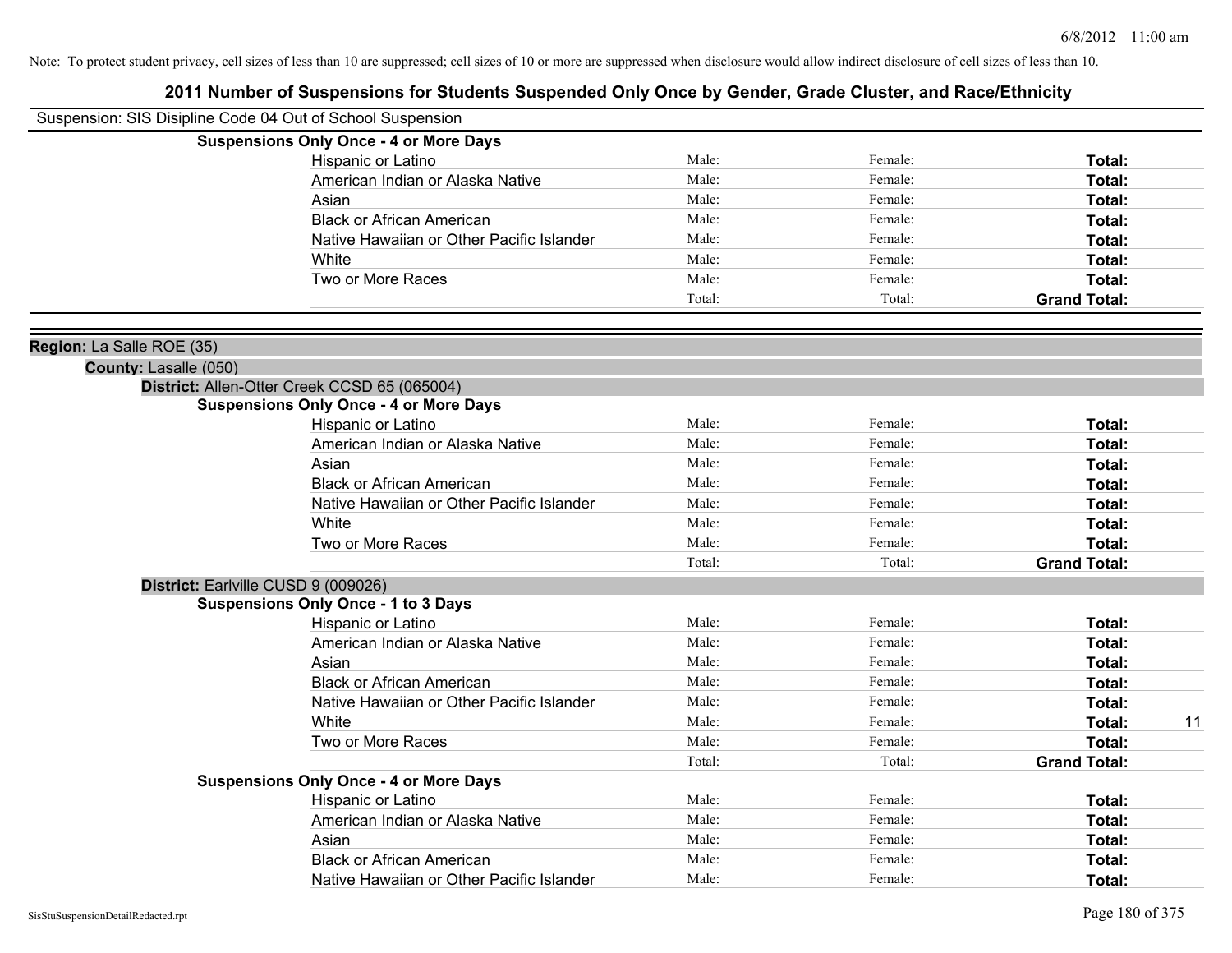Note: To protect student privacy, cell sizes of less than 10 are suppressed; cell sizes of 10 or more are suppressed when disclosure would allow indirect disclosure of cell sizes of less than 10.

# 2011 Number of Suspensions for Students Suspended Only Once by Gender, Grade Cluster, and Race/Ethnicity

Suspension: SIS Disipline Code 04 Out of School Suspension

**Suspensions Only Once - 4 or More Days**

| | | | | |
|---|---|---|---|---|
| Hispanic or Latino | Male: | Female: | **Total:** | |
| American Indian or Alaska Native | Male: | Female: | **Total:** | |
| Asian | Male: | Female: | **Total:** | |
| Black or African American | Male: | Female: | **Total:** | |
| Native Hawaiian or Other Pacific Islander | Male: | Female: | **Total:** | |
| White | Male: | Female: | **Total:** | |
| Two or More Races | Male: | Female: | **Total:** | |
| | Total: | Total: | **Grand Total:** | |

**Region:** La Salle ROE (35)

**County:** Lasalle (050)

**District:** Allen-Otter Creek CCSD 65 (065004)

**Suspensions Only Once - 4 or More Days**

| | | | | |
|---|---|---|---|---|
| Hispanic or Latino | Male: | Female: | **Total:** | |
| American Indian or Alaska Native | Male: | Female: | **Total:** | |
| Asian | Male: | Female: | **Total:** | |
| Black or African American | Male: | Female: | **Total:** | |
| Native Hawaiian or Other Pacific Islander | Male: | Female: | **Total:** | |
| White | Male: | Female: | **Total:** | |
| Two or More Races | Male: | Female: | **Total:** | |
| | Total: | Total: | **Grand Total:** | |

**District:** Earlville CUSD 9 (009026)

**Suspensions Only Once - 1 to 3 Days**

| | | | | |
|---|---|---|---|---|
| Hispanic or Latino | Male: | Female: | **Total:** | |
| American Indian or Alaska Native | Male: | Female: | **Total:** | |
| Asian | Male: | Female: | **Total:** | |
| Black or African American | Male: | Female: | **Total:** | |
| Native Hawaiian or Other Pacific Islander | Male: | Female: | **Total:** | |
| White | Male: | Female: | **Total:** | 11 |
| Two or More Races | Male: | Female: | **Total:** | |
| | Total: | Total: | **Grand Total:** | |

**Suspensions Only Once - 4 or More Days**

| | | | | |
|---|---|---|---|---|
| Hispanic or Latino | Male: | Female: | **Total:** | |
| American Indian or Alaska Native | Male: | Female: | **Total:** | |
| Asian | Male: | Female: | **Total:** | |
| Black or African American | Male: | Female: | **Total:** | |
| Native Hawaiian or Other Pacific Islander | Male: | Female: | **Total:** | |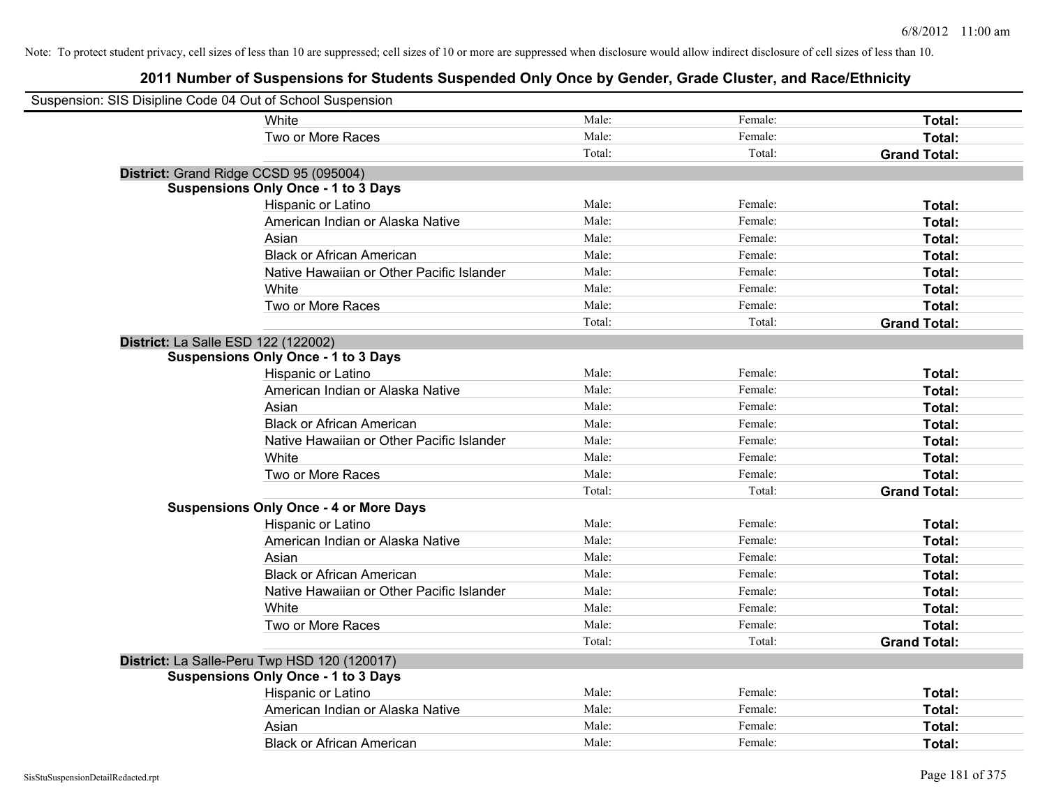Note: To protect student privacy, cell sizes of less than 10 are suppressed; cell sizes of 10 or more are suppressed when disclosure would allow indirect disclosure of cell sizes of less than 10.

## 2011 Number of Suspensions for Students Suspended Only Once by Gender, Grade Cluster, and Race/Ethnicity

Suspension: SIS Disipline Code 04 Out of School Suspension

| | | | |
|---|---|---|---|
| White | Male: | Female: | **Total:** |
| Two or More Races | Male: | Female: | **Total:** |
| | Total: | Total: | **Grand Total:** |

**District:** Grand Ridge CCSD 95 (095004)

**Suspensions Only Once - 1 to 3 Days**

| | | | |
|---|---|---|---|
| Hispanic or Latino | Male: | Female: | **Total:** |
| American Indian or Alaska Native | Male: | Female: | **Total:** |
| Asian | Male: | Female: | **Total:** |
| Black or African American | Male: | Female: | **Total:** |
| Native Hawaiian or Other Pacific Islander | Male: | Female: | **Total:** |
| White | Male: | Female: | **Total:** |
| Two or More Races | Male: | Female: | **Total:** |
| | Total: | Total: | **Grand Total:** |

**District:** La Salle ESD 122 (122002)

**Suspensions Only Once - 1 to 3 Days**

| | | | |
|---|---|---|---|
| Hispanic or Latino | Male: | Female: | **Total:** |
| American Indian or Alaska Native | Male: | Female: | **Total:** |
| Asian | Male: | Female: | **Total:** |
| Black or African American | Male: | Female: | **Total:** |
| Native Hawaiian or Other Pacific Islander | Male: | Female: | **Total:** |
| White | Male: | Female: | **Total:** |
| Two or More Races | Male: | Female: | **Total:** |
| | Total: | Total: | **Grand Total:** |

**Suspensions Only Once - 4 or More Days**

| | | | |
|---|---|---|---|
| Hispanic or Latino | Male: | Female: | **Total:** |
| American Indian or Alaska Native | Male: | Female: | **Total:** |
| Asian | Male: | Female: | **Total:** |
| Black or African American | Male: | Female: | **Total:** |
| Native Hawaiian or Other Pacific Islander | Male: | Female: | **Total:** |
| White | Male: | Female: | **Total:** |
| Two or More Races | Male: | Female: | **Total:** |
| | Total: | Total: | **Grand Total:** |

**District:** La Salle-Peru Twp HSD 120 (120017)

**Suspensions Only Once - 1 to 3 Days**

| | | | |
|---|---|---|---|
| Hispanic or Latino | Male: | Female: | **Total:** |
| American Indian or Alaska Native | Male: | Female: | **Total:** |
| Asian | Male: | Female: | **Total:** |
| Black or African American | Male: | Female: | **Total:** |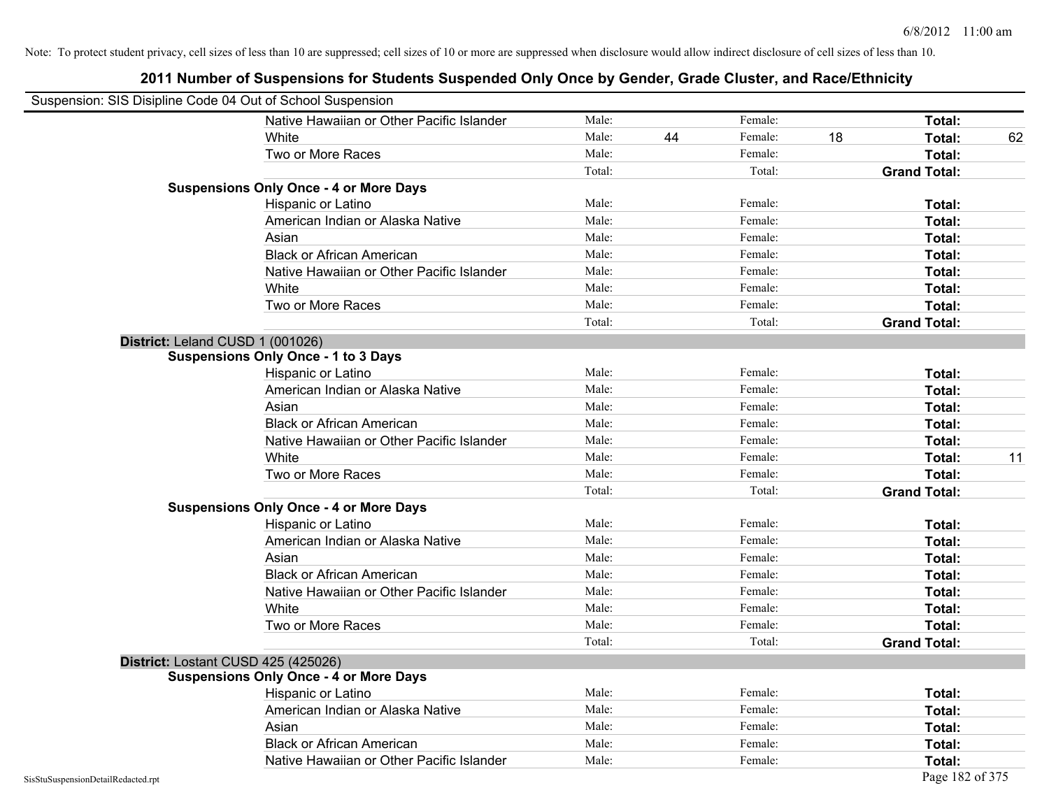Note: To protect student privacy, cell sizes of less than 10 are suppressed; cell sizes of 10 or more are suppressed when disclosure would allow indirect disclosure of cell sizes of less than 10.

# 2011 Number of Suspensions for Students Suspended Only Once by Gender, Grade Cluster, and Race/Ethnicity

Suspension: SIS Disipline Code 04 Out of School Suspension

| | | | | | |
|---|---|---|---|---|---|
| Native Hawaiian or Other Pacific Islander | Male: | Female: | | **Total:** | |
| White | Male: 44 | Female: 18 | | **Total:** | 62 |
| Two or More Races | Male: | Female: | | **Total:** | |
| | Total: | Total: | | **Grand Total:** | |

**Suspensions Only Once - 4 or More Days**

| | | | | |
|---|---|---|---|---|
| Hispanic or Latino | Male: | Female: | **Total:** | |
| American Indian or Alaska Native | Male: | Female: | **Total:** | |
| Asian | Male: | Female: | **Total:** | |
| Black or African American | Male: | Female: | **Total:** | |
| Native Hawaiian or Other Pacific Islander | Male: | Female: | **Total:** | |
| White | Male: | Female: | **Total:** | |
| Two or More Races | Male: | Female: | **Total:** | |
| | Total: | Total: | **Grand Total:** | |

## District: Leland CUSD 1 (001026)

**Suspensions Only Once - 1 to 3 Days**

| | | | | |
|---|---|---|---|---|
| Hispanic or Latino | Male: | Female: | **Total:** | |
| American Indian or Alaska Native | Male: | Female: | **Total:** | |
| Asian | Male: | Female: | **Total:** | |
| Black or African American | Male: | Female: | **Total:** | |
| Native Hawaiian or Other Pacific Islander | Male: | Female: | **Total:** | |
| White | Male: | Female: | **Total:** | 11 |
| Two or More Races | Male: | Female: | **Total:** | |
| | Total: | Total: | **Grand Total:** | |

**Suspensions Only Once - 4 or More Days**

| | | | | |
|---|---|---|---|---|
| Hispanic or Latino | Male: | Female: | **Total:** | |
| American Indian or Alaska Native | Male: | Female: | **Total:** | |
| Asian | Male: | Female: | **Total:** | |
| Black or African American | Male: | Female: | **Total:** | |
| Native Hawaiian or Other Pacific Islander | Male: | Female: | **Total:** | |
| White | Male: | Female: | **Total:** | |
| Two or More Races | Male: | Female: | **Total:** | |
| | Total: | Total: | **Grand Total:** | |

## District: Lostant CUSD 425 (425026)

**Suspensions Only Once - 4 or More Days**

| | | | | |
|---|---|---|---|---|
| Hispanic or Latino | Male: | Female: | **Total:** | |
| American Indian or Alaska Native | Male: | Female: | **Total:** | |
| Asian | Male: | Female: | **Total:** | |
| Black or African American | Male: | Female: | **Total:** | |
| Native Hawaiian or Other Pacific Islander | Male: | Female: | **Total:** | |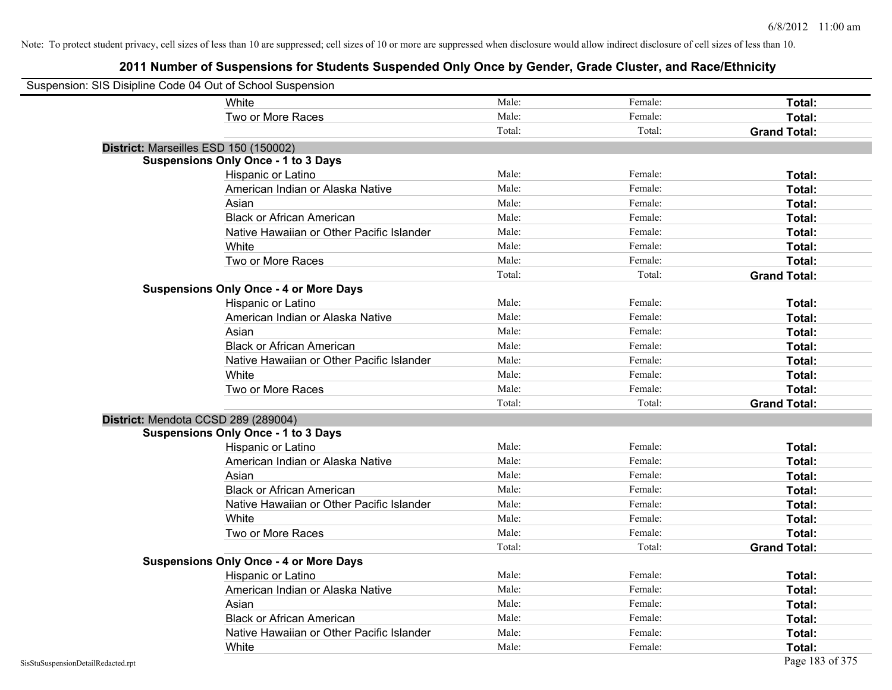Note: To protect student privacy, cell sizes of less than 10 are suppressed; cell sizes of 10 or more are suppressed when disclosure would allow indirect disclosure of cell sizes of less than 10.

# 2011 Number of Suspensions for Students Suspended Only Once by Gender, Grade Cluster, and Race/Ethnicity

Suspension: SIS Disipline Code 04 Out of School Suspension

| | | | |
|---|---|---|---|
| White | Male: | Female: | **Total:** |
| Two or More Races | Male: | Female: | **Total:** |
| | Total: | Total: | **Grand Total:** |

**District:** Marseilles ESD 150 (150002)

**Suspensions Only Once - 1 to 3 Days**

| | | | |
|---|---|---|---|
| Hispanic or Latino | Male: | Female: | **Total:** |
| American Indian or Alaska Native | Male: | Female: | **Total:** |
| Asian | Male: | Female: | **Total:** |
| Black or African American | Male: | Female: | **Total:** |
| Native Hawaiian or Other Pacific Islander | Male: | Female: | **Total:** |
| White | Male: | Female: | **Total:** |
| Two or More Races | Male: | Female: | **Total:** |
| | Total: | Total: | **Grand Total:** |

**Suspensions Only Once - 4 or More Days**

| | | | |
|---|---|---|---|
| Hispanic or Latino | Male: | Female: | **Total:** |
| American Indian or Alaska Native | Male: | Female: | **Total:** |
| Asian | Male: | Female: | **Total:** |
| Black or African American | Male: | Female: | **Total:** |
| Native Hawaiian or Other Pacific Islander | Male: | Female: | **Total:** |
| White | Male: | Female: | **Total:** |
| Two or More Races | Male: | Female: | **Total:** |
| | Total: | Total: | **Grand Total:** |

**District:** Mendota CCSD 289 (289004)

**Suspensions Only Once - 1 to 3 Days**

| | | | |
|---|---|---|---|
| Hispanic or Latino | Male: | Female: | **Total:** |
| American Indian or Alaska Native | Male: | Female: | **Total:** |
| Asian | Male: | Female: | **Total:** |
| Black or African American | Male: | Female: | **Total:** |
| Native Hawaiian or Other Pacific Islander | Male: | Female: | **Total:** |
| White | Male: | Female: | **Total:** |
| Two or More Races | Male: | Female: | **Total:** |
| | Total: | Total: | **Grand Total:** |

**Suspensions Only Once - 4 or More Days**

| | | | |
|---|---|---|---|
| Hispanic or Latino | Male: | Female: | **Total:** |
| American Indian or Alaska Native | Male: | Female: | **Total:** |
| Asian | Male: | Female: | **Total:** |
| Black or African American | Male: | Female: | **Total:** |
| Native Hawaiian or Other Pacific Islander | Male: | Female: | **Total:** |
| White | Male: | Female: | **Total:** |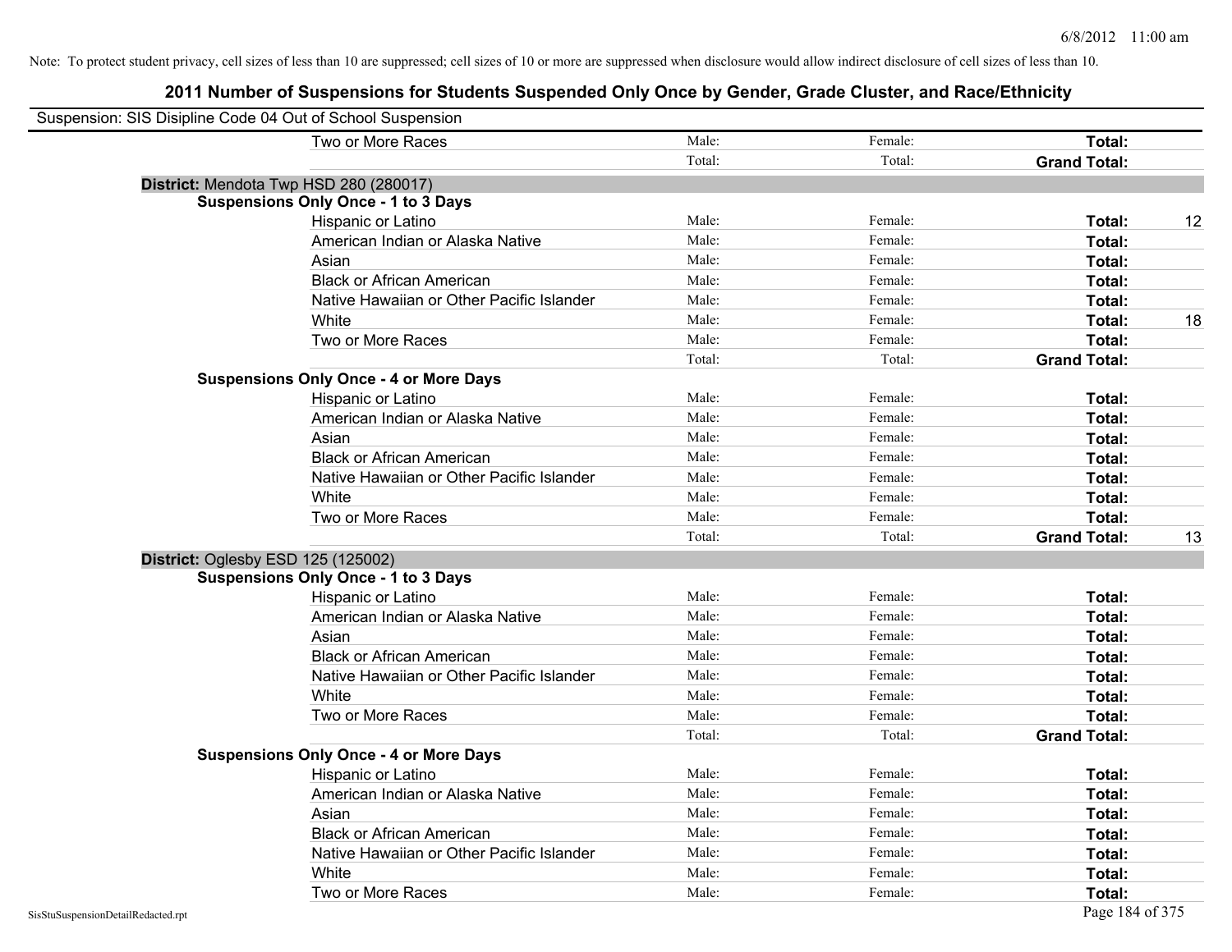Note: To protect student privacy, cell sizes of less than 10 are suppressed; cell sizes of 10 or more are suppressed when disclosure would allow indirect disclosure of cell sizes of less than 10.

# 2011 Number of Suspensions for Students Suspended Only Once by Gender, Grade Cluster, and Race/Ethnicity

Suspension: SIS Disipline Code 04 Out of School Suspension

| | Male: | Female: | Total: | |
|---|---|---|---|---|
| Two or More Races | Male: | Female: | **Total:** | |
| | Total: | Total: | **Grand Total:** | |

**District:** Mendota Twp HSD 280 (280017)

**Suspensions Only Once - 1 to 3 Days**

| | | | | |
|---|---|---|---|---|
| Hispanic or Latino | Male: | Female: | **Total:** | 12 |
| American Indian or Alaska Native | Male: | Female: | **Total:** | |
| Asian | Male: | Female: | **Total:** | |
| Black or African American | Male: | Female: | **Total:** | |
| Native Hawaiian or Other Pacific Islander | Male: | Female: | **Total:** | |
| White | Male: | Female: | **Total:** | 18 |
| Two or More Races | Male: | Female: | **Total:** | |
| | Total: | Total: | **Grand Total:** | |

**Suspensions Only Once - 4 or More Days**

| | | | | |
|---|---|---|---|---|
| Hispanic or Latino | Male: | Female: | **Total:** | |
| American Indian or Alaska Native | Male: | Female: | **Total:** | |
| Asian | Male: | Female: | **Total:** | |
| Black or African American | Male: | Female: | **Total:** | |
| Native Hawaiian or Other Pacific Islander | Male: | Female: | **Total:** | |
| White | Male: | Female: | **Total:** | |
| Two or More Races | Male: | Female: | **Total:** | |
| | Total: | Total: | **Grand Total:** | 13 |

**District:** Oglesby ESD 125 (125002)

**Suspensions Only Once - 1 to 3 Days**

| | | | | |
|---|---|---|---|---|
| Hispanic or Latino | Male: | Female: | **Total:** | |
| American Indian or Alaska Native | Male: | Female: | **Total:** | |
| Asian | Male: | Female: | **Total:** | |
| Black or African American | Male: | Female: | **Total:** | |
| Native Hawaiian or Other Pacific Islander | Male: | Female: | **Total:** | |
| White | Male: | Female: | **Total:** | |
| Two or More Races | Male: | Female: | **Total:** | |
| | Total: | Total: | **Grand Total:** | |

**Suspensions Only Once - 4 or More Days**

| | | | | |
|---|---|---|---|---|
| Hispanic or Latino | Male: | Female: | **Total:** | |
| American Indian or Alaska Native | Male: | Female: | **Total:** | |
| Asian | Male: | Female: | **Total:** | |
| Black or African American | Male: | Female: | **Total:** | |
| Native Hawaiian or Other Pacific Islander | Male: | Female: | **Total:** | |
| White | Male: | Female: | **Total:** | |
| Two or More Races | Male: | Female: | **Total:** | |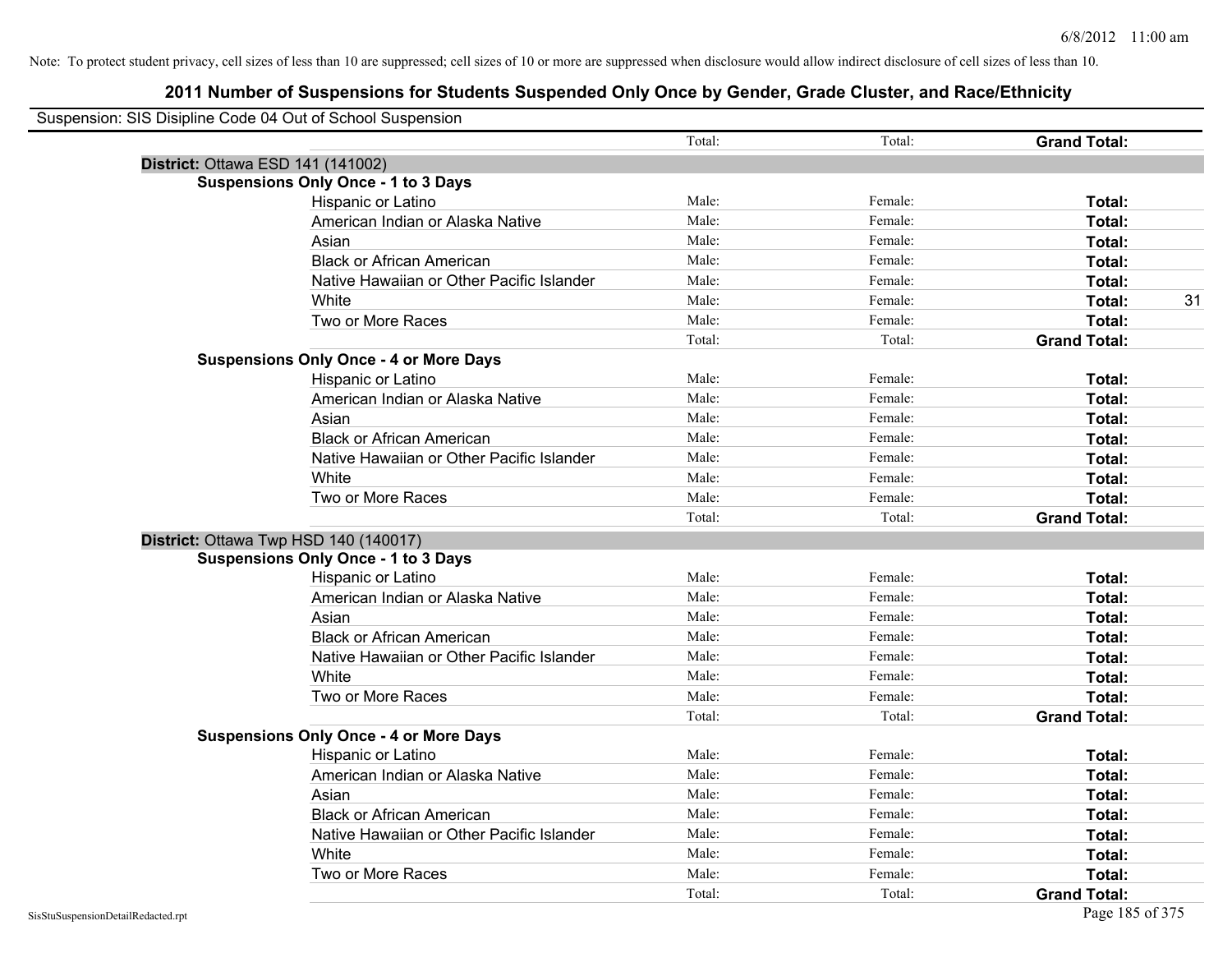Note: To protect student privacy, cell sizes of less than 10 are suppressed; cell sizes of 10 or more are suppressed when disclosure would allow indirect disclosure of cell sizes of less than 10.

## 2011 Number of Suspensions for Students Suspended Only Once by Gender, Grade Cluster, and Race/Ethnicity

Suspension: SIS Disipline Code 04 Out of School Suspension

| | | | | |
|---|---|---|---|---|
| | Total: | Total: | **Grand Total:** | |
| **District:** Ottawa ESD 141 (141002) | | | | |
| **Suspensions Only Once - 1 to 3 Days** | | | | |
| Hispanic or Latino | Male: | Female: | **Total:** | |
| American Indian or Alaska Native | Male: | Female: | **Total:** | |
| Asian | Male: | Female: | **Total:** | |
| Black or African American | Male: | Female: | **Total:** | |
| Native Hawaiian or Other Pacific Islander | Male: | Female: | **Total:** | |
| White | Male: | Female: | **Total:** | 31 |
| Two or More Races | Male: | Female: | **Total:** | |
| | Total: | Total: | **Grand Total:** | |
| **Suspensions Only Once - 4 or More Days** | | | | |
| Hispanic or Latino | Male: | Female: | **Total:** | |
| American Indian or Alaska Native | Male: | Female: | **Total:** | |
| Asian | Male: | Female: | **Total:** | |
| Black or African American | Male: | Female: | **Total:** | |
| Native Hawaiian or Other Pacific Islander | Male: | Female: | **Total:** | |
| White | Male: | Female: | **Total:** | |
| Two or More Races | Male: | Female: | **Total:** | |
| | Total: | Total: | **Grand Total:** | |
| **District:** Ottawa Twp HSD 140 (140017) | | | | |
| **Suspensions Only Once - 1 to 3 Days** | | | | |
| Hispanic or Latino | Male: | Female: | **Total:** | |
| American Indian or Alaska Native | Male: | Female: | **Total:** | |
| Asian | Male: | Female: | **Total:** | |
| Black or African American | Male: | Female: | **Total:** | |
| Native Hawaiian or Other Pacific Islander | Male: | Female: | **Total:** | |
| White | Male: | Female: | **Total:** | |
| Two or More Races | Male: | Female: | **Total:** | |
| | Total: | Total: | **Grand Total:** | |
| **Suspensions Only Once - 4 or More Days** | | | | |
| Hispanic or Latino | Male: | Female: | **Total:** | |
| American Indian or Alaska Native | Male: | Female: | **Total:** | |
| Asian | Male: | Female: | **Total:** | |
| Black or African American | Male: | Female: | **Total:** | |
| Native Hawaiian or Other Pacific Islander | Male: | Female: | **Total:** | |
| White | Male: | Female: | **Total:** | |
| Two or More Races | Male: | Female: | **Total:** | |
| | Total: | Total: | **Grand Total:** | |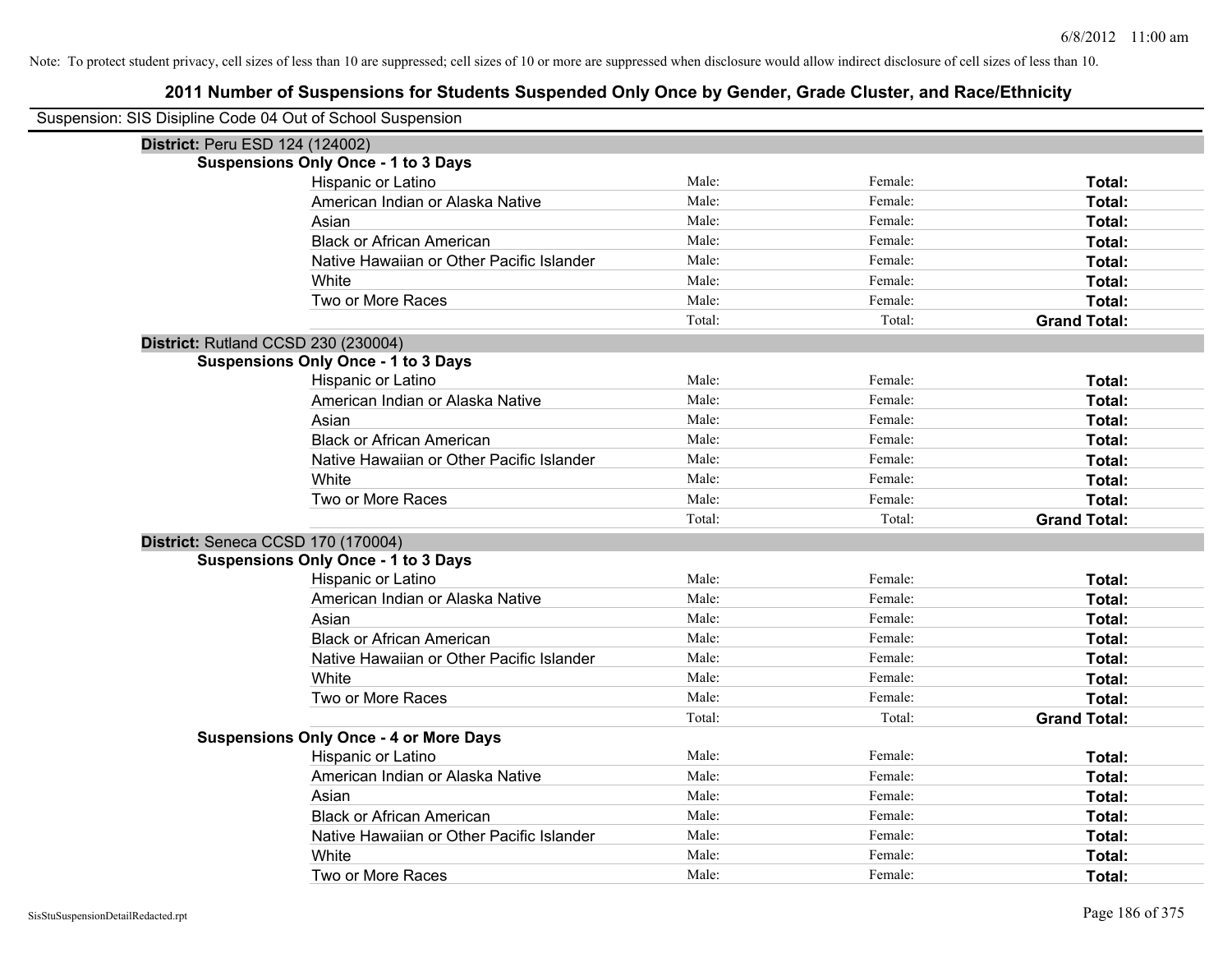Note: To protect student privacy, cell sizes of less than 10 are suppressed; cell sizes of 10 or more are suppressed when disclosure would allow indirect disclosure of cell sizes of less than 10.

# 2011 Number of Suspensions for Students Suspended Only Once by Gender, Grade Cluster, and Race/Ethnicity

Suspension: SIS Disipline Code 04 Out of School Suspension

**District:** Peru ESD 124 (124002)

**Suspensions Only Once - 1 to 3 Days**

| | | | |
|---|---|---|---|
| Hispanic or Latino | Male: | Female: | **Total:** |
| American Indian or Alaska Native | Male: | Female: | **Total:** |
| Asian | Male: | Female: | **Total:** |
| Black or African American | Male: | Female: | **Total:** |
| Native Hawaiian or Other Pacific Islander | Male: | Female: | **Total:** |
| White | Male: | Female: | **Total:** |
| Two or More Races | Male: | Female: | **Total:** |
| | Total: | Total: | **Grand Total:** |

**District:** Rutland CCSD 230 (230004)

**Suspensions Only Once - 1 to 3 Days**

| | | | |
|---|---|---|---|
| Hispanic or Latino | Male: | Female: | **Total:** |
| American Indian or Alaska Native | Male: | Female: | **Total:** |
| Asian | Male: | Female: | **Total:** |
| Black or African American | Male: | Female: | **Total:** |
| Native Hawaiian or Other Pacific Islander | Male: | Female: | **Total:** |
| White | Male: | Female: | **Total:** |
| Two or More Races | Male: | Female: | **Total:** |
| | Total: | Total: | **Grand Total:** |

**District:** Seneca CCSD 170 (170004)

**Suspensions Only Once - 1 to 3 Days**

| | | | |
|---|---|---|---|
| Hispanic or Latino | Male: | Female: | **Total:** |
| American Indian or Alaska Native | Male: | Female: | **Total:** |
| Asian | Male: | Female: | **Total:** |
| Black or African American | Male: | Female: | **Total:** |
| Native Hawaiian or Other Pacific Islander | Male: | Female: | **Total:** |
| White | Male: | Female: | **Total:** |
| Two or More Races | Male: | Female: | **Total:** |
| | Total: | Total: | **Grand Total:** |

**Suspensions Only Once - 4 or More Days**

| | | | |
|---|---|---|---|
| Hispanic or Latino | Male: | Female: | **Total:** |
| American Indian or Alaska Native | Male: | Female: | **Total:** |
| Asian | Male: | Female: | **Total:** |
| Black or African American | Male: | Female: | **Total:** |
| Native Hawaiian or Other Pacific Islander | Male: | Female: | **Total:** |
| White | Male: | Female: | **Total:** |
| Two or More Races | Male: | Female: | **Total:** |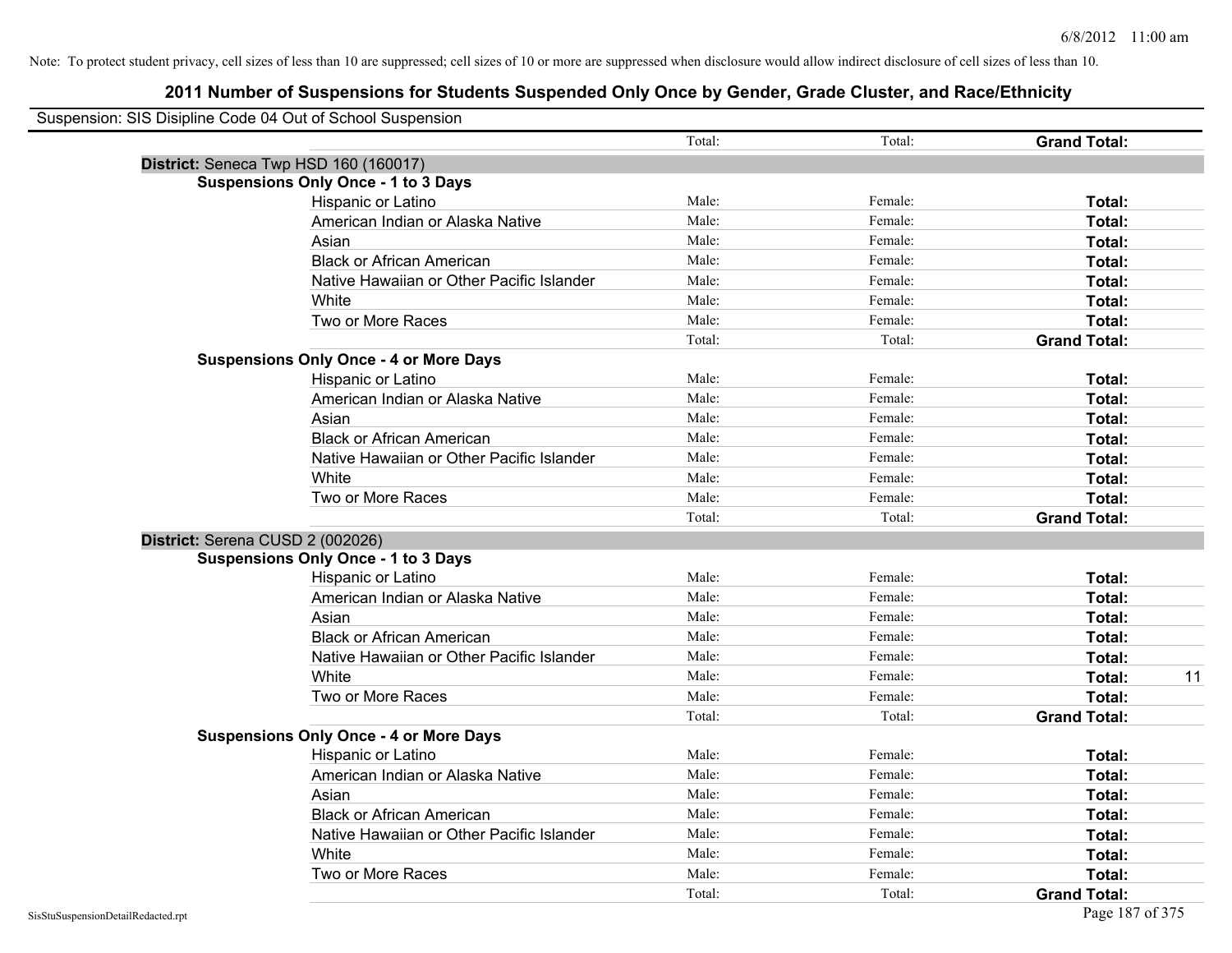Note: To protect student privacy, cell sizes of less than 10 are suppressed; cell sizes of 10 or more are suppressed when disclosure would allow indirect disclosure of cell sizes of less than 10.

# 2011 Number of Suspensions for Students Suspended Only Once by Gender, Grade Cluster, and Race/Ethnicity

Suspension: SIS Disipline Code 04 Out of School Suspension

| | | Total: | Total: | **Grand Total:** | |
|---|---|---|---|---|---|
| **District:** Seneca Twp HSD 160 (160017) | | | | | |
| **Suspensions Only Once - 1 to 3 Days** | | | | | |
| | Hispanic or Latino | Male: | Female: | **Total:** | |
| | American Indian or Alaska Native | Male: | Female: | **Total:** | |
| | Asian | Male: | Female: | **Total:** | |
| | Black or African American | Male: | Female: | **Total:** | |
| | Native Hawaiian or Other Pacific Islander | Male: | Female: | **Total:** | |
| | White | Male: | Female: | **Total:** | |
| | Two or More Races | Male: | Female: | **Total:** | |
| | | Total: | Total: | **Grand Total:** | |
| **Suspensions Only Once - 4 or More Days** | | | | | |
| | Hispanic or Latino | Male: | Female: | **Total:** | |
| | American Indian or Alaska Native | Male: | Female: | **Total:** | |
| | Asian | Male: | Female: | **Total:** | |
| | Black or African American | Male: | Female: | **Total:** | |
| | Native Hawaiian or Other Pacific Islander | Male: | Female: | **Total:** | |
| | White | Male: | Female: | **Total:** | |
| | Two or More Races | Male: | Female: | **Total:** | |
| | | Total: | Total: | **Grand Total:** | |
| **District:** Serena CUSD 2 (002026) | | | | | |
| **Suspensions Only Once - 1 to 3 Days** | | | | | |
| | Hispanic or Latino | Male: | Female: | **Total:** | |
| | American Indian or Alaska Native | Male: | Female: | **Total:** | |
| | Asian | Male: | Female: | **Total:** | |
| | Black or African American | Male: | Female: | **Total:** | |
| | Native Hawaiian or Other Pacific Islander | Male: | Female: | **Total:** | |
| | White | Male: | Female: | **Total:** | 11 |
| | Two or More Races | Male: | Female: | **Total:** | |
| | | Total: | Total: | **Grand Total:** | |
| **Suspensions Only Once - 4 or More Days** | | | | | |
| | Hispanic or Latino | Male: | Female: | **Total:** | |
| | American Indian or Alaska Native | Male: | Female: | **Total:** | |
| | Asian | Male: | Female: | **Total:** | |
| | Black or African American | Male: | Female: | **Total:** | |
| | Native Hawaiian or Other Pacific Islander | Male: | Female: | **Total:** | |
| | White | Male: | Female: | **Total:** | |
| | Two or More Races | Male: | Female: | **Total:** | |
| | | Total: | Total: | **Grand Total:** | |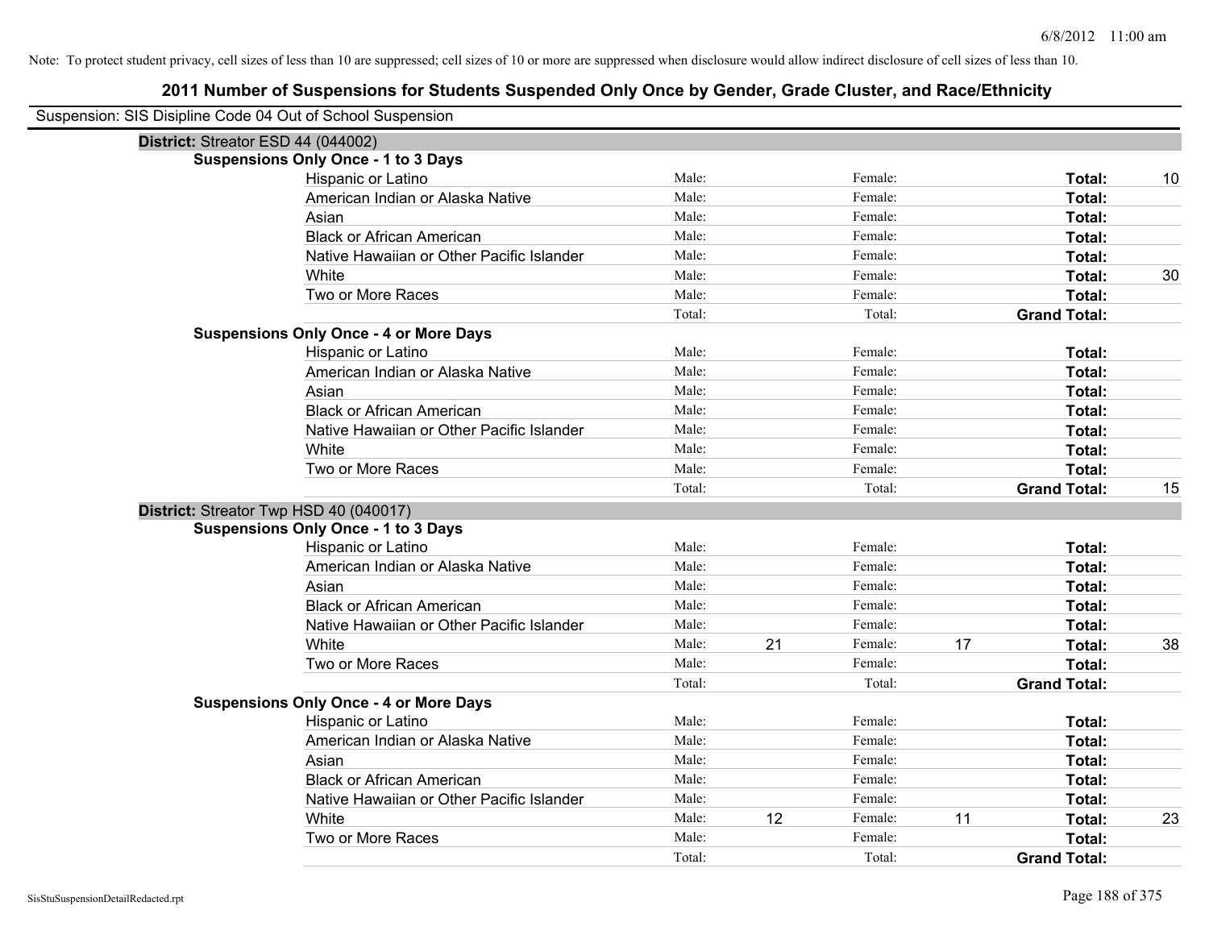Note: To protect student privacy, cell sizes of less than 10 are suppressed; cell sizes of 10 or more are suppressed when disclosure would allow indirect disclosure of cell sizes of less than 10.

# 2011 Number of Suspensions for Students Suspended Only Once by Gender, Grade Cluster, and Race/Ethnicity

Suspension: SIS Disipline Code 04 Out of School Suspension

## District: Streator ESD 44 (044002)

### Suspensions Only Once - 1 to 3 Days

| Race/Ethnicity | Male: | | Female: | | Total: | |
|---|---|---|---|---|---|---|
| Hispanic or Latino | Male: | | Female: | | Total: | 10 |
| American Indian or Alaska Native | Male: | | Female: | | Total: | |
| Asian | Male: | | Female: | | Total: | |
| Black or African American | Male: | | Female: | | Total: | |
| Native Hawaiian or Other Pacific Islander | Male: | | Female: | | Total: | |
| White | Male: | | Female: | | Total: | 30 |
| Two or More Races | Male: | | Female: | | Total: | |
| | Total: | | Total: | | Grand Total: | |

### Suspensions Only Once - 4 or More Days

| Race/Ethnicity | Male: | | Female: | | Total: | |
|---|---|---|---|---|---|---|
| Hispanic or Latino | Male: | | Female: | | Total: | |
| American Indian or Alaska Native | Male: | | Female: | | Total: | |
| Asian | Male: | | Female: | | Total: | |
| Black or African American | Male: | | Female: | | Total: | |
| Native Hawaiian or Other Pacific Islander | Male: | | Female: | | Total: | |
| White | Male: | | Female: | | Total: | |
| Two or More Races | Male: | | Female: | | Total: | |
| | Total: | | Total: | | Grand Total: | 15 |

## District: Streator Twp HSD 40 (040017)

### Suspensions Only Once - 1 to 3 Days

| Race/Ethnicity | Male: | | Female: | | Total: | |
|---|---|---|---|---|---|---|
| Hispanic or Latino | Male: | | Female: | | Total: | |
| American Indian or Alaska Native | Male: | | Female: | | Total: | |
| Asian | Male: | | Female: | | Total: | |
| Black or African American | Male: | | Female: | | Total: | |
| Native Hawaiian or Other Pacific Islander | Male: | | Female: | | Total: | |
| White | Male: | 21 | Female: | 17 | Total: | 38 |
| Two or More Races | Male: | | Female: | | Total: | |
| | Total: | | Total: | | Grand Total: | |

### Suspensions Only Once - 4 or More Days

| Race/Ethnicity | Male: | | Female: | | Total: | |
|---|---|---|---|---|---|---|
| Hispanic or Latino | Male: | | Female: | | Total: | |
| American Indian or Alaska Native | Male: | | Female: | | Total: | |
| Asian | Male: | | Female: | | Total: | |
| Black or African American | Male: | | Female: | | Total: | |
| Native Hawaiian or Other Pacific Islander | Male: | | Female: | | Total: | |
| White | Male: | 12 | Female: | 11 | Total: | 23 |
| Two or More Races | Male: | | Female: | | Total: | |
| | Total: | | Total: | | Grand Total: | |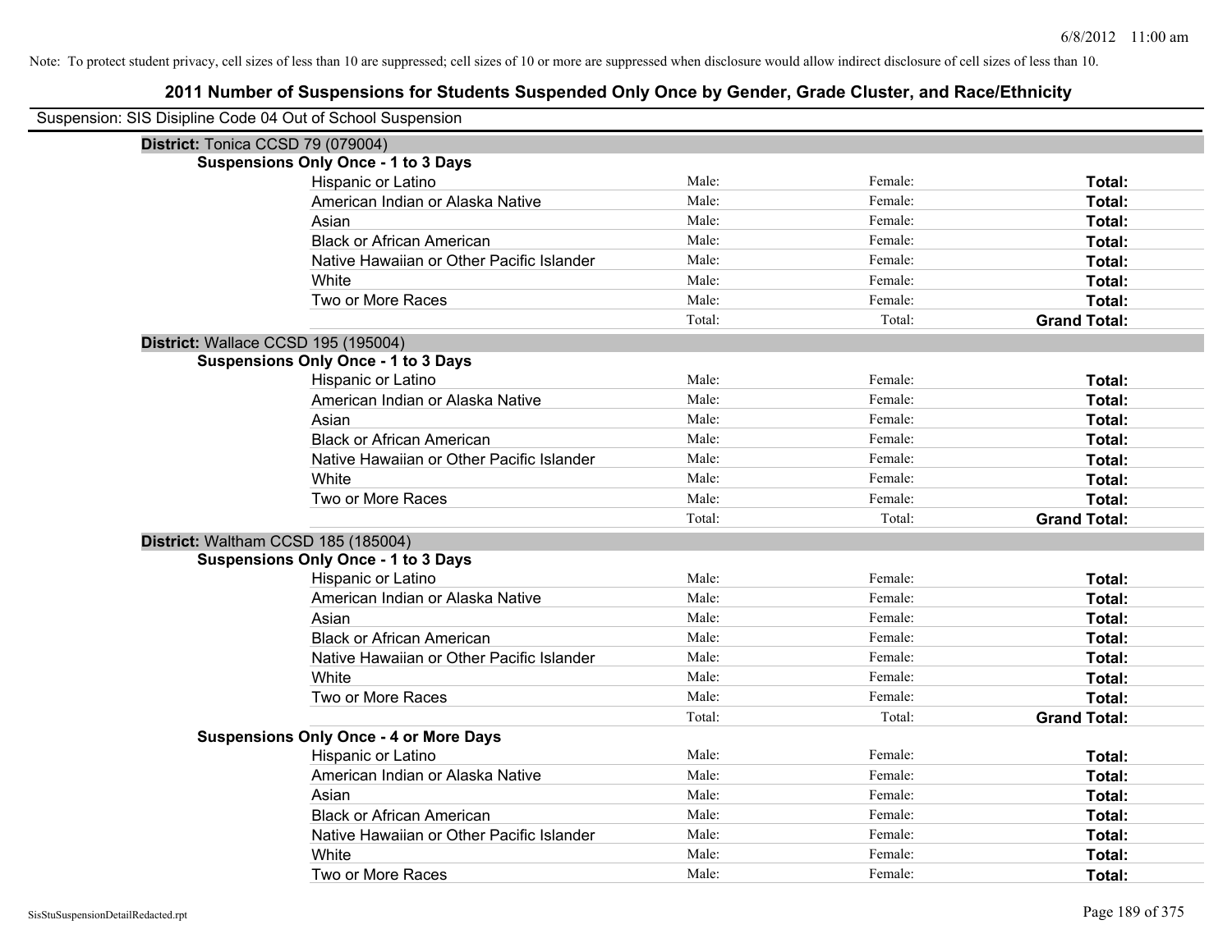Note: To protect student privacy, cell sizes of less than 10 are suppressed; cell sizes of 10 or more are suppressed when disclosure would allow indirect disclosure of cell sizes of less than 10.

# 2011 Number of Suspensions for Students Suspended Only Once by Gender, Grade Cluster, and Race/Ethnicity

Suspension: SIS Disipline Code 04 Out of School Suspension

## District: Tonica CCSD 79 (079004)

### Suspensions Only Once - 1 to 3 Days

| | | | |
|---|---|---|---|
| Hispanic or Latino | Male: | Female: | **Total:** |
| American Indian or Alaska Native | Male: | Female: | **Total:** |
| Asian | Male: | Female: | **Total:** |
| Black or African American | Male: | Female: | **Total:** |
| Native Hawaiian or Other Pacific Islander | Male: | Female: | **Total:** |
| White | Male: | Female: | **Total:** |
| Two or More Races | Male: | Female: | **Total:** |
| | Total: | Total: | **Grand Total:** |

## District: Wallace CCSD 195 (195004)

### Suspensions Only Once - 1 to 3 Days

| | | | |
|---|---|---|---|
| Hispanic or Latino | Male: | Female: | **Total:** |
| American Indian or Alaska Native | Male: | Female: | **Total:** |
| Asian | Male: | Female: | **Total:** |
| Black or African American | Male: | Female: | **Total:** |
| Native Hawaiian or Other Pacific Islander | Male: | Female: | **Total:** |
| White | Male: | Female: | **Total:** |
| Two or More Races | Male: | Female: | **Total:** |
| | Total: | Total: | **Grand Total:** |

## District: Waltham CCSD 185 (185004)

### Suspensions Only Once - 1 to 3 Days

| | | | |
|---|---|---|---|
| Hispanic or Latino | Male: | Female: | **Total:** |
| American Indian or Alaska Native | Male: | Female: | **Total:** |
| Asian | Male: | Female: | **Total:** |
| Black or African American | Male: | Female: | **Total:** |
| Native Hawaiian or Other Pacific Islander | Male: | Female: | **Total:** |
| White | Male: | Female: | **Total:** |
| Two or More Races | Male: | Female: | **Total:** |
| | Total: | Total: | **Grand Total:** |

### Suspensions Only Once - 4 or More Days

| | | | |
|---|---|---|---|
| Hispanic or Latino | Male: | Female: | **Total:** |
| American Indian or Alaska Native | Male: | Female: | **Total:** |
| Asian | Male: | Female: | **Total:** |
| Black or African American | Male: | Female: | **Total:** |
| Native Hawaiian or Other Pacific Islander | Male: | Female: | **Total:** |
| White | Male: | Female: | **Total:** |
| Two or More Races | Male: | Female: | **Total:** |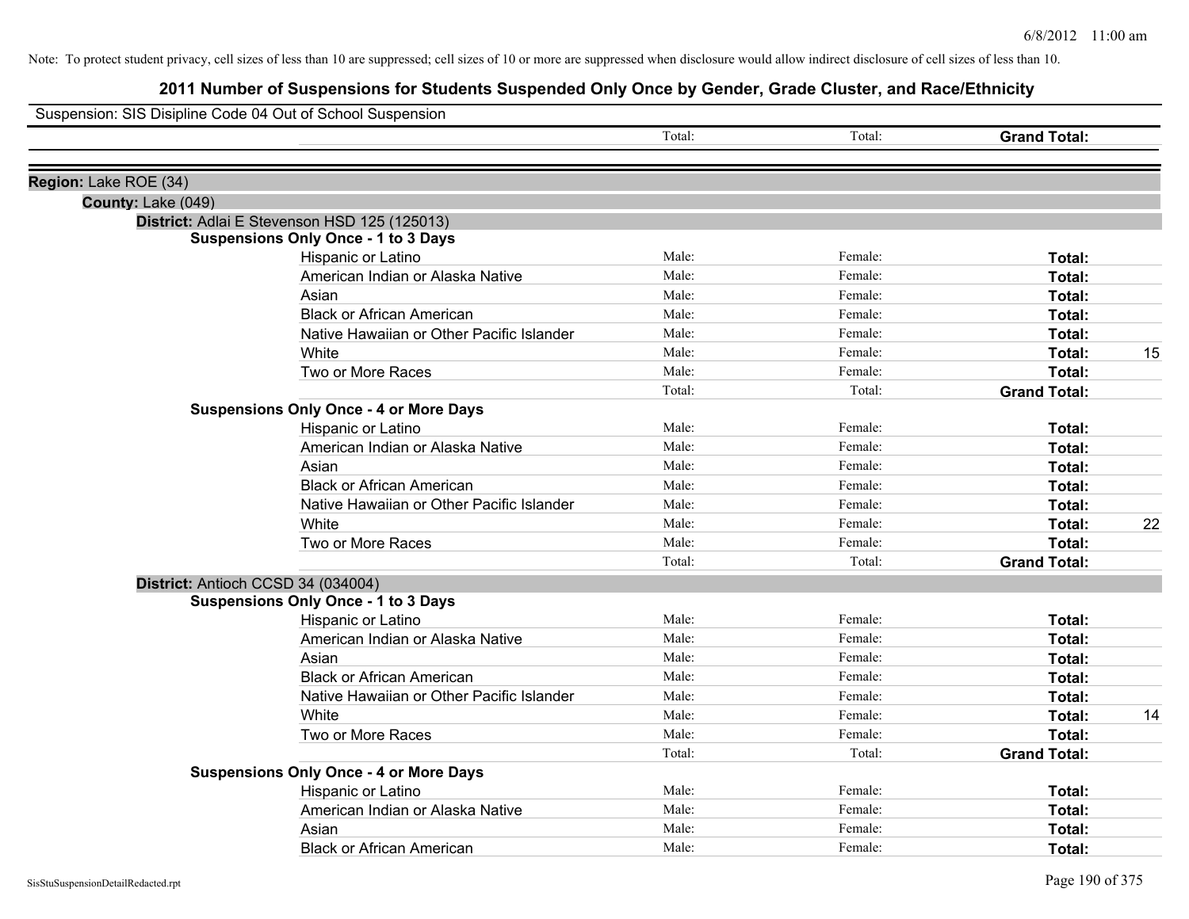Note: To protect student privacy, cell sizes of less than 10 are suppressed; cell sizes of 10 or more are suppressed when disclosure would allow indirect disclosure of cell sizes of less than 10.

# 2011 Number of Suspensions for Students Suspended Only Once by Gender, Grade Cluster, and Race/Ethnicity

Suspension: SIS Disipline Code 04 Out of School Suspension

| | | Total: | Total: | Grand Total: | |
|---|---|---|---|---|---|
| **Region:** Lake ROE (34) | | | | | |
| **County:** Lake (049) | | | | | |
| **District:** Adlai E Stevenson HSD 125 (125013) | | | | | |
| **Suspensions Only Once - 1 to 3 Days** | | | | | |
| | Hispanic or Latino | Male: | Female: | **Total:** | |
| | American Indian or Alaska Native | Male: | Female: | **Total:** | |
| | Asian | Male: | Female: | **Total:** | |
| | Black or African American | Male: | Female: | **Total:** | |
| | Native Hawaiian or Other Pacific Islander | Male: | Female: | **Total:** | |
| | White | Male: | Female: | **Total:** | 15 |
| | Two or More Races | Male: | Female: | **Total:** | |
| | | Total: | Total: | **Grand Total:** | |
| **Suspensions Only Once - 4 or More Days** | | | | | |
| | Hispanic or Latino | Male: | Female: | **Total:** | |
| | American Indian or Alaska Native | Male: | Female: | **Total:** | |
| | Asian | Male: | Female: | **Total:** | |
| | Black or African American | Male: | Female: | **Total:** | |
| | Native Hawaiian or Other Pacific Islander | Male: | Female: | **Total:** | |
| | White | Male: | Female: | **Total:** | 22 |
| | Two or More Races | Male: | Female: | **Total:** | |
| | | Total: | Total: | **Grand Total:** | |
| **District:** Antioch CCSD 34 (034004) | | | | | |
| **Suspensions Only Once - 1 to 3 Days** | | | | | |
| | Hispanic or Latino | Male: | Female: | **Total:** | |
| | American Indian or Alaska Native | Male: | Female: | **Total:** | |
| | Asian | Male: | Female: | **Total:** | |
| | Black or African American | Male: | Female: | **Total:** | |
| | Native Hawaiian or Other Pacific Islander | Male: | Female: | **Total:** | |
| | White | Male: | Female: | **Total:** | 14 |
| | Two or More Races | Male: | Female: | **Total:** | |
| | | Total: | Total: | **Grand Total:** | |
| **Suspensions Only Once - 4 or More Days** | | | | | |
| | Hispanic or Latino | Male: | Female: | **Total:** | |
| | American Indian or Alaska Native | Male: | Female: | **Total:** | |
| | Asian | Male: | Female: | **Total:** | |
| | Black or African American | Male: | Female: | **Total:** | |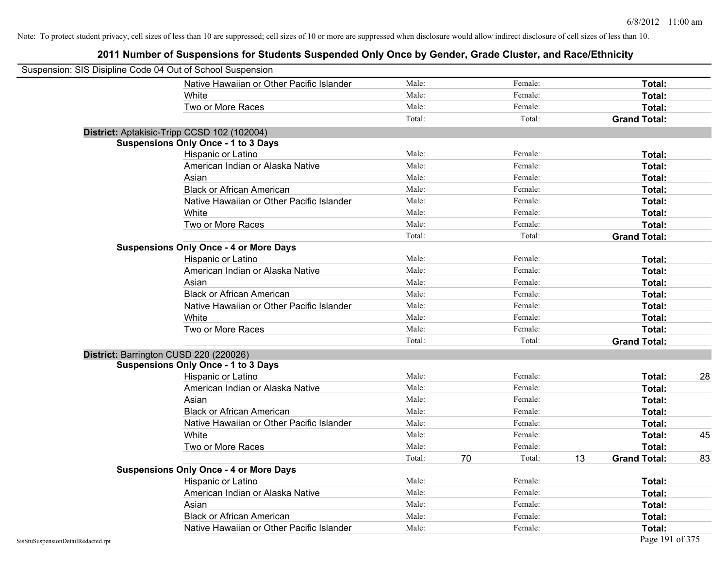Note: To protect student privacy, cell sizes of less than 10 are suppressed; cell sizes of 10 or more are suppressed when disclosure would allow indirect disclosure of cell sizes of less than 10.

# 2011 Number of Suspensions for Students Suspended Only Once by Gender, Grade Cluster, and Race/Ethnicity

Suspension: SIS Disipline Code 04 Out of School Suspension

| | | | | | | | |
|---|---|---|---|---|---|---|---|
| Native Hawaiian or Other Pacific Islander | Male: | | Female: | | **Total:** | |
| White | Male: | | Female: | | **Total:** | |
| Two or More Races | Male: | | Female: | | **Total:** | |
| | Total: | | Total: | | **Grand Total:** | |

**District:** Aptakisic-Tripp CCSD 102 (102004)

**Suspensions Only Once - 1 to 3 Days**

| | | | | | | |
|---|---|---|---|---|---|---|
| Hispanic or Latino | Male: | | Female: | | **Total:** | |
| American Indian or Alaska Native | Male: | | Female: | | **Total:** | |
| Asian | Male: | | Female: | | **Total:** | |
| Black or African American | Male: | | Female: | | **Total:** | |
| Native Hawaiian or Other Pacific Islander | Male: | | Female: | | **Total:** | |
| White | Male: | | Female: | | **Total:** | |
| Two or More Races | Male: | | Female: | | **Total:** | |
| | Total: | | Total: | | **Grand Total:** | |

**Suspensions Only Once - 4 or More Days**

| | | | | | | |
|---|---|---|---|---|---|---|
| Hispanic or Latino | Male: | | Female: | | **Total:** | |
| American Indian or Alaska Native | Male: | | Female: | | **Total:** | |
| Asian | Male: | | Female: | | **Total:** | |
| Black or African American | Male: | | Female: | | **Total:** | |
| Native Hawaiian or Other Pacific Islander | Male: | | Female: | | **Total:** | |
| White | Male: | | Female: | | **Total:** | |
| Two or More Races | Male: | | Female: | | **Total:** | |
| | Total: | | Total: | | **Grand Total:** | |

**District:** Barrington CUSD 220 (220026)

**Suspensions Only Once - 1 to 3 Days**

| | | | | | | |
|---|---|---|---|---|---|---|
| Hispanic or Latino | Male: | | Female: | | **Total:** | 28 |
| American Indian or Alaska Native | Male: | | Female: | | **Total:** | |
| Asian | Male: | | Female: | | **Total:** | |
| Black or African American | Male: | | Female: | | **Total:** | |
| Native Hawaiian or Other Pacific Islander | Male: | | Female: | | **Total:** | |
| White | Male: | | Female: | | **Total:** | 45 |
| Two or More Races | Male: | | Female: | | **Total:** | |
| | Total: | 70 | Total: | 13 | **Grand Total:** | 83 |

**Suspensions Only Once - 4 or More Days**

| | | | | | | |
|---|---|---|---|---|---|---|
| Hispanic or Latino | Male: | | Female: | | **Total:** | |
| American Indian or Alaska Native | Male: | | Female: | | **Total:** | |
| Asian | Male: | | Female: | | **Total:** | |
| Black or African American | Male: | | Female: | | **Total:** | |
| Native Hawaiian or Other Pacific Islander | Male: | | Female: | | **Total:** | |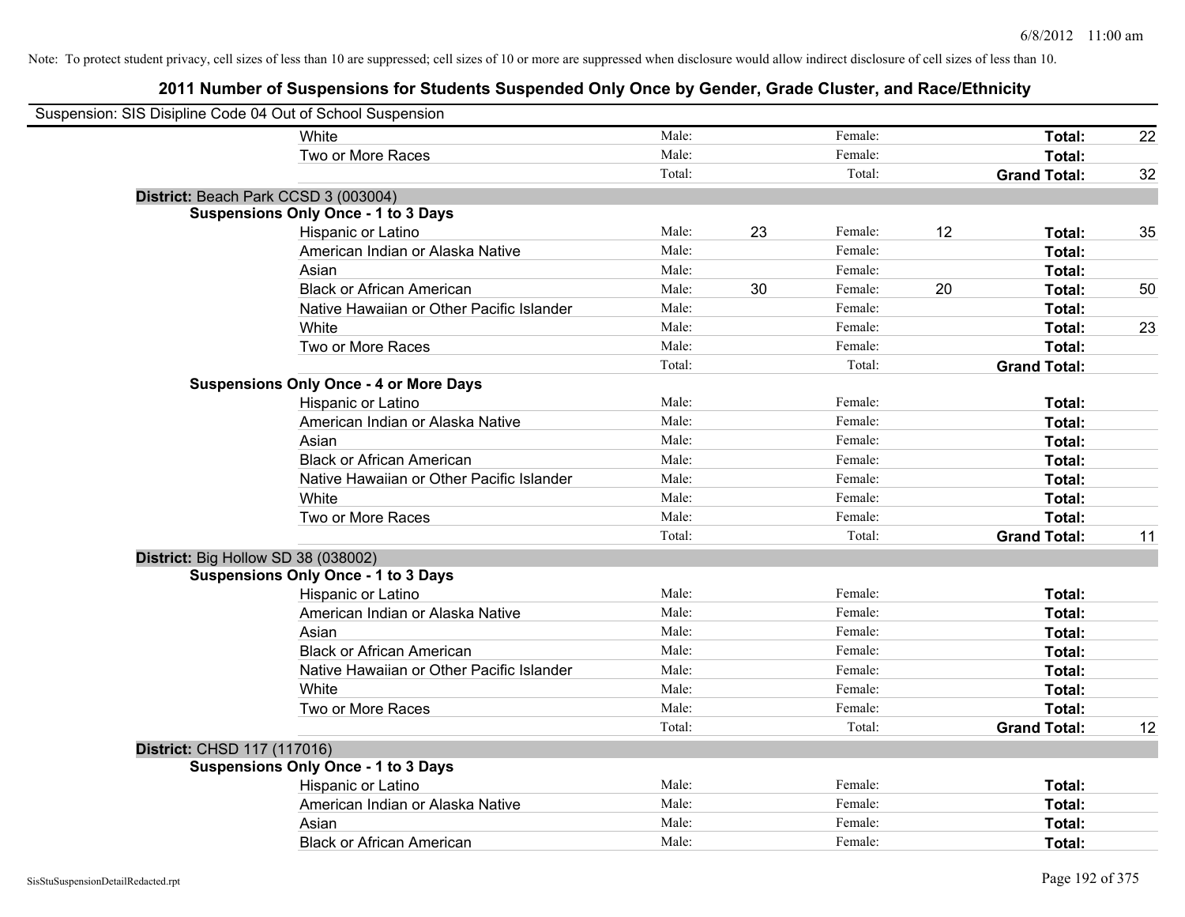Note: To protect student privacy, cell sizes of less than 10 are suppressed; cell sizes of 10 or more are suppressed when disclosure would allow indirect disclosure of cell sizes of less than 10.

# 2011 Number of Suspensions for Students Suspended Only Once by Gender, Grade Cluster, and Race/Ethnicity

Suspension: SIS Disipline Code 04 Out of School Suspension

| | | | | | | |
|---|---|---|---|---|---|---|
| White | Male: | | Female: | | **Total:** | 22 |
| Two or More Races | Male: | | Female: | | **Total:** | |
| | Total: | | Total: | | **Grand Total:** | 32 |

**District:** Beach Park CCSD 3 (003004)

**Suspensions Only Once - 1 to 3 Days**

| | | | | | | |
|---|---|---|---|---|---|---|
| Hispanic or Latino | Male: | 23 | Female: | 12 | **Total:** | 35 |
| American Indian or Alaska Native | Male: | | Female: | | **Total:** | |
| Asian | Male: | | Female: | | **Total:** | |
| Black or African American | Male: | 30 | Female: | 20 | **Total:** | 50 |
| Native Hawaiian or Other Pacific Islander | Male: | | Female: | | **Total:** | |
| White | Male: | | Female: | | **Total:** | 23 |
| Two or More Races | Male: | | Female: | | **Total:** | |
| | Total: | | Total: | | **Grand Total:** | |

**Suspensions Only Once - 4 or More Days**

| | | | | | | |
|---|---|---|---|---|---|---|
| Hispanic or Latino | Male: | | Female: | | **Total:** | |
| American Indian or Alaska Native | Male: | | Female: | | **Total:** | |
| Asian | Male: | | Female: | | **Total:** | |
| Black or African American | Male: | | Female: | | **Total:** | |
| Native Hawaiian or Other Pacific Islander | Male: | | Female: | | **Total:** | |
| White | Male: | | Female: | | **Total:** | |
| Two or More Races | Male: | | Female: | | **Total:** | |
| | Total: | | Total: | | **Grand Total:** | 11 |

**District:** Big Hollow SD 38 (038002)

**Suspensions Only Once - 1 to 3 Days**

| | | | | | | |
|---|---|---|---|---|---|---|
| Hispanic or Latino | Male: | | Female: | | **Total:** | |
| American Indian or Alaska Native | Male: | | Female: | | **Total:** | |
| Asian | Male: | | Female: | | **Total:** | |
| Black or African American | Male: | | Female: | | **Total:** | |
| Native Hawaiian or Other Pacific Islander | Male: | | Female: | | **Total:** | |
| White | Male: | | Female: | | **Total:** | |
| Two or More Races | Male: | | Female: | | **Total:** | |
| | Total: | | Total: | | **Grand Total:** | 12 |

**District:** CHSD 117 (117016)

**Suspensions Only Once - 1 to 3 Days**

| | | | | | | |
|---|---|---|---|---|---|---|
| Hispanic or Latino | Male: | | Female: | | **Total:** | |
| American Indian or Alaska Native | Male: | | Female: | | **Total:** | |
| Asian | Male: | | Female: | | **Total:** | |
| Black or African American | Male: | | Female: | | **Total:** | |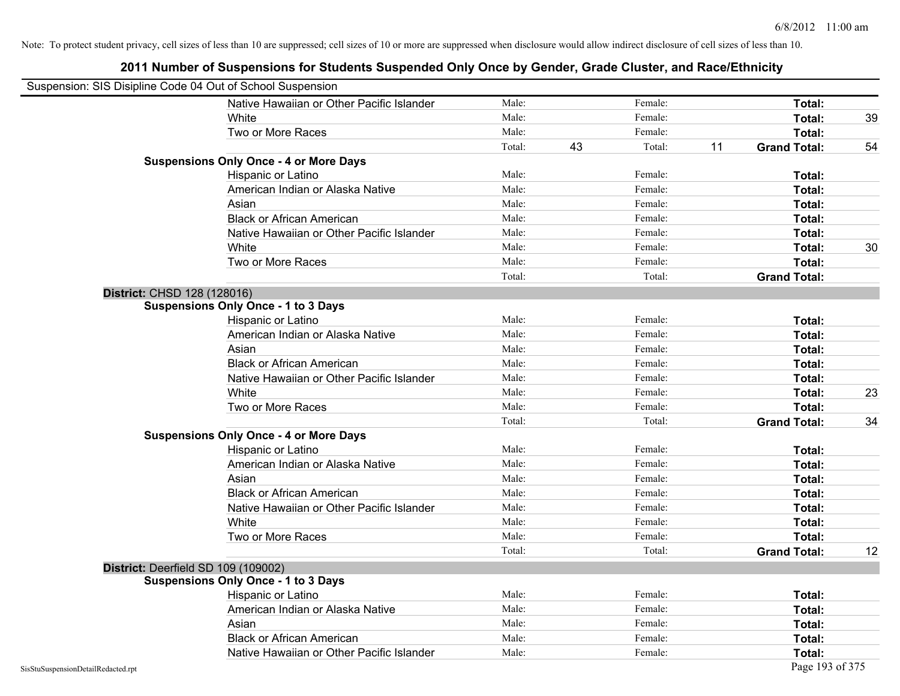Note: To protect student privacy, cell sizes of less than 10 are suppressed; cell sizes of 10 or more are suppressed when disclosure would allow indirect disclosure of cell sizes of less than 10.

# 2011 Number of Suspensions for Students Suspended Only Once by Gender, Grade Cluster, and Race/Ethnicity

Suspension: SIS Disipline Code 04 Out of School Suspension

| | | | | | | |
|---|---|---|---|---|---|---|
| Native Hawaiian or Other Pacific Islander | Male: | | Female: | | **Total:** | |
| White | Male: | | Female: | | **Total:** | 39 |
| Two or More Races | Male: | | Female: | | **Total:** | |
| | Total: | 43 | Total: | 11 | **Grand Total:** | 54 |

**Suspensions Only Once - 4 or More Days**

| | | | | | | |
|---|---|---|---|---|---|---|
| Hispanic or Latino | Male: | | Female: | | **Total:** | |
| American Indian or Alaska Native | Male: | | Female: | | **Total:** | |
| Asian | Male: | | Female: | | **Total:** | |
| Black or African American | Male: | | Female: | | **Total:** | |
| Native Hawaiian or Other Pacific Islander | Male: | | Female: | | **Total:** | |
| White | Male: | | Female: | | **Total:** | 30 |
| Two or More Races | Male: | | Female: | | **Total:** | |
| | Total: | | Total: | | **Grand Total:** | |

**District:** CHSD 128 (128016)

**Suspensions Only Once - 1 to 3 Days**

| | | | | | | |
|---|---|---|---|---|---|---|
| Hispanic or Latino | Male: | | Female: | | **Total:** | |
| American Indian or Alaska Native | Male: | | Female: | | **Total:** | |
| Asian | Male: | | Female: | | **Total:** | |
| Black or African American | Male: | | Female: | | **Total:** | |
| Native Hawaiian or Other Pacific Islander | Male: | | Female: | | **Total:** | |
| White | Male: | | Female: | | **Total:** | 23 |
| Two or More Races | Male: | | Female: | | **Total:** | |
| | Total: | | Total: | | **Grand Total:** | 34 |

**Suspensions Only Once - 4 or More Days**

| | | | | | | |
|---|---|---|---|---|---|---|
| Hispanic or Latino | Male: | | Female: | | **Total:** | |
| American Indian or Alaska Native | Male: | | Female: | | **Total:** | |
| Asian | Male: | | Female: | | **Total:** | |
| Black or African American | Male: | | Female: | | **Total:** | |
| Native Hawaiian or Other Pacific Islander | Male: | | Female: | | **Total:** | |
| White | Male: | | Female: | | **Total:** | |
| Two or More Races | Male: | | Female: | | **Total:** | |
| | Total: | | Total: | | **Grand Total:** | 12 |

**District:** Deerfield SD 109 (109002)

**Suspensions Only Once - 1 to 3 Days**

| | | | | | | |
|---|---|---|---|---|---|---|
| Hispanic or Latino | Male: | | Female: | | **Total:** | |
| American Indian or Alaska Native | Male: | | Female: | | **Total:** | |
| Asian | Male: | | Female: | | **Total:** | |
| Black or African American | Male: | | Female: | | **Total:** | |
| Native Hawaiian or Other Pacific Islander | Male: | | Female: | | **Total:** | |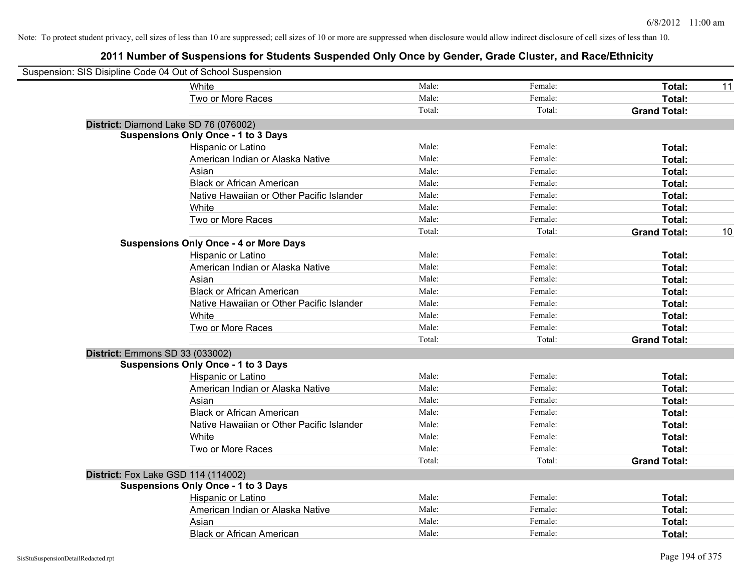Note: To protect student privacy, cell sizes of less than 10 are suppressed; cell sizes of 10 or more are suppressed when disclosure would allow indirect disclosure of cell sizes of less than 10.

# 2011 Number of Suspensions for Students Suspended Only Once by Gender, Grade Cluster, and Race/Ethnicity

Suspension: SIS Disipline Code 04 Out of School Suspension

| | | | | | |
|---|---|---|---|---|---|
| | White | Male: | Female: | **Total:** | 11 |
| | Two or More Races | Male: | Female: | **Total:** | |
| | | Total: | Total: | **Grand Total:** | |
| **District:** Diamond Lake SD 76 (076002) | | | | | |
| **Suspensions Only Once - 1 to 3 Days** | | | | | |
| | Hispanic or Latino | Male: | Female: | **Total:** | |
| | American Indian or Alaska Native | Male: | Female: | **Total:** | |
| | Asian | Male: | Female: | **Total:** | |
| | Black or African American | Male: | Female: | **Total:** | |
| | Native Hawaiian or Other Pacific Islander | Male: | Female: | **Total:** | |
| | White | Male: | Female: | **Total:** | |
| | Two or More Races | Male: | Female: | **Total:** | |
| | | Total: | Total: | **Grand Total:** | 10 |
| **Suspensions Only Once - 4 or More Days** | | | | | |
| | Hispanic or Latino | Male: | Female: | **Total:** | |
| | American Indian or Alaska Native | Male: | Female: | **Total:** | |
| | Asian | Male: | Female: | **Total:** | |
| | Black or African American | Male: | Female: | **Total:** | |
| | Native Hawaiian or Other Pacific Islander | Male: | Female: | **Total:** | |
| | White | Male: | Female: | **Total:** | |
| | Two or More Races | Male: | Female: | **Total:** | |
| | | Total: | Total: | **Grand Total:** | |
| **District:** Emmons SD 33 (033002) | | | | | |
| **Suspensions Only Once - 1 to 3 Days** | | | | | |
| | Hispanic or Latino | Male: | Female: | **Total:** | |
| | American Indian or Alaska Native | Male: | Female: | **Total:** | |
| | Asian | Male: | Female: | **Total:** | |
| | Black or African American | Male: | Female: | **Total:** | |
| | Native Hawaiian or Other Pacific Islander | Male: | Female: | **Total:** | |
| | White | Male: | Female: | **Total:** | |
| | Two or More Races | Male: | Female: | **Total:** | |
| | | Total: | Total: | **Grand Total:** | |
| **District:** Fox Lake GSD 114 (114002) | | | | | |
| **Suspensions Only Once - 1 to 3 Days** | | | | | |
| | Hispanic or Latino | Male: | Female: | **Total:** | |
| | American Indian or Alaska Native | Male: | Female: | **Total:** | |
| | Asian | Male: | Female: | **Total:** | |
| | Black or African American | Male: | Female: | **Total:** | |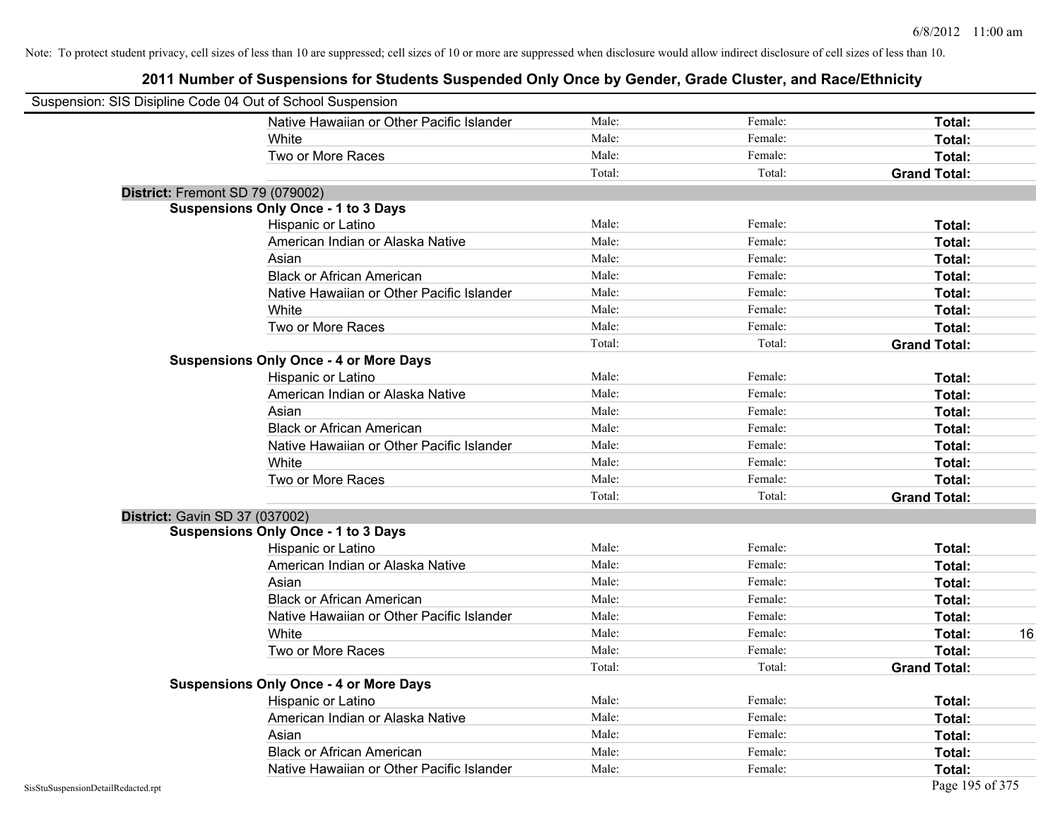Note: To protect student privacy, cell sizes of less than 10 are suppressed; cell sizes of 10 or more are suppressed when disclosure would allow indirect disclosure of cell sizes of less than 10.

# 2011 Number of Suspensions for Students Suspended Only Once by Gender, Grade Cluster, and Race/Ethnicity

Suspension: SIS Disipline Code 04 Out of School Suspension

| | Male: | Female: | Total: |
|---|---|---|---|
| Native Hawaiian or Other Pacific Islander | Male: | Female: | **Total:** |
| White | Male: | Female: | **Total:** |
| Two or More Races | Male: | Female: | **Total:** |
| | Total: | Total: | **Grand Total:** |

**District:** Fremont SD 79 (079002)

**Suspensions Only Once - 1 to 3 Days**

| | | | |
|---|---|---|---|
| Hispanic or Latino | Male: | Female: | **Total:** |
| American Indian or Alaska Native | Male: | Female: | **Total:** |
| Asian | Male: | Female: | **Total:** |
| Black or African American | Male: | Female: | **Total:** |
| Native Hawaiian or Other Pacific Islander | Male: | Female: | **Total:** |
| White | Male: | Female: | **Total:** |
| Two or More Races | Male: | Female: | **Total:** |
| | Total: | Total: | **Grand Total:** |

**Suspensions Only Once - 4 or More Days**

| | | | |
|---|---|---|---|
| Hispanic or Latino | Male: | Female: | **Total:** |
| American Indian or Alaska Native | Male: | Female: | **Total:** |
| Asian | Male: | Female: | **Total:** |
| Black or African American | Male: | Female: | **Total:** |
| Native Hawaiian or Other Pacific Islander | Male: | Female: | **Total:** |
| White | Male: | Female: | **Total:** |
| Two or More Races | Male: | Female: | **Total:** |
| | Total: | Total: | **Grand Total:** |

**District:** Gavin SD 37 (037002)

**Suspensions Only Once - 1 to 3 Days**

| | | | | |
|---|---|---|---|---|
| Hispanic or Latino | Male: | Female: | **Total:** | |
| American Indian or Alaska Native | Male: | Female: | **Total:** | |
| Asian | Male: | Female: | **Total:** | |
| Black or African American | Male: | Female: | **Total:** | |
| Native Hawaiian or Other Pacific Islander | Male: | Female: | **Total:** | |
| White | Male: | Female: | **Total:** | 16 |
| Two or More Races | Male: | Female: | **Total:** | |
| | Total: | Total: | **Grand Total:** | |

**Suspensions Only Once - 4 or More Days**

| | | | |
|---|---|---|---|
| Hispanic or Latino | Male: | Female: | **Total:** |
| American Indian or Alaska Native | Male: | Female: | **Total:** |
| Asian | Male: | Female: | **Total:** |
| Black or African American | Male: | Female: | **Total:** |
| Native Hawaiian or Other Pacific Islander | Male: | Female: | **Total:** |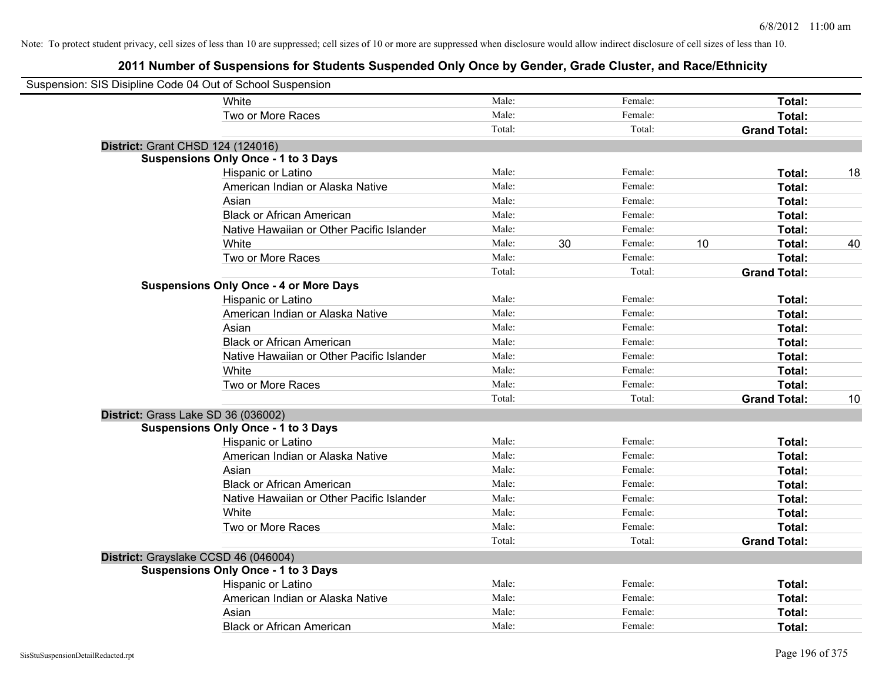Note: To protect student privacy, cell sizes of less than 10 are suppressed; cell sizes of 10 or more are suppressed when disclosure would allow indirect disclosure of cell sizes of less than 10.

## 2011 Number of Suspensions for Students Suspended Only Once by Gender, Grade Cluster, and Race/Ethnicity

Suspension: SIS Disipline Code 04 Out of School Suspension

| | | | | | | | |
|---|---|---|---|---|---|---|---|
| White | Male: | | Female: | | **Total:** | |
| Two or More Races | Male: | | Female: | | **Total:** | |
| | Total: | | Total: | | **Grand Total:** | |

**District:** Grant CHSD 124 (124016)

**Suspensions Only Once - 1 to 3 Days**

| | | | | | | |
|---|---|---|---|---|---|---|
| Hispanic or Latino | Male: | | Female: | | **Total:** | 18 |
| American Indian or Alaska Native | Male: | | Female: | | **Total:** | |
| Asian | Male: | | Female: | | **Total:** | |
| Black or African American | Male: | | Female: | | **Total:** | |
| Native Hawaiian or Other Pacific Islander | Male: | | Female: | | **Total:** | |
| White | Male: | 30 | Female: | 10 | **Total:** | 40 |
| Two or More Races | Male: | | Female: | | **Total:** | |
| | Total: | | Total: | | **Grand Total:** | |

**Suspensions Only Once - 4 or More Days**

| | | | | | | |
|---|---|---|---|---|---|---|
| Hispanic or Latino | Male: | | Female: | | **Total:** | |
| American Indian or Alaska Native | Male: | | Female: | | **Total:** | |
| Asian | Male: | | Female: | | **Total:** | |
| Black or African American | Male: | | Female: | | **Total:** | |
| Native Hawaiian or Other Pacific Islander | Male: | | Female: | | **Total:** | |
| White | Male: | | Female: | | **Total:** | |
| Two or More Races | Male: | | Female: | | **Total:** | |
| | Total: | | Total: | | **Grand Total:** | 10 |

**District:** Grass Lake SD 36 (036002)

**Suspensions Only Once - 1 to 3 Days**

| | | | | | | |
|---|---|---|---|---|---|---|
| Hispanic or Latino | Male: | | Female: | | **Total:** | |
| American Indian or Alaska Native | Male: | | Female: | | **Total:** | |
| Asian | Male: | | Female: | | **Total:** | |
| Black or African American | Male: | | Female: | | **Total:** | |
| Native Hawaiian or Other Pacific Islander | Male: | | Female: | | **Total:** | |
| White | Male: | | Female: | | **Total:** | |
| Two or More Races | Male: | | Female: | | **Total:** | |
| | Total: | | Total: | | **Grand Total:** | |

**District:** Grayslake CCSD 46 (046004)

**Suspensions Only Once - 1 to 3 Days**

| | | | | | | |
|---|---|---|---|---|---|---|
| Hispanic or Latino | Male: | | Female: | | **Total:** | |
| American Indian or Alaska Native | Male: | | Female: | | **Total:** | |
| Asian | Male: | | Female: | | **Total:** | |
| Black or African American | Male: | | Female: | | **Total:** | |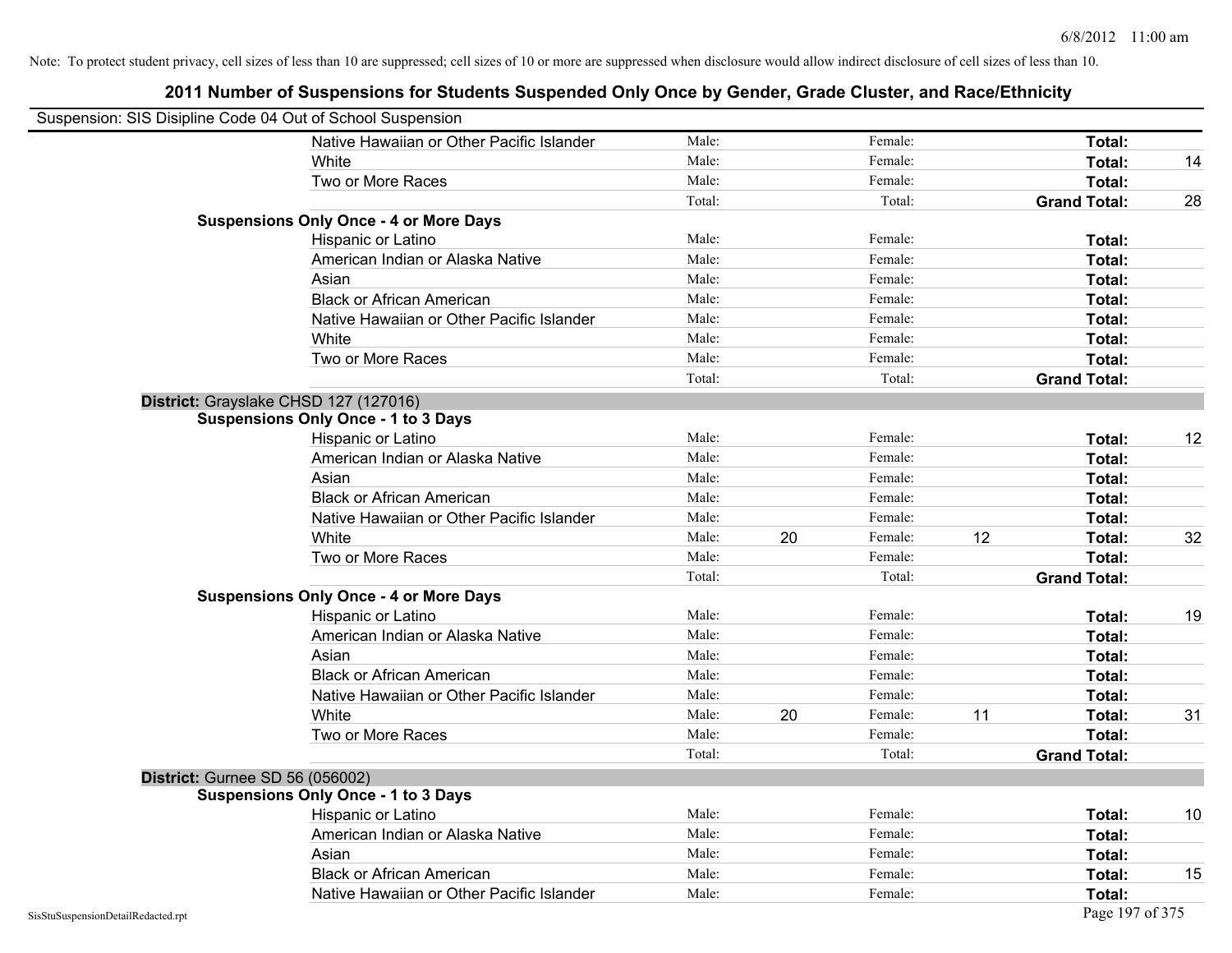Note: To protect student privacy, cell sizes of less than 10 are suppressed; cell sizes of 10 or more are suppressed when disclosure would allow indirect disclosure of cell sizes of less than 10.

# 2011 Number of Suspensions for Students Suspended Only Once by Gender, Grade Cluster, and Race/Ethnicity

Suspension: SIS Disipline Code 04 Out of School Suspension

| | | | | | | | |
|---|---|---|---|---|---|---|---|
| Native Hawaiian or Other Pacific Islander | Male: | | Female: | | **Total:** | |
| White | Male: | | Female: | | **Total:** | 14 |
| Two or More Races | Male: | | Female: | | **Total:** | |
| | Total: | | Total: | | **Grand Total:** | 28 |

**Suspensions Only Once - 4 or More Days**

| | | | | | | |
|---|---|---|---|---|---|---|
| Hispanic or Latino | Male: | | Female: | | **Total:** | |
| American Indian or Alaska Native | Male: | | Female: | | **Total:** | |
| Asian | Male: | | Female: | | **Total:** | |
| Black or African American | Male: | | Female: | | **Total:** | |
| Native Hawaiian or Other Pacific Islander | Male: | | Female: | | **Total:** | |
| White | Male: | | Female: | | **Total:** | |
| Two or More Races | Male: | | Female: | | **Total:** | |
| | Total: | | Total: | | **Grand Total:** | |

**District:** Grayslake CHSD 127 (127016)

**Suspensions Only Once - 1 to 3 Days**

| | | | | | | |
|---|---|---|---|---|---|---|
| Hispanic or Latino | Male: | | Female: | | **Total:** | 12 |
| American Indian or Alaska Native | Male: | | Female: | | **Total:** | |
| Asian | Male: | | Female: | | **Total:** | |
| Black or African American | Male: | | Female: | | **Total:** | |
| Native Hawaiian or Other Pacific Islander | Male: | | Female: | | **Total:** | |
| White | Male: | 20 | Female: | 12 | **Total:** | 32 |
| Two or More Races | Male: | | Female: | | **Total:** | |
| | Total: | | Total: | | **Grand Total:** | |

**Suspensions Only Once - 4 or More Days**

| | | | | | | |
|---|---|---|---|---|---|---|
| Hispanic or Latino | Male: | | Female: | | **Total:** | 19 |
| American Indian or Alaska Native | Male: | | Female: | | **Total:** | |
| Asian | Male: | | Female: | | **Total:** | |
| Black or African American | Male: | | Female: | | **Total:** | |
| Native Hawaiian or Other Pacific Islander | Male: | | Female: | | **Total:** | |
| White | Male: | 20 | Female: | 11 | **Total:** | 31 |
| Two or More Races | Male: | | Female: | | **Total:** | |
| | Total: | | Total: | | **Grand Total:** | |

**District:** Gurnee SD 56 (056002)

**Suspensions Only Once - 1 to 3 Days**

| | | | | | | |
|---|---|---|---|---|---|---|
| Hispanic or Latino | Male: | | Female: | | **Total:** | 10 |
| American Indian or Alaska Native | Male: | | Female: | | **Total:** | |
| Asian | Male: | | Female: | | **Total:** | |
| Black or African American | Male: | | Female: | | **Total:** | 15 |
| Native Hawaiian or Other Pacific Islander | Male: | | Female: | | **Total:** | |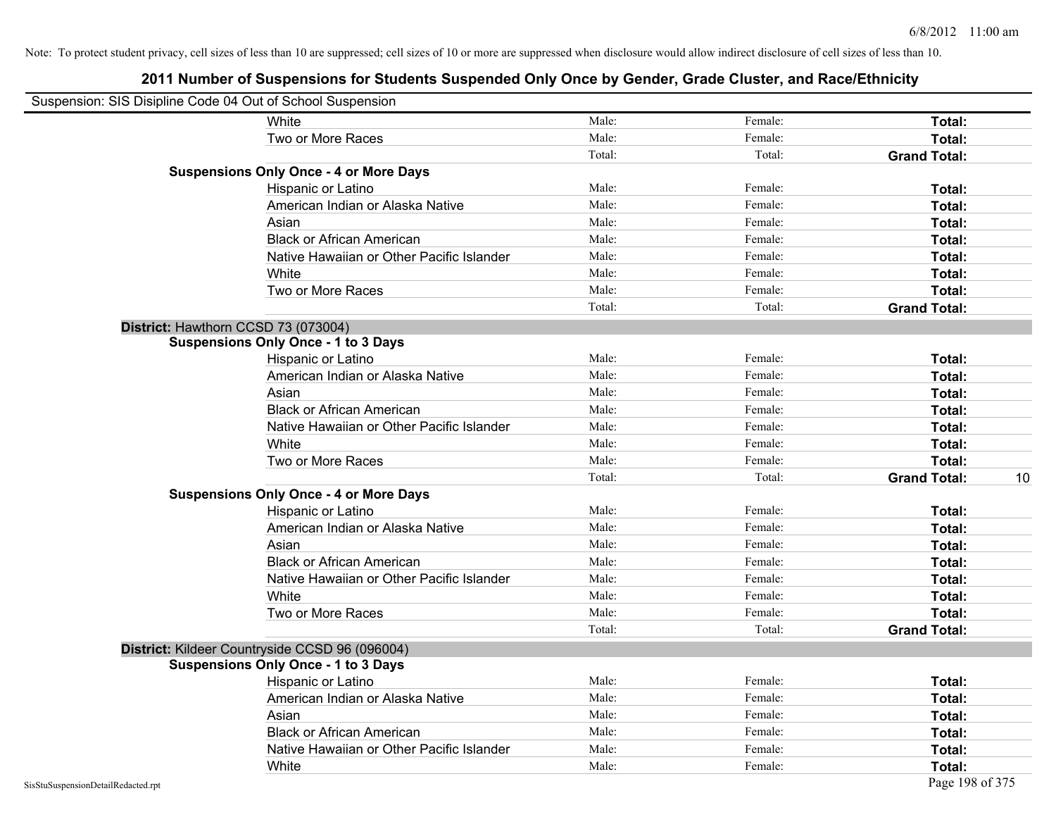Note: To protect student privacy, cell sizes of less than 10 are suppressed; cell sizes of 10 or more are suppressed when disclosure would allow indirect disclosure of cell sizes of less than 10.

# 2011 Number of Suspensions for Students Suspended Only Once by Gender, Grade Cluster, and Race/Ethnicity

Suspension: SIS Disipline Code 04 Out of School Suspension

| | | | | |
|---|---|---|---|---|
| White | Male: | Female: | **Total:** | |
| Two or More Races | Male: | Female: | **Total:** | |
| | Total: | Total: | **Grand Total:** | |
| **Suspensions Only Once - 4 or More Days** | | | | |
| Hispanic or Latino | Male: | Female: | **Total:** | |
| American Indian or Alaska Native | Male: | Female: | **Total:** | |
| Asian | Male: | Female: | **Total:** | |
| Black or African American | Male: | Female: | **Total:** | |
| Native Hawaiian or Other Pacific Islander | Male: | Female: | **Total:** | |
| White | Male: | Female: | **Total:** | |
| Two or More Races | Male: | Female: | **Total:** | |
| | Total: | Total: | **Grand Total:** | |
| **District:** Hawthorn CCSD 73 (073004) | | | | |
| **Suspensions Only Once - 1 to 3 Days** | | | | |
| Hispanic or Latino | Male: | Female: | **Total:** | |
| American Indian or Alaska Native | Male: | Female: | **Total:** | |
| Asian | Male: | Female: | **Total:** | |
| Black or African American | Male: | Female: | **Total:** | |
| Native Hawaiian or Other Pacific Islander | Male: | Female: | **Total:** | |
| White | Male: | Female: | **Total:** | |
| Two or More Races | Male: | Female: | **Total:** | |
| | Total: | Total: | **Grand Total:** | 10 |
| **Suspensions Only Once - 4 or More Days** | | | | |
| Hispanic or Latino | Male: | Female: | **Total:** | |
| American Indian or Alaska Native | Male: | Female: | **Total:** | |
| Asian | Male: | Female: | **Total:** | |
| Black or African American | Male: | Female: | **Total:** | |
| Native Hawaiian or Other Pacific Islander | Male: | Female: | **Total:** | |
| White | Male: | Female: | **Total:** | |
| Two or More Races | Male: | Female: | **Total:** | |
| | Total: | Total: | **Grand Total:** | |
| **District:** Kildeer Countryside CCSD 96 (096004) | | | | |
| **Suspensions Only Once - 1 to 3 Days** | | | | |
| Hispanic or Latino | Male: | Female: | **Total:** | |
| American Indian or Alaska Native | Male: | Female: | **Total:** | |
| Asian | Male: | Female: | **Total:** | |
| Black or African American | Male: | Female: | **Total:** | |
| Native Hawaiian or Other Pacific Islander | Male: | Female: | **Total:** | |
| White | Male: | Female: | **Total:** | |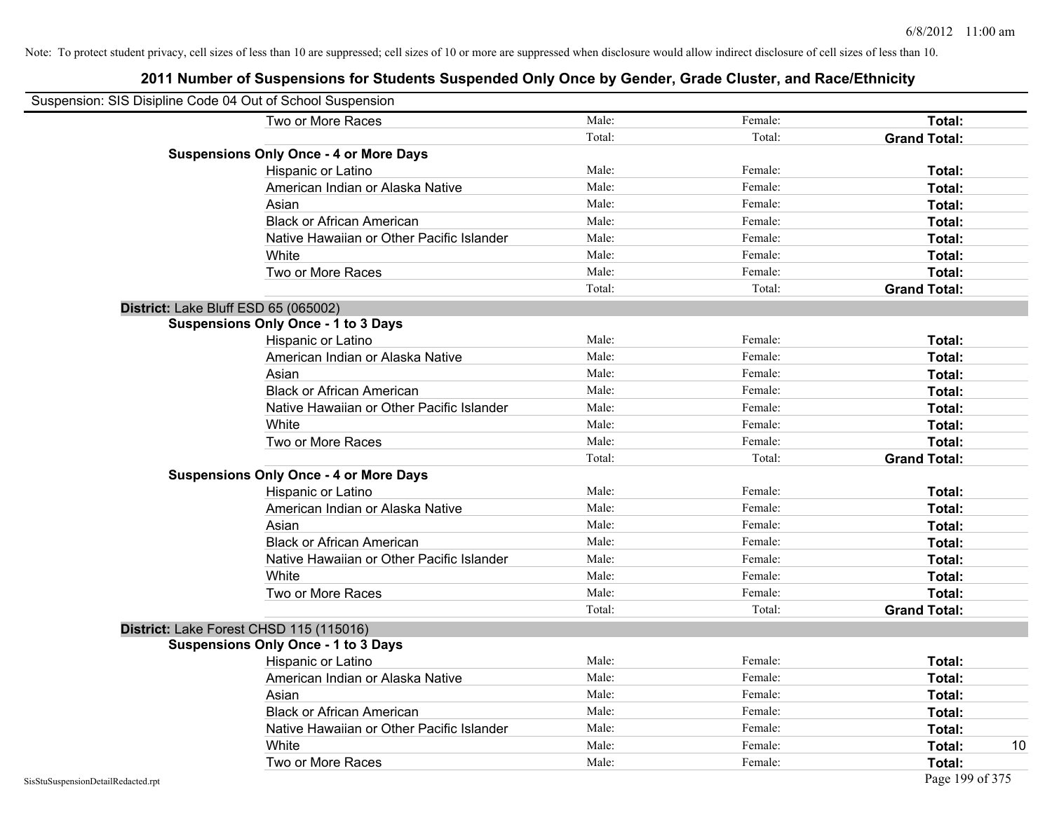Note: To protect student privacy, cell sizes of less than 10 are suppressed; cell sizes of 10 or more are suppressed when disclosure would allow indirect disclosure of cell sizes of less than 10.

# 2011 Number of Suspensions for Students Suspended Only Once by Gender, Grade Cluster, and Race/Ethnicity

Suspension: SIS Disipline Code 04 Out of School Suspension

| | | | | |
|---|---|---|---|---|
| Two or More Races | Male: | Female: | **Total:** | |
| | Total: | Total: | **Grand Total:** | |
| **Suspensions Only Once - 4 or More Days** | | | | |
| Hispanic or Latino | Male: | Female: | **Total:** | |
| American Indian or Alaska Native | Male: | Female: | **Total:** | |
| Asian | Male: | Female: | **Total:** | |
| Black or African American | Male: | Female: | **Total:** | |
| Native Hawaiian or Other Pacific Islander | Male: | Female: | **Total:** | |
| White | Male: | Female: | **Total:** | |
| Two or More Races | Male: | Female: | **Total:** | |
| | Total: | Total: | **Grand Total:** | |
| **District:** Lake Bluff ESD 65 (065002) | | | | |
| **Suspensions Only Once - 1 to 3 Days** | | | | |
| Hispanic or Latino | Male: | Female: | **Total:** | |
| American Indian or Alaska Native | Male: | Female: | **Total:** | |
| Asian | Male: | Female: | **Total:** | |
| Black or African American | Male: | Female: | **Total:** | |
| Native Hawaiian or Other Pacific Islander | Male: | Female: | **Total:** | |
| White | Male: | Female: | **Total:** | |
| Two or More Races | Male: | Female: | **Total:** | |
| | Total: | Total: | **Grand Total:** | |
| **Suspensions Only Once - 4 or More Days** | | | | |
| Hispanic or Latino | Male: | Female: | **Total:** | |
| American Indian or Alaska Native | Male: | Female: | **Total:** | |
| Asian | Male: | Female: | **Total:** | |
| Black or African American | Male: | Female: | **Total:** | |
| Native Hawaiian or Other Pacific Islander | Male: | Female: | **Total:** | |
| White | Male: | Female: | **Total:** | |
| Two or More Races | Male: | Female: | **Total:** | |
| | Total: | Total: | **Grand Total:** | |
| **District:** Lake Forest CHSD 115 (115016) | | | | |
| **Suspensions Only Once - 1 to 3 Days** | | | | |
| Hispanic or Latino | Male: | Female: | **Total:** | |
| American Indian or Alaska Native | Male: | Female: | **Total:** | |
| Asian | Male: | Female: | **Total:** | |
| Black or African American | Male: | Female: | **Total:** | |
| Native Hawaiian or Other Pacific Islander | Male: | Female: | **Total:** | |
| White | Male: | Female: | **Total:** | 10 |
| Two or More Races | Male: | Female: | **Total:** | |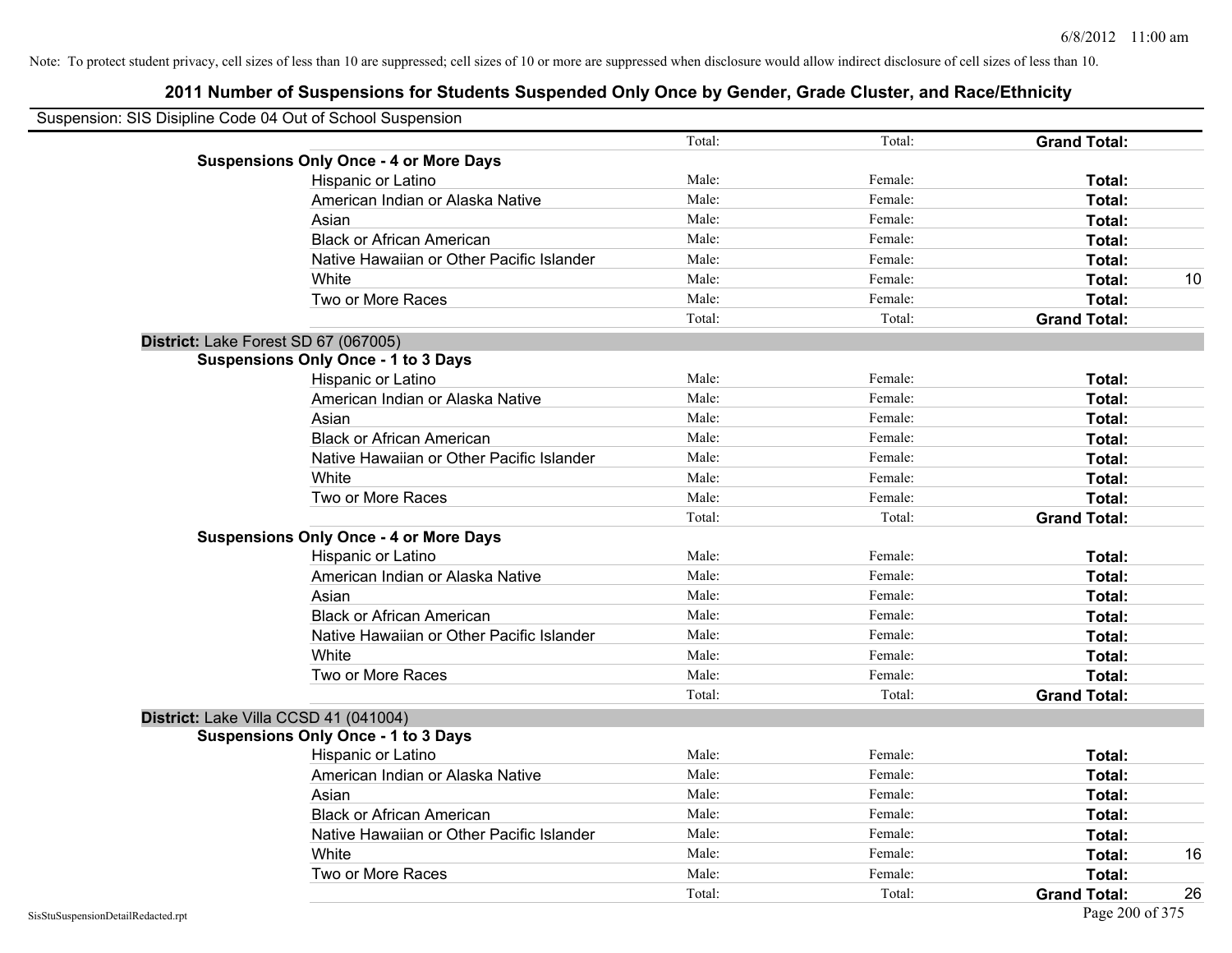Note: To protect student privacy, cell sizes of less than 10 are suppressed; cell sizes of 10 or more are suppressed when disclosure would allow indirect disclosure of cell sizes of less than 10.

# 2011 Number of Suspensions for Students Suspended Only Once by Gender, Grade Cluster, and Race/Ethnicity

Suspension: SIS Disipline Code 04 Out of School Suspension

| | | | | | |
|---|---|---|---|---|---|
| | | Total: | Total: | **Grand Total:** | |
| **Suspensions Only Once - 4 or More Days** | | | | | |
| | Hispanic or Latino | Male: | Female: | **Total:** | |
| | American Indian or Alaska Native | Male: | Female: | **Total:** | |
| | Asian | Male: | Female: | **Total:** | |
| | Black or African American | Male: | Female: | **Total:** | |
| | Native Hawaiian or Other Pacific Islander | Male: | Female: | **Total:** | |
| | White | Male: | Female: | **Total:** | 10 |
| | Two or More Races | Male: | Female: | **Total:** | |
| | | Total: | Total: | **Grand Total:** | |
| **District:** Lake Forest SD 67 (067005) | | | | | |
| **Suspensions Only Once - 1 to 3 Days** | | | | | |
| | Hispanic or Latino | Male: | Female: | **Total:** | |
| | American Indian or Alaska Native | Male: | Female: | **Total:** | |
| | Asian | Male: | Female: | **Total:** | |
| | Black or African American | Male: | Female: | **Total:** | |
| | Native Hawaiian or Other Pacific Islander | Male: | Female: | **Total:** | |
| | White | Male: | Female: | **Total:** | |
| | Two or More Races | Male: | Female: | **Total:** | |
| | | Total: | Total: | **Grand Total:** | |
| **Suspensions Only Once - 4 or More Days** | | | | | |
| | Hispanic or Latino | Male: | Female: | **Total:** | |
| | American Indian or Alaska Native | Male: | Female: | **Total:** | |
| | Asian | Male: | Female: | **Total:** | |
| | Black or African American | Male: | Female: | **Total:** | |
| | Native Hawaiian or Other Pacific Islander | Male: | Female: | **Total:** | |
| | White | Male: | Female: | **Total:** | |
| | Two or More Races | Male: | Female: | **Total:** | |
| | | Total: | Total: | **Grand Total:** | |
| **District:** Lake Villa CCSD 41 (041004) | | | | | |
| **Suspensions Only Once - 1 to 3 Days** | | | | | |
| | Hispanic or Latino | Male: | Female: | **Total:** | |
| | American Indian or Alaska Native | Male: | Female: | **Total:** | |
| | Asian | Male: | Female: | **Total:** | |
| | Black or African American | Male: | Female: | **Total:** | |
| | Native Hawaiian or Other Pacific Islander | Male: | Female: | **Total:** | |
| | White | Male: | Female: | **Total:** | 16 |
| | Two or More Races | Male: | Female: | **Total:** | |
| | | Total: | Total: | **Grand Total:** | 26 |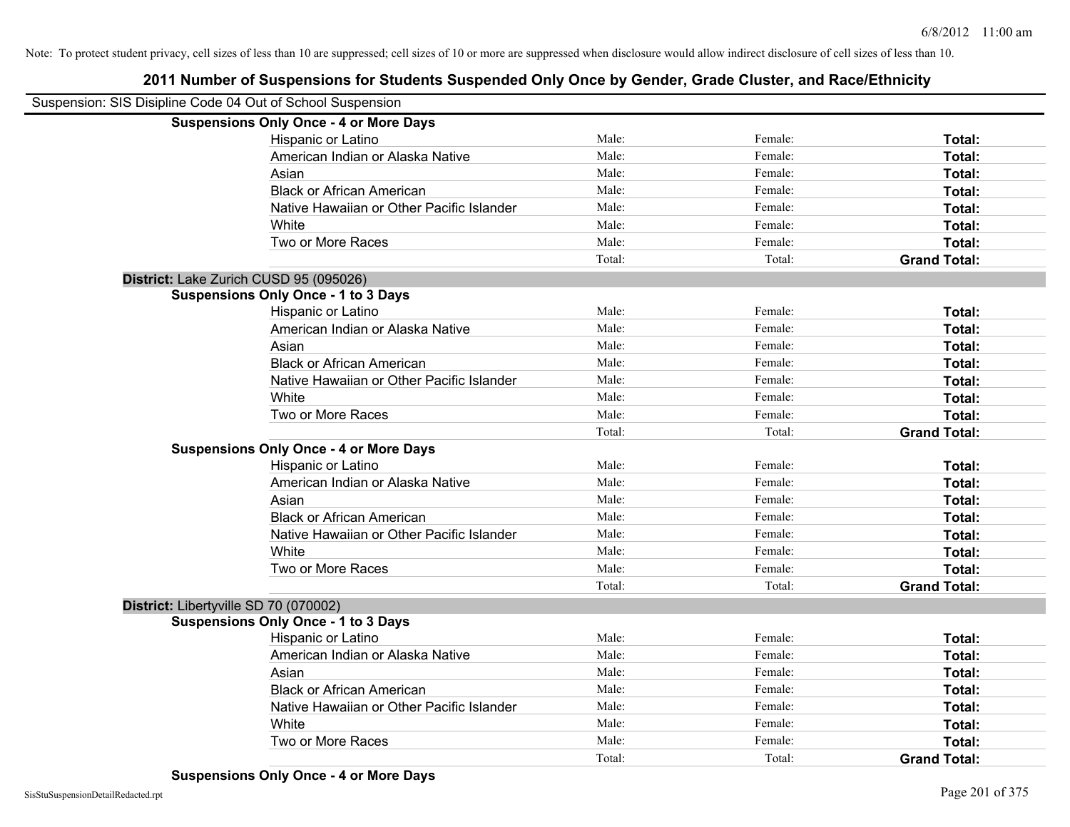Note: To protect student privacy, cell sizes of less than 10 are suppressed; cell sizes of 10 or more are suppressed when disclosure would allow indirect disclosure of cell sizes of less than 10.

# 2011 Number of Suspensions for Students Suspended Only Once by Gender, Grade Cluster, and Race/Ethnicity

Suspension: SIS Disipline Code 04 Out of School Suspension

**Suspensions Only Once - 4 or More Days**

| | | | |
|---|---|---|---|
| Hispanic or Latino | Male: | Female: | **Total:** |
| American Indian or Alaska Native | Male: | Female: | **Total:** |
| Asian | Male: | Female: | **Total:** |
| Black or African American | Male: | Female: | **Total:** |
| Native Hawaiian or Other Pacific Islander | Male: | Female: | **Total:** |
| White | Male: | Female: | **Total:** |
| Two or More Races | Male: | Female: | **Total:** |
| | Total: | Total: | **Grand Total:** |

**District:** Lake Zurich CUSD 95 (095026)

**Suspensions Only Once - 1 to 3 Days**

| | | | |
|---|---|---|---|
| Hispanic or Latino | Male: | Female: | **Total:** |
| American Indian or Alaska Native | Male: | Female: | **Total:** |
| Asian | Male: | Female: | **Total:** |
| Black or African American | Male: | Female: | **Total:** |
| Native Hawaiian or Other Pacific Islander | Male: | Female: | **Total:** |
| White | Male: | Female: | **Total:** |
| Two or More Races | Male: | Female: | **Total:** |
| | Total: | Total: | **Grand Total:** |

**Suspensions Only Once - 4 or More Days**

| | | | |
|---|---|---|---|
| Hispanic or Latino | Male: | Female: | **Total:** |
| American Indian or Alaska Native | Male: | Female: | **Total:** |
| Asian | Male: | Female: | **Total:** |
| Black or African American | Male: | Female: | **Total:** |
| Native Hawaiian or Other Pacific Islander | Male: | Female: | **Total:** |
| White | Male: | Female: | **Total:** |
| Two or More Races | Male: | Female: | **Total:** |
| | Total: | Total: | **Grand Total:** |

**District:** Libertyville SD 70 (070002)

**Suspensions Only Once - 1 to 3 Days**

| | | | |
|---|---|---|---|
| Hispanic or Latino | Male: | Female: | **Total:** |
| American Indian or Alaska Native | Male: | Female: | **Total:** |
| Asian | Male: | Female: | **Total:** |
| Black or African American | Male: | Female: | **Total:** |
| Native Hawaiian or Other Pacific Islander | Male: | Female: | **Total:** |
| White | Male: | Female: | **Total:** |
| Two or More Races | Male: | Female: | **Total:** |
| | Total: | Total: | **Grand Total:** |

**Suspensions Only Once - 4 or More Days**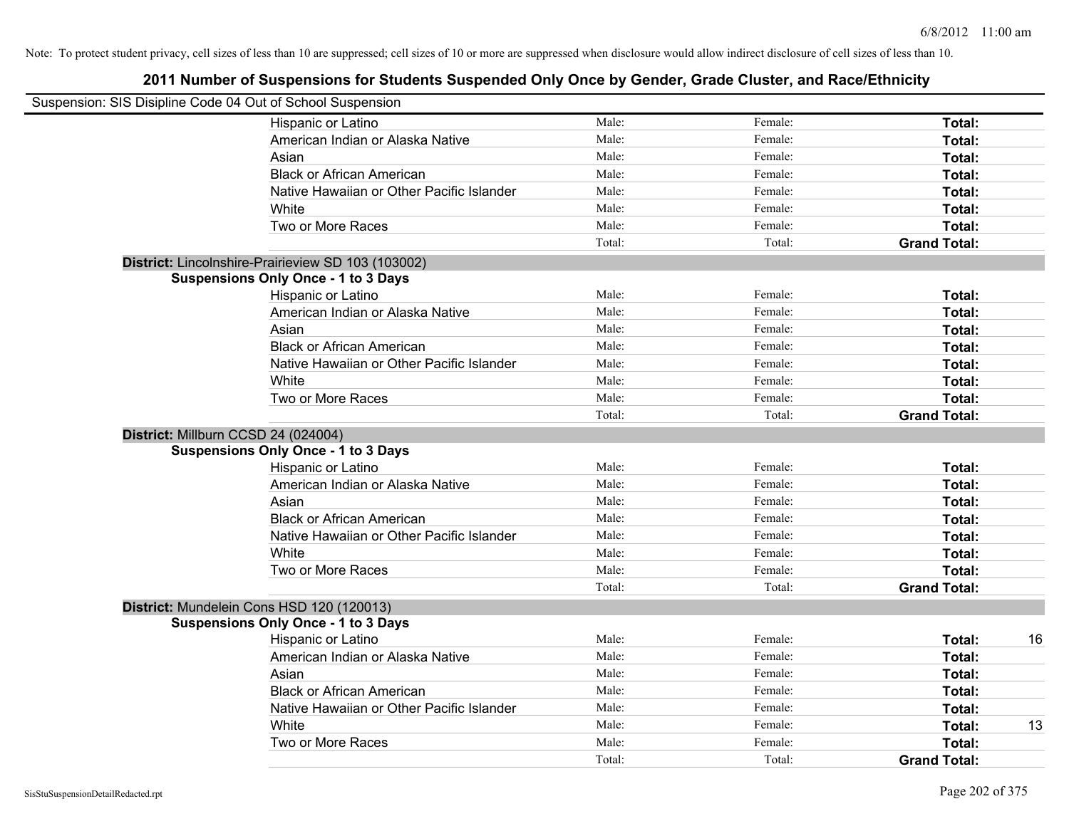Note: To protect student privacy, cell sizes of less than 10 are suppressed; cell sizes of 10 or more are suppressed when disclosure would allow indirect disclosure of cell sizes of less than 10.

## 2011 Number of Suspensions for Students Suspended Only Once by Gender, Grade Cluster, and Race/Ethnicity

Suspension: SIS Disipline Code 04 Out of School Suspension

| | | | | |
|---|---|---|---|---|
| Hispanic or Latino | Male: | Female: | **Total:** | |
| American Indian or Alaska Native | Male: | Female: | **Total:** | |
| Asian | Male: | Female: | **Total:** | |
| Black or African American | Male: | Female: | **Total:** | |
| Native Hawaiian or Other Pacific Islander | Male: | Female: | **Total:** | |
| White | Male: | Female: | **Total:** | |
| Two or More Races | Male: | Female: | **Total:** | |
| | Total: | Total: | **Grand Total:** | |

**District:** Lincolnshire-Prairieview SD 103 (103002)

**Suspensions Only Once - 1 to 3 Days**

| | | | | |
|---|---|---|---|---|
| Hispanic or Latino | Male: | Female: | **Total:** | |
| American Indian or Alaska Native | Male: | Female: | **Total:** | |
| Asian | Male: | Female: | **Total:** | |
| Black or African American | Male: | Female: | **Total:** | |
| Native Hawaiian or Other Pacific Islander | Male: | Female: | **Total:** | |
| White | Male: | Female: | **Total:** | |
| Two or More Races | Male: | Female: | **Total:** | |
| | Total: | Total: | **Grand Total:** | |

**District:** Millburn CCSD 24 (024004)

**Suspensions Only Once - 1 to 3 Days**

| | | | | |
|---|---|---|---|---|
| Hispanic or Latino | Male: | Female: | **Total:** | |
| American Indian or Alaska Native | Male: | Female: | **Total:** | |
| Asian | Male: | Female: | **Total:** | |
| Black or African American | Male: | Female: | **Total:** | |
| Native Hawaiian or Other Pacific Islander | Male: | Female: | **Total:** | |
| White | Male: | Female: | **Total:** | |
| Two or More Races | Male: | Female: | **Total:** | |
| | Total: | Total: | **Grand Total:** | |

**District:** Mundelein Cons HSD 120 (120013)

**Suspensions Only Once - 1 to 3 Days**

| | | | | |
|---|---|---|---|---|
| Hispanic or Latino | Male: | Female: | **Total:** | 16 |
| American Indian or Alaska Native | Male: | Female: | **Total:** | |
| Asian | Male: | Female: | **Total:** | |
| Black or African American | Male: | Female: | **Total:** | |
| Native Hawaiian or Other Pacific Islander | Male: | Female: | **Total:** | |
| White | Male: | Female: | **Total:** | 13 |
| Two or More Races | Male: | Female: | **Total:** | |
| | Total: | Total: | **Grand Total:** | |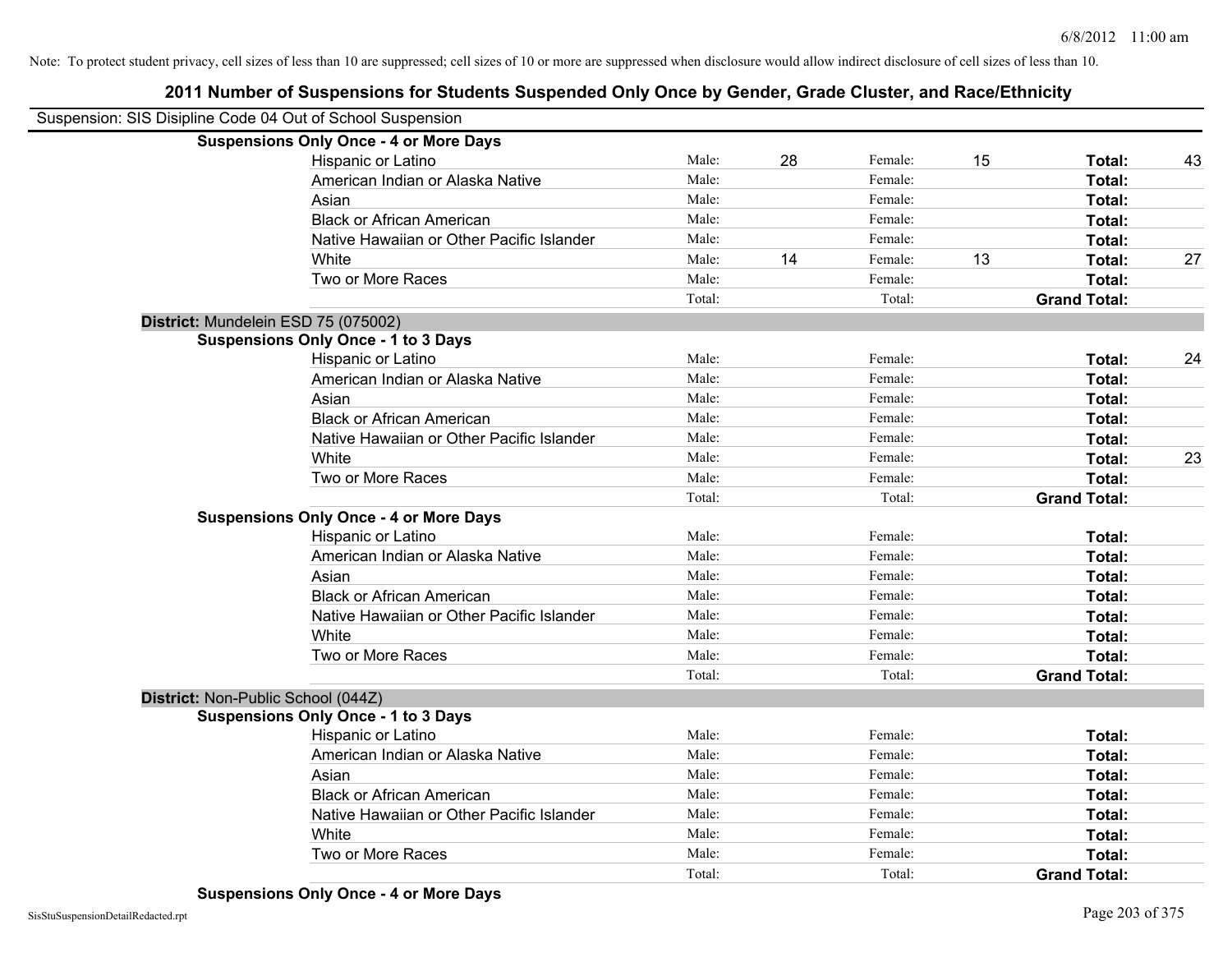Note: To protect student privacy, cell sizes of less than 10 are suppressed; cell sizes of 10 or more are suppressed when disclosure would allow indirect disclosure of cell sizes of less than 10.

## 2011 Number of Suspensions for Students Suspended Only Once by Gender, Grade Cluster, and Race/Ethnicity

Suspension: SIS Disipline Code 04 Out of School Suspension

**Suspensions Only Once - 4 or More Days**

| Race/Ethnicity | | Male | | Female | | Total |
|---|---|---|---|---|---|---|
| Hispanic or Latino | Male: | 28 | Female: | 15 | **Total:** | 43 |
| American Indian or Alaska Native | Male: | | Female: | | **Total:** | |
| Asian | Male: | | Female: | | **Total:** | |
| Black or African American | Male: | | Female: | | **Total:** | |
| Native Hawaiian or Other Pacific Islander | Male: | | Female: | | **Total:** | |
| White | Male: | 14 | Female: | 13 | **Total:** | 27 |
| Two or More Races | Male: | | Female: | | **Total:** | |
| | Total: | | Total: | | **Grand Total:** | |

### District: Mundelein ESD 75 (075002)

**Suspensions Only Once - 1 to 3 Days**

| Race/Ethnicity | | Male | | Female | | Total |
|---|---|---|---|---|---|---|
| Hispanic or Latino | Male: | | Female: | | **Total:** | 24 |
| American Indian or Alaska Native | Male: | | Female: | | **Total:** | |
| Asian | Male: | | Female: | | **Total:** | |
| Black or African American | Male: | | Female: | | **Total:** | |
| Native Hawaiian or Other Pacific Islander | Male: | | Female: | | **Total:** | |
| White | Male: | | Female: | | **Total:** | 23 |
| Two or More Races | Male: | | Female: | | **Total:** | |
| | Total: | | Total: | | **Grand Total:** | |

**Suspensions Only Once - 4 or More Days**

| Race/Ethnicity | | Male | | Female | | Total |
|---|---|---|---|---|---|---|
| Hispanic or Latino | Male: | | Female: | | **Total:** | |
| American Indian or Alaska Native | Male: | | Female: | | **Total:** | |
| Asian | Male: | | Female: | | **Total:** | |
| Black or African American | Male: | | Female: | | **Total:** | |
| Native Hawaiian or Other Pacific Islander | Male: | | Female: | | **Total:** | |
| White | Male: | | Female: | | **Total:** | |
| Two or More Races | Male: | | Female: | | **Total:** | |
| | Total: | | Total: | | **Grand Total:** | |

### District: Non-Public School (044Z)

**Suspensions Only Once - 1 to 3 Days**

| Race/Ethnicity | | Male | | Female | | Total |
|---|---|---|---|---|---|---|
| Hispanic or Latino | Male: | | Female: | | **Total:** | |
| American Indian or Alaska Native | Male: | | Female: | | **Total:** | |
| Asian | Male: | | Female: | | **Total:** | |
| Black or African American | Male: | | Female: | | **Total:** | |
| Native Hawaiian or Other Pacific Islander | Male: | | Female: | | **Total:** | |
| White | Male: | | Female: | | **Total:** | |
| Two or More Races | Male: | | Female: | | **Total:** | |
| | Total: | | Total: | | **Grand Total:** | |

**Suspensions Only Once - 4 or More Days**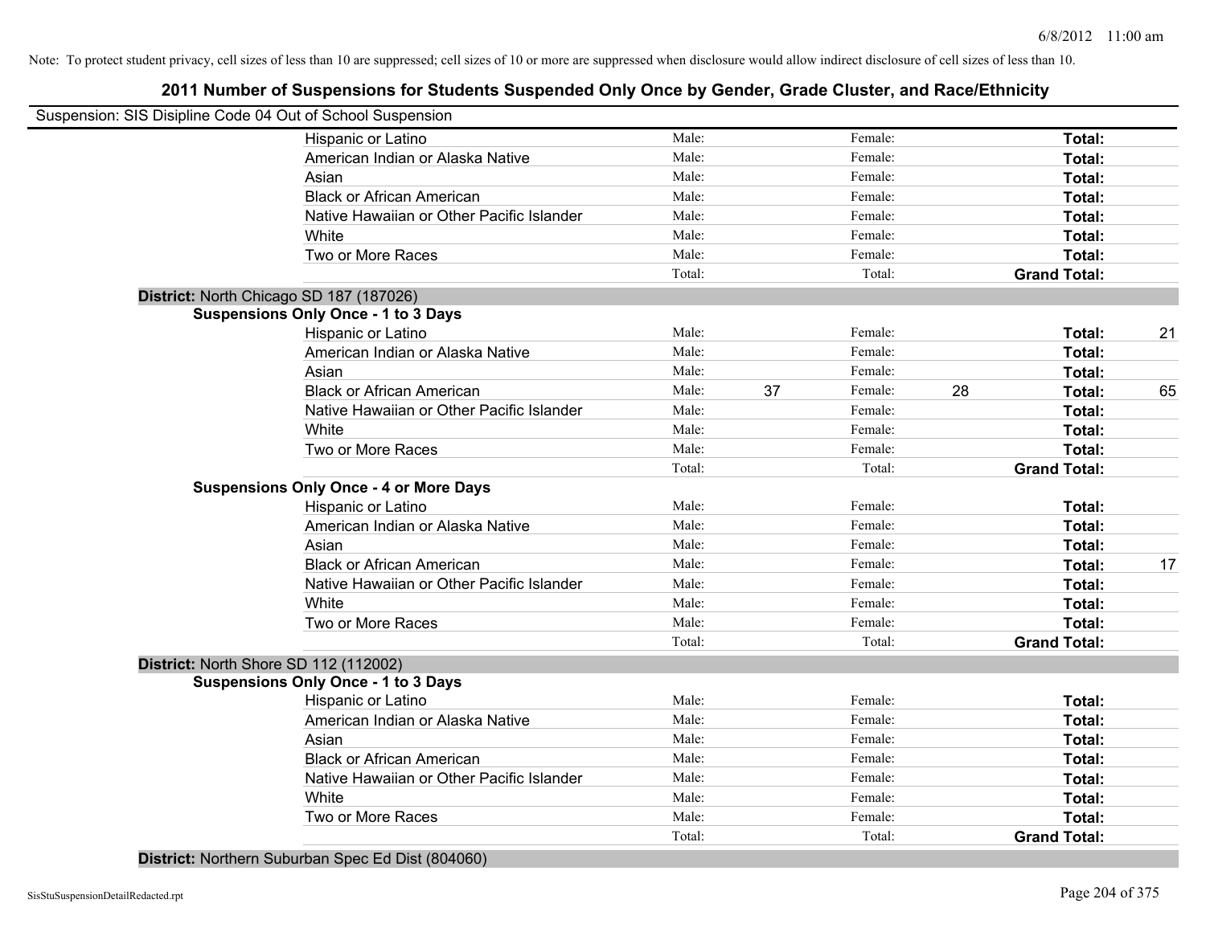Note: To protect student privacy, cell sizes of less than 10 are suppressed; cell sizes of 10 or more are suppressed when disclosure would allow indirect disclosure of cell sizes of less than 10.

# 2011 Number of Suspensions for Students Suspended Only Once by Gender, Grade Cluster, and Race/Ethnicity

Suspension: SIS Disipline Code 04 Out of School Suspension

| | Male: | | Female: | | Total: | |
|---|---|---|---|---|---|---|
| Hispanic or Latino | Male: | | Female: | | **Total:** | |
| American Indian or Alaska Native | Male: | | Female: | | **Total:** | |
| Asian | Male: | | Female: | | **Total:** | |
| Black or African American | Male: | | Female: | | **Total:** | |
| Native Hawaiian or Other Pacific Islander | Male: | | Female: | | **Total:** | |
| White | Male: | | Female: | | **Total:** | |
| Two or More Races | Male: | | Female: | | **Total:** | |
| | Total: | | Total: | | **Grand Total:** | |

**District:** North Chicago SD 187 (187026)

**Suspensions Only Once - 1 to 3 Days**

| | Male: | | Female: | | Total: | |
|---|---|---|---|---|---|---|
| Hispanic or Latino | Male: | | Female: | | **Total:** | 21 |
| American Indian or Alaska Native | Male: | | Female: | | **Total:** | |
| Asian | Male: | | Female: | | **Total:** | |
| Black or African American | Male: | 37 | Female: | 28 | **Total:** | 65 |
| Native Hawaiian or Other Pacific Islander | Male: | | Female: | | **Total:** | |
| White | Male: | | Female: | | **Total:** | |
| Two or More Races | Male: | | Female: | | **Total:** | |
| | Total: | | Total: | | **Grand Total:** | |

**Suspensions Only Once - 4 or More Days**

| | Male: | | Female: | | Total: | |
|---|---|---|---|---|---|---|
| Hispanic or Latino | Male: | | Female: | | **Total:** | |
| American Indian or Alaska Native | Male: | | Female: | | **Total:** | |
| Asian | Male: | | Female: | | **Total:** | |
| Black or African American | Male: | | Female: | | **Total:** | 17 |
| Native Hawaiian or Other Pacific Islander | Male: | | Female: | | **Total:** | |
| White | Male: | | Female: | | **Total:** | |
| Two or More Races | Male: | | Female: | | **Total:** | |
| | Total: | | Total: | | **Grand Total:** | |

**District:** North Shore SD 112 (112002)

**Suspensions Only Once - 1 to 3 Days**

| | Male: | | Female: | | Total: | |
|---|---|---|---|---|---|---|
| Hispanic or Latino | Male: | | Female: | | **Total:** | |
| American Indian or Alaska Native | Male: | | Female: | | **Total:** | |
| Asian | Male: | | Female: | | **Total:** | |
| Black or African American | Male: | | Female: | | **Total:** | |
| Native Hawaiian or Other Pacific Islander | Male: | | Female: | | **Total:** | |
| White | Male: | | Female: | | **Total:** | |
| Two or More Races | Male: | | Female: | | **Total:** | |
| | Total: | | Total: | | **Grand Total:** | |

**District:** Northern Suburban Spec Ed Dist (804060)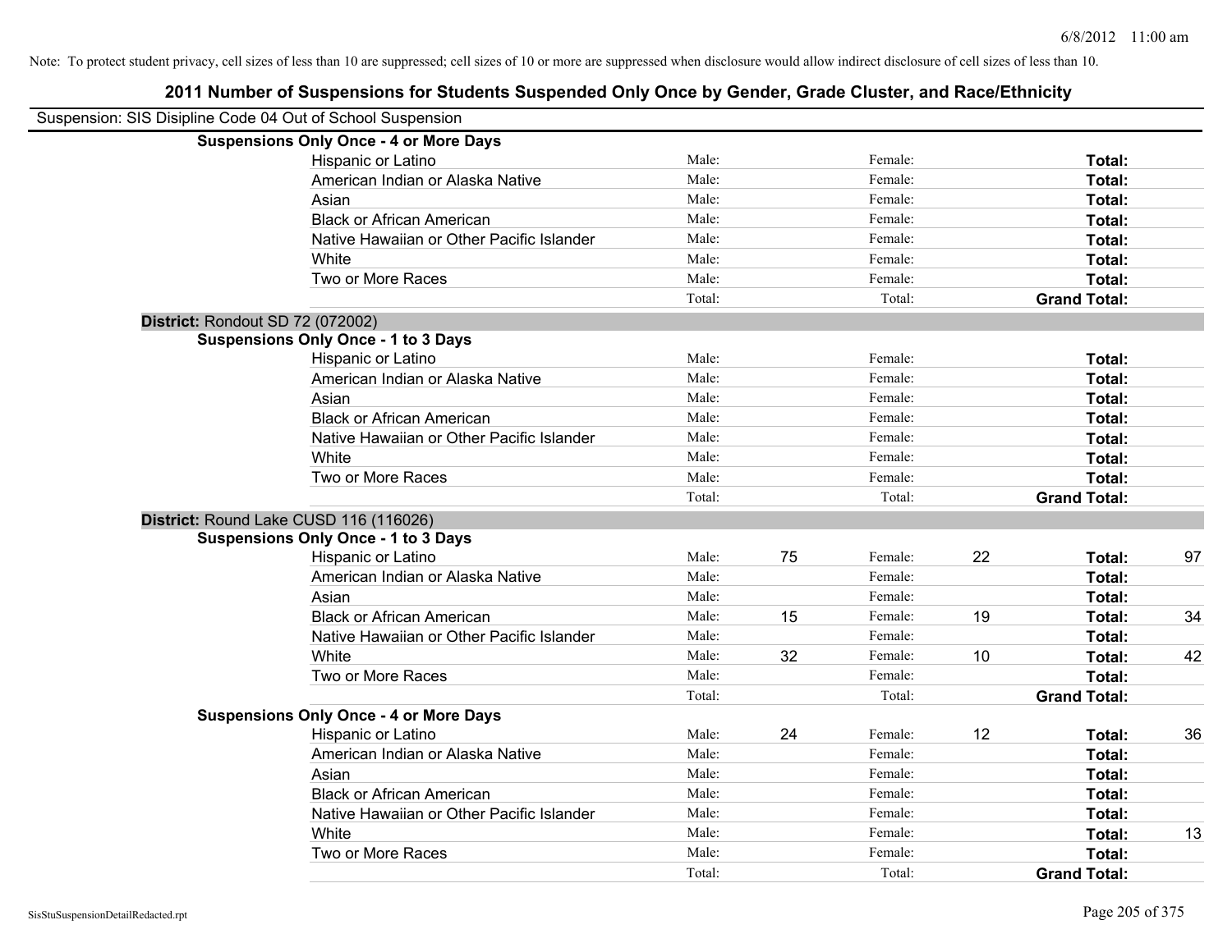Note: To protect student privacy, cell sizes of less than 10 are suppressed; cell sizes of 10 or more are suppressed when disclosure would allow indirect disclosure of cell sizes of less than 10.

# 2011 Number of Suspensions for Students Suspended Only Once by Gender, Grade Cluster, and Race/Ethnicity

Suspension: SIS Disipline Code 04 Out of School Suspension

**Suspensions Only Once - 4 or More Days**

| | | | | | | |
|---|---|---|---|---|---|---|
| Hispanic or Latino | Male: | | Female: | | **Total:** | |
| American Indian or Alaska Native | Male: | | Female: | | **Total:** | |
| Asian | Male: | | Female: | | **Total:** | |
| Black or African American | Male: | | Female: | | **Total:** | |
| Native Hawaiian or Other Pacific Islander | Male: | | Female: | | **Total:** | |
| White | Male: | | Female: | | **Total:** | |
| Two or More Races | Male: | | Female: | | **Total:** | |
| | Total: | | Total: | | **Grand Total:** | |

**District:** Rondout SD 72 (072002)

**Suspensions Only Once - 1 to 3 Days**

| | | | | | | |
|---|---|---|---|---|---|---|
| Hispanic or Latino | Male: | | Female: | | **Total:** | |
| American Indian or Alaska Native | Male: | | Female: | | **Total:** | |
| Asian | Male: | | Female: | | **Total:** | |
| Black or African American | Male: | | Female: | | **Total:** | |
| Native Hawaiian or Other Pacific Islander | Male: | | Female: | | **Total:** | |
| White | Male: | | Female: | | **Total:** | |
| Two or More Races | Male: | | Female: | | **Total:** | |
| | Total: | | Total: | | **Grand Total:** | |

**District:** Round Lake CUSD 116 (116026)

**Suspensions Only Once - 1 to 3 Days**

| | | | | | | |
|---|---|---|---|---|---|---|
| Hispanic or Latino | Male: | 75 | Female: | 22 | **Total:** | 97 |
| American Indian or Alaska Native | Male: | | Female: | | **Total:** | |
| Asian | Male: | | Female: | | **Total:** | |
| Black or African American | Male: | 15 | Female: | 19 | **Total:** | 34 |
| Native Hawaiian or Other Pacific Islander | Male: | | Female: | | **Total:** | |
| White | Male: | 32 | Female: | 10 | **Total:** | 42 |
| Two or More Races | Male: | | Female: | | **Total:** | |
| | Total: | | Total: | | **Grand Total:** | |

**Suspensions Only Once - 4 or More Days**

| | | | | | | |
|---|---|---|---|---|---|---|
| Hispanic or Latino | Male: | 24 | Female: | 12 | **Total:** | 36 |
| American Indian or Alaska Native | Male: | | Female: | | **Total:** | |
| Asian | Male: | | Female: | | **Total:** | |
| Black or African American | Male: | | Female: | | **Total:** | |
| Native Hawaiian or Other Pacific Islander | Male: | | Female: | | **Total:** | |
| White | Male: | | Female: | | **Total:** | 13 |
| Two or More Races | Male: | | Female: | | **Total:** | |
| | Total: | | Total: | | **Grand Total:** | |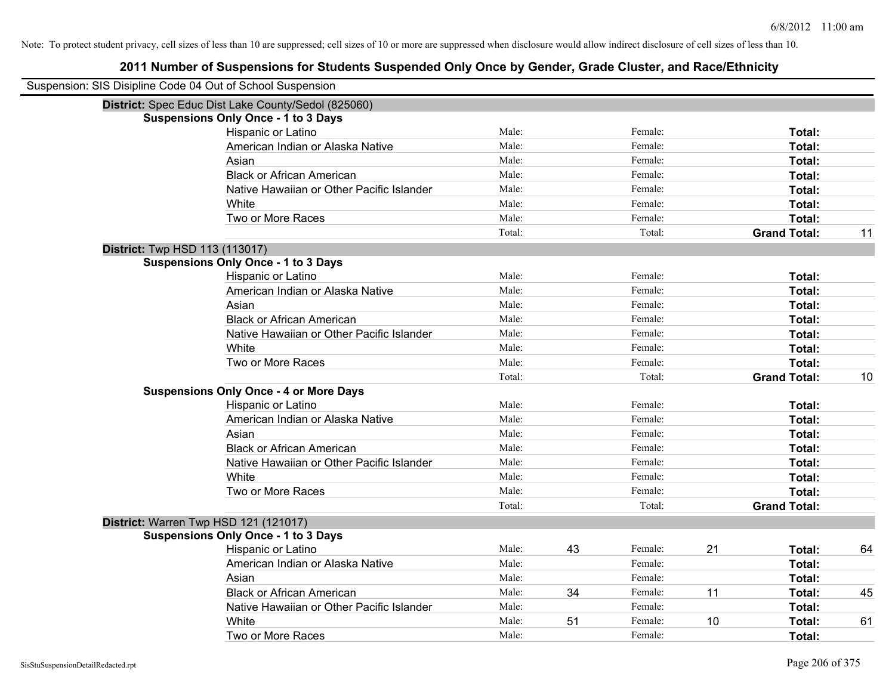Note: To protect student privacy, cell sizes of less than 10 are suppressed; cell sizes of 10 or more are suppressed when disclosure would allow indirect disclosure of cell sizes of less than 10.

## 2011 Number of Suspensions for Students Suspended Only Once by Gender, Grade Cluster, and Race/Ethnicity

Suspension: SIS Disipline Code 04 Out of School Suspension

### District: Spec Educ Dist Lake County/Sedol (825060)

**Suspensions Only Once - 1 to 3 Days**

| Race/Ethnicity | Male: | | Female: | | Total: | |
|---|---|---|---|---|---|---|
| Hispanic or Latino | Male: | | Female: | | Total: | |
| American Indian or Alaska Native | Male: | | Female: | | Total: | |
| Asian | Male: | | Female: | | Total: | |
| Black or African American | Male: | | Female: | | Total: | |
| Native Hawaiian or Other Pacific Islander | Male: | | Female: | | Total: | |
| White | Male: | | Female: | | Total: | |
| Two or More Races | Male: | | Female: | | Total: | |
| | Total: | | Total: | | **Grand Total:** | 11 |

### District: Twp HSD 113 (113017)

**Suspensions Only Once - 1 to 3 Days**

| Race/Ethnicity | Male: | | Female: | | Total: | |
|---|---|---|---|---|---|---|
| Hispanic or Latino | Male: | | Female: | | Total: | |
| American Indian or Alaska Native | Male: | | Female: | | Total: | |
| Asian | Male: | | Female: | | Total: | |
| Black or African American | Male: | | Female: | | Total: | |
| Native Hawaiian or Other Pacific Islander | Male: | | Female: | | Total: | |
| White | Male: | | Female: | | Total: | |
| Two or More Races | Male: | | Female: | | Total: | |
| | Total: | | Total: | | **Grand Total:** | 10 |

**Suspensions Only Once - 4 or More Days**

| Race/Ethnicity | Male: | | Female: | | Total: | |
|---|---|---|---|---|---|---|
| Hispanic or Latino | Male: | | Female: | | Total: | |
| American Indian or Alaska Native | Male: | | Female: | | Total: | |
| Asian | Male: | | Female: | | Total: | |
| Black or African American | Male: | | Female: | | Total: | |
| Native Hawaiian or Other Pacific Islander | Male: | | Female: | | Total: | |
| White | Male: | | Female: | | Total: | |
| Two or More Races | Male: | | Female: | | Total: | |
| | Total: | | Total: | | **Grand Total:** | |

### District: Warren Twp HSD 121 (121017)

**Suspensions Only Once - 1 to 3 Days**

| Race/Ethnicity | Male: | | Female: | | Total: | |
|---|---|---|---|---|---|---|
| Hispanic or Latino | Male: | 43 | Female: | 21 | Total: | 64 |
| American Indian or Alaska Native | Male: | | Female: | | Total: | |
| Asian | Male: | | Female: | | Total: | |
| Black or African American | Male: | 34 | Female: | 11 | Total: | 45 |
| Native Hawaiian or Other Pacific Islander | Male: | | Female: | | Total: | |
| White | Male: | 51 | Female: | 10 | Total: | 61 |
| Two or More Races | Male: | | Female: | | Total: | |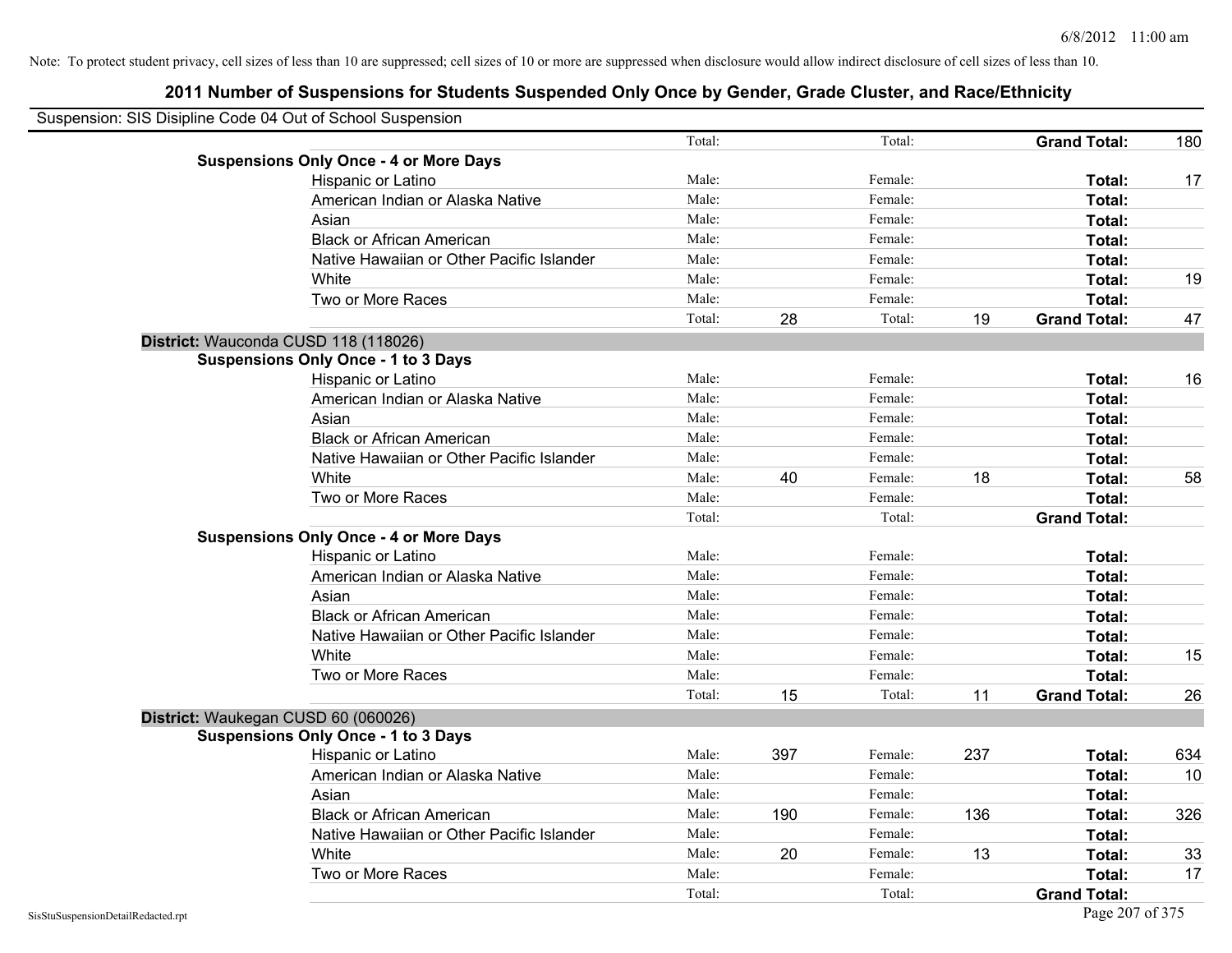Note: To protect student privacy, cell sizes of less than 10 are suppressed; cell sizes of 10 or more are suppressed when disclosure would allow indirect disclosure of cell sizes of less than 10.

## 2011 Number of Suspensions for Students Suspended Only Once by Gender, Grade Cluster, and Race/Ethnicity

Suspension: SIS Disipline Code 04 Out of School Suspension

| | | | | | | | |
|---|---|---|---|---|---|---|---|
| | Total: | | Total: | | **Grand Total:** | 180 |
| **Suspensions Only Once - 4 or More Days** | | | | | | |
| Hispanic or Latino | Male: | | Female: | | **Total:** | 17 |
| American Indian or Alaska Native | Male: | | Female: | | **Total:** | |
| Asian | Male: | | Female: | | **Total:** | |
| Black or African American | Male: | | Female: | | **Total:** | |
| Native Hawaiian or Other Pacific Islander | Male: | | Female: | | **Total:** | |
| White | Male: | | Female: | | **Total:** | 19 |
| Two or More Races | Male: | | Female: | | **Total:** | |
| | Total: | 28 | Total: | 19 | **Grand Total:** | 47 |

**District:** Wauconda CUSD 118 (118026)

| | | | | | | |
|---|---|---|---|---|---|---|
| **Suspensions Only Once - 1 to 3 Days** | | | | | | |
| Hispanic or Latino | Male: | | Female: | | **Total:** | 16 |
| American Indian or Alaska Native | Male: | | Female: | | **Total:** | |
| Asian | Male: | | Female: | | **Total:** | |
| Black or African American | Male: | | Female: | | **Total:** | |
| Native Hawaiian or Other Pacific Islander | Male: | | Female: | | **Total:** | |
| White | Male: | 40 | Female: | 18 | **Total:** | 58 |
| Two or More Races | Male: | | Female: | | **Total:** | |
| | Total: | | Total: | | **Grand Total:** | |
| **Suspensions Only Once - 4 or More Days** | | | | | | |
| Hispanic or Latino | Male: | | Female: | | **Total:** | |
| American Indian or Alaska Native | Male: | | Female: | | **Total:** | |
| Asian | Male: | | Female: | | **Total:** | |
| Black or African American | Male: | | Female: | | **Total:** | |
| Native Hawaiian or Other Pacific Islander | Male: | | Female: | | **Total:** | |
| White | Male: | | Female: | | **Total:** | 15 |
| Two or More Races | Male: | | Female: | | **Total:** | |
| | Total: | 15 | Total: | 11 | **Grand Total:** | 26 |

**District:** Waukegan CUSD 60 (060026)

| | | | | | | |
|---|---|---|---|---|---|---|
| **Suspensions Only Once - 1 to 3 Days** | | | | | | |
| Hispanic or Latino | Male: | 397 | Female: | 237 | **Total:** | 634 |
| American Indian or Alaska Native | Male: | | Female: | | **Total:** | 10 |
| Asian | Male: | | Female: | | **Total:** | |
| Black or African American | Male: | 190 | Female: | 136 | **Total:** | 326 |
| Native Hawaiian or Other Pacific Islander | Male: | | Female: | | **Total:** | |
| White | Male: | 20 | Female: | 13 | **Total:** | 33 |
| Two or More Races | Male: | | Female: | | **Total:** | 17 |
| | Total: | | Total: | | **Grand Total:** | |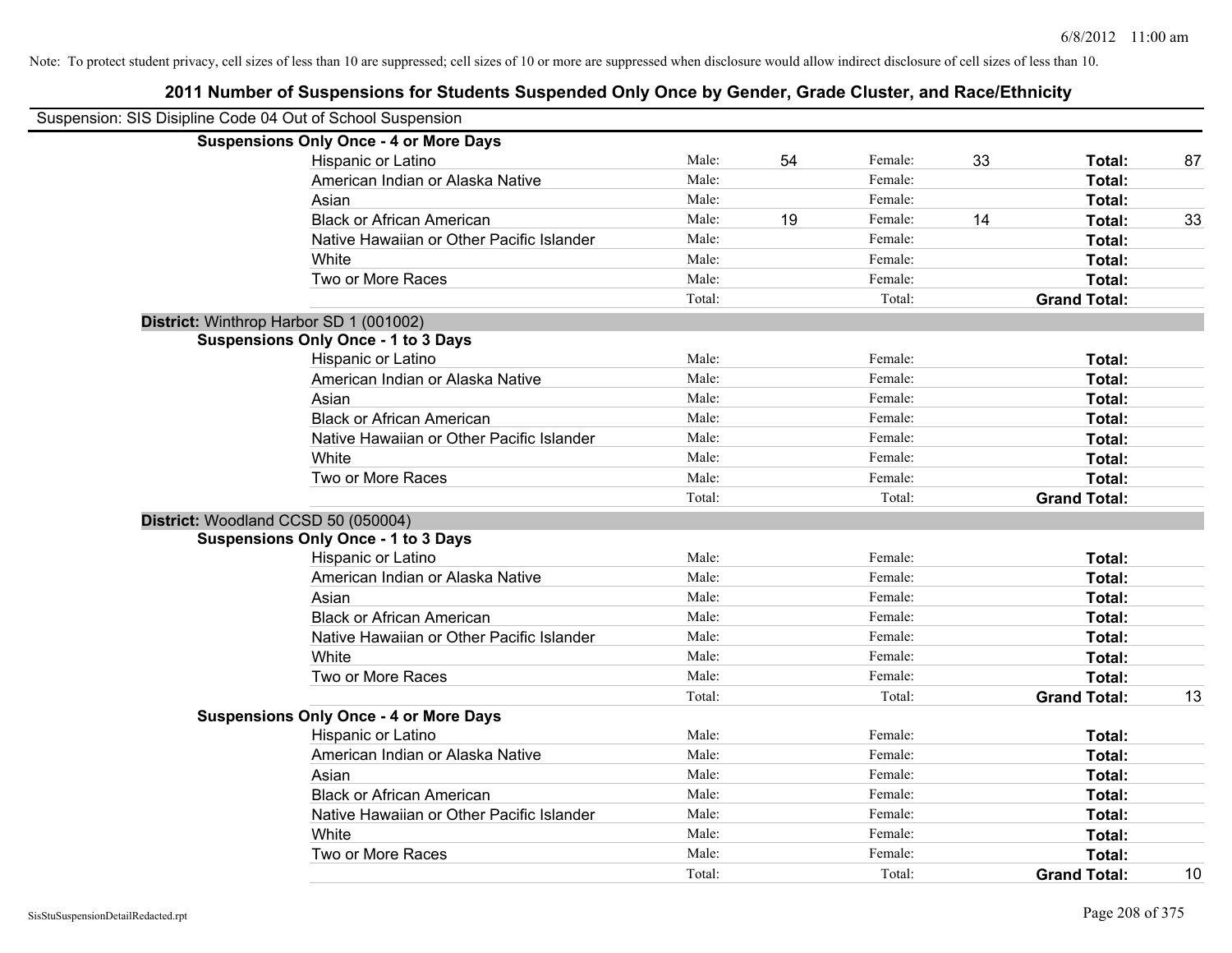Note: To protect student privacy, cell sizes of less than 10 are suppressed; cell sizes of 10 or more are suppressed when disclosure would allow indirect disclosure of cell sizes of less than 10.

# 2011 Number of Suspensions for Students Suspended Only Once by Gender, Grade Cluster, and Race/Ethnicity

Suspension: SIS Disipline Code 04 Out of School Suspension

**Suspensions Only Once - 4 or More Days**

| | | | | | | |
|---|---|---|---|---|---|---|
| Hispanic or Latino | Male: | 54 | Female: | 33 | **Total:** | 87 |
| American Indian or Alaska Native | Male: | | Female: | | **Total:** | |
| Asian | Male: | | Female: | | **Total:** | |
| Black or African American | Male: | 19 | Female: | 14 | **Total:** | 33 |
| Native Hawaiian or Other Pacific Islander | Male: | | Female: | | **Total:** | |
| White | Male: | | Female: | | **Total:** | |
| Two or More Races | Male: | | Female: | | **Total:** | |
| | Total: | | Total: | | **Grand Total:** | |

**District:** Winthrop Harbor SD 1 (001002)

**Suspensions Only Once - 1 to 3 Days**

| | | | | | | |
|---|---|---|---|---|---|---|
| Hispanic or Latino | Male: | | Female: | | **Total:** | |
| American Indian or Alaska Native | Male: | | Female: | | **Total:** | |
| Asian | Male: | | Female: | | **Total:** | |
| Black or African American | Male: | | Female: | | **Total:** | |
| Native Hawaiian or Other Pacific Islander | Male: | | Female: | | **Total:** | |
| White | Male: | | Female: | | **Total:** | |
| Two or More Races | Male: | | Female: | | **Total:** | |
| | Total: | | Total: | | **Grand Total:** | |

**District:** Woodland CCSD 50 (050004)

**Suspensions Only Once - 1 to 3 Days**

| | | | | | | |
|---|---|---|---|---|---|---|
| Hispanic or Latino | Male: | | Female: | | **Total:** | |
| American Indian or Alaska Native | Male: | | Female: | | **Total:** | |
| Asian | Male: | | Female: | | **Total:** | |
| Black or African American | Male: | | Female: | | **Total:** | |
| Native Hawaiian or Other Pacific Islander | Male: | | Female: | | **Total:** | |
| White | Male: | | Female: | | **Total:** | |
| Two or More Races | Male: | | Female: | | **Total:** | |
| | Total: | | Total: | | **Grand Total:** | 13 |

**Suspensions Only Once - 4 or More Days**

| | | | | | | |
|---|---|---|---|---|---|---|
| Hispanic or Latino | Male: | | Female: | | **Total:** | |
| American Indian or Alaska Native | Male: | | Female: | | **Total:** | |
| Asian | Male: | | Female: | | **Total:** | |
| Black or African American | Male: | | Female: | | **Total:** | |
| Native Hawaiian or Other Pacific Islander | Male: | | Female: | | **Total:** | |
| White | Male: | | Female: | | **Total:** | |
| Two or More Races | Male: | | Female: | | **Total:** | |
| | Total: | | Total: | | **Grand Total:** | 10 |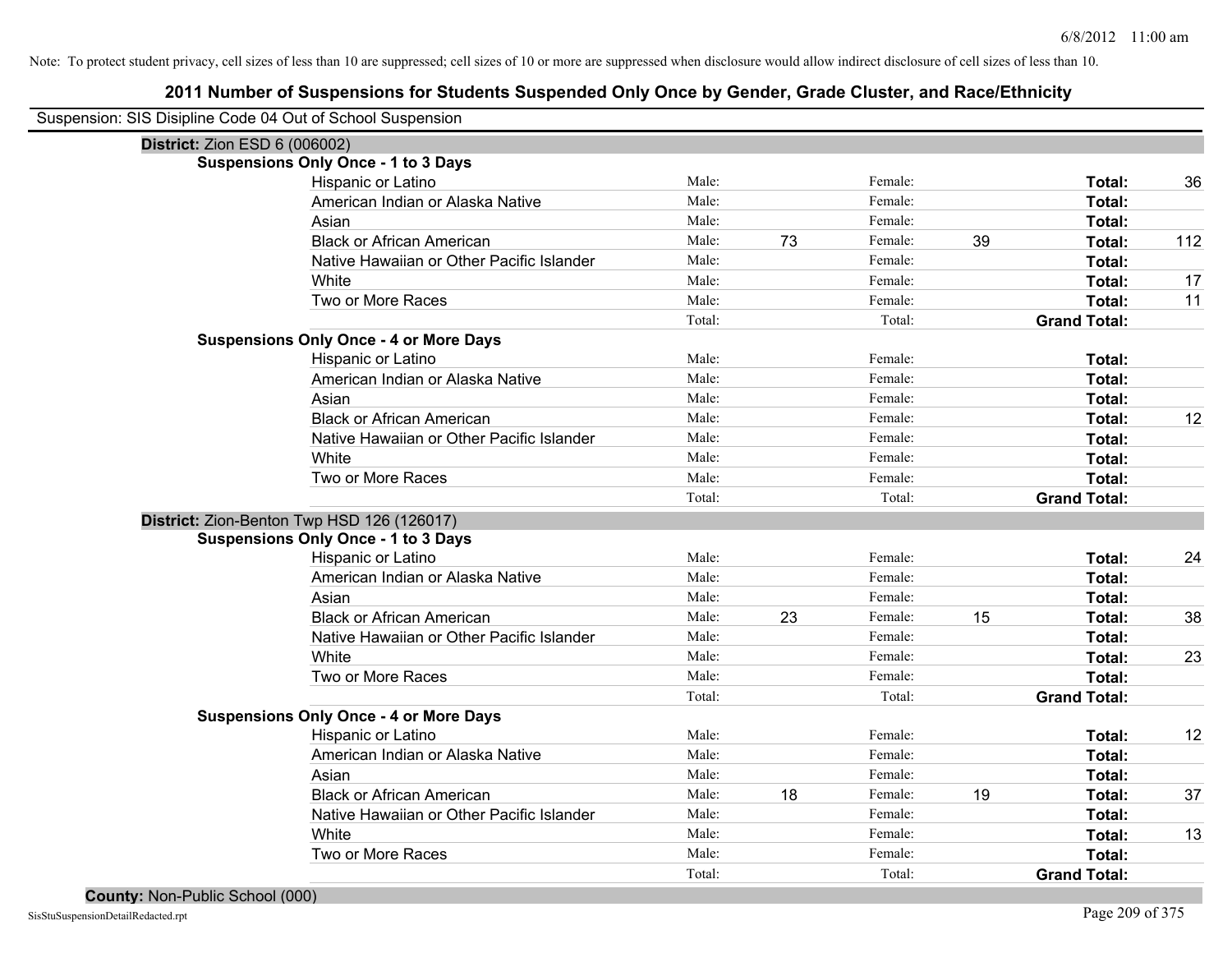Note: To protect student privacy, cell sizes of less than 10 are suppressed; cell sizes of 10 or more are suppressed when disclosure would allow indirect disclosure of cell sizes of less than 10.

## 2011 Number of Suspensions for Students Suspended Only Once by Gender, Grade Cluster, and Race/Ethnicity

Suspension: SIS Disipline Code 04 Out of School Suspension

### District: Zion ESD 6 (006002)

**Suspensions Only Once - 1 to 3 Days**

| Race/Ethnicity | Male: | | Female: | | Total: | |
|---|---|---|---|---|---|---|
| Hispanic or Latino | Male: | | Female: | | **Total:** | 36 |
| American Indian or Alaska Native | Male: | | Female: | | **Total:** | |
| Asian | Male: | | Female: | | **Total:** | |
| Black or African American | Male: | 73 | Female: | 39 | **Total:** | 112 |
| Native Hawaiian or Other Pacific Islander | Male: | | Female: | | **Total:** | |
| White | Male: | | Female: | | **Total:** | 17 |
| Two or More Races | Male: | | Female: | | **Total:** | 11 |
| | Total: | | Total: | | **Grand Total:** | |

**Suspensions Only Once - 4 or More Days**

| Race/Ethnicity | Male: | | Female: | | Total: | |
|---|---|---|---|---|---|---|
| Hispanic or Latino | Male: | | Female: | | **Total:** | |
| American Indian or Alaska Native | Male: | | Female: | | **Total:** | |
| Asian | Male: | | Female: | | **Total:** | |
| Black or African American | Male: | | Female: | | **Total:** | 12 |
| Native Hawaiian or Other Pacific Islander | Male: | | Female: | | **Total:** | |
| White | Male: | | Female: | | **Total:** | |
| Two or More Races | Male: | | Female: | | **Total:** | |
| | Total: | | Total: | | **Grand Total:** | |

### District: Zion-Benton Twp HSD 126 (126017)

**Suspensions Only Once - 1 to 3 Days**

| Race/Ethnicity | Male: | | Female: | | Total: | |
|---|---|---|---|---|---|---|
| Hispanic or Latino | Male: | | Female: | | **Total:** | 24 |
| American Indian or Alaska Native | Male: | | Female: | | **Total:** | |
| Asian | Male: | | Female: | | **Total:** | |
| Black or African American | Male: | 23 | Female: | 15 | **Total:** | 38 |
| Native Hawaiian or Other Pacific Islander | Male: | | Female: | | **Total:** | |
| White | Male: | | Female: | | **Total:** | 23 |
| Two or More Races | Male: | | Female: | | **Total:** | |
| | Total: | | Total: | | **Grand Total:** | |

**Suspensions Only Once - 4 or More Days**

| Race/Ethnicity | Male: | | Female: | | Total: | |
|---|---|---|---|---|---|---|
| Hispanic or Latino | Male: | | Female: | | **Total:** | 12 |
| American Indian or Alaska Native | Male: | | Female: | | **Total:** | |
| Asian | Male: | | Female: | | **Total:** | |
| Black or African American | Male: | 18 | Female: | 19 | **Total:** | 37 |
| Native Hawaiian or Other Pacific Islander | Male: | | Female: | | **Total:** | |
| White | Male: | | Female: | | **Total:** | 13 |
| Two or More Races | Male: | | Female: | | **Total:** | |
| | Total: | | Total: | | **Grand Total:** | |

### County: Non-Public School (000)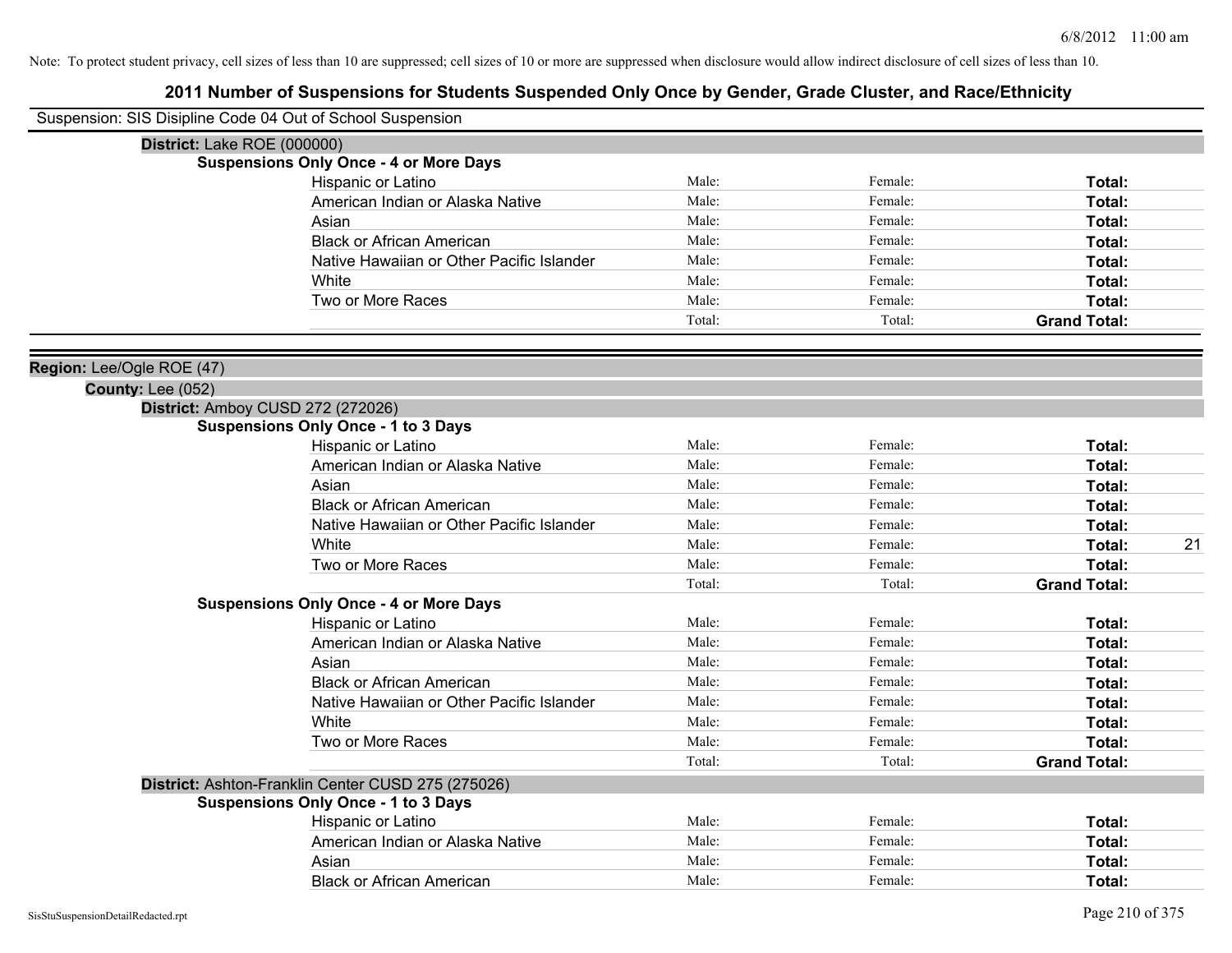Note: To protect student privacy, cell sizes of less than 10 are suppressed; cell sizes of 10 or more are suppressed when disclosure would allow indirect disclosure of cell sizes of less than 10.

# 2011 Number of Suspensions for Students Suspended Only Once by Gender, Grade Cluster, and Race/Ethnicity

Suspension: SIS Disipline Code 04 Out of School Suspension

**District:** Lake ROE (000000)

**Suspensions Only Once - 4 or More Days**

| | | | | |
|---|---|---|---|---|
| Hispanic or Latino | Male: | Female: | **Total:** | |
| American Indian or Alaska Native | Male: | Female: | **Total:** | |
| Asian | Male: | Female: | **Total:** | |
| Black or African American | Male: | Female: | **Total:** | |
| Native Hawaiian or Other Pacific Islander | Male: | Female: | **Total:** | |
| White | Male: | Female: | **Total:** | |
| Two or More Races | Male: | Female: | **Total:** | |
| | Total: | Total: | **Grand Total:** | |

**Region:** Lee/Ogle ROE (47)

**County:** Lee (052)

**District:** Amboy CUSD 272 (272026)

**Suspensions Only Once - 1 to 3 Days**

| | | | | |
|---|---|---|---|---|
| Hispanic or Latino | Male: | Female: | **Total:** | |
| American Indian or Alaska Native | Male: | Female: | **Total:** | |
| Asian | Male: | Female: | **Total:** | |
| Black or African American | Male: | Female: | **Total:** | |
| Native Hawaiian or Other Pacific Islander | Male: | Female: | **Total:** | |
| White | Male: | Female: | **Total:** | 21 |
| Two or More Races | Male: | Female: | **Total:** | |
| | Total: | Total: | **Grand Total:** | |

**Suspensions Only Once - 4 or More Days**

| | | | | |
|---|---|---|---|---|
| Hispanic or Latino | Male: | Female: | **Total:** | |
| American Indian or Alaska Native | Male: | Female: | **Total:** | |
| Asian | Male: | Female: | **Total:** | |
| Black or African American | Male: | Female: | **Total:** | |
| Native Hawaiian or Other Pacific Islander | Male: | Female: | **Total:** | |
| White | Male: | Female: | **Total:** | |
| Two or More Races | Male: | Female: | **Total:** | |
| | Total: | Total: | **Grand Total:** | |

**District:** Ashton-Franklin Center CUSD 275 (275026)

**Suspensions Only Once - 1 to 3 Days**

| | | | | |
|---|---|---|---|---|
| Hispanic or Latino | Male: | Female: | **Total:** | |
| American Indian or Alaska Native | Male: | Female: | **Total:** | |
| Asian | Male: | Female: | **Total:** | |
| Black or African American | Male: | Female: | **Total:** | |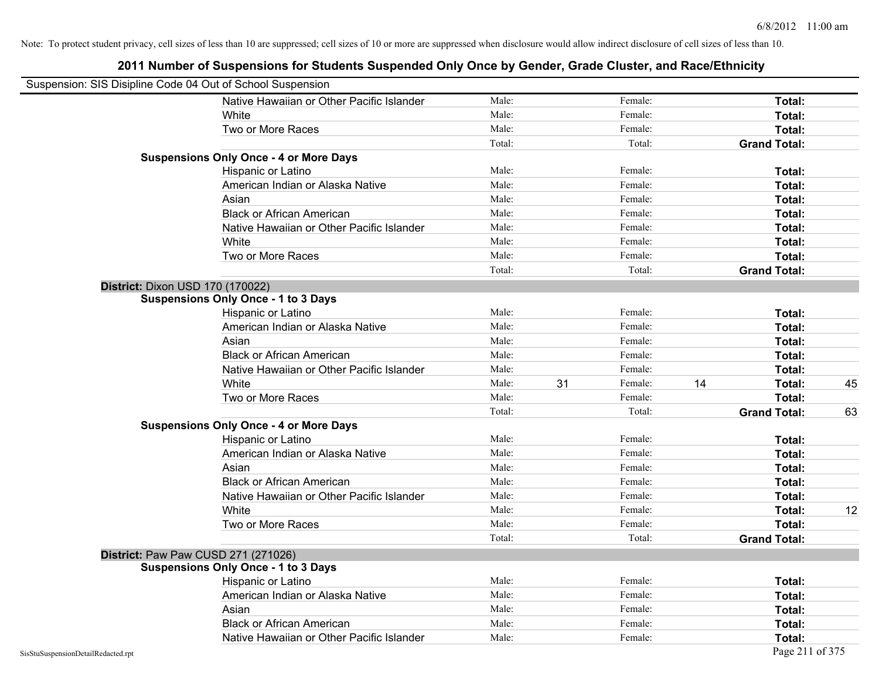Note: To protect student privacy, cell sizes of less than 10 are suppressed; cell sizes of 10 or more are suppressed when disclosure would allow indirect disclosure of cell sizes of less than 10.

# 2011 Number of Suspensions for Students Suspended Only Once by Gender, Grade Cluster, and Race/Ethnicity

Suspension: SIS Disipline Code 04 Out of School Suspension

| | | | | | |
|---|---|---|---|---|---|
| Native Hawaiian or Other Pacific Islander | Male: | Female: | | Total: | |
| White | Male: | Female: | | Total: | |
| Two or More Races | Male: | Female: | | Total: | |
| | Total: | Total: | | Grand Total: | |

**Suspensions Only Once - 4 or More Days**

| | | | | | | | |
|---|---|---|---|---|---|---|---|
| Hispanic or Latino | Male: | | Female: | | Total: | |
| American Indian or Alaska Native | Male: | | Female: | | Total: | |
| Asian | Male: | | Female: | | Total: | |
| Black or African American | Male: | | Female: | | Total: | |
| Native Hawaiian or Other Pacific Islander | Male: | | Female: | | Total: | |
| White | Male: | | Female: | | Total: | |
| Two or More Races | Male: | | Female: | | Total: | |
| | Total: | | Total: | | Grand Total: | |

**District:** Dixon USD 170 (170022)

**Suspensions Only Once - 1 to 3 Days**

| | | | | | | |
|---|---|---|---|---|---|---|
| Hispanic or Latino | Male: | | Female: | | Total: | |
| American Indian or Alaska Native | Male: | | Female: | | Total: | |
| Asian | Male: | | Female: | | Total: | |
| Black or African American | Male: | | Female: | | Total: | |
| Native Hawaiian or Other Pacific Islander | Male: | | Female: | | Total: | |
| White | Male: | 31 | Female: | 14 | Total: | 45 |
| Two or More Races | Male: | | Female: | | Total: | |
| | Total: | | Total: | | Grand Total: | 63 |

**Suspensions Only Once - 4 or More Days**

| | | | | | | |
|---|---|---|---|---|---|---|
| Hispanic or Latino | Male: | | Female: | | Total: | |
| American Indian or Alaska Native | Male: | | Female: | | Total: | |
| Asian | Male: | | Female: | | Total: | |
| Black or African American | Male: | | Female: | | Total: | |
| Native Hawaiian or Other Pacific Islander | Male: | | Female: | | Total: | |
| White | Male: | | Female: | | Total: | 12 |
| Two or More Races | Male: | | Female: | | Total: | |
| | Total: | | Total: | | Grand Total: | |

**District:** Paw Paw CUSD 271 (271026)

**Suspensions Only Once - 1 to 3 Days**

| | | | | | | |
|---|---|---|---|---|---|---|
| Hispanic or Latino | Male: | | Female: | | Total: | |
| American Indian or Alaska Native | Male: | | Female: | | Total: | |
| Asian | Male: | | Female: | | Total: | |
| Black or African American | Male: | | Female: | | Total: | |
| Native Hawaiian or Other Pacific Islander | Male: | | Female: | | Total: | |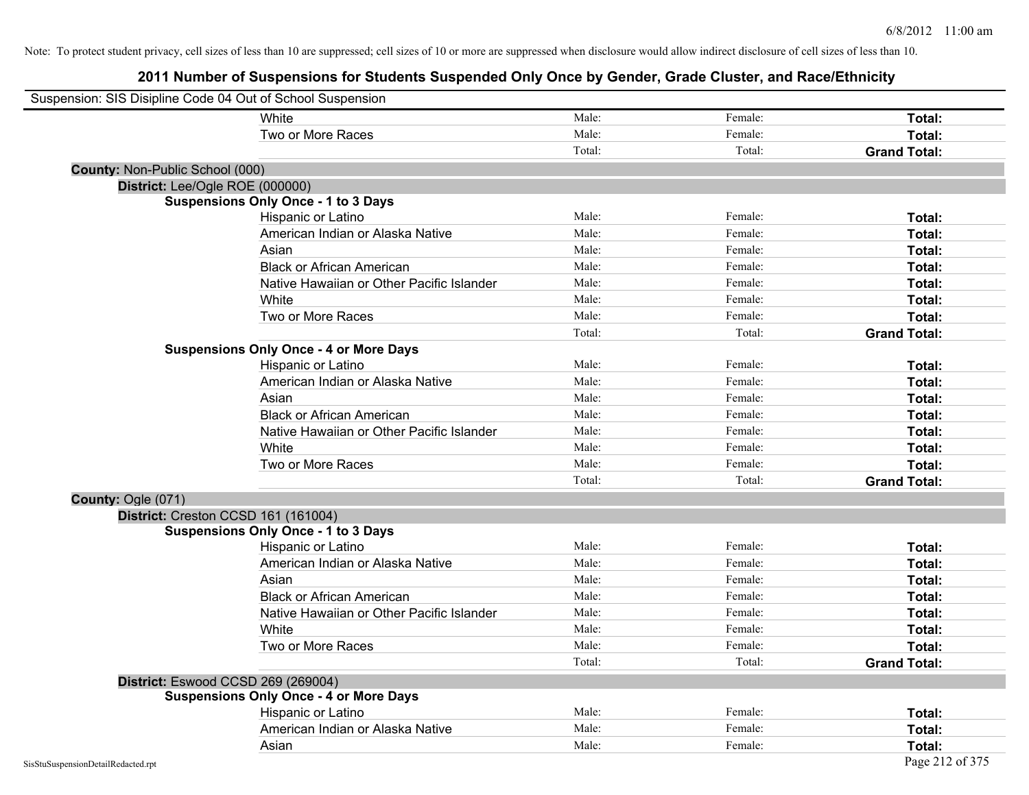Note: To protect student privacy, cell sizes of less than 10 are suppressed; cell sizes of 10 or more are suppressed when disclosure would allow indirect disclosure of cell sizes of less than 10.

# 2011 Number of Suspensions for Students Suspended Only Once by Gender, Grade Cluster, and Race/Ethnicity

Suspension: SIS Disipline Code 04 Out of School Suspension

| | | | |
|---|---|---|---|
| White | Male: | Female: | **Total:** |
| Two or More Races | Male: | Female: | **Total:** |
| | Total: | Total: | **Grand Total:** |

**County:** Non-Public School (000)

**District:** Lee/Ogle ROE (000000)

**Suspensions Only Once - 1 to 3 Days**

| | | | |
|---|---|---|---|
| Hispanic or Latino | Male: | Female: | **Total:** |
| American Indian or Alaska Native | Male: | Female: | **Total:** |
| Asian | Male: | Female: | **Total:** |
| Black or African American | Male: | Female: | **Total:** |
| Native Hawaiian or Other Pacific Islander | Male: | Female: | **Total:** |
| White | Male: | Female: | **Total:** |
| Two or More Races | Male: | Female: | **Total:** |
| | Total: | Total: | **Grand Total:** |

**Suspensions Only Once - 4 or More Days**

| | | | |
|---|---|---|---|
| Hispanic or Latino | Male: | Female: | **Total:** |
| American Indian or Alaska Native | Male: | Female: | **Total:** |
| Asian | Male: | Female: | **Total:** |
| Black or African American | Male: | Female: | **Total:** |
| Native Hawaiian or Other Pacific Islander | Male: | Female: | **Total:** |
| White | Male: | Female: | **Total:** |
| Two or More Races | Male: | Female: | **Total:** |
| | Total: | Total: | **Grand Total:** |

**County:** Ogle (071)

**District:** Creston CCSD 161 (161004)

**Suspensions Only Once - 1 to 3 Days**

| | | | |
|---|---|---|---|
| Hispanic or Latino | Male: | Female: | **Total:** |
| American Indian or Alaska Native | Male: | Female: | **Total:** |
| Asian | Male: | Female: | **Total:** |
| Black or African American | Male: | Female: | **Total:** |
| Native Hawaiian or Other Pacific Islander | Male: | Female: | **Total:** |
| White | Male: | Female: | **Total:** |
| Two or More Races | Male: | Female: | **Total:** |
| | Total: | Total: | **Grand Total:** |

**District:** Eswood CCSD 269 (269004)

**Suspensions Only Once - 4 or More Days**

| | | | |
|---|---|---|---|
| Hispanic or Latino | Male: | Female: | **Total:** |
| American Indian or Alaska Native | Male: | Female: | **Total:** |
| Asian | Male: | Female: | **Total:** |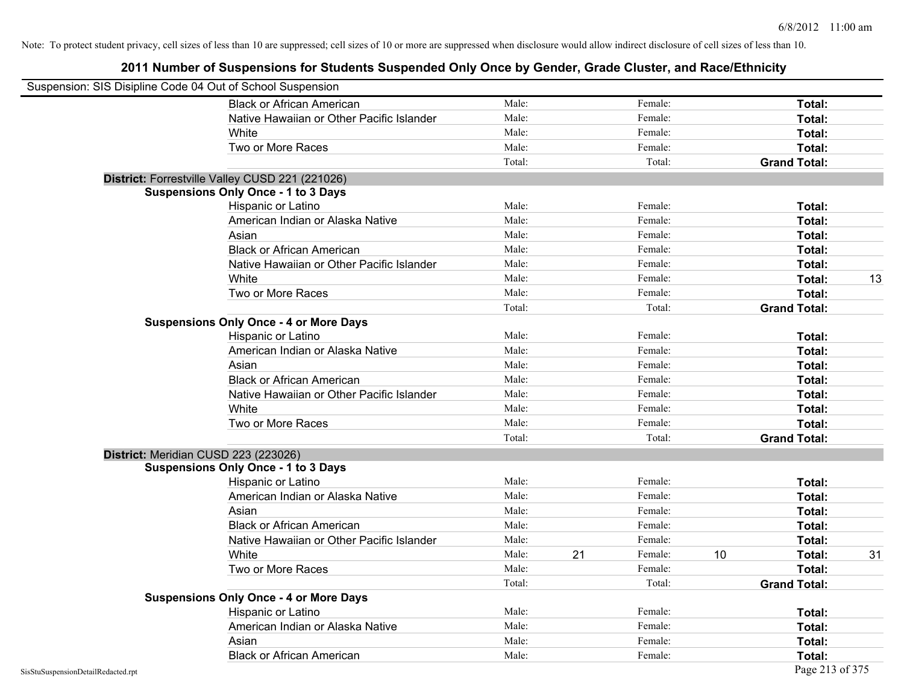Note: To protect student privacy, cell sizes of less than 10 are suppressed; cell sizes of 10 or more are suppressed when disclosure would allow indirect disclosure of cell sizes of less than 10.

## 2011 Number of Suspensions for Students Suspended Only Once by Gender, Grade Cluster, and Race/Ethnicity

Suspension: SIS Disipline Code 04 Out of School Suspension

| | Male: | | Female: | | | |
|---|---|---|---|---|---|---|
| Black or African American | Male: | | Female: | | **Total:** | |
| Native Hawaiian or Other Pacific Islander | Male: | | Female: | | **Total:** | |
| White | Male: | | Female: | | **Total:** | |
| Two or More Races | Male: | | Female: | | **Total:** | |
| | Total: | | Total: | | **Grand Total:** | |

**District:** Forrestville Valley CUSD 221 (221026)

**Suspensions Only Once - 1 to 3 Days**

| | | | | | | |
|---|---|---|---|---|---|---|
| Hispanic or Latino | Male: | | Female: | | **Total:** | |
| American Indian or Alaska Native | Male: | | Female: | | **Total:** | |
| Asian | Male: | | Female: | | **Total:** | |
| Black or African American | Male: | | Female: | | **Total:** | |
| Native Hawaiian or Other Pacific Islander | Male: | | Female: | | **Total:** | |
| White | Male: | | Female: | | **Total:** | 13 |
| Two or More Races | Male: | | Female: | | **Total:** | |
| | Total: | | Total: | | **Grand Total:** | |

**Suspensions Only Once - 4 or More Days**

| | | | | | | |
|---|---|---|---|---|---|---|
| Hispanic or Latino | Male: | | Female: | | **Total:** | |
| American Indian or Alaska Native | Male: | | Female: | | **Total:** | |
| Asian | Male: | | Female: | | **Total:** | |
| Black or African American | Male: | | Female: | | **Total:** | |
| Native Hawaiian or Other Pacific Islander | Male: | | Female: | | **Total:** | |
| White | Male: | | Female: | | **Total:** | |
| Two or More Races | Male: | | Female: | | **Total:** | |
| | Total: | | Total: | | **Grand Total:** | |

**District:** Meridian CUSD 223 (223026)

**Suspensions Only Once - 1 to 3 Days**

| | | | | | | |
|---|---|---|---|---|---|---|
| Hispanic or Latino | Male: | | Female: | | **Total:** | |
| American Indian or Alaska Native | Male: | | Female: | | **Total:** | |
| Asian | Male: | | Female: | | **Total:** | |
| Black or African American | Male: | | Female: | | **Total:** | |
| Native Hawaiian or Other Pacific Islander | Male: | | Female: | | **Total:** | |
| White | Male: | 21 | Female: | 10 | **Total:** | 31 |
| Two or More Races | Male: | | Female: | | **Total:** | |
| | Total: | | Total: | | **Grand Total:** | |

**Suspensions Only Once - 4 or More Days**

| | | | | | | |
|---|---|---|---|---|---|---|
| Hispanic or Latino | Male: | | Female: | | **Total:** | |
| American Indian or Alaska Native | Male: | | Female: | | **Total:** | |
| Asian | Male: | | Female: | | **Total:** | |
| Black or African American | Male: | | Female: | | **Total:** | |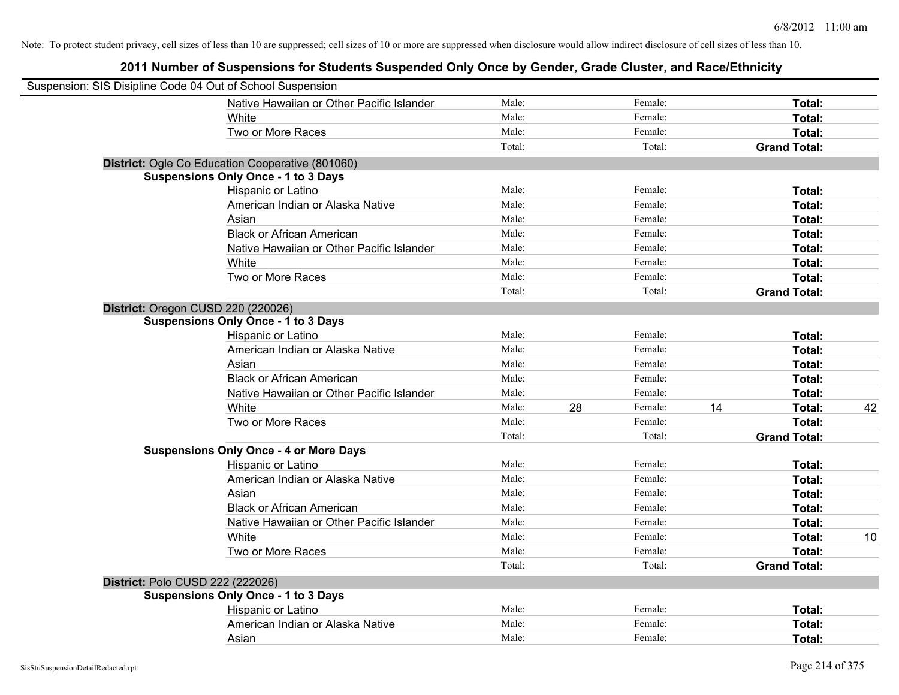Note: To protect student privacy, cell sizes of less than 10 are suppressed; cell sizes of 10 or more are suppressed when disclosure would allow indirect disclosure of cell sizes of less than 10.

## 2011 Number of Suspensions for Students Suspended Only Once by Gender, Grade Cluster, and Race/Ethnicity

Suspension: SIS Disipline Code 04 Out of School Suspension

| | | | | | | | |
|---|---|---|---|---|---|---|---|
| | Native Hawaiian or Other Pacific Islander | Male: | | Female: | | **Total:** | |
| | White | Male: | | Female: | | **Total:** | |
| | Two or More Races | Male: | | Female: | | **Total:** | |
| | | Total: | | Total: | | **Grand Total:** | |
| **District:** Ogle Co Education Cooperative (801060) | | | | | | | |
| **Suspensions Only Once - 1 to 3 Days** | | | | | | | |
| | Hispanic or Latino | Male: | | Female: | | **Total:** | |
| | American Indian or Alaska Native | Male: | | Female: | | **Total:** | |
| | Asian | Male: | | Female: | | **Total:** | |
| | Black or African American | Male: | | Female: | | **Total:** | |
| | Native Hawaiian or Other Pacific Islander | Male: | | Female: | | **Total:** | |
| | White | Male: | | Female: | | **Total:** | |
| | Two or More Races | Male: | | Female: | | **Total:** | |
| | | Total: | | Total: | | **Grand Total:** | |
| **District:** Oregon CUSD 220 (220026) | | | | | | | |
| **Suspensions Only Once - 1 to 3 Days** | | | | | | | |
| | Hispanic or Latino | Male: | | Female: | | **Total:** | |
| | American Indian or Alaska Native | Male: | | Female: | | **Total:** | |
| | Asian | Male: | | Female: | | **Total:** | |
| | Black or African American | Male: | | Female: | | **Total:** | |
| | Native Hawaiian or Other Pacific Islander | Male: | | Female: | | **Total:** | |
| | White | Male: | 28 | Female: | 14 | **Total:** | 42 |
| | Two or More Races | Male: | | Female: | | **Total:** | |
| | | Total: | | Total: | | **Grand Total:** | |
| **Suspensions Only Once - 4 or More Days** | | | | | | | |
| | Hispanic or Latino | Male: | | Female: | | **Total:** | |
| | American Indian or Alaska Native | Male: | | Female: | | **Total:** | |
| | Asian | Male: | | Female: | | **Total:** | |
| | Black or African American | Male: | | Female: | | **Total:** | |
| | Native Hawaiian or Other Pacific Islander | Male: | | Female: | | **Total:** | |
| | White | Male: | | Female: | | **Total:** | 10 |
| | Two or More Races | Male: | | Female: | | **Total:** | |
| | | Total: | | Total: | | **Grand Total:** | |
| **District:** Polo CUSD 222 (222026) | | | | | | | |
| **Suspensions Only Once - 1 to 3 Days** | | | | | | | |
| | Hispanic or Latino | Male: | | Female: | | **Total:** | |
| | American Indian or Alaska Native | Male: | | Female: | | **Total:** | |
| | Asian | Male: | | Female: | | **Total:** | |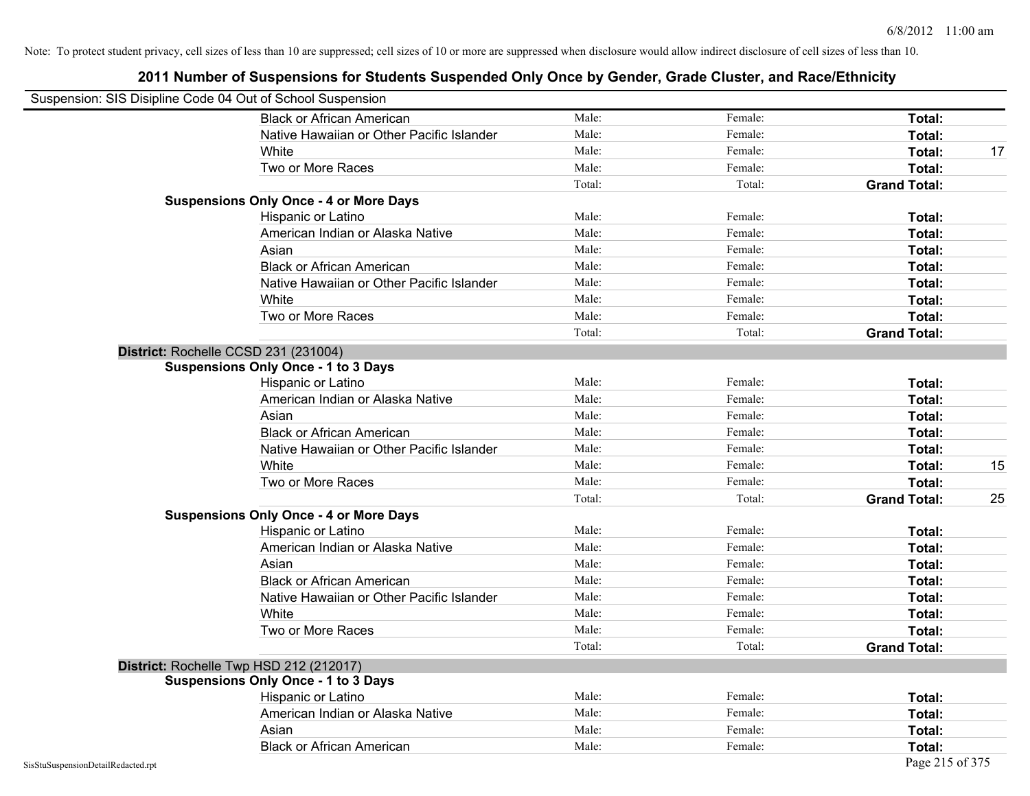Note: To protect student privacy, cell sizes of less than 10 are suppressed; cell sizes of 10 or more are suppressed when disclosure would allow indirect disclosure of cell sizes of less than 10.

## 2011 Number of Suspensions for Students Suspended Only Once by Gender, Grade Cluster, and Race/Ethnicity

Suspension: SIS Disipline Code 04 Out of School Suspension

| | | | | |
|---|---|---|---|---|
| Black or African American | Male: | Female: | **Total:** | |
| Native Hawaiian or Other Pacific Islander | Male: | Female: | **Total:** | |
| White | Male: | Female: | **Total:** | 17 |
| Two or More Races | Male: | Female: | **Total:** | |
| | Total: | Total: | **Grand Total:** | |
| **Suspensions Only Once - 4 or More Days** | | | | |
| Hispanic or Latino | Male: | Female: | **Total:** | |
| American Indian or Alaska Native | Male: | Female: | **Total:** | |
| Asian | Male: | Female: | **Total:** | |
| Black or African American | Male: | Female: | **Total:** | |
| Native Hawaiian or Other Pacific Islander | Male: | Female: | **Total:** | |
| White | Male: | Female: | **Total:** | |
| Two or More Races | Male: | Female: | **Total:** | |
| | Total: | Total: | **Grand Total:** | |

**District:** Rochelle CCSD 231 (231004)

| | | | | |
|---|---|---|---|---|
| **Suspensions Only Once - 1 to 3 Days** | | | | |
| Hispanic or Latino | Male: | Female: | **Total:** | |
| American Indian or Alaska Native | Male: | Female: | **Total:** | |
| Asian | Male: | Female: | **Total:** | |
| Black or African American | Male: | Female: | **Total:** | |
| Native Hawaiian or Other Pacific Islander | Male: | Female: | **Total:** | |
| White | Male: | Female: | **Total:** | 15 |
| Two or More Races | Male: | Female: | **Total:** | |
| | Total: | Total: | **Grand Total:** | 25 |
| **Suspensions Only Once - 4 or More Days** | | | | |
| Hispanic or Latino | Male: | Female: | **Total:** | |
| American Indian or Alaska Native | Male: | Female: | **Total:** | |
| Asian | Male: | Female: | **Total:** | |
| Black or African American | Male: | Female: | **Total:** | |
| Native Hawaiian or Other Pacific Islander | Male: | Female: | **Total:** | |
| White | Male: | Female: | **Total:** | |
| Two or More Races | Male: | Female: | **Total:** | |
| | Total: | Total: | **Grand Total:** | |

**District:** Rochelle Twp HSD 212 (212017)

| | | | | |
|---|---|---|---|---|
| **Suspensions Only Once - 1 to 3 Days** | | | | |
| Hispanic or Latino | Male: | Female: | **Total:** | |
| American Indian or Alaska Native | Male: | Female: | **Total:** | |
| Asian | Male: | Female: | **Total:** | |
| Black or African American | Male: | Female: | **Total:** | |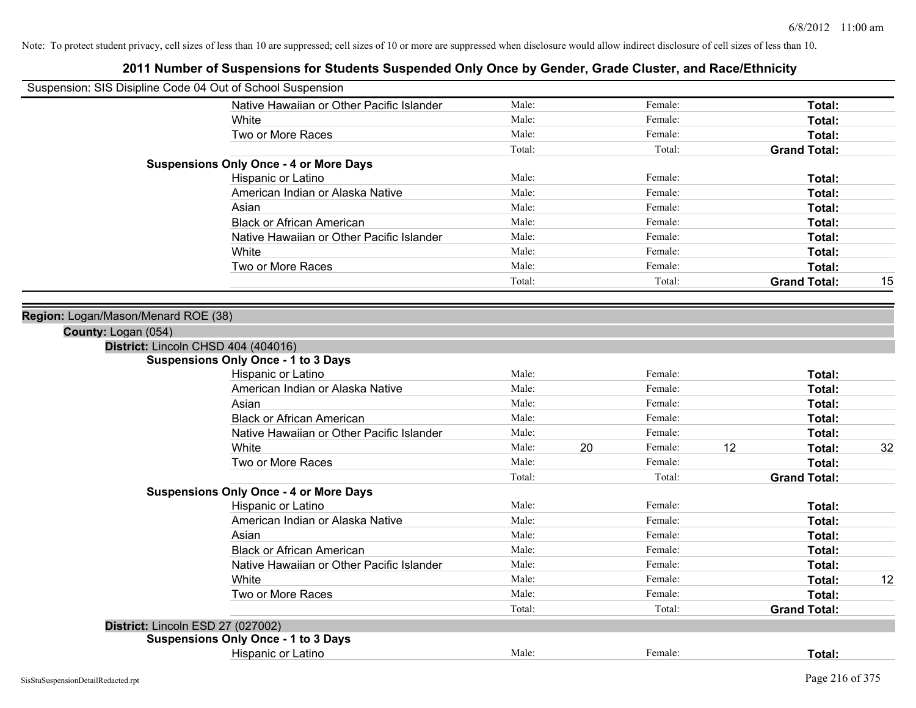Note: To protect student privacy, cell sizes of less than 10 are suppressed; cell sizes of 10 or more are suppressed when disclosure would allow indirect disclosure of cell sizes of less than 10.

## 2011 Number of Suspensions for Students Suspended Only Once by Gender, Grade Cluster, and Race/Ethnicity

Suspension: SIS Disipline Code 04 Out of School Suspension

| | | | | | | |
|---|---|---|---|---|---|---|
| Native Hawaiian or Other Pacific Islander | Male: | | Female: | | **Total:** | |
| White | Male: | | Female: | | **Total:** | |
| Two or More Races | Male: | | Female: | | **Total:** | |
| | Total: | | Total: | | **Grand Total:** | |

**Suspensions Only Once - 4 or More Days**

| | | | | | | |
|---|---|---|---|---|---|---|
| Hispanic or Latino | Male: | | Female: | | **Total:** | |
| American Indian or Alaska Native | Male: | | Female: | | **Total:** | |
| Asian | Male: | | Female: | | **Total:** | |
| Black or African American | Male: | | Female: | | **Total:** | |
| Native Hawaiian or Other Pacific Islander | Male: | | Female: | | **Total:** | |
| White | Male: | | Female: | | **Total:** | |
| Two or More Races | Male: | | Female: | | **Total:** | |
| | Total: | | Total: | | **Grand Total:** | 15 |

**Region:** Logan/Mason/Menard ROE (38)

**County:** Logan (054)

**District:** Lincoln CHSD 404 (404016)

**Suspensions Only Once - 1 to 3 Days**

| | | | | | | |
|---|---|---|---|---|---|---|
| Hispanic or Latino | Male: | | Female: | | **Total:** | |
| American Indian or Alaska Native | Male: | | Female: | | **Total:** | |
| Asian | Male: | | Female: | | **Total:** | |
| Black or African American | Male: | | Female: | | **Total:** | |
| Native Hawaiian or Other Pacific Islander | Male: | | Female: | | **Total:** | |
| White | Male: | 20 | Female: | 12 | **Total:** | 32 |
| Two or More Races | Male: | | Female: | | **Total:** | |
| | Total: | | Total: | | **Grand Total:** | |

**Suspensions Only Once - 4 or More Days**

| | | | | | | |
|---|---|---|---|---|---|---|
| Hispanic or Latino | Male: | | Female: | | **Total:** | |
| American Indian or Alaska Native | Male: | | Female: | | **Total:** | |
| Asian | Male: | | Female: | | **Total:** | |
| Black or African American | Male: | | Female: | | **Total:** | |
| Native Hawaiian or Other Pacific Islander | Male: | | Female: | | **Total:** | |
| White | Male: | | Female: | | **Total:** | 12 |
| Two or More Races | Male: | | Female: | | **Total:** | |
| | Total: | | Total: | | **Grand Total:** | |

**District:** Lincoln ESD 27 (027002)

**Suspensions Only Once - 1 to 3 Days**

| | | | | | | |
|---|---|---|---|---|---|---|
| Hispanic or Latino | Male: | | Female: | | **Total:** | |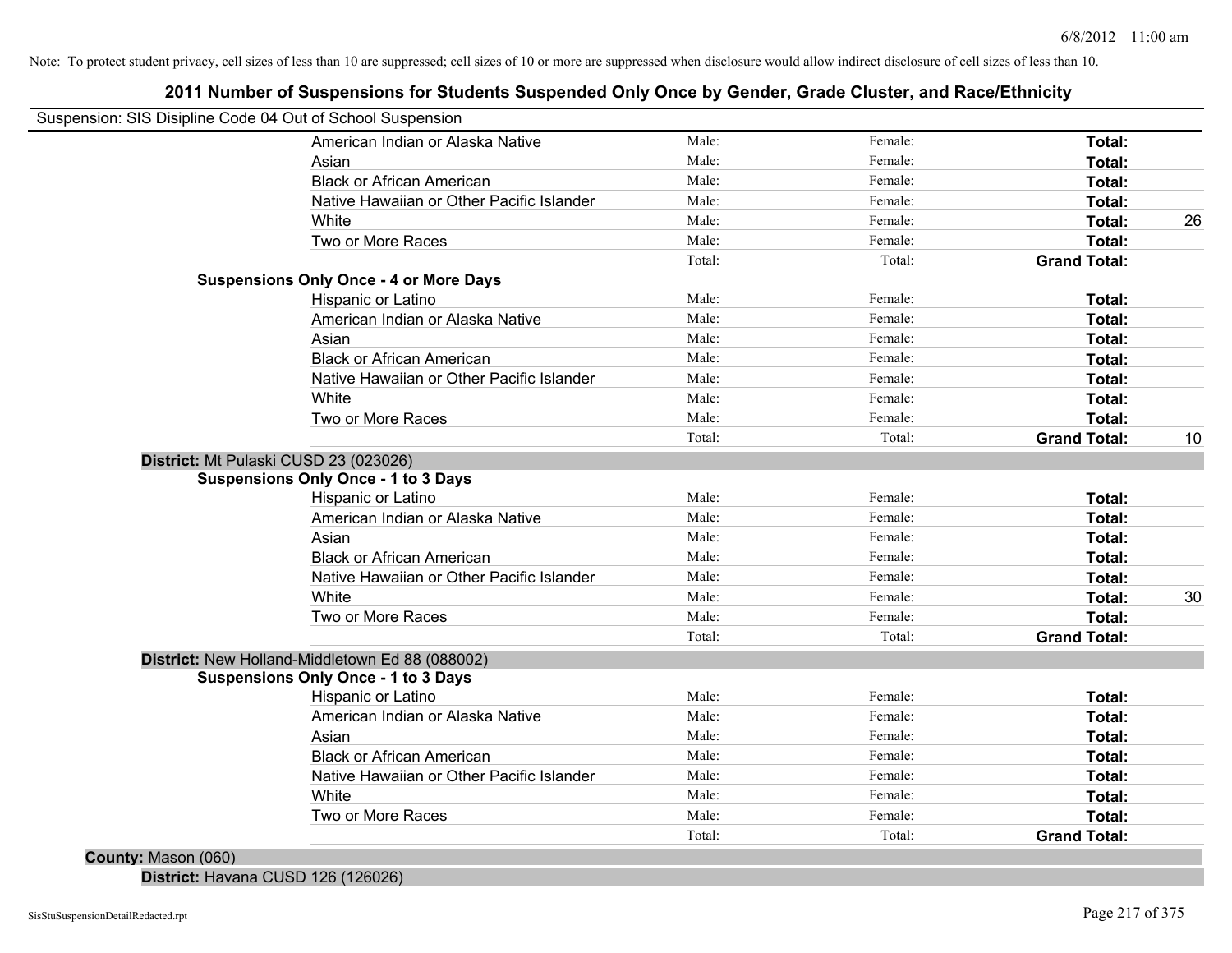Note: To protect student privacy, cell sizes of less than 10 are suppressed; cell sizes of 10 or more are suppressed when disclosure would allow indirect disclosure of cell sizes of less than 10.

# 2011 Number of Suspensions for Students Suspended Only Once by Gender, Grade Cluster, and Race/Ethnicity

Suspension: SIS Disipline Code 04 Out of School Suspension

| | | | | |
|---|---|---|---|---|
| American Indian or Alaska Native | Male: | Female: | **Total:** | |
| Asian | Male: | Female: | **Total:** | |
| Black or African American | Male: | Female: | **Total:** | |
| Native Hawaiian or Other Pacific Islander | Male: | Female: | **Total:** | |
| White | Male: | Female: | **Total:** | 26 |
| Two or More Races | Male: | Female: | **Total:** | |
| | Total: | Total: | **Grand Total:** | |

**Suspensions Only Once - 4 or More Days**

| | | | | |
|---|---|---|---|---|
| Hispanic or Latino | Male: | Female: | **Total:** | |
| American Indian or Alaska Native | Male: | Female: | **Total:** | |
| Asian | Male: | Female: | **Total:** | |
| Black or African American | Male: | Female: | **Total:** | |
| Native Hawaiian or Other Pacific Islander | Male: | Female: | **Total:** | |
| White | Male: | Female: | **Total:** | |
| Two or More Races | Male: | Female: | **Total:** | |
| | Total: | Total: | **Grand Total:** | 10 |

**District:** Mt Pulaski CUSD 23 (023026)

**Suspensions Only Once - 1 to 3 Days**

| | | | | |
|---|---|---|---|---|
| Hispanic or Latino | Male: | Female: | **Total:** | |
| American Indian or Alaska Native | Male: | Female: | **Total:** | |
| Asian | Male: | Female: | **Total:** | |
| Black or African American | Male: | Female: | **Total:** | |
| Native Hawaiian or Other Pacific Islander | Male: | Female: | **Total:** | |
| White | Male: | Female: | **Total:** | 30 |
| Two or More Races | Male: | Female: | **Total:** | |
| | Total: | Total: | **Grand Total:** | |

**District:** New Holland-Middletown Ed 88 (088002)

**Suspensions Only Once - 1 to 3 Days**

| | | | | |
|---|---|---|---|---|
| Hispanic or Latino | Male: | Female: | **Total:** | |
| American Indian or Alaska Native | Male: | Female: | **Total:** | |
| Asian | Male: | Female: | **Total:** | |
| Black or African American | Male: | Female: | **Total:** | |
| Native Hawaiian or Other Pacific Islander | Male: | Female: | **Total:** | |
| White | Male: | Female: | **Total:** | |
| Two or More Races | Male: | Female: | **Total:** | |
| | Total: | Total: | **Grand Total:** | |

**County:** Mason (060)

**District:** Havana CUSD 126 (126026)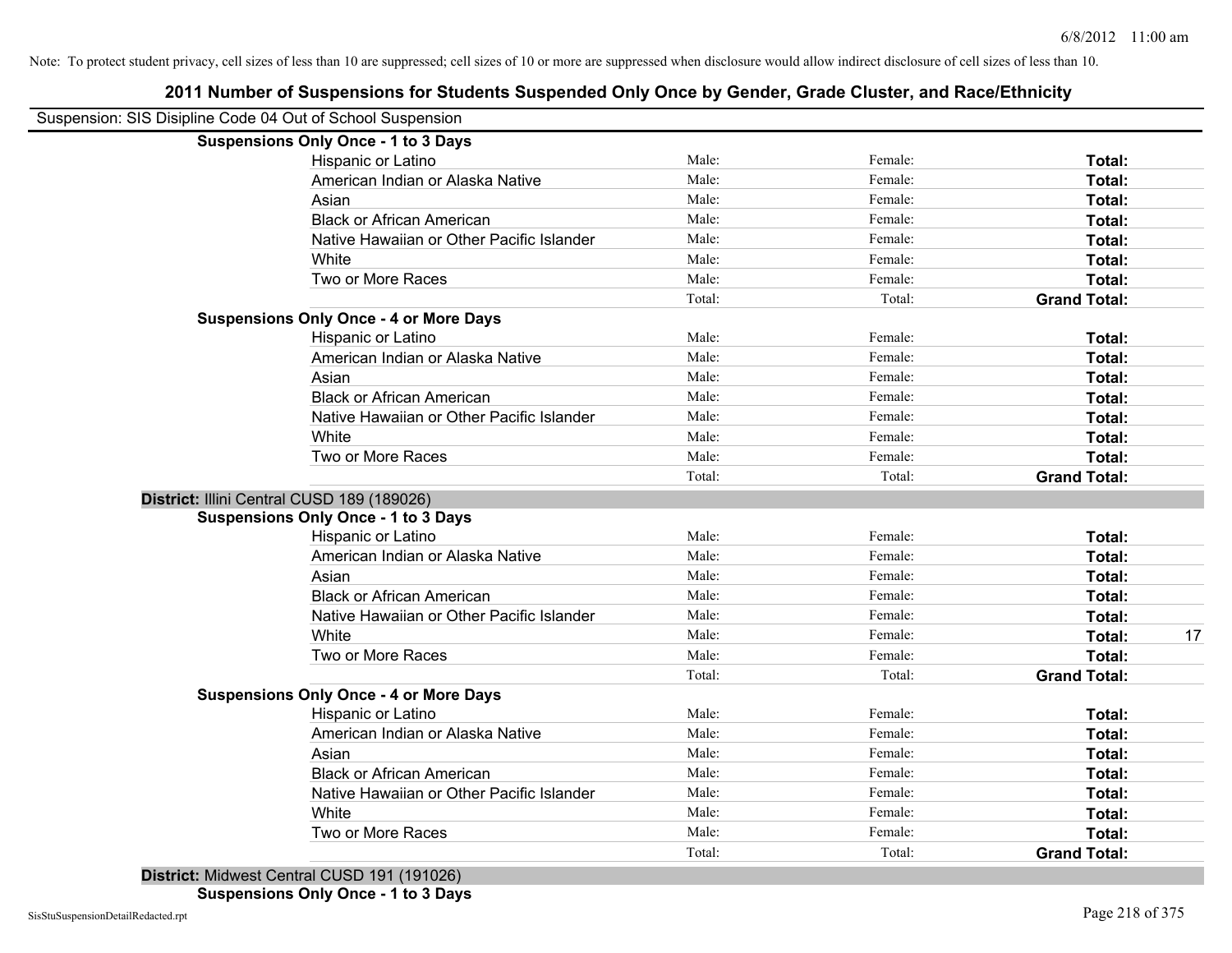Note: To protect student privacy, cell sizes of less than 10 are suppressed; cell sizes of 10 or more are suppressed when disclosure would allow indirect disclosure of cell sizes of less than 10.

# 2011 Number of Suspensions for Students Suspended Only Once by Gender, Grade Cluster, and Race/Ethnicity

Suspension: SIS Disipline Code 04 Out of School Suspension

**Suspensions Only Once - 1 to 3 Days**

| | | | | |
|---|---|---|---|---|
| Hispanic or Latino | Male: | Female: | **Total:** | |
| American Indian or Alaska Native | Male: | Female: | **Total:** | |
| Asian | Male: | Female: | **Total:** | |
| Black or African American | Male: | Female: | **Total:** | |
| Native Hawaiian or Other Pacific Islander | Male: | Female: | **Total:** | |
| White | Male: | Female: | **Total:** | |
| Two or More Races | Male: | Female: | **Total:** | |
| | Total: | Total: | **Grand Total:** | |

**Suspensions Only Once - 4 or More Days**

| | | | | |
|---|---|---|---|---|
| Hispanic or Latino | Male: | Female: | **Total:** | |
| American Indian or Alaska Native | Male: | Female: | **Total:** | |
| Asian | Male: | Female: | **Total:** | |
| Black or African American | Male: | Female: | **Total:** | |
| Native Hawaiian or Other Pacific Islander | Male: | Female: | **Total:** | |
| White | Male: | Female: | **Total:** | |
| Two or More Races | Male: | Female: | **Total:** | |
| | Total: | Total: | **Grand Total:** | |

**District:** Illini Central CUSD 189 (189026)

**Suspensions Only Once - 1 to 3 Days**

| | | | | |
|---|---|---|---|---|
| Hispanic or Latino | Male: | Female: | **Total:** | |
| American Indian or Alaska Native | Male: | Female: | **Total:** | |
| Asian | Male: | Female: | **Total:** | |
| Black or African American | Male: | Female: | **Total:** | |
| Native Hawaiian or Other Pacific Islander | Male: | Female: | **Total:** | |
| White | Male: | Female: | **Total:** | 17 |
| Two or More Races | Male: | Female: | **Total:** | |
| | Total: | Total: | **Grand Total:** | |

**Suspensions Only Once - 4 or More Days**

| | | | | |
|---|---|---|---|---|
| Hispanic or Latino | Male: | Female: | **Total:** | |
| American Indian or Alaska Native | Male: | Female: | **Total:** | |
| Asian | Male: | Female: | **Total:** | |
| Black or African American | Male: | Female: | **Total:** | |
| Native Hawaiian or Other Pacific Islander | Male: | Female: | **Total:** | |
| White | Male: | Female: | **Total:** | |
| Two or More Races | Male: | Female: | **Total:** | |
| | Total: | Total: | **Grand Total:** | |

**District:** Midwest Central CUSD 191 (191026)

**Suspensions Only Once - 1 to 3 Days**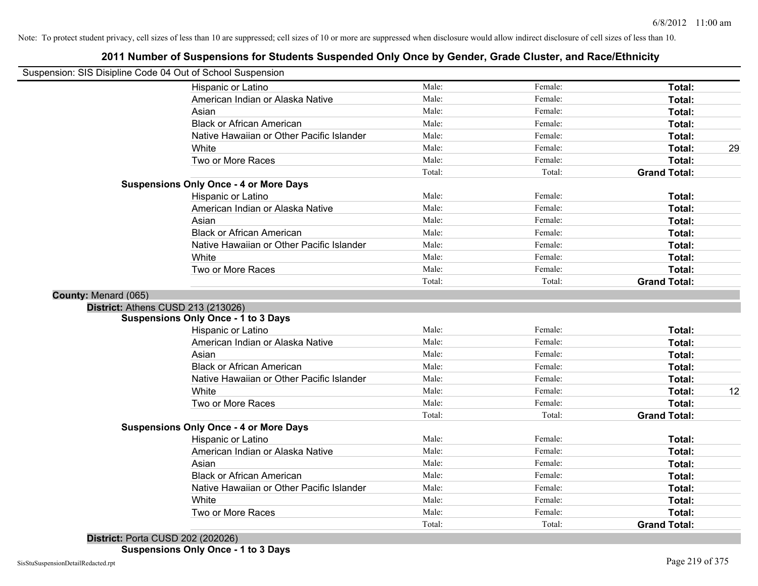Note: To protect student privacy, cell sizes of less than 10 are suppressed; cell sizes of 10 or more are suppressed when disclosure would allow indirect disclosure of cell sizes of less than 10.

# 2011 Number of Suspensions for Students Suspended Only Once by Gender, Grade Cluster, and Race/Ethnicity

Suspension: SIS Disipline Code 04 Out of School Suspension

| | | | | |
|---|---|---|---|---|
| Hispanic or Latino | Male: | Female: | **Total:** | |
| American Indian or Alaska Native | Male: | Female: | **Total:** | |
| Asian | Male: | Female: | **Total:** | |
| Black or African American | Male: | Female: | **Total:** | |
| Native Hawaiian or Other Pacific Islander | Male: | Female: | **Total:** | |
| White | Male: | Female: | **Total:** | 29 |
| Two or More Races | Male: | Female: | **Total:** | |
| | Total: | Total: | **Grand Total:** | |

**Suspensions Only Once - 4 or More Days**

| | | | | |
|---|---|---|---|---|
| Hispanic or Latino | Male: | Female: | **Total:** | |
| American Indian or Alaska Native | Male: | Female: | **Total:** | |
| Asian | Male: | Female: | **Total:** | |
| Black or African American | Male: | Female: | **Total:** | |
| Native Hawaiian or Other Pacific Islander | Male: | Female: | **Total:** | |
| White | Male: | Female: | **Total:** | |
| Two or More Races | Male: | Female: | **Total:** | |
| | Total: | Total: | **Grand Total:** | |

**County:** Menard (065)

**District:** Athens CUSD 213 (213026)

**Suspensions Only Once - 1 to 3 Days**

| | | | | |
|---|---|---|---|---|
| Hispanic or Latino | Male: | Female: | **Total:** | |
| American Indian or Alaska Native | Male: | Female: | **Total:** | |
| Asian | Male: | Female: | **Total:** | |
| Black or African American | Male: | Female: | **Total:** | |
| Native Hawaiian or Other Pacific Islander | Male: | Female: | **Total:** | |
| White | Male: | Female: | **Total:** | 12 |
| Two or More Races | Male: | Female: | **Total:** | |
| | Total: | Total: | **Grand Total:** | |

**Suspensions Only Once - 4 or More Days**

| | | | | |
|---|---|---|---|---|
| Hispanic or Latino | Male: | Female: | **Total:** | |
| American Indian or Alaska Native | Male: | Female: | **Total:** | |
| Asian | Male: | Female: | **Total:** | |
| Black or African American | Male: | Female: | **Total:** | |
| Native Hawaiian or Other Pacific Islander | Male: | Female: | **Total:** | |
| White | Male: | Female: | **Total:** | |
| Two or More Races | Male: | Female: | **Total:** | |
| | Total: | Total: | **Grand Total:** | |

**District:** Porta CUSD 202 (202026)

**Suspensions Only Once - 1 to 3 Days**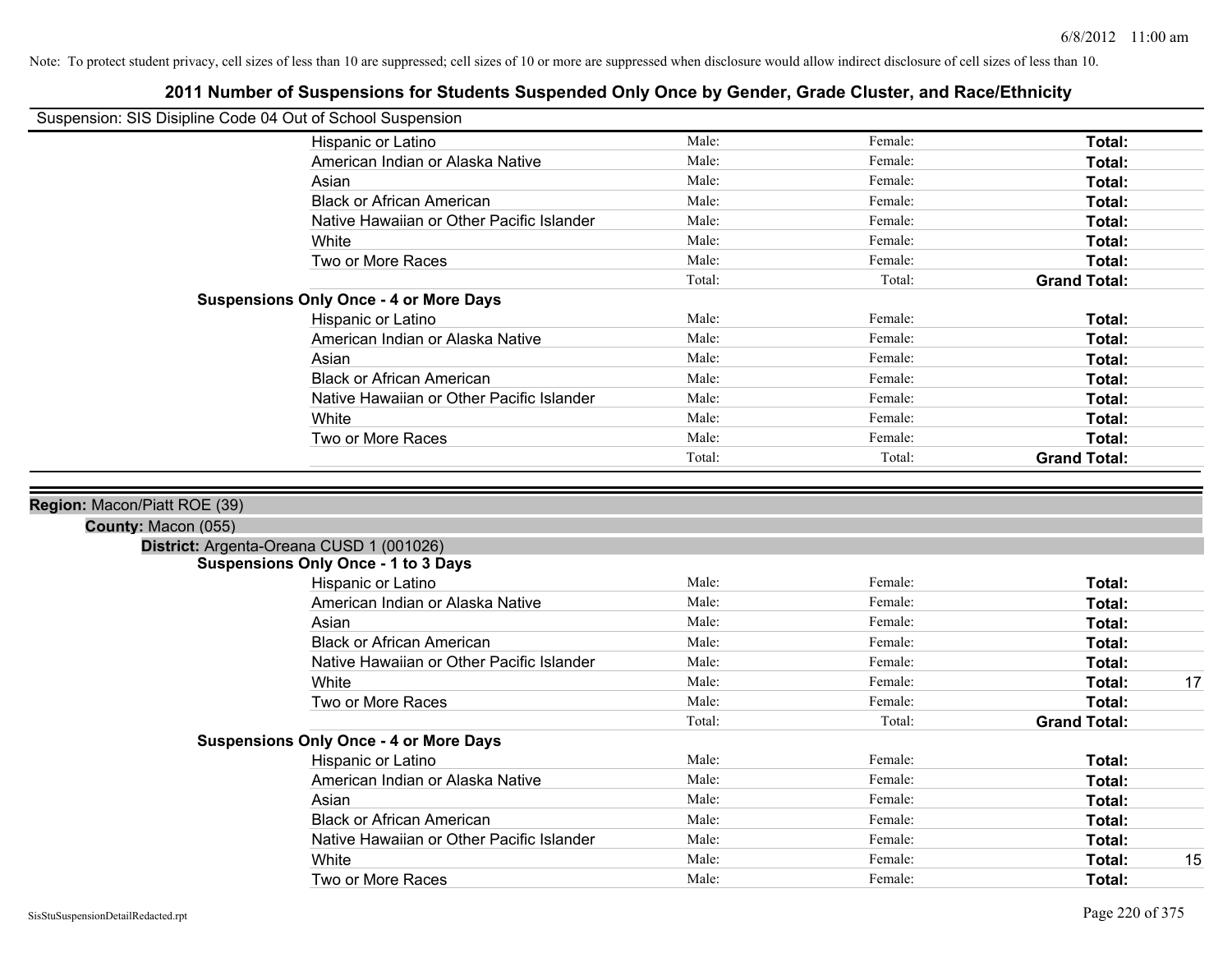Note: To protect student privacy, cell sizes of less than 10 are suppressed; cell sizes of 10 or more are suppressed when disclosure would allow indirect disclosure of cell sizes of less than 10.

# 2011 Number of Suspensions for Students Suspended Only Once by Gender, Grade Cluster, and Race/Ethnicity

Suspension: SIS Disipline Code 04 Out of School Suspension

| | Male | Female | Total |
|---|---|---|---|
| Hispanic or Latino | Male: | Female: | **Total:** |
| American Indian or Alaska Native | Male: | Female: | **Total:** |
| Asian | Male: | Female: | **Total:** |
| Black or African American | Male: | Female: | **Total:** |
| Native Hawaiian or Other Pacific Islander | Male: | Female: | **Total:** |
| White | Male: | Female: | **Total:** |
| Two or More Races | Male: | Female: | **Total:** |
| | Total: | Total: | **Grand Total:** |

**Suspensions Only Once - 4 or More Days**

| | Male | Female | Total |
|---|---|---|---|
| Hispanic or Latino | Male: | Female: | **Total:** |
| American Indian or Alaska Native | Male: | Female: | **Total:** |
| Asian | Male: | Female: | **Total:** |
| Black or African American | Male: | Female: | **Total:** |
| Native Hawaiian or Other Pacific Islander | Male: | Female: | **Total:** |
| White | Male: | Female: | **Total:** |
| Two or More Races | Male: | Female: | **Total:** |
| | Total: | Total: | **Grand Total:** |

**Region:** Macon/Piatt ROE (39)

**County:** Macon (055)

**District:** Argenta-Oreana CUSD 1 (001026)

**Suspensions Only Once - 1 to 3 Days**

| | Male | Female | Total |
|---|---|---|---|
| Hispanic or Latino | Male: | Female: | **Total:** |
| American Indian or Alaska Native | Male: | Female: | **Total:** |
| Asian | Male: | Female: | **Total:** |
| Black or African American | Male: | Female: | **Total:** |
| Native Hawaiian or Other Pacific Islander | Male: | Female: | **Total:** |
| White | Male: | Female: | **Total:** 17 |
| Two or More Races | Male: | Female: | **Total:** |
| | Total: | Total: | **Grand Total:** |

**Suspensions Only Once - 4 or More Days**

| | Male | Female | Total |
|---|---|---|---|
| Hispanic or Latino | Male: | Female: | **Total:** |
| American Indian or Alaska Native | Male: | Female: | **Total:** |
| Asian | Male: | Female: | **Total:** |
| Black or African American | Male: | Female: | **Total:** |
| Native Hawaiian or Other Pacific Islander | Male: | Female: | **Total:** |
| White | Male: | Female: | **Total:** 15 |
| Two or More Races | Male: | Female: | **Total:** |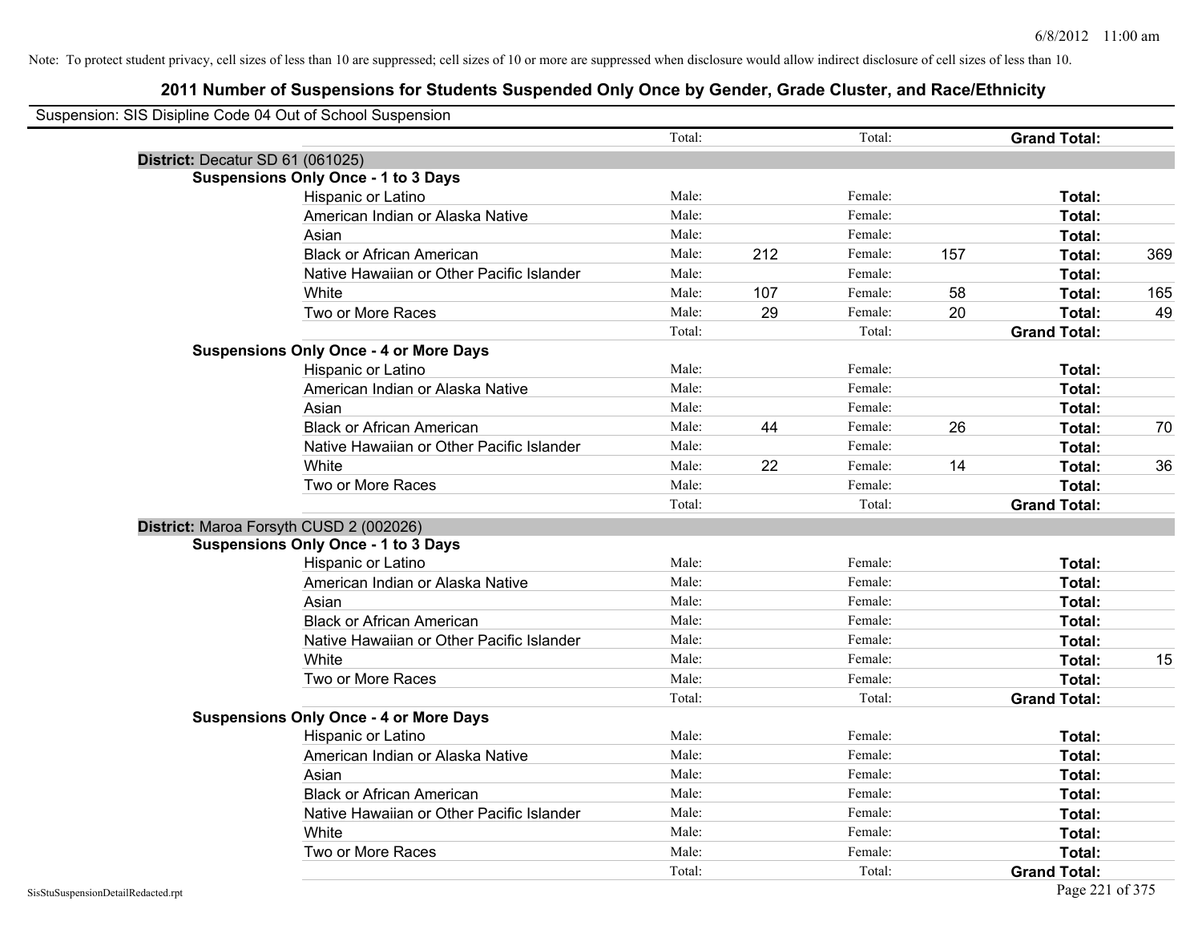Note: To protect student privacy, cell sizes of less than 10 are suppressed; cell sizes of 10 or more are suppressed when disclosure would allow indirect disclosure of cell sizes of less than 10.

# 2011 Number of Suspensions for Students Suspended Only Once by Gender, Grade Cluster, and Race/Ethnicity

Suspension: SIS Disipline Code 04 Out of School Suspension

| | | | | | | | |
|---|---|---|---|---|---|---|---|
| | Total: | | Total: | | **Grand Total:** | |
| **District:** Decatur SD 61 (061025) | | | | | | | |
| **Suspensions Only Once - 1 to 3 Days** | | | | | | | |
| Hispanic or Latino | Male: | | Female: | | **Total:** | |
| American Indian or Alaska Native | Male: | | Female: | | **Total:** | |
| Asian | Male: | | Female: | | **Total:** | |
| Black or African American | Male: | 212 | Female: | 157 | **Total:** | 369 |
| Native Hawaiian or Other Pacific Islander | Male: | | Female: | | **Total:** | |
| White | Male: | 107 | Female: | 58 | **Total:** | 165 |
| Two or More Races | Male: | 29 | Female: | 20 | **Total:** | 49 |
| | Total: | | Total: | | **Grand Total:** | |
| **Suspensions Only Once - 4 or More Days** | | | | | | |
| Hispanic or Latino | Male: | | Female: | | **Total:** | |
| American Indian or Alaska Native | Male: | | Female: | | **Total:** | |
| Asian | Male: | | Female: | | **Total:** | |
| Black or African American | Male: | 44 | Female: | 26 | **Total:** | 70 |
| Native Hawaiian or Other Pacific Islander | Male: | | Female: | | **Total:** | |
| White | Male: | 22 | Female: | 14 | **Total:** | 36 |
| Two or More Races | Male: | | Female: | | **Total:** | |
| | Total: | | Total: | | **Grand Total:** | |
| **District:** Maroa Forsyth CUSD 2 (002026) | | | | | | |
| **Suspensions Only Once - 1 to 3 Days** | | | | | | |
| Hispanic or Latino | Male: | | Female: | | **Total:** | |
| American Indian or Alaska Native | Male: | | Female: | | **Total:** | |
| Asian | Male: | | Female: | | **Total:** | |
| Black or African American | Male: | | Female: | | **Total:** | |
| Native Hawaiian or Other Pacific Islander | Male: | | Female: | | **Total:** | |
| White | Male: | | Female: | | **Total:** | 15 |
| Two or More Races | Male: | | Female: | | **Total:** | |
| | Total: | | Total: | | **Grand Total:** | |
| **Suspensions Only Once - 4 or More Days** | | | | | | |
| Hispanic or Latino | Male: | | Female: | | **Total:** | |
| American Indian or Alaska Native | Male: | | Female: | | **Total:** | |
| Asian | Male: | | Female: | | **Total:** | |
| Black or African American | Male: | | Female: | | **Total:** | |
| Native Hawaiian or Other Pacific Islander | Male: | | Female: | | **Total:** | |
| White | Male: | | Female: | | **Total:** | |
| Two or More Races | Male: | | Female: | | **Total:** | |
| | Total: | | Total: | | **Grand Total:** | |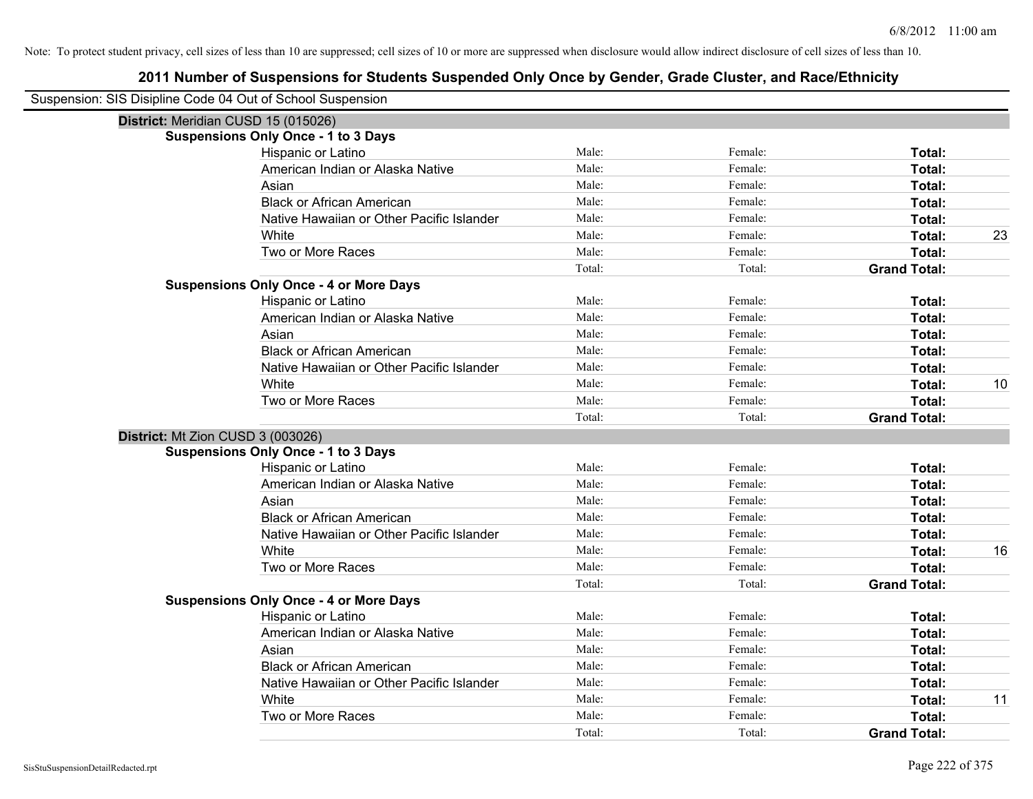Note: To protect student privacy, cell sizes of less than 10 are suppressed; cell sizes of 10 or more are suppressed when disclosure would allow indirect disclosure of cell sizes of less than 10.

# 2011 Number of Suspensions for Students Suspended Only Once by Gender, Grade Cluster, and Race/Ethnicity

Suspension: SIS Disipline Code 04 Out of School Suspension

## District: Meridian CUSD 15 (015026)

### Suspensions Only Once - 1 to 3 Days

| Race/Ethnicity | Male | Female | Total |
|---|---|---|---|
| Hispanic or Latino | Male: | Female: | Total: |
| American Indian or Alaska Native | Male: | Female: | Total: |
| Asian | Male: | Female: | Total: |
| Black or African American | Male: | Female: | Total: |
| Native Hawaiian or Other Pacific Islander | Male: | Female: | Total: |
| White | Male: | Female: | Total: 23 |
| Two or More Races | Male: | Female: | Total: |
| | Total: | Total: | Grand Total: |

### Suspensions Only Once - 4 or More Days

| Race/Ethnicity | Male | Female | Total |
|---|---|---|---|
| Hispanic or Latino | Male: | Female: | Total: |
| American Indian or Alaska Native | Male: | Female: | Total: |
| Asian | Male: | Female: | Total: |
| Black or African American | Male: | Female: | Total: |
| Native Hawaiian or Other Pacific Islander | Male: | Female: | Total: |
| White | Male: | Female: | Total: 10 |
| Two or More Races | Male: | Female: | Total: |
| | Total: | Total: | Grand Total: |

## District: Mt Zion CUSD 3 (003026)

### Suspensions Only Once - 1 to 3 Days

| Race/Ethnicity | Male | Female | Total |
|---|---|---|---|
| Hispanic or Latino | Male: | Female: | Total: |
| American Indian or Alaska Native | Male: | Female: | Total: |
| Asian | Male: | Female: | Total: |
| Black or African American | Male: | Female: | Total: |
| Native Hawaiian or Other Pacific Islander | Male: | Female: | Total: |
| White | Male: | Female: | Total: 16 |
| Two or More Races | Male: | Female: | Total: |
| | Total: | Total: | Grand Total: |

### Suspensions Only Once - 4 or More Days

| Race/Ethnicity | Male | Female | Total |
|---|---|---|---|
| Hispanic or Latino | Male: | Female: | Total: |
| American Indian or Alaska Native | Male: | Female: | Total: |
| Asian | Male: | Female: | Total: |
| Black or African American | Male: | Female: | Total: |
| Native Hawaiian or Other Pacific Islander | Male: | Female: | Total: |
| White | Male: | Female: | Total: 11 |
| Two or More Races | Male: | Female: | Total: |
| | Total: | Total: | Grand Total: |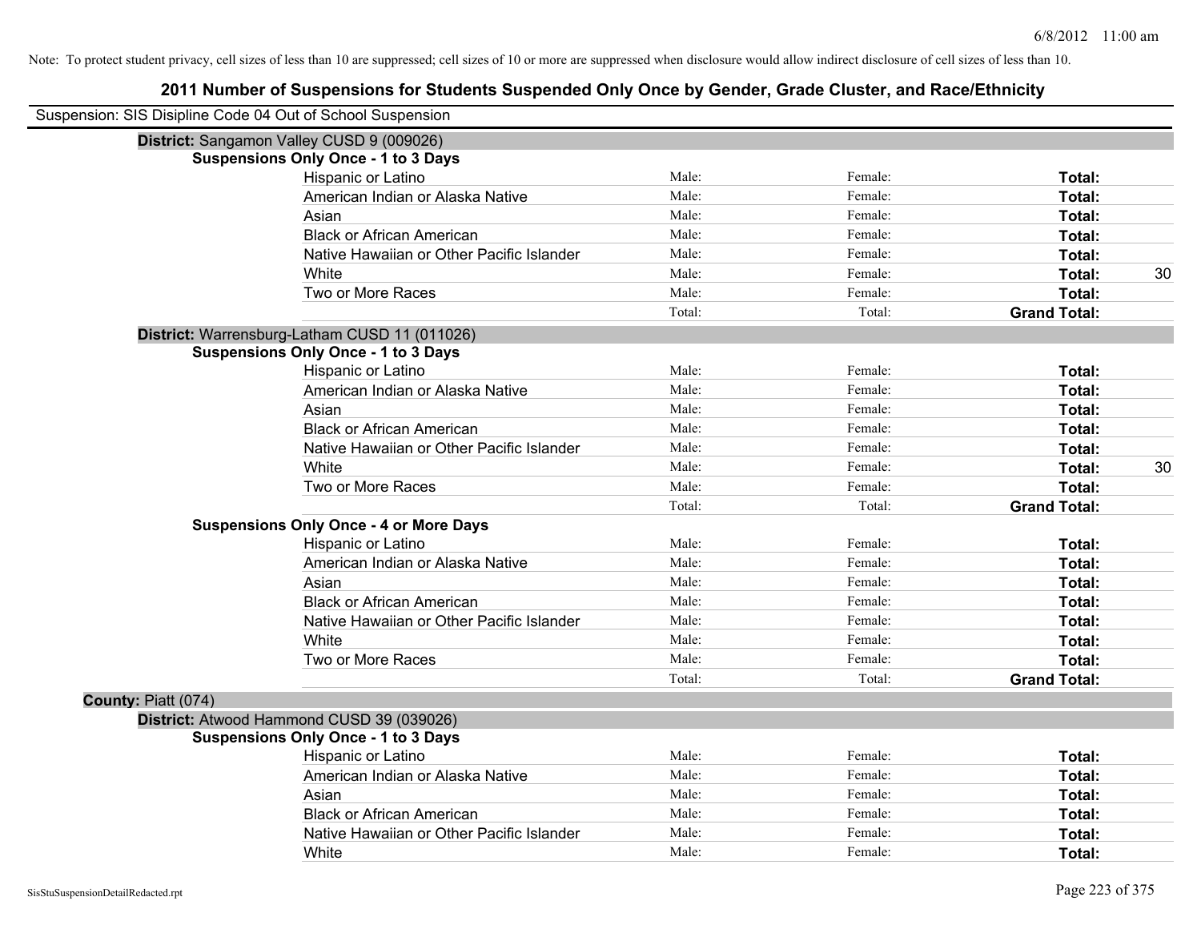Note: To protect student privacy, cell sizes of less than 10 are suppressed; cell sizes of 10 or more are suppressed when disclosure would allow indirect disclosure of cell sizes of less than 10.

# 2011 Number of Suspensions for Students Suspended Only Once by Gender, Grade Cluster, and Race/Ethnicity

Suspension: SIS Disipline Code 04 Out of School Suspension

**District:** Sangamon Valley CUSD 9 (009026)

**Suspensions Only Once - 1 to 3 Days**

| | | | | |
|---|---|---|---|---|
| Hispanic or Latino | Male: | Female: | **Total:** | |
| American Indian or Alaska Native | Male: | Female: | **Total:** | |
| Asian | Male: | Female: | **Total:** | |
| Black or African American | Male: | Female: | **Total:** | |
| Native Hawaiian or Other Pacific Islander | Male: | Female: | **Total:** | |
| White | Male: | Female: | **Total:** | 30 |
| Two or More Races | Male: | Female: | **Total:** | |
| | Total: | Total: | **Grand Total:** | |

**District:** Warrensburg-Latham CUSD 11 (011026)

**Suspensions Only Once - 1 to 3 Days**

| | | | | |
|---|---|---|---|---|
| Hispanic or Latino | Male: | Female: | **Total:** | |
| American Indian or Alaska Native | Male: | Female: | **Total:** | |
| Asian | Male: | Female: | **Total:** | |
| Black or African American | Male: | Female: | **Total:** | |
| Native Hawaiian or Other Pacific Islander | Male: | Female: | **Total:** | |
| White | Male: | Female: | **Total:** | 30 |
| Two or More Races | Male: | Female: | **Total:** | |
| | Total: | Total: | **Grand Total:** | |

**Suspensions Only Once - 4 or More Days**

| | | | | |
|---|---|---|---|---|
| Hispanic or Latino | Male: | Female: | **Total:** | |
| American Indian or Alaska Native | Male: | Female: | **Total:** | |
| Asian | Male: | Female: | **Total:** | |
| Black or African American | Male: | Female: | **Total:** | |
| Native Hawaiian or Other Pacific Islander | Male: | Female: | **Total:** | |
| White | Male: | Female: | **Total:** | |
| Two or More Races | Male: | Female: | **Total:** | |
| | Total: | Total: | **Grand Total:** | |

**County:** Piatt (074)

**District:** Atwood Hammond CUSD 39 (039026)

**Suspensions Only Once - 1 to 3 Days**

| | | | | |
|---|---|---|---|---|
| Hispanic or Latino | Male: | Female: | **Total:** | |
| American Indian or Alaska Native | Male: | Female: | **Total:** | |
| Asian | Male: | Female: | **Total:** | |
| Black or African American | Male: | Female: | **Total:** | |
| Native Hawaiian or Other Pacific Islander | Male: | Female: | **Total:** | |
| White | Male: | Female: | **Total:** | |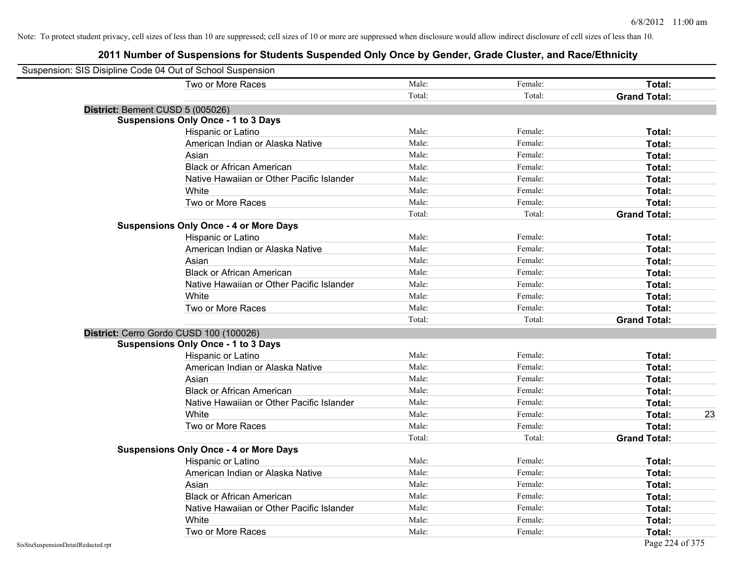Note: To protect student privacy, cell sizes of less than 10 are suppressed; cell sizes of 10 or more are suppressed when disclosure would allow indirect disclosure of cell sizes of less than 10.

## 2011 Number of Suspensions for Students Suspended Only Once by Gender, Grade Cluster, and Race/Ethnicity

Suspension: SIS Disipline Code 04 Out of School Suspension

| | | | | |
|---|---|---|---|---|
| Two or More Races | Male: | Female: | **Total:** | |
| | Total: | Total: | **Grand Total:** | |

**District:** Bement CUSD 5 (005026)

**Suspensions Only Once - 1 to 3 Days**

| | | | | |
|---|---|---|---|---|
| Hispanic or Latino | Male: | Female: | **Total:** | |
| American Indian or Alaska Native | Male: | Female: | **Total:** | |
| Asian | Male: | Female: | **Total:** | |
| Black or African American | Male: | Female: | **Total:** | |
| Native Hawaiian or Other Pacific Islander | Male: | Female: | **Total:** | |
| White | Male: | Female: | **Total:** | |
| Two or More Races | Male: | Female: | **Total:** | |
| | Total: | Total: | **Grand Total:** | |

**Suspensions Only Once - 4 or More Days**

| | | | | |
|---|---|---|---|---|
| Hispanic or Latino | Male: | Female: | **Total:** | |
| American Indian or Alaska Native | Male: | Female: | **Total:** | |
| Asian | Male: | Female: | **Total:** | |
| Black or African American | Male: | Female: | **Total:** | |
| Native Hawaiian or Other Pacific Islander | Male: | Female: | **Total:** | |
| White | Male: | Female: | **Total:** | |
| Two or More Races | Male: | Female: | **Total:** | |
| | Total: | Total: | **Grand Total:** | |

**District:** Cerro Gordo CUSD 100 (100026)

**Suspensions Only Once - 1 to 3 Days**

| | | | | |
|---|---|---|---|---|
| Hispanic or Latino | Male: | Female: | **Total:** | |
| American Indian or Alaska Native | Male: | Female: | **Total:** | |
| Asian | Male: | Female: | **Total:** | |
| Black or African American | Male: | Female: | **Total:** | |
| Native Hawaiian or Other Pacific Islander | Male: | Female: | **Total:** | |
| White | Male: | Female: | **Total:** | 23 |
| Two or More Races | Male: | Female: | **Total:** | |
| | Total: | Total: | **Grand Total:** | |

**Suspensions Only Once - 4 or More Days**

| | | | | |
|---|---|---|---|---|
| Hispanic or Latino | Male: | Female: | **Total:** | |
| American Indian or Alaska Native | Male: | Female: | **Total:** | |
| Asian | Male: | Female: | **Total:** | |
| Black or African American | Male: | Female: | **Total:** | |
| Native Hawaiian or Other Pacific Islander | Male: | Female: | **Total:** | |
| White | Male: | Female: | **Total:** | |
| Two or More Races | Male: | Female: | **Total:** | |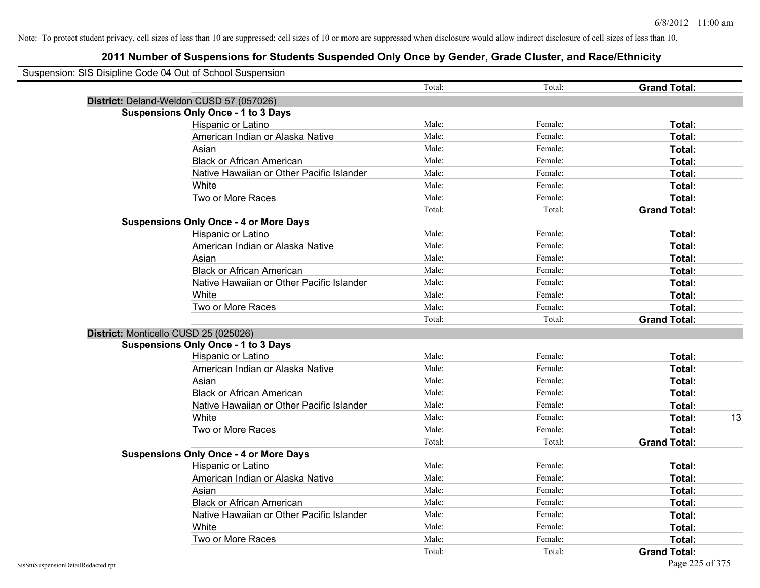Note: To protect student privacy, cell sizes of less than 10 are suppressed; cell sizes of 10 or more are suppressed when disclosure would allow indirect disclosure of cell sizes of less than 10.

# 2011 Number of Suspensions for Students Suspended Only Once by Gender, Grade Cluster, and Race/Ethnicity

Suspension: SIS Disipline Code 04 Out of School Suspension

| | | Total: | Total: | **Grand Total:** | |
|---|---|---|---|---|---|
| **District:** Deland-Weldon CUSD 57 (057026) | | | | | |
| **Suspensions Only Once - 1 to 3 Days** | | | | | |
| | Hispanic or Latino | Male: | Female: | **Total:** | |
| | American Indian or Alaska Native | Male: | Female: | **Total:** | |
| | Asian | Male: | Female: | **Total:** | |
| | Black or African American | Male: | Female: | **Total:** | |
| | Native Hawaiian or Other Pacific Islander | Male: | Female: | **Total:** | |
| | White | Male: | Female: | **Total:** | |
| | Two or More Races | Male: | Female: | **Total:** | |
| | | Total: | Total: | **Grand Total:** | |
| **Suspensions Only Once - 4 or More Days** | | | | | |
| | Hispanic or Latino | Male: | Female: | **Total:** | |
| | American Indian or Alaska Native | Male: | Female: | **Total:** | |
| | Asian | Male: | Female: | **Total:** | |
| | Black or African American | Male: | Female: | **Total:** | |
| | Native Hawaiian or Other Pacific Islander | Male: | Female: | **Total:** | |
| | White | Male: | Female: | **Total:** | |
| | Two or More Races | Male: | Female: | **Total:** | |
| | | Total: | Total: | **Grand Total:** | |
| **District:** Monticello CUSD 25 (025026) | | | | | |
| **Suspensions Only Once - 1 to 3 Days** | | | | | |
| | Hispanic or Latino | Male: | Female: | **Total:** | |
| | American Indian or Alaska Native | Male: | Female: | **Total:** | |
| | Asian | Male: | Female: | **Total:** | |
| | Black or African American | Male: | Female: | **Total:** | |
| | Native Hawaiian or Other Pacific Islander | Male: | Female: | **Total:** | |
| | White | Male: | Female: | **Total:** | 13 |
| | Two or More Races | Male: | Female: | **Total:** | |
| | | Total: | Total: | **Grand Total:** | |
| **Suspensions Only Once - 4 or More Days** | | | | | |
| | Hispanic or Latino | Male: | Female: | **Total:** | |
| | American Indian or Alaska Native | Male: | Female: | **Total:** | |
| | Asian | Male: | Female: | **Total:** | |
| | Black or African American | Male: | Female: | **Total:** | |
| | Native Hawaiian or Other Pacific Islander | Male: | Female: | **Total:** | |
| | White | Male: | Female: | **Total:** | |
| | Two or More Races | Male: | Female: | **Total:** | |
| | | Total: | Total: | **Grand Total:** | |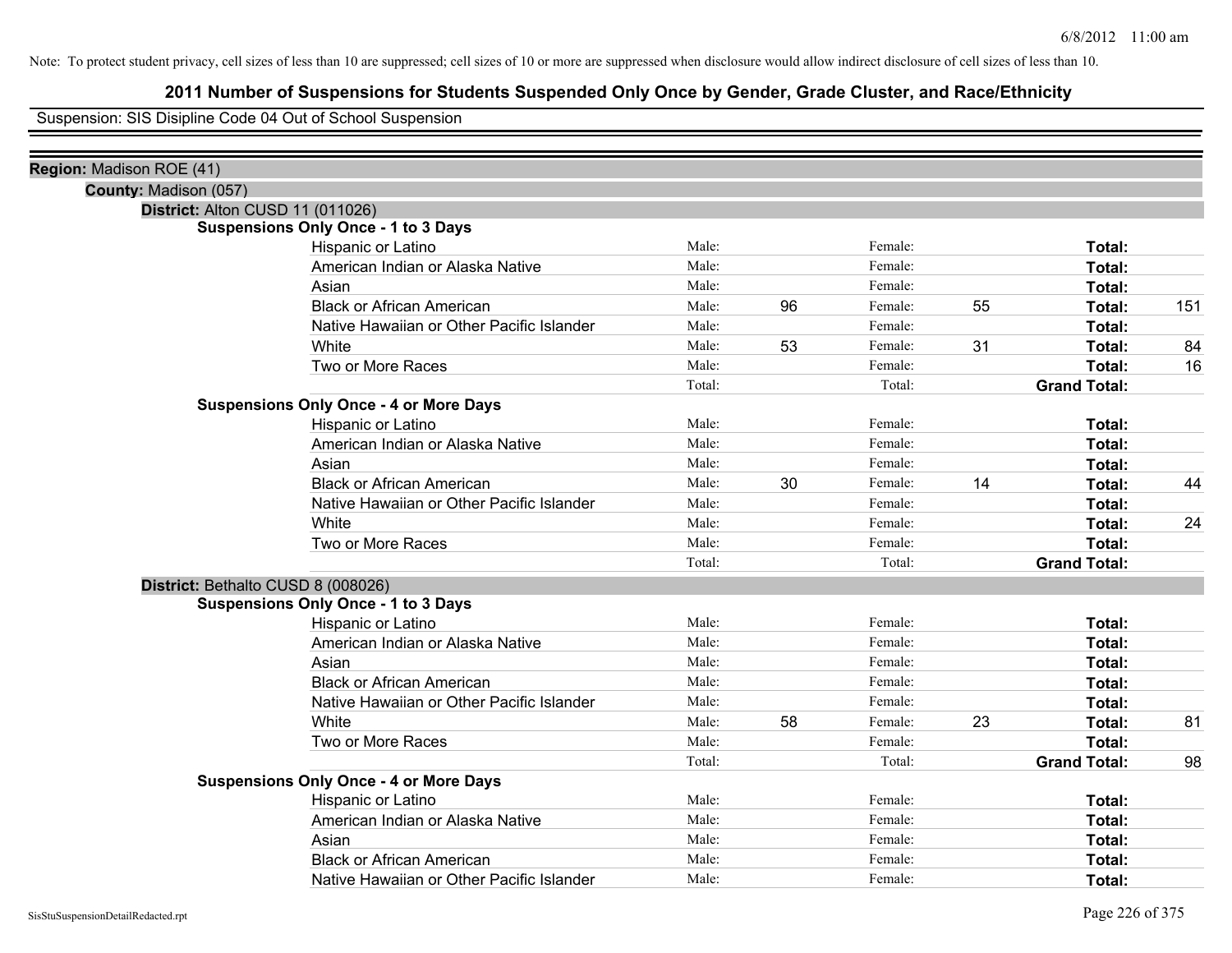Note: To protect student privacy, cell sizes of less than 10 are suppressed; cell sizes of 10 or more are suppressed when disclosure would allow indirect disclosure of cell sizes of less than 10.

# 2011 Number of Suspensions for Students Suspended Only Once by Gender, Grade Cluster, and Race/Ethnicity

Suspension: SIS Disipline Code 04 Out of School Suspension

**Region:** Madison ROE (41)

**County:** Madison (057)

**District:** Alton CUSD 11 (011026)

**Suspensions Only Once - 1 to 3 Days**

| Race/Ethnicity | | Male | | Female | | Total |
|---|---|---|---|---|---|---|
| Hispanic or Latino | Male: | | Female: | | **Total:** | |
| American Indian or Alaska Native | Male: | | Female: | | **Total:** | |
| Asian | Male: | | Female: | | **Total:** | |
| Black or African American | Male: | 96 | Female: | 55 | **Total:** | 151 |
| Native Hawaiian or Other Pacific Islander | Male: | | Female: | | **Total:** | |
| White | Male: | 53 | Female: | 31 | **Total:** | 84 |
| Two or More Races | Male: | | Female: | | **Total:** | 16 |
| | Total: | | Total: | | **Grand Total:** | |

**Suspensions Only Once - 4 or More Days**

| Race/Ethnicity | | Male | | Female | | Total |
|---|---|---|---|---|---|---|
| Hispanic or Latino | Male: | | Female: | | **Total:** | |
| American Indian or Alaska Native | Male: | | Female: | | **Total:** | |
| Asian | Male: | | Female: | | **Total:** | |
| Black or African American | Male: | 30 | Female: | 14 | **Total:** | 44 |
| Native Hawaiian or Other Pacific Islander | Male: | | Female: | | **Total:** | |
| White | Male: | | Female: | | **Total:** | 24 |
| Two or More Races | Male: | | Female: | | **Total:** | |
| | Total: | | Total: | | **Grand Total:** | |

**District:** Bethalto CUSD 8 (008026)

**Suspensions Only Once - 1 to 3 Days**

| Race/Ethnicity | | Male | | Female | | Total |
|---|---|---|---|---|---|---|
| Hispanic or Latino | Male: | | Female: | | **Total:** | |
| American Indian or Alaska Native | Male: | | Female: | | **Total:** | |
| Asian | Male: | | Female: | | **Total:** | |
| Black or African American | Male: | | Female: | | **Total:** | |
| Native Hawaiian or Other Pacific Islander | Male: | | Female: | | **Total:** | |
| White | Male: | 58 | Female: | 23 | **Total:** | 81 |
| Two or More Races | Male: | | Female: | | **Total:** | |
| | Total: | | Total: | | **Grand Total:** | 98 |

**Suspensions Only Once - 4 or More Days**

| Race/Ethnicity | | Male | | Female | | Total |
|---|---|---|---|---|---|---|
| Hispanic or Latino | Male: | | Female: | | **Total:** | |
| American Indian or Alaska Native | Male: | | Female: | | **Total:** | |
| Asian | Male: | | Female: | | **Total:** | |
| Black or African American | Male: | | Female: | | **Total:** | |
| Native Hawaiian or Other Pacific Islander | Male: | | Female: | | **Total:** | |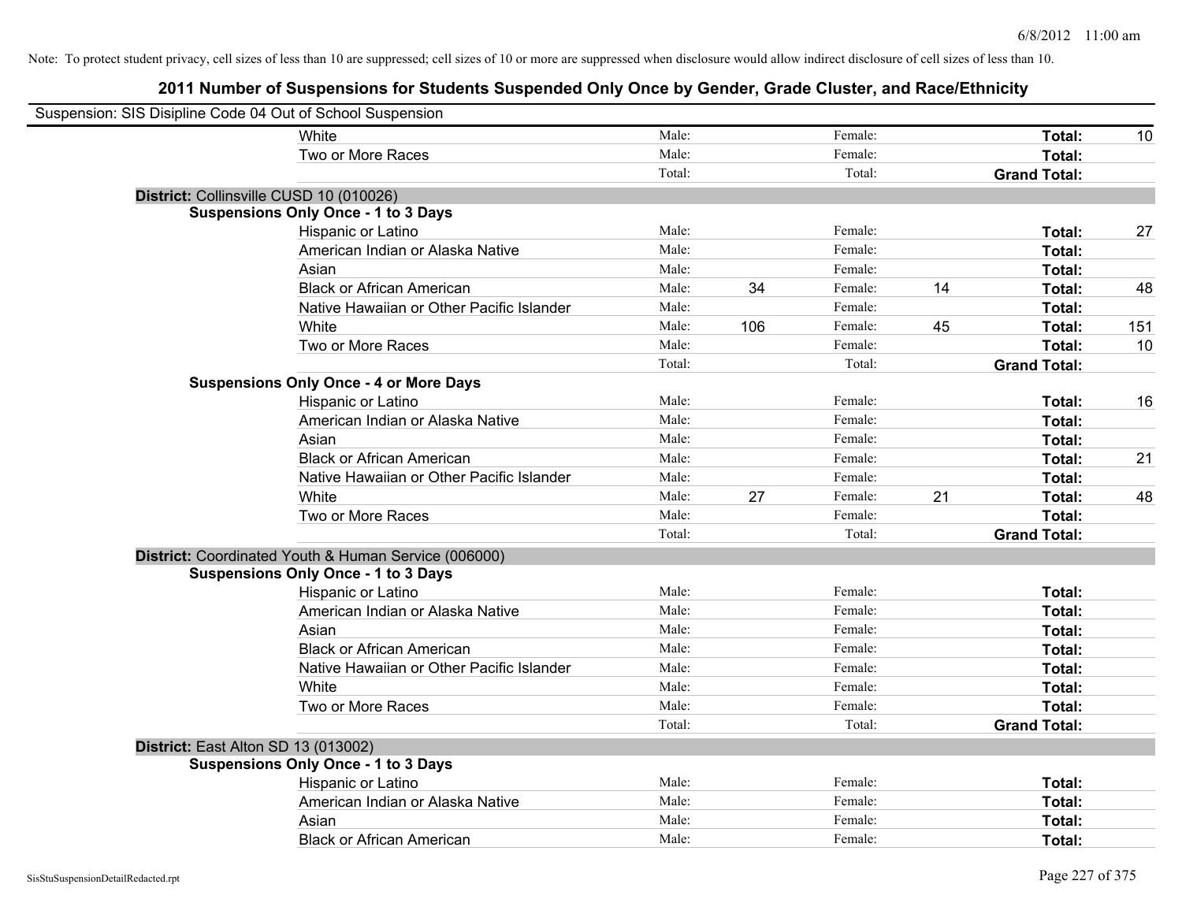Note: To protect student privacy, cell sizes of less than 10 are suppressed; cell sizes of 10 or more are suppressed when disclosure would allow indirect disclosure of cell sizes of less than 10.

## 2011 Number of Suspensions for Students Suspended Only Once by Gender, Grade Cluster, and Race/Ethnicity

Suspension: SIS Disipline Code 04 Out of School Suspension

| | | | | | | |
|---|---|---|---|---|---|---|
| White | Male: | | Female: | | Total: | 10 |
| Two or More Races | Male: | | Female: | | Total: | |
| | Total: | | Total: | | Grand Total: | |

**District:** Collinsville CUSD 10 (010026)

**Suspensions Only Once - 1 to 3 Days**

| | | | | | | |
|---|---|---|---|---|---|---|
| Hispanic or Latino | Male: | | Female: | | Total: | 27 |
| American Indian or Alaska Native | Male: | | Female: | | Total: | |
| Asian | Male: | | Female: | | Total: | |
| Black or African American | Male: | 34 | Female: | 14 | Total: | 48 |
| Native Hawaiian or Other Pacific Islander | Male: | | Female: | | Total: | |
| White | Male: | 106 | Female: | 45 | Total: | 151 |
| Two or More Races | Male: | | Female: | | Total: | 10 |
| | Total: | | Total: | | Grand Total: | |

**Suspensions Only Once - 4 or More Days**

| | | | | | | |
|---|---|---|---|---|---|---|
| Hispanic or Latino | Male: | | Female: | | Total: | 16 |
| American Indian or Alaska Native | Male: | | Female: | | Total: | |
| Asian | Male: | | Female: | | Total: | |
| Black or African American | Male: | | Female: | | Total: | 21 |
| Native Hawaiian or Other Pacific Islander | Male: | | Female: | | Total: | |
| White | Male: | 27 | Female: | 21 | Total: | 48 |
| Two or More Races | Male: | | Female: | | Total: | |
| | Total: | | Total: | | Grand Total: | |

**District:** Coordinated Youth & Human Service (006000)

**Suspensions Only Once - 1 to 3 Days**

| | | | | | | |
|---|---|---|---|---|---|---|
| Hispanic or Latino | Male: | | Female: | | Total: | |
| American Indian or Alaska Native | Male: | | Female: | | Total: | |
| Asian | Male: | | Female: | | Total: | |
| Black or African American | Male: | | Female: | | Total: | |
| Native Hawaiian or Other Pacific Islander | Male: | | Female: | | Total: | |
| White | Male: | | Female: | | Total: | |
| Two or More Races | Male: | | Female: | | Total: | |
| | Total: | | Total: | | Grand Total: | |

**District:** East Alton SD 13 (013002)

**Suspensions Only Once - 1 to 3 Days**

| | | | | | | |
|---|---|---|---|---|---|---|
| Hispanic or Latino | Male: | | Female: | | Total: | |
| American Indian or Alaska Native | Male: | | Female: | | Total: | |
| Asian | Male: | | Female: | | Total: | |
| Black or African American | Male: | | Female: | | Total: | |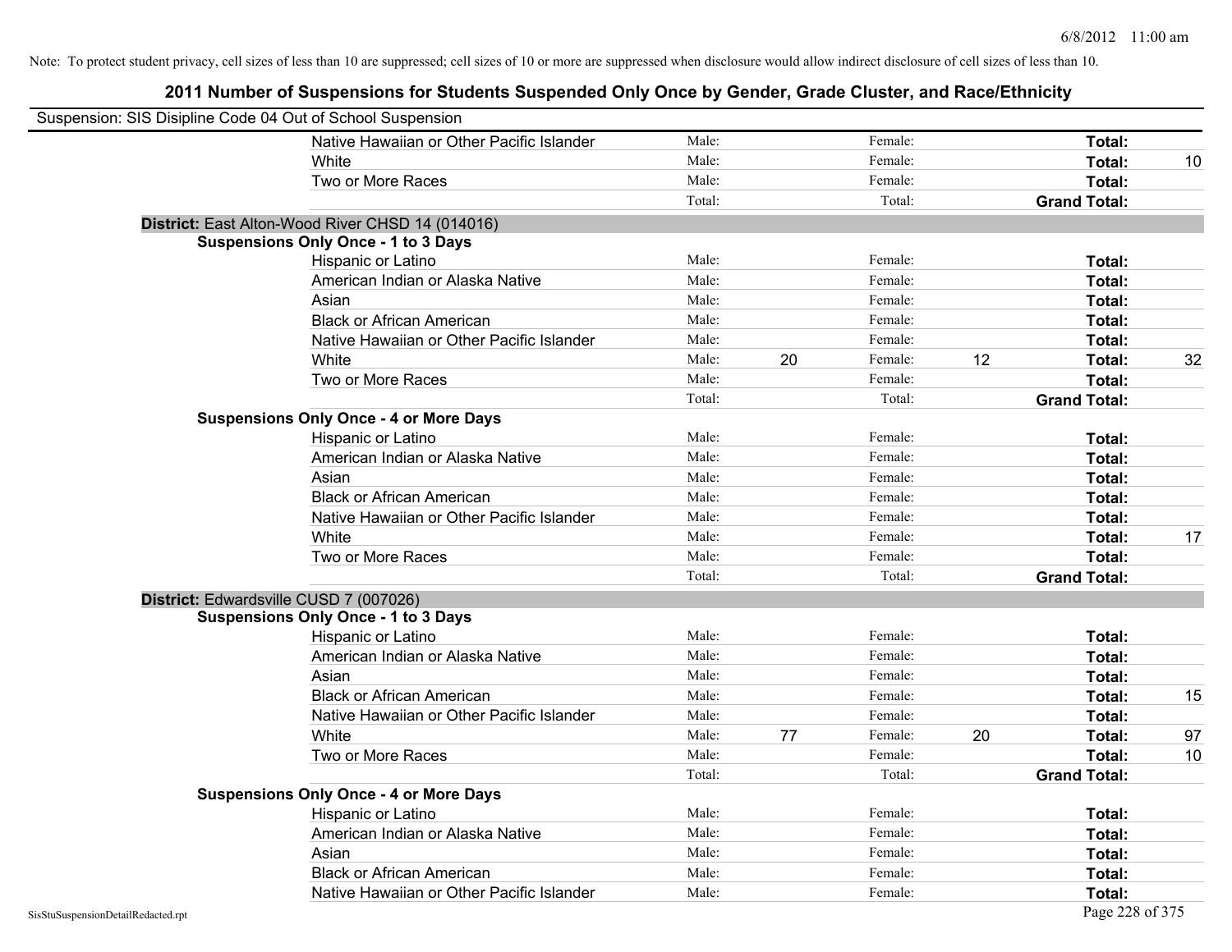Note: To protect student privacy, cell sizes of less than 10 are suppressed; cell sizes of 10 or more are suppressed when disclosure would allow indirect disclosure of cell sizes of less than 10.

## 2011 Number of Suspensions for Students Suspended Only Once by Gender, Grade Cluster, and Race/Ethnicity

Suspension: SIS Disipline Code 04 Out of School Suspension

| | | | | | | |
|---|---|---|---|---|---|---|
| Native Hawaiian or Other Pacific Islander | Male: | | Female: | | **Total:** | |
| White | Male: | | Female: | | **Total:** | 10 |
| Two or More Races | Male: | | Female: | | **Total:** | |
| | Total: | | Total: | | **Grand Total:** | |

**District:** East Alton-Wood River CHSD 14 (014016)

**Suspensions Only Once - 1 to 3 Days**

| | | | | | | |
|---|---|---|---|---|---|---|
| Hispanic or Latino | Male: | | Female: | | **Total:** | |
| American Indian or Alaska Native | Male: | | Female: | | **Total:** | |
| Asian | Male: | | Female: | | **Total:** | |
| Black or African American | Male: | | Female: | | **Total:** | |
| Native Hawaiian or Other Pacific Islander | Male: | | Female: | | **Total:** | |
| White | Male: | 20 | Female: | 12 | **Total:** | 32 |
| Two or More Races | Male: | | Female: | | **Total:** | |
| | Total: | | Total: | | **Grand Total:** | |

**Suspensions Only Once - 4 or More Days**

| | | | | | | |
|---|---|---|---|---|---|---|
| Hispanic or Latino | Male: | | Female: | | **Total:** | |
| American Indian or Alaska Native | Male: | | Female: | | **Total:** | |
| Asian | Male: | | Female: | | **Total:** | |
| Black or African American | Male: | | Female: | | **Total:** | |
| Native Hawaiian or Other Pacific Islander | Male: | | Female: | | **Total:** | |
| White | Male: | | Female: | | **Total:** | 17 |
| Two or More Races | Male: | | Female: | | **Total:** | |
| | Total: | | Total: | | **Grand Total:** | |

**District:** Edwardsville CUSD 7 (007026)

**Suspensions Only Once - 1 to 3 Days**

| | | | | | | |
|---|---|---|---|---|---|---|
| Hispanic or Latino | Male: | | Female: | | **Total:** | |
| American Indian or Alaska Native | Male: | | Female: | | **Total:** | |
| Asian | Male: | | Female: | | **Total:** | |
| Black or African American | Male: | | Female: | | **Total:** | 15 |
| Native Hawaiian or Other Pacific Islander | Male: | | Female: | | **Total:** | |
| White | Male: | 77 | Female: | 20 | **Total:** | 97 |
| Two or More Races | Male: | | Female: | | **Total:** | 10 |
| | Total: | | Total: | | **Grand Total:** | |

**Suspensions Only Once - 4 or More Days**

| | | | | | | |
|---|---|---|---|---|---|---|
| Hispanic or Latino | Male: | | Female: | | **Total:** | |
| American Indian or Alaska Native | Male: | | Female: | | **Total:** | |
| Asian | Male: | | Female: | | **Total:** | |
| Black or African American | Male: | | Female: | | **Total:** | |
| Native Hawaiian or Other Pacific Islander | Male: | | Female: | | **Total:** | |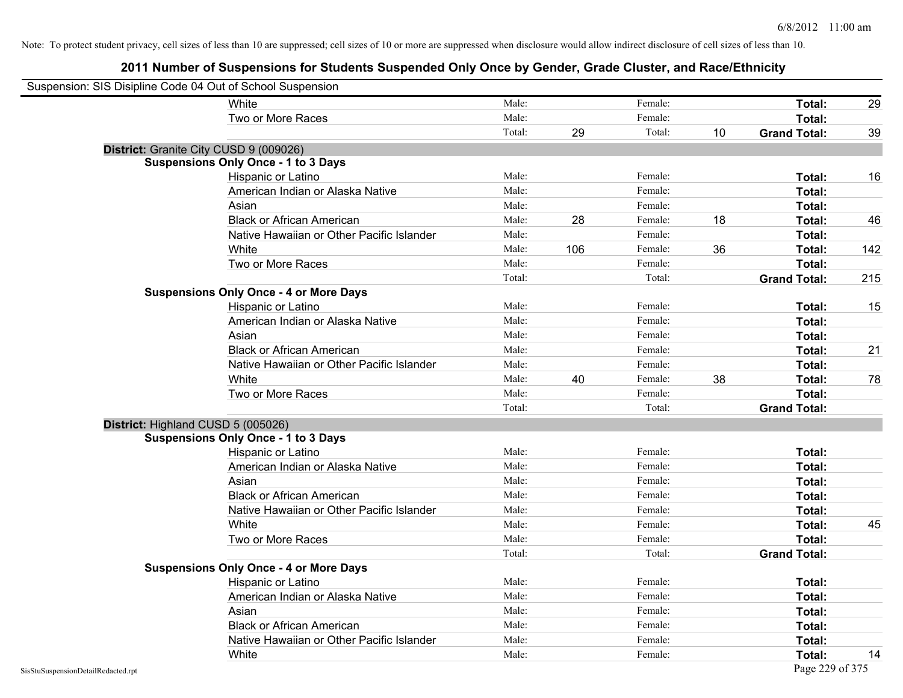Note: To protect student privacy, cell sizes of less than 10 are suppressed; cell sizes of 10 or more are suppressed when disclosure would allow indirect disclosure of cell sizes of less than 10.

# 2011 Number of Suspensions for Students Suspended Only Once by Gender, Grade Cluster, and Race/Ethnicity

Suspension: SIS Disipline Code 04 Out of School Suspension

| | | | | | | |
|---|---|---|---|---|---|---|
| White | Male: | | Female: | | **Total:** | 29 |
| Two or More Races | Male: | | Female: | | **Total:** | |
| | Total: | 29 | Total: | 10 | **Grand Total:** | 39 |

**District:** Granite City CUSD 9 (009026)

**Suspensions Only Once - 1 to 3 Days**

| | | | | | | |
|---|---|---|---|---|---|---|
| Hispanic or Latino | Male: | | Female: | | **Total:** | 16 |
| American Indian or Alaska Native | Male: | | Female: | | **Total:** | |
| Asian | Male: | | Female: | | **Total:** | |
| Black or African American | Male: | 28 | Female: | 18 | **Total:** | 46 |
| Native Hawaiian or Other Pacific Islander | Male: | | Female: | | **Total:** | |
| White | Male: | 106 | Female: | 36 | **Total:** | 142 |
| Two or More Races | Male: | | Female: | | **Total:** | |
| | Total: | | Total: | | **Grand Total:** | 215 |

**Suspensions Only Once - 4 or More Days**

| | | | | | | |
|---|---|---|---|---|---|---|
| Hispanic or Latino | Male: | | Female: | | **Total:** | 15 |
| American Indian or Alaska Native | Male: | | Female: | | **Total:** | |
| Asian | Male: | | Female: | | **Total:** | |
| Black or African American | Male: | | Female: | | **Total:** | 21 |
| Native Hawaiian or Other Pacific Islander | Male: | | Female: | | **Total:** | |
| White | Male: | 40 | Female: | 38 | **Total:** | 78 |
| Two or More Races | Male: | | Female: | | **Total:** | |
| | Total: | | Total: | | **Grand Total:** | |

**District:** Highland CUSD 5 (005026)

**Suspensions Only Once - 1 to 3 Days**

| | | | | | | |
|---|---|---|---|---|---|---|
| Hispanic or Latino | Male: | | Female: | | **Total:** | |
| American Indian or Alaska Native | Male: | | Female: | | **Total:** | |
| Asian | Male: | | Female: | | **Total:** | |
| Black or African American | Male: | | Female: | | **Total:** | |
| Native Hawaiian or Other Pacific Islander | Male: | | Female: | | **Total:** | |
| White | Male: | | Female: | | **Total:** | 45 |
| Two or More Races | Male: | | Female: | | **Total:** | |
| | Total: | | Total: | | **Grand Total:** | |

**Suspensions Only Once - 4 or More Days**

| | | | | | | |
|---|---|---|---|---|---|---|
| Hispanic or Latino | Male: | | Female: | | **Total:** | |
| American Indian or Alaska Native | Male: | | Female: | | **Total:** | |
| Asian | Male: | | Female: | | **Total:** | |
| Black or African American | Male: | | Female: | | **Total:** | |
| Native Hawaiian or Other Pacific Islander | Male: | | Female: | | **Total:** | |
| White | Male: | | Female: | | **Total:** | 14 |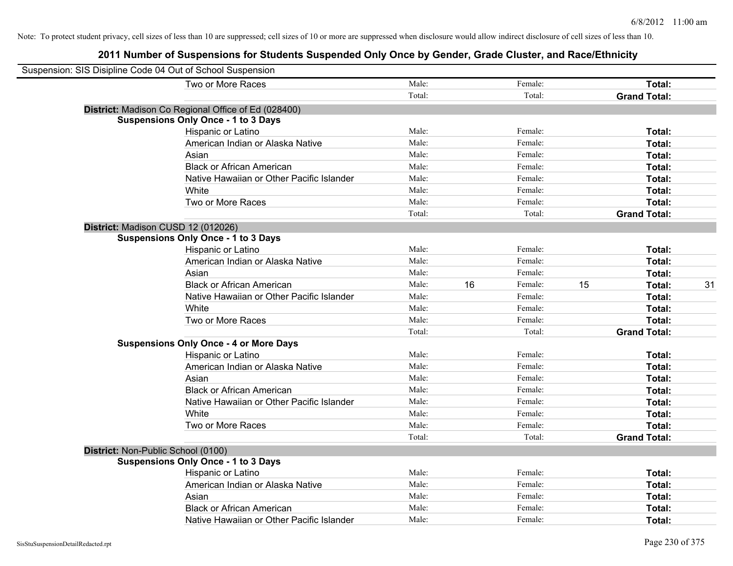Note: To protect student privacy, cell sizes of less than 10 are suppressed; cell sizes of 10 or more are suppressed when disclosure would allow indirect disclosure of cell sizes of less than 10.

# 2011 Number of Suspensions for Students Suspended Only Once by Gender, Grade Cluster, and Race/Ethnicity

Suspension: SIS Disipline Code 04 Out of School Suspension

| | Male: | | Female: | | Total: | |
|---|---|---|---|---|---|---|
| Two or More Races | Male: | | Female: | | **Total:** | |
| | Total: | | Total: | | **Grand Total:** | |

**District:** Madison Co Regional Office of Ed (028400)

**Suspensions Only Once - 1 to 3 Days**

| | | | | | | |
|---|---|---|---|---|---|---|
| Hispanic or Latino | Male: | | Female: | | **Total:** | |
| American Indian or Alaska Native | Male: | | Female: | | **Total:** | |
| Asian | Male: | | Female: | | **Total:** | |
| Black or African American | Male: | | Female: | | **Total:** | |
| Native Hawaiian or Other Pacific Islander | Male: | | Female: | | **Total:** | |
| White | Male: | | Female: | | **Total:** | |
| Two or More Races | Male: | | Female: | | **Total:** | |
| | Total: | | Total: | | **Grand Total:** | |

**District:** Madison CUSD 12 (012026)

**Suspensions Only Once - 1 to 3 Days**

| | | | | | | |
|---|---|---|---|---|---|---|
| Hispanic or Latino | Male: | | Female: | | **Total:** | |
| American Indian or Alaska Native | Male: | | Female: | | **Total:** | |
| Asian | Male: | | Female: | | **Total:** | |
| Black or African American | Male: | 16 | Female: | 15 | **Total:** | 31 |
| Native Hawaiian or Other Pacific Islander | Male: | | Female: | | **Total:** | |
| White | Male: | | Female: | | **Total:** | |
| Two or More Races | Male: | | Female: | | **Total:** | |
| | Total: | | Total: | | **Grand Total:** | |

**Suspensions Only Once - 4 or More Days**

| | | | | | | |
|---|---|---|---|---|---|---|
| Hispanic or Latino | Male: | | Female: | | **Total:** | |
| American Indian or Alaska Native | Male: | | Female: | | **Total:** | |
| Asian | Male: | | Female: | | **Total:** | |
| Black or African American | Male: | | Female: | | **Total:** | |
| Native Hawaiian or Other Pacific Islander | Male: | | Female: | | **Total:** | |
| White | Male: | | Female: | | **Total:** | |
| Two or More Races | Male: | | Female: | | **Total:** | |
| | Total: | | Total: | | **Grand Total:** | |

**District:** Non-Public School (0100)

**Suspensions Only Once - 1 to 3 Days**

| | | | | | | |
|---|---|---|---|---|---|---|
| Hispanic or Latino | Male: | | Female: | | **Total:** | |
| American Indian or Alaska Native | Male: | | Female: | | **Total:** | |
| Asian | Male: | | Female: | | **Total:** | |
| Black or African American | Male: | | Female: | | **Total:** | |
| Native Hawaiian or Other Pacific Islander | Male: | | Female: | | **Total:** | |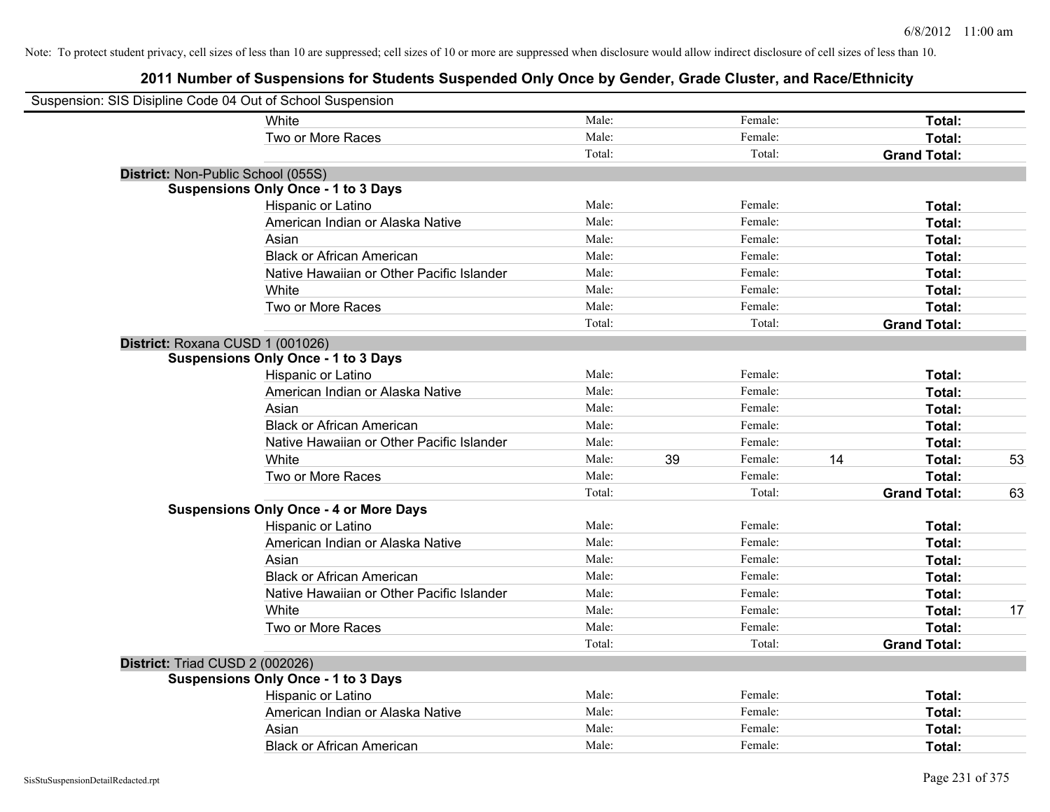Note: To protect student privacy, cell sizes of less than 10 are suppressed; cell sizes of 10 or more are suppressed when disclosure would allow indirect disclosure of cell sizes of less than 10.

## 2011 Number of Suspensions for Students Suspended Only Once by Gender, Grade Cluster, and Race/Ethnicity

Suspension: SIS Disipline Code 04 Out of School Suspension

| | | | | | | |
|---|---|---|---|---|---|---|
| White | Male: | | Female: | | Total: | |
| Two or More Races | Male: | | Female: | | Total: | |
| | Total: | | Total: | | Grand Total: | |

**District:** Non-Public School (055S)

**Suspensions Only Once - 1 to 3 Days**

| | | | | | | |
|---|---|---|---|---|---|---|
| Hispanic or Latino | Male: | | Female: | | Total: | |
| American Indian or Alaska Native | Male: | | Female: | | Total: | |
| Asian | Male: | | Female: | | Total: | |
| Black or African American | Male: | | Female: | | Total: | |
| Native Hawaiian or Other Pacific Islander | Male: | | Female: | | Total: | |
| White | Male: | | Female: | | Total: | |
| Two or More Races | Male: | | Female: | | Total: | |
| | Total: | | Total: | | Grand Total: | |

**District:** Roxana CUSD 1 (001026)

**Suspensions Only Once - 1 to 3 Days**

| | | | | | | |
|---|---|---|---|---|---|---|
| Hispanic or Latino | Male: | | Female: | | Total: | |
| American Indian or Alaska Native | Male: | | Female: | | Total: | |
| Asian | Male: | | Female: | | Total: | |
| Black or African American | Male: | | Female: | | Total: | |
| Native Hawaiian or Other Pacific Islander | Male: | | Female: | | Total: | |
| White | Male: | 39 | Female: | 14 | Total: | 53 |
| Two or More Races | Male: | | Female: | | Total: | |
| | Total: | | Total: | | Grand Total: | 63 |

**Suspensions Only Once - 4 or More Days**

| | | | | | | |
|---|---|---|---|---|---|---|
| Hispanic or Latino | Male: | | Female: | | Total: | |
| American Indian or Alaska Native | Male: | | Female: | | Total: | |
| Asian | Male: | | Female: | | Total: | |
| Black or African American | Male: | | Female: | | Total: | |
| Native Hawaiian or Other Pacific Islander | Male: | | Female: | | Total: | |
| White | Male: | | Female: | | Total: | 17 |
| Two or More Races | Male: | | Female: | | Total: | |
| | Total: | | Total: | | Grand Total: | |

**District:** Triad CUSD 2 (002026)

**Suspensions Only Once - 1 to 3 Days**

| | | | | | | |
|---|---|---|---|---|---|---|
| Hispanic or Latino | Male: | | Female: | | Total: | |
| American Indian or Alaska Native | Male: | | Female: | | Total: | |
| Asian | Male: | | Female: | | Total: | |
| Black or African American | Male: | | Female: | | Total: | |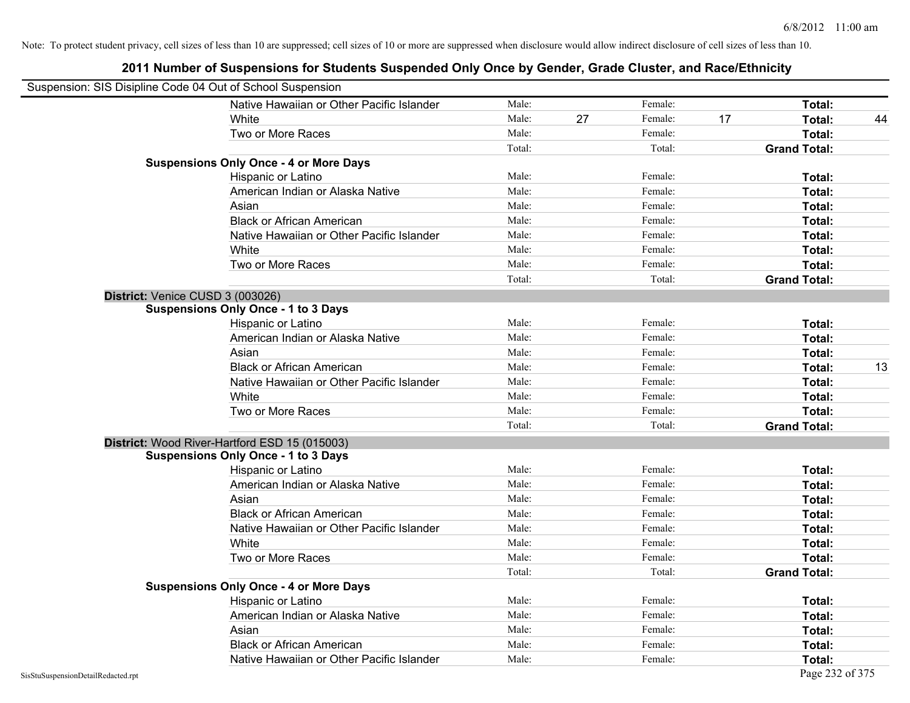Note: To protect student privacy, cell sizes of less than 10 are suppressed; cell sizes of 10 or more are suppressed when disclosure would allow indirect disclosure of cell sizes of less than 10.

# 2011 Number of Suspensions for Students Suspended Only Once by Gender, Grade Cluster, and Race/Ethnicity

Suspension: SIS Disipline Code 04 Out of School Suspension

| | | | | | | |
|---|---|---|---|---|---|---|
| Native Hawaiian or Other Pacific Islander | Male: | | Female: | | **Total:** | |
| White | Male: | 27 | Female: | 17 | **Total:** | 44 |
| Two or More Races | Male: | | Female: | | **Total:** | |
| | Total: | | Total: | | **Grand Total:** | |

**Suspensions Only Once - 4 or More Days**

| | | | | | | |
|---|---|---|---|---|---|---|
| Hispanic or Latino | Male: | | Female: | | **Total:** | |
| American Indian or Alaska Native | Male: | | Female: | | **Total:** | |
| Asian | Male: | | Female: | | **Total:** | |
| Black or African American | Male: | | Female: | | **Total:** | |
| Native Hawaiian or Other Pacific Islander | Male: | | Female: | | **Total:** | |
| White | Male: | | Female: | | **Total:** | |
| Two or More Races | Male: | | Female: | | **Total:** | |
| | Total: | | Total: | | **Grand Total:** | |

## District: Venice CUSD 3 (003026)

**Suspensions Only Once - 1 to 3 Days**

| | | | | | | |
|---|---|---|---|---|---|---|
| Hispanic or Latino | Male: | | Female: | | **Total:** | |
| American Indian or Alaska Native | Male: | | Female: | | **Total:** | |
| Asian | Male: | | Female: | | **Total:** | |
| Black or African American | Male: | | Female: | | **Total:** | 13 |
| Native Hawaiian or Other Pacific Islander | Male: | | Female: | | **Total:** | |
| White | Male: | | Female: | | **Total:** | |
| Two or More Races | Male: | | Female: | | **Total:** | |
| | Total: | | Total: | | **Grand Total:** | |

## District: Wood River-Hartford ESD 15 (015003)

**Suspensions Only Once - 1 to 3 Days**

| | | | | | | |
|---|---|---|---|---|---|---|
| Hispanic or Latino | Male: | | Female: | | **Total:** | |
| American Indian or Alaska Native | Male: | | Female: | | **Total:** | |
| Asian | Male: | | Female: | | **Total:** | |
| Black or African American | Male: | | Female: | | **Total:** | |
| Native Hawaiian or Other Pacific Islander | Male: | | Female: | | **Total:** | |
| White | Male: | | Female: | | **Total:** | |
| Two or More Races | Male: | | Female: | | **Total:** | |
| | Total: | | Total: | | **Grand Total:** | |

**Suspensions Only Once - 4 or More Days**

| | | | | | | |
|---|---|---|---|---|---|---|
| Hispanic or Latino | Male: | | Female: | | **Total:** | |
| American Indian or Alaska Native | Male: | | Female: | | **Total:** | |
| Asian | Male: | | Female: | | **Total:** | |
| Black or African American | Male: | | Female: | | **Total:** | |
| Native Hawaiian or Other Pacific Islander | Male: | | Female: | | **Total:** | |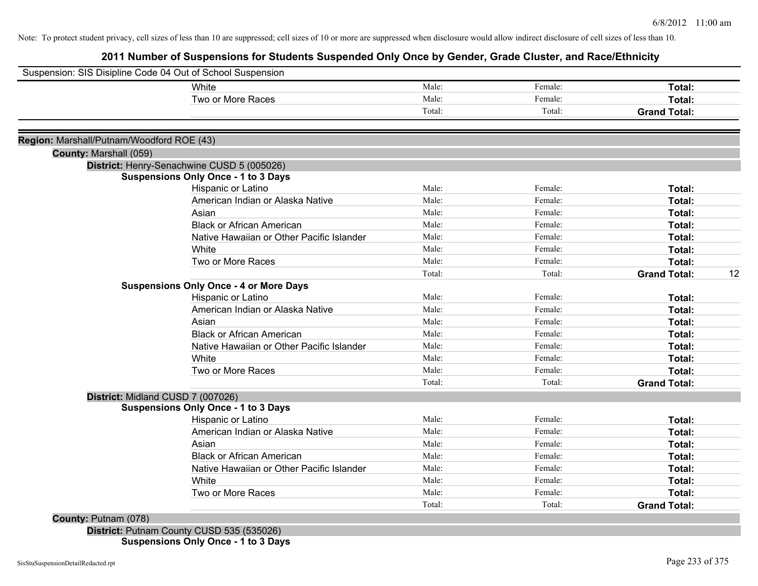Note: To protect student privacy, cell sizes of less than 10 are suppressed; cell sizes of 10 or more are suppressed when disclosure would allow indirect disclosure of cell sizes of less than 10.

# 2011 Number of Suspensions for Students Suspended Only Once by Gender, Grade Cluster, and Race/Ethnicity

Suspension: SIS Disipline Code 04 Out of School Suspension

| | | | | |
|---|---|---|---|---|
| White | Male: | Female: | **Total:** | |
| Two or More Races | Male: | Female: | **Total:** | |
| | Total: | Total: | **Grand Total:** | |

**Region:** Marshall/Putnam/Woodford ROE (43)

**County:** Marshall (059)

**District:** Henry-Senachwine CUSD 5 (005026)

**Suspensions Only Once - 1 to 3 Days**

| | | | | |
|---|---|---|---|---|
| Hispanic or Latino | Male: | Female: | **Total:** | |
| American Indian or Alaska Native | Male: | Female: | **Total:** | |
| Asian | Male: | Female: | **Total:** | |
| Black or African American | Male: | Female: | **Total:** | |
| Native Hawaiian or Other Pacific Islander | Male: | Female: | **Total:** | |
| White | Male: | Female: | **Total:** | |
| Two or More Races | Male: | Female: | **Total:** | |
| | Total: | Total: | **Grand Total:** | 12 |

**Suspensions Only Once - 4 or More Days**

| | | | | |
|---|---|---|---|---|
| Hispanic or Latino | Male: | Female: | **Total:** | |
| American Indian or Alaska Native | Male: | Female: | **Total:** | |
| Asian | Male: | Female: | **Total:** | |
| Black or African American | Male: | Female: | **Total:** | |
| Native Hawaiian or Other Pacific Islander | Male: | Female: | **Total:** | |
| White | Male: | Female: | **Total:** | |
| Two or More Races | Male: | Female: | **Total:** | |
| | Total: | Total: | **Grand Total:** | |

**District:** Midland CUSD 7 (007026)

**Suspensions Only Once - 1 to 3 Days**

| | | | | |
|---|---|---|---|---|
| Hispanic or Latino | Male: | Female: | **Total:** | |
| American Indian or Alaska Native | Male: | Female: | **Total:** | |
| Asian | Male: | Female: | **Total:** | |
| Black or African American | Male: | Female: | **Total:** | |
| Native Hawaiian or Other Pacific Islander | Male: | Female: | **Total:** | |
| White | Male: | Female: | **Total:** | |
| Two or More Races | Male: | Female: | **Total:** | |
| | Total: | Total: | **Grand Total:** | |

**County:** Putnam (078)

**District:** Putnam County CUSD 535 (535026)

**Suspensions Only Once - 1 to 3 Days**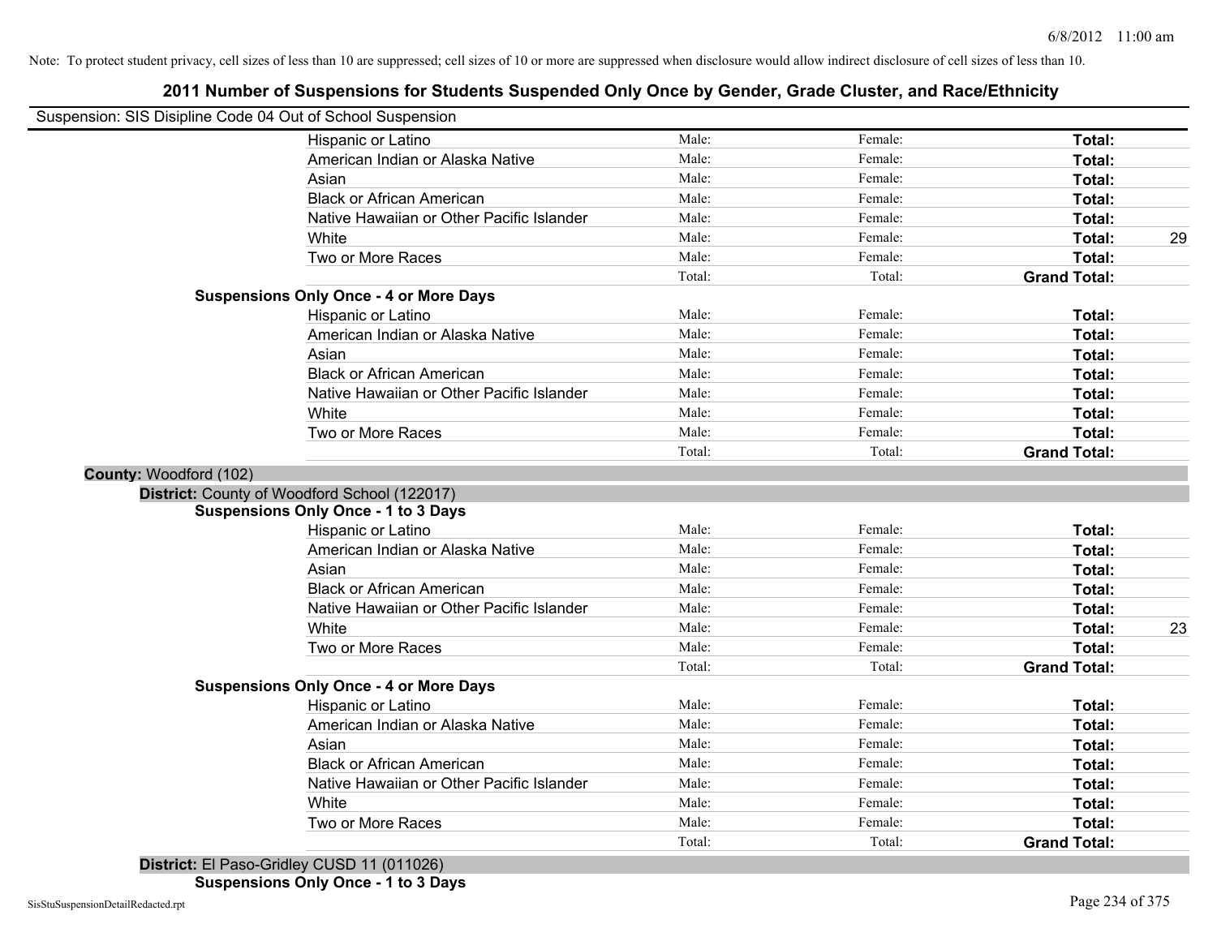Note: To protect student privacy, cell sizes of less than 10 are suppressed; cell sizes of 10 or more are suppressed when disclosure would allow indirect disclosure of cell sizes of less than 10.

# 2011 Number of Suspensions for Students Suspended Only Once by Gender, Grade Cluster, and Race/Ethnicity

Suspension: SIS Disipline Code 04 Out of School Suspension

| | Male | Female | Total |
|---|---|---|---|
| Hispanic or Latino | Male: | Female: | Total: |
| American Indian or Alaska Native | Male: | Female: | Total: |
| Asian | Male: | Female: | Total: |
| Black or African American | Male: | Female: | Total: |
| Native Hawaiian or Other Pacific Islander | Male: | Female: | Total: |
| White | Male: | Female: | Total: 29 |
| Two or More Races | Male: | Female: | Total: |
| | Total: | Total: | Grand Total: |

**Suspensions Only Once - 4 or More Days**

| | Male | Female | Total |
|---|---|---|---|
| Hispanic or Latino | Male: | Female: | Total: |
| American Indian or Alaska Native | Male: | Female: | Total: |
| Asian | Male: | Female: | Total: |
| Black or African American | Male: | Female: | Total: |
| Native Hawaiian or Other Pacific Islander | Male: | Female: | Total: |
| White | Male: | Female: | Total: |
| Two or More Races | Male: | Female: | Total: |
| | Total: | Total: | Grand Total: |

**County:** Woodford (102)

**District:** County of Woodford School (122017)

**Suspensions Only Once - 1 to 3 Days**

| | Male | Female | Total |
|---|---|---|---|
| Hispanic or Latino | Male: | Female: | Total: |
| American Indian or Alaska Native | Male: | Female: | Total: |
| Asian | Male: | Female: | Total: |
| Black or African American | Male: | Female: | Total: |
| Native Hawaiian or Other Pacific Islander | Male: | Female: | Total: |
| White | Male: | Female: | Total: 23 |
| Two or More Races | Male: | Female: | Total: |
| | Total: | Total: | Grand Total: |

**Suspensions Only Once - 4 or More Days**

| | Male | Female | Total |
|---|---|---|---|
| Hispanic or Latino | Male: | Female: | Total: |
| American Indian or Alaska Native | Male: | Female: | Total: |
| Asian | Male: | Female: | Total: |
| Black or African American | Male: | Female: | Total: |
| Native Hawaiian or Other Pacific Islander | Male: | Female: | Total: |
| White | Male: | Female: | Total: |
| Two or More Races | Male: | Female: | Total: |
| | Total: | Total: | Grand Total: |

**District:** El Paso-Gridley CUSD 11 (011026)

**Suspensions Only Once - 1 to 3 Days**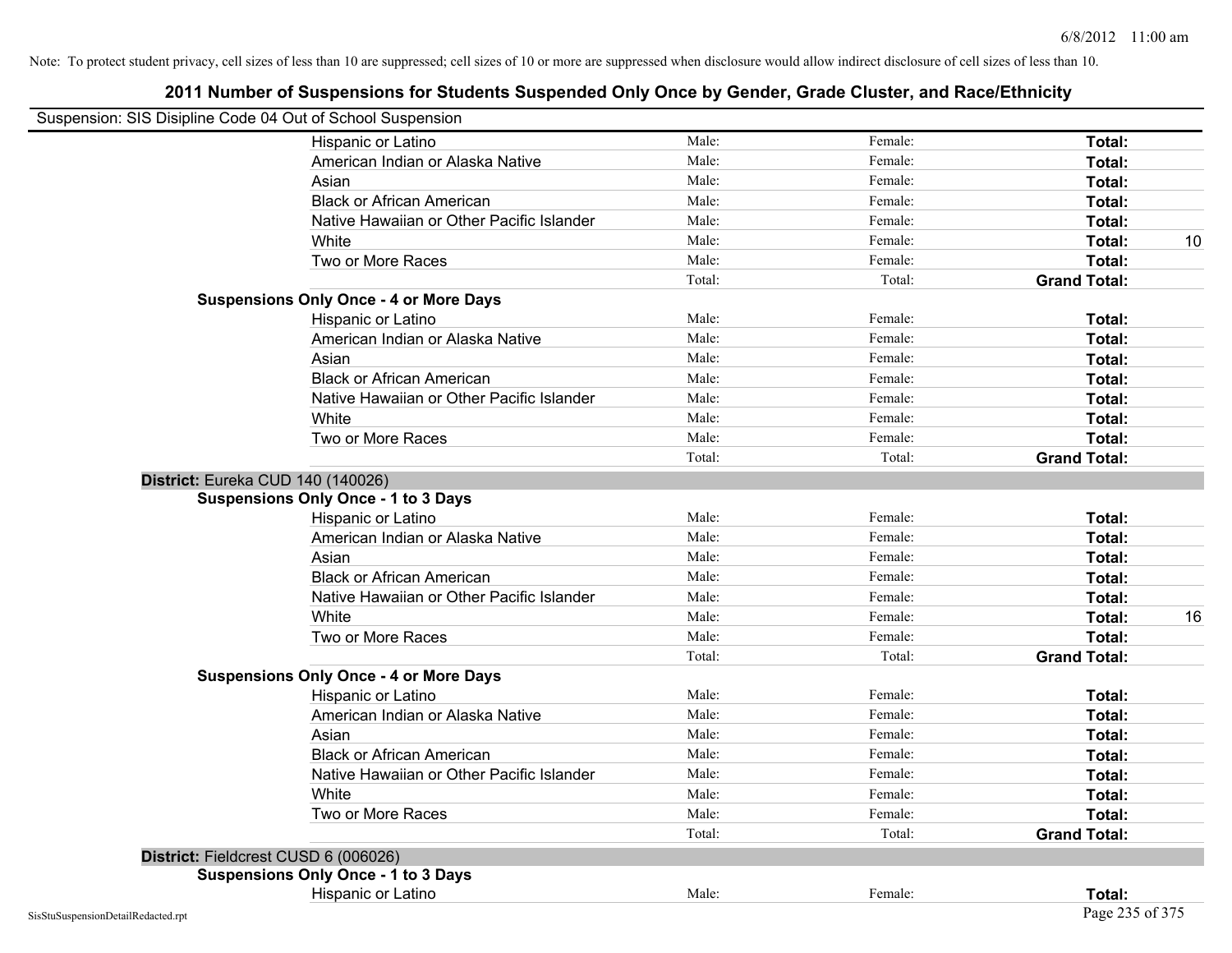Note: To protect student privacy, cell sizes of less than 10 are suppressed; cell sizes of 10 or more are suppressed when disclosure would allow indirect disclosure of cell sizes of less than 10.

# 2011 Number of Suspensions for Students Suspended Only Once by Gender, Grade Cluster, and Race/Ethnicity

Suspension: SIS Disipline Code 04 Out of School Suspension

| | | | | | |
|---|---|---|---|---|---|
| | Hispanic or Latino | Male: | Female: | **Total:** | |
| | American Indian or Alaska Native | Male: | Female: | **Total:** | |
| | Asian | Male: | Female: | **Total:** | |
| | Black or African American | Male: | Female: | **Total:** | |
| | Native Hawaiian or Other Pacific Islander | Male: | Female: | **Total:** | |
| | White | Male: | Female: | **Total:** | 10 |
| | Two or More Races | Male: | Female: | **Total:** | |
| | | Total: | Total: | **Grand Total:** | |
| **Suspensions Only Once - 4 or More Days** | | | | | |
| | Hispanic or Latino | Male: | Female: | **Total:** | |
| | American Indian or Alaska Native | Male: | Female: | **Total:** | |
| | Asian | Male: | Female: | **Total:** | |
| | Black or African American | Male: | Female: | **Total:** | |
| | Native Hawaiian or Other Pacific Islander | Male: | Female: | **Total:** | |
| | White | Male: | Female: | **Total:** | |
| | Two or More Races | Male: | Female: | **Total:** | |
| | | Total: | Total: | **Grand Total:** | |
| **District:** Eureka CUD 140 (140026) | | | | | |
| **Suspensions Only Once - 1 to 3 Days** | | | | | |
| | Hispanic or Latino | Male: | Female: | **Total:** | |
| | American Indian or Alaska Native | Male: | Female: | **Total:** | |
| | Asian | Male: | Female: | **Total:** | |
| | Black or African American | Male: | Female: | **Total:** | |
| | Native Hawaiian or Other Pacific Islander | Male: | Female: | **Total:** | |
| | White | Male: | Female: | **Total:** | 16 |
| | Two or More Races | Male: | Female: | **Total:** | |
| | | Total: | Total: | **Grand Total:** | |
| **Suspensions Only Once - 4 or More Days** | | | | | |
| | Hispanic or Latino | Male: | Female: | **Total:** | |
| | American Indian or Alaska Native | Male: | Female: | **Total:** | |
| | Asian | Male: | Female: | **Total:** | |
| | Black or African American | Male: | Female: | **Total:** | |
| | Native Hawaiian or Other Pacific Islander | Male: | Female: | **Total:** | |
| | White | Male: | Female: | **Total:** | |
| | Two or More Races | Male: | Female: | **Total:** | |
| | | Total: | Total: | **Grand Total:** | |
| **District:** Fieldcrest CUSD 6 (006026) | | | | | |
| **Suspensions Only Once - 1 to 3 Days** | | | | | |
| | Hispanic or Latino | Male: | Female: | **Total:** | |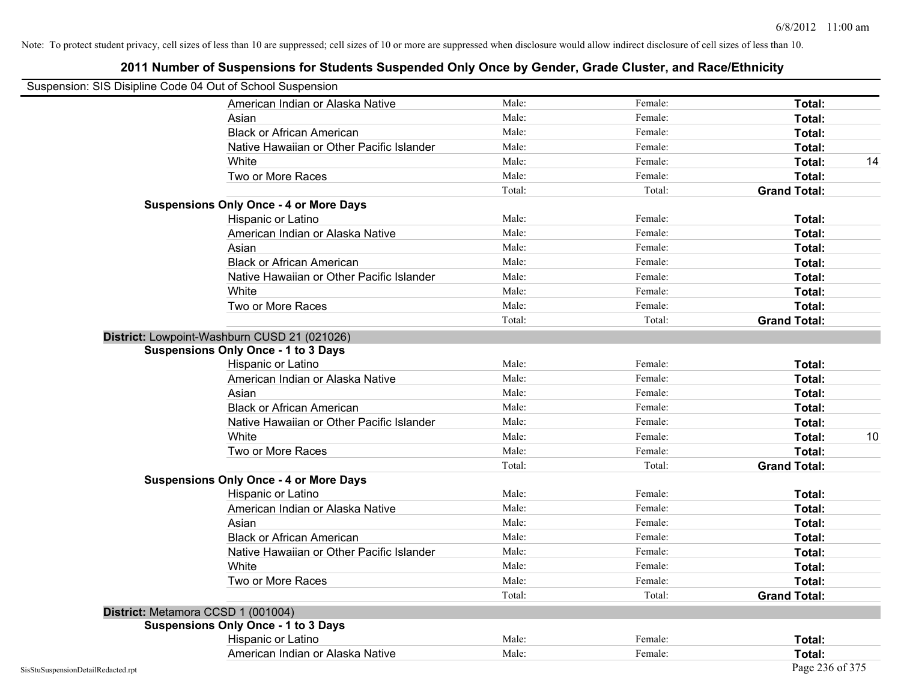Note: To protect student privacy, cell sizes of less than 10 are suppressed; cell sizes of 10 or more are suppressed when disclosure would allow indirect disclosure of cell sizes of less than 10.

## 2011 Number of Suspensions for Students Suspended Only Once by Gender, Grade Cluster, and Race/Ethnicity

Suspension: SIS Disipline Code 04 Out of School Suspension

| | | | | |
|---|---|---|---|---|
| American Indian or Alaska Native | Male: | Female: | **Total:** | |
| Asian | Male: | Female: | **Total:** | |
| Black or African American | Male: | Female: | **Total:** | |
| Native Hawaiian or Other Pacific Islander | Male: | Female: | **Total:** | |
| White | Male: | Female: | **Total:** | 14 |
| Two or More Races | Male: | Female: | **Total:** | |
| | Total: | Total: | **Grand Total:** | |

**Suspensions Only Once - 4 or More Days**

| | | | | |
|---|---|---|---|---|
| Hispanic or Latino | Male: | Female: | **Total:** | |
| American Indian or Alaska Native | Male: | Female: | **Total:** | |
| Asian | Male: | Female: | **Total:** | |
| Black or African American | Male: | Female: | **Total:** | |
| Native Hawaiian or Other Pacific Islander | Male: | Female: | **Total:** | |
| White | Male: | Female: | **Total:** | |
| Two or More Races | Male: | Female: | **Total:** | |
| | Total: | Total: | **Grand Total:** | |

### District: Lowpoint-Washburn CUSD 21 (021026)

**Suspensions Only Once - 1 to 3 Days**

| | | | | |
|---|---|---|---|---|
| Hispanic or Latino | Male: | Female: | **Total:** | |
| American Indian or Alaska Native | Male: | Female: | **Total:** | |
| Asian | Male: | Female: | **Total:** | |
| Black or African American | Male: | Female: | **Total:** | |
| Native Hawaiian or Other Pacific Islander | Male: | Female: | **Total:** | |
| White | Male: | Female: | **Total:** | 10 |
| Two or More Races | Male: | Female: | **Total:** | |
| | Total: | Total: | **Grand Total:** | |

**Suspensions Only Once - 4 or More Days**

| | | | | |
|---|---|---|---|---|
| Hispanic or Latino | Male: | Female: | **Total:** | |
| American Indian or Alaska Native | Male: | Female: | **Total:** | |
| Asian | Male: | Female: | **Total:** | |
| Black or African American | Male: | Female: | **Total:** | |
| Native Hawaiian or Other Pacific Islander | Male: | Female: | **Total:** | |
| White | Male: | Female: | **Total:** | |
| Two or More Races | Male: | Female: | **Total:** | |
| | Total: | Total: | **Grand Total:** | |

### District: Metamora CCSD 1 (001004)

**Suspensions Only Once - 1 to 3 Days**

| | | | | |
|---|---|---|---|---|
| Hispanic or Latino | Male: | Female: | **Total:** | |
| American Indian or Alaska Native | Male: | Female: | **Total:** | |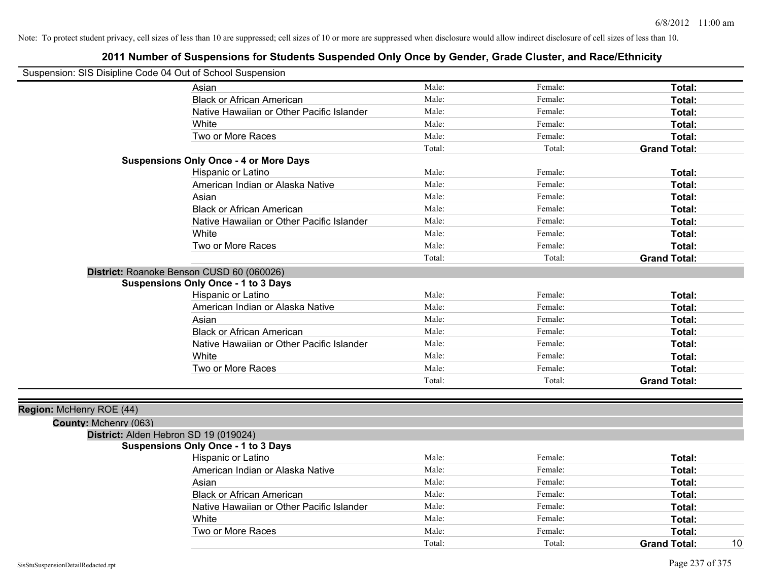Note: To protect student privacy, cell sizes of less than 10 are suppressed; cell sizes of 10 or more are suppressed when disclosure would allow indirect disclosure of cell sizes of less than 10.

# 2011 Number of Suspensions for Students Suspended Only Once by Gender, Grade Cluster, and Race/Ethnicity

Suspension: SIS Disipline Code 04 Out of School Suspension

| | | | | |
|---|---|---|---|---|
| Asian | Male: | Female: | **Total:** | |
| Black or African American | Male: | Female: | **Total:** | |
| Native Hawaiian or Other Pacific Islander | Male: | Female: | **Total:** | |
| White | Male: | Female: | **Total:** | |
| Two or More Races | Male: | Female: | **Total:** | |
| | Total: | Total: | **Grand Total:** | |

**Suspensions Only Once - 4 or More Days**

| | | | | |
|---|---|---|---|---|
| Hispanic or Latino | Male: | Female: | **Total:** | |
| American Indian or Alaska Native | Male: | Female: | **Total:** | |
| Asian | Male: | Female: | **Total:** | |
| Black or African American | Male: | Female: | **Total:** | |
| Native Hawaiian or Other Pacific Islander | Male: | Female: | **Total:** | |
| White | Male: | Female: | **Total:** | |
| Two or More Races | Male: | Female: | **Total:** | |
| | Total: | Total: | **Grand Total:** | |

**District:** Roanoke Benson CUSD 60 (060026)

**Suspensions Only Once - 1 to 3 Days**

| | | | | |
|---|---|---|---|---|
| Hispanic or Latino | Male: | Female: | **Total:** | |
| American Indian or Alaska Native | Male: | Female: | **Total:** | |
| Asian | Male: | Female: | **Total:** | |
| Black or African American | Male: | Female: | **Total:** | |
| Native Hawaiian or Other Pacific Islander | Male: | Female: | **Total:** | |
| White | Male: | Female: | **Total:** | |
| Two or More Races | Male: | Female: | **Total:** | |
| | Total: | Total: | **Grand Total:** | |

**Region:** McHenry ROE (44)

**County:** Mchenry (063)

**District:** Alden Hebron SD 19 (019024)

**Suspensions Only Once - 1 to 3 Days**

| | | | | |
|---|---|---|---|---|
| Hispanic or Latino | Male: | Female: | **Total:** | |
| American Indian or Alaska Native | Male: | Female: | **Total:** | |
| Asian | Male: | Female: | **Total:** | |
| Black or African American | Male: | Female: | **Total:** | |
| Native Hawaiian or Other Pacific Islander | Male: | Female: | **Total:** | |
| White | Male: | Female: | **Total:** | |
| Two or More Races | Male: | Female: | **Total:** | |
| | Total: | Total: | **Grand Total:** | 10 |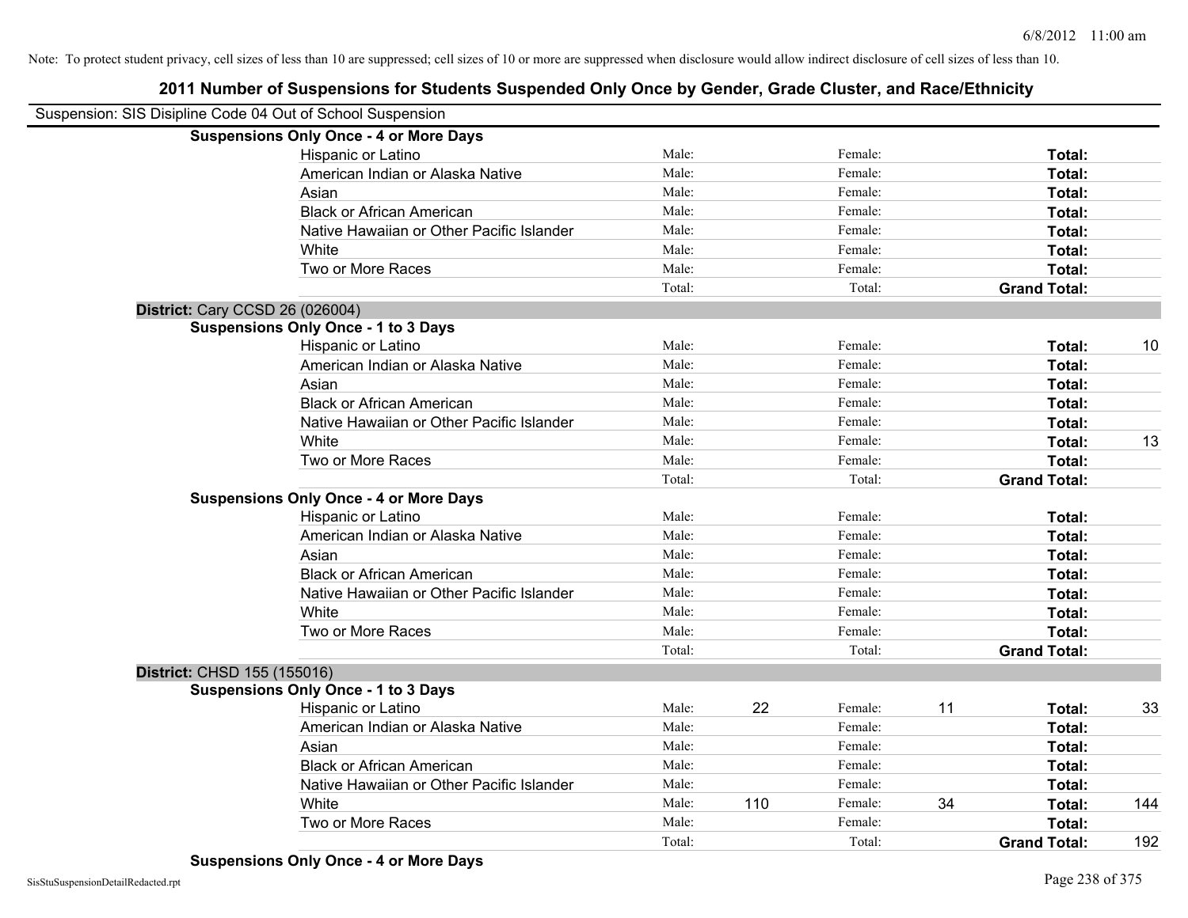Note: To protect student privacy, cell sizes of less than 10 are suppressed; cell sizes of 10 or more are suppressed when disclosure would allow indirect disclosure of cell sizes of less than 10.

# 2011 Number of Suspensions for Students Suspended Only Once by Gender, Grade Cluster, and Race/Ethnicity

Suspension: SIS Disipline Code 04 Out of School Suspension

**Suspensions Only Once - 4 or More Days**

| | | | | | | |
|---|---|---|---|---|---|---|
| Hispanic or Latino | Male: | | Female: | | **Total:** | |
| American Indian or Alaska Native | Male: | | Female: | | **Total:** | |
| Asian | Male: | | Female: | | **Total:** | |
| Black or African American | Male: | | Female: | | **Total:** | |
| Native Hawaiian or Other Pacific Islander | Male: | | Female: | | **Total:** | |
| White | Male: | | Female: | | **Total:** | |
| Two or More Races | Male: | | Female: | | **Total:** | |
| | Total: | | Total: | | **Grand Total:** | |

## District: Cary CCSD 26 (026004)

**Suspensions Only Once - 1 to 3 Days**

| | | | | | | |
|---|---|---|---|---|---|---|
| Hispanic or Latino | Male: | | Female: | | **Total:** | 10 |
| American Indian or Alaska Native | Male: | | Female: | | **Total:** | |
| Asian | Male: | | Female: | | **Total:** | |
| Black or African American | Male: | | Female: | | **Total:** | |
| Native Hawaiian or Other Pacific Islander | Male: | | Female: | | **Total:** | |
| White | Male: | | Female: | | **Total:** | 13 |
| Two or More Races | Male: | | Female: | | **Total:** | |
| | Total: | | Total: | | **Grand Total:** | |

**Suspensions Only Once - 4 or More Days**

| | | | | | | |
|---|---|---|---|---|---|---|
| Hispanic or Latino | Male: | | Female: | | **Total:** | |
| American Indian or Alaska Native | Male: | | Female: | | **Total:** | |
| Asian | Male: | | Female: | | **Total:** | |
| Black or African American | Male: | | Female: | | **Total:** | |
| Native Hawaiian or Other Pacific Islander | Male: | | Female: | | **Total:** | |
| White | Male: | | Female: | | **Total:** | |
| Two or More Races | Male: | | Female: | | **Total:** | |
| | Total: | | Total: | | **Grand Total:** | |

## District: CHSD 155 (155016)

**Suspensions Only Once - 1 to 3 Days**

| | | | | | | |
|---|---|---|---|---|---|---|
| Hispanic or Latino | Male: | 22 | Female: | 11 | **Total:** | 33 |
| American Indian or Alaska Native | Male: | | Female: | | **Total:** | |
| Asian | Male: | | Female: | | **Total:** | |
| Black or African American | Male: | | Female: | | **Total:** | |
| Native Hawaiian or Other Pacific Islander | Male: | | Female: | | **Total:** | |
| White | Male: | 110 | Female: | 34 | **Total:** | 144 |
| Two or More Races | Male: | | Female: | | **Total:** | |
| | Total: | | Total: | | **Grand Total:** | 192 |

**Suspensions Only Once - 4 or More Days**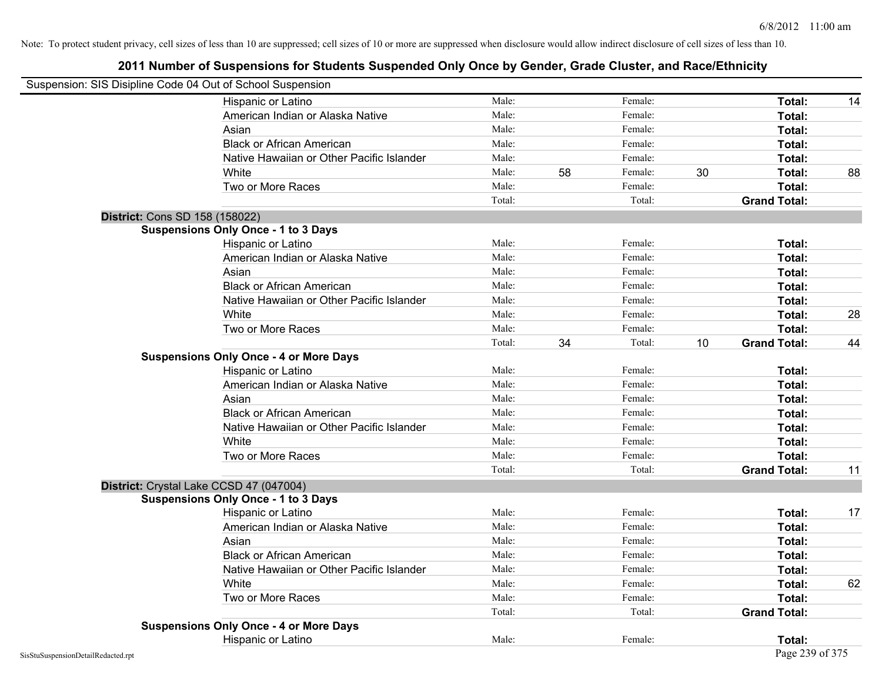Note: To protect student privacy, cell sizes of less than 10 are suppressed; cell sizes of 10 or more are suppressed when disclosure would allow indirect disclosure of cell sizes of less than 10.

# 2011 Number of Suspensions for Students Suspended Only Once by Gender, Grade Cluster, and Race/Ethnicity

Suspension: SIS Disipline Code 04 Out of School Suspension

| | | | | | | |
|---|---|---|---|---|---|---|
| Hispanic or Latino | Male: | | Female: | | **Total:** | 14 |
| American Indian or Alaska Native | Male: | | Female: | | **Total:** | |
| Asian | Male: | | Female: | | **Total:** | |
| Black or African American | Male: | | Female: | | **Total:** | |
| Native Hawaiian or Other Pacific Islander | Male: | | Female: | | **Total:** | |
| White | Male: | 58 | Female: | 30 | **Total:** | 88 |
| Two or More Races | Male: | | Female: | | **Total:** | |
| | Total: | | Total: | | **Grand Total:** | |

**District:** Cons SD 158 (158022)

**Suspensions Only Once - 1 to 3 Days**

| | | | | | | |
|---|---|---|---|---|---|---|
| Hispanic or Latino | Male: | | Female: | | **Total:** | |
| American Indian or Alaska Native | Male: | | Female: | | **Total:** | |
| Asian | Male: | | Female: | | **Total:** | |
| Black or African American | Male: | | Female: | | **Total:** | |
| Native Hawaiian or Other Pacific Islander | Male: | | Female: | | **Total:** | |
| White | Male: | | Female: | | **Total:** | 28 |
| Two or More Races | Male: | | Female: | | **Total:** | |
| | Total: | 34 | Total: | 10 | **Grand Total:** | 44 |

**Suspensions Only Once - 4 or More Days**

| | | | | | | |
|---|---|---|---|---|---|---|
| Hispanic or Latino | Male: | | Female: | | **Total:** | |
| American Indian or Alaska Native | Male: | | Female: | | **Total:** | |
| Asian | Male: | | Female: | | **Total:** | |
| Black or African American | Male: | | Female: | | **Total:** | |
| Native Hawaiian or Other Pacific Islander | Male: | | Female: | | **Total:** | |
| White | Male: | | Female: | | **Total:** | |
| Two or More Races | Male: | | Female: | | **Total:** | |
| | Total: | | Total: | | **Grand Total:** | 11 |

**District:** Crystal Lake CCSD 47 (047004)

**Suspensions Only Once - 1 to 3 Days**

| | | | | | | |
|---|---|---|---|---|---|---|
| Hispanic or Latino | Male: | | Female: | | **Total:** | 17 |
| American Indian or Alaska Native | Male: | | Female: | | **Total:** | |
| Asian | Male: | | Female: | | **Total:** | |
| Black or African American | Male: | | Female: | | **Total:** | |
| Native Hawaiian or Other Pacific Islander | Male: | | Female: | | **Total:** | |
| White | Male: | | Female: | | **Total:** | 62 |
| Two or More Races | Male: | | Female: | | **Total:** | |
| | Total: | | Total: | | **Grand Total:** | |

**Suspensions Only Once - 4 or More Days**

| | | | | | | |
|---|---|---|---|---|---|---|
| Hispanic or Latino | Male: | | Female: | | **Total:** | |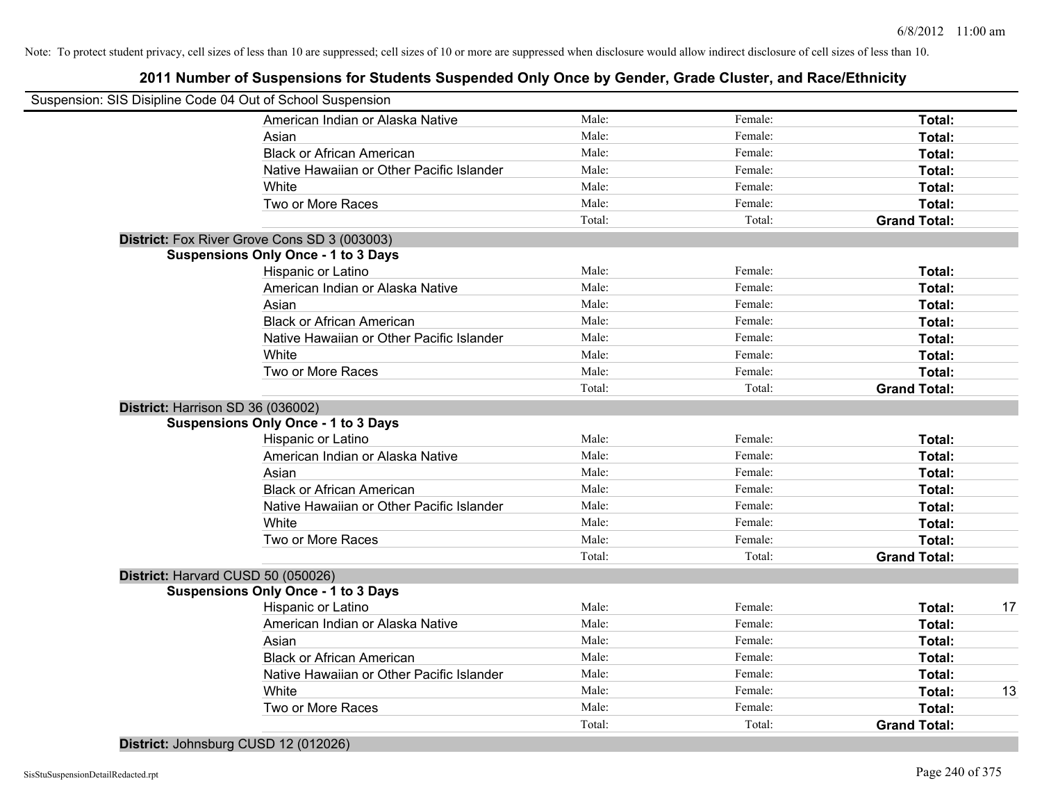Note: To protect student privacy, cell sizes of less than 10 are suppressed; cell sizes of 10 or more are suppressed when disclosure would allow indirect disclosure of cell sizes of less than 10.

# 2011 Number of Suspensions for Students Suspended Only Once by Gender, Grade Cluster, and Race/Ethnicity

Suspension: SIS Disipline Code 04 Out of School Suspension

| | | | | |
|---|---|---|---|---|
| American Indian or Alaska Native | Male: | Female: | **Total:** | |
| Asian | Male: | Female: | **Total:** | |
| Black or African American | Male: | Female: | **Total:** | |
| Native Hawaiian or Other Pacific Islander | Male: | Female: | **Total:** | |
| White | Male: | Female: | **Total:** | |
| Two or More Races | Male: | Female: | **Total:** | |
| | Total: | Total: | **Grand Total:** | |

**District:** Fox River Grove Cons SD 3 (003003)

**Suspensions Only Once - 1 to 3 Days**

| | | | | |
|---|---|---|---|---|
| Hispanic or Latino | Male: | Female: | **Total:** | |
| American Indian or Alaska Native | Male: | Female: | **Total:** | |
| Asian | Male: | Female: | **Total:** | |
| Black or African American | Male: | Female: | **Total:** | |
| Native Hawaiian or Other Pacific Islander | Male: | Female: | **Total:** | |
| White | Male: | Female: | **Total:** | |
| Two or More Races | Male: | Female: | **Total:** | |
| | Total: | Total: | **Grand Total:** | |

**District:** Harrison SD 36 (036002)

**Suspensions Only Once - 1 to 3 Days**

| | | | | |
|---|---|---|---|---|
| Hispanic or Latino | Male: | Female: | **Total:** | |
| American Indian or Alaska Native | Male: | Female: | **Total:** | |
| Asian | Male: | Female: | **Total:** | |
| Black or African American | Male: | Female: | **Total:** | |
| Native Hawaiian or Other Pacific Islander | Male: | Female: | **Total:** | |
| White | Male: | Female: | **Total:** | |
| Two or More Races | Male: | Female: | **Total:** | |
| | Total: | Total: | **Grand Total:** | |

**District:** Harvard CUSD 50 (050026)

**Suspensions Only Once - 1 to 3 Days**

| | | | | |
|---|---|---|---|---|
| Hispanic or Latino | Male: | Female: | **Total:** | 17 |
| American Indian or Alaska Native | Male: | Female: | **Total:** | |
| Asian | Male: | Female: | **Total:** | |
| Black or African American | Male: | Female: | **Total:** | |
| Native Hawaiian or Other Pacific Islander | Male: | Female: | **Total:** | |
| White | Male: | Female: | **Total:** | 13 |
| Two or More Races | Male: | Female: | **Total:** | |
| | Total: | Total: | **Grand Total:** | |

**District:** Johnsburg CUSD 12 (012026)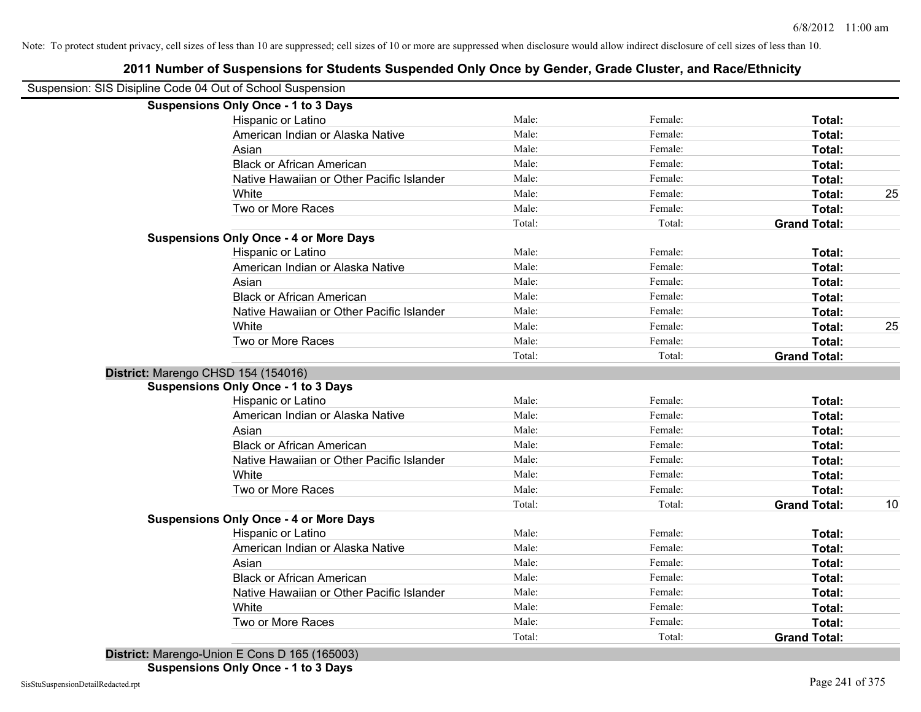Note: To protect student privacy, cell sizes of less than 10 are suppressed; cell sizes of 10 or more are suppressed when disclosure would allow indirect disclosure of cell sizes of less than 10.

# 2011 Number of Suspensions for Students Suspended Only Once by Gender, Grade Cluster, and Race/Ethnicity

Suspension: SIS Disipline Code 04 Out of School Suspension

| | | | | |
|---|---|---|---|---|
| **Suspensions Only Once - 1 to 3 Days** | | | | |
| Hispanic or Latino | Male: | Female: | **Total:** | |
| American Indian or Alaska Native | Male: | Female: | **Total:** | |
| Asian | Male: | Female: | **Total:** | |
| Black or African American | Male: | Female: | **Total:** | |
| Native Hawaiian or Other Pacific Islander | Male: | Female: | **Total:** | |
| White | Male: | Female: | **Total:** | 25 |
| Two or More Races | Male: | Female: | **Total:** | |
| | Total: | Total: | **Grand Total:** | |
| **Suspensions Only Once - 4 or More Days** | | | | |
| Hispanic or Latino | Male: | Female: | **Total:** | |
| American Indian or Alaska Native | Male: | Female: | **Total:** | |
| Asian | Male: | Female: | **Total:** | |
| Black or African American | Male: | Female: | **Total:** | |
| Native Hawaiian or Other Pacific Islander | Male: | Female: | **Total:** | |
| White | Male: | Female: | **Total:** | 25 |
| Two or More Races | Male: | Female: | **Total:** | |
| | Total: | Total: | **Grand Total:** | |

**District:** Marengo CHSD 154 (154016)

| | | | | |
|---|---|---|---|---|
| **Suspensions Only Once - 1 to 3 Days** | | | | |
| Hispanic or Latino | Male: | Female: | **Total:** | |
| American Indian or Alaska Native | Male: | Female: | **Total:** | |
| Asian | Male: | Female: | **Total:** | |
| Black or African American | Male: | Female: | **Total:** | |
| Native Hawaiian or Other Pacific Islander | Male: | Female: | **Total:** | |
| White | Male: | Female: | **Total:** | |
| Two or More Races | Male: | Female: | **Total:** | |
| | Total: | Total: | **Grand Total:** | 10 |
| **Suspensions Only Once - 4 or More Days** | | | | |
| Hispanic or Latino | Male: | Female: | **Total:** | |
| American Indian or Alaska Native | Male: | Female: | **Total:** | |
| Asian | Male: | Female: | **Total:** | |
| Black or African American | Male: | Female: | **Total:** | |
| Native Hawaiian or Other Pacific Islander | Male: | Female: | **Total:** | |
| White | Male: | Female: | **Total:** | |
| Two or More Races | Male: | Female: | **Total:** | |
| | Total: | Total: | **Grand Total:** | |

**District:** Marengo-Union E Cons D 165 (165003)

**Suspensions Only Once - 1 to 3 Days**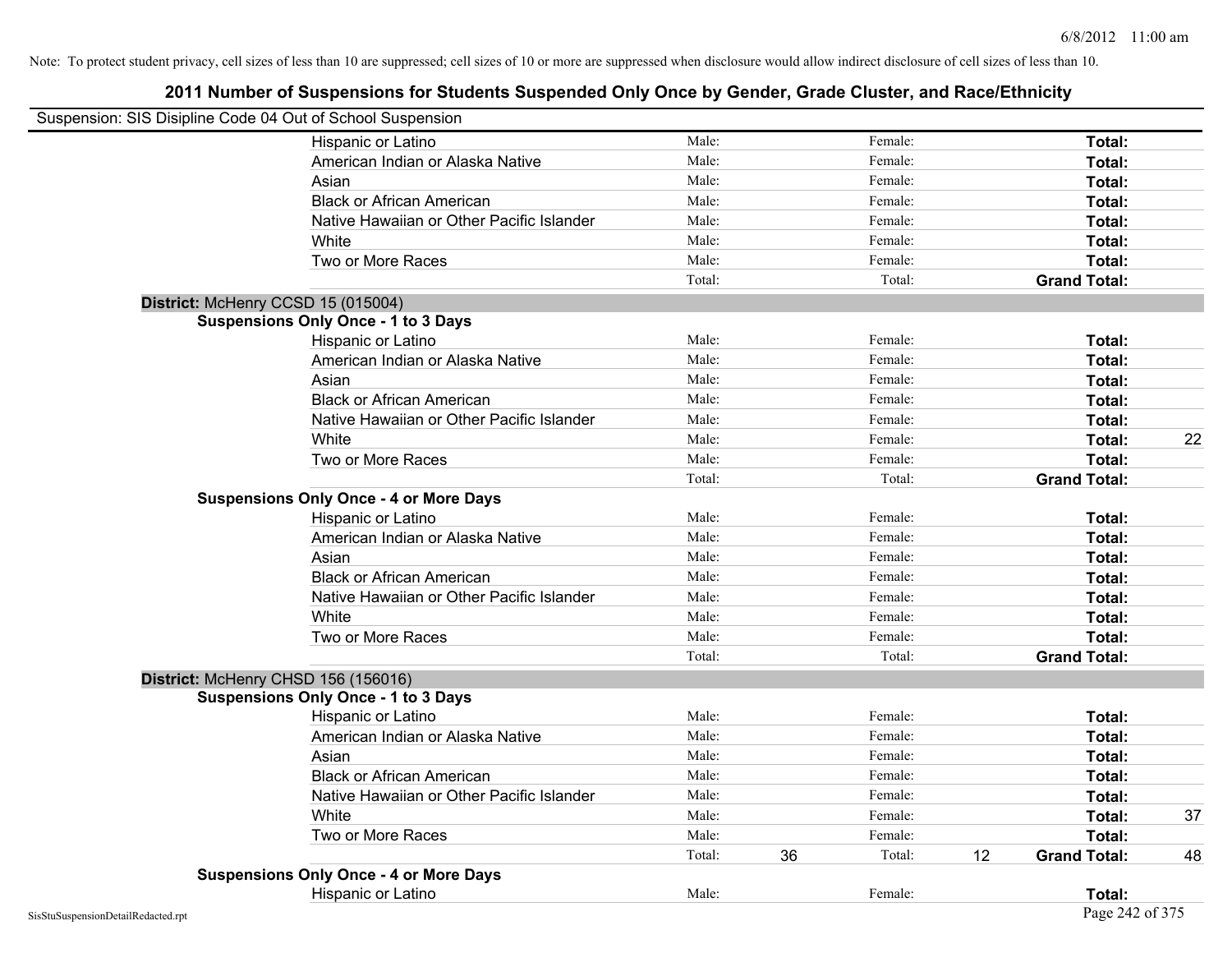Note: To protect student privacy, cell sizes of less than 10 are suppressed; cell sizes of 10 or more are suppressed when disclosure would allow indirect disclosure of cell sizes of less than 10.

# 2011 Number of Suspensions for Students Suspended Only Once by Gender, Grade Cluster, and Race/Ethnicity

Suspension: SIS Disipline Code 04 Out of School Suspension

| | | | | | | |
|---|---|---|---|---|---|---|
| Hispanic or Latino | Male: | | Female: | | **Total:** | |
| American Indian or Alaska Native | Male: | | Female: | | **Total:** | |
| Asian | Male: | | Female: | | **Total:** | |
| Black or African American | Male: | | Female: | | **Total:** | |
| Native Hawaiian or Other Pacific Islander | Male: | | Female: | | **Total:** | |
| White | Male: | | Female: | | **Total:** | |
| Two or More Races | Male: | | Female: | | **Total:** | |
| | Total: | | Total: | | **Grand Total:** | |

**District:** McHenry CCSD 15 (015004)

**Suspensions Only Once - 1 to 3 Days**

| | | | | | | |
|---|---|---|---|---|---|---|
| Hispanic or Latino | Male: | | Female: | | **Total:** | |
| American Indian or Alaska Native | Male: | | Female: | | **Total:** | |
| Asian | Male: | | Female: | | **Total:** | |
| Black or African American | Male: | | Female: | | **Total:** | |
| Native Hawaiian or Other Pacific Islander | Male: | | Female: | | **Total:** | |
| White | Male: | | Female: | | **Total:** | 22 |
| Two or More Races | Male: | | Female: | | **Total:** | |
| | Total: | | Total: | | **Grand Total:** | |

**Suspensions Only Once - 4 or More Days**

| | | | | | | |
|---|---|---|---|---|---|---|
| Hispanic or Latino | Male: | | Female: | | **Total:** | |
| American Indian or Alaska Native | Male: | | Female: | | **Total:** | |
| Asian | Male: | | Female: | | **Total:** | |
| Black or African American | Male: | | Female: | | **Total:** | |
| Native Hawaiian or Other Pacific Islander | Male: | | Female: | | **Total:** | |
| White | Male: | | Female: | | **Total:** | |
| Two or More Races | Male: | | Female: | | **Total:** | |
| | Total: | | Total: | | **Grand Total:** | |

**District:** McHenry CHSD 156 (156016)

**Suspensions Only Once - 1 to 3 Days**

| | | | | | | |
|---|---|---|---|---|---|---|
| Hispanic or Latino | Male: | | Female: | | **Total:** | |
| American Indian or Alaska Native | Male: | | Female: | | **Total:** | |
| Asian | Male: | | Female: | | **Total:** | |
| Black or African American | Male: | | Female: | | **Total:** | |
| Native Hawaiian or Other Pacific Islander | Male: | | Female: | | **Total:** | |
| White | Male: | | Female: | | **Total:** | 37 |
| Two or More Races | Male: | | Female: | | **Total:** | |
| | Total: | 36 | Total: | 12 | **Grand Total:** | 48 |

**Suspensions Only Once - 4 or More Days**

| | | | | | | |
|---|---|---|---|---|---|---|
| Hispanic or Latino | Male: | | Female: | | **Total:** | |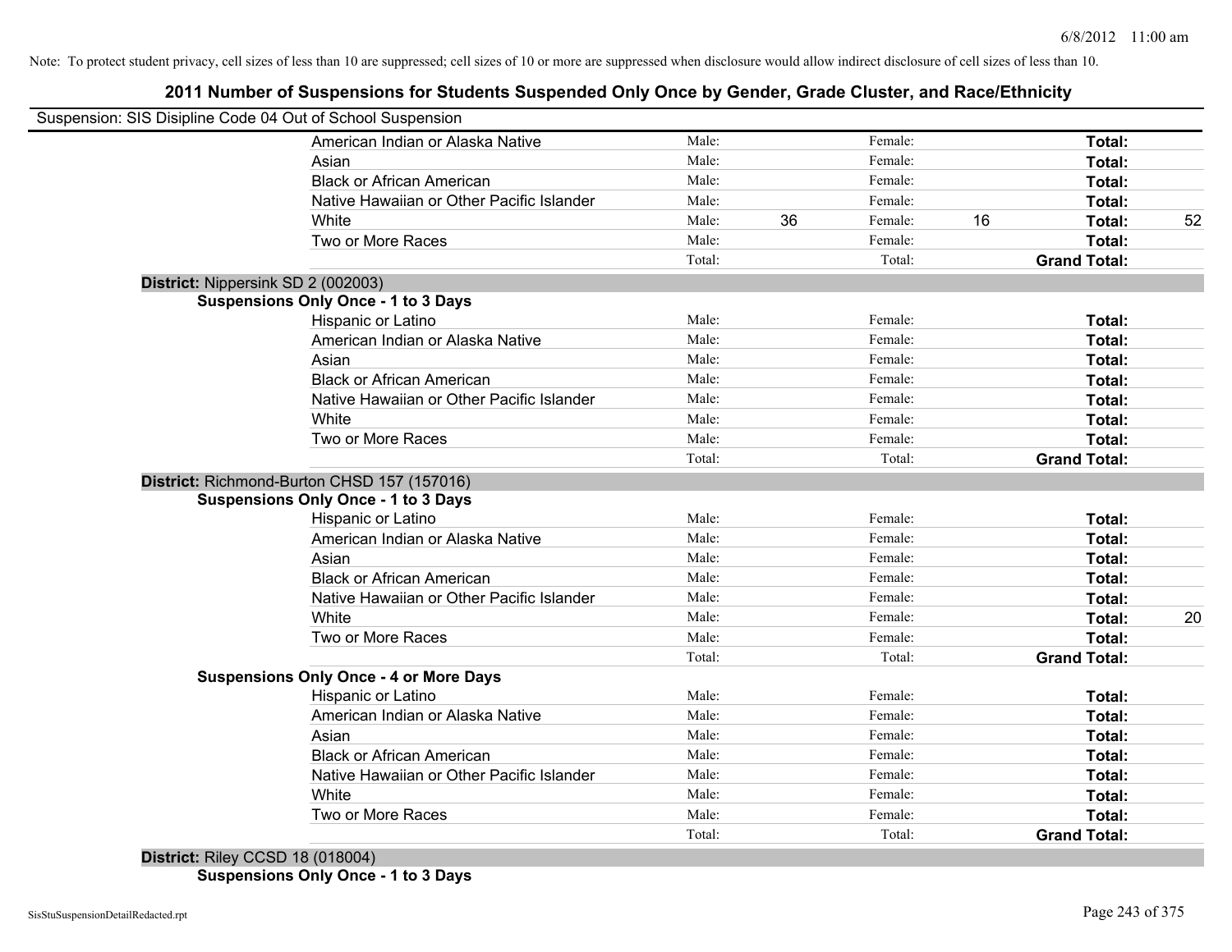Note: To protect student privacy, cell sizes of less than 10 are suppressed; cell sizes of 10 or more are suppressed when disclosure would allow indirect disclosure of cell sizes of less than 10.

## 2011 Number of Suspensions for Students Suspended Only Once by Gender, Grade Cluster, and Race/Ethnicity

Suspension: SIS Disipline Code 04 Out of School Suspension

| | | | | | | |
|---|---|---|---|---|---|---|
| American Indian or Alaska Native | Male: | | Female: | | **Total:** | |
| Asian | Male: | | Female: | | **Total:** | |
| Black or African American | Male: | | Female: | | **Total:** | |
| Native Hawaiian or Other Pacific Islander | Male: | | Female: | | **Total:** | |
| White | Male: | 36 | Female: | 16 | **Total:** | 52 |
| Two or More Races | Male: | | Female: | | **Total:** | |
| | Total: | | Total: | | **Grand Total:** | |

**District:** Nippersink SD 2 (002003)

**Suspensions Only Once - 1 to 3 Days**

| | | | | | | |
|---|---|---|---|---|---|---|
| Hispanic or Latino | Male: | | Female: | | **Total:** | |
| American Indian or Alaska Native | Male: | | Female: | | **Total:** | |
| Asian | Male: | | Female: | | **Total:** | |
| Black or African American | Male: | | Female: | | **Total:** | |
| Native Hawaiian or Other Pacific Islander | Male: | | Female: | | **Total:** | |
| White | Male: | | Female: | | **Total:** | |
| Two or More Races | Male: | | Female: | | **Total:** | |
| | Total: | | Total: | | **Grand Total:** | |

**District:** Richmond-Burton CHSD 157 (157016)

**Suspensions Only Once - 1 to 3 Days**

| | | | | | | |
|---|---|---|---|---|---|---|
| Hispanic or Latino | Male: | | Female: | | **Total:** | |
| American Indian or Alaska Native | Male: | | Female: | | **Total:** | |
| Asian | Male: | | Female: | | **Total:** | |
| Black or African American | Male: | | Female: | | **Total:** | |
| Native Hawaiian or Other Pacific Islander | Male: | | Female: | | **Total:** | |
| White | Male: | | Female: | | **Total:** | 20 |
| Two or More Races | Male: | | Female: | | **Total:** | |
| | Total: | | Total: | | **Grand Total:** | |

**Suspensions Only Once - 4 or More Days**

| | | | | | | |
|---|---|---|---|---|---|---|
| Hispanic or Latino | Male: | | Female: | | **Total:** | |
| American Indian or Alaska Native | Male: | | Female: | | **Total:** | |
| Asian | Male: | | Female: | | **Total:** | |
| Black or African American | Male: | | Female: | | **Total:** | |
| Native Hawaiian or Other Pacific Islander | Male: | | Female: | | **Total:** | |
| White | Male: | | Female: | | **Total:** | |
| Two or More Races | Male: | | Female: | | **Total:** | |
| | Total: | | Total: | | **Grand Total:** | |

**District:** Riley CCSD 18 (018004)

**Suspensions Only Once - 1 to 3 Days**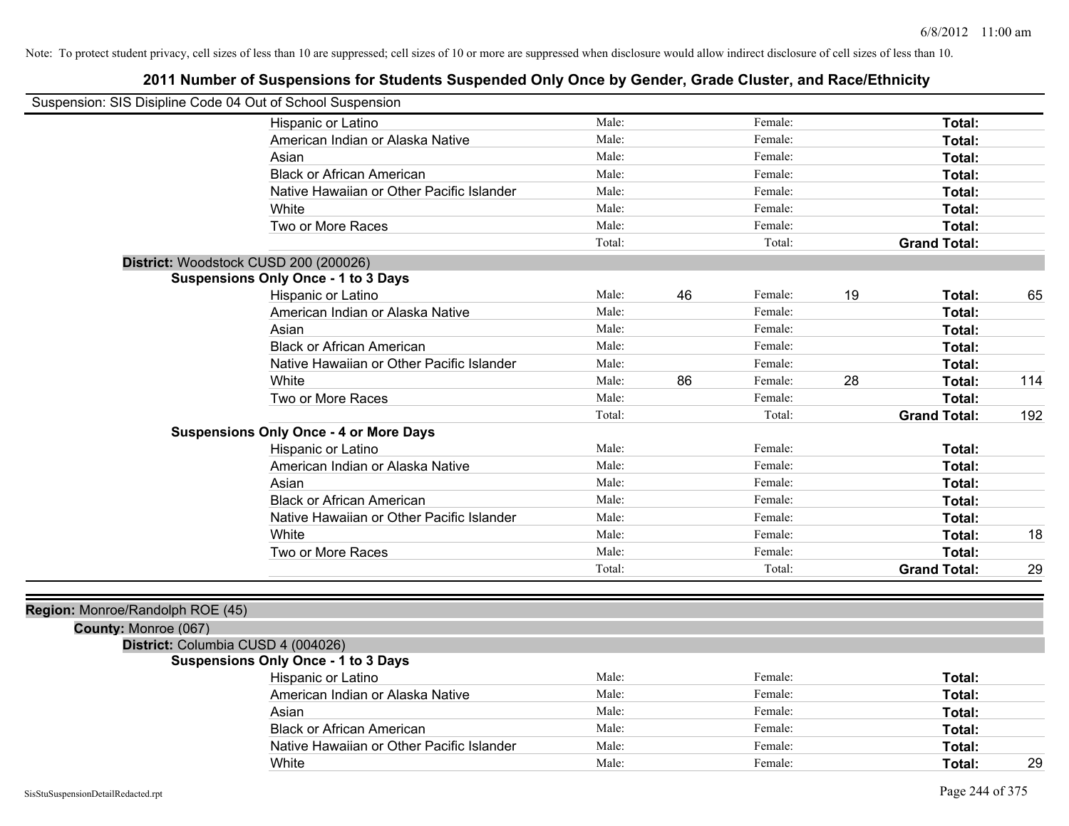Note: To protect student privacy, cell sizes of less than 10 are suppressed; cell sizes of 10 or more are suppressed when disclosure would allow indirect disclosure of cell sizes of less than 10.

# 2011 Number of Suspensions for Students Suspended Only Once by Gender, Grade Cluster, and Race/Ethnicity

Suspension: SIS Disipline Code 04 Out of School Suspension

| | Male: | | Female: | | Total: | |
|---|---|---|---|---|---|---|
| Hispanic or Latino | Male: | | Female: | | **Total:** | |
| American Indian or Alaska Native | Male: | | Female: | | **Total:** | |
| Asian | Male: | | Female: | | **Total:** | |
| Black or African American | Male: | | Female: | | **Total:** | |
| Native Hawaiian or Other Pacific Islander | Male: | | Female: | | **Total:** | |
| White | Male: | | Female: | | **Total:** | |
| Two or More Races | Male: | | Female: | | **Total:** | |
| | Total: | | Total: | | **Grand Total:** | |

**District:** Woodstock CUSD 200 (200026)

**Suspensions Only Once - 1 to 3 Days**

| | | | | | | |
|---|---|---|---|---|---|---|
| Hispanic or Latino | Male: | 46 | Female: | 19 | **Total:** | 65 |
| American Indian or Alaska Native | Male: | | Female: | | **Total:** | |
| Asian | Male: | | Female: | | **Total:** | |
| Black or African American | Male: | | Female: | | **Total:** | |
| Native Hawaiian or Other Pacific Islander | Male: | | Female: | | **Total:** | |
| White | Male: | 86 | Female: | 28 | **Total:** | 114 |
| Two or More Races | Male: | | Female: | | **Total:** | |
| | Total: | | Total: | | **Grand Total:** | 192 |

**Suspensions Only Once - 4 or More Days**

| | | | | | | |
|---|---|---|---|---|---|---|
| Hispanic or Latino | Male: | | Female: | | **Total:** | |
| American Indian or Alaska Native | Male: | | Female: | | **Total:** | |
| Asian | Male: | | Female: | | **Total:** | |
| Black or African American | Male: | | Female: | | **Total:** | |
| Native Hawaiian or Other Pacific Islander | Male: | | Female: | | **Total:** | |
| White | Male: | | Female: | | **Total:** | 18 |
| Two or More Races | Male: | | Female: | | **Total:** | |
| | Total: | | Total: | | **Grand Total:** | 29 |

**Region:** Monroe/Randolph ROE (45)

**County:** Monroe (067)

**District:** Columbia CUSD 4 (004026)

**Suspensions Only Once - 1 to 3 Days**

| | | | | | | |
|---|---|---|---|---|---|---|
| Hispanic or Latino | Male: | | Female: | | **Total:** | |
| American Indian or Alaska Native | Male: | | Female: | | **Total:** | |
| Asian | Male: | | Female: | | **Total:** | |
| Black or African American | Male: | | Female: | | **Total:** | |
| Native Hawaiian or Other Pacific Islander | Male: | | Female: | | **Total:** | |
| White | Male: | | Female: | | **Total:** | 29 |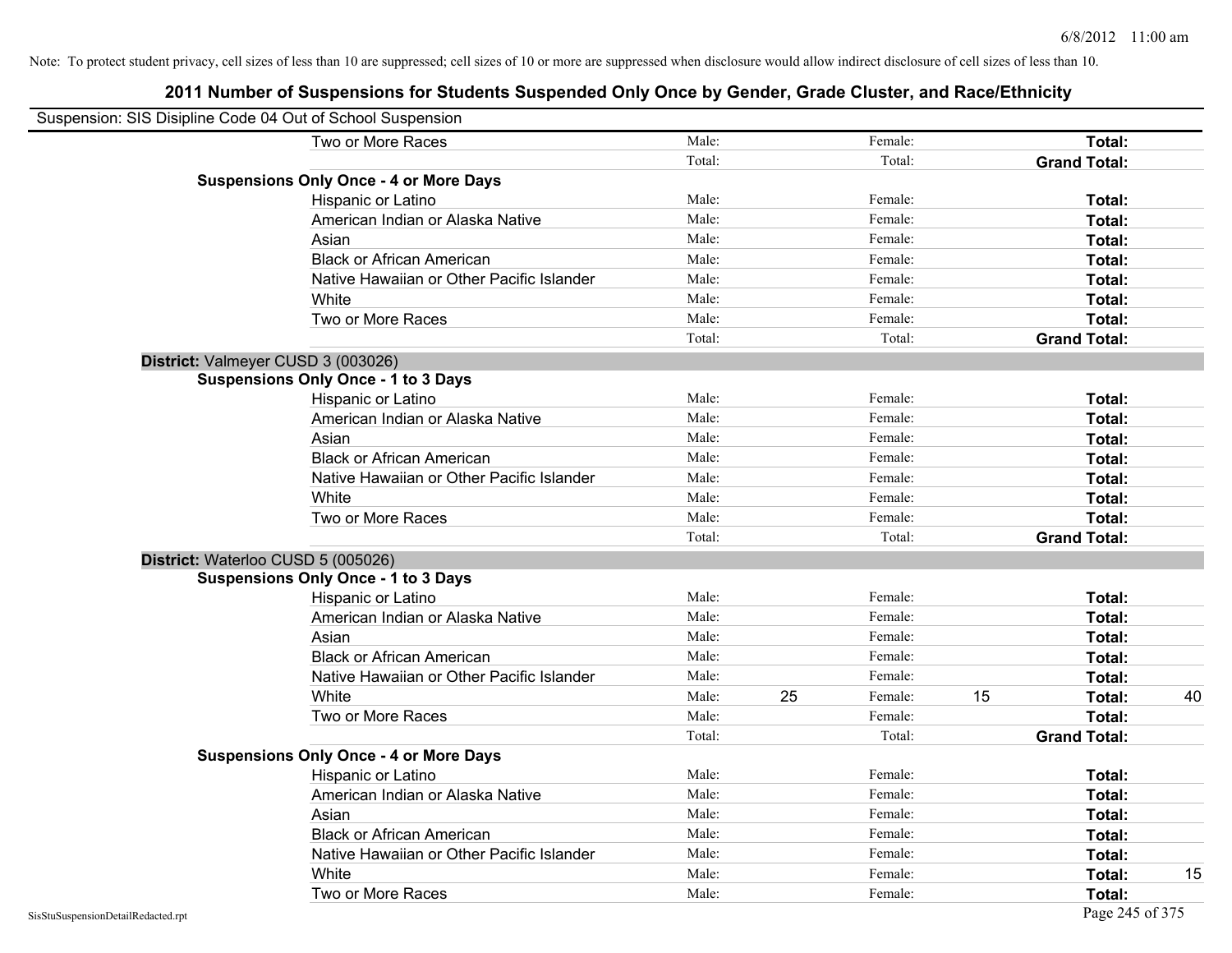Note: To protect student privacy, cell sizes of less than 10 are suppressed; cell sizes of 10 or more are suppressed when disclosure would allow indirect disclosure of cell sizes of less than 10.

## 2011 Number of Suspensions for Students Suspended Only Once by Gender, Grade Cluster, and Race/Ethnicity

Suspension: SIS Disipline Code 04 Out of School Suspension

| | | | | | | |
|---|---|---|---|---|---|---|
| Two or More Races | Male: | | Female: | | **Total:** | |
| | Total: | | Total: | | **Grand Total:** | |
| **Suspensions Only Once - 4 or More Days** | | | | | | |
| Hispanic or Latino | Male: | | Female: | | **Total:** | |
| American Indian or Alaska Native | Male: | | Female: | | **Total:** | |
| Asian | Male: | | Female: | | **Total:** | |
| Black or African American | Male: | | Female: | | **Total:** | |
| Native Hawaiian or Other Pacific Islander | Male: | | Female: | | **Total:** | |
| White | Male: | | Female: | | **Total:** | |
| Two or More Races | Male: | | Female: | | **Total:** | |
| | Total: | | Total: | | **Grand Total:** | |
| **District:** Valmeyer CUSD 3 (003026) | | | | | | |
| **Suspensions Only Once - 1 to 3 Days** | | | | | | |
| Hispanic or Latino | Male: | | Female: | | **Total:** | |
| American Indian or Alaska Native | Male: | | Female: | | **Total:** | |
| Asian | Male: | | Female: | | **Total:** | |
| Black or African American | Male: | | Female: | | **Total:** | |
| Native Hawaiian or Other Pacific Islander | Male: | | Female: | | **Total:** | |
| White | Male: | | Female: | | **Total:** | |
| Two or More Races | Male: | | Female: | | **Total:** | |
| | Total: | | Total: | | **Grand Total:** | |
| **District:** Waterloo CUSD 5 (005026) | | | | | | |
| **Suspensions Only Once - 1 to 3 Days** | | | | | | |
| Hispanic or Latino | Male: | | Female: | | **Total:** | |
| American Indian or Alaska Native | Male: | | Female: | | **Total:** | |
| Asian | Male: | | Female: | | **Total:** | |
| Black or African American | Male: | | Female: | | **Total:** | |
| Native Hawaiian or Other Pacific Islander | Male: | | Female: | | **Total:** | |
| White | Male: | 25 | Female: | 15 | **Total:** | 40 |
| Two or More Races | Male: | | Female: | | **Total:** | |
| | Total: | | Total: | | **Grand Total:** | |
| **Suspensions Only Once - 4 or More Days** | | | | | | |
| Hispanic or Latino | Male: | | Female: | | **Total:** | |
| American Indian or Alaska Native | Male: | | Female: | | **Total:** | |
| Asian | Male: | | Female: | | **Total:** | |
| Black or African American | Male: | | Female: | | **Total:** | |
| Native Hawaiian or Other Pacific Islander | Male: | | Female: | | **Total:** | |
| White | Male: | | Female: | | **Total:** | 15 |
| Two or More Races | Male: | | Female: | | **Total:** | |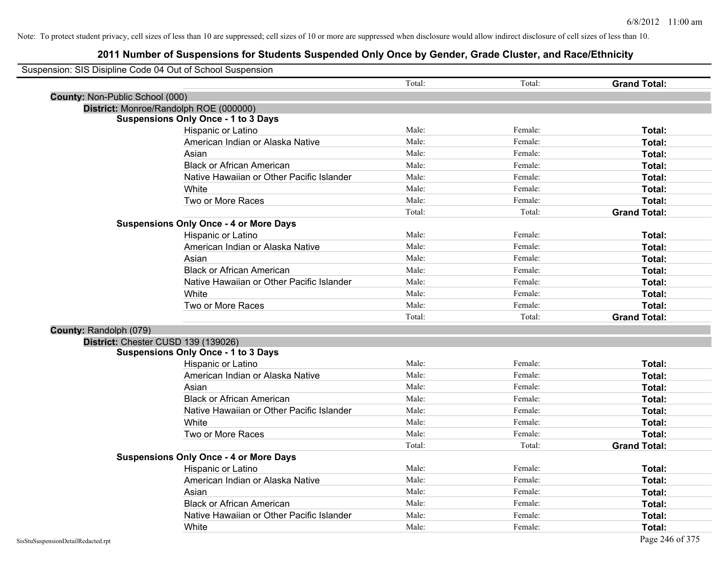Note: To protect student privacy, cell sizes of less than 10 are suppressed; cell sizes of 10 or more are suppressed when disclosure would allow indirect disclosure of cell sizes of less than 10.

# 2011 Number of Suspensions for Students Suspended Only Once by Gender, Grade Cluster, and Race/Ethnicity

Suspension: SIS Disipline Code 04 Out of School Suspension

| | | Total: | Total: | **Grand Total:** |
|---|---|---|---|---|
| **County:** Non-Public School (000) | | | | |
| **District:** Monroe/Randolph ROE (000000) | | | | |
| **Suspensions Only Once - 1 to 3 Days** | | | | |
| | Hispanic or Latino | Male: | Female: | **Total:** |
| | American Indian or Alaska Native | Male: | Female: | **Total:** |
| | Asian | Male: | Female: | **Total:** |
| | Black or African American | Male: | Female: | **Total:** |
| | Native Hawaiian or Other Pacific Islander | Male: | Female: | **Total:** |
| | White | Male: | Female: | **Total:** |
| | Two or More Races | Male: | Female: | **Total:** |
| | | Total: | Total: | **Grand Total:** |
| **Suspensions Only Once - 4 or More Days** | | | | |
| | Hispanic or Latino | Male: | Female: | **Total:** |
| | American Indian or Alaska Native | Male: | Female: | **Total:** |
| | Asian | Male: | Female: | **Total:** |
| | Black or African American | Male: | Female: | **Total:** |
| | Native Hawaiian or Other Pacific Islander | Male: | Female: | **Total:** |
| | White | Male: | Female: | **Total:** |
| | Two or More Races | Male: | Female: | **Total:** |
| | | Total: | Total: | **Grand Total:** |
| **County:** Randolph (079) | | | | |
| **District:** Chester CUSD 139 (139026) | | | | |
| **Suspensions Only Once - 1 to 3 Days** | | | | |
| | Hispanic or Latino | Male: | Female: | **Total:** |
| | American Indian or Alaska Native | Male: | Female: | **Total:** |
| | Asian | Male: | Female: | **Total:** |
| | Black or African American | Male: | Female: | **Total:** |
| | Native Hawaiian or Other Pacific Islander | Male: | Female: | **Total:** |
| | White | Male: | Female: | **Total:** |
| | Two or More Races | Male: | Female: | **Total:** |
| | | Total: | Total: | **Grand Total:** |
| **Suspensions Only Once - 4 or More Days** | | | | |
| | Hispanic or Latino | Male: | Female: | **Total:** |
| | American Indian or Alaska Native | Male: | Female: | **Total:** |
| | Asian | Male: | Female: | **Total:** |
| | Black or African American | Male: | Female: | **Total:** |
| | Native Hawaiian or Other Pacific Islander | Male: | Female: | **Total:** |
| | White | Male: | Female: | **Total:** |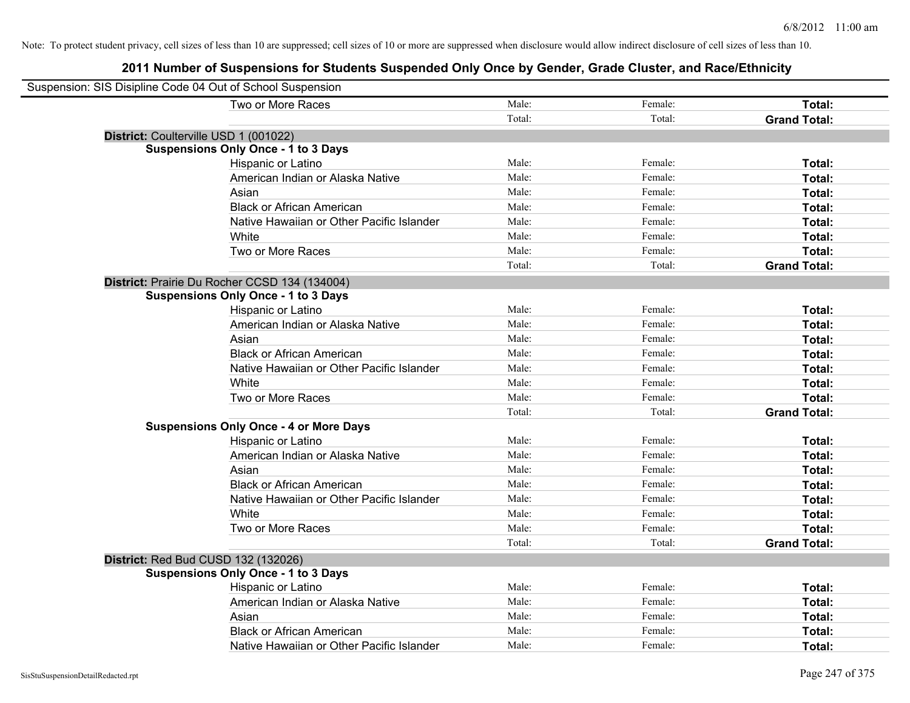Note: To protect student privacy, cell sizes of less than 10 are suppressed; cell sizes of 10 or more are suppressed when disclosure would allow indirect disclosure of cell sizes of less than 10.

# 2011 Number of Suspensions for Students Suspended Only Once by Gender, Grade Cluster, and Race/Ethnicity

Suspension: SIS Disipline Code 04 Out of School Suspension

| | | | |
|---|---|---|---|
| Two or More Races | Male: | Female: | **Total:** |
| | Total: | Total: | **Grand Total:** |
| **District:** Coulterville USD 1 (001022) | | | |
| **Suspensions Only Once - 1 to 3 Days** | | | |
| Hispanic or Latino | Male: | Female: | **Total:** |
| American Indian or Alaska Native | Male: | Female: | **Total:** |
| Asian | Male: | Female: | **Total:** |
| Black or African American | Male: | Female: | **Total:** |
| Native Hawaiian or Other Pacific Islander | Male: | Female: | **Total:** |
| White | Male: | Female: | **Total:** |
| Two or More Races | Male: | Female: | **Total:** |
| | Total: | Total: | **Grand Total:** |
| **District:** Prairie Du Rocher CCSD 134 (134004) | | | |
| **Suspensions Only Once - 1 to 3 Days** | | | |
| Hispanic or Latino | Male: | Female: | **Total:** |
| American Indian or Alaska Native | Male: | Female: | **Total:** |
| Asian | Male: | Female: | **Total:** |
| Black or African American | Male: | Female: | **Total:** |
| Native Hawaiian or Other Pacific Islander | Male: | Female: | **Total:** |
| White | Male: | Female: | **Total:** |
| Two or More Races | Male: | Female: | **Total:** |
| | Total: | Total: | **Grand Total:** |
| **Suspensions Only Once - 4 or More Days** | | | |
| Hispanic or Latino | Male: | Female: | **Total:** |
| American Indian or Alaska Native | Male: | Female: | **Total:** |
| Asian | Male: | Female: | **Total:** |
| Black or African American | Male: | Female: | **Total:** |
| Native Hawaiian or Other Pacific Islander | Male: | Female: | **Total:** |
| White | Male: | Female: | **Total:** |
| Two or More Races | Male: | Female: | **Total:** |
| | Total: | Total: | **Grand Total:** |
| **District:** Red Bud CUSD 132 (132026) | | | |
| **Suspensions Only Once - 1 to 3 Days** | | | |
| Hispanic or Latino | Male: | Female: | **Total:** |
| American Indian or Alaska Native | Male: | Female: | **Total:** |
| Asian | Male: | Female: | **Total:** |
| Black or African American | Male: | Female: | **Total:** |
| Native Hawaiian or Other Pacific Islander | Male: | Female: | **Total:** |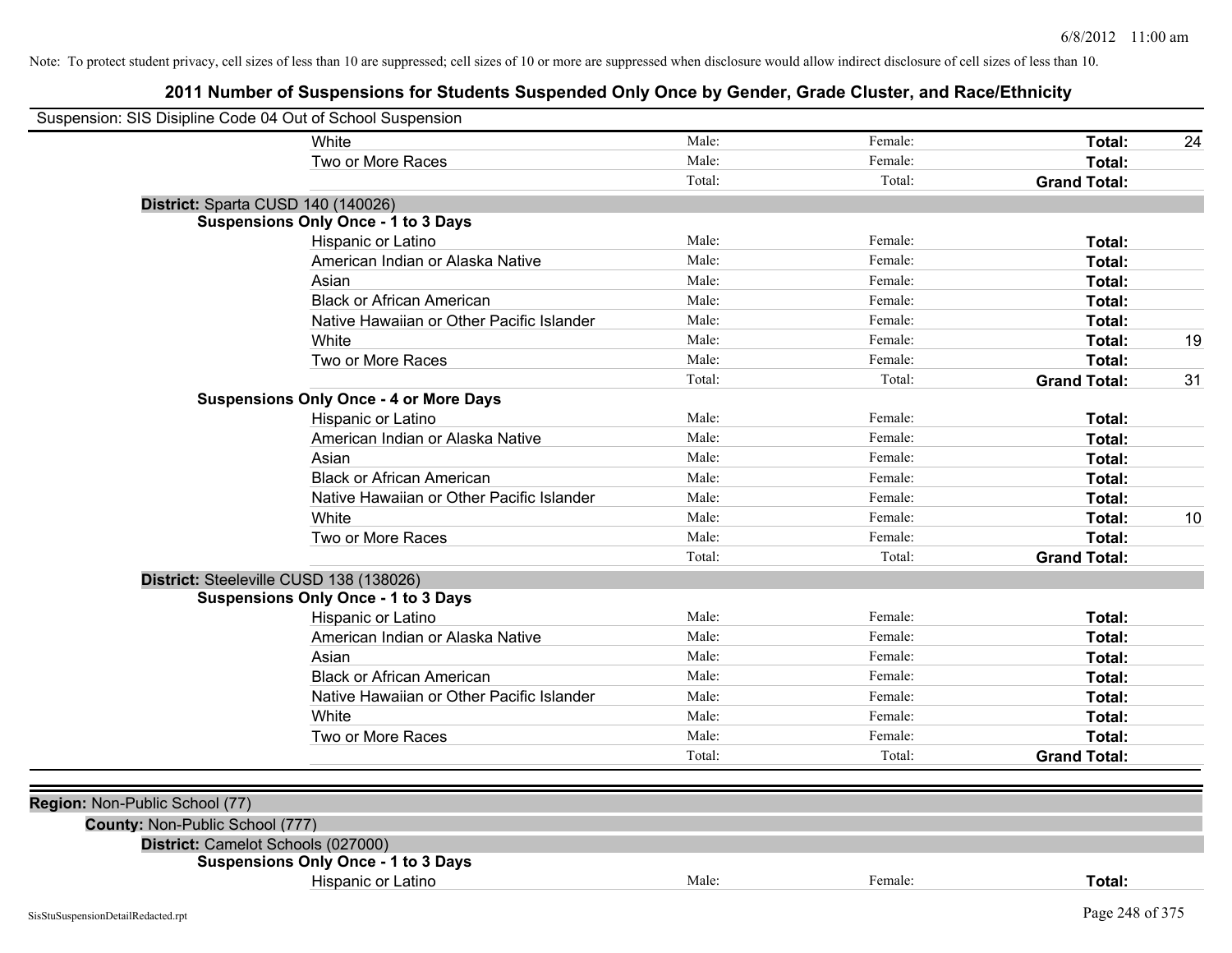Note: To protect student privacy, cell sizes of less than 10 are suppressed; cell sizes of 10 or more are suppressed when disclosure would allow indirect disclosure of cell sizes of less than 10.

# 2011 Number of Suspensions for Students Suspended Only Once by Gender, Grade Cluster, and Race/Ethnicity

Suspension: SIS Disipline Code 04 Out of School Suspension

| | | | | | |
|---|---|---|---|---|---|
| | White | Male: | Female: | **Total:** | 24 |
| | Two or More Races | Male: | Female: | **Total:** | |
| | | Total: | Total: | **Grand Total:** | |
| **District:** Sparta CUSD 140 (140026) | | | | | |
| **Suspensions Only Once - 1 to 3 Days** | | | | | |
| | Hispanic or Latino | Male: | Female: | **Total:** | |
| | American Indian or Alaska Native | Male: | Female: | **Total:** | |
| | Asian | Male: | Female: | **Total:** | |
| | Black or African American | Male: | Female: | **Total:** | |
| | Native Hawaiian or Other Pacific Islander | Male: | Female: | **Total:** | |
| | White | Male: | Female: | **Total:** | 19 |
| | Two or More Races | Male: | Female: | **Total:** | |
| | | Total: | Total: | **Grand Total:** | 31 |
| **Suspensions Only Once - 4 or More Days** | | | | | |
| | Hispanic or Latino | Male: | Female: | **Total:** | |
| | American Indian or Alaska Native | Male: | Female: | **Total:** | |
| | Asian | Male: | Female: | **Total:** | |
| | Black or African American | Male: | Female: | **Total:** | |
| | Native Hawaiian or Other Pacific Islander | Male: | Female: | **Total:** | |
| | White | Male: | Female: | **Total:** | 10 |
| | Two or More Races | Male: | Female: | **Total:** | |
| | | Total: | Total: | **Grand Total:** | |
| **District:** Steeleville CUSD 138 (138026) | | | | | |
| **Suspensions Only Once - 1 to 3 Days** | | | | | |
| | Hispanic or Latino | Male: | Female: | **Total:** | |
| | American Indian or Alaska Native | Male: | Female: | **Total:** | |
| | Asian | Male: | Female: | **Total:** | |
| | Black or African American | Male: | Female: | **Total:** | |
| | Native Hawaiian or Other Pacific Islander | Male: | Female: | **Total:** | |
| | White | Male: | Female: | **Total:** | |
| | Two or More Races | Male: | Female: | **Total:** | |
| | | Total: | Total: | **Grand Total:** | |

**Region:** Non-Public School (77)

**County:** Non-Public School (777)

| | | | | | |
|---|---|---|---|---|---|
| **District:** Camelot Schools (027000) | | | | | |
| **Suspensions Only Once - 1 to 3 Days** | | | | | |
| | Hispanic or Latino | Male: | Female: | **Total:** | |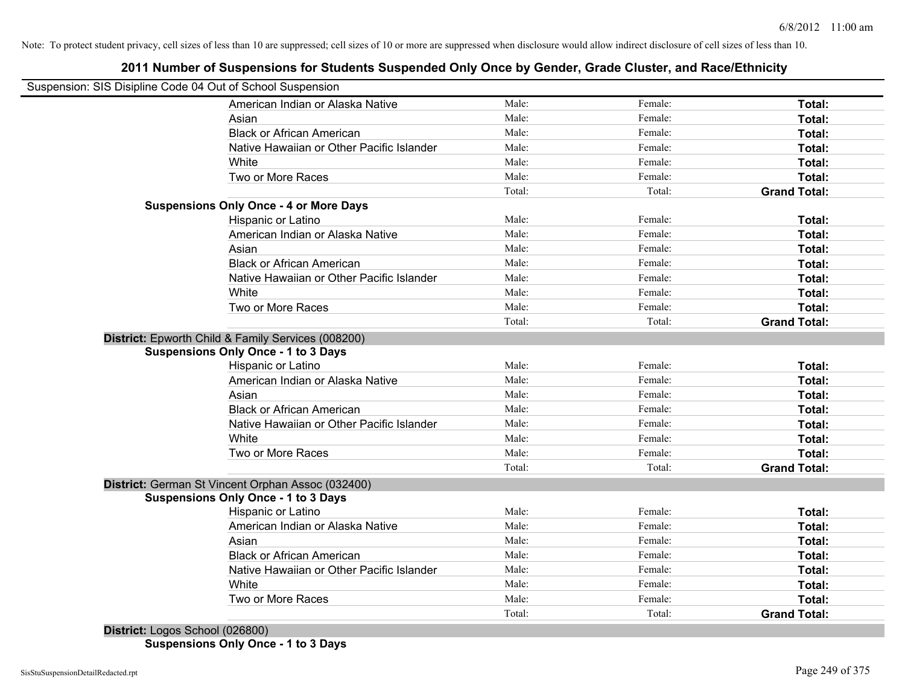Note: To protect student privacy, cell sizes of less than 10 are suppressed; cell sizes of 10 or more are suppressed when disclosure would allow indirect disclosure of cell sizes of less than 10.

# 2011 Number of Suspensions for Students Suspended Only Once by Gender, Grade Cluster, and Race/Ethnicity

Suspension: SIS Disipline Code 04 Out of School Suspension

| | | | |
|---|---|---|---|
| American Indian or Alaska Native | Male: | Female: | **Total:** |
| Asian | Male: | Female: | **Total:** |
| Black or African American | Male: | Female: | **Total:** |
| Native Hawaiian or Other Pacific Islander | Male: | Female: | **Total:** |
| White | Male: | Female: | **Total:** |
| Two or More Races | Male: | Female: | **Total:** |
| | Total: | Total: | **Grand Total:** |

**Suspensions Only Once - 4 or More Days**

| | | | |
|---|---|---|---|
| Hispanic or Latino | Male: | Female: | **Total:** |
| American Indian or Alaska Native | Male: | Female: | **Total:** |
| Asian | Male: | Female: | **Total:** |
| Black or African American | Male: | Female: | **Total:** |
| Native Hawaiian or Other Pacific Islander | Male: | Female: | **Total:** |
| White | Male: | Female: | **Total:** |
| Two or More Races | Male: | Female: | **Total:** |
| | Total: | Total: | **Grand Total:** |

**District:** Epworth Child & Family Services (008200)

**Suspensions Only Once - 1 to 3 Days**

| | | | |
|---|---|---|---|
| Hispanic or Latino | Male: | Female: | **Total:** |
| American Indian or Alaska Native | Male: | Female: | **Total:** |
| Asian | Male: | Female: | **Total:** |
| Black or African American | Male: | Female: | **Total:** |
| Native Hawaiian or Other Pacific Islander | Male: | Female: | **Total:** |
| White | Male: | Female: | **Total:** |
| Two or More Races | Male: | Female: | **Total:** |
| | Total: | Total: | **Grand Total:** |

**District:** German St Vincent Orphan Assoc (032400)

**Suspensions Only Once - 1 to 3 Days**

| | | | |
|---|---|---|---|
| Hispanic or Latino | Male: | Female: | **Total:** |
| American Indian or Alaska Native | Male: | Female: | **Total:** |
| Asian | Male: | Female: | **Total:** |
| Black or African American | Male: | Female: | **Total:** |
| Native Hawaiian or Other Pacific Islander | Male: | Female: | **Total:** |
| White | Male: | Female: | **Total:** |
| Two or More Races | Male: | Female: | **Total:** |
| | Total: | Total: | **Grand Total:** |

**District:** Logos School (026800)

**Suspensions Only Once - 1 to 3 Days**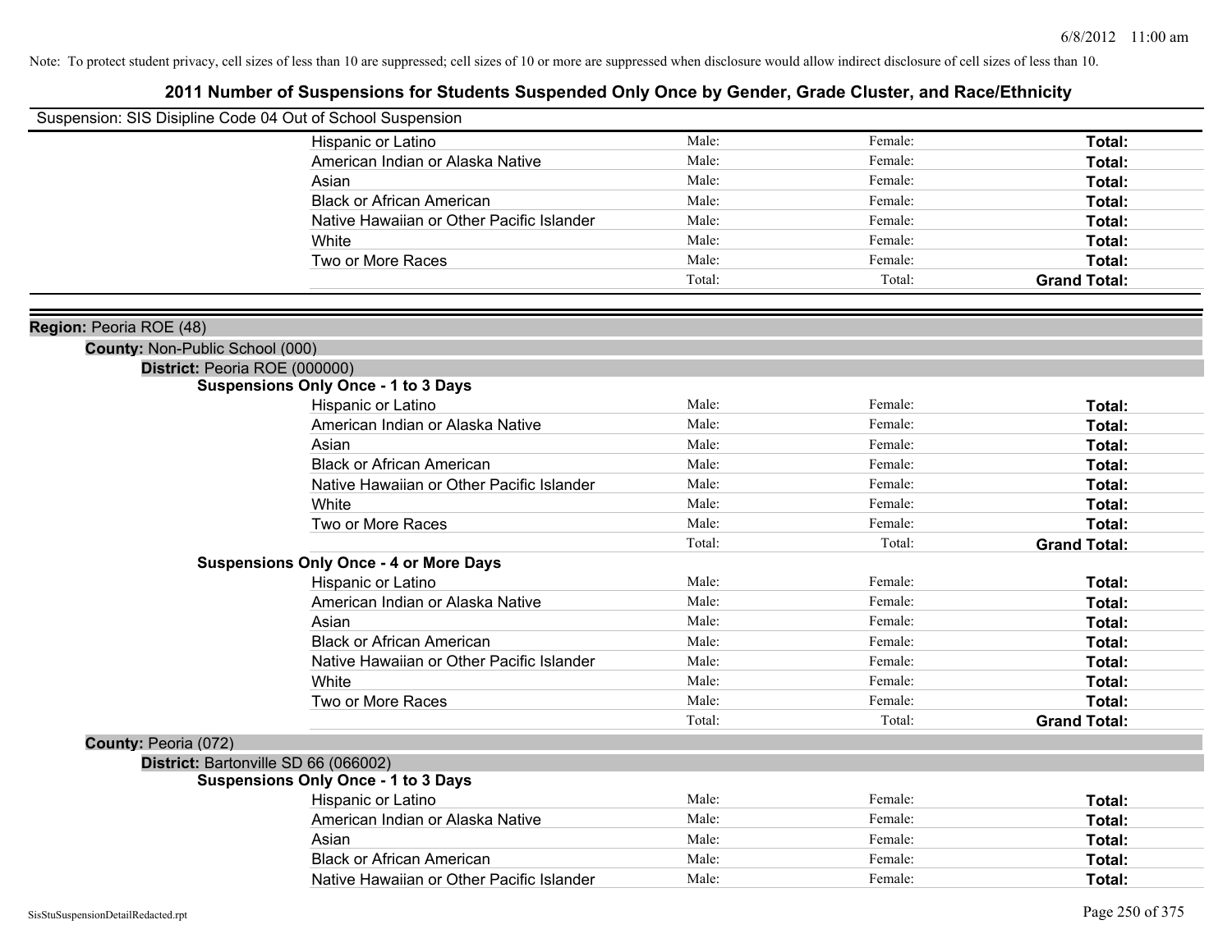Note: To protect student privacy, cell sizes of less than 10 are suppressed; cell sizes of 10 or more are suppressed when disclosure would allow indirect disclosure of cell sizes of less than 10.

# 2011 Number of Suspensions for Students Suspended Only Once by Gender, Grade Cluster, and Race/Ethnicity

Suspension: SIS Disipline Code 04 Out of School Suspension

| | | | |
|---|---|---|---|
| Hispanic or Latino | Male: | Female: | **Total:** |
| American Indian or Alaska Native | Male: | Female: | **Total:** |
| Asian | Male: | Female: | **Total:** |
| Black or African American | Male: | Female: | **Total:** |
| Native Hawaiian or Other Pacific Islander | Male: | Female: | **Total:** |
| White | Male: | Female: | **Total:** |
| Two or More Races | Male: | Female: | **Total:** |
| | Total: | Total: | **Grand Total:** |

**Region:** Peoria ROE (48)

**County:** Non-Public School (000)

**District:** Peoria ROE (000000)

**Suspensions Only Once - 1 to 3 Days**

| | | | |
|---|---|---|---|
| Hispanic or Latino | Male: | Female: | **Total:** |
| American Indian or Alaska Native | Male: | Female: | **Total:** |
| Asian | Male: | Female: | **Total:** |
| Black or African American | Male: | Female: | **Total:** |
| Native Hawaiian or Other Pacific Islander | Male: | Female: | **Total:** |
| White | Male: | Female: | **Total:** |
| Two or More Races | Male: | Female: | **Total:** |
| | Total: | Total: | **Grand Total:** |

**Suspensions Only Once - 4 or More Days**

| | | | |
|---|---|---|---|
| Hispanic or Latino | Male: | Female: | **Total:** |
| American Indian or Alaska Native | Male: | Female: | **Total:** |
| Asian | Male: | Female: | **Total:** |
| Black or African American | Male: | Female: | **Total:** |
| Native Hawaiian or Other Pacific Islander | Male: | Female: | **Total:** |
| White | Male: | Female: | **Total:** |
| Two or More Races | Male: | Female: | **Total:** |
| | Total: | Total: | **Grand Total:** |

**County:** Peoria (072)

**District:** Bartonville SD 66 (066002)

**Suspensions Only Once - 1 to 3 Days**

| | | | |
|---|---|---|---|
| Hispanic or Latino | Male: | Female: | **Total:** |
| American Indian or Alaska Native | Male: | Female: | **Total:** |
| Asian | Male: | Female: | **Total:** |
| Black or African American | Male: | Female: | **Total:** |
| Native Hawaiian or Other Pacific Islander | Male: | Female: | **Total:** |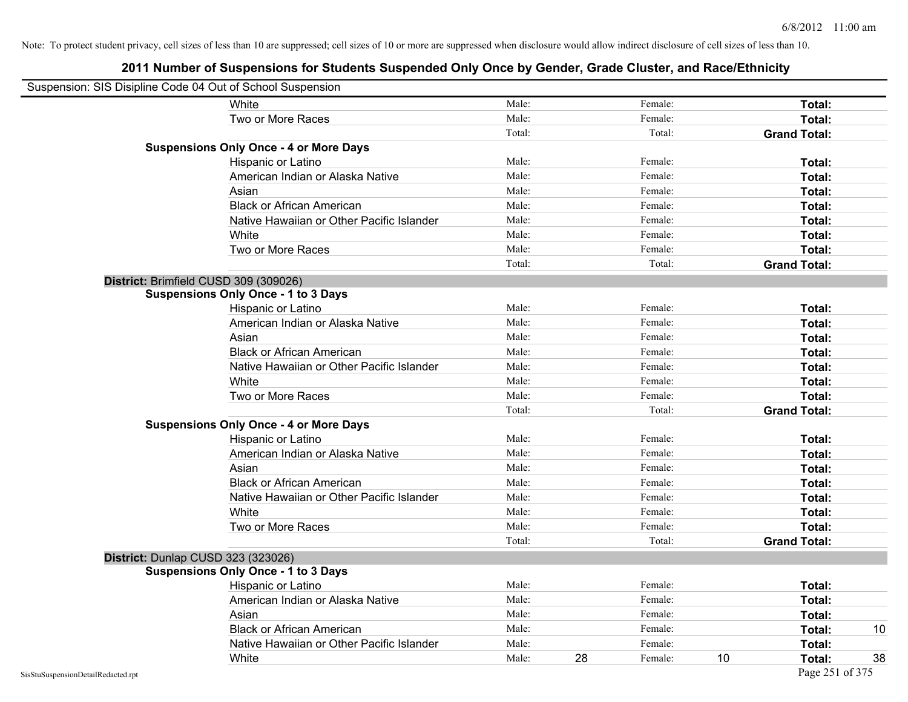Note: To protect student privacy, cell sizes of less than 10 are suppressed; cell sizes of 10 or more are suppressed when disclosure would allow indirect disclosure of cell sizes of less than 10.

# 2011 Number of Suspensions for Students Suspended Only Once by Gender, Grade Cluster, and Race/Ethnicity

Suspension: SIS Disipline Code 04 Out of School Suspension

| | | | | | | | |
|---|---|---|---|---|---|---|---|
| White | Male: | | Female: | | **Total:** | |
| Two or More Races | Male: | | Female: | | **Total:** | |
| | Total: | | Total: | | **Grand Total:** | |
| **Suspensions Only Once - 4 or More Days** | | | | | | |
| Hispanic or Latino | Male: | | Female: | | **Total:** | |
| American Indian or Alaska Native | Male: | | Female: | | **Total:** | |
| Asian | Male: | | Female: | | **Total:** | |
| Black or African American | Male: | | Female: | | **Total:** | |
| Native Hawaiian or Other Pacific Islander | Male: | | Female: | | **Total:** | |
| White | Male: | | Female: | | **Total:** | |
| Two or More Races | Male: | | Female: | | **Total:** | |
| | Total: | | Total: | | **Grand Total:** | |

**District:** Brimfield CUSD 309 (309026)

| | | | | | | |
|---|---|---|---|---|---|---|
| **Suspensions Only Once - 1 to 3 Days** | | | | | | |
| Hispanic or Latino | Male: | | Female: | | **Total:** | |
| American Indian or Alaska Native | Male: | | Female: | | **Total:** | |
| Asian | Male: | | Female: | | **Total:** | |
| Black or African American | Male: | | Female: | | **Total:** | |
| Native Hawaiian or Other Pacific Islander | Male: | | Female: | | **Total:** | |
| White | Male: | | Female: | | **Total:** | |
| Two or More Races | Male: | | Female: | | **Total:** | |
| | Total: | | Total: | | **Grand Total:** | |
| **Suspensions Only Once - 4 or More Days** | | | | | | |
| Hispanic or Latino | Male: | | Female: | | **Total:** | |
| American Indian or Alaska Native | Male: | | Female: | | **Total:** | |
| Asian | Male: | | Female: | | **Total:** | |
| Black or African American | Male: | | Female: | | **Total:** | |
| Native Hawaiian or Other Pacific Islander | Male: | | Female: | | **Total:** | |
| White | Male: | | Female: | | **Total:** | |
| Two or More Races | Male: | | Female: | | **Total:** | |
| | Total: | | Total: | | **Grand Total:** | |

**District:** Dunlap CUSD 323 (323026)

| | | | | | | |
|---|---|---|---|---|---|---|
| **Suspensions Only Once - 1 to 3 Days** | | | | | | |
| Hispanic or Latino | Male: | | Female: | | **Total:** | |
| American Indian or Alaska Native | Male: | | Female: | | **Total:** | |
| Asian | Male: | | Female: | | **Total:** | |
| Black or African American | Male: | | Female: | | **Total:** | 10 |
| Native Hawaiian or Other Pacific Islander | Male: | | Female: | | **Total:** | |
| White | Male: | 28 | Female: | 10 | **Total:** | 38 |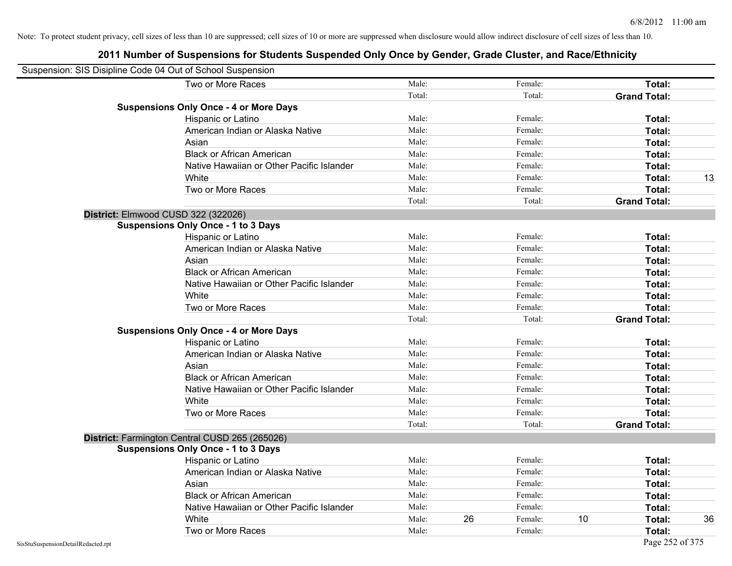Note: To protect student privacy, cell sizes of less than 10 are suppressed; cell sizes of 10 or more are suppressed when disclosure would allow indirect disclosure of cell sizes of less than 10.

# 2011 Number of Suspensions for Students Suspended Only Once by Gender, Grade Cluster, and Race/Ethnicity

Suspension: SIS Disipline Code 04 Out of School Suspension

| | | | | | | | |
|---|---|---|---|---|---|---|---|
| Two or More Races | Male: | | Female: | | **Total:** | |
| | Total: | | Total: | | **Grand Total:** | |
| **Suspensions Only Once - 4 or More Days** | | | | | | |
| Hispanic or Latino | Male: | | Female: | | **Total:** | |
| American Indian or Alaska Native | Male: | | Female: | | **Total:** | |
| Asian | Male: | | Female: | | **Total:** | |
| Black or African American | Male: | | Female: | | **Total:** | |
| Native Hawaiian or Other Pacific Islander | Male: | | Female: | | **Total:** | |
| White | Male: | | Female: | | **Total:** | 13 |
| Two or More Races | Male: | | Female: | | **Total:** | |
| | Total: | | Total: | | **Grand Total:** | |

**District:** Elmwood CUSD 322 (322026)

| | | | | | | |
|---|---|---|---|---|---|---|
| **Suspensions Only Once - 1 to 3 Days** | | | | | | |
| Hispanic or Latino | Male: | | Female: | | **Total:** | |
| American Indian or Alaska Native | Male: | | Female: | | **Total:** | |
| Asian | Male: | | Female: | | **Total:** | |
| Black or African American | Male: | | Female: | | **Total:** | |
| Native Hawaiian or Other Pacific Islander | Male: | | Female: | | **Total:** | |
| White | Male: | | Female: | | **Total:** | |
| Two or More Races | Male: | | Female: | | **Total:** | |
| | Total: | | Total: | | **Grand Total:** | |
| **Suspensions Only Once - 4 or More Days** | | | | | | |
| Hispanic or Latino | Male: | | Female: | | **Total:** | |
| American Indian or Alaska Native | Male: | | Female: | | **Total:** | |
| Asian | Male: | | Female: | | **Total:** | |
| Black or African American | Male: | | Female: | | **Total:** | |
| Native Hawaiian or Other Pacific Islander | Male: | | Female: | | **Total:** | |
| White | Male: | | Female: | | **Total:** | |
| Two or More Races | Male: | | Female: | | **Total:** | |
| | Total: | | Total: | | **Grand Total:** | |

**District:** Farmington Central CUSD 265 (265026)

| | | | | | | |
|---|---|---|---|---|---|---|
| **Suspensions Only Once - 1 to 3 Days** | | | | | | |
| Hispanic or Latino | Male: | | Female: | | **Total:** | |
| American Indian or Alaska Native | Male: | | Female: | | **Total:** | |
| Asian | Male: | | Female: | | **Total:** | |
| Black or African American | Male: | | Female: | | **Total:** | |
| Native Hawaiian or Other Pacific Islander | Male: | | Female: | | **Total:** | |
| White | Male: | 26 | Female: | 10 | **Total:** | 36 |
| Two or More Races | Male: | | Female: | | **Total:** | |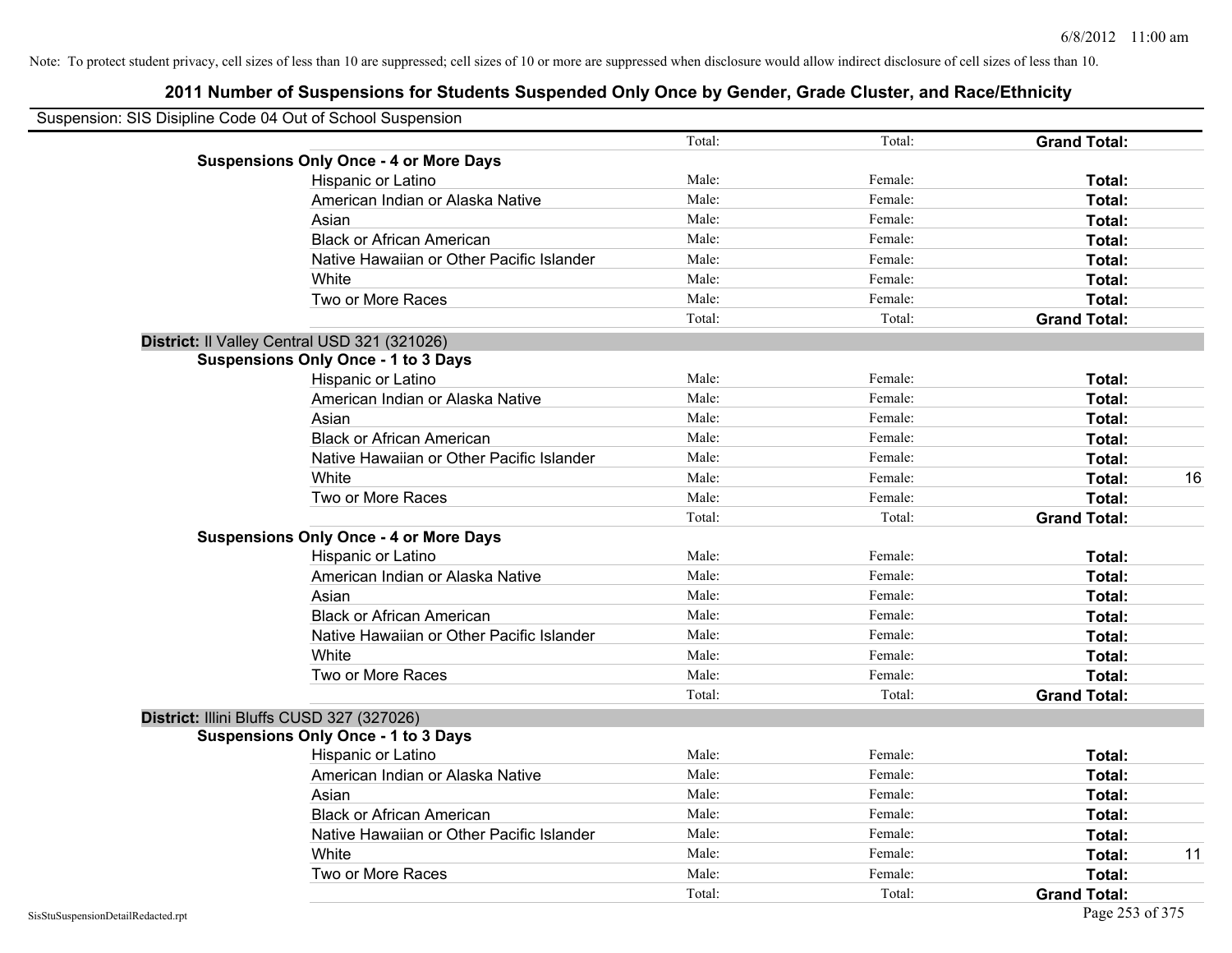Note: To protect student privacy, cell sizes of less than 10 are suppressed; cell sizes of 10 or more are suppressed when disclosure would allow indirect disclosure of cell sizes of less than 10.

# 2011 Number of Suspensions for Students Suspended Only Once by Gender, Grade Cluster, and Race/Ethnicity

Suspension: SIS Disipline Code 04 Out of School Suspension

| | | Male | Female | Total | |
|---|---|---|---|---|---|
| | | Total: | Total: | **Grand Total:** | |
| **Suspensions Only Once - 4 or More Days** | | | | | |
| | Hispanic or Latino | Male: | Female: | **Total:** | |
| | American Indian or Alaska Native | Male: | Female: | **Total:** | |
| | Asian | Male: | Female: | **Total:** | |
| | Black or African American | Male: | Female: | **Total:** | |
| | Native Hawaiian or Other Pacific Islander | Male: | Female: | **Total:** | |
| | White | Male: | Female: | **Total:** | |
| | Two or More Races | Male: | Female: | **Total:** | |
| | | Total: | Total: | **Grand Total:** | |
| **District:** Il Valley Central USD 321 (321026) | | | | | |
| **Suspensions Only Once - 1 to 3 Days** | | | | | |
| | Hispanic or Latino | Male: | Female: | **Total:** | |
| | American Indian or Alaska Native | Male: | Female: | **Total:** | |
| | Asian | Male: | Female: | **Total:** | |
| | Black or African American | Male: | Female: | **Total:** | |
| | Native Hawaiian or Other Pacific Islander | Male: | Female: | **Total:** | |
| | White | Male: | Female: | **Total:** | 16 |
| | Two or More Races | Male: | Female: | **Total:** | |
| | | Total: | Total: | **Grand Total:** | |
| **Suspensions Only Once - 4 or More Days** | | | | | |
| | Hispanic or Latino | Male: | Female: | **Total:** | |
| | American Indian or Alaska Native | Male: | Female: | **Total:** | |
| | Asian | Male: | Female: | **Total:** | |
| | Black or African American | Male: | Female: | **Total:** | |
| | Native Hawaiian or Other Pacific Islander | Male: | Female: | **Total:** | |
| | White | Male: | Female: | **Total:** | |
| | Two or More Races | Male: | Female: | **Total:** | |
| | | Total: | Total: | **Grand Total:** | |
| **District:** Illini Bluffs CUSD 327 (327026) | | | | | |
| **Suspensions Only Once - 1 to 3 Days** | | | | | |
| | Hispanic or Latino | Male: | Female: | **Total:** | |
| | American Indian or Alaska Native | Male: | Female: | **Total:** | |
| | Asian | Male: | Female: | **Total:** | |
| | Black or African American | Male: | Female: | **Total:** | |
| | Native Hawaiian or Other Pacific Islander | Male: | Female: | **Total:** | |
| | White | Male: | Female: | **Total:** | 11 |
| | Two or More Races | Male: | Female: | **Total:** | |
| | | Total: | Total: | **Grand Total:** | |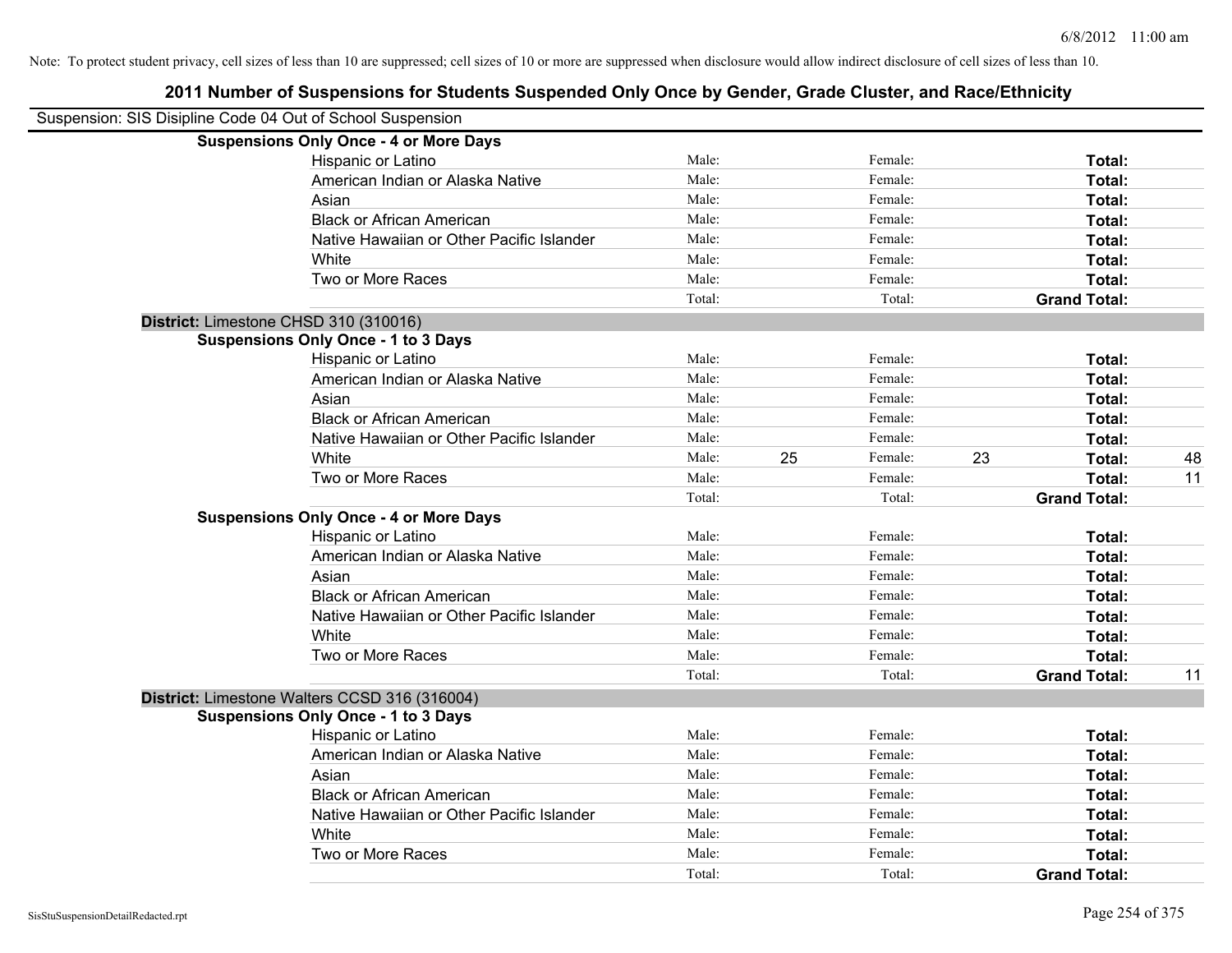Note: To protect student privacy, cell sizes of less than 10 are suppressed; cell sizes of 10 or more are suppressed when disclosure would allow indirect disclosure of cell sizes of less than 10.

## 2011 Number of Suspensions for Students Suspended Only Once by Gender, Grade Cluster, and Race/Ethnicity

Suspension: SIS Disipline Code 04 Out of School Suspension

### Suspensions Only Once - 4 or More Days

| Race/Ethnicity | Male: | | Female: | | Total: | |
|---|---|---|---|---|---|---|
| Hispanic or Latino | Male: | | Female: | | Total: | |
| American Indian or Alaska Native | Male: | | Female: | | Total: | |
| Asian | Male: | | Female: | | Total: | |
| Black or African American | Male: | | Female: | | Total: | |
| Native Hawaiian or Other Pacific Islander | Male: | | Female: | | Total: | |
| White | Male: | | Female: | | Total: | |
| Two or More Races | Male: | | Female: | | Total: | |
| | Total: | | Total: | | **Grand Total:** | |

### District: Limestone CHSD 310 (310016)

#### Suspensions Only Once - 1 to 3 Days

| Race/Ethnicity | Male: | | Female: | | Total: | |
|---|---|---|---|---|---|---|
| Hispanic or Latino | Male: | | Female: | | Total: | |
| American Indian or Alaska Native | Male: | | Female: | | Total: | |
| Asian | Male: | | Female: | | Total: | |
| Black or African American | Male: | | Female: | | Total: | |
| Native Hawaiian or Other Pacific Islander | Male: | | Female: | | Total: | |
| White | Male: | 25 | Female: | 23 | Total: | 48 |
| Two or More Races | Male: | | Female: | | Total: | 11 |
| | Total: | | Total: | | **Grand Total:** | |

#### Suspensions Only Once - 4 or More Days

| Race/Ethnicity | Male: | | Female: | | Total: | |
|---|---|---|---|---|---|---|
| Hispanic or Latino | Male: | | Female: | | Total: | |
| American Indian or Alaska Native | Male: | | Female: | | Total: | |
| Asian | Male: | | Female: | | Total: | |
| Black or African American | Male: | | Female: | | Total: | |
| Native Hawaiian or Other Pacific Islander | Male: | | Female: | | Total: | |
| White | Male: | | Female: | | Total: | |
| Two or More Races | Male: | | Female: | | Total: | |
| | Total: | | Total: | | **Grand Total:** | 11 |

### District: Limestone Walters CCSD 316 (316004)

#### Suspensions Only Once - 1 to 3 Days

| Race/Ethnicity | Male: | | Female: | | Total: | |
|---|---|---|---|---|---|---|
| Hispanic or Latino | Male: | | Female: | | Total: | |
| American Indian or Alaska Native | Male: | | Female: | | Total: | |
| Asian | Male: | | Female: | | Total: | |
| Black or African American | Male: | | Female: | | Total: | |
| Native Hawaiian or Other Pacific Islander | Male: | | Female: | | Total: | |
| White | Male: | | Female: | | Total: | |
| Two or More Races | Male: | | Female: | | Total: | |
| | Total: | | Total: | | **Grand Total:** | |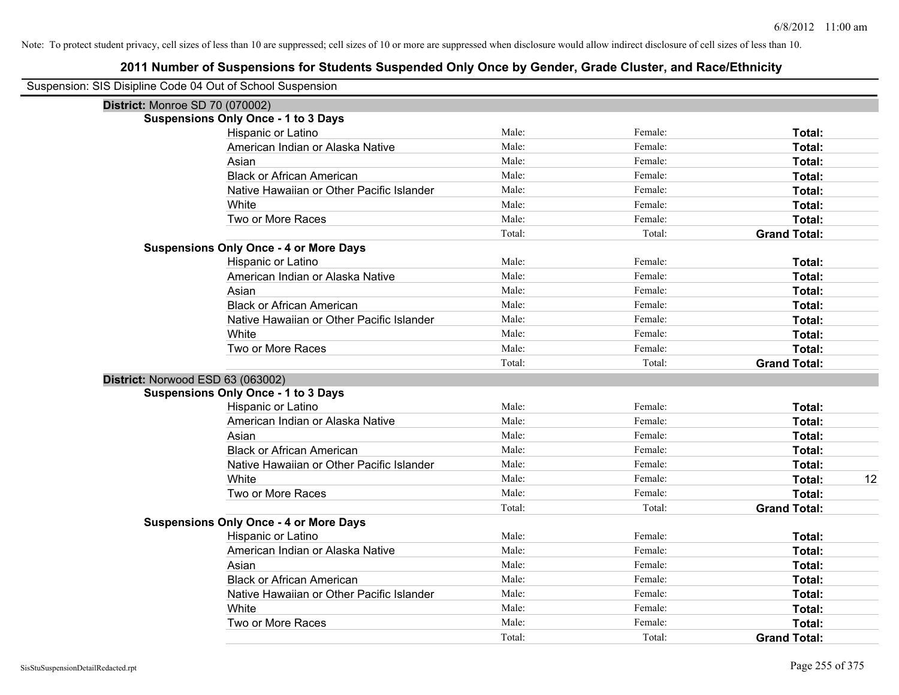Note: To protect student privacy, cell sizes of less than 10 are suppressed; cell sizes of 10 or more are suppressed when disclosure would allow indirect disclosure of cell sizes of less than 10.

## 2011 Number of Suspensions for Students Suspended Only Once by Gender, Grade Cluster, and Race/Ethnicity

Suspension: SIS Disipline Code 04 Out of School Suspension

### District: Monroe SD 70 (070002)

**Suspensions Only Once - 1 to 3 Days**

| Race/Ethnicity | Male | Female | Total |
|---|---|---|---|
| Hispanic or Latino | Male: | Female: | **Total:** |
| American Indian or Alaska Native | Male: | Female: | **Total:** |
| Asian | Male: | Female: | **Total:** |
| Black or African American | Male: | Female: | **Total:** |
| Native Hawaiian or Other Pacific Islander | Male: | Female: | **Total:** |
| White | Male: | Female: | **Total:** |
| Two or More Races | Male: | Female: | **Total:** |
| | Total: | Total: | **Grand Total:** |

**Suspensions Only Once - 4 or More Days**

| Race/Ethnicity | Male | Female | Total |
|---|---|---|---|
| Hispanic or Latino | Male: | Female: | **Total:** |
| American Indian or Alaska Native | Male: | Female: | **Total:** |
| Asian | Male: | Female: | **Total:** |
| Black or African American | Male: | Female: | **Total:** |
| Native Hawaiian or Other Pacific Islander | Male: | Female: | **Total:** |
| White | Male: | Female: | **Total:** |
| Two or More Races | Male: | Female: | **Total:** |
| | Total: | Total: | **Grand Total:** |

### District: Norwood ESD 63 (063002)

**Suspensions Only Once - 1 to 3 Days**

| Race/Ethnicity | Male | Female | Total |
|---|---|---|---|
| Hispanic or Latino | Male: | Female: | **Total:** |
| American Indian or Alaska Native | Male: | Female: | **Total:** |
| Asian | Male: | Female: | **Total:** |
| Black or African American | Male: | Female: | **Total:** |
| Native Hawaiian or Other Pacific Islander | Male: | Female: | **Total:** |
| White | Male: | Female: | **Total:** 12 |
| Two or More Races | Male: | Female: | **Total:** |
| | Total: | Total: | **Grand Total:** |

**Suspensions Only Once - 4 or More Days**

| Race/Ethnicity | Male | Female | Total |
|---|---|---|---|
| Hispanic or Latino | Male: | Female: | **Total:** |
| American Indian or Alaska Native | Male: | Female: | **Total:** |
| Asian | Male: | Female: | **Total:** |
| Black or African American | Male: | Female: | **Total:** |
| Native Hawaiian or Other Pacific Islander | Male: | Female: | **Total:** |
| White | Male: | Female: | **Total:** |
| Two or More Races | Male: | Female: | **Total:** |
| | Total: | Total: | **Grand Total:** |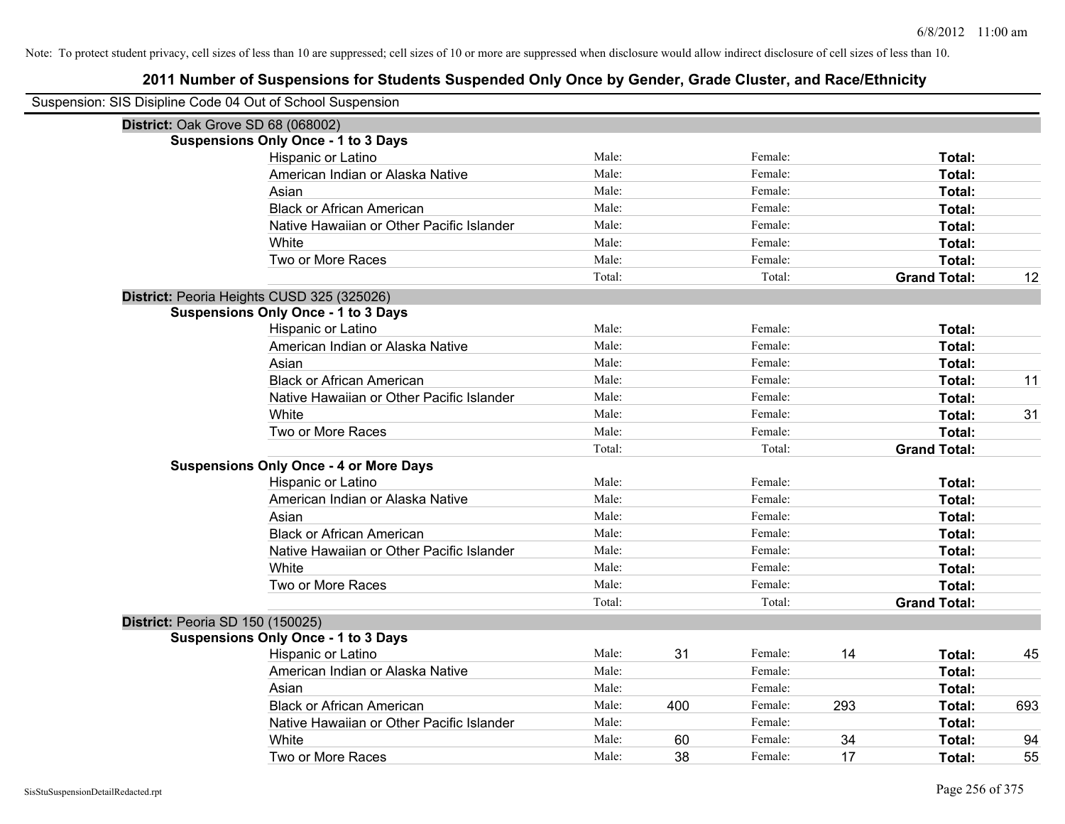Note: To protect student privacy, cell sizes of less than 10 are suppressed; cell sizes of 10 or more are suppressed when disclosure would allow indirect disclosure of cell sizes of less than 10.

# 2011 Number of Suspensions for Students Suspended Only Once by Gender, Grade Cluster, and Race/Ethnicity

Suspension: SIS Disipline Code 04 Out of School Suspension

**District:** Oak Grove SD 68 (068002)

**Suspensions Only Once - 1 to 3 Days**

| Race/Ethnicity | Male: | | Female: | | Total: | |
|---|---|---|---|---|---|---|
| Hispanic or Latino | Male: | | Female: | | **Total:** | |
| American Indian or Alaska Native | Male: | | Female: | | **Total:** | |
| Asian | Male: | | Female: | | **Total:** | |
| Black or African American | Male: | | Female: | | **Total:** | |
| Native Hawaiian or Other Pacific Islander | Male: | | Female: | | **Total:** | |
| White | Male: | | Female: | | **Total:** | |
| Two or More Races | Male: | | Female: | | **Total:** | |
| | Total: | | Total: | | **Grand Total:** | 12 |

**District:** Peoria Heights CUSD 325 (325026)

**Suspensions Only Once - 1 to 3 Days**

| Race/Ethnicity | Male: | | Female: | | Total: | |
|---|---|---|---|---|---|---|
| Hispanic or Latino | Male: | | Female: | | **Total:** | |
| American Indian or Alaska Native | Male: | | Female: | | **Total:** | |
| Asian | Male: | | Female: | | **Total:** | |
| Black or African American | Male: | | Female: | | **Total:** | 11 |
| Native Hawaiian or Other Pacific Islander | Male: | | Female: | | **Total:** | |
| White | Male: | | Female: | | **Total:** | 31 |
| Two or More Races | Male: | | Female: | | **Total:** | |
| | Total: | | Total: | | **Grand Total:** | |

**Suspensions Only Once - 4 or More Days**

| Race/Ethnicity | Male: | | Female: | | Total: | |
|---|---|---|---|---|---|---|
| Hispanic or Latino | Male: | | Female: | | **Total:** | |
| American Indian or Alaska Native | Male: | | Female: | | **Total:** | |
| Asian | Male: | | Female: | | **Total:** | |
| Black or African American | Male: | | Female: | | **Total:** | |
| Native Hawaiian or Other Pacific Islander | Male: | | Female: | | **Total:** | |
| White | Male: | | Female: | | **Total:** | |
| Two or More Races | Male: | | Female: | | **Total:** | |
| | Total: | | Total: | | **Grand Total:** | |

**District:** Peoria SD 150 (150025)

**Suspensions Only Once - 1 to 3 Days**

| Race/Ethnicity | Male: | | Female: | | Total: | |
|---|---|---|---|---|---|---|
| Hispanic or Latino | Male: | 31 | Female: | 14 | **Total:** | 45 |
| American Indian or Alaska Native | Male: | | Female: | | **Total:** | |
| Asian | Male: | | Female: | | **Total:** | |
| Black or African American | Male: | 400 | Female: | 293 | **Total:** | 693 |
| Native Hawaiian or Other Pacific Islander | Male: | | Female: | | **Total:** | |
| White | Male: | 60 | Female: | 34 | **Total:** | 94 |
| Two or More Races | Male: | 38 | Female: | 17 | **Total:** | 55 |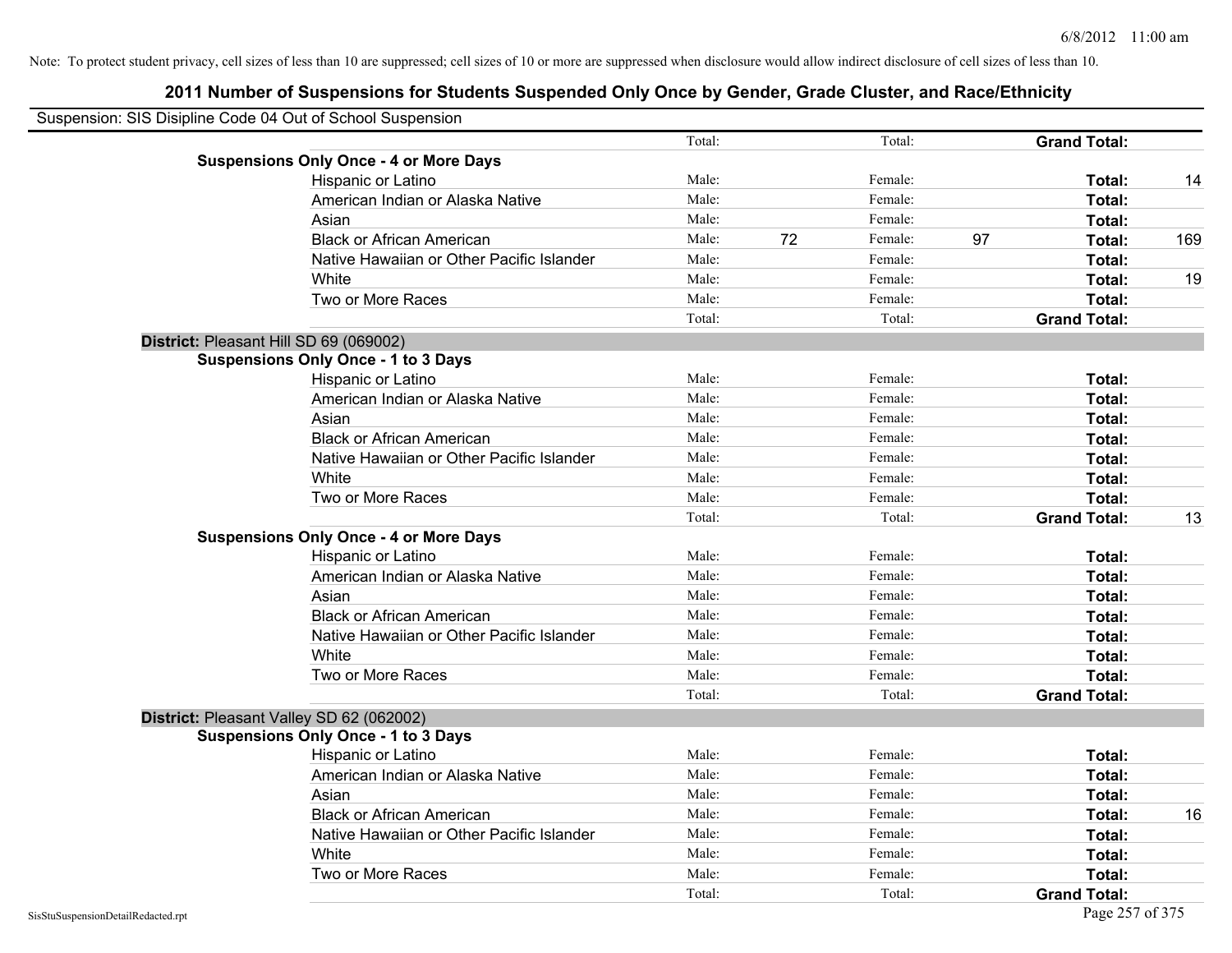Note: To protect student privacy, cell sizes of less than 10 are suppressed; cell sizes of 10 or more are suppressed when disclosure would allow indirect disclosure of cell sizes of less than 10.

# 2011 Number of Suspensions for Students Suspended Only Once by Gender, Grade Cluster, and Race/Ethnicity

Suspension: SIS Disipline Code 04 Out of School Suspension

| | | | | | | |
|---|---|---|---|---|---|---|
| | Total: | | Total: | | **Grand Total:** | |
| **Suspensions Only Once - 4 or More Days** | | | | | | |
| Hispanic or Latino | Male: | | Female: | | **Total:** | 14 |
| American Indian or Alaska Native | Male: | | Female: | | **Total:** | |
| Asian | Male: | | Female: | | **Total:** | |
| Black or African American | Male: | 72 | Female: | 97 | **Total:** | 169 |
| Native Hawaiian or Other Pacific Islander | Male: | | Female: | | **Total:** | |
| White | Male: | | Female: | | **Total:** | 19 |
| Two or More Races | Male: | | Female: | | **Total:** | |
| | Total: | | Total: | | **Grand Total:** | |

**District:** Pleasant Hill SD 69 (069002)

| | | | | | | |
|---|---|---|---|---|---|---|
| **Suspensions Only Once - 1 to 3 Days** | | | | | | |
| Hispanic or Latino | Male: | | Female: | | **Total:** | |
| American Indian or Alaska Native | Male: | | Female: | | **Total:** | |
| Asian | Male: | | Female: | | **Total:** | |
| Black or African American | Male: | | Female: | | **Total:** | |
| Native Hawaiian or Other Pacific Islander | Male: | | Female: | | **Total:** | |
| White | Male: | | Female: | | **Total:** | |
| Two or More Races | Male: | | Female: | | **Total:** | |
| | Total: | | Total: | | **Grand Total:** | 13 |
| **Suspensions Only Once - 4 or More Days** | | | | | | |
| Hispanic or Latino | Male: | | Female: | | **Total:** | |
| American Indian or Alaska Native | Male: | | Female: | | **Total:** | |
| Asian | Male: | | Female: | | **Total:** | |
| Black or African American | Male: | | Female: | | **Total:** | |
| Native Hawaiian or Other Pacific Islander | Male: | | Female: | | **Total:** | |
| White | Male: | | Female: | | **Total:** | |
| Two or More Races | Male: | | Female: | | **Total:** | |
| | Total: | | Total: | | **Grand Total:** | |

**District:** Pleasant Valley SD 62 (062002)

| | | | | | | |
|---|---|---|---|---|---|---|
| **Suspensions Only Once - 1 to 3 Days** | | | | | | |
| Hispanic or Latino | Male: | | Female: | | **Total:** | |
| American Indian or Alaska Native | Male: | | Female: | | **Total:** | |
| Asian | Male: | | Female: | | **Total:** | |
| Black or African American | Male: | | Female: | | **Total:** | 16 |
| Native Hawaiian or Other Pacific Islander | Male: | | Female: | | **Total:** | |
| White | Male: | | Female: | | **Total:** | |
| Two or More Races | Male: | | Female: | | **Total:** | |
| | Total: | | Total: | | **Grand Total:** | |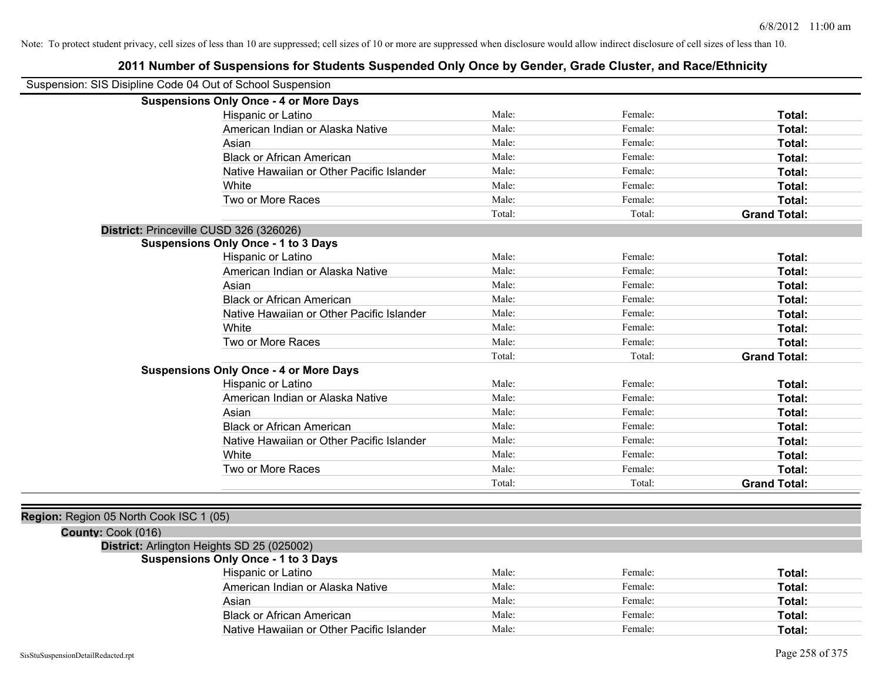Note: To protect student privacy, cell sizes of less than 10 are suppressed; cell sizes of 10 or more are suppressed when disclosure would allow indirect disclosure of cell sizes of less than 10.

## 2011 Number of Suspensions for Students Suspended Only Once by Gender, Grade Cluster, and Race/Ethnicity

Suspension: SIS Disipline Code 04 Out of School Suspension

**Suspensions Only Once - 4 or More Days**

| | | | |
|---|---|---|---|
| Hispanic or Latino | Male: | Female: | **Total:** |
| American Indian or Alaska Native | Male: | Female: | **Total:** |
| Asian | Male: | Female: | **Total:** |
| Black or African American | Male: | Female: | **Total:** |
| Native Hawaiian or Other Pacific Islander | Male: | Female: | **Total:** |
| White | Male: | Female: | **Total:** |
| Two or More Races | Male: | Female: | **Total:** |
| | Total: | Total: | **Grand Total:** |

**District:** Princeville CUSD 326 (326026)

**Suspensions Only Once - 1 to 3 Days**

| | | | |
|---|---|---|---|
| Hispanic or Latino | Male: | Female: | **Total:** |
| American Indian or Alaska Native | Male: | Female: | **Total:** |
| Asian | Male: | Female: | **Total:** |
| Black or African American | Male: | Female: | **Total:** |
| Native Hawaiian or Other Pacific Islander | Male: | Female: | **Total:** |
| White | Male: | Female: | **Total:** |
| Two or More Races | Male: | Female: | **Total:** |
| | Total: | Total: | **Grand Total:** |

**Suspensions Only Once - 4 or More Days**

| | | | |
|---|---|---|---|
| Hispanic or Latino | Male: | Female: | **Total:** |
| American Indian or Alaska Native | Male: | Female: | **Total:** |
| Asian | Male: | Female: | **Total:** |
| Black or African American | Male: | Female: | **Total:** |
| Native Hawaiian or Other Pacific Islander | Male: | Female: | **Total:** |
| White | Male: | Female: | **Total:** |
| Two or More Races | Male: | Female: | **Total:** |
| | Total: | Total: | **Grand Total:** |

**Region:** Region 05 North Cook ISC 1 (05)

**County:** Cook (016)

**District:** Arlington Heights SD 25 (025002)

**Suspensions Only Once - 1 to 3 Days**

| | | | |
|---|---|---|---|
| Hispanic or Latino | Male: | Female: | **Total:** |
| American Indian or Alaska Native | Male: | Female: | **Total:** |
| Asian | Male: | Female: | **Total:** |
| Black or African American | Male: | Female: | **Total:** |
| Native Hawaiian or Other Pacific Islander | Male: | Female: | **Total:** |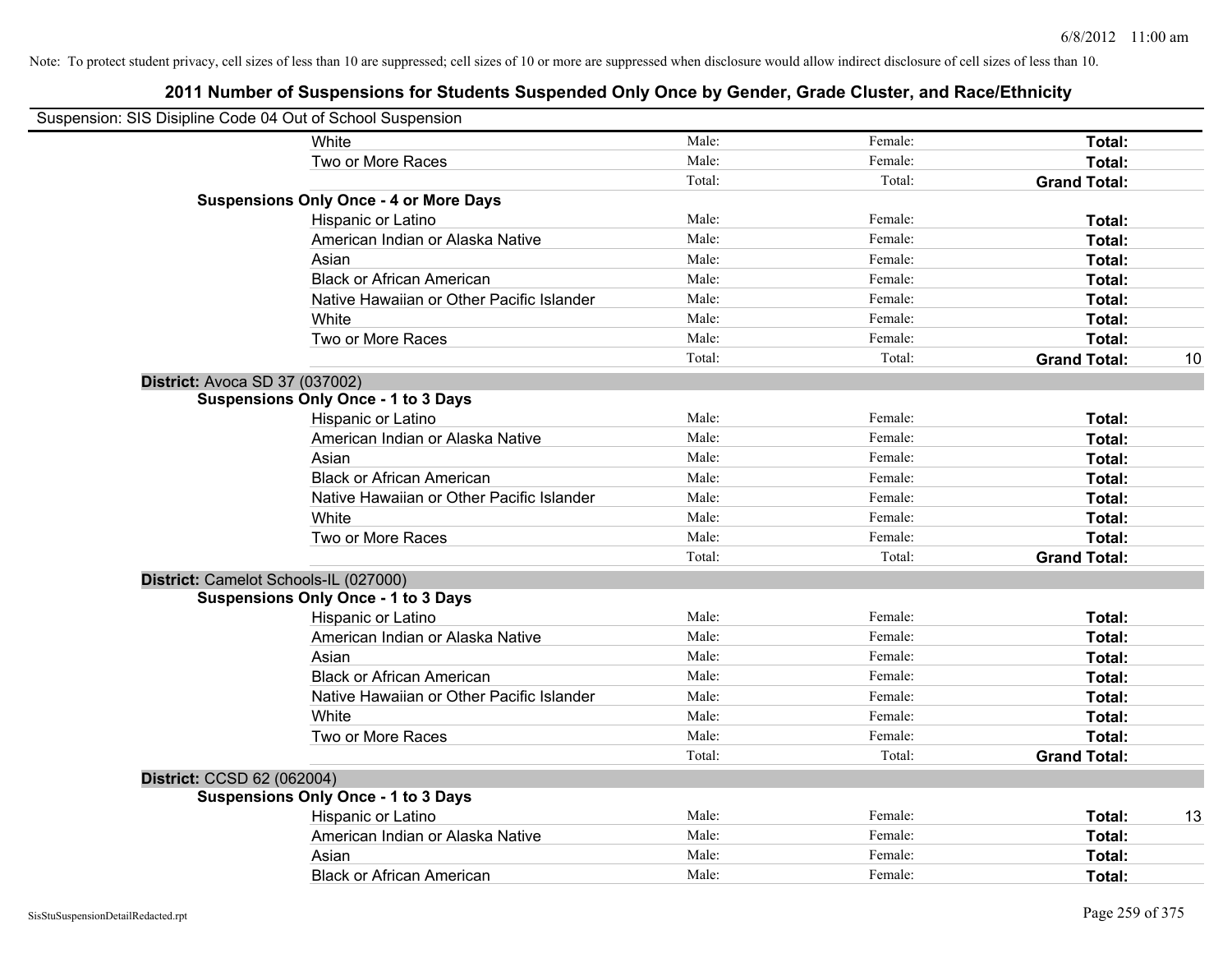Note: To protect student privacy, cell sizes of less than 10 are suppressed; cell sizes of 10 or more are suppressed when disclosure would allow indirect disclosure of cell sizes of less than 10.

## 2011 Number of Suspensions for Students Suspended Only Once by Gender, Grade Cluster, and Race/Ethnicity

Suspension: SIS Disipline Code 04 Out of School Suspension

| | | | | | |
|---|---|---|---|---|---|
| | White | Male: | Female: | **Total:** | |
| | Two or More Races | Male: | Female: | **Total:** | |
| | | Total: | Total: | **Grand Total:** | |
| **Suspensions Only Once - 4 or More Days** | | | | | |
| | Hispanic or Latino | Male: | Female: | **Total:** | |
| | American Indian or Alaska Native | Male: | Female: | **Total:** | |
| | Asian | Male: | Female: | **Total:** | |
| | Black or African American | Male: | Female: | **Total:** | |
| | Native Hawaiian or Other Pacific Islander | Male: | Female: | **Total:** | |
| | White | Male: | Female: | **Total:** | |
| | Two or More Races | Male: | Female: | **Total:** | |
| | | Total: | Total: | **Grand Total:** | 10 |
| **District:** Avoca SD 37 (037002) | | | | | |
| **Suspensions Only Once - 1 to 3 Days** | | | | | |
| | Hispanic or Latino | Male: | Female: | **Total:** | |
| | American Indian or Alaska Native | Male: | Female: | **Total:** | |
| | Asian | Male: | Female: | **Total:** | |
| | Black or African American | Male: | Female: | **Total:** | |
| | Native Hawaiian or Other Pacific Islander | Male: | Female: | **Total:** | |
| | White | Male: | Female: | **Total:** | |
| | Two or More Races | Male: | Female: | **Total:** | |
| | | Total: | Total: | **Grand Total:** | |
| **District:** Camelot Schools-IL (027000) | | | | | |
| **Suspensions Only Once - 1 to 3 Days** | | | | | |
| | Hispanic or Latino | Male: | Female: | **Total:** | |
| | American Indian or Alaska Native | Male: | Female: | **Total:** | |
| | Asian | Male: | Female: | **Total:** | |
| | Black or African American | Male: | Female: | **Total:** | |
| | Native Hawaiian or Other Pacific Islander | Male: | Female: | **Total:** | |
| | White | Male: | Female: | **Total:** | |
| | Two or More Races | Male: | Female: | **Total:** | |
| | | Total: | Total: | **Grand Total:** | |
| **District:** CCSD 62 (062004) | | | | | |
| **Suspensions Only Once - 1 to 3 Days** | | | | | |
| | Hispanic or Latino | Male: | Female: | **Total:** | 13 |
| | American Indian or Alaska Native | Male: | Female: | **Total:** | |
| | Asian | Male: | Female: | **Total:** | |
| | Black or African American | Male: | Female: | **Total:** | |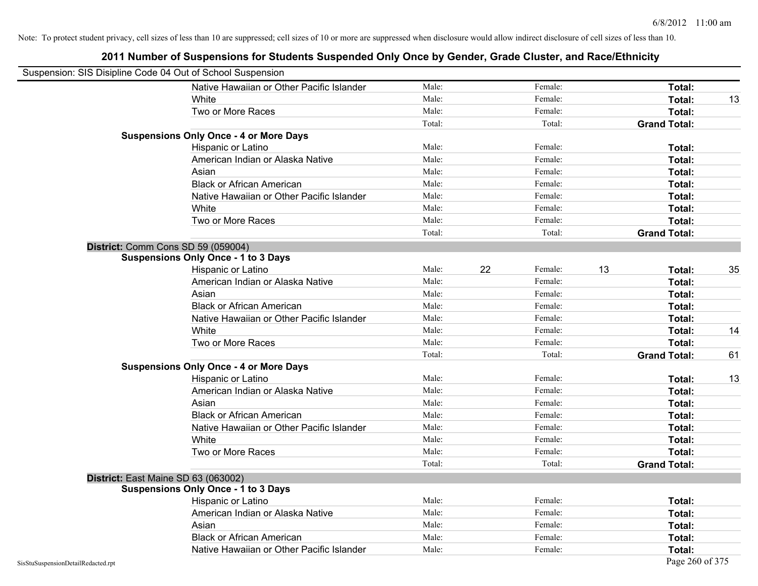Note: To protect student privacy, cell sizes of less than 10 are suppressed; cell sizes of 10 or more are suppressed when disclosure would allow indirect disclosure of cell sizes of less than 10.

# 2011 Number of Suspensions for Students Suspended Only Once by Gender, Grade Cluster, and Race/Ethnicity

Suspension: SIS Disipline Code 04 Out of School Suspension

| | | | | | | |
|---|---|---|---|---|---|---|
| Native Hawaiian or Other Pacific Islander | Male: | | Female: | | **Total:** | |
| White | Male: | | Female: | | **Total:** | 13 |
| Two or More Races | Male: | | Female: | | **Total:** | |
| | Total: | | Total: | | **Grand Total:** | |

**Suspensions Only Once - 4 or More Days**

| | | | | | | |
|---|---|---|---|---|---|---|
| Hispanic or Latino | Male: | | Female: | | **Total:** | |
| American Indian or Alaska Native | Male: | | Female: | | **Total:** | |
| Asian | Male: | | Female: | | **Total:** | |
| Black or African American | Male: | | Female: | | **Total:** | |
| Native Hawaiian or Other Pacific Islander | Male: | | Female: | | **Total:** | |
| White | Male: | | Female: | | **Total:** | |
| Two or More Races | Male: | | Female: | | **Total:** | |
| | Total: | | Total: | | **Grand Total:** | |

**District:** Comm Cons SD 59 (059004)

**Suspensions Only Once - 1 to 3 Days**

| | | | | | | |
|---|---|---|---|---|---|---|
| Hispanic or Latino | Male: | 22 | Female: | 13 | **Total:** | 35 |
| American Indian or Alaska Native | Male: | | Female: | | **Total:** | |
| Asian | Male: | | Female: | | **Total:** | |
| Black or African American | Male: | | Female: | | **Total:** | |
| Native Hawaiian or Other Pacific Islander | Male: | | Female: | | **Total:** | |
| White | Male: | | Female: | | **Total:** | 14 |
| Two or More Races | Male: | | Female: | | **Total:** | |
| | Total: | | Total: | | **Grand Total:** | 61 |

**Suspensions Only Once - 4 or More Days**

| | | | | | | |
|---|---|---|---|---|---|---|
| Hispanic or Latino | Male: | | Female: | | **Total:** | 13 |
| American Indian or Alaska Native | Male: | | Female: | | **Total:** | |
| Asian | Male: | | Female: | | **Total:** | |
| Black or African American | Male: | | Female: | | **Total:** | |
| Native Hawaiian or Other Pacific Islander | Male: | | Female: | | **Total:** | |
| White | Male: | | Female: | | **Total:** | |
| Two or More Races | Male: | | Female: | | **Total:** | |
| | Total: | | Total: | | **Grand Total:** | |

**District:** East Maine SD 63 (063002)

**Suspensions Only Once - 1 to 3 Days**

| | | | | | | |
|---|---|---|---|---|---|---|
| Hispanic or Latino | Male: | | Female: | | **Total:** | |
| American Indian or Alaska Native | Male: | | Female: | | **Total:** | |
| Asian | Male: | | Female: | | **Total:** | |
| Black or African American | Male: | | Female: | | **Total:** | |
| Native Hawaiian or Other Pacific Islander | Male: | | Female: | | **Total:** | |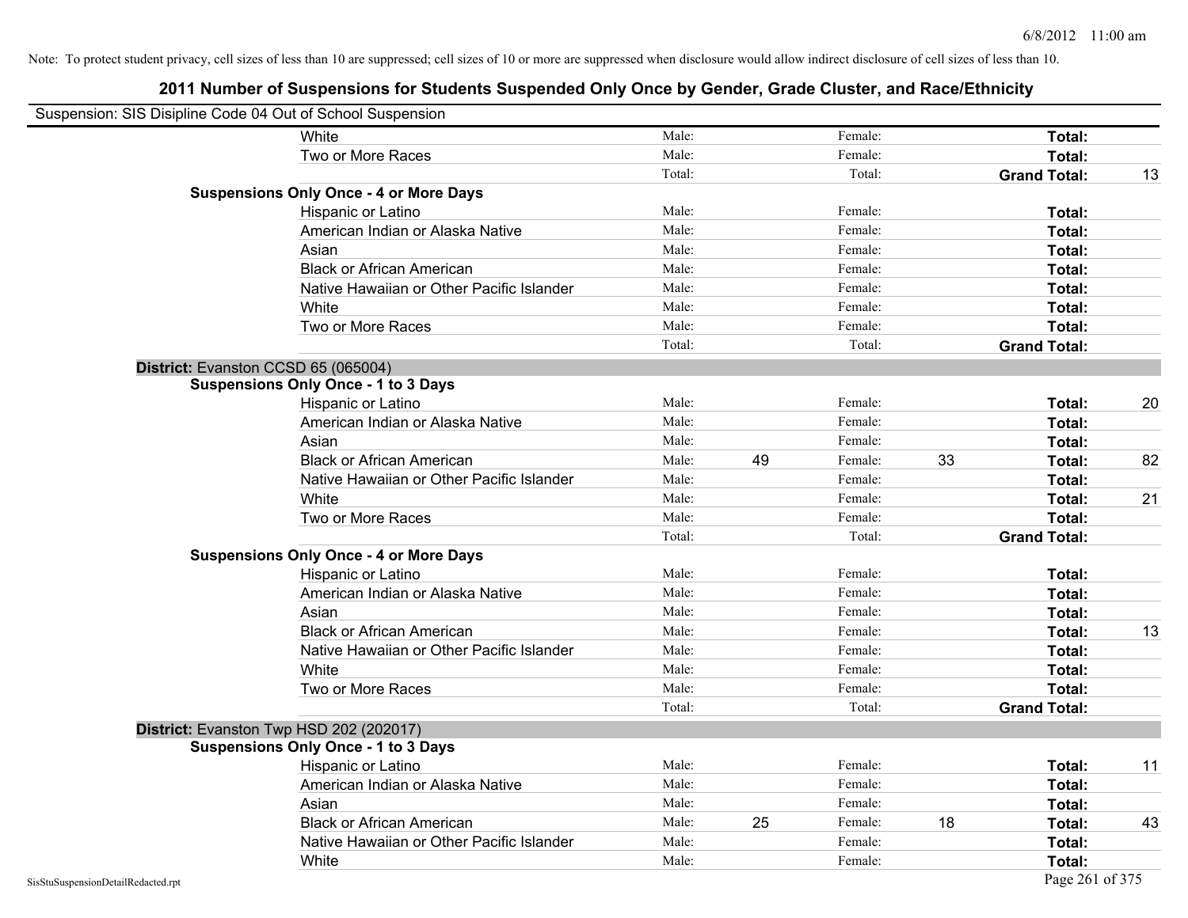Note: To protect student privacy, cell sizes of less than 10 are suppressed; cell sizes of 10 or more are suppressed when disclosure would allow indirect disclosure of cell sizes of less than 10.

## 2011 Number of Suspensions for Students Suspended Only Once by Gender, Grade Cluster, and Race/Ethnicity

Suspension: SIS Disipline Code 04 Out of School Suspension

| | | | | | | | |
|---|---|---|---|---|---|---|---|
| White | Male: | | Female: | | **Total:** | |
| Two or More Races | Male: | | Female: | | **Total:** | |
| | Total: | | Total: | | **Grand Total:** | 13 |

**Suspensions Only Once - 4 or More Days**

| | | | | | | |
|---|---|---|---|---|---|---|
| Hispanic or Latino | Male: | | Female: | | **Total:** | |
| American Indian or Alaska Native | Male: | | Female: | | **Total:** | |
| Asian | Male: | | Female: | | **Total:** | |
| Black or African American | Male: | | Female: | | **Total:** | |
| Native Hawaiian or Other Pacific Islander | Male: | | Female: | | **Total:** | |
| White | Male: | | Female: | | **Total:** | |
| Two or More Races | Male: | | Female: | | **Total:** | |
| | Total: | | Total: | | **Grand Total:** | |

**District:** Evanston CCSD 65 (065004)

**Suspensions Only Once - 1 to 3 Days**

| | | | | | | |
|---|---|---|---|---|---|---|
| Hispanic or Latino | Male: | | Female: | | **Total:** | 20 |
| American Indian or Alaska Native | Male: | | Female: | | **Total:** | |
| Asian | Male: | | Female: | | **Total:** | |
| Black or African American | Male: | 49 | Female: | 33 | **Total:** | 82 |
| Native Hawaiian or Other Pacific Islander | Male: | | Female: | | **Total:** | |
| White | Male: | | Female: | | **Total:** | 21 |
| Two or More Races | Male: | | Female: | | **Total:** | |
| | Total: | | Total: | | **Grand Total:** | |

**Suspensions Only Once - 4 or More Days**

| | | | | | | |
|---|---|---|---|---|---|---|
| Hispanic or Latino | Male: | | Female: | | **Total:** | |
| American Indian or Alaska Native | Male: | | Female: | | **Total:** | |
| Asian | Male: | | Female: | | **Total:** | |
| Black or African American | Male: | | Female: | | **Total:** | 13 |
| Native Hawaiian or Other Pacific Islander | Male: | | Female: | | **Total:** | |
| White | Male: | | Female: | | **Total:** | |
| Two or More Races | Male: | | Female: | | **Total:** | |
| | Total: | | Total: | | **Grand Total:** | |

**District:** Evanston Twp HSD 202 (202017)

**Suspensions Only Once - 1 to 3 Days**

| | | | | | | |
|---|---|---|---|---|---|---|
| Hispanic or Latino | Male: | | Female: | | **Total:** | 11 |
| American Indian or Alaska Native | Male: | | Female: | | **Total:** | |
| Asian | Male: | | Female: | | **Total:** | |
| Black or African American | Male: | 25 | Female: | 18 | **Total:** | 43 |
| Native Hawaiian or Other Pacific Islander | Male: | | Female: | | **Total:** | |
| White | Male: | | Female: | | **Total:** | |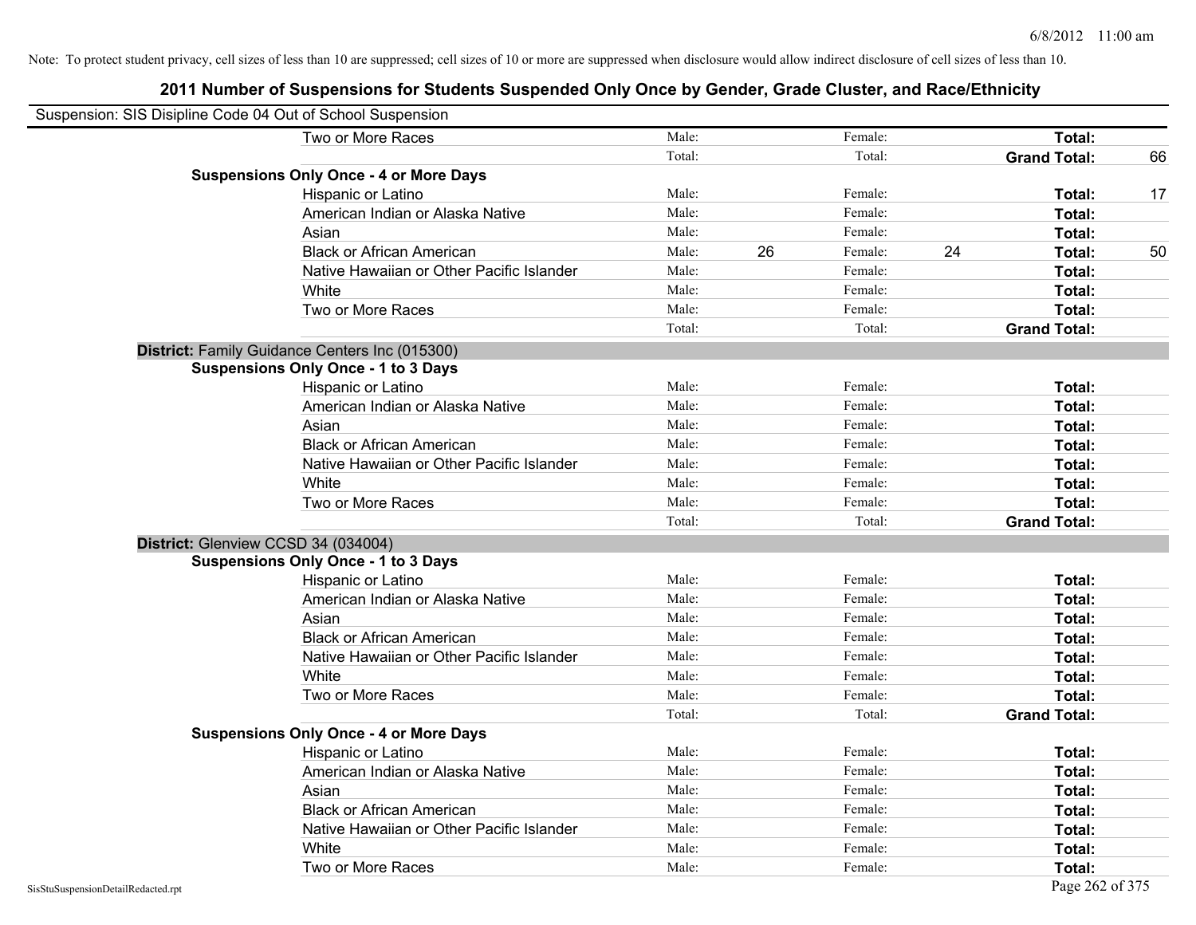Note: To protect student privacy, cell sizes of less than 10 are suppressed; cell sizes of 10 or more are suppressed when disclosure would allow indirect disclosure of cell sizes of less than 10.

## 2011 Number of Suspensions for Students Suspended Only Once by Gender, Grade Cluster, and Race/Ethnicity

Suspension: SIS Disipline Code 04 Out of School Suspension

| | | | | | | |
|---|---|---|---|---|---|---|
| Two or More Races | Male: | | Female: | | **Total:** | |
| | Total: | | Total: | | **Grand Total:** | 66 |
| **Suspensions Only Once - 4 or More Days** | | | | | | |
| Hispanic or Latino | Male: | | Female: | | **Total:** | 17 |
| American Indian or Alaska Native | Male: | | Female: | | **Total:** | |
| Asian | Male: | | Female: | | **Total:** | |
| Black or African American | Male: | 26 | Female: | 24 | **Total:** | 50 |
| Native Hawaiian or Other Pacific Islander | Male: | | Female: | | **Total:** | |
| White | Male: | | Female: | | **Total:** | |
| Two or More Races | Male: | | Female: | | **Total:** | |
| | Total: | | Total: | | **Grand Total:** | |
| **District:** Family Guidance Centers Inc (015300) | | | | | | |
| **Suspensions Only Once - 1 to 3 Days** | | | | | | |
| Hispanic or Latino | Male: | | Female: | | **Total:** | |
| American Indian or Alaska Native | Male: | | Female: | | **Total:** | |
| Asian | Male: | | Female: | | **Total:** | |
| Black or African American | Male: | | Female: | | **Total:** | |
| Native Hawaiian or Other Pacific Islander | Male: | | Female: | | **Total:** | |
| White | Male: | | Female: | | **Total:** | |
| Two or More Races | Male: | | Female: | | **Total:** | |
| | Total: | | Total: | | **Grand Total:** | |
| **District:** Glenview CCSD 34 (034004) | | | | | | |
| **Suspensions Only Once - 1 to 3 Days** | | | | | | |
| Hispanic or Latino | Male: | | Female: | | **Total:** | |
| American Indian or Alaska Native | Male: | | Female: | | **Total:** | |
| Asian | Male: | | Female: | | **Total:** | |
| Black or African American | Male: | | Female: | | **Total:** | |
| Native Hawaiian or Other Pacific Islander | Male: | | Female: | | **Total:** | |
| White | Male: | | Female: | | **Total:** | |
| Two or More Races | Male: | | Female: | | **Total:** | |
| | Total: | | Total: | | **Grand Total:** | |
| **Suspensions Only Once - 4 or More Days** | | | | | | |
| Hispanic or Latino | Male: | | Female: | | **Total:** | |
| American Indian or Alaska Native | Male: | | Female: | | **Total:** | |
| Asian | Male: | | Female: | | **Total:** | |
| Black or African American | Male: | | Female: | | **Total:** | |
| Native Hawaiian or Other Pacific Islander | Male: | | Female: | | **Total:** | |
| White | Male: | | Female: | | **Total:** | |
| Two or More Races | Male: | | Female: | | **Total:** | |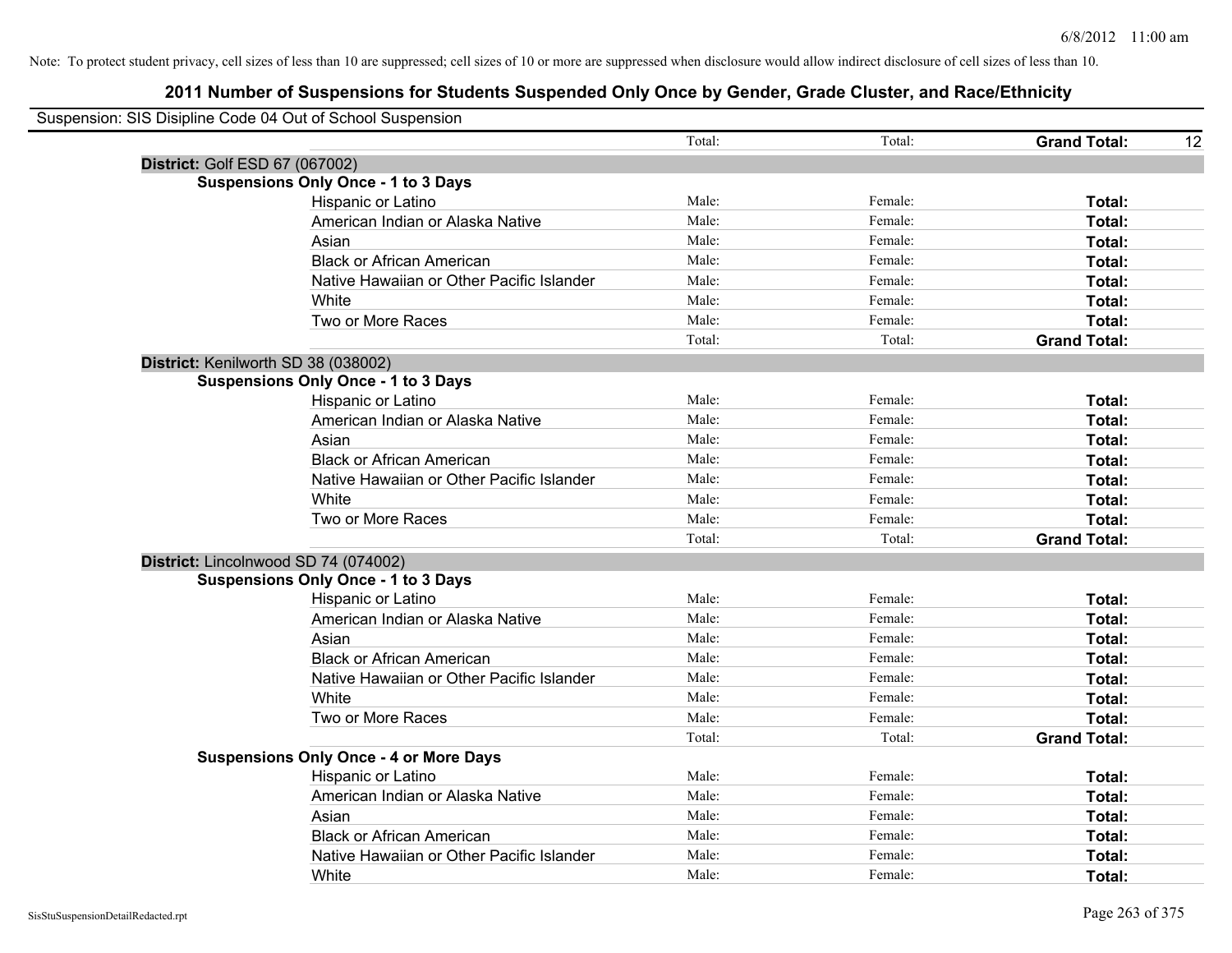Note: To protect student privacy, cell sizes of less than 10 are suppressed; cell sizes of 10 or more are suppressed when disclosure would allow indirect disclosure of cell sizes of less than 10.

# 2011 Number of Suspensions for Students Suspended Only Once by Gender, Grade Cluster, and Race/Ethnicity

Suspension: SIS Disipline Code 04 Out of School Suspension

| | | Total: | Total: | **Grand Total:** | 12 |
|---|---|---|---|---|---|

**District:** Golf ESD 67 (067002)

**Suspensions Only Once - 1 to 3 Days**

| | Male: | Female: | Total: |
|---|---|---|---|
| Hispanic or Latino | Male: | Female: | **Total:** |
| American Indian or Alaska Native | Male: | Female: | **Total:** |
| Asian | Male: | Female: | **Total:** |
| Black or African American | Male: | Female: | **Total:** |
| Native Hawaiian or Other Pacific Islander | Male: | Female: | **Total:** |
| White | Male: | Female: | **Total:** |
| Two or More Races | Male: | Female: | **Total:** |
| | Total: | Total: | **Grand Total:** |

**District:** Kenilworth SD 38 (038002)

**Suspensions Only Once - 1 to 3 Days**

| | Male: | Female: | Total: |
|---|---|---|---|
| Hispanic or Latino | Male: | Female: | **Total:** |
| American Indian or Alaska Native | Male: | Female: | **Total:** |
| Asian | Male: | Female: | **Total:** |
| Black or African American | Male: | Female: | **Total:** |
| Native Hawaiian or Other Pacific Islander | Male: | Female: | **Total:** |
| White | Male: | Female: | **Total:** |
| Two or More Races | Male: | Female: | **Total:** |
| | Total: | Total: | **Grand Total:** |

**District:** Lincolnwood SD 74 (074002)

**Suspensions Only Once - 1 to 3 Days**

| | Male: | Female: | Total: |
|---|---|---|---|
| Hispanic or Latino | Male: | Female: | **Total:** |
| American Indian or Alaska Native | Male: | Female: | **Total:** |
| Asian | Male: | Female: | **Total:** |
| Black or African American | Male: | Female: | **Total:** |
| Native Hawaiian or Other Pacific Islander | Male: | Female: | **Total:** |
| White | Male: | Female: | **Total:** |
| Two or More Races | Male: | Female: | **Total:** |
| | Total: | Total: | **Grand Total:** |

**Suspensions Only Once - 4 or More Days**

| | Male: | Female: | Total: |
|---|---|---|---|
| Hispanic or Latino | Male: | Female: | **Total:** |
| American Indian or Alaska Native | Male: | Female: | **Total:** |
| Asian | Male: | Female: | **Total:** |
| Black or African American | Male: | Female: | **Total:** |
| Native Hawaiian or Other Pacific Islander | Male: | Female: | **Total:** |
| White | Male: | Female: | **Total:** |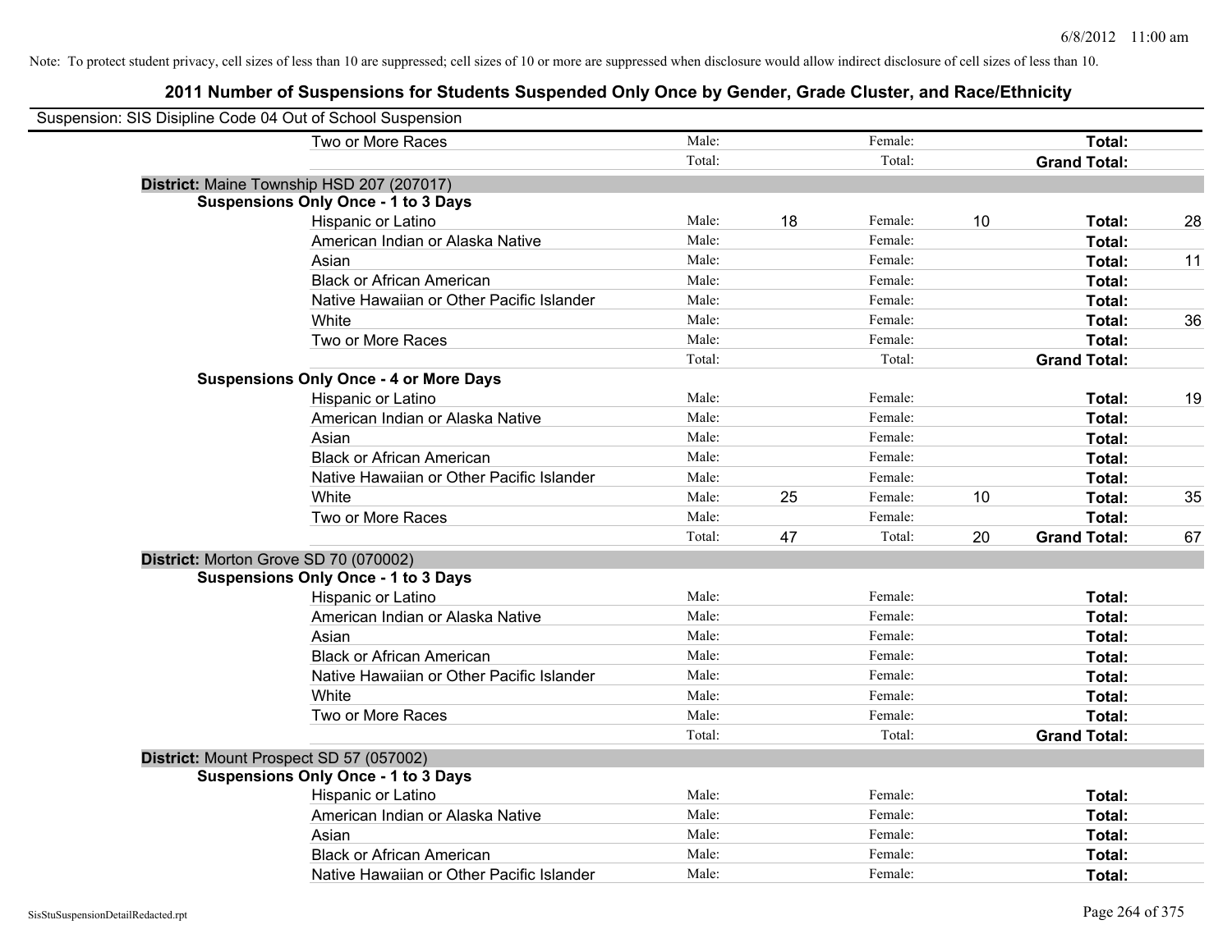Note: To protect student privacy, cell sizes of less than 10 are suppressed; cell sizes of 10 or more are suppressed when disclosure would allow indirect disclosure of cell sizes of less than 10.

# 2011 Number of Suspensions for Students Suspended Only Once by Gender, Grade Cluster, and Race/Ethnicity

Suspension: SIS Disipline Code 04 Out of School Suspension

| | | | | | | |
|---|---|---|---|---|---|---|
| Two or More Races | Male: | | Female: | | **Total:** | |
| | Total: | | Total: | | **Grand Total:** | |

**District:** Maine Township HSD 207 (207017)

**Suspensions Only Once - 1 to 3 Days**

| | | | | | | |
|---|---|---|---|---|---|---|
| Hispanic or Latino | Male: | 18 | Female: | 10 | **Total:** | 28 |
| American Indian or Alaska Native | Male: | | Female: | | **Total:** | |
| Asian | Male: | | Female: | | **Total:** | 11 |
| Black or African American | Male: | | Female: | | **Total:** | |
| Native Hawaiian or Other Pacific Islander | Male: | | Female: | | **Total:** | |
| White | Male: | | Female: | | **Total:** | 36 |
| Two or More Races | Male: | | Female: | | **Total:** | |
| | Total: | | Total: | | **Grand Total:** | |

**Suspensions Only Once - 4 or More Days**

| | | | | | | |
|---|---|---|---|---|---|---|
| Hispanic or Latino | Male: | | Female: | | **Total:** | 19 |
| American Indian or Alaska Native | Male: | | Female: | | **Total:** | |
| Asian | Male: | | Female: | | **Total:** | |
| Black or African American | Male: | | Female: | | **Total:** | |
| Native Hawaiian or Other Pacific Islander | Male: | | Female: | | **Total:** | |
| White | Male: | 25 | Female: | 10 | **Total:** | 35 |
| Two or More Races | Male: | | Female: | | **Total:** | |
| | Total: | 47 | Total: | 20 | **Grand Total:** | 67 |

**District:** Morton Grove SD 70 (070002)

**Suspensions Only Once - 1 to 3 Days**

| | | | | | | |
|---|---|---|---|---|---|---|
| Hispanic or Latino | Male: | | Female: | | **Total:** | |
| American Indian or Alaska Native | Male: | | Female: | | **Total:** | |
| Asian | Male: | | Female: | | **Total:** | |
| Black or African American | Male: | | Female: | | **Total:** | |
| Native Hawaiian or Other Pacific Islander | Male: | | Female: | | **Total:** | |
| White | Male: | | Female: | | **Total:** | |
| Two or More Races | Male: | | Female: | | **Total:** | |
| | Total: | | Total: | | **Grand Total:** | |

**District:** Mount Prospect SD 57 (057002)

**Suspensions Only Once - 1 to 3 Days**

| | | | | | | |
|---|---|---|---|---|---|---|
| Hispanic or Latino | Male: | | Female: | | **Total:** | |
| American Indian or Alaska Native | Male: | | Female: | | **Total:** | |
| Asian | Male: | | Female: | | **Total:** | |
| Black or African American | Male: | | Female: | | **Total:** | |
| Native Hawaiian or Other Pacific Islander | Male: | | Female: | | **Total:** | |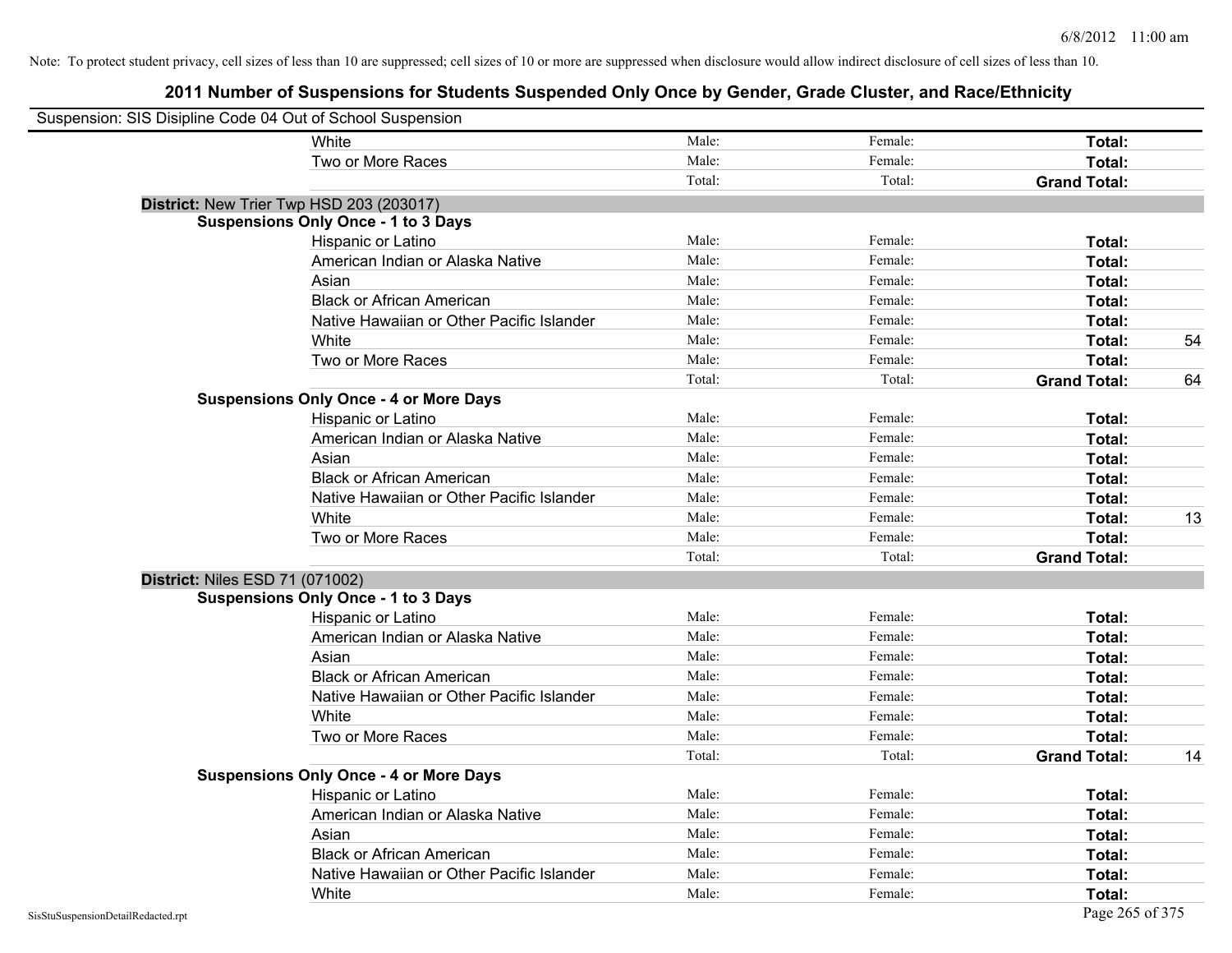Note: To protect student privacy, cell sizes of less than 10 are suppressed; cell sizes of 10 or more are suppressed when disclosure would allow indirect disclosure of cell sizes of less than 10.

## 2011 Number of Suspensions for Students Suspended Only Once by Gender, Grade Cluster, and Race/Ethnicity

Suspension: SIS Disipline Code 04 Out of School Suspension

| | | | | | |
|---|---|---|---|---|---|
| | White | Male: | Female: | **Total:** | |
| | Two or More Races | Male: | Female: | **Total:** | |
| | | Total: | Total: | **Grand Total:** | |
| **District:** New Trier Twp HSD 203 (203017) | | | | | |
| **Suspensions Only Once - 1 to 3 Days** | | | | | |
| | Hispanic or Latino | Male: | Female: | **Total:** | |
| | American Indian or Alaska Native | Male: | Female: | **Total:** | |
| | Asian | Male: | Female: | **Total:** | |
| | Black or African American | Male: | Female: | **Total:** | |
| | Native Hawaiian or Other Pacific Islander | Male: | Female: | **Total:** | |
| | White | Male: | Female: | **Total:** | 54 |
| | Two or More Races | Male: | Female: | **Total:** | |
| | | Total: | Total: | **Grand Total:** | 64 |
| **Suspensions Only Once - 4 or More Days** | | | | | |
| | Hispanic or Latino | Male: | Female: | **Total:** | |
| | American Indian or Alaska Native | Male: | Female: | **Total:** | |
| | Asian | Male: | Female: | **Total:** | |
| | Black or African American | Male: | Female: | **Total:** | |
| | Native Hawaiian or Other Pacific Islander | Male: | Female: | **Total:** | |
| | White | Male: | Female: | **Total:** | 13 |
| | Two or More Races | Male: | Female: | **Total:** | |
| | | Total: | Total: | **Grand Total:** | |
| **District:** Niles ESD 71 (071002) | | | | | |
| **Suspensions Only Once - 1 to 3 Days** | | | | | |
| | Hispanic or Latino | Male: | Female: | **Total:** | |
| | American Indian or Alaska Native | Male: | Female: | **Total:** | |
| | Asian | Male: | Female: | **Total:** | |
| | Black or African American | Male: | Female: | **Total:** | |
| | Native Hawaiian or Other Pacific Islander | Male: | Female: | **Total:** | |
| | White | Male: | Female: | **Total:** | |
| | Two or More Races | Male: | Female: | **Total:** | |
| | | Total: | Total: | **Grand Total:** | 14 |
| **Suspensions Only Once - 4 or More Days** | | | | | |
| | Hispanic or Latino | Male: | Female: | **Total:** | |
| | American Indian or Alaska Native | Male: | Female: | **Total:** | |
| | Asian | Male: | Female: | **Total:** | |
| | Black or African American | Male: | Female: | **Total:** | |
| | Native Hawaiian or Other Pacific Islander | Male: | Female: | **Total:** | |
| | White | Male: | Female: | **Total:** | |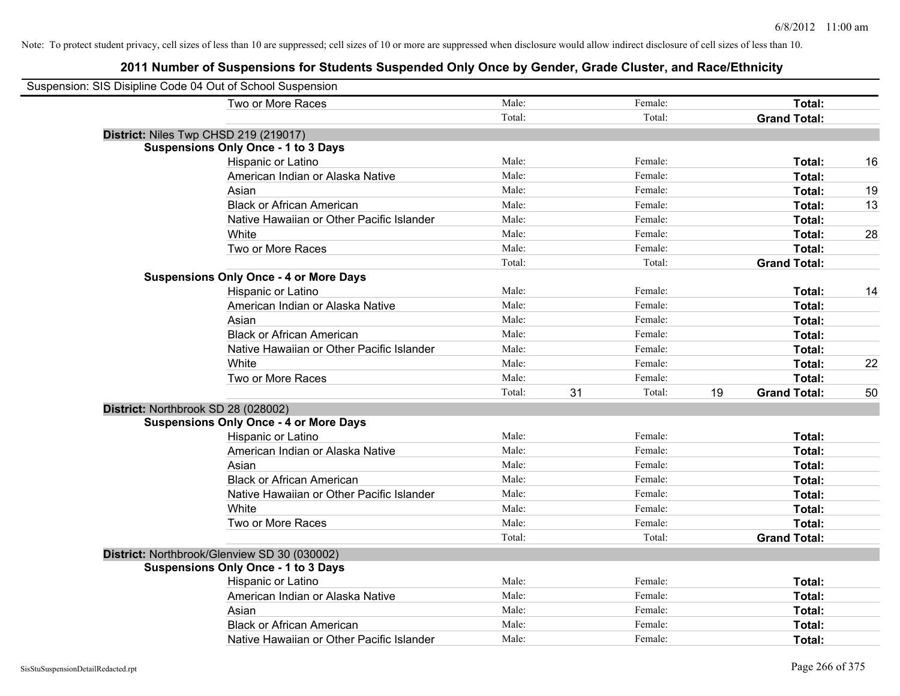Note: To protect student privacy, cell sizes of less than 10 are suppressed; cell sizes of 10 or more are suppressed when disclosure would allow indirect disclosure of cell sizes of less than 10.

# 2011 Number of Suspensions for Students Suspended Only Once by Gender, Grade Cluster, and Race/Ethnicity

Suspension: SIS Disipline Code 04 Out of School Suspension

| | | | | | | | |
|---|---|---|---|---|---|---|---|
| Two or More Races | Male: | | Female: | | **Total:** | |
| | Total: | | Total: | | **Grand Total:** | |

**District:** Niles Twp CHSD 219 (219017)

**Suspensions Only Once - 1 to 3 Days**

| | | | | | | |
|---|---|---|---|---|---|---|
| Hispanic or Latino | Male: | | Female: | | **Total:** | 16 |
| American Indian or Alaska Native | Male: | | Female: | | **Total:** | |
| Asian | Male: | | Female: | | **Total:** | 19 |
| Black or African American | Male: | | Female: | | **Total:** | 13 |
| Native Hawaiian or Other Pacific Islander | Male: | | Female: | | **Total:** | |
| White | Male: | | Female: | | **Total:** | 28 |
| Two or More Races | Male: | | Female: | | **Total:** | |
| | Total: | | Total: | | **Grand Total:** | |

**Suspensions Only Once - 4 or More Days**

| | | | | | | |
|---|---|---|---|---|---|---|
| Hispanic or Latino | Male: | | Female: | | **Total:** | 14 |
| American Indian or Alaska Native | Male: | | Female: | | **Total:** | |
| Asian | Male: | | Female: | | **Total:** | |
| Black or African American | Male: | | Female: | | **Total:** | |
| Native Hawaiian or Other Pacific Islander | Male: | | Female: | | **Total:** | |
| White | Male: | | Female: | | **Total:** | 22 |
| Two or More Races | Male: | | Female: | | **Total:** | |
| | Total: | 31 | Total: | 19 | **Grand Total:** | 50 |

**District:** Northbrook SD 28 (028002)

**Suspensions Only Once - 4 or More Days**

| | | | | | | |
|---|---|---|---|---|---|---|
| Hispanic or Latino | Male: | | Female: | | **Total:** | |
| American Indian or Alaska Native | Male: | | Female: | | **Total:** | |
| Asian | Male: | | Female: | | **Total:** | |
| Black or African American | Male: | | Female: | | **Total:** | |
| Native Hawaiian or Other Pacific Islander | Male: | | Female: | | **Total:** | |
| White | Male: | | Female: | | **Total:** | |
| Two or More Races | Male: | | Female: | | **Total:** | |
| | Total: | | Total: | | **Grand Total:** | |

**District:** Northbrook/Glenview SD 30 (030002)

**Suspensions Only Once - 1 to 3 Days**

| | | | | | | |
|---|---|---|---|---|---|---|
| Hispanic or Latino | Male: | | Female: | | **Total:** | |
| American Indian or Alaska Native | Male: | | Female: | | **Total:** | |
| Asian | Male: | | Female: | | **Total:** | |
| Black or African American | Male: | | Female: | | **Total:** | |
| Native Hawaiian or Other Pacific Islander | Male: | | Female: | | **Total:** | |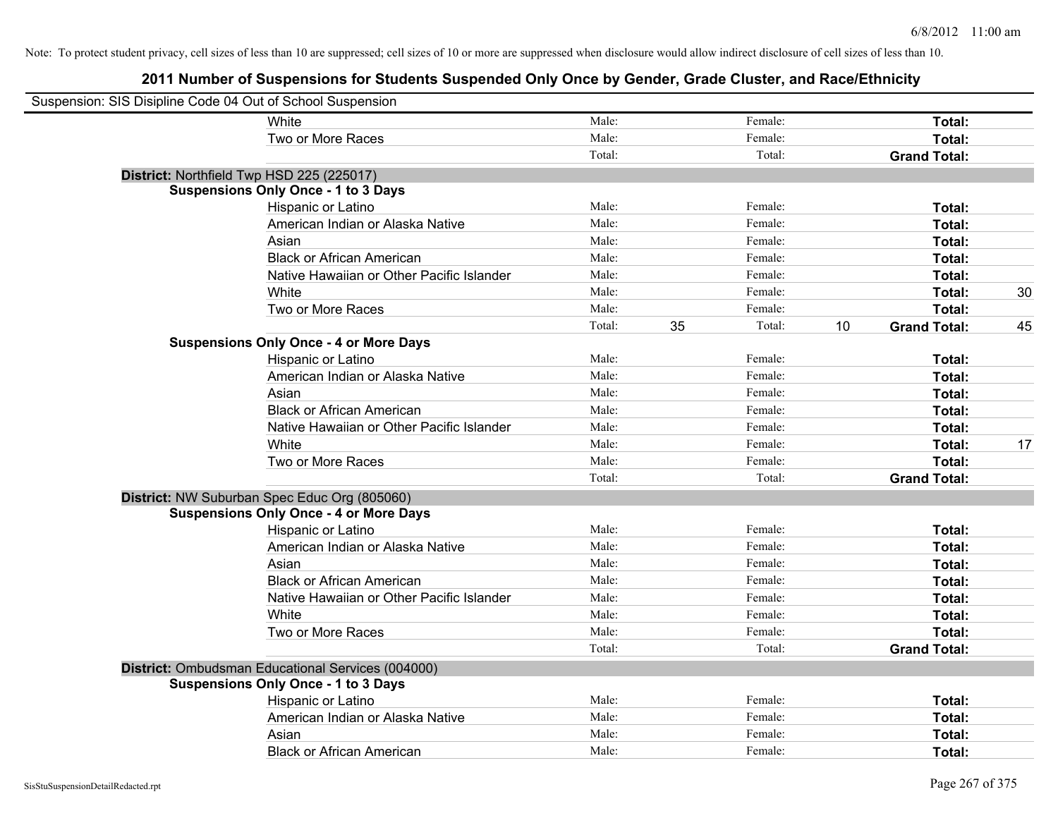Note: To protect student privacy, cell sizes of less than 10 are suppressed; cell sizes of 10 or more are suppressed when disclosure would allow indirect disclosure of cell sizes of less than 10.

# 2011 Number of Suspensions for Students Suspended Only Once by Gender, Grade Cluster, and Race/Ethnicity

Suspension: SIS Disipline Code 04 Out of School Suspension

| | | | | | | | |
|---|---|---|---|---|---|---|---|
| White | Male: | | Female: | | **Total:** | |
| Two or More Races | Male: | | Female: | | **Total:** | |
| | Total: | | Total: | | **Grand Total:** | |

**District:** Northfield Twp HSD 225 (225017)

**Suspensions Only Once - 1 to 3 Days**

| | | | | | | |
|---|---|---|---|---|---|---|
| Hispanic or Latino | Male: | | Female: | | **Total:** | |
| American Indian or Alaska Native | Male: | | Female: | | **Total:** | |
| Asian | Male: | | Female: | | **Total:** | |
| Black or African American | Male: | | Female: | | **Total:** | |
| Native Hawaiian or Other Pacific Islander | Male: | | Female: | | **Total:** | |
| White | Male: | | Female: | | **Total:** | 30 |
| Two or More Races | Male: | | Female: | | **Total:** | |
| | Total: | 35 | Total: | 10 | **Grand Total:** | 45 |

**Suspensions Only Once - 4 or More Days**

| | | | | | | |
|---|---|---|---|---|---|---|
| Hispanic or Latino | Male: | | Female: | | **Total:** | |
| American Indian or Alaska Native | Male: | | Female: | | **Total:** | |
| Asian | Male: | | Female: | | **Total:** | |
| Black or African American | Male: | | Female: | | **Total:** | |
| Native Hawaiian or Other Pacific Islander | Male: | | Female: | | **Total:** | |
| White | Male: | | Female: | | **Total:** | 17 |
| Two or More Races | Male: | | Female: | | **Total:** | |
| | Total: | | Total: | | **Grand Total:** | |

**District:** NW Suburban Spec Educ Org (805060)

**Suspensions Only Once - 4 or More Days**

| | | | | | | |
|---|---|---|---|---|---|---|
| Hispanic or Latino | Male: | | Female: | | **Total:** | |
| American Indian or Alaska Native | Male: | | Female: | | **Total:** | |
| Asian | Male: | | Female: | | **Total:** | |
| Black or African American | Male: | | Female: | | **Total:** | |
| Native Hawaiian or Other Pacific Islander | Male: | | Female: | | **Total:** | |
| White | Male: | | Female: | | **Total:** | |
| Two or More Races | Male: | | Female: | | **Total:** | |
| | Total: | | Total: | | **Grand Total:** | |

**District:** Ombudsman Educational Services (004000)

**Suspensions Only Once - 1 to 3 Days**

| | | | | | | |
|---|---|---|---|---|---|---|
| Hispanic or Latino | Male: | | Female: | | **Total:** | |
| American Indian or Alaska Native | Male: | | Female: | | **Total:** | |
| Asian | Male: | | Female: | | **Total:** | |
| Black or African American | Male: | | Female: | | **Total:** | |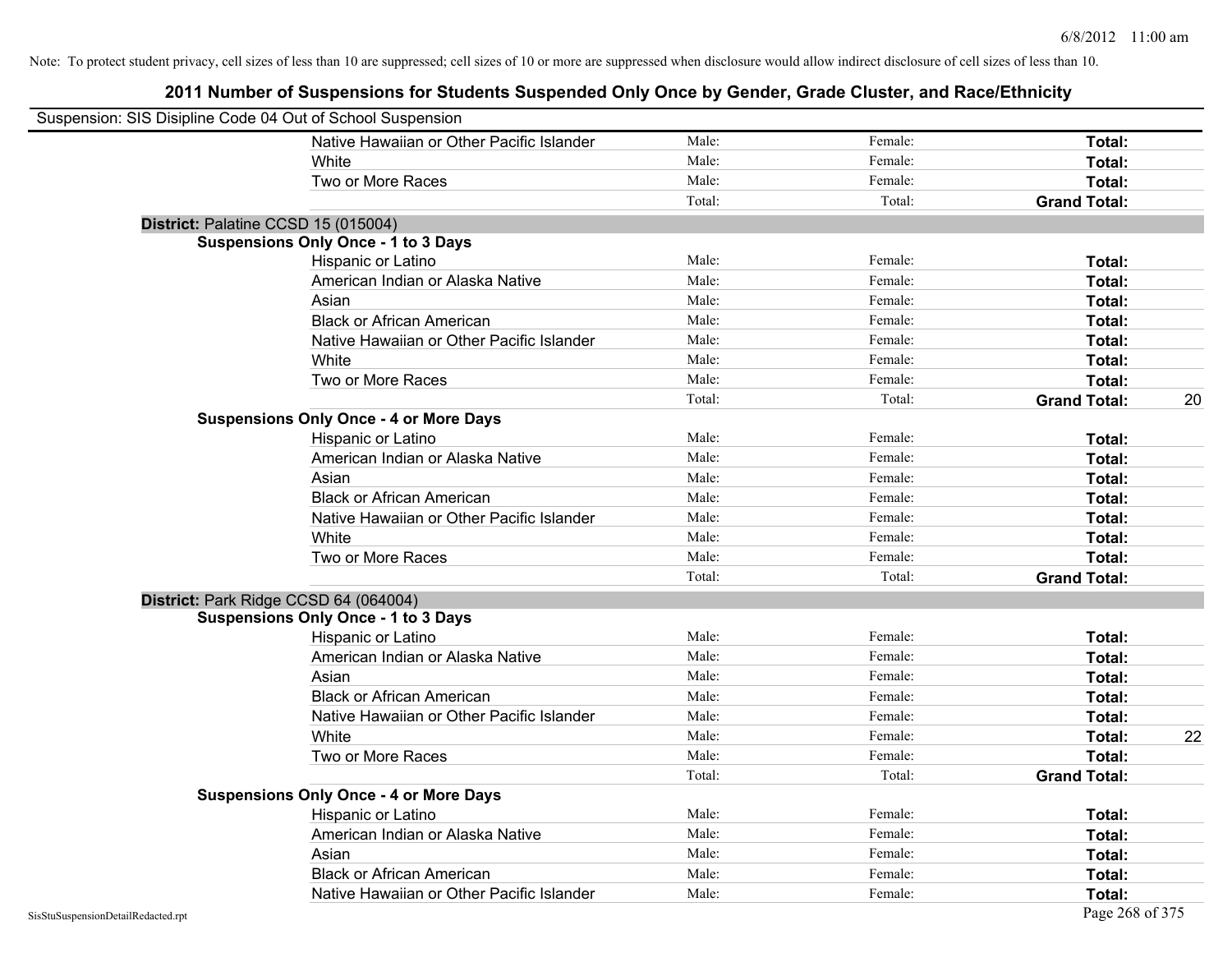Note: To protect student privacy, cell sizes of less than 10 are suppressed; cell sizes of 10 or more are suppressed when disclosure would allow indirect disclosure of cell sizes of less than 10.

# 2011 Number of Suspensions for Students Suspended Only Once by Gender, Grade Cluster, and Race/Ethnicity

Suspension: SIS Disipline Code 04 Out of School Suspension

| | | | | |
|---|---|---|---|---|
| Native Hawaiian or Other Pacific Islander | Male: | Female: | **Total:** | |
| White | Male: | Female: | **Total:** | |
| Two or More Races | Male: | Female: | **Total:** | |
| | Total: | Total: | **Grand Total:** | |

**District:** Palatine CCSD 15 (015004)

**Suspensions Only Once - 1 to 3 Days**

| | | | | |
|---|---|---|---|---|
| Hispanic or Latino | Male: | Female: | **Total:** | |
| American Indian or Alaska Native | Male: | Female: | **Total:** | |
| Asian | Male: | Female: | **Total:** | |
| Black or African American | Male: | Female: | **Total:** | |
| Native Hawaiian or Other Pacific Islander | Male: | Female: | **Total:** | |
| White | Male: | Female: | **Total:** | |
| Two or More Races | Male: | Female: | **Total:** | |
| | Total: | Total: | **Grand Total:** | 20 |

**Suspensions Only Once - 4 or More Days**

| | | | | |
|---|---|---|---|---|
| Hispanic or Latino | Male: | Female: | **Total:** | |
| American Indian or Alaska Native | Male: | Female: | **Total:** | |
| Asian | Male: | Female: | **Total:** | |
| Black or African American | Male: | Female: | **Total:** | |
| Native Hawaiian or Other Pacific Islander | Male: | Female: | **Total:** | |
| White | Male: | Female: | **Total:** | |
| Two or More Races | Male: | Female: | **Total:** | |
| | Total: | Total: | **Grand Total:** | |

**District:** Park Ridge CCSD 64 (064004)

**Suspensions Only Once - 1 to 3 Days**

| | | | | |
|---|---|---|---|---|
| Hispanic or Latino | Male: | Female: | **Total:** | |
| American Indian or Alaska Native | Male: | Female: | **Total:** | |
| Asian | Male: | Female: | **Total:** | |
| Black or African American | Male: | Female: | **Total:** | |
| Native Hawaiian or Other Pacific Islander | Male: | Female: | **Total:** | |
| White | Male: | Female: | **Total:** | 22 |
| Two or More Races | Male: | Female: | **Total:** | |
| | Total: | Total: | **Grand Total:** | |

**Suspensions Only Once - 4 or More Days**

| | | | | |
|---|---|---|---|---|
| Hispanic or Latino | Male: | Female: | **Total:** | |
| American Indian or Alaska Native | Male: | Female: | **Total:** | |
| Asian | Male: | Female: | **Total:** | |
| Black or African American | Male: | Female: | **Total:** | |
| Native Hawaiian or Other Pacific Islander | Male: | Female: | **Total:** | |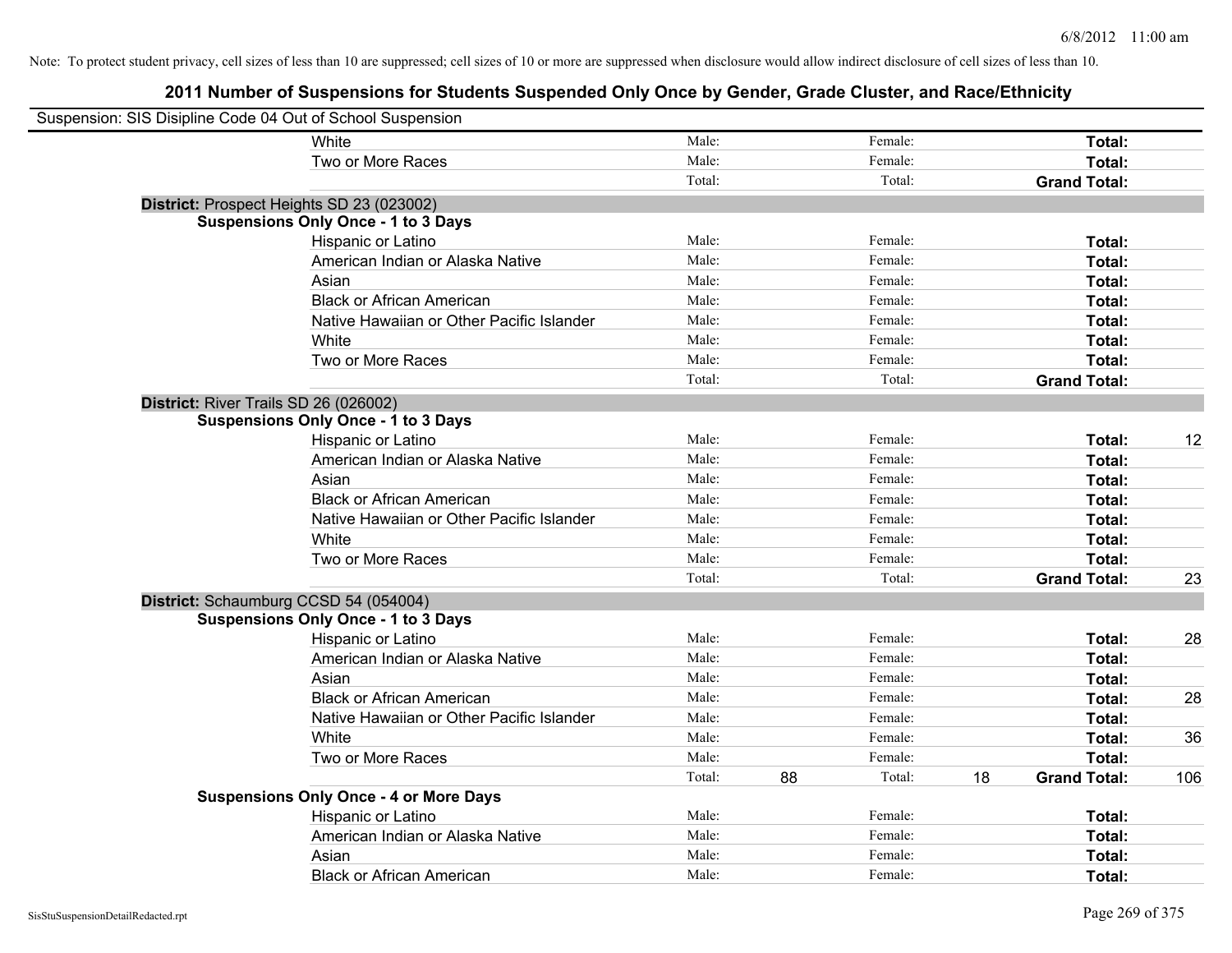Note: To protect student privacy, cell sizes of less than 10 are suppressed; cell sizes of 10 or more are suppressed when disclosure would allow indirect disclosure of cell sizes of less than 10.

## 2011 Number of Suspensions for Students Suspended Only Once by Gender, Grade Cluster, and Race/Ethnicity

Suspension: SIS Disipline Code 04 Out of School Suspension

| | | | | | |
|---|---|---|---|---|---|
| White | Male: | | Female: | | Total: | |
| Two or More Races | Male: | | Female: | | Total: | |
| | Total: | | Total: | | Grand Total: | |

**District:** Prospect Heights SD 23 (023002)

**Suspensions Only Once - 1 to 3 Days**

| | | | | | | |
|---|---|---|---|---|---|---|
| Hispanic or Latino | Male: | | Female: | | Total: | |
| American Indian or Alaska Native | Male: | | Female: | | Total: | |
| Asian | Male: | | Female: | | Total: | |
| Black or African American | Male: | | Female: | | Total: | |
| Native Hawaiian or Other Pacific Islander | Male: | | Female: | | Total: | |
| White | Male: | | Female: | | Total: | |
| Two or More Races | Male: | | Female: | | Total: | |
| | Total: | | Total: | | Grand Total: | |

**District:** River Trails SD 26 (026002)

**Suspensions Only Once - 1 to 3 Days**

| | | | | | | |
|---|---|---|---|---|---|---|
| Hispanic or Latino | Male: | | Female: | | Total: | 12 |
| American Indian or Alaska Native | Male: | | Female: | | Total: | |
| Asian | Male: | | Female: | | Total: | |
| Black or African American | Male: | | Female: | | Total: | |
| Native Hawaiian or Other Pacific Islander | Male: | | Female: | | Total: | |
| White | Male: | | Female: | | Total: | |
| Two or More Races | Male: | | Female: | | Total: | |
| | Total: | | Total: | | Grand Total: | 23 |

**District:** Schaumburg CCSD 54 (054004)

**Suspensions Only Once - 1 to 3 Days**

| | | | | | | |
|---|---|---|---|---|---|---|
| Hispanic or Latino | Male: | | Female: | | Total: | 28 |
| American Indian or Alaska Native | Male: | | Female: | | Total: | |
| Asian | Male: | | Female: | | Total: | |
| Black or African American | Male: | | Female: | | Total: | 28 |
| Native Hawaiian or Other Pacific Islander | Male: | | Female: | | Total: | |
| White | Male: | | Female: | | Total: | 36 |
| Two or More Races | Male: | | Female: | | Total: | |
| | Total: | 88 | Total: | 18 | Grand Total: | 106 |

**Suspensions Only Once - 4 or More Days**

| | | | | | | |
|---|---|---|---|---|---|---|
| Hispanic or Latino | Male: | | Female: | | Total: | |
| American Indian or Alaska Native | Male: | | Female: | | Total: | |
| Asian | Male: | | Female: | | Total: | |
| Black or African American | Male: | | Female: | | Total: | |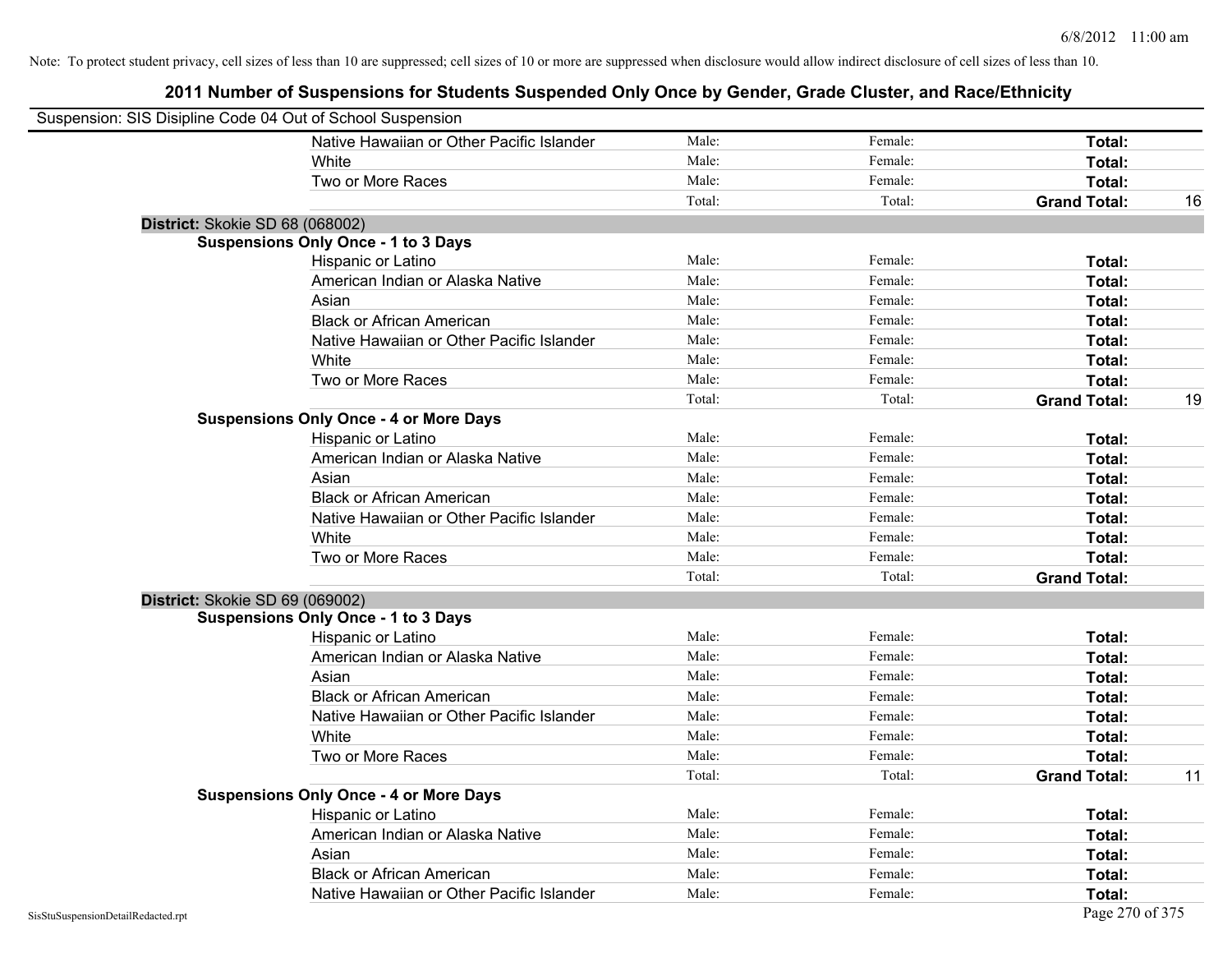Note: To protect student privacy, cell sizes of less than 10 are suppressed; cell sizes of 10 or more are suppressed when disclosure would allow indirect disclosure of cell sizes of less than 10.

## 2011 Number of Suspensions for Students Suspended Only Once by Gender, Grade Cluster, and Race/Ethnicity

Suspension: SIS Disipline Code 04 Out of School Suspension

| | | | | | |
|---|---|---|---|---|---|
| | Native Hawaiian or Other Pacific Islander | Male: | Female: | **Total:** | |
| | White | Male: | Female: | **Total:** | |
| | Two or More Races | Male: | Female: | **Total:** | |
| | | Total: | Total: | **Grand Total:** | 16 |
| **District:** Skokie SD 68 (068002) | | | | | |
| **Suspensions Only Once - 1 to 3 Days** | | | | | |
| | Hispanic or Latino | Male: | Female: | **Total:** | |
| | American Indian or Alaska Native | Male: | Female: | **Total:** | |
| | Asian | Male: | Female: | **Total:** | |
| | Black or African American | Male: | Female: | **Total:** | |
| | Native Hawaiian or Other Pacific Islander | Male: | Female: | **Total:** | |
| | White | Male: | Female: | **Total:** | |
| | Two or More Races | Male: | Female: | **Total:** | |
| | | Total: | Total: | **Grand Total:** | 19 |
| **Suspensions Only Once - 4 or More Days** | | | | | |
| | Hispanic or Latino | Male: | Female: | **Total:** | |
| | American Indian or Alaska Native | Male: | Female: | **Total:** | |
| | Asian | Male: | Female: | **Total:** | |
| | Black or African American | Male: | Female: | **Total:** | |
| | Native Hawaiian or Other Pacific Islander | Male: | Female: | **Total:** | |
| | White | Male: | Female: | **Total:** | |
| | Two or More Races | Male: | Female: | **Total:** | |
| | | Total: | Total: | **Grand Total:** | |
| **District:** Skokie SD 69 (069002) | | | | | |
| **Suspensions Only Once - 1 to 3 Days** | | | | | |
| | Hispanic or Latino | Male: | Female: | **Total:** | |
| | American Indian or Alaska Native | Male: | Female: | **Total:** | |
| | Asian | Male: | Female: | **Total:** | |
| | Black or African American | Male: | Female: | **Total:** | |
| | Native Hawaiian or Other Pacific Islander | Male: | Female: | **Total:** | |
| | White | Male: | Female: | **Total:** | |
| | Two or More Races | Male: | Female: | **Total:** | |
| | | Total: | Total: | **Grand Total:** | 11 |
| **Suspensions Only Once - 4 or More Days** | | | | | |
| | Hispanic or Latino | Male: | Female: | **Total:** | |
| | American Indian or Alaska Native | Male: | Female: | **Total:** | |
| | Asian | Male: | Female: | **Total:** | |
| | Black or African American | Male: | Female: | **Total:** | |
| | Native Hawaiian or Other Pacific Islander | Male: | Female: | **Total:** | |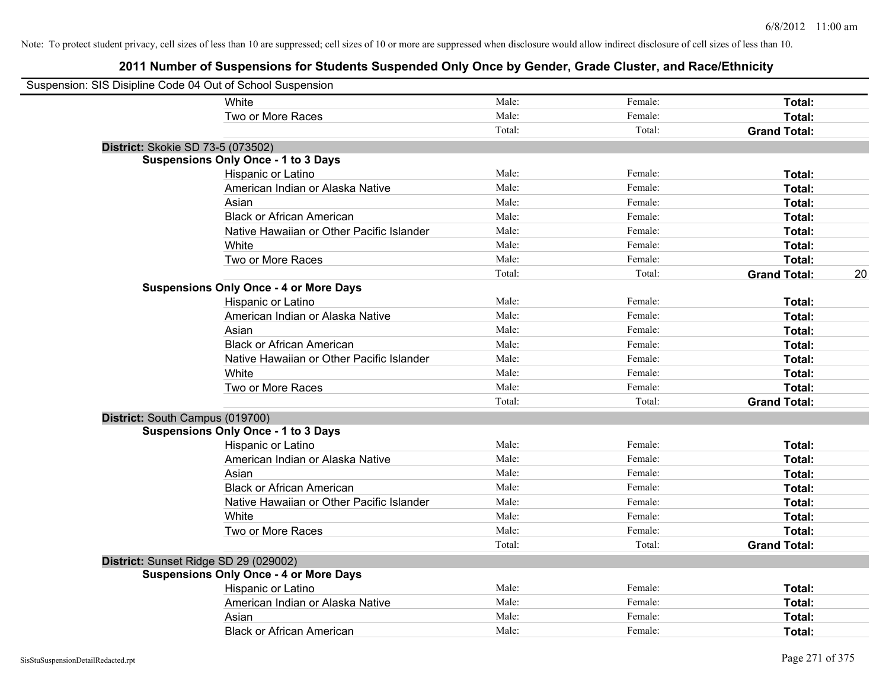Note: To protect student privacy, cell sizes of less than 10 are suppressed; cell sizes of 10 or more are suppressed when disclosure would allow indirect disclosure of cell sizes of less than 10.

## 2011 Number of Suspensions for Students Suspended Only Once by Gender, Grade Cluster, and Race/Ethnicity

Suspension: SIS Disipline Code 04 Out of School Suspension

| | | | | | |
|---|---|---|---|---|---|
| | White | Male: | Female: | **Total:** | |
| | Two or More Races | Male: | Female: | **Total:** | |
| | | Total: | Total: | **Grand Total:** | |
| **District:** Skokie SD 73-5 (073502) | | | | | |
| **Suspensions Only Once - 1 to 3 Days** | | | | | |
| | Hispanic or Latino | Male: | Female: | **Total:** | |
| | American Indian or Alaska Native | Male: | Female: | **Total:** | |
| | Asian | Male: | Female: | **Total:** | |
| | Black or African American | Male: | Female: | **Total:** | |
| | Native Hawaiian or Other Pacific Islander | Male: | Female: | **Total:** | |
| | White | Male: | Female: | **Total:** | |
| | Two or More Races | Male: | Female: | **Total:** | |
| | | Total: | Total: | **Grand Total:** | 20 |
| **Suspensions Only Once - 4 or More Days** | | | | | |
| | Hispanic or Latino | Male: | Female: | **Total:** | |
| | American Indian or Alaska Native | Male: | Female: | **Total:** | |
| | Asian | Male: | Female: | **Total:** | |
| | Black or African American | Male: | Female: | **Total:** | |
| | Native Hawaiian or Other Pacific Islander | Male: | Female: | **Total:** | |
| | White | Male: | Female: | **Total:** | |
| | Two or More Races | Male: | Female: | **Total:** | |
| | | Total: | Total: | **Grand Total:** | |
| **District:** South Campus (019700) | | | | | |
| **Suspensions Only Once - 1 to 3 Days** | | | | | |
| | Hispanic or Latino | Male: | Female: | **Total:** | |
| | American Indian or Alaska Native | Male: | Female: | **Total:** | |
| | Asian | Male: | Female: | **Total:** | |
| | Black or African American | Male: | Female: | **Total:** | |
| | Native Hawaiian or Other Pacific Islander | Male: | Female: | **Total:** | |
| | White | Male: | Female: | **Total:** | |
| | Two or More Races | Male: | Female: | **Total:** | |
| | | Total: | Total: | **Grand Total:** | |
| **District:** Sunset Ridge SD 29 (029002) | | | | | |
| **Suspensions Only Once - 4 or More Days** | | | | | |
| | Hispanic or Latino | Male: | Female: | **Total:** | |
| | American Indian or Alaska Native | Male: | Female: | **Total:** | |
| | Asian | Male: | Female: | **Total:** | |
| | Black or African American | Male: | Female: | **Total:** | |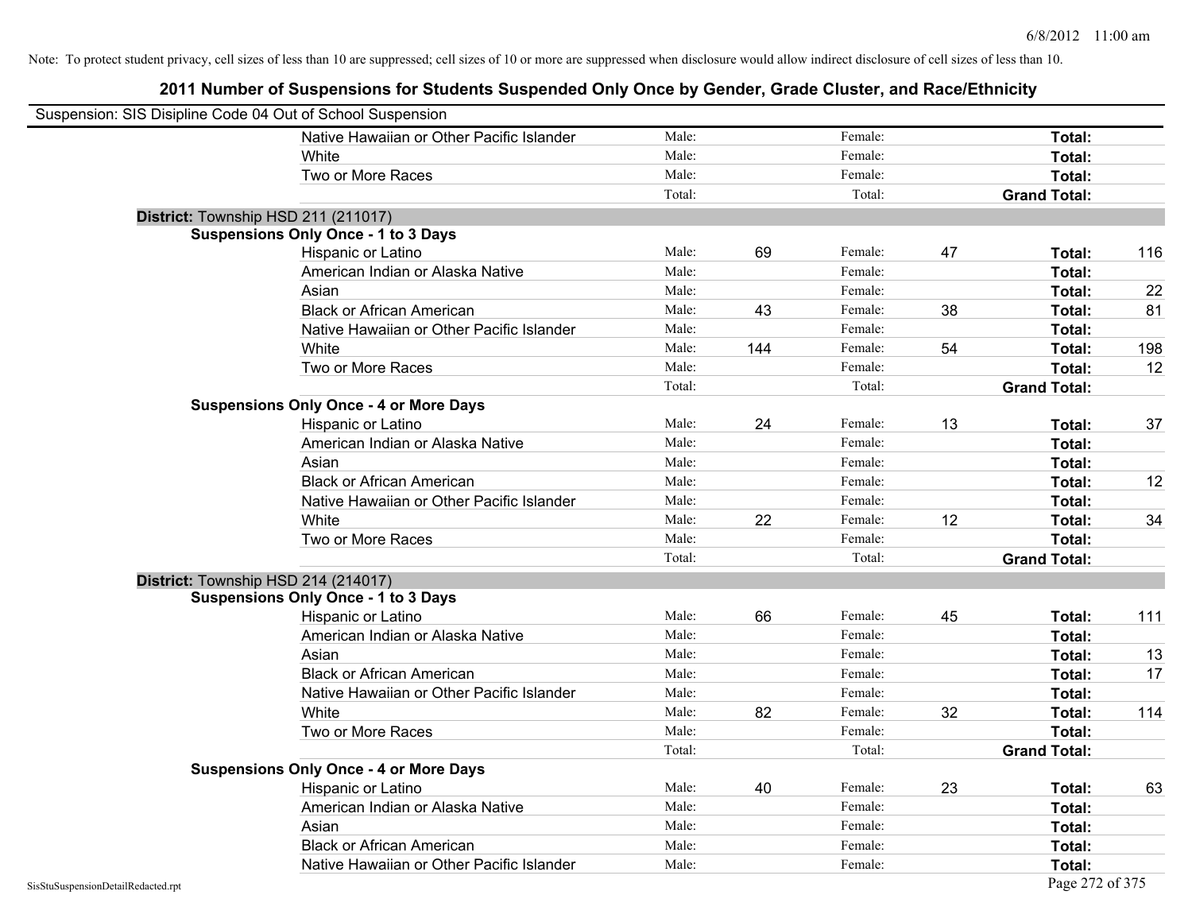Note: To protect student privacy, cell sizes of less than 10 are suppressed; cell sizes of 10 or more are suppressed when disclosure would allow indirect disclosure of cell sizes of less than 10.

## 2011 Number of Suspensions for Students Suspended Only Once by Gender, Grade Cluster, and Race/Ethnicity

Suspension: SIS Disipline Code 04 Out of School Suspension

| | | | | | | |
|---|---|---|---|---|---|---|
| Native Hawaiian or Other Pacific Islander | Male: | | Female: | | **Total:** | |
| White | Male: | | Female: | | **Total:** | |
| Two or More Races | Male: | | Female: | | **Total:** | |
| | Total: | | Total: | | **Grand Total:** | |

**District:** Township HSD 211 (211017)

**Suspensions Only Once - 1 to 3 Days**

| | | | | | | |
|---|---|---|---|---|---|---|
| Hispanic or Latino | Male: | 69 | Female: | 47 | **Total:** | 116 |
| American Indian or Alaska Native | Male: | | Female: | | **Total:** | |
| Asian | Male: | | Female: | | **Total:** | 22 |
| Black or African American | Male: | 43 | Female: | 38 | **Total:** | 81 |
| Native Hawaiian or Other Pacific Islander | Male: | | Female: | | **Total:** | |
| White | Male: | 144 | Female: | 54 | **Total:** | 198 |
| Two or More Races | Male: | | Female: | | **Total:** | 12 |
| | Total: | | Total: | | **Grand Total:** | |

**Suspensions Only Once - 4 or More Days**

| | | | | | | |
|---|---|---|---|---|---|---|
| Hispanic or Latino | Male: | 24 | Female: | 13 | **Total:** | 37 |
| American Indian or Alaska Native | Male: | | Female: | | **Total:** | |
| Asian | Male: | | Female: | | **Total:** | |
| Black or African American | Male: | | Female: | | **Total:** | 12 |
| Native Hawaiian or Other Pacific Islander | Male: | | Female: | | **Total:** | |
| White | Male: | 22 | Female: | 12 | **Total:** | 34 |
| Two or More Races | Male: | | Female: | | **Total:** | |
| | Total: | | Total: | | **Grand Total:** | |

**District:** Township HSD 214 (214017)

**Suspensions Only Once - 1 to 3 Days**

| | | | | | | |
|---|---|---|---|---|---|---|
| Hispanic or Latino | Male: | 66 | Female: | 45 | **Total:** | 111 |
| American Indian or Alaska Native | Male: | | Female: | | **Total:** | |
| Asian | Male: | | Female: | | **Total:** | 13 |
| Black or African American | Male: | | Female: | | **Total:** | 17 |
| Native Hawaiian or Other Pacific Islander | Male: | | Female: | | **Total:** | |
| White | Male: | 82 | Female: | 32 | **Total:** | 114 |
| Two or More Races | Male: | | Female: | | **Total:** | |
| | Total: | | Total: | | **Grand Total:** | |

**Suspensions Only Once - 4 or More Days**

| | | | | | | |
|---|---|---|---|---|---|---|
| Hispanic or Latino | Male: | 40 | Female: | 23 | **Total:** | 63 |
| American Indian or Alaska Native | Male: | | Female: | | **Total:** | |
| Asian | Male: | | Female: | | **Total:** | |
| Black or African American | Male: | | Female: | | **Total:** | |
| Native Hawaiian or Other Pacific Islander | Male: | | Female: | | **Total:** | |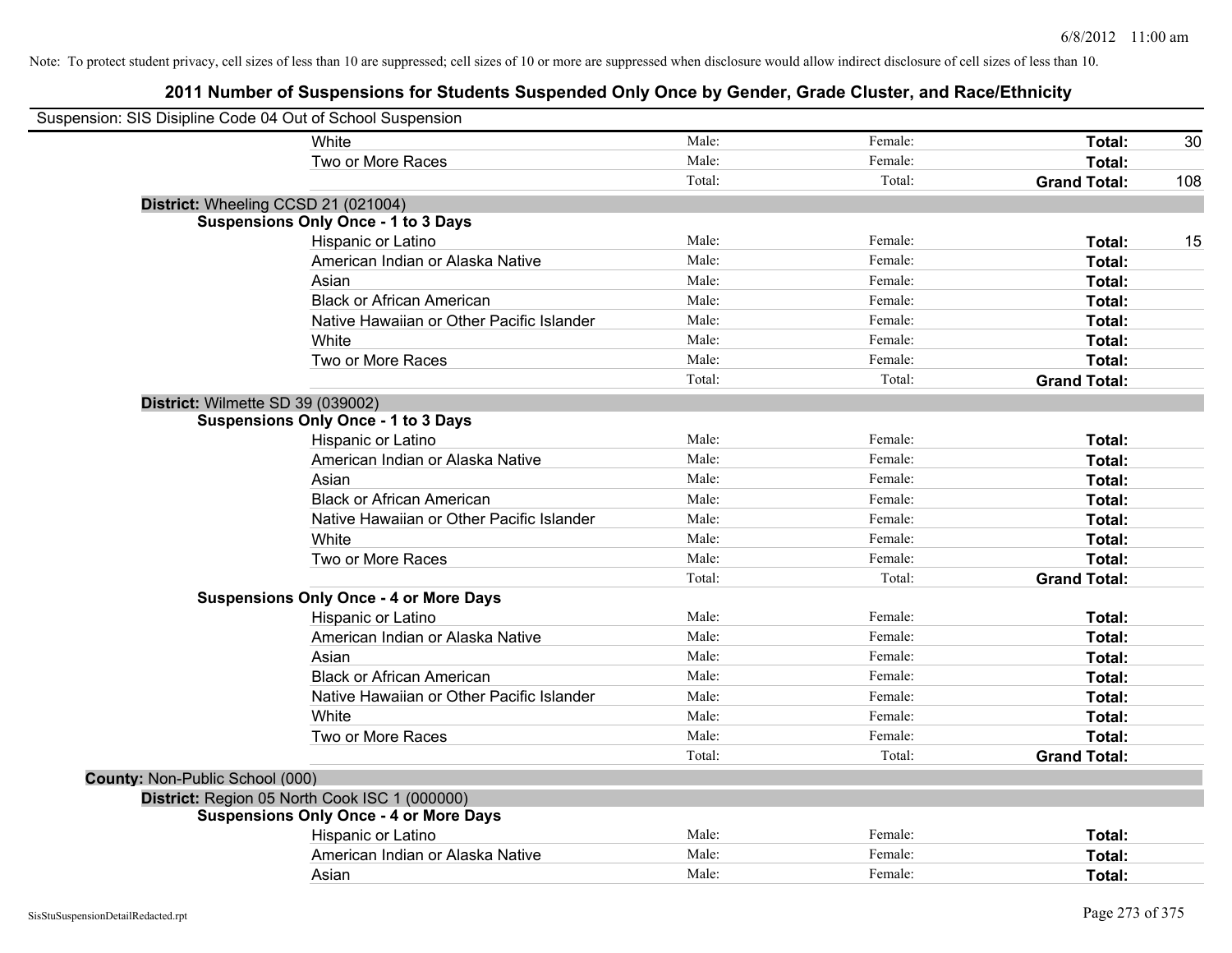Note: To protect student privacy, cell sizes of less than 10 are suppressed; cell sizes of 10 or more are suppressed when disclosure would allow indirect disclosure of cell sizes of less than 10.

## 2011 Number of Suspensions for Students Suspended Only Once by Gender, Grade Cluster, and Race/Ethnicity

Suspension: SIS Disipline Code 04 Out of School Suspension

| | | | | |
|---|---|---|---|---|
| White | Male: | Female: | **Total:** | 30 |
| Two or More Races | Male: | Female: | **Total:** | |
| | Total: | Total: | **Grand Total:** | 108 |

**District:** Wheeling CCSD 21 (021004)

**Suspensions Only Once - 1 to 3 Days**

| | | | | |
|---|---|---|---|---|
| Hispanic or Latino | Male: | Female: | **Total:** | 15 |
| American Indian or Alaska Native | Male: | Female: | **Total:** | |
| Asian | Male: | Female: | **Total:** | |
| Black or African American | Male: | Female: | **Total:** | |
| Native Hawaiian or Other Pacific Islander | Male: | Female: | **Total:** | |
| White | Male: | Female: | **Total:** | |
| Two or More Races | Male: | Female: | **Total:** | |
| | Total: | Total: | **Grand Total:** | |

**District:** Wilmette SD 39 (039002)

**Suspensions Only Once - 1 to 3 Days**

| | | | | |
|---|---|---|---|---|
| Hispanic or Latino | Male: | Female: | **Total:** | |
| American Indian or Alaska Native | Male: | Female: | **Total:** | |
| Asian | Male: | Female: | **Total:** | |
| Black or African American | Male: | Female: | **Total:** | |
| Native Hawaiian or Other Pacific Islander | Male: | Female: | **Total:** | |
| White | Male: | Female: | **Total:** | |
| Two or More Races | Male: | Female: | **Total:** | |
| | Total: | Total: | **Grand Total:** | |

**Suspensions Only Once - 4 or More Days**

| | | | | |
|---|---|---|---|---|
| Hispanic or Latino | Male: | Female: | **Total:** | |
| American Indian or Alaska Native | Male: | Female: | **Total:** | |
| Asian | Male: | Female: | **Total:** | |
| Black or African American | Male: | Female: | **Total:** | |
| Native Hawaiian or Other Pacific Islander | Male: | Female: | **Total:** | |
| White | Male: | Female: | **Total:** | |
| Two or More Races | Male: | Female: | **Total:** | |
| | Total: | Total: | **Grand Total:** | |

**County:** Non-Public School (000)

**District:** Region 05 North Cook ISC 1 (000000)

**Suspensions Only Once - 4 or More Days**

| | | | | |
|---|---|---|---|---|
| Hispanic or Latino | Male: | Female: | **Total:** | |
| American Indian or Alaska Native | Male: | Female: | **Total:** | |
| Asian | Male: | Female: | **Total:** | |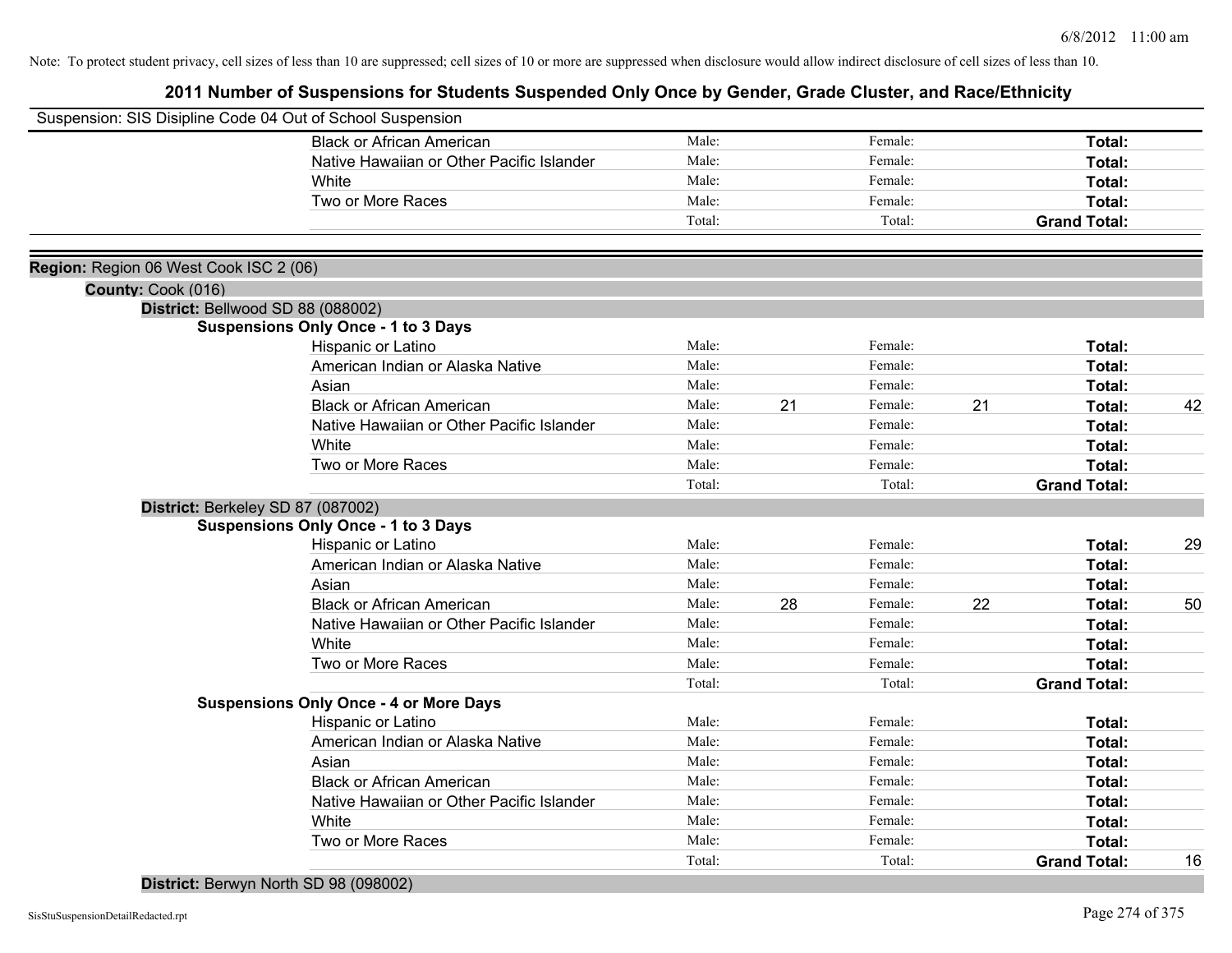Note: To protect student privacy, cell sizes of less than 10 are suppressed; cell sizes of 10 or more are suppressed when disclosure would allow indirect disclosure of cell sizes of less than 10.

# 2011 Number of Suspensions for Students Suspended Only Once by Gender, Grade Cluster, and Race/Ethnicity

Suspension: SIS Disipline Code 04 Out of School Suspension

| | Male: | | Female: | | | |
|---|---|---|---|---|---|---|
| Black or African American | Male: | | Female: | | **Total:** | |
| Native Hawaiian or Other Pacific Islander | Male: | | Female: | | **Total:** | |
| White | Male: | | Female: | | **Total:** | |
| Two or More Races | Male: | | Female: | | **Total:** | |
| | Total: | | Total: | | **Grand Total:** | |

**Region:** Region 06 West Cook ISC 2 (06)

**County:** Cook (016)

**District:** Bellwood SD 88 (088002)

**Suspensions Only Once - 1 to 3 Days**

| | | | | | | |
|---|---|---|---|---|---|---|
| Hispanic or Latino | Male: | | Female: | | **Total:** | |
| American Indian or Alaska Native | Male: | | Female: | | **Total:** | |
| Asian | Male: | | Female: | | **Total:** | |
| Black or African American | Male: | 21 | Female: | 21 | **Total:** | 42 |
| Native Hawaiian or Other Pacific Islander | Male: | | Female: | | **Total:** | |
| White | Male: | | Female: | | **Total:** | |
| Two or More Races | Male: | | Female: | | **Total:** | |
| | Total: | | Total: | | **Grand Total:** | |

**District:** Berkeley SD 87 (087002)

**Suspensions Only Once - 1 to 3 Days**

| | | | | | | |
|---|---|---|---|---|---|---|
| Hispanic or Latino | Male: | | Female: | | **Total:** | 29 |
| American Indian or Alaska Native | Male: | | Female: | | **Total:** | |
| Asian | Male: | | Female: | | **Total:** | |
| Black or African American | Male: | 28 | Female: | 22 | **Total:** | 50 |
| Native Hawaiian or Other Pacific Islander | Male: | | Female: | | **Total:** | |
| White | Male: | | Female: | | **Total:** | |
| Two or More Races | Male: | | Female: | | **Total:** | |
| | Total: | | Total: | | **Grand Total:** | |

**Suspensions Only Once - 4 or More Days**

| | | | | | | |
|---|---|---|---|---|---|---|
| Hispanic or Latino | Male: | | Female: | | **Total:** | |
| American Indian or Alaska Native | Male: | | Female: | | **Total:** | |
| Asian | Male: | | Female: | | **Total:** | |
| Black or African American | Male: | | Female: | | **Total:** | |
| Native Hawaiian or Other Pacific Islander | Male: | | Female: | | **Total:** | |
| White | Male: | | Female: | | **Total:** | |
| Two or More Races | Male: | | Female: | | **Total:** | |
| | Total: | | Total: | | **Grand Total:** | 16 |

**District:** Berwyn North SD 98 (098002)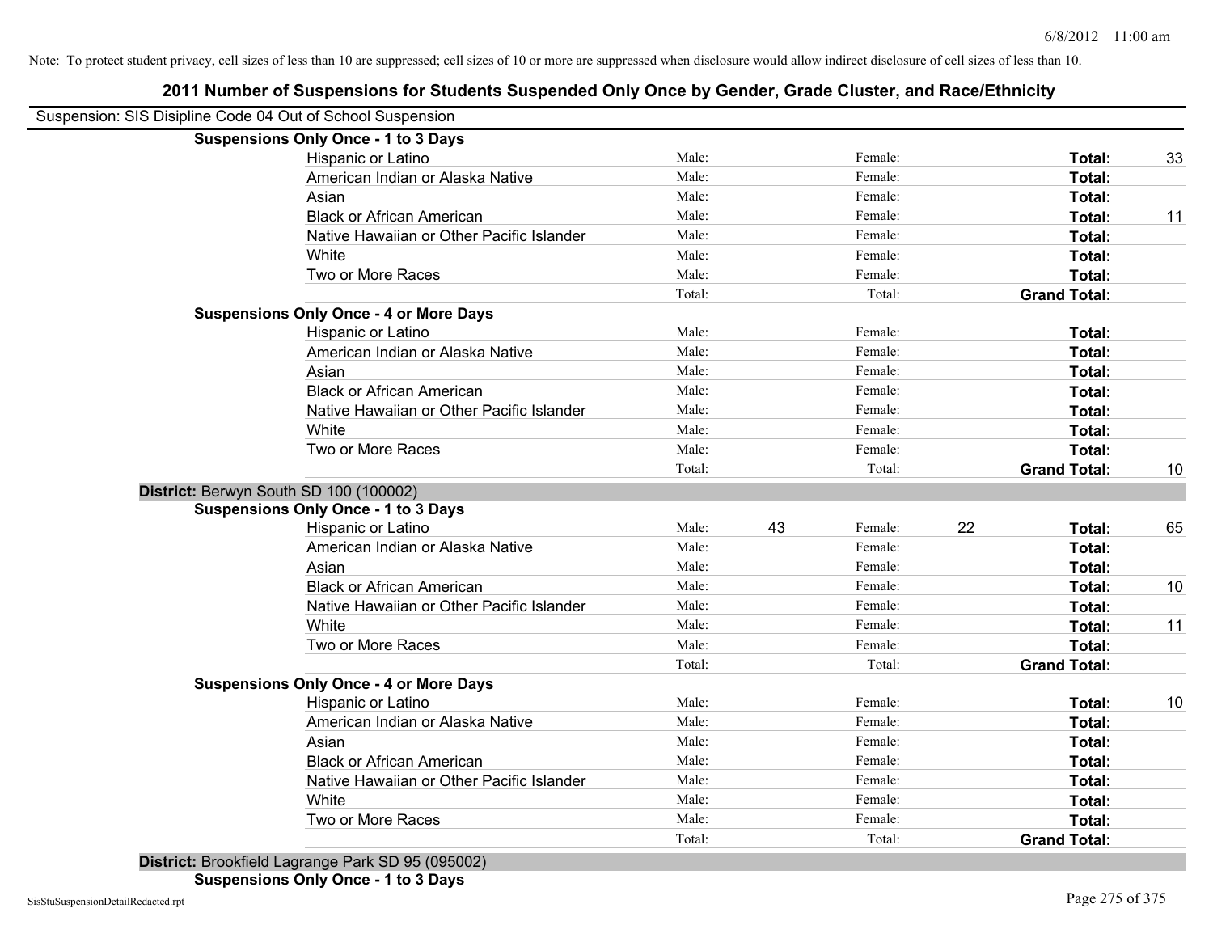Note: To protect student privacy, cell sizes of less than 10 are suppressed; cell sizes of 10 or more are suppressed when disclosure would allow indirect disclosure of cell sizes of less than 10.

# 2011 Number of Suspensions for Students Suspended Only Once by Gender, Grade Cluster, and Race/Ethnicity

Suspension: SIS Disipline Code 04 Out of School Suspension

| | | | | | | |
|---|---|---|---|---|---|---|
| **Suspensions Only Once - 1 to 3 Days** | | | | | | |
| Hispanic or Latino | Male: | | Female: | | **Total:** | 33 |
| American Indian or Alaska Native | Male: | | Female: | | **Total:** | |
| Asian | Male: | | Female: | | **Total:** | |
| Black or African American | Male: | | Female: | | **Total:** | 11 |
| Native Hawaiian or Other Pacific Islander | Male: | | Female: | | **Total:** | |
| White | Male: | | Female: | | **Total:** | |
| Two or More Races | Male: | | Female: | | **Total:** | |
| | Total: | | Total: | | **Grand Total:** | |
| **Suspensions Only Once - 4 or More Days** | | | | | | |
| Hispanic or Latino | Male: | | Female: | | **Total:** | |
| American Indian or Alaska Native | Male: | | Female: | | **Total:** | |
| Asian | Male: | | Female: | | **Total:** | |
| Black or African American | Male: | | Female: | | **Total:** | |
| Native Hawaiian or Other Pacific Islander | Male: | | Female: | | **Total:** | |
| White | Male: | | Female: | | **Total:** | |
| Two or More Races | Male: | | Female: | | **Total:** | |
| | Total: | | Total: | | **Grand Total:** | 10 |
| **District:** Berwyn South SD 100 (100002) | | | | | | |
| **Suspensions Only Once - 1 to 3 Days** | | | | | | |
| Hispanic or Latino | Male: | 43 | Female: | 22 | **Total:** | 65 |
| American Indian or Alaska Native | Male: | | Female: | | **Total:** | |
| Asian | Male: | | Female: | | **Total:** | |
| Black or African American | Male: | | Female: | | **Total:** | 10 |
| Native Hawaiian or Other Pacific Islander | Male: | | Female: | | **Total:** | |
| White | Male: | | Female: | | **Total:** | 11 |
| Two or More Races | Male: | | Female: | | **Total:** | |
| | Total: | | Total: | | **Grand Total:** | |
| **Suspensions Only Once - 4 or More Days** | | | | | | |
| Hispanic or Latino | Male: | | Female: | | **Total:** | 10 |
| American Indian or Alaska Native | Male: | | Female: | | **Total:** | |
| Asian | Male: | | Female: | | **Total:** | |
| Black or African American | Male: | | Female: | | **Total:** | |
| Native Hawaiian or Other Pacific Islander | Male: | | Female: | | **Total:** | |
| White | Male: | | Female: | | **Total:** | |
| Two or More Races | Male: | | Female: | | **Total:** | |
| | Total: | | Total: | | **Grand Total:** | |
| **District:** Brookfield Lagrange Park SD 95 (095002) | | | | | | |
| **Suspensions Only Once - 1 to 3 Days** | | | | | | |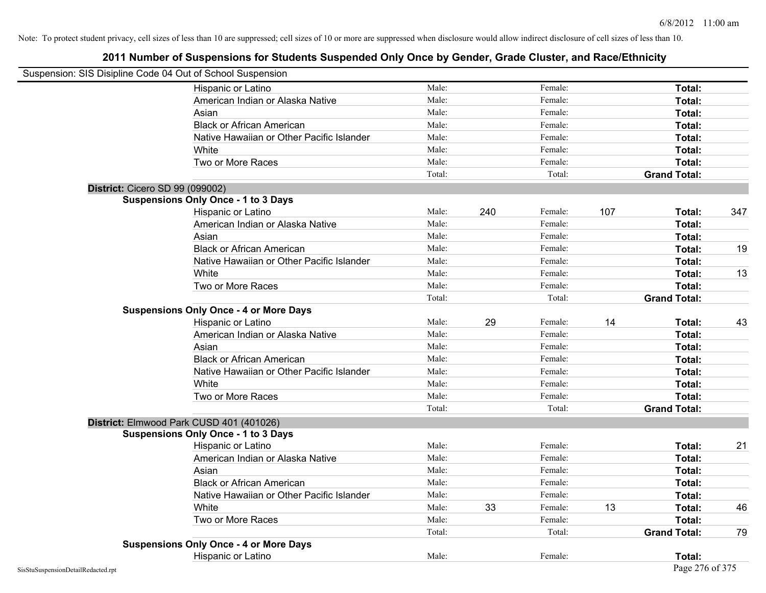Note: To protect student privacy, cell sizes of less than 10 are suppressed; cell sizes of 10 or more are suppressed when disclosure would allow indirect disclosure of cell sizes of less than 10.

## 2011 Number of Suspensions for Students Suspended Only Once by Gender, Grade Cluster, and Race/Ethnicity

Suspension: SIS Disipline Code 04 Out of School Suspension

| | | | | | | |
|---|---|---|---|---|---|---|
| Hispanic or Latino | Male: | | Female: | | Total: | |
| American Indian or Alaska Native | Male: | | Female: | | Total: | |
| Asian | Male: | | Female: | | Total: | |
| Black or African American | Male: | | Female: | | Total: | |
| Native Hawaiian or Other Pacific Islander | Male: | | Female: | | Total: | |
| White | Male: | | Female: | | Total: | |
| Two or More Races | Male: | | Female: | | Total: | |
| | Total: | | Total: | | Grand Total: | |

**District:** Cicero SD 99 (099002)

**Suspensions Only Once - 1 to 3 Days**

| | | | | | | |
|---|---|---|---|---|---|---|
| Hispanic or Latino | Male: | 240 | Female: | 107 | Total: | 347 |
| American Indian or Alaska Native | Male: | | Female: | | Total: | |
| Asian | Male: | | Female: | | Total: | |
| Black or African American | Male: | | Female: | | Total: | 19 |
| Native Hawaiian or Other Pacific Islander | Male: | | Female: | | Total: | |
| White | Male: | | Female: | | Total: | 13 |
| Two or More Races | Male: | | Female: | | Total: | |
| | Total: | | Total: | | Grand Total: | |

**Suspensions Only Once - 4 or More Days**

| | | | | | | |
|---|---|---|---|---|---|---|
| Hispanic or Latino | Male: | 29 | Female: | 14 | Total: | 43 |
| American Indian or Alaska Native | Male: | | Female: | | Total: | |
| Asian | Male: | | Female: | | Total: | |
| Black or African American | Male: | | Female: | | Total: | |
| Native Hawaiian or Other Pacific Islander | Male: | | Female: | | Total: | |
| White | Male: | | Female: | | Total: | |
| Two or More Races | Male: | | Female: | | Total: | |
| | Total: | | Total: | | Grand Total: | |

**District:** Elmwood Park CUSD 401 (401026)

**Suspensions Only Once - 1 to 3 Days**

| | | | | | | |
|---|---|---|---|---|---|---|
| Hispanic or Latino | Male: | | Female: | | Total: | 21 |
| American Indian or Alaska Native | Male: | | Female: | | Total: | |
| Asian | Male: | | Female: | | Total: | |
| Black or African American | Male: | | Female: | | Total: | |
| Native Hawaiian or Other Pacific Islander | Male: | | Female: | | Total: | |
| White | Male: | 33 | Female: | 13 | Total: | 46 |
| Two or More Races | Male: | | Female: | | Total: | |
| | Total: | | Total: | | Grand Total: | 79 |

**Suspensions Only Once - 4 or More Days**

| | | | | | | |
|---|---|---|---|---|---|---|
| Hispanic or Latino | Male: | | Female: | | Total: | |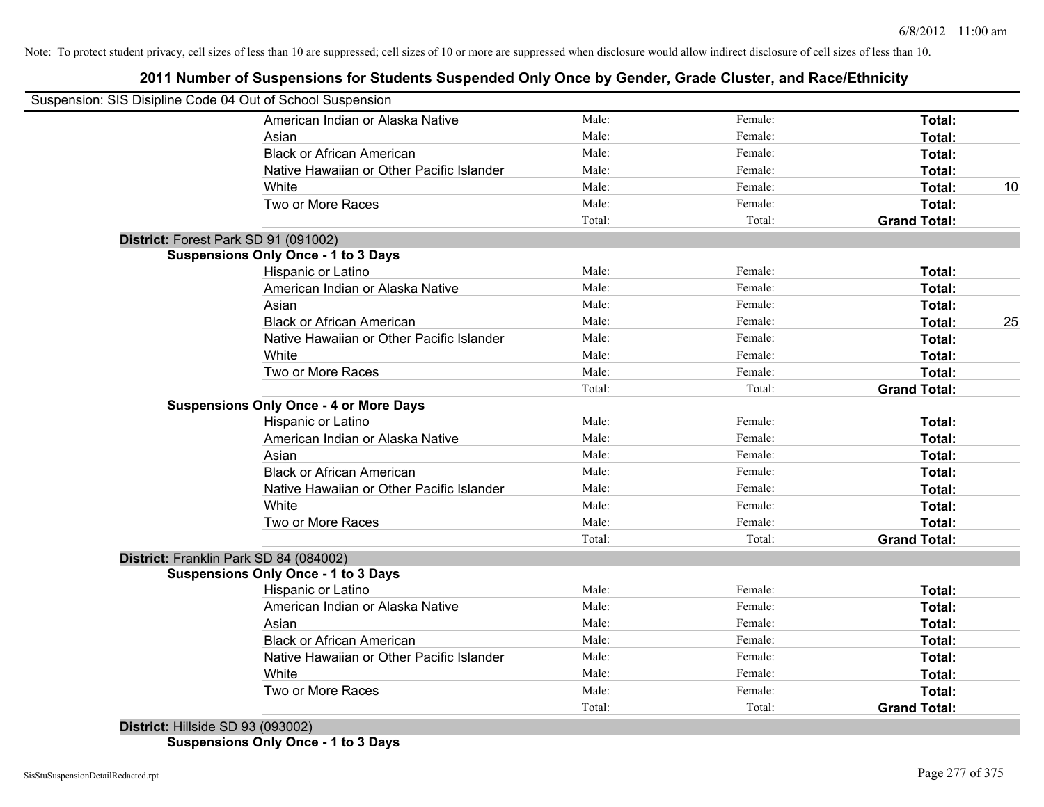Note: To protect student privacy, cell sizes of less than 10 are suppressed; cell sizes of 10 or more are suppressed when disclosure would allow indirect disclosure of cell sizes of less than 10.

# 2011 Number of Suspensions for Students Suspended Only Once by Gender, Grade Cluster, and Race/Ethnicity

Suspension: SIS Disipline Code 04 Out of School Suspension

| | Male: | Female: | Total: | |
|---|---|---|---|---|
| American Indian or Alaska Native | Male: | Female: | **Total:** | |
| Asian | Male: | Female: | **Total:** | |
| Black or African American | Male: | Female: | **Total:** | |
| Native Hawaiian or Other Pacific Islander | Male: | Female: | **Total:** | |
| White | Male: | Female: | **Total:** | 10 |
| Two or More Races | Male: | Female: | **Total:** | |
| | Total: | Total: | **Grand Total:** | |

**District:** Forest Park SD 91 (091002)

**Suspensions Only Once - 1 to 3 Days**

| | | | | |
|---|---|---|---|---|
| Hispanic or Latino | Male: | Female: | **Total:** | |
| American Indian or Alaska Native | Male: | Female: | **Total:** | |
| Asian | Male: | Female: | **Total:** | |
| Black or African American | Male: | Female: | **Total:** | 25 |
| Native Hawaiian or Other Pacific Islander | Male: | Female: | **Total:** | |
| White | Male: | Female: | **Total:** | |
| Two or More Races | Male: | Female: | **Total:** | |
| | Total: | Total: | **Grand Total:** | |

**Suspensions Only Once - 4 or More Days**

| | | | | |
|---|---|---|---|---|
| Hispanic or Latino | Male: | Female: | **Total:** | |
| American Indian or Alaska Native | Male: | Female: | **Total:** | |
| Asian | Male: | Female: | **Total:** | |
| Black or African American | Male: | Female: | **Total:** | |
| Native Hawaiian or Other Pacific Islander | Male: | Female: | **Total:** | |
| White | Male: | Female: | **Total:** | |
| Two or More Races | Male: | Female: | **Total:** | |
| | Total: | Total: | **Grand Total:** | |

**District:** Franklin Park SD 84 (084002)

**Suspensions Only Once - 1 to 3 Days**

| | | | | |
|---|---|---|---|---|
| Hispanic or Latino | Male: | Female: | **Total:** | |
| American Indian or Alaska Native | Male: | Female: | **Total:** | |
| Asian | Male: | Female: | **Total:** | |
| Black or African American | Male: | Female: | **Total:** | |
| Native Hawaiian or Other Pacific Islander | Male: | Female: | **Total:** | |
| White | Male: | Female: | **Total:** | |
| Two or More Races | Male: | Female: | **Total:** | |
| | Total: | Total: | **Grand Total:** | |

**District:** Hillside SD 93 (093002)

**Suspensions Only Once - 1 to 3 Days**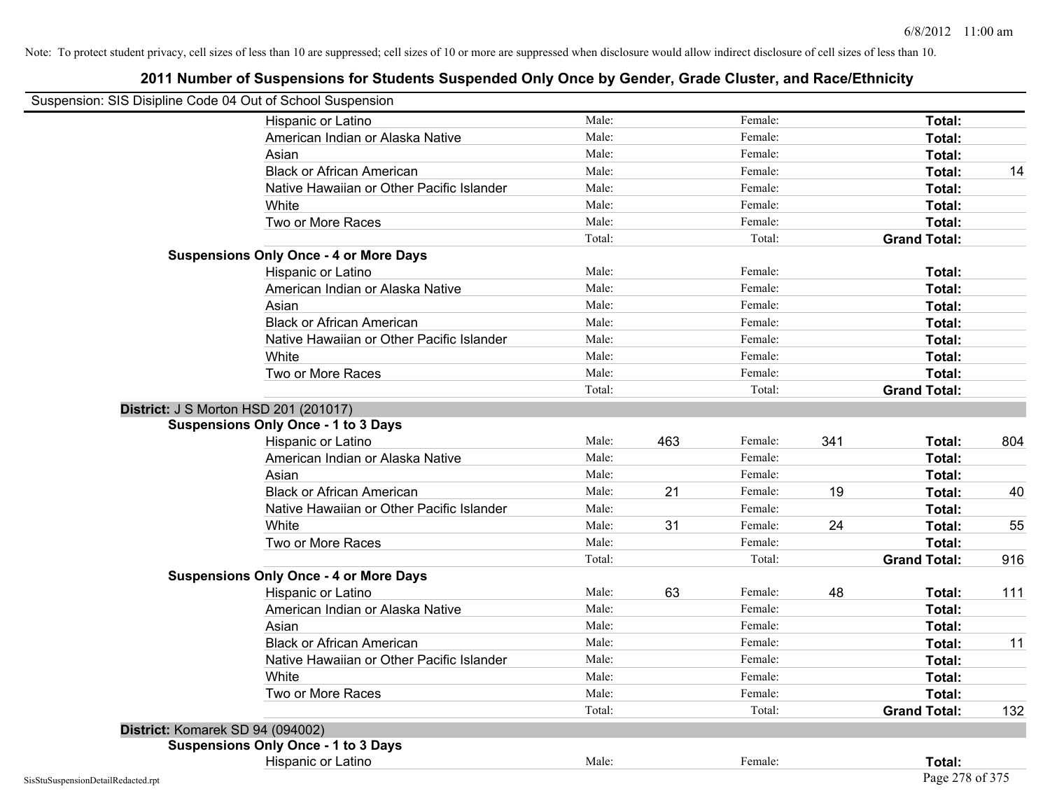Note: To protect student privacy, cell sizes of less than 10 are suppressed; cell sizes of 10 or more are suppressed when disclosure would allow indirect disclosure of cell sizes of less than 10.

# 2011 Number of Suspensions for Students Suspended Only Once by Gender, Grade Cluster, and Race/Ethnicity

Suspension: SIS Disipline Code 04 Out of School Suspension

| | | | | | | |
|---|---|---|---|---|---|---|
| Hispanic or Latino | Male: | | Female: | | **Total:** | |
| American Indian or Alaska Native | Male: | | Female: | | **Total:** | |
| Asian | Male: | | Female: | | **Total:** | |
| Black or African American | Male: | | Female: | | **Total:** | 14 |
| Native Hawaiian or Other Pacific Islander | Male: | | Female: | | **Total:** | |
| White | Male: | | Female: | | **Total:** | |
| Two or More Races | Male: | | Female: | | **Total:** | |
| | Total: | | Total: | | **Grand Total:** | |

**Suspensions Only Once - 4 or More Days**

| | | | | | | |
|---|---|---|---|---|---|---|
| Hispanic or Latino | Male: | | Female: | | **Total:** | |
| American Indian or Alaska Native | Male: | | Female: | | **Total:** | |
| Asian | Male: | | Female: | | **Total:** | |
| Black or African American | Male: | | Female: | | **Total:** | |
| Native Hawaiian or Other Pacific Islander | Male: | | Female: | | **Total:** | |
| White | Male: | | Female: | | **Total:** | |
| Two or More Races | Male: | | Female: | | **Total:** | |
| | Total: | | Total: | | **Grand Total:** | |

**District:** J S Morton HSD 201 (201017)

**Suspensions Only Once - 1 to 3 Days**

| | | | | | | |
|---|---|---|---|---|---|---|
| Hispanic or Latino | Male: | 463 | Female: | 341 | **Total:** | 804 |
| American Indian or Alaska Native | Male: | | Female: | | **Total:** | |
| Asian | Male: | | Female: | | **Total:** | |
| Black or African American | Male: | 21 | Female: | 19 | **Total:** | 40 |
| Native Hawaiian or Other Pacific Islander | Male: | | Female: | | **Total:** | |
| White | Male: | 31 | Female: | 24 | **Total:** | 55 |
| Two or More Races | Male: | | Female: | | **Total:** | |
| | Total: | | Total: | | **Grand Total:** | 916 |

**Suspensions Only Once - 4 or More Days**

| | | | | | | |
|---|---|---|---|---|---|---|
| Hispanic or Latino | Male: | 63 | Female: | 48 | **Total:** | 111 |
| American Indian or Alaska Native | Male: | | Female: | | **Total:** | |
| Asian | Male: | | Female: | | **Total:** | |
| Black or African American | Male: | | Female: | | **Total:** | 11 |
| Native Hawaiian or Other Pacific Islander | Male: | | Female: | | **Total:** | |
| White | Male: | | Female: | | **Total:** | |
| Two or More Races | Male: | | Female: | | **Total:** | |
| | Total: | | Total: | | **Grand Total:** | 132 |

**District:** Komarek SD 94 (094002)

**Suspensions Only Once - 1 to 3 Days**

| | | | | | | |
|---|---|---|---|---|---|---|
| Hispanic or Latino | Male: | | Female: | | **Total:** | |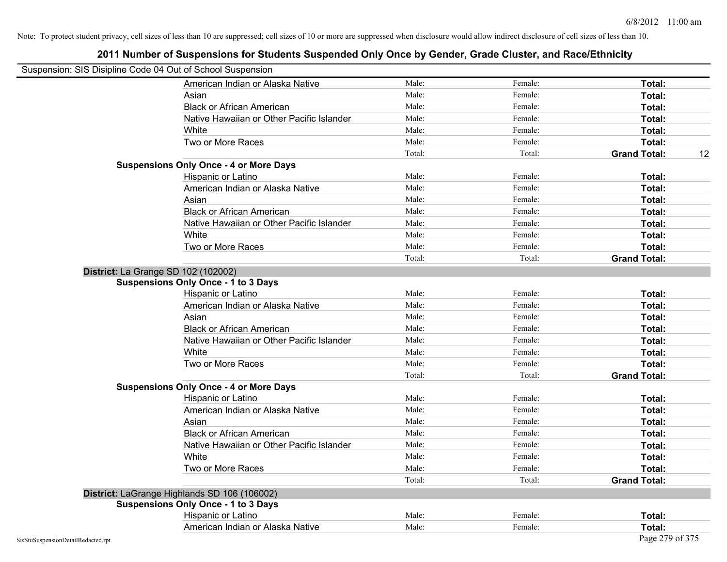Note: To protect student privacy, cell sizes of less than 10 are suppressed; cell sizes of 10 or more are suppressed when disclosure would allow indirect disclosure of cell sizes of less than 10.

# 2011 Number of Suspensions for Students Suspended Only Once by Gender, Grade Cluster, and Race/Ethnicity

Suspension: SIS Disipline Code 04 Out of School Suspension

| | | | | |
|---|---|---|---|---|
| American Indian or Alaska Native | Male: | Female: | **Total:** | |
| Asian | Male: | Female: | **Total:** | |
| Black or African American | Male: | Female: | **Total:** | |
| Native Hawaiian or Other Pacific Islander | Male: | Female: | **Total:** | |
| White | Male: | Female: | **Total:** | |
| Two or More Races | Male: | Female: | **Total:** | |
| | Total: | Total: | **Grand Total:** | 12 |

**Suspensions Only Once - 4 or More Days**

| | | | | |
|---|---|---|---|---|
| Hispanic or Latino | Male: | Female: | **Total:** | |
| American Indian or Alaska Native | Male: | Female: | **Total:** | |
| Asian | Male: | Female: | **Total:** | |
| Black or African American | Male: | Female: | **Total:** | |
| Native Hawaiian or Other Pacific Islander | Male: | Female: | **Total:** | |
| White | Male: | Female: | **Total:** | |
| Two or More Races | Male: | Female: | **Total:** | |
| | Total: | Total: | **Grand Total:** | |

## District: La Grange SD 102 (102002)

**Suspensions Only Once - 1 to 3 Days**

| | | | | |
|---|---|---|---|---|
| Hispanic or Latino | Male: | Female: | **Total:** | |
| American Indian or Alaska Native | Male: | Female: | **Total:** | |
| Asian | Male: | Female: | **Total:** | |
| Black or African American | Male: | Female: | **Total:** | |
| Native Hawaiian or Other Pacific Islander | Male: | Female: | **Total:** | |
| White | Male: | Female: | **Total:** | |
| Two or More Races | Male: | Female: | **Total:** | |
| | Total: | Total: | **Grand Total:** | |

**Suspensions Only Once - 4 or More Days**

| | | | | |
|---|---|---|---|---|
| Hispanic or Latino | Male: | Female: | **Total:** | |
| American Indian or Alaska Native | Male: | Female: | **Total:** | |
| Asian | Male: | Female: | **Total:** | |
| Black or African American | Male: | Female: | **Total:** | |
| Native Hawaiian or Other Pacific Islander | Male: | Female: | **Total:** | |
| White | Male: | Female: | **Total:** | |
| Two or More Races | Male: | Female: | **Total:** | |
| | Total: | Total: | **Grand Total:** | |

## District: LaGrange Highlands SD 106 (106002)

**Suspensions Only Once - 1 to 3 Days**

| | | | | |
|---|---|---|---|---|
| Hispanic or Latino | Male: | Female: | **Total:** | |
| American Indian or Alaska Native | Male: | Female: | **Total:** | |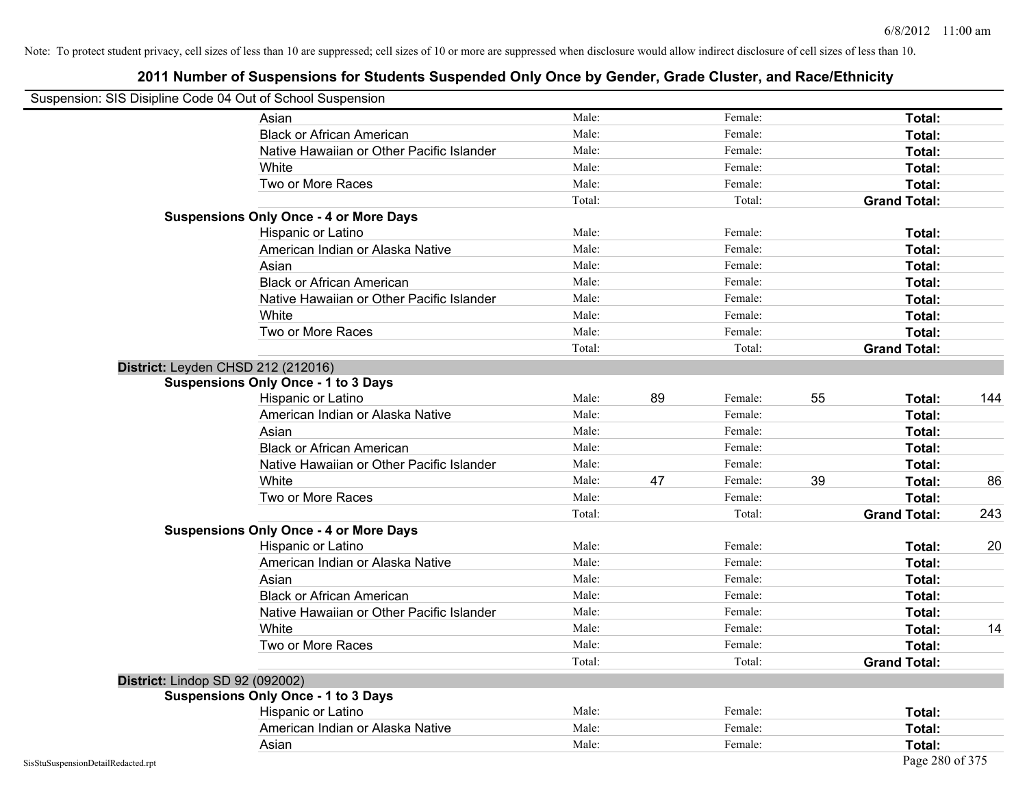Note: To protect student privacy, cell sizes of less than 10 are suppressed; cell sizes of 10 or more are suppressed when disclosure would allow indirect disclosure of cell sizes of less than 10.

# 2011 Number of Suspensions for Students Suspended Only Once by Gender, Grade Cluster, and Race/Ethnicity

Suspension: SIS Disipline Code 04 Out of School Suspension

| | | | | | | |
|---|---|---|---|---|---|---|
| Asian | Male: | | Female: | | **Total:** | |
| Black or African American | Male: | | Female: | | **Total:** | |
| Native Hawaiian or Other Pacific Islander | Male: | | Female: | | **Total:** | |
| White | Male: | | Female: | | **Total:** | |
| Two or More Races | Male: | | Female: | | **Total:** | |
| | Total: | | Total: | | **Grand Total:** | |
| **Suspensions Only Once - 4 or More Days** | | | | | | |
| Hispanic or Latino | Male: | | Female: | | **Total:** | |
| American Indian or Alaska Native | Male: | | Female: | | **Total:** | |
| Asian | Male: | | Female: | | **Total:** | |
| Black or African American | Male: | | Female: | | **Total:** | |
| Native Hawaiian or Other Pacific Islander | Male: | | Female: | | **Total:** | |
| White | Male: | | Female: | | **Total:** | |
| Two or More Races | Male: | | Female: | | **Total:** | |
| | Total: | | Total: | | **Grand Total:** | |
| **District:** Leyden CHSD 212 (212016) | | | | | | |
| **Suspensions Only Once - 1 to 3 Days** | | | | | | |
| Hispanic or Latino | Male: | 89 | Female: | 55 | **Total:** | 144 |
| American Indian or Alaska Native | Male: | | Female: | | **Total:** | |
| Asian | Male: | | Female: | | **Total:** | |
| Black or African American | Male: | | Female: | | **Total:** | |
| Native Hawaiian or Other Pacific Islander | Male: | | Female: | | **Total:** | |
| White | Male: | 47 | Female: | 39 | **Total:** | 86 |
| Two or More Races | Male: | | Female: | | **Total:** | |
| | Total: | | Total: | | **Grand Total:** | 243 |
| **Suspensions Only Once - 4 or More Days** | | | | | | |
| Hispanic or Latino | Male: | | Female: | | **Total:** | 20 |
| American Indian or Alaska Native | Male: | | Female: | | **Total:** | |
| Asian | Male: | | Female: | | **Total:** | |
| Black or African American | Male: | | Female: | | **Total:** | |
| Native Hawaiian or Other Pacific Islander | Male: | | Female: | | **Total:** | |
| White | Male: | | Female: | | **Total:** | 14 |
| Two or More Races | Male: | | Female: | | **Total:** | |
| | Total: | | Total: | | **Grand Total:** | |
| **District:** Lindop SD 92 (092002) | | | | | | |
| **Suspensions Only Once - 1 to 3 Days** | | | | | | |
| Hispanic or Latino | Male: | | Female: | | **Total:** | |
| American Indian or Alaska Native | Male: | | Female: | | **Total:** | |
| Asian | Male: | | Female: | | **Total:** | |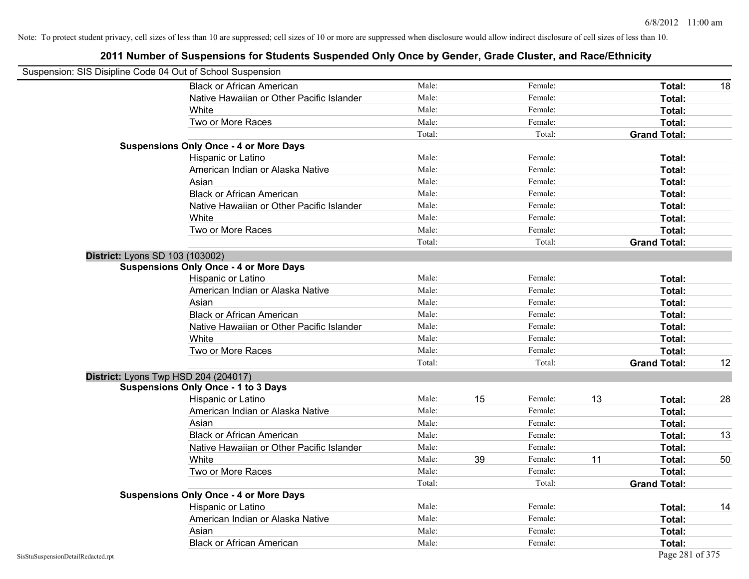Note: To protect student privacy, cell sizes of less than 10 are suppressed; cell sizes of 10 or more are suppressed when disclosure would allow indirect disclosure of cell sizes of less than 10.

# 2011 Number of Suspensions for Students Suspended Only Once by Gender, Grade Cluster, and Race/Ethnicity

Suspension: SIS Disipline Code 04 Out of School Suspension

| | | | | | | |
|---|---|---|---|---|---|---|
| Black or African American | Male: | | Female: | | **Total:** | 18 |
| Native Hawaiian or Other Pacific Islander | Male: | | Female: | | **Total:** | |
| White | Male: | | Female: | | **Total:** | |
| Two or More Races | Male: | | Female: | | **Total:** | |
| | Total: | | Total: | | **Grand Total:** | |

**Suspensions Only Once - 4 or More Days**

| | | | | | | |
|---|---|---|---|---|---|---|
| Hispanic or Latino | Male: | | Female: | | **Total:** | |
| American Indian or Alaska Native | Male: | | Female: | | **Total:** | |
| Asian | Male: | | Female: | | **Total:** | |
| Black or African American | Male: | | Female: | | **Total:** | |
| Native Hawaiian or Other Pacific Islander | Male: | | Female: | | **Total:** | |
| White | Male: | | Female: | | **Total:** | |
| Two or More Races | Male: | | Female: | | **Total:** | |
| | Total: | | Total: | | **Grand Total:** | |

## District: Lyons SD 103 (103002)

**Suspensions Only Once - 4 or More Days**

| | | | | | | |
|---|---|---|---|---|---|---|
| Hispanic or Latino | Male: | | Female: | | **Total:** | |
| American Indian or Alaska Native | Male: | | Female: | | **Total:** | |
| Asian | Male: | | Female: | | **Total:** | |
| Black or African American | Male: | | Female: | | **Total:** | |
| Native Hawaiian or Other Pacific Islander | Male: | | Female: | | **Total:** | |
| White | Male: | | Female: | | **Total:** | |
| Two or More Races | Male: | | Female: | | **Total:** | |
| | Total: | | Total: | | **Grand Total:** | 12 |

## District: Lyons Twp HSD 204 (204017)

**Suspensions Only Once - 1 to 3 Days**

| | | | | | | |
|---|---|---|---|---|---|---|
| Hispanic or Latino | Male: | 15 | Female: | 13 | **Total:** | 28 |
| American Indian or Alaska Native | Male: | | Female: | | **Total:** | |
| Asian | Male: | | Female: | | **Total:** | |
| Black or African American | Male: | | Female: | | **Total:** | 13 |
| Native Hawaiian or Other Pacific Islander | Male: | | Female: | | **Total:** | |
| White | Male: | 39 | Female: | 11 | **Total:** | 50 |
| Two or More Races | Male: | | Female: | | **Total:** | |
| | Total: | | Total: | | **Grand Total:** | |

**Suspensions Only Once - 4 or More Days**

| | | | | | | |
|---|---|---|---|---|---|---|
| Hispanic or Latino | Male: | | Female: | | **Total:** | 14 |
| American Indian or Alaska Native | Male: | | Female: | | **Total:** | |
| Asian | Male: | | Female: | | **Total:** | |
| Black or African American | Male: | | Female: | | **Total:** | |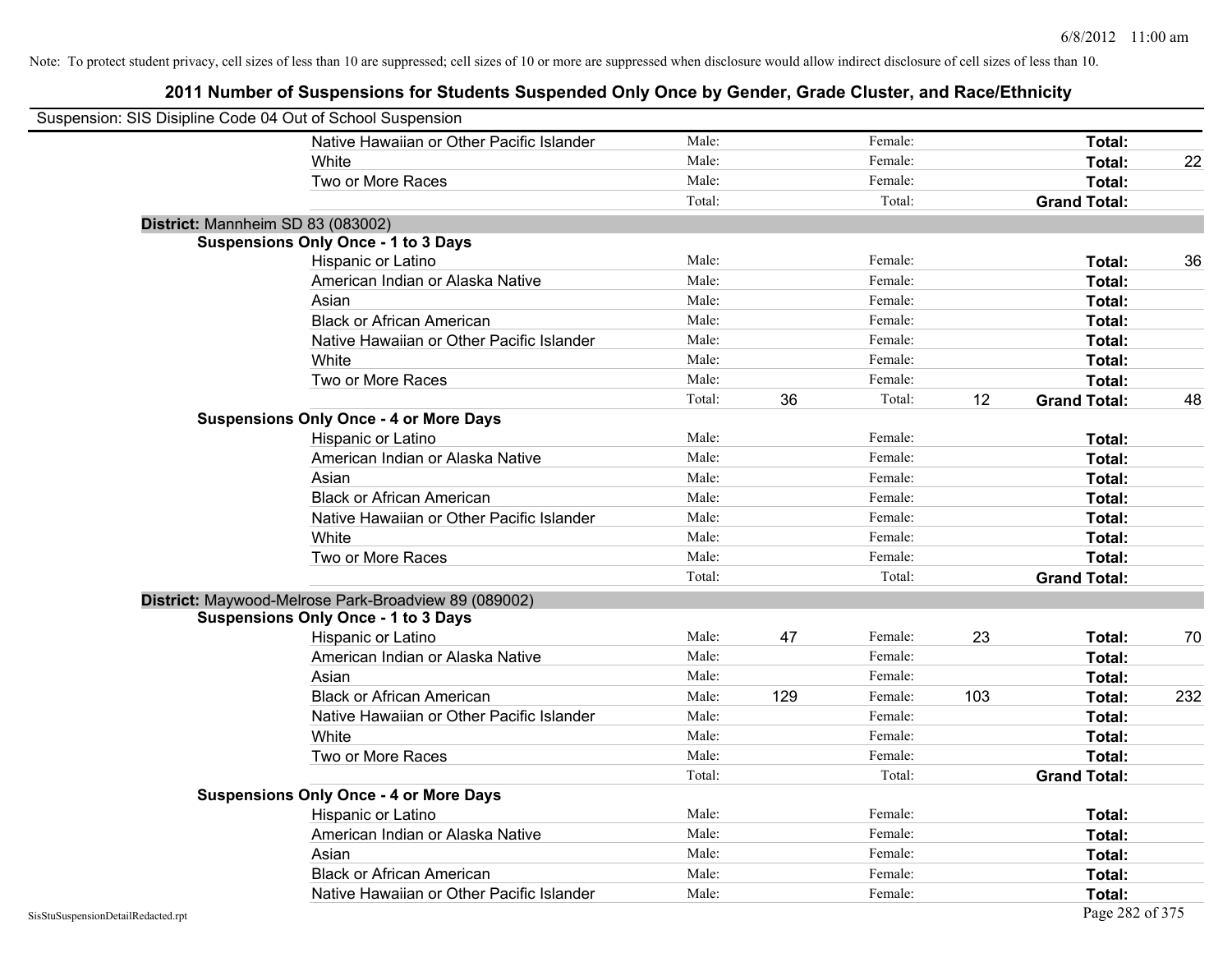Note: To protect student privacy, cell sizes of less than 10 are suppressed; cell sizes of 10 or more are suppressed when disclosure would allow indirect disclosure of cell sizes of less than 10.

# 2011 Number of Suspensions for Students Suspended Only Once by Gender, Grade Cluster, and Race/Ethnicity

Suspension: SIS Disipline Code 04 Out of School Suspension

| | | | | | | |
|---|---|---|---|---|---|---|
| Native Hawaiian or Other Pacific Islander | Male: | | Female: | | **Total:** | |
| White | Male: | | Female: | | **Total:** | 22 |
| Two or More Races | Male: | | Female: | | **Total:** | |
| | Total: | | Total: | | **Grand Total:** | |

**District:** Mannheim SD 83 (083002)

**Suspensions Only Once - 1 to 3 Days**

| | | | | | | |
|---|---|---|---|---|---|---|
| Hispanic or Latino | Male: | | Female: | | **Total:** | 36 |
| American Indian or Alaska Native | Male: | | Female: | | **Total:** | |
| Asian | Male: | | Female: | | **Total:** | |
| Black or African American | Male: | | Female: | | **Total:** | |
| Native Hawaiian or Other Pacific Islander | Male: | | Female: | | **Total:** | |
| White | Male: | | Female: | | **Total:** | |
| Two or More Races | Male: | | Female: | | **Total:** | |
| | Total: | 36 | Total: | 12 | **Grand Total:** | 48 |

**Suspensions Only Once - 4 or More Days**

| | | | | | | |
|---|---|---|---|---|---|---|
| Hispanic or Latino | Male: | | Female: | | **Total:** | |
| American Indian or Alaska Native | Male: | | Female: | | **Total:** | |
| Asian | Male: | | Female: | | **Total:** | |
| Black or African American | Male: | | Female: | | **Total:** | |
| Native Hawaiian or Other Pacific Islander | Male: | | Female: | | **Total:** | |
| White | Male: | | Female: | | **Total:** | |
| Two or More Races | Male: | | Female: | | **Total:** | |
| | Total: | | Total: | | **Grand Total:** | |

**District:** Maywood-Melrose Park-Broadview 89 (089002)

**Suspensions Only Once - 1 to 3 Days**

| | | | | | | |
|---|---|---|---|---|---|---|
| Hispanic or Latino | Male: | 47 | Female: | 23 | **Total:** | 70 |
| American Indian or Alaska Native | Male: | | Female: | | **Total:** | |
| Asian | Male: | | Female: | | **Total:** | |
| Black or African American | Male: | 129 | Female: | 103 | **Total:** | 232 |
| Native Hawaiian or Other Pacific Islander | Male: | | Female: | | **Total:** | |
| White | Male: | | Female: | | **Total:** | |
| Two or More Races | Male: | | Female: | | **Total:** | |
| | Total: | | Total: | | **Grand Total:** | |

**Suspensions Only Once - 4 or More Days**

| | | | | | | |
|---|---|---|---|---|---|---|
| Hispanic or Latino | Male: | | Female: | | **Total:** | |
| American Indian or Alaska Native | Male: | | Female: | | **Total:** | |
| Asian | Male: | | Female: | | **Total:** | |
| Black or African American | Male: | | Female: | | **Total:** | |
| Native Hawaiian or Other Pacific Islander | Male: | | Female: | | **Total:** | |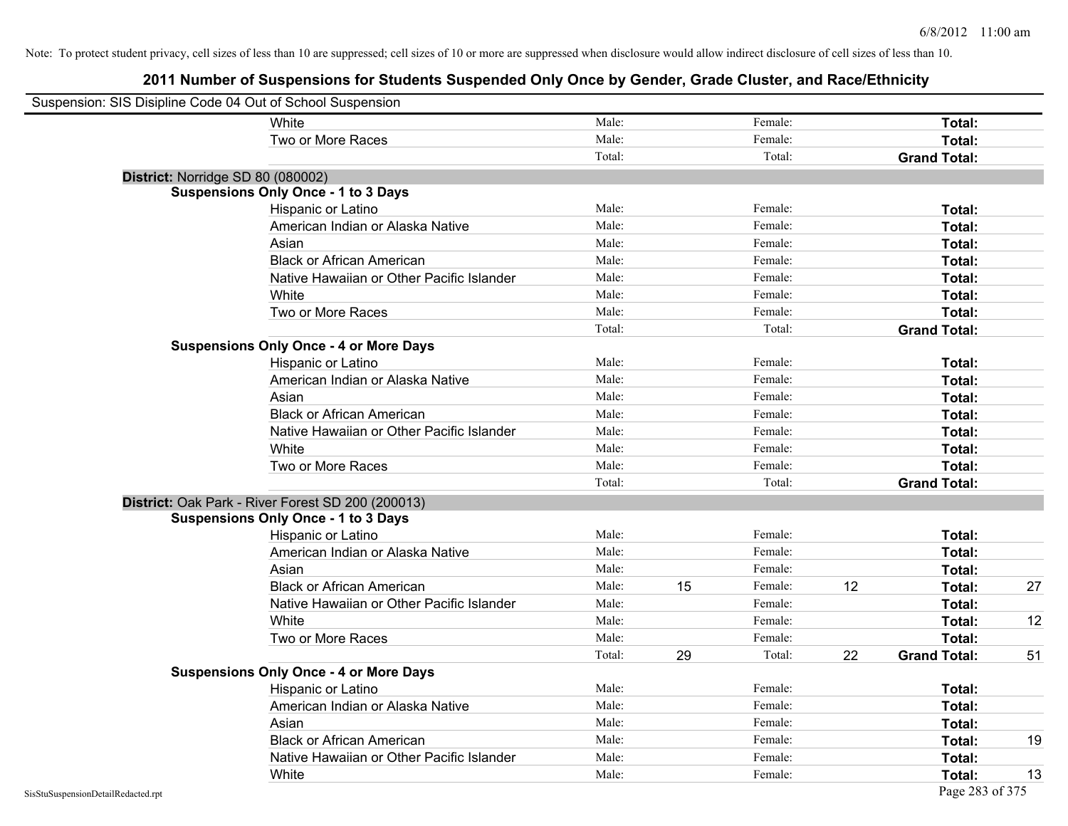Note: To protect student privacy, cell sizes of less than 10 are suppressed; cell sizes of 10 or more are suppressed when disclosure would allow indirect disclosure of cell sizes of less than 10.

## 2011 Number of Suspensions for Students Suspended Only Once by Gender, Grade Cluster, and Race/Ethnicity

Suspension: SIS Disipline Code 04 Out of School Suspension

| | | | | | | | |
|---|---|---|---|---|---|---|---|
| White | Male: | | Female: | | **Total:** | |
| Two or More Races | Male: | | Female: | | **Total:** | |
| | Total: | | Total: | | **Grand Total:** | |

**District:** Norridge SD 80 (080002)

**Suspensions Only Once - 1 to 3 Days**

| | | | | | | |
|---|---|---|---|---|---|---|
| Hispanic or Latino | Male: | | Female: | | **Total:** | |
| American Indian or Alaska Native | Male: | | Female: | | **Total:** | |
| Asian | Male: | | Female: | | **Total:** | |
| Black or African American | Male: | | Female: | | **Total:** | |
| Native Hawaiian or Other Pacific Islander | Male: | | Female: | | **Total:** | |
| White | Male: | | Female: | | **Total:** | |
| Two or More Races | Male: | | Female: | | **Total:** | |
| | Total: | | Total: | | **Grand Total:** | |

**Suspensions Only Once - 4 or More Days**

| | | | | | | |
|---|---|---|---|---|---|---|
| Hispanic or Latino | Male: | | Female: | | **Total:** | |
| American Indian or Alaska Native | Male: | | Female: | | **Total:** | |
| Asian | Male: | | Female: | | **Total:** | |
| Black or African American | Male: | | Female: | | **Total:** | |
| Native Hawaiian or Other Pacific Islander | Male: | | Female: | | **Total:** | |
| White | Male: | | Female: | | **Total:** | |
| Two or More Races | Male: | | Female: | | **Total:** | |
| | Total: | | Total: | | **Grand Total:** | |

**District:** Oak Park - River Forest SD 200 (200013)

**Suspensions Only Once - 1 to 3 Days**

| | | | | | | |
|---|---|---|---|---|---|---|
| Hispanic or Latino | Male: | | Female: | | **Total:** | |
| American Indian or Alaska Native | Male: | | Female: | | **Total:** | |
| Asian | Male: | | Female: | | **Total:** | |
| Black or African American | Male: | 15 | Female: | 12 | **Total:** | 27 |
| Native Hawaiian or Other Pacific Islander | Male: | | Female: | | **Total:** | |
| White | Male: | | Female: | | **Total:** | 12 |
| Two or More Races | Male: | | Female: | | **Total:** | |
| | Total: | 29 | Total: | 22 | **Grand Total:** | 51 |

**Suspensions Only Once - 4 or More Days**

| | | | | | | |
|---|---|---|---|---|---|---|
| Hispanic or Latino | Male: | | Female: | | **Total:** | |
| American Indian or Alaska Native | Male: | | Female: | | **Total:** | |
| Asian | Male: | | Female: | | **Total:** | |
| Black or African American | Male: | | Female: | | **Total:** | 19 |
| Native Hawaiian or Other Pacific Islander | Male: | | Female: | | **Total:** | |
| White | Male: | | Female: | | **Total:** | 13 |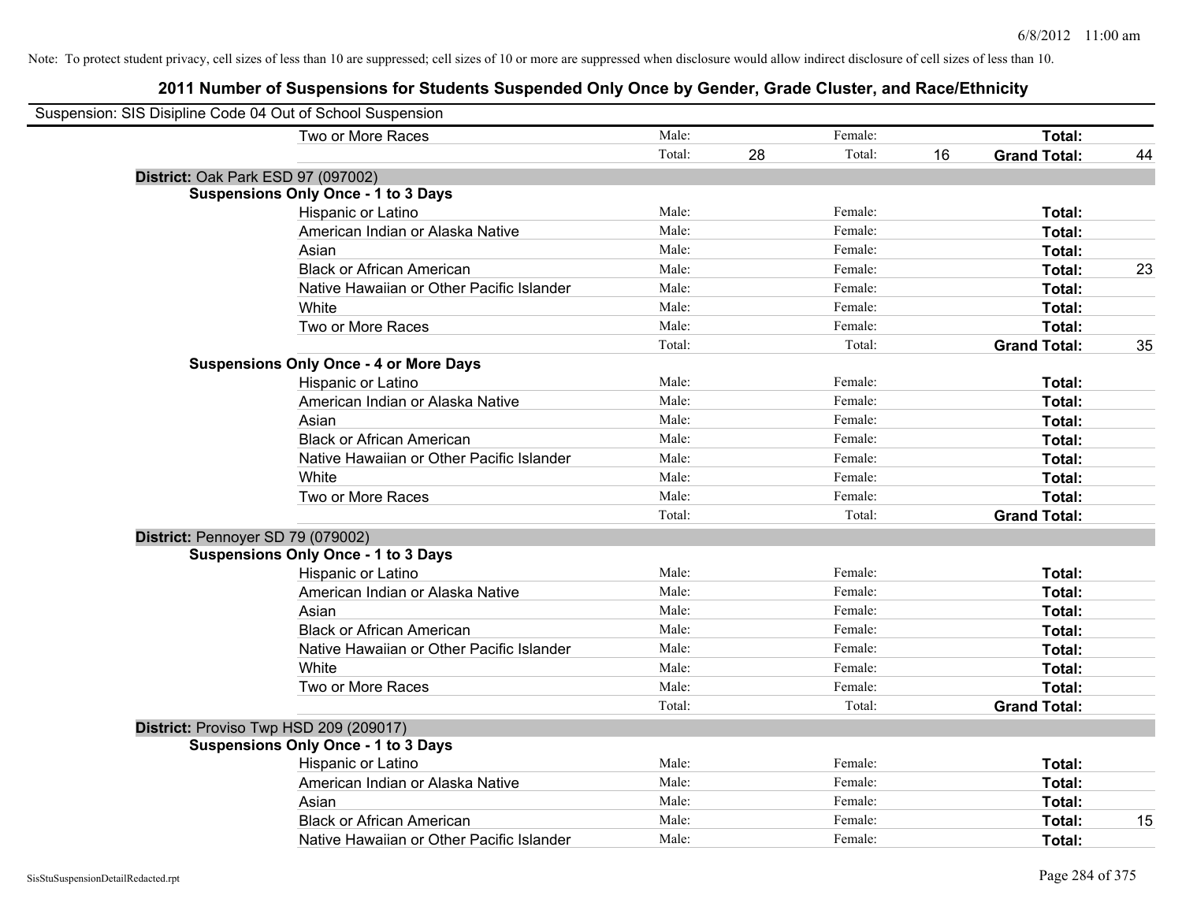Note: To protect student privacy, cell sizes of less than 10 are suppressed; cell sizes of 10 or more are suppressed when disclosure would allow indirect disclosure of cell sizes of less than 10.

## 2011 Number of Suspensions for Students Suspended Only Once by Gender, Grade Cluster, and Race/Ethnicity

Suspension: SIS Disipline Code 04 Out of School Suspension

| | | | | | | |
|---|---|---|---|---|---|---|
| Two or More Races | Male: | | Female: | | **Total:** | |
| | Total: | 28 | Total: | 16 | **Grand Total:** | 44 |

**District:** Oak Park ESD 97 (097002)

**Suspensions Only Once - 1 to 3 Days**

| | | | | | | |
|---|---|---|---|---|---|---|
| Hispanic or Latino | Male: | | Female: | | **Total:** | |
| American Indian or Alaska Native | Male: | | Female: | | **Total:** | |
| Asian | Male: | | Female: | | **Total:** | |
| Black or African American | Male: | | Female: | | **Total:** | 23 |
| Native Hawaiian or Other Pacific Islander | Male: | | Female: | | **Total:** | |
| White | Male: | | Female: | | **Total:** | |
| Two or More Races | Male: | | Female: | | **Total:** | |
| | Total: | | Total: | | **Grand Total:** | 35 |

**Suspensions Only Once - 4 or More Days**

| | | | | | | |
|---|---|---|---|---|---|---|
| Hispanic or Latino | Male: | | Female: | | **Total:** | |
| American Indian or Alaska Native | Male: | | Female: | | **Total:** | |
| Asian | Male: | | Female: | | **Total:** | |
| Black or African American | Male: | | Female: | | **Total:** | |
| Native Hawaiian or Other Pacific Islander | Male: | | Female: | | **Total:** | |
| White | Male: | | Female: | | **Total:** | |
| Two or More Races | Male: | | Female: | | **Total:** | |
| | Total: | | Total: | | **Grand Total:** | |

**District:** Pennoyer SD 79 (079002)

**Suspensions Only Once - 1 to 3 Days**

| | | | | | | |
|---|---|---|---|---|---|---|
| Hispanic or Latino | Male: | | Female: | | **Total:** | |
| American Indian or Alaska Native | Male: | | Female: | | **Total:** | |
| Asian | Male: | | Female: | | **Total:** | |
| Black or African American | Male: | | Female: | | **Total:** | |
| Native Hawaiian or Other Pacific Islander | Male: | | Female: | | **Total:** | |
| White | Male: | | Female: | | **Total:** | |
| Two or More Races | Male: | | Female: | | **Total:** | |
| | Total: | | Total: | | **Grand Total:** | |

**District:** Proviso Twp HSD 209 (209017)

**Suspensions Only Once - 1 to 3 Days**

| | | | | | | |
|---|---|---|---|---|---|---|
| Hispanic or Latino | Male: | | Female: | | **Total:** | |
| American Indian or Alaska Native | Male: | | Female: | | **Total:** | |
| Asian | Male: | | Female: | | **Total:** | |
| Black or African American | Male: | | Female: | | **Total:** | 15 |
| Native Hawaiian or Other Pacific Islander | Male: | | Female: | | **Total:** | |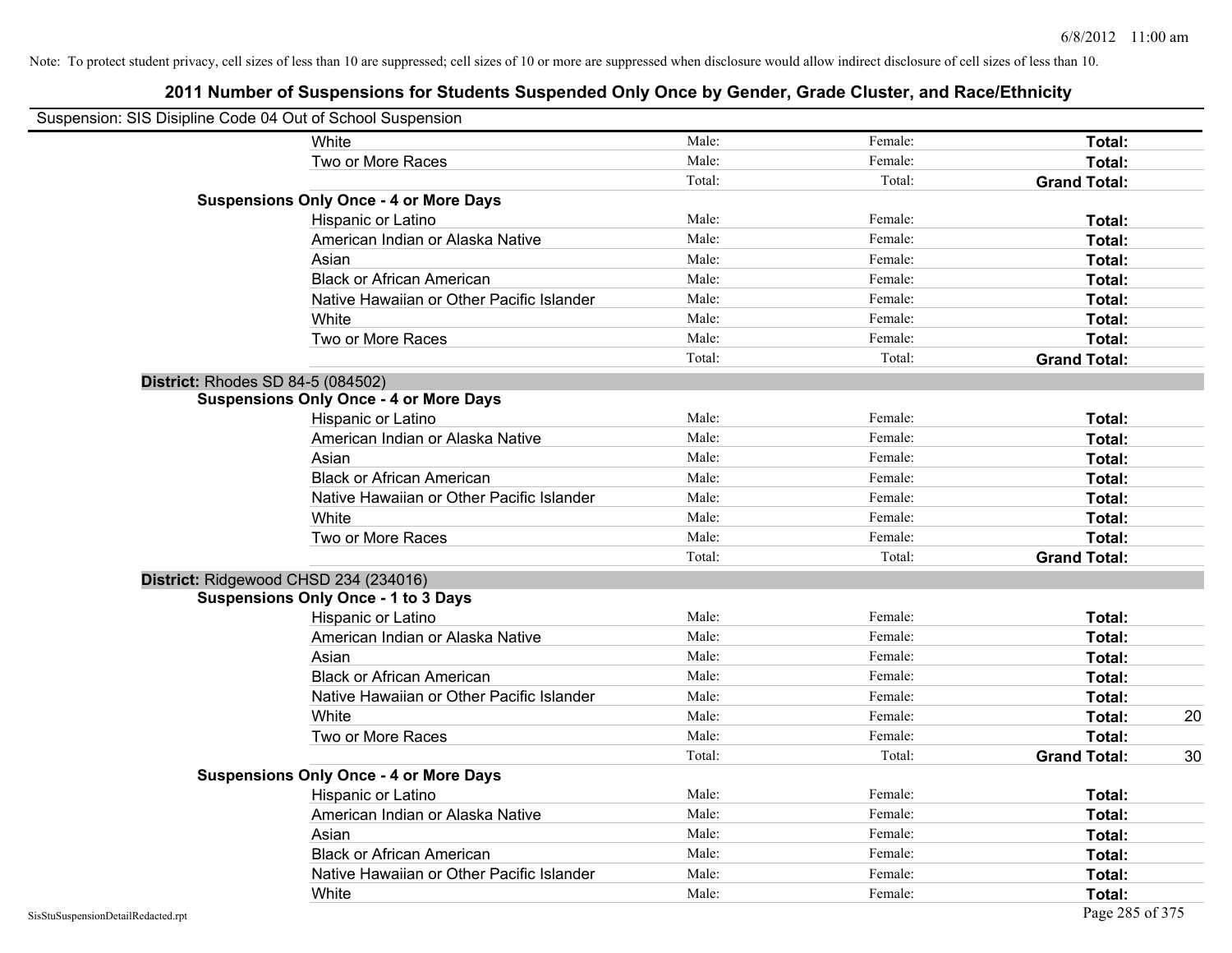Note: To protect student privacy, cell sizes of less than 10 are suppressed; cell sizes of 10 or more are suppressed when disclosure would allow indirect disclosure of cell sizes of less than 10.

# 2011 Number of Suspensions for Students Suspended Only Once by Gender, Grade Cluster, and Race/Ethnicity

Suspension: SIS Disipline Code 04 Out of School Suspension

| | | | | |
|---|---|---|---|---|
| White | Male: | Female: | **Total:** | |
| Two or More Races | Male: | Female: | **Total:** | |
| | Total: | Total: | **Grand Total:** | |
| **Suspensions Only Once - 4 or More Days** | | | | |
| Hispanic or Latino | Male: | Female: | **Total:** | |
| American Indian or Alaska Native | Male: | Female: | **Total:** | |
| Asian | Male: | Female: | **Total:** | |
| Black or African American | Male: | Female: | **Total:** | |
| Native Hawaiian or Other Pacific Islander | Male: | Female: | **Total:** | |
| White | Male: | Female: | **Total:** | |
| Two or More Races | Male: | Female: | **Total:** | |
| | Total: | Total: | **Grand Total:** | |

**District:** Rhodes SD 84-5 (084502)

| | | | | |
|---|---|---|---|---|
| **Suspensions Only Once - 4 or More Days** | | | | |
| Hispanic or Latino | Male: | Female: | **Total:** | |
| American Indian or Alaska Native | Male: | Female: | **Total:** | |
| Asian | Male: | Female: | **Total:** | |
| Black or African American | Male: | Female: | **Total:** | |
| Native Hawaiian or Other Pacific Islander | Male: | Female: | **Total:** | |
| White | Male: | Female: | **Total:** | |
| Two or More Races | Male: | Female: | **Total:** | |
| | Total: | Total: | **Grand Total:** | |

**District:** Ridgewood CHSD 234 (234016)

| | | | | |
|---|---|---|---|---|
| **Suspensions Only Once - 1 to 3 Days** | | | | |
| Hispanic or Latino | Male: | Female: | **Total:** | |
| American Indian or Alaska Native | Male: | Female: | **Total:** | |
| Asian | Male: | Female: | **Total:** | |
| Black or African American | Male: | Female: | **Total:** | |
| Native Hawaiian or Other Pacific Islander | Male: | Female: | **Total:** | |
| White | Male: | Female: | **Total:** | 20 |
| Two or More Races | Male: | Female: | **Total:** | |
| | Total: | Total: | **Grand Total:** | 30 |
| **Suspensions Only Once - 4 or More Days** | | | | |
| Hispanic or Latino | Male: | Female: | **Total:** | |
| American Indian or Alaska Native | Male: | Female: | **Total:** | |
| Asian | Male: | Female: | **Total:** | |
| Black or African American | Male: | Female: | **Total:** | |
| Native Hawaiian or Other Pacific Islander | Male: | Female: | **Total:** | |
| White | Male: | Female: | **Total:** | |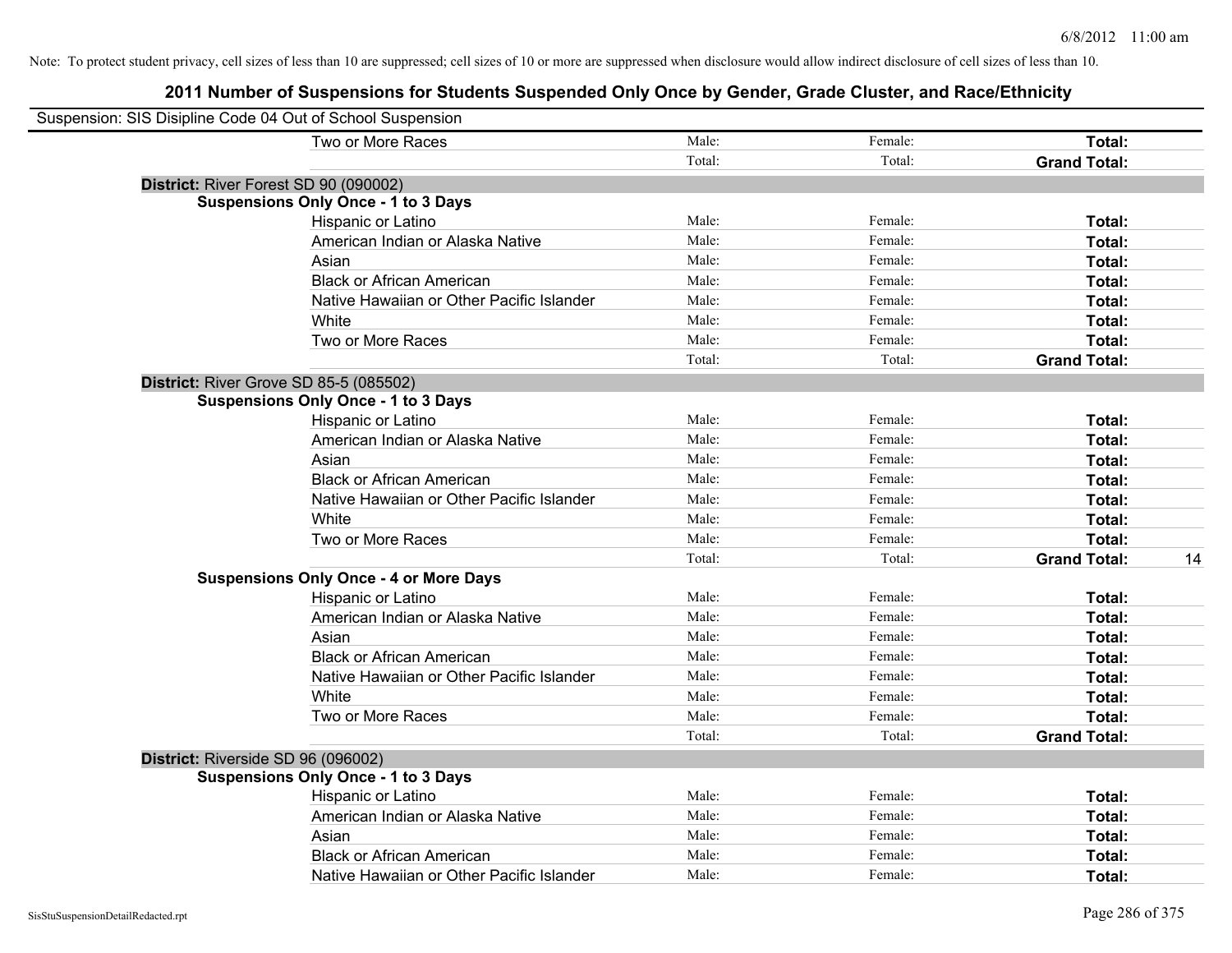Note: To protect student privacy, cell sizes of less than 10 are suppressed; cell sizes of 10 or more are suppressed when disclosure would allow indirect disclosure of cell sizes of less than 10.

# 2011 Number of Suspensions for Students Suspended Only Once by Gender, Grade Cluster, and Race/Ethnicity

Suspension: SIS Disipline Code 04 Out of School Suspension

| | Male | Female | Total |
|---|---|---|---|
| Two or More Races | Male: | Female: | **Total:** |
| | Total: | Total: | **Grand Total:** |

**District:** River Forest SD 90 (090002)

**Suspensions Only Once - 1 to 3 Days**

| | Male | Female | Total |
|---|---|---|---|
| Hispanic or Latino | Male: | Female: | **Total:** |
| American Indian or Alaska Native | Male: | Female: | **Total:** |
| Asian | Male: | Female: | **Total:** |
| Black or African American | Male: | Female: | **Total:** |
| Native Hawaiian or Other Pacific Islander | Male: | Female: | **Total:** |
| White | Male: | Female: | **Total:** |
| Two or More Races | Male: | Female: | **Total:** |
| | Total: | Total: | **Grand Total:** |

**District:** River Grove SD 85-5 (085502)

**Suspensions Only Once - 1 to 3 Days**

| | Male | Female | Total |
|---|---|---|---|
| Hispanic or Latino | Male: | Female: | **Total:** |
| American Indian or Alaska Native | Male: | Female: | **Total:** |
| Asian | Male: | Female: | **Total:** |
| Black or African American | Male: | Female: | **Total:** |
| Native Hawaiian or Other Pacific Islander | Male: | Female: | **Total:** |
| White | Male: | Female: | **Total:** |
| Two or More Races | Male: | Female: | **Total:** |
| | Total: | Total: | **Grand Total:** 14 |

**Suspensions Only Once - 4 or More Days**

| | Male | Female | Total |
|---|---|---|---|
| Hispanic or Latino | Male: | Female: | **Total:** |
| American Indian or Alaska Native | Male: | Female: | **Total:** |
| Asian | Male: | Female: | **Total:** |
| Black or African American | Male: | Female: | **Total:** |
| Native Hawaiian or Other Pacific Islander | Male: | Female: | **Total:** |
| White | Male: | Female: | **Total:** |
| Two or More Races | Male: | Female: | **Total:** |
| | Total: | Total: | **Grand Total:** |

**District:** Riverside SD 96 (096002)

**Suspensions Only Once - 1 to 3 Days**

| | Male | Female | Total |
|---|---|---|---|
| Hispanic or Latino | Male: | Female: | **Total:** |
| American Indian or Alaska Native | Male: | Female: | **Total:** |
| Asian | Male: | Female: | **Total:** |
| Black or African American | Male: | Female: | **Total:** |
| Native Hawaiian or Other Pacific Islander | Male: | Female: | **Total:** |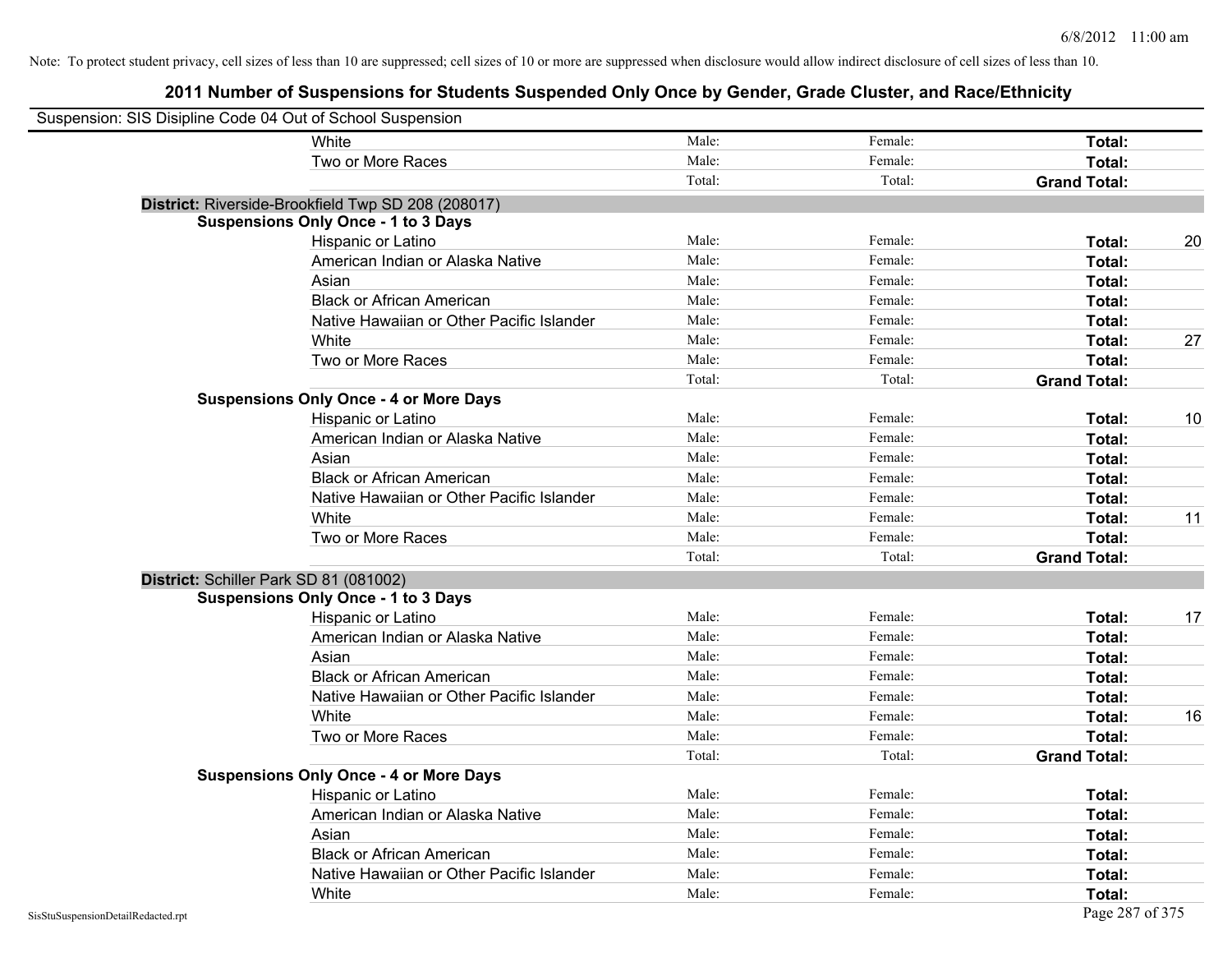Note: To protect student privacy, cell sizes of less than 10 are suppressed; cell sizes of 10 or more are suppressed when disclosure would allow indirect disclosure of cell sizes of less than 10.

## 2011 Number of Suspensions for Students Suspended Only Once by Gender, Grade Cluster, and Race/Ethnicity

Suspension: SIS Disipline Code 04 Out of School Suspension

| | | | | | |
|---|---|---|---|---|---|
| | White | Male: | Female: | **Total:** | |
| | Two or More Races | Male: | Female: | **Total:** | |
| | | Total: | Total: | **Grand Total:** | |
| **District:** Riverside-Brookfield Twp SD 208 (208017) | | | | | |
| **Suspensions Only Once - 1 to 3 Days** | | | | | |
| | Hispanic or Latino | Male: | Female: | **Total:** | 20 |
| | American Indian or Alaska Native | Male: | Female: | **Total:** | |
| | Asian | Male: | Female: | **Total:** | |
| | Black or African American | Male: | Female: | **Total:** | |
| | Native Hawaiian or Other Pacific Islander | Male: | Female: | **Total:** | |
| | White | Male: | Female: | **Total:** | 27 |
| | Two or More Races | Male: | Female: | **Total:** | |
| | | Total: | Total: | **Grand Total:** | |
| **Suspensions Only Once - 4 or More Days** | | | | | |
| | Hispanic or Latino | Male: | Female: | **Total:** | 10 |
| | American Indian or Alaska Native | Male: | Female: | **Total:** | |
| | Asian | Male: | Female: | **Total:** | |
| | Black or African American | Male: | Female: | **Total:** | |
| | Native Hawaiian or Other Pacific Islander | Male: | Female: | **Total:** | |
| | White | Male: | Female: | **Total:** | 11 |
| | Two or More Races | Male: | Female: | **Total:** | |
| | | Total: | Total: | **Grand Total:** | |
| **District:** Schiller Park SD 81 (081002) | | | | | |
| **Suspensions Only Once - 1 to 3 Days** | | | | | |
| | Hispanic or Latino | Male: | Female: | **Total:** | 17 |
| | American Indian or Alaska Native | Male: | Female: | **Total:** | |
| | Asian | Male: | Female: | **Total:** | |
| | Black or African American | Male: | Female: | **Total:** | |
| | Native Hawaiian or Other Pacific Islander | Male: | Female: | **Total:** | |
| | White | Male: | Female: | **Total:** | 16 |
| | Two or More Races | Male: | Female: | **Total:** | |
| | | Total: | Total: | **Grand Total:** | |
| **Suspensions Only Once - 4 or More Days** | | | | | |
| | Hispanic or Latino | Male: | Female: | **Total:** | |
| | American Indian or Alaska Native | Male: | Female: | **Total:** | |
| | Asian | Male: | Female: | **Total:** | |
| | Black or African American | Male: | Female: | **Total:** | |
| | Native Hawaiian or Other Pacific Islander | Male: | Female: | **Total:** | |
| | White | Male: | Female: | **Total:** | |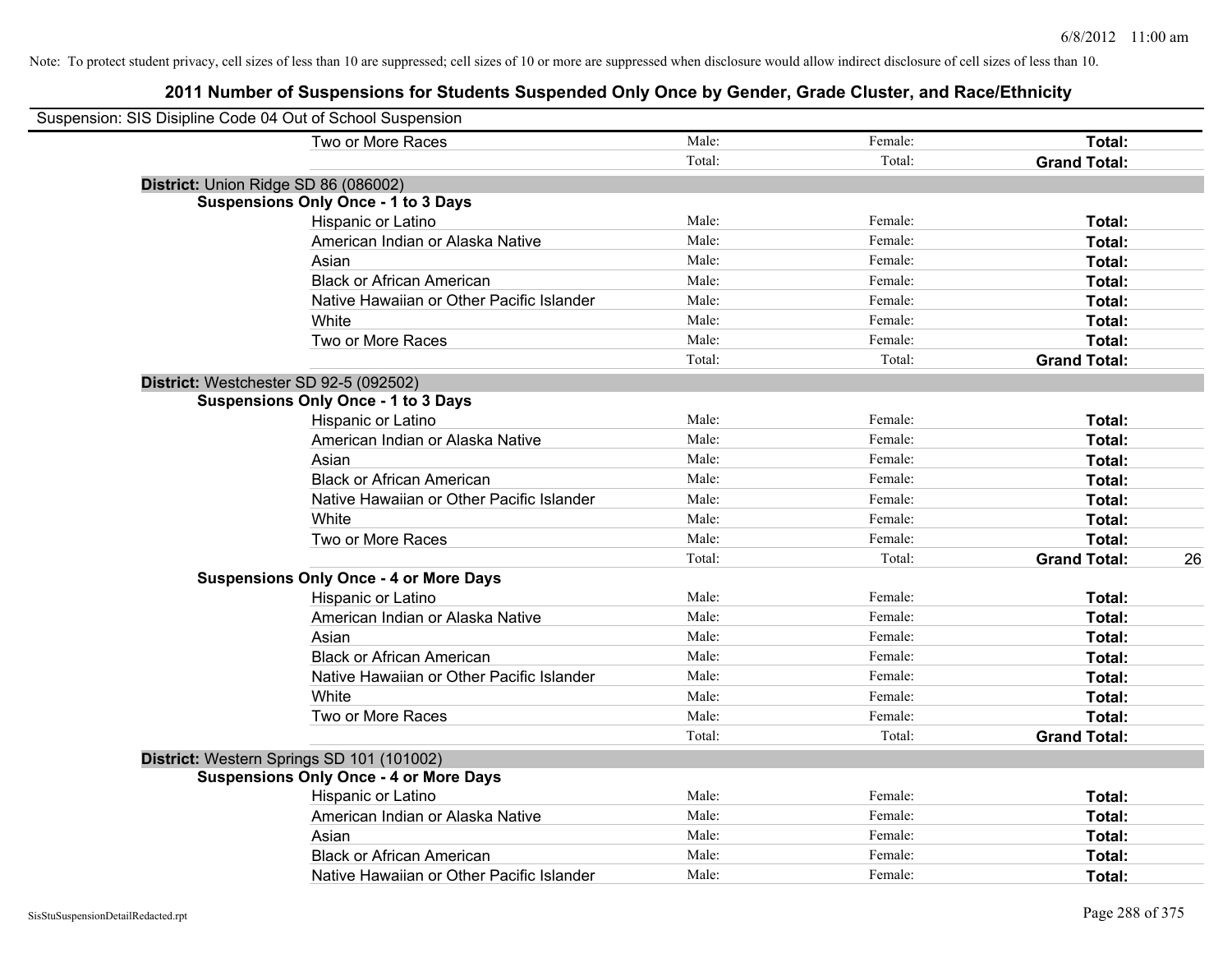Note: To protect student privacy, cell sizes of less than 10 are suppressed; cell sizes of 10 or more are suppressed when disclosure would allow indirect disclosure of cell sizes of less than 10.

# 2011 Number of Suspensions for Students Suspended Only Once by Gender, Grade Cluster, and Race/Ethnicity

Suspension: SIS Disipline Code 04 Out of School Suspension

| | | | | |
|---|---|---|---|---|
| Two or More Races | Male: | Female: | **Total:** | |
| | Total: | Total: | **Grand Total:** | |
| **District:** Union Ridge SD 86 (086002) | | | | |
| **Suspensions Only Once - 1 to 3 Days** | | | | |
| Hispanic or Latino | Male: | Female: | **Total:** | |
| American Indian or Alaska Native | Male: | Female: | **Total:** | |
| Asian | Male: | Female: | **Total:** | |
| Black or African American | Male: | Female: | **Total:** | |
| Native Hawaiian or Other Pacific Islander | Male: | Female: | **Total:** | |
| White | Male: | Female: | **Total:** | |
| Two or More Races | Male: | Female: | **Total:** | |
| | Total: | Total: | **Grand Total:** | |
| **District:** Westchester SD 92-5 (092502) | | | | |
| **Suspensions Only Once - 1 to 3 Days** | | | | |
| Hispanic or Latino | Male: | Female: | **Total:** | |
| American Indian or Alaska Native | Male: | Female: | **Total:** | |
| Asian | Male: | Female: | **Total:** | |
| Black or African American | Male: | Female: | **Total:** | |
| Native Hawaiian or Other Pacific Islander | Male: | Female: | **Total:** | |
| White | Male: | Female: | **Total:** | |
| Two or More Races | Male: | Female: | **Total:** | |
| | Total: | Total: | **Grand Total:** | 26 |
| **Suspensions Only Once - 4 or More Days** | | | | |
| Hispanic or Latino | Male: | Female: | **Total:** | |
| American Indian or Alaska Native | Male: | Female: | **Total:** | |
| Asian | Male: | Female: | **Total:** | |
| Black or African American | Male: | Female: | **Total:** | |
| Native Hawaiian or Other Pacific Islander | Male: | Female: | **Total:** | |
| White | Male: | Female: | **Total:** | |
| Two or More Races | Male: | Female: | **Total:** | |
| | Total: | Total: | **Grand Total:** | |
| **District:** Western Springs SD 101 (101002) | | | | |
| **Suspensions Only Once - 4 or More Days** | | | | |
| Hispanic or Latino | Male: | Female: | **Total:** | |
| American Indian or Alaska Native | Male: | Female: | **Total:** | |
| Asian | Male: | Female: | **Total:** | |
| Black or African American | Male: | Female: | **Total:** | |
| Native Hawaiian or Other Pacific Islander | Male: | Female: | **Total:** | |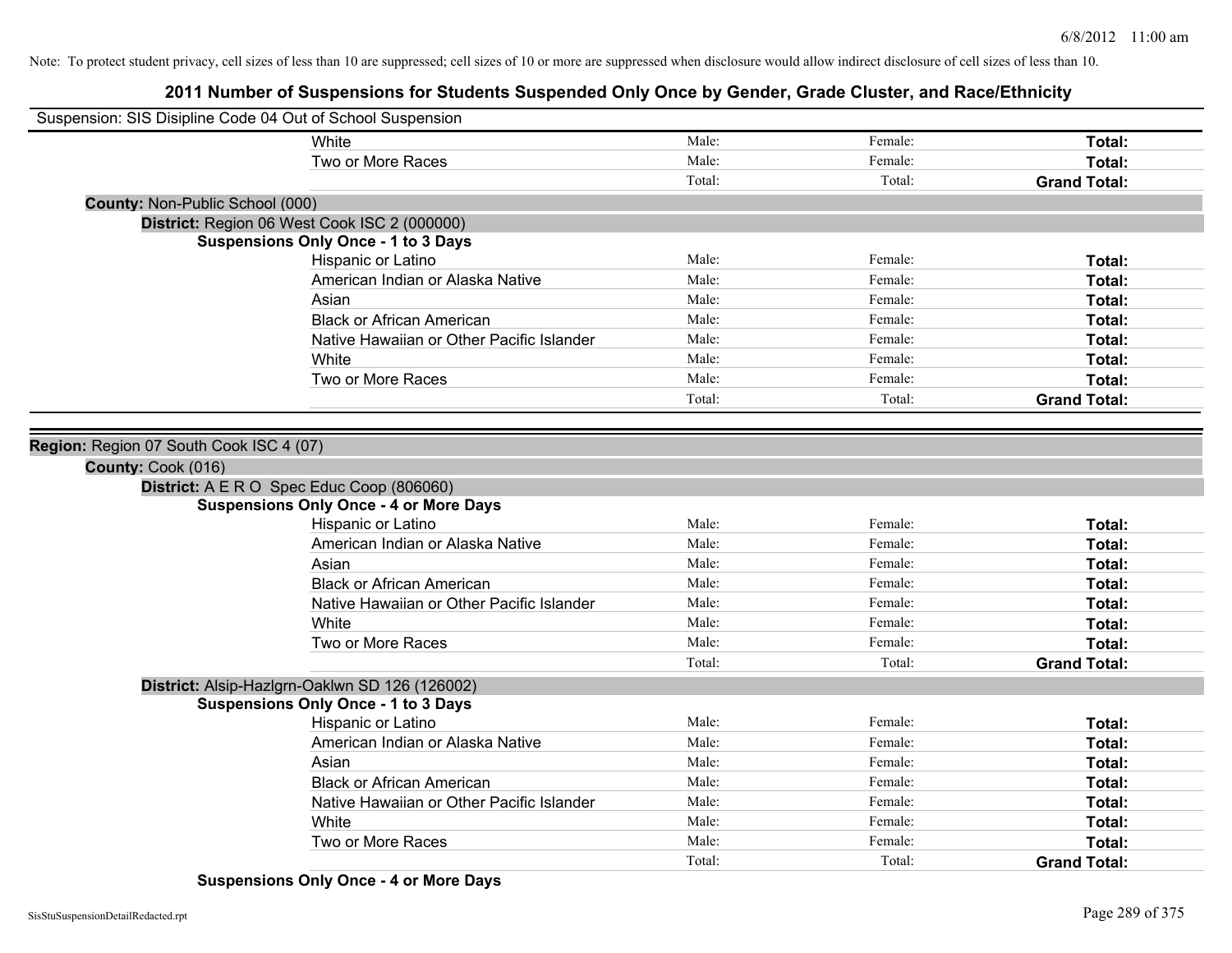Note: To protect student privacy, cell sizes of less than 10 are suppressed; cell sizes of 10 or more are suppressed when disclosure would allow indirect disclosure of cell sizes of less than 10.

# 2011 Number of Suspensions for Students Suspended Only Once by Gender, Grade Cluster, and Race/Ethnicity

Suspension: SIS Disipline Code 04 Out of School Suspension

| | Male | Female | Total |
|---|---|---|---|
| White | Male: | Female: | **Total:** |
| Two or More Races | Male: | Female: | **Total:** |
| | Total: | Total: | **Grand Total:** |

**County:** Non-Public School (000)

**District:** Region 06 West Cook ISC 2 (000000)

**Suspensions Only Once - 1 to 3 Days**

| | Male | Female | Total |
|---|---|---|---|
| Hispanic or Latino | Male: | Female: | **Total:** |
| American Indian or Alaska Native | Male: | Female: | **Total:** |
| Asian | Male: | Female: | **Total:** |
| Black or African American | Male: | Female: | **Total:** |
| Native Hawaiian or Other Pacific Islander | Male: | Female: | **Total:** |
| White | Male: | Female: | **Total:** |
| Two or More Races | Male: | Female: | **Total:** |
| | Total: | Total: | **Grand Total:** |

**Region:** Region 07 South Cook ISC 4 (07)

**County:** Cook (016)

**District:** A E R O Spec Educ Coop (806060)

**Suspensions Only Once - 4 or More Days**

| | Male | Female | Total |
|---|---|---|---|
| Hispanic or Latino | Male: | Female: | **Total:** |
| American Indian or Alaska Native | Male: | Female: | **Total:** |
| Asian | Male: | Female: | **Total:** |
| Black or African American | Male: | Female: | **Total:** |
| Native Hawaiian or Other Pacific Islander | Male: | Female: | **Total:** |
| White | Male: | Female: | **Total:** |
| Two or More Races | Male: | Female: | **Total:** |
| | Total: | Total: | **Grand Total:** |

**District:** Alsip-Hazlgrn-Oaklwn SD 126 (126002)

**Suspensions Only Once - 1 to 3 Days**

| | Male | Female | Total |
|---|---|---|---|
| Hispanic or Latino | Male: | Female: | **Total:** |
| American Indian or Alaska Native | Male: | Female: | **Total:** |
| Asian | Male: | Female: | **Total:** |
| Black or African American | Male: | Female: | **Total:** |
| Native Hawaiian or Other Pacific Islander | Male: | Female: | **Total:** |
| White | Male: | Female: | **Total:** |
| Two or More Races | Male: | Female: | **Total:** |
| | Total: | Total: | **Grand Total:** |

**Suspensions Only Once - 4 or More Days**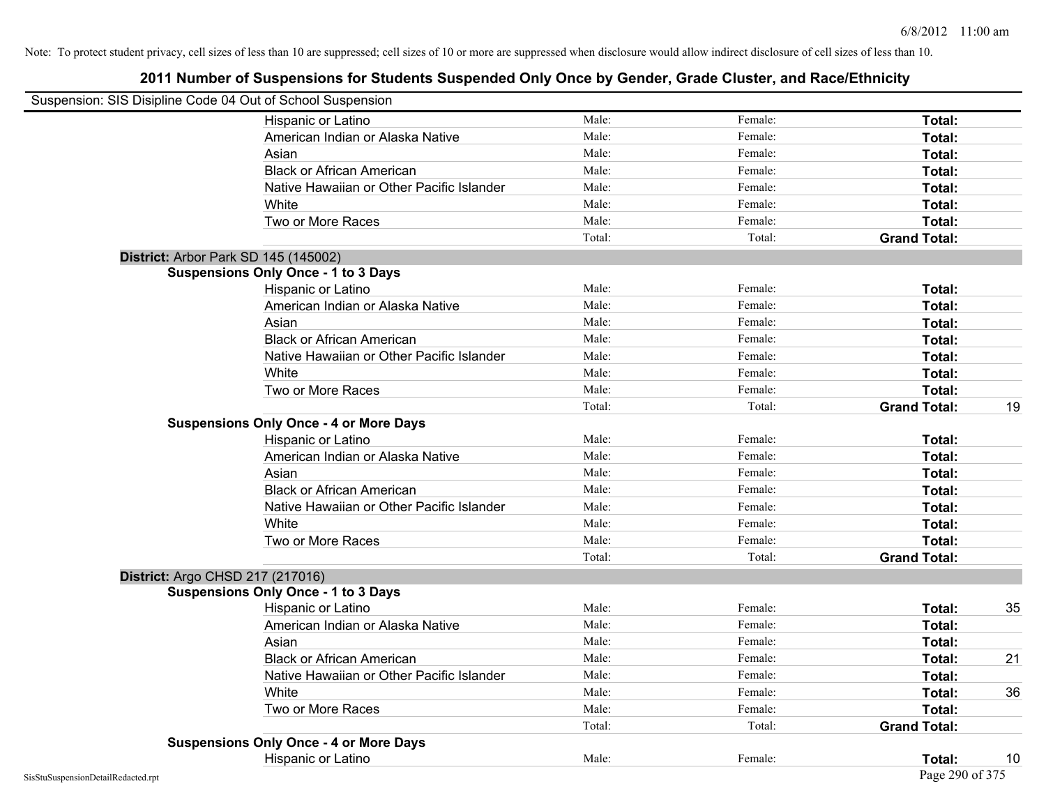Note: To protect student privacy, cell sizes of less than 10 are suppressed; cell sizes of 10 or more are suppressed when disclosure would allow indirect disclosure of cell sizes of less than 10.

## 2011 Number of Suspensions for Students Suspended Only Once by Gender, Grade Cluster, and Race/Ethnicity

Suspension: SIS Disipline Code 04 Out of School Suspension

| | | | | |
|---|---|---|---|---|
| Hispanic or Latino | Male: | Female: | **Total:** | |
| American Indian or Alaska Native | Male: | Female: | **Total:** | |
| Asian | Male: | Female: | **Total:** | |
| Black or African American | Male: | Female: | **Total:** | |
| Native Hawaiian or Other Pacific Islander | Male: | Female: | **Total:** | |
| White | Male: | Female: | **Total:** | |
| Two or More Races | Male: | Female: | **Total:** | |
| | Total: | Total: | **Grand Total:** | |

**District:** Arbor Park SD 145 (145002)

**Suspensions Only Once - 1 to 3 Days**

| | | | | |
|---|---|---|---|---|
| Hispanic or Latino | Male: | Female: | **Total:** | |
| American Indian or Alaska Native | Male: | Female: | **Total:** | |
| Asian | Male: | Female: | **Total:** | |
| Black or African American | Male: | Female: | **Total:** | |
| Native Hawaiian or Other Pacific Islander | Male: | Female: | **Total:** | |
| White | Male: | Female: | **Total:** | |
| Two or More Races | Male: | Female: | **Total:** | |
| | Total: | Total: | **Grand Total:** | 19 |

**Suspensions Only Once - 4 or More Days**

| | | | | |
|---|---|---|---|---|
| Hispanic or Latino | Male: | Female: | **Total:** | |
| American Indian or Alaska Native | Male: | Female: | **Total:** | |
| Asian | Male: | Female: | **Total:** | |
| Black or African American | Male: | Female: | **Total:** | |
| Native Hawaiian or Other Pacific Islander | Male: | Female: | **Total:** | |
| White | Male: | Female: | **Total:** | |
| Two or More Races | Male: | Female: | **Total:** | |
| | Total: | Total: | **Grand Total:** | |

**District:** Argo CHSD 217 (217016)

**Suspensions Only Once - 1 to 3 Days**

| | | | | |
|---|---|---|---|---|
| Hispanic or Latino | Male: | Female: | **Total:** | 35 |
| American Indian or Alaska Native | Male: | Female: | **Total:** | |
| Asian | Male: | Female: | **Total:** | |
| Black or African American | Male: | Female: | **Total:** | 21 |
| Native Hawaiian or Other Pacific Islander | Male: | Female: | **Total:** | |
| White | Male: | Female: | **Total:** | 36 |
| Two or More Races | Male: | Female: | **Total:** | |
| | Total: | Total: | **Grand Total:** | |

**Suspensions Only Once - 4 or More Days**

| | | | | |
|---|---|---|---|---|
| Hispanic or Latino | Male: | Female: | **Total:** | 10 |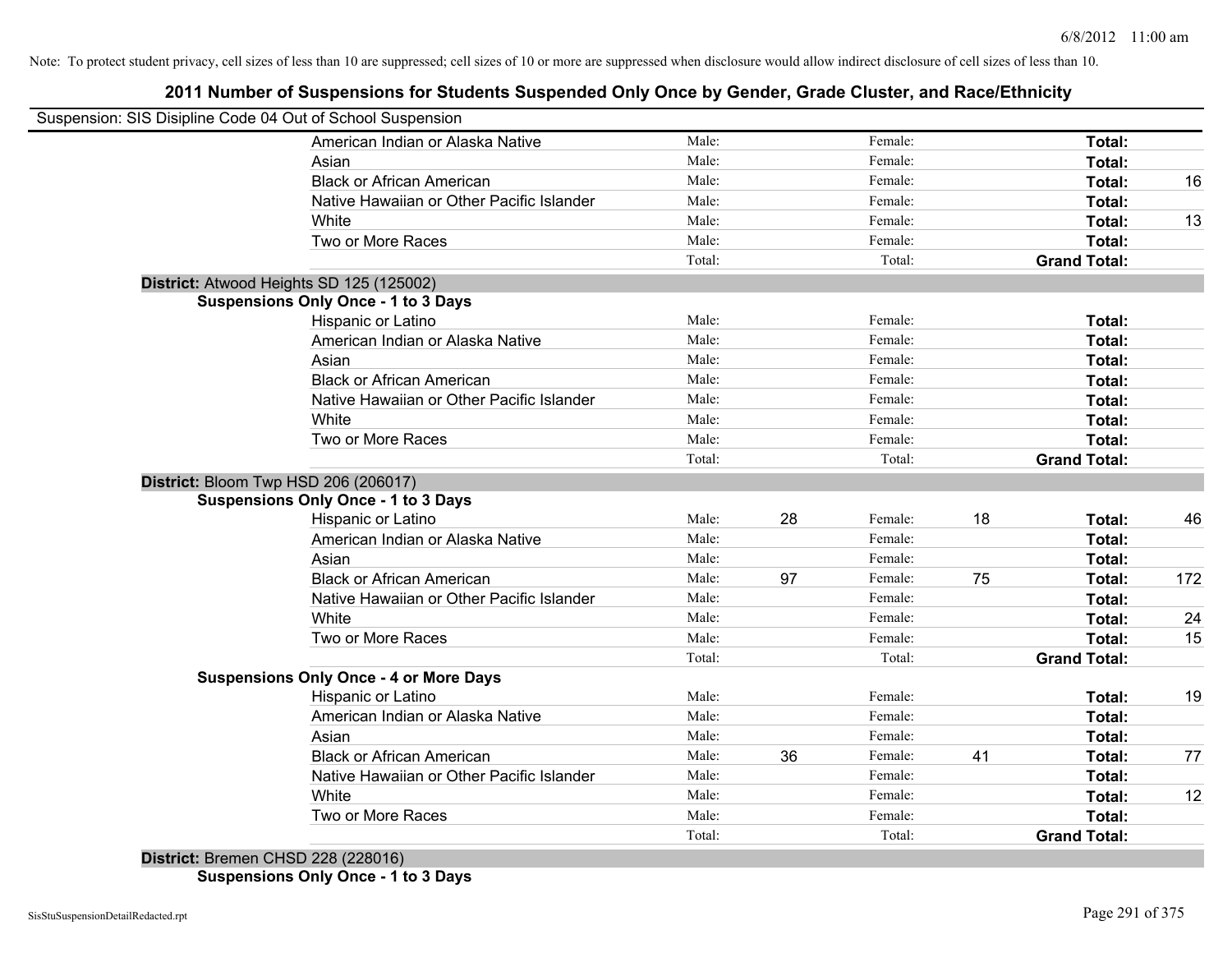Note: To protect student privacy, cell sizes of less than 10 are suppressed; cell sizes of 10 or more are suppressed when disclosure would allow indirect disclosure of cell sizes of less than 10.

## 2011 Number of Suspensions for Students Suspended Only Once by Gender, Grade Cluster, and Race/Ethnicity

Suspension: SIS Disipline Code 04 Out of School Suspension

| | | | | | | |
|---|---|---|---|---|---|---|
| American Indian or Alaska Native | Male: | | Female: | | **Total:** | |
| Asian | Male: | | Female: | | **Total:** | |
| Black or African American | Male: | | Female: | | **Total:** | 16 |
| Native Hawaiian or Other Pacific Islander | Male: | | Female: | | **Total:** | |
| White | Male: | | Female: | | **Total:** | 13 |
| Two or More Races | Male: | | Female: | | **Total:** | |
| | Total: | | Total: | | **Grand Total:** | |

**District:** Atwood Heights SD 125 (125002)

**Suspensions Only Once - 1 to 3 Days**

| | | | | | | |
|---|---|---|---|---|---|---|
| Hispanic or Latino | Male: | | Female: | | **Total:** | |
| American Indian or Alaska Native | Male: | | Female: | | **Total:** | |
| Asian | Male: | | Female: | | **Total:** | |
| Black or African American | Male: | | Female: | | **Total:** | |
| Native Hawaiian or Other Pacific Islander | Male: | | Female: | | **Total:** | |
| White | Male: | | Female: | | **Total:** | |
| Two or More Races | Male: | | Female: | | **Total:** | |
| | Total: | | Total: | | **Grand Total:** | |

**District:** Bloom Twp HSD 206 (206017)

**Suspensions Only Once - 1 to 3 Days**

| | | | | | | |
|---|---|---|---|---|---|---|
| Hispanic or Latino | Male: | 28 | Female: | 18 | **Total:** | 46 |
| American Indian or Alaska Native | Male: | | Female: | | **Total:** | |
| Asian | Male: | | Female: | | **Total:** | |
| Black or African American | Male: | 97 | Female: | 75 | **Total:** | 172 |
| Native Hawaiian or Other Pacific Islander | Male: | | Female: | | **Total:** | |
| White | Male: | | Female: | | **Total:** | 24 |
| Two or More Races | Male: | | Female: | | **Total:** | 15 |
| | Total: | | Total: | | **Grand Total:** | |

**Suspensions Only Once - 4 or More Days**

| | | | | | | |
|---|---|---|---|---|---|---|
| Hispanic or Latino | Male: | | Female: | | **Total:** | 19 |
| American Indian or Alaska Native | Male: | | Female: | | **Total:** | |
| Asian | Male: | | Female: | | **Total:** | |
| Black or African American | Male: | 36 | Female: | 41 | **Total:** | 77 |
| Native Hawaiian or Other Pacific Islander | Male: | | Female: | | **Total:** | |
| White | Male: | | Female: | | **Total:** | 12 |
| Two or More Races | Male: | | Female: | | **Total:** | |
| | Total: | | Total: | | **Grand Total:** | |

**District:** Bremen CHSD 228 (228016)

**Suspensions Only Once - 1 to 3 Days**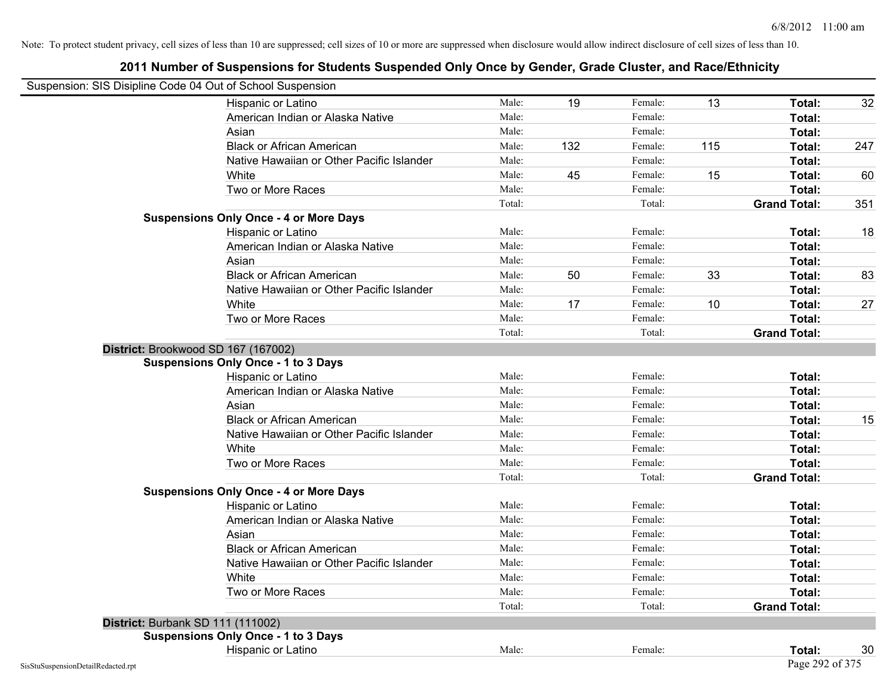Note: To protect student privacy, cell sizes of less than 10 are suppressed; cell sizes of 10 or more are suppressed when disclosure would allow indirect disclosure of cell sizes of less than 10.

## 2011 Number of Suspensions for Students Suspended Only Once by Gender, Grade Cluster, and Race/Ethnicity

Suspension: SIS Disipline Code 04 Out of School Suspension

| | | | | | | |
|---|---|---|---|---|---|---|
| Hispanic or Latino | Male: | 19 | Female: | 13 | **Total:** | 32 |
| American Indian or Alaska Native | Male: | | Female: | | **Total:** | |
| Asian | Male: | | Female: | | **Total:** | |
| Black or African American | Male: | 132 | Female: | 115 | **Total:** | 247 |
| Native Hawaiian or Other Pacific Islander | Male: | | Female: | | **Total:** | |
| White | Male: | 45 | Female: | 15 | **Total:** | 60 |
| Two or More Races | Male: | | Female: | | **Total:** | |
| | Total: | | Total: | | **Grand Total:** | 351 |

**Suspensions Only Once - 4 or More Days**

| | | | | | | |
|---|---|---|---|---|---|---|
| Hispanic or Latino | Male: | | Female: | | **Total:** | 18 |
| American Indian or Alaska Native | Male: | | Female: | | **Total:** | |
| Asian | Male: | | Female: | | **Total:** | |
| Black or African American | Male: | 50 | Female: | 33 | **Total:** | 83 |
| Native Hawaiian or Other Pacific Islander | Male: | | Female: | | **Total:** | |
| White | Male: | 17 | Female: | 10 | **Total:** | 27 |
| Two or More Races | Male: | | Female: | | **Total:** | |
| | Total: | | Total: | | **Grand Total:** | |

**District:** Brookwood SD 167 (167002)

**Suspensions Only Once - 1 to 3 Days**

| | | | | | | |
|---|---|---|---|---|---|---|
| Hispanic or Latino | Male: | | Female: | | **Total:** | |
| American Indian or Alaska Native | Male: | | Female: | | **Total:** | |
| Asian | Male: | | Female: | | **Total:** | |
| Black or African American | Male: | | Female: | | **Total:** | 15 |
| Native Hawaiian or Other Pacific Islander | Male: | | Female: | | **Total:** | |
| White | Male: | | Female: | | **Total:** | |
| Two or More Races | Male: | | Female: | | **Total:** | |
| | Total: | | Total: | | **Grand Total:** | |

**Suspensions Only Once - 4 or More Days**

| | | | | | | |
|---|---|---|---|---|---|---|
| Hispanic or Latino | Male: | | Female: | | **Total:** | |
| American Indian or Alaska Native | Male: | | Female: | | **Total:** | |
| Asian | Male: | | Female: | | **Total:** | |
| Black or African American | Male: | | Female: | | **Total:** | |
| Native Hawaiian or Other Pacific Islander | Male: | | Female: | | **Total:** | |
| White | Male: | | Female: | | **Total:** | |
| Two or More Races | Male: | | Female: | | **Total:** | |
| | Total: | | Total: | | **Grand Total:** | |

**District:** Burbank SD 111 (111002)

**Suspensions Only Once - 1 to 3 Days**

| | | | | | | |
|---|---|---|---|---|---|---|
| Hispanic or Latino | Male: | | Female: | | **Total:** | 30 |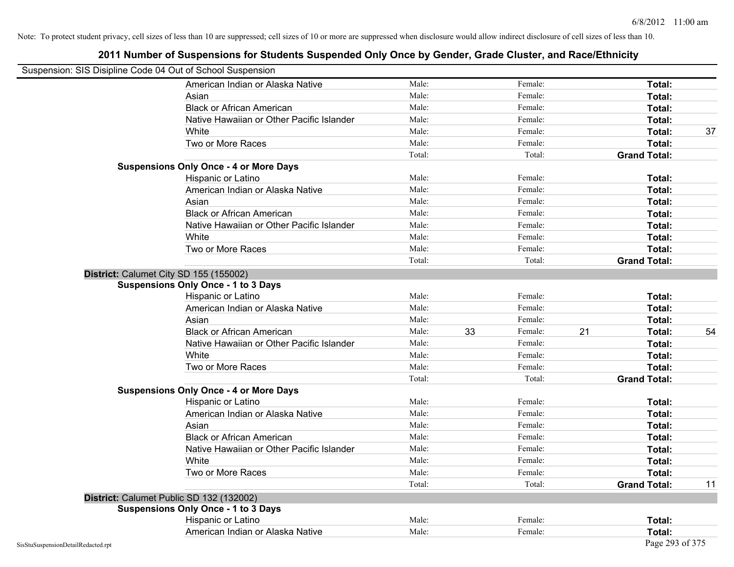Note: To protect student privacy, cell sizes of less than 10 are suppressed; cell sizes of 10 or more are suppressed when disclosure would allow indirect disclosure of cell sizes of less than 10.

# 2011 Number of Suspensions for Students Suspended Only Once by Gender, Grade Cluster, and Race/Ethnicity

Suspension: SIS Disipline Code 04 Out of School Suspension

| | | | | | | |
|---|---|---|---|---|---|---|
| American Indian or Alaska Native | Male: | | Female: | | **Total:** | |
| Asian | Male: | | Female: | | **Total:** | |
| Black or African American | Male: | | Female: | | **Total:** | |
| Native Hawaiian or Other Pacific Islander | Male: | | Female: | | **Total:** | |
| White | Male: | | Female: | | **Total:** | 37 |
| Two or More Races | Male: | | Female: | | **Total:** | |
| | Total: | | Total: | | **Grand Total:** | |

**Suspensions Only Once - 4 or More Days**

| | | | | | | |
|---|---|---|---|---|---|---|
| Hispanic or Latino | Male: | | Female: | | **Total:** | |
| American Indian or Alaska Native | Male: | | Female: | | **Total:** | |
| Asian | Male: | | Female: | | **Total:** | |
| Black or African American | Male: | | Female: | | **Total:** | |
| Native Hawaiian or Other Pacific Islander | Male: | | Female: | | **Total:** | |
| White | Male: | | Female: | | **Total:** | |
| Two or More Races | Male: | | Female: | | **Total:** | |
| | Total: | | Total: | | **Grand Total:** | |

## District: Calumet City SD 155 (155002)

**Suspensions Only Once - 1 to 3 Days**

| | | | | | | |
|---|---|---|---|---|---|---|
| Hispanic or Latino | Male: | | Female: | | **Total:** | |
| American Indian or Alaska Native | Male: | | Female: | | **Total:** | |
| Asian | Male: | | Female: | | **Total:** | |
| Black or African American | Male: | 33 | Female: | 21 | **Total:** | 54 |
| Native Hawaiian or Other Pacific Islander | Male: | | Female: | | **Total:** | |
| White | Male: | | Female: | | **Total:** | |
| Two or More Races | Male: | | Female: | | **Total:** | |
| | Total: | | Total: | | **Grand Total:** | |

**Suspensions Only Once - 4 or More Days**

| | | | | | | |
|---|---|---|---|---|---|---|
| Hispanic or Latino | Male: | | Female: | | **Total:** | |
| American Indian or Alaska Native | Male: | | Female: | | **Total:** | |
| Asian | Male: | | Female: | | **Total:** | |
| Black or African American | Male: | | Female: | | **Total:** | |
| Native Hawaiian or Other Pacific Islander | Male: | | Female: | | **Total:** | |
| White | Male: | | Female: | | **Total:** | |
| Two or More Races | Male: | | Female: | | **Total:** | |
| | Total: | | Total: | | **Grand Total:** | 11 |

## District: Calumet Public SD 132 (132002)

**Suspensions Only Once - 1 to 3 Days**

| | | | | | | |
|---|---|---|---|---|---|---|
| Hispanic or Latino | Male: | | Female: | | **Total:** | |
| American Indian or Alaska Native | Male: | | Female: | | **Total:** | |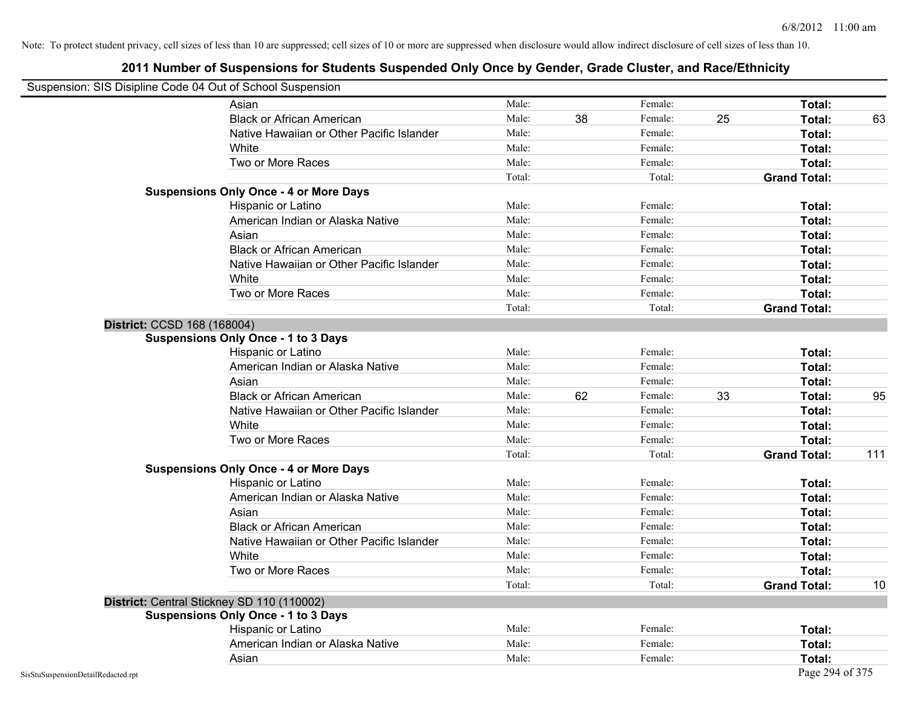Note: To protect student privacy, cell sizes of less than 10 are suppressed; cell sizes of 10 or more are suppressed when disclosure would allow indirect disclosure of cell sizes of less than 10.

## 2011 Number of Suspensions for Students Suspended Only Once by Gender, Grade Cluster, and Race/Ethnicity

Suspension: SIS Disipline Code 04 Out of School Suspension

| | | | | | | |
|---|---|---|---|---|---|---|
| Asian | Male: | | Female: | | **Total:** | |
| Black or African American | Male: | 38 | Female: | 25 | **Total:** | 63 |
| Native Hawaiian or Other Pacific Islander | Male: | | Female: | | **Total:** | |
| White | Male: | | Female: | | **Total:** | |
| Two or More Races | Male: | | Female: | | **Total:** | |
| | Total: | | Total: | | **Grand Total:** | |

**Suspensions Only Once - 4 or More Days**

| | | | | | | |
|---|---|---|---|---|---|---|
| Hispanic or Latino | Male: | | Female: | | **Total:** | |
| American Indian or Alaska Native | Male: | | Female: | | **Total:** | |
| Asian | Male: | | Female: | | **Total:** | |
| Black or African American | Male: | | Female: | | **Total:** | |
| Native Hawaiian or Other Pacific Islander | Male: | | Female: | | **Total:** | |
| White | Male: | | Female: | | **Total:** | |
| Two or More Races | Male: | | Female: | | **Total:** | |
| | Total: | | Total: | | **Grand Total:** | |

### District: CCSD 168 (168004)

**Suspensions Only Once - 1 to 3 Days**

| | | | | | | |
|---|---|---|---|---|---|---|
| Hispanic or Latino | Male: | | Female: | | **Total:** | |
| American Indian or Alaska Native | Male: | | Female: | | **Total:** | |
| Asian | Male: | | Female: | | **Total:** | |
| Black or African American | Male: | 62 | Female: | 33 | **Total:** | 95 |
| Native Hawaiian or Other Pacific Islander | Male: | | Female: | | **Total:** | |
| White | Male: | | Female: | | **Total:** | |
| Two or More Races | Male: | | Female: | | **Total:** | |
| | Total: | | Total: | | **Grand Total:** | 111 |

**Suspensions Only Once - 4 or More Days**

| | | | | | | |
|---|---|---|---|---|---|---|
| Hispanic or Latino | Male: | | Female: | | **Total:** | |
| American Indian or Alaska Native | Male: | | Female: | | **Total:** | |
| Asian | Male: | | Female: | | **Total:** | |
| Black or African American | Male: | | Female: | | **Total:** | |
| Native Hawaiian or Other Pacific Islander | Male: | | Female: | | **Total:** | |
| White | Male: | | Female: | | **Total:** | |
| Two or More Races | Male: | | Female: | | **Total:** | |
| | Total: | | Total: | | **Grand Total:** | 10 |

### District: Central Stickney SD 110 (110002)

**Suspensions Only Once - 1 to 3 Days**

| | | | | | | |
|---|---|---|---|---|---|---|
| Hispanic or Latino | Male: | | Female: | | **Total:** | |
| American Indian or Alaska Native | Male: | | Female: | | **Total:** | |
| Asian | Male: | | Female: | | **Total:** | |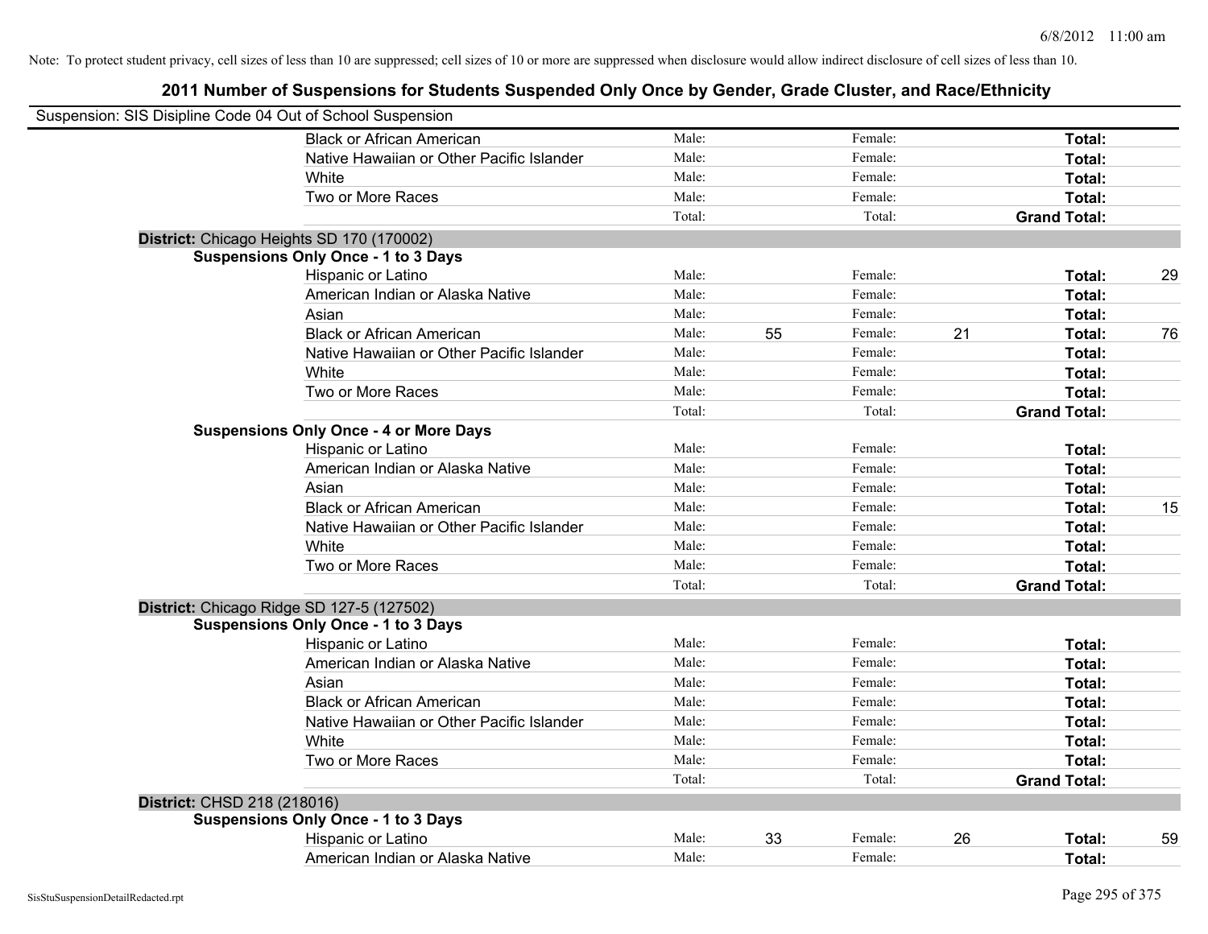Note: To protect student privacy, cell sizes of less than 10 are suppressed; cell sizes of 10 or more are suppressed when disclosure would allow indirect disclosure of cell sizes of less than 10.

# 2011 Number of Suspensions for Students Suspended Only Once by Gender, Grade Cluster, and Race/Ethnicity

Suspension: SIS Disipline Code 04 Out of School Suspension

| | | | | | | |
|---|---|---|---|---|---|---|
| Black or African American | Male: | | Female: | | **Total:** | |
| Native Hawaiian or Other Pacific Islander | Male: | | Female: | | **Total:** | |
| White | Male: | | Female: | | **Total:** | |
| Two or More Races | Male: | | Female: | | **Total:** | |
| | Total: | | Total: | | **Grand Total:** | |

**District:** Chicago Heights SD 170 (170002)

**Suspensions Only Once - 1 to 3 Days**

| | | | | | | |
|---|---|---|---|---|---|---|
| Hispanic or Latino | Male: | | Female: | | **Total:** | 29 |
| American Indian or Alaska Native | Male: | | Female: | | **Total:** | |
| Asian | Male: | | Female: | | **Total:** | |
| Black or African American | Male: | 55 | Female: | 21 | **Total:** | 76 |
| Native Hawaiian or Other Pacific Islander | Male: | | Female: | | **Total:** | |
| White | Male: | | Female: | | **Total:** | |
| Two or More Races | Male: | | Female: | | **Total:** | |
| | Total: | | Total: | | **Grand Total:** | |

**Suspensions Only Once - 4 or More Days**

| | | | | | | |
|---|---|---|---|---|---|---|
| Hispanic or Latino | Male: | | Female: | | **Total:** | |
| American Indian or Alaska Native | Male: | | Female: | | **Total:** | |
| Asian | Male: | | Female: | | **Total:** | |
| Black or African American | Male: | | Female: | | **Total:** | 15 |
| Native Hawaiian or Other Pacific Islander | Male: | | Female: | | **Total:** | |
| White | Male: | | Female: | | **Total:** | |
| Two or More Races | Male: | | Female: | | **Total:** | |
| | Total: | | Total: | | **Grand Total:** | |

**District:** Chicago Ridge SD 127-5 (127502)

**Suspensions Only Once - 1 to 3 Days**

| | | | | | | |
|---|---|---|---|---|---|---|
| Hispanic or Latino | Male: | | Female: | | **Total:** | |
| American Indian or Alaska Native | Male: | | Female: | | **Total:** | |
| Asian | Male: | | Female: | | **Total:** | |
| Black or African American | Male: | | Female: | | **Total:** | |
| Native Hawaiian or Other Pacific Islander | Male: | | Female: | | **Total:** | |
| White | Male: | | Female: | | **Total:** | |
| Two or More Races | Male: | | Female: | | **Total:** | |
| | Total: | | Total: | | **Grand Total:** | |

**District:** CHSD 218 (218016)

**Suspensions Only Once - 1 to 3 Days**

| | | | | | | |
|---|---|---|---|---|---|---|
| Hispanic or Latino | Male: | 33 | Female: | 26 | **Total:** | 59 |
| American Indian or Alaska Native | Male: | | Female: | | **Total:** | |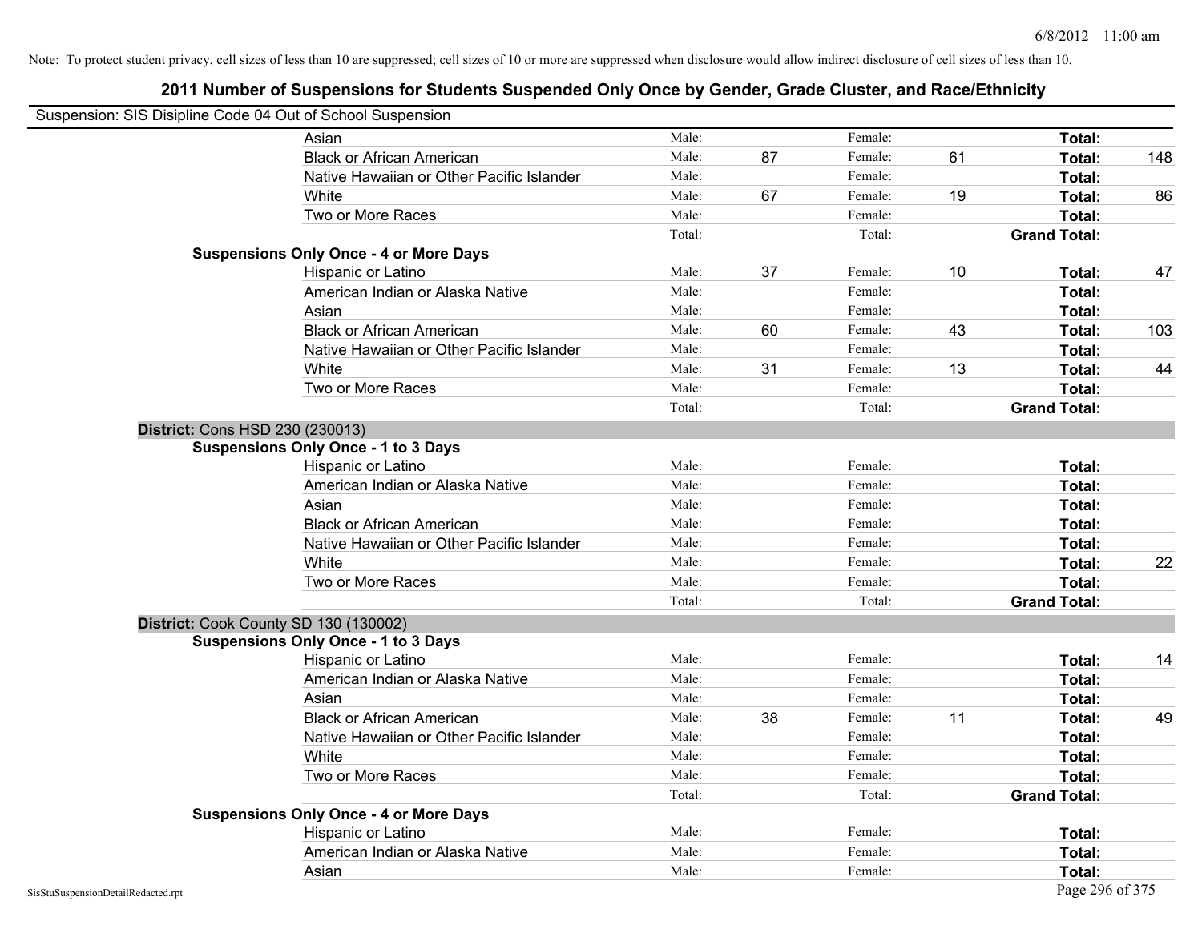Note: To protect student privacy, cell sizes of less than 10 are suppressed; cell sizes of 10 or more are suppressed when disclosure would allow indirect disclosure of cell sizes of less than 10.

# 2011 Number of Suspensions for Students Suspended Only Once by Gender, Grade Cluster, and Race/Ethnicity

Suspension: SIS Disipline Code 04 Out of School Suspension

| | | | | | | |
|---|---|---|---|---|---|---|
| Asian | Male: | | Female: | | **Total:** | |
| Black or African American | Male: | 87 | Female: | 61 | **Total:** | 148 |
| Native Hawaiian or Other Pacific Islander | Male: | | Female: | | **Total:** | |
| White | Male: | 67 | Female: | 19 | **Total:** | 86 |
| Two or More Races | Male: | | Female: | | **Total:** | |
| | Total: | | Total: | | **Grand Total:** | |
| **Suspensions Only Once - 4 or More Days** | | | | | | |
| Hispanic or Latino | Male: | 37 | Female: | 10 | **Total:** | 47 |
| American Indian or Alaska Native | Male: | | Female: | | **Total:** | |
| Asian | Male: | | Female: | | **Total:** | |
| Black or African American | Male: | 60 | Female: | 43 | **Total:** | 103 |
| Native Hawaiian or Other Pacific Islander | Male: | | Female: | | **Total:** | |
| White | Male: | 31 | Female: | 13 | **Total:** | 44 |
| Two or More Races | Male: | | Female: | | **Total:** | |
| | Total: | | Total: | | **Grand Total:** | |
| **District:** Cons HSD 230 (230013) | | | | | | |
| **Suspensions Only Once - 1 to 3 Days** | | | | | | |
| Hispanic or Latino | Male: | | Female: | | **Total:** | |
| American Indian or Alaska Native | Male: | | Female: | | **Total:** | |
| Asian | Male: | | Female: | | **Total:** | |
| Black or African American | Male: | | Female: | | **Total:** | |
| Native Hawaiian or Other Pacific Islander | Male: | | Female: | | **Total:** | |
| White | Male: | | Female: | | **Total:** | 22 |
| Two or More Races | Male: | | Female: | | **Total:** | |
| | Total: | | Total: | | **Grand Total:** | |
| **District:** Cook County SD 130 (130002) | | | | | | |
| **Suspensions Only Once - 1 to 3 Days** | | | | | | |
| Hispanic or Latino | Male: | | Female: | | **Total:** | 14 |
| American Indian or Alaska Native | Male: | | Female: | | **Total:** | |
| Asian | Male: | | Female: | | **Total:** | |
| Black or African American | Male: | 38 | Female: | 11 | **Total:** | 49 |
| Native Hawaiian or Other Pacific Islander | Male: | | Female: | | **Total:** | |
| White | Male: | | Female: | | **Total:** | |
| Two or More Races | Male: | | Female: | | **Total:** | |
| | Total: | | Total: | | **Grand Total:** | |
| **Suspensions Only Once - 4 or More Days** | | | | | | |
| Hispanic or Latino | Male: | | Female: | | **Total:** | |
| American Indian or Alaska Native | Male: | | Female: | | **Total:** | |
| Asian | Male: | | Female: | | **Total:** | |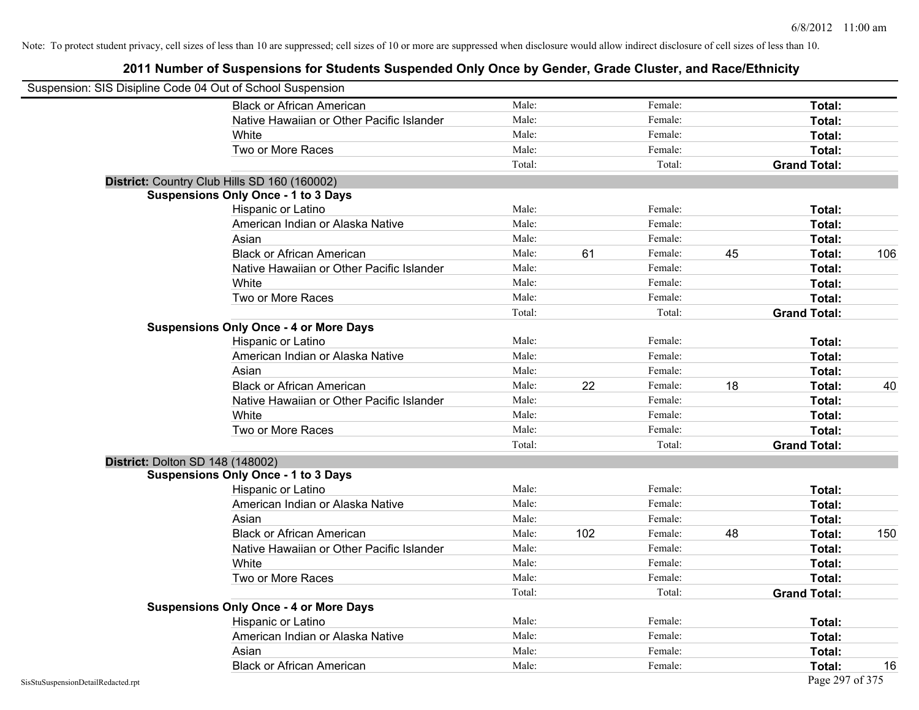Note: To protect student privacy, cell sizes of less than 10 are suppressed; cell sizes of 10 or more are suppressed when disclosure would allow indirect disclosure of cell sizes of less than 10.

## 2011 Number of Suspensions for Students Suspended Only Once by Gender, Grade Cluster, and Race/Ethnicity

Suspension: SIS Disipline Code 04 Out of School Suspension

| | | | | | | |
|---|---|---|---|---|---|---|
| Black or African American | Male: | | Female: | | **Total:** | |
| Native Hawaiian or Other Pacific Islander | Male: | | Female: | | **Total:** | |
| White | Male: | | Female: | | **Total:** | |
| Two or More Races | Male: | | Female: | | **Total:** | |
| | Total: | | Total: | | **Grand Total:** | |

**District:** Country Club Hills SD 160 (160002)

**Suspensions Only Once - 1 to 3 Days**

| | | | | | | |
|---|---|---|---|---|---|---|
| Hispanic or Latino | Male: | | Female: | | **Total:** | |
| American Indian or Alaska Native | Male: | | Female: | | **Total:** | |
| Asian | Male: | | Female: | | **Total:** | |
| Black or African American | Male: | 61 | Female: | 45 | **Total:** | 106 |
| Native Hawaiian or Other Pacific Islander | Male: | | Female: | | **Total:** | |
| White | Male: | | Female: | | **Total:** | |
| Two or More Races | Male: | | Female: | | **Total:** | |
| | Total: | | Total: | | **Grand Total:** | |

**Suspensions Only Once - 4 or More Days**

| | | | | | | |
|---|---|---|---|---|---|---|
| Hispanic or Latino | Male: | | Female: | | **Total:** | |
| American Indian or Alaska Native | Male: | | Female: | | **Total:** | |
| Asian | Male: | | Female: | | **Total:** | |
| Black or African American | Male: | 22 | Female: | 18 | **Total:** | 40 |
| Native Hawaiian or Other Pacific Islander | Male: | | Female: | | **Total:** | |
| White | Male: | | Female: | | **Total:** | |
| Two or More Races | Male: | | Female: | | **Total:** | |
| | Total: | | Total: | | **Grand Total:** | |

**District:** Dolton SD 148 (148002)

**Suspensions Only Once - 1 to 3 Days**

| | | | | | | |
|---|---|---|---|---|---|---|
| Hispanic or Latino | Male: | | Female: | | **Total:** | |
| American Indian or Alaska Native | Male: | | Female: | | **Total:** | |
| Asian | Male: | | Female: | | **Total:** | |
| Black or African American | Male: | 102 | Female: | 48 | **Total:** | 150 |
| Native Hawaiian or Other Pacific Islander | Male: | | Female: | | **Total:** | |
| White | Male: | | Female: | | **Total:** | |
| Two or More Races | Male: | | Female: | | **Total:** | |
| | Total: | | Total: | | **Grand Total:** | |

**Suspensions Only Once - 4 or More Days**

| | | | | | | |
|---|---|---|---|---|---|---|
| Hispanic or Latino | Male: | | Female: | | **Total:** | |
| American Indian or Alaska Native | Male: | | Female: | | **Total:** | |
| Asian | Male: | | Female: | | **Total:** | |
| Black or African American | Male: | | Female: | | **Total:** | 16 |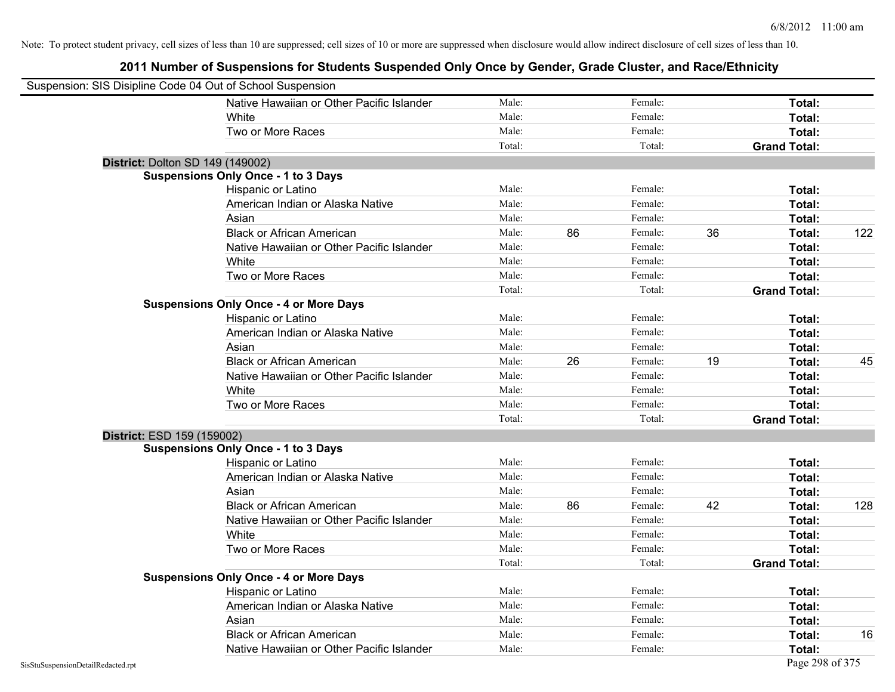Note: To protect student privacy, cell sizes of less than 10 are suppressed; cell sizes of 10 or more are suppressed when disclosure would allow indirect disclosure of cell sizes of less than 10.

## 2011 Number of Suspensions for Students Suspended Only Once by Gender, Grade Cluster, and Race/Ethnicity

Suspension: SIS Disipline Code 04 Out of School Suspension

| | | | | | | |
|---|---|---|---|---|---|---|
| Native Hawaiian or Other Pacific Islander | Male: | | Female: | | **Total:** | |
| White | Male: | | Female: | | **Total:** | |
| Two or More Races | Male: | | Female: | | **Total:** | |
| | Total: | | Total: | | **Grand Total:** | |

**District:** Dolton SD 149 (149002)

**Suspensions Only Once - 1 to 3 Days**

| | | | | | | |
|---|---|---|---|---|---|---|
| Hispanic or Latino | Male: | | Female: | | **Total:** | |
| American Indian or Alaska Native | Male: | | Female: | | **Total:** | |
| Asian | Male: | | Female: | | **Total:** | |
| Black or African American | Male: | 86 | Female: | 36 | **Total:** | 122 |
| Native Hawaiian or Other Pacific Islander | Male: | | Female: | | **Total:** | |
| White | Male: | | Female: | | **Total:** | |
| Two or More Races | Male: | | Female: | | **Total:** | |
| | Total: | | Total: | | **Grand Total:** | |

**Suspensions Only Once - 4 or More Days**

| | | | | | | |
|---|---|---|---|---|---|---|
| Hispanic or Latino | Male: | | Female: | | **Total:** | |
| American Indian or Alaska Native | Male: | | Female: | | **Total:** | |
| Asian | Male: | | Female: | | **Total:** | |
| Black or African American | Male: | 26 | Female: | 19 | **Total:** | 45 |
| Native Hawaiian or Other Pacific Islander | Male: | | Female: | | **Total:** | |
| White | Male: | | Female: | | **Total:** | |
| Two or More Races | Male: | | Female: | | **Total:** | |
| | Total: | | Total: | | **Grand Total:** | |

**District:** ESD 159 (159002)

**Suspensions Only Once - 1 to 3 Days**

| | | | | | | |
|---|---|---|---|---|---|---|
| Hispanic or Latino | Male: | | Female: | | **Total:** | |
| American Indian or Alaska Native | Male: | | Female: | | **Total:** | |
| Asian | Male: | | Female: | | **Total:** | |
| Black or African American | Male: | 86 | Female: | 42 | **Total:** | 128 |
| Native Hawaiian or Other Pacific Islander | Male: | | Female: | | **Total:** | |
| White | Male: | | Female: | | **Total:** | |
| Two or More Races | Male: | | Female: | | **Total:** | |
| | Total: | | Total: | | **Grand Total:** | |

**Suspensions Only Once - 4 or More Days**

| | | | | | | |
|---|---|---|---|---|---|---|
| Hispanic or Latino | Male: | | Female: | | **Total:** | |
| American Indian or Alaska Native | Male: | | Female: | | **Total:** | |
| Asian | Male: | | Female: | | **Total:** | |
| Black or African American | Male: | | Female: | | **Total:** | 16 |
| Native Hawaiian or Other Pacific Islander | Male: | | Female: | | **Total:** | |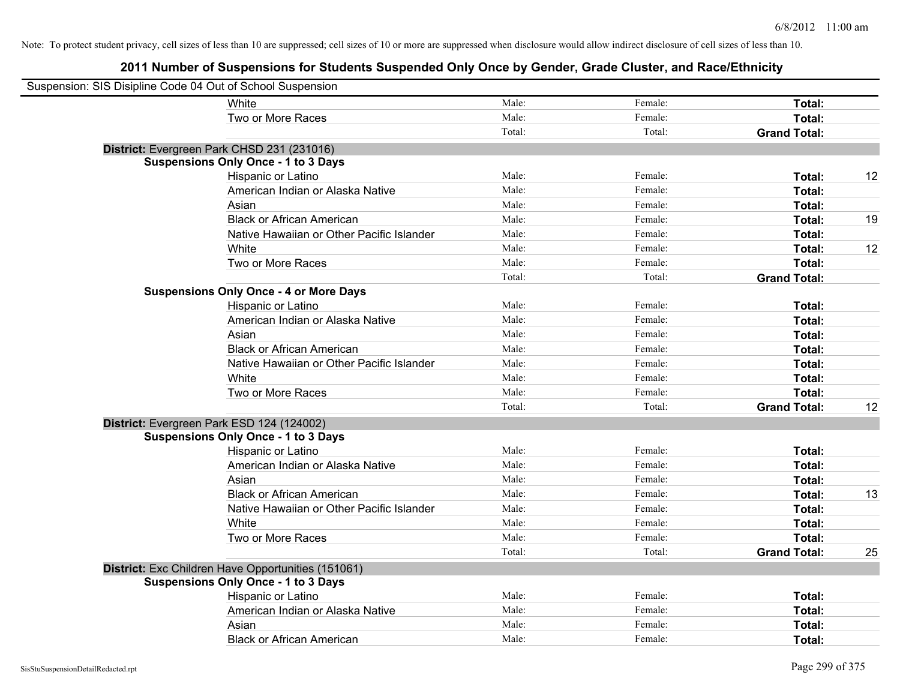Note: To protect student privacy, cell sizes of less than 10 are suppressed; cell sizes of 10 or more are suppressed when disclosure would allow indirect disclosure of cell sizes of less than 10.

# 2011 Number of Suspensions for Students Suspended Only Once by Gender, Grade Cluster, and Race/Ethnicity

Suspension: SIS Disipline Code 04 Out of School Suspension

| | | | | |
|---|---|---|---|---|
| White | Male: | Female: | **Total:** | |
| Two or More Races | Male: | Female: | **Total:** | |
| | Total: | Total: | **Grand Total:** | |

**District:** Evergreen Park CHSD 231 (231016)

**Suspensions Only Once - 1 to 3 Days**

| | | | | |
|---|---|---|---|---|
| Hispanic or Latino | Male: | Female: | **Total:** | 12 |
| American Indian or Alaska Native | Male: | Female: | **Total:** | |
| Asian | Male: | Female: | **Total:** | |
| Black or African American | Male: | Female: | **Total:** | 19 |
| Native Hawaiian or Other Pacific Islander | Male: | Female: | **Total:** | |
| White | Male: | Female: | **Total:** | 12 |
| Two or More Races | Male: | Female: | **Total:** | |
| | Total: | Total: | **Grand Total:** | |

**Suspensions Only Once - 4 or More Days**

| | | | | |
|---|---|---|---|---|
| Hispanic or Latino | Male: | Female: | **Total:** | |
| American Indian or Alaska Native | Male: | Female: | **Total:** | |
| Asian | Male: | Female: | **Total:** | |
| Black or African American | Male: | Female: | **Total:** | |
| Native Hawaiian or Other Pacific Islander | Male: | Female: | **Total:** | |
| White | Male: | Female: | **Total:** | |
| Two or More Races | Male: | Female: | **Total:** | |
| | Total: | Total: | **Grand Total:** | 12 |

**District:** Evergreen Park ESD 124 (124002)

**Suspensions Only Once - 1 to 3 Days**

| | | | | |
|---|---|---|---|---|
| Hispanic or Latino | Male: | Female: | **Total:** | |
| American Indian or Alaska Native | Male: | Female: | **Total:** | |
| Asian | Male: | Female: | **Total:** | |
| Black or African American | Male: | Female: | **Total:** | 13 |
| Native Hawaiian or Other Pacific Islander | Male: | Female: | **Total:** | |
| White | Male: | Female: | **Total:** | |
| Two or More Races | Male: | Female: | **Total:** | |
| | Total: | Total: | **Grand Total:** | 25 |

**District:** Exc Children Have Opportunities (151061)

**Suspensions Only Once - 1 to 3 Days**

| | | | | |
|---|---|---|---|---|
| Hispanic or Latino | Male: | Female: | **Total:** | |
| American Indian or Alaska Native | Male: | Female: | **Total:** | |
| Asian | Male: | Female: | **Total:** | |
| Black or African American | Male: | Female: | **Total:** | |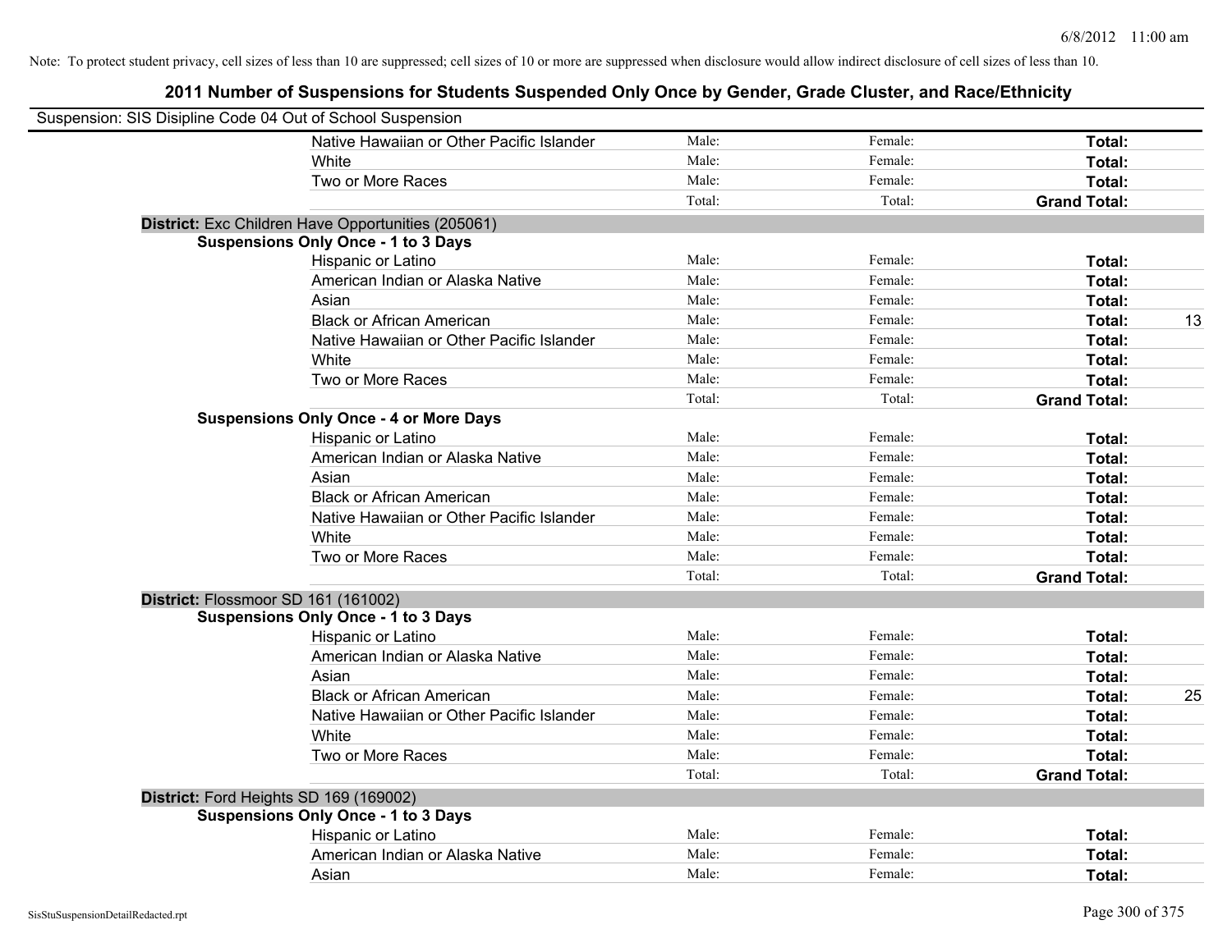Note: To protect student privacy, cell sizes of less than 10 are suppressed; cell sizes of 10 or more are suppressed when disclosure would allow indirect disclosure of cell sizes of less than 10.

# 2011 Number of Suspensions for Students Suspended Only Once by Gender, Grade Cluster, and Race/Ethnicity

Suspension: SIS Disipline Code 04 Out of School Suspension

| | | | | |
|---|---|---|---|---|
| Native Hawaiian or Other Pacific Islander | Male: | Female: | **Total:** | |
| White | Male: | Female: | **Total:** | |
| Two or More Races | Male: | Female: | **Total:** | |
| | Total: | Total: | **Grand Total:** | |

**District:** Exc Children Have Opportunities (205061)

**Suspensions Only Once - 1 to 3 Days**

| | | | | |
|---|---|---|---|---|
| Hispanic or Latino | Male: | Female: | **Total:** | |
| American Indian or Alaska Native | Male: | Female: | **Total:** | |
| Asian | Male: | Female: | **Total:** | |
| Black or African American | Male: | Female: | **Total:** | 13 |
| Native Hawaiian or Other Pacific Islander | Male: | Female: | **Total:** | |
| White | Male: | Female: | **Total:** | |
| Two or More Races | Male: | Female: | **Total:** | |
| | Total: | Total: | **Grand Total:** | |

**Suspensions Only Once - 4 or More Days**

| | | | | |
|---|---|---|---|---|
| Hispanic or Latino | Male: | Female: | **Total:** | |
| American Indian or Alaska Native | Male: | Female: | **Total:** | |
| Asian | Male: | Female: | **Total:** | |
| Black or African American | Male: | Female: | **Total:** | |
| Native Hawaiian or Other Pacific Islander | Male: | Female: | **Total:** | |
| White | Male: | Female: | **Total:** | |
| Two or More Races | Male: | Female: | **Total:** | |
| | Total: | Total: | **Grand Total:** | |

**District:** Flossmoor SD 161 (161002)

**Suspensions Only Once - 1 to 3 Days**

| | | | | |
|---|---|---|---|---|
| Hispanic or Latino | Male: | Female: | **Total:** | |
| American Indian or Alaska Native | Male: | Female: | **Total:** | |
| Asian | Male: | Female: | **Total:** | |
| Black or African American | Male: | Female: | **Total:** | 25 |
| Native Hawaiian or Other Pacific Islander | Male: | Female: | **Total:** | |
| White | Male: | Female: | **Total:** | |
| Two or More Races | Male: | Female: | **Total:** | |
| | Total: | Total: | **Grand Total:** | |

**District:** Ford Heights SD 169 (169002)

**Suspensions Only Once - 1 to 3 Days**

| | | | | |
|---|---|---|---|---|
| Hispanic or Latino | Male: | Female: | **Total:** | |
| American Indian or Alaska Native | Male: | Female: | **Total:** | |
| Asian | Male: | Female: | **Total:** | |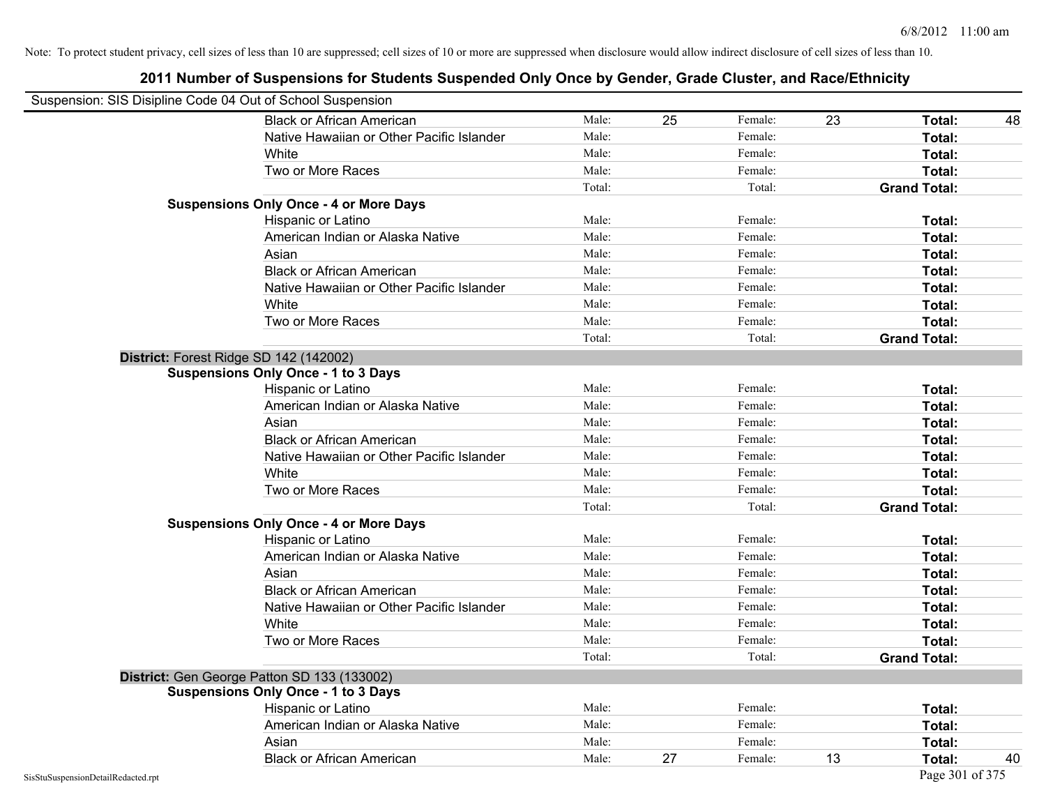Note: To protect student privacy, cell sizes of less than 10 are suppressed; cell sizes of 10 or more are suppressed when disclosure would allow indirect disclosure of cell sizes of less than 10.

## 2011 Number of Suspensions for Students Suspended Only Once by Gender, Grade Cluster, and Race/Ethnicity

Suspension: SIS Disipline Code 04 Out of School Suspension

| | | | | | | |
|---|---|---|---|---|---|---|
| Black or African American | Male: | 25 | Female: | 23 | **Total:** | 48 |
| Native Hawaiian or Other Pacific Islander | Male: | | Female: | | **Total:** | |
| White | Male: | | Female: | | **Total:** | |
| Two or More Races | Male: | | Female: | | **Total:** | |
| | Total: | | Total: | | **Grand Total:** | |

**Suspensions Only Once - 4 or More Days**

| | | | | | | |
|---|---|---|---|---|---|---|
| Hispanic or Latino | Male: | | Female: | | **Total:** | |
| American Indian or Alaska Native | Male: | | Female: | | **Total:** | |
| Asian | Male: | | Female: | | **Total:** | |
| Black or African American | Male: | | Female: | | **Total:** | |
| Native Hawaiian or Other Pacific Islander | Male: | | Female: | | **Total:** | |
| White | Male: | | Female: | | **Total:** | |
| Two or More Races | Male: | | Female: | | **Total:** | |
| | Total: | | Total: | | **Grand Total:** | |

**District:** Forest Ridge SD 142 (142002)

**Suspensions Only Once - 1 to 3 Days**

| | | | | | | |
|---|---|---|---|---|---|---|
| Hispanic or Latino | Male: | | Female: | | **Total:** | |
| American Indian or Alaska Native | Male: | | Female: | | **Total:** | |
| Asian | Male: | | Female: | | **Total:** | |
| Black or African American | Male: | | Female: | | **Total:** | |
| Native Hawaiian or Other Pacific Islander | Male: | | Female: | | **Total:** | |
| White | Male: | | Female: | | **Total:** | |
| Two or More Races | Male: | | Female: | | **Total:** | |
| | Total: | | Total: | | **Grand Total:** | |

**Suspensions Only Once - 4 or More Days**

| | | | | | | |
|---|---|---|---|---|---|---|
| Hispanic or Latino | Male: | | Female: | | **Total:** | |
| American Indian or Alaska Native | Male: | | Female: | | **Total:** | |
| Asian | Male: | | Female: | | **Total:** | |
| Black or African American | Male: | | Female: | | **Total:** | |
| Native Hawaiian or Other Pacific Islander | Male: | | Female: | | **Total:** | |
| White | Male: | | Female: | | **Total:** | |
| Two or More Races | Male: | | Female: | | **Total:** | |
| | Total: | | Total: | | **Grand Total:** | |

**District:** Gen George Patton SD 133 (133002)

**Suspensions Only Once - 1 to 3 Days**

| | | | | | | |
|---|---|---|---|---|---|---|
| Hispanic or Latino | Male: | | Female: | | **Total:** | |
| American Indian or Alaska Native | Male: | | Female: | | **Total:** | |
| Asian | Male: | | Female: | | **Total:** | |
| Black or African American | Male: | 27 | Female: | 13 | **Total:** | 40 |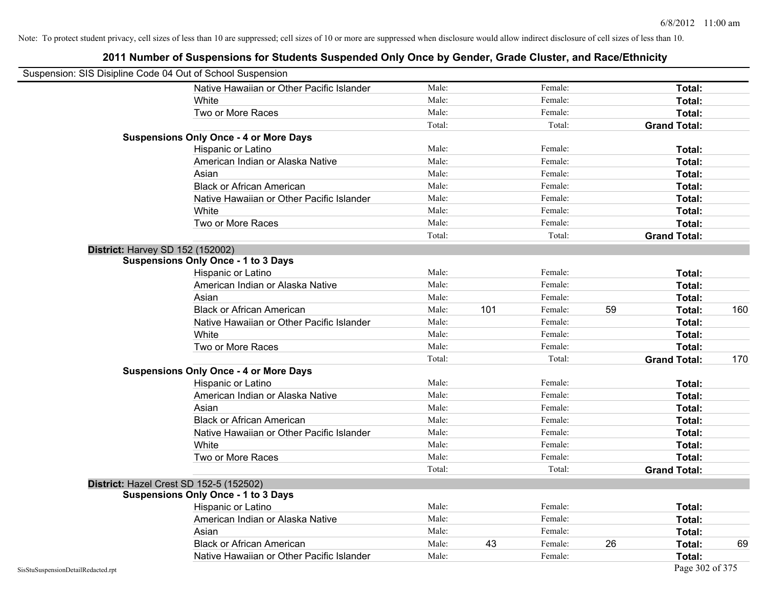Note: To protect student privacy, cell sizes of less than 10 are suppressed; cell sizes of 10 or more are suppressed when disclosure would allow indirect disclosure of cell sizes of less than 10.

# 2011 Number of Suspensions for Students Suspended Only Once by Gender, Grade Cluster, and Race/Ethnicity

Suspension: SIS Disipline Code 04 Out of School Suspension

| | | | | | | |
|---|---|---|---|---|---|---|
| Native Hawaiian or Other Pacific Islander | Male: | | Female: | | **Total:** | |
| White | Male: | | Female: | | **Total:** | |
| Two or More Races | Male: | | Female: | | **Total:** | |
| | Total: | | Total: | | **Grand Total:** | |

**Suspensions Only Once - 4 or More Days**

| | | | | | | |
|---|---|---|---|---|---|---|
| Hispanic or Latino | Male: | | Female: | | **Total:** | |
| American Indian or Alaska Native | Male: | | Female: | | **Total:** | |
| Asian | Male: | | Female: | | **Total:** | |
| Black or African American | Male: | | Female: | | **Total:** | |
| Native Hawaiian or Other Pacific Islander | Male: | | Female: | | **Total:** | |
| White | Male: | | Female: | | **Total:** | |
| Two or More Races | Male: | | Female: | | **Total:** | |
| | Total: | | Total: | | **Grand Total:** | |

**District:** Harvey SD 152 (152002)

**Suspensions Only Once - 1 to 3 Days**

| | | | | | | |
|---|---|---|---|---|---|---|
| Hispanic or Latino | Male: | | Female: | | **Total:** | |
| American Indian or Alaska Native | Male: | | Female: | | **Total:** | |
| Asian | Male: | | Female: | | **Total:** | |
| Black or African American | Male: | 101 | Female: | 59 | **Total:** | 160 |
| Native Hawaiian or Other Pacific Islander | Male: | | Female: | | **Total:** | |
| White | Male: | | Female: | | **Total:** | |
| Two or More Races | Male: | | Female: | | **Total:** | |
| | Total: | | Total: | | **Grand Total:** | 170 |

**Suspensions Only Once - 4 or More Days**

| | | | | | | |
|---|---|---|---|---|---|---|
| Hispanic or Latino | Male: | | Female: | | **Total:** | |
| American Indian or Alaska Native | Male: | | Female: | | **Total:** | |
| Asian | Male: | | Female: | | **Total:** | |
| Black or African American | Male: | | Female: | | **Total:** | |
| Native Hawaiian or Other Pacific Islander | Male: | | Female: | | **Total:** | |
| White | Male: | | Female: | | **Total:** | |
| Two or More Races | Male: | | Female: | | **Total:** | |
| | Total: | | Total: | | **Grand Total:** | |

**District:** Hazel Crest SD 152-5 (152502)

**Suspensions Only Once - 1 to 3 Days**

| | | | | | | |
|---|---|---|---|---|---|---|
| Hispanic or Latino | Male: | | Female: | | **Total:** | |
| American Indian or Alaska Native | Male: | | Female: | | **Total:** | |
| Asian | Male: | | Female: | | **Total:** | |
| Black or African American | Male: | 43 | Female: | 26 | **Total:** | 69 |
| Native Hawaiian or Other Pacific Islander | Male: | | Female: | | **Total:** | |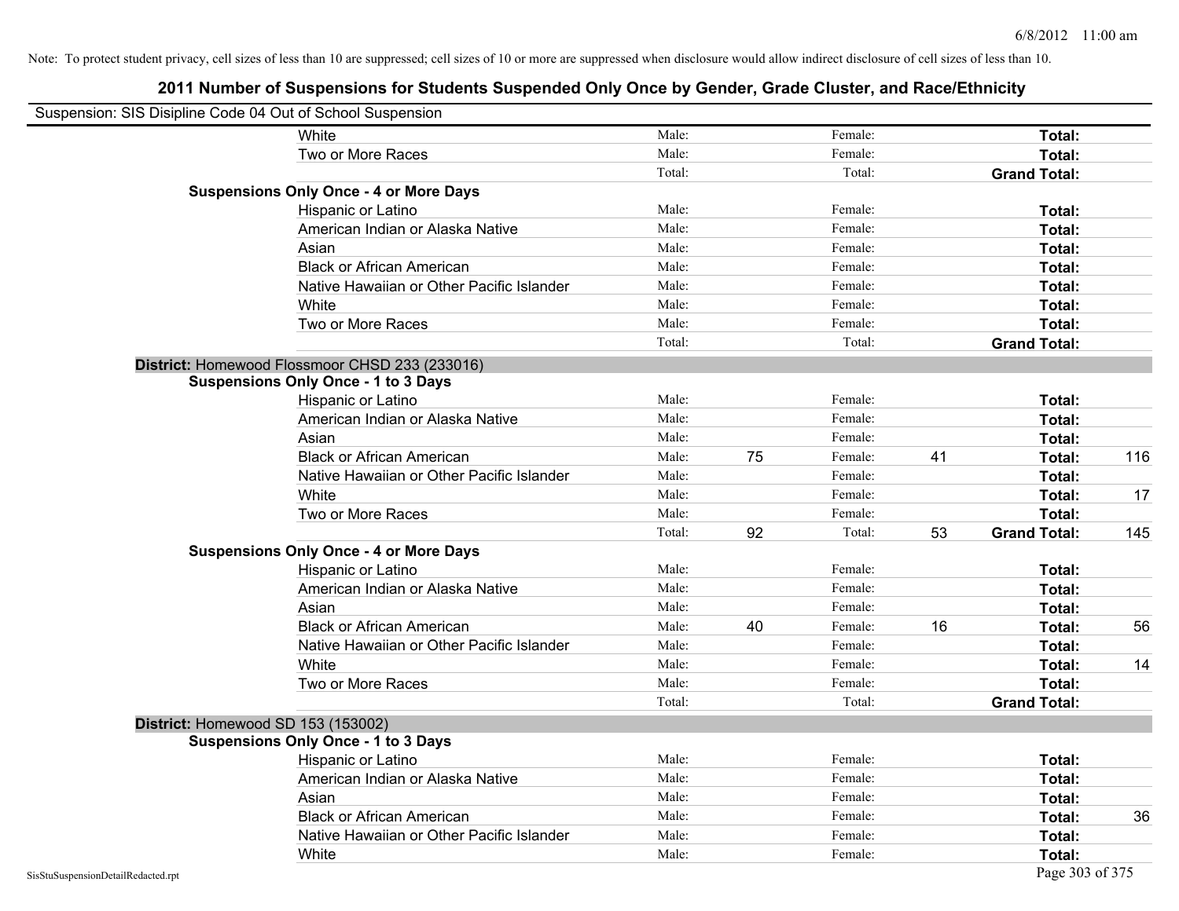Note: To protect student privacy, cell sizes of less than 10 are suppressed; cell sizes of 10 or more are suppressed when disclosure would allow indirect disclosure of cell sizes of less than 10.

# 2011 Number of Suspensions for Students Suspended Only Once by Gender, Grade Cluster, and Race/Ethnicity

Suspension: SIS Disipline Code 04 Out of School Suspension

| | | | | | | | |
|---|---|---|---|---|---|---|---|
| White | Male: | | Female: | | **Total:** | |
| Two or More Races | Male: | | Female: | | **Total:** | |
| | Total: | | Total: | | **Grand Total:** | |
| **Suspensions Only Once - 4 or More Days** | | | | | | |
| Hispanic or Latino | Male: | | Female: | | **Total:** | |
| American Indian or Alaska Native | Male: | | Female: | | **Total:** | |
| Asian | Male: | | Female: | | **Total:** | |
| Black or African American | Male: | | Female: | | **Total:** | |
| Native Hawaiian or Other Pacific Islander | Male: | | Female: | | **Total:** | |
| White | Male: | | Female: | | **Total:** | |
| Two or More Races | Male: | | Female: | | **Total:** | |
| | Total: | | Total: | | **Grand Total:** | |

**District:** Homewood Flossmoor CHSD 233 (233016)

| | | | | | | |
|---|---|---|---|---|---|---|
| **Suspensions Only Once - 1 to 3 Days** | | | | | | |
| Hispanic or Latino | Male: | | Female: | | **Total:** | |
| American Indian or Alaska Native | Male: | | Female: | | **Total:** | |
| Asian | Male: | | Female: | | **Total:** | |
| Black or African American | Male: | 75 | Female: | 41 | **Total:** | 116 |
| Native Hawaiian or Other Pacific Islander | Male: | | Female: | | **Total:** | |
| White | Male: | | Female: | | **Total:** | 17 |
| Two or More Races | Male: | | Female: | | **Total:** | |
| | Total: | 92 | Total: | 53 | **Grand Total:** | 145 |
| **Suspensions Only Once - 4 or More Days** | | | | | | |
| Hispanic or Latino | Male: | | Female: | | **Total:** | |
| American Indian or Alaska Native | Male: | | Female: | | **Total:** | |
| Asian | Male: | | Female: | | **Total:** | |
| Black or African American | Male: | 40 | Female: | 16 | **Total:** | 56 |
| Native Hawaiian or Other Pacific Islander | Male: | | Female: | | **Total:** | |
| White | Male: | | Female: | | **Total:** | 14 |
| Two or More Races | Male: | | Female: | | **Total:** | |
| | Total: | | Total: | | **Grand Total:** | |

**District:** Homewood SD 153 (153002)

| | | | | | | |
|---|---|---|---|---|---|---|
| **Suspensions Only Once - 1 to 3 Days** | | | | | | |
| Hispanic or Latino | Male: | | Female: | | **Total:** | |
| American Indian or Alaska Native | Male: | | Female: | | **Total:** | |
| Asian | Male: | | Female: | | **Total:** | |
| Black or African American | Male: | | Female: | | **Total:** | 36 |
| Native Hawaiian or Other Pacific Islander | Male: | | Female: | | **Total:** | |
| White | Male: | | Female: | | **Total:** | |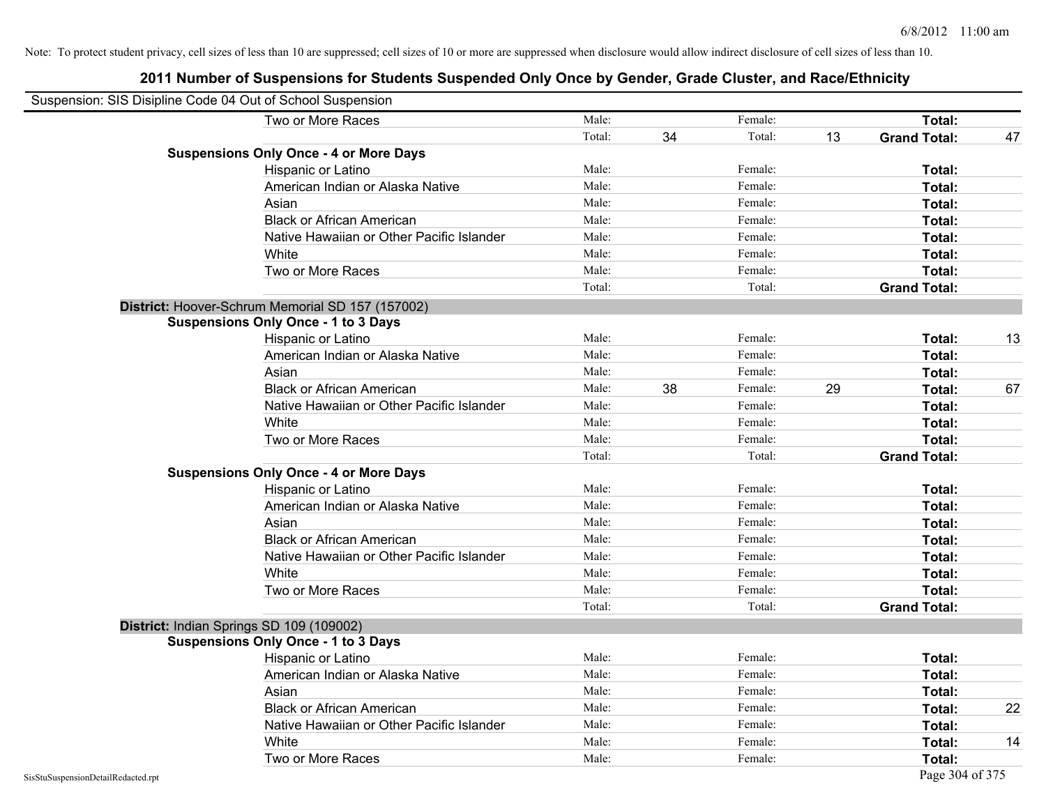Note: To protect student privacy, cell sizes of less than 10 are suppressed; cell sizes of 10 or more are suppressed when disclosure would allow indirect disclosure of cell sizes of less than 10.

# 2011 Number of Suspensions for Students Suspended Only Once by Gender, Grade Cluster, and Race/Ethnicity

Suspension: SIS Disipline Code 04 Out of School Suspension

| | | | | | | |
|---|---|---|---|---|---|---|
| Two or More Races | Male: | | Female: | | **Total:** | |
| | Total: | 34 | Total: | 13 | **Grand Total:** | 47 |

**Suspensions Only Once - 4 or More Days**

| | | | | | | |
|---|---|---|---|---|---|---|
| Hispanic or Latino | Male: | | Female: | | **Total:** | |
| American Indian or Alaska Native | Male: | | Female: | | **Total:** | |
| Asian | Male: | | Female: | | **Total:** | |
| Black or African American | Male: | | Female: | | **Total:** | |
| Native Hawaiian or Other Pacific Islander | Male: | | Female: | | **Total:** | |
| White | Male: | | Female: | | **Total:** | |
| Two or More Races | Male: | | Female: | | **Total:** | |
| | Total: | | Total: | | **Grand Total:** | |

## District: Hoover-Schrum Memorial SD 157 (157002)

**Suspensions Only Once - 1 to 3 Days**

| | | | | | | |
|---|---|---|---|---|---|---|
| Hispanic or Latino | Male: | | Female: | | **Total:** | 13 |
| American Indian or Alaska Native | Male: | | Female: | | **Total:** | |
| Asian | Male: | | Female: | | **Total:** | |
| Black or African American | Male: | 38 | Female: | 29 | **Total:** | 67 |
| Native Hawaiian or Other Pacific Islander | Male: | | Female: | | **Total:** | |
| White | Male: | | Female: | | **Total:** | |
| Two or More Races | Male: | | Female: | | **Total:** | |
| | Total: | | Total: | | **Grand Total:** | |

**Suspensions Only Once - 4 or More Days**

| | | | | | | |
|---|---|---|---|---|---|---|
| Hispanic or Latino | Male: | | Female: | | **Total:** | |
| American Indian or Alaska Native | Male: | | Female: | | **Total:** | |
| Asian | Male: | | Female: | | **Total:** | |
| Black or African American | Male: | | Female: | | **Total:** | |
| Native Hawaiian or Other Pacific Islander | Male: | | Female: | | **Total:** | |
| White | Male: | | Female: | | **Total:** | |
| Two or More Races | Male: | | Female: | | **Total:** | |
| | Total: | | Total: | | **Grand Total:** | |

## District: Indian Springs SD 109 (109002)

**Suspensions Only Once - 1 to 3 Days**

| | | | | | | |
|---|---|---|---|---|---|---|
| Hispanic or Latino | Male: | | Female: | | **Total:** | |
| American Indian or Alaska Native | Male: | | Female: | | **Total:** | |
| Asian | Male: | | Female: | | **Total:** | |
| Black or African American | Male: | | Female: | | **Total:** | 22 |
| Native Hawaiian or Other Pacific Islander | Male: | | Female: | | **Total:** | |
| White | Male: | | Female: | | **Total:** | 14 |
| Two or More Races | Male: | | Female: | | **Total:** | |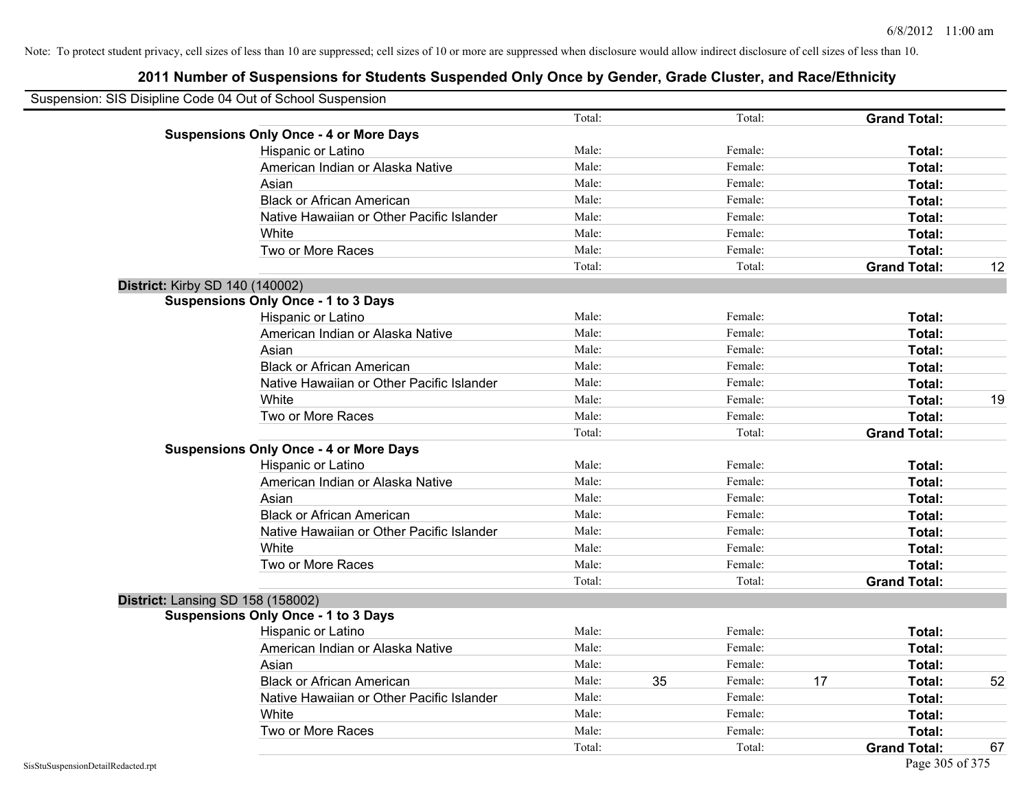Note: To protect student privacy, cell sizes of less than 10 are suppressed; cell sizes of 10 or more are suppressed when disclosure would allow indirect disclosure of cell sizes of less than 10.

# 2011 Number of Suspensions for Students Suspended Only Once by Gender, Grade Cluster, and Race/Ethnicity

Suspension: SIS Disipline Code 04 Out of School Suspension

| | | | | | | |
|---|---|---|---|---|---|---|
| | Total: | | Total: | | **Grand Total:** | |
| **Suspensions Only Once - 4 or More Days** | | | | | | |
| Hispanic or Latino | Male: | | Female: | | **Total:** | |
| American Indian or Alaska Native | Male: | | Female: | | **Total:** | |
| Asian | Male: | | Female: | | **Total:** | |
| Black or African American | Male: | | Female: | | **Total:** | |
| Native Hawaiian or Other Pacific Islander | Male: | | Female: | | **Total:** | |
| White | Male: | | Female: | | **Total:** | |
| Two or More Races | Male: | | Female: | | **Total:** | |
| | Total: | | Total: | | **Grand Total:** | 12 |

**District:** Kirby SD 140 (140002)

| | | | | | | |
|---|---|---|---|---|---|---|
| **Suspensions Only Once - 1 to 3 Days** | | | | | | |
| Hispanic or Latino | Male: | | Female: | | **Total:** | |
| American Indian or Alaska Native | Male: | | Female: | | **Total:** | |
| Asian | Male: | | Female: | | **Total:** | |
| Black or African American | Male: | | Female: | | **Total:** | |
| Native Hawaiian or Other Pacific Islander | Male: | | Female: | | **Total:** | |
| White | Male: | | Female: | | **Total:** | 19 |
| Two or More Races | Male: | | Female: | | **Total:** | |
| | Total: | | Total: | | **Grand Total:** | |
| **Suspensions Only Once - 4 or More Days** | | | | | | |
| Hispanic or Latino | Male: | | Female: | | **Total:** | |
| American Indian or Alaska Native | Male: | | Female: | | **Total:** | |
| Asian | Male: | | Female: | | **Total:** | |
| Black or African American | Male: | | Female: | | **Total:** | |
| Native Hawaiian or Other Pacific Islander | Male: | | Female: | | **Total:** | |
| White | Male: | | Female: | | **Total:** | |
| Two or More Races | Male: | | Female: | | **Total:** | |
| | Total: | | Total: | | **Grand Total:** | |

**District:** Lansing SD 158 (158002)

| | | | | | | |
|---|---|---|---|---|---|---|
| **Suspensions Only Once - 1 to 3 Days** | | | | | | |
| Hispanic or Latino | Male: | | Female: | | **Total:** | |
| American Indian or Alaska Native | Male: | | Female: | | **Total:** | |
| Asian | Male: | | Female: | | **Total:** | |
| Black or African American | Male: | 35 | Female: | 17 | **Total:** | 52 |
| Native Hawaiian or Other Pacific Islander | Male: | | Female: | | **Total:** | |
| White | Male: | | Female: | | **Total:** | |
| Two or More Races | Male: | | Female: | | **Total:** | |
| | Total: | | Total: | | **Grand Total:** | 67 |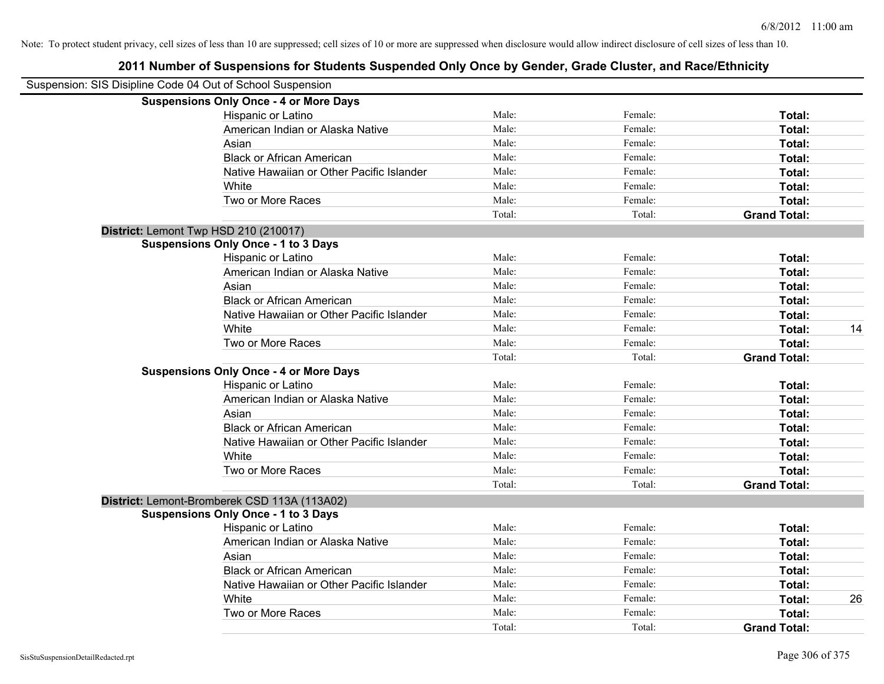Note: To protect student privacy, cell sizes of less than 10 are suppressed; cell sizes of 10 or more are suppressed when disclosure would allow indirect disclosure of cell sizes of less than 10.

# 2011 Number of Suspensions for Students Suspended Only Once by Gender, Grade Cluster, and Race/Ethnicity

Suspension: SIS Disipline Code 04 Out of School Suspension

**Suspensions Only Once - 4 or More Days**

| | | | | |
|---|---|---|---|---|
| Hispanic or Latino | Male: | Female: | **Total:** | |
| American Indian or Alaska Native | Male: | Female: | **Total:** | |
| Asian | Male: | Female: | **Total:** | |
| Black or African American | Male: | Female: | **Total:** | |
| Native Hawaiian or Other Pacific Islander | Male: | Female: | **Total:** | |
| White | Male: | Female: | **Total:** | |
| Two or More Races | Male: | Female: | **Total:** | |
| | Total: | Total: | **Grand Total:** | |

**District:** Lemont Twp HSD 210 (210017)

**Suspensions Only Once - 1 to 3 Days**

| | | | | |
|---|---|---|---|---|
| Hispanic or Latino | Male: | Female: | **Total:** | |
| American Indian or Alaska Native | Male: | Female: | **Total:** | |
| Asian | Male: | Female: | **Total:** | |
| Black or African American | Male: | Female: | **Total:** | |
| Native Hawaiian or Other Pacific Islander | Male: | Female: | **Total:** | |
| White | Male: | Female: | **Total:** | 14 |
| Two or More Races | Male: | Female: | **Total:** | |
| | Total: | Total: | **Grand Total:** | |

**Suspensions Only Once - 4 or More Days**

| | | | | |
|---|---|---|---|---|
| Hispanic or Latino | Male: | Female: | **Total:** | |
| American Indian or Alaska Native | Male: | Female: | **Total:** | |
| Asian | Male: | Female: | **Total:** | |
| Black or African American | Male: | Female: | **Total:** | |
| Native Hawaiian or Other Pacific Islander | Male: | Female: | **Total:** | |
| White | Male: | Female: | **Total:** | |
| Two or More Races | Male: | Female: | **Total:** | |
| | Total: | Total: | **Grand Total:** | |

**District:** Lemont-Bromberek CSD 113A (113A02)

**Suspensions Only Once - 1 to 3 Days**

| | | | | |
|---|---|---|---|---|
| Hispanic or Latino | Male: | Female: | **Total:** | |
| American Indian or Alaska Native | Male: | Female: | **Total:** | |
| Asian | Male: | Female: | **Total:** | |
| Black or African American | Male: | Female: | **Total:** | |
| Native Hawaiian or Other Pacific Islander | Male: | Female: | **Total:** | |
| White | Male: | Female: | **Total:** | 26 |
| Two or More Races | Male: | Female: | **Total:** | |
| | Total: | Total: | **Grand Total:** | |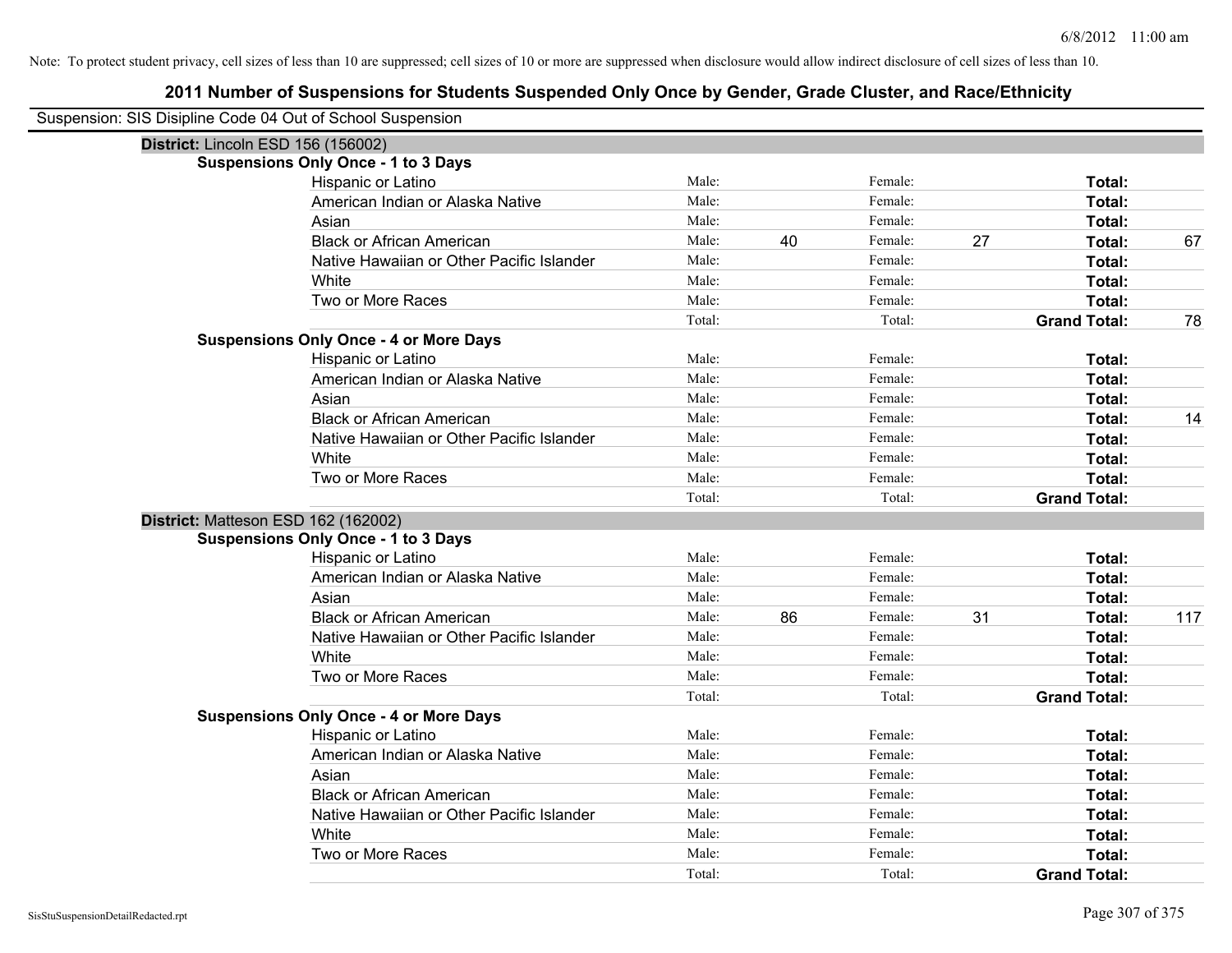Note: To protect student privacy, cell sizes of less than 10 are suppressed; cell sizes of 10 or more are suppressed when disclosure would allow indirect disclosure of cell sizes of less than 10.

# 2011 Number of Suspensions for Students Suspended Only Once by Gender, Grade Cluster, and Race/Ethnicity

Suspension: SIS Disipline Code 04 Out of School Suspension

## District: Lincoln ESD 156 (156002)

### Suspensions Only Once - 1 to 3 Days

| Race/Ethnicity | | | | | | |
|---|---|---|---|---|---|---|
| Hispanic or Latino | Male: | | Female: | | Total: | |
| American Indian or Alaska Native | Male: | | Female: | | Total: | |
| Asian | Male: | | Female: | | Total: | |
| Black or African American | Male: | 40 | Female: | 27 | Total: | 67 |
| Native Hawaiian or Other Pacific Islander | Male: | | Female: | | Total: | |
| White | Male: | | Female: | | Total: | |
| Two or More Races | Male: | | Female: | | Total: | |
| | Total: | | Total: | | Grand Total: | 78 |

### Suspensions Only Once - 4 or More Days

| Race/Ethnicity | | | | | | |
|---|---|---|---|---|---|---|
| Hispanic or Latino | Male: | | Female: | | Total: | |
| American Indian or Alaska Native | Male: | | Female: | | Total: | |
| Asian | Male: | | Female: | | Total: | |
| Black or African American | Male: | | Female: | | Total: | 14 |
| Native Hawaiian or Other Pacific Islander | Male: | | Female: | | Total: | |
| White | Male: | | Female: | | Total: | |
| Two or More Races | Male: | | Female: | | Total: | |
| | Total: | | Total: | | Grand Total: | |

## District: Matteson ESD 162 (162002)

### Suspensions Only Once - 1 to 3 Days

| Race/Ethnicity | | | | | | |
|---|---|---|---|---|---|---|
| Hispanic or Latino | Male: | | Female: | | Total: | |
| American Indian or Alaska Native | Male: | | Female: | | Total: | |
| Asian | Male: | | Female: | | Total: | |
| Black or African American | Male: | 86 | Female: | 31 | Total: | 117 |
| Native Hawaiian or Other Pacific Islander | Male: | | Female: | | Total: | |
| White | Male: | | Female: | | Total: | |
| Two or More Races | Male: | | Female: | | Total: | |
| | Total: | | Total: | | Grand Total: | |

### Suspensions Only Once - 4 or More Days

| Race/Ethnicity | | | | | | |
|---|---|---|---|---|---|---|
| Hispanic or Latino | Male: | | Female: | | Total: | |
| American Indian or Alaska Native | Male: | | Female: | | Total: | |
| Asian | Male: | | Female: | | Total: | |
| Black or African American | Male: | | Female: | | Total: | |
| Native Hawaiian or Other Pacific Islander | Male: | | Female: | | Total: | |
| White | Male: | | Female: | | Total: | |
| Two or More Races | Male: | | Female: | | Total: | |
| | Total: | | Total: | | Grand Total: | |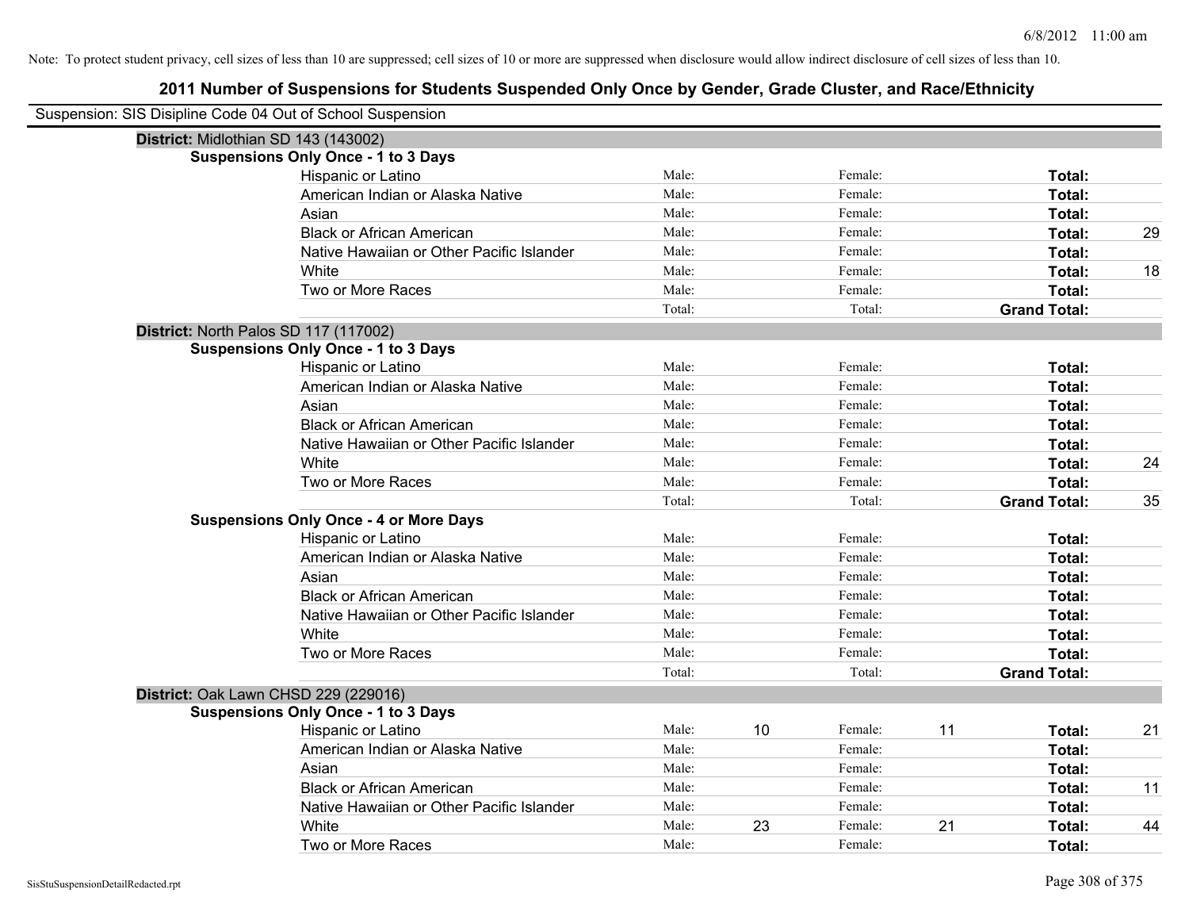Note: To protect student privacy, cell sizes of less than 10 are suppressed; cell sizes of 10 or more are suppressed when disclosure would allow indirect disclosure of cell sizes of less than 10.

# 2011 Number of Suspensions for Students Suspended Only Once by Gender, Grade Cluster, and Race/Ethnicity

Suspension: SIS Disipline Code 04 Out of School Suspension

## District: Midlothian SD 143 (143002)

### Suspensions Only Once - 1 to 3 Days

| Race/Ethnicity | | Male | | Female | | Total |
|---|---|---|---|---|---|---|
| Hispanic or Latino | Male: | | Female: | | Total: | |
| American Indian or Alaska Native | Male: | | Female: | | Total: | |
| Asian | Male: | | Female: | | Total: | |
| Black or African American | Male: | | Female: | | Total: | 29 |
| Native Hawaiian or Other Pacific Islander | Male: | | Female: | | Total: | |
| White | Male: | | Female: | | Total: | 18 |
| Two or More Races | Male: | | Female: | | Total: | |
| | Total: | | Total: | | Grand Total: | |

## District: North Palos SD 117 (117002)

### Suspensions Only Once - 1 to 3 Days

| Race/Ethnicity | | Male | | Female | | Total |
|---|---|---|---|---|---|---|
| Hispanic or Latino | Male: | | Female: | | Total: | |
| American Indian or Alaska Native | Male: | | Female: | | Total: | |
| Asian | Male: | | Female: | | Total: | |
| Black or African American | Male: | | Female: | | Total: | |
| Native Hawaiian or Other Pacific Islander | Male: | | Female: | | Total: | |
| White | Male: | | Female: | | Total: | 24 |
| Two or More Races | Male: | | Female: | | Total: | |
| | Total: | | Total: | | Grand Total: | 35 |

### Suspensions Only Once - 4 or More Days

| Race/Ethnicity | | Male | | Female | | Total |
|---|---|---|---|---|---|---|
| Hispanic or Latino | Male: | | Female: | | Total: | |
| American Indian or Alaska Native | Male: | | Female: | | Total: | |
| Asian | Male: | | Female: | | Total: | |
| Black or African American | Male: | | Female: | | Total: | |
| Native Hawaiian or Other Pacific Islander | Male: | | Female: | | Total: | |
| White | Male: | | Female: | | Total: | |
| Two or More Races | Male: | | Female: | | Total: | |
| | Total: | | Total: | | Grand Total: | |

## District: Oak Lawn CHSD 229 (229016)

### Suspensions Only Once - 1 to 3 Days

| Race/Ethnicity | | Male | | Female | | Total |
|---|---|---|---|---|---|---|
| Hispanic or Latino | Male: | 10 | Female: | 11 | Total: | 21 |
| American Indian or Alaska Native | Male: | | Female: | | Total: | |
| Asian | Male: | | Female: | | Total: | |
| Black or African American | Male: | | Female: | | Total: | 11 |
| Native Hawaiian or Other Pacific Islander | Male: | | Female: | | Total: | |
| White | Male: | 23 | Female: | 21 | Total: | 44 |
| Two or More Races | Male: | | Female: | | Total: | |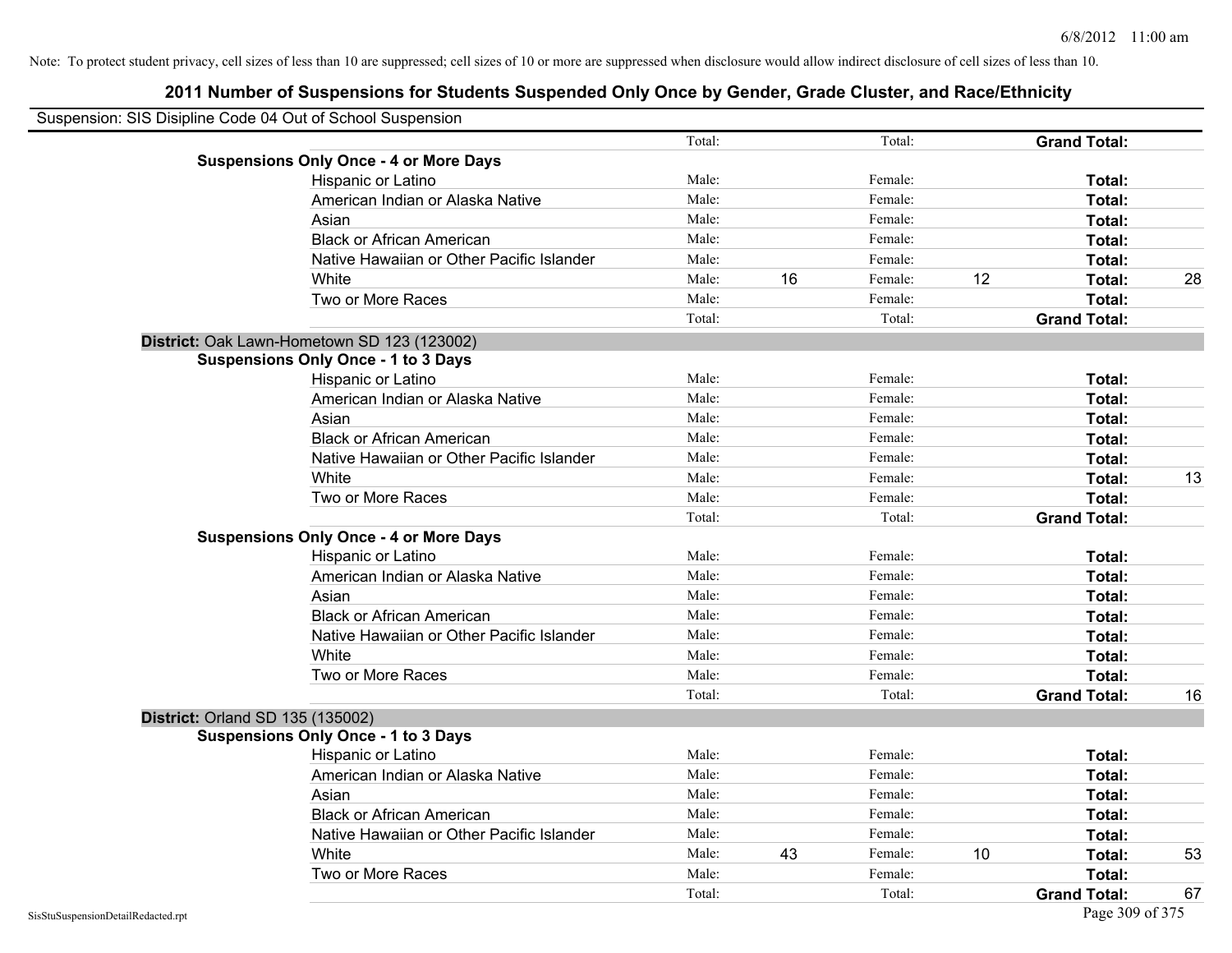Note: To protect student privacy, cell sizes of less than 10 are suppressed; cell sizes of 10 or more are suppressed when disclosure would allow indirect disclosure of cell sizes of less than 10.

## 2011 Number of Suspensions for Students Suspended Only Once by Gender, Grade Cluster, and Race/Ethnicity

Suspension: SIS Disipline Code 04 Out of School Suspension

| | | | | | | | |
|---|---|---|---|---|---|---|---|
| | Total: | | Total: | | **Grand Total:** | |
| **Suspensions Only Once - 4 or More Days** | | | | | | |
| Hispanic or Latino | Male: | | Female: | | **Total:** | |
| American Indian or Alaska Native | Male: | | Female: | | **Total:** | |
| Asian | Male: | | Female: | | **Total:** | |
| Black or African American | Male: | | Female: | | **Total:** | |
| Native Hawaiian or Other Pacific Islander | Male: | | Female: | | **Total:** | |
| White | Male: | 16 | Female: | 12 | **Total:** | 28 |
| Two or More Races | Male: | | Female: | | **Total:** | |
| | Total: | | Total: | | **Grand Total:** | |

**District:** Oak Lawn-Hometown SD 123 (123002)

| | | | | | | |
|---|---|---|---|---|---|---|
| **Suspensions Only Once - 1 to 3 Days** | | | | | | |
| Hispanic or Latino | Male: | | Female: | | **Total:** | |
| American Indian or Alaska Native | Male: | | Female: | | **Total:** | |
| Asian | Male: | | Female: | | **Total:** | |
| Black or African American | Male: | | Female: | | **Total:** | |
| Native Hawaiian or Other Pacific Islander | Male: | | Female: | | **Total:** | |
| White | Male: | | Female: | | **Total:** | 13 |
| Two or More Races | Male: | | Female: | | **Total:** | |
| | Total: | | Total: | | **Grand Total:** | |
| **Suspensions Only Once - 4 or More Days** | | | | | | |
| Hispanic or Latino | Male: | | Female: | | **Total:** | |
| American Indian or Alaska Native | Male: | | Female: | | **Total:** | |
| Asian | Male: | | Female: | | **Total:** | |
| Black or African American | Male: | | Female: | | **Total:** | |
| Native Hawaiian or Other Pacific Islander | Male: | | Female: | | **Total:** | |
| White | Male: | | Female: | | **Total:** | |
| Two or More Races | Male: | | Female: | | **Total:** | |
| | Total: | | Total: | | **Grand Total:** | 16 |

**District:** Orland SD 135 (135002)

| | | | | | | |
|---|---|---|---|---|---|---|
| **Suspensions Only Once - 1 to 3 Days** | | | | | | |
| Hispanic or Latino | Male: | | Female: | | **Total:** | |
| American Indian or Alaska Native | Male: | | Female: | | **Total:** | |
| Asian | Male: | | Female: | | **Total:** | |
| Black or African American | Male: | | Female: | | **Total:** | |
| Native Hawaiian or Other Pacific Islander | Male: | | Female: | | **Total:** | |
| White | Male: | 43 | Female: | 10 | **Total:** | 53 |
| Two or More Races | Male: | | Female: | | **Total:** | |
| | Total: | | Total: | | **Grand Total:** | 67 |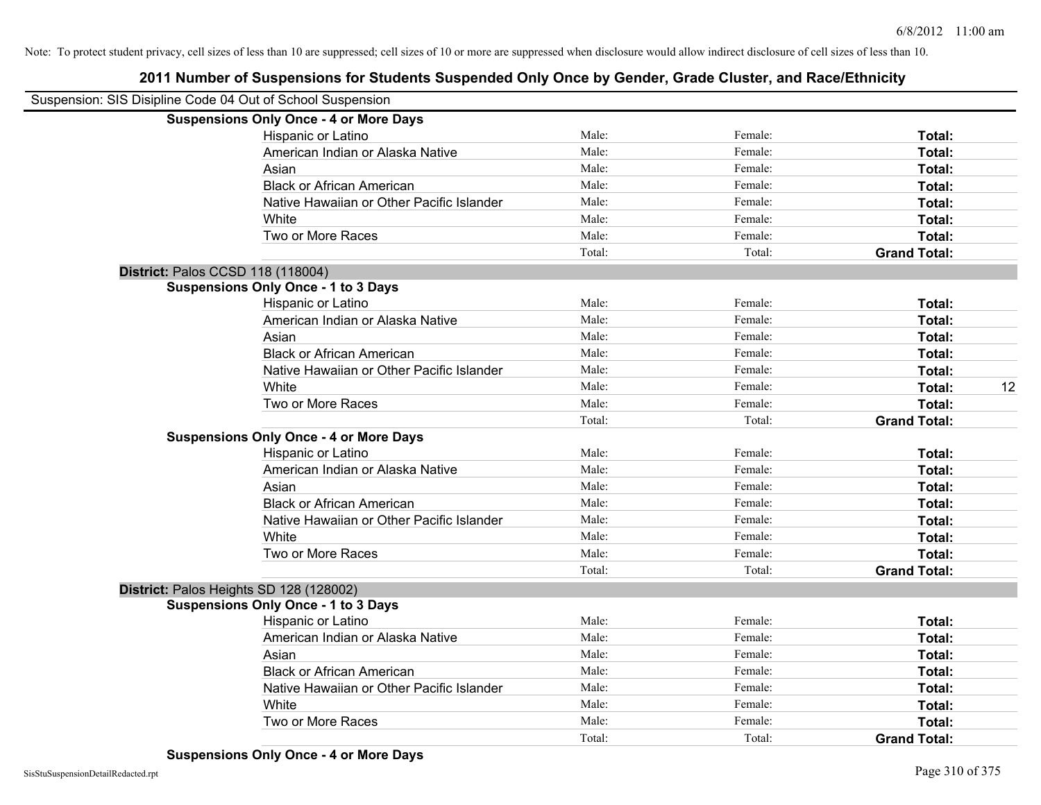Note: To protect student privacy, cell sizes of less than 10 are suppressed; cell sizes of 10 or more are suppressed when disclosure would allow indirect disclosure of cell sizes of less than 10.

# 2011 Number of Suspensions for Students Suspended Only Once by Gender, Grade Cluster, and Race/Ethnicity

Suspension: SIS Disipline Code 04 Out of School Suspension

**Suspensions Only Once - 4 or More Days**

| | | | | |
|---|---|---|---|---|
| Hispanic or Latino | Male: | Female: | **Total:** | |
| American Indian or Alaska Native | Male: | Female: | **Total:** | |
| Asian | Male: | Female: | **Total:** | |
| Black or African American | Male: | Female: | **Total:** | |
| Native Hawaiian or Other Pacific Islander | Male: | Female: | **Total:** | |
| White | Male: | Female: | **Total:** | |
| Two or More Races | Male: | Female: | **Total:** | |
| | Total: | Total: | **Grand Total:** | |

**District:** Palos CCSD 118 (118004)

**Suspensions Only Once - 1 to 3 Days**

| | | | | |
|---|---|---|---|---|
| Hispanic or Latino | Male: | Female: | **Total:** | |
| American Indian or Alaska Native | Male: | Female: | **Total:** | |
| Asian | Male: | Female: | **Total:** | |
| Black or African American | Male: | Female: | **Total:** | |
| Native Hawaiian or Other Pacific Islander | Male: | Female: | **Total:** | |
| White | Male: | Female: | **Total:** | 12 |
| Two or More Races | Male: | Female: | **Total:** | |
| | Total: | Total: | **Grand Total:** | |

**Suspensions Only Once - 4 or More Days**

| | | | | |
|---|---|---|---|---|
| Hispanic or Latino | Male: | Female: | **Total:** | |
| American Indian or Alaska Native | Male: | Female: | **Total:** | |
| Asian | Male: | Female: | **Total:** | |
| Black or African American | Male: | Female: | **Total:** | |
| Native Hawaiian or Other Pacific Islander | Male: | Female: | **Total:** | |
| White | Male: | Female: | **Total:** | |
| Two or More Races | Male: | Female: | **Total:** | |
| | Total: | Total: | **Grand Total:** | |

**District:** Palos Heights SD 128 (128002)

**Suspensions Only Once - 1 to 3 Days**

| | | | | |
|---|---|---|---|---|
| Hispanic or Latino | Male: | Female: | **Total:** | |
| American Indian or Alaska Native | Male: | Female: | **Total:** | |
| Asian | Male: | Female: | **Total:** | |
| Black or African American | Male: | Female: | **Total:** | |
| Native Hawaiian or Other Pacific Islander | Male: | Female: | **Total:** | |
| White | Male: | Female: | **Total:** | |
| Two or More Races | Male: | Female: | **Total:** | |
| | Total: | Total: | **Grand Total:** | |

**Suspensions Only Once - 4 or More Days**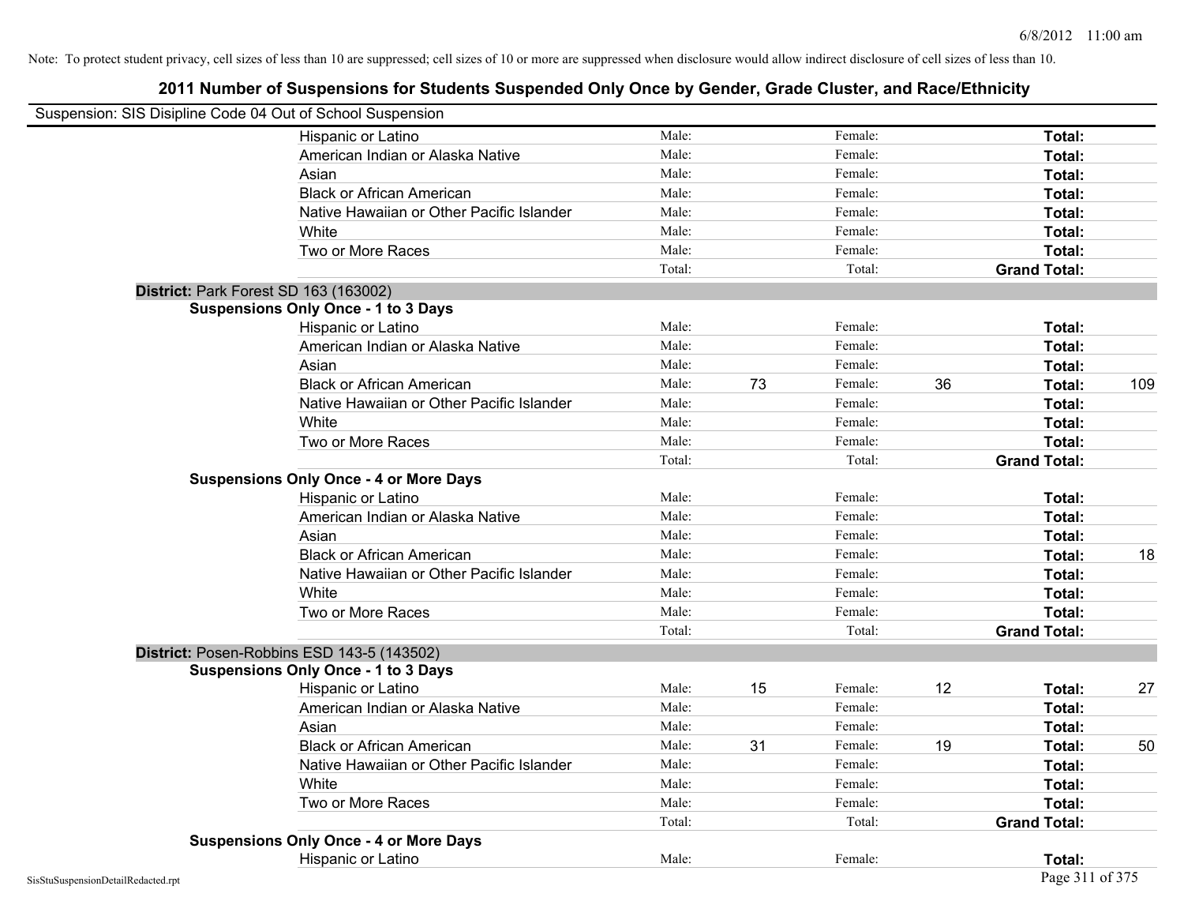Note: To protect student privacy, cell sizes of less than 10 are suppressed; cell sizes of 10 or more are suppressed when disclosure would allow indirect disclosure of cell sizes of less than 10.

## 2011 Number of Suspensions for Students Suspended Only Once by Gender, Grade Cluster, and Race/Ethnicity

Suspension: SIS Disipline Code 04 Out of School Suspension

| | | | | | | |
|---|---|---|---|---|---|---|
| Hispanic or Latino | Male: | | Female: | | Total: | |
| American Indian or Alaska Native | Male: | | Female: | | Total: | |
| Asian | Male: | | Female: | | Total: | |
| Black or African American | Male: | | Female: | | Total: | |
| Native Hawaiian or Other Pacific Islander | Male: | | Female: | | Total: | |
| White | Male: | | Female: | | Total: | |
| Two or More Races | Male: | | Female: | | Total: | |
| | Total: | | Total: | | Grand Total: | |

**District:** Park Forest SD 163 (163002)

**Suspensions Only Once - 1 to 3 Days**

| | | | | | | |
|---|---|---|---|---|---|---|
| Hispanic or Latino | Male: | | Female: | | Total: | |
| American Indian or Alaska Native | Male: | | Female: | | Total: | |
| Asian | Male: | | Female: | | Total: | |
| Black or African American | Male: | 73 | Female: | 36 | Total: | 109 |
| Native Hawaiian or Other Pacific Islander | Male: | | Female: | | Total: | |
| White | Male: | | Female: | | Total: | |
| Two or More Races | Male: | | Female: | | Total: | |
| | Total: | | Total: | | Grand Total: | |

**Suspensions Only Once - 4 or More Days**

| | | | | | | |
|---|---|---|---|---|---|---|
| Hispanic or Latino | Male: | | Female: | | Total: | |
| American Indian or Alaska Native | Male: | | Female: | | Total: | |
| Asian | Male: | | Female: | | Total: | |
| Black or African American | Male: | | Female: | | Total: | 18 |
| Native Hawaiian or Other Pacific Islander | Male: | | Female: | | Total: | |
| White | Male: | | Female: | | Total: | |
| Two or More Races | Male: | | Female: | | Total: | |
| | Total: | | Total: | | Grand Total: | |

**District:** Posen-Robbins ESD 143-5 (143502)

**Suspensions Only Once - 1 to 3 Days**

| | | | | | | |
|---|---|---|---|---|---|---|
| Hispanic or Latino | Male: | 15 | Female: | 12 | Total: | 27 |
| American Indian or Alaska Native | Male: | | Female: | | Total: | |
| Asian | Male: | | Female: | | Total: | |
| Black or African American | Male: | 31 | Female: | 19 | Total: | 50 |
| Native Hawaiian or Other Pacific Islander | Male: | | Female: | | Total: | |
| White | Male: | | Female: | | Total: | |
| Two or More Races | Male: | | Female: | | Total: | |
| | Total: | | Total: | | Grand Total: | |

**Suspensions Only Once - 4 or More Days**

| | | | | | | |
|---|---|---|---|---|---|---|
| Hispanic or Latino | Male: | | Female: | | Total: | |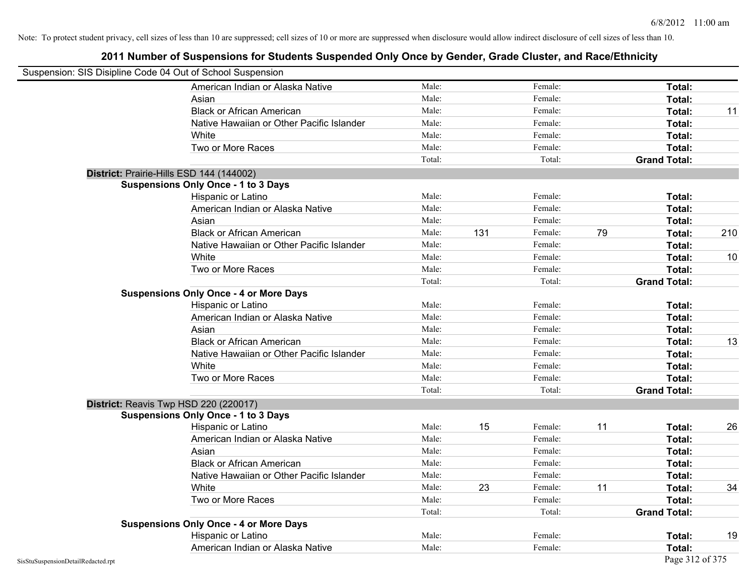Note: To protect student privacy, cell sizes of less than 10 are suppressed; cell sizes of 10 or more are suppressed when disclosure would allow indirect disclosure of cell sizes of less than 10.

# 2011 Number of Suspensions for Students Suspended Only Once by Gender, Grade Cluster, and Race/Ethnicity

Suspension: SIS Disipline Code 04 Out of School Suspension

| | Male: | | Female: | | Total: | |
|---|---|---|---|---|---|---|
| American Indian or Alaska Native | Male: | | Female: | | Total: | |
| Asian | Male: | | Female: | | Total: | |
| Black or African American | Male: | | Female: | | Total: | 11 |
| Native Hawaiian or Other Pacific Islander | Male: | | Female: | | Total: | |
| White | Male: | | Female: | | Total: | |
| Two or More Races | Male: | | Female: | | Total: | |
| | Total: | | Total: | | Grand Total: | |

**District:** Prairie-Hills ESD 144 (144002)

**Suspensions Only Once - 1 to 3 Days**

| | Male: | | Female: | | Total: | |
|---|---|---|---|---|---|---|
| Hispanic or Latino | Male: | | Female: | | Total: | |
| American Indian or Alaska Native | Male: | | Female: | | Total: | |
| Asian | Male: | | Female: | | Total: | |
| Black or African American | Male: | 131 | Female: | 79 | Total: | 210 |
| Native Hawaiian or Other Pacific Islander | Male: | | Female: | | Total: | |
| White | Male: | | Female: | | Total: | 10 |
| Two or More Races | Male: | | Female: | | Total: | |
| | Total: | | Total: | | Grand Total: | |

**Suspensions Only Once - 4 or More Days**

| | Male: | | Female: | | Total: | |
|---|---|---|---|---|---|---|
| Hispanic or Latino | Male: | | Female: | | Total: | |
| American Indian or Alaska Native | Male: | | Female: | | Total: | |
| Asian | Male: | | Female: | | Total: | |
| Black or African American | Male: | | Female: | | Total: | 13 |
| Native Hawaiian or Other Pacific Islander | Male: | | Female: | | Total: | |
| White | Male: | | Female: | | Total: | |
| Two or More Races | Male: | | Female: | | Total: | |
| | Total: | | Total: | | Grand Total: | |

**District:** Reavis Twp HSD 220 (220017)

**Suspensions Only Once - 1 to 3 Days**

| | Male: | | Female: | | Total: | |
|---|---|---|---|---|---|---|
| Hispanic or Latino | Male: | 15 | Female: | 11 | Total: | 26 |
| American Indian or Alaska Native | Male: | | Female: | | Total: | |
| Asian | Male: | | Female: | | Total: | |
| Black or African American | Male: | | Female: | | Total: | |
| Native Hawaiian or Other Pacific Islander | Male: | | Female: | | Total: | |
| White | Male: | 23 | Female: | 11 | Total: | 34 |
| Two or More Races | Male: | | Female: | | Total: | |
| | Total: | | Total: | | Grand Total: | |

**Suspensions Only Once - 4 or More Days**

| | Male: | | Female: | | Total: | |
|---|---|---|---|---|---|---|
| Hispanic or Latino | Male: | | Female: | | Total: | 19 |
| American Indian or Alaska Native | Male: | | Female: | | Total: | |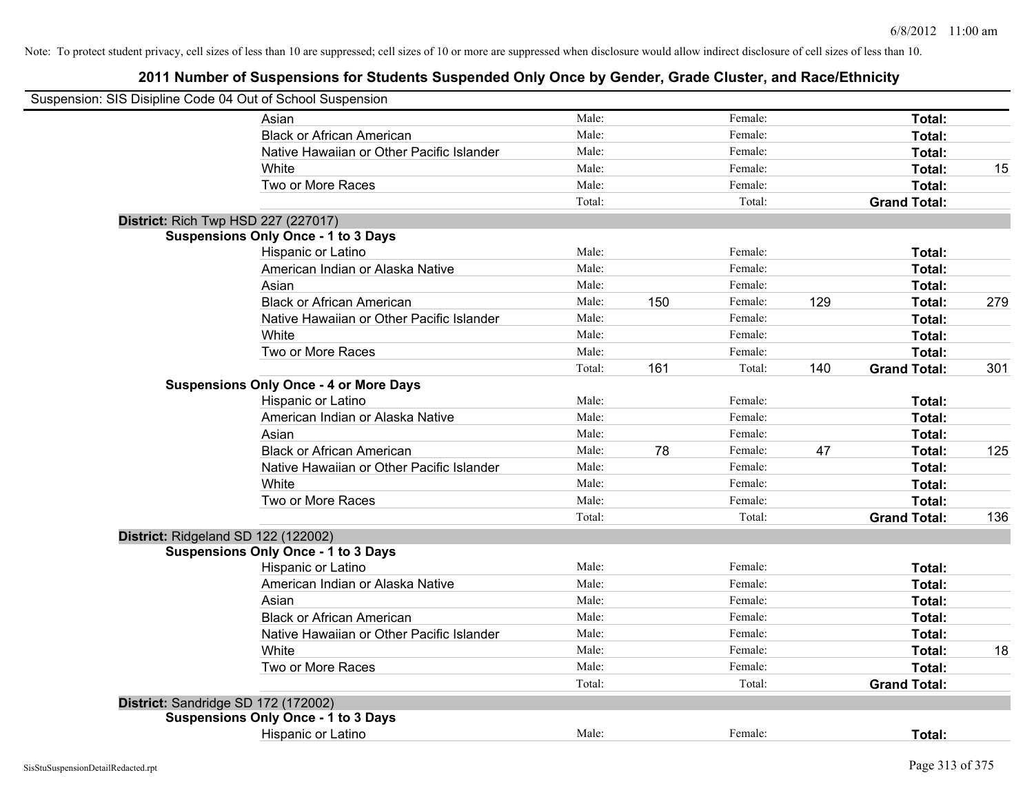Note: To protect student privacy, cell sizes of less than 10 are suppressed; cell sizes of 10 or more are suppressed when disclosure would allow indirect disclosure of cell sizes of less than 10.

# 2011 Number of Suspensions for Students Suspended Only Once by Gender, Grade Cluster, and Race/Ethnicity

Suspension: SIS Disipline Code 04 Out of School Suspension

| | | | | | | |
|---|---|---|---|---|---|---|
| Asian | Male: | | Female: | | **Total:** | |
| Black or African American | Male: | | Female: | | **Total:** | |
| Native Hawaiian or Other Pacific Islander | Male: | | Female: | | **Total:** | |
| White | Male: | | Female: | | **Total:** | 15 |
| Two or More Races | Male: | | Female: | | **Total:** | |
| | Total: | | Total: | | **Grand Total:** | |

**District:** Rich Twp HSD 227 (227017)

**Suspensions Only Once - 1 to 3 Days**

| | | | | | | |
|---|---|---|---|---|---|---|
| Hispanic or Latino | Male: | | Female: | | **Total:** | |
| American Indian or Alaska Native | Male: | | Female: | | **Total:** | |
| Asian | Male: | | Female: | | **Total:** | |
| Black or African American | Male: | 150 | Female: | 129 | **Total:** | 279 |
| Native Hawaiian or Other Pacific Islander | Male: | | Female: | | **Total:** | |
| White | Male: | | Female: | | **Total:** | |
| Two or More Races | Male: | | Female: | | **Total:** | |
| | Total: | 161 | Total: | 140 | **Grand Total:** | 301 |

**Suspensions Only Once - 4 or More Days**

| | | | | | | |
|---|---|---|---|---|---|---|
| Hispanic or Latino | Male: | | Female: | | **Total:** | |
| American Indian or Alaska Native | Male: | | Female: | | **Total:** | |
| Asian | Male: | | Female: | | **Total:** | |
| Black or African American | Male: | 78 | Female: | 47 | **Total:** | 125 |
| Native Hawaiian or Other Pacific Islander | Male: | | Female: | | **Total:** | |
| White | Male: | | Female: | | **Total:** | |
| Two or More Races | Male: | | Female: | | **Total:** | |
| | Total: | | Total: | | **Grand Total:** | 136 |

**District:** Ridgeland SD 122 (122002)

**Suspensions Only Once - 1 to 3 Days**

| | | | | | | |
|---|---|---|---|---|---|---|
| Hispanic or Latino | Male: | | Female: | | **Total:** | |
| American Indian or Alaska Native | Male: | | Female: | | **Total:** | |
| Asian | Male: | | Female: | | **Total:** | |
| Black or African American | Male: | | Female: | | **Total:** | |
| Native Hawaiian or Other Pacific Islander | Male: | | Female: | | **Total:** | |
| White | Male: | | Female: | | **Total:** | 18 |
| Two or More Races | Male: | | Female: | | **Total:** | |
| | Total: | | Total: | | **Grand Total:** | |

**District:** Sandridge SD 172 (172002)

**Suspensions Only Once - 1 to 3 Days**

| | | | | | | |
|---|---|---|---|---|---|---|
| Hispanic or Latino | Male: | | Female: | | **Total:** | |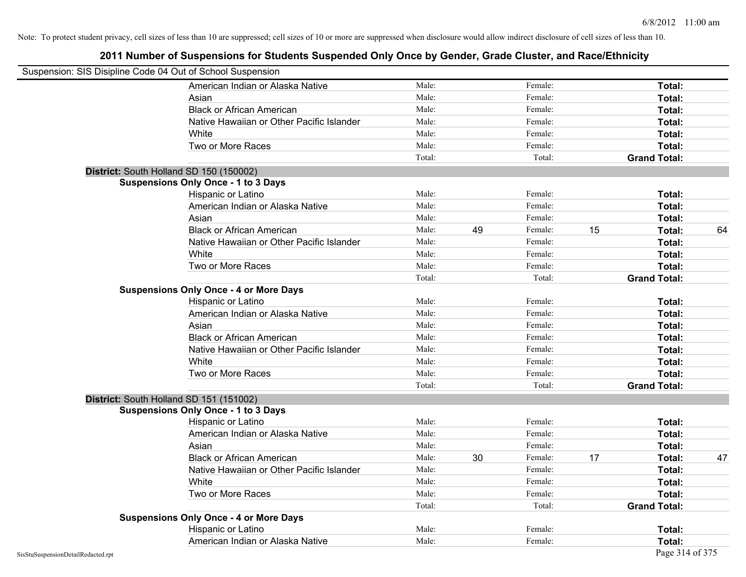Note: To protect student privacy, cell sizes of less than 10 are suppressed; cell sizes of 10 or more are suppressed when disclosure would allow indirect disclosure of cell sizes of less than 10.

# 2011 Number of Suspensions for Students Suspended Only Once by Gender, Grade Cluster, and Race/Ethnicity

Suspension: SIS Disipline Code 04 Out of School Suspension

| | | | | | | |
|---|---|---|---|---|---|---|
| American Indian or Alaska Native | Male: | | Female: | | **Total:** | |
| Asian | Male: | | Female: | | **Total:** | |
| Black or African American | Male: | | Female: | | **Total:** | |
| Native Hawaiian or Other Pacific Islander | Male: | | Female: | | **Total:** | |
| White | Male: | | Female: | | **Total:** | |
| Two or More Races | Male: | | Female: | | **Total:** | |
| | Total: | | Total: | | **Grand Total:** | |

**District:** South Holland SD 150 (150002)

**Suspensions Only Once - 1 to 3 Days**

| | | | | | | |
|---|---|---|---|---|---|---|
| Hispanic or Latino | Male: | | Female: | | **Total:** | |
| American Indian or Alaska Native | Male: | | Female: | | **Total:** | |
| Asian | Male: | | Female: | | **Total:** | |
| Black or African American | Male: | 49 | Female: | 15 | **Total:** | 64 |
| Native Hawaiian or Other Pacific Islander | Male: | | Female: | | **Total:** | |
| White | Male: | | Female: | | **Total:** | |
| Two or More Races | Male: | | Female: | | **Total:** | |
| | Total: | | Total: | | **Grand Total:** | |

**Suspensions Only Once - 4 or More Days**

| | | | | | | |
|---|---|---|---|---|---|---|
| Hispanic or Latino | Male: | | Female: | | **Total:** | |
| American Indian or Alaska Native | Male: | | Female: | | **Total:** | |
| Asian | Male: | | Female: | | **Total:** | |
| Black or African American | Male: | | Female: | | **Total:** | |
| Native Hawaiian or Other Pacific Islander | Male: | | Female: | | **Total:** | |
| White | Male: | | Female: | | **Total:** | |
| Two or More Races | Male: | | Female: | | **Total:** | |
| | Total: | | Total: | | **Grand Total:** | |

**District:** South Holland SD 151 (151002)

**Suspensions Only Once - 1 to 3 Days**

| | | | | | | |
|---|---|---|---|---|---|---|
| Hispanic or Latino | Male: | | Female: | | **Total:** | |
| American Indian or Alaska Native | Male: | | Female: | | **Total:** | |
| Asian | Male: | | Female: | | **Total:** | |
| Black or African American | Male: | 30 | Female: | 17 | **Total:** | 47 |
| Native Hawaiian or Other Pacific Islander | Male: | | Female: | | **Total:** | |
| White | Male: | | Female: | | **Total:** | |
| Two or More Races | Male: | | Female: | | **Total:** | |
| | Total: | | Total: | | **Grand Total:** | |

**Suspensions Only Once - 4 or More Days**

| | | | | | | |
|---|---|---|---|---|---|---|
| Hispanic or Latino | Male: | | Female: | | **Total:** | |
| American Indian or Alaska Native | Male: | | Female: | | **Total:** | |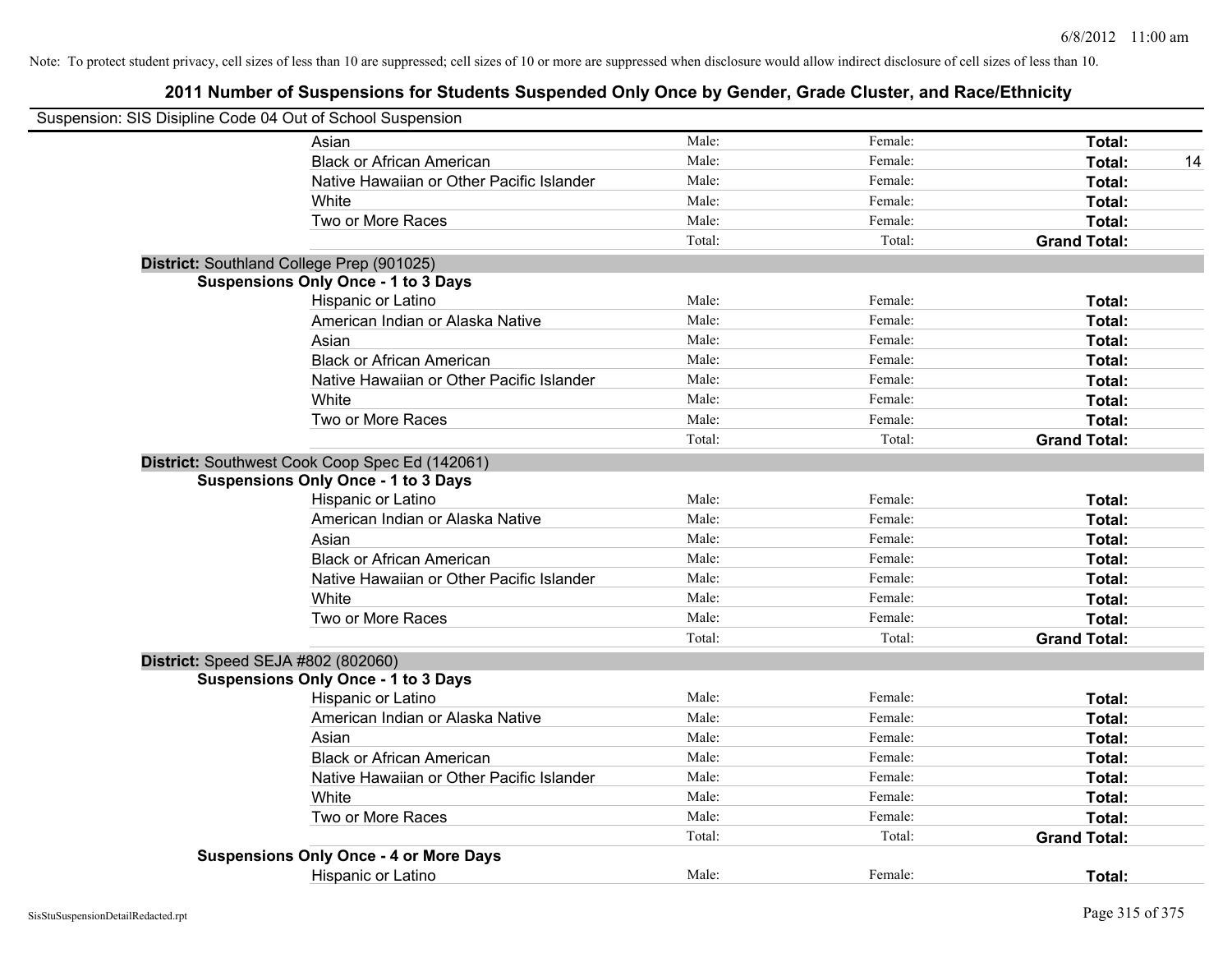Note: To protect student privacy, cell sizes of less than 10 are suppressed; cell sizes of 10 or more are suppressed when disclosure would allow indirect disclosure of cell sizes of less than 10.

## 2011 Number of Suspensions for Students Suspended Only Once by Gender, Grade Cluster, and Race/Ethnicity

Suspension: SIS Disipline Code 04 Out of School Suspension

| | Male: | Female: | Total: |
|---|---|---|---|
| Asian | Male: | Female: | **Total:** |
| Black or African American | Male: | Female: | **Total:** 14 |
| Native Hawaiian or Other Pacific Islander | Male: | Female: | **Total:** |
| White | Male: | Female: | **Total:** |
| Two or More Races | Male: | Female: | **Total:** |
| | Total: | Total: | **Grand Total:** |

**District:** Southland College Prep (901025)

**Suspensions Only Once - 1 to 3 Days**

| | | | |
|---|---|---|---|
| Hispanic or Latino | Male: | Female: | **Total:** |
| American Indian or Alaska Native | Male: | Female: | **Total:** |
| Asian | Male: | Female: | **Total:** |
| Black or African American | Male: | Female: | **Total:** |
| Native Hawaiian or Other Pacific Islander | Male: | Female: | **Total:** |
| White | Male: | Female: | **Total:** |
| Two or More Races | Male: | Female: | **Total:** |
| | Total: | Total: | **Grand Total:** |

**District:** Southwest Cook Coop Spec Ed (142061)

**Suspensions Only Once - 1 to 3 Days**

| | | | |
|---|---|---|---|
| Hispanic or Latino | Male: | Female: | **Total:** |
| American Indian or Alaska Native | Male: | Female: | **Total:** |
| Asian | Male: | Female: | **Total:** |
| Black or African American | Male: | Female: | **Total:** |
| Native Hawaiian or Other Pacific Islander | Male: | Female: | **Total:** |
| White | Male: | Female: | **Total:** |
| Two or More Races | Male: | Female: | **Total:** |
| | Total: | Total: | **Grand Total:** |

**District:** Speed SEJA #802 (802060)

**Suspensions Only Once - 1 to 3 Days**

| | | | |
|---|---|---|---|
| Hispanic or Latino | Male: | Female: | **Total:** |
| American Indian or Alaska Native | Male: | Female: | **Total:** |
| Asian | Male: | Female: | **Total:** |
| Black or African American | Male: | Female: | **Total:** |
| Native Hawaiian or Other Pacific Islander | Male: | Female: | **Total:** |
| White | Male: | Female: | **Total:** |
| Two or More Races | Male: | Female: | **Total:** |
| | Total: | Total: | **Grand Total:** |

**Suspensions Only Once - 4 or More Days**

| | | | |
|---|---|---|---|
| Hispanic or Latino | Male: | Female: | **Total:** |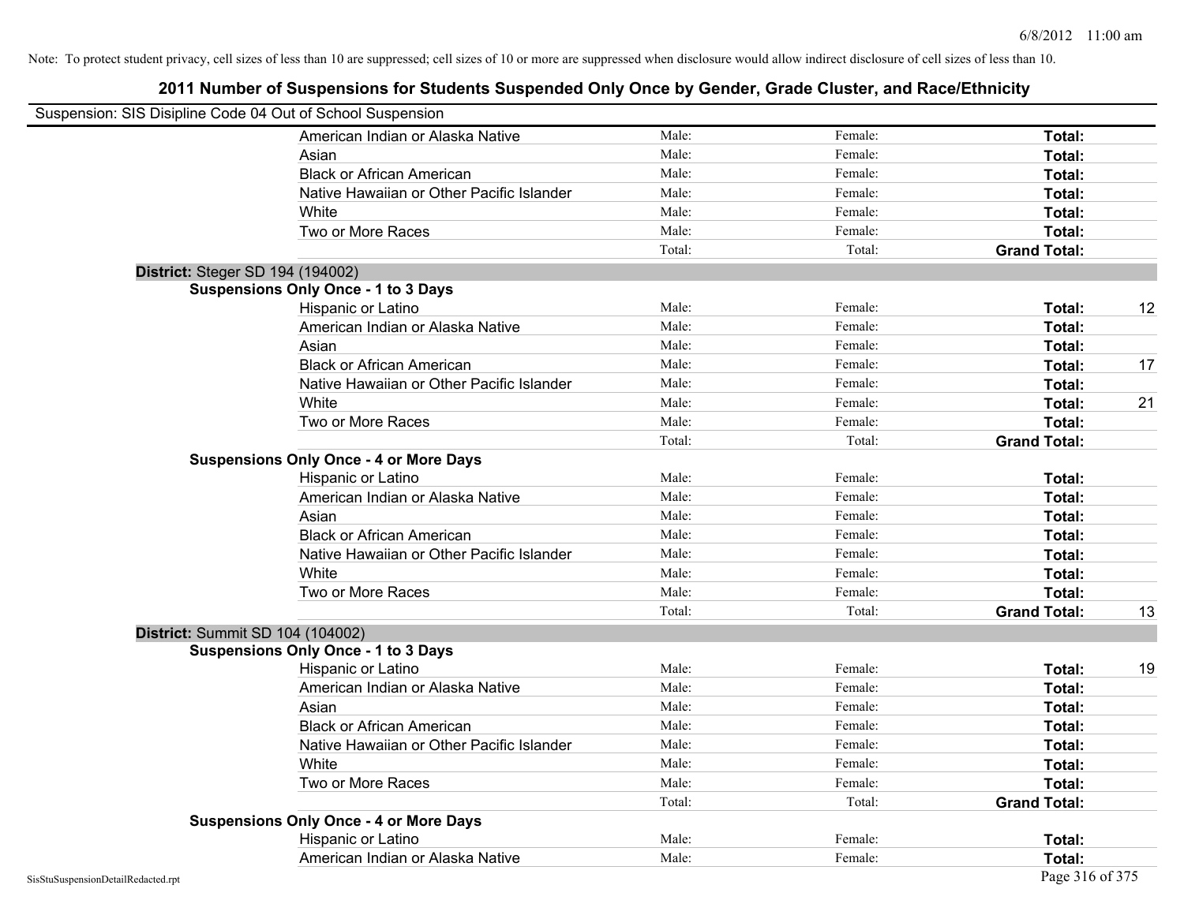Note: To protect student privacy, cell sizes of less than 10 are suppressed; cell sizes of 10 or more are suppressed when disclosure would allow indirect disclosure of cell sizes of less than 10.

# 2011 Number of Suspensions for Students Suspended Only Once by Gender, Grade Cluster, and Race/Ethnicity

Suspension: SIS Disipline Code 04 Out of School Suspension

| | | | | |
|---|---|---|---|---|
| American Indian or Alaska Native | Male: | Female: | **Total:** | |
| Asian | Male: | Female: | **Total:** | |
| Black or African American | Male: | Female: | **Total:** | |
| Native Hawaiian or Other Pacific Islander | Male: | Female: | **Total:** | |
| White | Male: | Female: | **Total:** | |
| Two or More Races | Male: | Female: | **Total:** | |
| | Total: | Total: | **Grand Total:** | |

**District:** Steger SD 194 (194002)

**Suspensions Only Once - 1 to 3 Days**

| | | | | |
|---|---|---|---|---|
| Hispanic or Latino | Male: | Female: | **Total:** | 12 |
| American Indian or Alaska Native | Male: | Female: | **Total:** | |
| Asian | Male: | Female: | **Total:** | |
| Black or African American | Male: | Female: | **Total:** | 17 |
| Native Hawaiian or Other Pacific Islander | Male: | Female: | **Total:** | |
| White | Male: | Female: | **Total:** | 21 |
| Two or More Races | Male: | Female: | **Total:** | |
| | Total: | Total: | **Grand Total:** | |

**Suspensions Only Once - 4 or More Days**

| | | | | |
|---|---|---|---|---|
| Hispanic or Latino | Male: | Female: | **Total:** | |
| American Indian or Alaska Native | Male: | Female: | **Total:** | |
| Asian | Male: | Female: | **Total:** | |
| Black or African American | Male: | Female: | **Total:** | |
| Native Hawaiian or Other Pacific Islander | Male: | Female: | **Total:** | |
| White | Male: | Female: | **Total:** | |
| Two or More Races | Male: | Female: | **Total:** | |
| | Total: | Total: | **Grand Total:** | 13 |

**District:** Summit SD 104 (104002)

**Suspensions Only Once - 1 to 3 Days**

| | | | | |
|---|---|---|---|---|
| Hispanic or Latino | Male: | Female: | **Total:** | 19 |
| American Indian or Alaska Native | Male: | Female: | **Total:** | |
| Asian | Male: | Female: | **Total:** | |
| Black or African American | Male: | Female: | **Total:** | |
| Native Hawaiian or Other Pacific Islander | Male: | Female: | **Total:** | |
| White | Male: | Female: | **Total:** | |
| Two or More Races | Male: | Female: | **Total:** | |
| | Total: | Total: | **Grand Total:** | |

**Suspensions Only Once - 4 or More Days**

| | | | | |
|---|---|---|---|---|
| Hispanic or Latino | Male: | Female: | **Total:** | |
| American Indian or Alaska Native | Male: | Female: | **Total:** | |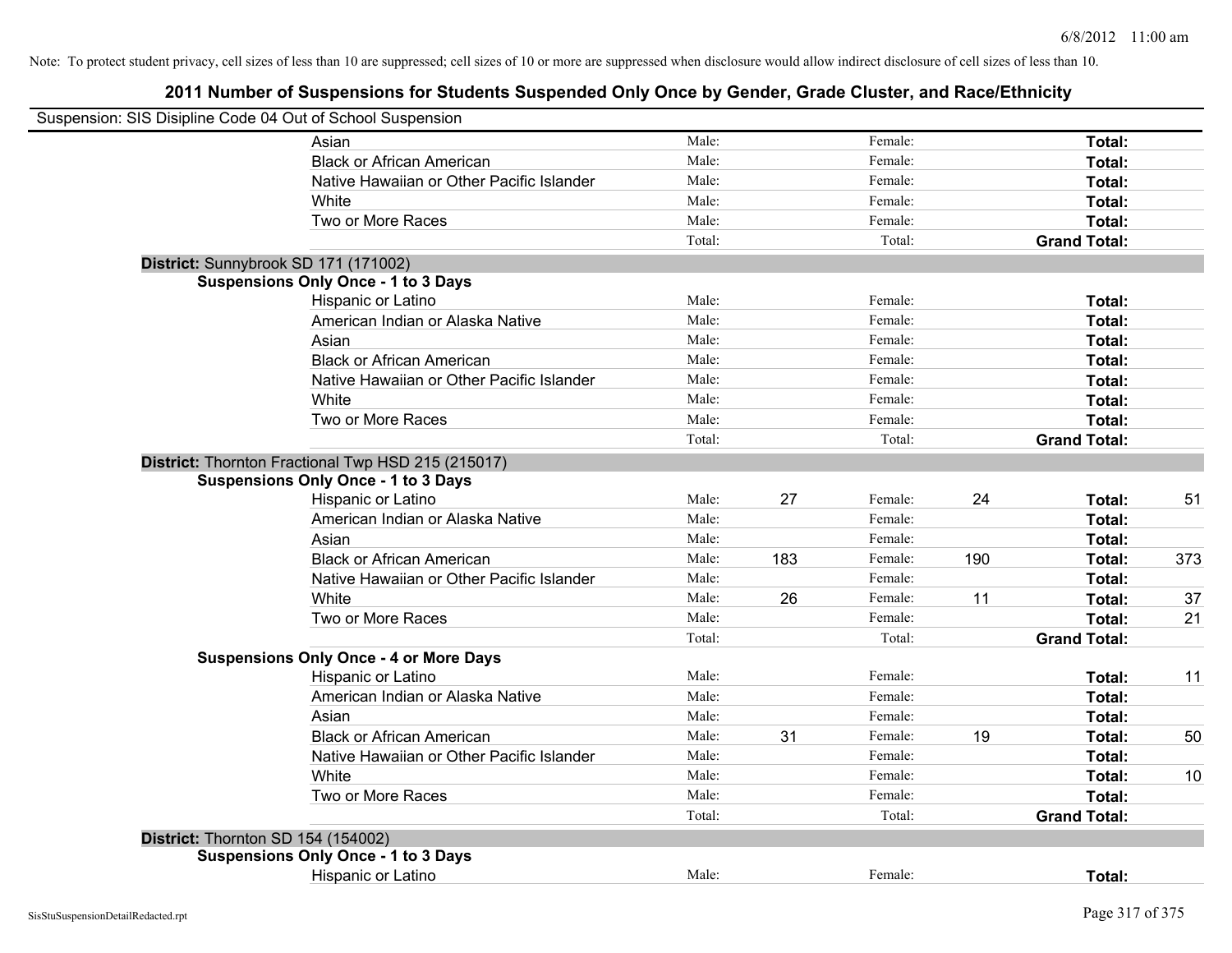Note: To protect student privacy, cell sizes of less than 10 are suppressed; cell sizes of 10 or more are suppressed when disclosure would allow indirect disclosure of cell sizes of less than 10.

## 2011 Number of Suspensions for Students Suspended Only Once by Gender, Grade Cluster, and Race/Ethnicity

Suspension: SIS Disipline Code 04 Out of School Suspension

| | | | | | | | |
|---|---|---|---|---|---|---|---|
| Asian | Male: | | Female: | | **Total:** | |
| Black or African American | Male: | | Female: | | **Total:** | |
| Native Hawaiian or Other Pacific Islander | Male: | | Female: | | **Total:** | |
| White | Male: | | Female: | | **Total:** | |
| Two or More Races | Male: | | Female: | | **Total:** | |
| | Total: | | Total: | | **Grand Total:** | |

**District:** Sunnybrook SD 171 (171002)

**Suspensions Only Once - 1 to 3 Days**

| | | | | | | |
|---|---|---|---|---|---|---|
| Hispanic or Latino | Male: | | Female: | | **Total:** | |
| American Indian or Alaska Native | Male: | | Female: | | **Total:** | |
| Asian | Male: | | Female: | | **Total:** | |
| Black or African American | Male: | | Female: | | **Total:** | |
| Native Hawaiian or Other Pacific Islander | Male: | | Female: | | **Total:** | |
| White | Male: | | Female: | | **Total:** | |
| Two or More Races | Male: | | Female: | | **Total:** | |
| | Total: | | Total: | | **Grand Total:** | |

**District:** Thornton Fractional Twp HSD 215 (215017)

**Suspensions Only Once - 1 to 3 Days**

| | | | | | | |
|---|---|---|---|---|---|---|
| Hispanic or Latino | Male: | 27 | Female: | 24 | **Total:** | 51 |
| American Indian or Alaska Native | Male: | | Female: | | **Total:** | |
| Asian | Male: | | Female: | | **Total:** | |
| Black or African American | Male: | 183 | Female: | 190 | **Total:** | 373 |
| Native Hawaiian or Other Pacific Islander | Male: | | Female: | | **Total:** | |
| White | Male: | 26 | Female: | 11 | **Total:** | 37 |
| Two or More Races | Male: | | Female: | | **Total:** | 21 |
| | Total: | | Total: | | **Grand Total:** | |

**Suspensions Only Once - 4 or More Days**

| | | | | | | |
|---|---|---|---|---|---|---|
| Hispanic or Latino | Male: | | Female: | | **Total:** | 11 |
| American Indian or Alaska Native | Male: | | Female: | | **Total:** | |
| Asian | Male: | | Female: | | **Total:** | |
| Black or African American | Male: | 31 | Female: | 19 | **Total:** | 50 |
| Native Hawaiian or Other Pacific Islander | Male: | | Female: | | **Total:** | |
| White | Male: | | Female: | | **Total:** | 10 |
| Two or More Races | Male: | | Female: | | **Total:** | |
| | Total: | | Total: | | **Grand Total:** | |

**District:** Thornton SD 154 (154002)

**Suspensions Only Once - 1 to 3 Days**

| | | | | | | |
|---|---|---|---|---|---|---|
| Hispanic or Latino | Male: | | Female: | | **Total:** | |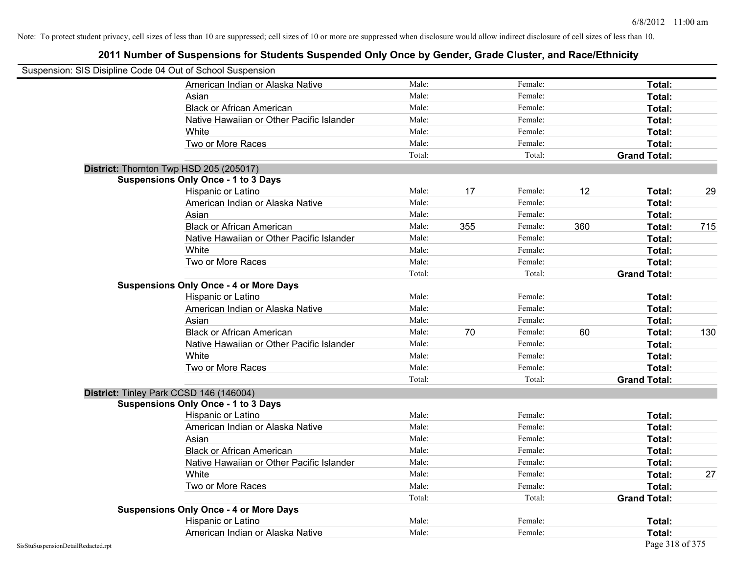Note: To protect student privacy, cell sizes of less than 10 are suppressed; cell sizes of 10 or more are suppressed when disclosure would allow indirect disclosure of cell sizes of less than 10.

## 2011 Number of Suspensions for Students Suspended Only Once by Gender, Grade Cluster, and Race/Ethnicity

Suspension: SIS Disipline Code 04 Out of School Suspension

| | | | | | |
|---|---|---|---|---|---|
| American Indian or Alaska Native | Male: | | Female: | | Total: | |
| Asian | Male: | | Female: | | Total: | |
| Black or African American | Male: | | Female: | | Total: | |
| Native Hawaiian or Other Pacific Islander | Male: | | Female: | | Total: | |
| White | Male: | | Female: | | Total: | |
| Two or More Races | Male: | | Female: | | Total: | |
| | Total: | | Total: | | Grand Total: | |

**District:** Thornton Twp HSD 205 (205017)

**Suspensions Only Once - 1 to 3 Days**

| | | | | | | |
|---|---|---|---|---|---|---|
| Hispanic or Latino | Male: | 17 | Female: | 12 | Total: | 29 |
| American Indian or Alaska Native | Male: | | Female: | | Total: | |
| Asian | Male: | | Female: | | Total: | |
| Black or African American | Male: | 355 | Female: | 360 | Total: | 715 |
| Native Hawaiian or Other Pacific Islander | Male: | | Female: | | Total: | |
| White | Male: | | Female: | | Total: | |
| Two or More Races | Male: | | Female: | | Total: | |
| | Total: | | Total: | | Grand Total: | |

**Suspensions Only Once - 4 or More Days**

| | | | | | | |
|---|---|---|---|---|---|---|
| Hispanic or Latino | Male: | | Female: | | Total: | |
| American Indian or Alaska Native | Male: | | Female: | | Total: | |
| Asian | Male: | | Female: | | Total: | |
| Black or African American | Male: | 70 | Female: | 60 | Total: | 130 |
| Native Hawaiian or Other Pacific Islander | Male: | | Female: | | Total: | |
| White | Male: | | Female: | | Total: | |
| Two or More Races | Male: | | Female: | | Total: | |
| | Total: | | Total: | | Grand Total: | |

**District:** Tinley Park CCSD 146 (146004)

**Suspensions Only Once - 1 to 3 Days**

| | | | | | | |
|---|---|---|---|---|---|---|
| Hispanic or Latino | Male: | | Female: | | Total: | |
| American Indian or Alaska Native | Male: | | Female: | | Total: | |
| Asian | Male: | | Female: | | Total: | |
| Black or African American | Male: | | Female: | | Total: | |
| Native Hawaiian or Other Pacific Islander | Male: | | Female: | | Total: | |
| White | Male: | | Female: | | Total: | 27 |
| Two or More Races | Male: | | Female: | | Total: | |
| | Total: | | Total: | | Grand Total: | |

**Suspensions Only Once - 4 or More Days**

| | | | | | | |
|---|---|---|---|---|---|---|
| Hispanic or Latino | Male: | | Female: | | Total: | |
| American Indian or Alaska Native | Male: | | Female: | | Total: | |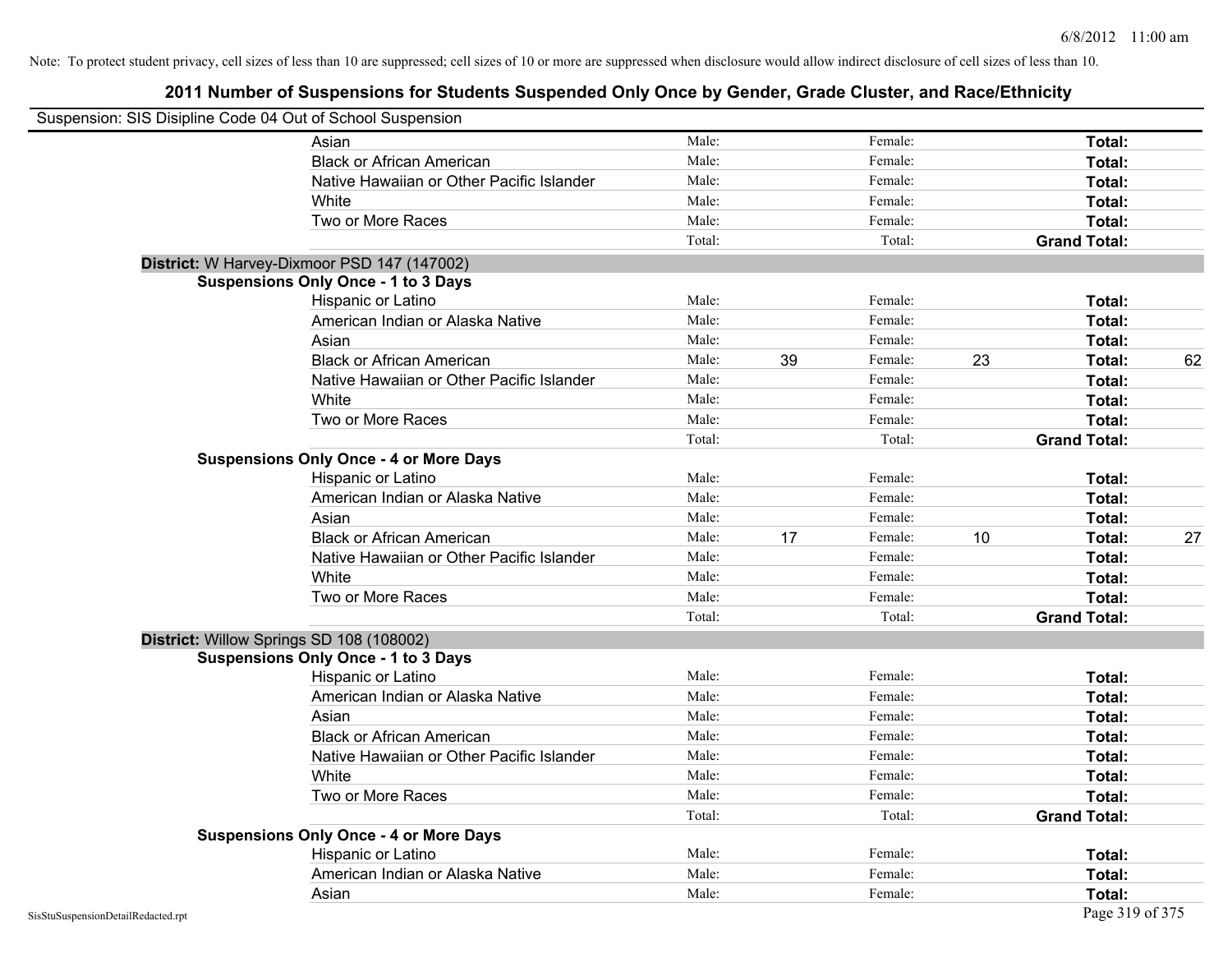Note: To protect student privacy, cell sizes of less than 10 are suppressed; cell sizes of 10 or more are suppressed when disclosure would allow indirect disclosure of cell sizes of less than 10.

# 2011 Number of Suspensions for Students Suspended Only Once by Gender, Grade Cluster, and Race/Ethnicity

Suspension: SIS Disipline Code 04 Out of School Suspension

| | | | | | | |
|---|---|---|---|---|---|---|
| Asian | Male: | | Female: | | **Total:** | |
| Black or African American | Male: | | Female: | | **Total:** | |
| Native Hawaiian or Other Pacific Islander | Male: | | Female: | | **Total:** | |
| White | Male: | | Female: | | **Total:** | |
| Two or More Races | Male: | | Female: | | **Total:** | |
| | Total: | | Total: | | **Grand Total:** | |

**District:** W Harvey-Dixmoor PSD 147 (147002)

**Suspensions Only Once - 1 to 3 Days**

| | | | | | | |
|---|---|---|---|---|---|---|
| Hispanic or Latino | Male: | | Female: | | **Total:** | |
| American Indian or Alaska Native | Male: | | Female: | | **Total:** | |
| Asian | Male: | | Female: | | **Total:** | |
| Black or African American | Male: | 39 | Female: | 23 | **Total:** | 62 |
| Native Hawaiian or Other Pacific Islander | Male: | | Female: | | **Total:** | |
| White | Male: | | Female: | | **Total:** | |
| Two or More Races | Male: | | Female: | | **Total:** | |
| | Total: | | Total: | | **Grand Total:** | |

**Suspensions Only Once - 4 or More Days**

| | | | | | | |
|---|---|---|---|---|---|---|
| Hispanic or Latino | Male: | | Female: | | **Total:** | |
| American Indian or Alaska Native | Male: | | Female: | | **Total:** | |
| Asian | Male: | | Female: | | **Total:** | |
| Black or African American | Male: | 17 | Female: | 10 | **Total:** | 27 |
| Native Hawaiian or Other Pacific Islander | Male: | | Female: | | **Total:** | |
| White | Male: | | Female: | | **Total:** | |
| Two or More Races | Male: | | Female: | | **Total:** | |
| | Total: | | Total: | | **Grand Total:** | |

**District:** Willow Springs SD 108 (108002)

**Suspensions Only Once - 1 to 3 Days**

| | | | | | | |
|---|---|---|---|---|---|---|
| Hispanic or Latino | Male: | | Female: | | **Total:** | |
| American Indian or Alaska Native | Male: | | Female: | | **Total:** | |
| Asian | Male: | | Female: | | **Total:** | |
| Black or African American | Male: | | Female: | | **Total:** | |
| Native Hawaiian or Other Pacific Islander | Male: | | Female: | | **Total:** | |
| White | Male: | | Female: | | **Total:** | |
| Two or More Races | Male: | | Female: | | **Total:** | |
| | Total: | | Total: | | **Grand Total:** | |

**Suspensions Only Once - 4 or More Days**

| | | | | | | |
|---|---|---|---|---|---|---|
| Hispanic or Latino | Male: | | Female: | | **Total:** | |
| American Indian or Alaska Native | Male: | | Female: | | **Total:** | |
| Asian | Male: | | Female: | | **Total:** | |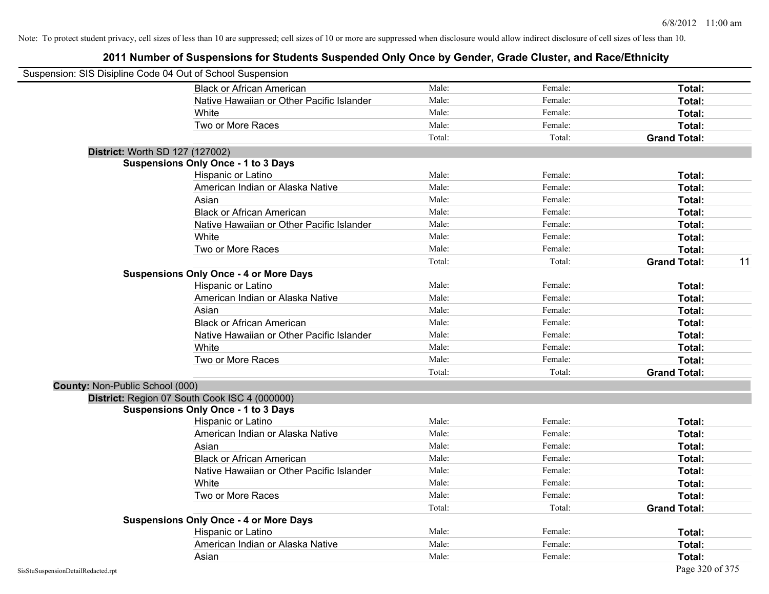Note: To protect student privacy, cell sizes of less than 10 are suppressed; cell sizes of 10 or more are suppressed when disclosure would allow indirect disclosure of cell sizes of less than 10.

# 2011 Number of Suspensions for Students Suspended Only Once by Gender, Grade Cluster, and Race/Ethnicity

Suspension: SIS Disipline Code 04 Out of School Suspension

| | | | | |
|---|---|---|---|---|
| Black or African American | Male: | Female: | **Total:** | |
| Native Hawaiian or Other Pacific Islander | Male: | Female: | **Total:** | |
| White | Male: | Female: | **Total:** | |
| Two or More Races | Male: | Female: | **Total:** | |
| | Total: | Total: | **Grand Total:** | |

**District:** Worth SD 127 (127002)

**Suspensions Only Once - 1 to 3 Days**

| | | | | |
|---|---|---|---|---|
| Hispanic or Latino | Male: | Female: | **Total:** | |
| American Indian or Alaska Native | Male: | Female: | **Total:** | |
| Asian | Male: | Female: | **Total:** | |
| Black or African American | Male: | Female: | **Total:** | |
| Native Hawaiian or Other Pacific Islander | Male: | Female: | **Total:** | |
| White | Male: | Female: | **Total:** | |
| Two or More Races | Male: | Female: | **Total:** | |
| | Total: | Total: | **Grand Total:** | 11 |

**Suspensions Only Once - 4 or More Days**

| | | | | |
|---|---|---|---|---|
| Hispanic or Latino | Male: | Female: | **Total:** | |
| American Indian or Alaska Native | Male: | Female: | **Total:** | |
| Asian | Male: | Female: | **Total:** | |
| Black or African American | Male: | Female: | **Total:** | |
| Native Hawaiian or Other Pacific Islander | Male: | Female: | **Total:** | |
| White | Male: | Female: | **Total:** | |
| Two or More Races | Male: | Female: | **Total:** | |
| | Total: | Total: | **Grand Total:** | |

**County:** Non-Public School (000)

**District:** Region 07 South Cook ISC 4 (000000)

**Suspensions Only Once - 1 to 3 Days**

| | | | | |
|---|---|---|---|---|
| Hispanic or Latino | Male: | Female: | **Total:** | |
| American Indian or Alaska Native | Male: | Female: | **Total:** | |
| Asian | Male: | Female: | **Total:** | |
| Black or African American | Male: | Female: | **Total:** | |
| Native Hawaiian or Other Pacific Islander | Male: | Female: | **Total:** | |
| White | Male: | Female: | **Total:** | |
| Two or More Races | Male: | Female: | **Total:** | |
| | Total: | Total: | **Grand Total:** | |

**Suspensions Only Once - 4 or More Days**

| | | | | |
|---|---|---|---|---|
| Hispanic or Latino | Male: | Female: | **Total:** | |
| American Indian or Alaska Native | Male: | Female: | **Total:** | |
| Asian | Male: | Female: | **Total:** | |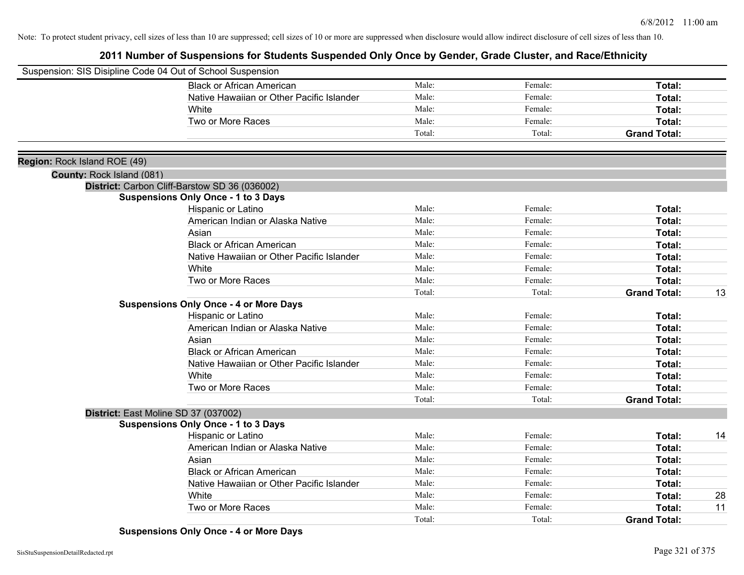Note: To protect student privacy, cell sizes of less than 10 are suppressed; cell sizes of 10 or more are suppressed when disclosure would allow indirect disclosure of cell sizes of less than 10.

# 2011 Number of Suspensions for Students Suspended Only Once by Gender, Grade Cluster, and Race/Ethnicity

Suspension: SIS Disipline Code 04 Out of School Suspension

| | Male | Female | Total | |
|---|---|---|---|---|
| Black or African American | Male: | Female: | **Total:** | |
| Native Hawaiian or Other Pacific Islander | Male: | Female: | **Total:** | |
| White | Male: | Female: | **Total:** | |
| Two or More Races | Male: | Female: | **Total:** | |
| | Total: | Total: | **Grand Total:** | |

**Region:** Rock Island ROE (49)

**County:** Rock Island (081)

**District:** Carbon Cliff-Barstow SD 36 (036002)

**Suspensions Only Once - 1 to 3 Days**

| | Male | Female | Total | |
|---|---|---|---|---|
| Hispanic or Latino | Male: | Female: | **Total:** | |
| American Indian or Alaska Native | Male: | Female: | **Total:** | |
| Asian | Male: | Female: | **Total:** | |
| Black or African American | Male: | Female: | **Total:** | |
| Native Hawaiian or Other Pacific Islander | Male: | Female: | **Total:** | |
| White | Male: | Female: | **Total:** | |
| Two or More Races | Male: | Female: | **Total:** | |
| | Total: | Total: | **Grand Total:** | 13 |

**Suspensions Only Once - 4 or More Days**

| | Male | Female | Total | |
|---|---|---|---|---|
| Hispanic or Latino | Male: | Female: | **Total:** | |
| American Indian or Alaska Native | Male: | Female: | **Total:** | |
| Asian | Male: | Female: | **Total:** | |
| Black or African American | Male: | Female: | **Total:** | |
| Native Hawaiian or Other Pacific Islander | Male: | Female: | **Total:** | |
| White | Male: | Female: | **Total:** | |
| Two or More Races | Male: | Female: | **Total:** | |
| | Total: | Total: | **Grand Total:** | |

**District:** East Moline SD 37 (037002)

**Suspensions Only Once - 1 to 3 Days**

| | Male | Female | Total | |
|---|---|---|---|---|
| Hispanic or Latino | Male: | Female: | **Total:** | 14 |
| American Indian or Alaska Native | Male: | Female: | **Total:** | |
| Asian | Male: | Female: | **Total:** | |
| Black or African American | Male: | Female: | **Total:** | |
| Native Hawaiian or Other Pacific Islander | Male: | Female: | **Total:** | |
| White | Male: | Female: | **Total:** | 28 |
| Two or More Races | Male: | Female: | **Total:** | 11 |
| | Total: | Total: | **Grand Total:** | |

**Suspensions Only Once - 4 or More Days**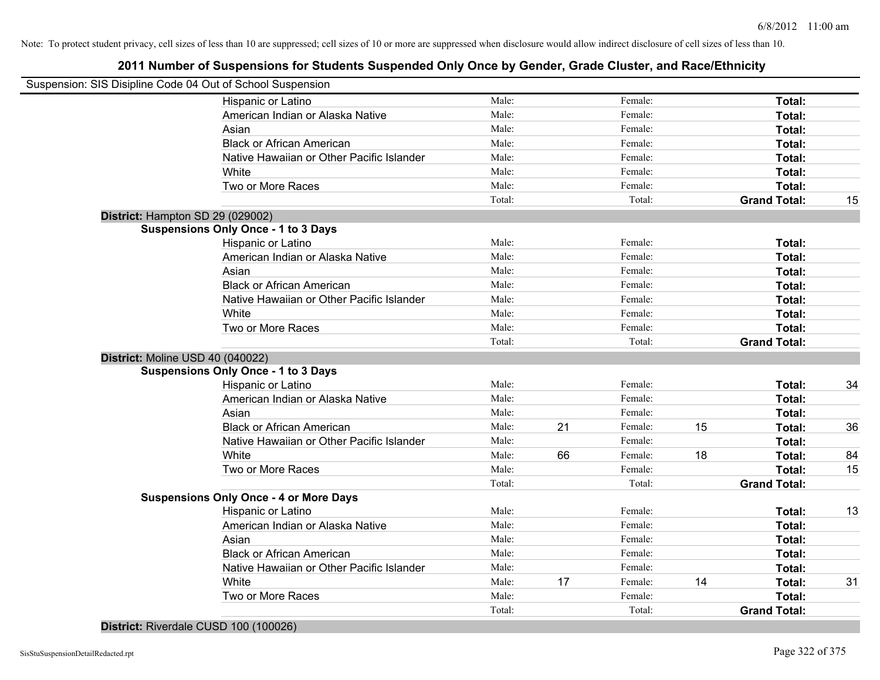Note: To protect student privacy, cell sizes of less than 10 are suppressed; cell sizes of 10 or more are suppressed when disclosure would allow indirect disclosure of cell sizes of less than 10.

# 2011 Number of Suspensions for Students Suspended Only Once by Gender, Grade Cluster, and Race/Ethnicity

Suspension: SIS Disipline Code 04 Out of School Suspension

| | | | | | | |
|---|---|---|---|---|---|---|
| Hispanic or Latino | Male: | | Female: | | **Total:** | |
| American Indian or Alaska Native | Male: | | Female: | | **Total:** | |
| Asian | Male: | | Female: | | **Total:** | |
| Black or African American | Male: | | Female: | | **Total:** | |
| Native Hawaiian or Other Pacific Islander | Male: | | Female: | | **Total:** | |
| White | Male: | | Female: | | **Total:** | |
| Two or More Races | Male: | | Female: | | **Total:** | |
| | Total: | | Total: | | **Grand Total:** | 15 |

**District:** Hampton SD 29 (029002)

**Suspensions Only Once - 1 to 3 Days**

| | | | | | | |
|---|---|---|---|---|---|---|
| Hispanic or Latino | Male: | | Female: | | **Total:** | |
| American Indian or Alaska Native | Male: | | Female: | | **Total:** | |
| Asian | Male: | | Female: | | **Total:** | |
| Black or African American | Male: | | Female: | | **Total:** | |
| Native Hawaiian or Other Pacific Islander | Male: | | Female: | | **Total:** | |
| White | Male: | | Female: | | **Total:** | |
| Two or More Races | Male: | | Female: | | **Total:** | |
| | Total: | | Total: | | **Grand Total:** | |

**District:** Moline USD 40 (040022)

**Suspensions Only Once - 1 to 3 Days**

| | | | | | | |
|---|---|---|---|---|---|---|
| Hispanic or Latino | Male: | | Female: | | **Total:** | 34 |
| American Indian or Alaska Native | Male: | | Female: | | **Total:** | |
| Asian | Male: | | Female: | | **Total:** | |
| Black or African American | Male: | 21 | Female: | 15 | **Total:** | 36 |
| Native Hawaiian or Other Pacific Islander | Male: | | Female: | | **Total:** | |
| White | Male: | 66 | Female: | 18 | **Total:** | 84 |
| Two or More Races | Male: | | Female: | | **Total:** | 15 |
| | Total: | | Total: | | **Grand Total:** | |

**Suspensions Only Once - 4 or More Days**

| | | | | | | |
|---|---|---|---|---|---|---|
| Hispanic or Latino | Male: | | Female: | | **Total:** | 13 |
| American Indian or Alaska Native | Male: | | Female: | | **Total:** | |
| Asian | Male: | | Female: | | **Total:** | |
| Black or African American | Male: | | Female: | | **Total:** | |
| Native Hawaiian or Other Pacific Islander | Male: | | Female: | | **Total:** | |
| White | Male: | 17 | Female: | 14 | **Total:** | 31 |
| Two or More Races | Male: | | Female: | | **Total:** | |
| | Total: | | Total: | | **Grand Total:** | |

**District:** Riverdale CUSD 100 (100026)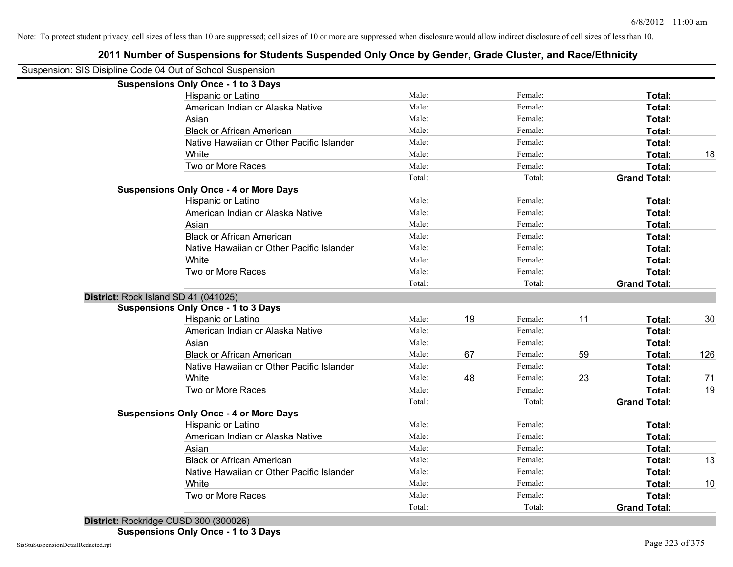Note: To protect student privacy, cell sizes of less than 10 are suppressed; cell sizes of 10 or more are suppressed when disclosure would allow indirect disclosure of cell sizes of less than 10.

# 2011 Number of Suspensions for Students Suspended Only Once by Gender, Grade Cluster, and Race/Ethnicity

Suspension: SIS Disipline Code 04 Out of School Suspension

| | | | | | | |
|---|---|---|---|---|---|---|
| **Suspensions Only Once - 1 to 3 Days** | | | | | | |
| Hispanic or Latino | Male: | | Female: | | **Total:** | |
| American Indian or Alaska Native | Male: | | Female: | | **Total:** | |
| Asian | Male: | | Female: | | **Total:** | |
| Black or African American | Male: | | Female: | | **Total:** | |
| Native Hawaiian or Other Pacific Islander | Male: | | Female: | | **Total:** | |
| White | Male: | | Female: | | **Total:** | 18 |
| Two or More Races | Male: | | Female: | | **Total:** | |
| | Total: | | Total: | | **Grand Total:** | |
| **Suspensions Only Once - 4 or More Days** | | | | | | |
| Hispanic or Latino | Male: | | Female: | | **Total:** | |
| American Indian or Alaska Native | Male: | | Female: | | **Total:** | |
| Asian | Male: | | Female: | | **Total:** | |
| Black or African American | Male: | | Female: | | **Total:** | |
| Native Hawaiian or Other Pacific Islander | Male: | | Female: | | **Total:** | |
| White | Male: | | Female: | | **Total:** | |
| Two or More Races | Male: | | Female: | | **Total:** | |
| | Total: | | Total: | | **Grand Total:** | |

**District:** Rock Island SD 41 (041025)

| | | | | | | |
|---|---|---|---|---|---|---|
| **Suspensions Only Once - 1 to 3 Days** | | | | | | |
| Hispanic or Latino | Male: | 19 | Female: | 11 | **Total:** | 30 |
| American Indian or Alaska Native | Male: | | Female: | | **Total:** | |
| Asian | Male: | | Female: | | **Total:** | |
| Black or African American | Male: | 67 | Female: | 59 | **Total:** | 126 |
| Native Hawaiian or Other Pacific Islander | Male: | | Female: | | **Total:** | |
| White | Male: | 48 | Female: | 23 | **Total:** | 71 |
| Two or More Races | Male: | | Female: | | **Total:** | 19 |
| | Total: | | Total: | | **Grand Total:** | |
| **Suspensions Only Once - 4 or More Days** | | | | | | |
| Hispanic or Latino | Male: | | Female: | | **Total:** | |
| American Indian or Alaska Native | Male: | | Female: | | **Total:** | |
| Asian | Male: | | Female: | | **Total:** | |
| Black or African American | Male: | | Female: | | **Total:** | 13 |
| Native Hawaiian or Other Pacific Islander | Male: | | Female: | | **Total:** | |
| White | Male: | | Female: | | **Total:** | 10 |
| Two or More Races | Male: | | Female: | | **Total:** | |
| | Total: | | Total: | | **Grand Total:** | |

**District:** Rockridge CUSD 300 (300026)

**Suspensions Only Once - 1 to 3 Days**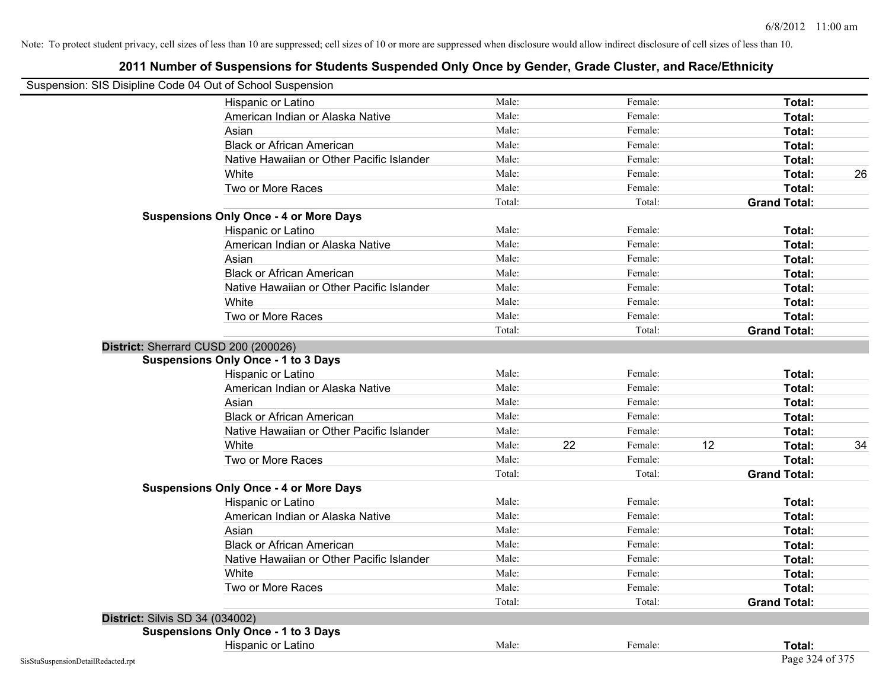Note: To protect student privacy, cell sizes of less than 10 are suppressed; cell sizes of 10 or more are suppressed when disclosure would allow indirect disclosure of cell sizes of less than 10.

# 2011 Number of Suspensions for Students Suspended Only Once by Gender, Grade Cluster, and Race/Ethnicity

Suspension: SIS Disipline Code 04 Out of School Suspension

| | | | | | | |
|---|---|---|---|---|---|---|
| Hispanic or Latino | Male: | | Female: | | **Total:** | |
| American Indian or Alaska Native | Male: | | Female: | | **Total:** | |
| Asian | Male: | | Female: | | **Total:** | |
| Black or African American | Male: | | Female: | | **Total:** | |
| Native Hawaiian or Other Pacific Islander | Male: | | Female: | | **Total:** | |
| White | Male: | | Female: | | **Total:** | 26 |
| Two or More Races | Male: | | Female: | | **Total:** | |
| | Total: | | Total: | | **Grand Total:** | |

**Suspensions Only Once - 4 or More Days**

| | | | | | | |
|---|---|---|---|---|---|---|
| Hispanic or Latino | Male: | | Female: | | **Total:** | |
| American Indian or Alaska Native | Male: | | Female: | | **Total:** | |
| Asian | Male: | | Female: | | **Total:** | |
| Black or African American | Male: | | Female: | | **Total:** | |
| Native Hawaiian or Other Pacific Islander | Male: | | Female: | | **Total:** | |
| White | Male: | | Female: | | **Total:** | |
| Two or More Races | Male: | | Female: | | **Total:** | |
| | Total: | | Total: | | **Grand Total:** | |

**District:** Sherrard CUSD 200 (200026)

**Suspensions Only Once - 1 to 3 Days**

| | | | | | | |
|---|---|---|---|---|---|---|
| Hispanic or Latino | Male: | | Female: | | **Total:** | |
| American Indian or Alaska Native | Male: | | Female: | | **Total:** | |
| Asian | Male: | | Female: | | **Total:** | |
| Black or African American | Male: | | Female: | | **Total:** | |
| Native Hawaiian or Other Pacific Islander | Male: | | Female: | | **Total:** | |
| White | Male: | 22 | Female: | 12 | **Total:** | 34 |
| Two or More Races | Male: | | Female: | | **Total:** | |
| | Total: | | Total: | | **Grand Total:** | |

**Suspensions Only Once - 4 or More Days**

| | | | | | | |
|---|---|---|---|---|---|---|
| Hispanic or Latino | Male: | | Female: | | **Total:** | |
| American Indian or Alaska Native | Male: | | Female: | | **Total:** | |
| Asian | Male: | | Female: | | **Total:** | |
| Black or African American | Male: | | Female: | | **Total:** | |
| Native Hawaiian or Other Pacific Islander | Male: | | Female: | | **Total:** | |
| White | Male: | | Female: | | **Total:** | |
| Two or More Races | Male: | | Female: | | **Total:** | |
| | Total: | | Total: | | **Grand Total:** | |

**District:** Silvis SD 34 (034002)

**Suspensions Only Once - 1 to 3 Days**

| | | | | | | |
|---|---|---|---|---|---|---|
| Hispanic or Latino | Male: | | Female: | | **Total:** | |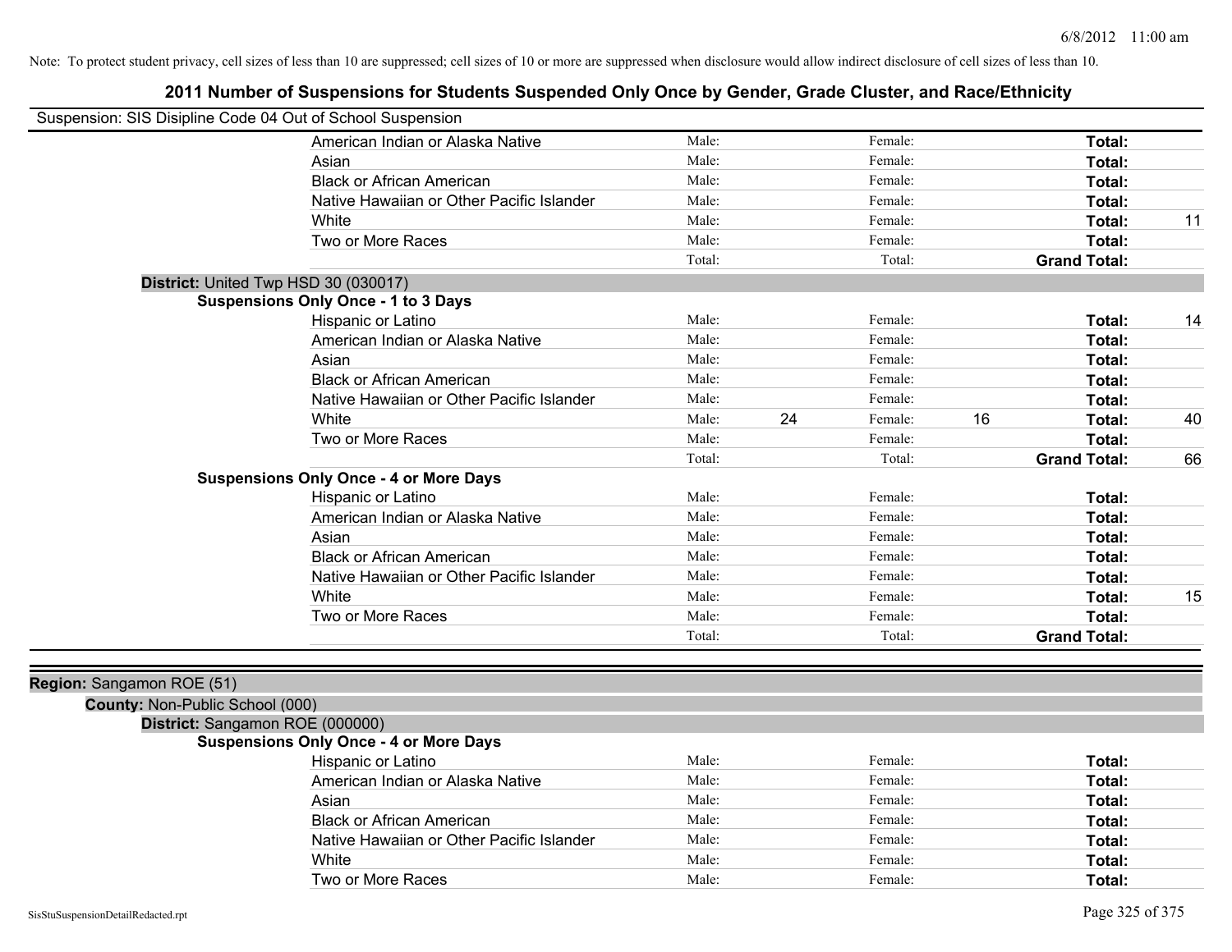Note: To protect student privacy, cell sizes of less than 10 are suppressed; cell sizes of 10 or more are suppressed when disclosure would allow indirect disclosure of cell sizes of less than 10.

## 2011 Number of Suspensions for Students Suspended Only Once by Gender, Grade Cluster, and Race/Ethnicity

Suspension: SIS Disipline Code 04 Out of School Suspension

| | Male: | | Female: | | | |
|---|---|---|---|---|---|---|
| American Indian or Alaska Native | Male: | | Female: | | **Total:** | |
| Asian | Male: | | Female: | | **Total:** | |
| Black or African American | Male: | | Female: | | **Total:** | |
| Native Hawaiian or Other Pacific Islander | Male: | | Female: | | **Total:** | |
| White | Male: | | Female: | | **Total:** | 11 |
| Two or More Races | Male: | | Female: | | **Total:** | |
| | Total: | | Total: | | **Grand Total:** | |

**District:** United Twp HSD 30 (030017)

**Suspensions Only Once - 1 to 3 Days**

| | | | | | | |
|---|---|---|---|---|---|---|
| Hispanic or Latino | Male: | | Female: | | **Total:** | 14 |
| American Indian or Alaska Native | Male: | | Female: | | **Total:** | |
| Asian | Male: | | Female: | | **Total:** | |
| Black or African American | Male: | | Female: | | **Total:** | |
| Native Hawaiian or Other Pacific Islander | Male: | | Female: | | **Total:** | |
| White | Male: | 24 | Female: | 16 | **Total:** | 40 |
| Two or More Races | Male: | | Female: | | **Total:** | |
| | Total: | | Total: | | **Grand Total:** | 66 |

**Suspensions Only Once - 4 or More Days**

| | | | | | | |
|---|---|---|---|---|---|---|
| Hispanic or Latino | Male: | | Female: | | **Total:** | |
| American Indian or Alaska Native | Male: | | Female: | | **Total:** | |
| Asian | Male: | | Female: | | **Total:** | |
| Black or African American | Male: | | Female: | | **Total:** | |
| Native Hawaiian or Other Pacific Islander | Male: | | Female: | | **Total:** | |
| White | Male: | | Female: | | **Total:** | 15 |
| Two or More Races | Male: | | Female: | | **Total:** | |
| | Total: | | Total: | | **Grand Total:** | |

**Region:** Sangamon ROE (51)

**County:** Non-Public School (000)

**District:** Sangamon ROE (000000)

**Suspensions Only Once - 4 or More Days**

| | | | | | | |
|---|---|---|---|---|---|---|
| Hispanic or Latino | Male: | | Female: | | **Total:** | |
| American Indian or Alaska Native | Male: | | Female: | | **Total:** | |
| Asian | Male: | | Female: | | **Total:** | |
| Black or African American | Male: | | Female: | | **Total:** | |
| Native Hawaiian or Other Pacific Islander | Male: | | Female: | | **Total:** | |
| White | Male: | | Female: | | **Total:** | |
| Two or More Races | Male: | | Female: | | **Total:** | |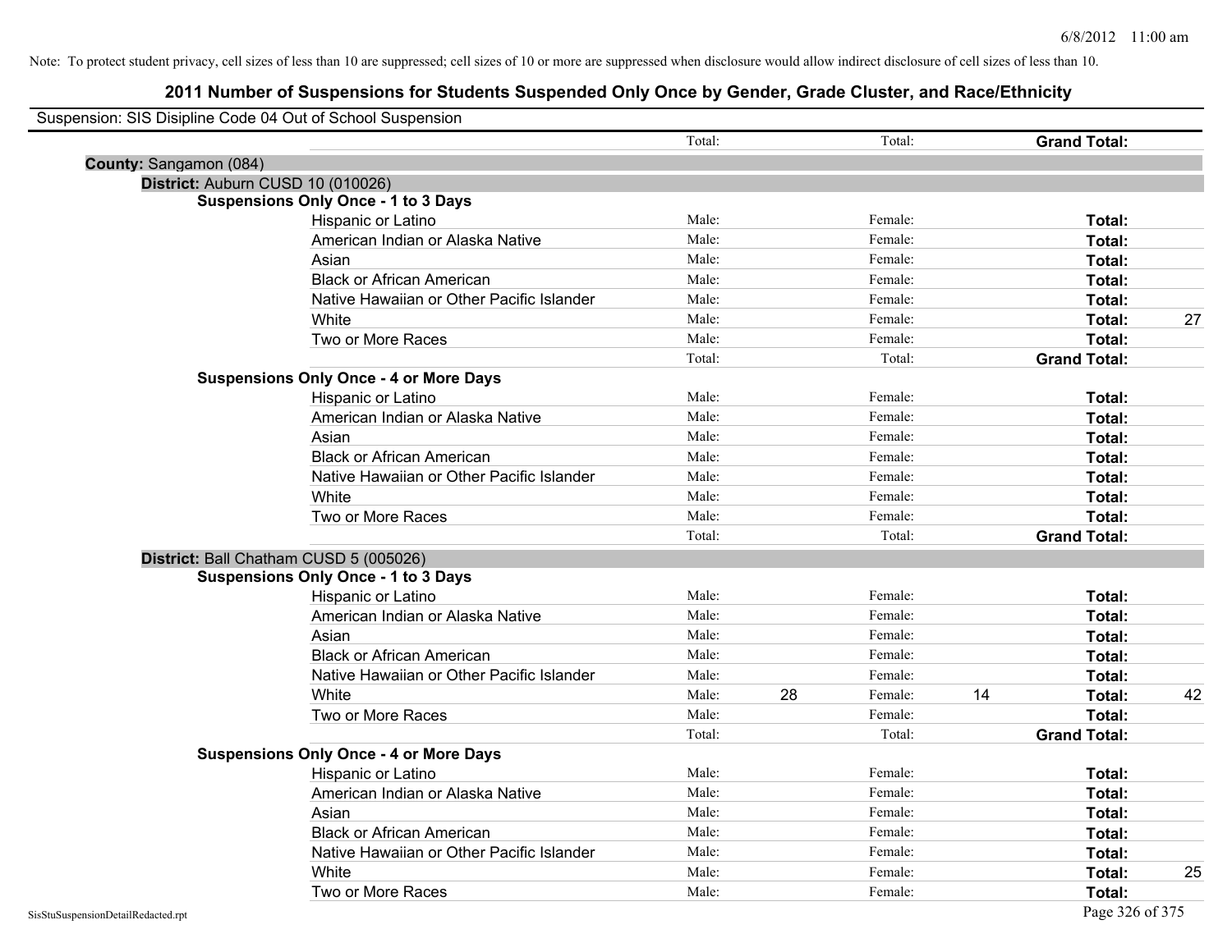Note: To protect student privacy, cell sizes of less than 10 are suppressed; cell sizes of 10 or more are suppressed when disclosure would allow indirect disclosure of cell sizes of less than 10.

# 2011 Number of Suspensions for Students Suspended Only Once by Gender, Grade Cluster, and Race/Ethnicity

Suspension: SIS Disipline Code 04 Out of School Suspension

| | | | | | | |
|---|---|---|---|---|---|---|
| | Total: | | Total: | | **Grand Total:** | |
| **County:** Sangamon (084) | | | | | | |
| **District:** Auburn CUSD 10 (010026) | | | | | | |
| **Suspensions Only Once - 1 to 3 Days** | | | | | | |
| Hispanic or Latino | Male: | | Female: | | **Total:** | |
| American Indian or Alaska Native | Male: | | Female: | | **Total:** | |
| Asian | Male: | | Female: | | **Total:** | |
| Black or African American | Male: | | Female: | | **Total:** | |
| Native Hawaiian or Other Pacific Islander | Male: | | Female: | | **Total:** | |
| White | Male: | | Female: | | **Total:** | 27 |
| Two or More Races | Male: | | Female: | | **Total:** | |
| | Total: | | Total: | | **Grand Total:** | |
| **Suspensions Only Once - 4 or More Days** | | | | | | |
| Hispanic or Latino | Male: | | Female: | | **Total:** | |
| American Indian or Alaska Native | Male: | | Female: | | **Total:** | |
| Asian | Male: | | Female: | | **Total:** | |
| Black or African American | Male: | | Female: | | **Total:** | |
| Native Hawaiian or Other Pacific Islander | Male: | | Female: | | **Total:** | |
| White | Male: | | Female: | | **Total:** | |
| Two or More Races | Male: | | Female: | | **Total:** | |
| | Total: | | Total: | | **Grand Total:** | |
| **District:** Ball Chatham CUSD 5 (005026) | | | | | | |
| **Suspensions Only Once - 1 to 3 Days** | | | | | | |
| Hispanic or Latino | Male: | | Female: | | **Total:** | |
| American Indian or Alaska Native | Male: | | Female: | | **Total:** | |
| Asian | Male: | | Female: | | **Total:** | |
| Black or African American | Male: | | Female: | | **Total:** | |
| Native Hawaiian or Other Pacific Islander | Male: | | Female: | | **Total:** | |
| White | Male: | 28 | Female: | 14 | **Total:** | 42 |
| Two or More Races | Male: | | Female: | | **Total:** | |
| | Total: | | Total: | | **Grand Total:** | |
| **Suspensions Only Once - 4 or More Days** | | | | | | |
| Hispanic or Latino | Male: | | Female: | | **Total:** | |
| American Indian or Alaska Native | Male: | | Female: | | **Total:** | |
| Asian | Male: | | Female: | | **Total:** | |
| Black or African American | Male: | | Female: | | **Total:** | |
| Native Hawaiian or Other Pacific Islander | Male: | | Female: | | **Total:** | |
| White | Male: | | Female: | | **Total:** | 25 |
| Two or More Races | Male: | | Female: | | **Total:** | |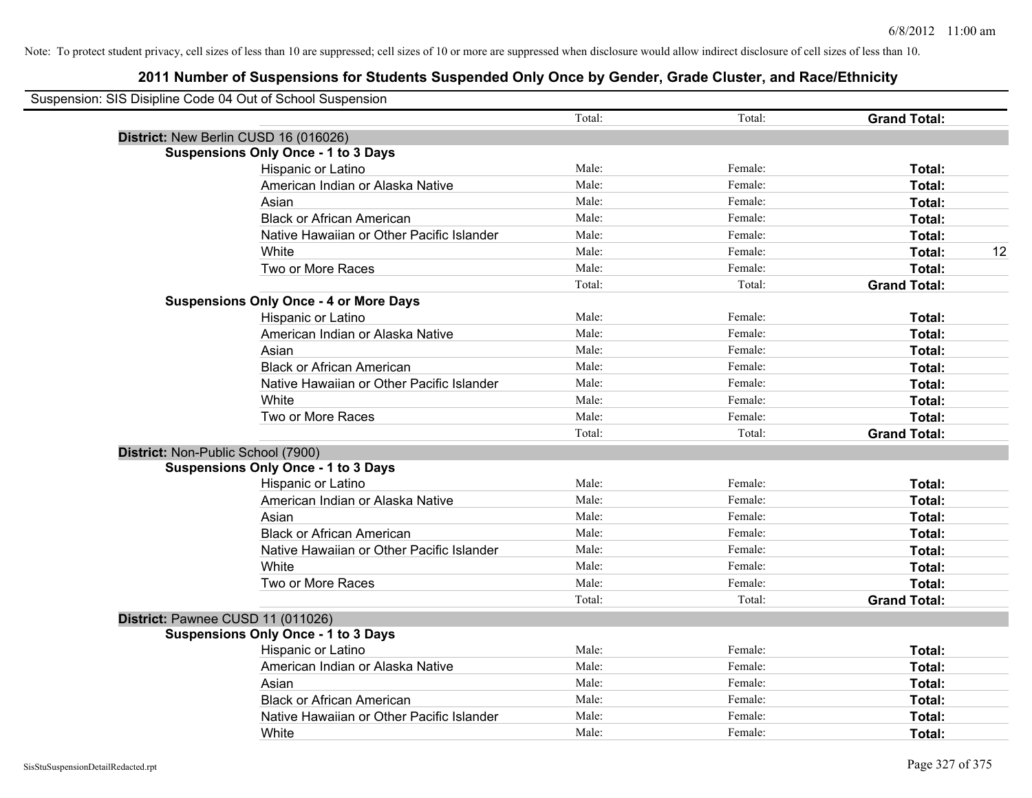Note: To protect student privacy, cell sizes of less than 10 are suppressed; cell sizes of 10 or more are suppressed when disclosure would allow indirect disclosure of cell sizes of less than 10.

# 2011 Number of Suspensions for Students Suspended Only Once by Gender, Grade Cluster, and Race/Ethnicity

Suspension: SIS Disipline Code 04 Out of School Suspension

| | | Total: | Total: | Grand Total: | |
|---|---|---|---|---|---|
| **District:** New Berlin CUSD 16 (016026) | | | | | |
| **Suspensions Only Once - 1 to 3 Days** | | | | | |
| | Hispanic or Latino | Male: | Female: | **Total:** | |
| | American Indian or Alaska Native | Male: | Female: | **Total:** | |
| | Asian | Male: | Female: | **Total:** | |
| | Black or African American | Male: | Female: | **Total:** | |
| | Native Hawaiian or Other Pacific Islander | Male: | Female: | **Total:** | |
| | White | Male: | Female: | **Total:** | 12 |
| | Two or More Races | Male: | Female: | **Total:** | |
| | | Total: | Total: | **Grand Total:** | |
| **Suspensions Only Once - 4 or More Days** | | | | | |
| | Hispanic or Latino | Male: | Female: | **Total:** | |
| | American Indian or Alaska Native | Male: | Female: | **Total:** | |
| | Asian | Male: | Female: | **Total:** | |
| | Black or African American | Male: | Female: | **Total:** | |
| | Native Hawaiian or Other Pacific Islander | Male: | Female: | **Total:** | |
| | White | Male: | Female: | **Total:** | |
| | Two or More Races | Male: | Female: | **Total:** | |
| | | Total: | Total: | **Grand Total:** | |
| **District:** Non-Public School (7900) | | | | | |
| **Suspensions Only Once - 1 to 3 Days** | | | | | |
| | Hispanic or Latino | Male: | Female: | **Total:** | |
| | American Indian or Alaska Native | Male: | Female: | **Total:** | |
| | Asian | Male: | Female: | **Total:** | |
| | Black or African American | Male: | Female: | **Total:** | |
| | Native Hawaiian or Other Pacific Islander | Male: | Female: | **Total:** | |
| | White | Male: | Female: | **Total:** | |
| | Two or More Races | Male: | Female: | **Total:** | |
| | | Total: | Total: | **Grand Total:** | |
| **District:** Pawnee CUSD 11 (011026) | | | | | |
| **Suspensions Only Once - 1 to 3 Days** | | | | | |
| | Hispanic or Latino | Male: | Female: | **Total:** | |
| | American Indian or Alaska Native | Male: | Female: | **Total:** | |
| | Asian | Male: | Female: | **Total:** | |
| | Black or African American | Male: | Female: | **Total:** | |
| | Native Hawaiian or Other Pacific Islander | Male: | Female: | **Total:** | |
| | White | Male: | Female: | **Total:** | |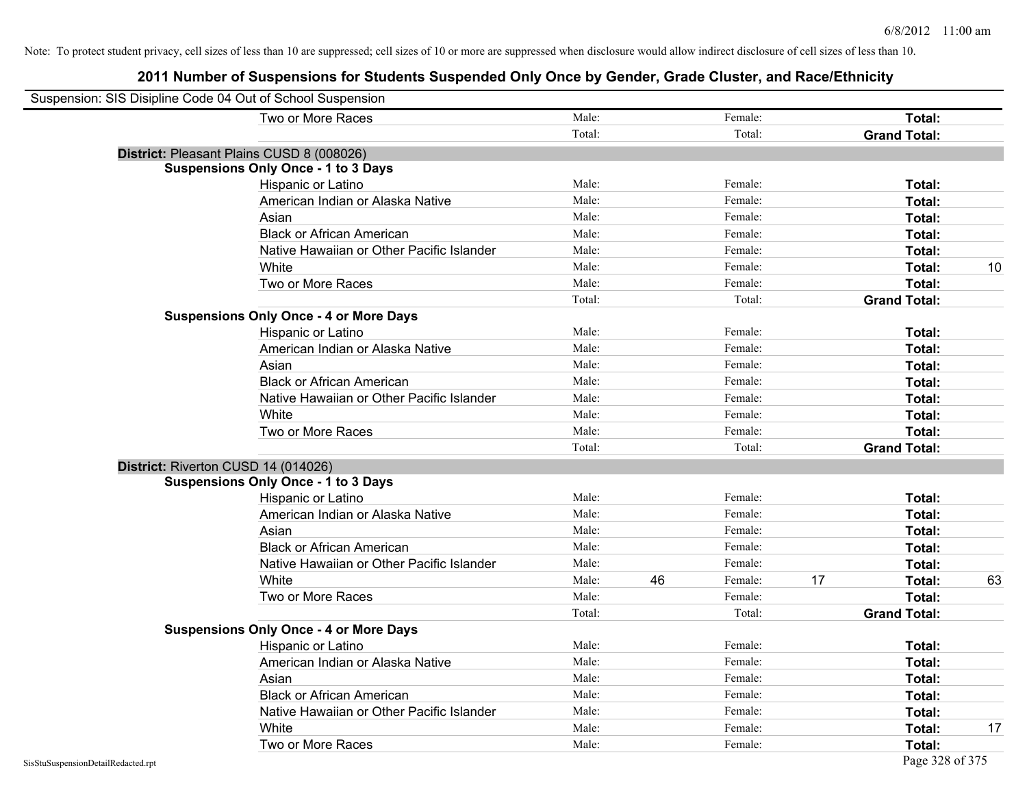Note: To protect student privacy, cell sizes of less than 10 are suppressed; cell sizes of 10 or more are suppressed when disclosure would allow indirect disclosure of cell sizes of less than 10.

## 2011 Number of Suspensions for Students Suspended Only Once by Gender, Grade Cluster, and Race/Ethnicity

Suspension: SIS Disipline Code 04 Out of School Suspension

| | | | | | | |
|---|---|---|---|---|---|---|
| Two or More Races | Male: | | Female: | | **Total:** | |
| | Total: | | Total: | | **Grand Total:** | |
| **District:** Pleasant Plains CUSD 8 (008026) | | | | | | |
| **Suspensions Only Once - 1 to 3 Days** | | | | | | |
| Hispanic or Latino | Male: | | Female: | | **Total:** | |
| American Indian or Alaska Native | Male: | | Female: | | **Total:** | |
| Asian | Male: | | Female: | | **Total:** | |
| Black or African American | Male: | | Female: | | **Total:** | |
| Native Hawaiian or Other Pacific Islander | Male: | | Female: | | **Total:** | |
| White | Male: | | Female: | | **Total:** | 10 |
| Two or More Races | Male: | | Female: | | **Total:** | |
| | Total: | | Total: | | **Grand Total:** | |
| **Suspensions Only Once - 4 or More Days** | | | | | | |
| Hispanic or Latino | Male: | | Female: | | **Total:** | |
| American Indian or Alaska Native | Male: | | Female: | | **Total:** | |
| Asian | Male: | | Female: | | **Total:** | |
| Black or African American | Male: | | Female: | | **Total:** | |
| Native Hawaiian or Other Pacific Islander | Male: | | Female: | | **Total:** | |
| White | Male: | | Female: | | **Total:** | |
| Two or More Races | Male: | | Female: | | **Total:** | |
| | Total: | | Total: | | **Grand Total:** | |
| **District:** Riverton CUSD 14 (014026) | | | | | | |
| **Suspensions Only Once - 1 to 3 Days** | | | | | | |
| Hispanic or Latino | Male: | | Female: | | **Total:** | |
| American Indian or Alaska Native | Male: | | Female: | | **Total:** | |
| Asian | Male: | | Female: | | **Total:** | |
| Black or African American | Male: | | Female: | | **Total:** | |
| Native Hawaiian or Other Pacific Islander | Male: | | Female: | | **Total:** | |
| White | Male: | 46 | Female: | 17 | **Total:** | 63 |
| Two or More Races | Male: | | Female: | | **Total:** | |
| | Total: | | Total: | | **Grand Total:** | |
| **Suspensions Only Once - 4 or More Days** | | | | | | |
| Hispanic or Latino | Male: | | Female: | | **Total:** | |
| American Indian or Alaska Native | Male: | | Female: | | **Total:** | |
| Asian | Male: | | Female: | | **Total:** | |
| Black or African American | Male: | | Female: | | **Total:** | |
| Native Hawaiian or Other Pacific Islander | Male: | | Female: | | **Total:** | |
| White | Male: | | Female: | | **Total:** | 17 |
| Two or More Races | Male: | | Female: | | **Total:** | |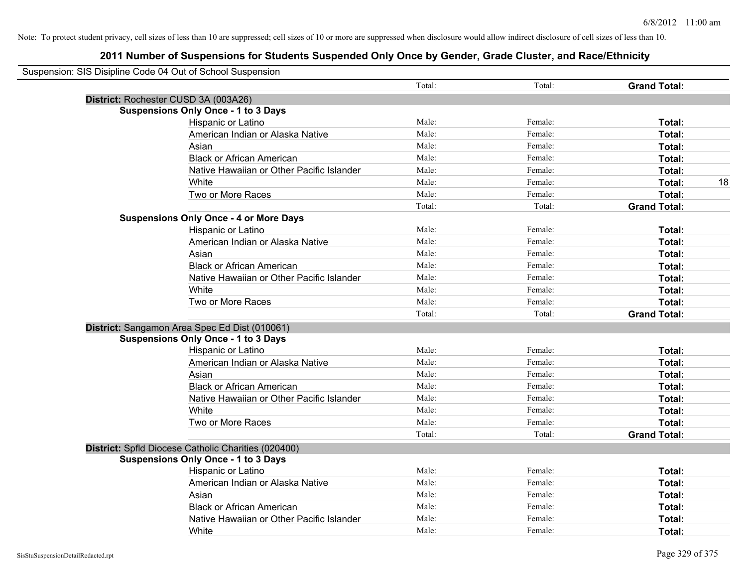Note: To protect student privacy, cell sizes of less than 10 are suppressed; cell sizes of 10 or more are suppressed when disclosure would allow indirect disclosure of cell sizes of less than 10.

## 2011 Number of Suspensions for Students Suspended Only Once by Gender, Grade Cluster, and Race/Ethnicity

Suspension: SIS Disipline Code 04 Out of School Suspension

| | | Total: | | Total: | | Grand Total: | |
|---|---|---|---|---|---|---|---|
| **District:** Rochester CUSD 3A (003A26) | | | | | | | |
| **Suspensions Only Once - 1 to 3 Days** | | | | | | | |
| | Hispanic or Latino | Male: | | Female: | | **Total:** | |
| | American Indian or Alaska Native | Male: | | Female: | | **Total:** | |
| | Asian | Male: | | Female: | | **Total:** | |
| | Black or African American | Male: | | Female: | | **Total:** | |
| | Native Hawaiian or Other Pacific Islander | Male: | | Female: | | **Total:** | |
| | White | Male: | | Female: | | **Total:** | 18 |
| | Two or More Races | Male: | | Female: | | **Total:** | |
| | | Total: | | Total: | | **Grand Total:** | |
| **Suspensions Only Once - 4 or More Days** | | | | | | | |
| | Hispanic or Latino | Male: | | Female: | | **Total:** | |
| | American Indian or Alaska Native | Male: | | Female: | | **Total:** | |
| | Asian | Male: | | Female: | | **Total:** | |
| | Black or African American | Male: | | Female: | | **Total:** | |
| | Native Hawaiian or Other Pacific Islander | Male: | | Female: | | **Total:** | |
| | White | Male: | | Female: | | **Total:** | |
| | Two or More Races | Male: | | Female: | | **Total:** | |
| | | Total: | | Total: | | **Grand Total:** | |
| **District:** Sangamon Area Spec Ed Dist (010061) | | | | | | | |
| **Suspensions Only Once - 1 to 3 Days** | | | | | | | |
| | Hispanic or Latino | Male: | | Female: | | **Total:** | |
| | American Indian or Alaska Native | Male: | | Female: | | **Total:** | |
| | Asian | Male: | | Female: | | **Total:** | |
| | Black or African American | Male: | | Female: | | **Total:** | |
| | Native Hawaiian or Other Pacific Islander | Male: | | Female: | | **Total:** | |
| | White | Male: | | Female: | | **Total:** | |
| | Two or More Races | Male: | | Female: | | **Total:** | |
| | | Total: | | Total: | | **Grand Total:** | |
| **District:** Spfld Diocese Catholic Charities (020400) | | | | | | | |
| **Suspensions Only Once - 1 to 3 Days** | | | | | | | |
| | Hispanic or Latino | Male: | | Female: | | **Total:** | |
| | American Indian or Alaska Native | Male: | | Female: | | **Total:** | |
| | Asian | Male: | | Female: | | **Total:** | |
| | Black or African American | Male: | | Female: | | **Total:** | |
| | Native Hawaiian or Other Pacific Islander | Male: | | Female: | | **Total:** | |
| | White | Male: | | Female: | | **Total:** | |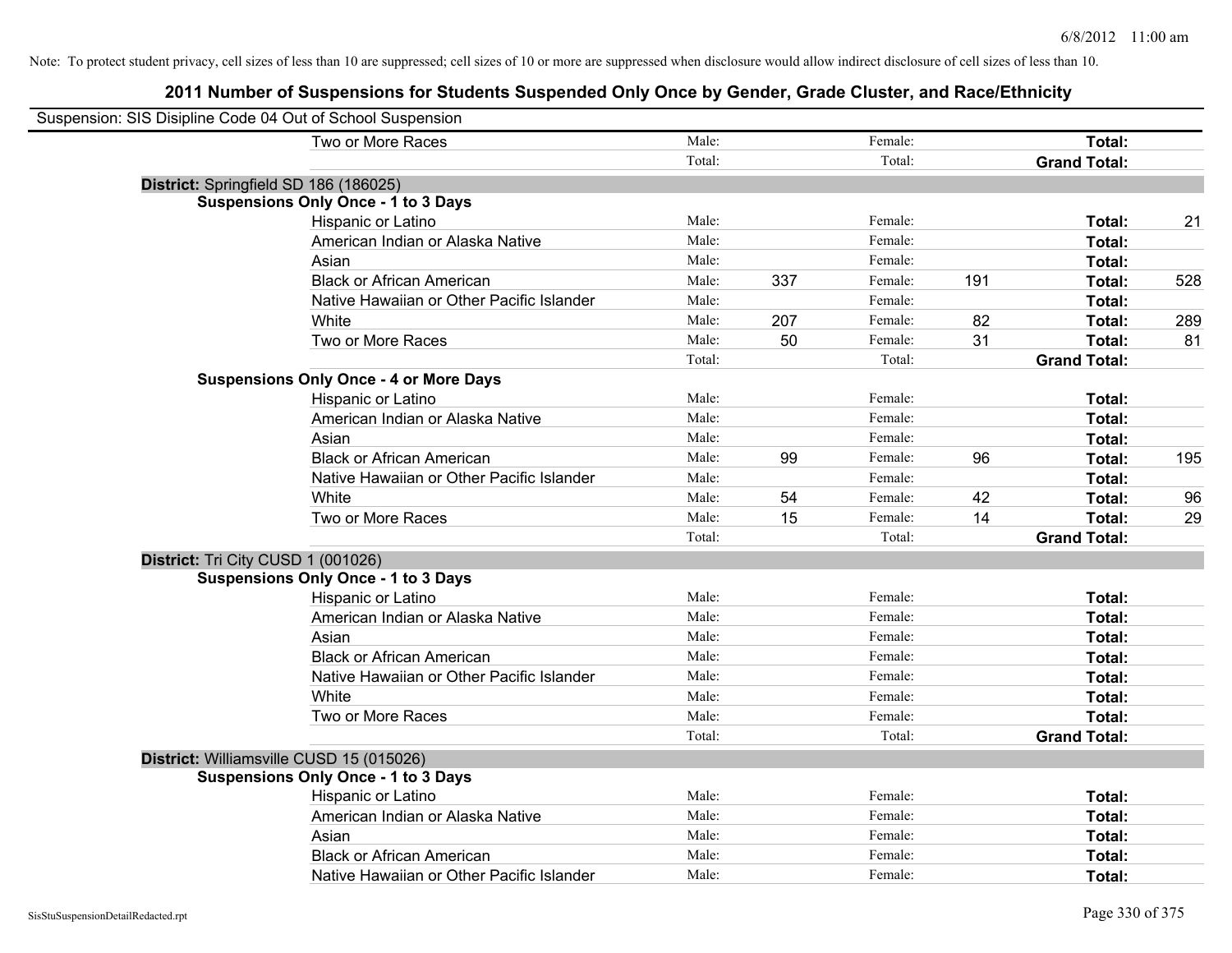Note: To protect student privacy, cell sizes of less than 10 are suppressed; cell sizes of 10 or more are suppressed when disclosure would allow indirect disclosure of cell sizes of less than 10.

## 2011 Number of Suspensions for Students Suspended Only Once by Gender, Grade Cluster, and Race/Ethnicity

Suspension: SIS Disipline Code 04 Out of School Suspension

| | | | | | | |
|---|---|---|---|---|---|---|
| Two or More Races | Male: | | Female: | | **Total:** | |
| | Total: | | Total: | | **Grand Total:** | |

**District:** Springfield SD 186 (186025)

**Suspensions Only Once - 1 to 3 Days**

| | | | | | | |
|---|---|---|---|---|---|---|
| Hispanic or Latino | Male: | | Female: | | **Total:** | 21 |
| American Indian or Alaska Native | Male: | | Female: | | **Total:** | |
| Asian | Male: | | Female: | | **Total:** | |
| Black or African American | Male: | 337 | Female: | 191 | **Total:** | 528 |
| Native Hawaiian or Other Pacific Islander | Male: | | Female: | | **Total:** | |
| White | Male: | 207 | Female: | 82 | **Total:** | 289 |
| Two or More Races | Male: | 50 | Female: | 31 | **Total:** | 81 |
| | Total: | | Total: | | **Grand Total:** | |

**Suspensions Only Once - 4 or More Days**

| | | | | | | |
|---|---|---|---|---|---|---|
| Hispanic or Latino | Male: | | Female: | | **Total:** | |
| American Indian or Alaska Native | Male: | | Female: | | **Total:** | |
| Asian | Male: | | Female: | | **Total:** | |
| Black or African American | Male: | 99 | Female: | 96 | **Total:** | 195 |
| Native Hawaiian or Other Pacific Islander | Male: | | Female: | | **Total:** | |
| White | Male: | 54 | Female: | 42 | **Total:** | 96 |
| Two or More Races | Male: | 15 | Female: | 14 | **Total:** | 29 |
| | Total: | | Total: | | **Grand Total:** | |

**District:** Tri City CUSD 1 (001026)

**Suspensions Only Once - 1 to 3 Days**

| | | | | | | |
|---|---|---|---|---|---|---|
| Hispanic or Latino | Male: | | Female: | | **Total:** | |
| American Indian or Alaska Native | Male: | | Female: | | **Total:** | |
| Asian | Male: | | Female: | | **Total:** | |
| Black or African American | Male: | | Female: | | **Total:** | |
| Native Hawaiian or Other Pacific Islander | Male: | | Female: | | **Total:** | |
| White | Male: | | Female: | | **Total:** | |
| Two or More Races | Male: | | Female: | | **Total:** | |
| | Total: | | Total: | | **Grand Total:** | |

**District:** Williamsville CUSD 15 (015026)

**Suspensions Only Once - 1 to 3 Days**

| | | | | | | |
|---|---|---|---|---|---|---|
| Hispanic or Latino | Male: | | Female: | | **Total:** | |
| American Indian or Alaska Native | Male: | | Female: | | **Total:** | |
| Asian | Male: | | Female: | | **Total:** | |
| Black or African American | Male: | | Female: | | **Total:** | |
| Native Hawaiian or Other Pacific Islander | Male: | | Female: | | **Total:** | |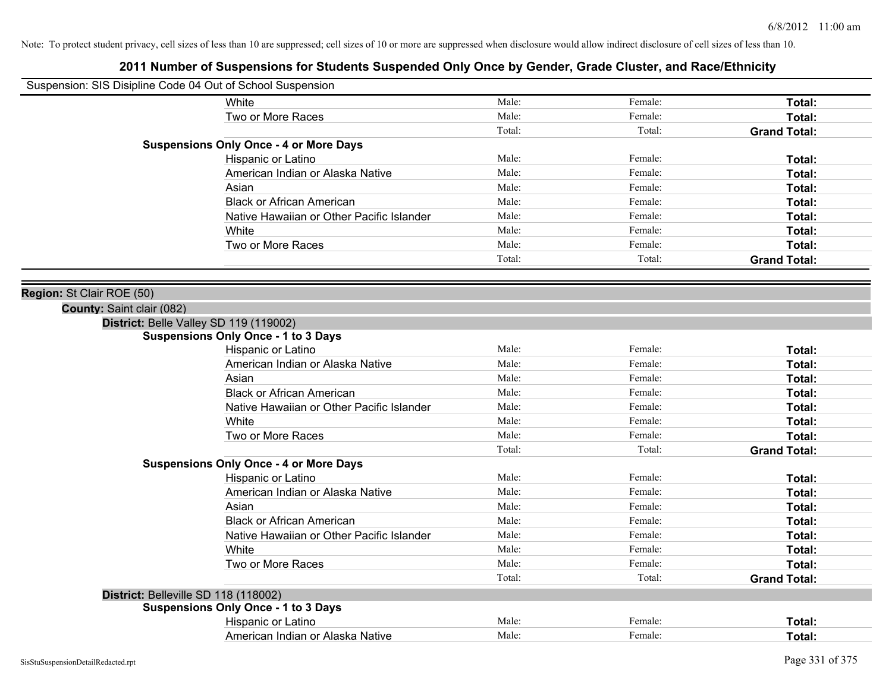Note: To protect student privacy, cell sizes of less than 10 are suppressed; cell sizes of 10 or more are suppressed when disclosure would allow indirect disclosure of cell sizes of less than 10.

# 2011 Number of Suspensions for Students Suspended Only Once by Gender, Grade Cluster, and Race/Ethnicity

Suspension: SIS Disipline Code 04 Out of School Suspension

| | | | |
|---|---|---|---|
| White | Male: | Female: | **Total:** |
| Two or More Races | Male: | Female: | **Total:** |
| | Total: | Total: | **Grand Total:** |
| **Suspensions Only Once - 4 or More Days** | | | |
| Hispanic or Latino | Male: | Female: | **Total:** |
| American Indian or Alaska Native | Male: | Female: | **Total:** |
| Asian | Male: | Female: | **Total:** |
| Black or African American | Male: | Female: | **Total:** |
| Native Hawaiian or Other Pacific Islander | Male: | Female: | **Total:** |
| White | Male: | Female: | **Total:** |
| Two or More Races | Male: | Female: | **Total:** |
| | Total: | Total: | **Grand Total:** |

**Region:** St Clair ROE (50)

**County:** Saint clair (082)

**District:** Belle Valley SD 119 (119002)

| | | | |
|---|---|---|---|
| **Suspensions Only Once - 1 to 3 Days** | | | |
| Hispanic or Latino | Male: | Female: | **Total:** |
| American Indian or Alaska Native | Male: | Female: | **Total:** |
| Asian | Male: | Female: | **Total:** |
| Black or African American | Male: | Female: | **Total:** |
| Native Hawaiian or Other Pacific Islander | Male: | Female: | **Total:** |
| White | Male: | Female: | **Total:** |
| Two or More Races | Male: | Female: | **Total:** |
| | Total: | Total: | **Grand Total:** |
| **Suspensions Only Once - 4 or More Days** | | | |
| Hispanic or Latino | Male: | Female: | **Total:** |
| American Indian or Alaska Native | Male: | Female: | **Total:** |
| Asian | Male: | Female: | **Total:** |
| Black or African American | Male: | Female: | **Total:** |
| Native Hawaiian or Other Pacific Islander | Male: | Female: | **Total:** |
| White | Male: | Female: | **Total:** |
| Two or More Races | Male: | Female: | **Total:** |
| | Total: | Total: | **Grand Total:** |

**District:** Belleville SD 118 (118002)

| | | | |
|---|---|---|---|
| **Suspensions Only Once - 1 to 3 Days** | | | |
| Hispanic or Latino | Male: | Female: | **Total:** |
| American Indian or Alaska Native | Male: | Female: | **Total:** |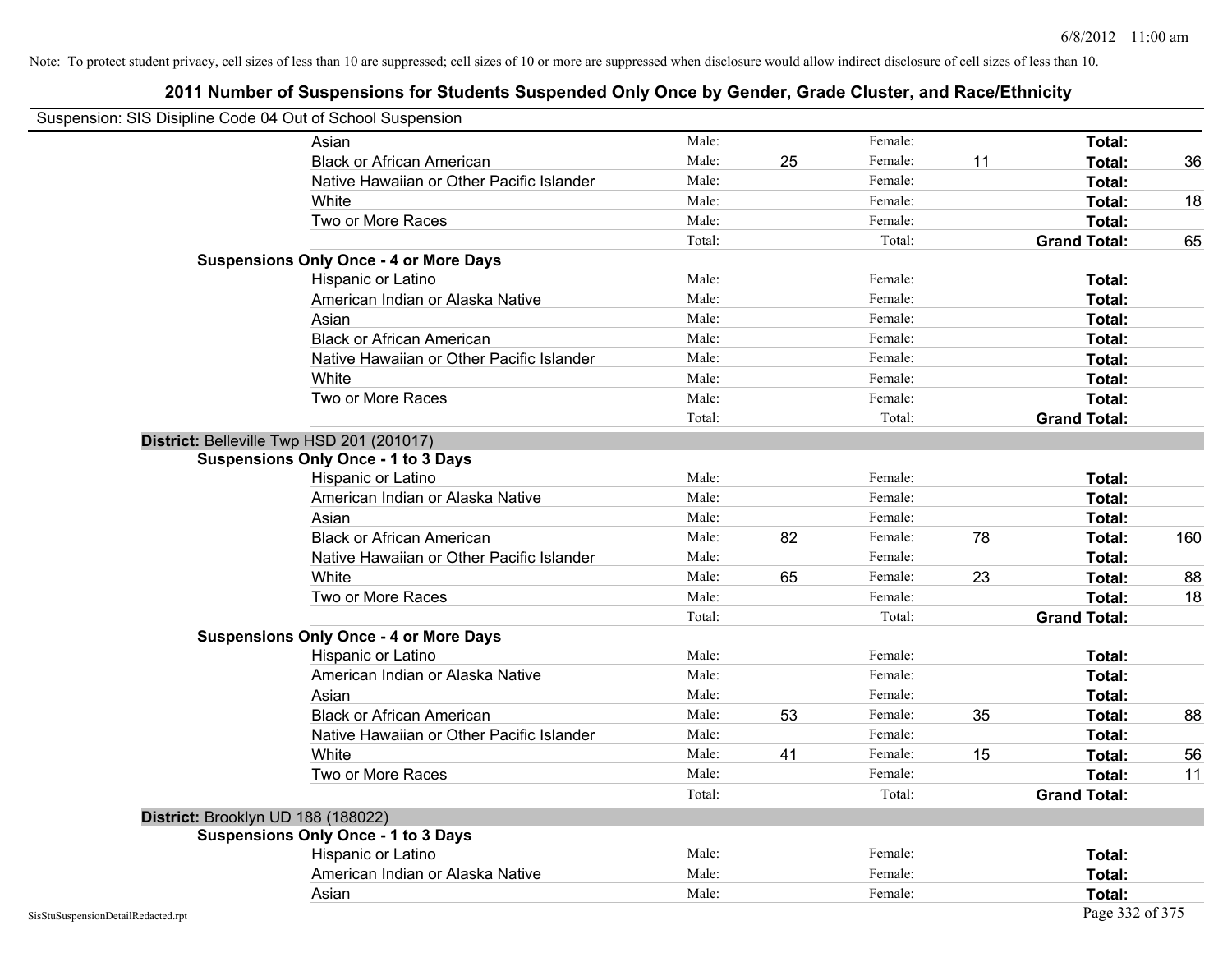Note: To protect student privacy, cell sizes of less than 10 are suppressed; cell sizes of 10 or more are suppressed when disclosure would allow indirect disclosure of cell sizes of less than 10.

## 2011 Number of Suspensions for Students Suspended Only Once by Gender, Grade Cluster, and Race/Ethnicity

Suspension: SIS Disipline Code 04 Out of School Suspension

| | | | | | | |
|---|---|---|---|---|---|---|
| Asian | Male: | | Female: | | **Total:** | |
| Black or African American | Male: | 25 | Female: | 11 | **Total:** | 36 |
| Native Hawaiian or Other Pacific Islander | Male: | | Female: | | **Total:** | |
| White | Male: | | Female: | | **Total:** | 18 |
| Two or More Races | Male: | | Female: | | **Total:** | |
| | Total: | | Total: | | **Grand Total:** | 65 |

**Suspensions Only Once - 4 or More Days**

| | | | | | | |
|---|---|---|---|---|---|---|
| Hispanic or Latino | Male: | | Female: | | **Total:** | |
| American Indian or Alaska Native | Male: | | Female: | | **Total:** | |
| Asian | Male: | | Female: | | **Total:** | |
| Black or African American | Male: | | Female: | | **Total:** | |
| Native Hawaiian or Other Pacific Islander | Male: | | Female: | | **Total:** | |
| White | Male: | | Female: | | **Total:** | |
| Two or More Races | Male: | | Female: | | **Total:** | |
| | Total: | | Total: | | **Grand Total:** | |

**District:** Belleville Twp HSD 201 (201017)

**Suspensions Only Once - 1 to 3 Days**

| | | | | | | |
|---|---|---|---|---|---|---|
| Hispanic or Latino | Male: | | Female: | | **Total:** | |
| American Indian or Alaska Native | Male: | | Female: | | **Total:** | |
| Asian | Male: | | Female: | | **Total:** | |
| Black or African American | Male: | 82 | Female: | 78 | **Total:** | 160 |
| Native Hawaiian or Other Pacific Islander | Male: | | Female: | | **Total:** | |
| White | Male: | 65 | Female: | 23 | **Total:** | 88 |
| Two or More Races | Male: | | Female: | | **Total:** | 18 |
| | Total: | | Total: | | **Grand Total:** | |

**Suspensions Only Once - 4 or More Days**

| | | | | | | |
|---|---|---|---|---|---|---|
| Hispanic or Latino | Male: | | Female: | | **Total:** | |
| American Indian or Alaska Native | Male: | | Female: | | **Total:** | |
| Asian | Male: | | Female: | | **Total:** | |
| Black or African American | Male: | 53 | Female: | 35 | **Total:** | 88 |
| Native Hawaiian or Other Pacific Islander | Male: | | Female: | | **Total:** | |
| White | Male: | 41 | Female: | 15 | **Total:** | 56 |
| Two or More Races | Male: | | Female: | | **Total:** | 11 |
| | Total: | | Total: | | **Grand Total:** | |

**District:** Brooklyn UD 188 (188022)

**Suspensions Only Once - 1 to 3 Days**

| | | | | | | |
|---|---|---|---|---|---|---|
| Hispanic or Latino | Male: | | Female: | | **Total:** | |
| American Indian or Alaska Native | Male: | | Female: | | **Total:** | |
| Asian | Male: | | Female: | | **Total:** | |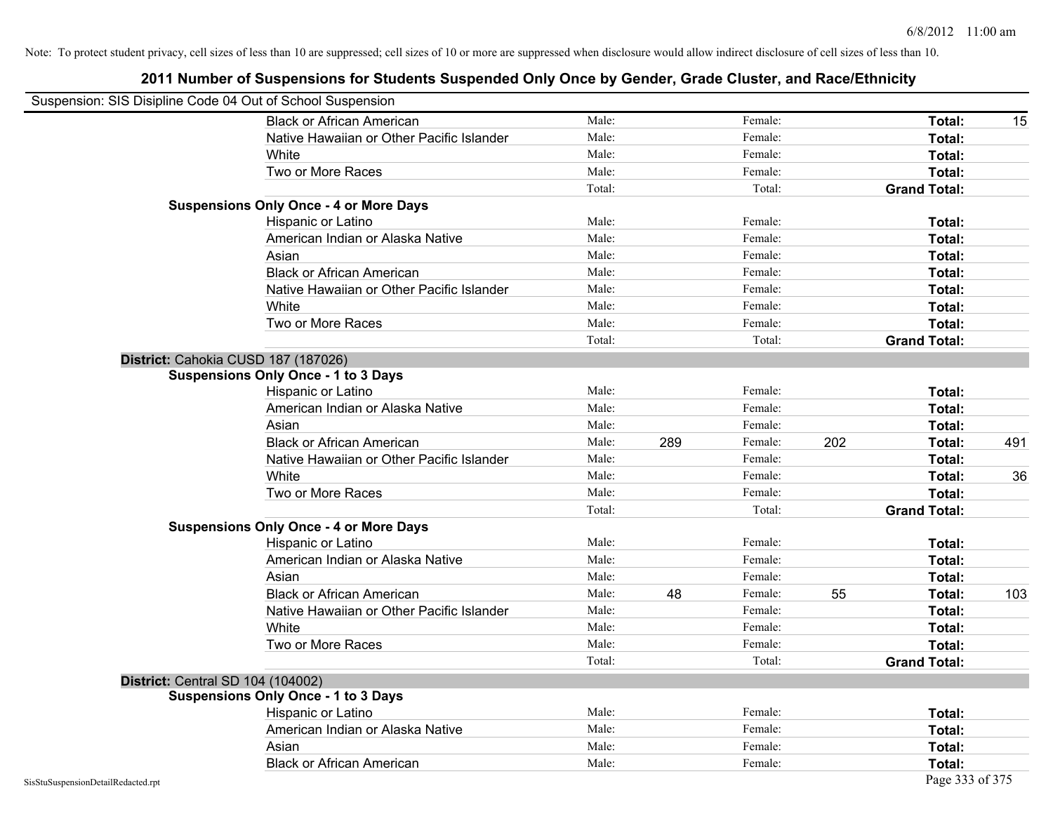Note: To protect student privacy, cell sizes of less than 10 are suppressed; cell sizes of 10 or more are suppressed when disclosure would allow indirect disclosure of cell sizes of less than 10.

## 2011 Number of Suspensions for Students Suspended Only Once by Gender, Grade Cluster, and Race/Ethnicity

Suspension: SIS Disipline Code 04 Out of School Suspension

| | | | | | |
|---|---|---|---|---|---|
| Black or African American | Male: | | Female: | | **Total:** 15 |
| Native Hawaiian or Other Pacific Islander | Male: | | Female: | | **Total:** |
| White | Male: | | Female: | | **Total:** |
| Two or More Races | Male: | | Female: | | **Total:** |
| | Total: | | Total: | | **Grand Total:** |

**Suspensions Only Once - 4 or More Days**

| | | | | | |
|---|---|---|---|---|---|
| Hispanic or Latino | Male: | | Female: | | **Total:** |
| American Indian or Alaska Native | Male: | | Female: | | **Total:** |
| Asian | Male: | | Female: | | **Total:** |
| Black or African American | Male: | | Female: | | **Total:** |
| Native Hawaiian or Other Pacific Islander | Male: | | Female: | | **Total:** |
| White | Male: | | Female: | | **Total:** |
| Two or More Races | Male: | | Female: | | **Total:** |
| | Total: | | Total: | | **Grand Total:** |

### District: Cahokia CUSD 187 (187026)

**Suspensions Only Once - 1 to 3 Days**

| | | | | | |
|---|---|---|---|---|---|
| Hispanic or Latino | Male: | | Female: | | **Total:** |
| American Indian or Alaska Native | Male: | | Female: | | **Total:** |
| Asian | Male: | | Female: | | **Total:** |
| Black or African American | Male: | 289 | Female: | 202 | **Total:** 491 |
| Native Hawaiian or Other Pacific Islander | Male: | | Female: | | **Total:** |
| White | Male: | | Female: | | **Total:** 36 |
| Two or More Races | Male: | | Female: | | **Total:** |
| | Total: | | Total: | | **Grand Total:** |

**Suspensions Only Once - 4 or More Days**

| | | | | | |
|---|---|---|---|---|---|
| Hispanic or Latino | Male: | | Female: | | **Total:** |
| American Indian or Alaska Native | Male: | | Female: | | **Total:** |
| Asian | Male: | | Female: | | **Total:** |
| Black or African American | Male: | 48 | Female: | 55 | **Total:** 103 |
| Native Hawaiian or Other Pacific Islander | Male: | | Female: | | **Total:** |
| White | Male: | | Female: | | **Total:** |
| Two or More Races | Male: | | Female: | | **Total:** |
| | Total: | | Total: | | **Grand Total:** |

### District: Central SD 104 (104002)

**Suspensions Only Once - 1 to 3 Days**

| | | | | | |
|---|---|---|---|---|---|
| Hispanic or Latino | Male: | | Female: | | **Total:** |
| American Indian or Alaska Native | Male: | | Female: | | **Total:** |
| Asian | Male: | | Female: | | **Total:** |
| Black or African American | Male: | | Female: | | **Total:** |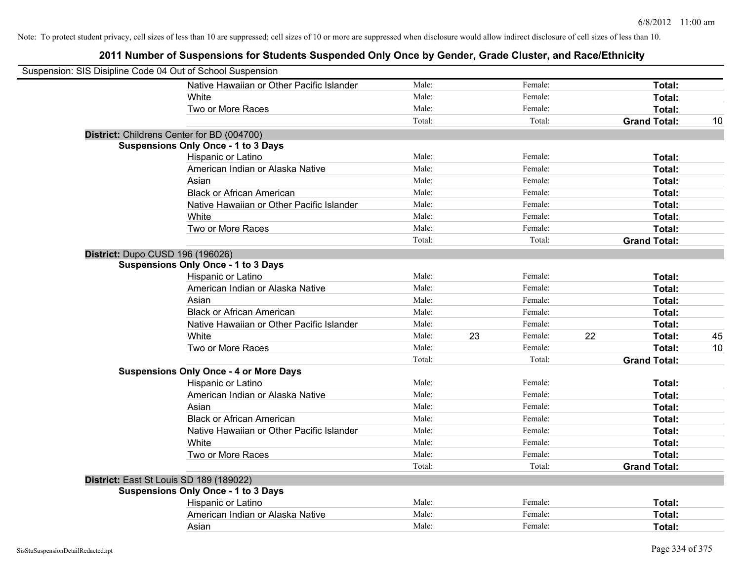Note: To protect student privacy, cell sizes of less than 10 are suppressed; cell sizes of 10 or more are suppressed when disclosure would allow indirect disclosure of cell sizes of less than 10.

# 2011 Number of Suspensions for Students Suspended Only Once by Gender, Grade Cluster, and Race/Ethnicity

Suspension: SIS Disipline Code 04 Out of School Suspension

| | | | | | | | |
|---|---|---|---|---|---|---|---|
| Native Hawaiian or Other Pacific Islander | Male: | | Female: | | Total: | |
| White | Male: | | Female: | | Total: | |
| Two or More Races | Male: | | Female: | | Total: | |
| | Total: | | Total: | | Grand Total: | 10 |

**District:** Childrens Center for BD (004700)

**Suspensions Only Once - 1 to 3 Days**

| | | | | | | |
|---|---|---|---|---|---|---|
| Hispanic or Latino | Male: | | Female: | | Total: | |
| American Indian or Alaska Native | Male: | | Female: | | Total: | |
| Asian | Male: | | Female: | | Total: | |
| Black or African American | Male: | | Female: | | Total: | |
| Native Hawaiian or Other Pacific Islander | Male: | | Female: | | Total: | |
| White | Male: | | Female: | | Total: | |
| Two or More Races | Male: | | Female: | | Total: | |
| | Total: | | Total: | | Grand Total: | |

**District:** Dupo CUSD 196 (196026)

**Suspensions Only Once - 1 to 3 Days**

| | | | | | | |
|---|---|---|---|---|---|---|
| Hispanic or Latino | Male: | | Female: | | Total: | |
| American Indian or Alaska Native | Male: | | Female: | | Total: | |
| Asian | Male: | | Female: | | Total: | |
| Black or African American | Male: | | Female: | | Total: | |
| Native Hawaiian or Other Pacific Islander | Male: | | Female: | | Total: | |
| White | Male: | 23 | Female: | 22 | Total: | 45 |
| Two or More Races | Male: | | Female: | | Total: | 10 |
| | Total: | | Total: | | Grand Total: | |

**Suspensions Only Once - 4 or More Days**

| | | | | | | |
|---|---|---|---|---|---|---|
| Hispanic or Latino | Male: | | Female: | | Total: | |
| American Indian or Alaska Native | Male: | | Female: | | Total: | |
| Asian | Male: | | Female: | | Total: | |
| Black or African American | Male: | | Female: | | Total: | |
| Native Hawaiian or Other Pacific Islander | Male: | | Female: | | Total: | |
| White | Male: | | Female: | | Total: | |
| Two or More Races | Male: | | Female: | | Total: | |
| | Total: | | Total: | | Grand Total: | |

**District:** East St Louis SD 189 (189022)

**Suspensions Only Once - 1 to 3 Days**

| | | | | | | |
|---|---|---|---|---|---|---|
| Hispanic or Latino | Male: | | Female: | | Total: | |
| American Indian or Alaska Native | Male: | | Female: | | Total: | |
| Asian | Male: | | Female: | | Total: | |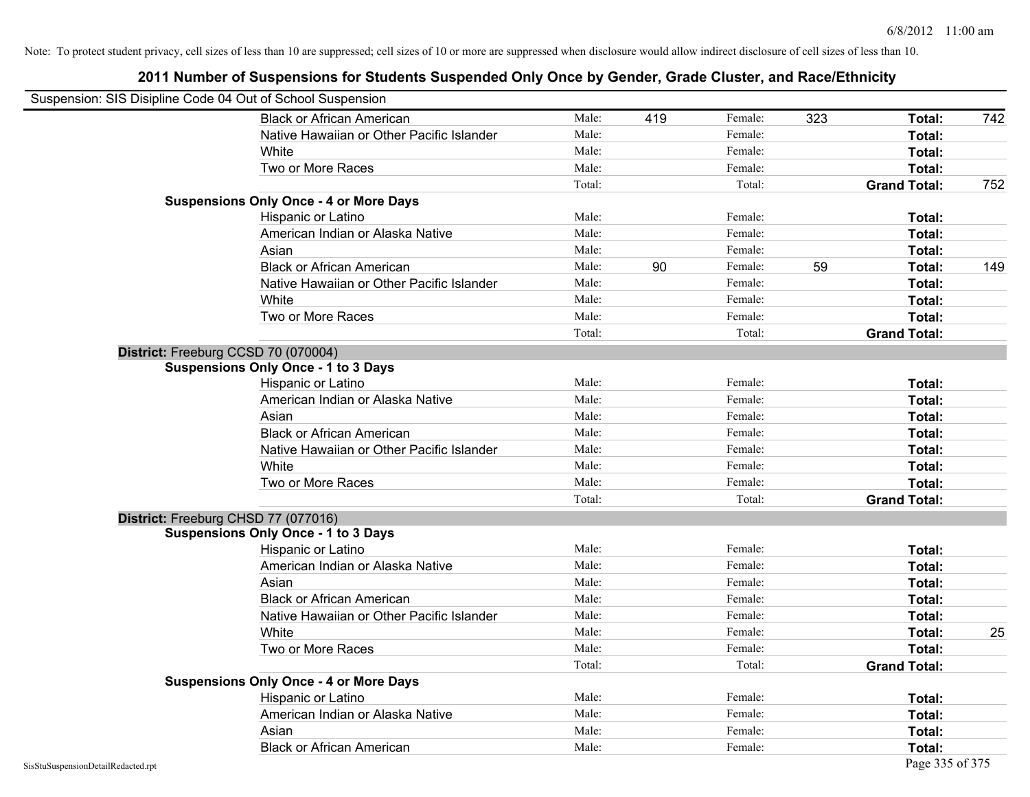Note: To protect student privacy, cell sizes of less than 10 are suppressed; cell sizes of 10 or more are suppressed when disclosure would allow indirect disclosure of cell sizes of less than 10.

# 2011 Number of Suspensions for Students Suspended Only Once by Gender, Grade Cluster, and Race/Ethnicity

Suspension: SIS Disipline Code 04 Out of School Suspension

| | | | | | | |
|---|---|---|---|---|---|---|
| Black or African American | Male: | 419 | Female: | 323 | **Total:** | 742 |
| Native Hawaiian or Other Pacific Islander | Male: | | Female: | | **Total:** | |
| White | Male: | | Female: | | **Total:** | |
| Two or More Races | Male: | | Female: | | **Total:** | |
| | Total: | | Total: | | **Grand Total:** | 752 |

**Suspensions Only Once - 4 or More Days**

| | | | | | | |
|---|---|---|---|---|---|---|
| Hispanic or Latino | Male: | | Female: | | **Total:** | |
| American Indian or Alaska Native | Male: | | Female: | | **Total:** | |
| Asian | Male: | | Female: | | **Total:** | |
| Black or African American | Male: | 90 | Female: | 59 | **Total:** | 149 |
| Native Hawaiian or Other Pacific Islander | Male: | | Female: | | **Total:** | |
| White | Male: | | Female: | | **Total:** | |
| Two or More Races | Male: | | Female: | | **Total:** | |
| | Total: | | Total: | | **Grand Total:** | |

**District:** Freeburg CCSD 70 (070004)

**Suspensions Only Once - 1 to 3 Days**

| | | | | | | |
|---|---|---|---|---|---|---|
| Hispanic or Latino | Male: | | Female: | | **Total:** | |
| American Indian or Alaska Native | Male: | | Female: | | **Total:** | |
| Asian | Male: | | Female: | | **Total:** | |
| Black or African American | Male: | | Female: | | **Total:** | |
| Native Hawaiian or Other Pacific Islander | Male: | | Female: | | **Total:** | |
| White | Male: | | Female: | | **Total:** | |
| Two or More Races | Male: | | Female: | | **Total:** | |
| | Total: | | Total: | | **Grand Total:** | |

**District:** Freeburg CHSD 77 (077016)

**Suspensions Only Once - 1 to 3 Days**

| | | | | | | |
|---|---|---|---|---|---|---|
| Hispanic or Latino | Male: | | Female: | | **Total:** | |
| American Indian or Alaska Native | Male: | | Female: | | **Total:** | |
| Asian | Male: | | Female: | | **Total:** | |
| Black or African American | Male: | | Female: | | **Total:** | |
| Native Hawaiian or Other Pacific Islander | Male: | | Female: | | **Total:** | |
| White | Male: | | Female: | | **Total:** | 25 |
| Two or More Races | Male: | | Female: | | **Total:** | |
| | Total: | | Total: | | **Grand Total:** | |

**Suspensions Only Once - 4 or More Days**

| | | | | | | |
|---|---|---|---|---|---|---|
| Hispanic or Latino | Male: | | Female: | | **Total:** | |
| American Indian or Alaska Native | Male: | | Female: | | **Total:** | |
| Asian | Male: | | Female: | | **Total:** | |
| Black or African American | Male: | | Female: | | **Total:** | |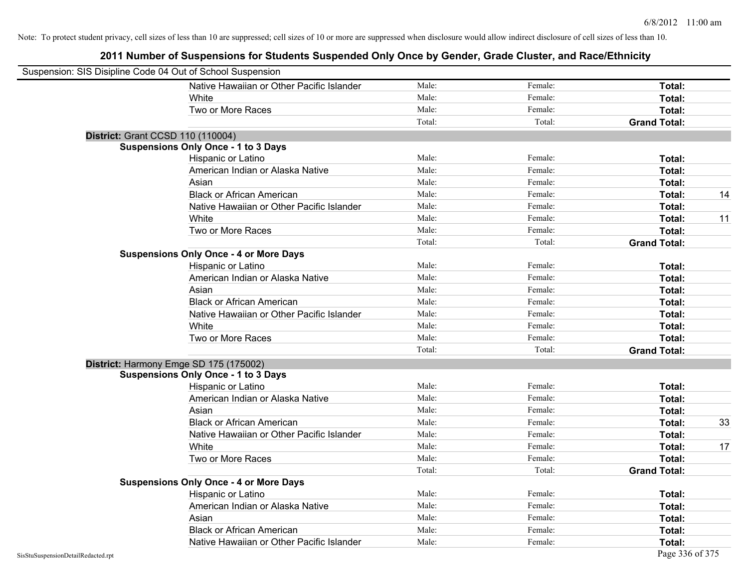Note: To protect student privacy, cell sizes of less than 10 are suppressed; cell sizes of 10 or more are suppressed when disclosure would allow indirect disclosure of cell sizes of less than 10.

# 2011 Number of Suspensions for Students Suspended Only Once by Gender, Grade Cluster, and Race/Ethnicity

Suspension: SIS Disipline Code 04 Out of School Suspension

| | | | | |
|---|---|---|---|---|
| Native Hawaiian or Other Pacific Islander | Male: | Female: | **Total:** | |
| White | Male: | Female: | **Total:** | |
| Two or More Races | Male: | Female: | **Total:** | |
| | Total: | Total: | **Grand Total:** | |

**District:** Grant CCSD 110 (110004)

**Suspensions Only Once - 1 to 3 Days**

| | | | | |
|---|---|---|---|---|
| Hispanic or Latino | Male: | Female: | **Total:** | |
| American Indian or Alaska Native | Male: | Female: | **Total:** | |
| Asian | Male: | Female: | **Total:** | |
| Black or African American | Male: | Female: | **Total:** | 14 |
| Native Hawaiian or Other Pacific Islander | Male: | Female: | **Total:** | |
| White | Male: | Female: | **Total:** | 11 |
| Two or More Races | Male: | Female: | **Total:** | |
| | Total: | Total: | **Grand Total:** | |

**Suspensions Only Once - 4 or More Days**

| | | | | |
|---|---|---|---|---|
| Hispanic or Latino | Male: | Female: | **Total:** | |
| American Indian or Alaska Native | Male: | Female: | **Total:** | |
| Asian | Male: | Female: | **Total:** | |
| Black or African American | Male: | Female: | **Total:** | |
| Native Hawaiian or Other Pacific Islander | Male: | Female: | **Total:** | |
| White | Male: | Female: | **Total:** | |
| Two or More Races | Male: | Female: | **Total:** | |
| | Total: | Total: | **Grand Total:** | |

**District:** Harmony Emge SD 175 (175002)

**Suspensions Only Once - 1 to 3 Days**

| | | | | |
|---|---|---|---|---|
| Hispanic or Latino | Male: | Female: | **Total:** | |
| American Indian or Alaska Native | Male: | Female: | **Total:** | |
| Asian | Male: | Female: | **Total:** | |
| Black or African American | Male: | Female: | **Total:** | 33 |
| Native Hawaiian or Other Pacific Islander | Male: | Female: | **Total:** | |
| White | Male: | Female: | **Total:** | 17 |
| Two or More Races | Male: | Female: | **Total:** | |
| | Total: | Total: | **Grand Total:** | |

**Suspensions Only Once - 4 or More Days**

| | | | | |
|---|---|---|---|---|
| Hispanic or Latino | Male: | Female: | **Total:** | |
| American Indian or Alaska Native | Male: | Female: | **Total:** | |
| Asian | Male: | Female: | **Total:** | |
| Black or African American | Male: | Female: | **Total:** | |
| Native Hawaiian or Other Pacific Islander | Male: | Female: | **Total:** | |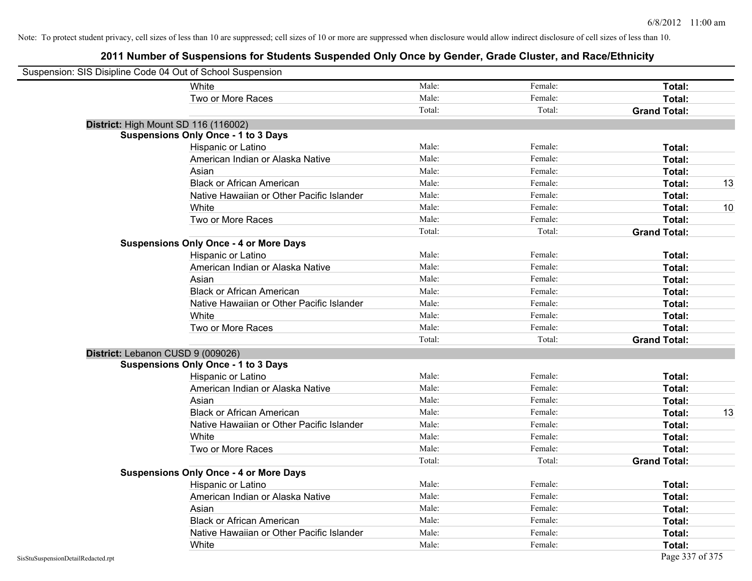Note: To protect student privacy, cell sizes of less than 10 are suppressed; cell sizes of 10 or more are suppressed when disclosure would allow indirect disclosure of cell sizes of less than 10.

## 2011 Number of Suspensions for Students Suspended Only Once by Gender, Grade Cluster, and Race/Ethnicity

Suspension: SIS Disipline Code 04 Out of School Suspension

| | | | | |
|---|---|---|---|---|
| White | Male: | Female: | **Total:** | |
| Two or More Races | Male: | Female: | **Total:** | |
| | Total: | Total: | **Grand Total:** | |

**District:** High Mount SD 116 (116002)

**Suspensions Only Once - 1 to 3 Days**

| | | | | |
|---|---|---|---|---|
| Hispanic or Latino | Male: | Female: | **Total:** | |
| American Indian or Alaska Native | Male: | Female: | **Total:** | |
| Asian | Male: | Female: | **Total:** | |
| Black or African American | Male: | Female: | **Total:** | 13 |
| Native Hawaiian or Other Pacific Islander | Male: | Female: | **Total:** | |
| White | Male: | Female: | **Total:** | 10 |
| Two or More Races | Male: | Female: | **Total:** | |
| | Total: | Total: | **Grand Total:** | |

**Suspensions Only Once - 4 or More Days**

| | | | | |
|---|---|---|---|---|
| Hispanic or Latino | Male: | Female: | **Total:** | |
| American Indian or Alaska Native | Male: | Female: | **Total:** | |
| Asian | Male: | Female: | **Total:** | |
| Black or African American | Male: | Female: | **Total:** | |
| Native Hawaiian or Other Pacific Islander | Male: | Female: | **Total:** | |
| White | Male: | Female: | **Total:** | |
| Two or More Races | Male: | Female: | **Total:** | |
| | Total: | Total: | **Grand Total:** | |

**District:** Lebanon CUSD 9 (009026)

**Suspensions Only Once - 1 to 3 Days**

| | | | | |
|---|---|---|---|---|
| Hispanic or Latino | Male: | Female: | **Total:** | |
| American Indian or Alaska Native | Male: | Female: | **Total:** | |
| Asian | Male: | Female: | **Total:** | |
| Black or African American | Male: | Female: | **Total:** | 13 |
| Native Hawaiian or Other Pacific Islander | Male: | Female: | **Total:** | |
| White | Male: | Female: | **Total:** | |
| Two or More Races | Male: | Female: | **Total:** | |
| | Total: | Total: | **Grand Total:** | |

**Suspensions Only Once - 4 or More Days**

| | | | | |
|---|---|---|---|---|
| Hispanic or Latino | Male: | Female: | **Total:** | |
| American Indian or Alaska Native | Male: | Female: | **Total:** | |
| Asian | Male: | Female: | **Total:** | |
| Black or African American | Male: | Female: | **Total:** | |
| Native Hawaiian or Other Pacific Islander | Male: | Female: | **Total:** | |
| White | Male: | Female: | **Total:** | |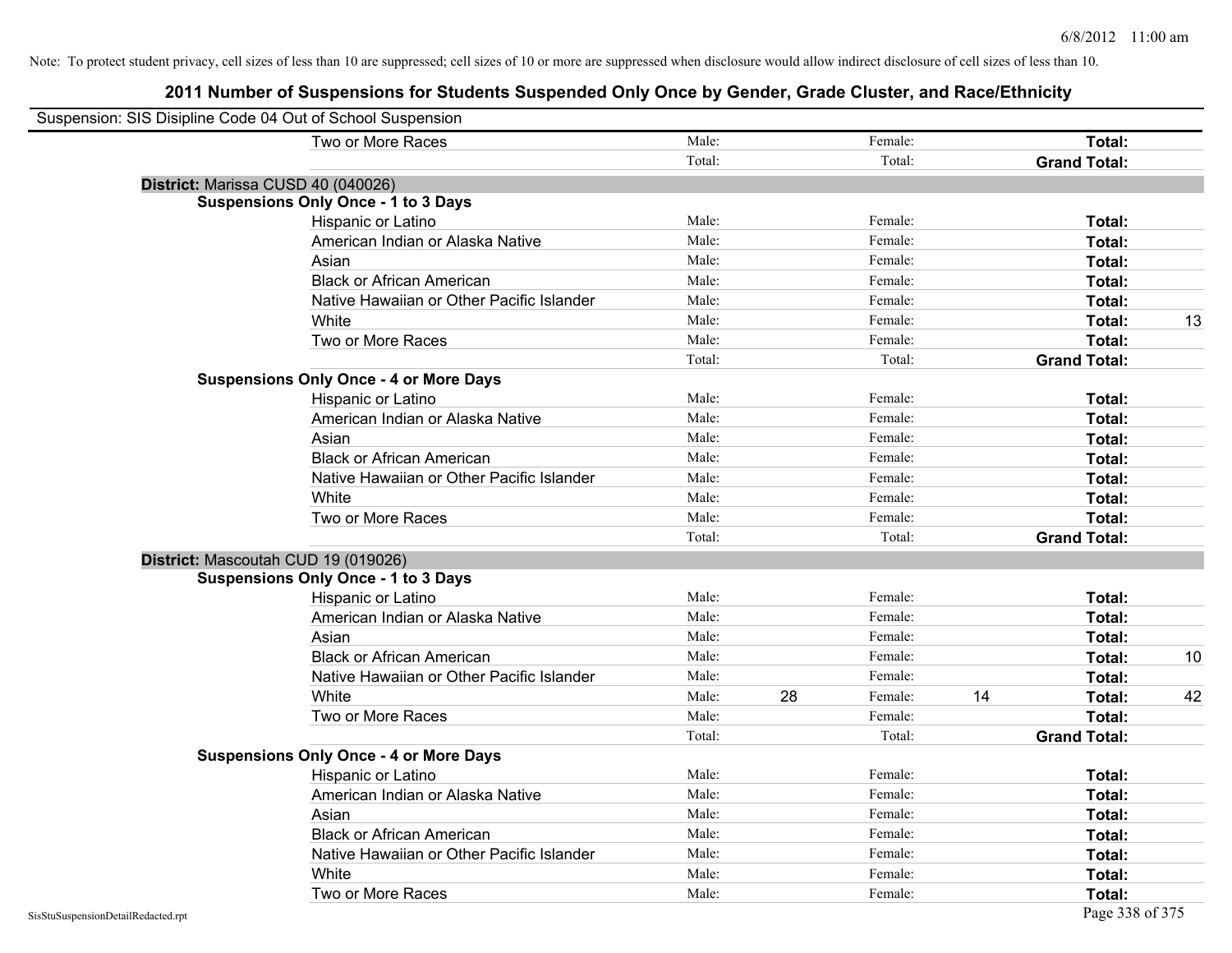Note: To protect student privacy, cell sizes of less than 10 are suppressed; cell sizes of 10 or more are suppressed when disclosure would allow indirect disclosure of cell sizes of less than 10.

## 2011 Number of Suspensions for Students Suspended Only Once by Gender, Grade Cluster, and Race/Ethnicity

Suspension: SIS Disipline Code 04 Out of School Suspension

| | | | | | | |
|---|---|---|---|---|---|---|
| Two or More Races | Male: | | Female: | | **Total:** | |
| | Total: | | Total: | | **Grand Total:** | |

**District:** Marissa CUSD 40 (040026)

**Suspensions Only Once - 1 to 3 Days**

| | | | | | | |
|---|---|---|---|---|---|---|
| Hispanic or Latino | Male: | | Female: | | **Total:** | |
| American Indian or Alaska Native | Male: | | Female: | | **Total:** | |
| Asian | Male: | | Female: | | **Total:** | |
| Black or African American | Male: | | Female: | | **Total:** | |
| Native Hawaiian or Other Pacific Islander | Male: | | Female: | | **Total:** | |
| White | Male: | | Female: | | **Total:** | 13 |
| Two or More Races | Male: | | Female: | | **Total:** | |
| | Total: | | Total: | | **Grand Total:** | |

**Suspensions Only Once - 4 or More Days**

| | | | | | | |
|---|---|---|---|---|---|---|
| Hispanic or Latino | Male: | | Female: | | **Total:** | |
| American Indian or Alaska Native | Male: | | Female: | | **Total:** | |
| Asian | Male: | | Female: | | **Total:** | |
| Black or African American | Male: | | Female: | | **Total:** | |
| Native Hawaiian or Other Pacific Islander | Male: | | Female: | | **Total:** | |
| White | Male: | | Female: | | **Total:** | |
| Two or More Races | Male: | | Female: | | **Total:** | |
| | Total: | | Total: | | **Grand Total:** | |

**District:** Mascoutah CUD 19 (019026)

**Suspensions Only Once - 1 to 3 Days**

| | | | | | | |
|---|---|---|---|---|---|---|
| Hispanic or Latino | Male: | | Female: | | **Total:** | |
| American Indian or Alaska Native | Male: | | Female: | | **Total:** | |
| Asian | Male: | | Female: | | **Total:** | |
| Black or African American | Male: | | Female: | | **Total:** | 10 |
| Native Hawaiian or Other Pacific Islander | Male: | | Female: | | **Total:** | |
| White | Male: | 28 | Female: | 14 | **Total:** | 42 |
| Two or More Races | Male: | | Female: | | **Total:** | |
| | Total: | | Total: | | **Grand Total:** | |

**Suspensions Only Once - 4 or More Days**

| | | | | | | |
|---|---|---|---|---|---|---|
| Hispanic or Latino | Male: | | Female: | | **Total:** | |
| American Indian or Alaska Native | Male: | | Female: | | **Total:** | |
| Asian | Male: | | Female: | | **Total:** | |
| Black or African American | Male: | | Female: | | **Total:** | |
| Native Hawaiian or Other Pacific Islander | Male: | | Female: | | **Total:** | |
| White | Male: | | Female: | | **Total:** | |
| Two or More Races | Male: | | Female: | | **Total:** | |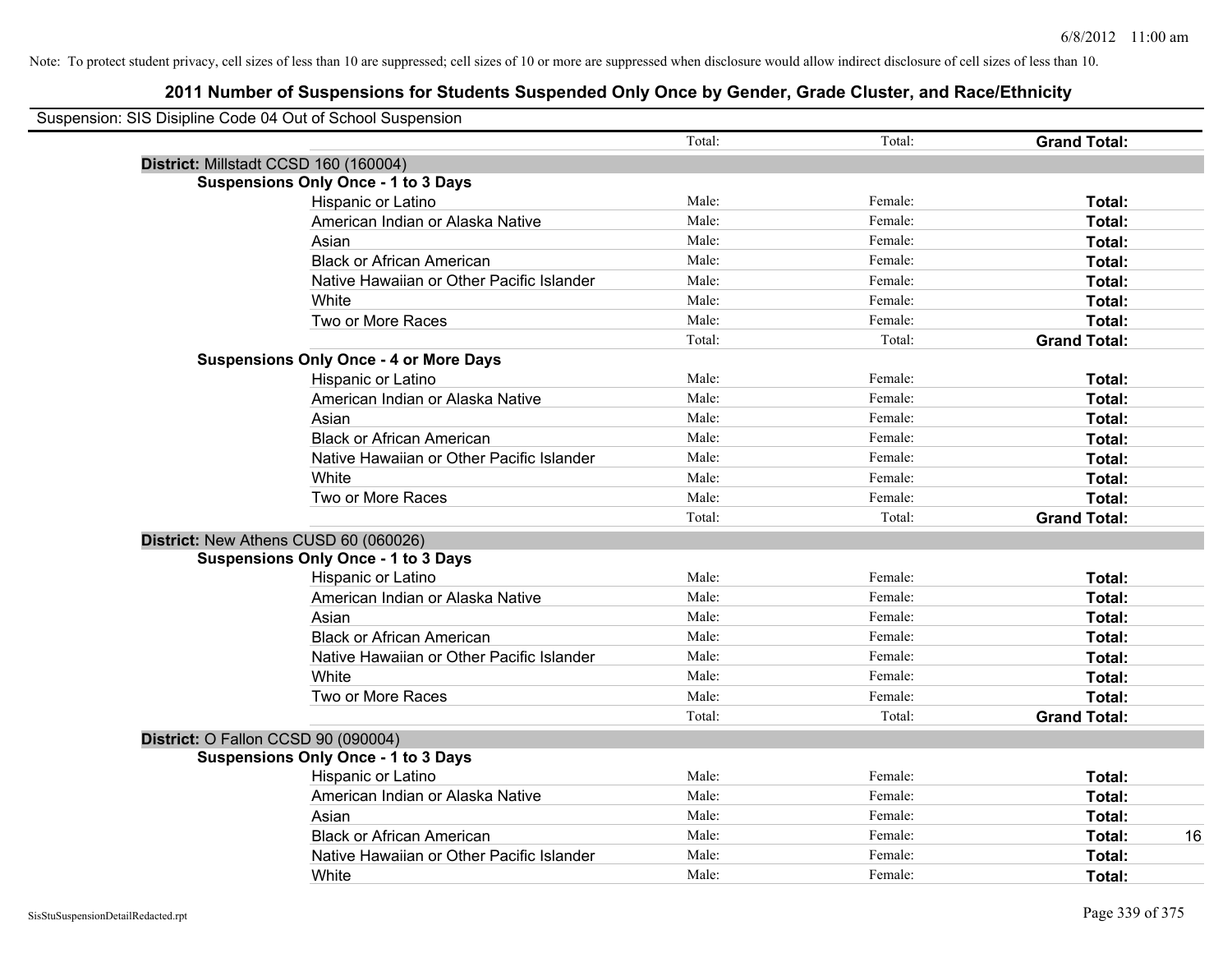Note: To protect student privacy, cell sizes of less than 10 are suppressed; cell sizes of 10 or more are suppressed when disclosure would allow indirect disclosure of cell sizes of less than 10.

## 2011 Number of Suspensions for Students Suspended Only Once by Gender, Grade Cluster, and Race/Ethnicity

Suspension: SIS Disipline Code 04 Out of School Suspension

| | | Total: | Total: | **Grand Total:** | |
|---|---|---|---|---|---|
| **District:** Millstadt CCSD 160 (160004) | | | | | |
| **Suspensions Only Once - 1 to 3 Days** | | | | | |
| | Hispanic or Latino | Male: | Female: | **Total:** | |
| | American Indian or Alaska Native | Male: | Female: | **Total:** | |
| | Asian | Male: | Female: | **Total:** | |
| | Black or African American | Male: | Female: | **Total:** | |
| | Native Hawaiian or Other Pacific Islander | Male: | Female: | **Total:** | |
| | White | Male: | Female: | **Total:** | |
| | Two or More Races | Male: | Female: | **Total:** | |
| | | Total: | Total: | **Grand Total:** | |
| **Suspensions Only Once - 4 or More Days** | | | | | |
| | Hispanic or Latino | Male: | Female: | **Total:** | |
| | American Indian or Alaska Native | Male: | Female: | **Total:** | |
| | Asian | Male: | Female: | **Total:** | |
| | Black or African American | Male: | Female: | **Total:** | |
| | Native Hawaiian or Other Pacific Islander | Male: | Female: | **Total:** | |
| | White | Male: | Female: | **Total:** | |
| | Two or More Races | Male: | Female: | **Total:** | |
| | | Total: | Total: | **Grand Total:** | |
| **District:** New Athens CUSD 60 (060026) | | | | | |
| **Suspensions Only Once - 1 to 3 Days** | | | | | |
| | Hispanic or Latino | Male: | Female: | **Total:** | |
| | American Indian or Alaska Native | Male: | Female: | **Total:** | |
| | Asian | Male: | Female: | **Total:** | |
| | Black or African American | Male: | Female: | **Total:** | |
| | Native Hawaiian or Other Pacific Islander | Male: | Female: | **Total:** | |
| | White | Male: | Female: | **Total:** | |
| | Two or More Races | Male: | Female: | **Total:** | |
| | | Total: | Total: | **Grand Total:** | |
| **District:** O Fallon CCSD 90 (090004) | | | | | |
| **Suspensions Only Once - 1 to 3 Days** | | | | | |
| | Hispanic or Latino | Male: | Female: | **Total:** | |
| | American Indian or Alaska Native | Male: | Female: | **Total:** | |
| | Asian | Male: | Female: | **Total:** | |
| | Black or African American | Male: | Female: | **Total:** | 16 |
| | Native Hawaiian or Other Pacific Islander | Male: | Female: | **Total:** | |
| | White | Male: | Female: | **Total:** | |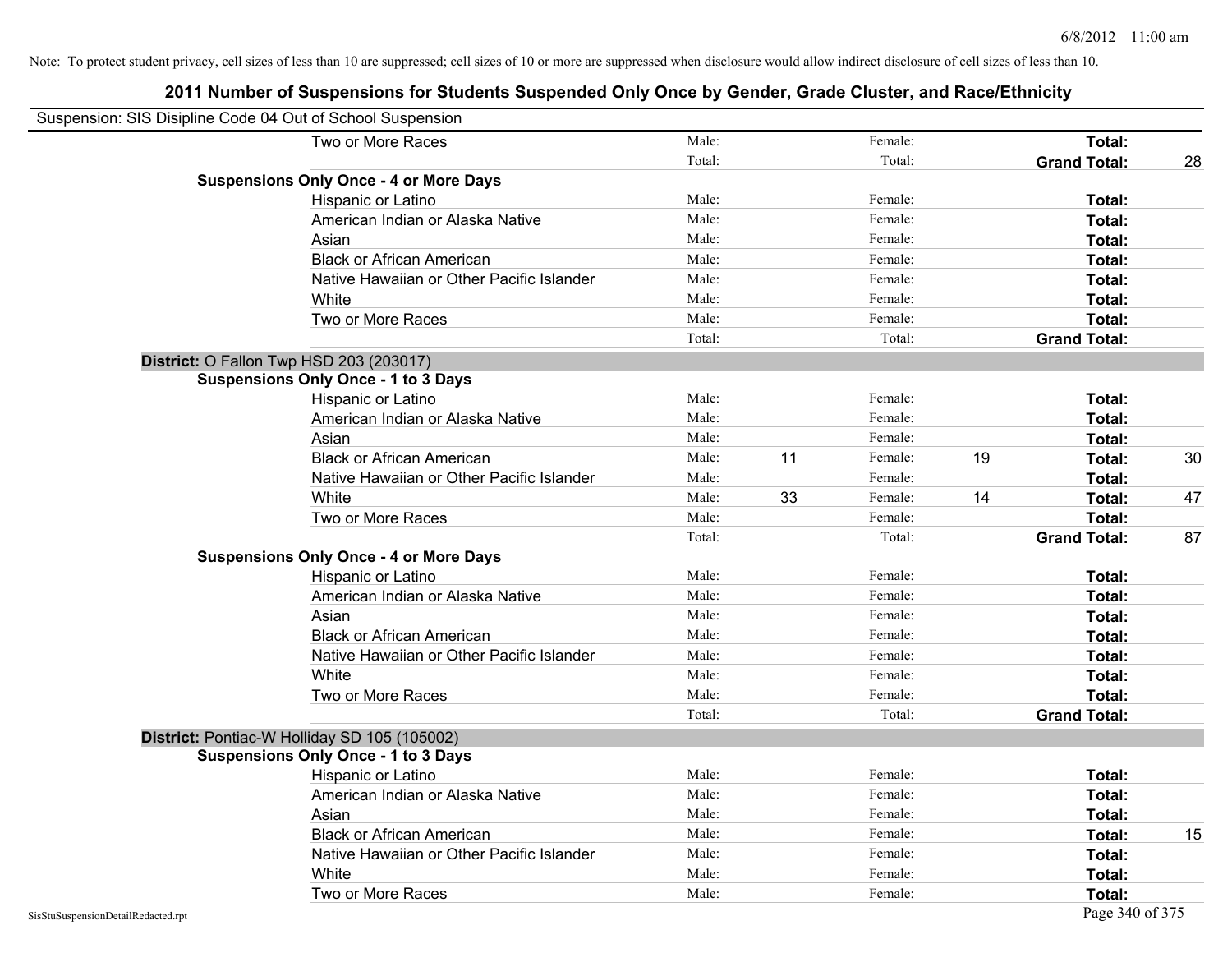Note: To protect student privacy, cell sizes of less than 10 are suppressed; cell sizes of 10 or more are suppressed when disclosure would allow indirect disclosure of cell sizes of less than 10.

## 2011 Number of Suspensions for Students Suspended Only Once by Gender, Grade Cluster, and Race/Ethnicity

Suspension: SIS Disipline Code 04 Out of School Suspension

| | | | | | | |
|---|---|---|---|---|---|---|
| Two or More Races | Male: | | Female: | | **Total:** | |
| | Total: | | Total: | | **Grand Total:** | 28 |
| **Suspensions Only Once - 4 or More Days** | | | | | | |
| Hispanic or Latino | Male: | | Female: | | **Total:** | |
| American Indian or Alaska Native | Male: | | Female: | | **Total:** | |
| Asian | Male: | | Female: | | **Total:** | |
| Black or African American | Male: | | Female: | | **Total:** | |
| Native Hawaiian or Other Pacific Islander | Male: | | Female: | | **Total:** | |
| White | Male: | | Female: | | **Total:** | |
| Two or More Races | Male: | | Female: | | **Total:** | |
| | Total: | | Total: | | **Grand Total:** | |

**District:** O Fallon Twp HSD 203 (203017)

| | | | | | | |
|---|---|---|---|---|---|---|
| **Suspensions Only Once - 1 to 3 Days** | | | | | | |
| Hispanic or Latino | Male: | | Female: | | **Total:** | |
| American Indian or Alaska Native | Male: | | Female: | | **Total:** | |
| Asian | Male: | | Female: | | **Total:** | |
| Black or African American | Male: | 11 | Female: | 19 | **Total:** | 30 |
| Native Hawaiian or Other Pacific Islander | Male: | | Female: | | **Total:** | |
| White | Male: | 33 | Female: | 14 | **Total:** | 47 |
| Two or More Races | Male: | | Female: | | **Total:** | |
| | Total: | | Total: | | **Grand Total:** | 87 |
| **Suspensions Only Once - 4 or More Days** | | | | | | |
| Hispanic or Latino | Male: | | Female: | | **Total:** | |
| American Indian or Alaska Native | Male: | | Female: | | **Total:** | |
| Asian | Male: | | Female: | | **Total:** | |
| Black or African American | Male: | | Female: | | **Total:** | |
| Native Hawaiian or Other Pacific Islander | Male: | | Female: | | **Total:** | |
| White | Male: | | Female: | | **Total:** | |
| Two or More Races | Male: | | Female: | | **Total:** | |
| | Total: | | Total: | | **Grand Total:** | |

**District:** Pontiac-W Holliday SD 105 (105002)

| | | | | | | |
|---|---|---|---|---|---|---|
| **Suspensions Only Once - 1 to 3 Days** | | | | | | |
| Hispanic or Latino | Male: | | Female: | | **Total:** | |
| American Indian or Alaska Native | Male: | | Female: | | **Total:** | |
| Asian | Male: | | Female: | | **Total:** | |
| Black or African American | Male: | | Female: | | **Total:** | 15 |
| Native Hawaiian or Other Pacific Islander | Male: | | Female: | | **Total:** | |
| White | Male: | | Female: | | **Total:** | |
| Two or More Races | Male: | | Female: | | **Total:** | |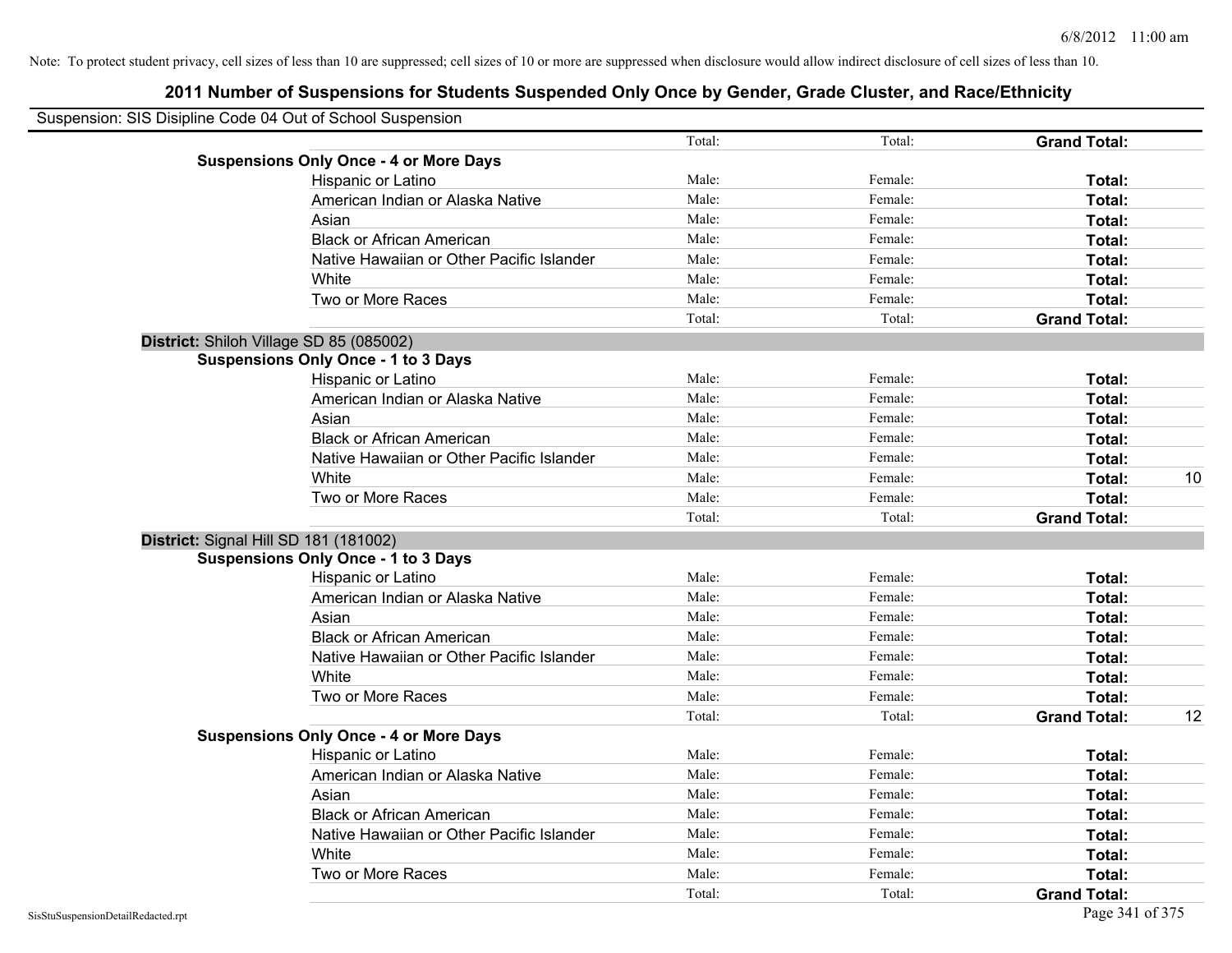Note: To protect student privacy, cell sizes of less than 10 are suppressed; cell sizes of 10 or more are suppressed when disclosure would allow indirect disclosure of cell sizes of less than 10.

# 2011 Number of Suspensions for Students Suspended Only Once by Gender, Grade Cluster, and Race/Ethnicity

Suspension: SIS Disipline Code 04 Out of School Suspension

| | | | | |
|---|---|---|---|---|
| | Total: | Total: | **Grand Total:** | |
| **Suspensions Only Once - 4 or More Days** | | | | |
| Hispanic or Latino | Male: | Female: | **Total:** | |
| American Indian or Alaska Native | Male: | Female: | **Total:** | |
| Asian | Male: | Female: | **Total:** | |
| Black or African American | Male: | Female: | **Total:** | |
| Native Hawaiian or Other Pacific Islander | Male: | Female: | **Total:** | |
| White | Male: | Female: | **Total:** | |
| Two or More Races | Male: | Female: | **Total:** | |
| | Total: | Total: | **Grand Total:** | |
| **District:** Shiloh Village SD 85 (085002) | | | | |
| **Suspensions Only Once - 1 to 3 Days** | | | | |
| Hispanic or Latino | Male: | Female: | **Total:** | |
| American Indian or Alaska Native | Male: | Female: | **Total:** | |
| Asian | Male: | Female: | **Total:** | |
| Black or African American | Male: | Female: | **Total:** | |
| Native Hawaiian or Other Pacific Islander | Male: | Female: | **Total:** | |
| White | Male: | Female: | **Total:** | 10 |
| Two or More Races | Male: | Female: | **Total:** | |
| | Total: | Total: | **Grand Total:** | |
| **District:** Signal Hill SD 181 (181002) | | | | |
| **Suspensions Only Once - 1 to 3 Days** | | | | |
| Hispanic or Latino | Male: | Female: | **Total:** | |
| American Indian or Alaska Native | Male: | Female: | **Total:** | |
| Asian | Male: | Female: | **Total:** | |
| Black or African American | Male: | Female: | **Total:** | |
| Native Hawaiian or Other Pacific Islander | Male: | Female: | **Total:** | |
| White | Male: | Female: | **Total:** | |
| Two or More Races | Male: | Female: | **Total:** | |
| | Total: | Total: | **Grand Total:** | 12 |
| **Suspensions Only Once - 4 or More Days** | | | | |
| Hispanic or Latino | Male: | Female: | **Total:** | |
| American Indian or Alaska Native | Male: | Female: | **Total:** | |
| Asian | Male: | Female: | **Total:** | |
| Black or African American | Male: | Female: | **Total:** | |
| Native Hawaiian or Other Pacific Islander | Male: | Female: | **Total:** | |
| White | Male: | Female: | **Total:** | |
| Two or More Races | Male: | Female: | **Total:** | |
| | Total: | Total: | **Grand Total:** | |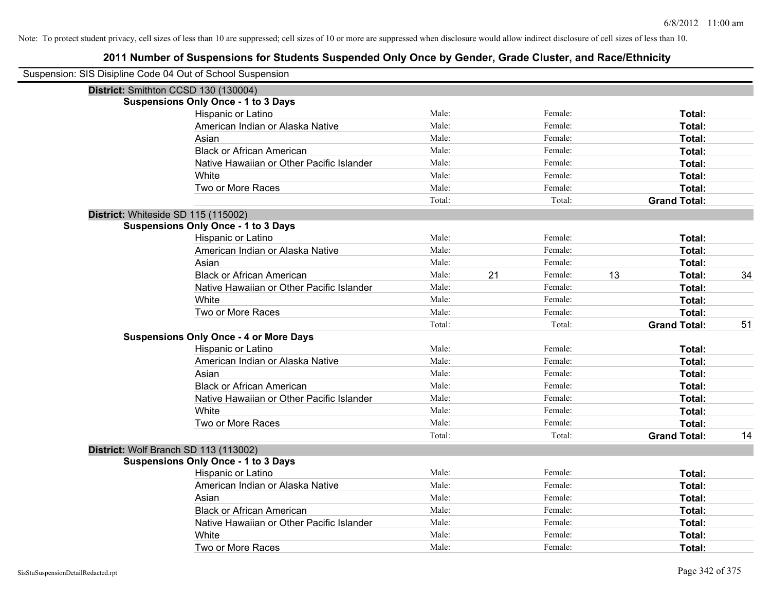Note: To protect student privacy, cell sizes of less than 10 are suppressed; cell sizes of 10 or more are suppressed when disclosure would allow indirect disclosure of cell sizes of less than 10.

# 2011 Number of Suspensions for Students Suspended Only Once by Gender, Grade Cluster, and Race/Ethnicity

Suspension: SIS Disipline Code 04 Out of School Suspension

**District:** Smithton CCSD 130 (130004)

**Suspensions Only Once - 1 to 3 Days**

| | | | | | | |
|---|---|---|---|---|---|---|
| Hispanic or Latino | Male: | | Female: | | **Total:** | |
| American Indian or Alaska Native | Male: | | Female: | | **Total:** | |
| Asian | Male: | | Female: | | **Total:** | |
| Black or African American | Male: | | Female: | | **Total:** | |
| Native Hawaiian or Other Pacific Islander | Male: | | Female: | | **Total:** | |
| White | Male: | | Female: | | **Total:** | |
| Two or More Races | Male: | | Female: | | **Total:** | |
| | Total: | | Total: | | **Grand Total:** | |

**District:** Whiteside SD 115 (115002)

**Suspensions Only Once - 1 to 3 Days**

| | | | | | | |
|---|---|---|---|---|---|---|
| Hispanic or Latino | Male: | | Female: | | **Total:** | |
| American Indian or Alaska Native | Male: | | Female: | | **Total:** | |
| Asian | Male: | | Female: | | **Total:** | |
| Black or African American | Male: | 21 | Female: | 13 | **Total:** | 34 |
| Native Hawaiian or Other Pacific Islander | Male: | | Female: | | **Total:** | |
| White | Male: | | Female: | | **Total:** | |
| Two or More Races | Male: | | Female: | | **Total:** | |
| | Total: | | Total: | | **Grand Total:** | 51 |

**Suspensions Only Once - 4 or More Days**

| | | | | | | |
|---|---|---|---|---|---|---|
| Hispanic or Latino | Male: | | Female: | | **Total:** | |
| American Indian or Alaska Native | Male: | | Female: | | **Total:** | |
| Asian | Male: | | Female: | | **Total:** | |
| Black or African American | Male: | | Female: | | **Total:** | |
| Native Hawaiian or Other Pacific Islander | Male: | | Female: | | **Total:** | |
| White | Male: | | Female: | | **Total:** | |
| Two or More Races | Male: | | Female: | | **Total:** | |
| | Total: | | Total: | | **Grand Total:** | 14 |

**District:** Wolf Branch SD 113 (113002)

**Suspensions Only Once - 1 to 3 Days**

| | | | | | | |
|---|---|---|---|---|---|---|
| Hispanic or Latino | Male: | | Female: | | **Total:** | |
| American Indian or Alaska Native | Male: | | Female: | | **Total:** | |
| Asian | Male: | | Female: | | **Total:** | |
| Black or African American | Male: | | Female: | | **Total:** | |
| Native Hawaiian or Other Pacific Islander | Male: | | Female: | | **Total:** | |
| White | Male: | | Female: | | **Total:** | |
| Two or More Races | Male: | | Female: | | **Total:** | |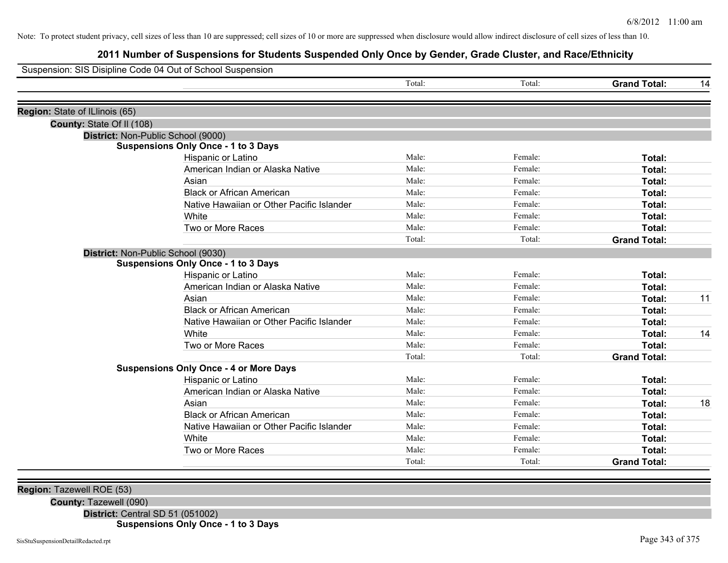6/8/2012 11:00 am

Note: To protect student privacy, cell sizes of less than 10 are suppressed; cell sizes of 10 or more are suppressed when disclosure would allow indirect disclosure of cell sizes of less than 10.

## 2011 Number of Suspensions for Students Suspended Only Once by Gender, Grade Cluster, and Race/Ethnicity

Suspension: SIS Disipline Code 04 Out of School Suspension

| | | | | | |
|---|---|---|---|---|---|
| | | Total: | Total: | **Grand Total:** | 14 |

**Region:** State of ILlinois (65)

**County:** State Of Il (108)

**District:** Non-Public School (9000)

**Suspensions Only Once - 1 to 3 Days**

| Race/Ethnicity | Male | Female | Total | |
|---|---|---|---|---|
| Hispanic or Latino | Male: | Female: | **Total:** | |
| American Indian or Alaska Native | Male: | Female: | **Total:** | |
| Asian | Male: | Female: | **Total:** | |
| Black or African American | Male: | Female: | **Total:** | |
| Native Hawaiian or Other Pacific Islander | Male: | Female: | **Total:** | |
| White | Male: | Female: | **Total:** | |
| Two or More Races | Male: | Female: | **Total:** | |
| | Total: | Total: | **Grand Total:** | |

**District:** Non-Public School (9030)

**Suspensions Only Once - 1 to 3 Days**

| Race/Ethnicity | Male | Female | Total | |
|---|---|---|---|---|
| Hispanic or Latino | Male: | Female: | **Total:** | |
| American Indian or Alaska Native | Male: | Female: | **Total:** | |
| Asian | Male: | Female: | **Total:** | 11 |
| Black or African American | Male: | Female: | **Total:** | |
| Native Hawaiian or Other Pacific Islander | Male: | Female: | **Total:** | |
| White | Male: | Female: | **Total:** | 14 |
| Two or More Races | Male: | Female: | **Total:** | |
| | Total: | Total: | **Grand Total:** | |

**Suspensions Only Once - 4 or More Days**

| Race/Ethnicity | Male | Female | Total | |
|---|---|---|---|---|
| Hispanic or Latino | Male: | Female: | **Total:** | |
| American Indian or Alaska Native | Male: | Female: | **Total:** | |
| Asian | Male: | Female: | **Total:** | 18 |
| Black or African American | Male: | Female: | **Total:** | |
| Native Hawaiian or Other Pacific Islander | Male: | Female: | **Total:** | |
| White | Male: | Female: | **Total:** | |
| Two or More Races | Male: | Female: | **Total:** | |
| | Total: | Total: | **Grand Total:** | |

**Region:** Tazewell ROE (53)

**County:** Tazewell (090)

**District:** Central SD 51 (051002)

**Suspensions Only Once - 1 to 3 Days**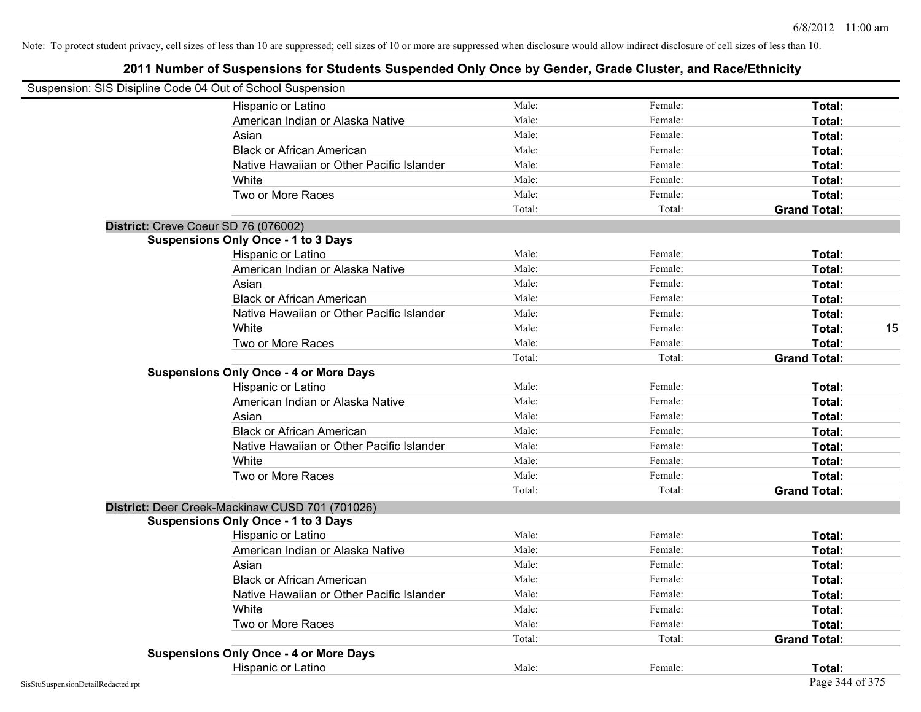Note: To protect student privacy, cell sizes of less than 10 are suppressed; cell sizes of 10 or more are suppressed when disclosure would allow indirect disclosure of cell sizes of less than 10.

# 2011 Number of Suspensions for Students Suspended Only Once by Gender, Grade Cluster, and Race/Ethnicity

Suspension: SIS Disipline Code 04 Out of School Suspension

| | | | | |
|---|---|---|---|---|
| Hispanic or Latino | Male: | Female: | **Total:** | |
| American Indian or Alaska Native | Male: | Female: | **Total:** | |
| Asian | Male: | Female: | **Total:** | |
| Black or African American | Male: | Female: | **Total:** | |
| Native Hawaiian or Other Pacific Islander | Male: | Female: | **Total:** | |
| White | Male: | Female: | **Total:** | |
| Two or More Races | Male: | Female: | **Total:** | |
| | Total: | Total: | **Grand Total:** | |

**District:** Creve Coeur SD 76 (076002)

**Suspensions Only Once - 1 to 3 Days**

| | | | | |
|---|---|---|---|---|
| Hispanic or Latino | Male: | Female: | **Total:** | |
| American Indian or Alaska Native | Male: | Female: | **Total:** | |
| Asian | Male: | Female: | **Total:** | |
| Black or African American | Male: | Female: | **Total:** | |
| Native Hawaiian or Other Pacific Islander | Male: | Female: | **Total:** | |
| White | Male: | Female: | **Total:** | 15 |
| Two or More Races | Male: | Female: | **Total:** | |
| | Total: | Total: | **Grand Total:** | |

**Suspensions Only Once - 4 or More Days**

| | | | | |
|---|---|---|---|---|
| Hispanic or Latino | Male: | Female: | **Total:** | |
| American Indian or Alaska Native | Male: | Female: | **Total:** | |
| Asian | Male: | Female: | **Total:** | |
| Black or African American | Male: | Female: | **Total:** | |
| Native Hawaiian or Other Pacific Islander | Male: | Female: | **Total:** | |
| White | Male: | Female: | **Total:** | |
| Two or More Races | Male: | Female: | **Total:** | |
| | Total: | Total: | **Grand Total:** | |

**District:** Deer Creek-Mackinaw CUSD 701 (701026)

**Suspensions Only Once - 1 to 3 Days**

| | | | | |
|---|---|---|---|---|
| Hispanic or Latino | Male: | Female: | **Total:** | |
| American Indian or Alaska Native | Male: | Female: | **Total:** | |
| Asian | Male: | Female: | **Total:** | |
| Black or African American | Male: | Female: | **Total:** | |
| Native Hawaiian or Other Pacific Islander | Male: | Female: | **Total:** | |
| White | Male: | Female: | **Total:** | |
| Two or More Races | Male: | Female: | **Total:** | |
| | Total: | Total: | **Grand Total:** | |

**Suspensions Only Once - 4 or More Days**

| | | | | |
|---|---|---|---|---|
| Hispanic or Latino | Male: | Female: | **Total:** | |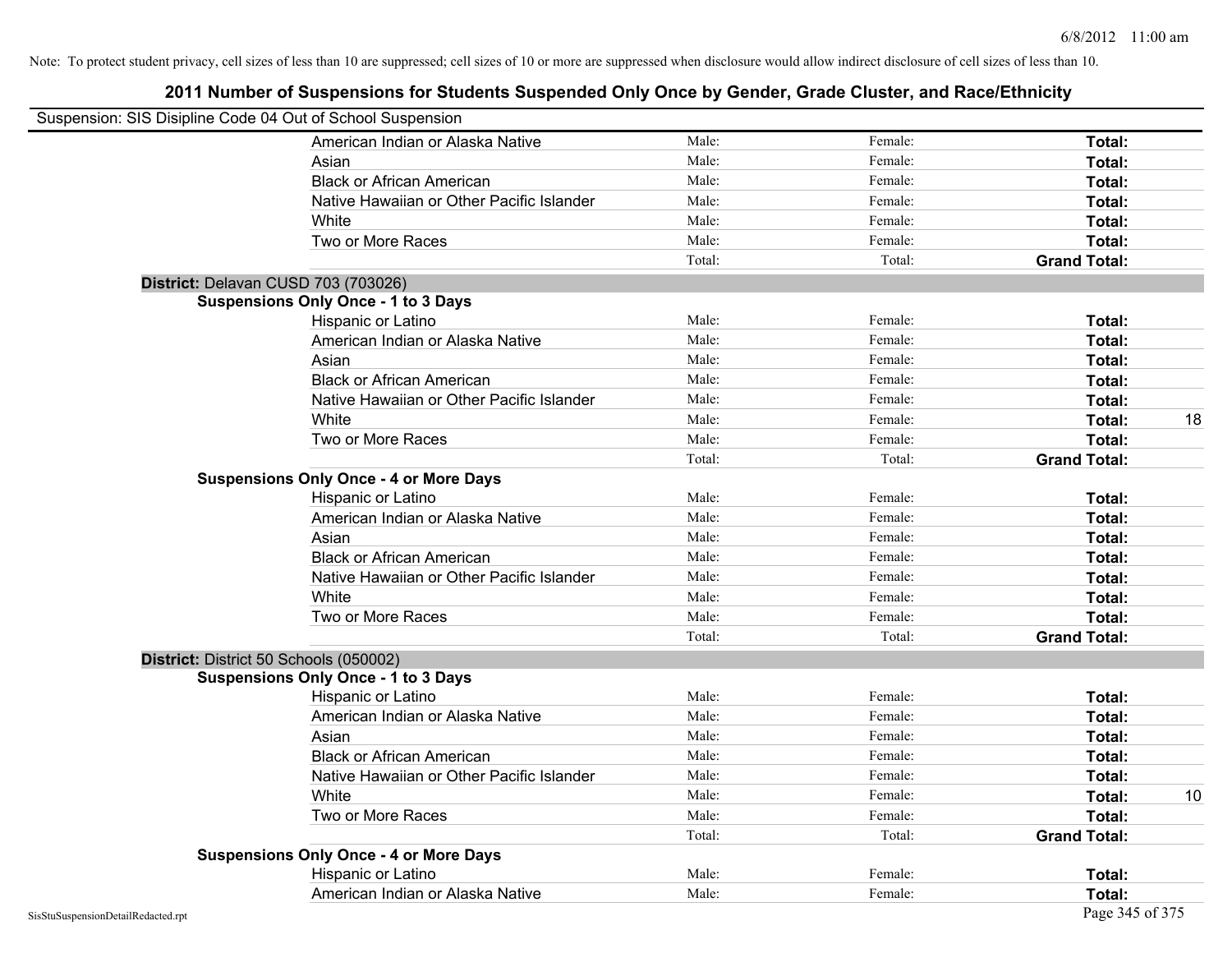Note: To protect student privacy, cell sizes of less than 10 are suppressed; cell sizes of 10 or more are suppressed when disclosure would allow indirect disclosure of cell sizes of less than 10.

# 2011 Number of Suspensions for Students Suspended Only Once by Gender, Grade Cluster, and Race/Ethnicity

Suspension: SIS Disipline Code 04 Out of School Suspension

| | Male: | Female: | Total: | |
|---|---|---|---|---|
| American Indian or Alaska Native | Male: | Female: | **Total:** | |
| Asian | Male: | Female: | **Total:** | |
| Black or African American | Male: | Female: | **Total:** | |
| Native Hawaiian or Other Pacific Islander | Male: | Female: | **Total:** | |
| White | Male: | Female: | **Total:** | |
| Two or More Races | Male: | Female: | **Total:** | |
| | Total: | Total: | **Grand Total:** | |

**District:** Delavan CUSD 703 (703026)

**Suspensions Only Once - 1 to 3 Days**

| | | | | |
|---|---|---|---|---|
| Hispanic or Latino | Male: | Female: | **Total:** | |
| American Indian or Alaska Native | Male: | Female: | **Total:** | |
| Asian | Male: | Female: | **Total:** | |
| Black or African American | Male: | Female: | **Total:** | |
| Native Hawaiian or Other Pacific Islander | Male: | Female: | **Total:** | |
| White | Male: | Female: | **Total:** | 18 |
| Two or More Races | Male: | Female: | **Total:** | |
| | Total: | Total: | **Grand Total:** | |

**Suspensions Only Once - 4 or More Days**

| | | | | |
|---|---|---|---|---|
| Hispanic or Latino | Male: | Female: | **Total:** | |
| American Indian or Alaska Native | Male: | Female: | **Total:** | |
| Asian | Male: | Female: | **Total:** | |
| Black or African American | Male: | Female: | **Total:** | |
| Native Hawaiian or Other Pacific Islander | Male: | Female: | **Total:** | |
| White | Male: | Female: | **Total:** | |
| Two or More Races | Male: | Female: | **Total:** | |
| | Total: | Total: | **Grand Total:** | |

**District:** District 50 Schools (050002)

**Suspensions Only Once - 1 to 3 Days**

| | | | | |
|---|---|---|---|---|
| Hispanic or Latino | Male: | Female: | **Total:** | |
| American Indian or Alaska Native | Male: | Female: | **Total:** | |
| Asian | Male: | Female: | **Total:** | |
| Black or African American | Male: | Female: | **Total:** | |
| Native Hawaiian or Other Pacific Islander | Male: | Female: | **Total:** | |
| White | Male: | Female: | **Total:** | 10 |
| Two or More Races | Male: | Female: | **Total:** | |
| | Total: | Total: | **Grand Total:** | |

**Suspensions Only Once - 4 or More Days**

| | | | | |
|---|---|---|---|---|
| Hispanic or Latino | Male: | Female: | **Total:** | |
| American Indian or Alaska Native | Male: | Female: | **Total:** | |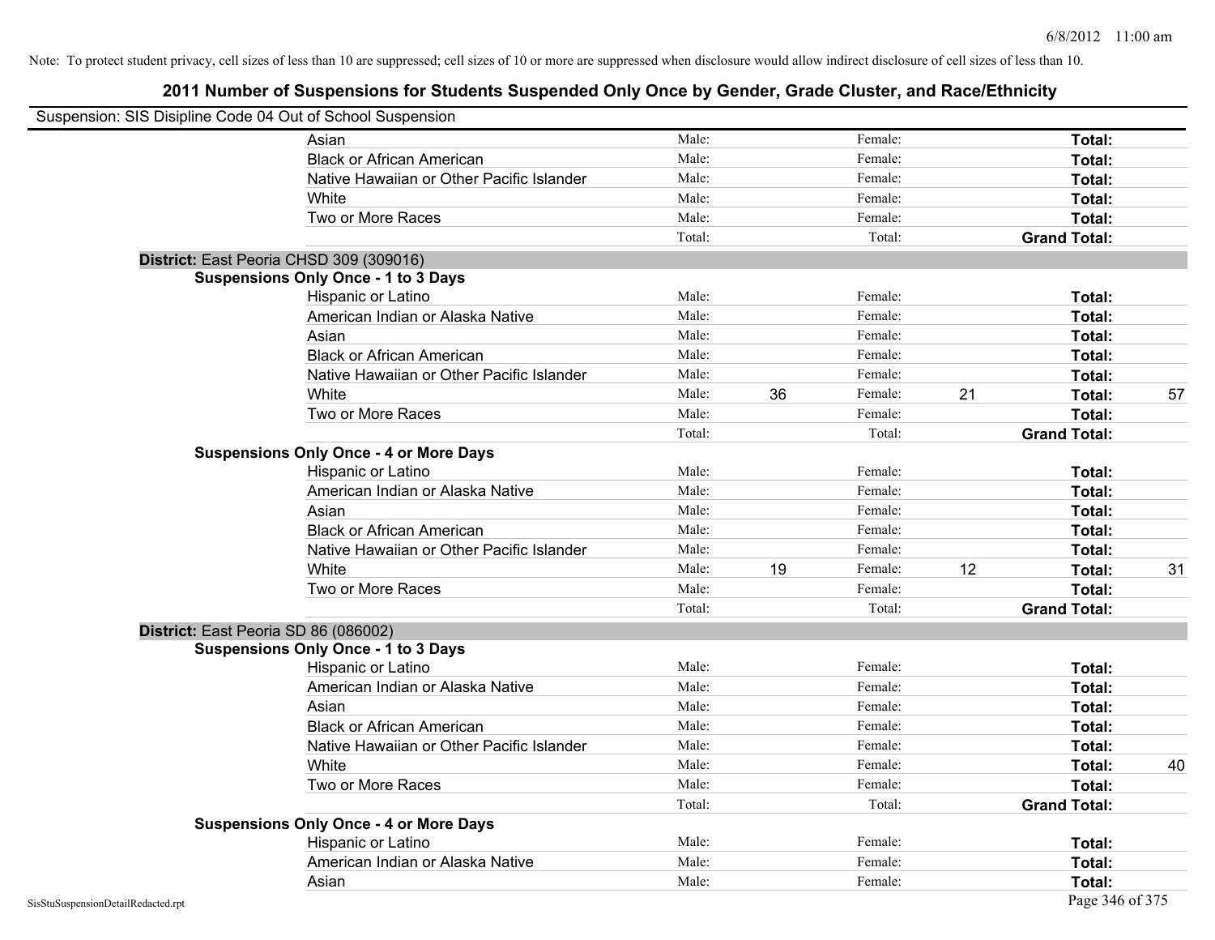Note: To protect student privacy, cell sizes of less than 10 are suppressed; cell sizes of 10 or more are suppressed when disclosure would allow indirect disclosure of cell sizes of less than 10.

# 2011 Number of Suspensions for Students Suspended Only Once by Gender, Grade Cluster, and Race/Ethnicity

Suspension: SIS Disipline Code 04 Out of School Suspension

| | | | | | | |
|---|---|---|---|---|---|---|
| Asian | Male: | | Female: | | **Total:** | |
| Black or African American | Male: | | Female: | | **Total:** | |
| Native Hawaiian or Other Pacific Islander | Male: | | Female: | | **Total:** | |
| White | Male: | | Female: | | **Total:** | |
| Two or More Races | Male: | | Female: | | **Total:** | |
| | Total: | | Total: | | **Grand Total:** | |

**District:** East Peoria CHSD 309 (309016)

**Suspensions Only Once - 1 to 3 Days**

| | | | | | | |
|---|---|---|---|---|---|---|
| Hispanic or Latino | Male: | | Female: | | **Total:** | |
| American Indian or Alaska Native | Male: | | Female: | | **Total:** | |
| Asian | Male: | | Female: | | **Total:** | |
| Black or African American | Male: | | Female: | | **Total:** | |
| Native Hawaiian or Other Pacific Islander | Male: | | Female: | | **Total:** | |
| White | Male: | 36 | Female: | 21 | **Total:** | 57 |
| Two or More Races | Male: | | Female: | | **Total:** | |
| | Total: | | Total: | | **Grand Total:** | |

**Suspensions Only Once - 4 or More Days**

| | | | | | | |
|---|---|---|---|---|---|---|
| Hispanic or Latino | Male: | | Female: | | **Total:** | |
| American Indian or Alaska Native | Male: | | Female: | | **Total:** | |
| Asian | Male: | | Female: | | **Total:** | |
| Black or African American | Male: | | Female: | | **Total:** | |
| Native Hawaiian or Other Pacific Islander | Male: | | Female: | | **Total:** | |
| White | Male: | 19 | Female: | 12 | **Total:** | 31 |
| Two or More Races | Male: | | Female: | | **Total:** | |
| | Total: | | Total: | | **Grand Total:** | |

**District:** East Peoria SD 86 (086002)

**Suspensions Only Once - 1 to 3 Days**

| | | | | | | |
|---|---|---|---|---|---|---|
| Hispanic or Latino | Male: | | Female: | | **Total:** | |
| American Indian or Alaska Native | Male: | | Female: | | **Total:** | |
| Asian | Male: | | Female: | | **Total:** | |
| Black or African American | Male: | | Female: | | **Total:** | |
| Native Hawaiian or Other Pacific Islander | Male: | | Female: | | **Total:** | |
| White | Male: | | Female: | | **Total:** | 40 |
| Two or More Races | Male: | | Female: | | **Total:** | |
| | Total: | | Total: | | **Grand Total:** | |

**Suspensions Only Once - 4 or More Days**

| | | | | | | |
|---|---|---|---|---|---|---|
| Hispanic or Latino | Male: | | Female: | | **Total:** | |
| American Indian or Alaska Native | Male: | | Female: | | **Total:** | |
| Asian | Male: | | Female: | | **Total:** | |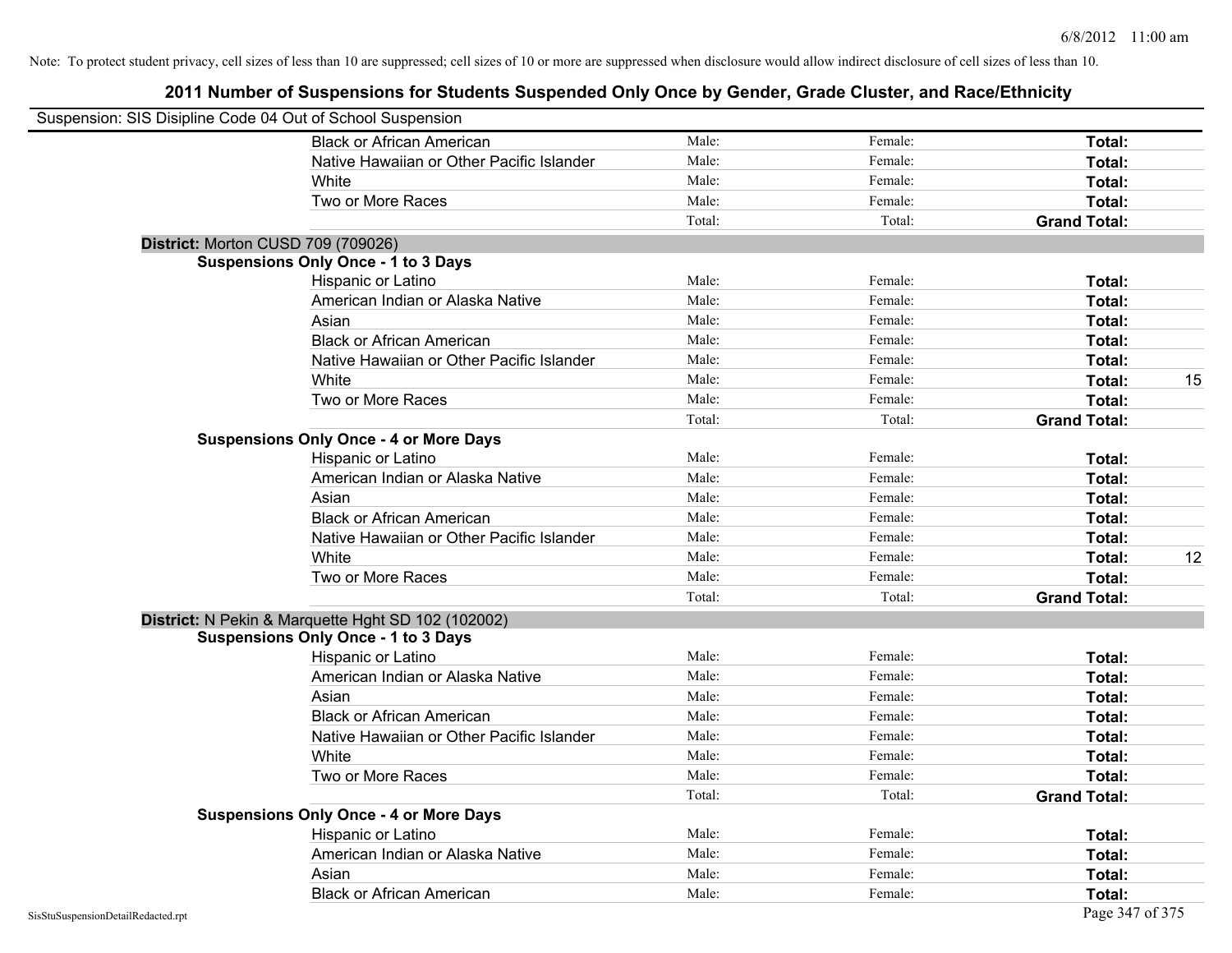Note: To protect student privacy, cell sizes of less than 10 are suppressed; cell sizes of 10 or more are suppressed when disclosure would allow indirect disclosure of cell sizes of less than 10.

# 2011 Number of Suspensions for Students Suspended Only Once by Gender, Grade Cluster, and Race/Ethnicity

Suspension: SIS Disipline Code 04 Out of School Suspension

| | | | | |
|---|---|---|---|---|
| Black or African American | Male: | Female: | **Total:** | |
| Native Hawaiian or Other Pacific Islander | Male: | Female: | **Total:** | |
| White | Male: | Female: | **Total:** | |
| Two or More Races | Male: | Female: | **Total:** | |
| | Total: | Total: | **Grand Total:** | |

**District:** Morton CUSD 709 (709026)

**Suspensions Only Once - 1 to 3 Days**

| | | | | |
|---|---|---|---|---|
| Hispanic or Latino | Male: | Female: | **Total:** | |
| American Indian or Alaska Native | Male: | Female: | **Total:** | |
| Asian | Male: | Female: | **Total:** | |
| Black or African American | Male: | Female: | **Total:** | |
| Native Hawaiian or Other Pacific Islander | Male: | Female: | **Total:** | |
| White | Male: | Female: | **Total:** | 15 |
| Two or More Races | Male: | Female: | **Total:** | |
| | Total: | Total: | **Grand Total:** | |

**Suspensions Only Once - 4 or More Days**

| | | | | |
|---|---|---|---|---|
| Hispanic or Latino | Male: | Female: | **Total:** | |
| American Indian or Alaska Native | Male: | Female: | **Total:** | |
| Asian | Male: | Female: | **Total:** | |
| Black or African American | Male: | Female: | **Total:** | |
| Native Hawaiian or Other Pacific Islander | Male: | Female: | **Total:** | |
| White | Male: | Female: | **Total:** | 12 |
| Two or More Races | Male: | Female: | **Total:** | |
| | Total: | Total: | **Grand Total:** | |

**District:** N Pekin & Marquette Hght SD 102 (102002)

**Suspensions Only Once - 1 to 3 Days**

| | | | | |
|---|---|---|---|---|
| Hispanic or Latino | Male: | Female: | **Total:** | |
| American Indian or Alaska Native | Male: | Female: | **Total:** | |
| Asian | Male: | Female: | **Total:** | |
| Black or African American | Male: | Female: | **Total:** | |
| Native Hawaiian or Other Pacific Islander | Male: | Female: | **Total:** | |
| White | Male: | Female: | **Total:** | |
| Two or More Races | Male: | Female: | **Total:** | |
| | Total: | Total: | **Grand Total:** | |

**Suspensions Only Once - 4 or More Days**

| | | | | |
|---|---|---|---|---|
| Hispanic or Latino | Male: | Female: | **Total:** | |
| American Indian or Alaska Native | Male: | Female: | **Total:** | |
| Asian | Male: | Female: | **Total:** | |
| Black or African American | Male: | Female: | **Total:** | |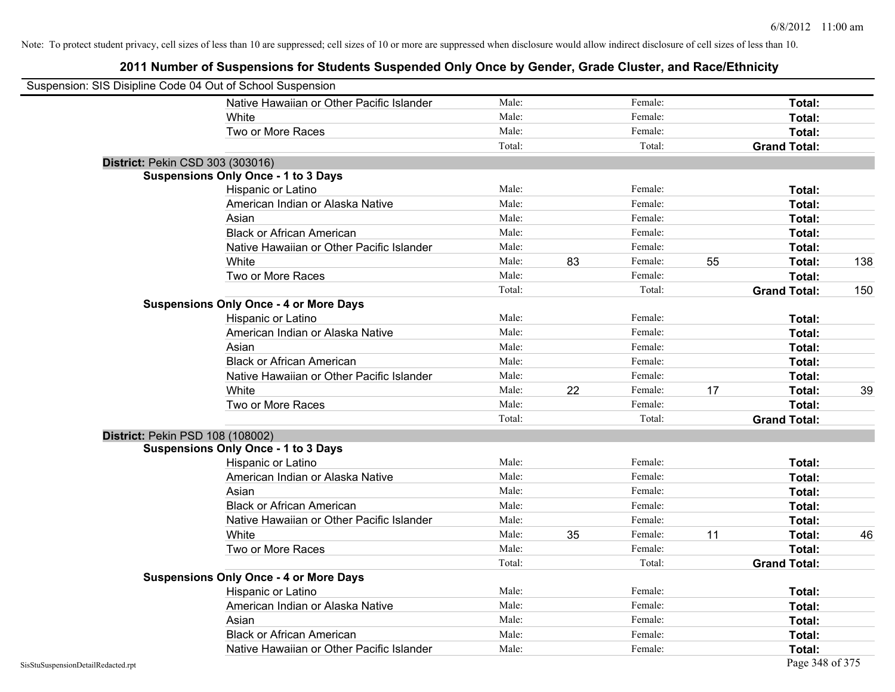Note: To protect student privacy, cell sizes of less than 10 are suppressed; cell sizes of 10 or more are suppressed when disclosure would allow indirect disclosure of cell sizes of less than 10.

# 2011 Number of Suspensions for Students Suspended Only Once by Gender, Grade Cluster, and Race/Ethnicity

Suspension: SIS Disipline Code 04 Out of School Suspension

| | Male: | | Female: | | | |
|---|---|---|---|---|---|---|
| Native Hawaiian or Other Pacific Islander | Male: | | Female: | | **Total:** | |
| White | Male: | | Female: | | **Total:** | |
| Two or More Races | Male: | | Female: | | **Total:** | |
| | Total: | | Total: | | **Grand Total:** | |

**District:** Pekin CSD 303 (303016)

**Suspensions Only Once - 1 to 3 Days**

| | | | | | | |
|---|---|---|---|---|---|---|
| Hispanic or Latino | Male: | | Female: | | **Total:** | |
| American Indian or Alaska Native | Male: | | Female: | | **Total:** | |
| Asian | Male: | | Female: | | **Total:** | |
| Black or African American | Male: | | Female: | | **Total:** | |
| Native Hawaiian or Other Pacific Islander | Male: | | Female: | | **Total:** | |
| White | Male: | 83 | Female: | 55 | **Total:** | 138 |
| Two or More Races | Male: | | Female: | | **Total:** | |
| | Total: | | Total: | | **Grand Total:** | 150 |

**Suspensions Only Once - 4 or More Days**

| | | | | | | |
|---|---|---|---|---|---|---|
| Hispanic or Latino | Male: | | Female: | | **Total:** | |
| American Indian or Alaska Native | Male: | | Female: | | **Total:** | |
| Asian | Male: | | Female: | | **Total:** | |
| Black or African American | Male: | | Female: | | **Total:** | |
| Native Hawaiian or Other Pacific Islander | Male: | | Female: | | **Total:** | |
| White | Male: | 22 | Female: | 17 | **Total:** | 39 |
| Two or More Races | Male: | | Female: | | **Total:** | |
| | Total: | | Total: | | **Grand Total:** | |

**District:** Pekin PSD 108 (108002)

**Suspensions Only Once - 1 to 3 Days**

| | | | | | | |
|---|---|---|---|---|---|---|
| Hispanic or Latino | Male: | | Female: | | **Total:** | |
| American Indian or Alaska Native | Male: | | Female: | | **Total:** | |
| Asian | Male: | | Female: | | **Total:** | |
| Black or African American | Male: | | Female: | | **Total:** | |
| Native Hawaiian or Other Pacific Islander | Male: | | Female: | | **Total:** | |
| White | Male: | 35 | Female: | 11 | **Total:** | 46 |
| Two or More Races | Male: | | Female: | | **Total:** | |
| | Total: | | Total: | | **Grand Total:** | |

**Suspensions Only Once - 4 or More Days**

| | | | | | | |
|---|---|---|---|---|---|---|
| Hispanic or Latino | Male: | | Female: | | **Total:** | |
| American Indian or Alaska Native | Male: | | Female: | | **Total:** | |
| Asian | Male: | | Female: | | **Total:** | |
| Black or African American | Male: | | Female: | | **Total:** | |
| Native Hawaiian or Other Pacific Islander | Male: | | Female: | | **Total:** | |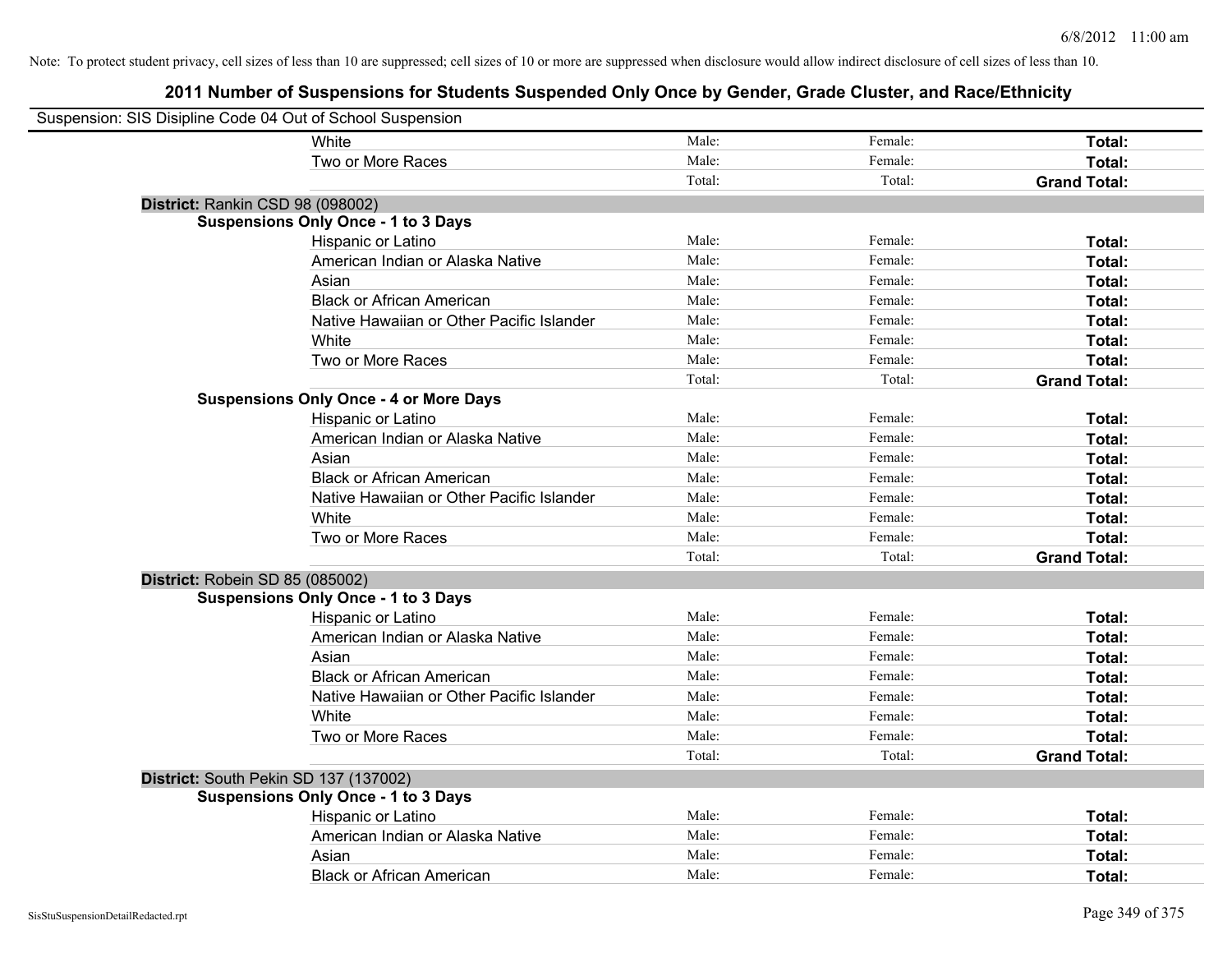Note: To protect student privacy, cell sizes of less than 10 are suppressed; cell sizes of 10 or more are suppressed when disclosure would allow indirect disclosure of cell sizes of less than 10.

# 2011 Number of Suspensions for Students Suspended Only Once by Gender, Grade Cluster, and Race/Ethnicity

Suspension: SIS Disipline Code 04 Out of School Suspension

| | | | | |
|---|---|---|---|---|
| | White | Male: | Female: | **Total:** |
| | Two or More Races | Male: | Female: | **Total:** |
| | | Total: | Total: | **Grand Total:** |
| **District:** Rankin CSD 98 (098002) | | | | |
| **Suspensions Only Once - 1 to 3 Days** | | | | |
| | Hispanic or Latino | Male: | Female: | **Total:** |
| | American Indian or Alaska Native | Male: | Female: | **Total:** |
| | Asian | Male: | Female: | **Total:** |
| | Black or African American | Male: | Female: | **Total:** |
| | Native Hawaiian or Other Pacific Islander | Male: | Female: | **Total:** |
| | White | Male: | Female: | **Total:** |
| | Two or More Races | Male: | Female: | **Total:** |
| | | Total: | Total: | **Grand Total:** |
| **Suspensions Only Once - 4 or More Days** | | | | |
| | Hispanic or Latino | Male: | Female: | **Total:** |
| | American Indian or Alaska Native | Male: | Female: | **Total:** |
| | Asian | Male: | Female: | **Total:** |
| | Black or African American | Male: | Female: | **Total:** |
| | Native Hawaiian or Other Pacific Islander | Male: | Female: | **Total:** |
| | White | Male: | Female: | **Total:** |
| | Two or More Races | Male: | Female: | **Total:** |
| | | Total: | Total: | **Grand Total:** |
| **District:** Robein SD 85 (085002) | | | | |
| **Suspensions Only Once - 1 to 3 Days** | | | | |
| | Hispanic or Latino | Male: | Female: | **Total:** |
| | American Indian or Alaska Native | Male: | Female: | **Total:** |
| | Asian | Male: | Female: | **Total:** |
| | Black or African American | Male: | Female: | **Total:** |
| | Native Hawaiian or Other Pacific Islander | Male: | Female: | **Total:** |
| | White | Male: | Female: | **Total:** |
| | Two or More Races | Male: | Female: | **Total:** |
| | | Total: | Total: | **Grand Total:** |
| **District:** South Pekin SD 137 (137002) | | | | |
| **Suspensions Only Once - 1 to 3 Days** | | | | |
| | Hispanic or Latino | Male: | Female: | **Total:** |
| | American Indian or Alaska Native | Male: | Female: | **Total:** |
| | Asian | Male: | Female: | **Total:** |
| | Black or African American | Male: | Female: | **Total:** |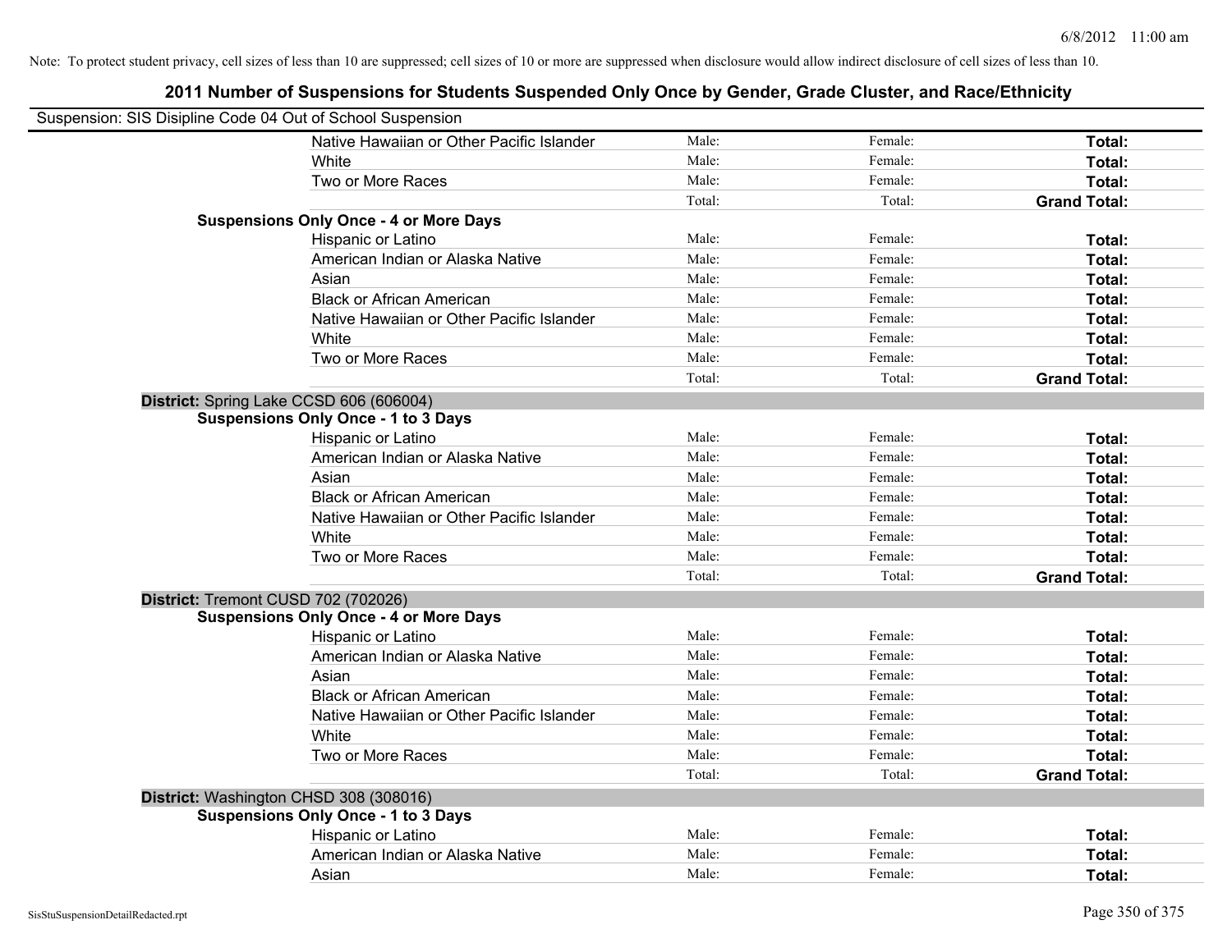Note: To protect student privacy, cell sizes of less than 10 are suppressed; cell sizes of 10 or more are suppressed when disclosure would allow indirect disclosure of cell sizes of less than 10.

# 2011 Number of Suspensions for Students Suspended Only Once by Gender, Grade Cluster, and Race/Ethnicity

Suspension: SIS Disipline Code 04 Out of School Suspension

| | | | |
|---|---|---|---|
| Native Hawaiian or Other Pacific Islander | Male: | Female: | **Total:** |
| White | Male: | Female: | **Total:** |
| Two or More Races | Male: | Female: | **Total:** |
| | Total: | Total: | **Grand Total:** |

**Suspensions Only Once - 4 or More Days**

| | | | |
|---|---|---|---|
| Hispanic or Latino | Male: | Female: | **Total:** |
| American Indian or Alaska Native | Male: | Female: | **Total:** |
| Asian | Male: | Female: | **Total:** |
| Black or African American | Male: | Female: | **Total:** |
| Native Hawaiian or Other Pacific Islander | Male: | Female: | **Total:** |
| White | Male: | Female: | **Total:** |
| Two or More Races | Male: | Female: | **Total:** |
| | Total: | Total: | **Grand Total:** |

**District:** Spring Lake CCSD 606 (606004)

**Suspensions Only Once - 1 to 3 Days**

| | | | |
|---|---|---|---|
| Hispanic or Latino | Male: | Female: | **Total:** |
| American Indian or Alaska Native | Male: | Female: | **Total:** |
| Asian | Male: | Female: | **Total:** |
| Black or African American | Male: | Female: | **Total:** |
| Native Hawaiian or Other Pacific Islander | Male: | Female: | **Total:** |
| White | Male: | Female: | **Total:** |
| Two or More Races | Male: | Female: | **Total:** |
| | Total: | Total: | **Grand Total:** |

**District:** Tremont CUSD 702 (702026)

**Suspensions Only Once - 4 or More Days**

| | | | |
|---|---|---|---|
| Hispanic or Latino | Male: | Female: | **Total:** |
| American Indian or Alaska Native | Male: | Female: | **Total:** |
| Asian | Male: | Female: | **Total:** |
| Black or African American | Male: | Female: | **Total:** |
| Native Hawaiian or Other Pacific Islander | Male: | Female: | **Total:** |
| White | Male: | Female: | **Total:** |
| Two or More Races | Male: | Female: | **Total:** |
| | Total: | Total: | **Grand Total:** |

**District:** Washington CHSD 308 (308016)

**Suspensions Only Once - 1 to 3 Days**

| | | | |
|---|---|---|---|
| Hispanic or Latino | Male: | Female: | **Total:** |
| American Indian or Alaska Native | Male: | Female: | **Total:** |
| Asian | Male: | Female: | **Total:** |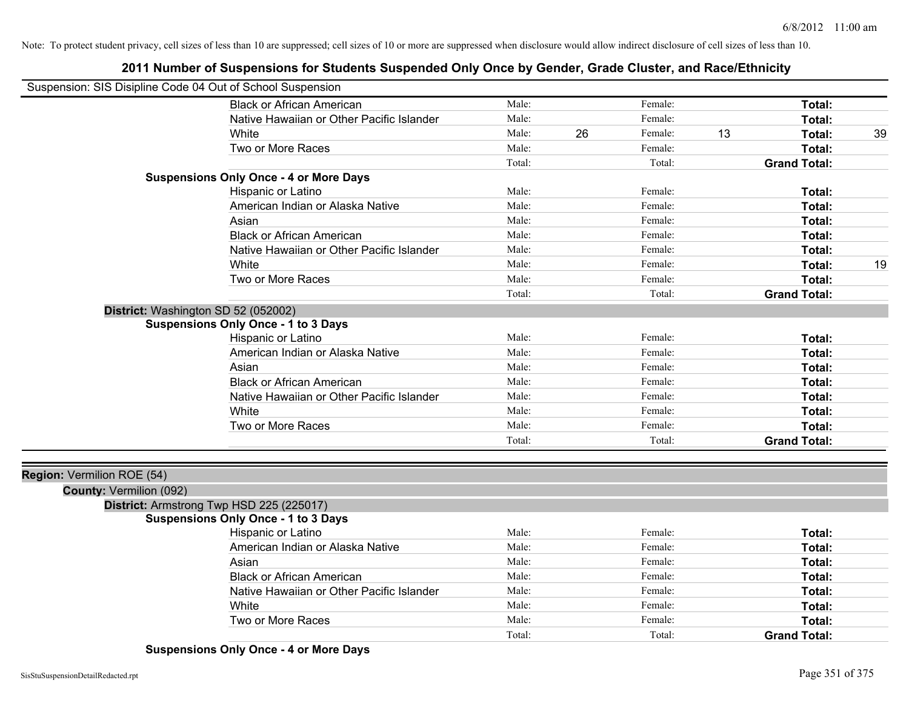Note: To protect student privacy, cell sizes of less than 10 are suppressed; cell sizes of 10 or more are suppressed when disclosure would allow indirect disclosure of cell sizes of less than 10.

# 2011 Number of Suspensions for Students Suspended Only Once by Gender, Grade Cluster, and Race/Ethnicity

Suspension: SIS Disipline Code 04 Out of School Suspension

| | | | | | | |
|---|---|---|---|---|---|---|
| Black or African American | Male: | | Female: | | **Total:** | |
| Native Hawaiian or Other Pacific Islander | Male: | | Female: | | **Total:** | |
| White | Male: | 26 | Female: | 13 | **Total:** | 39 |
| Two or More Races | Male: | | Female: | | **Total:** | |
| | Total: | | Total: | | **Grand Total:** | |

**Suspensions Only Once - 4 or More Days**

| | | | | | | |
|---|---|---|---|---|---|---|
| Hispanic or Latino | Male: | | Female: | | **Total:** | |
| American Indian or Alaska Native | Male: | | Female: | | **Total:** | |
| Asian | Male: | | Female: | | **Total:** | |
| Black or African American | Male: | | Female: | | **Total:** | |
| Native Hawaiian or Other Pacific Islander | Male: | | Female: | | **Total:** | |
| White | Male: | | Female: | | **Total:** | 19 |
| Two or More Races | Male: | | Female: | | **Total:** | |
| | Total: | | Total: | | **Grand Total:** | |

**District:** Washington SD 52 (052002)

**Suspensions Only Once - 1 to 3 Days**

| | | | | | | |
|---|---|---|---|---|---|---|
| Hispanic or Latino | Male: | | Female: | | **Total:** | |
| American Indian or Alaska Native | Male: | | Female: | | **Total:** | |
| Asian | Male: | | Female: | | **Total:** | |
| Black or African American | Male: | | Female: | | **Total:** | |
| Native Hawaiian or Other Pacific Islander | Male: | | Female: | | **Total:** | |
| White | Male: | | Female: | | **Total:** | |
| Two or More Races | Male: | | Female: | | **Total:** | |
| | Total: | | Total: | | **Grand Total:** | |

**Region:** Vermilion ROE (54)

**County:** Vermilion (092)

**District:** Armstrong Twp HSD 225 (225017)

**Suspensions Only Once - 1 to 3 Days**

| | | | | | | |
|---|---|---|---|---|---|---|
| Hispanic or Latino | Male: | | Female: | | **Total:** | |
| American Indian or Alaska Native | Male: | | Female: | | **Total:** | |
| Asian | Male: | | Female: | | **Total:** | |
| Black or African American | Male: | | Female: | | **Total:** | |
| Native Hawaiian or Other Pacific Islander | Male: | | Female: | | **Total:** | |
| White | Male: | | Female: | | **Total:** | |
| Two or More Races | Male: | | Female: | | **Total:** | |
| | Total: | | Total: | | **Grand Total:** | |

**Suspensions Only Once - 4 or More Days**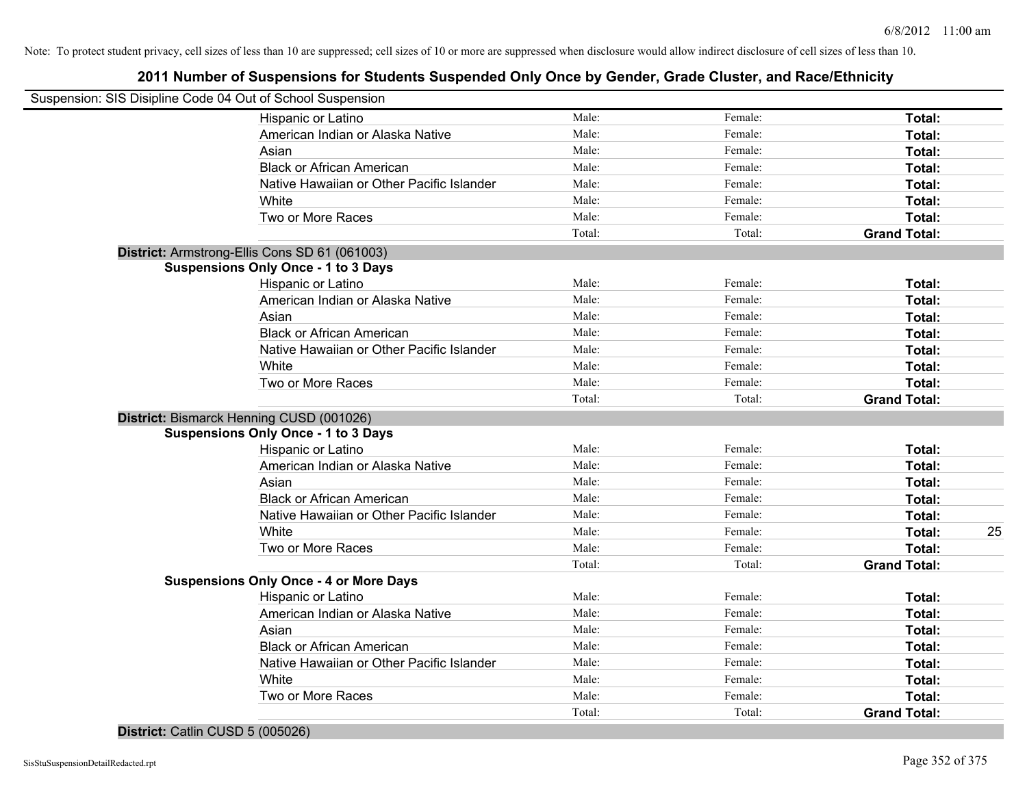Note: To protect student privacy, cell sizes of less than 10 are suppressed; cell sizes of 10 or more are suppressed when disclosure would allow indirect disclosure of cell sizes of less than 10.

# 2011 Number of Suspensions for Students Suspended Only Once by Gender, Grade Cluster, and Race/Ethnicity

Suspension: SIS Disipline Code 04 Out of School Suspension

| | Male | Female | Total | |
|---|---|---|---|---|
| Hispanic or Latino | Male: | Female: | **Total:** | |
| American Indian or Alaska Native | Male: | Female: | **Total:** | |
| Asian | Male: | Female: | **Total:** | |
| Black or African American | Male: | Female: | **Total:** | |
| Native Hawaiian or Other Pacific Islander | Male: | Female: | **Total:** | |
| White | Male: | Female: | **Total:** | |
| Two or More Races | Male: | Female: | **Total:** | |
| | Total: | Total: | **Grand Total:** | |

**District:** Armstrong-Ellis Cons SD 61 (061003)

**Suspensions Only Once - 1 to 3 Days**

| | Male | Female | Total | |
|---|---|---|---|---|
| Hispanic or Latino | Male: | Female: | **Total:** | |
| American Indian or Alaska Native | Male: | Female: | **Total:** | |
| Asian | Male: | Female: | **Total:** | |
| Black or African American | Male: | Female: | **Total:** | |
| Native Hawaiian or Other Pacific Islander | Male: | Female: | **Total:** | |
| White | Male: | Female: | **Total:** | |
| Two or More Races | Male: | Female: | **Total:** | |
| | Total: | Total: | **Grand Total:** | |

**District:** Bismarck Henning CUSD (001026)

**Suspensions Only Once - 1 to 3 Days**

| | Male | Female | Total | |
|---|---|---|---|---|
| Hispanic or Latino | Male: | Female: | **Total:** | |
| American Indian or Alaska Native | Male: | Female: | **Total:** | |
| Asian | Male: | Female: | **Total:** | |
| Black or African American | Male: | Female: | **Total:** | |
| Native Hawaiian or Other Pacific Islander | Male: | Female: | **Total:** | |
| White | Male: | Female: | **Total:** | 25 |
| Two or More Races | Male: | Female: | **Total:** | |
| | Total: | Total: | **Grand Total:** | |

**Suspensions Only Once - 4 or More Days**

| | Male | Female | Total | |
|---|---|---|---|---|
| Hispanic or Latino | Male: | Female: | **Total:** | |
| American Indian or Alaska Native | Male: | Female: | **Total:** | |
| Asian | Male: | Female: | **Total:** | |
| Black or African American | Male: | Female: | **Total:** | |
| Native Hawaiian or Other Pacific Islander | Male: | Female: | **Total:** | |
| White | Male: | Female: | **Total:** | |
| Two or More Races | Male: | Female: | **Total:** | |
| | Total: | Total: | **Grand Total:** | |

**District:** Catlin CUSD 5 (005026)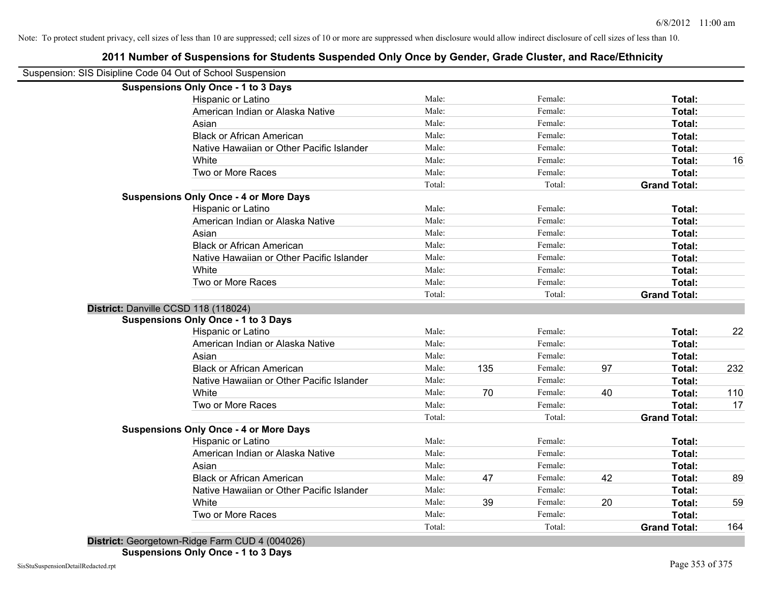Note: To protect student privacy, cell sizes of less than 10 are suppressed; cell sizes of 10 or more are suppressed when disclosure would allow indirect disclosure of cell sizes of less than 10.

## 2011 Number of Suspensions for Students Suspended Only Once by Gender, Grade Cluster, and Race/Ethnicity

Suspension: SIS Disipline Code 04 Out of School Suspension

**Suspensions Only Once - 1 to 3 Days**

| | | | | | | |
|---|---|---|---|---|---|---|
| Hispanic or Latino | Male: | | Female: | | **Total:** | |
| American Indian or Alaska Native | Male: | | Female: | | **Total:** | |
| Asian | Male: | | Female: | | **Total:** | |
| Black or African American | Male: | | Female: | | **Total:** | |
| Native Hawaiian or Other Pacific Islander | Male: | | Female: | | **Total:** | |
| White | Male: | | Female: | | **Total:** | 16 |
| Two or More Races | Male: | | Female: | | **Total:** | |
| | Total: | | Total: | | **Grand Total:** | |

**Suspensions Only Once - 4 or More Days**

| | | | | | | |
|---|---|---|---|---|---|---|
| Hispanic or Latino | Male: | | Female: | | **Total:** | |
| American Indian or Alaska Native | Male: | | Female: | | **Total:** | |
| Asian | Male: | | Female: | | **Total:** | |
| Black or African American | Male: | | Female: | | **Total:** | |
| Native Hawaiian or Other Pacific Islander | Male: | | Female: | | **Total:** | |
| White | Male: | | Female: | | **Total:** | |
| Two or More Races | Male: | | Female: | | **Total:** | |
| | Total: | | Total: | | **Grand Total:** | |

**District:** Danville CCSD 118 (118024)

**Suspensions Only Once - 1 to 3 Days**

| | | | | | | |
|---|---|---|---|---|---|---|
| Hispanic or Latino | Male: | | Female: | | **Total:** | 22 |
| American Indian or Alaska Native | Male: | | Female: | | **Total:** | |
| Asian | Male: | | Female: | | **Total:** | |
| Black or African American | Male: | 135 | Female: | 97 | **Total:** | 232 |
| Native Hawaiian or Other Pacific Islander | Male: | | Female: | | **Total:** | |
| White | Male: | 70 | Female: | 40 | **Total:** | 110 |
| Two or More Races | Male: | | Female: | | **Total:** | 17 |
| | Total: | | Total: | | **Grand Total:** | |

**Suspensions Only Once - 4 or More Days**

| | | | | | | |
|---|---|---|---|---|---|---|
| Hispanic or Latino | Male: | | Female: | | **Total:** | |
| American Indian or Alaska Native | Male: | | Female: | | **Total:** | |
| Asian | Male: | | Female: | | **Total:** | |
| Black or African American | Male: | 47 | Female: | 42 | **Total:** | 89 |
| Native Hawaiian or Other Pacific Islander | Male: | | Female: | | **Total:** | |
| White | Male: | 39 | Female: | 20 | **Total:** | 59 |
| Two or More Races | Male: | | Female: | | **Total:** | |
| | Total: | | Total: | | **Grand Total:** | 164 |

**District:** Georgetown-Ridge Farm CUD 4 (004026)

**Suspensions Only Once - 1 to 3 Days**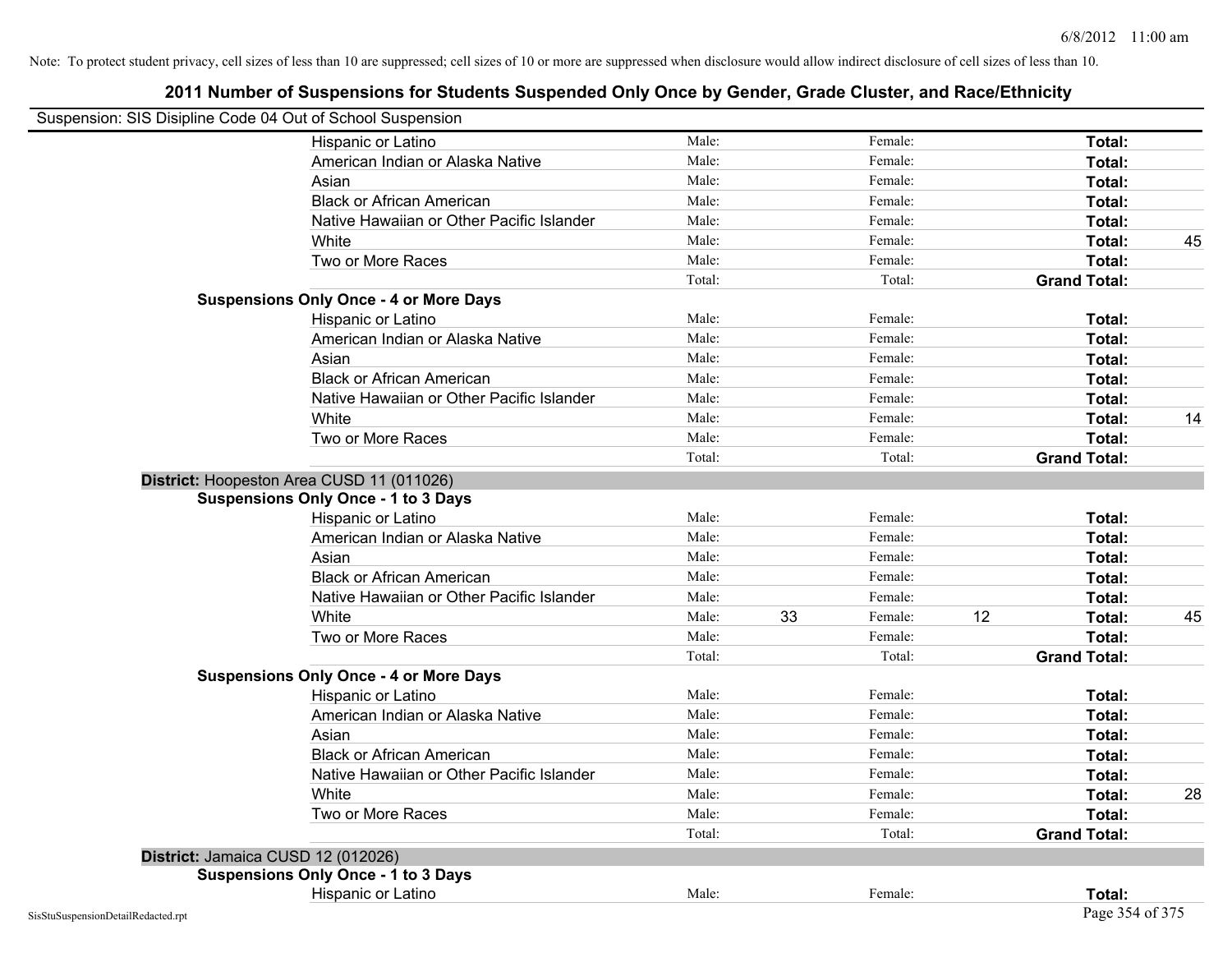Note: To protect student privacy, cell sizes of less than 10 are suppressed; cell sizes of 10 or more are suppressed when disclosure would allow indirect disclosure of cell sizes of less than 10.

## 2011 Number of Suspensions for Students Suspended Only Once by Gender, Grade Cluster, and Race/Ethnicity

Suspension: SIS Disipline Code 04 Out of School Suspension

| | | | | | | |
|---|---|---|---|---|---|---|
| Hispanic or Latino | Male: | | Female: | | **Total:** | |
| American Indian or Alaska Native | Male: | | Female: | | **Total:** | |
| Asian | Male: | | Female: | | **Total:** | |
| Black or African American | Male: | | Female: | | **Total:** | |
| Native Hawaiian or Other Pacific Islander | Male: | | Female: | | **Total:** | |
| White | Male: | | Female: | | **Total:** | 45 |
| Two or More Races | Male: | | Female: | | **Total:** | |
| | Total: | | Total: | | **Grand Total:** | |

**Suspensions Only Once - 4 or More Days**

| | | | | | | |
|---|---|---|---|---|---|---|
| Hispanic or Latino | Male: | | Female: | | **Total:** | |
| American Indian or Alaska Native | Male: | | Female: | | **Total:** | |
| Asian | Male: | | Female: | | **Total:** | |
| Black or African American | Male: | | Female: | | **Total:** | |
| Native Hawaiian or Other Pacific Islander | Male: | | Female: | | **Total:** | |
| White | Male: | | Female: | | **Total:** | 14 |
| Two or More Races | Male: | | Female: | | **Total:** | |
| | Total: | | Total: | | **Grand Total:** | |

### District: Hoopeston Area CUSD 11 (011026)

**Suspensions Only Once - 1 to 3 Days**

| | | | | | | |
|---|---|---|---|---|---|---|
| Hispanic or Latino | Male: | | Female: | | **Total:** | |
| American Indian or Alaska Native | Male: | | Female: | | **Total:** | |
| Asian | Male: | | Female: | | **Total:** | |
| Black or African American | Male: | | Female: | | **Total:** | |
| Native Hawaiian or Other Pacific Islander | Male: | | Female: | | **Total:** | |
| White | Male: | 33 | Female: | 12 | **Total:** | 45 |
| Two or More Races | Male: | | Female: | | **Total:** | |
| | Total: | | Total: | | **Grand Total:** | |

**Suspensions Only Once - 4 or More Days**

| | | | | | | |
|---|---|---|---|---|---|---|
| Hispanic or Latino | Male: | | Female: | | **Total:** | |
| American Indian or Alaska Native | Male: | | Female: | | **Total:** | |
| Asian | Male: | | Female: | | **Total:** | |
| Black or African American | Male: | | Female: | | **Total:** | |
| Native Hawaiian or Other Pacific Islander | Male: | | Female: | | **Total:** | |
| White | Male: | | Female: | | **Total:** | 28 |
| Two or More Races | Male: | | Female: | | **Total:** | |
| | Total: | | Total: | | **Grand Total:** | |

### District: Jamaica CUSD 12 (012026)

**Suspensions Only Once - 1 to 3 Days**

| | | | | | | |
|---|---|---|---|---|---|---|
| Hispanic or Latino | Male: | | Female: | | **Total:** | |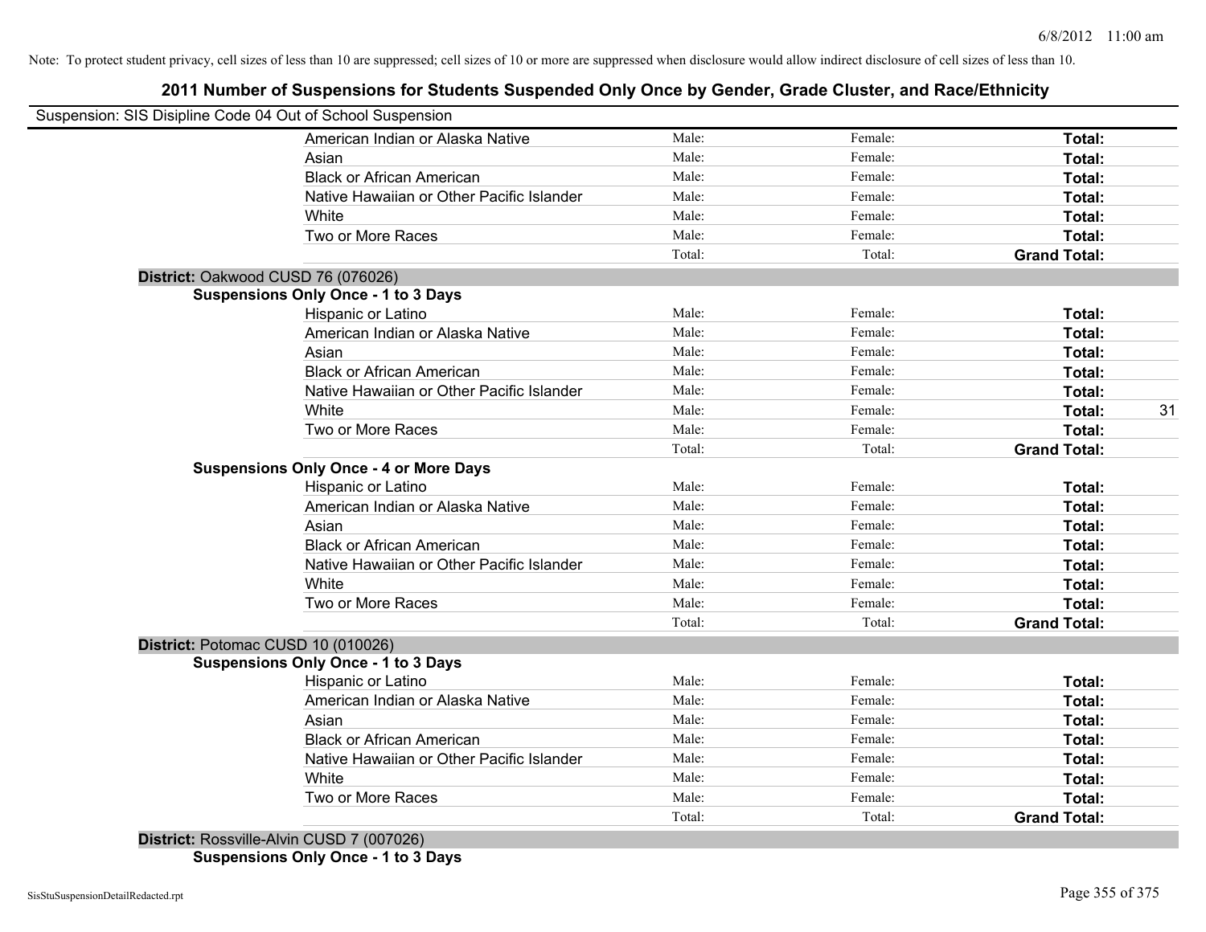Note: To protect student privacy, cell sizes of less than 10 are suppressed; cell sizes of 10 or more are suppressed when disclosure would allow indirect disclosure of cell sizes of less than 10.

# 2011 Number of Suspensions for Students Suspended Only Once by Gender, Grade Cluster, and Race/Ethnicity

Suspension: SIS Disipline Code 04 Out of School Suspension

| | | | | |
|---|---|---|---|---|
| American Indian or Alaska Native | Male: | Female: | **Total:** | |
| Asian | Male: | Female: | **Total:** | |
| Black or African American | Male: | Female: | **Total:** | |
| Native Hawaiian or Other Pacific Islander | Male: | Female: | **Total:** | |
| White | Male: | Female: | **Total:** | |
| Two or More Races | Male: | Female: | **Total:** | |
| | Total: | Total: | **Grand Total:** | |

**District:** Oakwood CUSD 76 (076026)

**Suspensions Only Once - 1 to 3 Days**

| | | | | |
|---|---|---|---|---|
| Hispanic or Latino | Male: | Female: | **Total:** | |
| American Indian or Alaska Native | Male: | Female: | **Total:** | |
| Asian | Male: | Female: | **Total:** | |
| Black or African American | Male: | Female: | **Total:** | |
| Native Hawaiian or Other Pacific Islander | Male: | Female: | **Total:** | |
| White | Male: | Female: | **Total:** | 31 |
| Two or More Races | Male: | Female: | **Total:** | |
| | Total: | Total: | **Grand Total:** | |

**Suspensions Only Once - 4 or More Days**

| | | | | |
|---|---|---|---|---|
| Hispanic or Latino | Male: | Female: | **Total:** | |
| American Indian or Alaska Native | Male: | Female: | **Total:** | |
| Asian | Male: | Female: | **Total:** | |
| Black or African American | Male: | Female: | **Total:** | |
| Native Hawaiian or Other Pacific Islander | Male: | Female: | **Total:** | |
| White | Male: | Female: | **Total:** | |
| Two or More Races | Male: | Female: | **Total:** | |
| | Total: | Total: | **Grand Total:** | |

**District:** Potomac CUSD 10 (010026)

**Suspensions Only Once - 1 to 3 Days**

| | | | | |
|---|---|---|---|---|
| Hispanic or Latino | Male: | Female: | **Total:** | |
| American Indian or Alaska Native | Male: | Female: | **Total:** | |
| Asian | Male: | Female: | **Total:** | |
| Black or African American | Male: | Female: | **Total:** | |
| Native Hawaiian or Other Pacific Islander | Male: | Female: | **Total:** | |
| White | Male: | Female: | **Total:** | |
| Two or More Races | Male: | Female: | **Total:** | |
| | Total: | Total: | **Grand Total:** | |

**District:** Rossville-Alvin CUSD 7 (007026)

**Suspensions Only Once - 1 to 3 Days**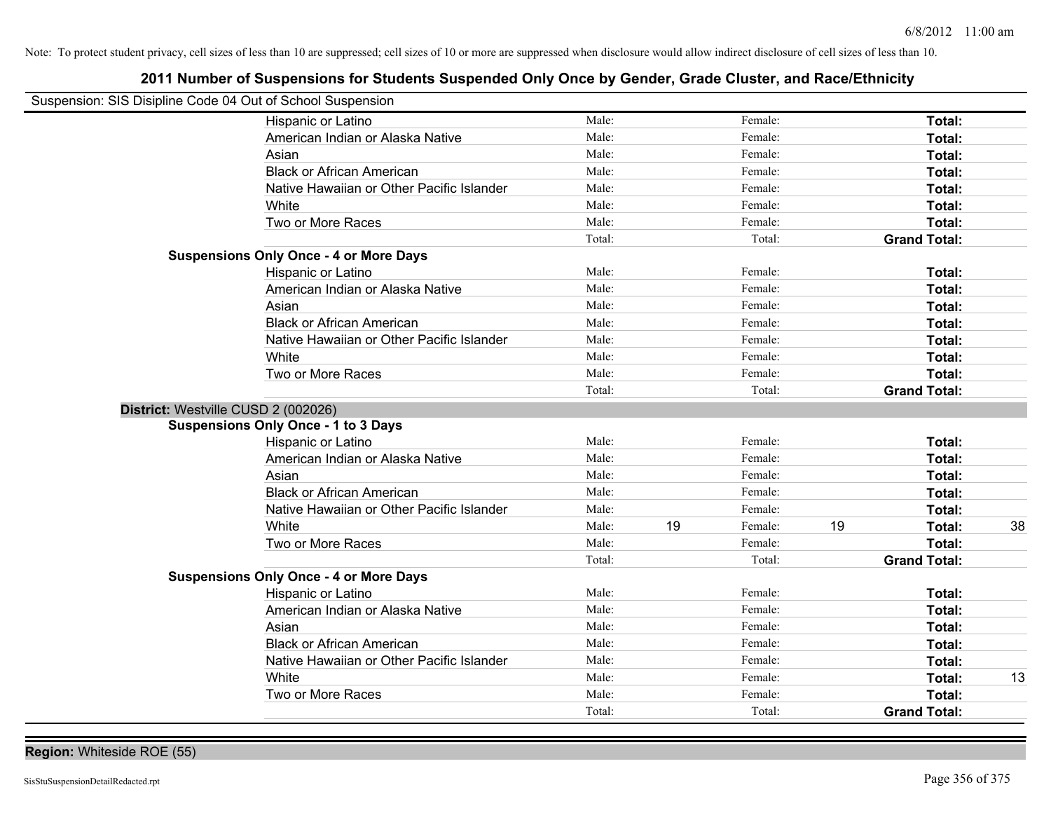Note: To protect student privacy, cell sizes of less than 10 are suppressed; cell sizes of 10 or more are suppressed when disclosure would allow indirect disclosure of cell sizes of less than 10.

## 2011 Number of Suspensions for Students Suspended Only Once by Gender, Grade Cluster, and Race/Ethnicity

Suspension: SIS Disipline Code 04 Out of School Suspension

| | | | | | | |
|---|---|---|---|---|---|---|
| Hispanic or Latino | Male: | | Female: | | **Total:** | |
| American Indian or Alaska Native | Male: | | Female: | | **Total:** | |
| Asian | Male: | | Female: | | **Total:** | |
| Black or African American | Male: | | Female: | | **Total:** | |
| Native Hawaiian or Other Pacific Islander | Male: | | Female: | | **Total:** | |
| White | Male: | | Female: | | **Total:** | |
| Two or More Races | Male: | | Female: | | **Total:** | |
| | Total: | | Total: | | **Grand Total:** | |
| **Suspensions Only Once - 4 or More Days** | | | | | | |
| Hispanic or Latino | Male: | | Female: | | **Total:** | |
| American Indian or Alaska Native | Male: | | Female: | | **Total:** | |
| Asian | Male: | | Female: | | **Total:** | |
| Black or African American | Male: | | Female: | | **Total:** | |
| Native Hawaiian or Other Pacific Islander | Male: | | Female: | | **Total:** | |
| White | Male: | | Female: | | **Total:** | |
| Two or More Races | Male: | | Female: | | **Total:** | |
| | Total: | | Total: | | **Grand Total:** | |

**District:** Westville CUSD 2 (002026)

| | | | | | | |
|---|---|---|---|---|---|---|
| **Suspensions Only Once - 1 to 3 Days** | | | | | | |
| Hispanic or Latino | Male: | | Female: | | **Total:** | |
| American Indian or Alaska Native | Male: | | Female: | | **Total:** | |
| Asian | Male: | | Female: | | **Total:** | |
| Black or African American | Male: | | Female: | | **Total:** | |
| Native Hawaiian or Other Pacific Islander | Male: | | Female: | | **Total:** | |
| White | Male: | 19 | Female: | 19 | **Total:** | 38 |
| Two or More Races | Male: | | Female: | | **Total:** | |
| | Total: | | Total: | | **Grand Total:** | |
| **Suspensions Only Once - 4 or More Days** | | | | | | |
| Hispanic or Latino | Male: | | Female: | | **Total:** | |
| American Indian or Alaska Native | Male: | | Female: | | **Total:** | |
| Asian | Male: | | Female: | | **Total:** | |
| Black or African American | Male: | | Female: | | **Total:** | |
| Native Hawaiian or Other Pacific Islander | Male: | | Female: | | **Total:** | |
| White | Male: | | Female: | | **Total:** | 13 |
| Two or More Races | Male: | | Female: | | **Total:** | |
| | Total: | | Total: | | **Grand Total:** | |

**Region:** Whiteside ROE (55)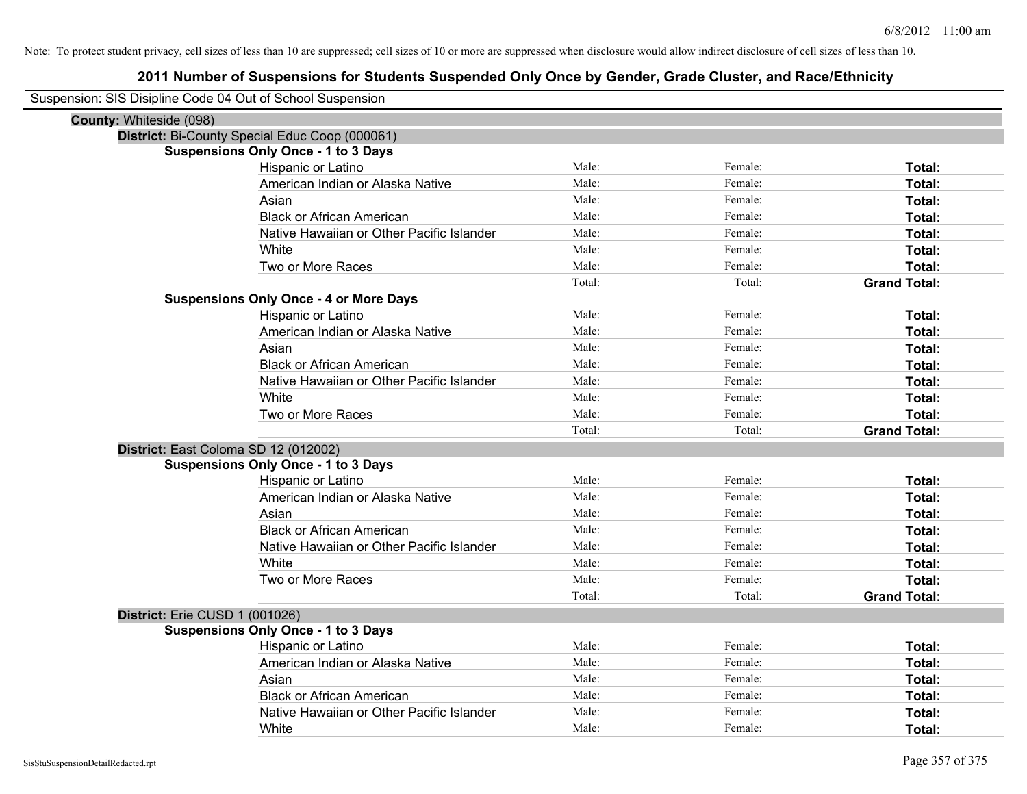Note: To protect student privacy, cell sizes of less than 10 are suppressed; cell sizes of 10 or more are suppressed when disclosure would allow indirect disclosure of cell sizes of less than 10.

# 2011 Number of Suspensions for Students Suspended Only Once by Gender, Grade Cluster, and Race/Ethnicity

Suspension: SIS Disipline Code 04 Out of School Suspension

**County:** Whiteside (098)

**District:** Bi-County Special Educ Coop (000061)

**Suspensions Only Once - 1 to 3 Days**

| | | | |
|---|---|---|---|
| Hispanic or Latino | Male: | Female: | **Total:** |
| American Indian or Alaska Native | Male: | Female: | **Total:** |
| Asian | Male: | Female: | **Total:** |
| Black or African American | Male: | Female: | **Total:** |
| Native Hawaiian or Other Pacific Islander | Male: | Female: | **Total:** |
| White | Male: | Female: | **Total:** |
| Two or More Races | Male: | Female: | **Total:** |
| | Total: | Total: | **Grand Total:** |

**Suspensions Only Once - 4 or More Days**

| | | | |
|---|---|---|---|
| Hispanic or Latino | Male: | Female: | **Total:** |
| American Indian or Alaska Native | Male: | Female: | **Total:** |
| Asian | Male: | Female: | **Total:** |
| Black or African American | Male: | Female: | **Total:** |
| Native Hawaiian or Other Pacific Islander | Male: | Female: | **Total:** |
| White | Male: | Female: | **Total:** |
| Two or More Races | Male: | Female: | **Total:** |
| | Total: | Total: | **Grand Total:** |

**District:** East Coloma SD 12 (012002)

**Suspensions Only Once - 1 to 3 Days**

| | | | |
|---|---|---|---|
| Hispanic or Latino | Male: | Female: | **Total:** |
| American Indian or Alaska Native | Male: | Female: | **Total:** |
| Asian | Male: | Female: | **Total:** |
| Black or African American | Male: | Female: | **Total:** |
| Native Hawaiian or Other Pacific Islander | Male: | Female: | **Total:** |
| White | Male: | Female: | **Total:** |
| Two or More Races | Male: | Female: | **Total:** |
| | Total: | Total: | **Grand Total:** |

**District:** Erie CUSD 1 (001026)

**Suspensions Only Once - 1 to 3 Days**

| | | | |
|---|---|---|---|
| Hispanic or Latino | Male: | Female: | **Total:** |
| American Indian or Alaska Native | Male: | Female: | **Total:** |
| Asian | Male: | Female: | **Total:** |
| Black or African American | Male: | Female: | **Total:** |
| Native Hawaiian or Other Pacific Islander | Male: | Female: | **Total:** |
| White | Male: | Female: | **Total:** |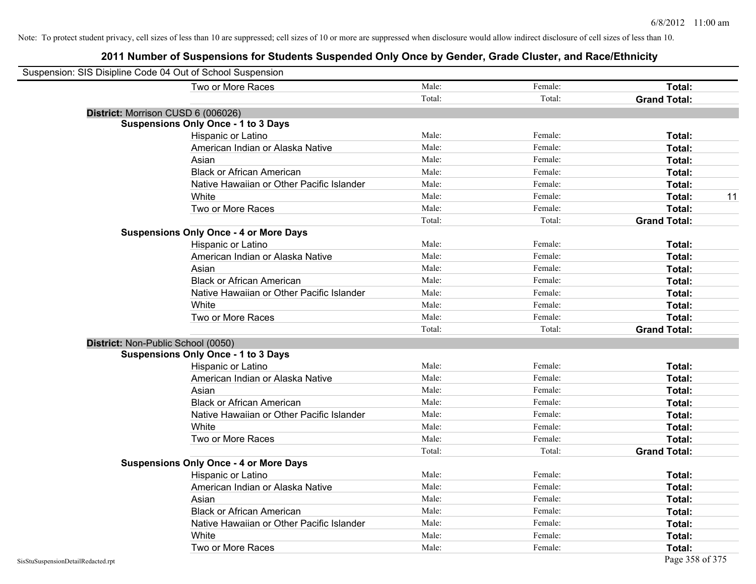Note: To protect student privacy, cell sizes of less than 10 are suppressed; cell sizes of 10 or more are suppressed when disclosure would allow indirect disclosure of cell sizes of less than 10.

# 2011 Number of Suspensions for Students Suspended Only Once by Gender, Grade Cluster, and Race/Ethnicity

Suspension: SIS Disipline Code 04 Out of School Suspension

| | Male | Female | Total | |
|---|---|---|---|---|
| Two or More Races | Male: | Female: | **Total:** | |
| | Total: | Total: | **Grand Total:** | |

**District:** Morrison CUSD 6 (006026)

**Suspensions Only Once - 1 to 3 Days**

| | Male | Female | Total | |
|---|---|---|---|---|
| Hispanic or Latino | Male: | Female: | **Total:** | |
| American Indian or Alaska Native | Male: | Female: | **Total:** | |
| Asian | Male: | Female: | **Total:** | |
| Black or African American | Male: | Female: | **Total:** | |
| Native Hawaiian or Other Pacific Islander | Male: | Female: | **Total:** | |
| White | Male: | Female: | **Total:** | 11 |
| Two or More Races | Male: | Female: | **Total:** | |
| | Total: | Total: | **Grand Total:** | |

**Suspensions Only Once - 4 or More Days**

| | Male | Female | Total | |
|---|---|---|---|---|
| Hispanic or Latino | Male: | Female: | **Total:** | |
| American Indian or Alaska Native | Male: | Female: | **Total:** | |
| Asian | Male: | Female: | **Total:** | |
| Black or African American | Male: | Female: | **Total:** | |
| Native Hawaiian or Other Pacific Islander | Male: | Female: | **Total:** | |
| White | Male: | Female: | **Total:** | |
| Two or More Races | Male: | Female: | **Total:** | |
| | Total: | Total: | **Grand Total:** | |

**District:** Non-Public School (0050)

**Suspensions Only Once - 1 to 3 Days**

| | Male | Female | Total | |
|---|---|---|---|---|
| Hispanic or Latino | Male: | Female: | **Total:** | |
| American Indian or Alaska Native | Male: | Female: | **Total:** | |
| Asian | Male: | Female: | **Total:** | |
| Black or African American | Male: | Female: | **Total:** | |
| Native Hawaiian or Other Pacific Islander | Male: | Female: | **Total:** | |
| White | Male: | Female: | **Total:** | |
| Two or More Races | Male: | Female: | **Total:** | |
| | Total: | Total: | **Grand Total:** | |

**Suspensions Only Once - 4 or More Days**

| | Male | Female | Total | |
|---|---|---|---|---|
| Hispanic or Latino | Male: | Female: | **Total:** | |
| American Indian or Alaska Native | Male: | Female: | **Total:** | |
| Asian | Male: | Female: | **Total:** | |
| Black or African American | Male: | Female: | **Total:** | |
| Native Hawaiian or Other Pacific Islander | Male: | Female: | **Total:** | |
| White | Male: | Female: | **Total:** | |
| Two or More Races | Male: | Female: | **Total:** | |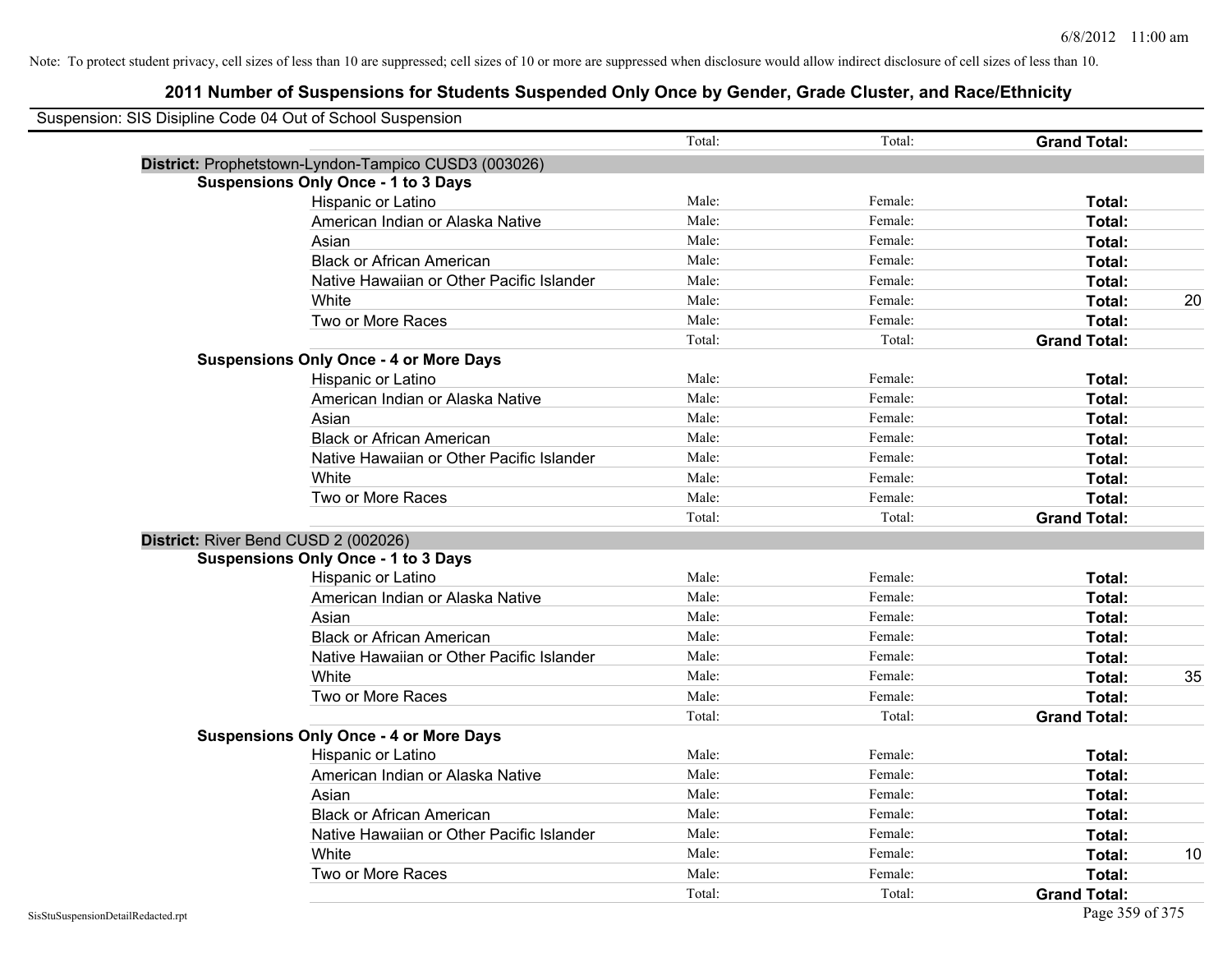Note: To protect student privacy, cell sizes of less than 10 are suppressed; cell sizes of 10 or more are suppressed when disclosure would allow indirect disclosure of cell sizes of less than 10.

# 2011 Number of Suspensions for Students Suspended Only Once by Gender, Grade Cluster, and Race/Ethnicity

Suspension: SIS Disipline Code 04 Out of School Suspension

| | | Total: | Total: | Grand Total: | |
|---|---|---|---|---|---|
| **District:** Prophetstown-Lyndon-Tampico CUSD3 (003026) | | | | | |
| **Suspensions Only Once - 1 to 3 Days** | | | | | |
| | Hispanic or Latino | Male: | Female: | **Total:** | |
| | American Indian or Alaska Native | Male: | Female: | **Total:** | |
| | Asian | Male: | Female: | **Total:** | |
| | Black or African American | Male: | Female: | **Total:** | |
| | Native Hawaiian or Other Pacific Islander | Male: | Female: | **Total:** | |
| | White | Male: | Female: | **Total:** | 20 |
| | Two or More Races | Male: | Female: | **Total:** | |
| | | Total: | Total: | **Grand Total:** | |
| **Suspensions Only Once - 4 or More Days** | | | | | |
| | Hispanic or Latino | Male: | Female: | **Total:** | |
| | American Indian or Alaska Native | Male: | Female: | **Total:** | |
| | Asian | Male: | Female: | **Total:** | |
| | Black or African American | Male: | Female: | **Total:** | |
| | Native Hawaiian or Other Pacific Islander | Male: | Female: | **Total:** | |
| | White | Male: | Female: | **Total:** | |
| | Two or More Races | Male: | Female: | **Total:** | |
| | | Total: | Total: | **Grand Total:** | |
| **District:** River Bend CUSD 2 (002026) | | | | | |
| **Suspensions Only Once - 1 to 3 Days** | | | | | |
| | Hispanic or Latino | Male: | Female: | **Total:** | |
| | American Indian or Alaska Native | Male: | Female: | **Total:** | |
| | Asian | Male: | Female: | **Total:** | |
| | Black or African American | Male: | Female: | **Total:** | |
| | Native Hawaiian or Other Pacific Islander | Male: | Female: | **Total:** | |
| | White | Male: | Female: | **Total:** | 35 |
| | Two or More Races | Male: | Female: | **Total:** | |
| | | Total: | Total: | **Grand Total:** | |
| **Suspensions Only Once - 4 or More Days** | | | | | |
| | Hispanic or Latino | Male: | Female: | **Total:** | |
| | American Indian or Alaska Native | Male: | Female: | **Total:** | |
| | Asian | Male: | Female: | **Total:** | |
| | Black or African American | Male: | Female: | **Total:** | |
| | Native Hawaiian or Other Pacific Islander | Male: | Female: | **Total:** | |
| | White | Male: | Female: | **Total:** | 10 |
| | Two or More Races | Male: | Female: | **Total:** | |
| | | Total: | Total: | **Grand Total:** | |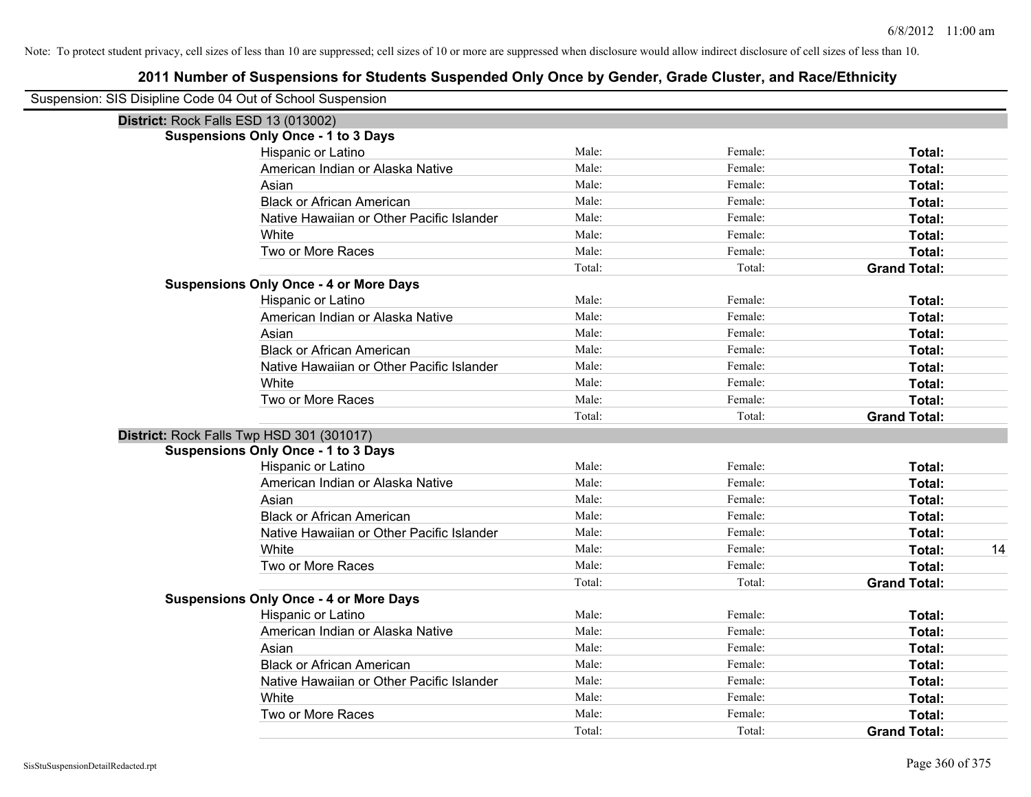Note: To protect student privacy, cell sizes of less than 10 are suppressed; cell sizes of 10 or more are suppressed when disclosure would allow indirect disclosure of cell sizes of less than 10.

## 2011 Number of Suspensions for Students Suspended Only Once by Gender, Grade Cluster, and Race/Ethnicity

Suspension: SIS Disipline Code 04 Out of School Suspension

### District: Rock Falls ESD 13 (013002)

**Suspensions Only Once - 1 to 3 Days**

| Race/Ethnicity | Male | Female | Total |
|---|---|---|---|
| Hispanic or Latino | Male: | Female: | **Total:** |
| American Indian or Alaska Native | Male: | Female: | **Total:** |
| Asian | Male: | Female: | **Total:** |
| Black or African American | Male: | Female: | **Total:** |
| Native Hawaiian or Other Pacific Islander | Male: | Female: | **Total:** |
| White | Male: | Female: | **Total:** |
| Two or More Races | Male: | Female: | **Total:** |
| | Total: | Total: | **Grand Total:** |

**Suspensions Only Once - 4 or More Days**

| Race/Ethnicity | Male | Female | Total |
|---|---|---|---|
| Hispanic or Latino | Male: | Female: | **Total:** |
| American Indian or Alaska Native | Male: | Female: | **Total:** |
| Asian | Male: | Female: | **Total:** |
| Black or African American | Male: | Female: | **Total:** |
| Native Hawaiian or Other Pacific Islander | Male: | Female: | **Total:** |
| White | Male: | Female: | **Total:** |
| Two or More Races | Male: | Female: | **Total:** |
| | Total: | Total: | **Grand Total:** |

### District: Rock Falls Twp HSD 301 (301017)

**Suspensions Only Once - 1 to 3 Days**

| Race/Ethnicity | Male | Female | Total |
|---|---|---|---|
| Hispanic or Latino | Male: | Female: | **Total:** |
| American Indian or Alaska Native | Male: | Female: | **Total:** |
| Asian | Male: | Female: | **Total:** |
| Black or African American | Male: | Female: | **Total:** |
| Native Hawaiian or Other Pacific Islander | Male: | Female: | **Total:** |
| White | Male: | Female: | **Total:** 14 |
| Two or More Races | Male: | Female: | **Total:** |
| | Total: | Total: | **Grand Total:** |

**Suspensions Only Once - 4 or More Days**

| Race/Ethnicity | Male | Female | Total |
|---|---|---|---|
| Hispanic or Latino | Male: | Female: | **Total:** |
| American Indian or Alaska Native | Male: | Female: | **Total:** |
| Asian | Male: | Female: | **Total:** |
| Black or African American | Male: | Female: | **Total:** |
| Native Hawaiian or Other Pacific Islander | Male: | Female: | **Total:** |
| White | Male: | Female: | **Total:** |
| Two or More Races | Male: | Female: | **Total:** |
| | Total: | Total: | **Grand Total:** |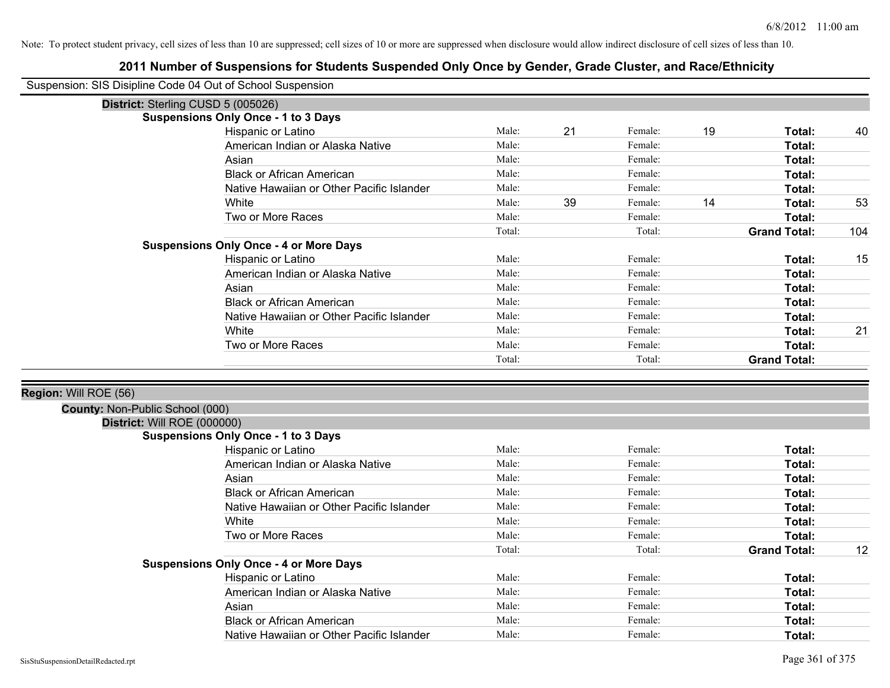Note: To protect student privacy, cell sizes of less than 10 are suppressed; cell sizes of 10 or more are suppressed when disclosure would allow indirect disclosure of cell sizes of less than 10.

# 2011 Number of Suspensions for Students Suspended Only Once by Gender, Grade Cluster, and Race/Ethnicity

Suspension: SIS Disipline Code 04 Out of School Suspension

**District:** Sterling CUSD 5 (005026)

**Suspensions Only Once - 1 to 3 Days**

| Race/Ethnicity | Male: | | Female: | | | |
|---|---|---|---|---|---|---|
| Hispanic or Latino | Male: | 21 | Female: | 19 | **Total:** | 40 |
| American Indian or Alaska Native | Male: | | Female: | | **Total:** | |
| Asian | Male: | | Female: | | **Total:** | |
| Black or African American | Male: | | Female: | | **Total:** | |
| Native Hawaiian or Other Pacific Islander | Male: | | Female: | | **Total:** | |
| White | Male: | 39 | Female: | 14 | **Total:** | 53 |
| Two or More Races | Male: | | Female: | | **Total:** | |
| | Total: | | Total: | | **Grand Total:** | 104 |

**Suspensions Only Once - 4 or More Days**

| Race/Ethnicity | Male: | | Female: | | | |
|---|---|---|---|---|---|---|
| Hispanic or Latino | Male: | | Female: | | **Total:** | 15 |
| American Indian or Alaska Native | Male: | | Female: | | **Total:** | |
| Asian | Male: | | Female: | | **Total:** | |
| Black or African American | Male: | | Female: | | **Total:** | |
| Native Hawaiian or Other Pacific Islander | Male: | | Female: | | **Total:** | |
| White | Male: | | Female: | | **Total:** | 21 |
| Two or More Races | Male: | | Female: | | **Total:** | |
| | Total: | | Total: | | **Grand Total:** | |

**Region:** Will ROE (56)

**County:** Non-Public School (000)

**District:** Will ROE (000000)

**Suspensions Only Once - 1 to 3 Days**

| Race/Ethnicity | Male: | | Female: | | | |
|---|---|---|---|---|---|---|
| Hispanic or Latino | Male: | | Female: | | **Total:** | |
| American Indian or Alaska Native | Male: | | Female: | | **Total:** | |
| Asian | Male: | | Female: | | **Total:** | |
| Black or African American | Male: | | Female: | | **Total:** | |
| Native Hawaiian or Other Pacific Islander | Male: | | Female: | | **Total:** | |
| White | Male: | | Female: | | **Total:** | |
| Two or More Races | Male: | | Female: | | **Total:** | |
| | Total: | | Total: | | **Grand Total:** | 12 |

**Suspensions Only Once - 4 or More Days**

| Race/Ethnicity | Male: | | Female: | | | |
|---|---|---|---|---|---|---|
| Hispanic or Latino | Male: | | Female: | | **Total:** | |
| American Indian or Alaska Native | Male: | | Female: | | **Total:** | |
| Asian | Male: | | Female: | | **Total:** | |
| Black or African American | Male: | | Female: | | **Total:** | |
| Native Hawaiian or Other Pacific Islander | Male: | | Female: | | **Total:** | |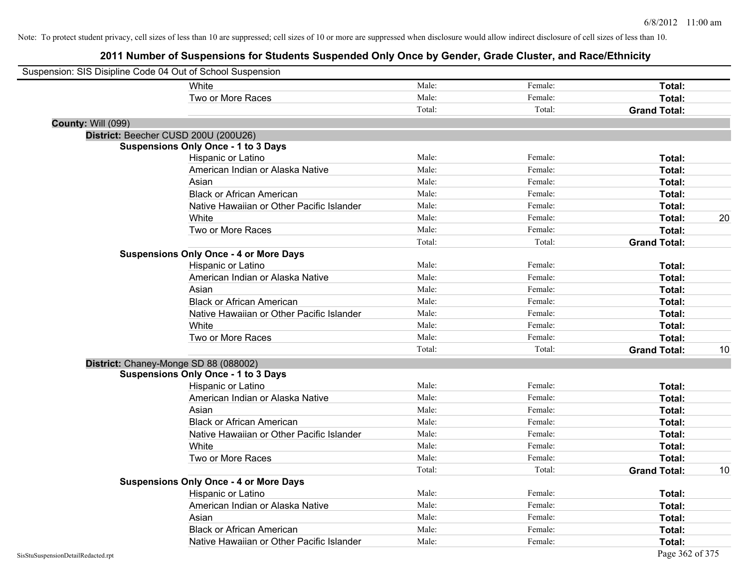Note: To protect student privacy, cell sizes of less than 10 are suppressed; cell sizes of 10 or more are suppressed when disclosure would allow indirect disclosure of cell sizes of less than 10.

# 2011 Number of Suspensions for Students Suspended Only Once by Gender, Grade Cluster, and Race/Ethnicity

Suspension: SIS Disipline Code 04 Out of School Suspension

| | | | | |
|---|---|---|---|---|
| White | Male: | Female: | **Total:** | |
| Two or More Races | Male: | Female: | **Total:** | |
| | Total: | Total: | **Grand Total:** | |

**County:** Will (099)

**District:** Beecher CUSD 200U (200U26)

**Suspensions Only Once - 1 to 3 Days**

| | | | | |
|---|---|---|---|---|
| Hispanic or Latino | Male: | Female: | **Total:** | |
| American Indian or Alaska Native | Male: | Female: | **Total:** | |
| Asian | Male: | Female: | **Total:** | |
| Black or African American | Male: | Female: | **Total:** | |
| Native Hawaiian or Other Pacific Islander | Male: | Female: | **Total:** | |
| White | Male: | Female: | **Total:** | 20 |
| Two or More Races | Male: | Female: | **Total:** | |
| | Total: | Total: | **Grand Total:** | |

**Suspensions Only Once - 4 or More Days**

| | | | | |
|---|---|---|---|---|
| Hispanic or Latino | Male: | Female: | **Total:** | |
| American Indian or Alaska Native | Male: | Female: | **Total:** | |
| Asian | Male: | Female: | **Total:** | |
| Black or African American | Male: | Female: | **Total:** | |
| Native Hawaiian or Other Pacific Islander | Male: | Female: | **Total:** | |
| White | Male: | Female: | **Total:** | |
| Two or More Races | Male: | Female: | **Total:** | |
| | Total: | Total: | **Grand Total:** | 10 |

**District:** Chaney-Monge SD 88 (088002)

**Suspensions Only Once - 1 to 3 Days**

| | | | | |
|---|---|---|---|---|
| Hispanic or Latino | Male: | Female: | **Total:** | |
| American Indian or Alaska Native | Male: | Female: | **Total:** | |
| Asian | Male: | Female: | **Total:** | |
| Black or African American | Male: | Female: | **Total:** | |
| Native Hawaiian or Other Pacific Islander | Male: | Female: | **Total:** | |
| White | Male: | Female: | **Total:** | |
| Two or More Races | Male: | Female: | **Total:** | |
| | Total: | Total: | **Grand Total:** | 10 |

**Suspensions Only Once - 4 or More Days**

| | | | | |
|---|---|---|---|---|
| Hispanic or Latino | Male: | Female: | **Total:** | |
| American Indian or Alaska Native | Male: | Female: | **Total:** | |
| Asian | Male: | Female: | **Total:** | |
| Black or African American | Male: | Female: | **Total:** | |
| Native Hawaiian or Other Pacific Islander | Male: | Female: | **Total:** | |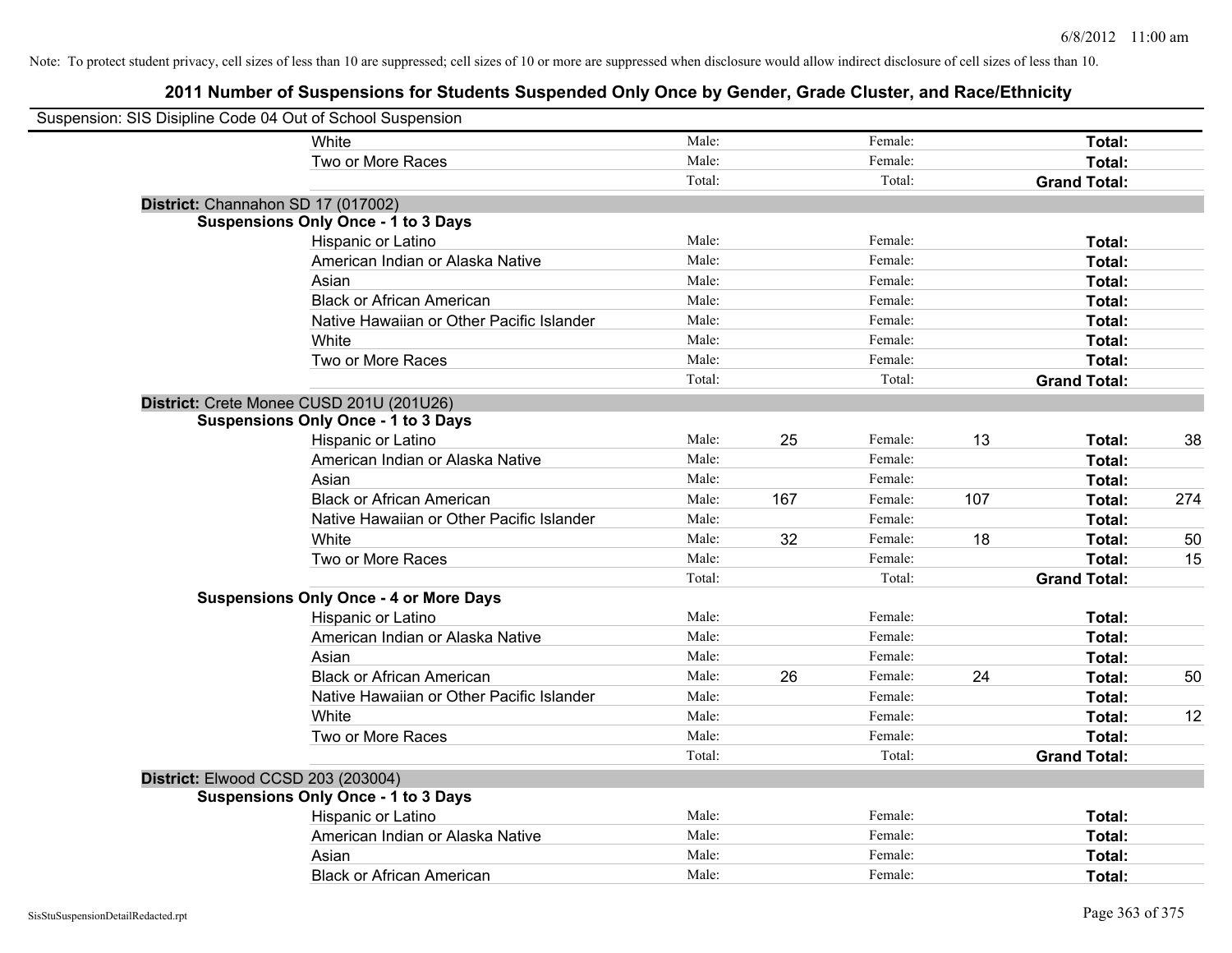Note: To protect student privacy, cell sizes of less than 10 are suppressed; cell sizes of 10 or more are suppressed when disclosure would allow indirect disclosure of cell sizes of less than 10.

## 2011 Number of Suspensions for Students Suspended Only Once by Gender, Grade Cluster, and Race/Ethnicity

Suspension: SIS Disipline Code 04 Out of School Suspension

| | | | | | | |
|---|---|---|---|---|---|---|
| White | Male: | | Female: | | **Total:** | |
| Two or More Races | Male: | | Female: | | **Total:** | |
| | Total: | | Total: | | **Grand Total:** | |

**District:** Channahon SD 17 (017002)

**Suspensions Only Once - 1 to 3 Days**

| | | | | | | |
|---|---|---|---|---|---|---|
| Hispanic or Latino | Male: | | Female: | | **Total:** | |
| American Indian or Alaska Native | Male: | | Female: | | **Total:** | |
| Asian | Male: | | Female: | | **Total:** | |
| Black or African American | Male: | | Female: | | **Total:** | |
| Native Hawaiian or Other Pacific Islander | Male: | | Female: | | **Total:** | |
| White | Male: | | Female: | | **Total:** | |
| Two or More Races | Male: | | Female: | | **Total:** | |
| | Total: | | Total: | | **Grand Total:** | |

**District:** Crete Monee CUSD 201U (201U26)

**Suspensions Only Once - 1 to 3 Days**

| | | | | | | |
|---|---|---|---|---|---|---|
| Hispanic or Latino | Male: | 25 | Female: | 13 | **Total:** | 38 |
| American Indian or Alaska Native | Male: | | Female: | | **Total:** | |
| Asian | Male: | | Female: | | **Total:** | |
| Black or African American | Male: | 167 | Female: | 107 | **Total:** | 274 |
| Native Hawaiian or Other Pacific Islander | Male: | | Female: | | **Total:** | |
| White | Male: | 32 | Female: | 18 | **Total:** | 50 |
| Two or More Races | Male: | | Female: | | **Total:** | 15 |
| | Total: | | Total: | | **Grand Total:** | |

**Suspensions Only Once - 4 or More Days**

| | | | | | | |
|---|---|---|---|---|---|---|
| Hispanic or Latino | Male: | | Female: | | **Total:** | |
| American Indian or Alaska Native | Male: | | Female: | | **Total:** | |
| Asian | Male: | | Female: | | **Total:** | |
| Black or African American | Male: | 26 | Female: | 24 | **Total:** | 50 |
| Native Hawaiian or Other Pacific Islander | Male: | | Female: | | **Total:** | |
| White | Male: | | Female: | | **Total:** | 12 |
| Two or More Races | Male: | | Female: | | **Total:** | |
| | Total: | | Total: | | **Grand Total:** | |

**District:** Elwood CCSD 203 (203004)

**Suspensions Only Once - 1 to 3 Days**

| | | | | | | |
|---|---|---|---|---|---|---|
| Hispanic or Latino | Male: | | Female: | | **Total:** | |
| American Indian or Alaska Native | Male: | | Female: | | **Total:** | |
| Asian | Male: | | Female: | | **Total:** | |
| Black or African American | Male: | | Female: | | **Total:** | |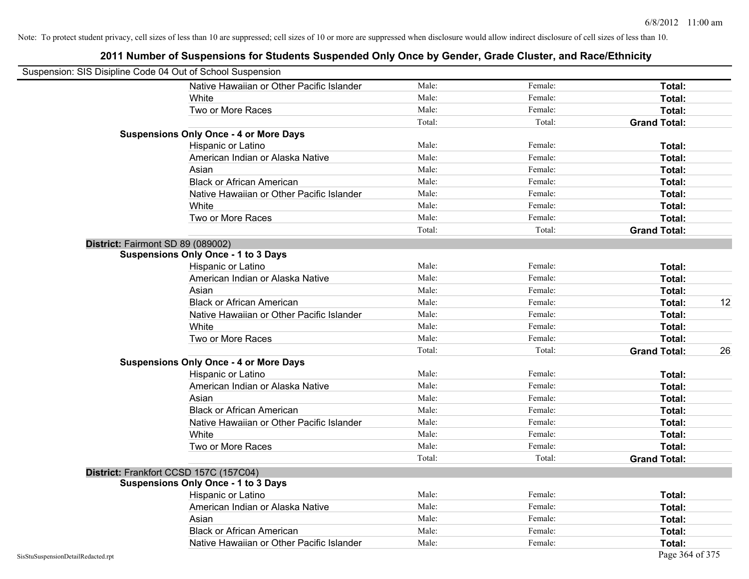Note: To protect student privacy, cell sizes of less than 10 are suppressed; cell sizes of 10 or more are suppressed when disclosure would allow indirect disclosure of cell sizes of less than 10.

# 2011 Number of Suspensions for Students Suspended Only Once by Gender, Grade Cluster, and Race/Ethnicity

Suspension: SIS Disipline Code 04 Out of School Suspension

| | | | | |
|---|---|---|---|---|
| Native Hawaiian or Other Pacific Islander | Male: | Female: | **Total:** | |
| White | Male: | Female: | **Total:** | |
| Two or More Races | Male: | Female: | **Total:** | |
| | Total: | Total: | **Grand Total:** | |
| **Suspensions Only Once - 4 or More Days** | | | | |
| Hispanic or Latino | Male: | Female: | **Total:** | |
| American Indian or Alaska Native | Male: | Female: | **Total:** | |
| Asian | Male: | Female: | **Total:** | |
| Black or African American | Male: | Female: | **Total:** | |
| Native Hawaiian or Other Pacific Islander | Male: | Female: | **Total:** | |
| White | Male: | Female: | **Total:** | |
| Two or More Races | Male: | Female: | **Total:** | |
| | Total: | Total: | **Grand Total:** | |
| **District:** Fairmont SD 89 (089002) | | | | |
| **Suspensions Only Once - 1 to 3 Days** | | | | |
| Hispanic or Latino | Male: | Female: | **Total:** | |
| American Indian or Alaska Native | Male: | Female: | **Total:** | |
| Asian | Male: | Female: | **Total:** | |
| Black or African American | Male: | Female: | **Total:** | 12 |
| Native Hawaiian or Other Pacific Islander | Male: | Female: | **Total:** | |
| White | Male: | Female: | **Total:** | |
| Two or More Races | Male: | Female: | **Total:** | |
| | Total: | Total: | **Grand Total:** | 26 |
| **Suspensions Only Once - 4 or More Days** | | | | |
| Hispanic or Latino | Male: | Female: | **Total:** | |
| American Indian or Alaska Native | Male: | Female: | **Total:** | |
| Asian | Male: | Female: | **Total:** | |
| Black or African American | Male: | Female: | **Total:** | |
| Native Hawaiian or Other Pacific Islander | Male: | Female: | **Total:** | |
| White | Male: | Female: | **Total:** | |
| Two or More Races | Male: | Female: | **Total:** | |
| | Total: | Total: | **Grand Total:** | |
| **District:** Frankfort CCSD 157C (157C04) | | | | |
| **Suspensions Only Once - 1 to 3 Days** | | | | |
| Hispanic or Latino | Male: | Female: | **Total:** | |
| American Indian or Alaska Native | Male: | Female: | **Total:** | |
| Asian | Male: | Female: | **Total:** | |
| Black or African American | Male: | Female: | **Total:** | |
| Native Hawaiian or Other Pacific Islander | Male: | Female: | **Total:** | |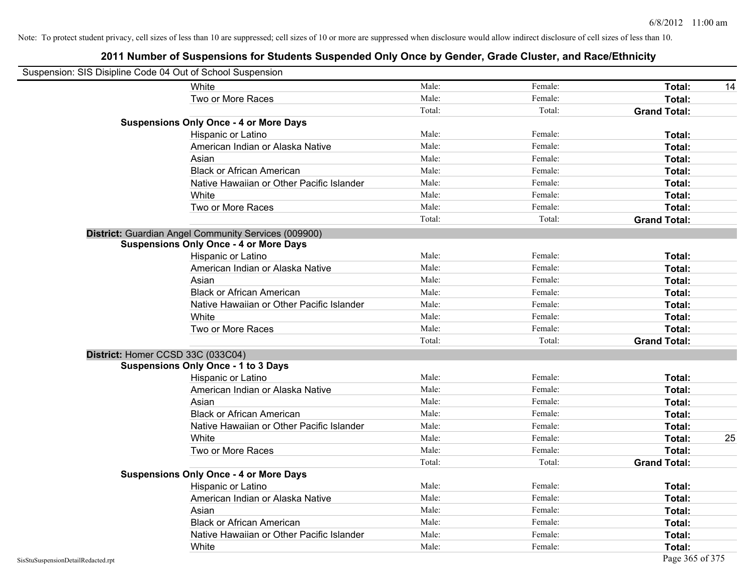Note: To protect student privacy, cell sizes of less than 10 are suppressed; cell sizes of 10 or more are suppressed when disclosure would allow indirect disclosure of cell sizes of less than 10.

# 2011 Number of Suspensions for Students Suspended Only Once by Gender, Grade Cluster, and Race/Ethnicity

Suspension: SIS Disipline Code 04 Out of School Suspension

| | Male: | Female: | Total: | |
|---|---|---|---|---|
| White | Male: | Female: | **Total:** | 14 |
| Two or More Races | Male: | Female: | **Total:** | |
| | Total: | Total: | **Grand Total:** | |

**Suspensions Only Once - 4 or More Days**

| | | | | |
|---|---|---|---|---|
| Hispanic or Latino | Male: | Female: | **Total:** | |
| American Indian or Alaska Native | Male: | Female: | **Total:** | |
| Asian | Male: | Female: | **Total:** | |
| Black or African American | Male: | Female: | **Total:** | |
| Native Hawaiian or Other Pacific Islander | Male: | Female: | **Total:** | |
| White | Male: | Female: | **Total:** | |
| Two or More Races | Male: | Female: | **Total:** | |
| | Total: | Total: | **Grand Total:** | |

**District:** Guardian Angel Community Services (009900)

**Suspensions Only Once - 4 or More Days**

| | | | | |
|---|---|---|---|---|
| Hispanic or Latino | Male: | Female: | **Total:** | |
| American Indian or Alaska Native | Male: | Female: | **Total:** | |
| Asian | Male: | Female: | **Total:** | |
| Black or African American | Male: | Female: | **Total:** | |
| Native Hawaiian or Other Pacific Islander | Male: | Female: | **Total:** | |
| White | Male: | Female: | **Total:** | |
| Two or More Races | Male: | Female: | **Total:** | |
| | Total: | Total: | **Grand Total:** | |

**District:** Homer CCSD 33C (033C04)

**Suspensions Only Once - 1 to 3 Days**

| | | | | |
|---|---|---|---|---|
| Hispanic or Latino | Male: | Female: | **Total:** | |
| American Indian or Alaska Native | Male: | Female: | **Total:** | |
| Asian | Male: | Female: | **Total:** | |
| Black or African American | Male: | Female: | **Total:** | |
| Native Hawaiian or Other Pacific Islander | Male: | Female: | **Total:** | |
| White | Male: | Female: | **Total:** | 25 |
| Two or More Races | Male: | Female: | **Total:** | |
| | Total: | Total: | **Grand Total:** | |

**Suspensions Only Once - 4 or More Days**

| | | | | |
|---|---|---|---|---|
| Hispanic or Latino | Male: | Female: | **Total:** | |
| American Indian or Alaska Native | Male: | Female: | **Total:** | |
| Asian | Male: | Female: | **Total:** | |
| Black or African American | Male: | Female: | **Total:** | |
| Native Hawaiian or Other Pacific Islander | Male: | Female: | **Total:** | |
| White | Male: | Female: | **Total:** | |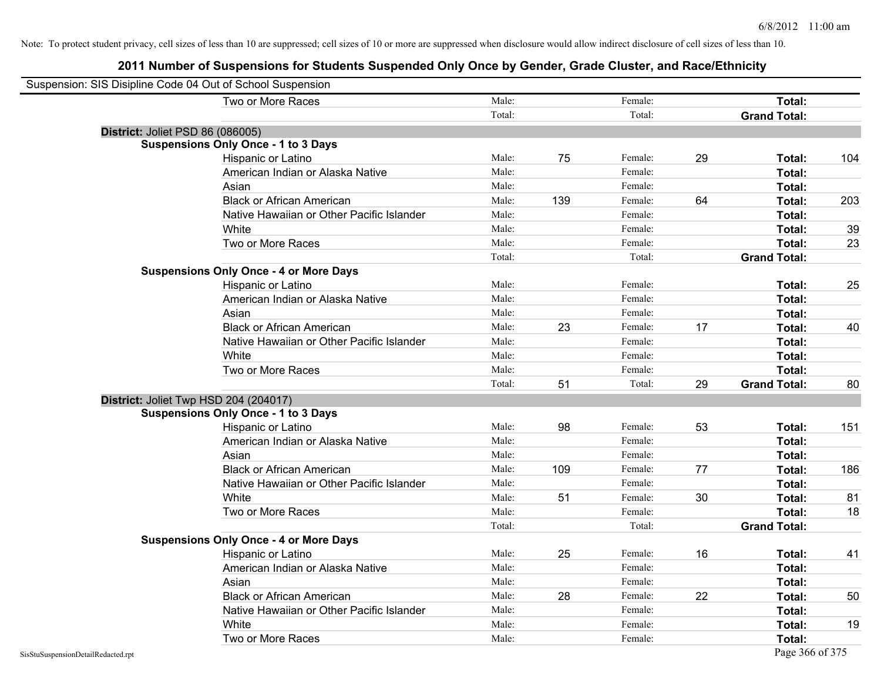Note: To protect student privacy, cell sizes of less than 10 are suppressed; cell sizes of 10 or more are suppressed when disclosure would allow indirect disclosure of cell sizes of less than 10.

## 2011 Number of Suspensions for Students Suspended Only Once by Gender, Grade Cluster, and Race/Ethnicity

Suspension: SIS Disipline Code 04 Out of School Suspension

| | | | | | | |
|---|---|---|---|---|---|---|
| Two or More Races | Male: | | Female: | | **Total:** | |
| | Total: | | Total: | | **Grand Total:** | |

**District:** Joliet PSD 86 (086005)

**Suspensions Only Once - 1 to 3 Days**

| | | | | | | |
|---|---|---|---|---|---|---|
| Hispanic or Latino | Male: | 75 | Female: | 29 | **Total:** | 104 |
| American Indian or Alaska Native | Male: | | Female: | | **Total:** | |
| Asian | Male: | | Female: | | **Total:** | |
| Black or African American | Male: | 139 | Female: | 64 | **Total:** | 203 |
| Native Hawaiian or Other Pacific Islander | Male: | | Female: | | **Total:** | |
| White | Male: | | Female: | | **Total:** | 39 |
| Two or More Races | Male: | | Female: | | **Total:** | 23 |
| | Total: | | Total: | | **Grand Total:** | |

**Suspensions Only Once - 4 or More Days**

| | | | | | | |
|---|---|---|---|---|---|---|
| Hispanic or Latino | Male: | | Female: | | **Total:** | 25 |
| American Indian or Alaska Native | Male: | | Female: | | **Total:** | |
| Asian | Male: | | Female: | | **Total:** | |
| Black or African American | Male: | 23 | Female: | 17 | **Total:** | 40 |
| Native Hawaiian or Other Pacific Islander | Male: | | Female: | | **Total:** | |
| White | Male: | | Female: | | **Total:** | |
| Two or More Races | Male: | | Female: | | **Total:** | |
| | Total: | 51 | Total: | 29 | **Grand Total:** | 80 |

**District:** Joliet Twp HSD 204 (204017)

**Suspensions Only Once - 1 to 3 Days**

| | | | | | | |
|---|---|---|---|---|---|---|
| Hispanic or Latino | Male: | 98 | Female: | 53 | **Total:** | 151 |
| American Indian or Alaska Native | Male: | | Female: | | **Total:** | |
| Asian | Male: | | Female: | | **Total:** | |
| Black or African American | Male: | 109 | Female: | 77 | **Total:** | 186 |
| Native Hawaiian or Other Pacific Islander | Male: | | Female: | | **Total:** | |
| White | Male: | 51 | Female: | 30 | **Total:** | 81 |
| Two or More Races | Male: | | Female: | | **Total:** | 18 |
| | Total: | | Total: | | **Grand Total:** | |

**Suspensions Only Once - 4 or More Days**

| | | | | | | |
|---|---|---|---|---|---|---|
| Hispanic or Latino | Male: | 25 | Female: | 16 | **Total:** | 41 |
| American Indian or Alaska Native | Male: | | Female: | | **Total:** | |
| Asian | Male: | | Female: | | **Total:** | |
| Black or African American | Male: | 28 | Female: | 22 | **Total:** | 50 |
| Native Hawaiian or Other Pacific Islander | Male: | | Female: | | **Total:** | |
| White | Male: | | Female: | | **Total:** | 19 |
| Two or More Races | Male: | | Female: | | **Total:** | |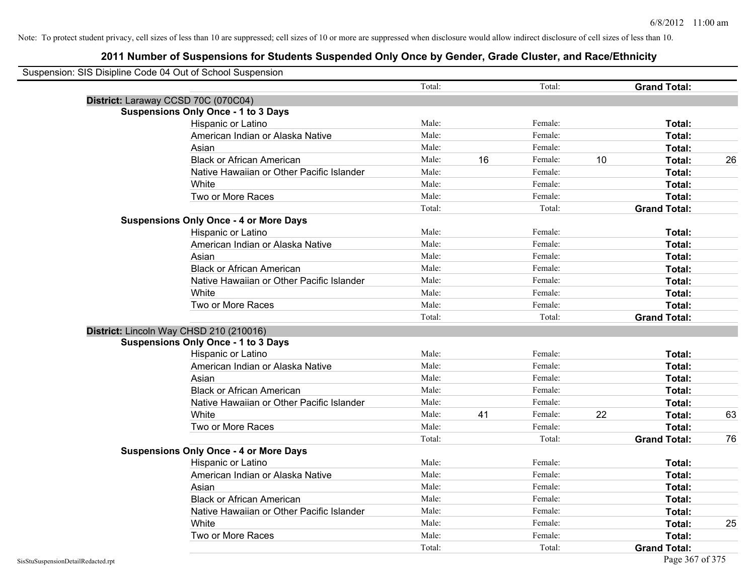Note: To protect student privacy, cell sizes of less than 10 are suppressed; cell sizes of 10 or more are suppressed when disclosure would allow indirect disclosure of cell sizes of less than 10.

## 2011 Number of Suspensions for Students Suspended Only Once by Gender, Grade Cluster, and Race/Ethnicity

Suspension: SIS Disipline Code 04 Out of School Suspension

| | | | | | | |
|---|---|---|---|---|---|---|
| | Total: | | Total: | | **Grand Total:** | |
| **District:** Laraway CCSD 70C (070C04) | | | | | | |
| **Suspensions Only Once - 1 to 3 Days** | | | | | | |
| Hispanic or Latino | Male: | | Female: | | **Total:** | |
| American Indian or Alaska Native | Male: | | Female: | | **Total:** | |
| Asian | Male: | | Female: | | **Total:** | |
| Black or African American | Male: | 16 | Female: | 10 | **Total:** | 26 |
| Native Hawaiian or Other Pacific Islander | Male: | | Female: | | **Total:** | |
| White | Male: | | Female: | | **Total:** | |
| Two or More Races | Male: | | Female: | | **Total:** | |
| | Total: | | Total: | | **Grand Total:** | |
| **Suspensions Only Once - 4 or More Days** | | | | | | |
| Hispanic or Latino | Male: | | Female: | | **Total:** | |
| American Indian or Alaska Native | Male: | | Female: | | **Total:** | |
| Asian | Male: | | Female: | | **Total:** | |
| Black or African American | Male: | | Female: | | **Total:** | |
| Native Hawaiian or Other Pacific Islander | Male: | | Female: | | **Total:** | |
| White | Male: | | Female: | | **Total:** | |
| Two or More Races | Male: | | Female: | | **Total:** | |
| | Total: | | Total: | | **Grand Total:** | |
| **District:** Lincoln Way CHSD 210 (210016) | | | | | | |
| **Suspensions Only Once - 1 to 3 Days** | | | | | | |
| Hispanic or Latino | Male: | | Female: | | **Total:** | |
| American Indian or Alaska Native | Male: | | Female: | | **Total:** | |
| Asian | Male: | | Female: | | **Total:** | |
| Black or African American | Male: | | Female: | | **Total:** | |
| Native Hawaiian or Other Pacific Islander | Male: | | Female: | | **Total:** | |
| White | Male: | 41 | Female: | 22 | **Total:** | 63 |
| Two or More Races | Male: | | Female: | | **Total:** | |
| | Total: | | Total: | | **Grand Total:** | 76 |
| **Suspensions Only Once - 4 or More Days** | | | | | | |
| Hispanic or Latino | Male: | | Female: | | **Total:** | |
| American Indian or Alaska Native | Male: | | Female: | | **Total:** | |
| Asian | Male: | | Female: | | **Total:** | |
| Black or African American | Male: | | Female: | | **Total:** | |
| Native Hawaiian or Other Pacific Islander | Male: | | Female: | | **Total:** | |
| White | Male: | | Female: | | **Total:** | 25 |
| Two or More Races | Male: | | Female: | | **Total:** | |
| | Total: | | Total: | | **Grand Total:** | |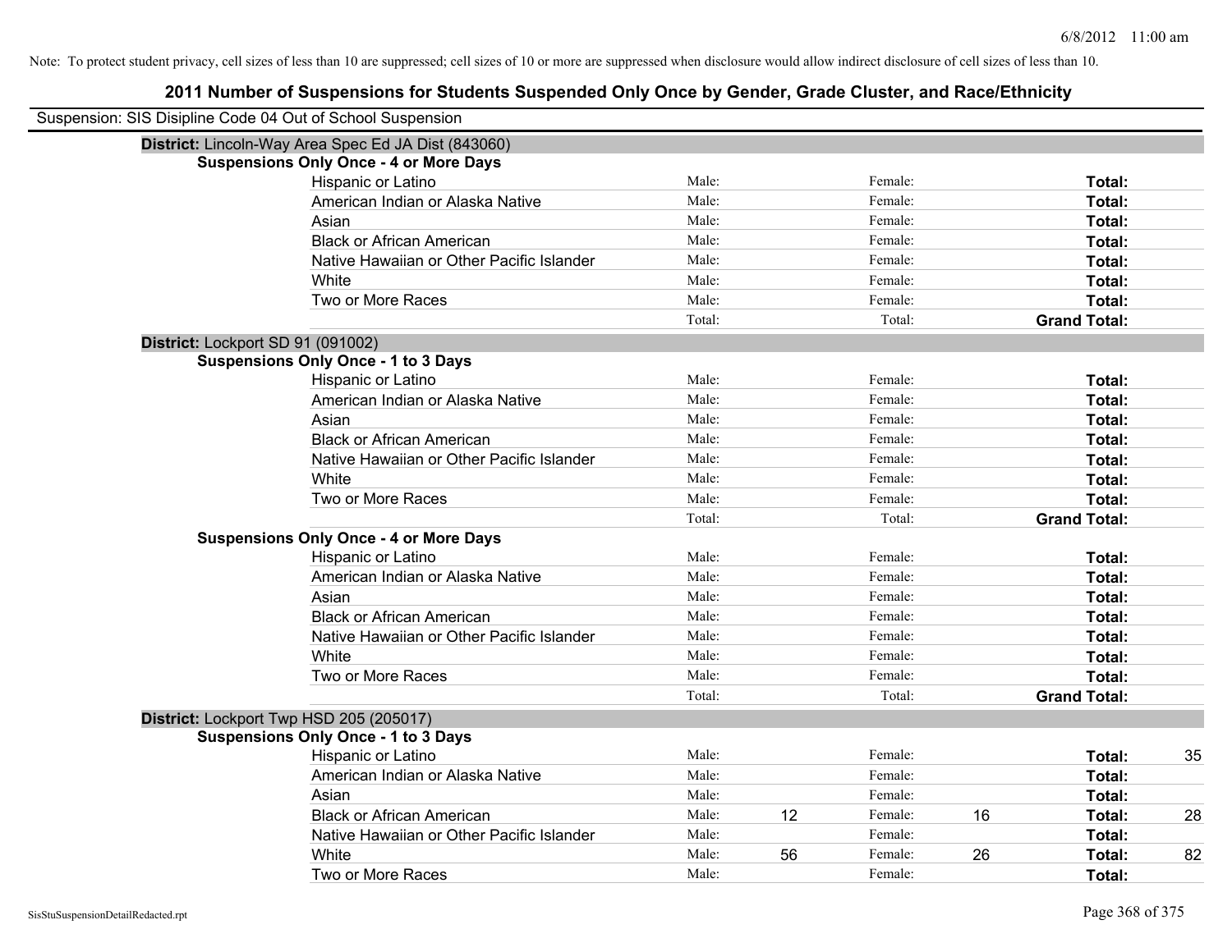Note: To protect student privacy, cell sizes of less than 10 are suppressed; cell sizes of 10 or more are suppressed when disclosure would allow indirect disclosure of cell sizes of less than 10.

# 2011 Number of Suspensions for Students Suspended Only Once by Gender, Grade Cluster, and Race/Ethnicity

Suspension: SIS Disipline Code 04 Out of School Suspension

**District:** Lincoln-Way Area Spec Ed JA Dist (843060)

**Suspensions Only Once - 4 or More Days**

| | | | | | | |
|---|---|---|---|---|---|---|
| Hispanic or Latino | Male: | | Female: | | **Total:** | |
| American Indian or Alaska Native | Male: | | Female: | | **Total:** | |
| Asian | Male: | | Female: | | **Total:** | |
| Black or African American | Male: | | Female: | | **Total:** | |
| Native Hawaiian or Other Pacific Islander | Male: | | Female: | | **Total:** | |
| White | Male: | | Female: | | **Total:** | |
| Two or More Races | Male: | | Female: | | **Total:** | |
| | Total: | | Total: | | **Grand Total:** | |

**District:** Lockport SD 91 (091002)

**Suspensions Only Once - 1 to 3 Days**

| | | | | | | |
|---|---|---|---|---|---|---|
| Hispanic or Latino | Male: | | Female: | | **Total:** | |
| American Indian or Alaska Native | Male: | | Female: | | **Total:** | |
| Asian | Male: | | Female: | | **Total:** | |
| Black or African American | Male: | | Female: | | **Total:** | |
| Native Hawaiian or Other Pacific Islander | Male: | | Female: | | **Total:** | |
| White | Male: | | Female: | | **Total:** | |
| Two or More Races | Male: | | Female: | | **Total:** | |
| | Total: | | Total: | | **Grand Total:** | |

**Suspensions Only Once - 4 or More Days**

| | | | | | | |
|---|---|---|---|---|---|---|
| Hispanic or Latino | Male: | | Female: | | **Total:** | |
| American Indian or Alaska Native | Male: | | Female: | | **Total:** | |
| Asian | Male: | | Female: | | **Total:** | |
| Black or African American | Male: | | Female: | | **Total:** | |
| Native Hawaiian or Other Pacific Islander | Male: | | Female: | | **Total:** | |
| White | Male: | | Female: | | **Total:** | |
| Two or More Races | Male: | | Female: | | **Total:** | |
| | Total: | | Total: | | **Grand Total:** | |

**District:** Lockport Twp HSD 205 (205017)

**Suspensions Only Once - 1 to 3 Days**

| | | | | | | |
|---|---|---|---|---|---|---|
| Hispanic or Latino | Male: | | Female: | | **Total:** | 35 |
| American Indian or Alaska Native | Male: | | Female: | | **Total:** | |
| Asian | Male: | | Female: | | **Total:** | |
| Black or African American | Male: | 12 | Female: | 16 | **Total:** | 28 |
| Native Hawaiian or Other Pacific Islander | Male: | | Female: | | **Total:** | |
| White | Male: | 56 | Female: | 26 | **Total:** | 82 |
| Two or More Races | Male: | | Female: | | **Total:** | |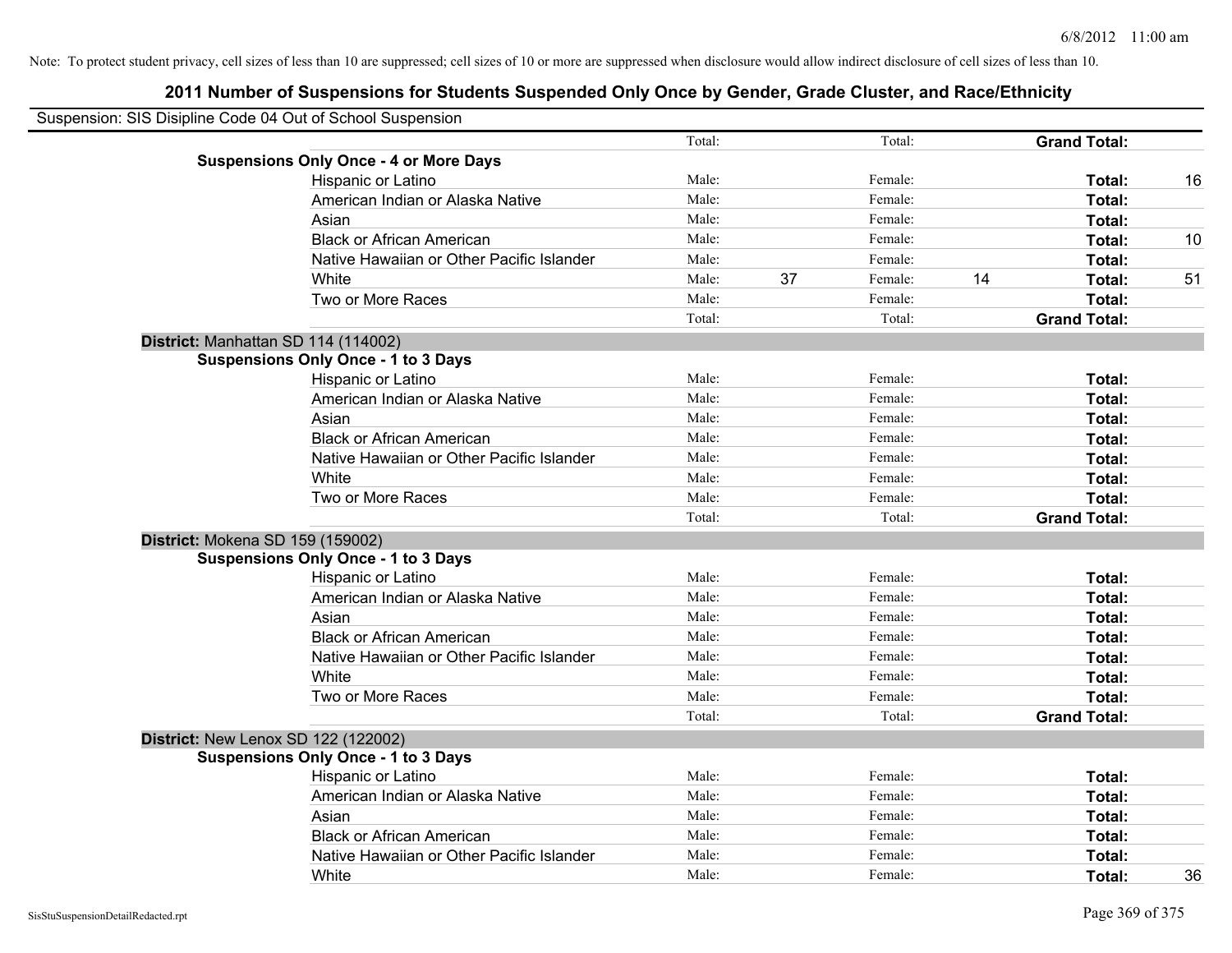Note: To protect student privacy, cell sizes of less than 10 are suppressed; cell sizes of 10 or more are suppressed when disclosure would allow indirect disclosure of cell sizes of less than 10.

## 2011 Number of Suspensions for Students Suspended Only Once by Gender, Grade Cluster, and Race/Ethnicity

Suspension: SIS Disipline Code 04 Out of School Suspension

| | | | | | | | |
|---|---|---|---|---|---|---|---|
| | Total: | | Total: | | **Grand Total:** | |
| **Suspensions Only Once - 4 or More Days** | | | | | | |
| Hispanic or Latino | Male: | | Female: | | **Total:** | 16 |
| American Indian or Alaska Native | Male: | | Female: | | **Total:** | |
| Asian | Male: | | Female: | | **Total:** | |
| Black or African American | Male: | | Female: | | **Total:** | 10 |
| Native Hawaiian or Other Pacific Islander | Male: | | Female: | | **Total:** | |
| White | Male: | 37 | Female: | 14 | **Total:** | 51 |
| Two or More Races | Male: | | Female: | | **Total:** | |
| | Total: | | Total: | | **Grand Total:** | |

**District:** Manhattan SD 114 (114002)

| | | | | | | |
|---|---|---|---|---|---|---|
| **Suspensions Only Once - 1 to 3 Days** | | | | | | |
| Hispanic or Latino | Male: | | Female: | | **Total:** | |
| American Indian or Alaska Native | Male: | | Female: | | **Total:** | |
| Asian | Male: | | Female: | | **Total:** | |
| Black or African American | Male: | | Female: | | **Total:** | |
| Native Hawaiian or Other Pacific Islander | Male: | | Female: | | **Total:** | |
| White | Male: | | Female: | | **Total:** | |
| Two or More Races | Male: | | Female: | | **Total:** | |
| | Total: | | Total: | | **Grand Total:** | |

**District:** Mokena SD 159 (159002)

| | | | | | | |
|---|---|---|---|---|---|---|
| **Suspensions Only Once - 1 to 3 Days** | | | | | | |
| Hispanic or Latino | Male: | | Female: | | **Total:** | |
| American Indian or Alaska Native | Male: | | Female: | | **Total:** | |
| Asian | Male: | | Female: | | **Total:** | |
| Black or African American | Male: | | Female: | | **Total:** | |
| Native Hawaiian or Other Pacific Islander | Male: | | Female: | | **Total:** | |
| White | Male: | | Female: | | **Total:** | |
| Two or More Races | Male: | | Female: | | **Total:** | |
| | Total: | | Total: | | **Grand Total:** | |

**District:** New Lenox SD 122 (122002)

| | | | | | | |
|---|---|---|---|---|---|---|
| **Suspensions Only Once - 1 to 3 Days** | | | | | | |
| Hispanic or Latino | Male: | | Female: | | **Total:** | |
| American Indian or Alaska Native | Male: | | Female: | | **Total:** | |
| Asian | Male: | | Female: | | **Total:** | |
| Black or African American | Male: | | Female: | | **Total:** | |
| Native Hawaiian or Other Pacific Islander | Male: | | Female: | | **Total:** | |
| White | Male: | | Female: | | **Total:** | 36 |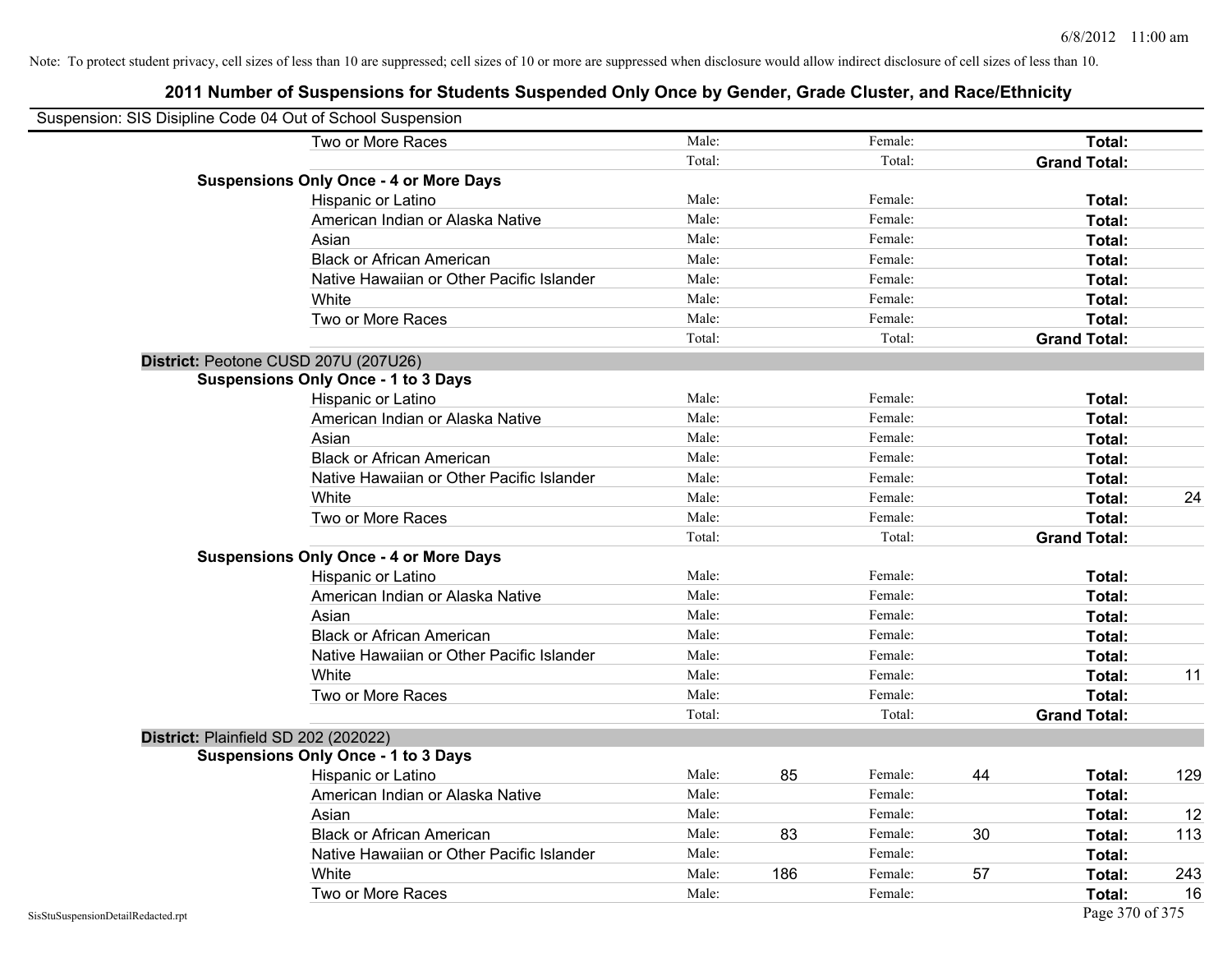Note: To protect student privacy, cell sizes of less than 10 are suppressed; cell sizes of 10 or more are suppressed when disclosure would allow indirect disclosure of cell sizes of less than 10.

# 2011 Number of Suspensions for Students Suspended Only Once by Gender, Grade Cluster, and Race/Ethnicity

Suspension: SIS Disipline Code 04 Out of School Suspension

| | Male: | | Female: | | | |
|---|---|---|---|---|---|---|
| Two or More Races | Male: | | Female: | | **Total:** | |
| | Total: | | Total: | | **Grand Total:** | |
| **Suspensions Only Once - 4 or More Days** | | | | | | |
| Hispanic or Latino | Male: | | Female: | | **Total:** | |
| American Indian or Alaska Native | Male: | | Female: | | **Total:** | |
| Asian | Male: | | Female: | | **Total:** | |
| Black or African American | Male: | | Female: | | **Total:** | |
| Native Hawaiian or Other Pacific Islander | Male: | | Female: | | **Total:** | |
| White | Male: | | Female: | | **Total:** | |
| Two or More Races | Male: | | Female: | | **Total:** | |
| | Total: | | Total: | | **Grand Total:** | |

**District:** Peotone CUSD 207U (207U26)

| | | | | | | |
|---|---|---|---|---|---|---|
| **Suspensions Only Once - 1 to 3 Days** | | | | | | |
| Hispanic or Latino | Male: | | Female: | | **Total:** | |
| American Indian or Alaska Native | Male: | | Female: | | **Total:** | |
| Asian | Male: | | Female: | | **Total:** | |
| Black or African American | Male: | | Female: | | **Total:** | |
| Native Hawaiian or Other Pacific Islander | Male: | | Female: | | **Total:** | |
| White | Male: | | Female: | | **Total:** | 24 |
| Two or More Races | Male: | | Female: | | **Total:** | |
| | Total: | | Total: | | **Grand Total:** | |
| **Suspensions Only Once - 4 or More Days** | | | | | | |
| Hispanic or Latino | Male: | | Female: | | **Total:** | |
| American Indian or Alaska Native | Male: | | Female: | | **Total:** | |
| Asian | Male: | | Female: | | **Total:** | |
| Black or African American | Male: | | Female: | | **Total:** | |
| Native Hawaiian or Other Pacific Islander | Male: | | Female: | | **Total:** | |
| White | Male: | | Female: | | **Total:** | 11 |
| Two or More Races | Male: | | Female: | | **Total:** | |
| | Total: | | Total: | | **Grand Total:** | |

**District:** Plainfield SD 202 (202022)

| | | | | | | |
|---|---|---|---|---|---|---|
| **Suspensions Only Once - 1 to 3 Days** | | | | | | |
| Hispanic or Latino | Male: | 85 | Female: | 44 | **Total:** | 129 |
| American Indian or Alaska Native | Male: | | Female: | | **Total:** | |
| Asian | Male: | | Female: | | **Total:** | 12 |
| Black or African American | Male: | 83 | Female: | 30 | **Total:** | 113 |
| Native Hawaiian or Other Pacific Islander | Male: | | Female: | | **Total:** | |
| White | Male: | 186 | Female: | 57 | **Total:** | 243 |
| Two or More Races | Male: | | Female: | | **Total:** | 16 |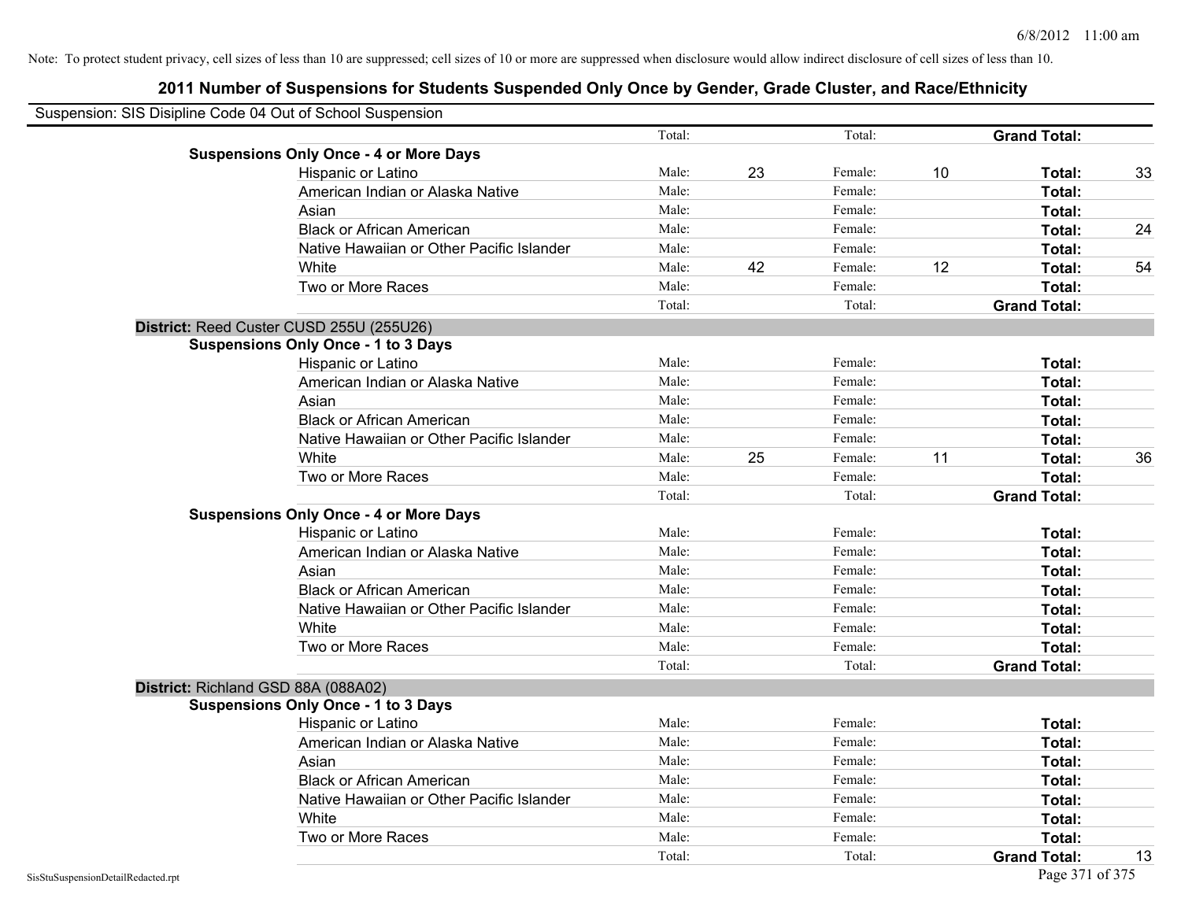Note: To protect student privacy, cell sizes of less than 10 are suppressed; cell sizes of 10 or more are suppressed when disclosure would allow indirect disclosure of cell sizes of less than 10.

## 2011 Number of Suspensions for Students Suspended Only Once by Gender, Grade Cluster, and Race/Ethnicity

Suspension: SIS Disipline Code 04 Out of School Suspension

| | | | | | | |
|---|---|---|---|---|---|---|
| | Total: | | Total: | | **Grand Total:** | |
| **Suspensions Only Once - 4 or More Days** | | | | | | |
| Hispanic or Latino | Male: | 23 | Female: | 10 | **Total:** | 33 |
| American Indian or Alaska Native | Male: | | Female: | | **Total:** | |
| Asian | Male: | | Female: | | **Total:** | |
| Black or African American | Male: | | Female: | | **Total:** | 24 |
| Native Hawaiian or Other Pacific Islander | Male: | | Female: | | **Total:** | |
| White | Male: | 42 | Female: | 12 | **Total:** | 54 |
| Two or More Races | Male: | | Female: | | **Total:** | |
| | Total: | | Total: | | **Grand Total:** | |
| **District:** Reed Custer CUSD 255U (255U26) | | | | | | |
| **Suspensions Only Once - 1 to 3 Days** | | | | | | |
| Hispanic or Latino | Male: | | Female: | | **Total:** | |
| American Indian or Alaska Native | Male: | | Female: | | **Total:** | |
| Asian | Male: | | Female: | | **Total:** | |
| Black or African American | Male: | | Female: | | **Total:** | |
| Native Hawaiian or Other Pacific Islander | Male: | | Female: | | **Total:** | |
| White | Male: | 25 | Female: | 11 | **Total:** | 36 |
| Two or More Races | Male: | | Female: | | **Total:** | |
| | Total: | | Total: | | **Grand Total:** | |
| **Suspensions Only Once - 4 or More Days** | | | | | | |
| Hispanic or Latino | Male: | | Female: | | **Total:** | |
| American Indian or Alaska Native | Male: | | Female: | | **Total:** | |
| Asian | Male: | | Female: | | **Total:** | |
| Black or African American | Male: | | Female: | | **Total:** | |
| Native Hawaiian or Other Pacific Islander | Male: | | Female: | | **Total:** | |
| White | Male: | | Female: | | **Total:** | |
| Two or More Races | Male: | | Female: | | **Total:** | |
| | Total: | | Total: | | **Grand Total:** | |
| **District:** Richland GSD 88A (088A02) | | | | | | |
| **Suspensions Only Once - 1 to 3 Days** | | | | | | |
| Hispanic or Latino | Male: | | Female: | | **Total:** | |
| American Indian or Alaska Native | Male: | | Female: | | **Total:** | |
| Asian | Male: | | Female: | | **Total:** | |
| Black or African American | Male: | | Female: | | **Total:** | |
| Native Hawaiian or Other Pacific Islander | Male: | | Female: | | **Total:** | |
| White | Male: | | Female: | | **Total:** | |
| Two or More Races | Male: | | Female: | | **Total:** | |
| | Total: | | Total: | | **Grand Total:** | 13 |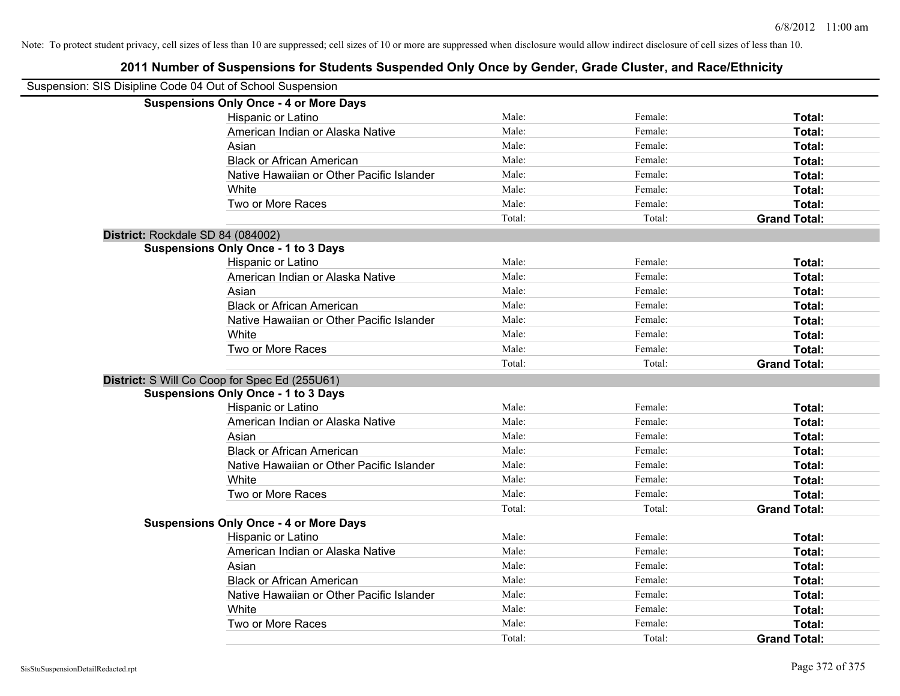Note: To protect student privacy, cell sizes of less than 10 are suppressed; cell sizes of 10 or more are suppressed when disclosure would allow indirect disclosure of cell sizes of less than 10.

# 2011 Number of Suspensions for Students Suspended Only Once by Gender, Grade Cluster, and Race/Ethnicity

Suspension: SIS Disipline Code 04 Out of School Suspension

**Suspensions Only Once - 4 or More Days**

| | | | |
|---|---|---|---|
| Hispanic or Latino | Male: | Female: | **Total:** |
| American Indian or Alaska Native | Male: | Female: | **Total:** |
| Asian | Male: | Female: | **Total:** |
| Black or African American | Male: | Female: | **Total:** |
| Native Hawaiian or Other Pacific Islander | Male: | Female: | **Total:** |
| White | Male: | Female: | **Total:** |
| Two or More Races | Male: | Female: | **Total:** |
| | Total: | Total: | **Grand Total:** |

**District:** Rockdale SD 84 (084002)

**Suspensions Only Once - 1 to 3 Days**

| | | | |
|---|---|---|---|
| Hispanic or Latino | Male: | Female: | **Total:** |
| American Indian or Alaska Native | Male: | Female: | **Total:** |
| Asian | Male: | Female: | **Total:** |
| Black or African American | Male: | Female: | **Total:** |
| Native Hawaiian or Other Pacific Islander | Male: | Female: | **Total:** |
| White | Male: | Female: | **Total:** |
| Two or More Races | Male: | Female: | **Total:** |
| | Total: | Total: | **Grand Total:** |

**District:** S Will Co Coop for Spec Ed (255U61)

**Suspensions Only Once - 1 to 3 Days**

| | | | |
|---|---|---|---|
| Hispanic or Latino | Male: | Female: | **Total:** |
| American Indian or Alaska Native | Male: | Female: | **Total:** |
| Asian | Male: | Female: | **Total:** |
| Black or African American | Male: | Female: | **Total:** |
| Native Hawaiian or Other Pacific Islander | Male: | Female: | **Total:** |
| White | Male: | Female: | **Total:** |
| Two or More Races | Male: | Female: | **Total:** |
| | Total: | Total: | **Grand Total:** |

**Suspensions Only Once - 4 or More Days**

| | | | |
|---|---|---|---|
| Hispanic or Latino | Male: | Female: | **Total:** |
| American Indian or Alaska Native | Male: | Female: | **Total:** |
| Asian | Male: | Female: | **Total:** |
| Black or African American | Male: | Female: | **Total:** |
| Native Hawaiian or Other Pacific Islander | Male: | Female: | **Total:** |
| White | Male: | Female: | **Total:** |
| Two or More Races | Male: | Female: | **Total:** |
| | Total: | Total: | **Grand Total:** |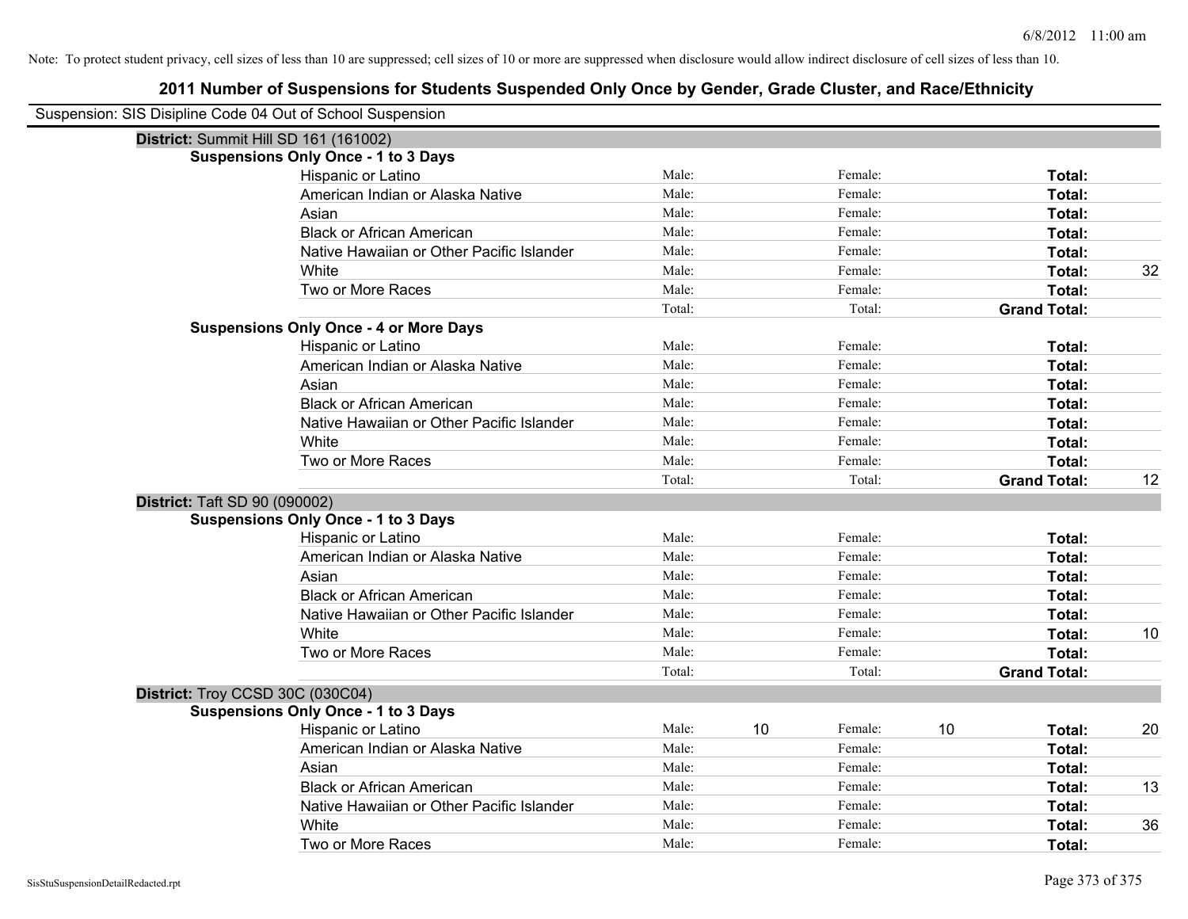Note: To protect student privacy, cell sizes of less than 10 are suppressed; cell sizes of 10 or more are suppressed when disclosure would allow indirect disclosure of cell sizes of less than 10.

## 2011 Number of Suspensions for Students Suspended Only Once by Gender, Grade Cluster, and Race/Ethnicity

Suspension: SIS Disipline Code 04 Out of School Suspension

### District: Summit Hill SD 161 (161002)

**Suspensions Only Once - 1 to 3 Days**

| Race/Ethnicity | Male: | | Female: | | Total: | |
|---|---|---|---|---|---|---|
| Hispanic or Latino | Male: | | Female: | | **Total:** | |
| American Indian or Alaska Native | Male: | | Female: | | **Total:** | |
| Asian | Male: | | Female: | | **Total:** | |
| Black or African American | Male: | | Female: | | **Total:** | |
| Native Hawaiian or Other Pacific Islander | Male: | | Female: | | **Total:** | |
| White | Male: | | Female: | | **Total:** | 32 |
| Two or More Races | Male: | | Female: | | **Total:** | |
| | Total: | | Total: | | **Grand Total:** | |

**Suspensions Only Once - 4 or More Days**

| Race/Ethnicity | Male: | | Female: | | Total: | |
|---|---|---|---|---|---|---|
| Hispanic or Latino | Male: | | Female: | | **Total:** | |
| American Indian or Alaska Native | Male: | | Female: | | **Total:** | |
| Asian | Male: | | Female: | | **Total:** | |
| Black or African American | Male: | | Female: | | **Total:** | |
| Native Hawaiian or Other Pacific Islander | Male: | | Female: | | **Total:** | |
| White | Male: | | Female: | | **Total:** | |
| Two or More Races | Male: | | Female: | | **Total:** | |
| | Total: | | Total: | | **Grand Total:** | 12 |

### District: Taft SD 90 (090002)

**Suspensions Only Once - 1 to 3 Days**

| Race/Ethnicity | Male: | | Female: | | Total: | |
|---|---|---|---|---|---|---|
| Hispanic or Latino | Male: | | Female: | | **Total:** | |
| American Indian or Alaska Native | Male: | | Female: | | **Total:** | |
| Asian | Male: | | Female: | | **Total:** | |
| Black or African American | Male: | | Female: | | **Total:** | |
| Native Hawaiian or Other Pacific Islander | Male: | | Female: | | **Total:** | |
| White | Male: | | Female: | | **Total:** | 10 |
| Two or More Races | Male: | | Female: | | **Total:** | |
| | Total: | | Total: | | **Grand Total:** | |

### District: Troy CCSD 30C (030C04)

**Suspensions Only Once - 1 to 3 Days**

| Race/Ethnicity | Male: | | Female: | | Total: | |
|---|---|---|---|---|---|---|
| Hispanic or Latino | Male: | 10 | Female: | 10 | **Total:** | 20 |
| American Indian or Alaska Native | Male: | | Female: | | **Total:** | |
| Asian | Male: | | Female: | | **Total:** | |
| Black or African American | Male: | | Female: | | **Total:** | 13 |
| Native Hawaiian or Other Pacific Islander | Male: | | Female: | | **Total:** | |
| White | Male: | | Female: | | **Total:** | 36 |
| Two or More Races | Male: | | Female: | | **Total:** | |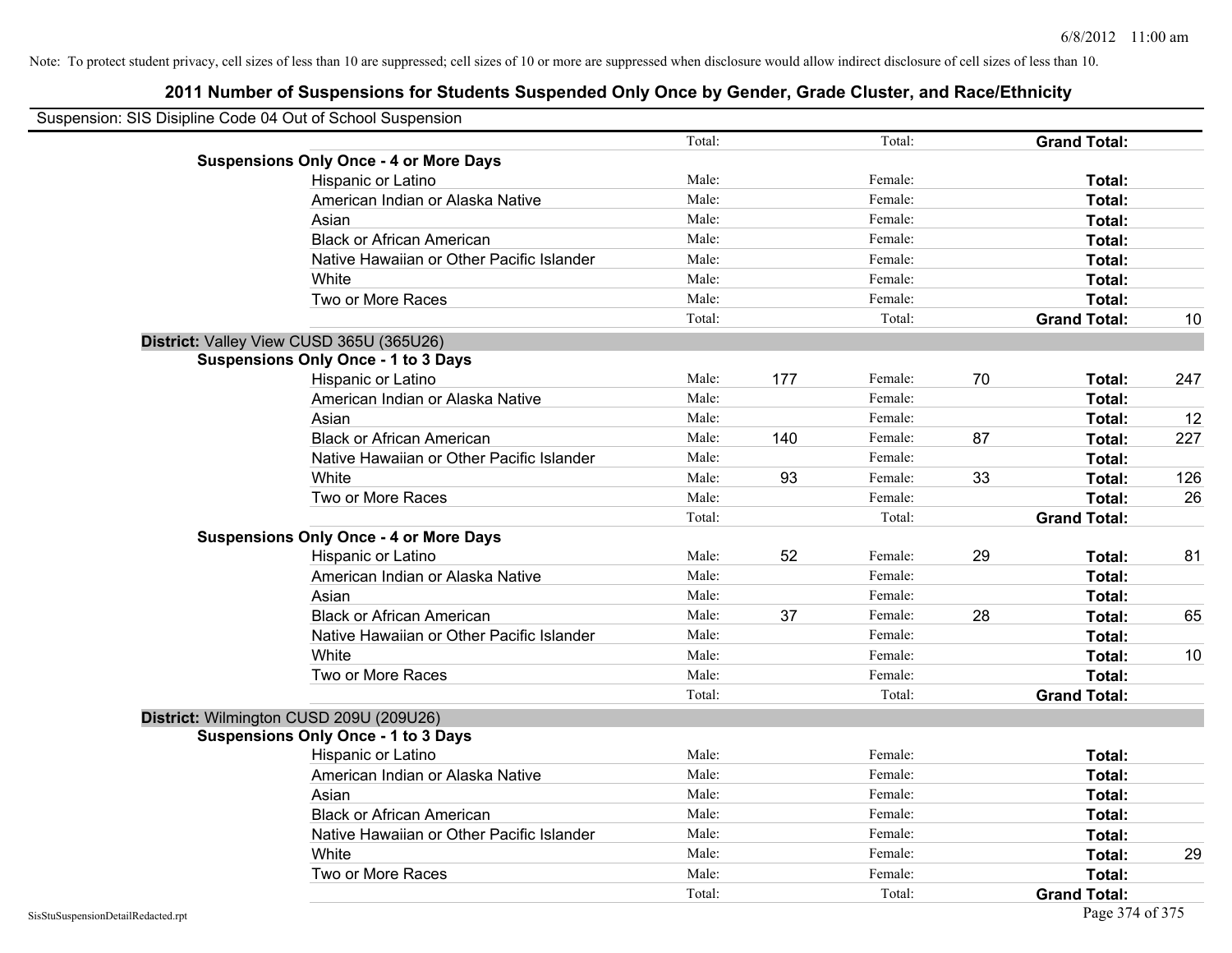Note: To protect student privacy, cell sizes of less than 10 are suppressed; cell sizes of 10 or more are suppressed when disclosure would allow indirect disclosure of cell sizes of less than 10.

## 2011 Number of Suspensions for Students Suspended Only Once by Gender, Grade Cluster, and Race/Ethnicity

Suspension: SIS Disipline Code 04 Out of School Suspension

| | | | | | | |
|---|---|---|---|---|---|---|
| | Total: | | Total: | | **Grand Total:** | |
| **Suspensions Only Once - 4 or More Days** | | | | | | |
| Hispanic or Latino | Male: | | Female: | | **Total:** | |
| American Indian or Alaska Native | Male: | | Female: | | **Total:** | |
| Asian | Male: | | Female: | | **Total:** | |
| Black or African American | Male: | | Female: | | **Total:** | |
| Native Hawaiian or Other Pacific Islander | Male: | | Female: | | **Total:** | |
| White | Male: | | Female: | | **Total:** | |
| Two or More Races | Male: | | Female: | | **Total:** | |
| | Total: | | Total: | | **Grand Total:** | 10 |
| **District:** Valley View CUSD 365U (365U26) | | | | | | |
| **Suspensions Only Once - 1 to 3 Days** | | | | | | |
| Hispanic or Latino | Male: | 177 | Female: | 70 | **Total:** | 247 |
| American Indian or Alaska Native | Male: | | Female: | | **Total:** | |
| Asian | Male: | | Female: | | **Total:** | 12 |
| Black or African American | Male: | 140 | Female: | 87 | **Total:** | 227 |
| Native Hawaiian or Other Pacific Islander | Male: | | Female: | | **Total:** | |
| White | Male: | 93 | Female: | 33 | **Total:** | 126 |
| Two or More Races | Male: | | Female: | | **Total:** | 26 |
| | Total: | | Total: | | **Grand Total:** | |
| **Suspensions Only Once - 4 or More Days** | | | | | | |
| Hispanic or Latino | Male: | 52 | Female: | 29 | **Total:** | 81 |
| American Indian or Alaska Native | Male: | | Female: | | **Total:** | |
| Asian | Male: | | Female: | | **Total:** | |
| Black or African American | Male: | 37 | Female: | 28 | **Total:** | 65 |
| Native Hawaiian or Other Pacific Islander | Male: | | Female: | | **Total:** | |
| White | Male: | | Female: | | **Total:** | 10 |
| Two or More Races | Male: | | Female: | | **Total:** | |
| | Total: | | Total: | | **Grand Total:** | |
| **District:** Wilmington CUSD 209U (209U26) | | | | | | |
| **Suspensions Only Once - 1 to 3 Days** | | | | | | |
| Hispanic or Latino | Male: | | Female: | | **Total:** | |
| American Indian or Alaska Native | Male: | | Female: | | **Total:** | |
| Asian | Male: | | Female: | | **Total:** | |
| Black or African American | Male: | | Female: | | **Total:** | |
| Native Hawaiian or Other Pacific Islander | Male: | | Female: | | **Total:** | |
| White | Male: | | Female: | | **Total:** | 29 |
| Two or More Races | Male: | | Female: | | **Total:** | |
| | Total: | | Total: | | **Grand Total:** | |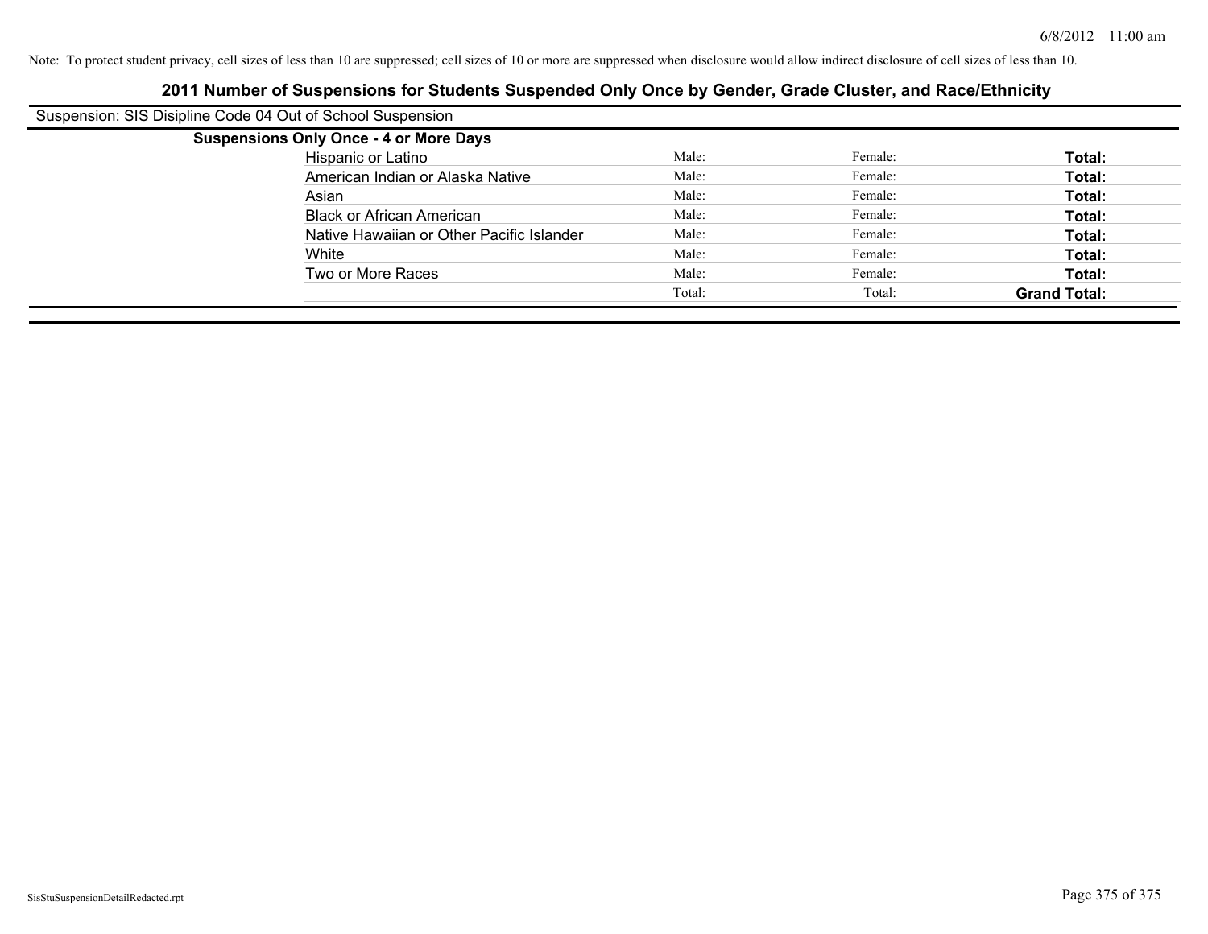Note: To protect student privacy, cell sizes of less than 10 are suppressed; cell sizes of 10 or more are suppressed when disclosure would allow indirect disclosure of cell sizes of less than 10.

## 2011 Number of Suspensions for Students Suspended Only Once by Gender, Grade Cluster, and Race/Ethnicity

Suspension: SIS Disipline Code 04 Out of School Suspension

**Suspensions Only Once - 4 or More Days**

| | | | |
|---|---|---|---|
| Hispanic or Latino | Male: | Female: | **Total:** |
| American Indian or Alaska Native | Male: | Female: | **Total:** |
| Asian | Male: | Female: | **Total:** |
| Black or African American | Male: | Female: | **Total:** |
| Native Hawaiian or Other Pacific Islander | Male: | Female: | **Total:** |
| White | Male: | Female: | **Total:** |
| Two or More Races | Male: | Female: | **Total:** |
| | Total: | Total: | **Grand Total:** |